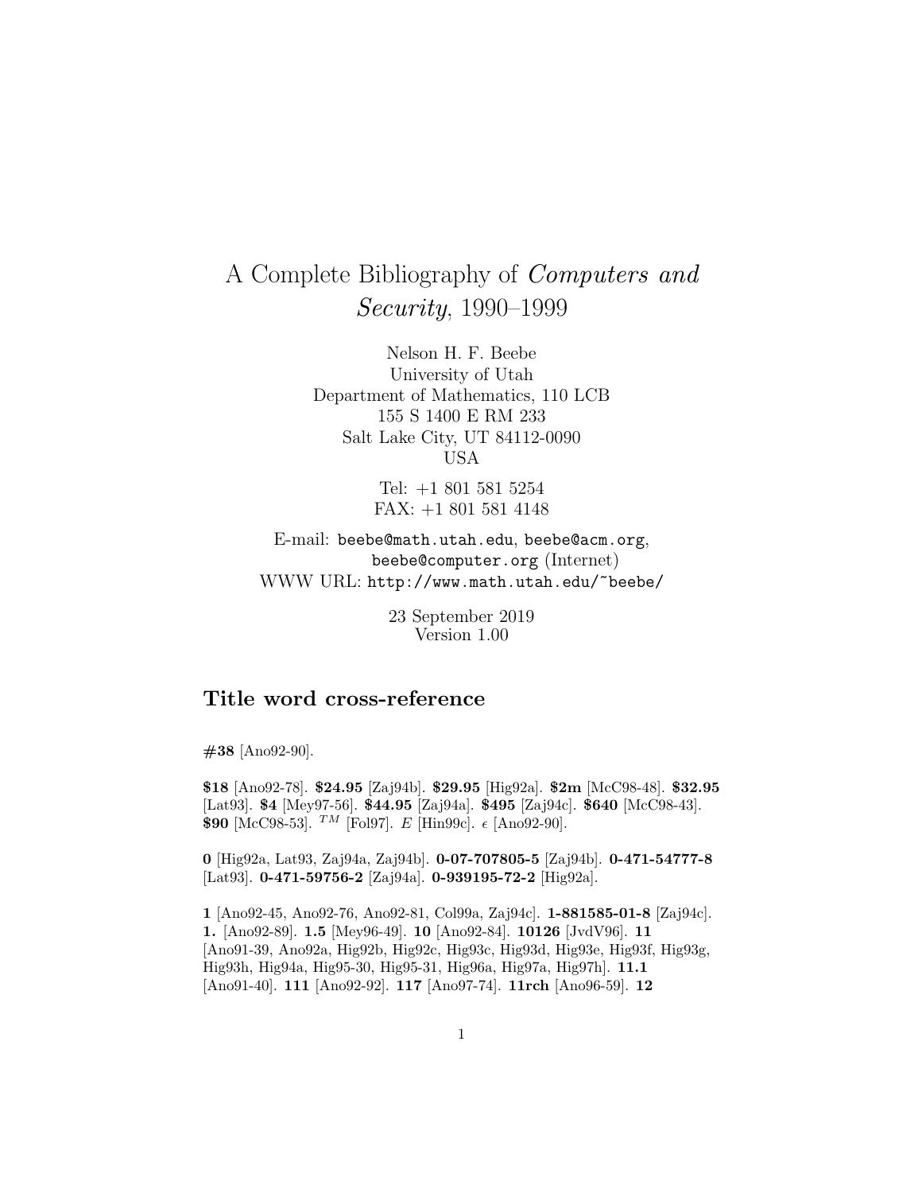# A Complete Bibliography of *Computers and Security*, 1990–1999

Nelson H. F. Beebe
University of Utah
Department of Mathematics, 110 LCB
155 S 1400 E RM 233
Salt Lake City, UT 84112-0090
USA

Tel: +1 801 581 5254
FAX: +1 801 581 4148

E-mail: beebe@math.utah.edu, beebe@acm.org, beebe@computer.org (Internet)
WWW URL: http://www.math.utah.edu/~beebe/

23 September 2019
Version 1.00

## Title word cross-reference

**#38** [Ano92-90].

**$18** [Ano92-78]. **$24.95** [Zaj94b]. **$29.95** [Hig92a]. **$2m** [McC98-48]. **$32.95** [Lat93]. **$4** [Mey97-56]. **$44.95** [Zaj94a]. **$495** [Zaj94c]. **$640** [McC98-43]. **$90** [McC98-53]. $^{TM}$ [Fol97]. $E$ [Hin99c]. $\epsilon$ [Ano92-90].

**0** [Hig92a, Lat93, Zaj94a, Zaj94b]. **0-07-707805-5** [Zaj94b]. **0-471-54777-8** [Lat93]. **0-471-59756-2** [Zaj94a]. **0-939195-72-2** [Hig92a].

**1** [Ano92-45, Ano92-76, Ano92-81, Col99a, Zaj94c]. **1-881585-01-8** [Zaj94c]. **1.** [Ano92-89]. **1.5** [Mey96-49]. **10** [Ano92-84]. **10126** [JvdV96]. **11** [Ano91-39, Ano92a, Hig92b, Hig92c, Hig93c, Hig93d, Hig93e, Hig93f, Hig93g, Hig93h, Hig94a, Hig95-30, Hig95-31, Hig96a, Hig97a, Hig97h]. **11.1** [Ano91-40]. **111** [Ano92-92]. **117** [Ano97-74]. **11rch** [Ano96-59]. **12**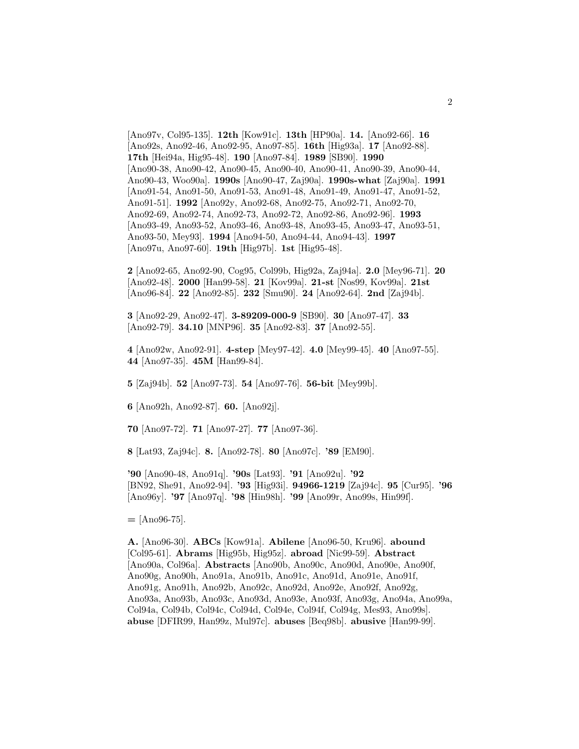[Ano97v, Col95-135]. **12th** [Kow91c]. **13th** [HP90a]. **14.** [Ano92-66]. **16** [Ano92s, Ano92-46, Ano92-95, Ano97-85]. **16th** [Hig93a]. **17** [Ano92-88]. **17th** [Hei94a, Hig95-48]. **190** [Ano97-84]. **1989** [SB90]. **1990** [Ano90-38, Ano90-42, Ano90-45, Ano90-40, Ano90-41, Ano90-39, Ano90-44, Ano90-43, Woo90a]. **1990s** [Ano90-47, Zaj90a]. **1990s-what** [Zaj90a]. **1991** [Ano91-54, Ano91-50, Ano91-53, Ano91-48, Ano91-49, Ano91-47, Ano91-52, Ano91-51]. **1992** [Ano92y, Ano92-68, Ano92-75, Ano92-71, Ano92-70, Ano92-69, Ano92-74, Ano92-73, Ano92-72, Ano92-86, Ano92-96]. **1993** [Ano93-49, Ano93-52, Ano93-46, Ano93-48, Ano93-45, Ano93-47, Ano93-51, Ano93-50, Mey93]. **1994** [Ano94-50, Ano94-44, Ano94-43]. **1997** [Ano97u, Ano97-60]. **19th** [Hig97b]. **1st** [Hig95-48].

**2** [Ano92-65, Ano92-90, Cog95, Col99b, Hig92a, Zaj94a]. **2.0** [Mey96-71]. **20** [Ano92-48]. **2000** [Han99-58]. **21** [Kov99a]. **21-st** [Nos99, Kov99a]. **21st** [Ano96-84]. **22** [Ano92-85]. **232** [Smu90]. **24** [Ano92-64]. **2nd** [Zaj94b].

**3** [Ano92-29, Ano92-47]. **3-89209-000-9** [SB90]. **30** [Ano97-47]. **33** [Ano92-79]. **34.10** [MNP96]. **35** [Ano92-83]. **37** [Ano92-55].

**4** [Ano92w, Ano92-91]. **4-step** [Mey97-42]. **4.0** [Mey99-45]. **40** [Ano97-55]. **44** [Ano97-35]. **45M** [Han99-84].

**5** [Zaj94b]. **52** [Ano97-73]. **54** [Ano97-76]. **56-bit** [Mey99b].

**6** [Ano92h, Ano92-87]. **60.** [Ano92j].

**70** [Ano97-72]. **71** [Ano97-27]. **77** [Ano97-36].

**8** [Lat93, Zaj94c]. **8.** [Ano92-78]. **80** [Ano97c]. **'89** [EM90].

**'90** [Ano90-48, Ano91q]. **'90s** [Lat93]. **'91** [Ano92u]. **'92** [BN92, She91, Ano92-94]. **'93** [Hig93i]. **94966-1219** [Zaj94c]. **95** [Cur95]. **'96** [Ano96y]. **'97** [Ano97q]. **'98** [Hin98h]. **'99** [Ano99r, Ano99s, Hin99f].

**=** [Ano96-75].

**A.** [Ano96-30]. **ABCs** [Kow91a]. **Abilene** [Ano96-50, Kru96]. **abound** [Col95-61]. **Abrams** [Hig95b, Hig95z]. **abroad** [Nic99-59]. **Abstract** [Ano90a, Col96a]. **Abstracts** [Ano90b, Ano90c, Ano90d, Ano90e, Ano90f, Ano90g, Ano90h, Ano91a, Ano91b, Ano91c, Ano91d, Ano91e, Ano91f, Ano91g, Ano91h, Ano92b, Ano92c, Ano92d, Ano92e, Ano92f, Ano92g, Ano93a, Ano93b, Ano93c, Ano93d, Ano93e, Ano93f, Ano93g, Ano94a, Ano99a, Col94a, Col94b, Col94c, Col94d, Col94e, Col94f, Col94g, Mes93, Ano99s]. **abuse** [DFIR99, Han99z, Mul97c]. **abuses** [Beq98b]. **abusive** [Han99-99].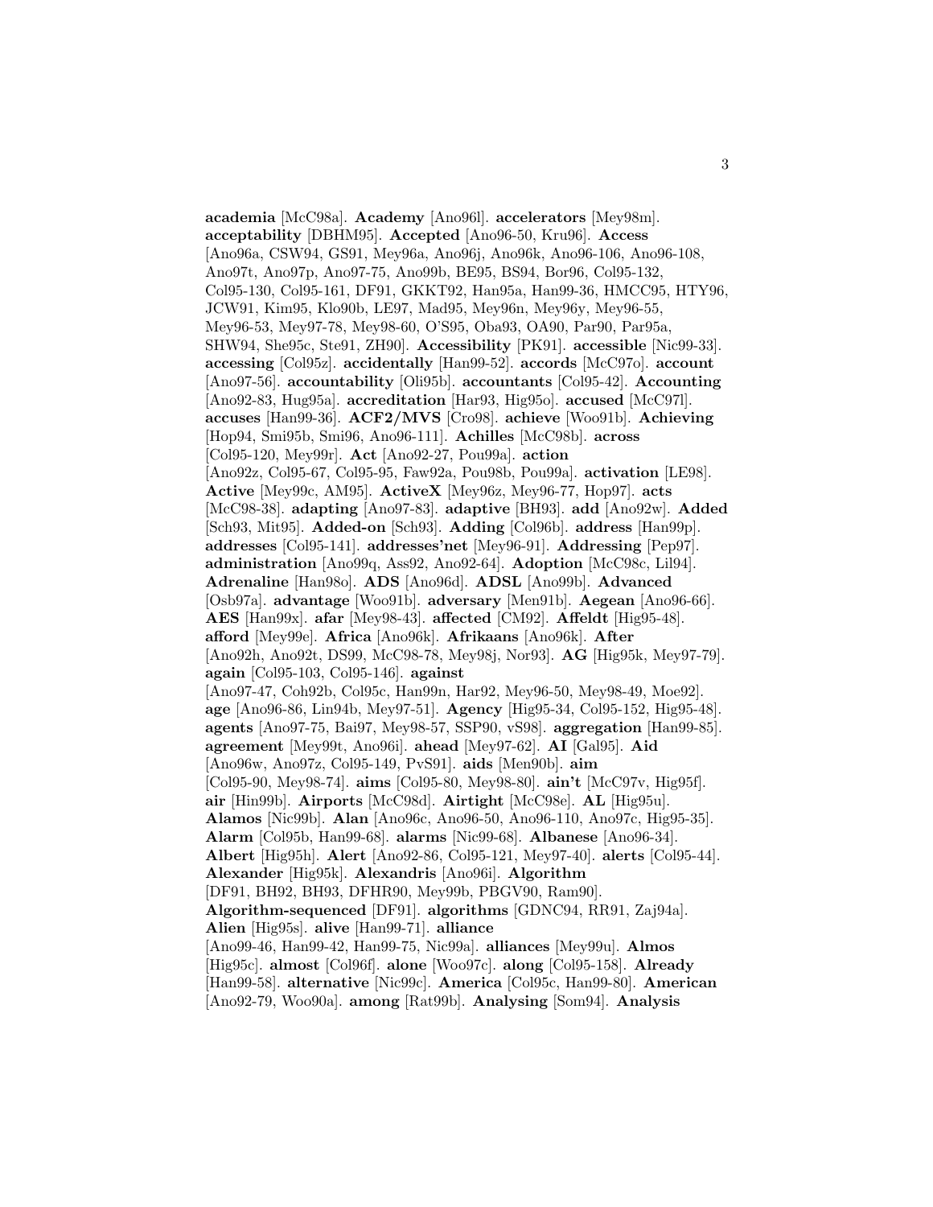**academia** [McC98a]. **Academy** [Ano96l]. **accelerators** [Mey98m]. **acceptability** [DBHM95]. **Accepted** [Ano96-50, Kru96]. **Access** [Ano96a, CSW94, GS91, Mey96a, Ano96j, Ano96k, Ano96-106, Ano96-108, Ano97t, Ano97p, Ano97-75, Ano99b, BE95, BS94, Bor96, Col95-132, Col95-130, Col95-161, DF91, GKKT92, Han95a, Han99-36, HMCC95, HTY96, JCW91, Kim95, Klo90b, LE97, Mad95, Mey96n, Mey96y, Mey96-55, Mey96-53, Mey97-78, Mey98-60, O'S95, Oba93, OA90, Par90, Par95a, SHW94, She95c, Ste91, ZH90]. **Accessibility** [PK91]. **accessible** [Nic99-33]. **accessing** [Col95z]. **accidentally** [Han99-52]. **accords** [McC97o]. **account** [Ano97-56]. **accountability** [Oli95b]. **accountants** [Col95-42]. **Accounting** [Ano92-83, Hug95a]. **accreditation** [Har93, Hig95o]. **accused** [McC97l]. **accuses** [Han99-36]. **ACF2/MVS** [Cro98]. **achieve** [Woo91b]. **Achieving** [Hop94, Smi95b, Smi96, Ano96-111]. **Achilles** [McC98b]. **across** [Col95-120, Mey99r]. **Act** [Ano92-27, Pou99a]. **action** [Ano92z, Col95-67, Col95-95, Faw92a, Pou98b, Pou99a]. **activation** [LE98]. **Active** [Mey99c, AM95]. **ActiveX** [Mey96z, Mey96-77, Hop97]. **acts** [McC98-38]. **adapting** [Ano97-83]. **adaptive** [BH93]. **add** [Ano92w]. **Added** [Sch93, Mit95]. **Added-on** [Sch93]. **Adding** [Col96b]. **address** [Han99p]. **addresses** [Col95-141]. **addresses'net** [Mey96-91]. **Addressing** [Pep97]. **administration** [Ano99q, Ass92, Ano92-64]. **Adoption** [McC98c, Lil94]. **Adrenaline** [Han98o]. **ADS** [Ano96d]. **ADSL** [Ano99b]. **Advanced** [Osb97a]. **advantage** [Woo91b]. **adversary** [Men91b]. **Aegean** [Ano96-66]. **AES** [Han99x]. **afar** [Mey98-43]. **affected** [CM92]. **Affeldt** [Hig95-48]. **afford** [Mey99e]. **Africa** [Ano96k]. **Afrikaans** [Ano96k]. **After** [Ano92h, Ano92t, DS99, McC98-78, Mey98j, Nor93]. **AG** [Hig95k, Mey97-79]. **again** [Col95-103, Col95-146]. **against** [Ano97-47, Coh92b, Col95c, Han99n, Har92, Mey96-50, Mey98-49, Moe92]. **age** [Ano96-86, Lin94b, Mey97-51]. **Agency** [Hig95-34, Col95-152, Hig95-48]. **agents** [Ano97-75, Bai97, Mey98-57, SSP90, vS98]. **aggregation** [Han99-85]. **agreement** [Mey99t, Ano96i]. **ahead** [Mey97-62]. **AI** [Gal95]. **Aid** [Ano96w, Ano97z, Col95-149, PvS91]. **aids** [Men90b]. **aim** [Col95-90, Mey98-74]. **aims** [Col95-80, Mey98-80]. **ain't** [McC97v, Hig95f]. **air** [Hin99b]. **Airports** [McC98d]. **Airtight** [McC98e]. **AL** [Hig95u]. **Alamos** [Nic99b]. **Alan** [Ano96c, Ano96-50, Ano96-110, Ano97c, Hig95-35]. **Alarm** [Col95b, Han99-68]. **alarms** [Nic99-68]. **Albanese** [Ano96-34]. **Albert** [Hig95h]. **Alert** [Ano92-86, Col95-121, Mey97-40]. **alerts** [Col95-44]. **Alexander** [Hig95k]. **Alexandris** [Ano96i]. **Algorithm** [DF91, BH92, BH93, DFHR90, Mey99b, PBGV90, Ram90]. **Algorithm-sequenced** [DF91]. **algorithms** [GDNC94, RR91, Zaj94a]. **Alien** [Hig95s]. **alive** [Han99-71]. **alliance** [Ano99-46, Han99-42, Han99-75, Nic99a]. **alliances** [Mey99u]. **Almos** [Hig95c]. **almost** [Col96f]. **alone** [Woo97c]. **along** [Col95-158]. **Already** [Han99-58]. **alternative** [Nic99c]. **America** [Col95c, Han99-80]. **American** [Ano92-79, Woo90a]. **among** [Rat99b]. **Analysing** [Som94]. **Analysis**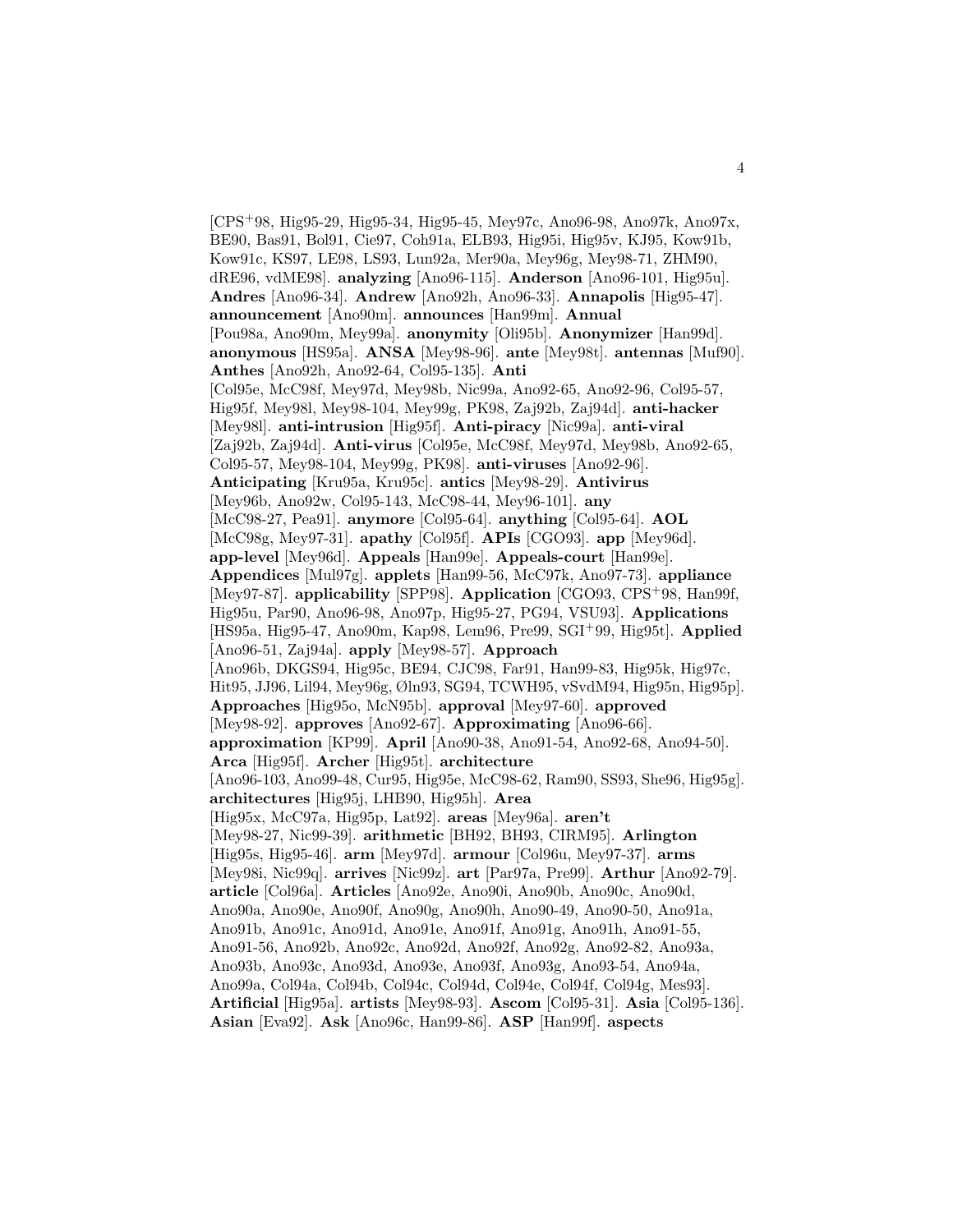[CPS[+]98, Hig95-29, Hig95-34, Hig95-45, Mey97c, Ano96-98, Ano97k, Ano97x, BE90, Bas91, Bol91, Cie97, Coh91a, ELB93, Hig95i, Hig95v, KJ95, Kow91b, Kow91c, KS97, LE98, LS93, Lun92a, Mer90a, Mey96g, Mey98-71, ZHM90, dRE96, vdME98]. **analyzing** [Ano96-115]. **Anderson** [Ano96-101, Hig95u]. **Andres** [Ano96-34]. **Andrew** [Ano92h, Ano96-33]. **Annapolis** [Hig95-47]. **announcement** [Ano90m]. **announces** [Han99m]. **Annual** [Pou98a, Ano90m, Mey99a]. **anonymity** [Oli95b]. **Anonymizer** [Han99d]. **anonymous** [HS95a]. **ANSA** [Mey98-96]. **ante** [Mey98t]. **antennas** [Muf90]. **Anthes** [Ano92h, Ano92-64, Col95-135]. **Anti** [Col95e, McC98f, Mey97d, Mey98b, Nic99a, Ano92-65, Ano92-96, Col95-57, Hig95f, Mey98l, Mey98-104, Mey99g, PK98, Zaj92b, Zaj94d]. **anti-hacker** [Mey98l]. **anti-intrusion** [Hig95f]. **Anti-piracy** [Nic99a]. **anti-viral** [Zaj92b, Zaj94d]. **Anti-virus** [Col95e, McC98f, Mey97d, Mey98b, Ano92-65, Col95-57, Mey98-104, Mey99g, PK98]. **anti-viruses** [Ano92-96]. **Anticipating** [Kru95a, Kru95c]. **antics** [Mey98-29]. **Antivirus** [Mey96b, Ano92w, Col95-143, McC98-44, Mey96-101]. **any** [McC98-27, Pea91]. **anymore** [Col95-64]. **anything** [Col95-64]. **AOL** [McC98g, Mey97-31]. **apathy** [Col95f]. **APIs** [CGO93]. **app** [Mey96d]. **app-level** [Mey96d]. **Appeals** [Han99e]. **Appeals-court** [Han99e]. **Appendices** [Mul97g]. **applets** [Han99-56, McC97k, Ano97-73]. **appliance** [Mey97-87]. **applicability** [SPP98]. **Application** [CGO93, CPS[+]98, Han99f, Hig95u, Par90, Ano96-98, Ano97p, Hig95-27, PG94, VSU93]. **Applications** [HS95a, Hig95-47, Ano90m, Kap98, Lem96, Pre99, SGI[+]99, Hig95t]. **Applied** [Ano96-51, Zaj94a]. **apply** [Mey98-57]. **Approach** [Ano96b, DKGS94, Hig95c, BE94, CJC98, Far91, Han99-83, Hig95k, Hig97c, Hit95, JJ96, Lil94, Mey96g, Øln93, SG94, TCWH95, vSvdM94, Hig95n, Hig95p]. **Approaches** [Hig95o, McN95b]. **approval** [Mey97-60]. **approved** [Mey98-92]. **approves** [Ano92-67]. **Approximating** [Ano96-66]. **approximation** [KP99]. **April** [Ano90-38, Ano91-54, Ano92-68, Ano94-50]. **Arca** [Hig95f]. **Archer** [Hig95t]. **architecture** [Ano96-103, Ano99-48, Cur95, Hig95e, McC98-62, Ram90, SS93, She96, Hig95g]. **architectures** [Hig95j, LHB90, Hig95h]. **Area** [Hig95x, McC97a, Hig95p, Lat92]. **areas** [Mey96a]. **aren't** [Mey98-27, Nic99-39]. **arithmetic** [BH92, BH93, CIRM95]. **Arlington** [Hig95s, Hig95-46]. **arm** [Mey97d]. **armour** [Col96u, Mey97-37]. **arms** [Mey98i, Nic99q]. **arrives** [Nic99z]. **art** [Par97a, Pre99]. **Arthur** [Ano92-79]. **article** [Col96a]. **Articles** [Ano92e, Ano90i, Ano90b, Ano90c, Ano90d, Ano90a, Ano90e, Ano90f, Ano90g, Ano90h, Ano90-49, Ano90-50, Ano91a, Ano91b, Ano91c, Ano91d, Ano91e, Ano91f, Ano91g, Ano91h, Ano91-55, Ano91-56, Ano92b, Ano92c, Ano92d, Ano92f, Ano92g, Ano92-82, Ano93a, Ano93b, Ano93c, Ano93d, Ano93e, Ano93f, Ano93g, Ano93-54, Ano94a, Ano99a, Col94a, Col94b, Col94c, Col94d, Col94e, Col94f, Col94g, Mes93]. **Artificial** [Hig95a]. **artists** [Mey98-93]. **Ascom** [Col95-31]. **Asia** [Col95-136]. **Asian** [Eva92]. **Ask** [Ano96c, Han99-86]. **ASP** [Han99f]. **aspects**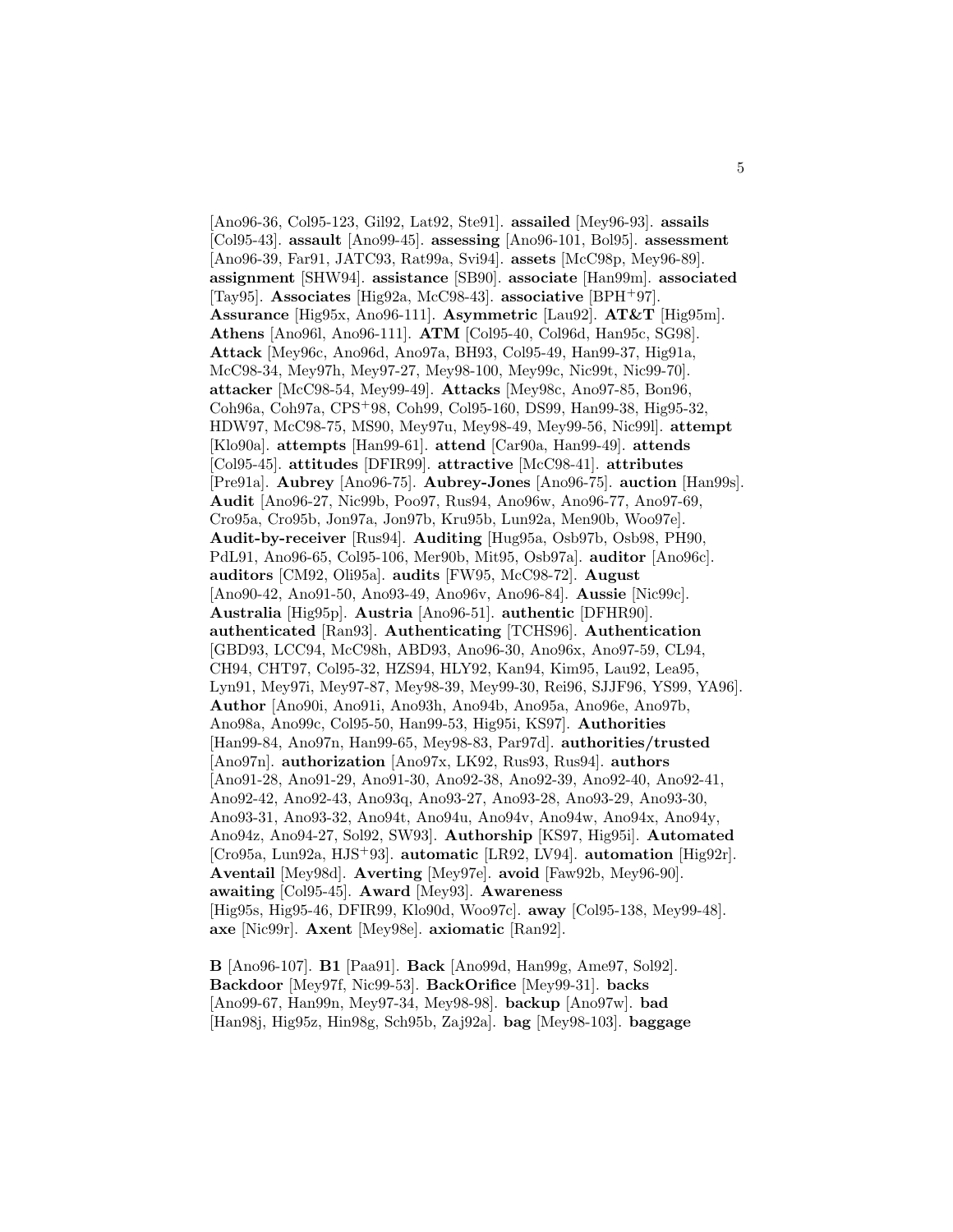[Ano96-36, Col95-123, Gil92, Lat92, Ste91]. **assailed** [Mey96-93]. **assails** [Col95-43]. **assault** [Ano99-45]. **assessing** [Ano96-101, Bol95]. **assessment** [Ano96-39, Far91, JATC93, Rat99a, Svi94]. **assets** [McC98p, Mey96-89]. **assignment** [SHW94]. **assistance** [SB90]. **associate** [Han99m]. **associated** [Tay95]. **Associates** [Hig92a, McC98-43]. **associative** [BPH+97]. **Assurance** [Hig95x, Ano96-111]. **Asymmetric** [Lau92]. **AT&T** [Hig95m]. **Athens** [Ano96l, Ano96-111]. **ATM** [Col95-40, Col96d, Han95c, SG98]. **Attack** [Mey96c, Ano96d, Ano97a, BH93, Col95-49, Han99-37, Hig91a, McC98-34, Mey97h, Mey97-27, Mey98-100, Mey99c, Nic99t, Nic99-70]. **attacker** [McC98-54, Mey99-49]. **Attacks** [Mey98c, Ano97-85, Bon96, Coh96a, Coh97a, CPS+98, Coh99, Col95-160, DS99, Han99-38, Hig95-32, HDW97, McC98-75, MS90, Mey97u, Mey98-49, Mey99-56, Nic99l]. **attempt** [Klo90a]. **attempts** [Han99-61]. **attend** [Car90a, Han99-49]. **attends** [Col95-45]. **attitudes** [DFIR99]. **attractive** [McC98-41]. **attributes** [Pre91a]. **Aubrey** [Ano96-75]. **Aubrey-Jones** [Ano96-75]. **auction** [Han99s]. **Audit** [Ano96-27, Nic99b, Poo97, Rus94, Ano96w, Ano96-77, Ano97-69, Cro95a, Cro95b, Jon97a, Jon97b, Kru95b, Lun92a, Men90b, Woo97e]. **Audit-by-receiver** [Rus94]. **Auditing** [Hug95a, Osb97b, Osb98, PH90, PdL91, Ano96-65, Col95-106, Mer90b, Mit95, Osb97a]. **auditor** [Ano96c]. **auditors** [CM92, Oli95a]. **audits** [FW95, McC98-72]. **August** [Ano90-42, Ano91-50, Ano93-49, Ano96v, Ano96-84]. **Aussie** [Nic99c]. **Australia** [Hig95p]. **Austria** [Ano96-51]. **authentic** [DFHR90]. **authenticated** [Ran93]. **Authenticating** [TCHS96]. **Authentication** [GBD93, LCC94, McC98h, ABD93, Ano96-30, Ano96x, Ano97-59, CL94, CH94, CHT97, Col95-32, HZS94, HLY92, Kan94, Kim95, Lau92, Lea95, Lyn91, Mey97i, Mey97-87, Mey98-39, Mey99-30, Rei96, SJJF96, YS99, YA96]. **Author** [Ano90i, Ano91i, Ano93h, Ano94b, Ano95a, Ano96e, Ano97b, Ano98a, Ano99c, Col95-50, Han99-53, Hig95i, KS97]. **Authorities** [Han99-84, Ano97n, Han99-65, Mey98-83, Par97d]. **authorities/trusted** [Ano97n]. **authorization** [Ano97x, LK92, Rus93, Rus94]. **authors** [Ano91-28, Ano91-29, Ano91-30, Ano92-38, Ano92-39, Ano92-40, Ano92-41, Ano92-42, Ano92-43, Ano93q, Ano93-27, Ano93-28, Ano93-29, Ano93-30, Ano93-31, Ano93-32, Ano94t, Ano94u, Ano94v, Ano94w, Ano94x, Ano94y, Ano94z, Ano94-27, Sol92, SW93]. **Authorship** [KS97, Hig95i]. **Automated** [Cro95a, Lun92a, HJS+93]. **automatic** [LR92, LV94]. **automation** [Hig92r]. **Aventail** [Mey98d]. **Averting** [Mey97e]. **avoid** [Faw92b, Mey96-90]. **awaiting** [Col95-45]. **Award** [Mey93]. **Awareness** [Hig95s, Hig95-46, DFIR99, Klo90d, Woo97c]. **away** [Col95-138, Mey99-48]. **axe** [Nic99r]. **Axent** [Mey98e]. **axiomatic** [Ran92].

**B** [Ano96-107]. **B1** [Paa91]. **Back** [Ano99d, Han99g, Ame97, Sol92]. **Backdoor** [Mey97f, Nic99-53]. **BackOrifice** [Mey99-31]. **backs** [Ano99-67, Han99n, Mey97-34, Mey98-98]. **backup** [Ano97w]. **bad** [Han98j, Hig95z, Hin98g, Sch95b, Zaj92a]. **bag** [Mey98-103]. **baggage**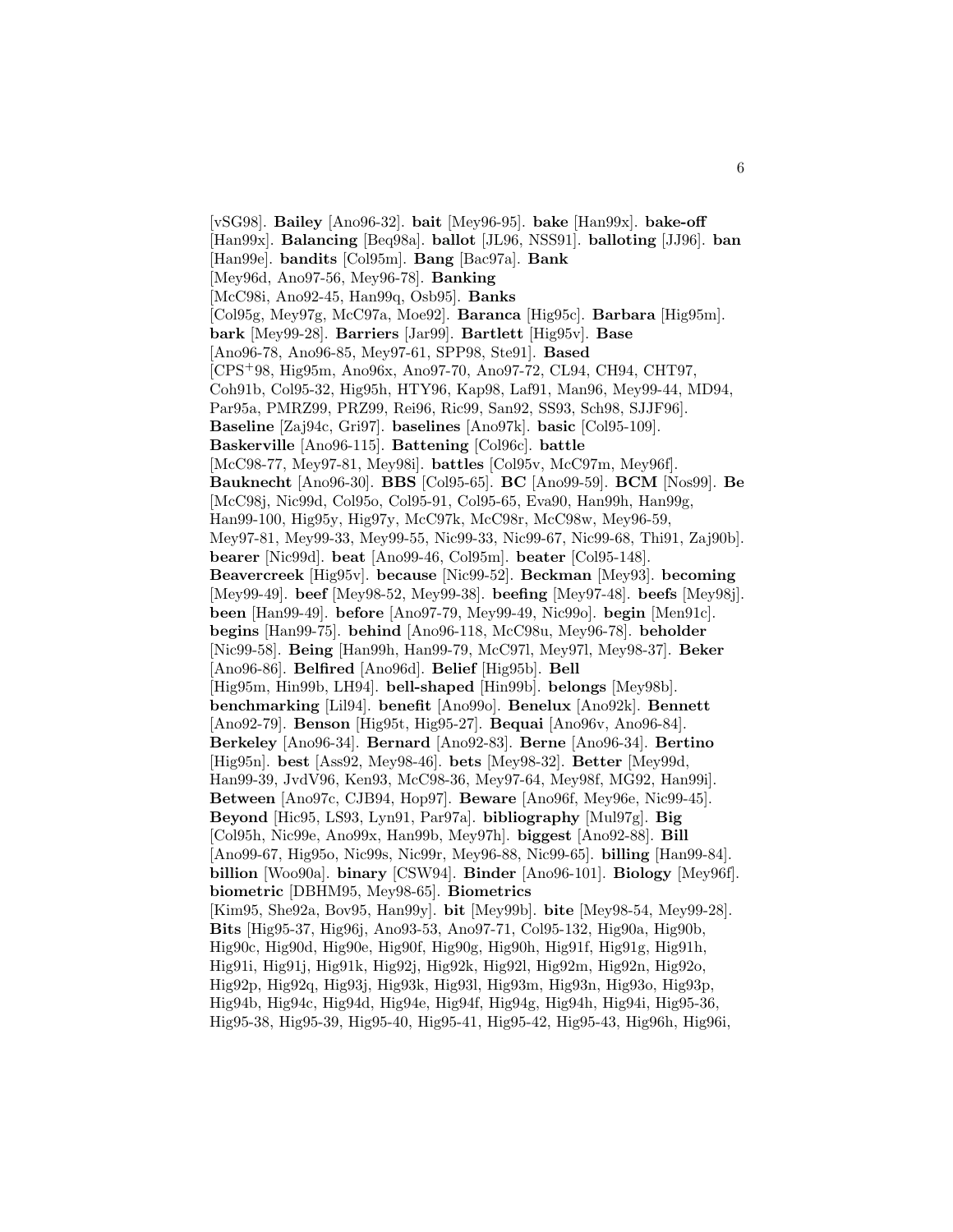[vSG98]. **Bailey** [Ano96-32]. **bait** [Mey96-95]. **bake** [Han99x]. **bake-off** [Han99x]. **Balancing** [Beq98a]. **ballot** [JL96, NSS91]. **balloting** [JJ96]. **ban** [Han99e]. **bandits** [Col95m]. **Bang** [Bac97a]. **Bank** [Mey96d, Ano97-56, Mey96-78]. **Banking** [McC98i, Ano92-45, Han99q, Osb95]. **Banks** [Col95g, Mey97g, McC97a, Moe92]. **Baranca** [Hig95c]. **Barbara** [Hig95m]. **bark** [Mey99-28]. **Barriers** [Jar99]. **Bartlett** [Hig95v]. **Base** [Ano96-78, Ano96-85, Mey97-61, SPP98, Ste91]. **Based** [CPS+98, Hig95m, Ano96x, Ano97-70, Ano97-72, CL94, CH94, CHT97, Coh91b, Col95-32, Hig95h, HTY96, Kap98, Laf91, Man96, Mey99-44, MD94, Par95a, PMRZ99, PRZ99, Rei96, Ric99, San92, SS93, Sch98, SJJF96]. **Baseline** [Zaj94c, Gri97]. **baselines** [Ano97k]. **basic** [Col95-109]. **Baskerville** [Ano96-115]. **Battening** [Col96c]. **battle** [McC98-77, Mey97-81, Mey98i]. **battles** [Col95v, McC97m, Mey96f]. **Bauknecht** [Ano96-30]. **BBS** [Col95-65]. **BC** [Ano99-59]. **BCM** [Nos99]. **Be** [McC98j, Nic99d, Col95o, Col95-91, Col95-65, Eva90, Han99h, Han99g, Han99-100, Hig95y, Hig97y, McC97k, McC98r, McC98w, Mey96-59, Mey97-81, Mey99-33, Mey99-55, Nic99-33, Nic99-67, Nic99-68, Thi91, Zaj90b]. **bearer** [Nic99d]. **beat** [Ano99-46, Col95m]. **beater** [Col95-148]. **Beavercreek** [Hig95v]. **because** [Nic99-52]. **Beckman** [Mey93]. **becoming** [Mey99-49]. **beef** [Mey98-52, Mey99-38]. **beefing** [Mey97-48]. **beefs** [Mey98j]. **been** [Han99-49]. **before** [Ano97-79, Mey99-49, Nic99o]. **begin** [Men91c]. **begins** [Han99-75]. **behind** [Ano96-118, McC98u, Mey96-78]. **beholder** [Nic99-58]. **Being** [Han99h, Han99-79, McC97l, Mey97l, Mey98-37]. **Beker** [Ano96-86]. **Belfired** [Ano96d]. **Belief** [Hig95b]. **Bell** [Hig95m, Hin99b, LH94]. **bell-shaped** [Hin99b]. **belongs** [Mey98b]. **benchmarking** [Lil94]. **benefit** [Ano99o]. **Benelux** [Ano92k]. **Bennett** [Ano92-79]. **Benson** [Hig95t, Hig95-27]. **Bequai** [Ano96v, Ano96-84]. **Berkeley** [Ano96-34]. **Bernard** [Ano92-83]. **Berne** [Ano96-34]. **Bertino** [Hig95n]. **best** [Ass92, Mey98-46]. **bets** [Mey98-32]. **Better** [Mey99d, Han99-39, JvdV96, Ken93, McC98-36, Mey97-64, Mey98f, MG92, Han99i]. **Between** [Ano97c, CJB94, Hop97]. **Beware** [Ano96f, Mey96e, Nic99-45]. **Beyond** [Hic95, LS93, Lyn91, Par97a]. **bibliography** [Mul97g]. **Big** [Col95h, Nic99e, Ano99x, Han99b, Mey97h]. **biggest** [Ano92-88]. **Bill** [Ano99-67, Hig95o, Nic99s, Nic99r, Mey96-88, Nic99-65]. **billing** [Han99-84]. **billion** [Woo90a]. **binary** [CSW94]. **Binder** [Ano96-101]. **Biology** [Mey96f]. **biometric** [DBHM95, Mey98-65]. **Biometrics** [Kim95, She92a, Bov95, Han99y]. **bit** [Mey99b]. **bite** [Mey98-54, Mey99-28]. **Bits** [Hig95-37, Hig96j, Ano93-53, Ano97-71, Col95-132, Hig90a, Hig90b, Hig90c, Hig90d, Hig90e, Hig90f, Hig90g, Hig90h, Hig91f, Hig91g, Hig91h, Hig91i, Hig91j, Hig91k, Hig92j, Hig92k, Hig92l, Hig92m, Hig92n, Hig92o, Hig92p, Hig92q, Hig93j, Hig93k, Hig93l, Hig93m, Hig93n, Hig93o, Hig93p, Hig94b, Hig94c, Hig94d, Hig94e, Hig94f, Hig94g, Hig94h, Hig94i, Hig95-36, Hig95-38, Hig95-39, Hig95-40, Hig95-41, Hig95-42, Hig95-43, Hig96h, Hig96i,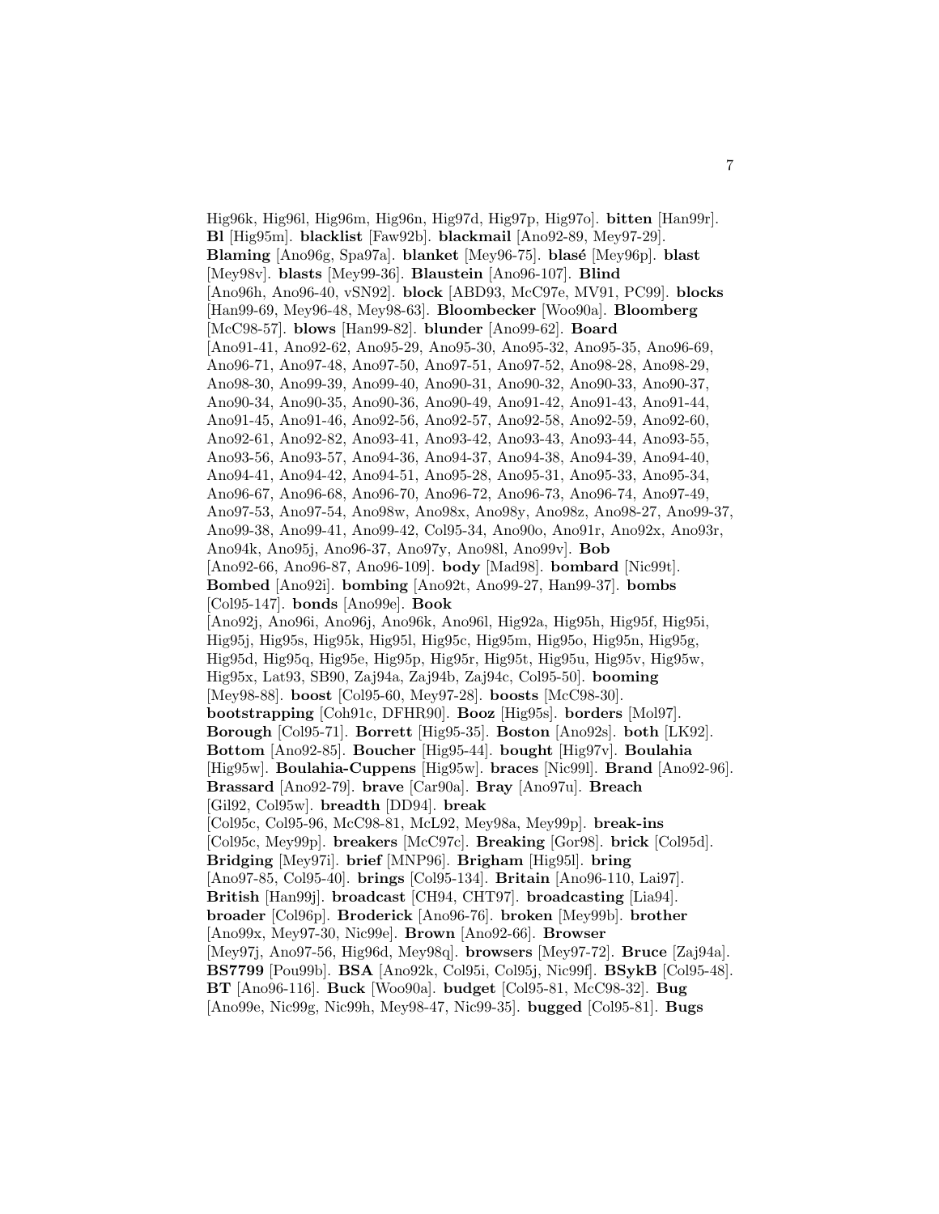Hig96k, Hig96l, Hig96m, Hig96n, Hig97d, Hig97p, Hig97o]. **bitten** [Han99r]. **Bl** [Hig95m]. **blacklist** [Faw92b]. **blackmail** [Ano92-89, Mey97-29]. **Blaming** [Ano96g, Spa97a]. **blanket** [Mey96-75]. **blasé** [Mey96p]. **blast** [Mey98v]. **blasts** [Mey99-36]. **Blaustein** [Ano96-107]. **Blind** [Ano96h, Ano96-40, vSN92]. **block** [ABD93, McC97e, MV91, PC99]. **blocks** [Han99-69, Mey96-48, Mey98-63]. **Bloombecker** [Woo90a]. **Bloomberg** [McC98-57]. **blows** [Han99-82]. **blunder** [Ano99-62]. **Board** [Ano91-41, Ano92-62, Ano95-29, Ano95-30, Ano95-32, Ano95-35, Ano96-69, Ano96-71, Ano97-48, Ano97-50, Ano97-51, Ano97-52, Ano98-28, Ano98-29, Ano98-30, Ano99-39, Ano99-40, Ano90-31, Ano90-32, Ano90-33, Ano90-37, Ano90-34, Ano90-35, Ano90-36, Ano90-49, Ano91-42, Ano91-43, Ano91-44, Ano91-45, Ano91-46, Ano92-56, Ano92-57, Ano92-58, Ano92-59, Ano92-60, Ano92-61, Ano92-82, Ano93-41, Ano93-42, Ano93-43, Ano93-44, Ano93-55, Ano93-56, Ano93-57, Ano94-36, Ano94-37, Ano94-38, Ano94-39, Ano94-40, Ano94-41, Ano94-42, Ano94-51, Ano95-28, Ano95-31, Ano95-33, Ano95-34, Ano96-67, Ano96-68, Ano96-70, Ano96-72, Ano96-73, Ano96-74, Ano97-49, Ano97-53, Ano97-54, Ano98w, Ano98x, Ano98y, Ano98z, Ano98-27, Ano99-37, Ano99-38, Ano99-41, Ano99-42, Col95-34, Ano90o, Ano91r, Ano92x, Ano93r, Ano94k, Ano95j, Ano96-37, Ano97y, Ano98l, Ano99v]. **Bob** [Ano92-66, Ano96-87, Ano96-109]. **body** [Mad98]. **bombard** [Nic99t]. **Bombed** [Ano92i]. **bombing** [Ano92t, Ano99-27, Han99-37]. **bombs** [Col95-147]. **bonds** [Ano99e]. **Book** [Ano92j, Ano96i, Ano96j, Ano96k, Ano96l, Hig92a, Hig95h, Hig95f, Hig95i, Hig95j, Hig95s, Hig95k, Hig95l, Hig95c, Hig95m, Hig95o, Hig95n, Hig95g, Hig95d, Hig95q, Hig95e, Hig95p, Hig95r, Hig95t, Hig95u, Hig95v, Hig95w, Hig95x, Lat93, SB90, Zaj94a, Zaj94b, Zaj94c, Col95-50]. **booming** [Mey98-88]. **boost** [Col95-60, Mey97-28]. **boosts** [McC98-30]. **bootstrapping** [Coh91c, DFHR90]. **Booz** [Hig95s]. **borders** [Mol97]. **Borough** [Col95-71]. **Borrett** [Hig95-35]. **Boston** [Ano92s]. **both** [LK92]. **Bottom** [Ano92-85]. **Boucher** [Hig95-44]. **bought** [Hig97v]. **Boulahia** [Hig95w]. **Boulahia-Cuppens** [Hig95w]. **braces** [Nic99l]. **Brand** [Ano92-96]. **Brassard** [Ano92-79]. **brave** [Car90a]. **Bray** [Ano97u]. **Breach** [Gil92, Col95w]. **breadth** [DD94]. **break** [Col95c, Col95-96, McC98-81, McL92, Mey98a, Mey99p]. **break-ins** [Col95c, Mey99p]. **breakers** [McC97c]. **Breaking** [Gor98]. **brick** [Col95d]. **Bridging** [Mey97i]. **brief** [MNP96]. **Brigham** [Hig95l]. **bring** [Ano97-85, Col95-40]. **brings** [Col95-134]. **Britain** [Ano96-110, Lai97]. **British** [Han99j]. **broadcast** [CH94, CHT97]. **broadcasting** [Lia94]. **broader** [Col96p]. **Broderick** [Ano96-76]. **broken** [Mey99b]. **brother** [Ano99x, Mey97-30, Nic99e]. **Brown** [Ano92-66]. **Browser** [Mey97j, Ano97-56, Hig96d, Mey98q]. **browsers** [Mey97-72]. **Bruce** [Zaj94a]. **BS7799** [Pou99b]. **BSA** [Ano92k, Col95i, Col95j, Nic99f]. **BSykB** [Col95-48]. **BT** [Ano96-116]. **Buck** [Woo90a]. **budget** [Col95-81, McC98-32]. **Bug** [Ano99e, Nic99g, Nic99h, Mey98-47, Nic99-35]. **bugged** [Col95-81]. **Bugs**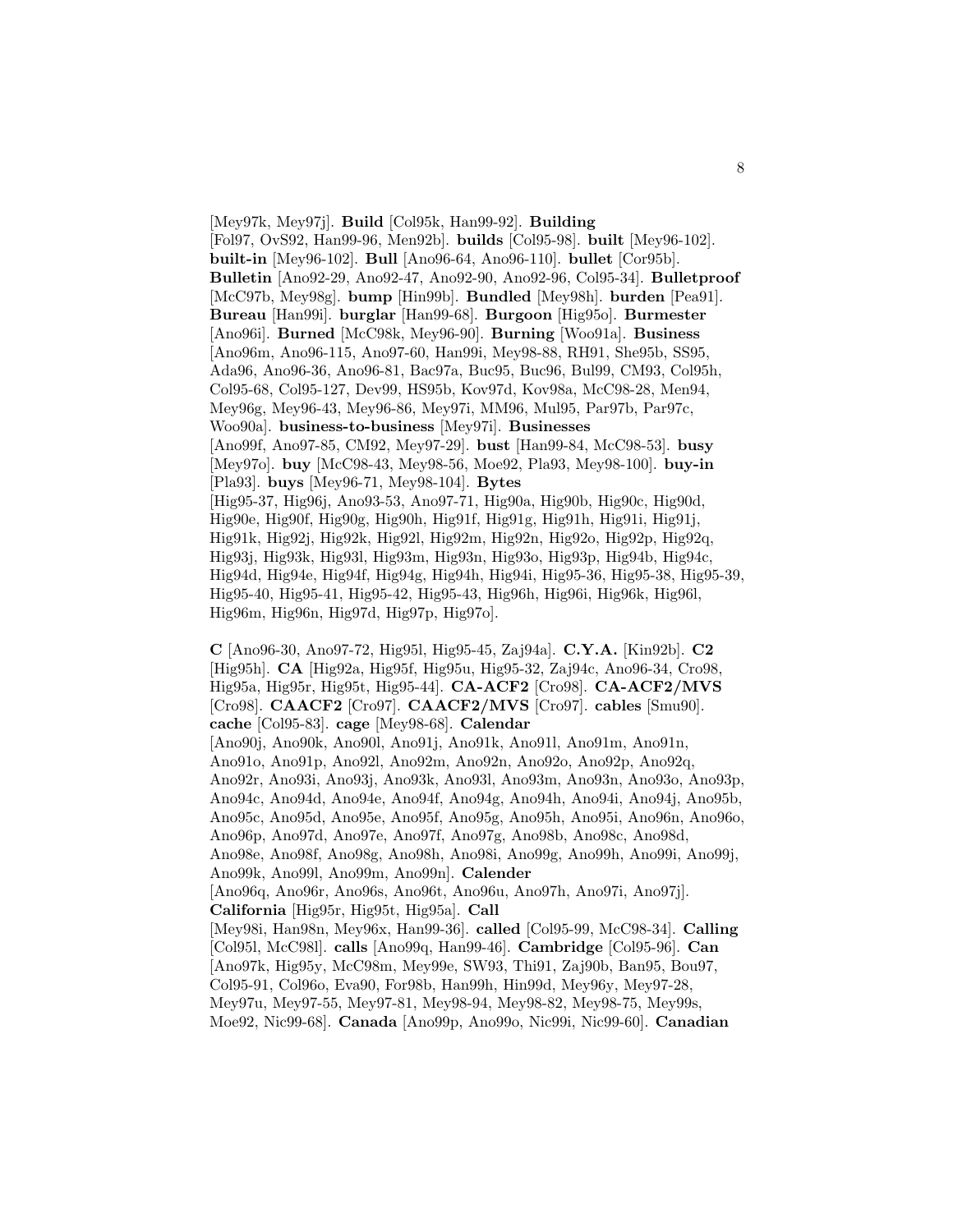[Mey97k, Mey97j]. **Build** [Col95k, Han99-92]. **Building** [Fol97, OvS92, Han99-96, Men92b]. **builds** [Col95-98]. **built** [Mey96-102]. **built-in** [Mey96-102]. **Bull** [Ano96-64, Ano96-110]. **bullet** [Cor95b]. **Bulletin** [Ano92-29, Ano92-47, Ano92-90, Ano92-96, Col95-34]. **Bulletproof** [McC97b, Mey98g]. **bump** [Hin99b]. **Bundled** [Mey98h]. **burden** [Pea91]. **Bureau** [Han99i]. **burglar** [Han99-68]. **Burgoon** [Hig95o]. **Burmester** [Ano96i]. **Burned** [McC98k, Mey96-90]. **Burning** [Woo91a]. **Business** [Ano96m, Ano96-115, Ano97-60, Han99i, Mey98-88, RH91, She95b, SS95, Ada96, Ano96-36, Ano96-81, Bac97a, Buc95, Buc96, Bul99, CM93, Col95h, Col95-68, Col95-127, Dev99, HS95b, Kov97d, Kov98a, McC98-28, Men94, Mey96g, Mey96-43, Mey96-86, Mey97i, MM96, Mul95, Par97b, Par97c, Woo90a]. **business-to-business** [Mey97i]. **Businesses** [Ano99f, Ano97-85, CM92, Mey97-29]. **bust** [Han99-84, McC98-53]. **busy** [Mey97o]. **buy** [McC98-43, Mey98-56, Moe92, Pla93, Mey98-100]. **buy-in** [Pla93]. **buys** [Mey96-71, Mey98-104]. **Bytes** [Hig95-37, Hig96j, Ano93-53, Ano97-71, Hig90a, Hig90b, Hig90c, Hig90d, Hig90e, Hig90f, Hig90g, Hig90h, Hig91f, Hig91g, Hig91h, Hig91i, Hig91j, Hig91k, Hig92j, Hig92k, Hig92l, Hig92m, Hig92n, Hig92o, Hig92p, Hig92q, Hig93j, Hig93k, Hig93l, Hig93m, Hig93n, Hig93o, Hig93p, Hig94b, Hig94c, Hig94d, Hig94e, Hig94f, Hig94g, Hig94h, Hig94i, Hig95-36, Hig95-38, Hig95-39, Hig95-40, Hig95-41, Hig95-42, Hig95-43, Hig96h, Hig96i, Hig96k, Hig96l, Hig96m, Hig96n, Hig97d, Hig97p, Hig97o].

**C** [Ano96-30, Ano97-72, Hig95l, Hig95-45, Zaj94a]. **C.Y.A.** [Kin92b]. **C2** [Hig95h]. **CA** [Hig92a, Hig95f, Hig95u, Hig95-32, Zaj94c, Ano96-34, Cro98, Hig95a, Hig95r, Hig95t, Hig95-44]. **CA-ACF2** [Cro98]. **CA-ACF2/MVS** [Cro98]. **CAACF2** [Cro97]. **CAACF2/MVS** [Cro97]. **cables** [Smu90]. **cache** [Col95-83]. **cage** [Mey98-68]. **Calendar** [Ano90j, Ano90k, Ano90l, Ano91j, Ano91k, Ano91l, Ano91m, Ano91n, Ano91o, Ano91p, Ano92l, Ano92m, Ano92n, Ano92o, Ano92p, Ano92q, Ano92r, Ano93i, Ano93j, Ano93k, Ano93l, Ano93m, Ano93n, Ano93o, Ano93p, Ano94c, Ano94d, Ano94e, Ano94f, Ano94g, Ano94h, Ano94i, Ano94j, Ano95b, Ano95c, Ano95d, Ano95e, Ano95f, Ano95g, Ano95h, Ano95i, Ano96n, Ano96o, Ano96p, Ano97d, Ano97e, Ano97f, Ano97g, Ano98b, Ano98c, Ano98d, Ano98e, Ano98f, Ano98g, Ano98h, Ano98i, Ano99g, Ano99h, Ano99i, Ano99j, Ano99k, Ano99l, Ano99m, Ano99n]. **Calender** [Ano96q, Ano96r, Ano96s, Ano96t, Ano96u, Ano97h, Ano97i, Ano97j]. **California** [Hig95r, Hig95t, Hig95a]. **Call** [Mey98i, Han98n, Mey96x, Han99-36]. **called** [Col95-99, McC98-34]. **Calling** [Col95l, McC98l]. **calls** [Ano99q, Han99-46]. **Cambridge** [Col95-96]. **Can** [Ano97k, Hig95y, McC98m, Mey99e, SW93, Thi91, Zaj90b, Ban95, Bou97, Col95-91, Col96o, Eva90, For98b, Han99h, Hin99d, Mey96y, Mey97-28, Mey97u, Mey97-55, Mey97-81, Mey98-94, Mey98-82, Mey98-75, Mey99s, Moe92, Nic99-68]. **Canada** [Ano99p, Ano99o, Nic99i, Nic99-60]. **Canadian**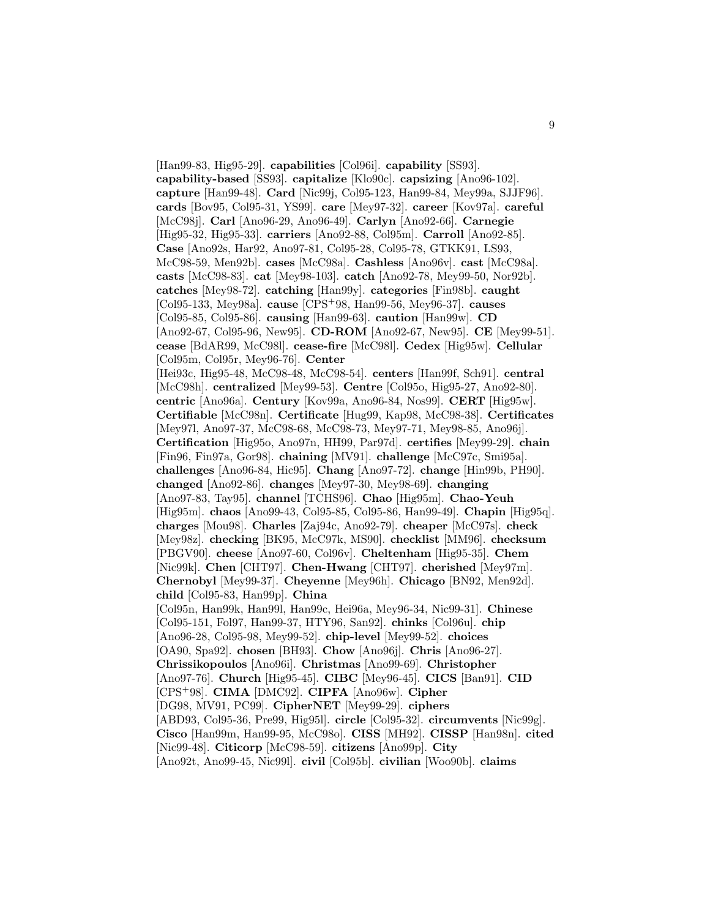[Han99-83, Hig95-29]. **capabilities** [Col96i]. **capability** [SS93]. **capability-based** [SS93]. **capitalize** [Klo90c]. **capsizing** [Ano96-102]. **capture** [Han99-48]. **Card** [Nic99j, Col95-123, Han99-84, Mey99a, SJJF96]. **cards** [Bov95, Col95-31, YS99]. **care** [Mey97-32]. **career** [Kov97a]. **careful** [McC98j]. **Carl** [Ano96-29, Ano96-49]. **Carlyn** [Ano92-66]. **Carnegie** [Hig95-32, Hig95-33]. **carriers** [Ano92-88, Col95m]. **Carroll** [Ano92-85]. **Case** [Ano92s, Har92, Ano97-81, Col95-28, Col95-78, GTKK91, LS93, McC98-59, Men92b]. **cases** [McC98a]. **Cashless** [Ano96v]. **cast** [McC98a]. **casts** [McC98-83]. **cat** [Mey98-103]. **catch** [Ano92-78, Mey99-50, Nor92b]. **catches** [Mey98-72]. **catching** [Han99y]. **categories** [Fin98b]. **caught** [Col95-133, Mey98a]. **cause** [CPS+98, Han99-56, Mey96-37]. **causes** [Col95-85, Col95-86]. **causing** [Han99-63]. **caution** [Han99w]. **CD** [Ano92-67, Col95-96, New95]. **CD-ROM** [Ano92-67, New95]. **CE** [Mey99-51]. **cease** [BdAR99, McC98l]. **cease-fire** [McC98l]. **Cedex** [Hig95w]. **Cellular** [Col95m, Col95r, Mey96-76]. **Center** [Hei93c, Hig95-48, McC98-48, McC98-54]. **centers** [Han99f, Sch91]. **central** [McC98h]. **centralized** [Mey99-53]. **Centre** [Col95o, Hig95-27, Ano92-80]. **centric** [Ano96a]. **Century** [Kov99a, Ano96-84, Nos99]. **CERT** [Hig95w]. **Certifiable** [McC98n]. **Certificate** [Hug99, Kap98, McC98-38]. **Certificates** [Mey97l, Ano97-37, McC98-68, McC98-73, Mey97-71, Mey98-85, Ano96j]. **Certification** [Hig95o, Ano97n, HH99, Par97d]. **certifies** [Mey99-29]. **chain** [Fin96, Fin97a, Gor98]. **chaining** [MV91]. **challenge** [McC97c, Smi95a]. **challenges** [Ano96-84, Hic95]. **Chang** [Ano97-72]. **change** [Hin99b, PH90]. **changed** [Ano92-86]. **changes** [Mey97-30, Mey98-69]. **changing** [Ano97-83, Tay95]. **channel** [TCHS96]. **Chao** [Hig95m]. **Chao-Yeuh** [Hig95m]. **chaos** [Ano99-43, Col95-85, Col95-86, Han99-49]. **Chapin** [Hig95q]. **charges** [Mou98]. **Charles** [Zaj94c, Ano92-79]. **cheaper** [McC97s]. **check** [Mey98z]. **checking** [BK95, McC97k, MS90]. **checklist** [MM96]. **checksum** [PBGV90]. **cheese** [Ano97-60, Col96v]. **Cheltenham** [Hig95-35]. **Chem** [Nic99k]. **Chen** [CHT97]. **Chen-Hwang** [CHT97]. **cherished** [Mey97m]. **Chernobyl** [Mey99-37]. **Cheyenne** [Mey96h]. **Chicago** [BN92, Men92d]. **child** [Col95-83, Han99p]. **China** [Col95n, Han99k, Han99l, Han99c, Hei96a, Mey96-34, Nic99-31]. **Chinese** [Col95-151, Fol97, Han99-37, HTY96, San92]. **chinks** [Col96u]. **chip** [Ano96-28, Col95-98, Mey99-52]. **chip-level** [Mey99-52]. **choices** [OA90, Spa92]. **chosen** [BH93]. **Chow** [Ano96j]. **Chris** [Ano96-27]. **Chrissikopoulos** [Ano96i]. **Christmas** [Ano99-69]. **Christopher** [Ano97-76]. **Church** [Hig95-45]. **CIBC** [Mey96-45]. **CICS** [Ban91]. **CID** [CPS+98]. **CIMA** [DMC92]. **CIPFA** [Ano96w]. **Cipher** [DG98, MV91, PC99]. **CipherNET** [Mey99-29]. **ciphers** [ABD93, Col95-36, Pre99, Hig95l]. **circle** [Col95-32]. **circumvents** [Nic99g]. **Cisco** [Han99m, Han99-95, McC98o]. **CISS** [MH92]. **CISSP** [Han98n]. **cited** [Nic99-48]. **Citicorp** [McC98-59]. **citizens** [Ano99p]. **City** [Ano92t, Ano99-45, Nic99l]. **civil** [Col95b]. **civilian** [Woo90b]. **claims**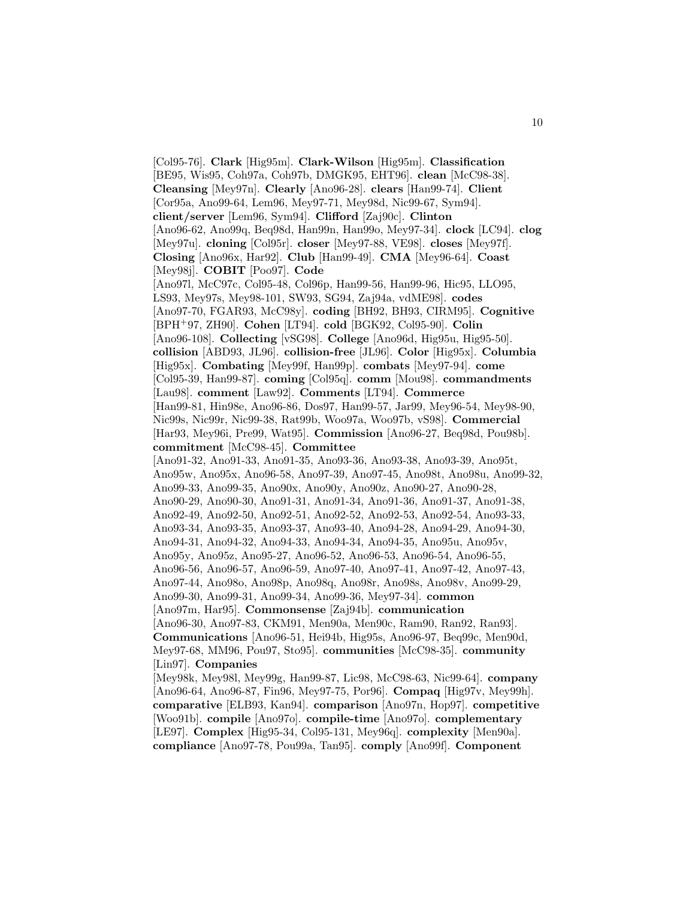[Col95-76]. **Clark** [Hig95m]. **Clark-Wilson** [Hig95m]. **Classification** [BE95, Wis95, Coh97a, Coh97b, DMGK95, EHT96]. **clean** [McC98-38]. **Cleansing** [Mey97n]. **Clearly** [Ano96-28]. **clears** [Han99-74]. **Client** [Cor95a, Ano99-64, Lem96, Mey97-71, Mey98d, Nic99-67, Sym94]. **client/server** [Lem96, Sym94]. **Clifford** [Zaj90c]. **Clinton** [Ano96-62, Ano99q, Beq98d, Han99n, Han99o, Mey97-34]. **clock** [LC94]. **clog** [Mey97u]. **cloning** [Col95r]. **closer** [Mey97-88, VE98]. **closes** [Mey97f]. **Closing** [Ano96x, Har92]. **Club** [Han99-49]. **CMA** [Mey96-64]. **Coast** [Mey98j]. **COBIT** [Poo97]. **Code** [Ano97l, McC97c, Col95-48, Col96p, Han99-56, Han99-96, Hic95, LLO95, LS93, Mey97s, Mey98-101, SW93, SG94, Zaj94a, vdME98]. **codes** [Ano97-70, FGAR93, McC98y]. **coding** [BH92, BH93, CIRM95]. **Cognitive** [BPH+97, ZH90]. **Cohen** [LT94]. **cold** [BGK92, Col95-90]. **Colin** [Ano96-108]. **Collecting** [vSG98]. **College** [Ano96d, Hig95u, Hig95-50]. **collision** [ABD93, JL96]. **collision-free** [JL96]. **Color** [Hig95x]. **Columbia** [Hig95x]. **Combating** [Mey99f, Han99p]. **combats** [Mey97-94]. **come** [Col95-39, Han99-87]. **coming** [Col95q]. **comm** [Mou98]. **commandments** [Lau98]. **comment** [Law92]. **Comments** [LT94]. **Commerce** [Han99-81, Hin98e, Ano96-86, Dos97, Han99-57, Jar99, Mey96-54, Mey98-90, Nic99s, Nic99r, Nic99-38, Rat99b, Woo97a, Woo97b, vS98]. **Commercial** [Har93, Mey96i, Pre99, Wat95]. **Commission** [Ano96-27, Beq98d, Pou98b]. **commitment** [McC98-45]. **Committee** [Ano91-32, Ano91-33, Ano91-35, Ano93-36, Ano93-38, Ano93-39, Ano95t, Ano95w, Ano95x, Ano96-58, Ano97-39, Ano97-45, Ano98t, Ano98u, Ano99-32, Ano99-33, Ano99-35, Ano90x, Ano90y, Ano90z, Ano90-27, Ano90-28, Ano90-29, Ano90-30, Ano91-31, Ano91-34, Ano91-36, Ano91-37, Ano91-38, Ano92-49, Ano92-50, Ano92-51, Ano92-52, Ano92-53, Ano92-54, Ano93-33, Ano93-34, Ano93-35, Ano93-37, Ano93-40, Ano94-28, Ano94-29, Ano94-30, Ano94-31, Ano94-32, Ano94-33, Ano94-34, Ano94-35, Ano95u, Ano95v, Ano95y, Ano95z, Ano95-27, Ano96-52, Ano96-53, Ano96-54, Ano96-55, Ano96-56, Ano96-57, Ano96-59, Ano97-40, Ano97-41, Ano97-42, Ano97-43, Ano97-44, Ano98o, Ano98p, Ano98q, Ano98r, Ano98s, Ano98v, Ano99-29, Ano99-30, Ano99-31, Ano99-34, Ano99-36, Mey97-34]. **common** [Ano97m, Har95]. **Commonsense** [Zaj94b]. **communication** [Ano96-30, Ano97-83, CKM91, Men90a, Men90c, Ram90, Ran92, Ran93]. **Communications** [Ano96-51, Hei94b, Hig95s, Ano96-97, Beq99c, Men90d, Mey97-68, MM96, Pou97, Sto95]. **communities** [McC98-35]. **community** [Lin97]. **Companies** [Mey98k, Mey98l, Mey99g, Han99-87, Lic98, McC98-63, Nic99-64]. **company** [Ano96-64, Ano96-87, Fin96, Mey97-75, Por96]. **Compaq** [Hig97v, Mey99h]. **comparative** [ELB93, Kan94]. **comparison** [Ano97n, Hop97]. **competitive** [Woo91b]. **compile** [Ano97o]. **compile-time** [Ano97o]. **complementary** [LE97]. **Complex** [Hig95-34, Col95-131, Mey96q]. **complexity** [Men90a]. **compliance** [Ano97-78, Pou99a, Tan95]. **comply** [Ano99f]. **Component**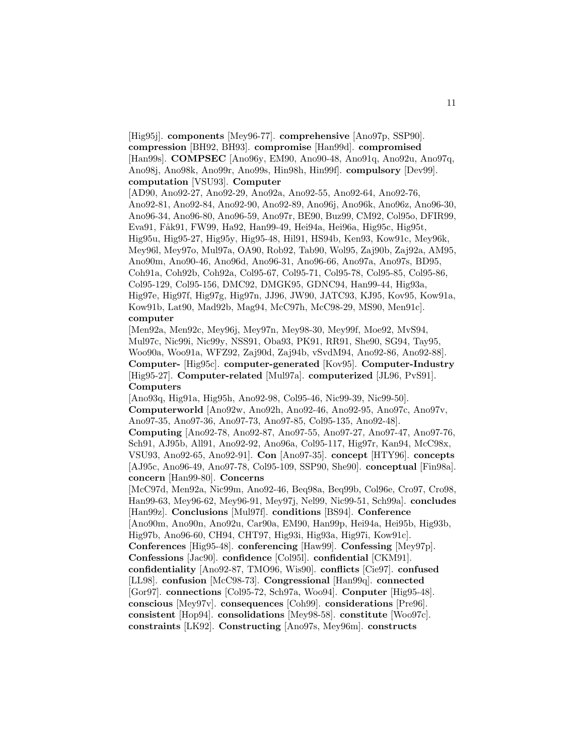[Hig95j]. **components** [Mey96-77]. **comprehensive** [Ano97p, SSP90]. **compression** [BH92, BH93]. **compromise** [Han99d]. **compromised** [Han99s]. **COMPSEC** [Ano96y, EM90, Ano90-48, Ano91q, Ano92u, Ano97q, Ano98j, Ano98k, Ano99r, Ano99s, Hin98h, Hin99f]. **compulsory** [Dev99]. **computation** [VSU93]. **Computer** [AD90, Ano92-27, Ano92-29, Ano92a, Ano92-55, Ano92-64, Ano92-76, Ano92-81, Ano92-84, Ano92-90, Ano92-89, Ano96j, Ano96k, Ano96z, Ano96-30, Ano96-34, Ano96-80, Ano96-59, Ano97r, BE90, Buz99, CM92, Col95o, DFIR99, Eva91, Fåk91, FW99, Ha92, Han99-49, Hei94a, Hei96a, Hig95c, Hig95t, Hig95u, Hig95-27, Hig95y, Hig95-48, Hil91, HS94b, Ken93, Kow91c, Mey96k, Mey96l, Mey97o, Mul97a, OA90, Rob92, Tab90, Wol95, Zaj90b, Zaj92a, AM95, Ano90m, Ano90-46, Ano96d, Ano96-31, Ano96-66, Ano97a, Ano97s, BD95, Coh91a, Coh92b, Coh92a, Col95-67, Col95-71, Col95-78, Col95-85, Col95-86, Col95-129, Col95-156, DMC92, DMGK95, GDNC94, Han99-44, Hig93a, Hig97e, Hig97f, Hig97g, Hig97n, JJ96, JW90, JATC93, KJ95, Kov95, Kow91a, Kow91b, Lat90, Mad92b, Mag94, McC97h, McC98-29, MS90, Men91c]. **computer** [Men92a, Men92c, Mey96j, Mey97n, Mey98-30, Mey99f, Moe92, MvS94, Mul97c, Nic99i, Nic99y, NSS91, Oba93, PK91, RR91, She90, SG94, Tay95, Woo90a, Woo91a, WFZ92, Zaj90d, Zaj94b, vSvdM94, Ano92-86, Ano92-88]. **Computer-** [Hig95c]. **computer-generated** [Kov95]. **Computer-Industry** [Hig95-27]. **Computer-related** [Mul97a]. **computerized** [JL96, PvS91]. **Computers** [Ano93q, Hig91a, Hig95h, Ano92-98, Col95-46, Nic99-39, Nic99-50]. **Computerworld** [Ano92w, Ano92h, Ano92-46, Ano92-95, Ano97c, Ano97v, Ano97-35, Ano97-36, Ano97-73, Ano97-85, Col95-135, Ano92-48]. **Computing** [Ano92-78, Ano92-87, Ano97-55, Ano97-27, Ano97-47, Ano97-76, Sch91, AJ95b, All91, Ano92-92, Ano96a, Col95-117, Hig97r, Kan94, McC98x, VSU93, Ano92-65, Ano92-91]. **Con** [Ano97-35]. **concept** [HTY96]. **concepts** [AJ95c, Ano96-49, Ano97-78, Col95-109, SSP90, She90]. **conceptual** [Fin98a]. **concern** [Han99-80]. **Concerns** [McC97d, Men92a, Nic99m, Ano92-46, Beq98a, Beq99b, Col96e, Cro97, Cro98, Han99-63, Mey96-62, Mey96-91, Mey97j, Nel99, Nic99-51, Sch99a]. **concludes** [Han99z]. **Conclusions** [Mul97f]. **conditions** [BS94]. **Conference** [Ano90m, Ano90n, Ano92u, Car90a, EM90, Han99p, Hei94a, Hei95b, Hig93b, Hig97b, Ano96-60, CH94, CHT97, Hig93i, Hig93a, Hig97i, Kow91c]. **Conferences** [Hig95-48]. **conferencing** [Haw99]. **Confessing** [Mey97p]. **Confessions** [Jac90]. **confidence** [Col95l]. **confidential** [CKM91]. **confidentiality** [Ano92-87, TMO96, Wis90]. **conflicts** [Cie97]. **confused** [LL98]. **confusion** [McC98-73]. **Congressional** [Han99q]. **connected** [Gor97]. **connections** [Col95-72, Sch97a, Woo94]. **Conputer** [Hig95-48]. **conscious** [Mey97v]. **consequences** [Coh99]. **considerations** [Pre96]. **consistent** [Hop94]. **consolidations** [Mey98-58]. **constitute** [Woo97c]. **constraints** [LK92]. **Constructing** [Ano97s, Mey96m]. **constructs**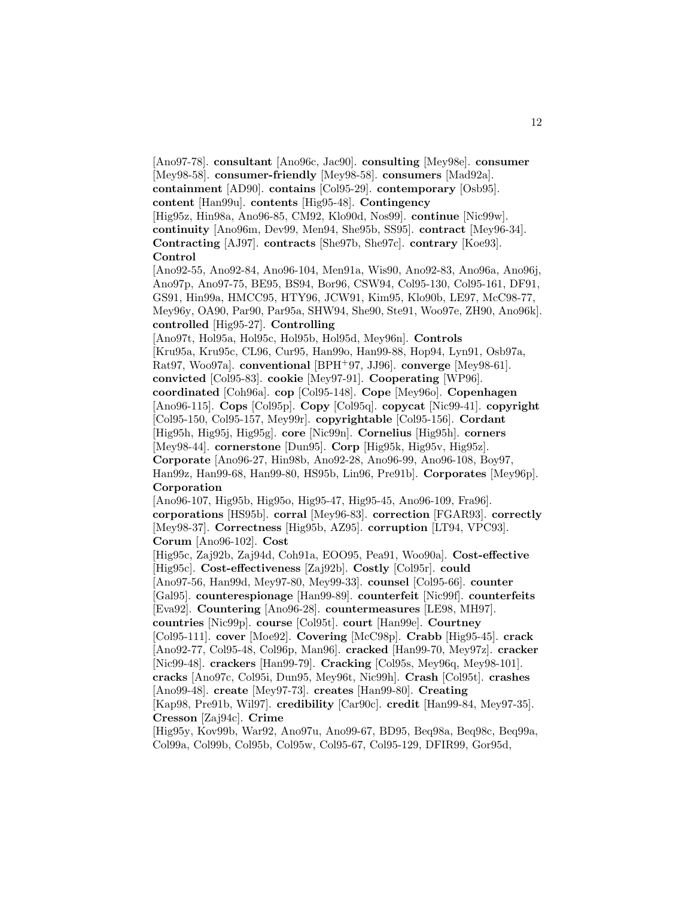[Ano97-78]. **consultant** [Ano96c, Jac90]. **consulting** [Mey98e]. **consumer** [Mey98-58]. **consumer-friendly** [Mey98-58]. **consumers** [Mad92a]. **containment** [AD90]. **contains** [Col95-29]. **contemporary** [Osb95]. **content** [Han99u]. **contents** [Hig95-48]. **Contingency** [Hig95z, Hin98a, Ano96-85, CM92, Klo90d, Nos99]. **continue** [Nic99w]. **continuity** [Ano96m, Dev99, Men94, She95b, SS95]. **contract** [Mey96-34]. **Contracting** [AJ97]. **contracts** [She97b, She97c]. **contrary** [Koe93]. **Control** [Ano92-55, Ano92-84, Ano96-104, Men91a, Wis90, Ano92-83, Ano96a, Ano96j, Ano97p, Ano97-75, BE95, BS94, Bor96, CSW94, Col95-130, Col95-161, DF91, GS91, Hin99a, HMCC95, HTY96, JCW91, Kim95, Klo90b, LE97, McC98-77, Mey96y, OA90, Par90, Par95a, SHW94, She90, Ste91, Woo97e, ZH90, Ano96k]. **controlled** [Hig95-27]. **Controlling** [Ano97t, Hol95a, Hol95c, Hol95b, Hol95d, Mey96n]. **Controls** [Kru95a, Kru95c, CL96, Cur95, Han99o, Han99-88, Hop94, Lyn91, Osb97a, Rat97, Woo97a]. **conventional** [BPH+97, JJ96]. **converge** [Mey98-61]. **convicted** [Col95-83]. **cookie** [Mey97-91]. **Cooperating** [WP96]. **coordinated** [Coh96a]. **cop** [Col95-148]. **Cope** [Mey96o]. **Copenhagen** [Ano96-115]. **Cops** [Col95p]. **Copy** [Col95q]. **copycat** [Nic99-41]. **copyright** [Col95-150, Col95-157, Mey99r]. **copyrightable** [Col95-156]. **Cordant** [Hig95h, Hig95j, Hig95g]. **core** [Nic99n]. **Cornelius** [Hig95h]. **corners** [Mey98-44]. **cornerstone** [Dun95]. **Corp** [Hig95k, Hig95v, Hig95z]. **Corporate** [Ano96-27, Hin98b, Ano92-28, Ano96-99, Ano96-108, Boy97, Han99z, Han99-68, Han99-80, HS95b, Lin96, Pre91b]. **Corporates** [Mey96p]. **Corporation** [Ano96-107, Hig95b, Hig95o, Hig95-47, Hig95-45, Ano96-109, Fra96]. **corporations** [HS95b]. **corral** [Mey96-83]. **correction** [FGAR93]. **correctly** [Mey98-37]. **Correctness** [Hig95b, AZ95]. **corruption** [LT94, VPC93]. **Corum** [Ano96-102]. **Cost** [Hig95c, Zaj92b, Zaj94d, Coh91a, EOO95, Pea91, Woo90a]. **Cost-effective** [Hig95c]. **Cost-effectiveness** [Zaj92b]. **Costly** [Col95r]. **could** [Ano97-56, Han99d, Mey97-80, Mey99-33]. **counsel** [Col95-66]. **counter** [Gal95]. **counterespionage** [Han99-89]. **counterfeit** [Nic99f]. **counterfeits** [Eva92]. **Countering** [Ano96-28]. **countermeasures** [LE98, MH97]. **countries** [Nic99p]. **course** [Col95t]. **court** [Han99e]. **Courtney** [Col95-111]. **cover** [Moe92]. **Covering** [McC98p]. **Crabb** [Hig95-45]. **crack** [Ano92-77, Col95-48, Col96p, Man96]. **cracked** [Han99-70, Mey97z]. **cracker** [Nic99-48]. **crackers** [Han99-79]. **Cracking** [Col95s, Mey96q, Mey98-101]. **cracks** [Ano97c, Col95i, Dun95, Mey96t, Nic99h]. **Crash** [Col95t]. **crashes** [Ano99-48]. **create** [Mey97-73]. **creates** [Han99-80]. **Creating** [Kap98, Pre91b, Wil97]. **credibility** [Car90c]. **credit** [Han99-84, Mey97-35]. **Cresson** [Zaj94c]. **Crime** [Hig95y, Kov99b, War92, Ano97u, Ano99-67, BD95, Beq98a, Beq98c, Beq99a, Col99a, Col99b, Col95b, Col95w, Col95-67, Col95-129, DFIR99, Gor95d,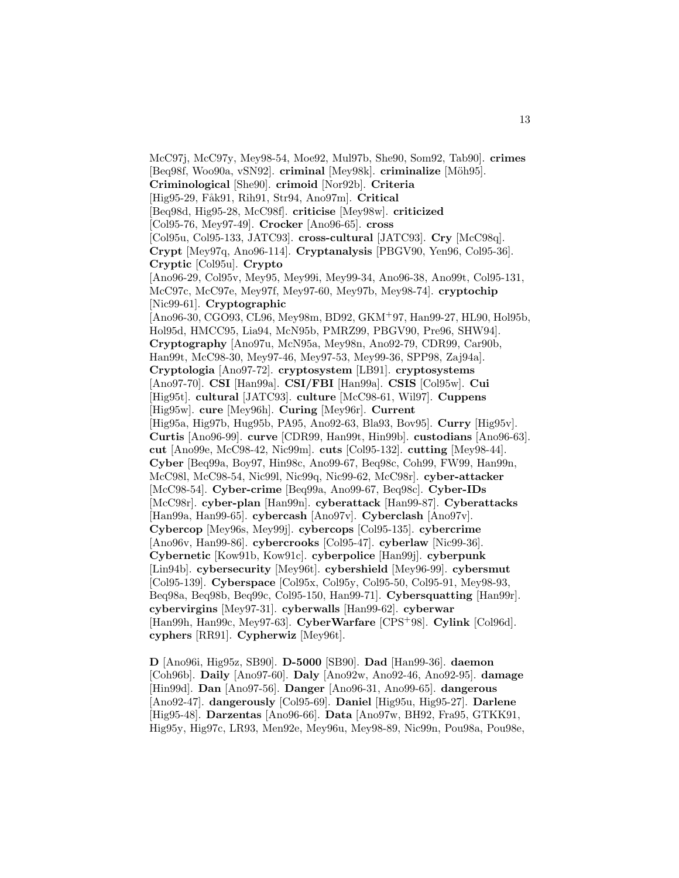McC97j, McC97y, Mey98-54, Moe92, Mul97b, She90, Som92, Tab90]. **crimes** [Beq98f, Woo90a, vSN92]. **criminal** [Mey98k]. **criminalize** [Möh95]. **Criminological** [She90]. **crimoid** [Nor92b]. **Criteria** [Hig95-29, Fåk91, Rih91, Str94, Ano97m]. **Critical** [Beq98d, Hig95-28, McC98f]. **criticise** [Mey98w]. **criticized** [Col95-76, Mey97-49]. **Crocker** [Ano96-65]. **cross** [Col95u, Col95-133, JATC93]. **cross-cultural** [JATC93]. **Cry** [McC98q]. **Crypt** [Mey97q, Ano96-114]. **Cryptanalysis** [PBGV90, Yen96, Col95-36]. **Cryptic** [Col95u]. **Crypto** [Ano96-29, Col95v, Mey95, Mey99i, Mey99-34, Ano96-38, Ano99t, Col95-131, McC97c, McC97e, Mey97f, Mey97-60, Mey97b, Mey98-74]. **cryptochip** [Nic99-61]. **Cryptographic** [Ano96-30, CGO93, CL96, Mey98m, BD92, GKM+97, Han99-27, HL90, Hol95b, Hol95d, HMCC95, Lia94, McN95b, PMRZ99, PBGV90, Pre96, SHW94]. **Cryptography** [Ano97u, McN95a, Mey98n, Ano92-79, CDR99, Car90b, Han99t, McC98-30, Mey97-46, Mey97-53, Mey99-36, SPP98, Zaj94a]. **Cryptologia** [Ano97-72]. **cryptosystem** [LB91]. **cryptosystems** [Ano97-70]. **CSI** [Han99a]. **CSI/FBI** [Han99a]. **CSIS** [Col95w]. **Cui** [Hig95t]. **cultural** [JATC93]. **culture** [McC98-61, Wil97]. **Cuppens** [Hig95w]. **cure** [Mey96h]. **Curing** [Mey96r]. **Current** [Hig95a, Hig97b, Hug95b, PA95, Ano92-63, Bla93, Bov95]. **Curry** [Hig95v]. **Curtis** [Ano96-99]. **curve** [CDR99, Han99t, Hin99b]. **custodians** [Ano96-63]. **cut** [Ano99e, McC98-42, Nic99m]. **cuts** [Col95-132]. **cutting** [Mey98-44]. **Cyber** [Beq99a, Boy97, Hin98c, Ano99-67, Beq98c, Coh99, FW99, Han99n, McC98l, McC98-54, Nic99l, Nic99q, Nic99-62, McC98r]. **cyber-attacker** [McC98-54]. **Cyber-crime** [Beq99a, Ano99-67, Beq98c]. **Cyber-IDs** [McC98r]. **cyber-plan** [Han99n]. **cyberattack** [Han99-87]. **Cyberattacks** [Han99a, Han99-65]. **cybercash** [Ano97v]. **Cyberclash** [Ano97v]. **Cybercop** [Mey96s, Mey99j]. **cybercops** [Col95-135]. **cybercrime** [Ano96v, Han99-86]. **cybercrooks** [Col95-47]. **cyberlaw** [Nic99-36]. **Cybernetic** [Kow91b, Kow91c]. **cyberpolice** [Han99j]. **cyberpunk** [Lin94b]. **cybersecurity** [Mey96t]. **cybershield** [Mey96-99]. **cybersmut** [Col95-139]. **Cyberspace** [Col95x, Col95y, Col95-50, Col95-91, Mey98-93, Beq98a, Beq98b, Beq99c, Col95-150, Han99-71]. **Cybersquatting** [Han99r]. **cybervirgins** [Mey97-31]. **cyberwalls** [Han99-62]. **cyberwar** [Han99h, Han99c, Mey97-63]. **CyberWarfare** [CPS+98]. **Cylink** [Col96d]. **cyphers** [RR91]. **Cypherwiz** [Mey96t].

**D** [Ano96i, Hig95z, SB90]. **D-5000** [SB90]. **Dad** [Han99-36]. **daemon** [Coh96b]. **Daily** [Ano97-60]. **Daly** [Ano92w, Ano92-46, Ano92-95]. **damage** [Hin99d]. **Dan** [Ano97-56]. **Danger** [Ano96-31, Ano99-65]. **dangerous** [Ano92-47]. **dangerously** [Col95-69]. **Daniel** [Hig95u, Hig95-27]. **Darlene** [Hig95-48]. **Darzentas** [Ano96-66]. **Data** [Ano97w, BH92, Fra95, GTKK91, Hig95y, Hig97c, LR93, Men92e, Mey96u, Mey98-89, Nic99n, Pou98a, Pou98e,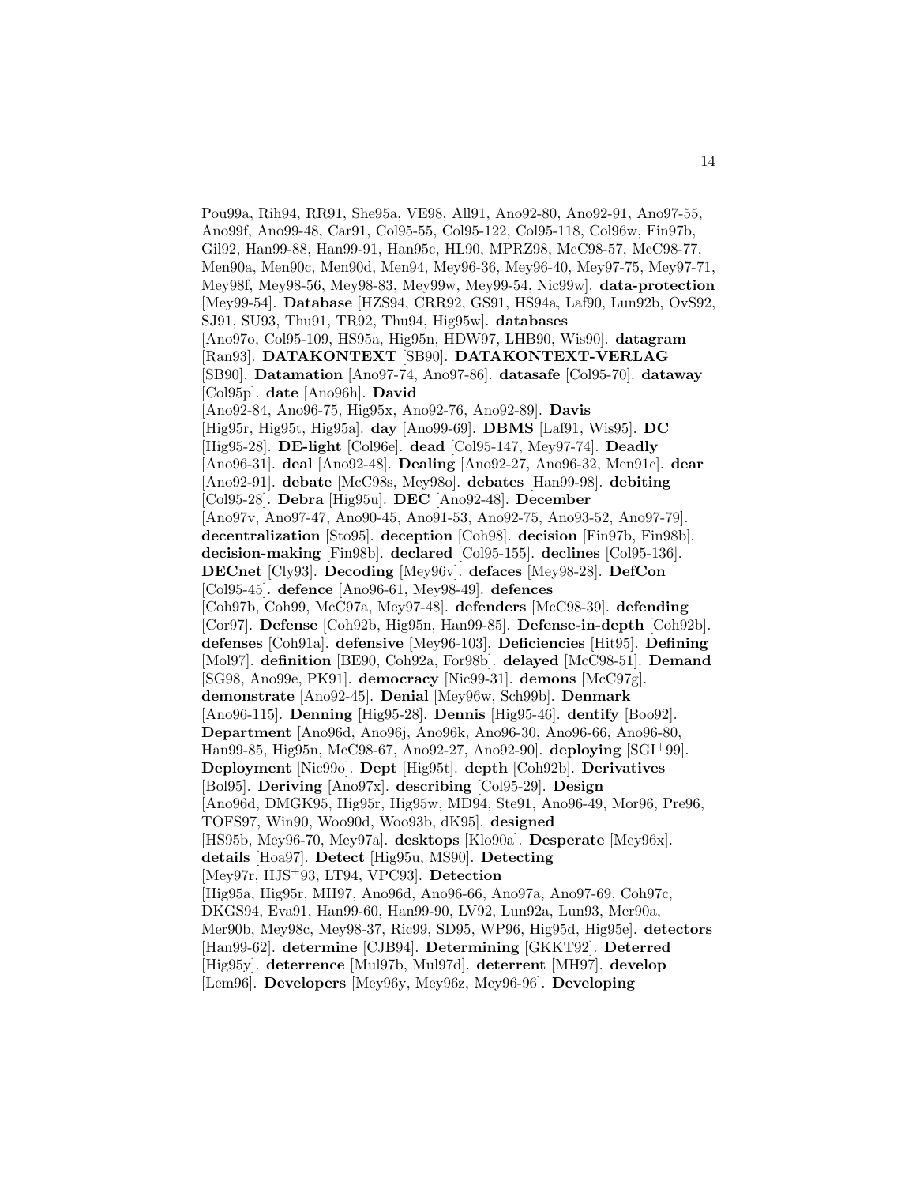Pou99a, Rih94, RR91, She95a, VE98, All91, Ano92-80, Ano92-91, Ano97-55, Ano99f, Ano99-48, Car91, Col95-55, Col95-122, Col95-118, Col96w, Fin97b, Gil92, Han99-88, Han99-91, Han95c, HL90, MPRZ98, McC98-57, McC98-77, Men90a, Men90c, Men90d, Men94, Mey96-36, Mey96-40, Mey97-75, Mey97-71, Mey98f, Mey98-56, Mey98-83, Mey99w, Mey99-54, Nic99w]. **data-protection** [Mey99-54]. **Database** [HZS94, CRR92, GS91, HS94a, Laf90, Lun92b, OvS92, SJ91, SU93, Thu91, TR92, Thu94, Hig95w]. **databases** [Ano97o, Col95-109, HS95a, Hig95n, HDW97, LHB90, Wis90]. **datagram** [Ran93]. **DATAKONTEXT** [SB90]. **DATAKONTEXT-VERLAG** [SB90]. **Datamation** [Ano97-74, Ano97-86]. **datasafe** [Col95-70]. **dataway** [Col95p]. **date** [Ano96h]. **David** [Ano92-84, Ano96-75, Hig95x, Ano92-76, Ano92-89]. **Davis** [Hig95r, Hig95t, Hig95a]. **day** [Ano99-69]. **DBMS** [Laf91, Wis95]. **DC** [Hig95-28]. **DE-light** [Col96e]. **dead** [Col95-147, Mey97-74]. **Deadly** [Ano96-31]. **deal** [Ano92-48]. **Dealing** [Ano92-27, Ano96-32, Men91c]. **dear** [Ano92-91]. **debate** [McC98s, Mey98o]. **debates** [Han99-98]. **debiting** [Col95-28]. **Debra** [Hig95u]. **DEC** [Ano92-48]. **December** [Ano97v, Ano97-47, Ano90-45, Ano91-53, Ano92-75, Ano93-52, Ano97-79]. **decentralization** [Sto95]. **deception** [Coh98]. **decision** [Fin97b, Fin98b]. **decision-making** [Fin98b]. **declared** [Col95-155]. **declines** [Col95-136]. **DECnet** [Cly93]. **Decoding** [Mey96v]. **defaces** [Mey98-28]. **DefCon** [Col95-45]. **defence** [Ano96-61, Mey98-49]. **defences** [Coh97b, Coh99, McC97a, Mey97-48]. **defenders** [McC98-39]. **defending** [Cor97]. **Defense** [Coh92b, Hig95n, Han99-85]. **Defense-in-depth** [Coh92b]. **defenses** [Coh91a]. **defensive** [Mey96-103]. **Deficiencies** [Hit95]. **Defining** [Mol97]. **definition** [BE90, Coh92a, For98b]. **delayed** [McC98-51]. **Demand** [SG98, Ano99e, PK91]. **democracy** [Nic99-31]. **demons** [McC97g]. **demonstrate** [Ano92-45]. **Denial** [Mey96w, Sch99b]. **Denmark** [Ano96-115]. **Denning** [Hig95-28]. **Dennis** [Hig95-46]. **dentify** [Boo92]. **Department** [Ano96d, Ano96j, Ano96k, Ano96-30, Ano96-66, Ano96-80, Han99-85, Hig95n, McC98-67, Ano92-27, Ano92-90]. **deploying** [SGI+99]. **Deployment** [Nic99o]. **Dept** [Hig95t]. **depth** [Coh92b]. **Derivatives** [Bol95]. **Deriving** [Ano97x]. **describing** [Col95-29]. **Design** [Ano96d, DMGK95, Hig95r, Hig95w, MD94, Ste91, Ano96-49, Mor96, Pre96, TOFS97, Win90, Woo90d, Woo93b, dK95]. **designed** [HS95b, Mey96-70, Mey97a]. **desktops** [Klo90a]. **Desperate** [Mey96x]. **details** [Hoa97]. **Detect** [Hig95u, MS90]. **Detecting** [Mey97r, HJS+93, LT94, VPC93]. **Detection** [Hig95a, Hig95r, MH97, Ano96d, Ano96-66, Ano97a, Ano97-69, Coh97c, DKGS94, Eva91, Han99-60, Han99-90, LV92, Lun92a, Lun93, Mer90a, Mer90b, Mey98c, Mey98-37, Ric99, SD95, WP96, Hig95d, Hig95e]. **detectors** [Han99-62]. **determine** [CJB94]. **Determining** [GKKT92]. **Deterred** [Hig95y]. **deterrence** [Mul97b, Mul97d]. **deterrent** [MH97]. **develop** [Lem96]. **Developers** [Mey96y, Mey96z, Mey96-96]. **Developing**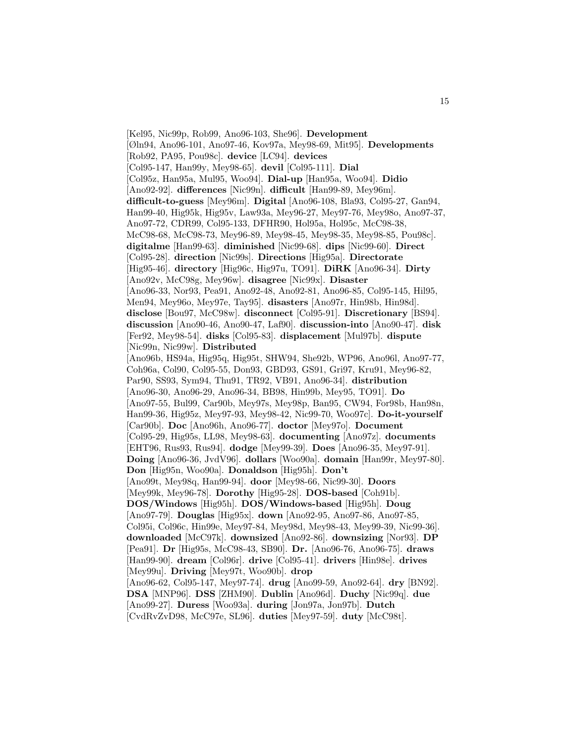[Kel95, Nic99p, Rob99, Ano96-103, She96]. **Development** [Øln94, Ano96-101, Ano97-46, Kov97a, Mey98-69, Mit95]. **Developments** [Rob92, PA95, Pou98c]. **device** [LC94]. **devices** [Col95-147, Han99y, Mey98-65]. **devil** [Col95-111]. **Dial** [Col95z, Han95a, Mul95, Woo94]. **Dial-up** [Han95a, Woo94]. **Didio** [Ano92-92]. **differences** [Nic99n]. **difficult** [Han99-89, Mey96m]. **difficult-to-guess** [Mey96m]. **Digital** [Ano96-108, Bla93, Col95-27, Gan94, Han99-40, Hig95k, Hig95v, Law93a, Mey96-27, Mey97-76, Mey98o, Ano97-37, Ano97-72, CDR99, Col95-133, DFHR90, Hol95a, Hol95c, McC98-38, McC98-68, McC98-73, Mey96-89, Mey98-45, Mey98-35, Mey98-85, Pou98c]. **digitalme** [Han99-63]. **diminished** [Nic99-68]. **dips** [Nic99-60]. **Direct** [Col95-28]. **direction** [Nic99s]. **Directions** [Hig95a]. **Directorate** [Hig95-46]. **directory** [Hig96c, Hig97u, TO91]. **DiRK** [Ano96-34]. **Dirty** [Ano92v, McC98g, Mey96w]. **disagree** [Nic99x]. **Disaster** [Ano96-33, Nor93, Pea91, Ano92-48, Ano92-81, Ano96-85, Col95-145, Hil95, Men94, Mey96o, Mey97e, Tay95]. **disasters** [Ano97r, Hin98b, Hin98d]. **disclose** [Bou97, McC98w]. **disconnect** [Col95-91]. **Discretionary** [BS94]. **discussion** [Ano90-46, Ano90-47, Laf90]. **discussion-into** [Ano90-47]. **disk** [Fer92, Mey98-54]. **disks** [Col95-83]. **displacement** [Mul97b]. **dispute** [Nic99n, Nic99w]. **Distributed** [Ano96b, HS94a, Hig95q, Hig95t, SHW94, She92b, WP96, Ano96l, Ano97-77, Coh96a, Col90, Col95-55, Don93, GBD93, GS91, Gri97, Kru91, Mey96-82, Par90, SS93, Sym94, Thu91, TR92, VB91, Ano96-34]. **distribution** [Ano96-30, Ano96-29, Ano96-34, BB98, Hin99b, Mey95, TO91]. **Do** [Ano97-55, Bul99, Car90b, Mey97s, Mey98p, Ban95, CW94, For98b, Han98n, Han99-36, Hig95z, Mey97-93, Mey98-42, Nic99-70, Woo97c]. **Do-it-yourself** [Car90b]. **Doc** [Ano96h, Ano96-77]. **doctor** [Mey97o]. **Document** [Col95-29, Hig95s, LL98, Mey98-63]. **documenting** [Ano97z]. **documents** [EHT96, Rus93, Rus94]. **dodge** [Mey99-39]. **Does** [Ano96-35, Mey97-91]. **Doing** [Ano96-36, JvdV96]. **dollars** [Woo90a]. **domain** [Han99r, Mey97-80]. **Don** [Hig95n, Woo90a]. **Donaldson** [Hig95h]. **Don't** [Ano99t, Mey98q, Han99-94]. **door** [Mey98-66, Nic99-30]. **Doors** [Mey99k, Mey96-78]. **Dorothy** [Hig95-28]. **DOS-based** [Coh91b]. **DOS/Windows** [Hig95h]. **DOS/Windows-based** [Hig95h]. **Doug** [Ano97-79]. **Douglas** [Hig95x]. **down** [Ano92-95, Ano97-86, Ano97-85, Col95i, Col96c, Hin99e, Mey97-84, Mey98d, Mey98-43, Mey99-39, Nic99-36]. **downloaded** [McC97k]. **downsized** [Ano92-86]. **downsizing** [Nor93]. **DP** [Pea91]. **Dr** [Hig95s, McC98-43, SB90]. **Dr.** [Ano96-76, Ano96-75]. **draws** [Han99-90]. **dream** [Col96r]. **drive** [Col95-41]. **drivers** [Hin98e]. **drives** [Mey99u]. **Driving** [Mey97t, Woo90b]. **drop** [Ano96-62, Col95-147, Mey97-74]. **drug** [Ano99-59, Ano92-64]. **dry** [BN92]. **DSA** [MNP96]. **DSS** [ZHM90]. **Dublin** [Ano96d]. **Duchy** [Nic99q]. **due** [Ano99-27]. **Duress** [Woo93a]. **during** [Jon97a, Jon97b]. **Dutch** [CvdRvZvD98, McC97e, SL96]. **duties** [Mey97-59]. **duty** [McC98t].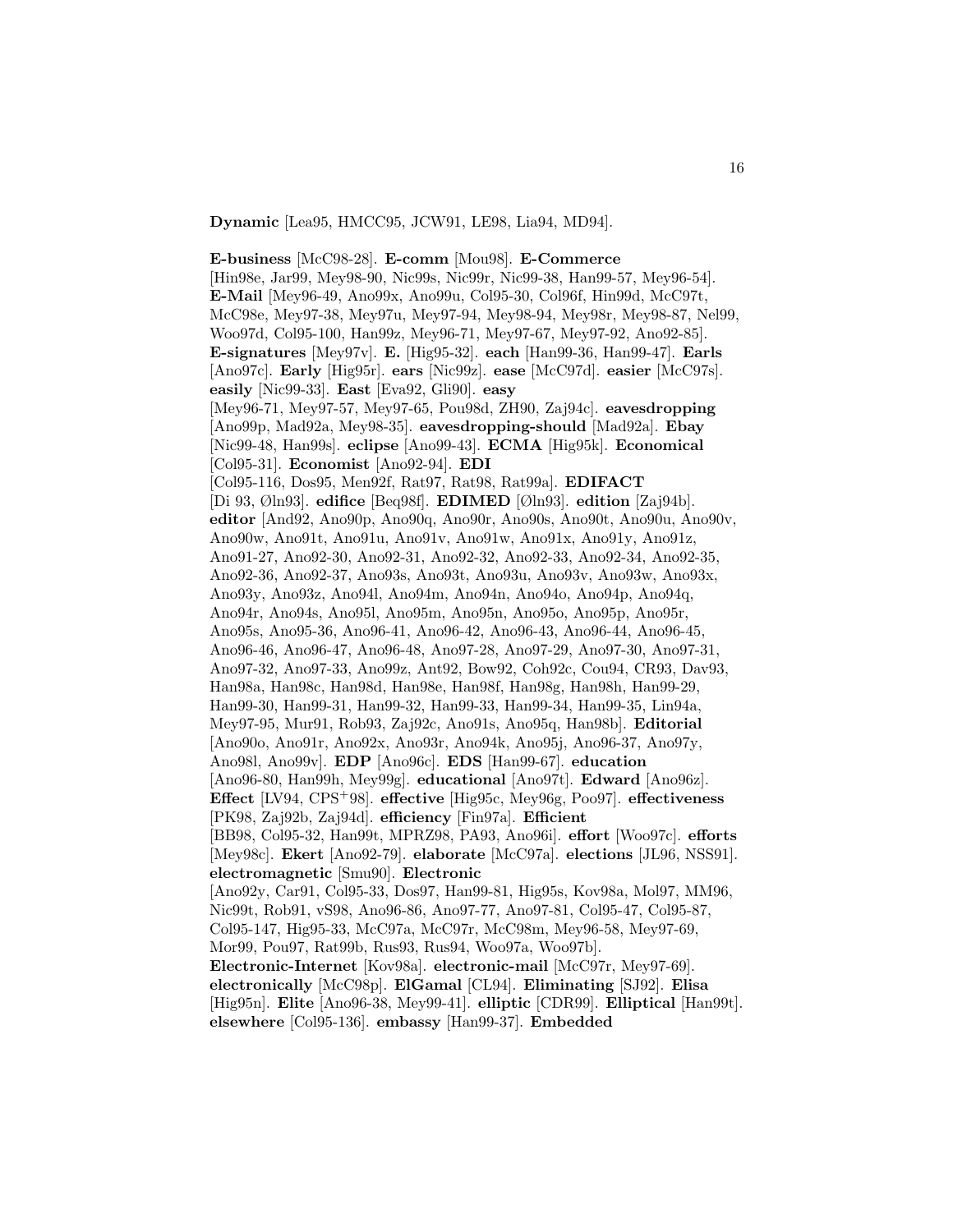**Dynamic** [Lea95, HMCC95, JCW91, LE98, Lia94, MD94].

**E-business** [McC98-28]. **E-comm** [Mou98]. **E-Commerce** [Hin98e, Jar99, Mey98-90, Nic99s, Nic99r, Nic99-38, Han99-57, Mey96-54]. **E-Mail** [Mey96-49, Ano99x, Ano99u, Col95-30, Col96f, Hin99d, McC97t, McC98e, Mey97-38, Mey97u, Mey97-94, Mey98-94, Mey98r, Mey98-87, Nel99, Woo97d, Col95-100, Han99z, Mey96-71, Mey97-67, Mey97-92, Ano92-85]. **E-signatures** [Mey97v]. **E.** [Hig95-32]. **each** [Han99-36, Han99-47]. **Earls** [Ano97c]. **Early** [Hig95r]. **ears** [Nic99z]. **ease** [McC97d]. **easier** [McC97s]. **easily** [Nic99-33]. **East** [Eva92, Gli90]. **easy** [Mey96-71, Mey97-57, Mey97-65, Pou98d, ZH90, Zaj94c]. **eavesdropping** [Ano99p, Mad92a, Mey98-35]. **eavesdropping-should** [Mad92a]. **Ebay** [Nic99-48, Han99s]. **eclipse** [Ano99-43]. **ECMA** [Hig95k]. **Economical** [Col95-31]. **Economist** [Ano92-94]. **EDI** [Col95-116, Dos95, Men92f, Rat97, Rat98, Rat99a]. **EDIFACT** [Di 93, Øln93]. **edifice** [Beq98f]. **EDIMED** [Øln93]. **edition** [Zaj94b]. **editor** [And92, Ano90p, Ano90q, Ano90r, Ano90s, Ano90t, Ano90u, Ano90v, Ano90w, Ano91t, Ano91u, Ano91v, Ano91w, Ano91x, Ano91y, Ano91z, Ano91-27, Ano92-30, Ano92-31, Ano92-32, Ano92-33, Ano92-34, Ano92-35, Ano92-36, Ano92-37, Ano93s, Ano93t, Ano93u, Ano93v, Ano93w, Ano93x, Ano93y, Ano93z, Ano94l, Ano94m, Ano94n, Ano94o, Ano94p, Ano94q, Ano94r, Ano94s, Ano95l, Ano95m, Ano95n, Ano95o, Ano95p, Ano95r, Ano95s, Ano95-36, Ano96-41, Ano96-42, Ano96-43, Ano96-44, Ano96-45, Ano96-46, Ano96-47, Ano96-48, Ano97-28, Ano97-29, Ano97-30, Ano97-31, Ano97-32, Ano97-33, Ano99z, Ant92, Bow92, Coh92c, Cou94, CR93, Dav93, Han98a, Han98c, Han98d, Han98e, Han98f, Han98g, Han98h, Han99-29, Han99-30, Han99-31, Han99-32, Han99-33, Han99-34, Han99-35, Lin94a, Mey97-95, Mur91, Rob93, Zaj92c, Ano91s, Ano95q, Han98b]. **Editorial** [Ano90o, Ano91r, Ano92x, Ano93r, Ano94k, Ano95j, Ano96-37, Ano97y, Ano98l, Ano99v]. **EDP** [Ano96c]. **EDS** [Han99-67]. **education** [Ano96-80, Han99h, Mey99g]. **educational** [Ano97t]. **Edward** [Ano96z]. **Effect** [LV94, CPS+98]. **effective** [Hig95c, Mey96g, Poo97]. **effectiveness** [PK98, Zaj92b, Zaj94d]. **efficiency** [Fin97a]. **Efficient** [BB98, Col95-32, Han99t, MPRZ98, PA93, Ano96i]. **effort** [Woo97c]. **efforts** [Mey98c]. **Ekert** [Ano92-79]. **elaborate** [McC97a]. **elections** [JL96, NSS91]. **electromagnetic** [Smu90]. **Electronic** [Ano92y, Car91, Col95-33, Dos97, Han99-81, Hig95s, Kov98a, Mol97, MM96, Nic99t, Rob91, vS98, Ano96-86, Ano97-77, Ano97-81, Col95-47, Col95-87, Col95-147, Hig95-33, McC97a, McC97r, McC98m, Mey96-58, Mey97-69, Mor99, Pou97, Rat99b, Rus93, Rus94, Woo97a, Woo97b]. **Electronic-Internet** [Kov98a]. **electronic-mail** [McC97r, Mey97-69]. **electronically** [McC98p]. **ElGamal** [CL94]. **Eliminating** [SJ92]. **Elisa** [Hig95n]. **Elite** [Ano96-38, Mey99-41]. **elliptic** [CDR99]. **Elliptical** [Han99t]. **elsewhere** [Col95-136]. **embassy** [Han99-37]. **Embedded**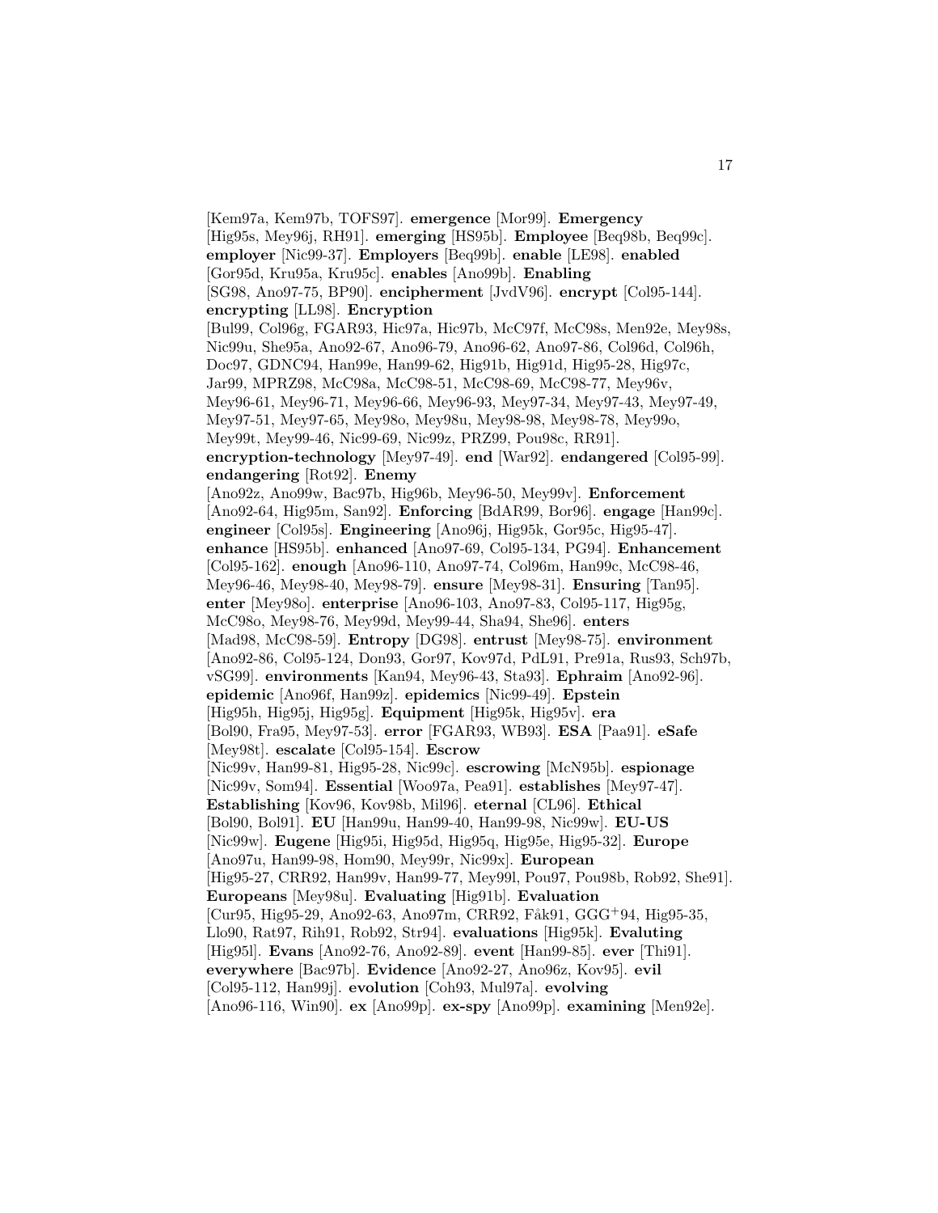[Kem97a, Kem97b, TOFS97]. **emergence** [Mor99]. **Emergency** [Hig95s, Mey96j, RH91]. **emerging** [HS95b]. **Employee** [Beq98b, Beq99c]. **employer** [Nic99-37]. **Employers** [Beq99b]. **enable** [LE98]. **enabled** [Gor95d, Kru95a, Kru95c]. **enables** [Ano99b]. **Enabling** [SG98, Ano97-75, BP90]. **encipherment** [JvdV96]. **encrypt** [Col95-144]. **encrypting** [LL98]. **Encryption** [Bul99, Col96g, FGAR93, Hic97a, Hic97b, McC97f, McC98s, Men92e, Mey98s, Nic99u, She95a, Ano92-67, Ano96-79, Ano96-62, Ano97-86, Col96d, Col96h, Doc97, GDNC94, Han99e, Han99-62, Hig91b, Hig91d, Hig95-28, Hig97c, Jar99, MPRZ98, McC98a, McC98-51, McC98-69, McC98-77, Mey96v, Mey96-61, Mey96-71, Mey96-66, Mey96-93, Mey97-34, Mey97-43, Mey97-49, Mey97-51, Mey97-65, Mey98o, Mey98u, Mey98-98, Mey98-78, Mey99o, Mey99t, Mey99-46, Nic99-69, Nic99z, PRZ99, Pou98c, RR91]. **encryption-technology** [Mey97-49]. **end** [War92]. **endangered** [Col95-99]. **endangering** [Rot92]. **Enemy** [Ano92z, Ano99w, Bac97b, Hig96b, Mey96-50, Mey99v]. **Enforcement** [Ano92-64, Hig95m, San92]. **Enforcing** [BdAR99, Bor96]. **engage** [Han99c]. **engineer** [Col95s]. **Engineering** [Ano96j, Hig95k, Gor95c, Hig95-47]. **enhance** [HS95b]. **enhanced** [Ano97-69, Col95-134, PG94]. **Enhancement** [Col95-162]. **enough** [Ano96-110, Ano97-74, Col96m, Han99c, McC98-46, Mey96-46, Mey98-40, Mey98-79]. **ensure** [Mey98-31]. **Ensuring** [Tan95]. **enter** [Mey98o]. **enterprise** [Ano96-103, Ano97-83, Col95-117, Hig95g, McC98o, Mey98-76, Mey99d, Mey99-44, Sha94, She96]. **enters** [Mad98, McC98-59]. **Entropy** [DG98]. **entrust** [Mey98-75]. **environment** [Ano92-86, Col95-124, Don93, Gor97, Kov97d, PdL91, Pre91a, Rus93, Sch97b, vSG99]. **environments** [Kan94, Mey96-43, Sta93]. **Ephraim** [Ano92-96]. **epidemic** [Ano96f, Han99z]. **epidemics** [Nic99-49]. **Epstein** [Hig95h, Hig95j, Hig95g]. **Equipment** [Hig95k, Hig95v]. **era** [Bol90, Fra95, Mey97-53]. **error** [FGAR93, WB93]. **ESA** [Paa91]. **eSafe** [Mey98t]. **escalate** [Col95-154]. **Escrow** [Nic99v, Han99-81, Hig95-28, Nic99c]. **escrowing** [McN95b]. **espionage** [Nic99v, Som94]. **Essential** [Woo97a, Pea91]. **establishes** [Mey97-47]. **Establishing** [Kov96, Kov98b, Mil96]. **eternal** [CL96]. **Ethical** [Bol90, Bol91]. **EU** [Han99u, Han99-40, Han99-98, Nic99w]. **EU-US** [Nic99w]. **Eugene** [Hig95i, Hig95d, Hig95q, Hig95e, Hig95-32]. **Europe** [Ano97u, Han99-98, Hom90, Mey99r, Nic99x]. **European** [Hig95-27, CRR92, Han99v, Han99-77, Mey99l, Pou97, Pou98b, Rob92, She91]. **Europeans** [Mey98u]. **Evaluating** [Hig91b]. **Evaluation** [Cur95, Hig95-29, Ano92-63, Ano97m, CRR92, Fåk91, GGG+94, Hig95-35, Llo90, Rat97, Rih91, Rob92, Str94]. **evaluations** [Hig95k]. **Evaluting** [Hig95l]. **Evans** [Ano92-76, Ano92-89]. **event** [Han99-85]. **ever** [Thi91]. **everywhere** [Bac97b]. **Evidence** [Ano92-27, Ano96z, Kov95]. **evil** [Col95-112, Han99j]. **evolution** [Coh93, Mul97a]. **evolving** [Ano96-116, Win90]. **ex** [Ano99p]. **ex-spy** [Ano99p]. **examining** [Men92e].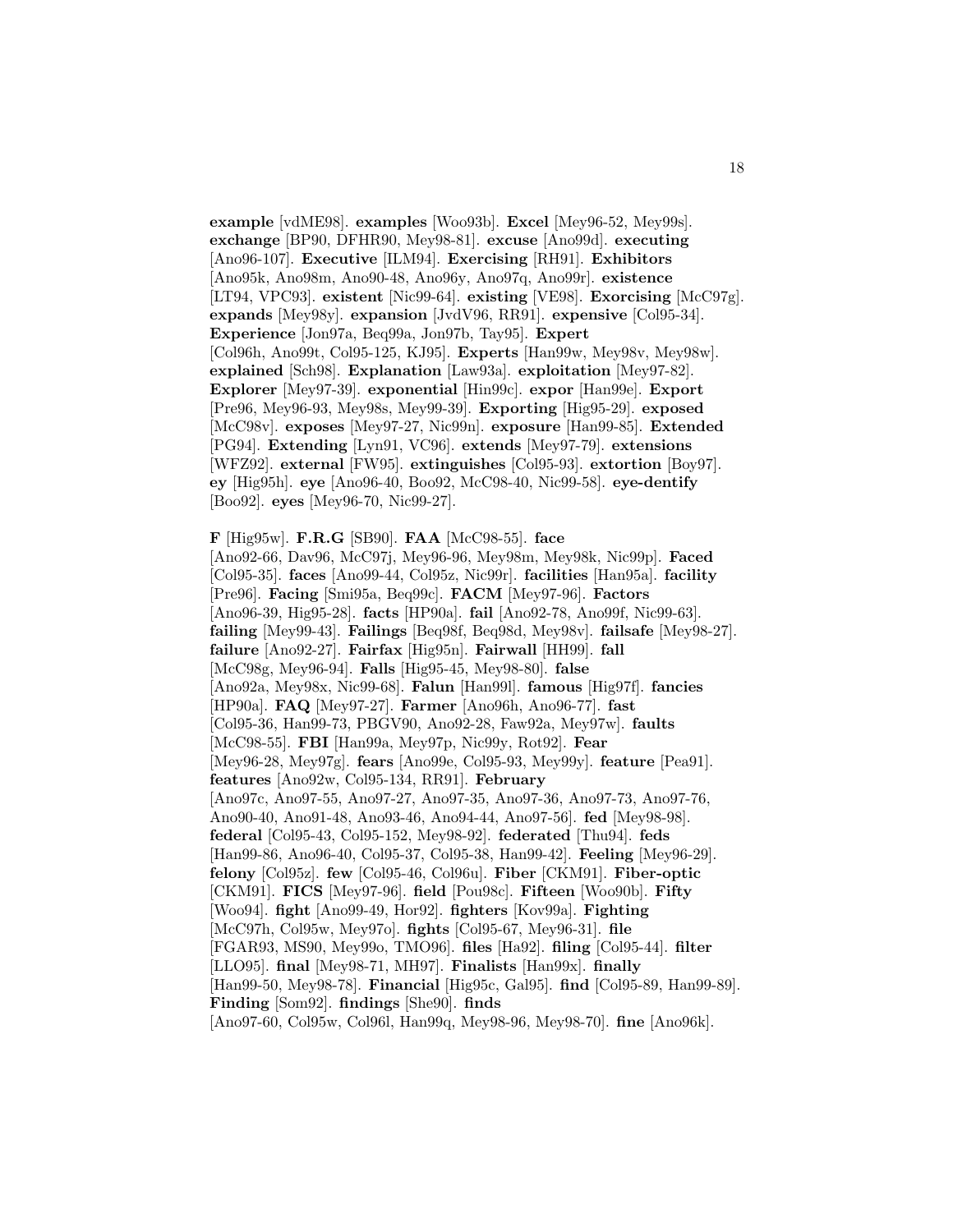**example** [vdME98]. **examples** [Woo93b]. **Excel** [Mey96-52, Mey99s]. **exchange** [BP90, DFHR90, Mey98-81]. **excuse** [Ano99d]. **executing** [Ano96-107]. **Executive** [ILM94]. **Exercising** [RH91]. **Exhibitors** [Ano95k, Ano98m, Ano90-48, Ano96y, Ano97q, Ano99r]. **existence** [LT94, VPC93]. **existent** [Nic99-64]. **existing** [VE98]. **Exorcising** [McC97g]. **expands** [Mey98y]. **expansion** [JvdV96, RR91]. **expensive** [Col95-34]. **Experience** [Jon97a, Beq99a, Jon97b, Tay95]. **Expert** [Col96h, Ano99t, Col95-125, KJ95]. **Experts** [Han99w, Mey98v, Mey98w]. **explained** [Sch98]. **Explanation** [Law93a]. **exploitation** [Mey97-82]. **Explorer** [Mey97-39]. **exponential** [Hin99c]. **expor** [Han99e]. **Export** [Pre96, Mey96-93, Mey98s, Mey99-39]. **Exporting** [Hig95-29]. **exposed** [McC98v]. **exposes** [Mey97-27, Nic99n]. **exposure** [Han99-85]. **Extended** [PG94]. **Extending** [Lyn91, VC96]. **extends** [Mey97-79]. **extensions** [WFZ92]. **external** [FW95]. **extinguishes** [Col95-93]. **extortion** [Boy97]. **ey** [Hig95h]. **eye** [Ano96-40, Boo92, McC98-40, Nic99-58]. **eye-dentify** [Boo92]. **eyes** [Mey96-70, Nic99-27].

**F** [Hig95w]. **F.R.G** [SB90]. **FAA** [McC98-55]. **face** [Ano92-66, Dav96, McC97j, Mey96-96, Mey98m, Mey98k, Nic99p]. **Faced** [Col95-35]. **faces** [Ano99-44, Col95z, Nic99r]. **facilities** [Han95a]. **facility** [Pre96]. **Facing** [Smi95a, Beq99c]. **FACM** [Mey97-96]. **Factors** [Ano96-39, Hig95-28]. **facts** [HP90a]. **fail** [Ano92-78, Ano99f, Nic99-63]. **failing** [Mey99-43]. **Failings** [Beq98f, Beq98d, Mey98v]. **failsafe** [Mey98-27]. **failure** [Ano92-27]. **Fairfax** [Hig95n]. **Fairwall** [HH99]. **fall** [McC98g, Mey96-94]. **Falls** [Hig95-45, Mey98-80]. **false** [Ano92a, Mey98x, Nic99-68]. **Falun** [Han99l]. **famous** [Hig97f]. **fancies** [HP90a]. **FAQ** [Mey97-27]. **Farmer** [Ano96h, Ano96-77]. **fast** [Col95-36, Han99-73, PBGV90, Ano92-28, Faw92a, Mey97w]. **faults** [McC98-55]. **FBI** [Han99a, Mey97p, Nic99y, Rot92]. **Fear** [Mey96-28, Mey97g]. **fears** [Ano99e, Col95-93, Mey99y]. **feature** [Pea91]. **features** [Ano92w, Col95-134, RR91]. **February** [Ano97c, Ano97-55, Ano97-27, Ano97-35, Ano97-36, Ano97-73, Ano97-76, Ano90-40, Ano91-48, Ano93-46, Ano94-44, Ano97-56]. **fed** [Mey98-98]. **federal** [Col95-43, Col95-152, Mey98-92]. **federated** [Thu94]. **feds** [Han99-86, Ano96-40, Col95-37, Col95-38, Han99-42]. **Feeling** [Mey96-29]. **felony** [Col95z]. **few** [Col95-46, Col96u]. **Fiber** [CKM91]. **Fiber-optic** [CKM91]. **FICS** [Mey97-96]. **field** [Pou98c]. **Fifteen** [Woo90b]. **Fifty** [Woo94]. **fight** [Ano99-49, Hor92]. **fighters** [Kov99a]. **Fighting** [McC97h, Col95w, Mey97o]. **fights** [Col95-67, Mey96-31]. **file** [FGAR93, MS90, Mey99o, TMO96]. **files** [Ha92]. **filing** [Col95-44]. **filter** [LLO95]. **final** [Mey98-71, MH97]. **Finalists** [Han99x]. **finally** [Han99-50, Mey98-78]. **Financial** [Hig95c, Gal95]. **find** [Col95-89, Han99-89]. **Finding** [Som92]. **findings** [She90]. **finds** [Ano97-60, Col95w, Col96l, Han99q, Mey98-96, Mey98-70]. **fine** [Ano96k].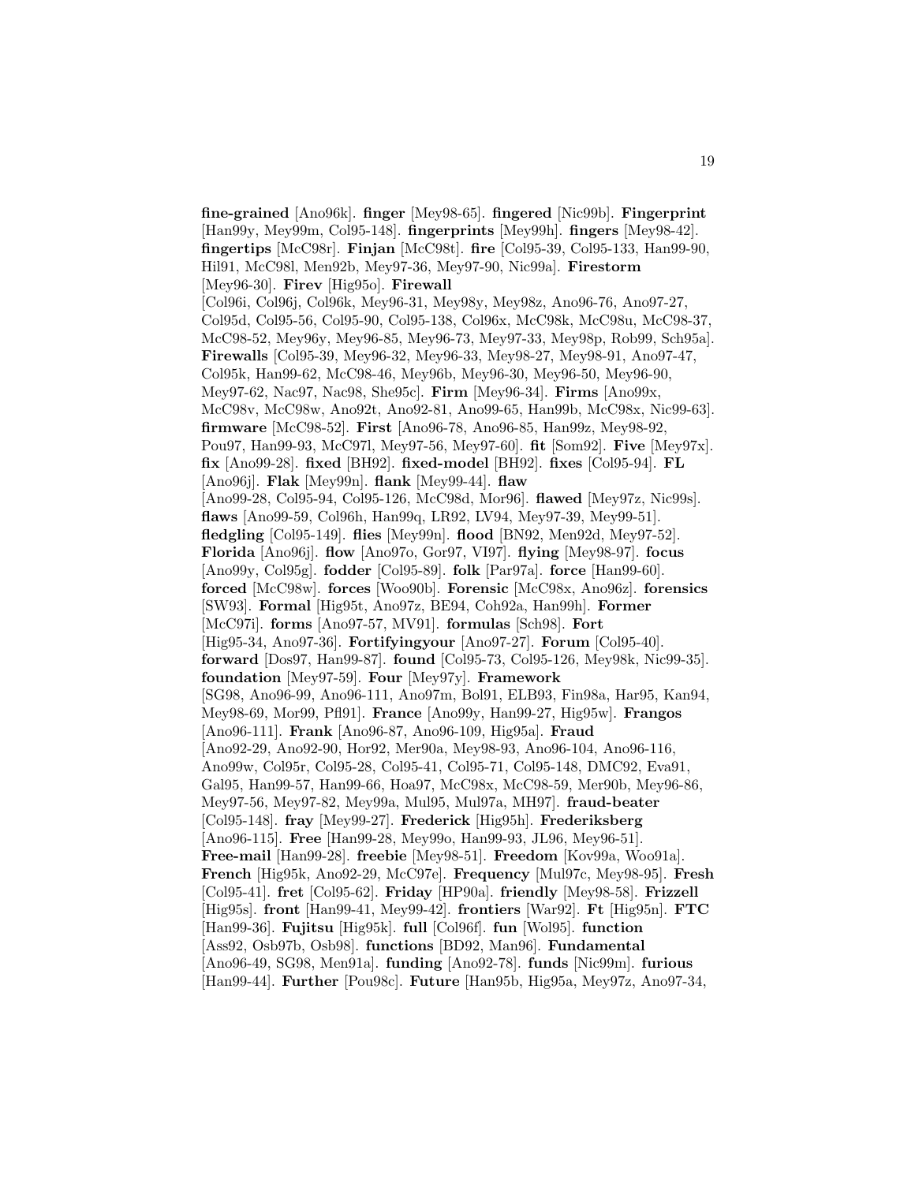**fine-grained** [Ano96k]. **finger** [Mey98-65]. **fingered** [Nic99b]. **Fingerprint** [Han99y, Mey99m, Col95-148]. **fingerprints** [Mey99h]. **fingers** [Mey98-42]. **fingertips** [McC98r]. **Finjan** [McC98t]. **fire** [Col95-39, Col95-133, Han99-90, Hil91, McC98l, Men92b, Mey97-36, Mey97-90, Nic99a]. **Firestorm** [Mey96-30]. **Firev** [Hig95o]. **Firewall** [Col96i, Col96j, Col96k, Mey96-31, Mey98y, Mey98z, Ano96-76, Ano97-27, Col95d, Col95-56, Col95-90, Col95-138, Col96x, McC98k, McC98u, McC98-37, McC98-52, Mey96y, Mey96-85, Mey96-73, Mey97-33, Mey98p, Rob99, Sch95a]. **Firewalls** [Col95-39, Mey96-32, Mey96-33, Mey98-27, Mey98-91, Ano97-47, Col95k, Han99-62, McC98-46, Mey96b, Mey96-30, Mey96-50, Mey96-90, Mey97-62, Nac97, Nac98, She95c]. **Firm** [Mey96-34]. **Firms** [Ano99x, McC98v, McC98w, Ano92t, Ano92-81, Ano99-65, Han99b, McC98x, Nic99-63]. **firmware** [McC98-52]. **First** [Ano96-78, Ano96-85, Han99z, Mey98-92, Pou97, Han99-93, McC97l, Mey97-56, Mey97-60]. **fit** [Som92]. **Five** [Mey97x]. **fix** [Ano99-28]. **fixed** [BH92]. **fixed-model** [BH92]. **fixes** [Col95-94]. **FL** [Ano96j]. **Flak** [Mey99n]. **flank** [Mey99-44]. **flaw** [Ano99-28, Col95-94, Col95-126, McC98d, Mor96]. **flawed** [Mey97z, Nic99s]. **flaws** [Ano99-59, Col96h, Han99q, LR92, LV94, Mey97-39, Mey99-51]. **fledgling** [Col95-149]. **flies** [Mey99n]. **flood** [BN92, Men92d, Mey97-52]. **Florida** [Ano96j]. **flow** [Ano97o, Gor97, VI97]. **flying** [Mey98-97]. **focus** [Ano99y, Col95g]. **fodder** [Col95-89]. **folk** [Par97a]. **force** [Han99-60]. **forced** [McC98w]. **forces** [Woo90b]. **Forensic** [McC98x, Ano96z]. **forensics** [SW93]. **Formal** [Hig95t, Ano97z, BE94, Coh92a, Han99h]. **Former** [McC97i]. **forms** [Ano97-57, MV91]. **formulas** [Sch98]. **Fort** [Hig95-34, Ano97-36]. **Fortifyingyour** [Ano97-27]. **Forum** [Col95-40]. **forward** [Dos97, Han99-87]. **found** [Col95-73, Col95-126, Mey98k, Nic99-35]. **foundation** [Mey97-59]. **Four** [Mey97y]. **Framework** [SG98, Ano96-99, Ano96-111, Ano97m, Bol91, ELB93, Fin98a, Har95, Kan94, Mey98-69, Mor99, Pfl91]. **France** [Ano99y, Han99-27, Hig95w]. **Frangos** [Ano96-111]. **Frank** [Ano96-87, Ano96-109, Hig95a]. **Fraud** [Ano92-29, Ano92-90, Hor92, Mer90a, Mey98-93, Ano96-104, Ano96-116, Ano99w, Col95r, Col95-28, Col95-41, Col95-71, Col95-148, DMC92, Eva91, Gal95, Han99-57, Han99-66, Hoa97, McC98x, McC98-59, Mer90b, Mey96-86, Mey97-56, Mey97-82, Mey99a, Mul95, Mul97a, MH97]. **fraud-beater** [Col95-148]. **fray** [Mey99-27]. **Frederick** [Hig95h]. **Frederiksberg** [Ano96-115]. **Free** [Han99-28, Mey99o, Han99-93, JL96, Mey96-51]. **Free-mail** [Han99-28]. **freebie** [Mey98-51]. **Freedom** [Kov99a, Woo91a]. **French** [Hig95k, Ano92-29, McC97e]. **Frequency** [Mul97c, Mey98-95]. **Fresh** [Col95-41]. **fret** [Col95-62]. **Friday** [HP90a]. **friendly** [Mey98-58]. **Frizzell** [Hig95s]. **front** [Han99-41, Mey99-42]. **frontiers** [War92]. **Ft** [Hig95n]. **FTC** [Han99-36]. **Fujitsu** [Hig95k]. **full** [Col96f]. **fun** [Wol95]. **function** [Ass92, Osb97b, Osb98]. **functions** [BD92, Man96]. **Fundamental** [Ano96-49, SG98, Men91a]. **funding** [Ano92-78]. **funds** [Nic99m]. **furious** [Han99-44]. **Further** [Pou98c]. **Future** [Han95b, Hig95a, Mey97z, Ano97-34,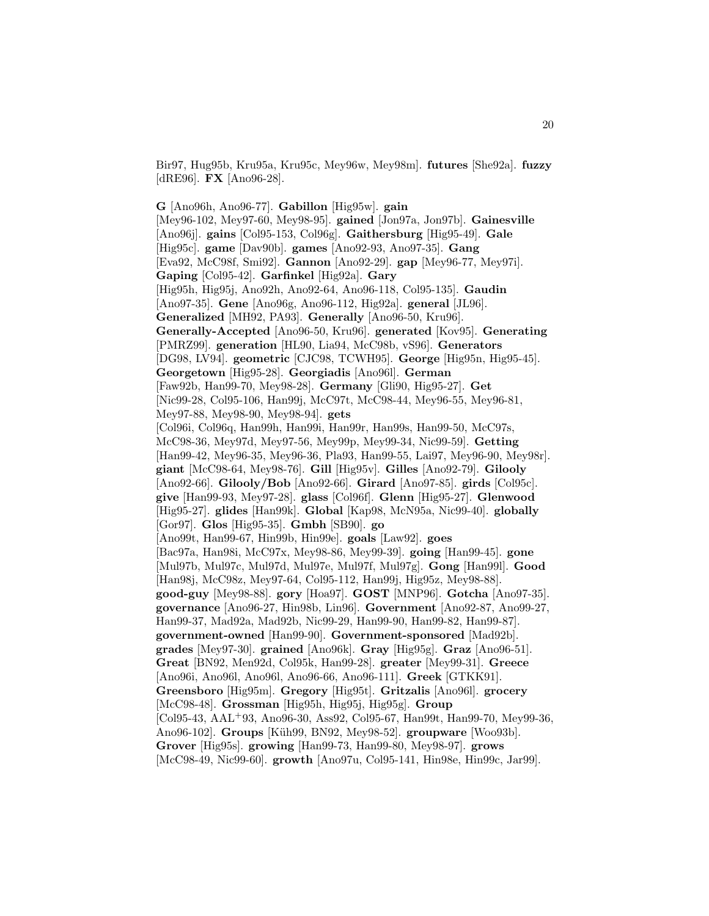Bir97, Hug95b, Kru95a, Kru95c, Mey96w, Mey98m]. **futures** [She92a]. **fuzzy** [dRE96]. **FX** [Ano96-28].

**G** [Ano96h, Ano96-77]. **Gabillon** [Hig95w]. **gain** [Mey96-102, Mey97-60, Mey98-95]. **gained** [Jon97a, Jon97b]. **Gainesville** [Ano96j]. **gains** [Col95-153, Col96g]. **Gaithersburg** [Hig95-49]. **Gale** [Hig95c]. **game** [Dav90b]. **games** [Ano92-93, Ano97-35]. **Gang** [Eva92, McC98f, Smi92]. **Gannon** [Ano92-29]. **gap** [Mey96-77, Mey97i]. **Gaping** [Col95-42]. **Garfinkel** [Hig92a]. **Gary** [Hig95h, Hig95j, Ano92h, Ano92-64, Ano96-118, Col95-135]. **Gaudin** [Ano97-35]. **Gene** [Ano96g, Ano96-112, Hig92a]. **general** [JL96]. **Generalized** [MH92, PA93]. **Generally** [Ano96-50, Kru96]. **Generally-Accepted** [Ano96-50, Kru96]. **generated** [Kov95]. **Generating** [PMRZ99]. **generation** [HL90, Lia94, McC98b, vS96]. **Generators** [DG98, LV94]. **geometric** [CJC98, TCWH95]. **George** [Hig95n, Hig95-45]. **Georgetown** [Hig95-28]. **Georgiadis** [Ano96l]. **German** [Faw92b, Han99-70, Mey98-28]. **Germany** [Gli90, Hig95-27]. **Get** [Nic99-28, Col95-106, Han99j, McC97t, McC98-44, Mey96-55, Mey96-81, Mey97-88, Mey98-90, Mey98-94]. **gets** [Col96i, Col96q, Han99h, Han99i, Han99r, Han99s, Han99-50, McC97s, McC98-36, Mey97d, Mey97-56, Mey99p, Mey99-34, Nic99-59]. **Getting** [Han99-42, Mey96-35, Mey96-36, Pla93, Han99-55, Lai97, Mey96-90, Mey98r]. **giant** [McC98-64, Mey98-76]. **Gill** [Hig95v]. **Gilles** [Ano92-79]. **Gilooly** [Ano92-66]. **Gilooly/Bob** [Ano92-66]. **Girard** [Ano97-85]. **girds** [Col95c]. **give** [Han99-93, Mey97-28]. **glass** [Col96f]. **Glenn** [Hig95-27]. **Glenwood** [Hig95-27]. **glides** [Han99k]. **Global** [Kap98, McN95a, Nic99-40]. **globally** [Gor97]. **Glos** [Hig95-35]. **Gmbh** [SB90]. **go** [Ano99t, Han99-67, Hin99b, Hin99e]. **goals** [Law92]. **goes** [Bac97a, Han98i, McC97x, Mey98-86, Mey99-39]. **going** [Han99-45]. **gone** [Mul97b, Mul97c, Mul97d, Mul97e, Mul97f, Mul97g]. **Gong** [Han99l]. **Good** [Han98j, McC98z, Mey97-64, Col95-112, Han99j, Hig95z, Mey98-88]. **good-guy** [Mey98-88]. **gory** [Hoa97]. **GOST** [MNP96]. **Gotcha** [Ano97-35]. **governance** [Ano96-27, Hin98b, Lin96]. **Government** [Ano92-87, Ano99-27, Han99-37, Mad92a, Mad92b, Nic99-29, Han99-90, Han99-82, Han99-87]. **government-owned** [Han99-90]. **Government-sponsored** [Mad92b]. **grades** [Mey97-30]. **grained** [Ano96k]. **Gray** [Hig95g]. **Graz** [Ano96-51]. **Great** [BN92, Men92d, Col95k, Han99-28]. **greater** [Mey99-31]. **Greece** [Ano96i, Ano96l, Ano96l, Ano96-66, Ano96-111]. **Greek** [GTKK91]. **Greensboro** [Hig95m]. **Gregory** [Hig95t]. **Gritzalis** [Ano96l]. **grocery** [McC98-48]. **Grossman** [Hig95h, Hig95j, Hig95g]. **Group** [Col95-43, AAL+93, Ano96-30, Ass92, Col95-67, Han99t, Han99-70, Mey99-36, Ano96-102]. **Groups** [Küh99, BN92, Mey98-52]. **groupware** [Woo93b]. **Grover** [Hig95s]. **growing** [Han99-73, Han99-80, Mey98-97]. **grows** [McC98-49, Nic99-60]. **growth** [Ano97u, Col95-141, Hin98e, Hin99c, Jar99].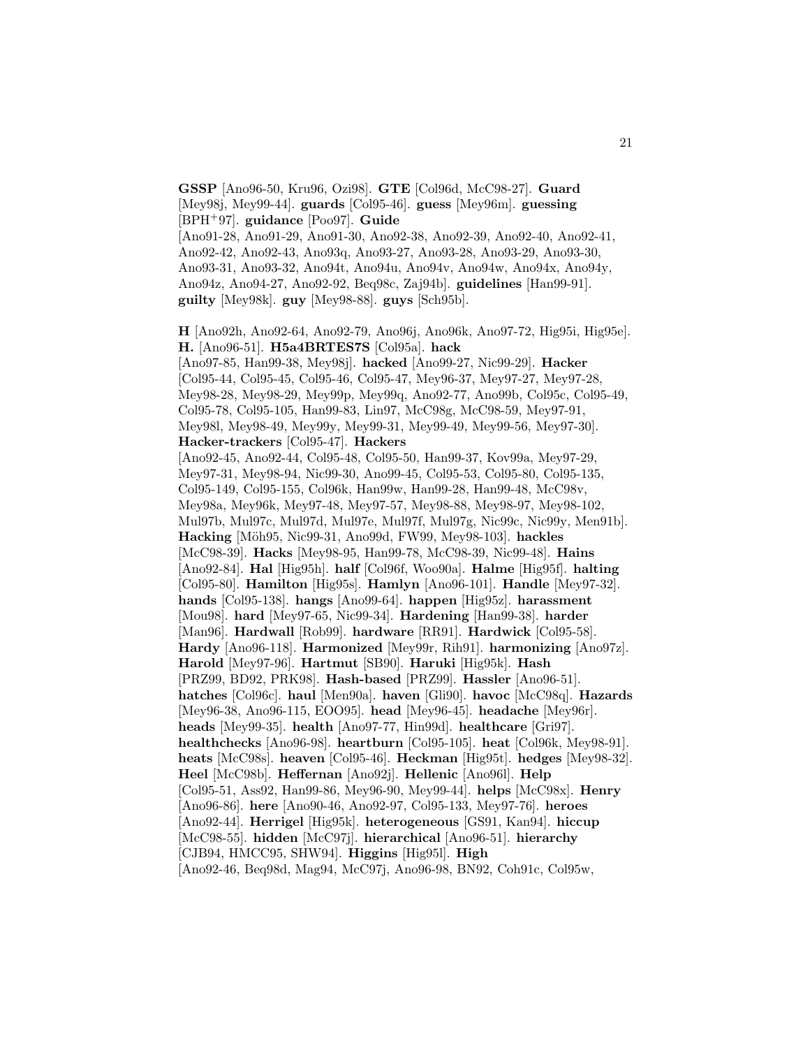**GSSP** [Ano96-50, Kru96, Ozi98]. **GTE** [Col96d, McC98-27]. **Guard** [Mey98j, Mey99-44]. **guards** [Col95-46]. **guess** [Mey96m]. **guessing** [BPH+97]. **guidance** [Poo97]. **Guide** [Ano91-28, Ano91-29, Ano91-30, Ano92-38, Ano92-39, Ano92-40, Ano92-41, Ano92-42, Ano92-43, Ano93q, Ano93-27, Ano93-28, Ano93-29, Ano93-30, Ano93-31, Ano93-32, Ano94t, Ano94u, Ano94v, Ano94w, Ano94x, Ano94y, Ano94z, Ano94-27, Ano92-92, Beq98c, Zaj94b]. **guidelines** [Han99-91]. **guilty** [Mey98k]. **guy** [Mey98-88]. **guys** [Sch95b].

**H** [Ano92h, Ano92-64, Ano92-79, Ano96j, Ano96k, Ano97-72, Hig95i, Hig95e]. **H.** [Ano96-51]. **H5a4BRTES7S** [Col95a]. **hack** [Ano97-85, Han99-38, Mey98j]. **hacked** [Ano99-27, Nic99-29]. **Hacker** [Col95-44, Col95-45, Col95-46, Col95-47, Mey96-37, Mey97-27, Mey97-28, Mey98-28, Mey98-29, Mey99p, Mey99q, Ano92-77, Ano99b, Col95c, Col95-49, Col95-78, Col95-105, Han99-83, Lin97, McC98g, McC98-59, Mey97-91, Mey98l, Mey98-49, Mey99y, Mey99-31, Mey99-49, Mey99-56, Mey97-30]. **Hacker-trackers** [Col95-47]. **Hackers** [Ano92-45, Ano92-44, Col95-48, Col95-50, Han99-37, Kov99a, Mey97-29, Mey97-31, Mey98-94, Nic99-30, Ano99-45, Col95-53, Col95-80, Col95-135, Col95-149, Col95-155, Col96k, Han99w, Han99-28, Han99-48, McC98v, Mey98a, Mey96k, Mey97-48, Mey97-57, Mey98-88, Mey98-97, Mey98-102, Mul97b, Mul97c, Mul97d, Mul97e, Mul97f, Mul97g, Nic99c, Nic99y, Men91b]. **Hacking** [Möh95, Nic99-31, Ano99d, FW99, Mey98-103]. **hackles** [McC98-39]. **Hacks** [Mey98-95, Han99-78, McC98-39, Nic99-48]. **Hains** [Ano92-84]. **Hal** [Hig95h]. **half** [Col96f, Woo90a]. **Halme** [Hig95f]. **halting** [Col95-80]. **Hamilton** [Hig95s]. **Hamlyn** [Ano96-101]. **Handle** [Mey97-32]. **hands** [Col95-138]. **hangs** [Ano99-64]. **happen** [Hig95z]. **harassment** [Mou98]. **hard** [Mey97-65, Nic99-34]. **Hardening** [Han99-38]. **harder** [Man96]. **Hardwall** [Rob99]. **hardware** [RR91]. **Hardwick** [Col95-58]. **Hardy** [Ano96-118]. **Harmonized** [Mey99r, Rih91]. **harmonizing** [Ano97z]. **Harold** [Mey97-96]. **Hartmut** [SB90]. **Haruki** [Hig95k]. **Hash** [PRZ99, BD92, PRK98]. **Hash-based** [PRZ99]. **Hassler** [Ano96-51]. **hatches** [Col96c]. **haul** [Men90a]. **haven** [Gli90]. **havoc** [McC98q]. **Hazards** [Mey96-38, Ano96-115, EOO95]. **head** [Mey96-45]. **headache** [Mey96r]. **heads** [Mey99-35]. **health** [Ano97-77, Hin99d]. **healthcare** [Gri97]. **healthchecks** [Ano96-98]. **heartburn** [Col95-105]. **heat** [Col96k, Mey98-91]. **heats** [McC98s]. **heaven** [Col95-46]. **Heckman** [Hig95t]. **hedges** [Mey98-32]. **Heel** [McC98b]. **Heffernan** [Ano92j]. **Hellenic** [Ano96l]. **Help** [Col95-51, Ass92, Han99-86, Mey96-90, Mey99-44]. **helps** [McC98x]. **Henry** [Ano96-86]. **here** [Ano90-46, Ano92-97, Col95-133, Mey97-76]. **heroes** [Ano92-44]. **Herrigel** [Hig95k]. **heterogeneous** [GS91, Kan94]. **hiccup** [McC98-55]. **hidden** [McC97j]. **hierarchical** [Ano96-51]. **hierarchy** [CJB94, HMCC95, SHW94]. **Higgins** [Hig95l]. **High** [Ano92-46, Beq98d, Mag94, McC97j, Ano96-98, BN92, Coh91c, Col95w,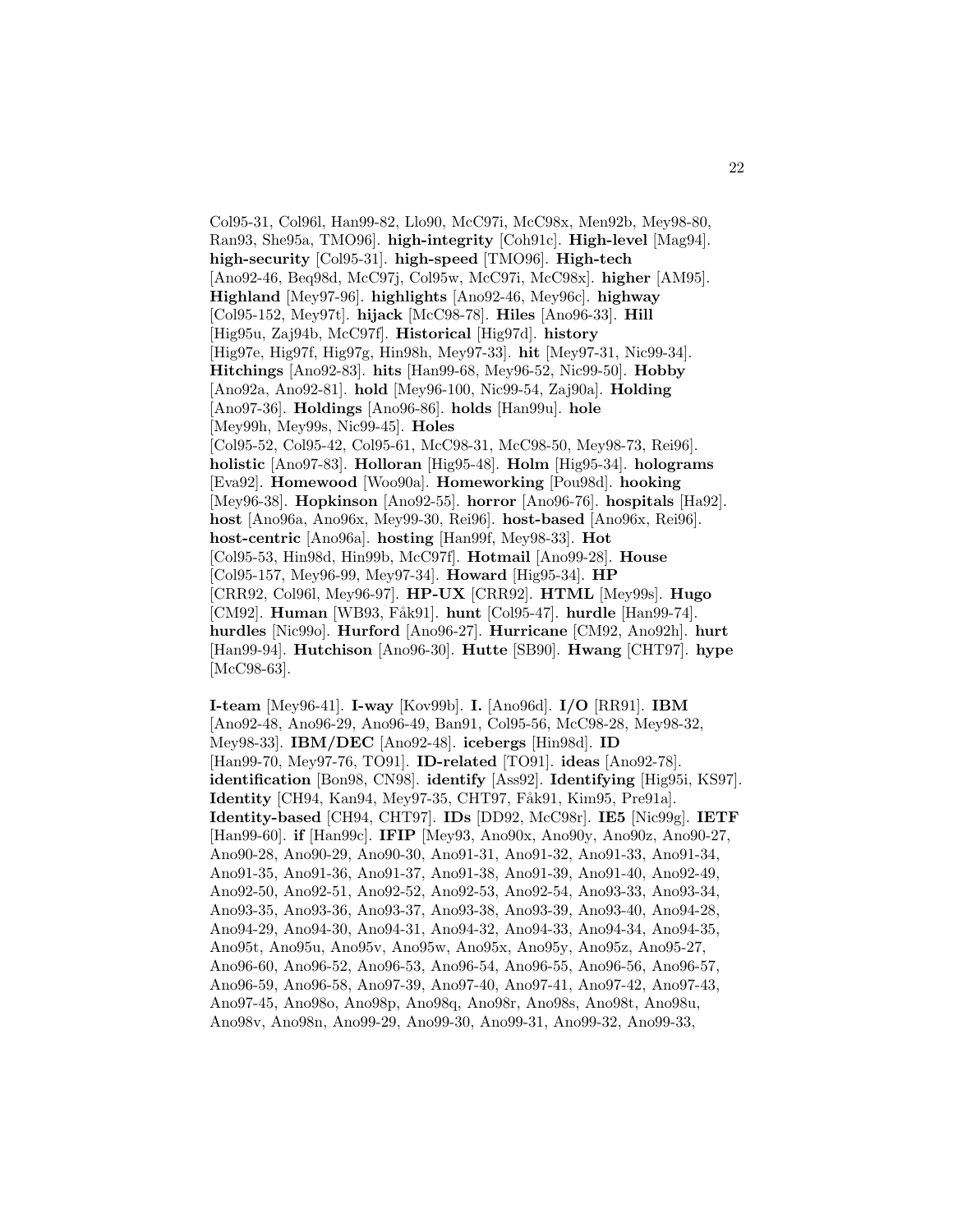Col95-31, Col96l, Han99-82, Llo90, McC97i, McC98x, Men92b, Mey98-80, Ran93, She95a, TMO96]. **high-integrity** [Coh91c]. **High-level** [Mag94]. **high-security** [Col95-31]. **high-speed** [TMO96]. **High-tech** [Ano92-46, Beq98d, McC97j, Col95w, McC97i, McC98x]. **higher** [AM95]. **Highland** [Mey97-96]. **highlights** [Ano92-46, Mey96c]. **highway** [Col95-152, Mey97t]. **hijack** [McC98-78]. **Hiles** [Ano96-33]. **Hill** [Hig95u, Zaj94b, McC97f]. **Historical** [Hig97d]. **history** [Hig97e, Hig97f, Hig97g, Hin98h, Mey97-33]. **hit** [Mey97-31, Nic99-34]. **Hitchings** [Ano92-83]. **hits** [Han99-68, Mey96-52, Nic99-50]. **Hobby** [Ano92a, Ano92-81]. **hold** [Mey96-100, Nic99-54, Zaj90a]. **Holding** [Ano97-36]. **Holdings** [Ano96-86]. **holds** [Han99u]. **hole** [Mey99h, Mey99s, Nic99-45]. **Holes** [Col95-52, Col95-42, Col95-61, McC98-31, McC98-50, Mey98-73, Rei96]. **holistic** [Ano97-83]. **Holloran** [Hig95-48]. **Holm** [Hig95-34]. **holograms** [Eva92]. **Homewood** [Woo90a]. **Homeworking** [Pou98d]. **hooking** [Mey96-38]. **Hopkinson** [Ano92-55]. **horror** [Ano96-76]. **hospitals** [Ha92]. **host** [Ano96a, Ano96x, Mey99-30, Rei96]. **host-based** [Ano96x, Rei96]. **host-centric** [Ano96a]. **hosting** [Han99f, Mey98-33]. **Hot** [Col95-53, Hin98d, Hin99b, McC97f]. **Hotmail** [Ano99-28]. **House** [Col95-157, Mey96-99, Mey97-34]. **Howard** [Hig95-34]. **HP** [CRR92, Col96l, Mey96-97]. **HP-UX** [CRR92]. **HTML** [Mey99s]. **Hugo** [CM92]. **Human** [WB93, Fåk91]. **hunt** [Col95-47]. **hurdle** [Han99-74]. **hurdles** [Nic99o]. **Hurford** [Ano96-27]. **Hurricane** [CM92, Ano92h]. **hurt** [Han99-94]. **Hutchison** [Ano96-30]. **Hutte** [SB90]. **Hwang** [CHT97]. **hype** [McC98-63].

**I-team** [Mey96-41]. **I-way** [Kov99b]. **I.** [Ano96d]. **I/O** [RR91]. **IBM** [Ano92-48, Ano96-29, Ano96-49, Ban91, Col95-56, McC98-28, Mey98-32, Mey98-33]. **IBM/DEC** [Ano92-48]. **icebergs** [Hin98d]. **ID** [Han99-70, Mey97-76, TO91]. **ID-related** [TO91]. **ideas** [Ano92-78]. **identification** [Bon98, CN98]. **identify** [Ass92]. **Identifying** [Hig95i, KS97]. **Identity** [CH94, Kan94, Mey97-35, CHT97, Fåk91, Kim95, Pre91a]. **Identity-based** [CH94, CHT97]. **IDs** [DD92, McC98r]. **IE5** [Nic99g]. **IETF** [Han99-60]. **if** [Han99c]. **IFIP** [Mey93, Ano90x, Ano90y, Ano90z, Ano90-27, Ano90-28, Ano90-29, Ano90-30, Ano91-31, Ano91-32, Ano91-33, Ano91-34, Ano91-35, Ano91-36, Ano91-37, Ano91-38, Ano91-39, Ano91-40, Ano92-49, Ano92-50, Ano92-51, Ano92-52, Ano92-53, Ano92-54, Ano93-33, Ano93-34, Ano93-35, Ano93-36, Ano93-37, Ano93-38, Ano93-39, Ano93-40, Ano94-28, Ano94-29, Ano94-30, Ano94-31, Ano94-32, Ano94-33, Ano94-34, Ano94-35, Ano95t, Ano95u, Ano95v, Ano95w, Ano95x, Ano95y, Ano95z, Ano95-27, Ano96-60, Ano96-52, Ano96-53, Ano96-54, Ano96-55, Ano96-56, Ano96-57, Ano96-59, Ano96-58, Ano97-39, Ano97-40, Ano97-41, Ano97-42, Ano97-43, Ano97-45, Ano98o, Ano98p, Ano98q, Ano98r, Ano98s, Ano98t, Ano98u, Ano98v, Ano98n, Ano99-29, Ano99-30, Ano99-31, Ano99-32, Ano99-33,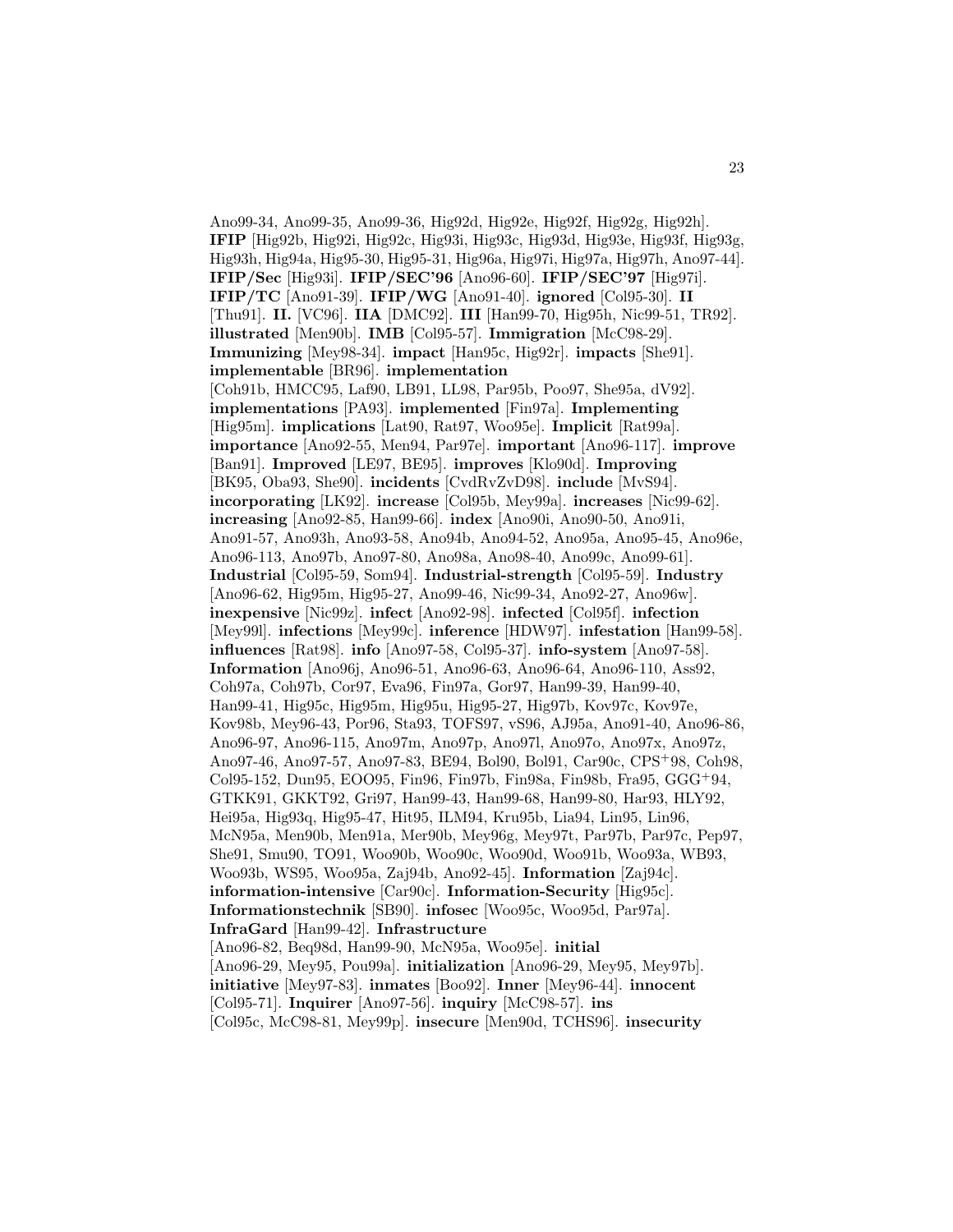Ano99-34, Ano99-35, Ano99-36, Hig92d, Hig92e, Hig92f, Hig92g, Hig92h]. **IFIP** [Hig92b, Hig92i, Hig92c, Hig93i, Hig93c, Hig93d, Hig93e, Hig93f, Hig93g, Hig93h, Hig94a, Hig95-30, Hig95-31, Hig96a, Hig97i, Hig97a, Hig97h, Ano97-44]. **IFIP/Sec** [Hig93i]. **IFIP/SEC'96** [Ano96-60]. **IFIP/SEC'97** [Hig97i]. **IFIP/TC** [Ano91-39]. **IFIP/WG** [Ano91-40]. **ignored** [Col95-30]. **II** [Thu91]. **II.** [VC96]. **IIA** [DMC92]. **III** [Han99-70, Hig95h, Nic99-51, TR92]. **illustrated** [Men90b]. **IMB** [Col95-57]. **Immigration** [McC98-29]. **Immunizing** [Mey98-34]. **impact** [Han95c, Hig92r]. **impacts** [She91]. **implementable** [BR96]. **implementation** [Coh91b, HMCC95, Laf90, LB91, LL98, Par95b, Poo97, She95a, dV92]. **implementations** [PA93]. **implemented** [Fin97a]. **Implementing** [Hig95m]. **implications** [Lat90, Rat97, Woo95e]. **Implicit** [Rat99a]. **importance** [Ano92-55, Men94, Par97e]. **important** [Ano96-117]. **improve** [Ban91]. **Improved** [LE97, BE95]. **improves** [Klo90d]. **Improving** [BK95, Oba93, She90]. **incidents** [CvdRvZvD98]. **include** [MvS94]. **incorporating** [LK92]. **increase** [Col95b, Mey99a]. **increases** [Nic99-62]. **increasing** [Ano92-85, Han99-66]. **index** [Ano90i, Ano90-50, Ano91i, Ano91-57, Ano93h, Ano93-58, Ano94b, Ano94-52, Ano95a, Ano95-45, Ano96e, Ano96-113, Ano97b, Ano97-80, Ano98a, Ano98-40, Ano99c, Ano99-61]. **Industrial** [Col95-59, Som94]. **Industrial-strength** [Col95-59]. **Industry** [Ano96-62, Hig95m, Hig95-27, Ano99-46, Nic99-34, Ano92-27, Ano96w]. **inexpensive** [Nic99z]. **infect** [Ano92-98]. **infected** [Col95f]. **infection** [Mey99l]. **infections** [Mey99c]. **inference** [HDW97]. **infestation** [Han99-58]. **influences** [Rat98]. **info** [Ano97-58, Col95-37]. **info-system** [Ano97-58]. **Information** [Ano96j, Ano96-51, Ano96-63, Ano96-64, Ano96-110, Ass92, Coh97a, Coh97b, Cor97, Eva96, Fin97a, Gor97, Han99-39, Han99-40, Han99-41, Hig95c, Hig95m, Hig95u, Hig95-27, Hig97b, Kov97c, Kov97e, Kov98b, Mey96-43, Por96, Sta93, TOFS97, vS96, AJ95a, Ano91-40, Ano96-86, Ano96-97, Ano96-115, Ano97m, Ano97p, Ano97l, Ano97o, Ano97x, Ano97z, Ano97-46, Ano97-57, Ano97-83, BE94, Bol90, Bol91, Car90c, CPS$^{+}$98, Coh98, Col95-152, Dun95, EOO95, Fin96, Fin97b, Fin98a, Fin98b, Fra95, GGG$^{+}$94, GTKK91, GKKT92, Gri97, Han99-43, Han99-68, Han99-80, Har93, HLY92, Hei95a, Hig93q, Hig95-47, Hit95, ILM94, Kru95b, Lia94, Lin95, Lin96, McN95a, Men90b, Men91a, Mer90b, Mey96g, Mey97t, Par97b, Par97c, Pep97, She91, Smu90, TO91, Woo90b, Woo90c, Woo90d, Woo91b, Woo93a, WB93, Woo93b, WS95, Woo95a, Zaj94b, Ano92-45]. **Information** [Zaj94c]. **information-intensive** [Car90c]. **Information-Security** [Hig95c]. **Informationstechnik** [SB90]. **infosec** [Woo95c, Woo95d, Par97a]. **InfraGard** [Han99-42]. **Infrastructure** [Ano96-82, Beq98d, Han99-90, McN95a, Woo95e]. **initial** [Ano96-29, Mey95, Pou99a]. **initialization** [Ano96-29, Mey95, Mey97b]. **initiative** [Mey97-83]. **inmates** [Boo92]. **Inner** [Mey96-44]. **innocent** [Col95-71]. **Inquirer** [Ano97-56]. **inquiry** [McC98-57]. **ins** [Col95c, McC98-81, Mey99p]. **insecure** [Men90d, TCHS96]. **insecurity**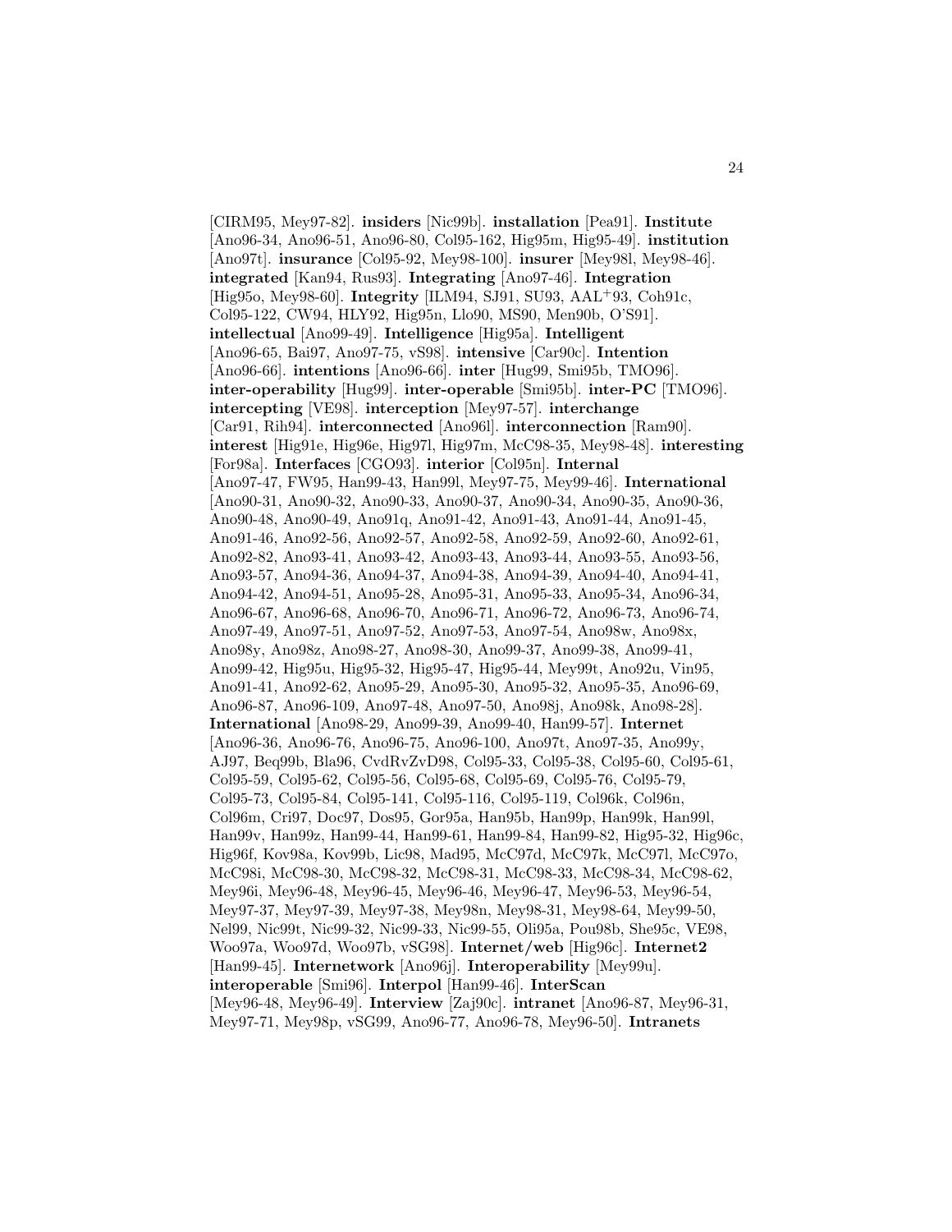[CIRM95, Mey97-82]. **insiders** [Nic99b]. **installation** [Pea91]. **Institute** [Ano96-34, Ano96-51, Ano96-80, Col95-162, Hig95m, Hig95-49]. **institution** [Ano97t]. **insurance** [Col95-92, Mey98-100]. **insurer** [Mey98l, Mey98-46]. **integrated** [Kan94, Rus93]. **Integrating** [Ano97-46]. **Integration** [Hig95o, Mey98-60]. **Integrity** [ILM94, SJ91, SU93, AAL$^{+}$93, Coh91c, Col95-122, CW94, HLY92, Hig95n, Llo90, MS90, Men90b, O'S91]. **intellectual** [Ano99-49]. **Intelligence** [Hig95a]. **Intelligent** [Ano96-65, Bai97, Ano97-75, vS98]. **intensive** [Car90c]. **Intention** [Ano96-66]. **intentions** [Ano96-66]. **inter** [Hug99, Smi95b, TMO96]. **inter-operability** [Hug99]. **inter-operable** [Smi95b]. **inter-PC** [TMO96]. **intercepting** [VE98]. **interception** [Mey97-57]. **interchange** [Car91, Rih94]. **interconnected** [Ano96l]. **interconnection** [Ram90]. **interest** [Hig91e, Hig96e, Hig97l, Hig97m, McC98-35, Mey98-48]. **interesting** [For98a]. **Interfaces** [CGO93]. **interior** [Col95n]. **Internal** [Ano97-47, FW95, Han99-43, Han99l, Mey97-75, Mey99-46]. **International** [Ano90-31, Ano90-32, Ano90-33, Ano90-37, Ano90-34, Ano90-35, Ano90-36, Ano90-48, Ano90-49, Ano91q, Ano91-42, Ano91-43, Ano91-44, Ano91-45, Ano91-46, Ano92-56, Ano92-57, Ano92-58, Ano92-59, Ano92-60, Ano92-61, Ano92-82, Ano93-41, Ano93-42, Ano93-43, Ano93-44, Ano93-55, Ano93-56, Ano93-57, Ano94-36, Ano94-37, Ano94-38, Ano94-39, Ano94-40, Ano94-41, Ano94-42, Ano94-51, Ano95-28, Ano95-31, Ano95-33, Ano95-34, Ano96-34, Ano96-67, Ano96-68, Ano96-70, Ano96-71, Ano96-72, Ano96-73, Ano96-74, Ano97-49, Ano97-51, Ano97-52, Ano97-53, Ano97-54, Ano98w, Ano98x, Ano98y, Ano98z, Ano98-27, Ano98-30, Ano99-37, Ano99-38, Ano99-41, Ano99-42, Hig95u, Hig95-32, Hig95-47, Hig95-44, Mey99t, Ano92u, Vin95, Ano91-41, Ano92-62, Ano95-29, Ano95-30, Ano95-32, Ano95-35, Ano96-69, Ano96-87, Ano96-109, Ano97-48, Ano97-50, Ano98j, Ano98k, Ano98-28]. **International** [Ano98-29, Ano99-39, Ano99-40, Han99-57]. **Internet** [Ano96-36, Ano96-76, Ano96-75, Ano96-100, Ano97t, Ano97-35, Ano99y, AJ97, Beq99b, Bla96, CvdRvZvD98, Col95-33, Col95-38, Col95-60, Col95-61, Col95-59, Col95-62, Col95-56, Col95-68, Col95-69, Col95-76, Col95-79, Col95-73, Col95-84, Col95-141, Col95-116, Col95-119, Col96k, Col96n, Col96m, Cri97, Doc97, Dos95, Gor95a, Han95b, Han99p, Han99k, Han99l, Han99v, Han99z, Han99-44, Han99-61, Han99-84, Han99-82, Hig95-32, Hig96c, Hig96f, Kov98a, Kov99b, Lic98, Mad95, McC97d, McC97k, McC97l, McC97o, McC98i, McC98-30, McC98-32, McC98-31, McC98-33, McC98-34, McC98-62, Mey96i, Mey96-48, Mey96-45, Mey96-46, Mey96-47, Mey96-53, Mey96-54, Mey97-37, Mey97-39, Mey97-38, Mey98n, Mey98-31, Mey98-64, Mey99-50, Nel99, Nic99t, Nic99-32, Nic99-33, Nic99-55, Oli95a, Pou98b, She95c, VE98, Woo97a, Woo97d, Woo97b, vSG98]. **Internet/web** [Hig96c]. **Internet2** [Han99-45]. **Internetwork** [Ano96j]. **Interoperability** [Mey99u]. **interoperable** [Smi96]. **Interpol** [Han99-46]. **InterScan** [Mey96-48, Mey96-49]. **Interview** [Zaj90c]. **intranet** [Ano96-87, Mey96-31, Mey97-71, Mey98p, vSG99, Ano96-77, Ano96-78, Mey96-50]. **Intranets**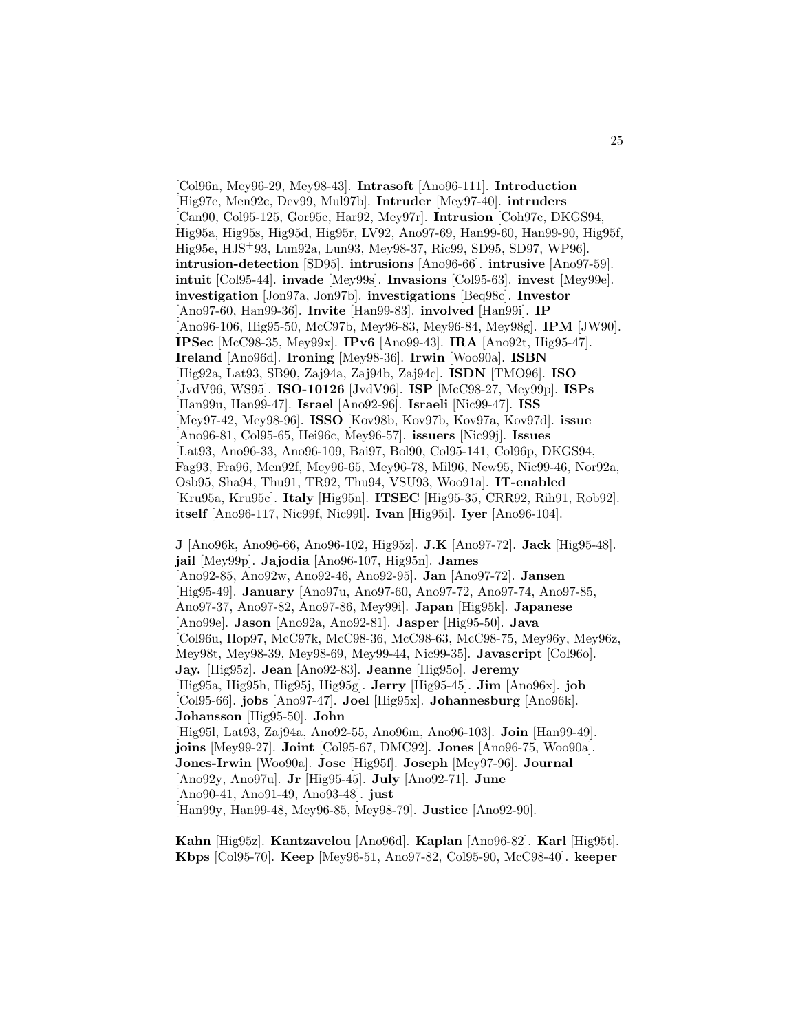[Col96n, Mey96-29, Mey98-43]. **Intrasoft** [Ano96-111]. **Introduction** [Hig97e, Men92c, Dev99, Mul97b]. **Intruder** [Mey97-40]. **intruders** [Can90, Col95-125, Gor95c, Har92, Mey97r]. **Intrusion** [Coh97c, DKGS94, Hig95a, Hig95s, Hig95d, Hig95r, LV92, Ano97-69, Han99-60, Han99-90, Hig95f, Hig95e, HJS+93, Lun92a, Lun93, Mey98-37, Ric99, SD95, SD97, WP96]. **intrusion-detection** [SD95]. **intrusions** [Ano96-66]. **intrusive** [Ano97-59]. **intuit** [Col95-44]. **invade** [Mey99s]. **Invasions** [Col95-63]. **invest** [Mey99e]. **investigation** [Jon97a, Jon97b]. **investigations** [Beq98c]. **Investor** [Ano97-60, Han99-36]. **Invite** [Han99-83]. **involved** [Han99i]. **IP** [Ano96-106, Hig95-50, McC97b, Mey96-83, Mey96-84, Mey98g]. **IPM** [JW90]. **IPSec** [McC98-35, Mey99x]. **IPv6** [Ano99-43]. **IRA** [Ano92t, Hig95-47]. **Ireland** [Ano96d]. **Ironing** [Mey98-36]. **Irwin** [Woo90a]. **ISBN** [Hig92a, Lat93, SB90, Zaj94a, Zaj94b, Zaj94c]. **ISDN** [TMO96]. **ISO** [JvdV96, WS95]. **ISO-10126** [JvdV96]. **ISP** [McC98-27, Mey99p]. **ISPs** [Han99u, Han99-47]. **Israel** [Ano92-96]. **Israeli** [Nic99-47]. **ISS** [Mey97-42, Mey98-96]. **ISSO** [Kov98b, Kov97b, Kov97a, Kov97d]. **issue** [Ano96-81, Col95-65, Hei96c, Mey96-57]. **issuers** [Nic99j]. **Issues** [Lat93, Ano96-33, Ano96-109, Bai97, Bol90, Col95-141, Col96p, DKGS94, Fag93, Fra96, Men92f, Mey96-65, Mey96-78, Mil96, New95, Nic99-46, Nor92a, Osb95, Sha94, Thu91, TR92, Thu94, VSU93, Woo91a]. **IT-enabled** [Kru95a, Kru95c]. **Italy** [Hig95n]. **ITSEC** [Hig95-35, CRR92, Rih91, Rob92]. **itself** [Ano96-117, Nic99f, Nic99l]. **Ivan** [Hig95i]. **Iyer** [Ano96-104].

**J** [Ano96k, Ano96-66, Ano96-102, Hig95z]. **J.K** [Ano97-72]. **Jack** [Hig95-48]. **jail** [Mey99p]. **Jajodia** [Ano96-107, Hig95n]. **James** [Ano92-85, Ano92w, Ano92-46, Ano92-95]. **Jan** [Ano97-72]. **Jansen** [Hig95-49]. **January** [Ano97u, Ano97-60, Ano97-72, Ano97-74, Ano97-85, Ano97-37, Ano97-82, Ano97-86, Mey99i]. **Japan** [Hig95k]. **Japanese** [Ano99e]. **Jason** [Ano92a, Ano92-81]. **Jasper** [Hig95-50]. **Java** [Col96u, Hop97, McC97k, McC98-36, McC98-63, McC98-75, Mey96y, Mey96z, Mey98t, Mey98-39, Mey98-69, Mey99-44, Nic99-35]. **Javascript** [Col96o]. **Jay.** [Hig95z]. **Jean** [Ano92-83]. **Jeanne** [Hig95o]. **Jeremy** [Hig95a, Hig95h, Hig95j, Hig95g]. **Jerry** [Hig95-45]. **Jim** [Ano96x]. **job** [Col95-66]. **jobs** [Ano97-47]. **Joel** [Hig95x]. **Johannesburg** [Ano96k]. **Johansson** [Hig95-50]. **John** [Hig95l, Lat93, Zaj94a, Ano92-55, Ano96m, Ano96-103]. **Join** [Han99-49]. **joins** [Mey99-27]. **Joint** [Col95-67, DMC92]. **Jones** [Ano96-75, Woo90a]. **Jones-Irwin** [Woo90a]. **Jose** [Hig95f]. **Joseph** [Mey97-96]. **Journal** [Ano92y, Ano97u]. **Jr** [Hig95-45]. **July** [Ano92-71]. **June** [Ano90-41, Ano91-49, Ano93-48]. **just** [Han99y, Han99-48, Mey96-85, Mey98-79]. **Justice** [Ano92-90].

**Kahn** [Hig95z]. **Kantzavelou** [Ano96d]. **Kaplan** [Ano96-82]. **Karl** [Hig95t]. **Kbps** [Col95-70]. **Keep** [Mey96-51, Ano97-82, Col95-90, McC98-40]. **keeper**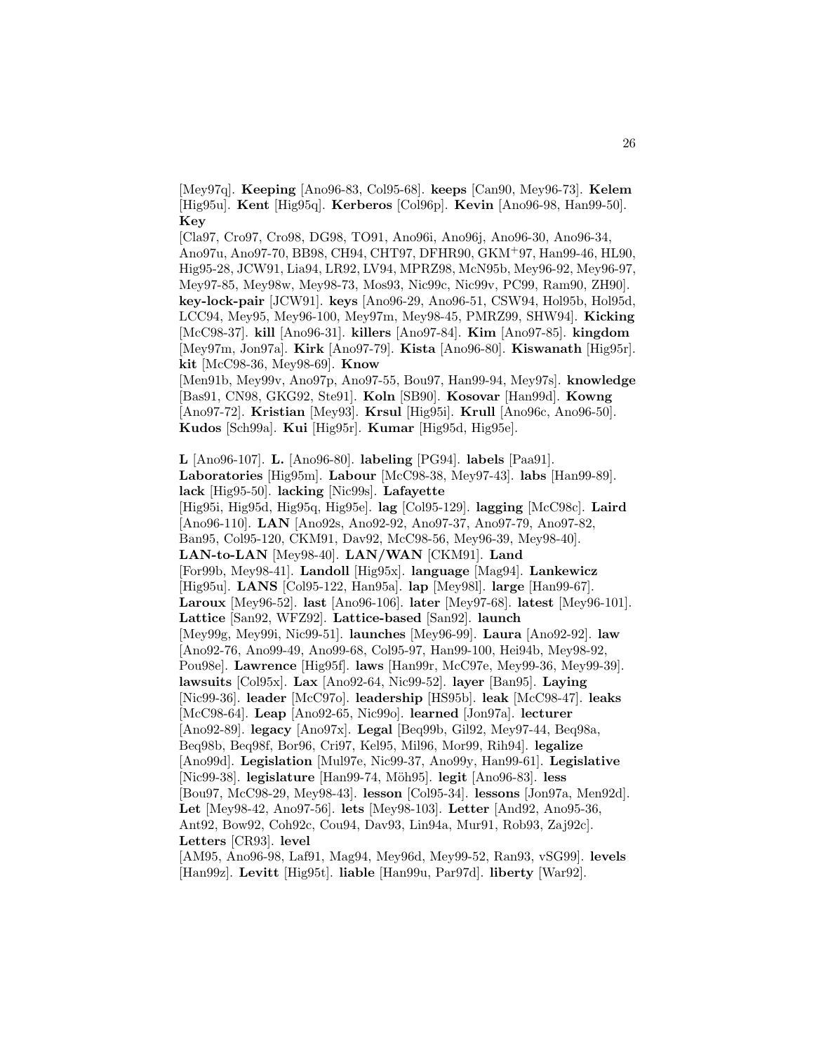[Mey97q]. **Keeping** [Ano96-83, Col95-68]. **keeps** [Can90, Mey96-73]. **Kelem** [Hig95u]. **Kent** [Hig95q]. **Kerberos** [Col96p]. **Kevin** [Ano96-98, Han99-50]. **Key** [Cla97, Cro97, Cro98, DG98, TO91, Ano96i, Ano96j, Ano96-30, Ano96-34, Ano97u, Ano97-70, BB98, CH94, CHT97, DFHR90, GKM+97, Han99-46, HL90, Hig95-28, JCW91, Lia94, LR92, LV94, MPRZ98, McN95b, Mey96-92, Mey96-97, Mey97-85, Mey98w, Mey98-73, Mos93, Nic99c, Nic99v, PC99, Ram90, ZH90]. **key-lock-pair** [JCW91]. **keys** [Ano96-29, Ano96-51, CSW94, Hol95b, Hol95d, LCC94, Mey95, Mey96-100, Mey97m, Mey98-45, PMRZ99, SHW94]. **Kicking** [McC98-37]. **kill** [Ano96-31]. **killers** [Ano97-84]. **Kim** [Ano97-85]. **kingdom** [Mey97m, Jon97a]. **Kirk** [Ano97-79]. **Kista** [Ano96-80]. **Kiswanath** [Hig95r]. **kit** [McC98-36, Mey98-69]. **Know** [Men91b, Mey99v, Ano97p, Ano97-55, Bou97, Han99-94, Mey97s]. **knowledge** [Bas91, CN98, GKG92, Ste91]. **Koln** [SB90]. **Kosovar** [Han99d]. **Kowng** [Ano97-72]. **Kristian** [Mey93]. **Krsul** [Hig95i]. **Krull** [Ano96c, Ano96-50]. **Kudos** [Sch99a]. **Kui** [Hig95r]. **Kumar** [Hig95d, Hig95e].

**L** [Ano96-107]. **L.** [Ano96-80]. **labeling** [PG94]. **labels** [Paa91]. **Laboratories** [Hig95m]. **Labour** [McC98-38, Mey97-43]. **labs** [Han99-89]. **lack** [Hig95-50]. **lacking** [Nic99s]. **Lafayette** [Hig95i, Hig95d, Hig95q, Hig95e]. **lag** [Col95-129]. **lagging** [McC98c]. **Laird** [Ano96-110]. **LAN** [Ano92s, Ano92-92, Ano97-37, Ano97-79, Ano97-82, Ban95, Col95-120, CKM91, Dav92, McC98-56, Mey96-39, Mey98-40]. **LAN-to-LAN** [Mey98-40]. **LAN/WAN** [CKM91]. **Land** [For99b, Mey98-41]. **Landoll** [Hig95x]. **language** [Mag94]. **Lankewicz** [Hig95u]. **LANS** [Col95-122, Han95a]. **lap** [Mey98l]. **large** [Han99-67]. **Laroux** [Mey96-52]. **last** [Ano96-106]. **later** [Mey97-68]. **latest** [Mey96-101]. **Lattice** [San92, WFZ92]. **Lattice-based** [San92]. **launch** [Mey99g, Mey99i, Nic99-51]. **launches** [Mey96-99]. **Laura** [Ano92-92]. **law** [Ano92-76, Ano99-49, Ano99-68, Col95-97, Han99-100, Hei94b, Mey98-92, Pou98e]. **Lawrence** [Hig95f]. **laws** [Han99r, McC97e, Mey99-36, Mey99-39]. **lawsuits** [Col95x]. **Lax** [Ano92-64, Nic99-52]. **layer** [Ban95]. **Laying** [Nic99-36]. **leader** [McC97o]. **leadership** [HS95b]. **leak** [McC98-47]. **leaks** [McC98-64]. **Leap** [Ano92-65, Nic99o]. **learned** [Jon97a]. **lecturer** [Ano92-89]. **legacy** [Ano97x]. **Legal** [Beq99b, Gil92, Mey97-44, Beq98a, Beq98b, Beq98f, Bor96, Cri97, Kel95, Mil96, Mor99, Rih94]. **legalize** [Ano99d]. **Legislation** [Mul97e, Nic99-37, Ano99y, Han99-61]. **Legislative** [Nic99-38]. **legislature** [Han99-74, Möh95]. **legit** [Ano96-83]. **less** [Bou97, McC98-29, Mey98-43]. **lesson** [Col95-34]. **lessons** [Jon97a, Men92d]. **Let** [Mey98-42, Ano97-56]. **lets** [Mey98-103]. **Letter** [And92, Ano95-36, Ant92, Bow92, Coh92c, Cou94, Dav93, Lin94a, Mur91, Rob93, Zaj92c]. **Letters** [CR93]. **level** [AM95, Ano96-98, Laf91, Mag94, Mey96d, Mey99-52, Ran93, vSG99]. **levels** [Han99z]. **Levitt** [Hig95t]. **liable** [Han99u, Par97d]. **liberty** [War92].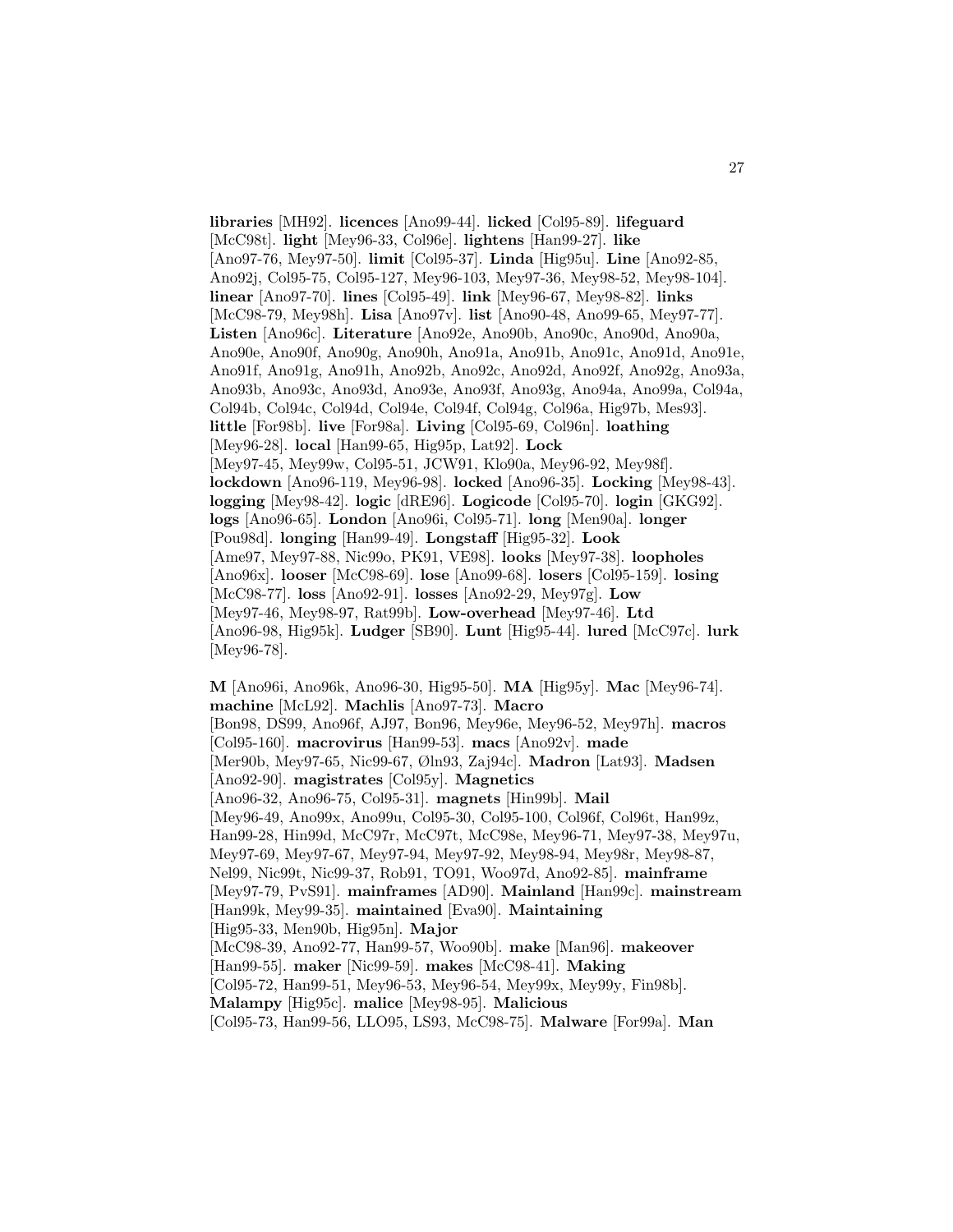**libraries** [MH92]. **licences** [Ano99-44]. **licked** [Col95-89]. **lifeguard** [McC98t]. **light** [Mey96-33, Col96e]. **lightens** [Han99-27]. **like** [Ano97-76, Mey97-50]. **limit** [Col95-37]. **Linda** [Hig95u]. **Line** [Ano92-85, Ano92j, Col95-75, Col95-127, Mey96-103, Mey97-36, Mey98-52, Mey98-104]. **linear** [Ano97-70]. **lines** [Col95-49]. **link** [Mey96-67, Mey98-82]. **links** [McC98-79, Mey98h]. **Lisa** [Ano97v]. **list** [Ano90-48, Ano99-65, Mey97-77]. **Listen** [Ano96c]. **Literature** [Ano92e, Ano90b, Ano90c, Ano90d, Ano90a, Ano90e, Ano90f, Ano90g, Ano90h, Ano91a, Ano91b, Ano91c, Ano91d, Ano91e, Ano91f, Ano91g, Ano91h, Ano92b, Ano92c, Ano92d, Ano92f, Ano92g, Ano93a, Ano93b, Ano93c, Ano93d, Ano93e, Ano93f, Ano93g, Ano94a, Ano99a, Col94a, Col94b, Col94c, Col94d, Col94e, Col94f, Col94g, Col96a, Hig97b, Mes93]. **little** [For98b]. **live** [For98a]. **Living** [Col95-69, Col96n]. **loathing** [Mey96-28]. **local** [Han99-65, Hig95p, Lat92]. **Lock** [Mey97-45, Mey99w, Col95-51, JCW91, Klo90a, Mey96-92, Mey98f]. **lockdown** [Ano96-119, Mey96-98]. **locked** [Ano96-35]. **Locking** [Mey98-43]. **logging** [Mey98-42]. **logic** [dRE96]. **Logicode** [Col95-70]. **login** [GKG92]. **logs** [Ano96-65]. **London** [Ano96i, Col95-71]. **long** [Men90a]. **longer** [Pou98d]. **longing** [Han99-49]. **Longstaff** [Hig95-32]. **Look** [Ame97, Mey97-88, Nic99o, PK91, VE98]. **looks** [Mey97-38]. **loopholes** [Ano96x]. **looser** [McC98-69]. **lose** [Ano99-68]. **losers** [Col95-159]. **losing** [McC98-77]. **loss** [Ano92-91]. **losses** [Ano92-29, Mey97g]. **Low** [Mey97-46, Mey98-97, Rat99b]. **Low-overhead** [Mey97-46]. **Ltd** [Ano96-98, Hig95k]. **Ludger** [SB90]. **Lunt** [Hig95-44]. **lured** [McC97c]. **lurk** [Mey96-78].

**M** [Ano96i, Ano96k, Ano96-30, Hig95-50]. **MA** [Hig95y]. **Mac** [Mey96-74]. **machine** [McL92]. **Machlis** [Ano97-73]. **Macro** [Bon98, DS99, Ano96f, AJ97, Bon96, Mey96e, Mey96-52, Mey97h]. **macros** [Col95-160]. **macrovirus** [Han99-53]. **macs** [Ano92v]. **made** [Mer90b, Mey97-65, Nic99-67, Øln93, Zaj94c]. **Madron** [Lat93]. **Madsen** [Ano92-90]. **magistrates** [Col95y]. **Magnetics** [Ano96-32, Ano96-75, Col95-31]. **magnets** [Hin99b]. **Mail** [Mey96-49, Ano99x, Ano99u, Col95-30, Col95-100, Col96f, Col96t, Han99z, Han99-28, Hin99d, McC97r, McC97t, McC98e, Mey96-71, Mey97-38, Mey97u, Mey97-69, Mey97-67, Mey97-94, Mey97-92, Mey98-94, Mey98r, Mey98-87, Nel99, Nic99t, Nic99-37, Rob91, TO91, Woo97d, Ano92-85]. **mainframe** [Mey97-79, PvS91]. **mainframes** [AD90]. **Mainland** [Han99c]. **mainstream** [Han99k, Mey99-35]. **maintained** [Eva90]. **Maintaining** [Hig95-33, Men90b, Hig95n]. **Major** [McC98-39, Ano92-77, Han99-57, Woo90b]. **make** [Man96]. **makeover** [Han99-55]. **maker** [Nic99-59]. **makes** [McC98-41]. **Making** [Col95-72, Han99-51, Mey96-53, Mey96-54, Mey99x, Mey99y, Fin98b]. **Malampy** [Hig95c]. **malice** [Mey98-95]. **Malicious** [Col95-73, Han99-56, LLO95, LS93, McC98-75]. **Malware** [For99a]. **Man**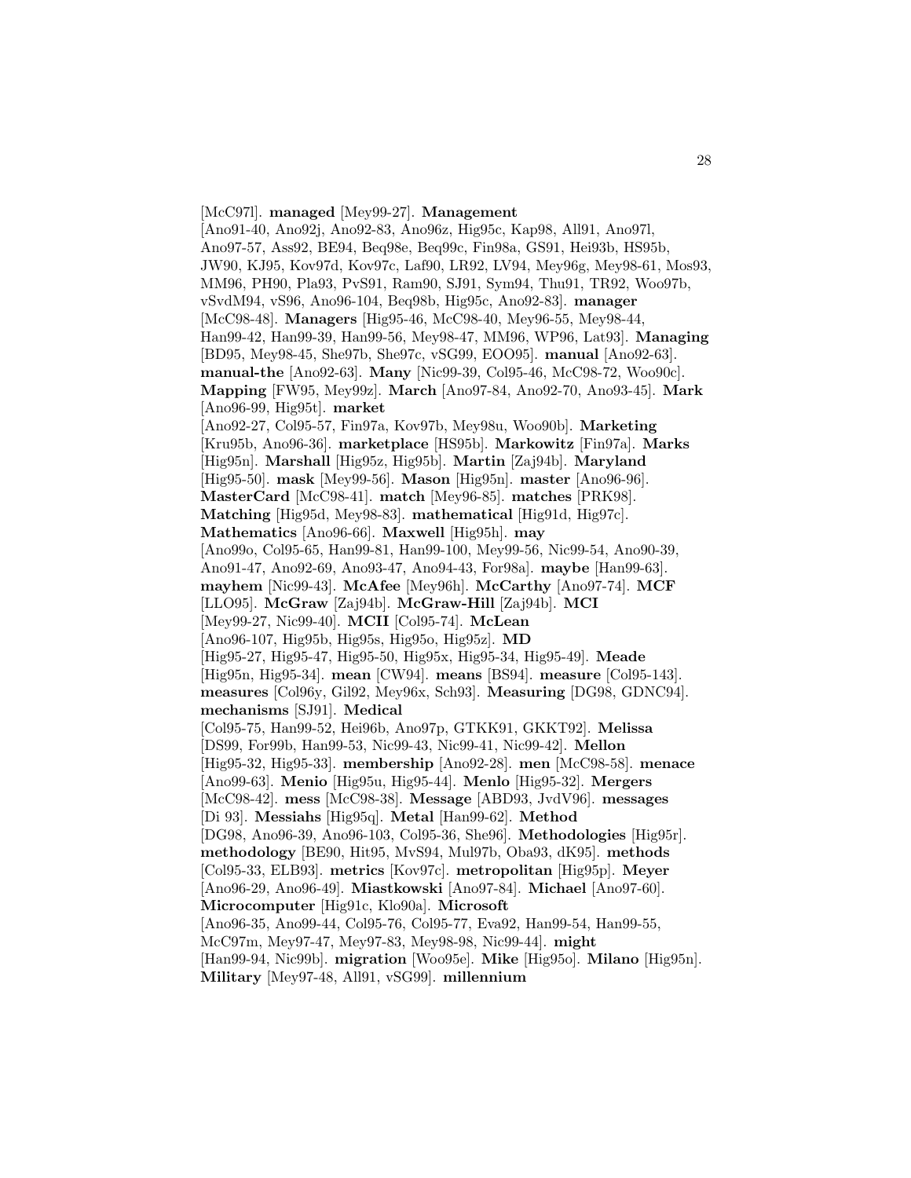[McC97l]. **managed** [Mey99-27]. **Management** [Ano91-40, Ano92j, Ano92-83, Ano96z, Hig95c, Kap98, All91, Ano97l, Ano97-57, Ass92, BE94, Beq98e, Beq99c, Fin98a, GS91, Hei93b, HS95b, JW90, KJ95, Kov97d, Kov97c, Laf90, LR92, LV94, Mey96g, Mey98-61, Mos93, MM96, PH90, Pla93, PvS91, Ram90, SJ91, Sym94, Thu91, TR92, Woo97b, vSvdM94, vS96, Ano96-104, Beq98b, Hig95c, Ano92-83]. **manager** [McC98-48]. **Managers** [Hig95-46, McC98-40, Mey96-55, Mey98-44, Han99-42, Han99-39, Han99-56, Mey98-47, MM96, WP96, Lat93]. **Managing** [BD95, Mey98-45, She97b, She97c, vSG99, EOO95]. **manual** [Ano92-63]. **manual-the** [Ano92-63]. **Many** [Nic99-39, Col95-46, McC98-72, Woo90c]. **Mapping** [FW95, Mey99z]. **March** [Ano97-84, Ano92-70, Ano93-45]. **Mark** [Ano96-99, Hig95t]. **market** [Ano92-27, Col95-57, Fin97a, Kov97b, Mey98u, Woo90b]. **Marketing** [Kru95b, Ano96-36]. **marketplace** [HS95b]. **Markowitz** [Fin97a]. **Marks** [Hig95n]. **Marshall** [Hig95z, Hig95b]. **Martin** [Zaj94b]. **Maryland** [Hig95-50]. **mask** [Mey99-56]. **Mason** [Hig95n]. **master** [Ano96-96]. **MasterCard** [McC98-41]. **match** [Mey96-85]. **matches** [PRK98]. **Matching** [Hig95d, Mey98-83]. **mathematical** [Hig91d, Hig97c]. **Mathematics** [Ano96-66]. **Maxwell** [Hig95h]. **may** [Ano99o, Col95-65, Han99-81, Han99-100, Mey99-56, Nic99-54, Ano90-39, Ano91-47, Ano92-69, Ano93-47, Ano94-43, For98a]. **maybe** [Han99-63]. **mayhem** [Nic99-43]. **McAfee** [Mey96h]. **McCarthy** [Ano97-74]. **MCF** [LLO95]. **McGraw** [Zaj94b]. **McGraw-Hill** [Zaj94b]. **MCI** [Mey99-27, Nic99-40]. **MCII** [Col95-74]. **McLean** [Ano96-107, Hig95b, Hig95s, Hig95o, Hig95z]. **MD** [Hig95-27, Hig95-47, Hig95-50, Hig95x, Hig95-34, Hig95-49]. **Meade** [Hig95n, Hig95-34]. **mean** [CW94]. **means** [BS94]. **measure** [Col95-143]. **measures** [Col96y, Gil92, Mey96x, Sch93]. **Measuring** [DG98, GDNC94]. **mechanisms** [SJ91]. **Medical** [Col95-75, Han99-52, Hei96b, Ano97p, GTKK91, GKKT92]. **Melissa** [DS99, For99b, Han99-53, Nic99-43, Nic99-41, Nic99-42]. **Mellon** [Hig95-32, Hig95-33]. **membership** [Ano92-28]. **men** [McC98-58]. **menace** [Ano99-63]. **Menio** [Hig95u, Hig95-44]. **Menlo** [Hig95-32]. **Mergers** [McC98-42]. **mess** [McC98-38]. **Message** [ABD93, JvdV96]. **messages** [Di 93]. **Messiahs** [Hig95q]. **Metal** [Han99-62]. **Method** [DG98, Ano96-39, Ano96-103, Col95-36, She96]. **Methodologies** [Hig95r]. **methodology** [BE90, Hit95, MvS94, Mul97b, Oba93, dK95]. **methods** [Col95-33, ELB93]. **metrics** [Kov97c]. **metropolitan** [Hig95p]. **Meyer** [Ano96-29, Ano96-49]. **Miastkowski** [Ano97-84]. **Michael** [Ano97-60]. **Microcomputer** [Hig91c, Klo90a]. **Microsoft** [Ano96-35, Ano99-44, Col95-76, Col95-77, Eva92, Han99-54, Han99-55, McC97m, Mey97-47, Mey97-83, Mey98-98, Nic99-44]. **might** [Han99-94, Nic99b]. **migration** [Woo95e]. **Mike** [Hig95o]. **Milano** [Hig95n]. **Military** [Mey97-48, All91, vSG99]. **millennium**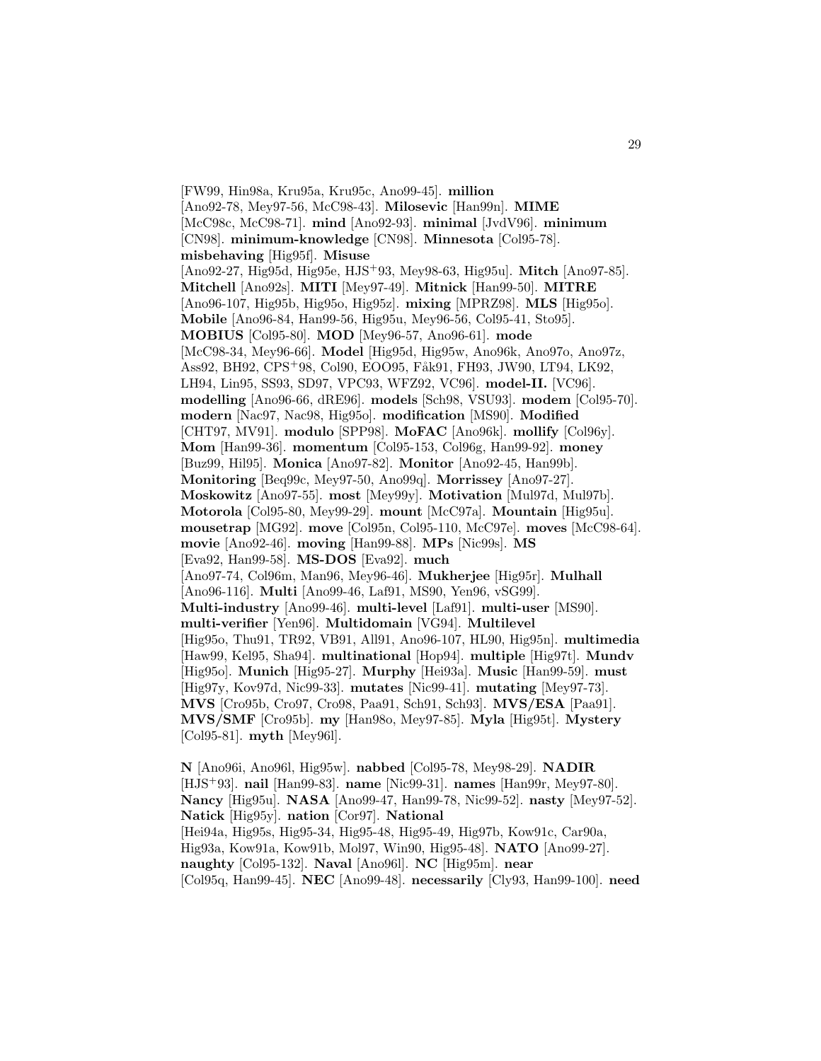[FW99, Hin98a, Kru95a, Kru95c, Ano99-45]. **million** [Ano92-78, Mey97-56, McC98-43]. **Milosevic** [Han99n]. **MIME** [McC98c, McC98-71]. **mind** [Ano92-93]. **minimal** [JvdV96]. **minimum** [CN98]. **minimum-knowledge** [CN98]. **Minnesota** [Col95-78]. **misbehaving** [Hig95f]. **Misuse** [Ano92-27, Hig95d, Hig95e, HJS+93, Mey98-63, Hig95u]. **Mitch** [Ano97-85]. **Mitchell** [Ano92s]. **MITI** [Mey97-49]. **Mitnick** [Han99-50]. **MITRE** [Ano96-107, Hig95b, Hig95o, Hig95z]. **mixing** [MPRZ98]. **MLS** [Hig95o]. **Mobile** [Ano96-84, Han99-56, Hig95u, Mey96-56, Col95-41, Sto95]. **MOBIUS** [Col95-80]. **MOD** [Mey96-57, Ano96-61]. **mode** [McC98-34, Mey96-66]. **Model** [Hig95d, Hig95w, Ano96k, Ano97o, Ano97z, Ass92, BH92, CPS+98, Col90, EOO95, Fåk91, FH93, JW90, LT94, LK92, LH94, Lin95, SS93, SD97, VPC93, WFZ92, VC96]. **model-II.** [VC96]. **modelling** [Ano96-66, dRE96]. **models** [Sch98, VSU93]. **modem** [Col95-70]. **modern** [Nac97, Nac98, Hig95o]. **modification** [MS90]. **Modified** [CHT97, MV91]. **modulo** [SPP98]. **MoFAC** [Ano96k]. **mollify** [Col96y]. **Mom** [Han99-36]. **momentum** [Col95-153, Col96g, Han99-92]. **money** [Buz99, Hil95]. **Monica** [Ano97-82]. **Monitor** [Ano92-45, Han99b]. **Monitoring** [Beq99c, Mey97-50, Ano99q]. **Morrissey** [Ano97-27]. **Moskowitz** [Ano97-55]. **most** [Mey99y]. **Motivation** [Mul97d, Mul97b]. **Motorola** [Col95-80, Mey99-29]. **mount** [McC97a]. **Mountain** [Hig95u]. **mousetrap** [MG92]. **move** [Col95n, Col95-110, McC97e]. **moves** [McC98-64]. **movie** [Ano92-46]. **moving** [Han99-88]. **MPs** [Nic99s]. **MS** [Eva92, Han99-58]. **MS-DOS** [Eva92]. **much** [Ano97-74, Col96m, Man96, Mey96-46]. **Mukherjee** [Hig95r]. **Mulhall** [Ano96-116]. **Multi** [Ano99-46, Laf91, MS90, Yen96, vSG99]. **Multi-industry** [Ano99-46]. **multi-level** [Laf91]. **multi-user** [MS90]. **multi-verifier** [Yen96]. **Multidomain** [VG94]. **Multilevel** [Hig95o, Thu91, TR92, VB91, All91, Ano96-107, HL90, Hig95n]. **multimedia** [Haw99, Kel95, Sha94]. **multinational** [Hop94]. **multiple** [Hig97t]. **Mundv** [Hig95o]. **Munich** [Hig95-27]. **Murphy** [Hei93a]. **Music** [Han99-59]. **must** [Hig97y, Kov97d, Nic99-33]. **mutates** [Nic99-41]. **mutating** [Mey97-73]. **MVS** [Cro95b, Cro97, Cro98, Paa91, Sch91, Sch93]. **MVS/ESA** [Paa91]. **MVS/SMF** [Cro95b]. **my** [Han98o, Mey97-85]. **Myla** [Hig95t]. **Mystery** [Col95-81]. **myth** [Mey96l].

**N** [Ano96i, Ano96l, Hig95w]. **nabbed** [Col95-78, Mey98-29]. **NADIR** [HJS+93]. **nail** [Han99-83]. **name** [Nic99-31]. **names** [Han99r, Mey97-80]. **Nancy** [Hig95u]. **NASA** [Ano99-47, Han99-78, Nic99-52]. **nasty** [Mey97-52]. **Natick** [Hig95y]. **nation** [Cor97]. **National** [Hei94a, Hig95s, Hig95-34, Hig95-48, Hig95-49, Hig97b, Kow91c, Car90a, Hig93a, Kow91a, Kow91b, Mol97, Win90, Hig95-48]. **NATO** [Ano99-27]. **naughty** [Col95-132]. **Naval** [Ano96l]. **NC** [Hig95m]. **near** [Col95q, Han99-45]. **NEC** [Ano99-48]. **necessarily** [Cly93, Han99-100]. **need**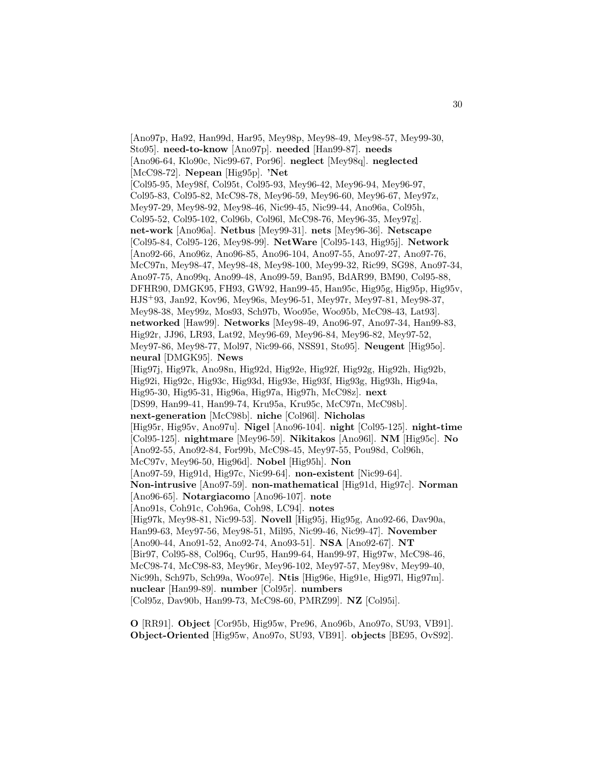[Ano97p, Ha92, Han99d, Har95, Mey98p, Mey98-49, Mey98-57, Mey99-30, Sto95]. **need-to-know** [Ano97p]. **needed** [Han99-87]. **needs** [Ano96-64, Klo90c, Nic99-67, Por96]. **neglect** [Mey98q]. **neglected** [McC98-72]. **Nepean** [Hig95p]. **'Net** [Col95-95, Mey98f, Col95t, Col95-93, Mey96-42, Mey96-94, Mey96-97, Col95-83, Col95-82, McC98-78, Mey96-59, Mey96-60, Mey96-67, Mey97z, Mey97-29, Mey98-92, Mey98-46, Nic99-45, Nic99-44, Ano96a, Col95h, Col95-52, Col95-102, Col96b, Col96l, McC98-76, Mey96-35, Mey97g]. **net-work** [Ano96a]. **Netbus** [Mey99-31]. **nets** [Mey96-36]. **Netscape** [Col95-84, Col95-126, Mey98-99]. **NetWare** [Col95-143, Hig95j]. **Network** [Ano92-66, Ano96z, Ano96-85, Ano96-104, Ano97-55, Ano97-27, Ano97-76, McC97n, Mey98-47, Mey98-48, Mey98-100, Mey99-32, Ric99, SG98, Ano97-34, Ano97-75, Ano99q, Ano99-48, Ano99-59, Ban95, BdAR99, BM90, Col95-88, DFHR90, DMGK95, FH93, GW92, Han99-45, Han95c, Hig95g, Hig95p, Hig95v, HJS+93, Jan92, Kov96, Mey96s, Mey96-51, Mey97r, Mey97-81, Mey98-37, Mey98-38, Mey99z, Mos93, Sch97b, Woo95e, Woo95b, McC98-43, Lat93]. **networked** [Haw99]. **Networks** [Mey98-49, Ano96-97, Ano97-34, Han99-83, Hig92r, JJ96, LR93, Lat92, Mey96-69, Mey96-84, Mey96-82, Mey97-52, Mey97-86, Mey98-77, Mol97, Nic99-66, NSS91, Sto95]. **Neugent** [Hig95o]. **neural** [DMGK95]. **News** [Hig97j, Hig97k, Ano98n, Hig92d, Hig92e, Hig92f, Hig92g, Hig92h, Hig92b, Hig92i, Hig92c, Hig93c, Hig93d, Hig93e, Hig93f, Hig93g, Hig93h, Hig94a, Hig95-30, Hig95-31, Hig96a, Hig97a, Hig97h, McC98z]. **next** [DS99, Han99-41, Han99-74, Kru95a, Kru95c, McC97n, McC98b]. **next-generation** [McC98b]. **niche** [Col96l]. **Nicholas** [Hig95r, Hig95v, Ano97u]. **Nigel** [Ano96-104]. **night** [Col95-125]. **night-time** [Col95-125]. **nightmare** [Mey96-59]. **Nikitakos** [Ano96l]. **NM** [Hig95c]. **No** [Ano92-55, Ano92-84, For99b, McC98-45, Mey97-55, Pou98d, Col96h, McC97v, Mey96-50, Hig96d]. **Nobel** [Hig95h]. **Non** [Ano97-59, Hig91d, Hig97c, Nic99-64]. **non-existent** [Nic99-64]. **Non-intrusive** [Ano97-59]. **non-mathematical** [Hig91d, Hig97c]. **Norman** [Ano96-65]. **Notargiacomo** [Ano96-107]. **note** [Ano91s, Coh91c, Coh96a, Coh98, LC94]. **notes** [Hig97k, Mey98-81, Nic99-53]. **Novell** [Hig95j, Hig95g, Ano92-66, Dav90a, Han99-63, Mey97-56, Mey98-51, Mil95, Nic99-46, Nic99-47]. **November** [Ano90-44, Ano91-52, Ano92-74, Ano93-51]. **NSA** [Ano92-67]. **NT** [Bir97, Col95-88, Col96q, Cur95, Han99-64, Han99-97, Hig97w, McC98-46, McC98-74, McC98-83, Mey96r, Mey96-102, Mey97-57, Mey98v, Mey99-40, Nic99h, Sch97b, Sch99a, Woo97e]. **Ntis** [Hig96e, Hig91e, Hig97l, Hig97m]. **nuclear** [Han99-89]. **number** [Col95r]. **numbers** [Col95z, Dav90b, Han99-73, McC98-60, PMRZ99]. **NZ** [Col95i].

**O** [RR91]. **Object** [Cor95b, Hig95w, Pre96, Ano96b, Ano97o, SU93, VB91]. **Object-Oriented** [Hig95w, Ano97o, SU93, VB91]. **objects** [BE95, OvS92].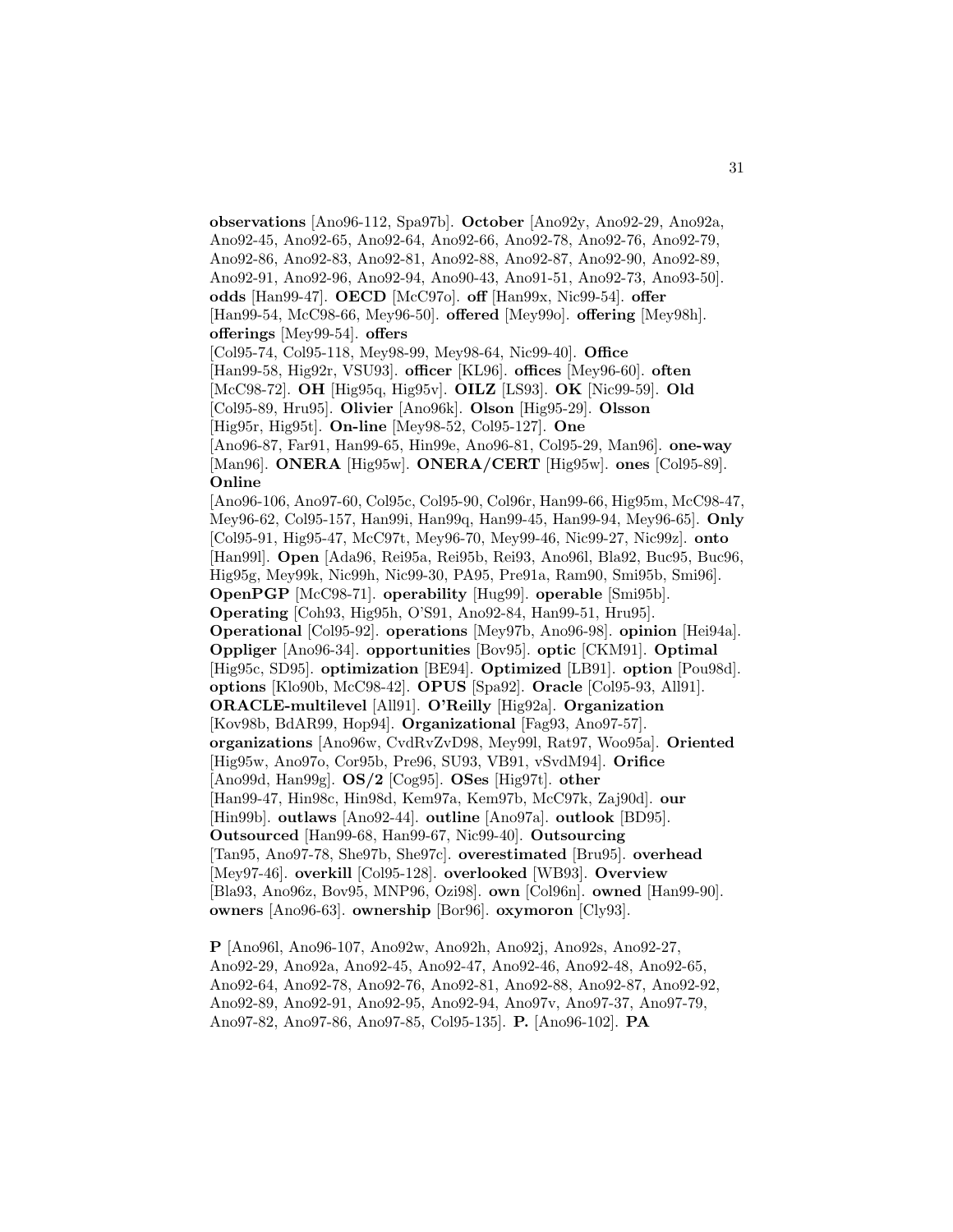**observations** [Ano96-112, Spa97b]. **October** [Ano92y, Ano92-29, Ano92a, Ano92-45, Ano92-65, Ano92-64, Ano92-66, Ano92-78, Ano92-76, Ano92-79, Ano92-86, Ano92-83, Ano92-81, Ano92-88, Ano92-87, Ano92-90, Ano92-89, Ano92-91, Ano92-96, Ano92-94, Ano90-43, Ano91-51, Ano92-73, Ano93-50]. **odds** [Han99-47]. **OECD** [McC97o]. **off** [Han99x, Nic99-54]. **offer** [Han99-54, McC98-66, Mey96-50]. **offered** [Mey99o]. **offering** [Mey98h]. **offerings** [Mey99-54]. **offers** [Col95-74, Col95-118, Mey98-99, Mey98-64, Nic99-40]. **Office** [Han99-58, Hig92r, VSU93]. **officer** [KL96]. **offices** [Mey96-60]. **often** [McC98-72]. **OH** [Hig95q, Hig95v]. **OILZ** [LS93]. **OK** [Nic99-59]. **Old** [Col95-89, Hru95]. **Olivier** [Ano96k]. **Olson** [Hig95-29]. **Olsson** [Hig95r, Hig95t]. **On-line** [Mey98-52, Col95-127]. **One** [Ano96-87, Far91, Han99-65, Hin99e, Ano96-81, Col95-29, Man96]. **one-way** [Man96]. **ONERA** [Hig95w]. **ONERA/CERT** [Hig95w]. **ones** [Col95-89]. **Online** [Ano96-106, Ano97-60, Col95c, Col95-90, Col96r, Han99-66, Hig95m, McC98-47, Mey96-62, Col95-157, Han99i, Han99q, Han99-45, Han99-94, Mey96-65]. **Only** [Col95-91, Hig95-47, McC97t, Mey96-70, Mey99-46, Nic99-27, Nic99z]. **onto** [Han99l]. **Open** [Ada96, Rei95a, Rei95b, Rei93, Ano96l, Bla92, Buc95, Buc96, Hig95g, Mey99k, Nic99h, Nic99-30, PA95, Pre91a, Ram90, Smi95b, Smi96]. **OpenPGP** [McC98-71]. **operability** [Hug99]. **operable** [Smi95b]. **Operating** [Coh93, Hig95h, O'S91, Ano92-84, Han99-51, Hru95]. **Operational** [Col95-92]. **operations** [Mey97b, Ano96-98]. **opinion** [Hei94a]. **Oppliger** [Ano96-34]. **opportunities** [Bov95]. **optic** [CKM91]. **Optimal** [Hig95c, SD95]. **optimization** [BE94]. **Optimized** [LB91]. **option** [Pou98d]. **options** [Klo90b, McC98-42]. **OPUS** [Spa92]. **Oracle** [Col95-93, All91]. **ORACLE-multilevel** [All91]. **O'Reilly** [Hig92a]. **Organization** [Kov98b, BdAR99, Hop94]. **Organizational** [Fag93, Ano97-57]. **organizations** [Ano96w, CvdRvZvD98, Mey99l, Rat97, Woo95a]. **Oriented** [Hig95w, Ano97o, Cor95b, Pre96, SU93, VB91, vSvdM94]. **Orifice** [Ano99d, Han99g]. **OS/2** [Cog95]. **OSes** [Hig97t]. **other** [Han99-47, Hin98c, Hin98d, Kem97a, Kem97b, McC97k, Zaj90d]. **our** [Hin99b]. **outlaws** [Ano92-44]. **outline** [Ano97a]. **outlook** [BD95]. **Outsourced** [Han99-68, Han99-67, Nic99-40]. **Outsourcing** [Tan95, Ano97-78, She97b, She97c]. **overestimated** [Bru95]. **overhead** [Mey97-46]. **overkill** [Col95-128]. **overlooked** [WB93]. **Overview** [Bla93, Ano96z, Bov95, MNP96, Ozi98]. **own** [Col96n]. **owned** [Han99-90]. **owners** [Ano96-63]. **ownership** [Bor96]. **oxymoron** [Cly93].

**P** [Ano96l, Ano96-107, Ano92w, Ano92h, Ano92j, Ano92s, Ano92-27, Ano92-29, Ano92a, Ano92-45, Ano92-47, Ano92-46, Ano92-48, Ano92-65, Ano92-64, Ano92-78, Ano92-76, Ano92-81, Ano92-88, Ano92-87, Ano92-92, Ano92-89, Ano92-91, Ano92-95, Ano92-94, Ano97v, Ano97-37, Ano97-79, Ano97-82, Ano97-86, Ano97-85, Col95-135]. **P.** [Ano96-102]. **PA**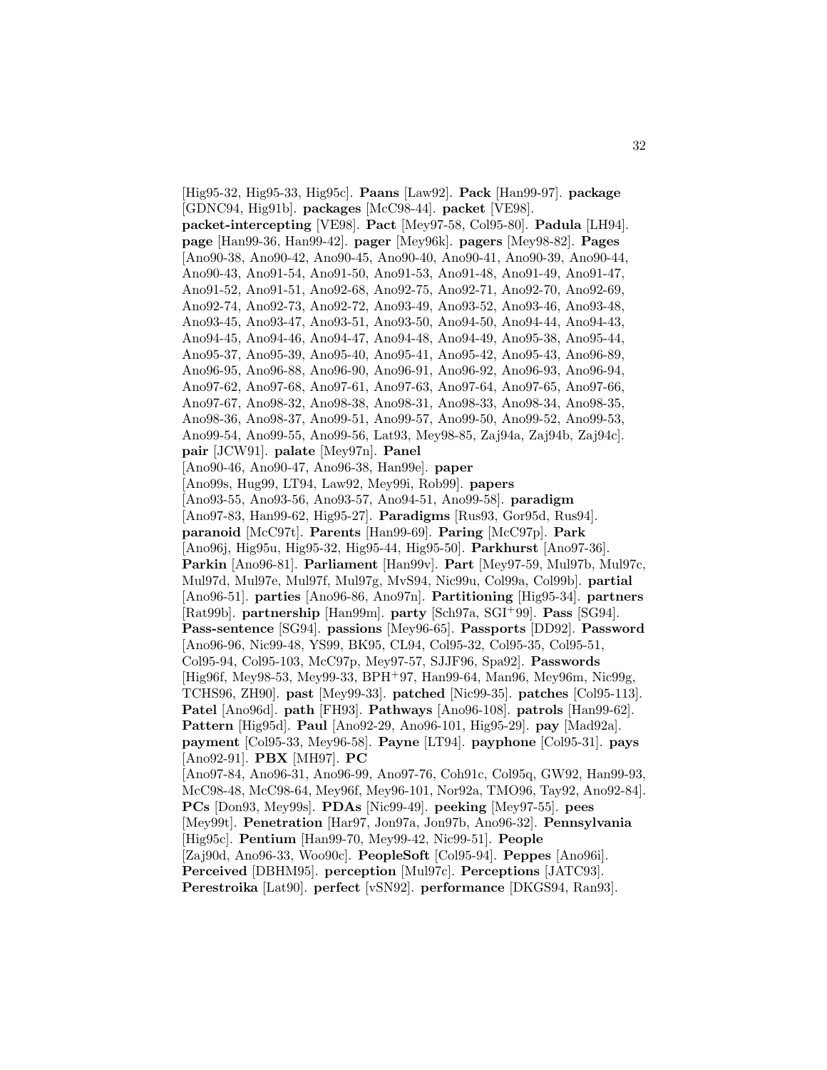[Hig95-32, Hig95-33, Hig95c]. **Paans** [Law92]. **Pack** [Han99-97]. **package** [GDNC94, Hig91b]. **packages** [McC98-44]. **packet** [VE98]. **packet-intercepting** [VE98]. **Pact** [Mey97-58, Col95-80]. **Padula** [LH94]. **page** [Han99-36, Han99-42]. **pager** [Mey96k]. **pagers** [Mey98-82]. **Pages** [Ano90-38, Ano90-42, Ano90-45, Ano90-40, Ano90-41, Ano90-39, Ano90-44, Ano90-43, Ano91-54, Ano91-50, Ano91-53, Ano91-48, Ano91-49, Ano91-47, Ano91-52, Ano91-51, Ano92-68, Ano92-75, Ano92-71, Ano92-70, Ano92-69, Ano92-74, Ano92-73, Ano92-72, Ano93-49, Ano93-52, Ano93-46, Ano93-48, Ano93-45, Ano93-47, Ano93-51, Ano93-50, Ano94-50, Ano94-44, Ano94-43, Ano94-45, Ano94-46, Ano94-47, Ano94-48, Ano94-49, Ano95-38, Ano95-44, Ano95-37, Ano95-39, Ano95-40, Ano95-41, Ano95-42, Ano95-43, Ano96-89, Ano96-95, Ano96-88, Ano96-90, Ano96-91, Ano96-92, Ano96-93, Ano96-94, Ano97-62, Ano97-68, Ano97-61, Ano97-63, Ano97-64, Ano97-65, Ano97-66, Ano97-67, Ano98-32, Ano98-38, Ano98-31, Ano98-33, Ano98-34, Ano98-35, Ano98-36, Ano98-37, Ano99-51, Ano99-57, Ano99-50, Ano99-52, Ano99-53, Ano99-54, Ano99-55, Ano99-56, Lat93, Mey98-85, Zaj94a, Zaj94b, Zaj94c]. **pair** [JCW91]. **palate** [Mey97n]. **Panel** [Ano90-46, Ano90-47, Ano96-38, Han99e]. **paper** [Ano99s, Hug99, LT94, Law92, Mey99i, Rob99]. **papers** [Ano93-55, Ano93-56, Ano93-57, Ano94-51, Ano99-58]. **paradigm** [Ano97-83, Han99-62, Hig95-27]. **Paradigms** [Rus93, Gor95d, Rus94]. **paranoid** [McC97t]. **Parents** [Han99-69]. **Paring** [McC97p]. **Park** [Ano96j, Hig95u, Hig95-32, Hig95-44, Hig95-50]. **Parkhurst** [Ano97-36]. **Parkin** [Ano96-81]. **Parliament** [Han99v]. **Part** [Mey97-59, Mul97b, Mul97c, Mul97d, Mul97e, Mul97f, Mul97g, MvS94, Nic99u, Col99a, Col99b]. **partial** [Ano96-51]. **parties** [Ano96-86, Ano97n]. **Partitioning** [Hig95-34]. **partners** [Rat99b]. **partnership** [Han99m]. **party** [Sch97a, SGI+99]. **Pass** [SG94]. **Pass-sentence** [SG94]. **passions** [Mey96-65]. **Passports** [DD92]. **Password** [Ano96-96, Nic99-48, YS99, BK95, CL94, Col95-32, Col95-35, Col95-51, Col95-94, Col95-103, McC97p, Mey97-57, SJJF96, Spa92]. **Passwords** [Hig96f, Mey98-53, Mey99-33, BPH+97, Han99-64, Man96, Mey96m, Nic99g, TCHS96, ZH90]. **past** [Mey99-33]. **patched** [Nic99-35]. **patches** [Col95-113]. **Patel** [Ano96d]. **path** [FH93]. **Pathways** [Ano96-108]. **patrols** [Han99-62]. **Pattern** [Hig95d]. **Paul** [Ano92-29, Ano96-101, Hig95-29]. **pay** [Mad92a]. **payment** [Col95-33, Mey96-58]. **Payne** [LT94]. **payphone** [Col95-31]. **pays** [Ano92-91]. **PBX** [MH97]. **PC** [Ano97-84, Ano96-31, Ano96-99, Ano97-76, Coh91c, Col95q, GW92, Han99-93, McC98-48, McC98-64, Mey96f, Mey96-101, Nor92a, TMO96, Tay92, Ano92-84]. **PCs** [Don93, Mey99s]. **PDAs** [Nic99-49]. **peeking** [Mey97-55]. **pees** [Mey99t]. **Penetration** [Har97, Jon97a, Jon97b, Ano96-32]. **Pennsylvania** [Hig95c]. **Pentium** [Han99-70, Mey99-42, Nic99-51]. **People** [Zaj90d, Ano96-33, Woo90c]. **PeopleSoft** [Col95-94]. **Peppes** [Ano96i]. **Perceived** [DBHM95]. **perception** [Mul97c]. **Perceptions** [JATC93]. **Perestroika** [Lat90]. **perfect** [vSN92]. **performance** [DKGS94, Ran93].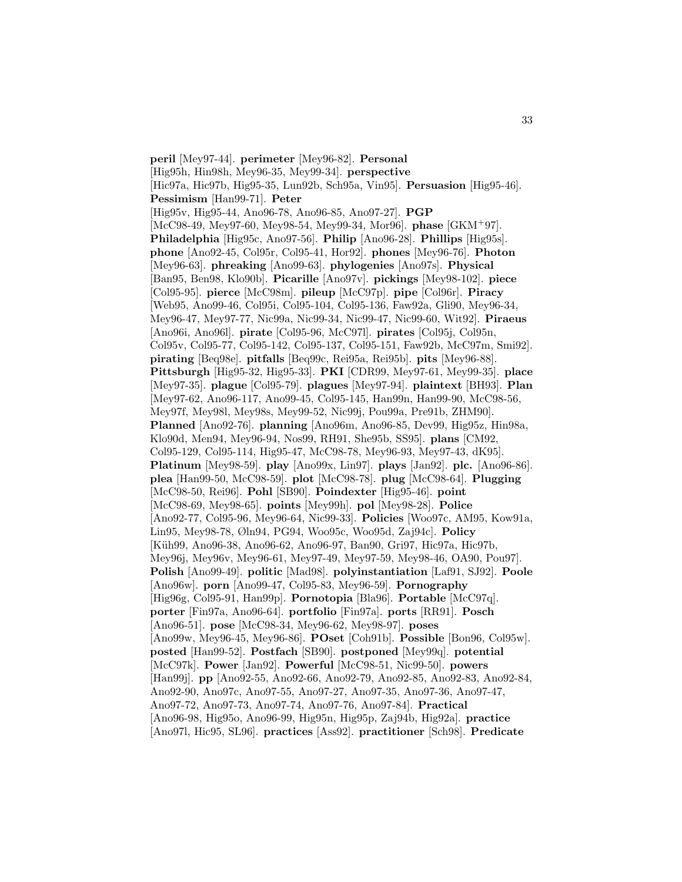**peril** [Mey97-44]. **perimeter** [Mey96-82]. **Personal** [Hig95h, Hin98h, Mey96-35, Mey99-34]. **perspective** [Hic97a, Hic97b, Hig95-35, Lun92b, Sch95a, Vin95]. **Persuasion** [Hig95-46]. **Pessimism** [Han99-71]. **Peter** [Hig95v, Hig95-44, Ano96-78, Ano96-85, Ano97-27]. **PGP** [McC98-49, Mey97-60, Mey98-54, Mey99-34, Mor96]. **phase** [GKM+97]. **Philadelphia** [Hig95c, Ano97-56]. **Philip** [Ano96-28]. **Phillips** [Hig95s]. **phone** [Ano92-45, Col95r, Col95-41, Hor92]. **phones** [Mey96-76]. **Photon** [Mey96-63]. **phreaking** [Ano99-63]. **phylogenies** [Ano97s]. **Physical** [Ban95, Ben98, Klo90b]. **Picarille** [Ano97v]. **pickings** [Mey98-102]. **piece** [Col95-95]. **pierce** [McC98m]. **pileup** [McC97p]. **pipe** [Col96r]. **Piracy** [Web95, Ano99-46, Col95i, Col95-104, Col95-136, Faw92a, Gli90, Mey96-34, Mey96-47, Mey97-77, Nic99a, Nic99-34, Nic99-47, Nic99-60, Wit92]. **Piraeus** [Ano96i, Ano96l]. **pirate** [Col95-96, McC97l]. **pirates** [Col95j, Col95n, Col95v, Col95-77, Col95-142, Col95-137, Col95-151, Faw92b, McC97m, Smi92]. **pirating** [Beq98e]. **pitfalls** [Beq99c, Rei95a, Rei95b]. **pits** [Mey96-88]. **Pittsburgh** [Hig95-32, Hig95-33]. **PKI** [CDR99, Mey97-61, Mey99-35]. **place** [Mey97-35]. **plague** [Col95-79]. **plagues** [Mey97-94]. **plaintext** [BH93]. **Plan** [Mey97-62, Ano96-117, Ano99-45, Col95-145, Han99n, Han99-90, McC98-56, Mey97f, Mey98l, Mey98s, Mey99-52, Nic99j, Pou99a, Pre91b, ZHM90]. **Planned** [Ano92-76]. **planning** [Ano96m, Ano96-85, Dev99, Hig95z, Hin98a, Klo90d, Men94, Mey96-94, Nos99, RH91, She95b, SS95]. **plans** [CM92, Col95-129, Col95-114, Hig95-47, McC98-78, Mey96-93, Mey97-43, dK95]. **Platinum** [Mey98-59]. **play** [Ano99x, Lin97]. **plays** [Jan92]. **plc.** [Ano96-86]. **plea** [Han99-50, McC98-59]. **plot** [McC98-78]. **plug** [McC98-64]. **Plugging** [McC98-50, Rei96]. **Pohl** [SB90]. **Poindexter** [Hig95-46]. **point** [McC98-69, Mey98-65]. **points** [Mey99h]. **pol** [Mey98-28]. **Police** [Ano92-77, Col95-96, Mey96-64, Nic99-33]. **Policies** [Woo97c, AM95, Kow91a, Lin95, Mey98-78, Øln94, PG94, Woo95c, Woo95d, Zaj94c]. **Policy** [Küh99, Ano96-38, Ano96-62, Ano96-97, Ban90, Gri97, Hic97a, Hic97b, Mey96j, Mey96v, Mey96-61, Mey97-49, Mey97-59, Mey98-46, OA90, Pou97]. **Polish** [Ano99-49]. **politic** [Mad98]. **polyinstantiation** [Laf91, SJ92]. **Poole** [Ano96w]. **porn** [Ano99-47, Col95-83, Mey96-59]. **Pornography** [Hig96g, Col95-91, Han99p]. **Pornotopia** [Bla96]. **Portable** [McC97q]. **porter** [Fin97a, Ano96-64]. **portfolio** [Fin97a]. **ports** [RR91]. **Posch** [Ano96-51]. **pose** [McC98-34, Mey96-62, Mey98-97]. **poses** [Ano99w, Mey96-45, Mey96-86]. **POset** [Coh91b]. **Possible** [Bon96, Col95w]. **posted** [Han99-52]. **Postfach** [SB90]. **postponed** [Mey99q]. **potential** [McC97k]. **Power** [Jan92]. **Powerful** [McC98-51, Nic99-50]. **powers** [Han99j]. **pp** [Ano92-55, Ano92-66, Ano92-79, Ano92-85, Ano92-83, Ano92-84, Ano92-90, Ano97c, Ano97-55, Ano97-27, Ano97-35, Ano97-36, Ano97-47, Ano97-72, Ano97-73, Ano97-74, Ano97-76, Ano97-84]. **Practical** [Ano96-98, Hig95o, Ano96-99, Hig95n, Hig95p, Zaj94b, Hig92a]. **practice** [Ano97l, Hic95, SL96]. **practices** [Ass92]. **practitioner** [Sch98]. **Predicate**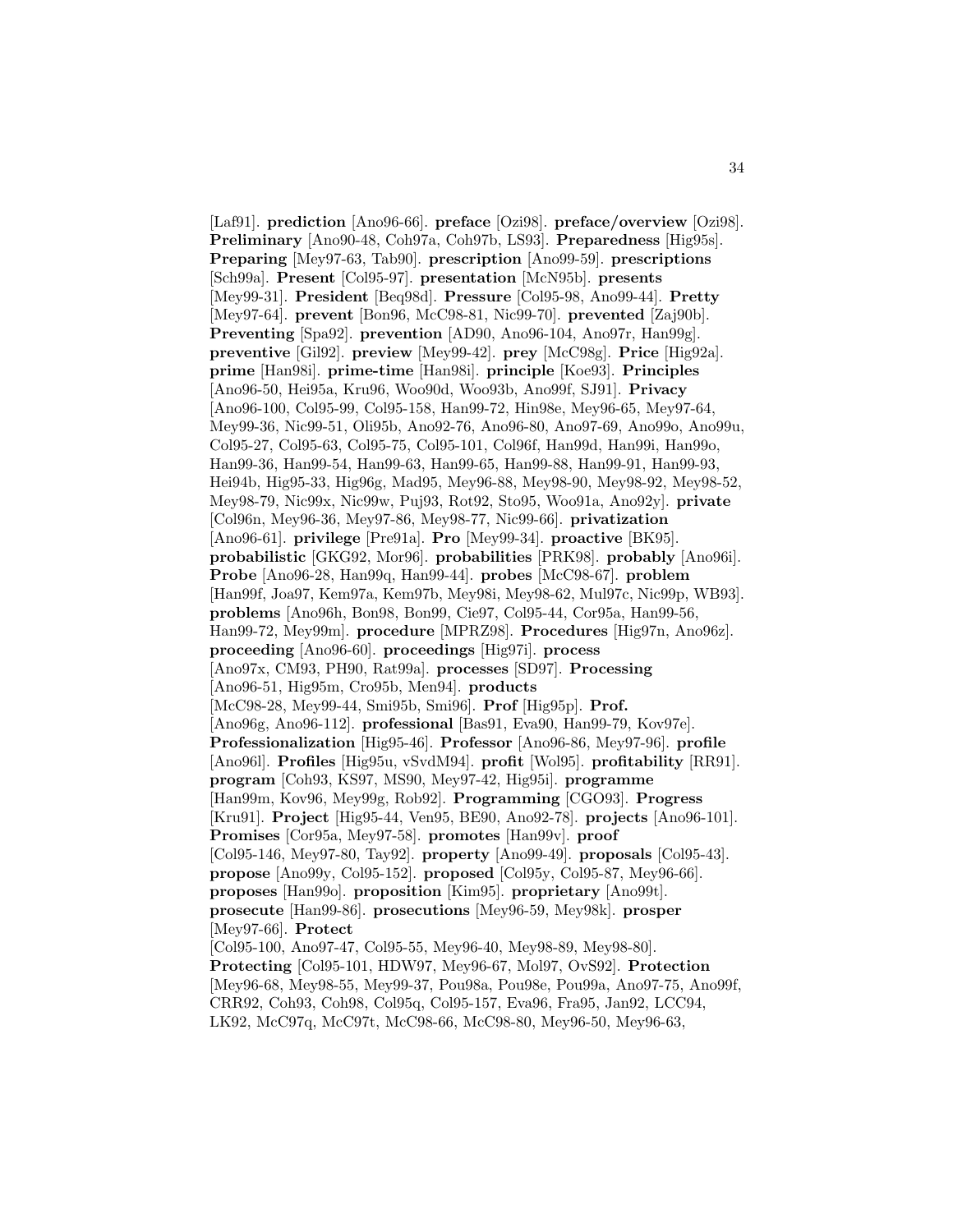[Laf91]. **prediction** [Ano96-66]. **preface** [Ozi98]. **preface/overview** [Ozi98]. **Preliminary** [Ano90-48, Coh97a, Coh97b, LS93]. **Preparedness** [Hig95s]. **Preparing** [Mey97-63, Tab90]. **prescription** [Ano99-59]. **prescriptions** [Sch99a]. **Present** [Col95-97]. **presentation** [McN95b]. **presents** [Mey99-31]. **President** [Beq98d]. **Pressure** [Col95-98, Ano99-44]. **Pretty** [Mey97-64]. **prevent** [Bon96, McC98-81, Nic99-70]. **prevented** [Zaj90b]. **Preventing** [Spa92]. **prevention** [AD90, Ano96-104, Ano97r, Han99g]. **preventive** [Gil92]. **preview** [Mey99-42]. **prey** [McC98g]. **Price** [Hig92a]. **prime** [Han98i]. **prime-time** [Han98i]. **principle** [Koe93]. **Principles** [Ano96-50, Hei95a, Kru96, Woo90d, Woo93b, Ano99f, SJ91]. **Privacy** [Ano96-100, Col95-99, Col95-158, Han99-72, Hin98e, Mey96-65, Mey97-64, Mey99-36, Nic99-51, Oli95b, Ano92-76, Ano96-80, Ano97-69, Ano99o, Ano99u, Col95-27, Col95-63, Col95-75, Col95-101, Col96f, Han99d, Han99i, Han99o, Han99-36, Han99-54, Han99-63, Han99-65, Han99-88, Han99-91, Han99-93, Hei94b, Hig95-33, Hig96g, Mad95, Mey96-88, Mey98-90, Mey98-92, Mey98-52, Mey98-79, Nic99x, Nic99w, Puj93, Rot92, Sto95, Woo91a, Ano92y]. **private** [Col96n, Mey96-36, Mey97-86, Mey98-77, Nic99-66]. **privatization** [Ano96-61]. **privilege** [Pre91a]. **Pro** [Mey99-34]. **proactive** [BK95]. **probabilistic** [GKG92, Mor96]. **probabilities** [PRK98]. **probably** [Ano96i]. **Probe** [Ano96-28, Han99q, Han99-44]. **probes** [McC98-67]. **problem** [Han99f, Joa97, Kem97a, Kem97b, Mey98i, Mey98-62, Mul97c, Nic99p, WB93]. **problems** [Ano96h, Bon98, Bon99, Cie97, Col95-44, Cor95a, Han99-56, Han99-72, Mey99m]. **procedure** [MPRZ98]. **Procedures** [Hig97n, Ano96z]. **proceeding** [Ano96-60]. **proceedings** [Hig97i]. **process** [Ano97x, CM93, PH90, Rat99a]. **processes** [SD97]. **Processing** [Ano96-51, Hig95m, Cro95b, Men94]. **products** [McC98-28, Mey99-44, Smi95b, Smi96]. **Prof** [Hig95p]. **Prof.** [Ano96g, Ano96-112]. **professional** [Bas91, Eva90, Han99-79, Kov97e]. **Professionalization** [Hig95-46]. **Professor** [Ano96-86, Mey97-96]. **profile** [Ano96l]. **Profiles** [Hig95u, vSvdM94]. **profit** [Wol95]. **profitability** [RR91]. **program** [Coh93, KS97, MS90, Mey97-42, Hig95i]. **programme** [Han99m, Kov96, Mey99g, Rob92]. **Programming** [CGO93]. **Progress** [Kru91]. **Project** [Hig95-44, Ven95, BE90, Ano92-78]. **projects** [Ano96-101]. **Promises** [Cor95a, Mey97-58]. **promotes** [Han99v]. **proof** [Col95-146, Mey97-80, Tay92]. **property** [Ano99-49]. **proposals** [Col95-43]. **propose** [Ano99y, Col95-152]. **proposed** [Col95y, Col95-87, Mey96-66]. **proposes** [Han99o]. **proposition** [Kim95]. **proprietary** [Ano99t]. **prosecute** [Han99-86]. **prosecutions** [Mey96-59, Mey98k]. **prosper** [Mey97-66]. **Protect** [Col95-100, Ano97-47, Col95-55, Mey96-40, Mey98-89, Mey98-80]. **Protecting** [Col95-101, HDW97, Mey96-67, Mol97, OvS92]. **Protection** [Mey96-68, Mey98-55, Mey99-37, Pou98a, Pou98e, Pou99a, Ano97-75, Ano99f, CRR92, Coh93, Coh98, Col95q, Col95-157, Eva96, Fra95, Jan92, LCC94, LK92, McC97q, McC97t, McC98-66, McC98-80, Mey96-50, Mey96-63,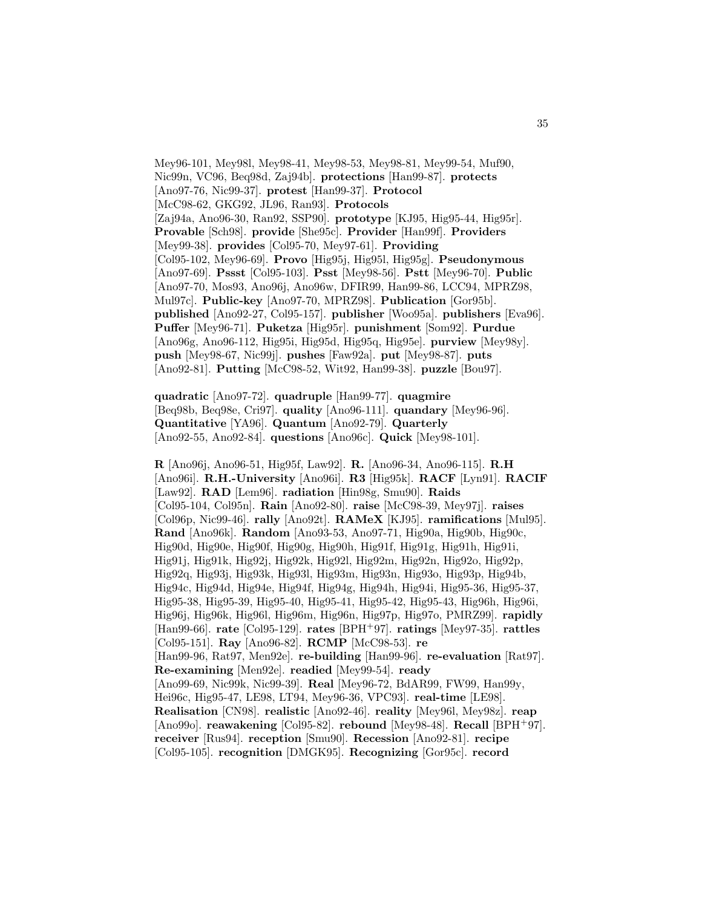Mey96-101, Mey98l, Mey98-41, Mey98-53, Mey98-81, Mey99-54, Muf90, Nic99n, VC96, Beq98d, Zaj94b]. **protections** [Han99-87]. **protects** [Ano97-76, Nic99-37]. **protest** [Han99-37]. **Protocol** [McC98-62, GKG92, JL96, Ran93]. **Protocols** [Zaj94a, Ano96-30, Ran92, SSP90]. **prototype** [KJ95, Hig95-44, Hig95r]. **Provable** [Sch98]. **provide** [She95c]. **Provider** [Han99f]. **Providers** [Mey99-38]. **provides** [Col95-70, Mey97-61]. **Providing** [Col95-102, Mey96-69]. **Provo** [Hig95j, Hig95l, Hig95g]. **Pseudonymous** [Ano97-69]. **Pssst** [Col95-103]. **Psst** [Mey98-56]. **Pstt** [Mey96-70]. **Public** [Ano97-70, Mos93, Ano96j, Ano96w, DFIR99, Han99-86, LCC94, MPRZ98, Mul97c]. **Public-key** [Ano97-70, MPRZ98]. **Publication** [Gor95b]. **published** [Ano92-27, Col95-157]. **publisher** [Woo95a]. **publishers** [Eva96]. **Puffer** [Mey96-71]. **Puketza** [Hig95r]. **punishment** [Som92]. **Purdue** [Ano96g, Ano96-112, Hig95i, Hig95d, Hig95q, Hig95e]. **purview** [Mey98y]. **push** [Mey98-67, Nic99j]. **pushes** [Faw92a]. **put** [Mey98-87]. **puts** [Ano92-81]. **Putting** [McC98-52, Wit92, Han99-38]. **puzzle** [Bou97].

**quadratic** [Ano97-72]. **quadruple** [Han99-77]. **quagmire** [Beq98b, Beq98e, Cri97]. **quality** [Ano96-111]. **quandary** [Mey96-96]. **Quantitative** [YA96]. **Quantum** [Ano92-79]. **Quarterly** [Ano92-55, Ano92-84]. **questions** [Ano96c]. **Quick** [Mey98-101].

**R** [Ano96j, Ano96-51, Hig95f, Law92]. **R.** [Ano96-34, Ano96-115]. **R.H** [Ano96i]. **R.H.-University** [Ano96i]. **R3** [Hig95k]. **RACF** [Lyn91]. **RACIF** [Law92]. **RAD** [Lem96]. **radiation** [Hin98g, Smu90]. **Raids** [Col95-104, Col95n]. **Rain** [Ano92-80]. **raise** [McC98-39, Mey97j]. **raises** [Col96p, Nic99-46]. **rally** [Ano92t]. **RAMeX** [KJ95]. **ramifications** [Mul95]. **Rand** [Ano96k]. **Random** [Ano93-53, Ano97-71, Hig90a, Hig90b, Hig90c, Hig90d, Hig90e, Hig90f, Hig90g, Hig90h, Hig91f, Hig91g, Hig91h, Hig91i, Hig91j, Hig91k, Hig92j, Hig92k, Hig92l, Hig92m, Hig92n, Hig92o, Hig92p, Hig92q, Hig93j, Hig93k, Hig93l, Hig93m, Hig93n, Hig93o, Hig93p, Hig94b, Hig94c, Hig94d, Hig94e, Hig94f, Hig94g, Hig94h, Hig94i, Hig95-36, Hig95-37, Hig95-38, Hig95-39, Hig95-40, Hig95-41, Hig95-42, Hig95-43, Hig96h, Hig96i, Hig96j, Hig96k, Hig96l, Hig96m, Hig96n, Hig97p, Hig97o, PMRZ99]. **rapidly** [Han99-66]. **rate** [Col95-129]. **rates** [BPH+97]. **ratings** [Mey97-35]. **rattles** [Col95-151]. **Ray** [Ano96-82]. **RCMP** [McC98-53]. **re** [Han99-96, Rat97, Men92e]. **re-building** [Han99-96]. **re-evaluation** [Rat97]. **Re-examining** [Men92e]. **readied** [Mey99-54]. **ready** [Ano99-69, Nic99k, Nic99-39]. **Real** [Mey96-72, BdAR99, FW99, Han99y, Hei96c, Hig95-47, LE98, LT94, Mey96-36, VPC93]. **real-time** [LE98]. **Realisation** [CN98]. **realistic** [Ano92-46]. **reality** [Mey96l, Mey98z]. **reap** [Ano99o]. **reawakening** [Col95-82]. **rebound** [Mey98-48]. **Recall** [BPH+97]. **receiver** [Rus94]. **reception** [Smu90]. **Recession** [Ano92-81]. **recipe** [Col95-105]. **recognition** [DMGK95]. **Recognizing** [Gor95c]. **record**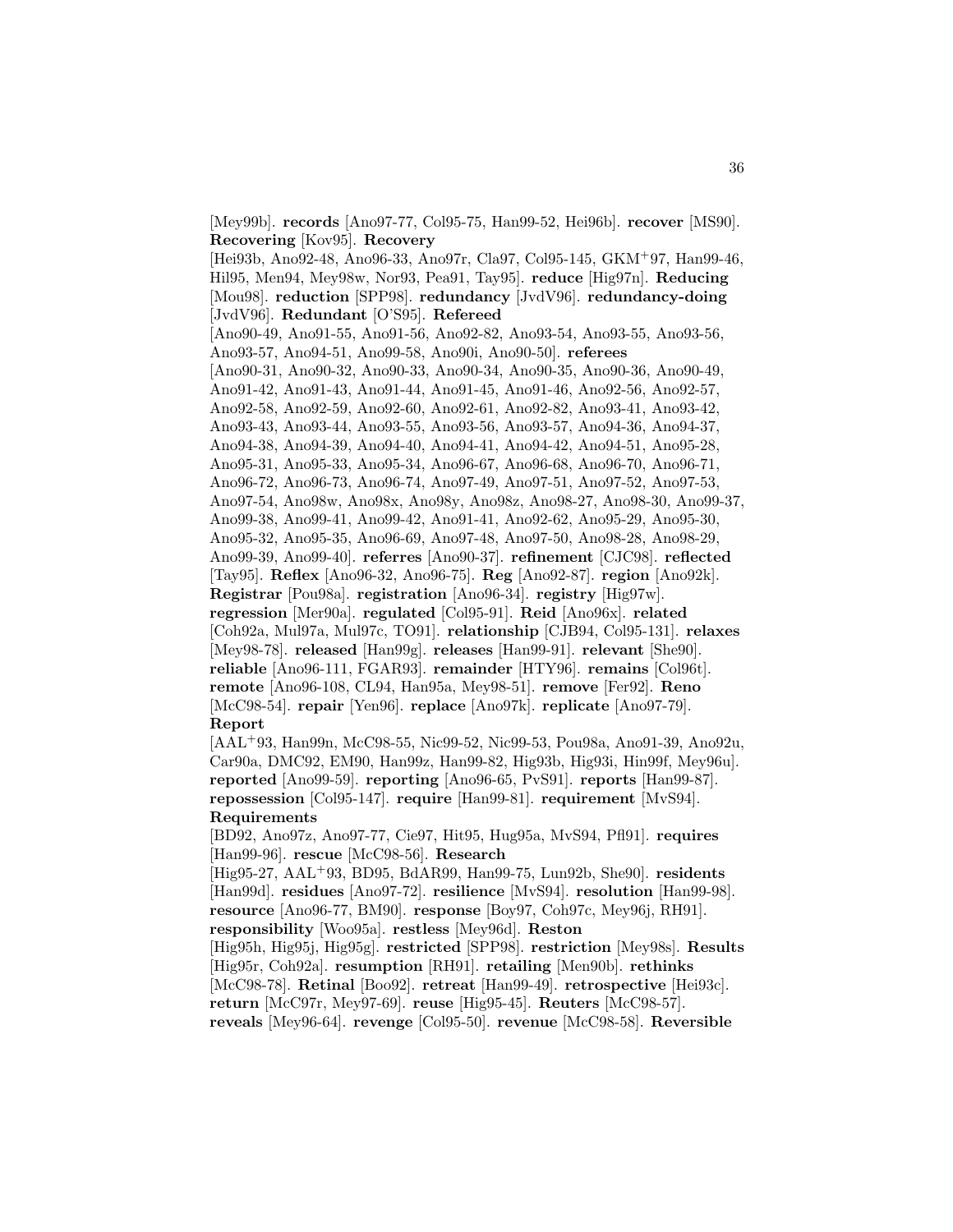[Mey99b]. **records** [Ano97-77, Col95-75, Han99-52, Hei96b]. **recover** [MS90]. **Recovering** [Kov95]. **Recovery** [Hei93b, Ano92-48, Ano96-33, Ano97r, Cla97, Col95-145, GKM+97, Han99-46, Hil95, Men94, Mey98w, Nor93, Pea91, Tay95]. **reduce** [Hig97n]. **Reducing** [Mou98]. **reduction** [SPP98]. **redundancy** [JvdV96]. **redundancy-doing** [JvdV96]. **Redundant** [O'S95]. **Refereed** [Ano90-49, Ano91-55, Ano91-56, Ano92-82, Ano93-54, Ano93-55, Ano93-56, Ano93-57, Ano94-51, Ano99-58, Ano90i, Ano90-50]. **referees** [Ano90-31, Ano90-32, Ano90-33, Ano90-34, Ano90-35, Ano90-36, Ano90-49, Ano91-42, Ano91-43, Ano91-44, Ano91-45, Ano91-46, Ano92-56, Ano92-57, Ano92-58, Ano92-59, Ano92-60, Ano92-61, Ano92-82, Ano93-41, Ano93-42, Ano93-43, Ano93-44, Ano93-55, Ano93-56, Ano93-57, Ano94-36, Ano94-37, Ano94-38, Ano94-39, Ano94-40, Ano94-41, Ano94-42, Ano94-51, Ano95-28, Ano95-31, Ano95-33, Ano95-34, Ano96-67, Ano96-68, Ano96-70, Ano96-71, Ano96-72, Ano96-73, Ano96-74, Ano97-49, Ano97-51, Ano97-52, Ano97-53, Ano97-54, Ano98w, Ano98x, Ano98y, Ano98z, Ano98-27, Ano98-30, Ano99-37, Ano99-38, Ano99-41, Ano99-42, Ano91-41, Ano92-62, Ano95-29, Ano95-30, Ano95-32, Ano95-35, Ano96-69, Ano97-48, Ano97-50, Ano98-28, Ano98-29, Ano99-39, Ano99-40]. **referres** [Ano90-37]. **refinement** [CJC98]. **reflected** [Tay95]. **Reflex** [Ano96-32, Ano96-75]. **Reg** [Ano92-87]. **region** [Ano92k]. **Registrar** [Pou98a]. **registration** [Ano96-34]. **registry** [Hig97w]. **regression** [Mer90a]. **regulated** [Col95-91]. **Reid** [Ano96x]. **related** [Coh92a, Mul97a, Mul97c, TO91]. **relationship** [CJB94, Col95-131]. **relaxes** [Mey98-78]. **released** [Han99g]. **releases** [Han99-91]. **relevant** [She90]. **reliable** [Ano96-111, FGAR93]. **remainder** [HTY96]. **remains** [Col96t]. **remote** [Ano96-108, CL94, Han95a, Mey98-51]. **remove** [Fer92]. **Reno** [McC98-54]. **repair** [Yen96]. **replace** [Ano97k]. **replicate** [Ano97-79]. **Report** [AAL+93, Han99n, McC98-55, Nic99-52, Nic99-53, Pou98a, Ano91-39, Ano92u, Car90a, DMC92, EM90, Han99z, Han99-82, Hig93b, Hig93i, Hin99f, Mey96u]. **reported** [Ano99-59]. **reporting** [Ano96-65, PvS91]. **reports** [Han99-87]. **repossession** [Col95-147]. **require** [Han99-81]. **requirement** [MvS94]. **Requirements** [BD92, Ano97z, Ano97-77, Cie97, Hit95, Hug95a, MvS94, Pfl91]. **requires** [Han99-96]. **rescue** [McC98-56]. **Research** [Hig95-27, AAL+93, BD95, BdAR99, Han99-75, Lun92b, She90]. **residents** [Han99d]. **residues** [Ano97-72]. **resilience** [MvS94]. **resolution** [Han99-98]. **resource** [Ano96-77, BM90]. **response** [Boy97, Coh97c, Mey96j, RH91]. **responsibility** [Woo95a]. **restless** [Mey96d]. **Reston** [Hig95h, Hig95j, Hig95g]. **restricted** [SPP98]. **restriction** [Mey98s]. **Results** [Hig95r, Coh92a]. **resumption** [RH91]. **retailing** [Men90b]. **rethinks** [McC98-78]. **Retinal** [Boo92]. **retreat** [Han99-49]. **retrospective** [Hei93c]. **return** [McC97r, Mey97-69]. **reuse** [Hig95-45]. **Reuters** [McC98-57]. **reveals** [Mey96-64]. **revenge** [Col95-50]. **revenue** [McC98-58]. **Reversible**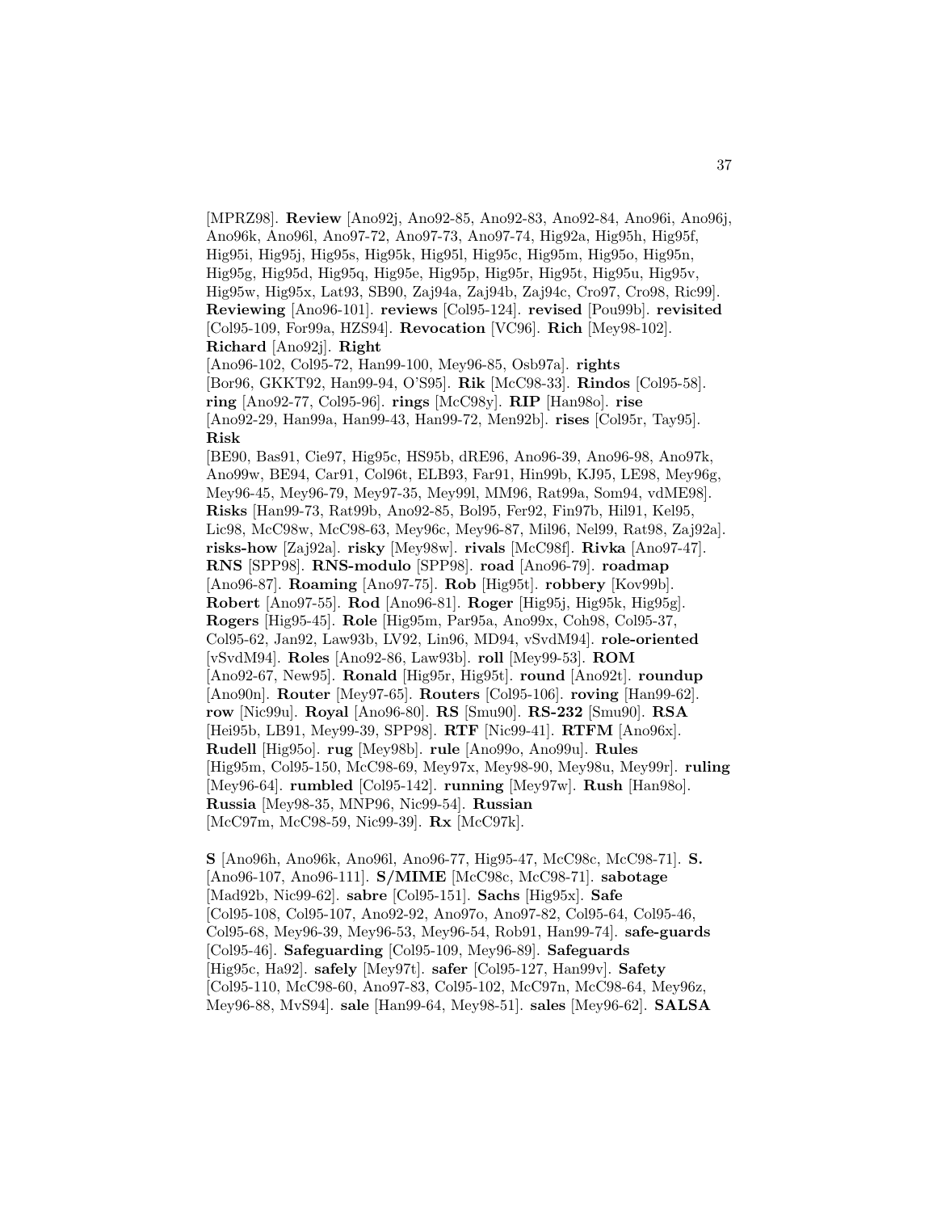[MPRZ98]. **Review** [Ano92j, Ano92-85, Ano92-83, Ano92-84, Ano96i, Ano96j, Ano96k, Ano96l, Ano97-72, Ano97-73, Ano97-74, Hig92a, Hig95h, Hig95f, Hig95i, Hig95j, Hig95s, Hig95k, Hig95l, Hig95c, Hig95m, Hig95o, Hig95n, Hig95g, Hig95d, Hig95q, Hig95e, Hig95p, Hig95r, Hig95t, Hig95u, Hig95v, Hig95w, Hig95x, Lat93, SB90, Zaj94a, Zaj94b, Zaj94c, Cro97, Cro98, Ric99]. **Reviewing** [Ano96-101]. **reviews** [Col95-124]. **revised** [Pou99b]. **revisited** [Col95-109, For99a, HZS94]. **Revocation** [VC96]. **Rich** [Mey98-102]. **Richard** [Ano92j]. **Right** [Ano96-102, Col95-72, Han99-100, Mey96-85, Osb97a]. **rights** [Bor96, GKKT92, Han99-94, O'S95]. **Rik** [McC98-33]. **Rindos** [Col95-58]. **ring** [Ano92-77, Col95-96]. **rings** [McC98y]. **RIP** [Han98o]. **rise** [Ano92-29, Han99a, Han99-43, Han99-72, Men92b]. **rises** [Col95r, Tay95]. **Risk** [BE90, Bas91, Cie97, Hig95c, HS95b, dRE96, Ano96-39, Ano96-98, Ano97k, Ano99w, BE94, Car91, Col96t, ELB93, Far91, Hin99b, KJ95, LE98, Mey96g, Mey96-45, Mey96-79, Mey97-35, Mey99l, MM96, Rat99a, Som94, vdME98]. **Risks** [Han99-73, Rat99b, Ano92-85, Bol95, Fer92, Fin97b, Hil91, Kel95, Lic98, McC98w, McC98-63, Mey96c, Mey96-87, Mil96, Nel99, Rat98, Zaj92a]. **risks-how** [Zaj92a]. **risky** [Mey98w]. **rivals** [McC98f]. **Rivka** [Ano97-47]. **RNS** [SPP98]. **RNS-modulo** [SPP98]. **road** [Ano96-79]. **roadmap** [Ano96-87]. **Roaming** [Ano97-75]. **Rob** [Hig95t]. **robbery** [Kov99b]. **Robert** [Ano97-55]. **Rod** [Ano96-81]. **Roger** [Hig95j, Hig95k, Hig95g]. **Rogers** [Hig95-45]. **Role** [Hig95m, Par95a, Ano99x, Coh98, Col95-37, Col95-62, Jan92, Law93b, LV92, Lin96, MD94, vSvdM94]. **role-oriented** [vSvdM94]. **Roles** [Ano92-86, Law93b]. **roll** [Mey99-53]. **ROM** [Ano92-67, New95]. **Ronald** [Hig95r, Hig95t]. **round** [Ano92t]. **roundup** [Ano90n]. **Router** [Mey97-65]. **Routers** [Col95-106]. **roving** [Han99-62]. **row** [Nic99u]. **Royal** [Ano96-80]. **RS** [Smu90]. **RS-232** [Smu90]. **RSA** [Hei95b, LB91, Mey99-39, SPP98]. **RTF** [Nic99-41]. **RTFM** [Ano96x]. **Rudell** [Hig95o]. **rug** [Mey98b]. **rule** [Ano99o, Ano99u]. **Rules** [Hig95m, Col95-150, McC98-69, Mey97x, Mey98-90, Mey98u, Mey99r]. **ruling** [Mey96-64]. **rumbled** [Col95-142]. **running** [Mey97w]. **Rush** [Han98o]. **Russia** [Mey98-35, MNP96, Nic99-54]. **Russian** [McC97m, McC98-59, Nic99-39]. **Rx** [McC97k].

**S** [Ano96h, Ano96k, Ano96l, Ano96-77, Hig95-47, McC98c, McC98-71]. **S.** [Ano96-107, Ano96-111]. **S/MIME** [McC98c, McC98-71]. **sabotage** [Mad92b, Nic99-62]. **sabre** [Col95-151]. **Sachs** [Hig95x]. **Safe** [Col95-108, Col95-107, Ano92-92, Ano97o, Ano97-82, Col95-64, Col95-46, Col95-68, Mey96-39, Mey96-53, Mey96-54, Rob91, Han99-74]. **safe-guards** [Col95-46]. **Safeguarding** [Col95-109, Mey96-89]. **Safeguards** [Hig95c, Ha92]. **safely** [Mey97t]. **safer** [Col95-127, Han99v]. **Safety** [Col95-110, McC98-60, Ano97-83, Col95-102, McC97n, McC98-64, Mey96z, Mey96-88, MvS94]. **sale** [Han99-64, Mey98-51]. **sales** [Mey96-62]. **SALSA**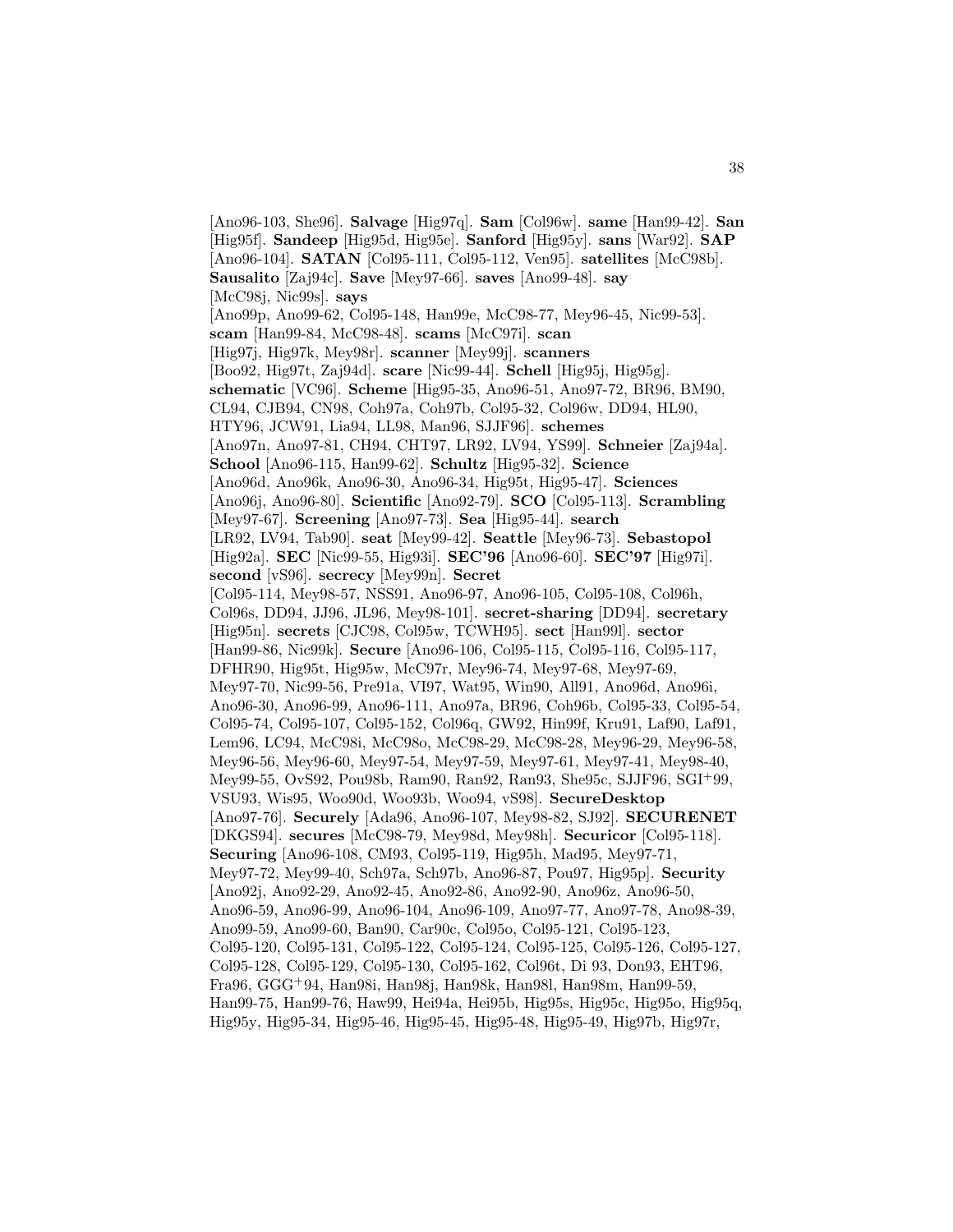[Ano96-103, She96]. **Salvage** [Hig97q]. **Sam** [Col96w]. **same** [Han99-42]. **San** [Hig95f]. **Sandeep** [Hig95d, Hig95e]. **Sanford** [Hig95y]. **sans** [War92]. **SAP** [Ano96-104]. **SATAN** [Col95-111, Col95-112, Ven95]. **satellites** [McC98b]. **Sausalito** [Zaj94c]. **Save** [Mey97-66]. **saves** [Ano99-48]. **say** [McC98j, Nic99s]. **says** [Ano99p, Ano99-62, Col95-148, Han99e, McC98-77, Mey96-45, Nic99-53]. **scam** [Han99-84, McC98-48]. **scams** [McC97i]. **scan** [Hig97j, Hig97k, Mey98r]. **scanner** [Mey99j]. **scanners** [Boo92, Hig97t, Zaj94d]. **scare** [Nic99-44]. **Schell** [Hig95j, Hig95g]. **schematic** [VC96]. **Scheme** [Hig95-35, Ano96-51, Ano97-72, BR96, BM90, CL94, CJB94, CN98, Coh97a, Coh97b, Col95-32, Col96w, DD94, HL90, HTY96, JCW91, Lia94, LL98, Man96, SJJF96]. **schemes** [Ano97n, Ano97-81, CH94, CHT97, LR92, LV94, YS99]. **Schneier** [Zaj94a]. **School** [Ano96-115, Han99-62]. **Schultz** [Hig95-32]. **Science** [Ano96d, Ano96k, Ano96-30, Ano96-34, Hig95t, Hig95-47]. **Sciences** [Ano96j, Ano96-80]. **Scientific** [Ano92-79]. **SCO** [Col95-113]. **Scrambling** [Mey97-67]. **Screening** [Ano97-73]. **Sea** [Hig95-44]. **search** [LR92, LV94, Tab90]. **seat** [Mey99-42]. **Seattle** [Mey96-73]. **Sebastopol** [Hig92a]. **SEC** [Nic99-55, Hig93i]. **SEC'96** [Ano96-60]. **SEC'97** [Hig97i]. **second** [vS96]. **secrecy** [Mey99n]. **Secret** [Col95-114, Mey98-57, NSS91, Ano96-97, Ano96-105, Col95-108, Col96h, Col96s, DD94, JJ96, JL96, Mey98-101]. **secret-sharing** [DD94]. **secretary** [Hig95n]. **secrets** [CJC98, Col95w, TCWH95]. **sect** [Han99l]. **sector** [Han99-86, Nic99k]. **Secure** [Ano96-106, Col95-115, Col95-116, Col95-117, DFHR90, Hig95t, Hig95w, McC97r, Mey96-74, Mey97-68, Mey97-69, Mey97-70, Nic99-56, Pre91a, VI97, Wat95, Win90, All91, Ano96d, Ano96i, Ano96-30, Ano96-99, Ano96-111, Ano97a, BR96, Coh96b, Col95-33, Col95-54, Col95-74, Col95-107, Col95-152, Col96q, GW92, Hin99f, Kru91, Laf90, Laf91, Lem96, LC94, McC98i, McC98o, McC98-29, McC98-28, Mey96-29, Mey96-58, Mey96-56, Mey96-60, Mey97-54, Mey97-59, Mey97-61, Mey97-41, Mey98-40, Mey99-55, OvS92, Pou98b, Ram90, Ran92, Ran93, She95c, SJJF96, SGI+99, VSU93, Wis95, Woo90d, Woo93b, Woo94, vS98]. **SecureDesktop** [Ano97-76]. **Securely** [Ada96, Ano96-107, Mey98-82, SJ92]. **SECURENET** [DKGS94]. **secures** [McC98-79, Mey98d, Mey98h]. **Securicor** [Col95-118]. **Securing** [Ano96-108, CM93, Col95-119, Hig95h, Mad95, Mey97-71, Mey97-72, Mey99-40, Sch97a, Sch97b, Ano96-87, Pou97, Hig95p]. **Security** [Ano92j, Ano92-29, Ano92-45, Ano92-86, Ano92-90, Ano96z, Ano96-50, Ano96-59, Ano96-99, Ano96-104, Ano96-109, Ano97-77, Ano97-78, Ano98-39, Ano99-59, Ano99-60, Ban90, Car90c, Col95o, Col95-121, Col95-123, Col95-120, Col95-131, Col95-122, Col95-124, Col95-125, Col95-126, Col95-127, Col95-128, Col95-129, Col95-130, Col95-162, Col96t, Di 93, Don93, EHT96, Fra96, GGG+94, Han98i, Han98j, Han98k, Han98l, Han98m, Han99-59, Han99-75, Han99-76, Haw99, Hei94a, Hei95b, Hig95s, Hig95c, Hig95o, Hig95q, Hig95y, Hig95-34, Hig95-46, Hig95-45, Hig95-48, Hig95-49, Hig97b, Hig97r,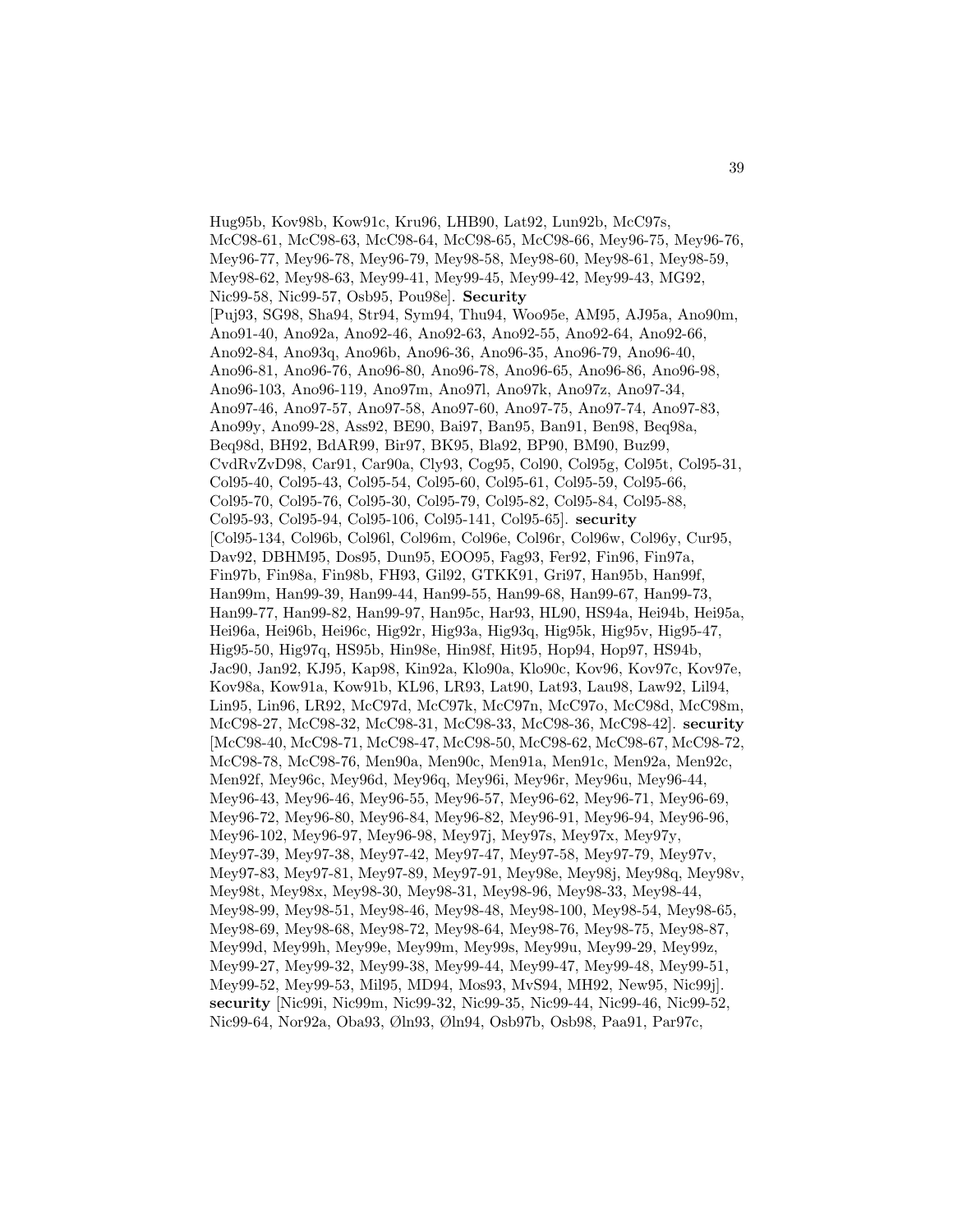Hug95b, Kov98b, Kow91c, Kru96, LHB90, Lat92, Lun92b, McC97s, McC98-61, McC98-63, McC98-64, McC98-65, McC98-66, Mey96-75, Mey96-76, Mey96-77, Mey96-78, Mey96-79, Mey98-58, Mey98-60, Mey98-61, Mey98-59, Mey98-62, Mey98-63, Mey99-41, Mey99-45, Mey99-42, Mey99-43, MG92, Nic99-58, Nic99-57, Osb95, Pou98e]. **Security** [Puj93, SG98, Sha94, Str94, Sym94, Thu94, Woo95e, AM95, AJ95a, Ano90m, Ano91-40, Ano92a, Ano92-46, Ano92-63, Ano92-55, Ano92-64, Ano92-66, Ano92-84, Ano93q, Ano96b, Ano96-36, Ano96-35, Ano96-79, Ano96-40, Ano96-81, Ano96-76, Ano96-80, Ano96-78, Ano96-65, Ano96-86, Ano96-98, Ano96-103, Ano96-119, Ano97m, Ano97l, Ano97k, Ano97z, Ano97-34, Ano97-46, Ano97-57, Ano97-58, Ano97-60, Ano97-75, Ano97-74, Ano97-83, Ano99y, Ano99-28, Ass92, BE90, Bai97, Ban95, Ban91, Ben98, Beq98a, Beq98d, BH92, BdAR99, Bir97, BK95, Bla92, BP90, BM90, Buz99, CvdRvZvD98, Car91, Car90a, Cly93, Cog95, Col90, Col95g, Col95t, Col95-31, Col95-40, Col95-43, Col95-54, Col95-60, Col95-61, Col95-59, Col95-66, Col95-70, Col95-76, Col95-30, Col95-79, Col95-82, Col95-84, Col95-88, Col95-93, Col95-94, Col95-106, Col95-141, Col95-65]. **security** [Col95-134, Col96b, Col96l, Col96m, Col96e, Col96r, Col96w, Col96y, Cur95, Dav92, DBHM95, Dos95, Dun95, EOO95, Fag93, Fer92, Fin96, Fin97a, Fin97b, Fin98a, Fin98b, FH93, Gil92, GTKK91, Gri97, Han95b, Han99f, Han99m, Han99-39, Han99-44, Han99-55, Han99-68, Han99-67, Han99-73, Han99-77, Han99-82, Han99-97, Han95c, Har93, HL90, HS94a, Hei94b, Hei95a, Hei96a, Hei96b, Hei96c, Hig92r, Hig93a, Hig93q, Hig95k, Hig95v, Hig95-47, Hig95-50, Hig97q, HS95b, Hin98e, Hin98f, Hit95, Hop94, Hop97, HS94b, Jac90, Jan92, KJ95, Kap98, Kin92a, Klo90a, Klo90c, Kov96, Kov97c, Kov97e, Kov98a, Kow91a, Kow91b, KL96, LR93, Lat90, Lat93, Lau98, Law92, Lil94, Lin95, Lin96, LR92, McC97d, McC97k, McC97n, McC97o, McC98d, McC98m, McC98-27, McC98-32, McC98-31, McC98-33, McC98-36, McC98-42]. **security** [McC98-40, McC98-71, McC98-47, McC98-50, McC98-62, McC98-67, McC98-72, McC98-78, McC98-76, Men90a, Men90c, Men91a, Men91c, Men92a, Men92c, Men92f, Mey96c, Mey96d, Mey96q, Mey96i, Mey96r, Mey96u, Mey96-44, Mey96-43, Mey96-46, Mey96-55, Mey96-57, Mey96-62, Mey96-71, Mey96-69, Mey96-72, Mey96-80, Mey96-84, Mey96-82, Mey96-91, Mey96-94, Mey96-96, Mey96-102, Mey96-97, Mey96-98, Mey97j, Mey97s, Mey97x, Mey97y, Mey97-39, Mey97-38, Mey97-42, Mey97-47, Mey97-58, Mey97-79, Mey97v, Mey97-83, Mey97-81, Mey97-89, Mey97-91, Mey98e, Mey98j, Mey98q, Mey98v, Mey98t, Mey98x, Mey98-30, Mey98-31, Mey98-96, Mey98-33, Mey98-44, Mey98-99, Mey98-51, Mey98-46, Mey98-48, Mey98-100, Mey98-54, Mey98-65, Mey98-69, Mey98-68, Mey98-72, Mey98-64, Mey98-76, Mey98-75, Mey98-87, Mey99d, Mey99h, Mey99e, Mey99m, Mey99s, Mey99u, Mey99-29, Mey99z, Mey99-27, Mey99-32, Mey99-38, Mey99-44, Mey99-47, Mey99-48, Mey99-51, Mey99-52, Mey99-53, Mil95, MD94, Mos93, MvS94, MH92, New95, Nic99j]. **security** [Nic99i, Nic99m, Nic99-32, Nic99-35, Nic99-44, Nic99-46, Nic99-52, Nic99-64, Nor92a, Oba93, Øln93, Øln94, Osb97b, Osb98, Paa91, Par97c,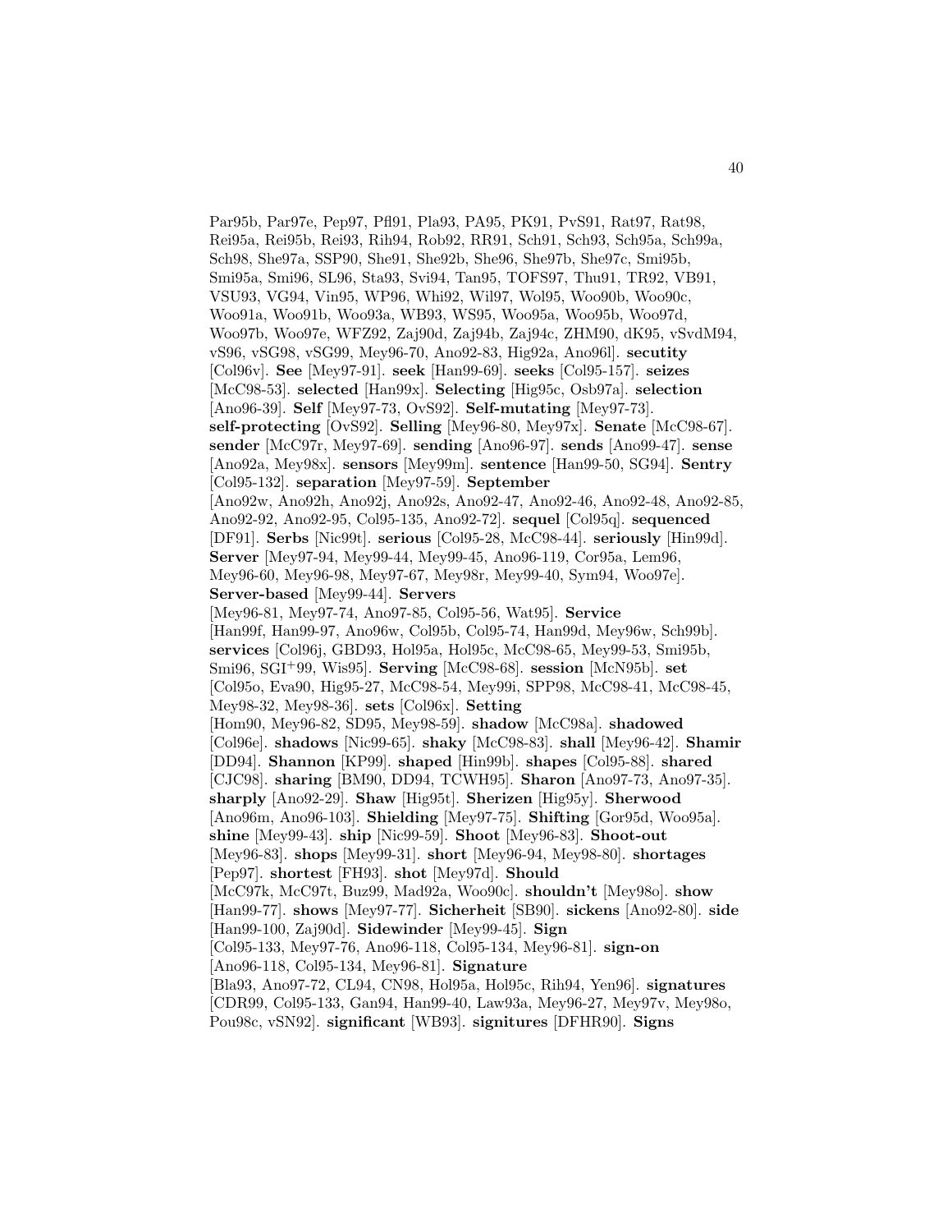Par95b, Par97e, Pep97, Pfl91, Pla93, PA95, PK91, PvS91, Rat97, Rat98, Rei95a, Rei95b, Rei93, Rih94, Rob92, RR91, Sch91, Sch93, Sch95a, Sch99a, Sch98, She97a, SSP90, She91, She92b, She96, She97b, She97c, Smi95b, Smi95a, Smi96, SL96, Sta93, Svi94, Tan95, TOFS97, Thu91, TR92, VB91, VSU93, VG94, Vin95, WP96, Whi92, Wil97, Wol95, Woo90b, Woo90c, Woo91a, Woo91b, Woo93a, WB93, WS95, Woo95a, Woo95b, Woo97d, Woo97b, Woo97e, WFZ92, Zaj90d, Zaj94b, Zaj94c, ZHM90, dK95, vSvdM94, vS96, vSG98, vSG99, Mey96-70, Ano92-83, Hig92a, Ano96l]. **secutity** [Col96v]. **See** [Mey97-91]. **seek** [Han99-69]. **seeks** [Col95-157]. **seizes** [McC98-53]. **selected** [Han99x]. **Selecting** [Hig95c, Osb97a]. **selection** [Ano96-39]. **Self** [Mey97-73, OvS92]. **Self-mutating** [Mey97-73]. **self-protecting** [OvS92]. **Selling** [Mey96-80, Mey97x]. **Senate** [McC98-67]. **sender** [McC97r, Mey97-69]. **sending** [Ano96-97]. **sends** [Ano99-47]. **sense** [Ano92a, Mey98x]. **sensors** [Mey99m]. **sentence** [Han99-50, SG94]. **Sentry** [Col95-132]. **separation** [Mey97-59]. **September** [Ano92w, Ano92h, Ano92j, Ano92s, Ano92-47, Ano92-46, Ano92-48, Ano92-85, Ano92-92, Ano92-95, Col95-135, Ano92-72]. **sequel** [Col95q]. **sequenced** [DF91]. **Serbs** [Nic99t]. **serious** [Col95-28, McC98-44]. **seriously** [Hin99d]. **Server** [Mey97-94, Mey99-44, Mey99-45, Ano96-119, Cor95a, Lem96, Mey96-60, Mey96-98, Mey97-67, Mey98r, Mey99-40, Sym94, Woo97e]. **Server-based** [Mey99-44]. **Servers** [Mey96-81, Mey97-74, Ano97-85, Col95-56, Wat95]. **Service** [Han99f, Han99-97, Ano96w, Col95b, Col95-74, Han99d, Mey96w, Sch99b]. **services** [Col96j, GBD93, Hol95a, Hol95c, McC98-65, Mey99-53, Smi95b, Smi96, SGI+99, Wis95]. **Serving** [McC98-68]. **session** [McN95b]. **set** [Col95o, Eva90, Hig95-27, McC98-54, Mey99i, SPP98, McC98-41, McC98-45, Mey98-32, Mey98-36]. **sets** [Col96x]. **Setting** [Hom90, Mey96-82, SD95, Mey98-59]. **shadow** [McC98a]. **shadowed** [Col96e]. **shadows** [Nic99-65]. **shaky** [McC98-83]. **shall** [Mey96-42]. **Shamir** [DD94]. **Shannon** [KP99]. **shaped** [Hin99b]. **shapes** [Col95-88]. **shared** [CJC98]. **sharing** [BM90, DD94, TCWH95]. **Sharon** [Ano97-73, Ano97-35]. **sharply** [Ano92-29]. **Shaw** [Hig95t]. **Sherizen** [Hig95y]. **Sherwood** [Ano96m, Ano96-103]. **Shielding** [Mey97-75]. **Shifting** [Gor95d, Woo95a]. **shine** [Mey99-43]. **ship** [Nic99-59]. **Shoot** [Mey96-83]. **Shoot-out** [Mey96-83]. **shops** [Mey99-31]. **short** [Mey96-94, Mey98-80]. **shortages** [Pep97]. **shortest** [FH93]. **shot** [Mey97d]. **Should** [McC97k, McC97t, Buz99, Mad92a, Woo90c]. **shouldn't** [Mey98o]. **show** [Han99-77]. **shows** [Mey97-77]. **Sicherheit** [SB90]. **sickens** [Ano92-80]. **side** [Han99-100, Zaj90d]. **Sidewinder** [Mey99-45]. **Sign** [Col95-133, Mey97-76, Ano96-118, Col95-134, Mey96-81]. **sign-on** [Ano96-118, Col95-134, Mey96-81]. **Signature** [Bla93, Ano97-72, CL94, CN98, Hol95a, Hol95c, Rih94, Yen96]. **signatures** [CDR99, Col95-133, Gan94, Han99-40, Law93a, Mey96-27, Mey97v, Mey98o, Pou98c, vSN92]. **significant** [WB93]. **signitures** [DFHR90]. **Signs**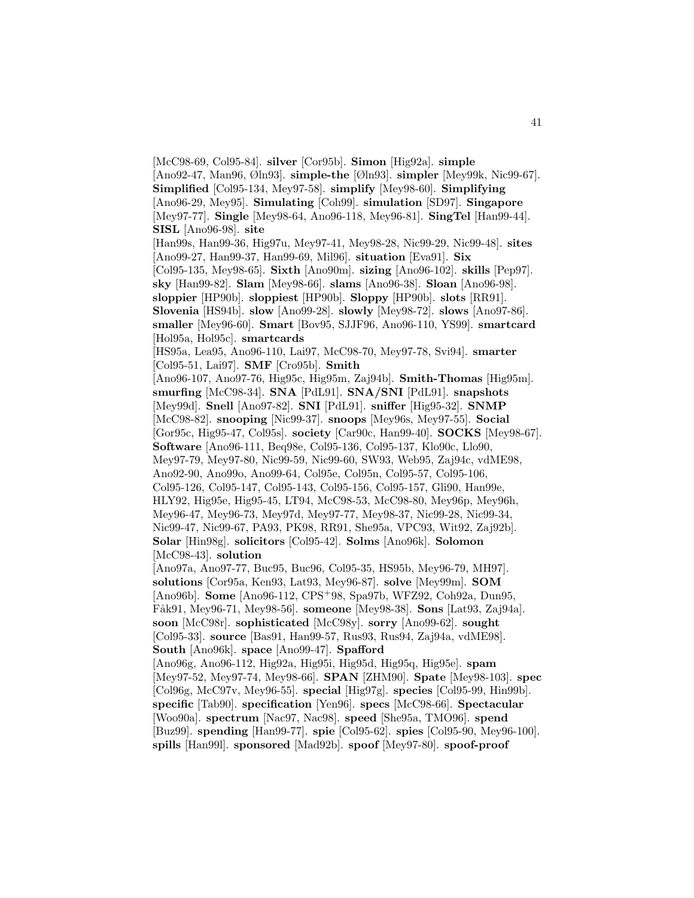[McC98-69, Col95-84]. **silver** [Cor95b]. **Simon** [Hig92a]. **simple** [Ano92-47, Man96, Øln93]. **simple-the** [Øln93]. **simpler** [Mey99k, Nic99-67]. **Simplified** [Col95-134, Mey97-58]. **simplify** [Mey98-60]. **Simplifying** [Ano96-29, Mey95]. **Simulating** [Coh99]. **simulation** [SD97]. **Singapore** [Mey97-77]. **Single** [Mey98-64, Ano96-118, Mey96-81]. **SingTel** [Han99-44]. **SISL** [Ano96-98]. **site** [Han99s, Han99-36, Hig97u, Mey97-41, Mey98-28, Nic99-29, Nic99-48]. **sites** [Ano99-27, Han99-37, Han99-69, Mil96]. **situation** [Eva91]. **Six** [Col95-135, Mey98-65]. **Sixth** [Ano90m]. **sizing** [Ano96-102]. **skills** [Pep97]. **sky** [Han99-82]. **Slam** [Mey98-66]. **slams** [Ano96-38]. **Sloan** [Ano96-98]. **sloppier** [HP90b]. **sloppiest** [HP90b]. **Sloppy** [HP90b]. **slots** [RR91]. **Slovenia** [HS94b]. **slow** [Ano99-28]. **slowly** [Mey98-72]. **slows** [Ano97-86]. **smaller** [Mey96-60]. **Smart** [Bov95, SJJF96, Ano96-110, YS99]. **smartcard** [Hol95a, Hol95c]. **smartcards** [HS95a, Lea95, Ano96-110, Lai97, McC98-70, Mey97-78, Svi94]. **smarter** [Col95-51, Lai97]. **SMF** [Cro95b]. **Smith** [Ano96-107, Ano97-76, Hig95c, Hig95m, Zaj94b]. **Smith-Thomas** [Hig95m]. **smurfing** [McC98-34]. **SNA** [PdL91]. **SNA/SNI** [PdL91]. **snapshots** [Mey99d]. **Snell** [Ano97-82]. **SNI** [PdL91]. **sniffer** [Hig95-32]. **SNMP** [McC98-82]. **snooping** [Nic99-37]. **snoops** [Mey96s, Mey97-55]. **Social** [Gor95c, Hig95-47, Col95s]. **society** [Car90c, Han99-40]. **SOCKS** [Mey98-67]. **Software** [Ano96-111, Beq98e, Col95-136, Col95-137, Klo90c, Llo90, Mey97-79, Mey97-80, Nic99-59, Nic99-60, SW93, Web95, Zaj94c, vdME98, Ano92-90, Ano99o, Ano99-64, Col95e, Col95n, Col95-57, Col95-106, Col95-126, Col95-147, Col95-143, Col95-156, Col95-157, Gli90, Han99e, HLY92, Hig95e, Hig95-45, LT94, McC98-53, McC98-80, Mey96p, Mey96h, Mey96-47, Mey96-73, Mey97d, Mey97-77, Mey98-37, Nic99-28, Nic99-34, Nic99-47, Nic99-67, PA93, PK98, RR91, She95a, VPC93, Wit92, Zaj92b]. **Solar** [Hin98g]. **solicitors** [Col95-42]. **Solms** [Ano96k]. **Solomon** [McC98-43]. **solution** [Ano97a, Ano97-77, Buc95, Buc96, Col95-35, HS95b, Mey96-79, MH97]. **solutions** [Cor95a, Ken93, Lat93, Mey96-87]. **solve** [Mey99m]. **SOM** [Ano96b]. **Some** [Ano96-112, CPS+98, Spa97b, WFZ92, Coh92a, Dun95, Fåk91, Mey96-71, Mey98-56]. **someone** [Mey98-38]. **Sons** [Lat93, Zaj94a]. **soon** [McC98r]. **sophisticated** [McC98y]. **sorry** [Ano99-62]. **sought** [Col95-33]. **source** [Bas91, Han99-57, Rus93, Rus94, Zaj94a, vdME98]. **South** [Ano96k]. **space** [Ano99-47]. **Spafford** [Ano96g, Ano96-112, Hig92a, Hig95i, Hig95d, Hig95q, Hig95e]. **spam** [Mey97-52, Mey97-74, Mey98-66]. **SPAN** [ZHM90]. **Spate** [Mey98-103]. **spec** [Col96g, McC97v, Mey96-55]. **special** [Hig97g]. **species** [Col95-99, Hin99b]. **specific** [Tab90]. **specification** [Yen96]. **specs** [McC98-66]. **Spectacular** [Woo90a]. **spectrum** [Nac97, Nac98]. **speed** [She95a, TMO96]. **spend** [Buz99]. **spending** [Han99-77]. **spie** [Col95-62]. **spies** [Col95-90, Mey96-100]. **spills** [Han99l]. **sponsored** [Mad92b]. **spoof** [Mey97-80]. **spoof-proof**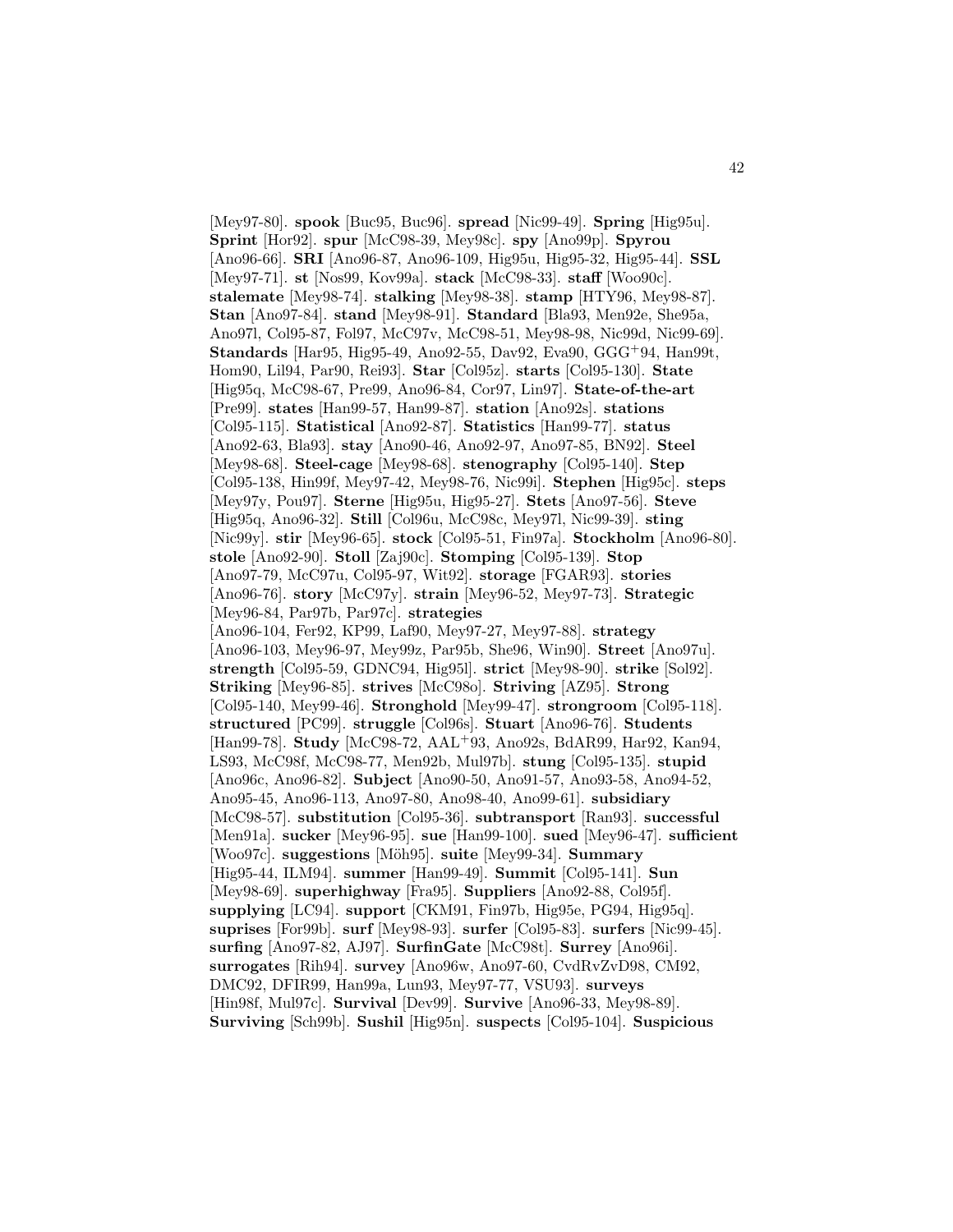[Mey97-80]. **spook** [Buc95, Buc96]. **spread** [Nic99-49]. **Spring** [Hig95u]. **Sprint** [Hor92]. **spur** [McC98-39, Mey98c]. **spy** [Ano99p]. **Spyrou** [Ano96-66]. **SRI** [Ano96-87, Ano96-109, Hig95u, Hig95-32, Hig95-44]. **SSL** [Mey97-71]. **st** [Nos99, Kov99a]. **stack** [McC98-33]. **staff** [Woo90c]. **stalemate** [Mey98-74]. **stalking** [Mey98-38]. **stamp** [HTY96, Mey98-87]. **Stan** [Ano97-84]. **stand** [Mey98-91]. **Standard** [Bla93, Men92e, She95a, Ano97l, Col95-87, Fol97, McC97v, McC98-51, Mey98-98, Nic99d, Nic99-69]. **Standards** [Har95, Hig95-49, Ano92-55, Dav92, Eva90, GGG+94, Han99t, Hom90, Lil94, Par90, Rei93]. **Star** [Col95z]. **starts** [Col95-130]. **State** [Hig95q, McC98-67, Pre99, Ano96-84, Cor97, Lin97]. **State-of-the-art** [Pre99]. **states** [Han99-57, Han99-87]. **station** [Ano92s]. **stations** [Col95-115]. **Statistical** [Ano92-87]. **Statistics** [Han99-77]. **status** [Ano92-63, Bla93]. **stay** [Ano90-46, Ano92-97, Ano97-85, BN92]. **Steel** [Mey98-68]. **Steel-cage** [Mey98-68]. **stenography** [Col95-140]. **Step** [Col95-138, Hin99f, Mey97-42, Mey98-76, Nic99i]. **Stephen** [Hig95c]. **steps** [Mey97y, Pou97]. **Sterne** [Hig95u, Hig95-27]. **Stets** [Ano97-56]. **Steve** [Hig95q, Ano96-32]. **Still** [Col96u, McC98c, Mey97l, Nic99-39]. **sting** [Nic99y]. **stir** [Mey96-65]. **stock** [Col95-51, Fin97a]. **Stockholm** [Ano96-80]. **stole** [Ano92-90]. **Stoll** [Zaj90c]. **Stomping** [Col95-139]. **Stop** [Ano97-79, McC97u, Col95-97, Wit92]. **storage** [FGAR93]. **stories** [Ano96-76]. **story** [McC97y]. **strain** [Mey96-52, Mey97-73]. **Strategic** [Mey96-84, Par97b, Par97c]. **strategies** [Ano96-104, Fer92, KP99, Laf90, Mey97-27, Mey97-88]. **strategy** [Ano96-103, Mey96-97, Mey99z, Par95b, She96, Win90]. **Street** [Ano97u]. **strength** [Col95-59, GDNC94, Hig95l]. **strict** [Mey98-90]. **strike** [Sol92]. **Striking** [Mey96-85]. **strives** [McC98o]. **Striving** [AZ95]. **Strong** [Col95-140, Mey99-46]. **Stronghold** [Mey99-47]. **strongroom** [Col95-118]. **structured** [PC99]. **struggle** [Col96s]. **Stuart** [Ano96-76]. **Students** [Han99-78]. **Study** [McC98-72, AAL+93, Ano92s, BdAR99, Har92, Kan94, LS93, McC98f, McC98-77, Men92b, Mul97b]. **stung** [Col95-135]. **stupid** [Ano96c, Ano96-82]. **Subject** [Ano90-50, Ano91-57, Ano93-58, Ano94-52, Ano95-45, Ano96-113, Ano97-80, Ano98-40, Ano99-61]. **subsidiary** [McC98-57]. **substitution** [Col95-36]. **subtransport** [Ran93]. **successful** [Men91a]. **sucker** [Mey96-95]. **sue** [Han99-100]. **sued** [Mey96-47]. **sufficient** [Woo97c]. **suggestions** [Möh95]. **suite** [Mey99-34]. **Summary** [Hig95-44, ILM94]. **summer** [Han99-49]. **Summit** [Col95-141]. **Sun** [Mey98-69]. **superhighway** [Fra95]. **Suppliers** [Ano92-88, Col95f]. **supplying** [LC94]. **support** [CKM91, Fin97b, Hig95e, PG94, Hig95q]. **suprises** [For99b]. **surf** [Mey98-93]. **surfer** [Col95-83]. **surfers** [Nic99-45]. **surfing** [Ano97-82, AJ97]. **SurfinGate** [McC98t]. **Surrey** [Ano96i]. **surrogates** [Rih94]. **survey** [Ano96w, Ano97-60, CvdRvZvD98, CM92, DMC92, DFIR99, Han99a, Lun93, Mey97-77, VSU93]. **surveys** [Hin98f, Mul97c]. **Survival** [Dev99]. **Survive** [Ano96-33, Mey98-89]. **Surviving** [Sch99b]. **Sushil** [Hig95n]. **suspects** [Col95-104]. **Suspicious**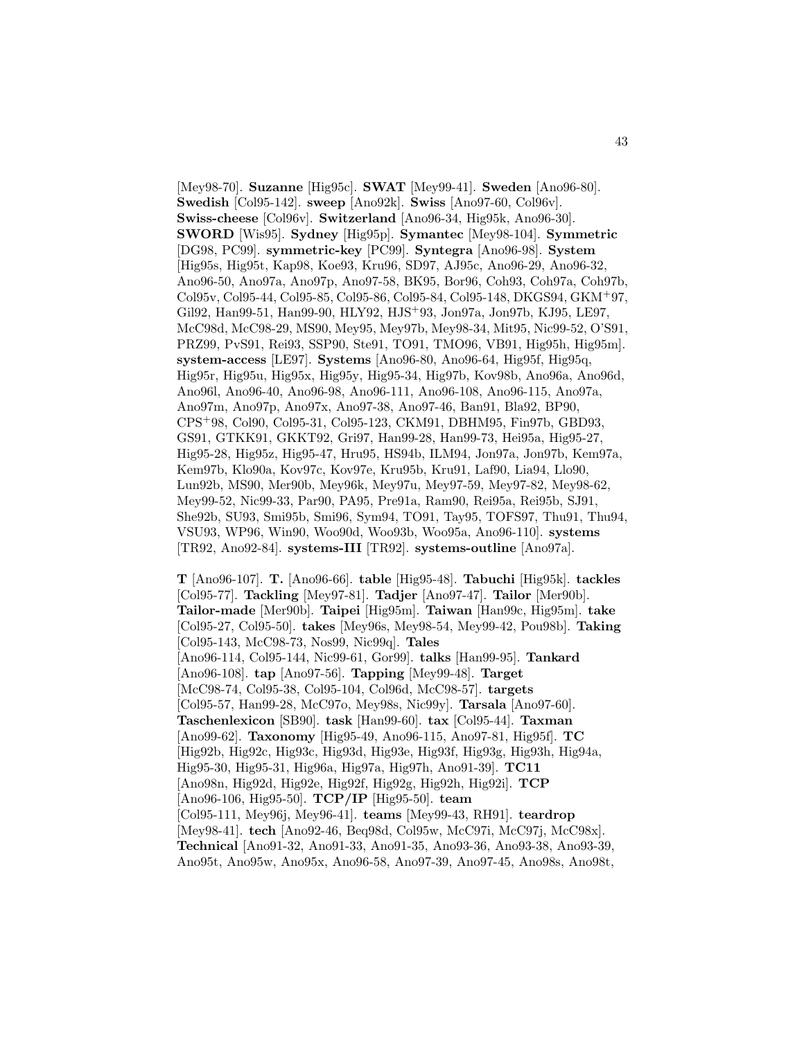[Mey98-70]. **Suzanne** [Hig95c]. **SWAT** [Mey99-41]. **Sweden** [Ano96-80]. **Swedish** [Col95-142]. **sweep** [Ano92k]. **Swiss** [Ano97-60, Col96v]. **Swiss-cheese** [Col96v]. **Switzerland** [Ano96-34, Hig95k, Ano96-30]. **SWORD** [Wis95]. **Sydney** [Hig95p]. **Symantec** [Mey98-104]. **Symmetric** [DG98, PC99]. **symmetric-key** [PC99]. **Syntegra** [Ano96-98]. **System** [Hig95s, Hig95t, Kap98, Koe93, Kru96, SD97, AJ95c, Ano96-29, Ano96-32, Ano96-50, Ano97a, Ano97p, Ano97-58, BK95, Bor96, Coh93, Coh97a, Coh97b, Col95v, Col95-44, Col95-85, Col95-86, Col95-84, Col95-148, DKGS94, GKM+97, Gil92, Han99-51, Han99-90, HLY92, HJS+93, Jon97a, Jon97b, KJ95, LE97, McC98d, McC98-29, MS90, Mey95, Mey97b, Mey98-34, Mit95, Nic99-52, O'S91, PRZ99, PvS91, Rei93, SSP90, Ste91, TO91, TMO96, VB91, Hig95h, Hig95m]. **system-access** [LE97]. **Systems** [Ano96-80, Ano96-64, Hig95f, Hig95q, Hig95r, Hig95u, Hig95x, Hig95y, Hig95-34, Hig97b, Kov98b, Ano96a, Ano96d, Ano96l, Ano96-40, Ano96-98, Ano96-111, Ano96-108, Ano96-115, Ano97a, Ano97m, Ano97p, Ano97x, Ano97-38, Ano97-46, Ban91, Bla92, BP90, CPS+98, Col90, Col95-31, Col95-123, CKM91, DBHM95, Fin97b, GBD93, GS91, GTKK91, GKKT92, Gri97, Han99-28, Han99-73, Hei95a, Hig95-27, Hig95-28, Hig95z, Hig95-47, Hru95, HS94b, ILM94, Jon97a, Jon97b, Kem97a, Kem97b, Klo90a, Kov97c, Kov97e, Kru95b, Kru91, Laf90, Lia94, Llo90, Lun92b, MS90, Mer90b, Mey96k, Mey97u, Mey97-59, Mey97-82, Mey98-62, Mey99-52, Nic99-33, Par90, PA95, Pre91a, Ram90, Rei95a, Rei95b, SJ91, She92b, SU93, Smi95b, Smi96, Sym94, TO91, Tay95, TOFS97, Thu91, Thu94, VSU93, WP96, Win90, Woo90d, Woo93b, Woo95a, Ano96-110]. **systems** [TR92, Ano92-84]. **systems-III** [TR92]. **systems-outline** [Ano97a].

**T** [Ano96-107]. **T.** [Ano96-66]. **table** [Hig95-48]. **Tabuchi** [Hig95k]. **tackles** [Col95-77]. **Tackling** [Mey97-81]. **Tadjer** [Ano97-47]. **Tailor** [Mer90b]. **Tailor-made** [Mer90b]. **Taipei** [Hig95m]. **Taiwan** [Han99c, Hig95m]. **take** [Col95-27, Col95-50]. **takes** [Mey96s, Mey98-54, Mey99-42, Pou98b]. **Taking** [Col95-143, McC98-73, Nos99, Nic99q]. **Tales** [Ano96-114, Col95-144, Nic99-61, Gor99]. **talks** [Han99-95]. **Tankard** [Ano96-108]. **tap** [Ano97-56]. **Tapping** [Mey99-48]. **Target** [McC98-74, Col95-38, Col95-104, Col96d, McC98-57]. **targets** [Col95-57, Han99-28, McC97o, Mey98s, Nic99y]. **Tarsala** [Ano97-60]. **Taschenlexicon** [SB90]. **task** [Han99-60]. **tax** [Col95-44]. **Taxman** [Ano99-62]. **Taxonomy** [Hig95-49, Ano96-115, Ano97-81, Hig95f]. **TC** [Hig92b, Hig92c, Hig93c, Hig93d, Hig93e, Hig93f, Hig93g, Hig93h, Hig94a, Hig95-30, Hig95-31, Hig96a, Hig97a, Hig97h, Ano91-39]. **TC11** [Ano98n, Hig92d, Hig92e, Hig92f, Hig92g, Hig92h, Hig92i]. **TCP** [Ano96-106, Hig95-50]. **TCP/IP** [Hig95-50]. **team** [Col95-111, Mey96j, Mey96-41]. **teams** [Mey99-43, RH91]. **teardrop** [Mey98-41]. **tech** [Ano92-46, Beq98d, Col95w, McC97i, McC97j, McC98x]. **Technical** [Ano91-32, Ano91-33, Ano91-35, Ano93-36, Ano93-38, Ano93-39, Ano95t, Ano95w, Ano95x, Ano96-58, Ano97-39, Ano97-45, Ano98s, Ano98t,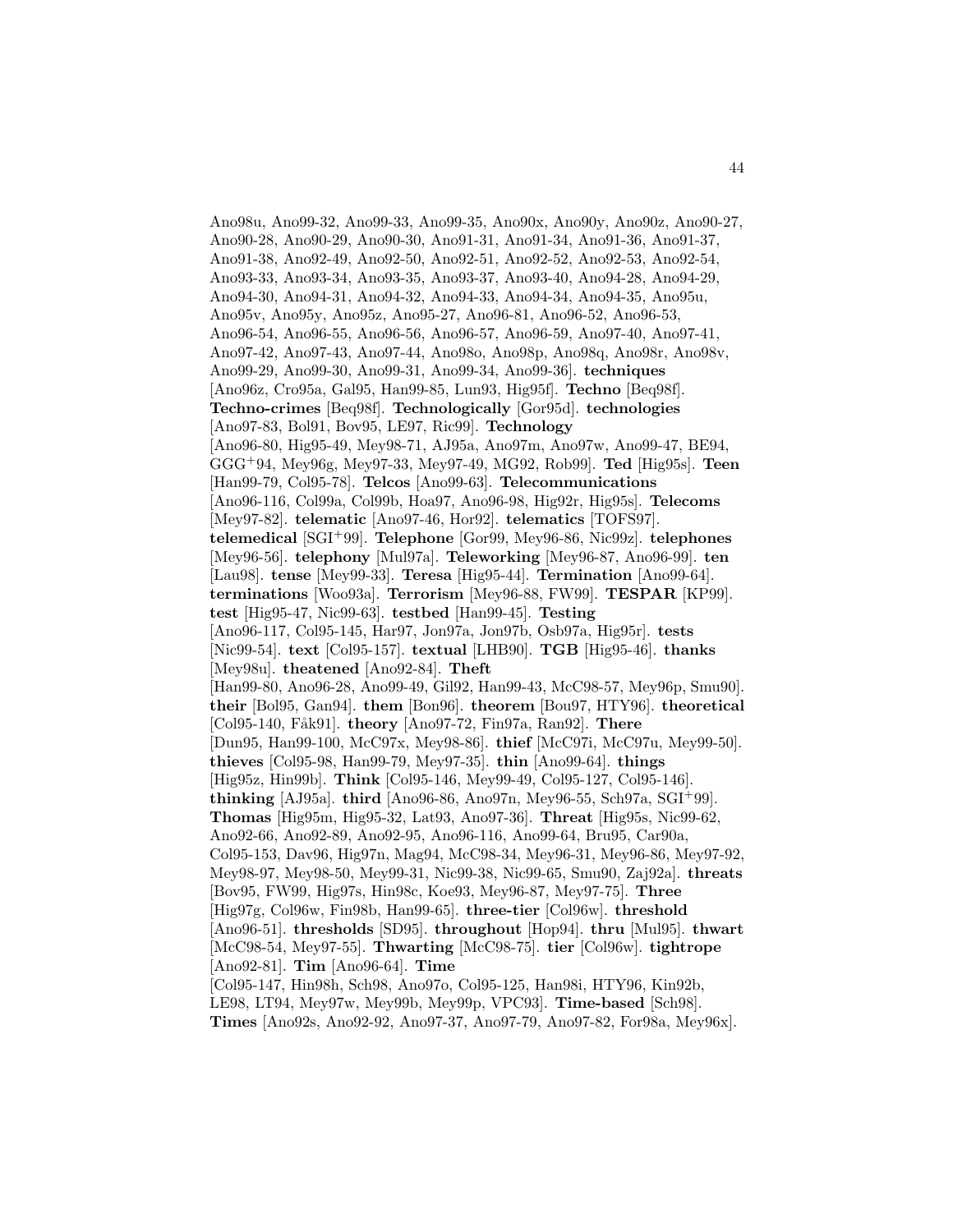Ano98u, Ano99-32, Ano99-33, Ano99-35, Ano90x, Ano90y, Ano90z, Ano90-27, Ano90-28, Ano90-29, Ano90-30, Ano91-31, Ano91-34, Ano91-36, Ano91-37, Ano91-38, Ano92-49, Ano92-50, Ano92-51, Ano92-52, Ano92-53, Ano92-54, Ano93-33, Ano93-34, Ano93-35, Ano93-37, Ano93-40, Ano94-28, Ano94-29, Ano94-30, Ano94-31, Ano94-32, Ano94-33, Ano94-34, Ano94-35, Ano95u, Ano95v, Ano95y, Ano95z, Ano95-27, Ano96-81, Ano96-52, Ano96-53, Ano96-54, Ano96-55, Ano96-56, Ano96-57, Ano96-59, Ano97-40, Ano97-41, Ano97-42, Ano97-43, Ano97-44, Ano98o, Ano98p, Ano98q, Ano98r, Ano98v, Ano99-29, Ano99-30, Ano99-31, Ano99-34, Ano99-36]. **techniques** [Ano96z, Cro95a, Gal95, Han99-85, Lun93, Hig95f]. **Techno** [Beq98f]. **Techno-crimes** [Beq98f]. **Technologically** [Gor95d]. **technologies** [Ano97-83, Bol91, Bov95, LE97, Ric99]. **Technology** [Ano96-80, Hig95-49, Mey98-71, AJ95a, Ano97m, Ano97w, Ano99-47, BE94, GGG+94, Mey96g, Mey97-33, Mey97-49, MG92, Rob99]. **Ted** [Hig95s]. **Teen** [Han99-79, Col95-78]. **Telcos** [Ano99-63]. **Telecommunications** [Ano96-116, Col99a, Col99b, Hoa97, Ano96-98, Hig92r, Hig95s]. **Telecoms** [Mey97-82]. **telematic** [Ano97-46, Hor92]. **telematics** [TOFS97]. **telemedical** [SGI+99]. **Telephone** [Gor99, Mey96-86, Nic99z]. **telephones** [Mey96-56]. **telephony** [Mul97a]. **Teleworking** [Mey96-87, Ano96-99]. **ten** [Lau98]. **tense** [Mey99-33]. **Teresa** [Hig95-44]. **Termination** [Ano99-64]. **terminations** [Woo93a]. **Terrorism** [Mey96-88, FW99]. **TESPAR** [KP99]. **test** [Hig95-47, Nic99-63]. **testbed** [Han99-45]. **Testing** [Ano96-117, Col95-145, Har97, Jon97a, Jon97b, Osb97a, Hig95r]. **tests** [Nic99-54]. **text** [Col95-157]. **textual** [LHB90]. **TGB** [Hig95-46]. **thanks** [Mey98u]. **theatened** [Ano92-84]. **Theft** [Han99-80, Ano96-28, Ano99-49, Gil92, Han99-43, McC98-57, Mey96p, Smu90]. **their** [Bol95, Gan94]. **them** [Bon96]. **theorem** [Bou97, HTY96]. **theoretical** [Col95-140, Fåk91]. **theory** [Ano97-72, Fin97a, Ran92]. **There** [Dun95, Han99-100, McC97x, Mey98-86]. **thief** [McC97i, McC97u, Mey99-50]. **thieves** [Col95-98, Han99-79, Mey97-35]. **thin** [Ano99-64]. **things** [Hig95z, Hin99b]. **Think** [Col95-146, Mey99-49, Col95-127, Col95-146]. **thinking** [AJ95a]. **third** [Ano96-86, Ano97n, Mey96-55, Sch97a, SGI+99]. **Thomas** [Hig95m, Hig95-32, Lat93, Ano97-36]. **Threat** [Hig95s, Nic99-62, Ano92-66, Ano92-89, Ano92-95, Ano96-116, Ano99-64, Bru95, Car90a, Col95-153, Dav96, Hig97n, Mag94, McC98-34, Mey96-31, Mey96-86, Mey97-92, Mey98-97, Mey98-50, Mey99-31, Nic99-38, Nic99-65, Smu90, Zaj92a]. **threats** [Bov95, FW99, Hig97s, Hin98c, Koe93, Mey96-87, Mey97-75]. **Three** [Hig97g, Col96w, Fin98b, Han99-65]. **three-tier** [Col96w]. **threshold** [Ano96-51]. **thresholds** [SD95]. **throughout** [Hop94]. **thru** [Mul95]. **thwart** [McC98-54, Mey97-55]. **Thwarting** [McC98-75]. **tier** [Col96w]. **tightrope** [Ano92-81]. **Tim** [Ano96-64]. **Time** [Col95-147, Hin98h, Sch98, Ano97o, Col95-125, Han98i, HTY96, Kin92b, LE98, LT94, Mey97w, Mey99b, Mey99p, VPC93]. **Time-based** [Sch98]. **Times** [Ano92s, Ano92-92, Ano97-37, Ano97-79, Ano97-82, For98a, Mey96x].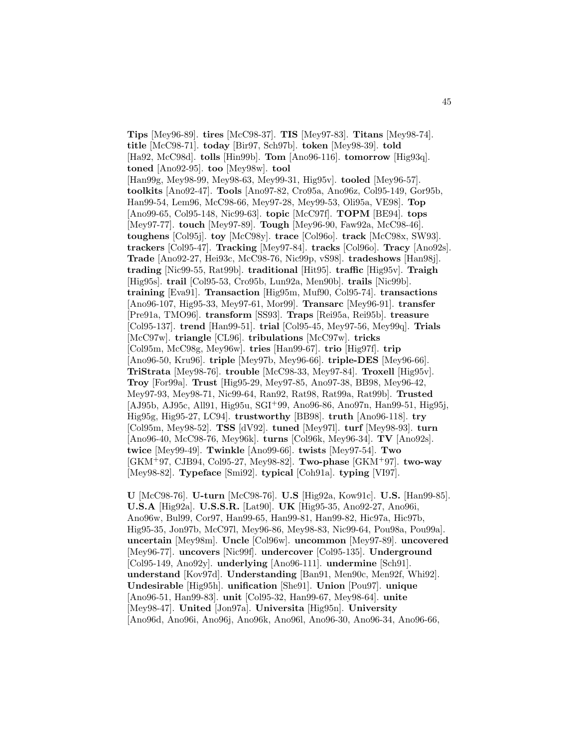**Tips** [Mey96-89]. **tires** [McC98-37]. **TIS** [Mey97-83]. **Titans** [Mey98-74]. **title** [McC98-71]. **today** [Bir97, Sch97b]. **token** [Mey98-39]. **told** [Ha92, McC98d]. **tolls** [Hin99b]. **Tom** [Ano96-116]. **tomorrow** [Hig93q]. **toned** [Ano92-95]. **too** [Mey98w]. **tool** [Han99g, Mey98-99, Mey98-63, Mey99-31, Hig95v]. **tooled** [Mey96-57]. **toolkits** [Ano92-47]. **Tools** [Ano97-82, Cro95a, Ano96z, Col95-149, Gor95b, Han99-54, Lem96, McC98-66, Mey97-28, Mey99-53, Oli95a, VE98]. **Top** [Ano99-65, Col95-148, Nic99-63]. **topic** [McC97f]. **TOPM** [BE94]. **tops** [Mey97-77]. **touch** [Mey97-89]. **Tough** [Mey96-90, Faw92a, McC98-46]. **toughens** [Col95j]. **toy** [McC98y]. **trace** [Col96o]. **track** [McC98x, SW93]. **trackers** [Col95-47]. **Tracking** [Mey97-84]. **tracks** [Col96o]. **Tracy** [Ano92s]. **Trade** [Ano92-27, Hei93c, McC98-76, Nic99p, vS98]. **tradeshows** [Han98j]. **trading** [Nic99-55, Rat99b]. **traditional** [Hit95]. **traffic** [Hig95v]. **Traigh** [Hig95s]. **trail** [Col95-53, Cro95b, Lun92a, Men90b]. **trails** [Nic99b]. **training** [Eva91]. **Transaction** [Hig95m, Muf90, Col95-74]. **transactions** [Ano96-107, Hig95-33, Mey97-61, Mor99]. **Transarc** [Mey96-91]. **transfer** [Pre91a, TMO96]. **transform** [SS93]. **Traps** [Rei95a, Rei95b]. **treasure** [Col95-137]. **trend** [Han99-51]. **trial** [Col95-45, Mey97-56, Mey99q]. **Trials** [McC97w]. **triangle** [CL96]. **tribulations** [McC97w]. **tricks** [Col95m, McC98g, Mey96w]. **tries** [Han99-67]. **trio** [Hig97f]. **trip** [Ano96-50, Kru96]. **triple** [Mey97b, Mey96-66]. **triple-DES** [Mey96-66]. **TriStrata** [Mey98-76]. **trouble** [McC98-33, Mey97-84]. **Troxell** [Hig95v]. **Troy** [For99a]. **Trust** [Hig95-29, Mey97-85, Ano97-38, BB98, Mey96-42, Mey97-93, Mey98-71, Nic99-64, Ran92, Rat98, Rat99a, Rat99b]. **Trusted** [AJ95b, AJ95c, All91, Hig95u, SGI+99, Ano96-86, Ano97n, Han99-51, Hig95j, Hig95g, Hig95-27, LC94]. **trustworthy** [BB98]. **truth** [Ano96-118]. **try** [Col95m, Mey98-52]. **TSS** [dV92]. **tuned** [Mey97l]. **turf** [Mey98-93]. **turn** [Ano96-40, McC98-76, Mey96k]. **turns** [Col96k, Mey96-34]. **TV** [Ano92s]. **twice** [Mey99-49]. **Twinkle** [Ano99-66]. **twists** [Mey97-54]. **Two** [GKM+97, CJB94, Col95-27, Mey98-82]. **Two-phase** [GKM+97]. **two-way** [Mey98-82]. **Typeface** [Smi92]. **typical** [Coh91a]. **typing** [VI97].

**U** [McC98-76]. **U-turn** [McC98-76]. **U.S** [Hig92a, Kow91c]. **U.S.** [Han99-85]. **U.S.A** [Hig92a]. **U.S.S.R.** [Lat90]. **UK** [Hig95-35, Ano92-27, Ano96i, Ano96w, Bul99, Cor97, Han99-65, Han99-81, Han99-82, Hic97a, Hic97b, Hig95-35, Jon97b, McC97l, Mey96-86, Mey98-83, Nic99-64, Pou98a, Pou99a]. **uncertain** [Mey98m]. **Uncle** [Col96w]. **uncommon** [Mey97-89]. **uncovered** [Mey96-77]. **uncovers** [Nic99f]. **undercover** [Col95-135]. **Underground** [Col95-149, Ano92y]. **underlying** [Ano96-111]. **undermine** [Sch91]. **understand** [Kov97d]. **Understanding** [Ban91, Men90c, Men92f, Whi92]. **Undesirable** [Hig95h]. **unification** [She91]. **Union** [Pou97]. **unique** [Ano96-51, Han99-83]. **unit** [Col95-32, Han99-67, Mey98-64]. **unite** [Mey98-47]. **United** [Jon97a]. **Universita** [Hig95n]. **University** [Ano96d, Ano96i, Ano96j, Ano96k, Ano96l, Ano96-30, Ano96-34, Ano96-66,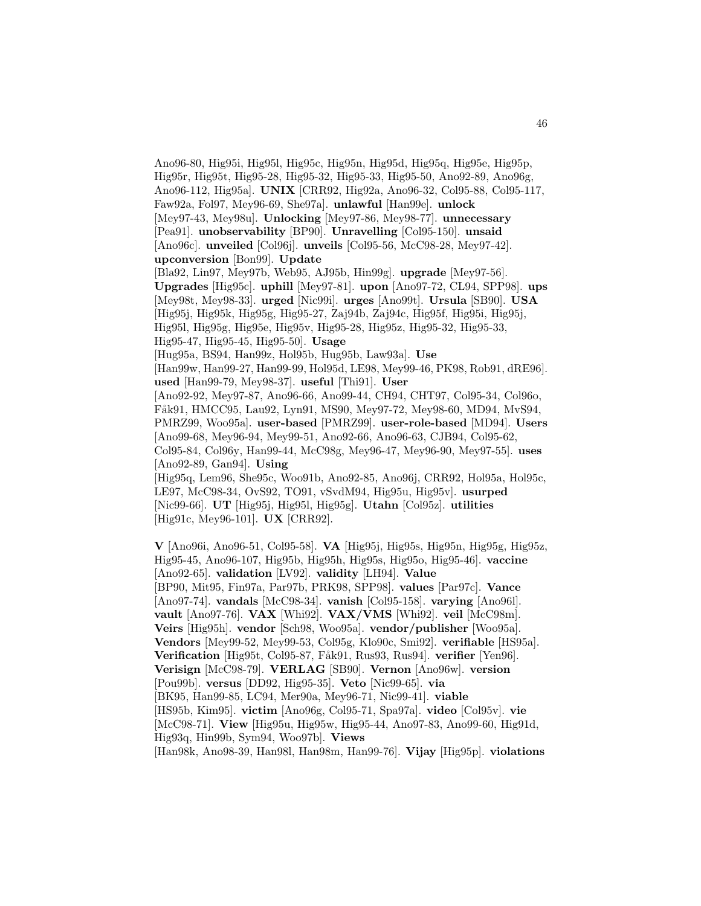Ano96-80, Hig95i, Hig95l, Hig95c, Hig95n, Hig95d, Hig95q, Hig95e, Hig95p, Hig95r, Hig95t, Hig95-28, Hig95-32, Hig95-33, Hig95-50, Ano92-89, Ano96g, Ano96-112, Hig95a]. **UNIX** [CRR92, Hig92a, Ano96-32, Col95-88, Col95-117, Faw92a, Fol97, Mey96-69, She97a]. **unlawful** [Han99e]. **unlock** [Mey97-43, Mey98u]. **Unlocking** [Mey97-86, Mey98-77]. **unnecessary** [Pea91]. **unobservability** [BP90]. **Unravelling** [Col95-150]. **unsaid** [Ano96c]. **unveiled** [Col96j]. **unveils** [Col95-56, McC98-28, Mey97-42]. **upconversion** [Bon99]. **Update** [Bla92, Lin97, Mey97b, Web95, AJ95b, Hin99g]. **upgrade** [Mey97-56]. **Upgrades** [Hig95c]. **uphill** [Mey97-81]. **upon** [Ano97-72, CL94, SPP98]. **ups** [Mey98t, Mey98-33]. **urged** [Nic99i]. **urges** [Ano99t]. **Ursula** [SB90]. **USA** [Hig95j, Hig95k, Hig95g, Hig95-27, Zaj94b, Zaj94c, Hig95f, Hig95i, Hig95j, Hig95l, Hig95g, Hig95e, Hig95v, Hig95-28, Hig95z, Hig95-32, Hig95-33, Hig95-47, Hig95-45, Hig95-50]. **Usage** [Hug95a, BS94, Han99z, Hol95b, Hug95b, Law93a]. **Use** [Han99w, Han99-27, Han99-99, Hol95d, LE98, Mey99-46, PK98, Rob91, dRE96]. **used** [Han99-79, Mey98-37]. **useful** [Thi91]. **User** [Ano92-92, Mey97-87, Ano96-66, Ano99-44, CH94, CHT97, Col95-34, Col96o, Fåk91, HMCC95, Lau92, Lyn91, MS90, Mey97-72, Mey98-60, MD94, MvS94, PMRZ99, Woo95a]. **user-based** [PMRZ99]. **user-role-based** [MD94]. **Users** [Ano99-68, Mey96-94, Mey99-51, Ano92-66, Ano96-63, CJB94, Col95-62, Col95-84, Col96y, Han99-44, McC98g, Mey96-47, Mey96-90, Mey97-55]. **uses** [Ano92-89, Gan94]. **Using** [Hig95q, Lem96, She95c, Woo91b, Ano92-85, Ano96j, CRR92, Hol95a, Hol95c, LE97, McC98-34, OvS92, TO91, vSvdM94, Hig95u, Hig95v]. **usurped** [Nic99-66]. **UT** [Hig95j, Hig95l, Hig95g]. **Utahn** [Col95z]. **utilities** [Hig91c, Mey96-101]. **UX** [CRR92].

**V** [Ano96i, Ano96-51, Col95-58]. **VA** [Hig95j, Hig95s, Hig95n, Hig95g, Hig95z, Hig95-45, Ano96-107, Hig95b, Hig95h, Hig95s, Hig95o, Hig95-46]. **vaccine** [Ano92-65]. **validation** [LV92]. **validity** [LH94]. **Value** [BP90, Mit95, Fin97a, Par97b, PRK98, SPP98]. **values** [Par97c]. **Vance** [Ano97-74]. **vandals** [McC98-34]. **vanish** [Col95-158]. **varying** [Ano96l]. **vault** [Ano97-76]. **VAX** [Whi92]. **VAX/VMS** [Whi92]. **veil** [McC98m]. **Veirs** [Hig95h]. **vendor** [Sch98, Woo95a]. **vendor/publisher** [Woo95a]. **Vendors** [Mey99-52, Mey99-53, Col95g, Klo90c, Smi92]. **verifiable** [HS95a]. **Verification** [Hig95t, Col95-87, Fåk91, Rus93, Rus94]. **verifier** [Yen96]. **Verisign** [McC98-79]. **VERLAG** [SB90]. **Vernon** [Ano96w]. **version** [Pou99b]. **versus** [DD92, Hig95-35]. **Veto** [Nic99-65]. **via** [BK95, Han99-85, LC94, Mer90a, Mey96-71, Nic99-41]. **viable** [HS95b, Kim95]. **victim** [Ano96g, Col95-71, Spa97a]. **video** [Col95v]. **vie** [McC98-71]. **View** [Hig95u, Hig95w, Hig95-44, Ano97-83, Ano99-60, Hig91d, Hig93q, Hin99b, Sym94, Woo97b]. **Views** [Han98k, Ano98-39, Han98l, Han98m, Han99-76]. **Vijay** [Hig95p]. **violations**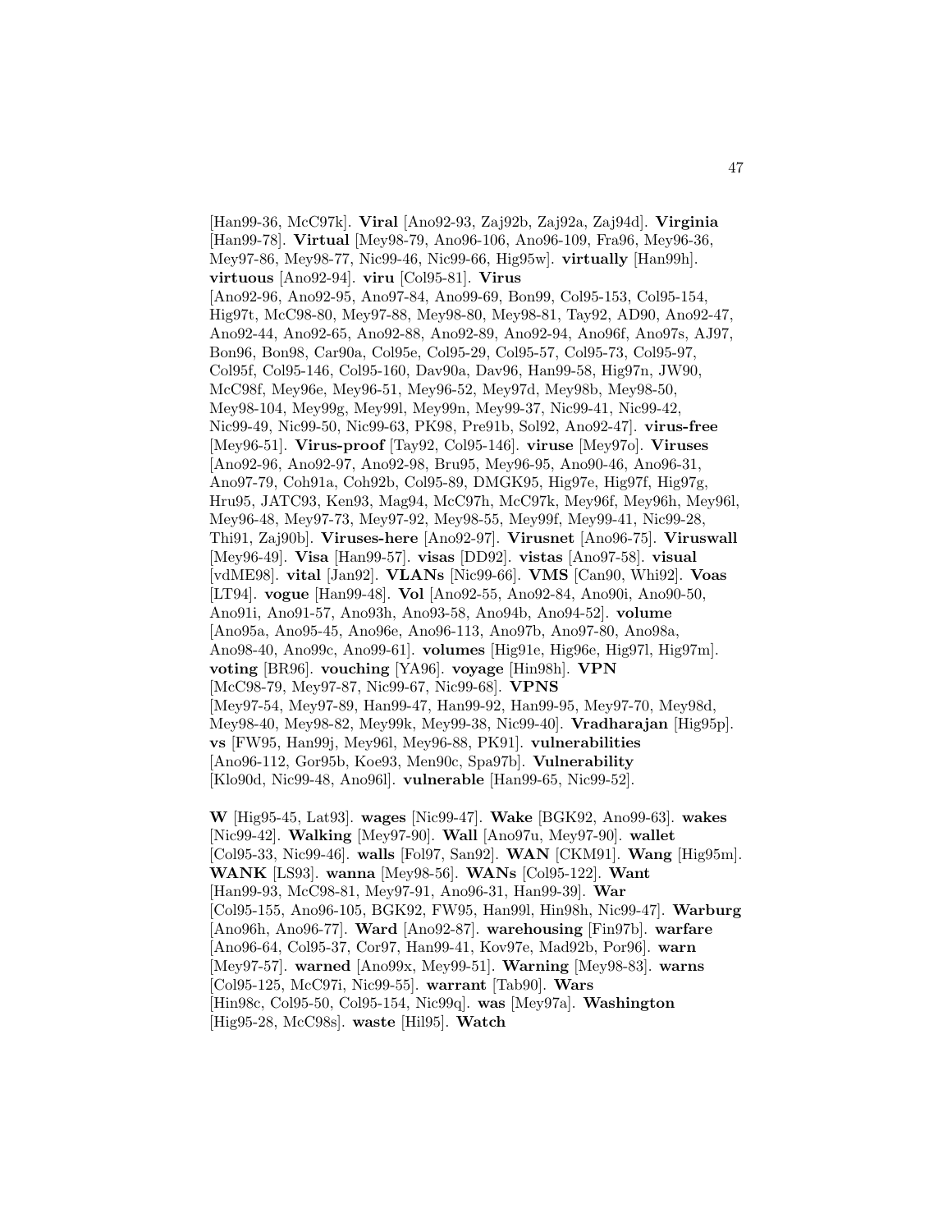[Han99-36, McC97k]. **Viral** [Ano92-93, Zaj92b, Zaj92a, Zaj94d]. **Virginia** [Han99-78]. **Virtual** [Mey98-79, Ano96-106, Ano96-109, Fra96, Mey96-36, Mey97-86, Mey98-77, Nic99-46, Nic99-66, Hig95w]. **virtually** [Han99h]. **virtuous** [Ano92-94]. **viru** [Col95-81]. **Virus** [Ano92-96, Ano92-95, Ano97-84, Ano99-69, Bon99, Col95-153, Col95-154, Hig97t, McC98-80, Mey97-88, Mey98-80, Mey98-81, Tay92, AD90, Ano92-47, Ano92-44, Ano92-65, Ano92-88, Ano92-89, Ano92-94, Ano96f, Ano97s, AJ97, Bon96, Bon98, Car90a, Col95e, Col95-29, Col95-57, Col95-73, Col95-97, Col95f, Col95-146, Col95-160, Dav90a, Dav96, Han99-58, Hig97n, JW90, McC98f, Mey96e, Mey96-51, Mey96-52, Mey97d, Mey98b, Mey98-50, Mey98-104, Mey99g, Mey99l, Mey99n, Mey99-37, Nic99-41, Nic99-42, Nic99-49, Nic99-50, Nic99-63, PK98, Pre91b, Sol92, Ano92-47]. **virus-free** [Mey96-51]. **Virus-proof** [Tay92, Col95-146]. **viruse** [Mey97o]. **Viruses** [Ano92-96, Ano92-97, Ano92-98, Bru95, Mey96-95, Ano90-46, Ano96-31, Ano97-79, Coh91a, Coh92b, Col95-89, DMGK95, Hig97e, Hig97f, Hig97g, Hru95, JATC93, Ken93, Mag94, McC97h, McC97k, Mey96f, Mey96h, Mey96l, Mey96-48, Mey97-73, Mey97-92, Mey98-55, Mey99f, Mey99-41, Nic99-28, Thi91, Zaj90b]. **Viruses-here** [Ano92-97]. **Virusnet** [Ano96-75]. **Viruswall** [Mey96-49]. **Visa** [Han99-57]. **visas** [DD92]. **vistas** [Ano97-58]. **visual** [vdME98]. **vital** [Jan92]. **VLANs** [Nic99-66]. **VMS** [Can90, Whi92]. **Voas** [LT94]. **vogue** [Han99-48]. **Vol** [Ano92-55, Ano92-84, Ano90i, Ano90-50, Ano91i, Ano91-57, Ano93h, Ano93-58, Ano94b, Ano94-52]. **volume** [Ano95a, Ano95-45, Ano96e, Ano96-113, Ano97b, Ano97-80, Ano98a, Ano98-40, Ano99c, Ano99-61]. **volumes** [Hig91e, Hig96e, Hig97l, Hig97m]. **voting** [BR96]. **vouching** [YA96]. **voyage** [Hin98h]. **VPN** [McC98-79, Mey97-87, Nic99-67, Nic99-68]. **VPNS** [Mey97-54, Mey97-89, Han99-47, Han99-92, Han99-95, Mey97-70, Mey98d, Mey98-40, Mey98-82, Mey99k, Mey99-38, Nic99-40]. **Vradharajan** [Hig95p]. **vs** [FW95, Han99j, Mey96l, Mey96-88, PK91]. **vulnerabilities** [Ano96-112, Gor95b, Koe93, Men90c, Spa97b]. **Vulnerability** [Klo90d, Nic99-48, Ano96l]. **vulnerable** [Han99-65, Nic99-52].

**W** [Hig95-45, Lat93]. **wages** [Nic99-47]. **Wake** [BGK92, Ano99-63]. **wakes** [Nic99-42]. **Walking** [Mey97-90]. **Wall** [Ano97u, Mey97-90]. **wallet** [Col95-33, Nic99-46]. **walls** [Fol97, San92]. **WAN** [CKM91]. **Wang** [Hig95m]. **WANK** [LS93]. **wanna** [Mey98-56]. **WANs** [Col95-122]. **Want** [Han99-93, McC98-81, Mey97-91, Ano96-31, Han99-39]. **War** [Col95-155, Ano96-105, BGK92, FW95, Han99l, Hin98h, Nic99-47]. **Warburg** [Ano96h, Ano96-77]. **Ward** [Ano92-87]. **warehousing** [Fin97b]. **warfare** [Ano96-64, Col95-37, Cor97, Han99-41, Kov97e, Mad92b, Por96]. **warn** [Mey97-57]. **warned** [Ano99x, Mey99-51]. **Warning** [Mey98-83]. **warns** [Col95-125, McC97i, Nic99-55]. **warrant** [Tab90]. **Wars** [Hin98c, Col95-50, Col95-154, Nic99q]. **was** [Mey97a]. **Washington** [Hig95-28, McC98s]. **waste** [Hil95]. **Watch**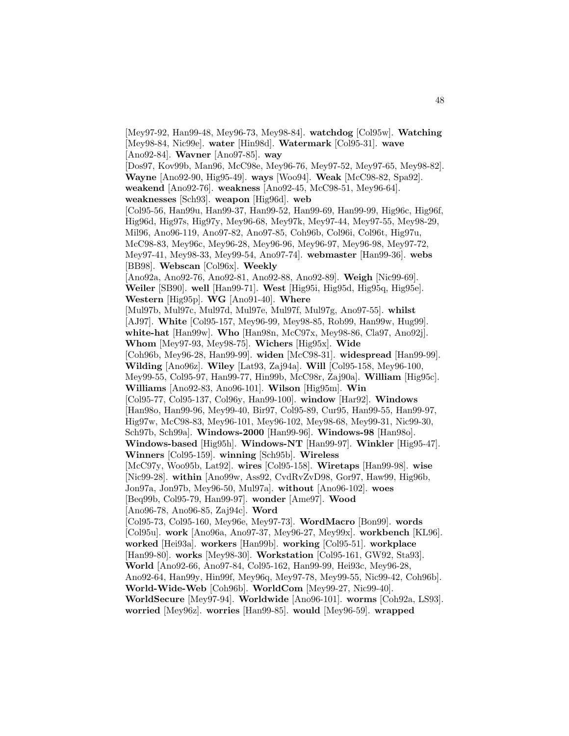[Mey97-92, Han99-48, Mey96-73, Mey98-84]. **watchdog** [Col95w]. **Watching** [Mey98-84, Nic99e]. **water** [Hin98d]. **Watermark** [Col95-31]. **wave** [Ano92-84]. **Wavner** [Ano97-85]. **way** [Dos97, Kov99b, Man96, McC98e, Mey96-76, Mey97-52, Mey97-65, Mey98-82]. **Wayne** [Ano92-90, Hig95-49]. **ways** [Woo94]. **Weak** [McC98-82, Spa92]. **weakend** [Ano92-76]. **weakness** [Ano92-45, McC98-51, Mey96-64]. **weaknesses** [Sch93]. **weapon** [Hig96d]. **web** [Col95-56, Han99u, Han99-37, Han99-52, Han99-69, Han99-99, Hig96c, Hig96f, Hig96d, Hig97s, Hig97y, Mey96-68, Mey97k, Mey97-44, Mey97-55, Mey98-29, Mil96, Ano96-119, Ano97-82, Ano97-85, Coh96b, Col96i, Col96t, Hig97u, McC98-83, Mey96c, Mey96-28, Mey96-96, Mey96-97, Mey96-98, Mey97-72, Mey97-41, Mey98-33, Mey99-54, Ano97-74]. **webmaster** [Han99-36]. **webs** [BB98]. **Webscan** [Col96x]. **Weekly** [Ano92a, Ano92-76, Ano92-81, Ano92-88, Ano92-89]. **Weigh** [Nic99-69]. **Weiler** [SB90]. **well** [Han99-71]. **West** [Hig95i, Hig95d, Hig95q, Hig95e]. **Western** [Hig95p]. **WG** [Ano91-40]. **Where** [Mul97b, Mul97c, Mul97d, Mul97e, Mul97f, Mul97g, Ano97-55]. **whilst** [AJ97]. **White** [Col95-157, Mey96-99, Mey98-85, Rob99, Han99w, Hug99]. **white-hat** [Han99w]. **Who** [Han98n, McC97x, Mey98-86, Cla97, Ano92j]. **Whom** [Mey97-93, Mey98-75]. **Wichers** [Hig95x]. **Wide** [Coh96b, Mey96-28, Han99-99]. **widen** [McC98-31]. **widespread** [Han99-99]. **Wilding** [Ano96z]. **Wiley** [Lat93, Zaj94a]. **Will** [Col95-158, Mey96-100, Mey99-55, Col95-97, Han99-77, Hin99b, McC98r, Zaj90a]. **William** [Hig95c]. **Williams** [Ano92-83, Ano96-101]. **Wilson** [Hig95m]. **Win** [Col95-77, Col95-137, Col96y, Han99-100]. **window** [Har92]. **Windows** [Han98o, Han99-96, Mey99-40, Bir97, Col95-89, Cur95, Han99-55, Han99-97, Hig97w, McC98-83, Mey96-101, Mey96-102, Mey98-68, Mey99-31, Nic99-30, Sch97b, Sch99a]. **Windows-2000** [Han99-96]. **Windows-98** [Han98o]. **Windows-based** [Hig95h]. **Windows-NT** [Han99-97]. **Winkler** [Hig95-47]. **Winners** [Col95-159]. **winning** [Sch95b]. **Wireless** [McC97y, Woo95b, Lat92]. **wires** [Col95-158]. **Wiretaps** [Han99-98]. **wise** [Nic99-28]. **within** [Ano99w, Ass92, CvdRvZvD98, Gor97, Haw99, Hig96b, Jon97a, Jon97b, Mey96-50, Mul97a]. **without** [Ano96-102]. **woes** [Beq99b, Col95-79, Han99-97]. **wonder** [Ame97]. **Wood** [Ano96-78, Ano96-85, Zaj94c]. **Word** [Col95-73, Col95-160, Mey96e, Mey97-73]. **WordMacro** [Bon99]. **words** [Col95u]. **work** [Ano96a, Ano97-37, Mey96-27, Mey99x]. **workbench** [KL96]. **worked** [Hei93a]. **workers** [Han99b]. **working** [Col95-51]. **workplace** [Han99-80]. **works** [Mey98-30]. **Workstation** [Col95-161, GW92, Sta93]. **World** [Ano92-66, Ano97-84, Col95-162, Han99-99, Hei93c, Mey96-28, Ano92-64, Han99y, Hin99f, Mey96q, Mey97-78, Mey99-55, Nic99-42, Coh96b]. **World-Wide-Web** [Coh96b]. **WorldCom** [Mey99-27, Nic99-40]. **WorldSecure** [Mey97-94]. **Worldwide** [Ano96-101]. **worms** [Coh92a, LS93]. **worried** [Mey96z]. **worries** [Han99-85]. **would** [Mey96-59]. **wrapped**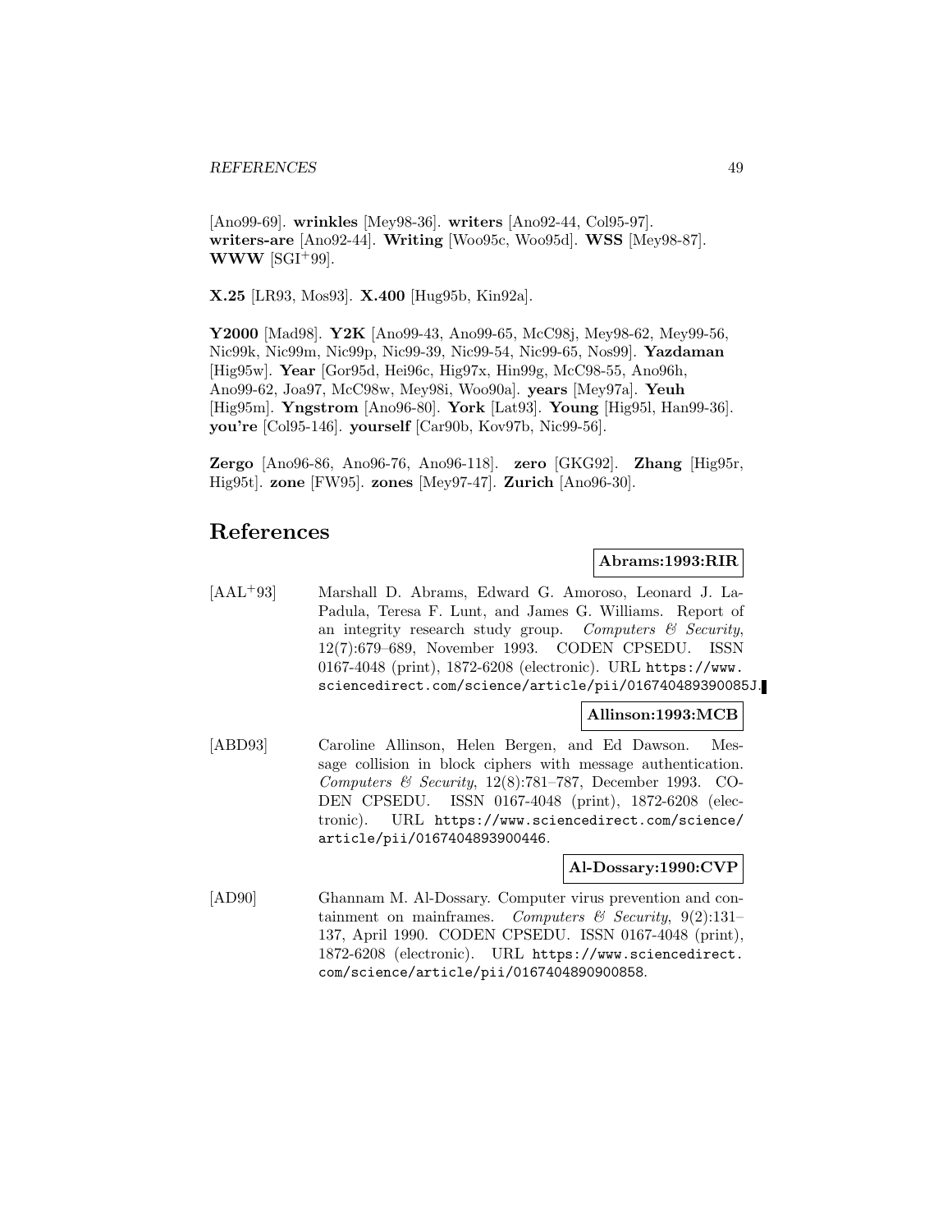[Ano99-69]. **wrinkles** [Mey98-36]. **writers** [Ano92-44, Col95-97]. **writers-are** [Ano92-44]. **Writing** [Woo95c, Woo95d]. **WSS** [Mey98-87]. **WWW** [SGI+99].

**X.25** [LR93, Mos93]. **X.400** [Hug95b, Kin92a].

**Y2000** [Mad98]. **Y2K** [Ano99-43, Ano99-65, McC98j, Mey98-62, Mey99-56, Nic99k, Nic99m, Nic99p, Nic99-39, Nic99-54, Nic99-65, Nos99]. **Yazdaman** [Hig95w]. **Year** [Gor95d, Hei96c, Hig97x, Hin99g, McC98-55, Ano96h, Ano99-62, Joa97, McC98w, Mey98i, Woo90a]. **years** [Mey97a]. **Yeuh** [Hig95m]. **Yngstrom** [Ano96-80]. **York** [Lat93]. **Young** [Hig95l, Han99-36]. **you're** [Col95-146]. **yourself** [Car90b, Kov97b, Nic99-56].

**Zergo** [Ano96-86, Ano96-76, Ano96-118]. **zero** [GKG92]. **Zhang** [Hig95r, Hig95t]. **zone** [FW95]. **zones** [Mey97-47]. **Zurich** [Ano96-30].

# References

**Abrams:1993:RIR**

[AAL+93] Marshall D. Abrams, Edward G. Amoroso, Leonard J. LaPadula, Teresa F. Lunt, and James G. Williams. Report of an integrity research study group. *Computers & Security*, 12(7):679–689, November 1993. CODEN CPSEDU. ISSN 0167-4048 (print), 1872-6208 (electronic). URL https://www.sciencedirect.com/science/article/pii/016740489390085J.

**Allinson:1993:MCB**

[ABD93] Caroline Allinson, Helen Bergen, and Ed Dawson. Message collision in block ciphers with message authentication. *Computers & Security*, 12(8):781–787, December 1993. CODEN CPSEDU. ISSN 0167-4048 (print), 1872-6208 (electronic). URL https://www.sciencedirect.com/science/article/pii/0167404893900446.

**Al-Dossary:1990:CVP**

[AD90] Ghannam M. Al-Dossary. Computer virus prevention and containment on mainframes. *Computers & Security*, 9(2):131–137, April 1990. CODEN CPSEDU. ISSN 0167-4048 (print), 1872-6208 (electronic). URL https://www.sciencedirect.com/science/article/pii/0167404890900858.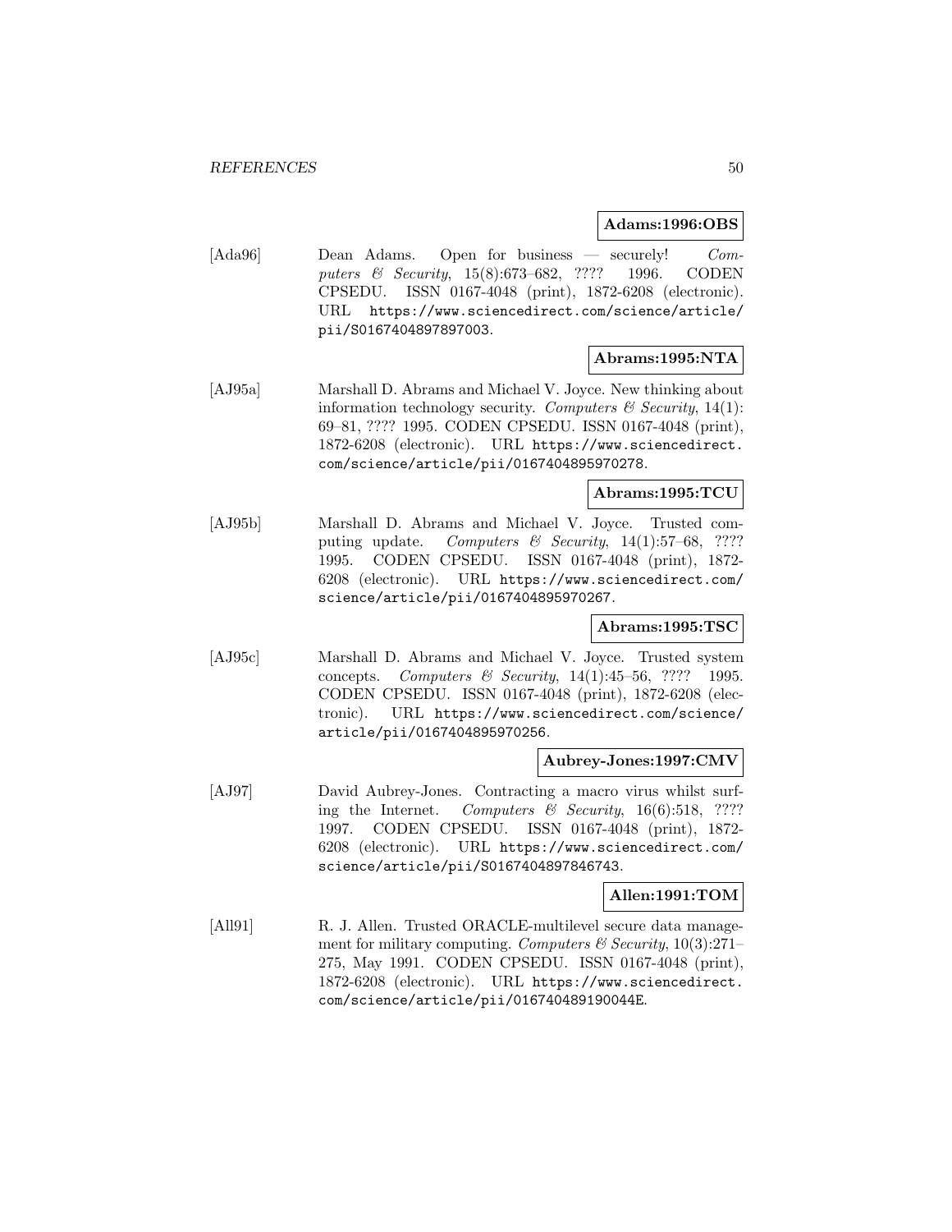**Adams:1996:OBS**

[Ada96] Dean Adams. Open for business — securely! *Computers & Security*, 15(8):673–682, ???? 1996. CODEN CPSEDU. ISSN 0167-4048 (print), 1872-6208 (electronic). URL `https://www.sciencedirect.com/science/article/pii/S0167404897897003`.

**Abrams:1995:NTA**

[AJ95a] Marshall D. Abrams and Michael V. Joyce. New thinking about information technology security. *Computers & Security*, 14(1): 69–81, ???? 1995. CODEN CPSEDU. ISSN 0167-4048 (print), 1872-6208 (electronic). URL `https://www.sciencedirect.com/science/article/pii/0167404895970278`.

**Abrams:1995:TCU**

[AJ95b] Marshall D. Abrams and Michael V. Joyce. Trusted computing update. *Computers & Security*, 14(1):57–68, ???? 1995. CODEN CPSEDU. ISSN 0167-4048 (print), 1872-6208 (electronic). URL `https://www.sciencedirect.com/science/article/pii/0167404895970267`.

**Abrams:1995:TSC**

[AJ95c] Marshall D. Abrams and Michael V. Joyce. Trusted system concepts. *Computers & Security*, 14(1):45–56, ???? 1995. CODEN CPSEDU. ISSN 0167-4048 (print), 1872-6208 (electronic). URL `https://www.sciencedirect.com/science/article/pii/0167404895970256`.

**Aubrey-Jones:1997:CMV**

[AJ97] David Aubrey-Jones. Contracting a macro virus whilst surfing the Internet. *Computers & Security*, 16(6):518, ???? 1997. CODEN CPSEDU. ISSN 0167-4048 (print), 1872-6208 (electronic). URL `https://www.sciencedirect.com/science/article/pii/S0167404897846743`.

**Allen:1991:TOM**

[All91] R. J. Allen. Trusted ORACLE-multilevel secure data management for military computing. *Computers & Security*, 10(3):271–275, May 1991. CODEN CPSEDU. ISSN 0167-4048 (print), 1872-6208 (electronic). URL `https://www.sciencedirect.com/science/article/pii/016740489190044E`.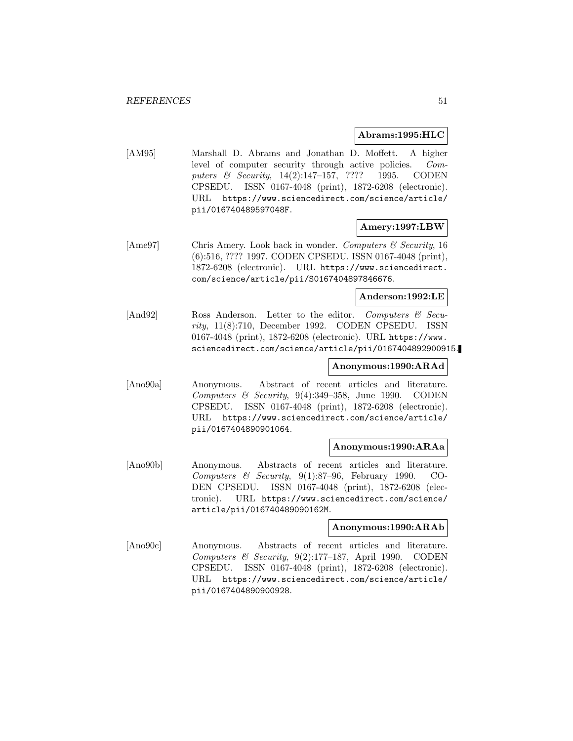**Abrams:1995:HLC**

[AM95] Marshall D. Abrams and Jonathan D. Moffett. A higher level of computer security through active policies. *Computers & Security*, 14(2):147–157, ???? 1995. CODEN CPSEDU. ISSN 0167-4048 (print), 1872-6208 (electronic). URL https://www.sciencedirect.com/science/article/pii/016740489597048F.

**Amery:1997:LBW**

[Ame97] Chris Amery. Look back in wonder. *Computers & Security*, 16 (6):516, ???? 1997. CODEN CPSEDU. ISSN 0167-4048 (print), 1872-6208 (electronic). URL https://www.sciencedirect.com/science/article/pii/S0167404897846676.

**Anderson:1992:LE**

[And92] Ross Anderson. Letter to the editor. *Computers & Security*, 11(8):710, December 1992. CODEN CPSEDU. ISSN 0167-4048 (print), 1872-6208 (electronic). URL https://www.sciencedirect.com/science/article/pii/0167404892900915.

**Anonymous:1990:ARAd**

[Ano90a] Anonymous. Abstract of recent articles and literature. *Computers & Security*, 9(4):349–358, June 1990. CODEN CPSEDU. ISSN 0167-4048 (print), 1872-6208 (electronic). URL https://www.sciencedirect.com/science/article/pii/0167404890901064.

**Anonymous:1990:ARAa**

[Ano90b] Anonymous. Abstracts of recent articles and literature. *Computers & Security*, 9(1):87–96, February 1990. CODEN CPSEDU. ISSN 0167-4048 (print), 1872-6208 (electronic). URL https://www.sciencedirect.com/science/article/pii/016740489090162M.

**Anonymous:1990:ARAb**

[Ano90c] Anonymous. Abstracts of recent articles and literature. *Computers & Security*, 9(2):177–187, April 1990. CODEN CPSEDU. ISSN 0167-4048 (print), 1872-6208 (electronic). URL https://www.sciencedirect.com/science/article/pii/0167404890900928.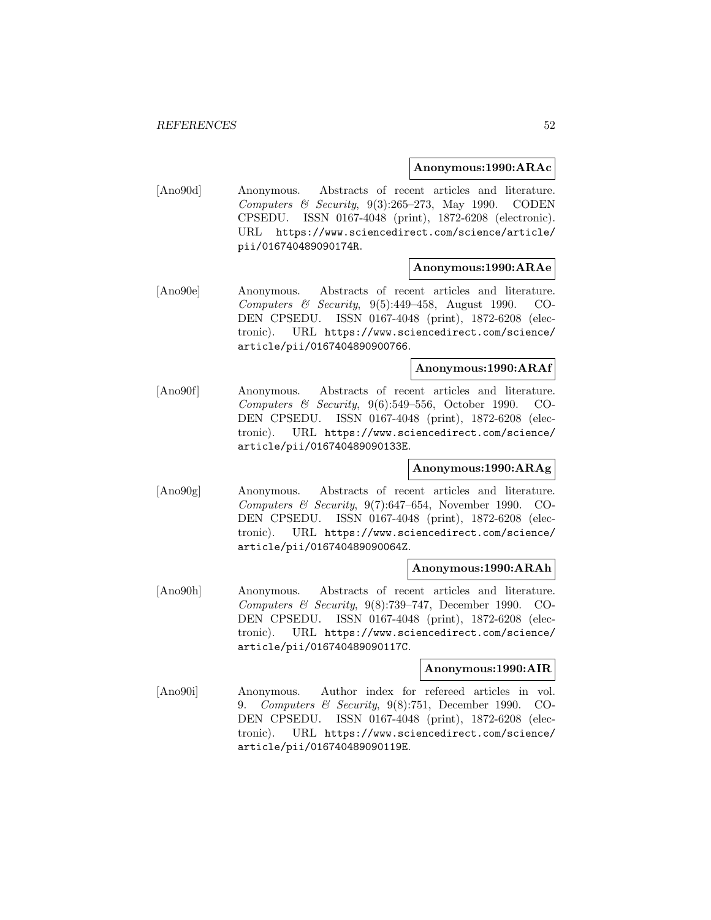**Anonymous:1990:ARAc**

[Ano90d] Anonymous. Abstracts of recent articles and literature. *Computers & Security*, 9(3):265–273, May 1990. CODEN CPSEDU. ISSN 0167-4048 (print), 1872-6208 (electronic). URL https://www.sciencedirect.com/science/article/pii/016740489090174R.

**Anonymous:1990:ARAe**

[Ano90e] Anonymous. Abstracts of recent articles and literature. *Computers & Security*, 9(5):449–458, August 1990. CODEN CPSEDU. ISSN 0167-4048 (print), 1872-6208 (electronic). URL https://www.sciencedirect.com/science/article/pii/0167404890900766.

**Anonymous:1990:ARAf**

[Ano90f] Anonymous. Abstracts of recent articles and literature. *Computers & Security*, 9(6):549–556, October 1990. CODEN CPSEDU. ISSN 0167-4048 (print), 1872-6208 (electronic). URL https://www.sciencedirect.com/science/article/pii/016740489090133E.

**Anonymous:1990:ARAg**

[Ano90g] Anonymous. Abstracts of recent articles and literature. *Computers & Security*, 9(7):647–654, November 1990. CODEN CPSEDU. ISSN 0167-4048 (print), 1872-6208 (electronic). URL https://www.sciencedirect.com/science/article/pii/016740489090064Z.

**Anonymous:1990:ARAh**

[Ano90h] Anonymous. Abstracts of recent articles and literature. *Computers & Security*, 9(8):739–747, December 1990. CODEN CPSEDU. ISSN 0167-4048 (print), 1872-6208 (electronic). URL https://www.sciencedirect.com/science/article/pii/016740489090117C.

**Anonymous:1990:AIR**

[Ano90i] Anonymous. Author index for refereed articles in vol. 9. *Computers & Security*, 9(8):751, December 1990. CODEN CPSEDU. ISSN 0167-4048 (print), 1872-6208 (electronic). URL https://www.sciencedirect.com/science/article/pii/016740489090119E.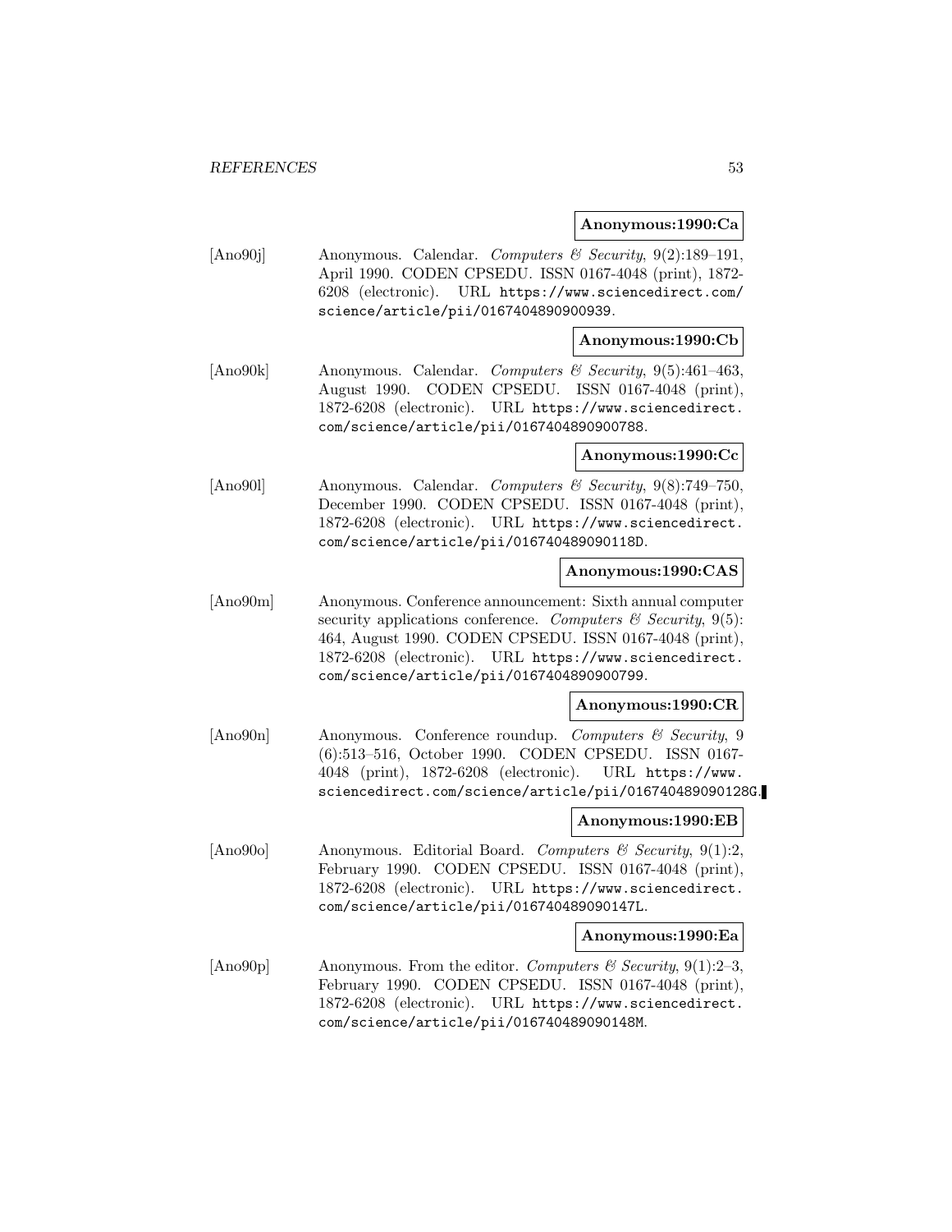**Anonymous:1990:Ca**

[Ano90j] Anonymous. Calendar. *Computers & Security*, 9(2):189–191, April 1990. CODEN CPSEDU. ISSN 0167-4048 (print), 1872-6208 (electronic). URL https://www.sciencedirect.com/science/article/pii/0167404890900939.

**Anonymous:1990:Cb**

[Ano90k] Anonymous. Calendar. *Computers & Security*, 9(5):461–463, August 1990. CODEN CPSEDU. ISSN 0167-4048 (print), 1872-6208 (electronic). URL https://www.sciencedirect.com/science/article/pii/0167404890900788.

**Anonymous:1990:Cc**

[Ano90l] Anonymous. Calendar. *Computers & Security*, 9(8):749–750, December 1990. CODEN CPSEDU. ISSN 0167-4048 (print), 1872-6208 (electronic). URL https://www.sciencedirect.com/science/article/pii/016740489090118D.

**Anonymous:1990:CAS**

[Ano90m] Anonymous. Conference announcement: Sixth annual computer security applications conference. *Computers & Security*, 9(5): 464, August 1990. CODEN CPSEDU. ISSN 0167-4048 (print), 1872-6208 (electronic). URL https://www.sciencedirect.com/science/article/pii/0167404890900799.

**Anonymous:1990:CR**

[Ano90n] Anonymous. Conference roundup. *Computers & Security*, 9 (6):513–516, October 1990. CODEN CPSEDU. ISSN 0167-4048 (print), 1872-6208 (electronic). URL https://www.sciencedirect.com/science/article/pii/016740489090128G.

**Anonymous:1990:EB**

[Ano90o] Anonymous. Editorial Board. *Computers & Security*, 9(1):2, February 1990. CODEN CPSEDU. ISSN 0167-4048 (print), 1872-6208 (electronic). URL https://www.sciencedirect.com/science/article/pii/016740489090147L.

**Anonymous:1990:Ea**

[Ano90p] Anonymous. From the editor. *Computers & Security*, 9(1):2–3, February 1990. CODEN CPSEDU. ISSN 0167-4048 (print), 1872-6208 (electronic). URL https://www.sciencedirect.com/science/article/pii/016740489090148M.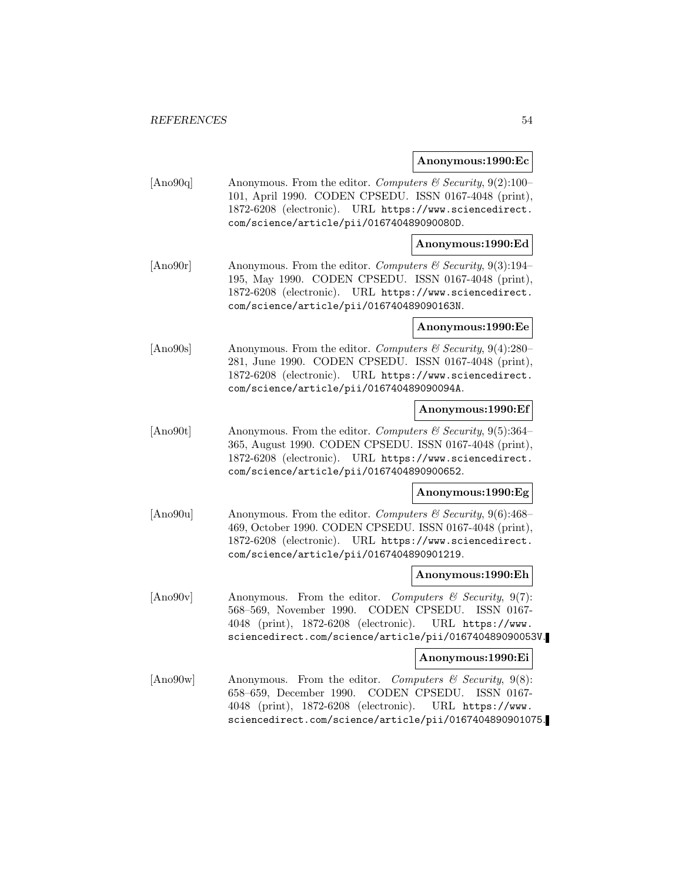**Anonymous:1990:Ec**

[Ano90q] Anonymous. From the editor. *Computers & Security*, 9(2):100–101, April 1990. CODEN CPSEDU. ISSN 0167-4048 (print), 1872-6208 (electronic). URL https://www.sciencedirect.com/science/article/pii/016740489090080D.

**Anonymous:1990:Ed**

[Ano90r] Anonymous. From the editor. *Computers & Security*, 9(3):194–195, May 1990. CODEN CPSEDU. ISSN 0167-4048 (print), 1872-6208 (electronic). URL https://www.sciencedirect.com/science/article/pii/016740489090163N.

**Anonymous:1990:Ee**

[Ano90s] Anonymous. From the editor. *Computers & Security*, 9(4):280–281, June 1990. CODEN CPSEDU. ISSN 0167-4048 (print), 1872-6208 (electronic). URL https://www.sciencedirect.com/science/article/pii/016740489090094A.

**Anonymous:1990:Ef**

[Ano90t] Anonymous. From the editor. *Computers & Security*, 9(5):364–365, August 1990. CODEN CPSEDU. ISSN 0167-4048 (print), 1872-6208 (electronic). URL https://www.sciencedirect.com/science/article/pii/0167404890900652.

**Anonymous:1990:Eg**

[Ano90u] Anonymous. From the editor. *Computers & Security*, 9(6):468–469, October 1990. CODEN CPSEDU. ISSN 0167-4048 (print), 1872-6208 (electronic). URL https://www.sciencedirect.com/science/article/pii/0167404890901219.

**Anonymous:1990:Eh**

[Ano90v] Anonymous. From the editor. *Computers & Security*, 9(7):568–569, November 1990. CODEN CPSEDU. ISSN 0167-4048 (print), 1872-6208 (electronic). URL https://www.sciencedirect.com/science/article/pii/016740489090053V.

**Anonymous:1990:Ei**

[Ano90w] Anonymous. From the editor. *Computers & Security*, 9(8):658–659, December 1990. CODEN CPSEDU. ISSN 0167-4048 (print), 1872-6208 (electronic). URL https://www.sciencedirect.com/science/article/pii/0167404890901075.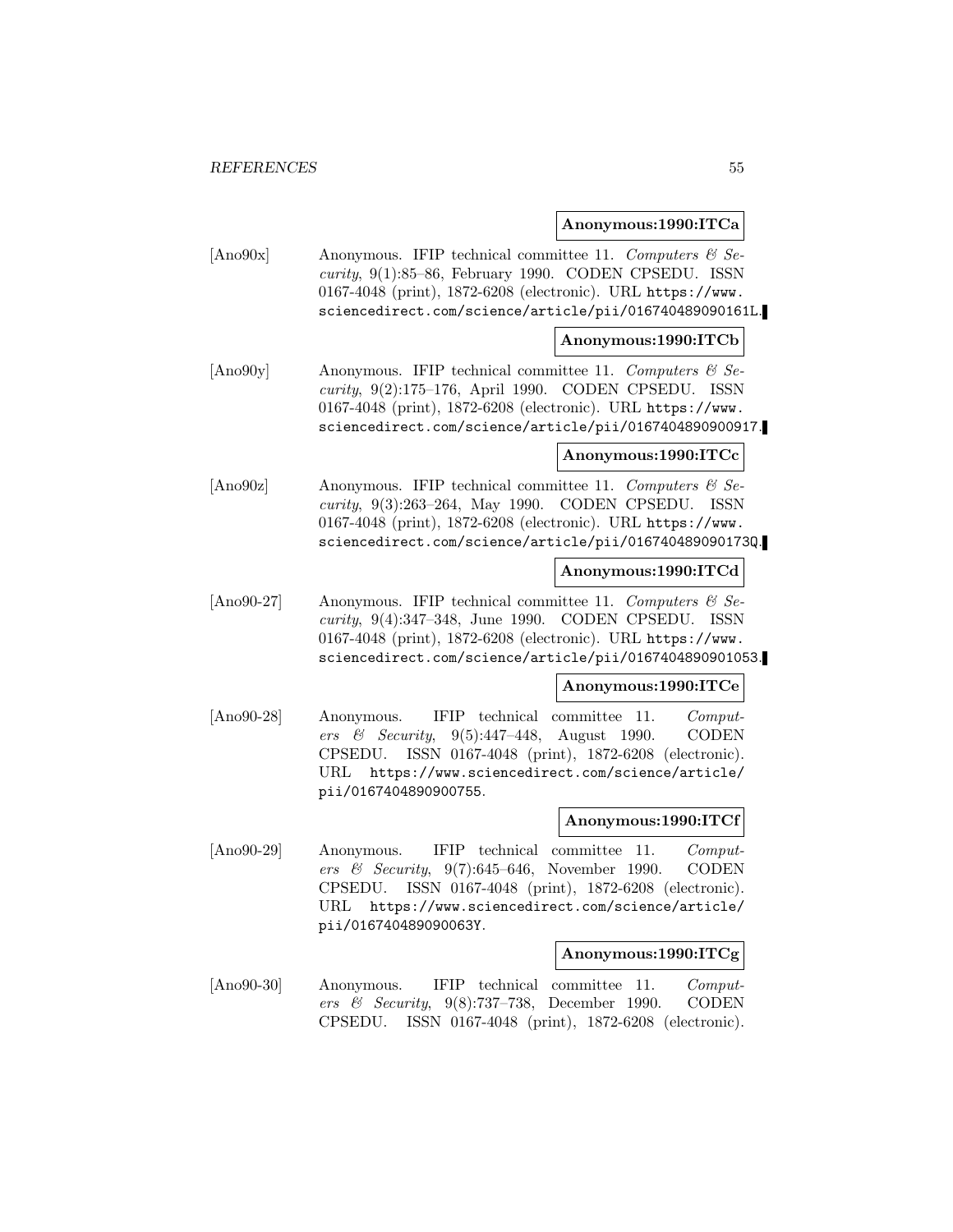**Anonymous:1990:ITCa**

[Ano90x] Anonymous. IFIP technical committee 11. *Computers & Security*, 9(1):85–86, February 1990. CODEN CPSEDU. ISSN 0167-4048 (print), 1872-6208 (electronic). URL https://www.sciencedirect.com/science/article/pii/016740489090161L.

**Anonymous:1990:ITCb**

[Ano90y] Anonymous. IFIP technical committee 11. *Computers & Security*, 9(2):175–176, April 1990. CODEN CPSEDU. ISSN 0167-4048 (print), 1872-6208 (electronic). URL https://www.sciencedirect.com/science/article/pii/0167404890900917.

**Anonymous:1990:ITCc**

[Ano90z] Anonymous. IFIP technical committee 11. *Computers & Security*, 9(3):263–264, May 1990. CODEN CPSEDU. ISSN 0167-4048 (print), 1872-6208 (electronic). URL https://www.sciencedirect.com/science/article/pii/016740489090173Q.

**Anonymous:1990:ITCd**

[Ano90-27] Anonymous. IFIP technical committee 11. *Computers & Security*, 9(4):347–348, June 1990. CODEN CPSEDU. ISSN 0167-4048 (print), 1872-6208 (electronic). URL https://www.sciencedirect.com/science/article/pii/0167404890901053.

**Anonymous:1990:ITCe**

[Ano90-28] Anonymous. IFIP technical committee 11. *Computers & Security*, 9(5):447–448, August 1990. CODEN CPSEDU. ISSN 0167-4048 (print), 1872-6208 (electronic). URL https://www.sciencedirect.com/science/article/pii/0167404890900755.

**Anonymous:1990:ITCf**

[Ano90-29] Anonymous. IFIP technical committee 11. *Computers & Security*, 9(7):645–646, November 1990. CODEN CPSEDU. ISSN 0167-4048 (print), 1872-6208 (electronic). URL https://www.sciencedirect.com/science/article/pii/016740489090063Y.

**Anonymous:1990:ITCg**

[Ano90-30] Anonymous. IFIP technical committee 11. *Computers & Security*, 9(8):737–738, December 1990. CODEN CPSEDU. ISSN 0167-4048 (print), 1872-6208 (electronic).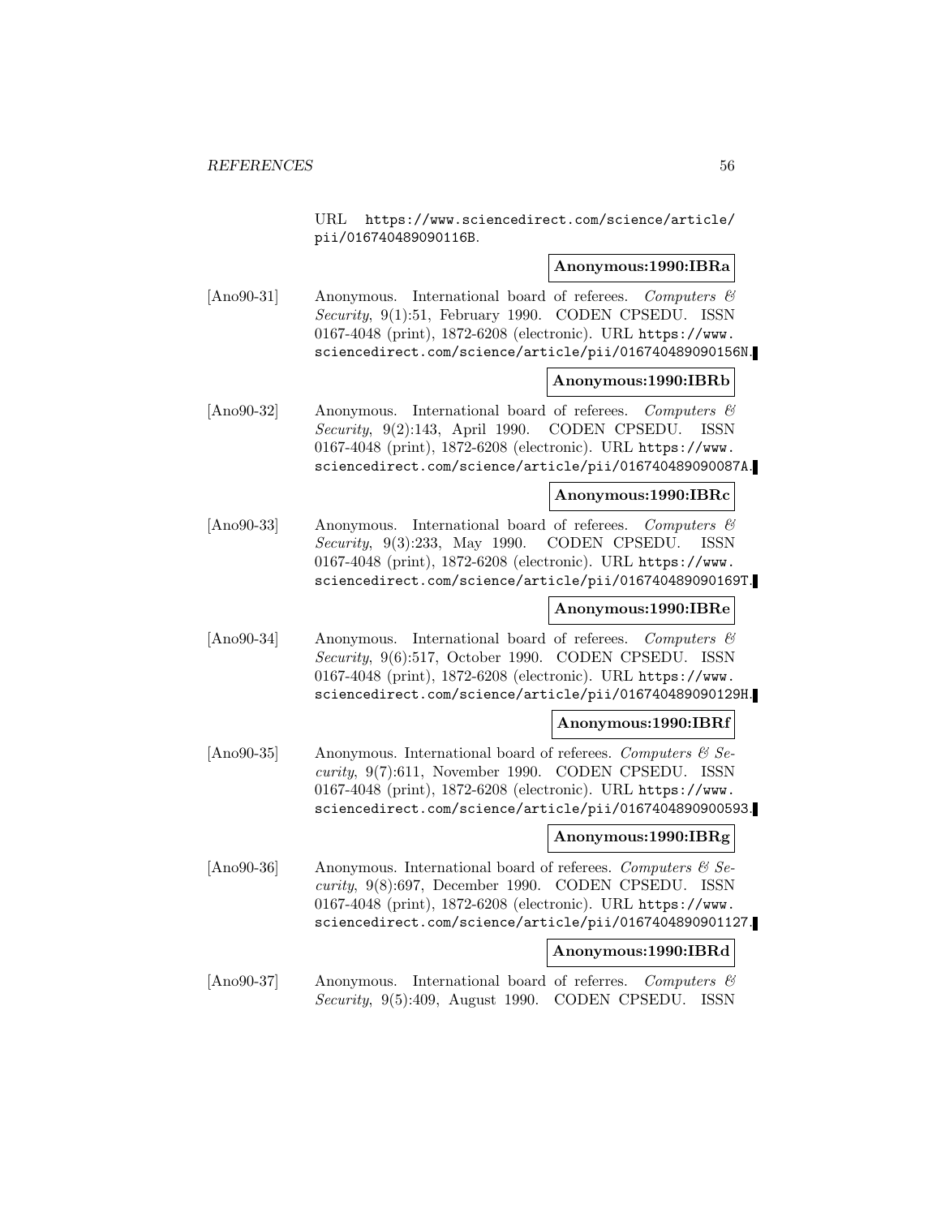URL https://www.sciencedirect.com/science/article/pii/016740489090116B.

**Anonymous:1990:IBRa**

[Ano90-31] Anonymous. International board of referees. *Computers & Security*, 9(1):51, February 1990. CODEN CPSEDU. ISSN 0167-4048 (print), 1872-6208 (electronic). URL https://www.sciencedirect.com/science/article/pii/016740489090156N.

**Anonymous:1990:IBRb**

[Ano90-32] Anonymous. International board of referees. *Computers & Security*, 9(2):143, April 1990. CODEN CPSEDU. ISSN 0167-4048 (print), 1872-6208 (electronic). URL https://www.sciencedirect.com/science/article/pii/016740489090087A.

**Anonymous:1990:IBRc**

[Ano90-33] Anonymous. International board of referees. *Computers & Security*, 9(3):233, May 1990. CODEN CPSEDU. ISSN 0167-4048 (print), 1872-6208 (electronic). URL https://www.sciencedirect.com/science/article/pii/016740489090169T.

**Anonymous:1990:IBRe**

[Ano90-34] Anonymous. International board of referees. *Computers & Security*, 9(6):517, October 1990. CODEN CPSEDU. ISSN 0167-4048 (print), 1872-6208 (electronic). URL https://www.sciencedirect.com/science/article/pii/016740489090129H.

**Anonymous:1990:IBRf**

[Ano90-35] Anonymous. International board of referees. *Computers & Security*, 9(7):611, November 1990. CODEN CPSEDU. ISSN 0167-4048 (print), 1872-6208 (electronic). URL https://www.sciencedirect.com/science/article/pii/0167404890900593.

**Anonymous:1990:IBRg**

[Ano90-36] Anonymous. International board of referees. *Computers & Security*, 9(8):697, December 1990. CODEN CPSEDU. ISSN 0167-4048 (print), 1872-6208 (electronic). URL https://www.sciencedirect.com/science/article/pii/0167404890901127.

**Anonymous:1990:IBRd**

[Ano90-37] Anonymous. International board of referres. *Computers & Security*, 9(5):409, August 1990. CODEN CPSEDU. ISSN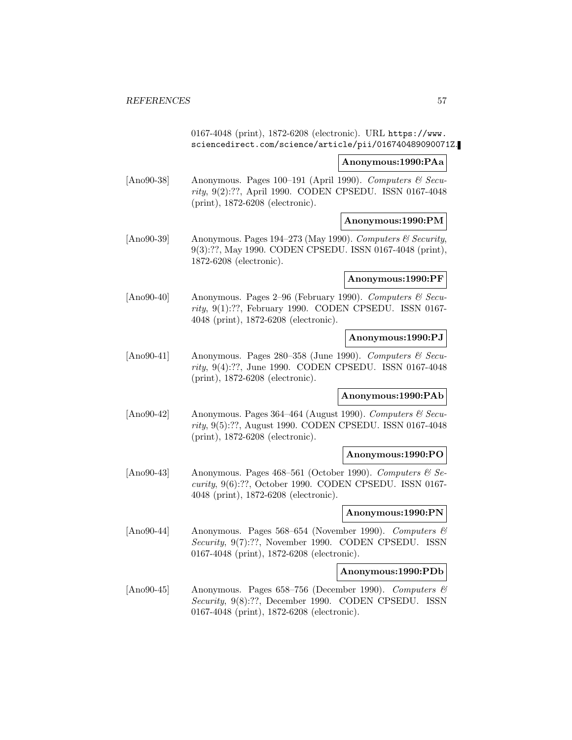0167-4048 (print), 1872-6208 (electronic). URL https://www.sciencedirect.com/science/article/pii/016740489090071Z.

**Anonymous:1990:PAa**

[Ano90-38] Anonymous. Pages 100–191 (April 1990). *Computers & Security*, 9(2):??, April 1990. CODEN CPSEDU. ISSN 0167-4048 (print), 1872-6208 (electronic).

**Anonymous:1990:PM**

[Ano90-39] Anonymous. Pages 194–273 (May 1990). *Computers & Security*, 9(3):??, May 1990. CODEN CPSEDU. ISSN 0167-4048 (print), 1872-6208 (electronic).

**Anonymous:1990:PF**

[Ano90-40] Anonymous. Pages 2–96 (February 1990). *Computers & Security*, 9(1):??, February 1990. CODEN CPSEDU. ISSN 0167-4048 (print), 1872-6208 (electronic).

**Anonymous:1990:PJ**

[Ano90-41] Anonymous. Pages 280–358 (June 1990). *Computers & Security*, 9(4):??, June 1990. CODEN CPSEDU. ISSN 0167-4048 (print), 1872-6208 (electronic).

**Anonymous:1990:PAb**

[Ano90-42] Anonymous. Pages 364–464 (August 1990). *Computers & Security*, 9(5):??, August 1990. CODEN CPSEDU. ISSN 0167-4048 (print), 1872-6208 (electronic).

**Anonymous:1990:PO**

[Ano90-43] Anonymous. Pages 468–561 (October 1990). *Computers & Security*, 9(6):??, October 1990. CODEN CPSEDU. ISSN 0167-4048 (print), 1872-6208 (electronic).

**Anonymous:1990:PN**

[Ano90-44] Anonymous. Pages 568–654 (November 1990). *Computers & Security*, 9(7):??, November 1990. CODEN CPSEDU. ISSN 0167-4048 (print), 1872-6208 (electronic).

**Anonymous:1990:PDb**

[Ano90-45] Anonymous. Pages 658–756 (December 1990). *Computers & Security*, 9(8):??, December 1990. CODEN CPSEDU. ISSN 0167-4048 (print), 1872-6208 (electronic).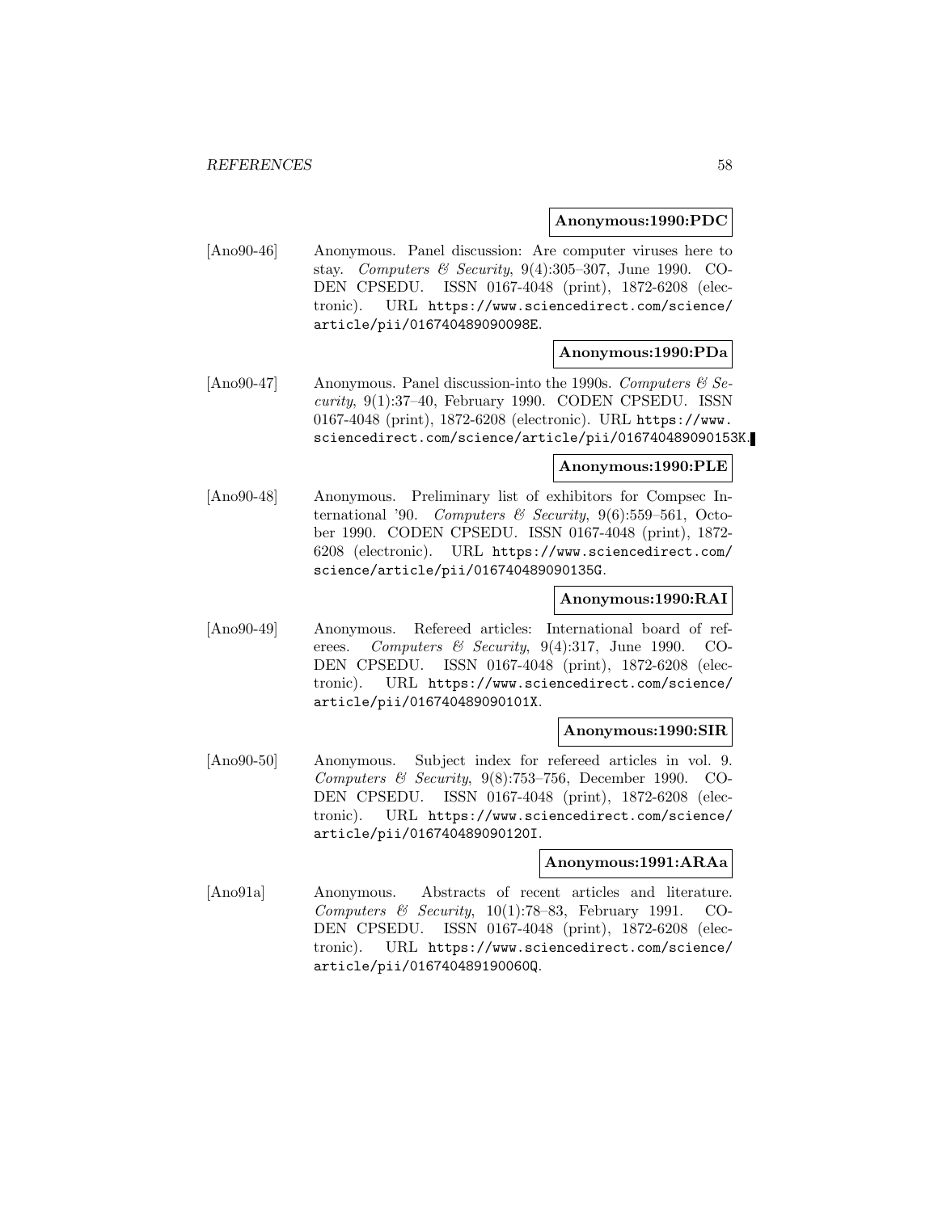**Anonymous:1990:PDC**

[Ano90-46] Anonymous. Panel discussion: Are computer viruses here to stay. *Computers & Security*, 9(4):305–307, June 1990. CODEN CPSEDU. ISSN 0167-4048 (print), 1872-6208 (electronic). URL https://www.sciencedirect.com/science/article/pii/016740489090098E.

**Anonymous:1990:PDa**

[Ano90-47] Anonymous. Panel discussion-into the 1990s. *Computers & Security*, 9(1):37–40, February 1990. CODEN CPSEDU. ISSN 0167-4048 (print), 1872-6208 (electronic). URL https://www.sciencedirect.com/science/article/pii/016740489090153K.

**Anonymous:1990:PLE**

[Ano90-48] Anonymous. Preliminary list of exhibitors for Compsec International '90. *Computers & Security*, 9(6):559–561, October 1990. CODEN CPSEDU. ISSN 0167-4048 (print), 1872-6208 (electronic). URL https://www.sciencedirect.com/science/article/pii/016740489090135G.

**Anonymous:1990:RAI**

[Ano90-49] Anonymous. Refereed articles: International board of referees. *Computers & Security*, 9(4):317, June 1990. CODEN CPSEDU. ISSN 0167-4048 (print), 1872-6208 (electronic). URL https://www.sciencedirect.com/science/article/pii/016740489090101X.

**Anonymous:1990:SIR**

[Ano90-50] Anonymous. Subject index for refereed articles in vol. 9. *Computers & Security*, 9(8):753–756, December 1990. CODEN CPSEDU. ISSN 0167-4048 (print), 1872-6208 (electronic). URL https://www.sciencedirect.com/science/article/pii/016740489090120I.

**Anonymous:1991:ARAa**

[Ano91a] Anonymous. Abstracts of recent articles and literature. *Computers & Security*, 10(1):78–83, February 1991. CODEN CPSEDU. ISSN 0167-4048 (print), 1872-6208 (electronic). URL https://www.sciencedirect.com/science/article/pii/016740489190060Q.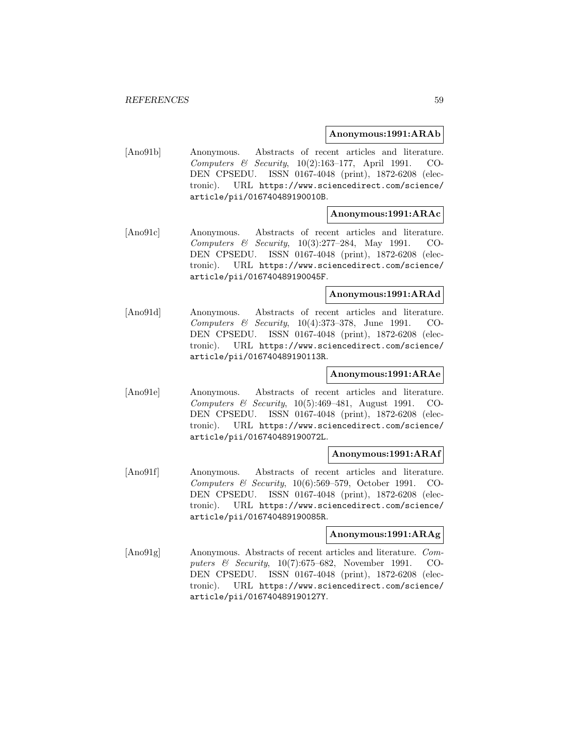**Anonymous:1991:ARAb**

[Ano91b] Anonymous. Abstracts of recent articles and literature. *Computers & Security*, 10(2):163–177, April 1991. CODEN CPSEDU. ISSN 0167-4048 (print), 1872-6208 (electronic). URL https://www.sciencedirect.com/science/article/pii/016740489190010B.

**Anonymous:1991:ARAc**

[Ano91c] Anonymous. Abstracts of recent articles and literature. *Computers & Security*, 10(3):277–284, May 1991. CODEN CPSEDU. ISSN 0167-4048 (print), 1872-6208 (electronic). URL https://www.sciencedirect.com/science/article/pii/016740489190045F.

**Anonymous:1991:ARAd**

[Ano91d] Anonymous. Abstracts of recent articles and literature. *Computers & Security*, 10(4):373–378, June 1991. CODEN CPSEDU. ISSN 0167-4048 (print), 1872-6208 (electronic). URL https://www.sciencedirect.com/science/article/pii/016740489190113R.

**Anonymous:1991:ARAe**

[Ano91e] Anonymous. Abstracts of recent articles and literature. *Computers & Security*, 10(5):469–481, August 1991. CODEN CPSEDU. ISSN 0167-4048 (print), 1872-6208 (electronic). URL https://www.sciencedirect.com/science/article/pii/016740489190072L.

**Anonymous:1991:ARAf**

[Ano91f] Anonymous. Abstracts of recent articles and literature. *Computers & Security*, 10(6):569–579, October 1991. CODEN CPSEDU. ISSN 0167-4048 (print), 1872-6208 (electronic). URL https://www.sciencedirect.com/science/article/pii/016740489190085R.

**Anonymous:1991:ARAg**

[Ano91g] Anonymous. Abstracts of recent articles and literature. *Computers & Security*, 10(7):675–682, November 1991. CODEN CPSEDU. ISSN 0167-4048 (print), 1872-6208 (electronic). URL https://www.sciencedirect.com/science/article/pii/016740489190127Y.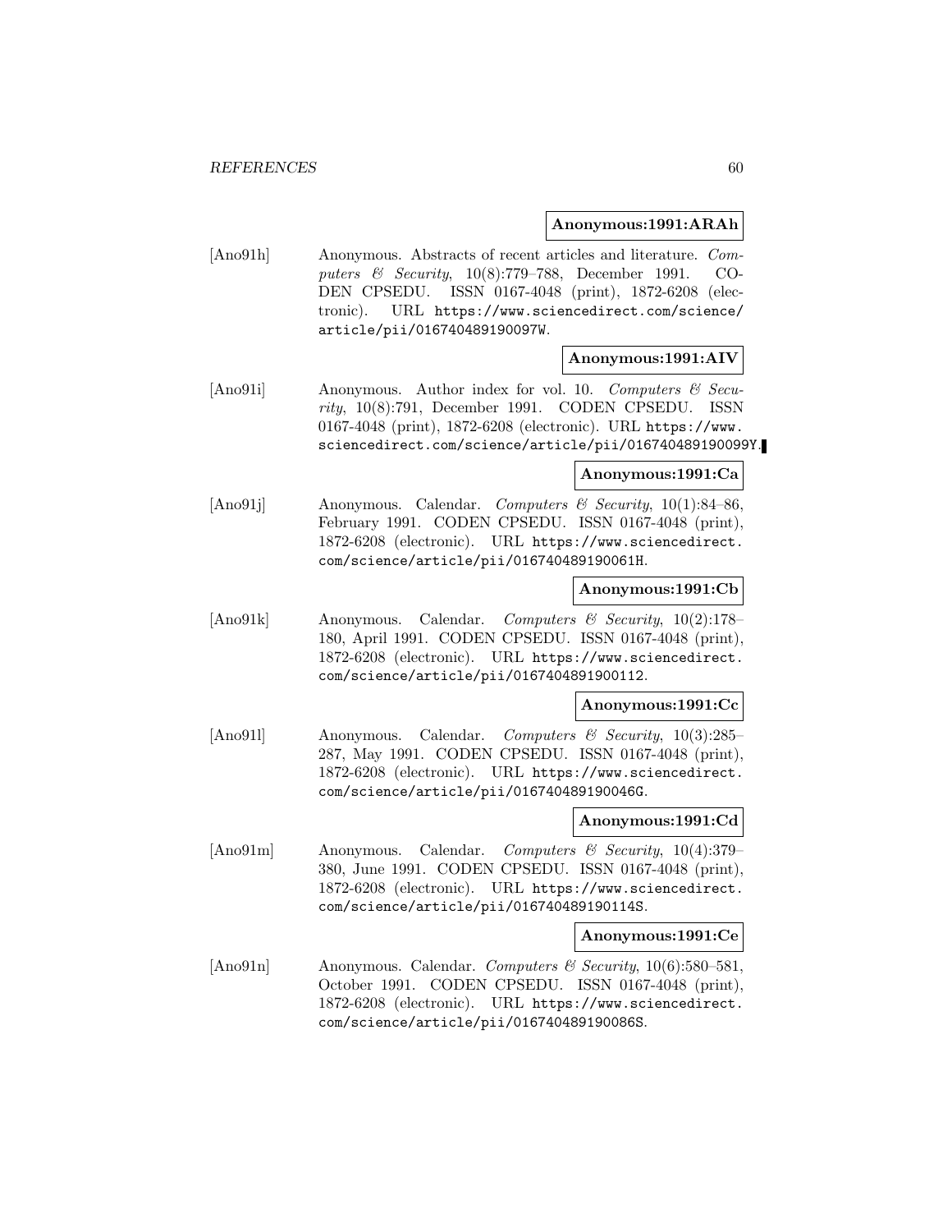**Anonymous:1991:ARAh**

[Ano91h] Anonymous. Abstracts of recent articles and literature. *Computers & Security*, 10(8):779–788, December 1991. CODEN CPSEDU. ISSN 0167-4048 (print), 1872-6208 (electronic). URL https://www.sciencedirect.com/science/article/pii/016740489190097W.

**Anonymous:1991:AIV**

[Ano91i] Anonymous. Author index for vol. 10. *Computers & Security*, 10(8):791, December 1991. CODEN CPSEDU. ISSN 0167-4048 (print), 1872-6208 (electronic). URL https://www.sciencedirect.com/science/article/pii/016740489190099Y.

**Anonymous:1991:Ca**

[Ano91j] Anonymous. Calendar. *Computers & Security*, 10(1):84–86, February 1991. CODEN CPSEDU. ISSN 0167-4048 (print), 1872-6208 (electronic). URL https://www.sciencedirect.com/science/article/pii/016740489190061H.

**Anonymous:1991:Cb**

[Ano91k] Anonymous. Calendar. *Computers & Security*, 10(2):178–180, April 1991. CODEN CPSEDU. ISSN 0167-4048 (print), 1872-6208 (electronic). URL https://www.sciencedirect.com/science/article/pii/0167404891900112.

**Anonymous:1991:Cc**

[Ano91l] Anonymous. Calendar. *Computers & Security*, 10(3):285–287, May 1991. CODEN CPSEDU. ISSN 0167-4048 (print), 1872-6208 (electronic). URL https://www.sciencedirect.com/science/article/pii/016740489190046G.

**Anonymous:1991:Cd**

[Ano91m] Anonymous. Calendar. *Computers & Security*, 10(4):379–380, June 1991. CODEN CPSEDU. ISSN 0167-4048 (print), 1872-6208 (electronic). URL https://www.sciencedirect.com/science/article/pii/016740489190114S.

**Anonymous:1991:Ce**

[Ano91n] Anonymous. Calendar. *Computers & Security*, 10(6):580–581, October 1991. CODEN CPSEDU. ISSN 0167-4048 (print), 1872-6208 (electronic). URL https://www.sciencedirect.com/science/article/pii/016740489190086S.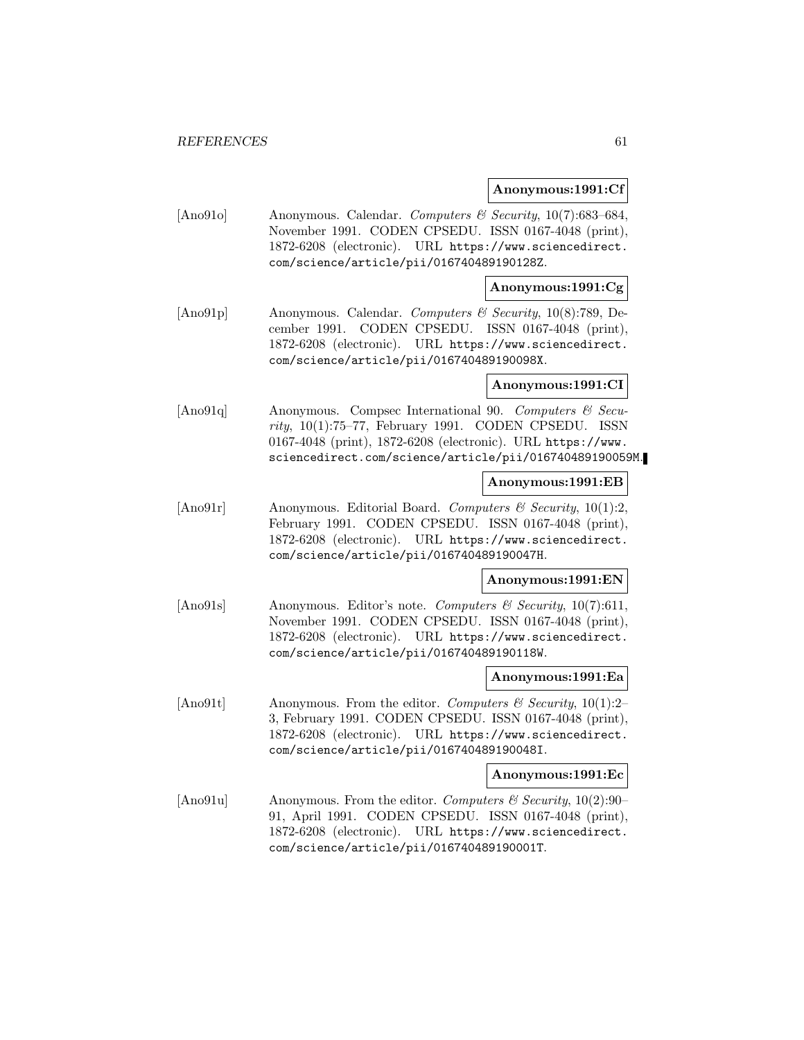**Anonymous:1991:Cf**

[Ano91o] Anonymous. Calendar. *Computers & Security*, 10(7):683–684, November 1991. CODEN CPSEDU. ISSN 0167-4048 (print), 1872-6208 (electronic). URL https://www.sciencedirect.com/science/article/pii/016740489190128Z.

**Anonymous:1991:Cg**

[Ano91p] Anonymous. Calendar. *Computers & Security*, 10(8):789, December 1991. CODEN CPSEDU. ISSN 0167-4048 (print), 1872-6208 (electronic). URL https://www.sciencedirect.com/science/article/pii/016740489190098X.

**Anonymous:1991:CI**

[Ano91q] Anonymous. Compsec International 90. *Computers & Security*, 10(1):75–77, February 1991. CODEN CPSEDU. ISSN 0167-4048 (print), 1872-6208 (electronic). URL https://www.sciencedirect.com/science/article/pii/016740489190059M.

**Anonymous:1991:EB**

[Ano91r] Anonymous. Editorial Board. *Computers & Security*, 10(1):2, February 1991. CODEN CPSEDU. ISSN 0167-4048 (print), 1872-6208 (electronic). URL https://www.sciencedirect.com/science/article/pii/016740489190047H.

**Anonymous:1991:EN**

[Ano91s] Anonymous. Editor's note. *Computers & Security*, 10(7):611, November 1991. CODEN CPSEDU. ISSN 0167-4048 (print), 1872-6208 (electronic). URL https://www.sciencedirect.com/science/article/pii/016740489190118W.

**Anonymous:1991:Ea**

[Ano91t] Anonymous. From the editor. *Computers & Security*, 10(1):2–3, February 1991. CODEN CPSEDU. ISSN 0167-4048 (print), 1872-6208 (electronic). URL https://www.sciencedirect.com/science/article/pii/016740489190048I.

**Anonymous:1991:Ec**

[Ano91u] Anonymous. From the editor. *Computers & Security*, 10(2):90–91, April 1991. CODEN CPSEDU. ISSN 0167-4048 (print), 1872-6208 (electronic). URL https://www.sciencedirect.com/science/article/pii/016740489190001T.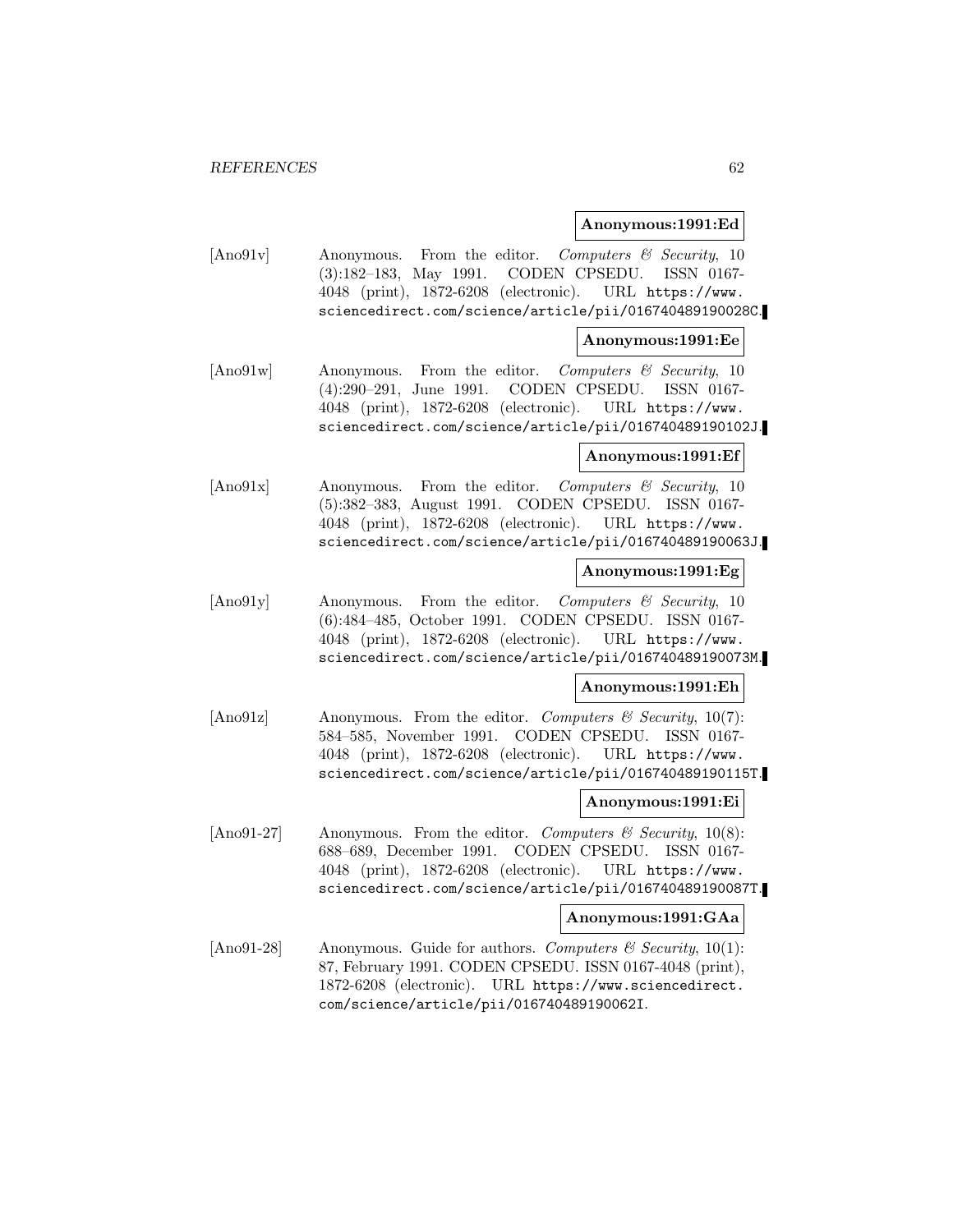**Anonymous:1991:Ed**

[Ano91v] Anonymous. From the editor. *Computers & Security*, 10 (3):182–183, May 1991. CODEN CPSEDU. ISSN 0167-4048 (print), 1872-6208 (electronic). URL https://www.sciencedirect.com/science/article/pii/016740489190028C.

**Anonymous:1991:Ee**

[Ano91w] Anonymous. From the editor. *Computers & Security*, 10 (4):290–291, June 1991. CODEN CPSEDU. ISSN 0167-4048 (print), 1872-6208 (electronic). URL https://www.sciencedirect.com/science/article/pii/016740489190102J.

**Anonymous:1991:Ef**

[Ano91x] Anonymous. From the editor. *Computers & Security*, 10 (5):382–383, August 1991. CODEN CPSEDU. ISSN 0167-4048 (print), 1872-6208 (electronic). URL https://www.sciencedirect.com/science/article/pii/016740489190063J.

**Anonymous:1991:Eg**

[Ano91y] Anonymous. From the editor. *Computers & Security*, 10 (6):484–485, October 1991. CODEN CPSEDU. ISSN 0167-4048 (print), 1872-6208 (electronic). URL https://www.sciencedirect.com/science/article/pii/016740489190073M.

**Anonymous:1991:Eh**

[Ano91z] Anonymous. From the editor. *Computers & Security*, 10(7): 584–585, November 1991. CODEN CPSEDU. ISSN 0167-4048 (print), 1872-6208 (electronic). URL https://www.sciencedirect.com/science/article/pii/016740489190115T.

**Anonymous:1991:Ei**

[Ano91-27] Anonymous. From the editor. *Computers & Security*, 10(8): 688–689, December 1991. CODEN CPSEDU. ISSN 0167-4048 (print), 1872-6208 (electronic). URL https://www.sciencedirect.com/science/article/pii/016740489190087T.

**Anonymous:1991:GAa**

[Ano91-28] Anonymous. Guide for authors. *Computers & Security*, 10(1): 87, February 1991. CODEN CPSEDU. ISSN 0167-4048 (print), 1872-6208 (electronic). URL https://www.sciencedirect.com/science/article/pii/016740489190062I.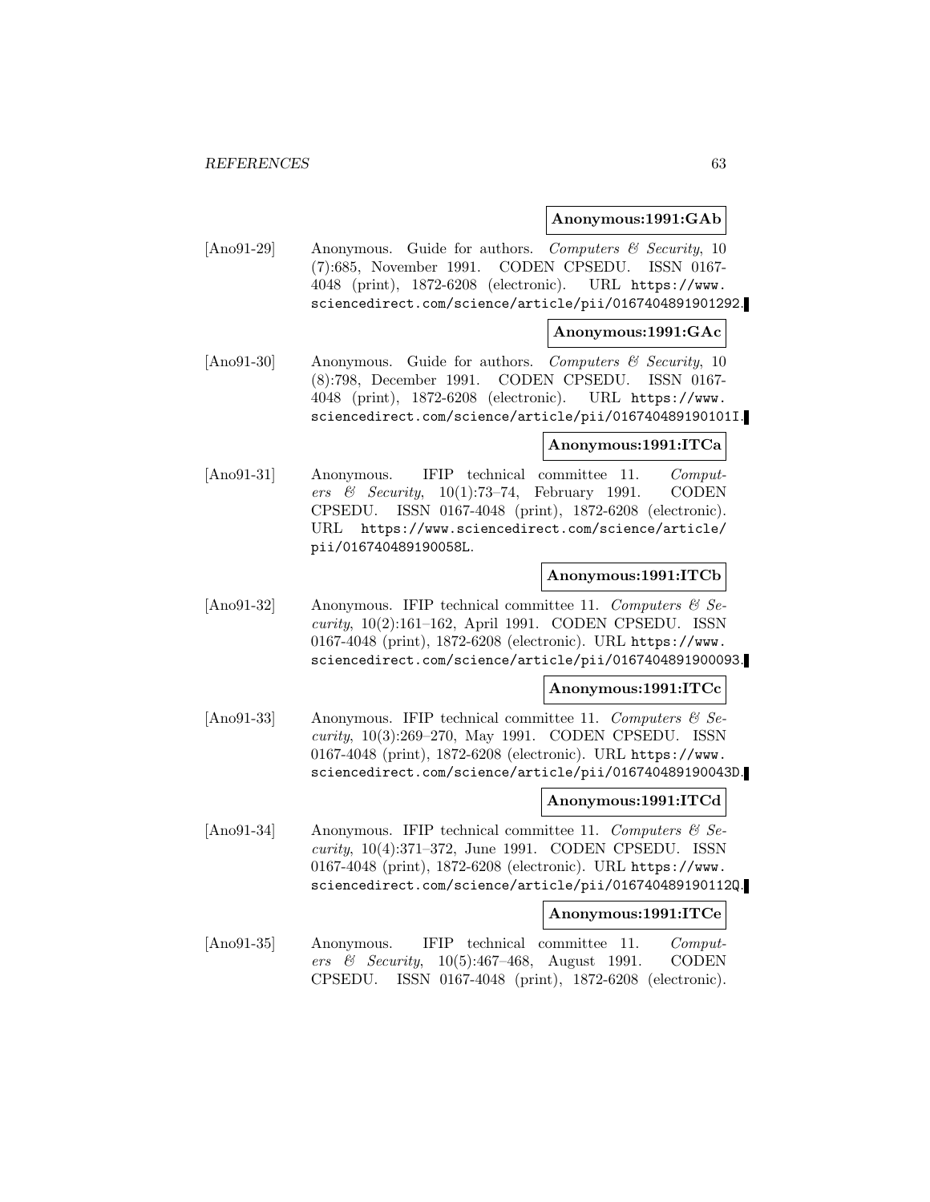**Anonymous:1991:GAb**

[Ano91-29] Anonymous. Guide for authors. *Computers & Security*, 10 (7):685, November 1991. CODEN CPSEDU. ISSN 0167-4048 (print), 1872-6208 (electronic). URL https://www.sciencedirect.com/science/article/pii/0167404891901292.

**Anonymous:1991:GAc**

[Ano91-30] Anonymous. Guide for authors. *Computers & Security*, 10 (8):798, December 1991. CODEN CPSEDU. ISSN 0167-4048 (print), 1872-6208 (electronic). URL https://www.sciencedirect.com/science/article/pii/016740489190101I.

**Anonymous:1991:ITCa**

[Ano91-31] Anonymous. IFIP technical committee 11. *Computers & Security*, 10(1):73–74, February 1991. CODEN CPSEDU. ISSN 0167-4048 (print), 1872-6208 (electronic). URL https://www.sciencedirect.com/science/article/pii/016740489190058L.

**Anonymous:1991:ITCb**

[Ano91-32] Anonymous. IFIP technical committee 11. *Computers & Security*, 10(2):161–162, April 1991. CODEN CPSEDU. ISSN 0167-4048 (print), 1872-6208 (electronic). URL https://www.sciencedirect.com/science/article/pii/0167404891900093.

**Anonymous:1991:ITCc**

[Ano91-33] Anonymous. IFIP technical committee 11. *Computers & Security*, 10(3):269–270, May 1991. CODEN CPSEDU. ISSN 0167-4048 (print), 1872-6208 (electronic). URL https://www.sciencedirect.com/science/article/pii/016740489190043D.

**Anonymous:1991:ITCd**

[Ano91-34] Anonymous. IFIP technical committee 11. *Computers & Security*, 10(4):371–372, June 1991. CODEN CPSEDU. ISSN 0167-4048 (print), 1872-6208 (electronic). URL https://www.sciencedirect.com/science/article/pii/016740489190112Q.

**Anonymous:1991:ITCe**

[Ano91-35] Anonymous. IFIP technical committee 11. *Computers & Security*, 10(5):467–468, August 1991. CODEN CPSEDU. ISSN 0167-4048 (print), 1872-6208 (electronic).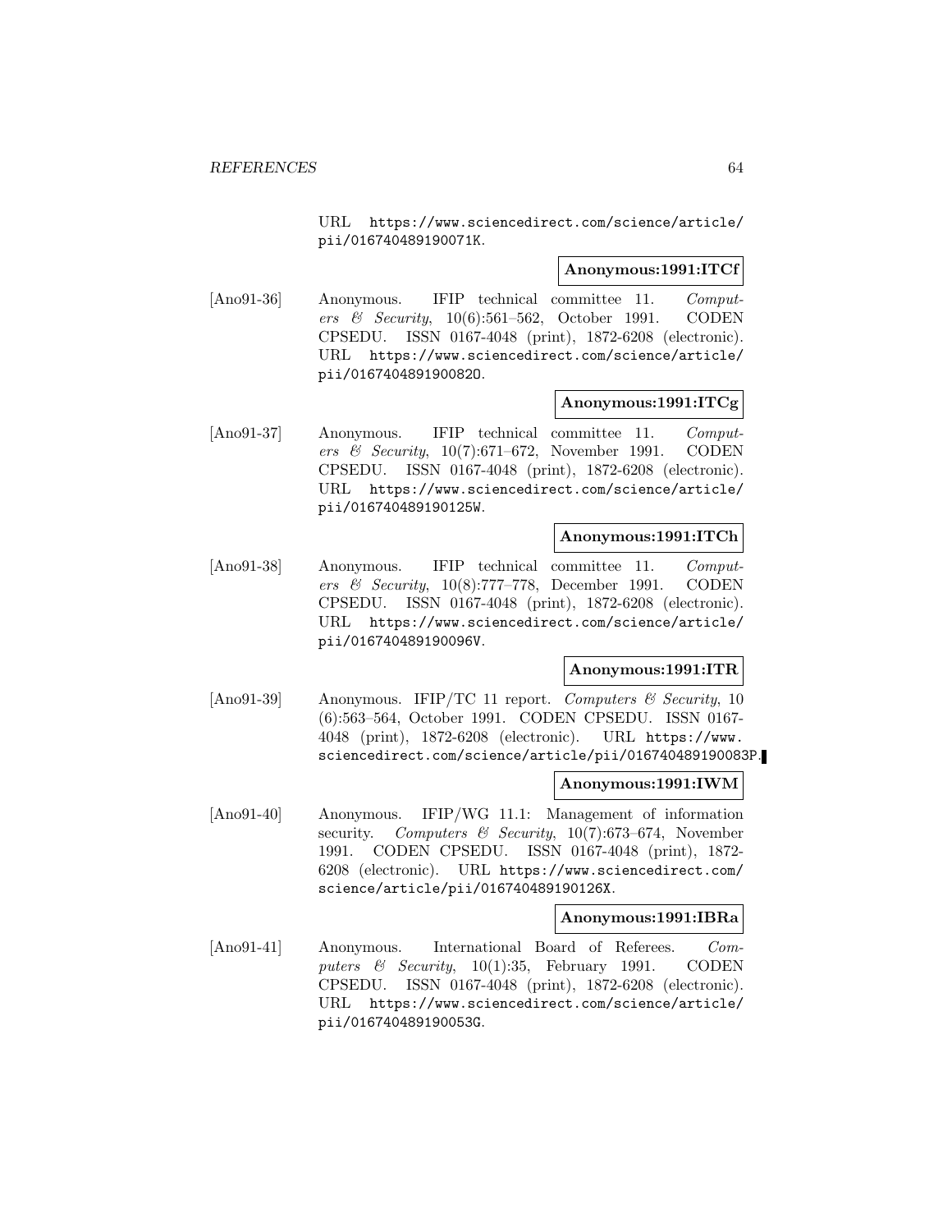URL https://www.sciencedirect.com/science/article/pii/016740489190071K.

**Anonymous:1991:ITCf**

[Ano91-36] Anonymous. IFIP technical committee 11. *Computers & Security*, 10(6):561–562, October 1991. CODEN CPSEDU. ISSN 0167-4048 (print), 1872-6208 (electronic). URL https://www.sciencedirect.com/science/article/pii/016740489190082O.

**Anonymous:1991:ITCg**

[Ano91-37] Anonymous. IFIP technical committee 11. *Computers & Security*, 10(7):671–672, November 1991. CODEN CPSEDU. ISSN 0167-4048 (print), 1872-6208 (electronic). URL https://www.sciencedirect.com/science/article/pii/016740489190125W.

**Anonymous:1991:ITCh**

[Ano91-38] Anonymous. IFIP technical committee 11. *Computers & Security*, 10(8):777–778, December 1991. CODEN CPSEDU. ISSN 0167-4048 (print), 1872-6208 (electronic). URL https://www.sciencedirect.com/science/article/pii/016740489190096V.

**Anonymous:1991:ITR**

[Ano91-39] Anonymous. IFIP/TC 11 report. *Computers & Security*, 10 (6):563–564, October 1991. CODEN CPSEDU. ISSN 0167-4048 (print), 1872-6208 (electronic). URL https://www.sciencedirect.com/science/article/pii/016740489190083P.

**Anonymous:1991:IWM**

[Ano91-40] Anonymous. IFIP/WG 11.1: Management of information security. *Computers & Security*, 10(7):673–674, November 1991. CODEN CPSEDU. ISSN 0167-4048 (print), 1872-6208 (electronic). URL https://www.sciencedirect.com/science/article/pii/016740489190126X.

**Anonymous:1991:IBRa**

[Ano91-41] Anonymous. International Board of Referees. *Computers & Security*, 10(1):35, February 1991. CODEN CPSEDU. ISSN 0167-4048 (print), 1872-6208 (electronic). URL https://www.sciencedirect.com/science/article/pii/016740489190053G.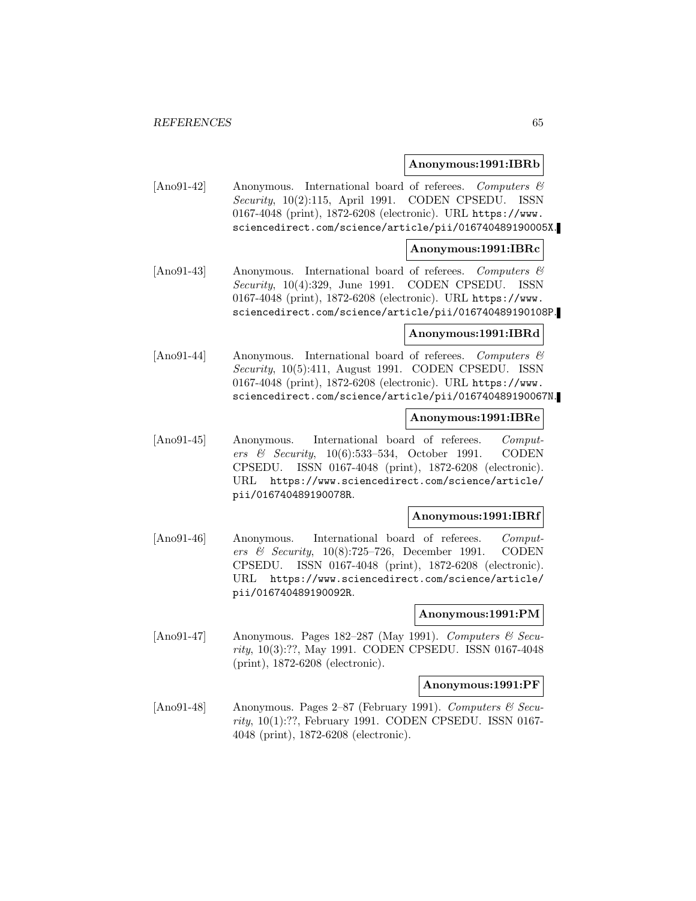**Anonymous:1991:IBRb**

[Ano91-42] Anonymous. International board of referees. *Computers & Security*, 10(2):115, April 1991. CODEN CPSEDU. ISSN 0167-4048 (print), 1872-6208 (electronic). URL https://www.sciencedirect.com/science/article/pii/016740489190005X.

**Anonymous:1991:IBRc**

[Ano91-43] Anonymous. International board of referees. *Computers & Security*, 10(4):329, June 1991. CODEN CPSEDU. ISSN 0167-4048 (print), 1872-6208 (electronic). URL https://www.sciencedirect.com/science/article/pii/016740489190108P.

**Anonymous:1991:IBRd**

[Ano91-44] Anonymous. International board of referees. *Computers & Security*, 10(5):411, August 1991. CODEN CPSEDU. ISSN 0167-4048 (print), 1872-6208 (electronic). URL https://www.sciencedirect.com/science/article/pii/016740489190067N.

**Anonymous:1991:IBRe**

[Ano91-45] Anonymous. International board of referees. *Computers & Security*, 10(6):533–534, October 1991. CODEN CPSEDU. ISSN 0167-4048 (print), 1872-6208 (electronic). URL https://www.sciencedirect.com/science/article/pii/016740489190078R.

**Anonymous:1991:IBRf**

[Ano91-46] Anonymous. International board of referees. *Computers & Security*, 10(8):725–726, December 1991. CODEN CPSEDU. ISSN 0167-4048 (print), 1872-6208 (electronic). URL https://www.sciencedirect.com/science/article/pii/016740489190092R.

**Anonymous:1991:PM**

[Ano91-47] Anonymous. Pages 182–287 (May 1991). *Computers & Security*, 10(3):??, May 1991. CODEN CPSEDU. ISSN 0167-4048 (print), 1872-6208 (electronic).

**Anonymous:1991:PF**

[Ano91-48] Anonymous. Pages 2–87 (February 1991). *Computers & Security*, 10(1):??, February 1991. CODEN CPSEDU. ISSN 0167-4048 (print), 1872-6208 (electronic).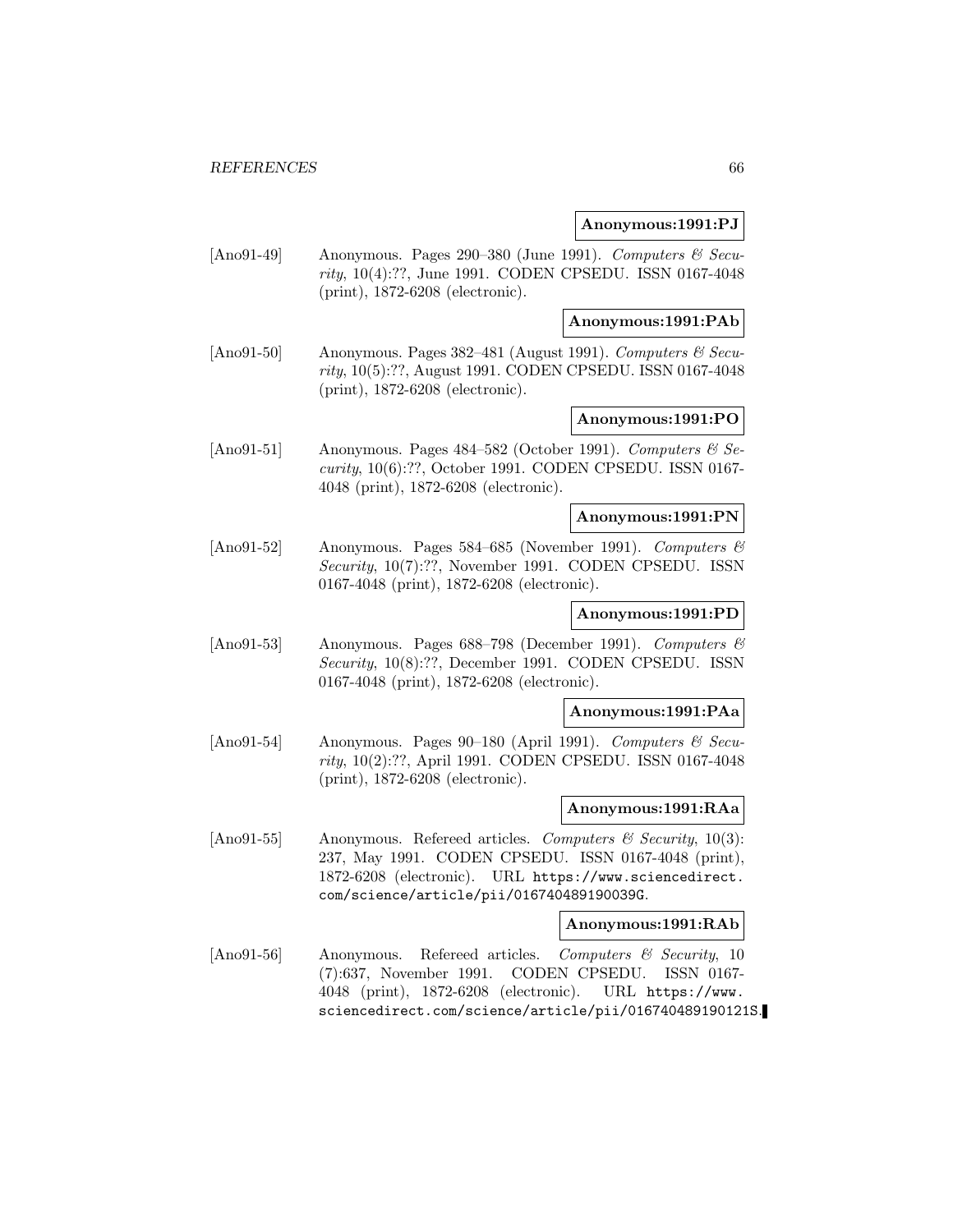**Anonymous:1991:PJ**

[Ano91-49] Anonymous. Pages 290–380 (June 1991). *Computers & Security*, 10(4):??, June 1991. CODEN CPSEDU. ISSN 0167-4048 (print), 1872-6208 (electronic).

**Anonymous:1991:PAb**

[Ano91-50] Anonymous. Pages 382–481 (August 1991). *Computers & Security*, 10(5):??, August 1991. CODEN CPSEDU. ISSN 0167-4048 (print), 1872-6208 (electronic).

**Anonymous:1991:PO**

[Ano91-51] Anonymous. Pages 484–582 (October 1991). *Computers & Security*, 10(6):??, October 1991. CODEN CPSEDU. ISSN 0167-4048 (print), 1872-6208 (electronic).

**Anonymous:1991:PN**

[Ano91-52] Anonymous. Pages 584–685 (November 1991). *Computers & Security*, 10(7):??, November 1991. CODEN CPSEDU. ISSN 0167-4048 (print), 1872-6208 (electronic).

**Anonymous:1991:PD**

[Ano91-53] Anonymous. Pages 688–798 (December 1991). *Computers & Security*, 10(8):??, December 1991. CODEN CPSEDU. ISSN 0167-4048 (print), 1872-6208 (electronic).

**Anonymous:1991:PAa**

[Ano91-54] Anonymous. Pages 90–180 (April 1991). *Computers & Security*, 10(2):??, April 1991. CODEN CPSEDU. ISSN 0167-4048 (print), 1872-6208 (electronic).

**Anonymous:1991:RAa**

[Ano91-55] Anonymous. Refereed articles. *Computers & Security*, 10(3): 237, May 1991. CODEN CPSEDU. ISSN 0167-4048 (print), 1872-6208 (electronic). URL https://www.sciencedirect.com/science/article/pii/016740489190039G.

**Anonymous:1991:RAb**

[Ano91-56] Anonymous. Refereed articles. *Computers & Security*, 10 (7):637, November 1991. CODEN CPSEDU. ISSN 0167-4048 (print), 1872-6208 (electronic). URL https://www.sciencedirect.com/science/article/pii/016740489190121S.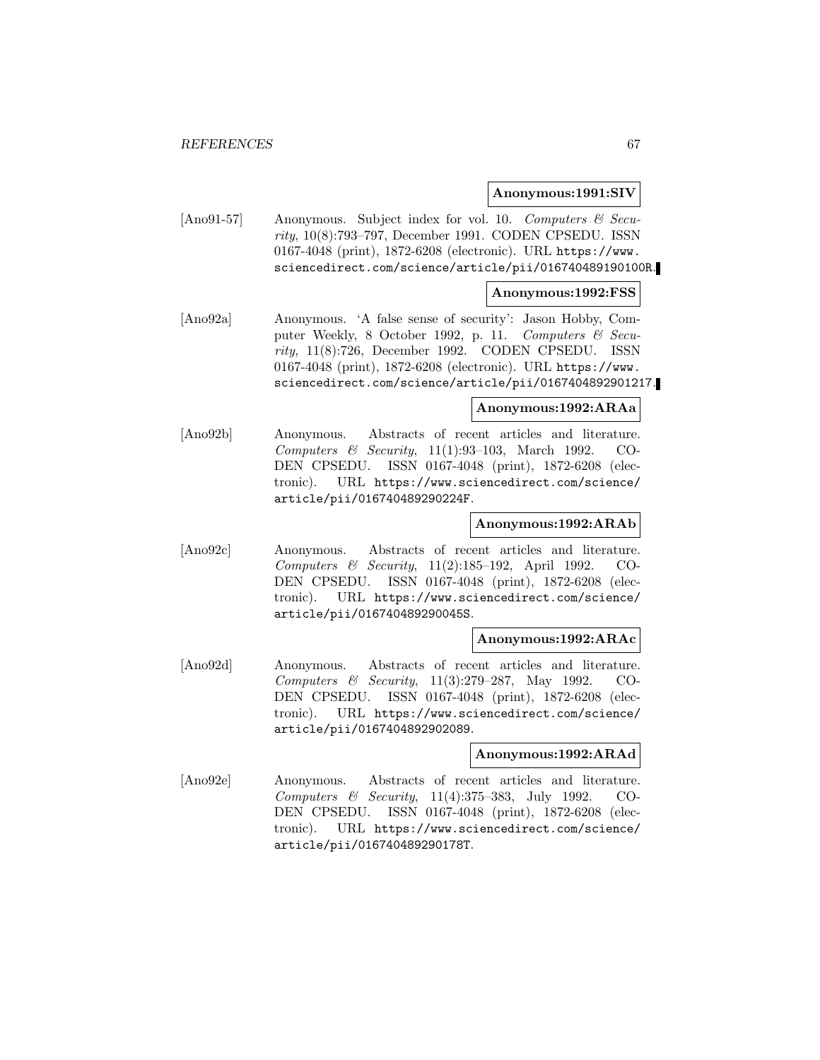**Anonymous:1991:SIV**

[Ano91-57] Anonymous. Subject index for vol. 10. *Computers & Security*, 10(8):793–797, December 1991. CODEN CPSEDU. ISSN 0167-4048 (print), 1872-6208 (electronic). URL https://www.sciencedirect.com/science/article/pii/016740489190100R.

**Anonymous:1992:FSS**

[Ano92a] Anonymous. 'A false sense of security': Jason Hobby, Computer Weekly, 8 October 1992, p. 11. *Computers & Security*, 11(8):726, December 1992. CODEN CPSEDU. ISSN 0167-4048 (print), 1872-6208 (electronic). URL https://www.sciencedirect.com/science/article/pii/0167404892901217.

**Anonymous:1992:ARAa**

[Ano92b] Anonymous. Abstracts of recent articles and literature. *Computers & Security*, 11(1):93–103, March 1992. CODEN CPSEDU. ISSN 0167-4048 (print), 1872-6208 (electronic). URL https://www.sciencedirect.com/science/article/pii/016740489290224F.

**Anonymous:1992:ARAb**

[Ano92c] Anonymous. Abstracts of recent articles and literature. *Computers & Security*, 11(2):185–192, April 1992. CODEN CPSEDU. ISSN 0167-4048 (print), 1872-6208 (electronic). URL https://www.sciencedirect.com/science/article/pii/016740489290045S.

**Anonymous:1992:ARAc**

[Ano92d] Anonymous. Abstracts of recent articles and literature. *Computers & Security*, 11(3):279–287, May 1992. CODEN CPSEDU. ISSN 0167-4048 (print), 1872-6208 (electronic). URL https://www.sciencedirect.com/science/article/pii/0167404892902089.

**Anonymous:1992:ARAd**

[Ano92e] Anonymous. Abstracts of recent articles and literature. *Computers & Security*, 11(4):375–383, July 1992. CODEN CPSEDU. ISSN 0167-4048 (print), 1872-6208 (electronic). URL https://www.sciencedirect.com/science/article/pii/016740489290178T.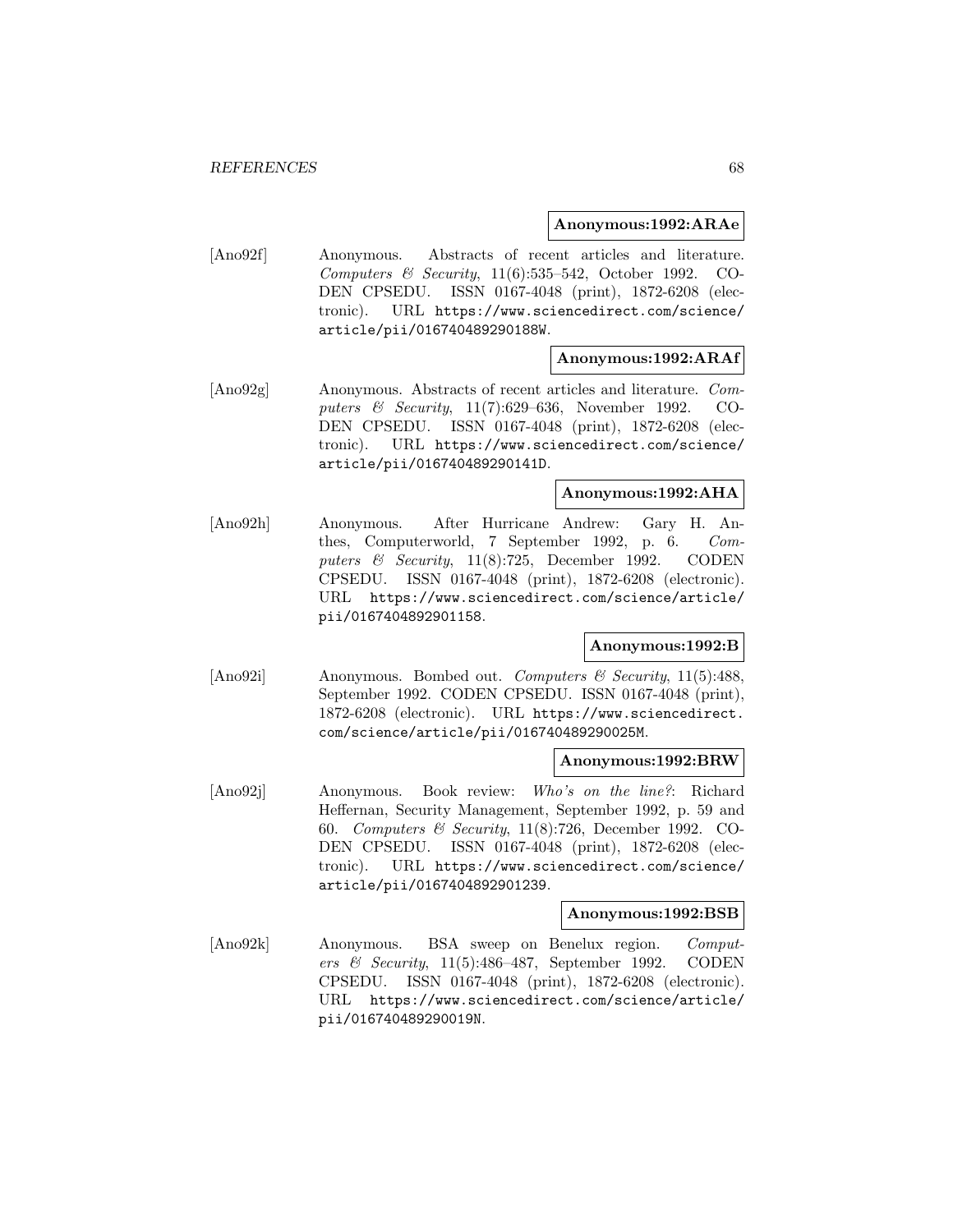**Anonymous:1992:ARAe**

[Ano92f] Anonymous. Abstracts of recent articles and literature. *Computers & Security*, 11(6):535–542, October 1992. CODEN CPSEDU. ISSN 0167-4048 (print), 1872-6208 (electronic). URL https://www.sciencedirect.com/science/article/pii/016740489290188W.

**Anonymous:1992:ARAf**

[Ano92g] Anonymous. Abstracts of recent articles and literature. *Computers & Security*, 11(7):629–636, November 1992. CODEN CPSEDU. ISSN 0167-4048 (print), 1872-6208 (electronic). URL https://www.sciencedirect.com/science/article/pii/016740489290141D.

**Anonymous:1992:AHA**

[Ano92h] Anonymous. After Hurricane Andrew: Gary H. Anthes, Computerworld, 7 September 1992, p. 6. *Computers & Security*, 11(8):725, December 1992. CODEN CPSEDU. ISSN 0167-4048 (print), 1872-6208 (electronic). URL https://www.sciencedirect.com/science/article/pii/0167404892901158.

**Anonymous:1992:B**

[Ano92i] Anonymous. Bombed out. *Computers & Security*, 11(5):488, September 1992. CODEN CPSEDU. ISSN 0167-4048 (print), 1872-6208 (electronic). URL https://www.sciencedirect.com/science/article/pii/016740489290025M.

**Anonymous:1992:BRW**

[Ano92j] Anonymous. Book review: *Who's on the line?*: Richard Heffernan, Security Management, September 1992, p. 59 and 60. *Computers & Security*, 11(8):726, December 1992. CODEN CPSEDU. ISSN 0167-4048 (print), 1872-6208 (electronic). URL https://www.sciencedirect.com/science/article/pii/0167404892901239.

**Anonymous:1992:BSB**

[Ano92k] Anonymous. BSA sweep on Benelux region. *Computers & Security*, 11(5):486–487, September 1992. CODEN CPSEDU. ISSN 0167-4048 (print), 1872-6208 (electronic). URL https://www.sciencedirect.com/science/article/pii/016740489290019N.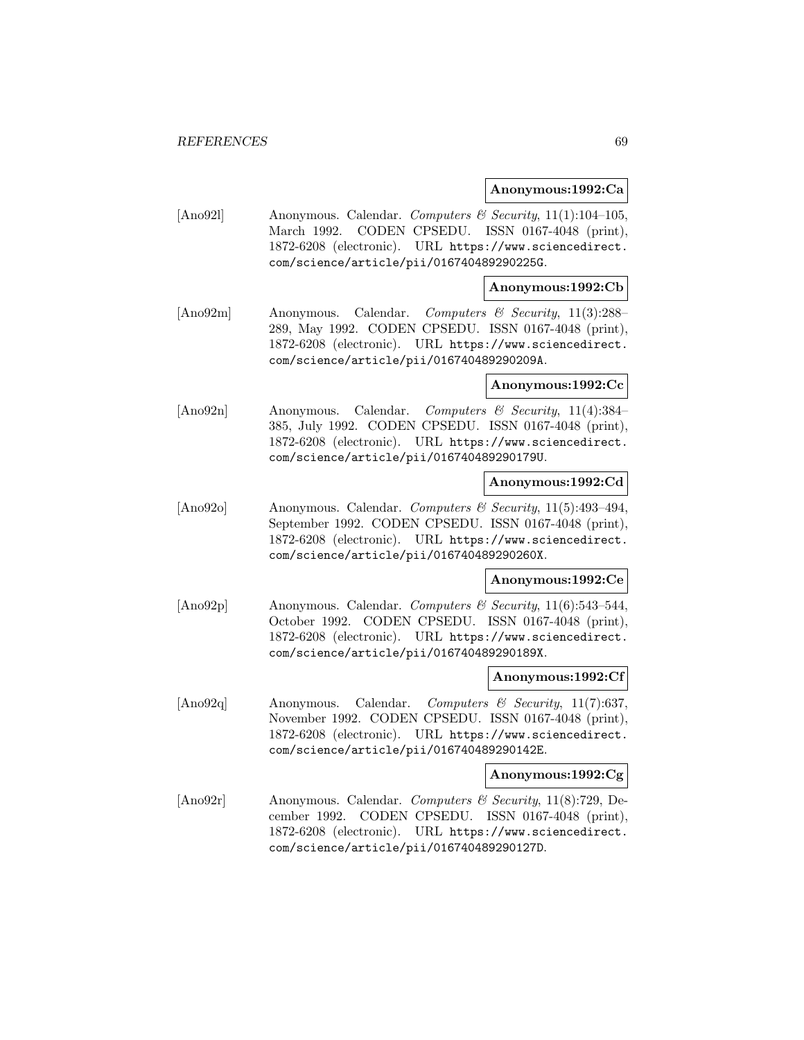**Anonymous:1992:Ca**

[Ano92l] Anonymous. Calendar. *Computers & Security*, 11(1):104–105, March 1992. CODEN CPSEDU. ISSN 0167-4048 (print), 1872-6208 (electronic). URL https://www.sciencedirect.com/science/article/pii/016740489290225G.

**Anonymous:1992:Cb**

[Ano92m] Anonymous. Calendar. *Computers & Security*, 11(3):288–289, May 1992. CODEN CPSEDU. ISSN 0167-4048 (print), 1872-6208 (electronic). URL https://www.sciencedirect.com/science/article/pii/016740489290209A.

**Anonymous:1992:Cc**

[Ano92n] Anonymous. Calendar. *Computers & Security*, 11(4):384–385, July 1992. CODEN CPSEDU. ISSN 0167-4048 (print), 1872-6208 (electronic). URL https://www.sciencedirect.com/science/article/pii/016740489290179U.

**Anonymous:1992:Cd**

[Ano92o] Anonymous. Calendar. *Computers & Security*, 11(5):493–494, September 1992. CODEN CPSEDU. ISSN 0167-4048 (print), 1872-6208 (electronic). URL https://www.sciencedirect.com/science/article/pii/016740489290260X.

**Anonymous:1992:Ce**

[Ano92p] Anonymous. Calendar. *Computers & Security*, 11(6):543–544, October 1992. CODEN CPSEDU. ISSN 0167-4048 (print), 1872-6208 (electronic). URL https://www.sciencedirect.com/science/article/pii/016740489290189X.

**Anonymous:1992:Cf**

[Ano92q] Anonymous. Calendar. *Computers & Security*, 11(7):637, November 1992. CODEN CPSEDU. ISSN 0167-4048 (print), 1872-6208 (electronic). URL https://www.sciencedirect.com/science/article/pii/016740489290142E.

**Anonymous:1992:Cg**

[Ano92r] Anonymous. Calendar. *Computers & Security*, 11(8):729, December 1992. CODEN CPSEDU. ISSN 0167-4048 (print), 1872-6208 (electronic). URL https://www.sciencedirect.com/science/article/pii/016740489290127D.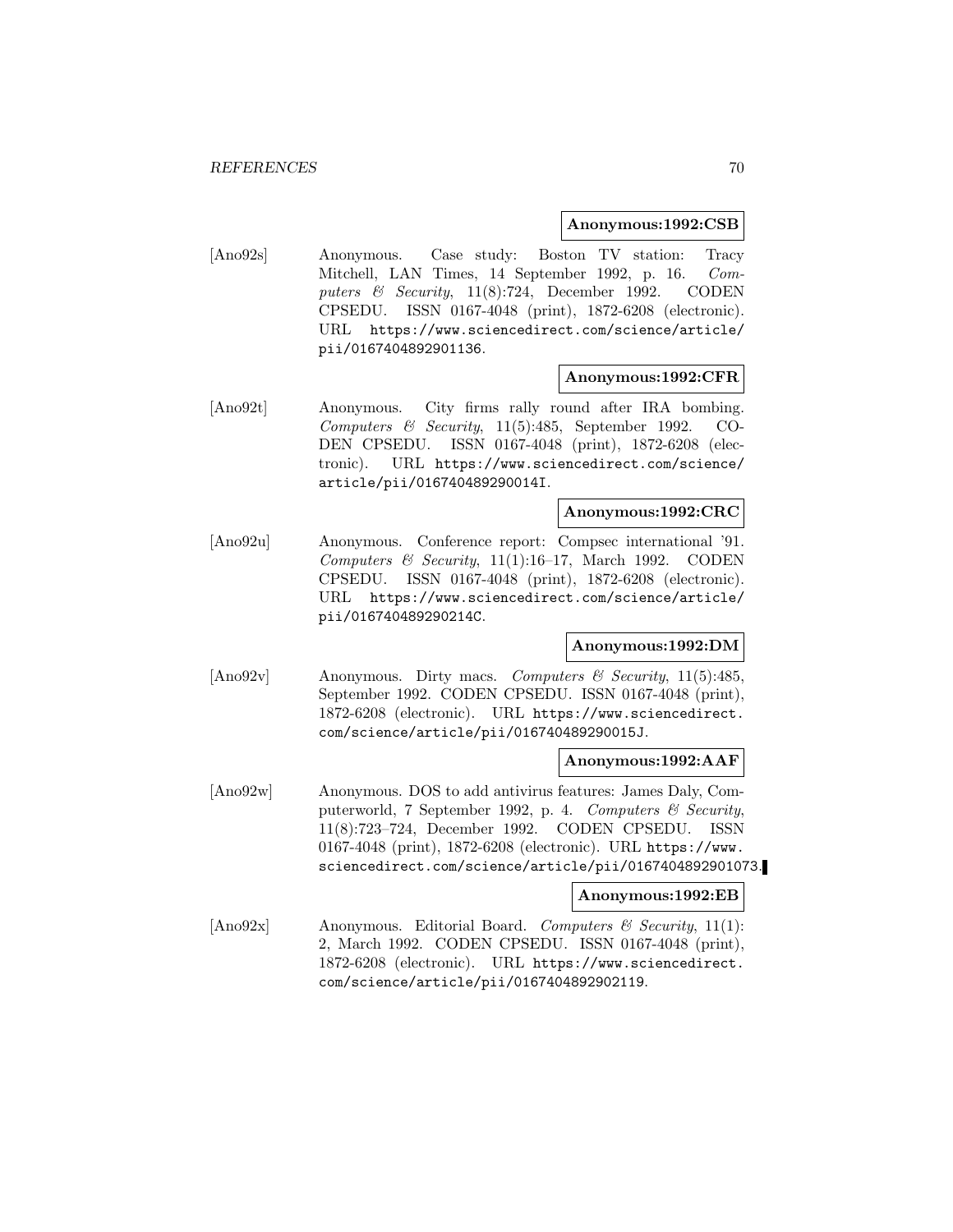**Anonymous:1992:CSB**

[Ano92s] Anonymous. Case study: Boston TV station: Tracy Mitchell, LAN Times, 14 September 1992, p. 16. *Computers & Security*, 11(8):724, December 1992. CODEN CPSEDU. ISSN 0167-4048 (print), 1872-6208 (electronic). URL https://www.sciencedirect.com/science/article/pii/0167404892901136.

**Anonymous:1992:CFR**

[Ano92t] Anonymous. City firms rally round after IRA bombing. *Computers & Security*, 11(5):485, September 1992. CODEN CPSEDU. ISSN 0167-4048 (print), 1872-6208 (electronic). URL https://www.sciencedirect.com/science/article/pii/016740489290014I.

**Anonymous:1992:CRC**

[Ano92u] Anonymous. Conference report: Compsec international '91. *Computers & Security*, 11(1):16–17, March 1992. CODEN CPSEDU. ISSN 0167-4048 (print), 1872-6208 (electronic). URL https://www.sciencedirect.com/science/article/pii/016740489290214C.

**Anonymous:1992:DM**

[Ano92v] Anonymous. Dirty macs. *Computers & Security*, 11(5):485, September 1992. CODEN CPSEDU. ISSN 0167-4048 (print), 1872-6208 (electronic). URL https://www.sciencedirect.com/science/article/pii/016740489290015J.

**Anonymous:1992:AAF**

[Ano92w] Anonymous. DOS to add antivirus features: James Daly, Computerworld, 7 September 1992, p. 4. *Computers & Security*, 11(8):723–724, December 1992. CODEN CPSEDU. ISSN 0167-4048 (print), 1872-6208 (electronic). URL https://www.sciencedirect.com/science/article/pii/0167404892901073.

**Anonymous:1992:EB**

[Ano92x] Anonymous. Editorial Board. *Computers & Security*, 11(1): 2, March 1992. CODEN CPSEDU. ISSN 0167-4048 (print), 1872-6208 (electronic). URL https://www.sciencedirect.com/science/article/pii/0167404892902119.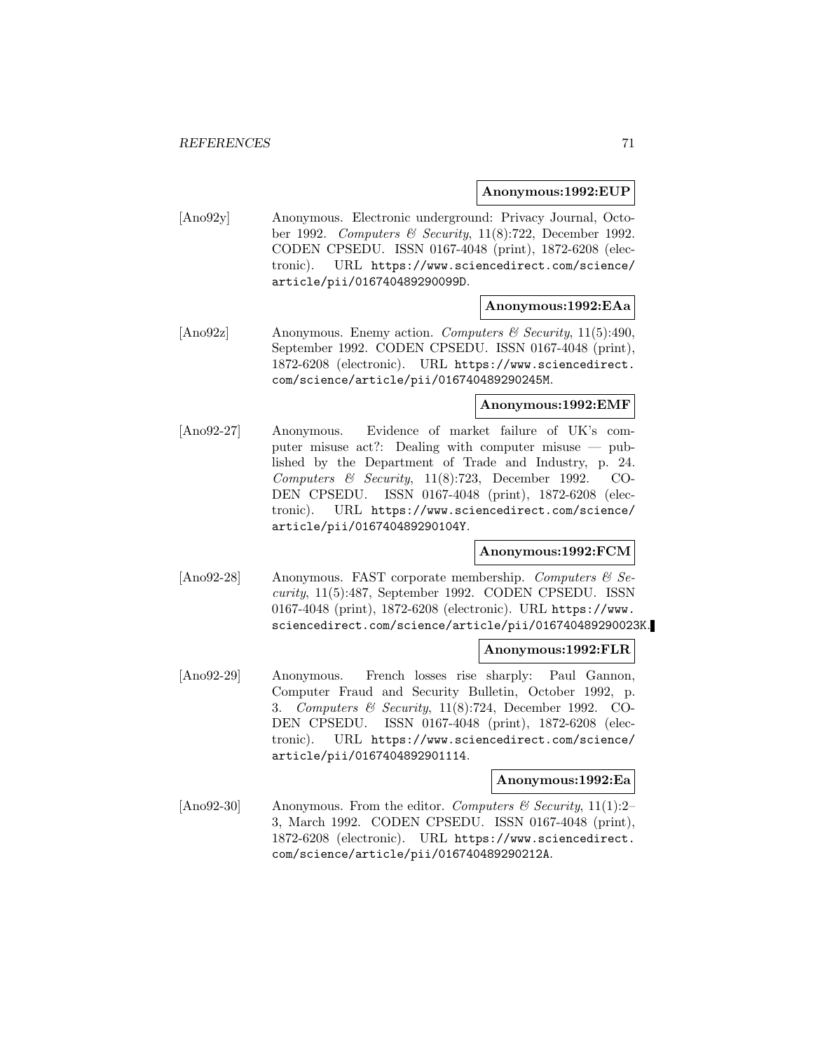**Anonymous:1992:EUP**

[Ano92y] Anonymous. Electronic underground: Privacy Journal, October 1992. *Computers & Security*, 11(8):722, December 1992. CODEN CPSEDU. ISSN 0167-4048 (print), 1872-6208 (electronic). URL https://www.sciencedirect.com/science/article/pii/016740489290099D.

**Anonymous:1992:EAa**

[Ano92z] Anonymous. Enemy action. *Computers & Security*, 11(5):490, September 1992. CODEN CPSEDU. ISSN 0167-4048 (print), 1872-6208 (electronic). URL https://www.sciencedirect.com/science/article/pii/016740489290245M.

**Anonymous:1992:EMF**

[Ano92-27] Anonymous. Evidence of market failure of UK's computer misuse act?: Dealing with computer misuse — published by the Department of Trade and Industry, p. 24. *Computers & Security*, 11(8):723, December 1992. CODEN CPSEDU. ISSN 0167-4048 (print), 1872-6208 (electronic). URL https://www.sciencedirect.com/science/article/pii/016740489290104Y.

**Anonymous:1992:FCM**

[Ano92-28] Anonymous. FAST corporate membership. *Computers & Security*, 11(5):487, September 1992. CODEN CPSEDU. ISSN 0167-4048 (print), 1872-6208 (electronic). URL https://www.sciencedirect.com/science/article/pii/016740489290023K.

**Anonymous:1992:FLR**

[Ano92-29] Anonymous. French losses rise sharply: Paul Gannon, Computer Fraud and Security Bulletin, October 1992, p. 3. *Computers & Security*, 11(8):724, December 1992. CODEN CPSEDU. ISSN 0167-4048 (print), 1872-6208 (electronic). URL https://www.sciencedirect.com/science/article/pii/0167404892901114.

**Anonymous:1992:Ea**

[Ano92-30] Anonymous. From the editor. *Computers & Security*, 11(1):2–3, March 1992. CODEN CPSEDU. ISSN 0167-4048 (print), 1872-6208 (electronic). URL https://www.sciencedirect.com/science/article/pii/016740489290212A.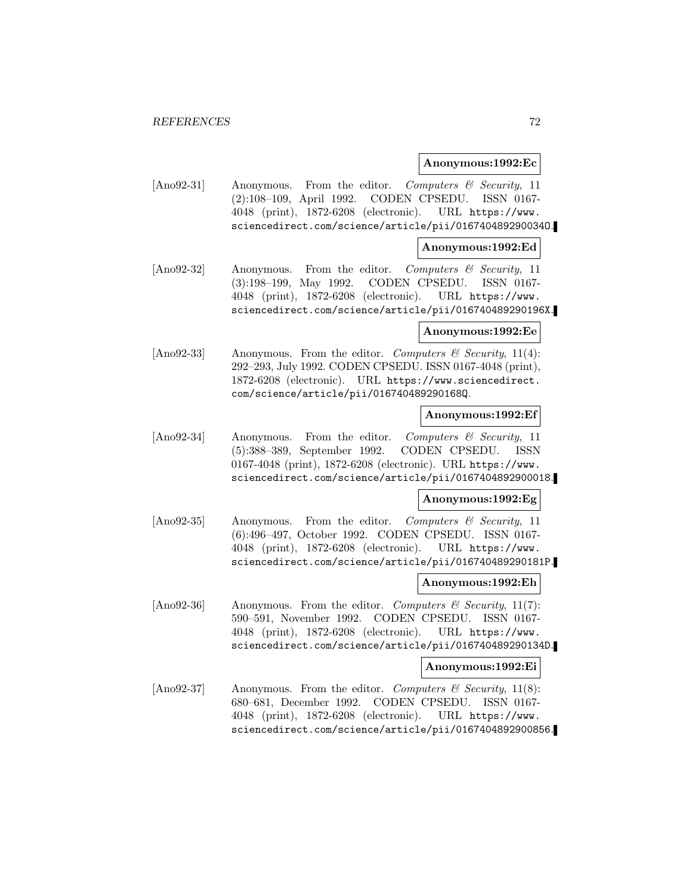**Anonymous:1992:Ec**

[Ano92-31] Anonymous. From the editor. *Computers & Security*, 11 (2):108–109, April 1992. CODEN CPSEDU. ISSN 0167-4048 (print), 1872-6208 (electronic). URL https://www.sciencedirect.com/science/article/pii/016740489290034O.

**Anonymous:1992:Ed**

[Ano92-32] Anonymous. From the editor. *Computers & Security*, 11 (3):198–199, May 1992. CODEN CPSEDU. ISSN 0167-4048 (print), 1872-6208 (electronic). URL https://www.sciencedirect.com/science/article/pii/016740489290196X.

**Anonymous:1992:Ee**

[Ano92-33] Anonymous. From the editor. *Computers & Security*, 11(4): 292–293, July 1992. CODEN CPSEDU. ISSN 0167-4048 (print), 1872-6208 (electronic). URL https://www.sciencedirect.com/science/article/pii/016740489290168Q.

**Anonymous:1992:Ef**

[Ano92-34] Anonymous. From the editor. *Computers & Security*, 11 (5):388–389, September 1992. CODEN CPSEDU. ISSN 0167-4048 (print), 1872-6208 (electronic). URL https://www.sciencedirect.com/science/article/pii/0167404892900018.

**Anonymous:1992:Eg**

[Ano92-35] Anonymous. From the editor. *Computers & Security*, 11 (6):496–497, October 1992. CODEN CPSEDU. ISSN 0167-4048 (print), 1872-6208 (electronic). URL https://www.sciencedirect.com/science/article/pii/016740489290181P.

**Anonymous:1992:Eh**

[Ano92-36] Anonymous. From the editor. *Computers & Security*, 11(7): 590–591, November 1992. CODEN CPSEDU. ISSN 0167-4048 (print), 1872-6208 (electronic). URL https://www.sciencedirect.com/science/article/pii/016740489290134D.

**Anonymous:1992:Ei**

[Ano92-37] Anonymous. From the editor. *Computers & Security*, 11(8): 680–681, December 1992. CODEN CPSEDU. ISSN 0167-4048 (print), 1872-6208 (electronic). URL https://www.sciencedirect.com/science/article/pii/0167404892900856.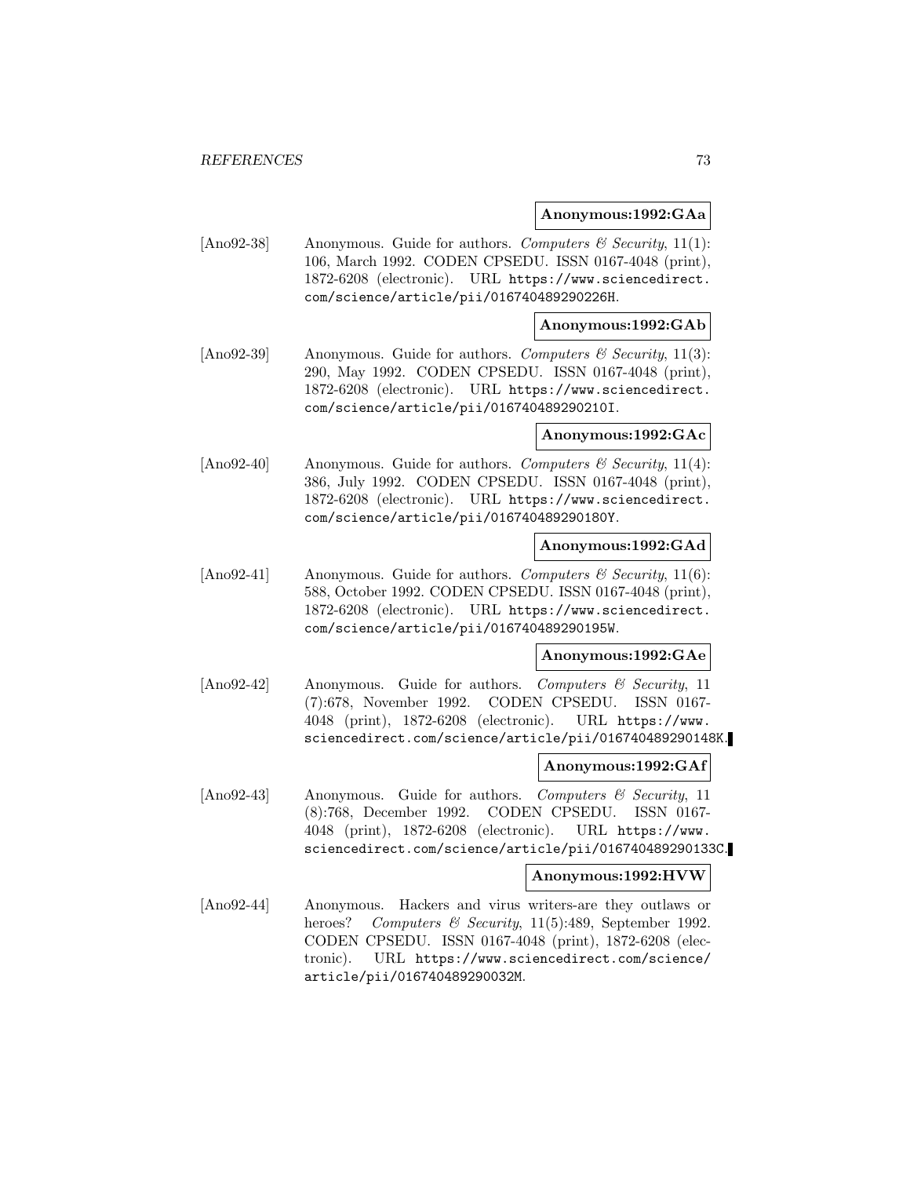**Anonymous:1992:GAa**

[Ano92-38] Anonymous. Guide for authors. *Computers & Security*, 11(1): 106, March 1992. CODEN CPSEDU. ISSN 0167-4048 (print), 1872-6208 (electronic). URL https://www.sciencedirect.com/science/article/pii/016740489290226H.

**Anonymous:1992:GAb**

[Ano92-39] Anonymous. Guide for authors. *Computers & Security*, 11(3): 290, May 1992. CODEN CPSEDU. ISSN 0167-4048 (print), 1872-6208 (electronic). URL https://www.sciencedirect.com/science/article/pii/016740489290210I.

**Anonymous:1992:GAc**

[Ano92-40] Anonymous. Guide for authors. *Computers & Security*, 11(4): 386, July 1992. CODEN CPSEDU. ISSN 0167-4048 (print), 1872-6208 (electronic). URL https://www.sciencedirect.com/science/article/pii/016740489290180Y.

**Anonymous:1992:GAd**

[Ano92-41] Anonymous. Guide for authors. *Computers & Security*, 11(6): 588, October 1992. CODEN CPSEDU. ISSN 0167-4048 (print), 1872-6208 (electronic). URL https://www.sciencedirect.com/science/article/pii/016740489290195W.

**Anonymous:1992:GAe**

[Ano92-42] Anonymous. Guide for authors. *Computers & Security*, 11 (7):678, November 1992. CODEN CPSEDU. ISSN 0167-4048 (print), 1872-6208 (electronic). URL https://www.sciencedirect.com/science/article/pii/016740489290148K.

**Anonymous:1992:GAf**

[Ano92-43] Anonymous. Guide for authors. *Computers & Security*, 11 (8):768, December 1992. CODEN CPSEDU. ISSN 0167-4048 (print), 1872-6208 (electronic). URL https://www.sciencedirect.com/science/article/pii/016740489290133C.

**Anonymous:1992:HVW**

[Ano92-44] Anonymous. Hackers and virus writers-are they outlaws or heroes? *Computers & Security*, 11(5):489, September 1992. CODEN CPSEDU. ISSN 0167-4048 (print), 1872-6208 (electronic). URL https://www.sciencedirect.com/science/article/pii/016740489290032M.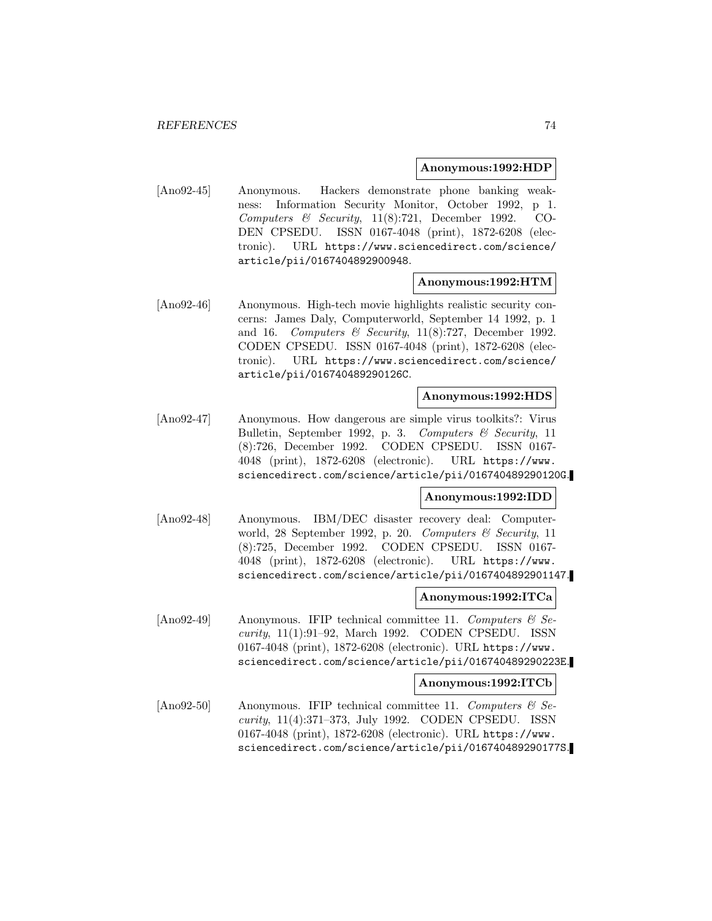**Anonymous:1992:HDP**

[Ano92-45] Anonymous. Hackers demonstrate phone banking weakness: Information Security Monitor, October 1992, p 1. *Computers & Security*, 11(8):721, December 1992. CODEN CPSEDU. ISSN 0167-4048 (print), 1872-6208 (electronic). URL https://www.sciencedirect.com/science/article/pii/0167404892900948.

**Anonymous:1992:HTM**

[Ano92-46] Anonymous. High-tech movie highlights realistic security concerns: James Daly, Computerworld, September 14 1992, p. 1 and 16. *Computers & Security*, 11(8):727, December 1992. CODEN CPSEDU. ISSN 0167-4048 (print), 1872-6208 (electronic). URL https://www.sciencedirect.com/science/article/pii/016740489290126C.

**Anonymous:1992:HDS**

[Ano92-47] Anonymous. How dangerous are simple virus toolkits?: Virus Bulletin, September 1992, p. 3. *Computers & Security*, 11 (8):726, December 1992. CODEN CPSEDU. ISSN 0167-4048 (print), 1872-6208 (electronic). URL https://www.sciencedirect.com/science/article/pii/016740489290120G.

**Anonymous:1992:IDD**

[Ano92-48] Anonymous. IBM/DEC disaster recovery deal: Computerworld, 28 September 1992, p. 20. *Computers & Security*, 11 (8):725, December 1992. CODEN CPSEDU. ISSN 0167-4048 (print), 1872-6208 (electronic). URL https://www.sciencedirect.com/science/article/pii/0167404892901147.

**Anonymous:1992:ITCa**

[Ano92-49] Anonymous. IFIP technical committee 11. *Computers & Security*, 11(1):91–92, March 1992. CODEN CPSEDU. ISSN 0167-4048 (print), 1872-6208 (electronic). URL https://www.sciencedirect.com/science/article/pii/016740489290223E.

**Anonymous:1992:ITCb**

[Ano92-50] Anonymous. IFIP technical committee 11. *Computers & Security*, 11(4):371–373, July 1992. CODEN CPSEDU. ISSN 0167-4048 (print), 1872-6208 (electronic). URL https://www.sciencedirect.com/science/article/pii/016740489290177S.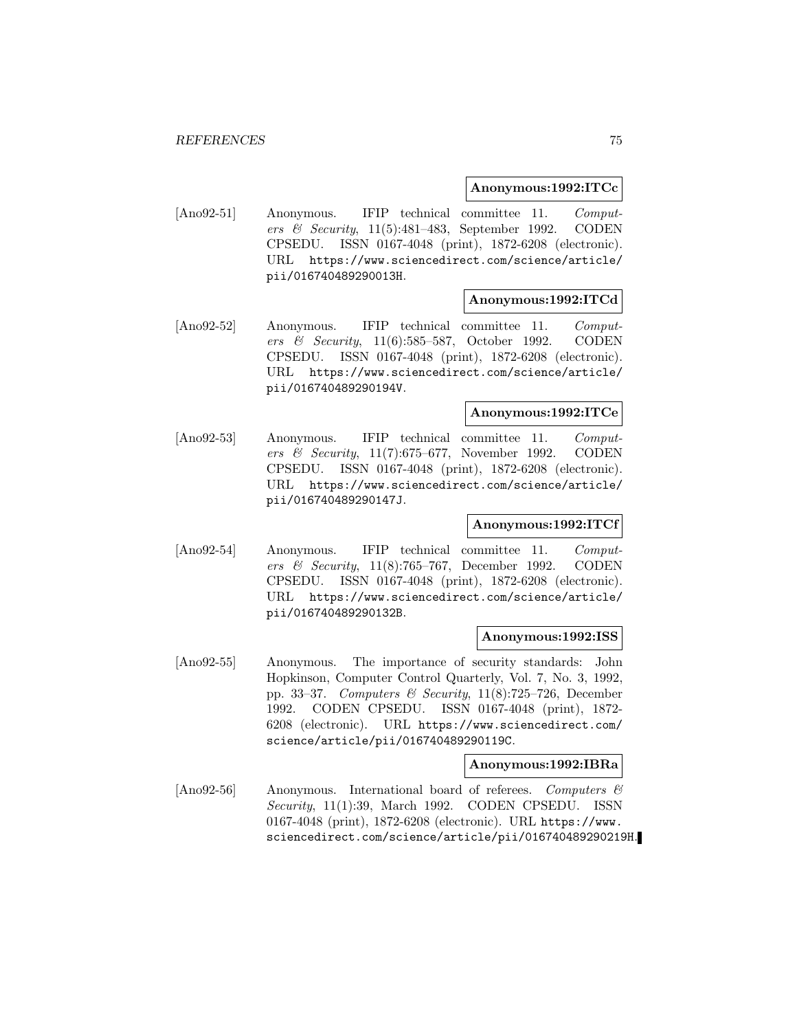**Anonymous:1992:ITCc**

[Ano92-51] Anonymous. IFIP technical committee 11. *Computers & Security*, 11(5):481–483, September 1992. CODEN CPSEDU. ISSN 0167-4048 (print), 1872-6208 (electronic). URL `https://www.sciencedirect.com/science/article/pii/016740489290013H`.

**Anonymous:1992:ITCd**

[Ano92-52] Anonymous. IFIP technical committee 11. *Computers & Security*, 11(6):585–587, October 1992. CODEN CPSEDU. ISSN 0167-4048 (print), 1872-6208 (electronic). URL `https://www.sciencedirect.com/science/article/pii/016740489290194V`.

**Anonymous:1992:ITCe**

[Ano92-53] Anonymous. IFIP technical committee 11. *Computers & Security*, 11(7):675–677, November 1992. CODEN CPSEDU. ISSN 0167-4048 (print), 1872-6208 (electronic). URL `https://www.sciencedirect.com/science/article/pii/016740489290147J`.

**Anonymous:1992:ITCf**

[Ano92-54] Anonymous. IFIP technical committee 11. *Computers & Security*, 11(8):765–767, December 1992. CODEN CPSEDU. ISSN 0167-4048 (print), 1872-6208 (electronic). URL `https://www.sciencedirect.com/science/article/pii/016740489290132B`.

**Anonymous:1992:ISS**

[Ano92-55] Anonymous. The importance of security standards: John Hopkinson, Computer Control Quarterly, Vol. 7, No. 3, 1992, pp. 33–37. *Computers & Security*, 11(8):725–726, December 1992. CODEN CPSEDU. ISSN 0167-4048 (print), 1872-6208 (electronic). URL `https://www.sciencedirect.com/science/article/pii/016740489290119C`.

**Anonymous:1992:IBRa**

[Ano92-56] Anonymous. International board of referees. *Computers & Security*, 11(1):39, March 1992. CODEN CPSEDU. ISSN 0167-4048 (print), 1872-6208 (electronic). URL `https://www.sciencedirect.com/science/article/pii/016740489290219H`.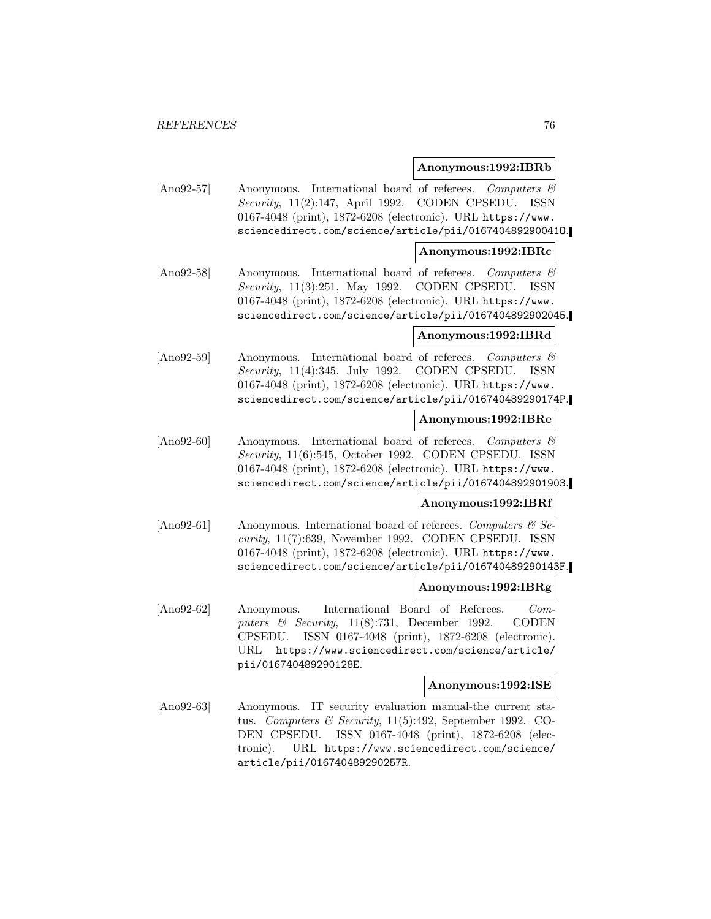**Anonymous:1992:IBRb**

[Ano92-57] Anonymous. International board of referees. *Computers & Security*, 11(2):147, April 1992. CODEN CPSEDU. ISSN 0167-4048 (print), 1872-6208 (electronic). URL https://www.sciencedirect.com/science/article/pii/0167404892900410.

**Anonymous:1992:IBRc**

[Ano92-58] Anonymous. International board of referees. *Computers & Security*, 11(3):251, May 1992. CODEN CPSEDU. ISSN 0167-4048 (print), 1872-6208 (electronic). URL https://www.sciencedirect.com/science/article/pii/0167404892902045.

**Anonymous:1992:IBRd**

[Ano92-59] Anonymous. International board of referees. *Computers & Security*, 11(4):345, July 1992. CODEN CPSEDU. ISSN 0167-4048 (print), 1872-6208 (electronic). URL https://www.sciencedirect.com/science/article/pii/016740489290174P.

**Anonymous:1992:IBRe**

[Ano92-60] Anonymous. International board of referees. *Computers & Security*, 11(6):545, October 1992. CODEN CPSEDU. ISSN 0167-4048 (print), 1872-6208 (electronic). URL https://www.sciencedirect.com/science/article/pii/0167404892901903.

**Anonymous:1992:IBRf**

[Ano92-61] Anonymous. International board of referees. *Computers & Security*, 11(7):639, November 1992. CODEN CPSEDU. ISSN 0167-4048 (print), 1872-6208 (electronic). URL https://www.sciencedirect.com/science/article/pii/016740489290143F.

**Anonymous:1992:IBRg**

[Ano92-62] Anonymous. International Board of Referees. *Computers & Security*, 11(8):731, December 1992. CODEN CPSEDU. ISSN 0167-4048 (print), 1872-6208 (electronic). URL https://www.sciencedirect.com/science/article/pii/016740489290128E.

**Anonymous:1992:ISE**

[Ano92-63] Anonymous. IT security evaluation manual-the current status. *Computers & Security*, 11(5):492, September 1992. CODEN CPSEDU. ISSN 0167-4048 (print), 1872-6208 (electronic). URL https://www.sciencedirect.com/science/article/pii/016740489290257R.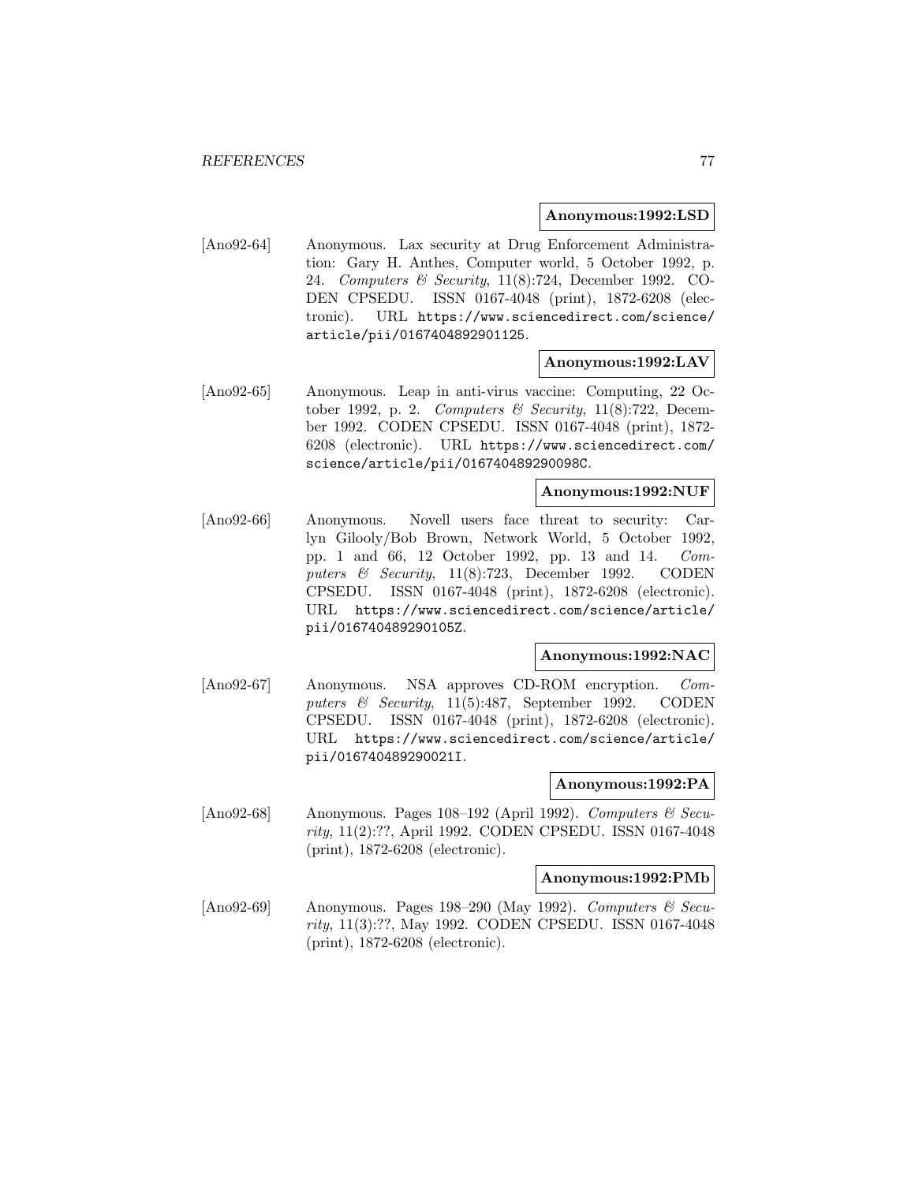**Anonymous:1992:LSD**

[Ano92-64] Anonymous. Lax security at Drug Enforcement Administration: Gary H. Anthes, Computer world, 5 October 1992, p. 24. *Computers & Security*, 11(8):724, December 1992. CODEN CPSEDU. ISSN 0167-4048 (print), 1872-6208 (electronic). URL https://www.sciencedirect.com/science/article/pii/0167404892901125.

**Anonymous:1992:LAV**

[Ano92-65] Anonymous. Leap in anti-virus vaccine: Computing, 22 October 1992, p. 2. *Computers & Security*, 11(8):722, December 1992. CODEN CPSEDU. ISSN 0167-4048 (print), 1872-6208 (electronic). URL https://www.sciencedirect.com/science/article/pii/016740489290098C.

**Anonymous:1992:NUF**

[Ano92-66] Anonymous. Novell users face threat to security: Carlyn Gilooly/Bob Brown, Network World, 5 October 1992, pp. 1 and 66, 12 October 1992, pp. 13 and 14. *Computers & Security*, 11(8):723, December 1992. CODEN CPSEDU. ISSN 0167-4048 (print), 1872-6208 (electronic). URL https://www.sciencedirect.com/science/article/pii/016740489290105Z.

**Anonymous:1992:NAC**

[Ano92-67] Anonymous. NSA approves CD-ROM encryption. *Computers & Security*, 11(5):487, September 1992. CODEN CPSEDU. ISSN 0167-4048 (print), 1872-6208 (electronic). URL https://www.sciencedirect.com/science/article/pii/016740489290021I.

**Anonymous:1992:PA**

[Ano92-68] Anonymous. Pages 108–192 (April 1992). *Computers & Security*, 11(2):??, April 1992. CODEN CPSEDU. ISSN 0167-4048 (print), 1872-6208 (electronic).

**Anonymous:1992:PMb**

[Ano92-69] Anonymous. Pages 198–290 (May 1992). *Computers & Security*, 11(3):??, May 1992. CODEN CPSEDU. ISSN 0167-4048 (print), 1872-6208 (electronic).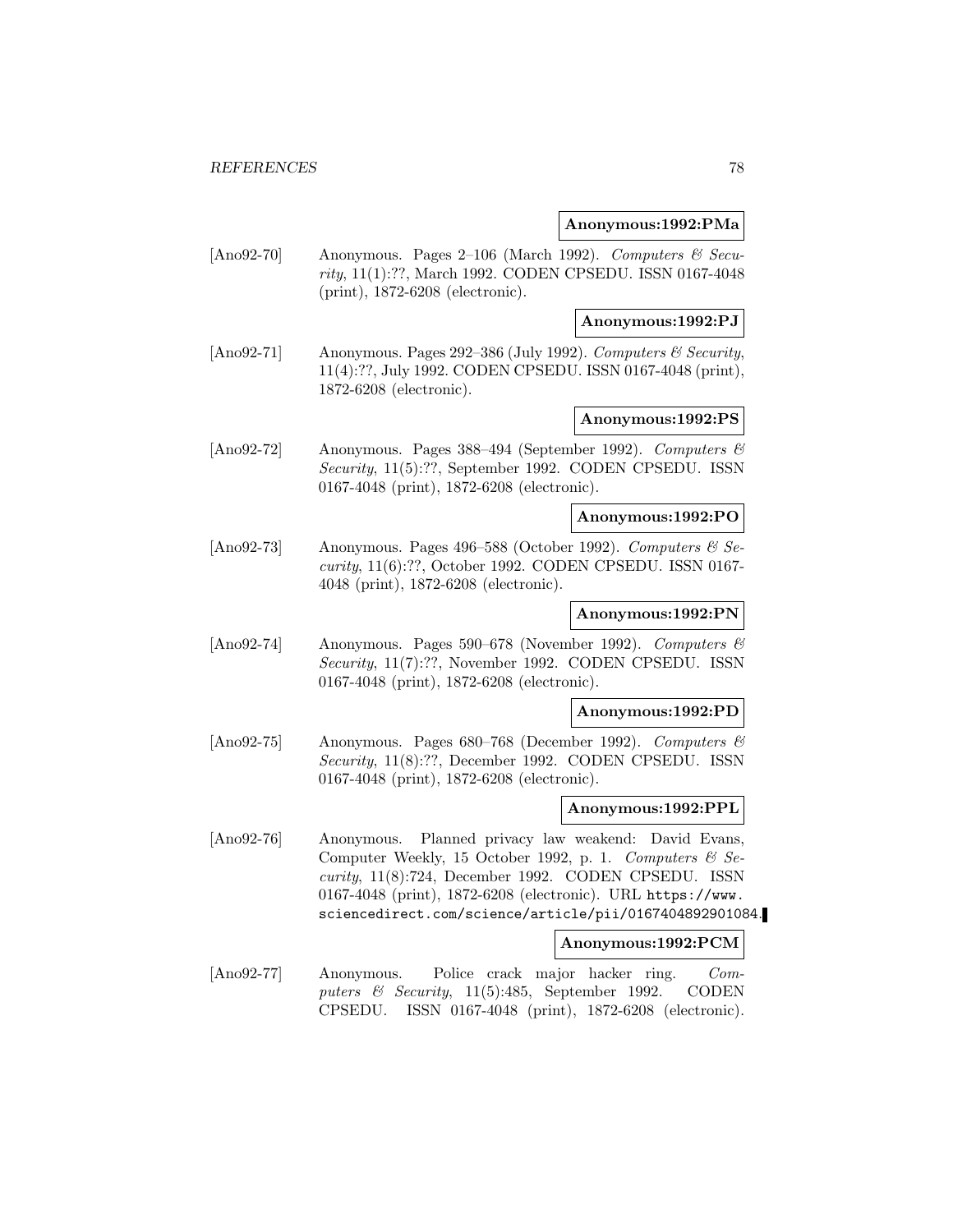**Anonymous:1992:PMa**

[Ano92-70] Anonymous. Pages 2–106 (March 1992). *Computers & Security*, 11(1):??, March 1992. CODEN CPSEDU. ISSN 0167-4048 (print), 1872-6208 (electronic).

**Anonymous:1992:PJ**

[Ano92-71] Anonymous. Pages 292–386 (July 1992). *Computers & Security*, 11(4):??, July 1992. CODEN CPSEDU. ISSN 0167-4048 (print), 1872-6208 (electronic).

**Anonymous:1992:PS**

[Ano92-72] Anonymous. Pages 388–494 (September 1992). *Computers & Security*, 11(5):??, September 1992. CODEN CPSEDU. ISSN 0167-4048 (print), 1872-6208 (electronic).

**Anonymous:1992:PO**

[Ano92-73] Anonymous. Pages 496–588 (October 1992). *Computers & Security*, 11(6):??, October 1992. CODEN CPSEDU. ISSN 0167-4048 (print), 1872-6208 (electronic).

**Anonymous:1992:PN**

[Ano92-74] Anonymous. Pages 590–678 (November 1992). *Computers & Security*, 11(7):??, November 1992. CODEN CPSEDU. ISSN 0167-4048 (print), 1872-6208 (electronic).

**Anonymous:1992:PD**

[Ano92-75] Anonymous. Pages 680–768 (December 1992). *Computers & Security*, 11(8):??, December 1992. CODEN CPSEDU. ISSN 0167-4048 (print), 1872-6208 (electronic).

**Anonymous:1992:PPL**

[Ano92-76] Anonymous. Planned privacy law weakend: David Evans, Computer Weekly, 15 October 1992, p. 1. *Computers & Security*, 11(8):724, December 1992. CODEN CPSEDU. ISSN 0167-4048 (print), 1872-6208 (electronic). URL https://www.sciencedirect.com/science/article/pii/0167404892901084.

**Anonymous:1992:PCM**

[Ano92-77] Anonymous. Police crack major hacker ring. *Computers & Security*, 11(5):485, September 1992. CODEN CPSEDU. ISSN 0167-4048 (print), 1872-6208 (electronic).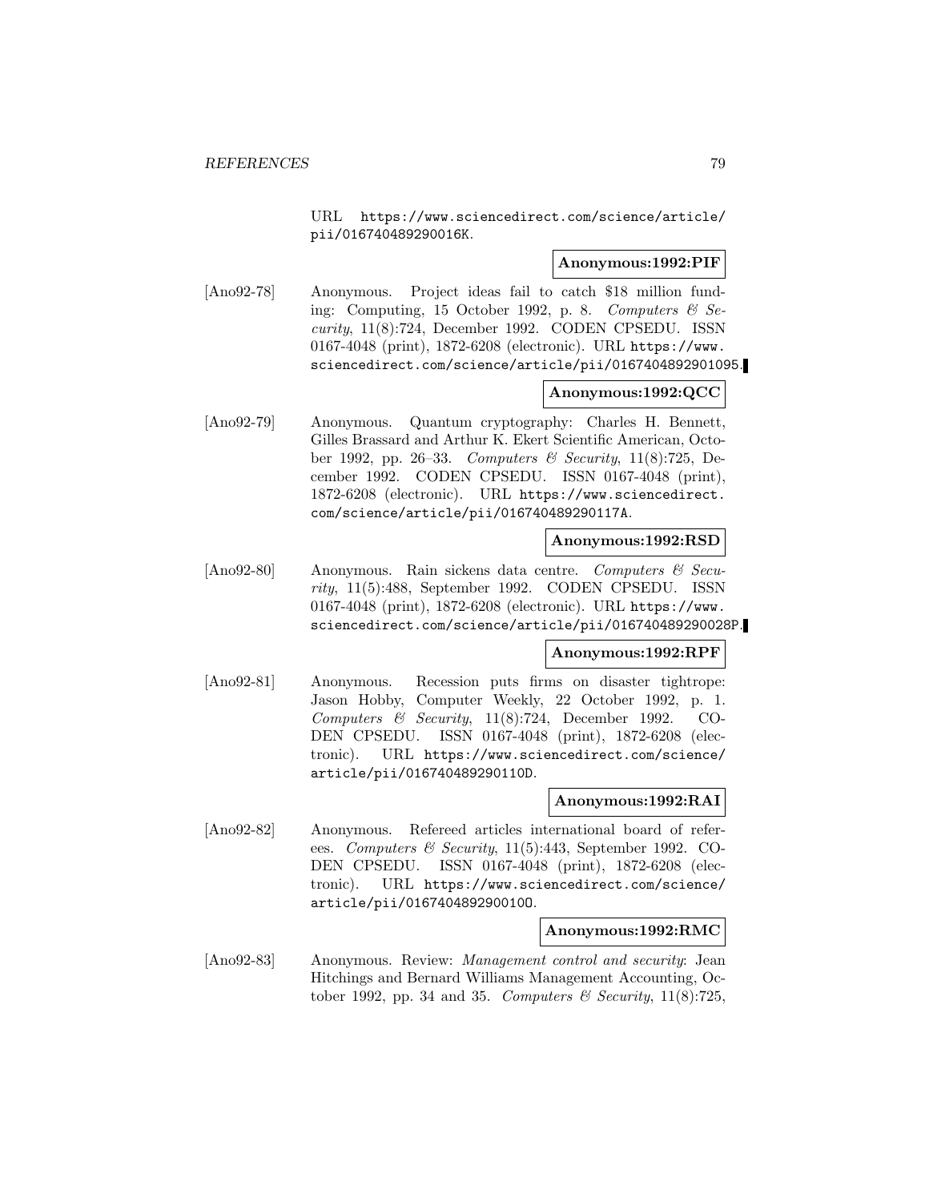URL https://www.sciencedirect.com/science/article/pii/016740489290016K.

**Anonymous:1992:PIF**

[Ano92-78] Anonymous. Project ideas fail to catch $18 million funding: Computing, 15 October 1992, p. 8. *Computers & Security*, 11(8):724, December 1992. CODEN CPSEDU. ISSN 0167-4048 (print), 1872-6208 (electronic). URL https://www.sciencedirect.com/science/article/pii/0167404892901095.

**Anonymous:1992:QCC**

[Ano92-79] Anonymous. Quantum cryptography: Charles H. Bennett, Gilles Brassard and Arthur K. Ekert Scientific American, October 1992, pp. 26–33. *Computers & Security*, 11(8):725, December 1992. CODEN CPSEDU. ISSN 0167-4048 (print), 1872-6208 (electronic). URL https://www.sciencedirect.com/science/article/pii/016740489290117A.

**Anonymous:1992:RSD**

[Ano92-80] Anonymous. Rain sickens data centre. *Computers & Security*, 11(5):488, September 1992. CODEN CPSEDU. ISSN 0167-4048 (print), 1872-6208 (electronic). URL https://www.sciencedirect.com/science/article/pii/016740489290028P.

**Anonymous:1992:RPF**

[Ano92-81] Anonymous. Recession puts firms on disaster tightrope: Jason Hobby, Computer Weekly, 22 October 1992, p. 1. *Computers & Security*, 11(8):724, December 1992. CODEN CPSEDU. ISSN 0167-4048 (print), 1872-6208 (electronic). URL https://www.sciencedirect.com/science/article/pii/016740489290110D.

**Anonymous:1992:RAI**

[Ano92-82] Anonymous. Refereed articles international board of referees. *Computers & Security*, 11(5):443, September 1992. CODEN CPSEDU. ISSN 0167-4048 (print), 1872-6208 (electronic). URL https://www.sciencedirect.com/science/article/pii/016740489290010O.

**Anonymous:1992:RMC**

[Ano92-83] Anonymous. Review: *Management control and security*: Jean Hitchings and Bernard Williams Management Accounting, October 1992, pp. 34 and 35. *Computers & Security*, 11(8):725,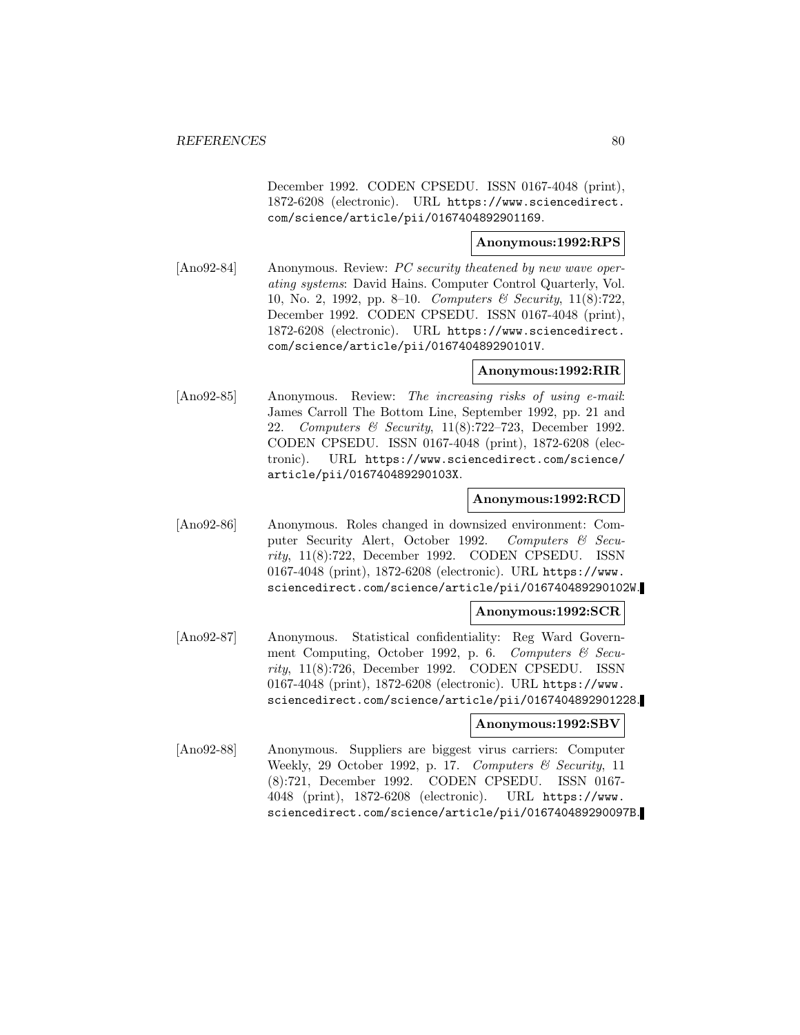December 1992. CODEN CPSEDU. ISSN 0167-4048 (print), 1872-6208 (electronic). URL https://www.sciencedirect.com/science/article/pii/0167404892901169.

**Anonymous:1992:RPS**

[Ano92-84] Anonymous. Review: *PC security theatened by new wave operating systems*: David Hains. Computer Control Quarterly, Vol. 10, No. 2, 1992, pp. 8–10. *Computers & Security*, 11(8):722, December 1992. CODEN CPSEDU. ISSN 0167-4048 (print), 1872-6208 (electronic). URL https://www.sciencedirect.com/science/article/pii/016740489290101V.

**Anonymous:1992:RIR**

[Ano92-85] Anonymous. Review: *The increasing risks of using e-mail*: James Carroll The Bottom Line, September 1992, pp. 21 and 22. *Computers & Security*, 11(8):722–723, December 1992. CODEN CPSEDU. ISSN 0167-4048 (print), 1872-6208 (electronic). URL https://www.sciencedirect.com/science/article/pii/016740489290103X.

**Anonymous:1992:RCD**

[Ano92-86] Anonymous. Roles changed in downsized environment: Computer Security Alert, October 1992. *Computers & Security*, 11(8):722, December 1992. CODEN CPSEDU. ISSN 0167-4048 (print), 1872-6208 (electronic). URL https://www.sciencedirect.com/science/article/pii/016740489290102W.

**Anonymous:1992:SCR**

[Ano92-87] Anonymous. Statistical confidentiality: Reg Ward Government Computing, October 1992, p. 6. *Computers & Security*, 11(8):726, December 1992. CODEN CPSEDU. ISSN 0167-4048 (print), 1872-6208 (electronic). URL https://www.sciencedirect.com/science/article/pii/0167404892901228.

**Anonymous:1992:SBV**

[Ano92-88] Anonymous. Suppliers are biggest virus carriers: Computer Weekly, 29 October 1992, p. 17. *Computers & Security*, 11 (8):721, December 1992. CODEN CPSEDU. ISSN 0167-4048 (print), 1872-6208 (electronic). URL https://www.sciencedirect.com/science/article/pii/016740489290097B.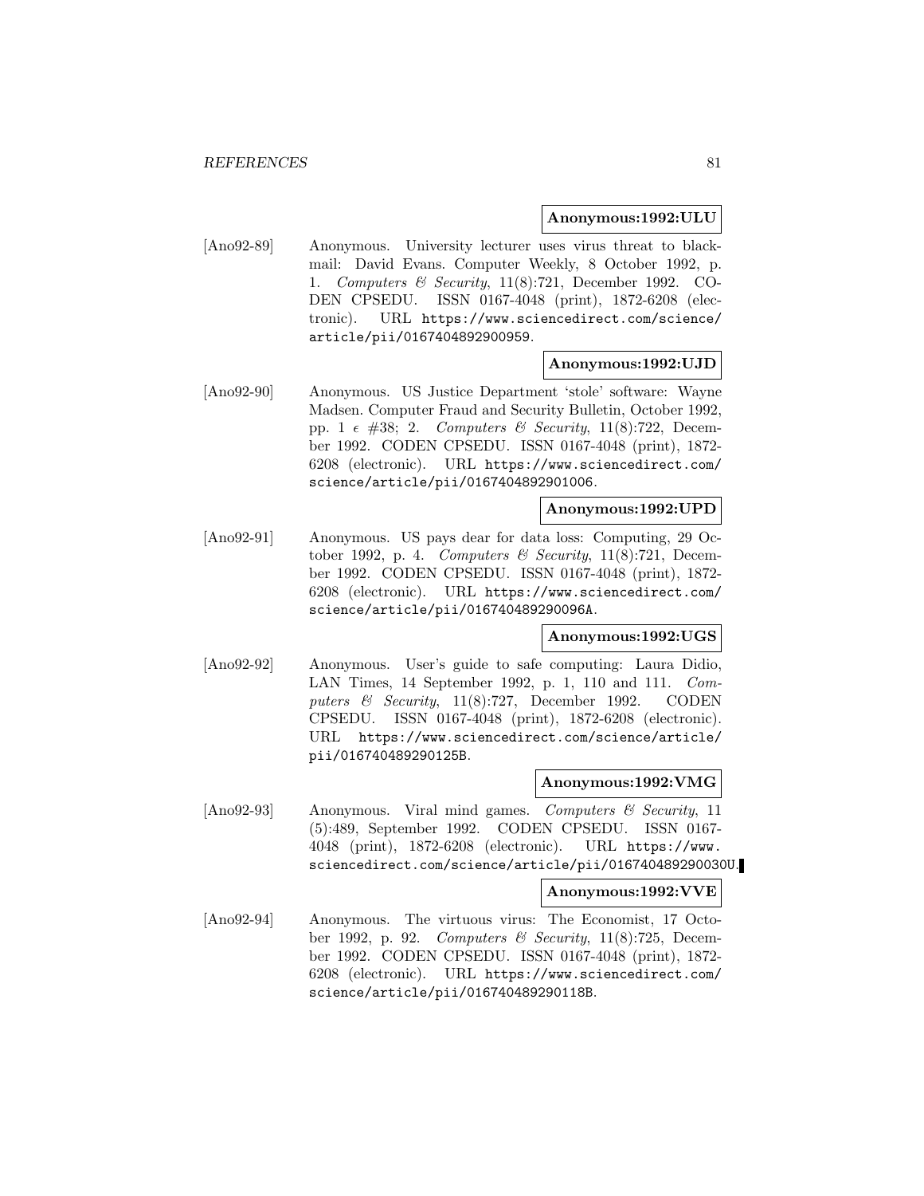**Anonymous:1992:ULU**

[Ano92-89] Anonymous. University lecturer uses virus threat to blackmail: David Evans. Computer Weekly, 8 October 1992, p. 1. *Computers & Security*, 11(8):721, December 1992. CODEN CPSEDU. ISSN 0167-4048 (print), 1872-6208 (electronic). URL https://www.sciencedirect.com/science/article/pii/0167404892900959.

**Anonymous:1992:UJD**

[Ano92-90] Anonymous. US Justice Department 'stole' software: Wayne Madsen. Computer Fraud and Security Bulletin, October 1992, pp. 1 $\epsilon$ #38; 2. *Computers & Security*, 11(8):722, December 1992. CODEN CPSEDU. ISSN 0167-4048 (print), 1872-6208 (electronic). URL https://www.sciencedirect.com/science/article/pii/0167404892901006.

**Anonymous:1992:UPD**

[Ano92-91] Anonymous. US pays dear for data loss: Computing, 29 October 1992, p. 4. *Computers & Security*, 11(8):721, December 1992. CODEN CPSEDU. ISSN 0167-4048 (print), 1872-6208 (electronic). URL https://www.sciencedirect.com/science/article/pii/016740489290096A.

**Anonymous:1992:UGS**

[Ano92-92] Anonymous. User's guide to safe computing: Laura Didio, LAN Times, 14 September 1992, p. 1, 110 and 111. *Computers & Security*, 11(8):727, December 1992. CODEN CPSEDU. ISSN 0167-4048 (print), 1872-6208 (electronic). URL https://www.sciencedirect.com/science/article/pii/016740489290125B.

**Anonymous:1992:VMG**

[Ano92-93] Anonymous. Viral mind games. *Computers & Security*, 11 (5):489, September 1992. CODEN CPSEDU. ISSN 0167-4048 (print), 1872-6208 (electronic). URL https://www.sciencedirect.com/science/article/pii/016740489290030U.

**Anonymous:1992:VVE**

[Ano92-94] Anonymous. The virtuous virus: The Economist, 17 October 1992, p. 92. *Computers & Security*, 11(8):725, December 1992. CODEN CPSEDU. ISSN 0167-4048 (print), 1872-6208 (electronic). URL https://www.sciencedirect.com/science/article/pii/016740489290118B.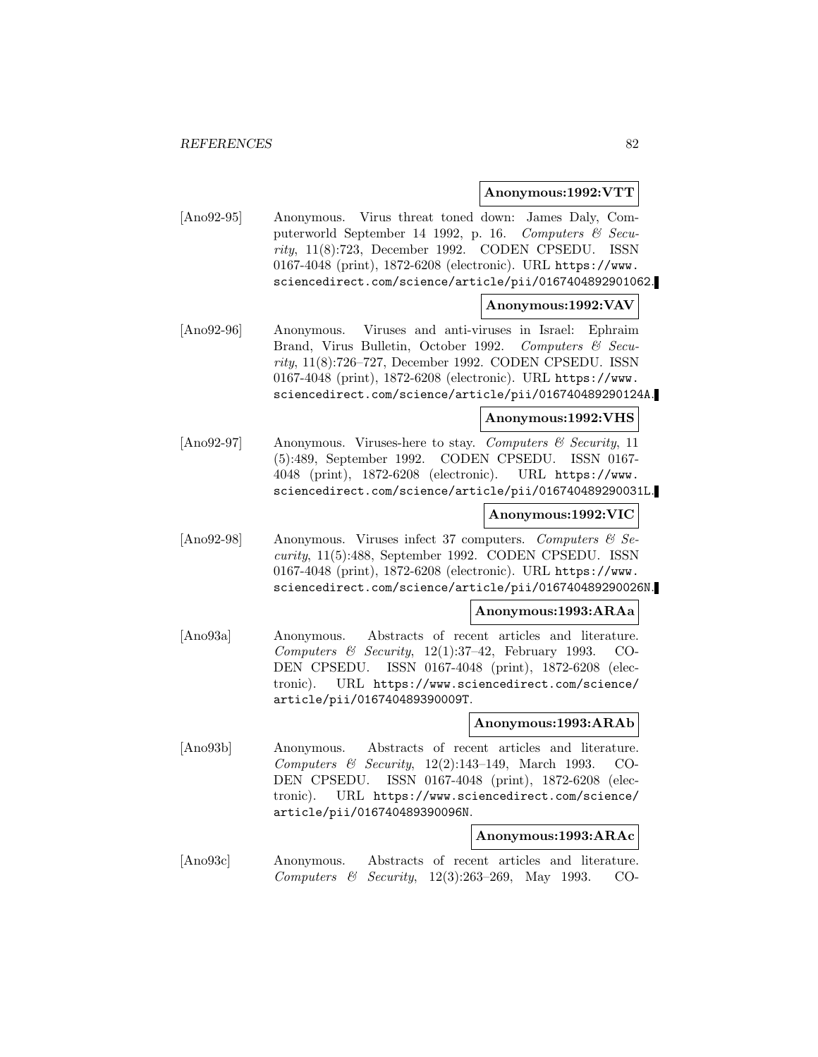**Anonymous:1992:VTT**

[Ano92-95] Anonymous. Virus threat toned down: James Daly, Computerworld September 14 1992, p. 16. *Computers & Security*, 11(8):723, December 1992. CODEN CPSEDU. ISSN 0167-4048 (print), 1872-6208 (electronic). URL https://www.sciencedirect.com/science/article/pii/0167404892901062.

**Anonymous:1992:VAV**

[Ano92-96] Anonymous. Viruses and anti-viruses in Israel: Ephraim Brand, Virus Bulletin, October 1992. *Computers & Security*, 11(8):726–727, December 1992. CODEN CPSEDU. ISSN 0167-4048 (print), 1872-6208 (electronic). URL https://www.sciencedirect.com/science/article/pii/016740489290124A.

**Anonymous:1992:VHS**

[Ano92-97] Anonymous. Viruses-here to stay. *Computers & Security*, 11 (5):489, September 1992. CODEN CPSEDU. ISSN 0167-4048 (print), 1872-6208 (electronic). URL https://www.sciencedirect.com/science/article/pii/016740489290031L.

**Anonymous:1992:VIC**

[Ano92-98] Anonymous. Viruses infect 37 computers. *Computers & Security*, 11(5):488, September 1992. CODEN CPSEDU. ISSN 0167-4048 (print), 1872-6208 (electronic). URL https://www.sciencedirect.com/science/article/pii/016740489290026N.

**Anonymous:1993:ARAa**

[Ano93a] Anonymous. Abstracts of recent articles and literature. *Computers & Security*, 12(1):37–42, February 1993. CODEN CPSEDU. ISSN 0167-4048 (print), 1872-6208 (electronic). URL https://www.sciencedirect.com/science/article/pii/016740489390009T.

**Anonymous:1993:ARAb**

[Ano93b] Anonymous. Abstracts of recent articles and literature. *Computers & Security*, 12(2):143–149, March 1993. CODEN CPSEDU. ISSN 0167-4048 (print), 1872-6208 (electronic). URL https://www.sciencedirect.com/science/article/pii/016740489390096N.

**Anonymous:1993:ARAc**

[Ano93c] Anonymous. Abstracts of recent articles and literature. *Computers & Security*, 12(3):263–269, May 1993. CO-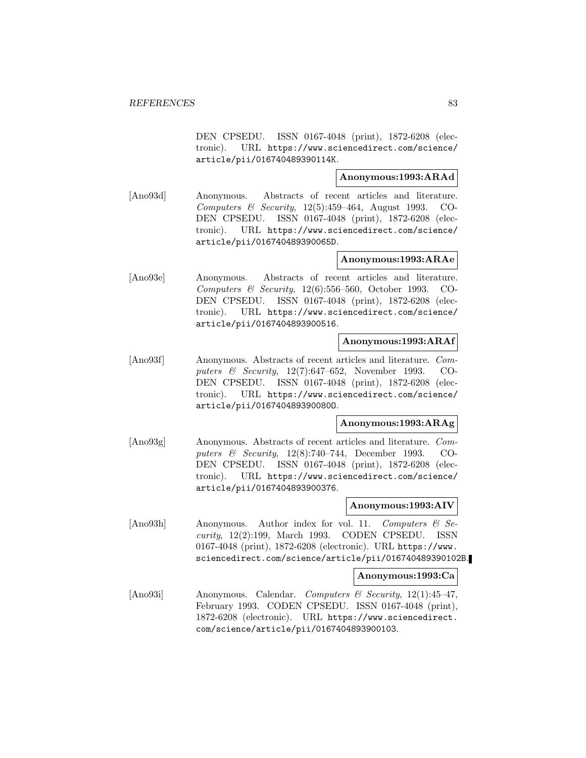DEN CPSEDU. ISSN 0167-4048 (print), 1872-6208 (electronic). URL https://www.sciencedirect.com/science/article/pii/016740489390114K.

**Anonymous:1993:ARAd**

[Ano93d] Anonymous. Abstracts of recent articles and literature. *Computers & Security*, 12(5):459–464, August 1993. CODEN CPSEDU. ISSN 0167-4048 (print), 1872-6208 (electronic). URL https://www.sciencedirect.com/science/article/pii/016740489390065D.

**Anonymous:1993:ARAe**

[Ano93e] Anonymous. Abstracts of recent articles and literature. *Computers & Security*, 12(6):556–560, October 1993. CODEN CPSEDU. ISSN 0167-4048 (print), 1872-6208 (electronic). URL https://www.sciencedirect.com/science/article/pii/0167404893900516.

**Anonymous:1993:ARAf**

[Ano93f] Anonymous. Abstracts of recent articles and literature. *Computers & Security*, 12(7):647–652, November 1993. CODEN CPSEDU. ISSN 0167-4048 (print), 1872-6208 (electronic). URL https://www.sciencedirect.com/science/article/pii/0167404893900800.

**Anonymous:1993:ARAg**

[Ano93g] Anonymous. Abstracts of recent articles and literature. *Computers & Security*, 12(8):740–744, December 1993. CODEN CPSEDU. ISSN 0167-4048 (print), 1872-6208 (electronic). URL https://www.sciencedirect.com/science/article/pii/0167404893900376.

**Anonymous:1993:AIV**

[Ano93h] Anonymous. Author index for vol. 11. *Computers & Security*, 12(2):199, March 1993. CODEN CPSEDU. ISSN 0167-4048 (print), 1872-6208 (electronic). URL https://www.sciencedirect.com/science/article/pii/016740489390102B.

**Anonymous:1993:Ca**

[Ano93i] Anonymous. Calendar. *Computers & Security*, 12(1):45–47, February 1993. CODEN CPSEDU. ISSN 0167-4048 (print), 1872-6208 (electronic). URL https://www.sciencedirect.com/science/article/pii/0167404893900103.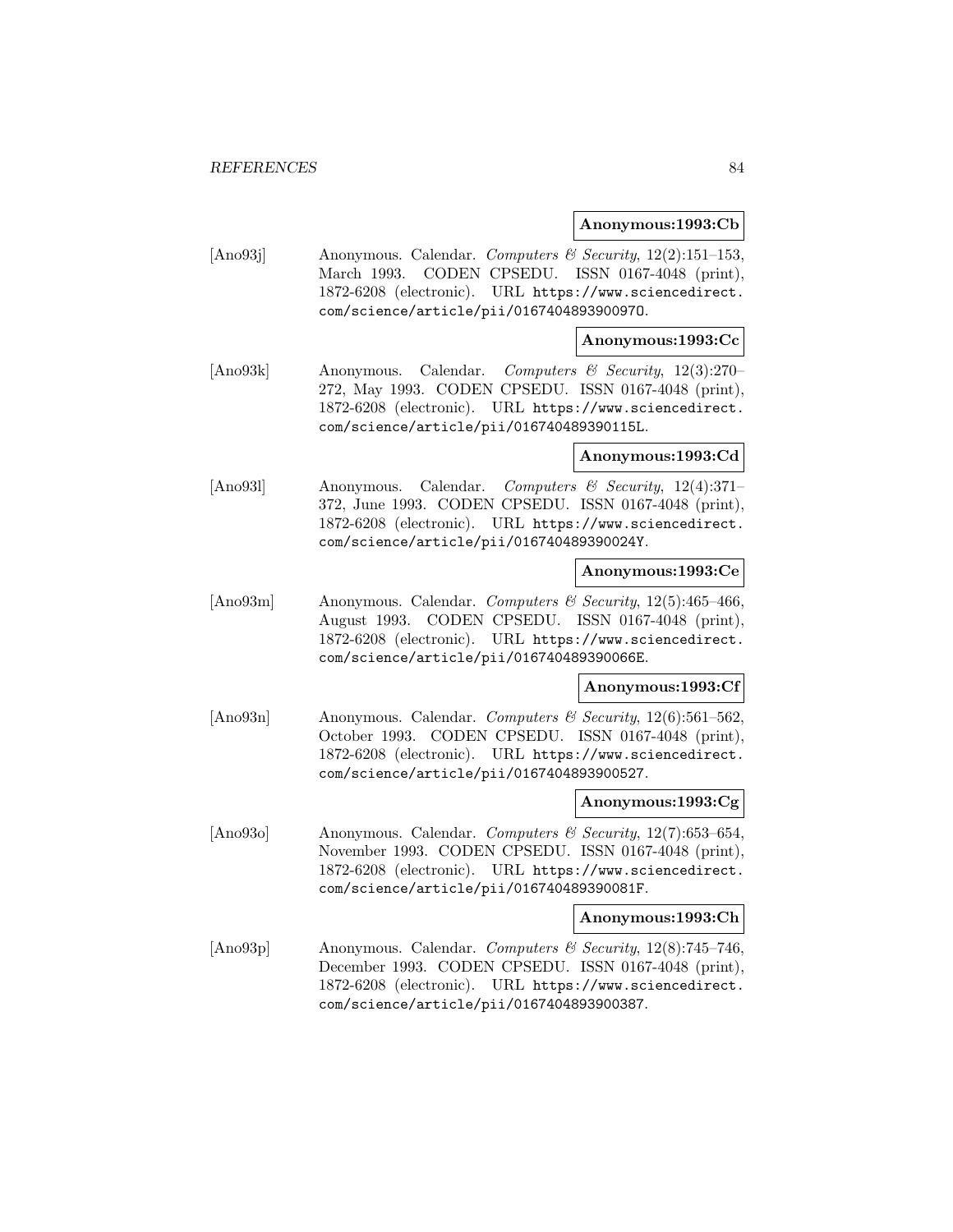**Anonymous:1993:Cb**

[Ano93j] Anonymous. Calendar. *Computers & Security*, 12(2):151–153, March 1993. CODEN CPSEDU. ISSN 0167-4048 (print), 1872-6208 (electronic). URL https://www.sciencedirect.com/science/article/pii/016740489390097O.

**Anonymous:1993:Cc**

[Ano93k] Anonymous. Calendar. *Computers & Security*, 12(3):270–272, May 1993. CODEN CPSEDU. ISSN 0167-4048 (print), 1872-6208 (electronic). URL https://www.sciencedirect.com/science/article/pii/016740489390115L.

**Anonymous:1993:Cd**

[Ano93l] Anonymous. Calendar. *Computers & Security*, 12(4):371–372, June 1993. CODEN CPSEDU. ISSN 0167-4048 (print), 1872-6208 (electronic). URL https://www.sciencedirect.com/science/article/pii/016740489390024Y.

**Anonymous:1993:Ce**

[Ano93m] Anonymous. Calendar. *Computers & Security*, 12(5):465–466, August 1993. CODEN CPSEDU. ISSN 0167-4048 (print), 1872-6208 (electronic). URL https://www.sciencedirect.com/science/article/pii/016740489390066E.

**Anonymous:1993:Cf**

[Ano93n] Anonymous. Calendar. *Computers & Security*, 12(6):561–562, October 1993. CODEN CPSEDU. ISSN 0167-4048 (print), 1872-6208 (electronic). URL https://www.sciencedirect.com/science/article/pii/0167404893900527.

**Anonymous:1993:Cg**

[Ano93o] Anonymous. Calendar. *Computers & Security*, 12(7):653–654, November 1993. CODEN CPSEDU. ISSN 0167-4048 (print), 1872-6208 (electronic). URL https://www.sciencedirect.com/science/article/pii/016740489390081F.

**Anonymous:1993:Ch**

[Ano93p] Anonymous. Calendar. *Computers & Security*, 12(8):745–746, December 1993. CODEN CPSEDU. ISSN 0167-4048 (print), 1872-6208 (electronic). URL https://www.sciencedirect.com/science/article/pii/0167404893900387.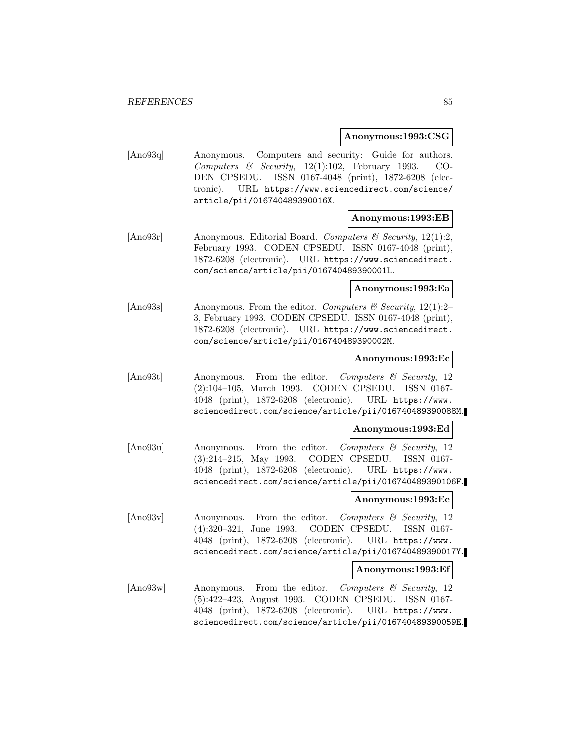**Anonymous:1993:CSG**

[Ano93q] Anonymous. Computers and security: Guide for authors. *Computers & Security*, 12(1):102, February 1993. CODEN CPSEDU. ISSN 0167-4048 (print), 1872-6208 (electronic). URL https://www.sciencedirect.com/science/article/pii/016740489390016X.

**Anonymous:1993:EB**

[Ano93r] Anonymous. Editorial Board. *Computers & Security*, 12(1):2, February 1993. CODEN CPSEDU. ISSN 0167-4048 (print), 1872-6208 (electronic). URL https://www.sciencedirect.com/science/article/pii/016740489390001L.

**Anonymous:1993:Ea**

[Ano93s] Anonymous. From the editor. *Computers & Security*, 12(1):2–3, February 1993. CODEN CPSEDU. ISSN 0167-4048 (print), 1872-6208 (electronic). URL https://www.sciencedirect.com/science/article/pii/016740489390002M.

**Anonymous:1993:Ec**

[Ano93t] Anonymous. From the editor. *Computers & Security*, 12 (2):104–105, March 1993. CODEN CPSEDU. ISSN 0167-4048 (print), 1872-6208 (electronic). URL https://www.sciencedirect.com/science/article/pii/016740489390088M.

**Anonymous:1993:Ed**

[Ano93u] Anonymous. From the editor. *Computers & Security*, 12 (3):214–215, May 1993. CODEN CPSEDU. ISSN 0167-4048 (print), 1872-6208 (electronic). URL https://www.sciencedirect.com/science/article/pii/016740489390106F.

**Anonymous:1993:Ee**

[Ano93v] Anonymous. From the editor. *Computers & Security*, 12 (4):320–321, June 1993. CODEN CPSEDU. ISSN 0167-4048 (print), 1872-6208 (electronic). URL https://www.sciencedirect.com/science/article/pii/016740489390017Y.

**Anonymous:1993:Ef**

[Ano93w] Anonymous. From the editor. *Computers & Security*, 12 (5):422–423, August 1993. CODEN CPSEDU. ISSN 0167-4048 (print), 1872-6208 (electronic). URL https://www.sciencedirect.com/science/article/pii/016740489390059E.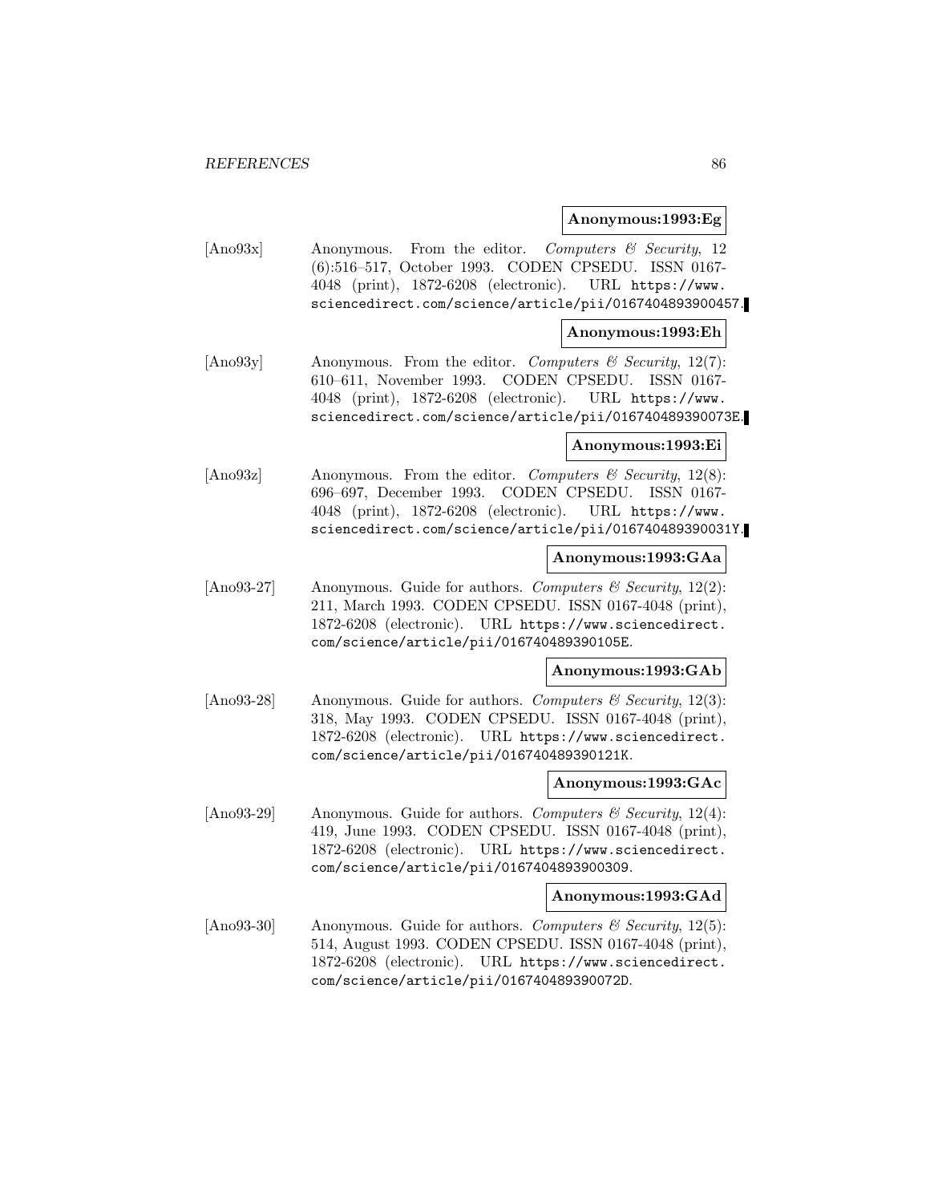**Anonymous:1993:Eg**

[Ano93x] Anonymous. From the editor. *Computers & Security*, 12 (6):516–517, October 1993. CODEN CPSEDU. ISSN 0167-4048 (print), 1872-6208 (electronic). URL https://www.sciencedirect.com/science/article/pii/0167404893900457.

**Anonymous:1993:Eh**

[Ano93y] Anonymous. From the editor. *Computers & Security*, 12(7): 610–611, November 1993. CODEN CPSEDU. ISSN 0167-4048 (print), 1872-6208 (electronic). URL https://www.sciencedirect.com/science/article/pii/016740489390073E.

**Anonymous:1993:Ei**

[Ano93z] Anonymous. From the editor. *Computers & Security*, 12(8): 696–697, December 1993. CODEN CPSEDU. ISSN 0167-4048 (print), 1872-6208 (electronic). URL https://www.sciencedirect.com/science/article/pii/016740489390031Y.

**Anonymous:1993:GAa**

[Ano93-27] Anonymous. Guide for authors. *Computers & Security*, 12(2): 211, March 1993. CODEN CPSEDU. ISSN 0167-4048 (print), 1872-6208 (electronic). URL https://www.sciencedirect.com/science/article/pii/016740489390105E.

**Anonymous:1993:GAb**

[Ano93-28] Anonymous. Guide for authors. *Computers & Security*, 12(3): 318, May 1993. CODEN CPSEDU. ISSN 0167-4048 (print), 1872-6208 (electronic). URL https://www.sciencedirect.com/science/article/pii/016740489390121K.

**Anonymous:1993:GAc**

[Ano93-29] Anonymous. Guide for authors. *Computers & Security*, 12(4): 419, June 1993. CODEN CPSEDU. ISSN 0167-4048 (print), 1872-6208 (electronic). URL https://www.sciencedirect.com/science/article/pii/0167404893900309.

**Anonymous:1993:GAd**

[Ano93-30] Anonymous. Guide for authors. *Computers & Security*, 12(5): 514, August 1993. CODEN CPSEDU. ISSN 0167-4048 (print), 1872-6208 (electronic). URL https://www.sciencedirect.com/science/article/pii/016740489390072D.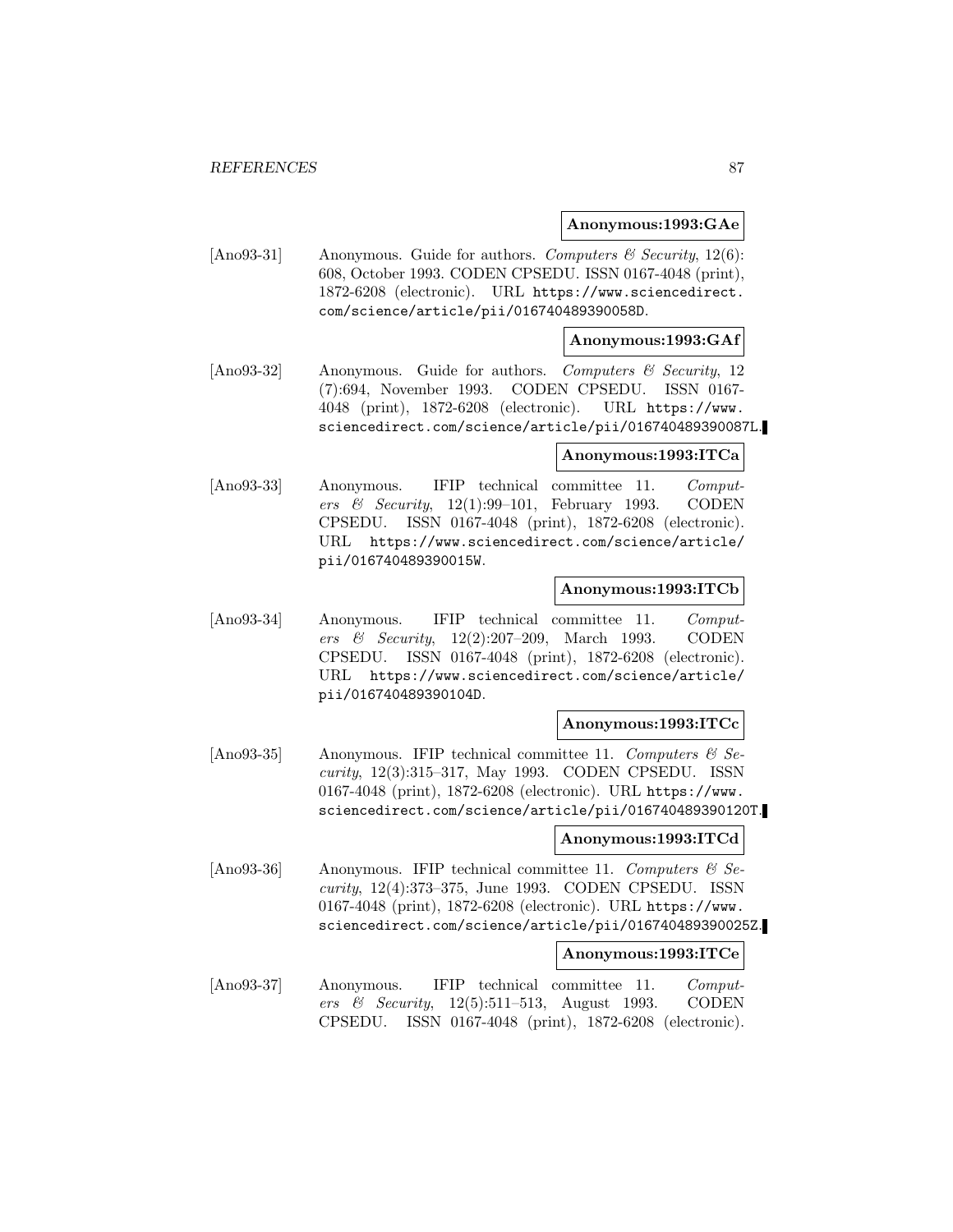**Anonymous:1993:GAe**

[Ano93-31] Anonymous. Guide for authors. *Computers & Security*, 12(6): 608, October 1993. CODEN CPSEDU. ISSN 0167-4048 (print), 1872-6208 (electronic). URL https://www.sciencedirect.com/science/article/pii/016740489390058D.

**Anonymous:1993:GAf**

[Ano93-32] Anonymous. Guide for authors. *Computers & Security*, 12 (7):694, November 1993. CODEN CPSEDU. ISSN 0167-4048 (print), 1872-6208 (electronic). URL https://www.sciencedirect.com/science/article/pii/016740489390087L.

**Anonymous:1993:ITCa**

[Ano93-33] Anonymous. IFIP technical committee 11. *Computers & Security*, 12(1):99–101, February 1993. CODEN CPSEDU. ISSN 0167-4048 (print), 1872-6208 (electronic). URL https://www.sciencedirect.com/science/article/pii/016740489390015W.

**Anonymous:1993:ITCb**

[Ano93-34] Anonymous. IFIP technical committee 11. *Computers & Security*, 12(2):207–209, March 1993. CODEN CPSEDU. ISSN 0167-4048 (print), 1872-6208 (electronic). URL https://www.sciencedirect.com/science/article/pii/016740489390104D.

**Anonymous:1993:ITCc**

[Ano93-35] Anonymous. IFIP technical committee 11. *Computers & Security*, 12(3):315–317, May 1993. CODEN CPSEDU. ISSN 0167-4048 (print), 1872-6208 (electronic). URL https://www.sciencedirect.com/science/article/pii/016740489390120T.

**Anonymous:1993:ITCd**

[Ano93-36] Anonymous. IFIP technical committee 11. *Computers & Security*, 12(4):373–375, June 1993. CODEN CPSEDU. ISSN 0167-4048 (print), 1872-6208 (electronic). URL https://www.sciencedirect.com/science/article/pii/016740489390025Z.

**Anonymous:1993:ITCe**

[Ano93-37] Anonymous. IFIP technical committee 11. *Computers & Security*, 12(5):511–513, August 1993. CODEN CPSEDU. ISSN 0167-4048 (print), 1872-6208 (electronic).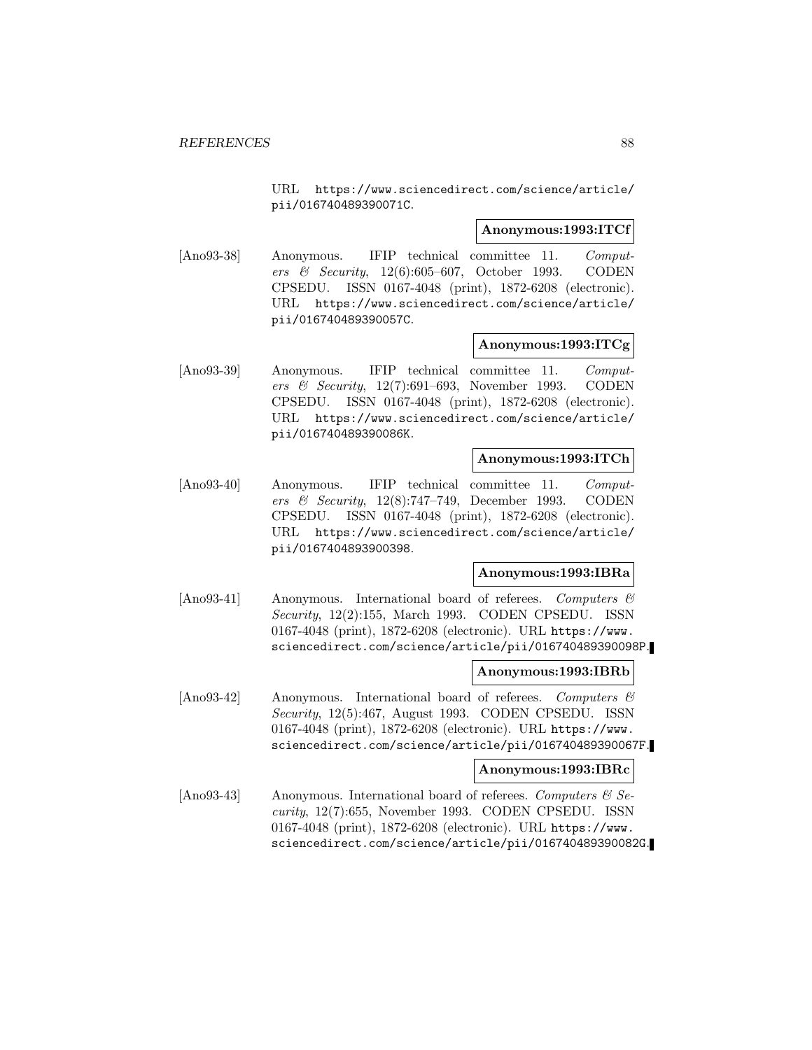URL https://www.sciencedirect.com/science/article/pii/016740489390071C.

**Anonymous:1993:ITCf**

[Ano93-38] Anonymous. IFIP technical committee 11. *Computers & Security*, 12(6):605–607, October 1993. CODEN CPSEDU. ISSN 0167-4048 (print), 1872-6208 (electronic). URL https://www.sciencedirect.com/science/article/pii/016740489390057C.

**Anonymous:1993:ITCg**

[Ano93-39] Anonymous. IFIP technical committee 11. *Computers & Security*, 12(7):691–693, November 1993. CODEN CPSEDU. ISSN 0167-4048 (print), 1872-6208 (electronic). URL https://www.sciencedirect.com/science/article/pii/016740489390086K.

**Anonymous:1993:ITCh**

[Ano93-40] Anonymous. IFIP technical committee 11. *Computers & Security*, 12(8):747–749, December 1993. CODEN CPSEDU. ISSN 0167-4048 (print), 1872-6208 (electronic). URL https://www.sciencedirect.com/science/article/pii/0167404893900398.

**Anonymous:1993:IBRa**

[Ano93-41] Anonymous. International board of referees. *Computers & Security*, 12(2):155, March 1993. CODEN CPSEDU. ISSN 0167-4048 (print), 1872-6208 (electronic). URL https://www.sciencedirect.com/science/article/pii/016740489390098P.

**Anonymous:1993:IBRb**

[Ano93-42] Anonymous. International board of referees. *Computers & Security*, 12(5):467, August 1993. CODEN CPSEDU. ISSN 0167-4048 (print), 1872-6208 (electronic). URL https://www.sciencedirect.com/science/article/pii/016740489390067F.

**Anonymous:1993:IBRc**

[Ano93-43] Anonymous. International board of referees. *Computers & Security*, 12(7):655, November 1993. CODEN CPSEDU. ISSN 0167-4048 (print), 1872-6208 (electronic). URL https://www.sciencedirect.com/science/article/pii/016740489390082G.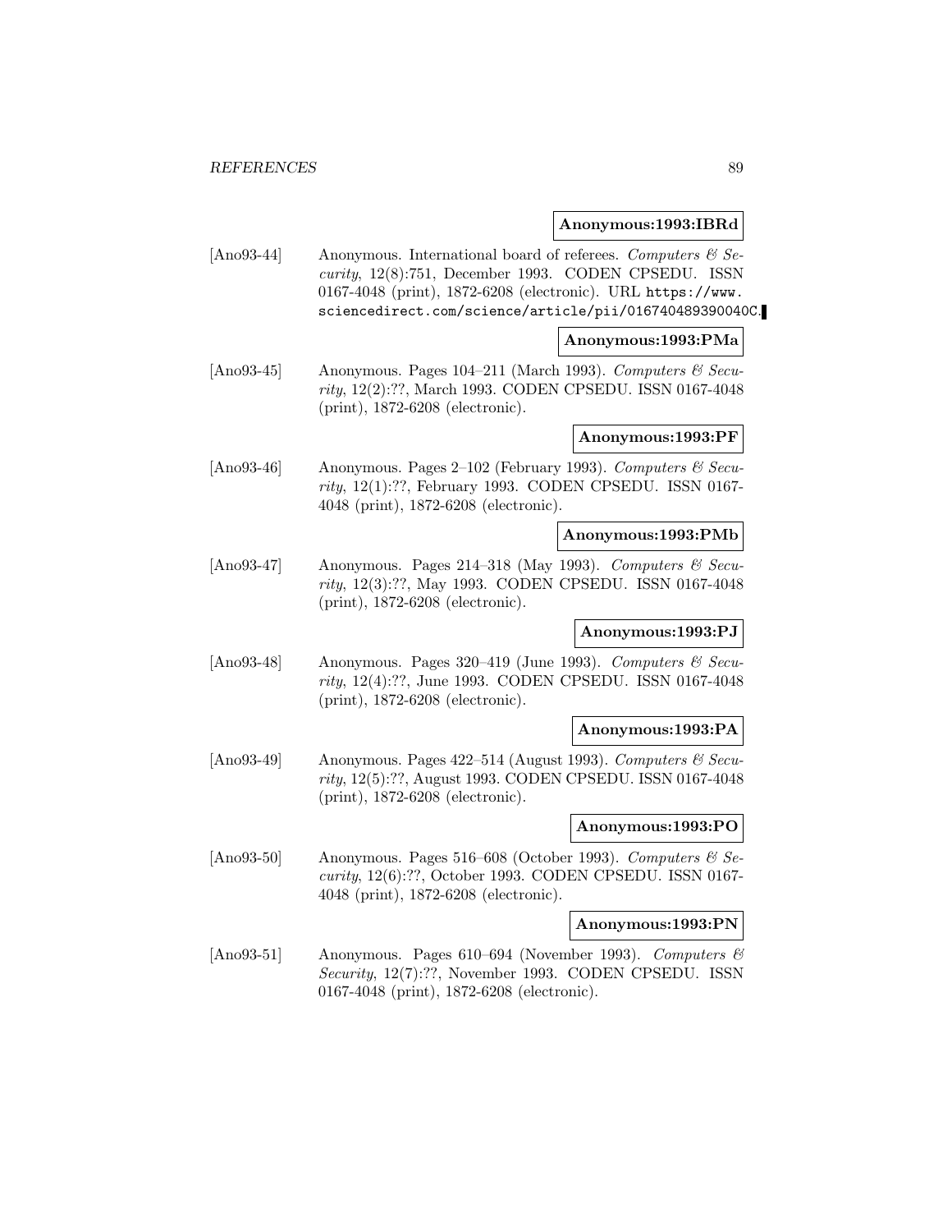**Anonymous:1993:IBRd**

[Ano93-44] Anonymous. International board of referees. *Computers & Security*, 12(8):751, December 1993. CODEN CPSEDU. ISSN 0167-4048 (print), 1872-6208 (electronic). URL https://www.sciencedirect.com/science/article/pii/016740489390040C.

**Anonymous:1993:PMa**

[Ano93-45] Anonymous. Pages 104–211 (March 1993). *Computers & Security*, 12(2):??, March 1993. CODEN CPSEDU. ISSN 0167-4048 (print), 1872-6208 (electronic).

**Anonymous:1993:PF**

[Ano93-46] Anonymous. Pages 2–102 (February 1993). *Computers & Security*, 12(1):??, February 1993. CODEN CPSEDU. ISSN 0167-4048 (print), 1872-6208 (electronic).

**Anonymous:1993:PMb**

[Ano93-47] Anonymous. Pages 214–318 (May 1993). *Computers & Security*, 12(3):??, May 1993. CODEN CPSEDU. ISSN 0167-4048 (print), 1872-6208 (electronic).

**Anonymous:1993:PJ**

[Ano93-48] Anonymous. Pages 320–419 (June 1993). *Computers & Security*, 12(4):??, June 1993. CODEN CPSEDU. ISSN 0167-4048 (print), 1872-6208 (electronic).

**Anonymous:1993:PA**

[Ano93-49] Anonymous. Pages 422–514 (August 1993). *Computers & Security*, 12(5):??, August 1993. CODEN CPSEDU. ISSN 0167-4048 (print), 1872-6208 (electronic).

**Anonymous:1993:PO**

[Ano93-50] Anonymous. Pages 516–608 (October 1993). *Computers & Security*, 12(6):??, October 1993. CODEN CPSEDU. ISSN 0167-4048 (print), 1872-6208 (electronic).

**Anonymous:1993:PN**

[Ano93-51] Anonymous. Pages 610–694 (November 1993). *Computers & Security*, 12(7):??, November 1993. CODEN CPSEDU. ISSN 0167-4048 (print), 1872-6208 (electronic).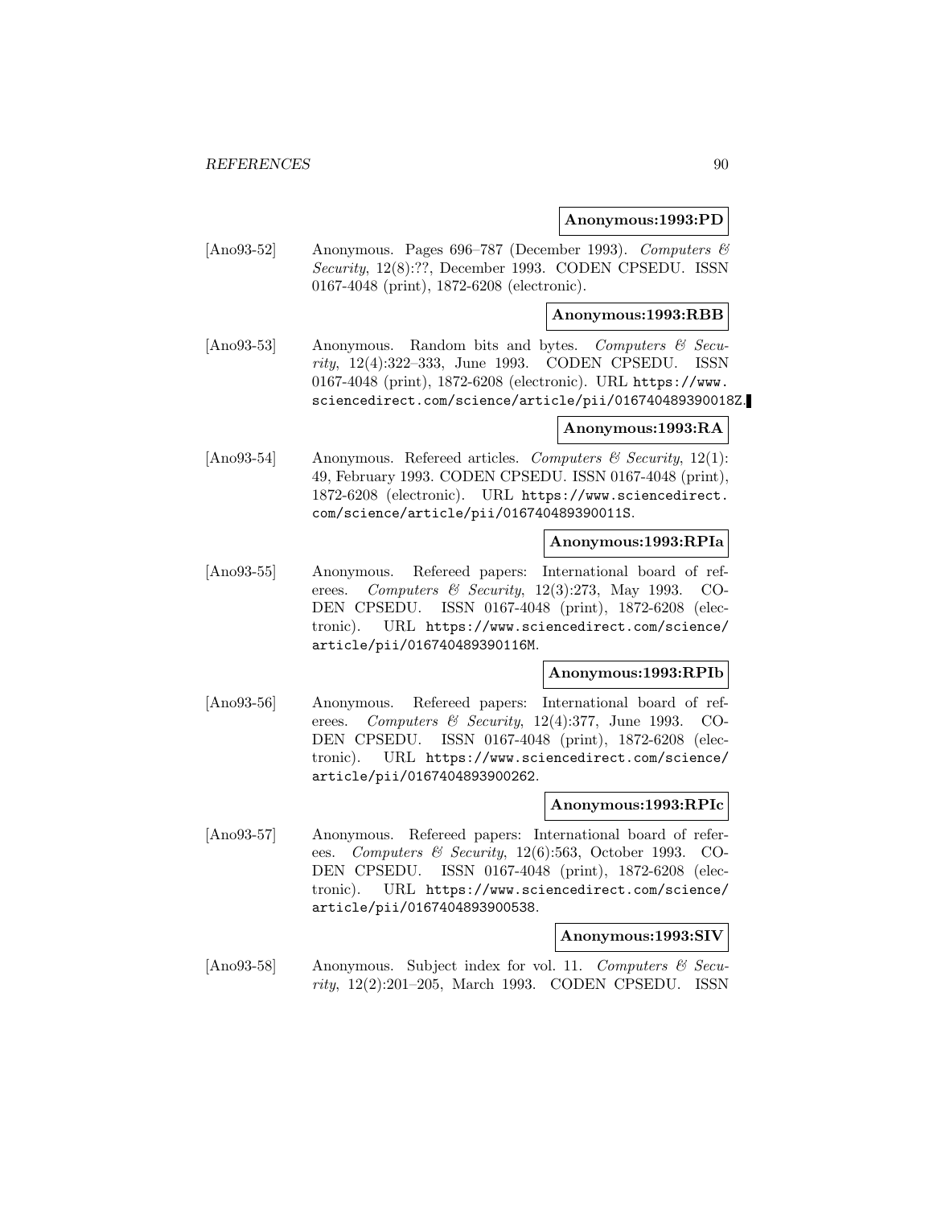**Anonymous:1993:PD**

[Ano93-52] Anonymous. Pages 696–787 (December 1993). *Computers & Security*, 12(8):??, December 1993. CODEN CPSEDU. ISSN 0167-4048 (print), 1872-6208 (electronic).

**Anonymous:1993:RBB**

[Ano93-53] Anonymous. Random bits and bytes. *Computers & Security*, 12(4):322–333, June 1993. CODEN CPSEDU. ISSN 0167-4048 (print), 1872-6208 (electronic). URL https://www.sciencedirect.com/science/article/pii/016740489390018Z.

**Anonymous:1993:RA**

[Ano93-54] Anonymous. Refereed articles. *Computers & Security*, 12(1): 49, February 1993. CODEN CPSEDU. ISSN 0167-4048 (print), 1872-6208 (electronic). URL https://www.sciencedirect.com/science/article/pii/016740489390011S.

**Anonymous:1993:RPIa**

[Ano93-55] Anonymous. Refereed papers: International board of referees. *Computers & Security*, 12(3):273, May 1993. CODEN CPSEDU. ISSN 0167-4048 (print), 1872-6208 (electronic). URL https://www.sciencedirect.com/science/article/pii/016740489390116M.

**Anonymous:1993:RPIb**

[Ano93-56] Anonymous. Refereed papers: International board of referees. *Computers & Security*, 12(4):377, June 1993. CODEN CPSEDU. ISSN 0167-4048 (print), 1872-6208 (electronic). URL https://www.sciencedirect.com/science/article/pii/0167404893900262.

**Anonymous:1993:RPIc**

[Ano93-57] Anonymous. Refereed papers: International board of referees. *Computers & Security*, 12(6):563, October 1993. CODEN CPSEDU. ISSN 0167-4048 (print), 1872-6208 (electronic). URL https://www.sciencedirect.com/science/article/pii/0167404893900538.

**Anonymous:1993:SIV**

[Ano93-58] Anonymous. Subject index for vol. 11. *Computers & Security*, 12(2):201–205, March 1993. CODEN CPSEDU. ISSN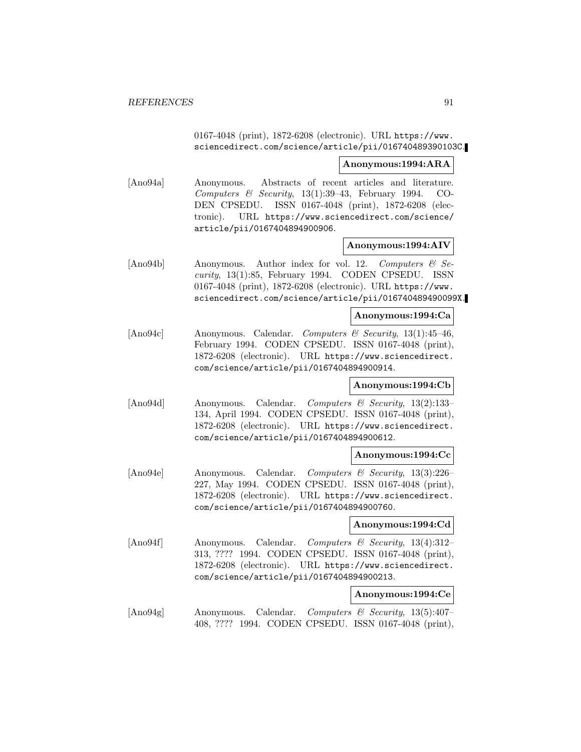0167-4048 (print), 1872-6208 (electronic). URL https://www.sciencedirect.com/science/article/pii/016740489390103C.

**Anonymous:1994:ARA**

[Ano94a] Anonymous. Abstracts of recent articles and literature. *Computers & Security*, 13(1):39–43, February 1994. CODEN CPSEDU. ISSN 0167-4048 (print), 1872-6208 (electronic). URL https://www.sciencedirect.com/science/article/pii/0167404894900906.

**Anonymous:1994:AIV**

[Ano94b] Anonymous. Author index for vol. 12. *Computers & Security*, 13(1):85, February 1994. CODEN CPSEDU. ISSN 0167-4048 (print), 1872-6208 (electronic). URL https://www.sciencedirect.com/science/article/pii/016740489490099X.

**Anonymous:1994:Ca**

[Ano94c] Anonymous. Calendar. *Computers & Security*, 13(1):45–46, February 1994. CODEN CPSEDU. ISSN 0167-4048 (print), 1872-6208 (electronic). URL https://www.sciencedirect.com/science/article/pii/0167404894900914.

**Anonymous:1994:Cb**

[Ano94d] Anonymous. Calendar. *Computers & Security*, 13(2):133–134, April 1994. CODEN CPSEDU. ISSN 0167-4048 (print), 1872-6208 (electronic). URL https://www.sciencedirect.com/science/article/pii/0167404894900612.

**Anonymous:1994:Cc**

[Ano94e] Anonymous. Calendar. *Computers & Security*, 13(3):226–227, May 1994. CODEN CPSEDU. ISSN 0167-4048 (print), 1872-6208 (electronic). URL https://www.sciencedirect.com/science/article/pii/0167404894900760.

**Anonymous:1994:Cd**

[Ano94f] Anonymous. Calendar. *Computers & Security*, 13(4):312–313, ???? 1994. CODEN CPSEDU. ISSN 0167-4048 (print), 1872-6208 (electronic). URL https://www.sciencedirect.com/science/article/pii/0167404894900213.

**Anonymous:1994:Ce**

[Ano94g] Anonymous. Calendar. *Computers & Security*, 13(5):407–408, ???? 1994. CODEN CPSEDU. ISSN 0167-4048 (print),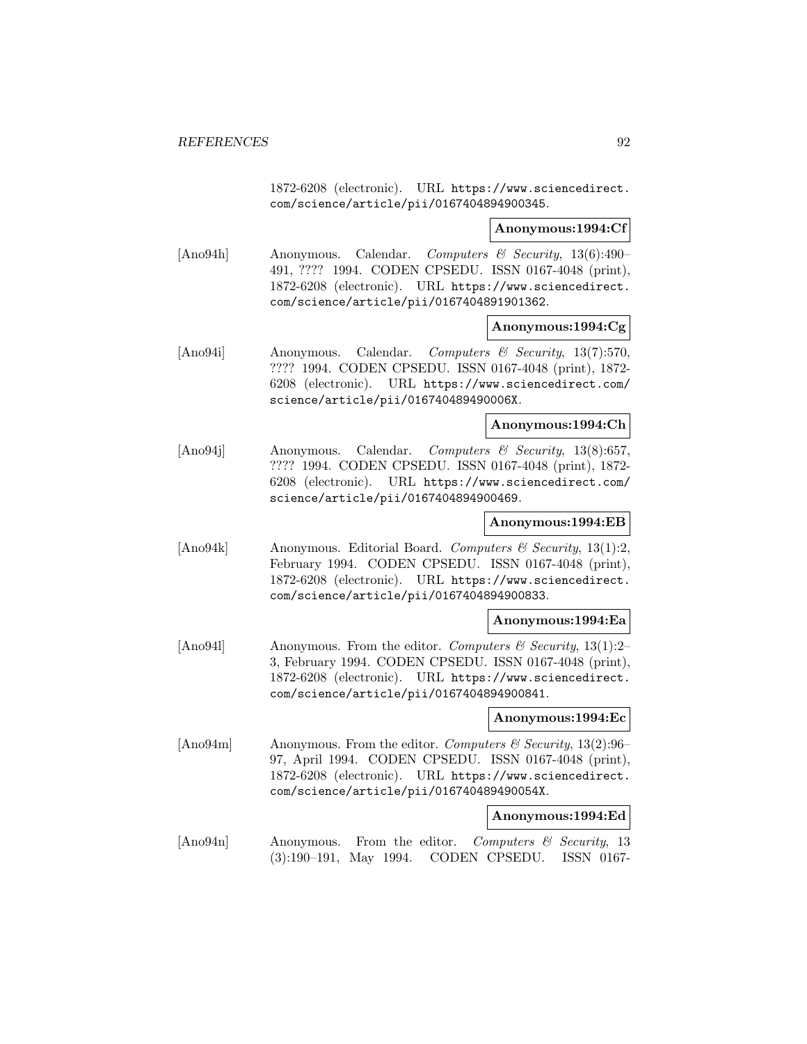1872-6208 (electronic). URL https://www.sciencedirect.com/science/article/pii/0167404894900345.

**Anonymous:1994:Cf**

[Ano94h] Anonymous. Calendar. *Computers & Security*, 13(6):490–491, ???? 1994. CODEN CPSEDU. ISSN 0167-4048 (print), 1872-6208 (electronic). URL https://www.sciencedirect.com/science/article/pii/0167404891901362.

**Anonymous:1994:Cg**

[Ano94i] Anonymous. Calendar. *Computers & Security*, 13(7):570, ???? 1994. CODEN CPSEDU. ISSN 0167-4048 (print), 1872-6208 (electronic). URL https://www.sciencedirect.com/science/article/pii/016740489490006X.

**Anonymous:1994:Ch**

[Ano94j] Anonymous. Calendar. *Computers & Security*, 13(8):657, ???? 1994. CODEN CPSEDU. ISSN 0167-4048 (print), 1872-6208 (electronic). URL https://www.sciencedirect.com/science/article/pii/0167404894900469.

**Anonymous:1994:EB**

[Ano94k] Anonymous. Editorial Board. *Computers & Security*, 13(1):2, February 1994. CODEN CPSEDU. ISSN 0167-4048 (print), 1872-6208 (electronic). URL https://www.sciencedirect.com/science/article/pii/0167404894900833.

**Anonymous:1994:Ea**

[Ano94l] Anonymous. From the editor. *Computers & Security*, 13(1):2–3, February 1994. CODEN CPSEDU. ISSN 0167-4048 (print), 1872-6208 (electronic). URL https://www.sciencedirect.com/science/article/pii/0167404894900841.

**Anonymous:1994:Ec**

[Ano94m] Anonymous. From the editor. *Computers & Security*, 13(2):96–97, April 1994. CODEN CPSEDU. ISSN 0167-4048 (print), 1872-6208 (electronic). URL https://www.sciencedirect.com/science/article/pii/016740489490054X.

**Anonymous:1994:Ed**

[Ano94n] Anonymous. From the editor. *Computers & Security*, 13 (3):190–191, May 1994. CODEN CPSEDU. ISSN 0167-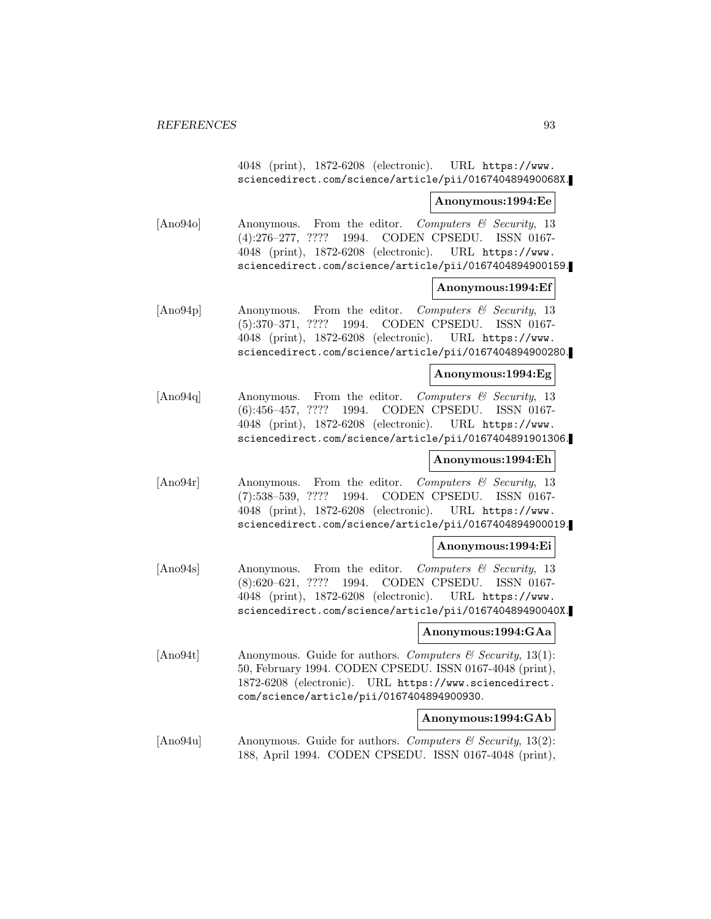4048 (print), 1872-6208 (electronic). URL https://www.sciencedirect.com/science/article/pii/016740489490068X.

**Anonymous:1994:Ee**

[Ano94o] Anonymous. From the editor. *Computers & Security*, 13 (4):276–277, ???? 1994. CODEN CPSEDU. ISSN 0167-4048 (print), 1872-6208 (electronic). URL https://www.sciencedirect.com/science/article/pii/0167404894900159.

**Anonymous:1994:Ef**

[Ano94p] Anonymous. From the editor. *Computers & Security*, 13 (5):370–371, ???? 1994. CODEN CPSEDU. ISSN 0167-4048 (print), 1872-6208 (electronic). URL https://www.sciencedirect.com/science/article/pii/0167404894900280.

**Anonymous:1994:Eg**

[Ano94q] Anonymous. From the editor. *Computers & Security*, 13 (6):456–457, ???? 1994. CODEN CPSEDU. ISSN 0167-4048 (print), 1872-6208 (electronic). URL https://www.sciencedirect.com/science/article/pii/0167404891901306.

**Anonymous:1994:Eh**

[Ano94r] Anonymous. From the editor. *Computers & Security*, 13 (7):538–539, ???? 1994. CODEN CPSEDU. ISSN 0167-4048 (print), 1872-6208 (electronic). URL https://www.sciencedirect.com/science/article/pii/0167404894900019.

**Anonymous:1994:Ei**

[Ano94s] Anonymous. From the editor. *Computers & Security*, 13 (8):620–621, ???? 1994. CODEN CPSEDU. ISSN 0167-4048 (print), 1872-6208 (electronic). URL https://www.sciencedirect.com/science/article/pii/016740489490040X.

**Anonymous:1994:GAa**

[Ano94t] Anonymous. Guide for authors. *Computers & Security*, 13(1): 50, February 1994. CODEN CPSEDU. ISSN 0167-4048 (print), 1872-6208 (electronic). URL https://www.sciencedirect.com/science/article/pii/0167404894900930.

**Anonymous:1994:GAb**

[Ano94u] Anonymous. Guide for authors. *Computers & Security*, 13(2): 188, April 1994. CODEN CPSEDU. ISSN 0167-4048 (print),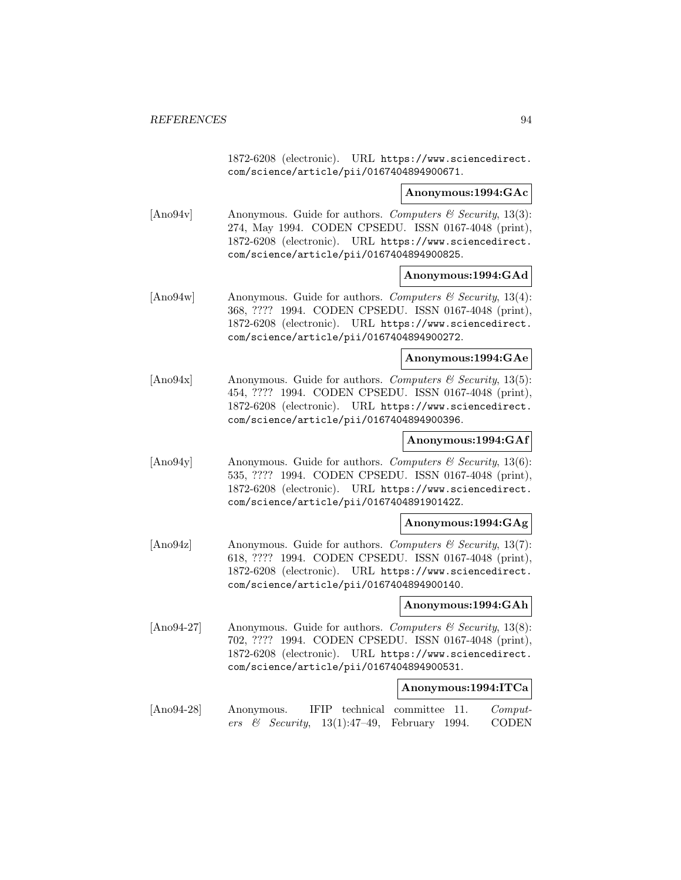1872-6208 (electronic). URL https://www.sciencedirect.com/science/article/pii/0167404894900671.

**Anonymous:1994:GAc**

[Ano94v] Anonymous. Guide for authors. *Computers & Security*, 13(3): 274, May 1994. CODEN CPSEDU. ISSN 0167-4048 (print), 1872-6208 (electronic). URL https://www.sciencedirect.com/science/article/pii/0167404894900825.

**Anonymous:1994:GAd**

[Ano94w] Anonymous. Guide for authors. *Computers & Security*, 13(4): 368, ???? 1994. CODEN CPSEDU. ISSN 0167-4048 (print), 1872-6208 (electronic). URL https://www.sciencedirect.com/science/article/pii/0167404894900272.

**Anonymous:1994:GAe**

[Ano94x] Anonymous. Guide for authors. *Computers & Security*, 13(5): 454, ???? 1994. CODEN CPSEDU. ISSN 0167-4048 (print), 1872-6208 (electronic). URL https://www.sciencedirect.com/science/article/pii/0167404894900396.

**Anonymous:1994:GAf**

[Ano94y] Anonymous. Guide for authors. *Computers & Security*, 13(6): 535, ???? 1994. CODEN CPSEDU. ISSN 0167-4048 (print), 1872-6208 (electronic). URL https://www.sciencedirect.com/science/article/pii/016740489190142Z.

**Anonymous:1994:GAg**

[Ano94z] Anonymous. Guide for authors. *Computers & Security*, 13(7): 618, ???? 1994. CODEN CPSEDU. ISSN 0167-4048 (print), 1872-6208 (electronic). URL https://www.sciencedirect.com/science/article/pii/0167404894900140.

**Anonymous:1994:GAh**

[Ano94-27] Anonymous. Guide for authors. *Computers & Security*, 13(8): 702, ???? 1994. CODEN CPSEDU. ISSN 0167-4048 (print), 1872-6208 (electronic). URL https://www.sciencedirect.com/science/article/pii/0167404894900531.

**Anonymous:1994:ITCa**

[Ano94-28] Anonymous. IFIP technical committee 11. *Computers & Security*, 13(1):47–49, February 1994. CODEN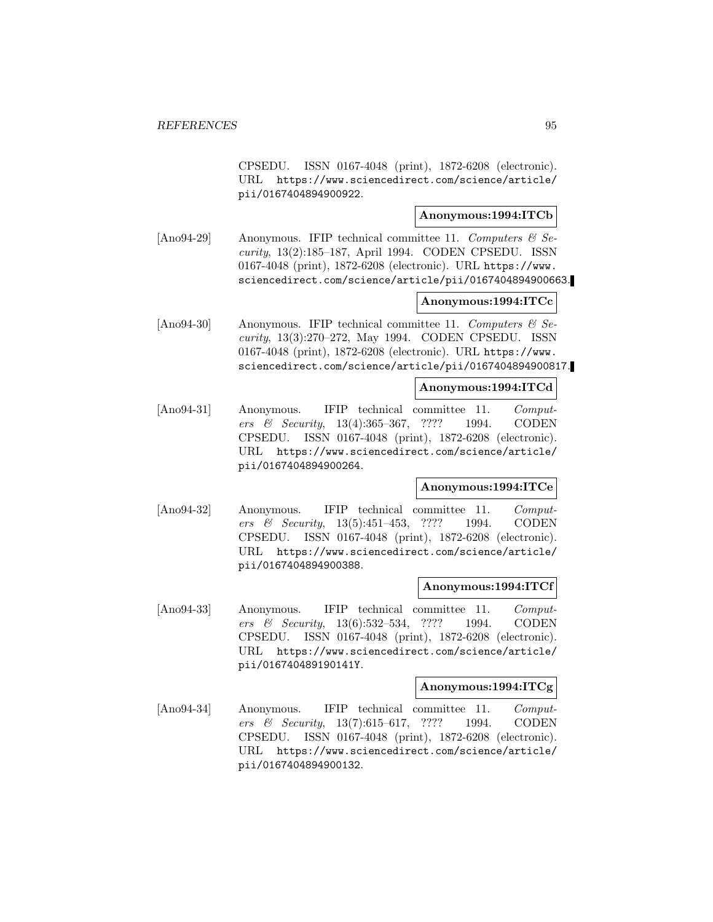CPSEDU. ISSN 0167-4048 (print), 1872-6208 (electronic). URL https://www.sciencedirect.com/science/article/pii/0167404894900922.

**Anonymous:1994:ITCb**

[Ano94-29] Anonymous. IFIP technical committee 11. *Computers & Security*, 13(2):185–187, April 1994. CODEN CPSEDU. ISSN 0167-4048 (print), 1872-6208 (electronic). URL https://www.sciencedirect.com/science/article/pii/0167404894900663.

**Anonymous:1994:ITCc**

[Ano94-30] Anonymous. IFIP technical committee 11. *Computers & Security*, 13(3):270–272, May 1994. CODEN CPSEDU. ISSN 0167-4048 (print), 1872-6208 (electronic). URL https://www.sciencedirect.com/science/article/pii/0167404894900817.

**Anonymous:1994:ITCd**

[Ano94-31] Anonymous. IFIP technical committee 11. *Computers & Security*, 13(4):365–367, ???? 1994. CODEN CPSEDU. ISSN 0167-4048 (print), 1872-6208 (electronic). URL https://www.sciencedirect.com/science/article/pii/0167404894900264.

**Anonymous:1994:ITCe**

[Ano94-32] Anonymous. IFIP technical committee 11. *Computers & Security*, 13(5):451–453, ???? 1994. CODEN CPSEDU. ISSN 0167-4048 (print), 1872-6208 (electronic). URL https://www.sciencedirect.com/science/article/pii/0167404894900388.

**Anonymous:1994:ITCf**

[Ano94-33] Anonymous. IFIP technical committee 11. *Computers & Security*, 13(6):532–534, ???? 1994. CODEN CPSEDU. ISSN 0167-4048 (print), 1872-6208 (electronic). URL https://www.sciencedirect.com/science/article/pii/016740489190141Y.

**Anonymous:1994:ITCg**

[Ano94-34] Anonymous. IFIP technical committee 11. *Computers & Security*, 13(7):615–617, ???? 1994. CODEN CPSEDU. ISSN 0167-4048 (print), 1872-6208 (electronic). URL https://www.sciencedirect.com/science/article/pii/0167404894900132.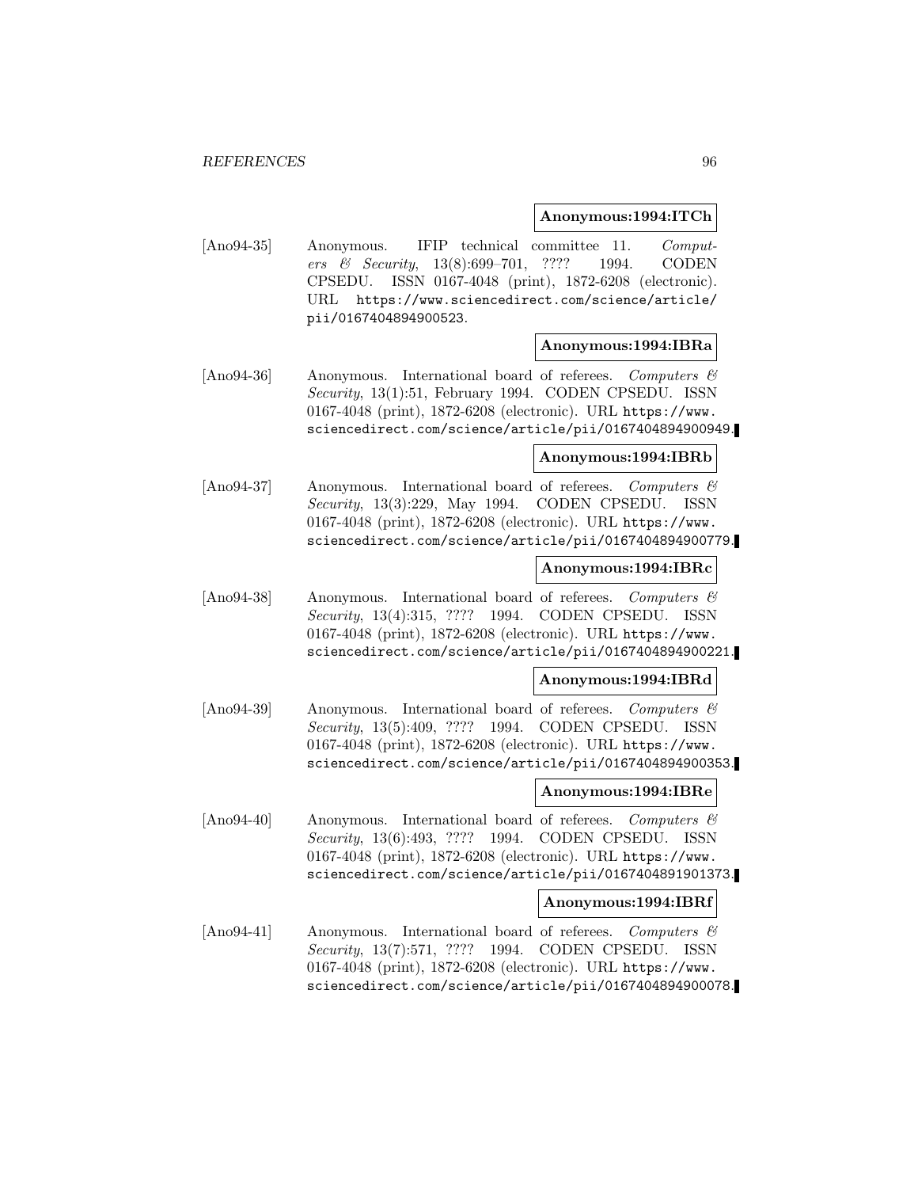**Anonymous:1994:ITCh**

[Ano94-35] Anonymous. IFIP technical committee 11. *Computers & Security*, 13(8):699–701, ???? 1994. CODEN CPSEDU. ISSN 0167-4048 (print), 1872-6208 (electronic). URL https://www.sciencedirect.com/science/article/pii/0167404894900523.

**Anonymous:1994:IBRa**

[Ano94-36] Anonymous. International board of referees. *Computers & Security*, 13(1):51, February 1994. CODEN CPSEDU. ISSN 0167-4048 (print), 1872-6208 (electronic). URL https://www.sciencedirect.com/science/article/pii/0167404894900949.

**Anonymous:1994:IBRb**

[Ano94-37] Anonymous. International board of referees. *Computers & Security*, 13(3):229, May 1994. CODEN CPSEDU. ISSN 0167-4048 (print), 1872-6208 (electronic). URL https://www.sciencedirect.com/science/article/pii/0167404894900779.

**Anonymous:1994:IBRc**

[Ano94-38] Anonymous. International board of referees. *Computers & Security*, 13(4):315, ???? 1994. CODEN CPSEDU. ISSN 0167-4048 (print), 1872-6208 (electronic). URL https://www.sciencedirect.com/science/article/pii/0167404894900221.

**Anonymous:1994:IBRd**

[Ano94-39] Anonymous. International board of referees. *Computers & Security*, 13(5):409, ???? 1994. CODEN CPSEDU. ISSN 0167-4048 (print), 1872-6208 (electronic). URL https://www.sciencedirect.com/science/article/pii/0167404894900353.

**Anonymous:1994:IBRe**

[Ano94-40] Anonymous. International board of referees. *Computers & Security*, 13(6):493, ???? 1994. CODEN CPSEDU. ISSN 0167-4048 (print), 1872-6208 (electronic). URL https://www.sciencedirect.com/science/article/pii/0167404891901373.

**Anonymous:1994:IBRf**

[Ano94-41] Anonymous. International board of referees. *Computers & Security*, 13(7):571, ???? 1994. CODEN CPSEDU. ISSN 0167-4048 (print), 1872-6208 (electronic). URL https://www.sciencedirect.com/science/article/pii/0167404894900078.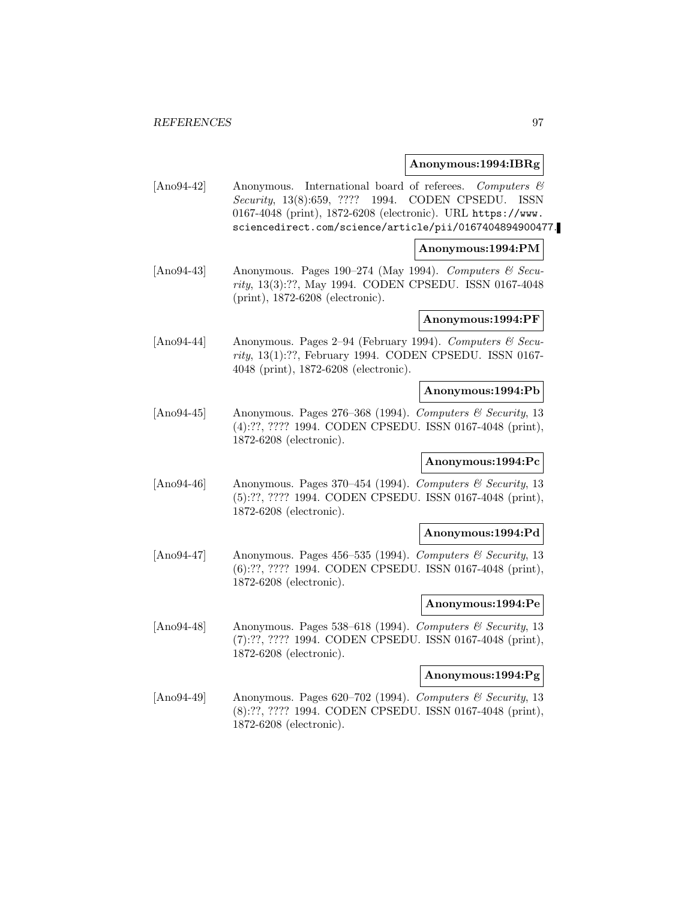**Anonymous:1994:IBRg**

[Ano94-42] Anonymous. International board of referees. *Computers & Security*, 13(8):659, ???? 1994. CODEN CPSEDU. ISSN 0167-4048 (print), 1872-6208 (electronic). URL https://www.sciencedirect.com/science/article/pii/0167404894900477.

**Anonymous:1994:PM**

[Ano94-43] Anonymous. Pages 190–274 (May 1994). *Computers & Security*, 13(3):??, May 1994. CODEN CPSEDU. ISSN 0167-4048 (print), 1872-6208 (electronic).

**Anonymous:1994:PF**

[Ano94-44] Anonymous. Pages 2–94 (February 1994). *Computers & Security*, 13(1):??, February 1994. CODEN CPSEDU. ISSN 0167-4048 (print), 1872-6208 (electronic).

**Anonymous:1994:Pb**

[Ano94-45] Anonymous. Pages 276–368 (1994). *Computers & Security*, 13 (4):??, ???? 1994. CODEN CPSEDU. ISSN 0167-4048 (print), 1872-6208 (electronic).

**Anonymous:1994:Pc**

[Ano94-46] Anonymous. Pages 370–454 (1994). *Computers & Security*, 13 (5):??, ???? 1994. CODEN CPSEDU. ISSN 0167-4048 (print), 1872-6208 (electronic).

**Anonymous:1994:Pd**

[Ano94-47] Anonymous. Pages 456–535 (1994). *Computers & Security*, 13 (6):??, ???? 1994. CODEN CPSEDU. ISSN 0167-4048 (print), 1872-6208 (electronic).

**Anonymous:1994:Pe**

[Ano94-48] Anonymous. Pages 538–618 (1994). *Computers & Security*, 13 (7):??, ???? 1994. CODEN CPSEDU. ISSN 0167-4048 (print), 1872-6208 (electronic).

**Anonymous:1994:Pg**

[Ano94-49] Anonymous. Pages 620–702 (1994). *Computers & Security*, 13 (8):??, ???? 1994. CODEN CPSEDU. ISSN 0167-4048 (print), 1872-6208 (electronic).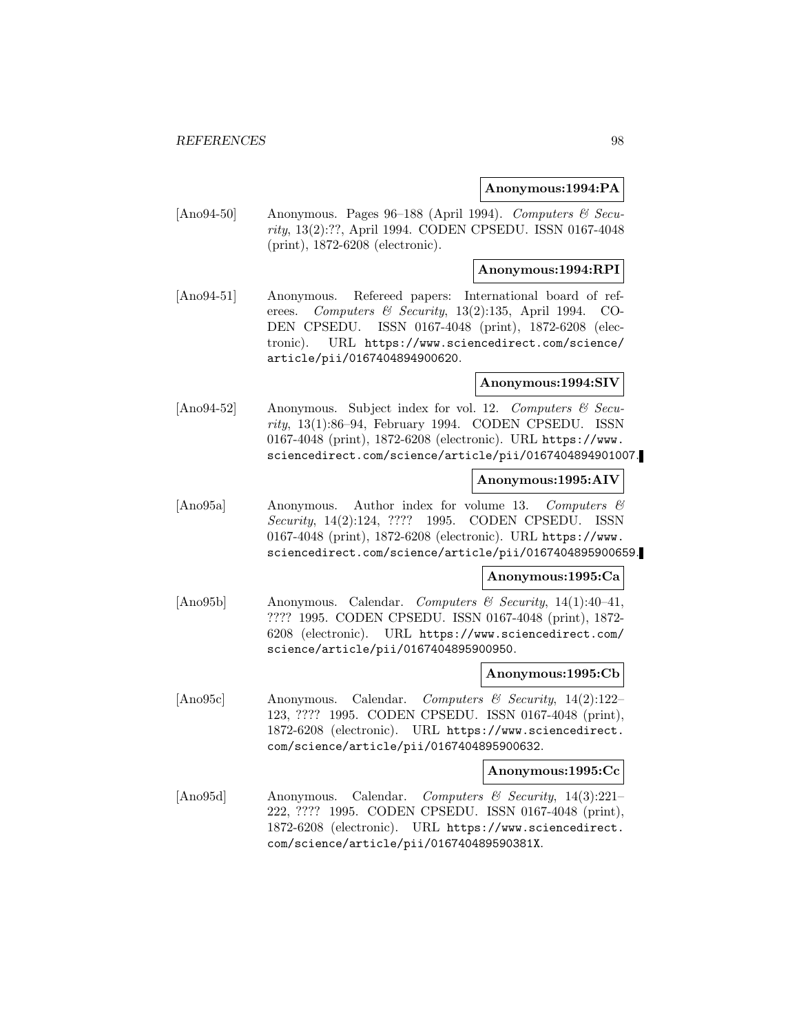**Anonymous:1994:PA**

[Ano94-50] Anonymous. Pages 96–188 (April 1994). *Computers & Security*, 13(2):??, April 1994. CODEN CPSEDU. ISSN 0167-4048 (print), 1872-6208 (electronic).

**Anonymous:1994:RPI**

[Ano94-51] Anonymous. Refereed papers: International board of referees. *Computers & Security*, 13(2):135, April 1994. CODEN CPSEDU. ISSN 0167-4048 (print), 1872-6208 (electronic). URL https://www.sciencedirect.com/science/article/pii/0167404894900620.

**Anonymous:1994:SIV**

[Ano94-52] Anonymous. Subject index for vol. 12. *Computers & Security*, 13(1):86–94, February 1994. CODEN CPSEDU. ISSN 0167-4048 (print), 1872-6208 (electronic). URL https://www.sciencedirect.com/science/article/pii/0167404894901007.

**Anonymous:1995:AIV**

[Ano95a] Anonymous. Author index for volume 13. *Computers & Security*, 14(2):124, ???? 1995. CODEN CPSEDU. ISSN 0167-4048 (print), 1872-6208 (electronic). URL https://www.sciencedirect.com/science/article/pii/0167404895900659.

**Anonymous:1995:Ca**

[Ano95b] Anonymous. Calendar. *Computers & Security*, 14(1):40–41, ???? 1995. CODEN CPSEDU. ISSN 0167-4048 (print), 1872-6208 (electronic). URL https://www.sciencedirect.com/science/article/pii/0167404895900950.

**Anonymous:1995:Cb**

[Ano95c] Anonymous. Calendar. *Computers & Security*, 14(2):122–123, ???? 1995. CODEN CPSEDU. ISSN 0167-4048 (print), 1872-6208 (electronic). URL https://www.sciencedirect.com/science/article/pii/0167404895900632.

**Anonymous:1995:Cc**

[Ano95d] Anonymous. Calendar. *Computers & Security*, 14(3):221–222, ???? 1995. CODEN CPSEDU. ISSN 0167-4048 (print), 1872-6208 (electronic). URL https://www.sciencedirect.com/science/article/pii/016740489590381X.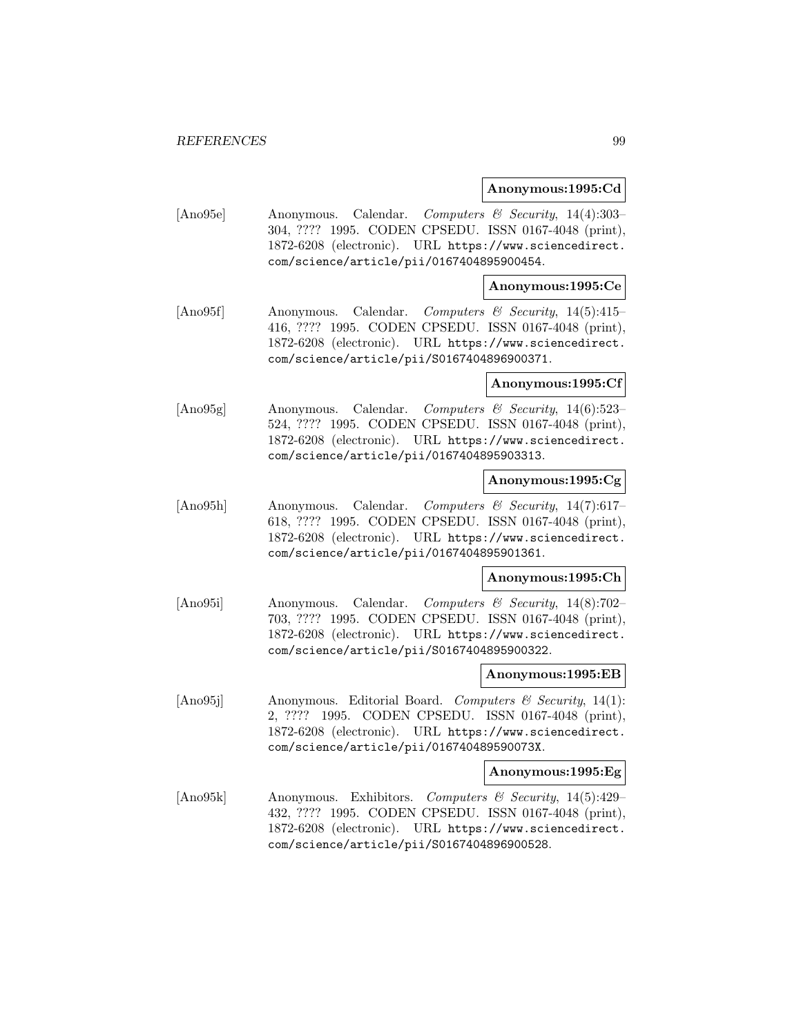**Anonymous:1995:Cd**

[Ano95e] Anonymous. Calendar. *Computers & Security*, 14(4):303–304, ???? 1995. CODEN CPSEDU. ISSN 0167-4048 (print), 1872-6208 (electronic). URL https://www.sciencedirect.com/science/article/pii/0167404895900454.

**Anonymous:1995:Ce**

[Ano95f] Anonymous. Calendar. *Computers & Security*, 14(5):415–416, ???? 1995. CODEN CPSEDU. ISSN 0167-4048 (print), 1872-6208 (electronic). URL https://www.sciencedirect.com/science/article/pii/S0167404896900371.

**Anonymous:1995:Cf**

[Ano95g] Anonymous. Calendar. *Computers & Security*, 14(6):523–524, ???? 1995. CODEN CPSEDU. ISSN 0167-4048 (print), 1872-6208 (electronic). URL https://www.sciencedirect.com/science/article/pii/0167404895903313.

**Anonymous:1995:Cg**

[Ano95h] Anonymous. Calendar. *Computers & Security*, 14(7):617–618, ???? 1995. CODEN CPSEDU. ISSN 0167-4048 (print), 1872-6208 (electronic). URL https://www.sciencedirect.com/science/article/pii/0167404895901361.

**Anonymous:1995:Ch**

[Ano95i] Anonymous. Calendar. *Computers & Security*, 14(8):702–703, ???? 1995. CODEN CPSEDU. ISSN 0167-4048 (print), 1872-6208 (electronic). URL https://www.sciencedirect.com/science/article/pii/S0167404895900322.

**Anonymous:1995:EB**

[Ano95j] Anonymous. Editorial Board. *Computers & Security*, 14(1): 2, ???? 1995. CODEN CPSEDU. ISSN 0167-4048 (print), 1872-6208 (electronic). URL https://www.sciencedirect.com/science/article/pii/016740489590073X.

**Anonymous:1995:Eg**

[Ano95k] Anonymous. Exhibitors. *Computers & Security*, 14(5):429–432, ???? 1995. CODEN CPSEDU. ISSN 0167-4048 (print), 1872-6208 (electronic). URL https://www.sciencedirect.com/science/article/pii/S0167404896900528.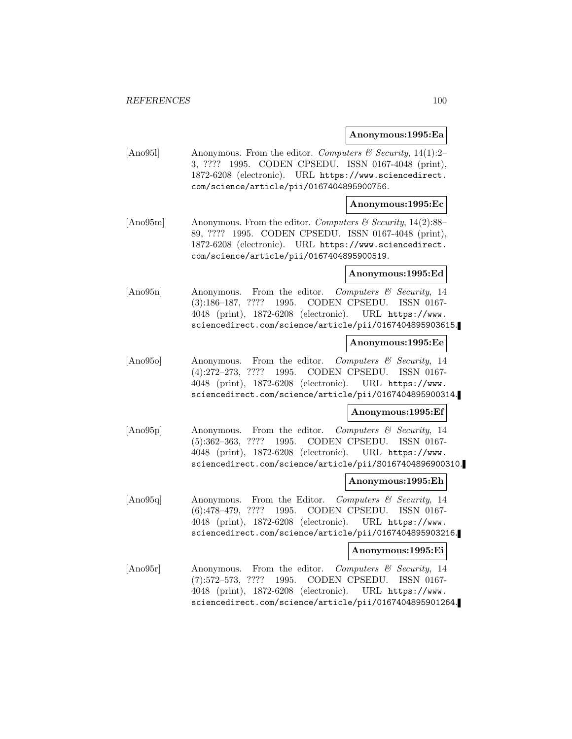**Anonymous:1995:Ea**

[Ano95l] Anonymous. From the editor. *Computers & Security*, 14(1):2–3, ???? 1995. CODEN CPSEDU. ISSN 0167-4048 (print), 1872-6208 (electronic). URL https://www.sciencedirect.com/science/article/pii/0167404895900756.

**Anonymous:1995:Ec**

[Ano95m] Anonymous. From the editor. *Computers & Security*, 14(2):88–89, ???? 1995. CODEN CPSEDU. ISSN 0167-4048 (print), 1872-6208 (electronic). URL https://www.sciencedirect.com/science/article/pii/0167404895900519.

**Anonymous:1995:Ed**

[Ano95n] Anonymous. From the editor. *Computers & Security*, 14 (3):186–187, ???? 1995. CODEN CPSEDU. ISSN 0167-4048 (print), 1872-6208 (electronic). URL https://www.sciencedirect.com/science/article/pii/0167404895903615.

**Anonymous:1995:Ee**

[Ano95o] Anonymous. From the editor. *Computers & Security*, 14 (4):272–273, ???? 1995. CODEN CPSEDU. ISSN 0167-4048 (print), 1872-6208 (electronic). URL https://www.sciencedirect.com/science/article/pii/0167404895900314.

**Anonymous:1995:Ef**

[Ano95p] Anonymous. From the editor. *Computers & Security*, 14 (5):362–363, ???? 1995. CODEN CPSEDU. ISSN 0167-4048 (print), 1872-6208 (electronic). URL https://www.sciencedirect.com/science/article/pii/S0167404896900310.

**Anonymous:1995:Eh**

[Ano95q] Anonymous. From the Editor. *Computers & Security*, 14 (6):478–479, ???? 1995. CODEN CPSEDU. ISSN 0167-4048 (print), 1872-6208 (electronic). URL https://www.sciencedirect.com/science/article/pii/0167404895903216.

**Anonymous:1995:Ei**

[Ano95r] Anonymous. From the editor. *Computers & Security*, 14 (7):572–573, ???? 1995. CODEN CPSEDU. ISSN 0167-4048 (print), 1872-6208 (electronic). URL https://www.sciencedirect.com/science/article/pii/0167404895901264.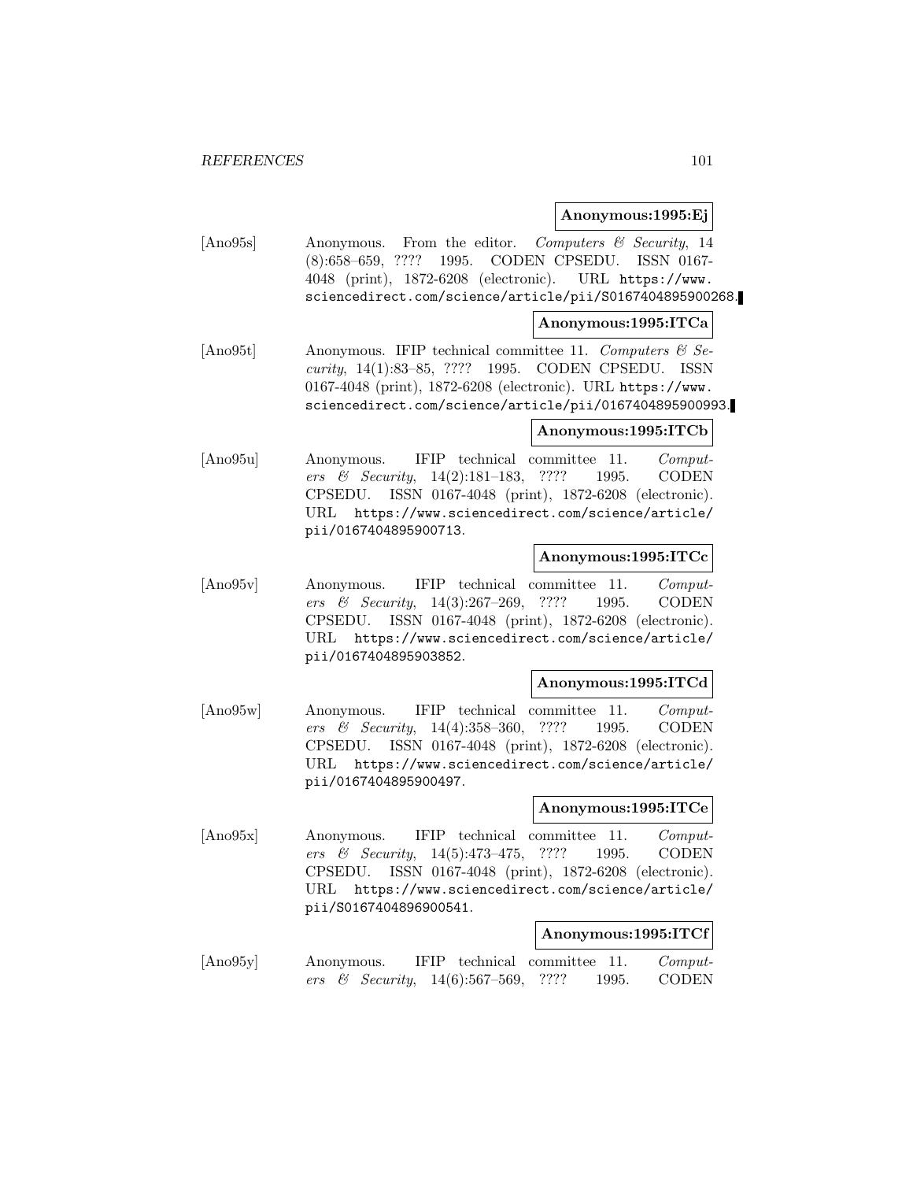**Anonymous:1995:Ej**

[Ano95s] Anonymous. From the editor. *Computers & Security*, 14 (8):658–659, ???? 1995. CODEN CPSEDU. ISSN 0167-4048 (print), 1872-6208 (electronic). URL https://www.sciencedirect.com/science/article/pii/S0167404895900268.

**Anonymous:1995:ITCa**

[Ano95t] Anonymous. IFIP technical committee 11. *Computers & Security*, 14(1):83–85, ???? 1995. CODEN CPSEDU. ISSN 0167-4048 (print), 1872-6208 (electronic). URL https://www.sciencedirect.com/science/article/pii/0167404895900993.

**Anonymous:1995:ITCb**

[Ano95u] Anonymous. IFIP technical committee 11. *Computers & Security*, 14(2):181–183, ???? 1995. CODEN CPSEDU. ISSN 0167-4048 (print), 1872-6208 (electronic). URL https://www.sciencedirect.com/science/article/pii/0167404895900713.

**Anonymous:1995:ITCc**

[Ano95v] Anonymous. IFIP technical committee 11. *Computers & Security*, 14(3):267–269, ???? 1995. CODEN CPSEDU. ISSN 0167-4048 (print), 1872-6208 (electronic). URL https://www.sciencedirect.com/science/article/pii/0167404895903852.

**Anonymous:1995:ITCd**

[Ano95w] Anonymous. IFIP technical committee 11. *Computers & Security*, 14(4):358–360, ???? 1995. CODEN CPSEDU. ISSN 0167-4048 (print), 1872-6208 (electronic). URL https://www.sciencedirect.com/science/article/pii/0167404895900497.

**Anonymous:1995:ITCe**

[Ano95x] Anonymous. IFIP technical committee 11. *Computers & Security*, 14(5):473–475, ???? 1995. CODEN CPSEDU. ISSN 0167-4048 (print), 1872-6208 (electronic). URL https://www.sciencedirect.com/science/article/pii/S0167404896900541.

**Anonymous:1995:ITCf**

[Ano95y] Anonymous. IFIP technical committee 11. *Computers & Security*, 14(6):567–569, ???? 1995. CODEN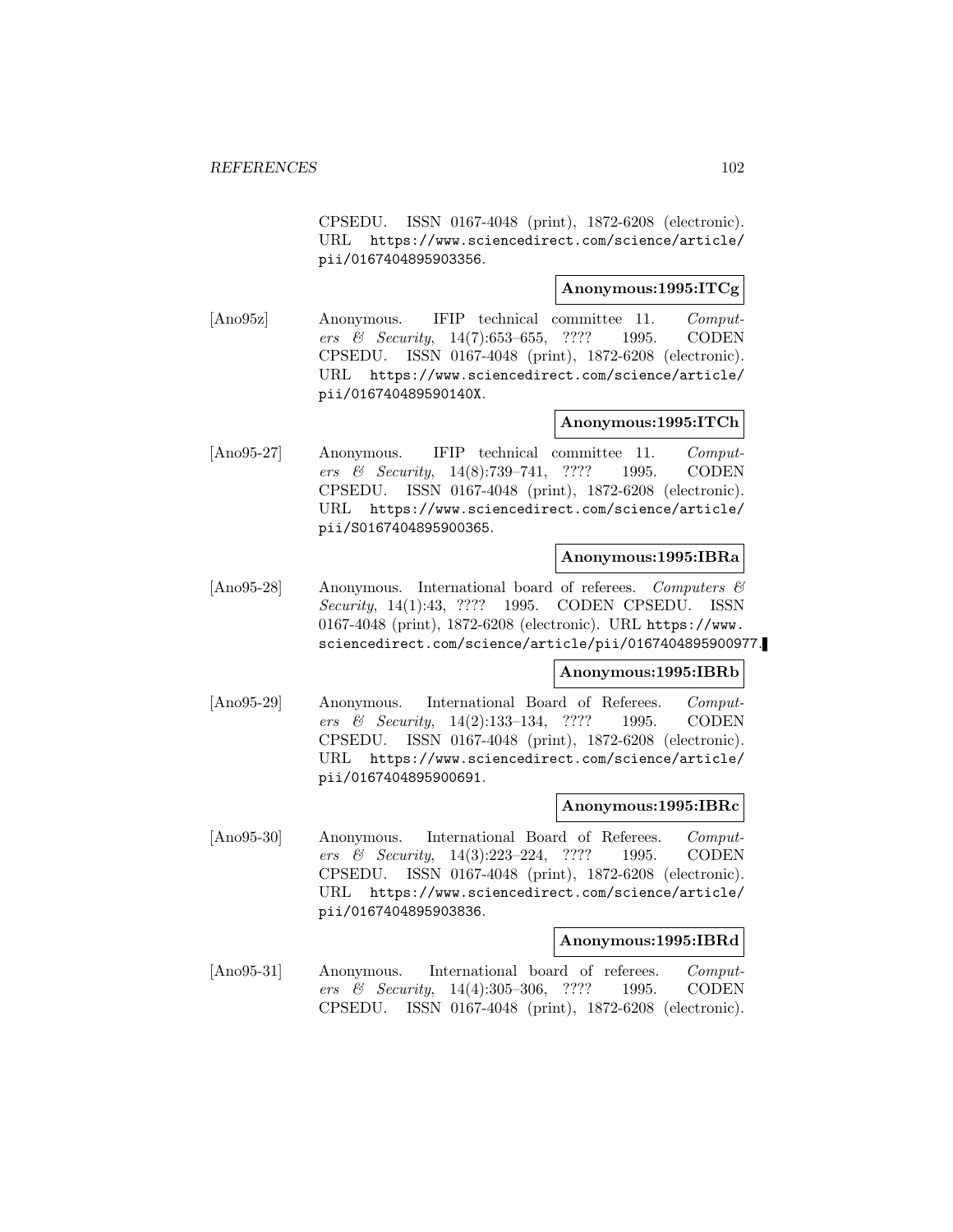CPSEDU. ISSN 0167-4048 (print), 1872-6208 (electronic). URL https://www.sciencedirect.com/science/article/pii/0167404895903356.

**Anonymous:1995:ITCg**

[Ano95z] Anonymous. IFIP technical committee 11. *Computers & Security*, 14(7):653–655, ???? 1995. CODEN CPSEDU. ISSN 0167-4048 (print), 1872-6208 (electronic). URL https://www.sciencedirect.com/science/article/pii/016740489590140X.

**Anonymous:1995:ITCh**

[Ano95-27] Anonymous. IFIP technical committee 11. *Computers & Security*, 14(8):739–741, ???? 1995. CODEN CPSEDU. ISSN 0167-4048 (print), 1872-6208 (electronic). URL https://www.sciencedirect.com/science/article/pii/S0167404895900365.

**Anonymous:1995:IBRa**

[Ano95-28] Anonymous. International board of referees. *Computers & Security*, 14(1):43, ???? 1995. CODEN CPSEDU. ISSN 0167-4048 (print), 1872-6208 (electronic). URL https://www.sciencedirect.com/science/article/pii/0167404895900977.

**Anonymous:1995:IBRb**

[Ano95-29] Anonymous. International Board of Referees. *Computers & Security*, 14(2):133–134, ???? 1995. CODEN CPSEDU. ISSN 0167-4048 (print), 1872-6208 (electronic). URL https://www.sciencedirect.com/science/article/pii/0167404895900691.

**Anonymous:1995:IBRc**

[Ano95-30] Anonymous. International Board of Referees. *Computers & Security*, 14(3):223–224, ???? 1995. CODEN CPSEDU. ISSN 0167-4048 (print), 1872-6208 (electronic). URL https://www.sciencedirect.com/science/article/pii/0167404895903836.

**Anonymous:1995:IBRd**

[Ano95-31] Anonymous. International board of referees. *Computers & Security*, 14(4):305–306, ???? 1995. CODEN CPSEDU. ISSN 0167-4048 (print), 1872-6208 (electronic).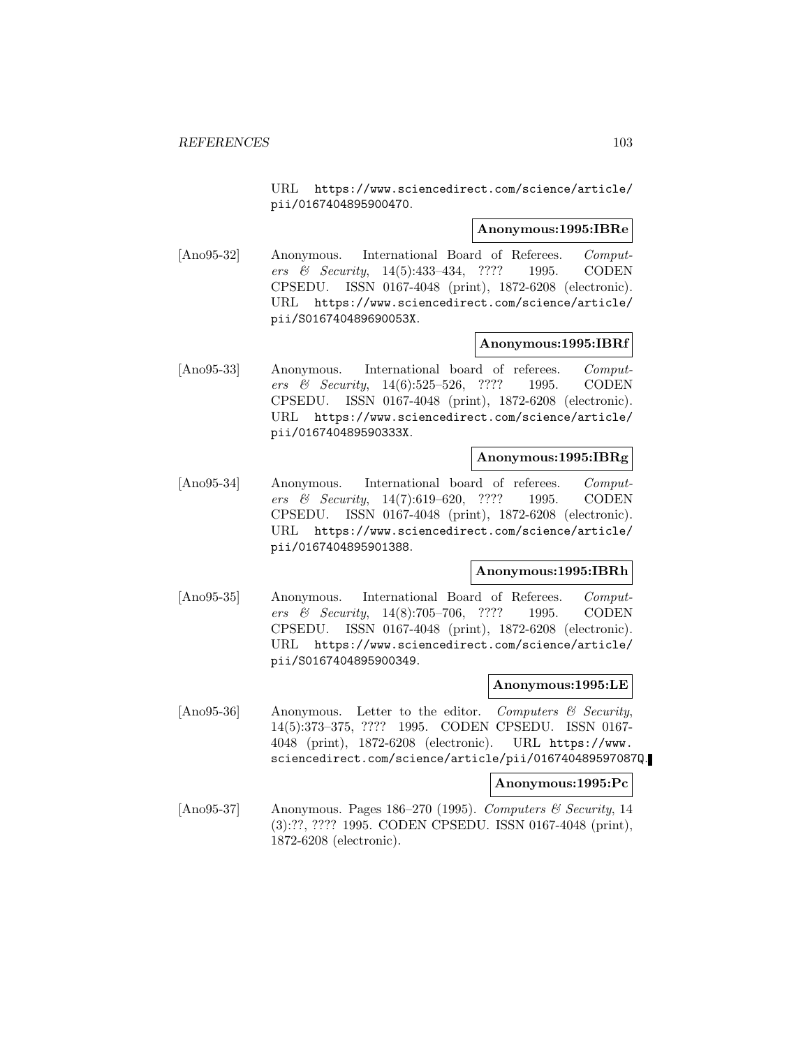URL https://www.sciencedirect.com/science/article/pii/0167404895900470.

**Anonymous:1995:IBRe**

[Ano95-32] Anonymous. International Board of Referees. *Computers & Security*, 14(5):433–434, ???? 1995. CODEN CPSEDU. ISSN 0167-4048 (print), 1872-6208 (electronic). URL https://www.sciencedirect.com/science/article/pii/S016740489690053X.

**Anonymous:1995:IBRf**

[Ano95-33] Anonymous. International board of referees. *Computers & Security*, 14(6):525–526, ???? 1995. CODEN CPSEDU. ISSN 0167-4048 (print), 1872-6208 (electronic). URL https://www.sciencedirect.com/science/article/pii/016740489590333X.

**Anonymous:1995:IBRg**

[Ano95-34] Anonymous. International board of referees. *Computers & Security*, 14(7):619–620, ???? 1995. CODEN CPSEDU. ISSN 0167-4048 (print), 1872-6208 (electronic). URL https://www.sciencedirect.com/science/article/pii/0167404895901388.

**Anonymous:1995:IBRh**

[Ano95-35] Anonymous. International Board of Referees. *Computers & Security*, 14(8):705–706, ???? 1995. CODEN CPSEDU. ISSN 0167-4048 (print), 1872-6208 (electronic). URL https://www.sciencedirect.com/science/article/pii/S0167404895900349.

**Anonymous:1995:LE**

[Ano95-36] Anonymous. Letter to the editor. *Computers & Security*, 14(5):373–375, ???? 1995. CODEN CPSEDU. ISSN 0167-4048 (print), 1872-6208 (electronic). URL https://www.sciencedirect.com/science/article/pii/016740489597087Q.

**Anonymous:1995:Pc**

[Ano95-37] Anonymous. Pages 186–270 (1995). *Computers & Security*, 14 (3):??, ???? 1995. CODEN CPSEDU. ISSN 0167-4048 (print), 1872-6208 (electronic).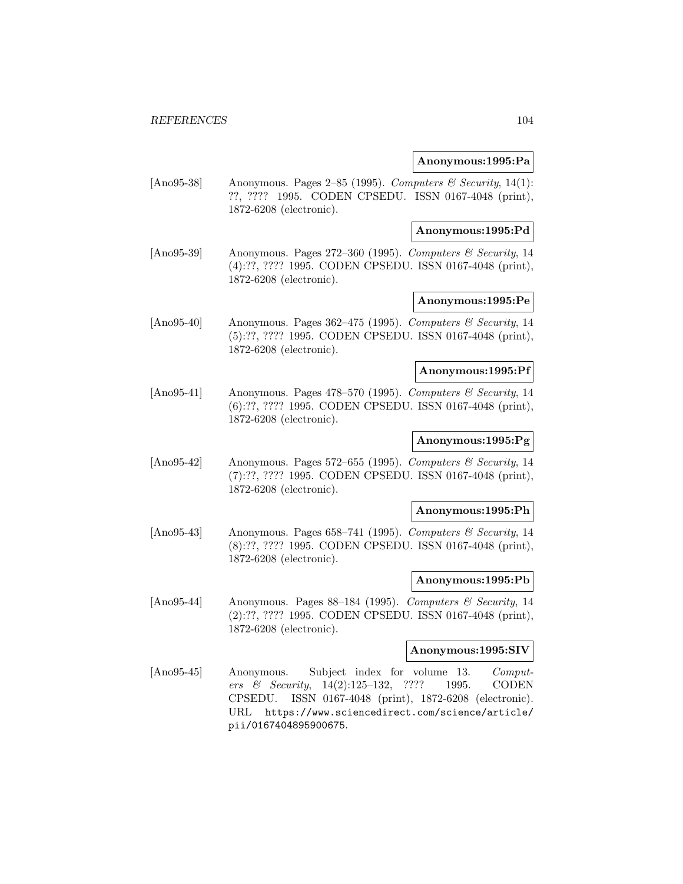**Anonymous:1995:Pa**

[Ano95-38] Anonymous. Pages 2–85 (1995). *Computers & Security*, 14(1): ??, ???? 1995. CODEN CPSEDU. ISSN 0167-4048 (print), 1872-6208 (electronic).

**Anonymous:1995:Pd**

[Ano95-39] Anonymous. Pages 272–360 (1995). *Computers & Security*, 14 (4):??, ???? 1995. CODEN CPSEDU. ISSN 0167-4048 (print), 1872-6208 (electronic).

**Anonymous:1995:Pe**

[Ano95-40] Anonymous. Pages 362–475 (1995). *Computers & Security*, 14 (5):??, ???? 1995. CODEN CPSEDU. ISSN 0167-4048 (print), 1872-6208 (electronic).

**Anonymous:1995:Pf**

[Ano95-41] Anonymous. Pages 478–570 (1995). *Computers & Security*, 14 (6):??, ???? 1995. CODEN CPSEDU. ISSN 0167-4048 (print), 1872-6208 (electronic).

**Anonymous:1995:Pg**

[Ano95-42] Anonymous. Pages 572–655 (1995). *Computers & Security*, 14 (7):??, ???? 1995. CODEN CPSEDU. ISSN 0167-4048 (print), 1872-6208 (electronic).

**Anonymous:1995:Ph**

[Ano95-43] Anonymous. Pages 658–741 (1995). *Computers & Security*, 14 (8):??, ???? 1995. CODEN CPSEDU. ISSN 0167-4048 (print), 1872-6208 (electronic).

**Anonymous:1995:Pb**

[Ano95-44] Anonymous. Pages 88–184 (1995). *Computers & Security*, 14 (2):??, ???? 1995. CODEN CPSEDU. ISSN 0167-4048 (print), 1872-6208 (electronic).

**Anonymous:1995:SIV**

[Ano95-45] Anonymous. Subject index for volume 13. *Computers & Security*, 14(2):125–132, ???? 1995. CODEN CPSEDU. ISSN 0167-4048 (print), 1872-6208 (electronic). URL `https://www.sciencedirect.com/science/article/pii/0167404895900675`.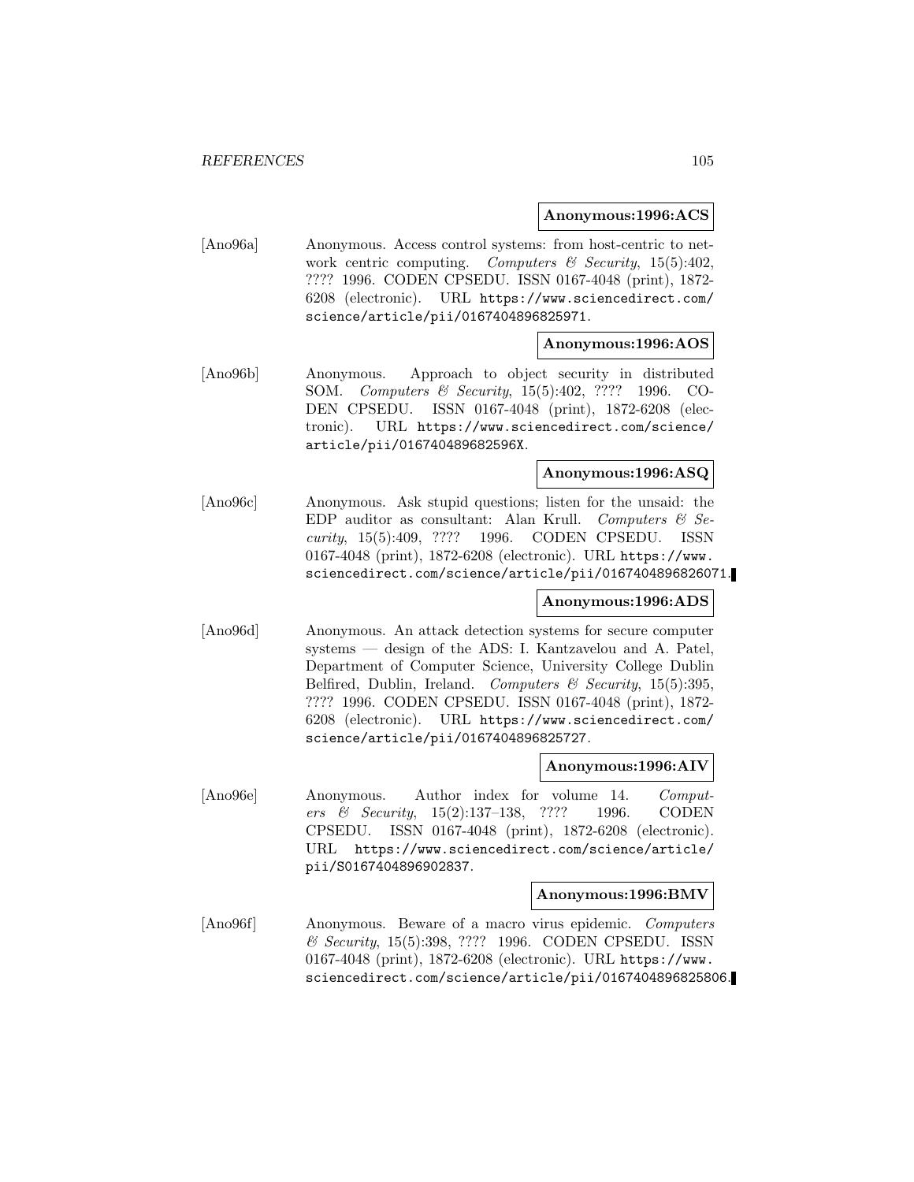**Anonymous:1996:ACS**

[Ano96a] Anonymous. Access control systems: from host-centric to network centric computing. *Computers & Security*, 15(5):402, ???? 1996. CODEN CPSEDU. ISSN 0167-4048 (print), 1872-6208 (electronic). URL https://www.sciencedirect.com/science/article/pii/0167404896825971.

**Anonymous:1996:AOS**

[Ano96b] Anonymous. Approach to object security in distributed SOM. *Computers & Security*, 15(5):402, ???? 1996. CODEN CPSEDU. ISSN 0167-4048 (print), 1872-6208 (electronic). URL https://www.sciencedirect.com/science/article/pii/016740489682596X.

**Anonymous:1996:ASQ**

[Ano96c] Anonymous. Ask stupid questions; listen for the unsaid: the EDP auditor as consultant: Alan Krull. *Computers & Security*, 15(5):409, ???? 1996. CODEN CPSEDU. ISSN 0167-4048 (print), 1872-6208 (electronic). URL https://www.sciencedirect.com/science/article/pii/0167404896826071.

**Anonymous:1996:ADS**

[Ano96d] Anonymous. An attack detection systems for secure computer systems — design of the ADS: I. Kantzavelou and A. Patel, Department of Computer Science, University College Dublin Belfired, Dublin, Ireland. *Computers & Security*, 15(5):395, ???? 1996. CODEN CPSEDU. ISSN 0167-4048 (print), 1872-6208 (electronic). URL https://www.sciencedirect.com/science/article/pii/0167404896825727.

**Anonymous:1996:AIV**

[Ano96e] Anonymous. Author index for volume 14. *Computers & Security*, 15(2):137–138, ???? 1996. CODEN CPSEDU. ISSN 0167-4048 (print), 1872-6208 (electronic). URL https://www.sciencedirect.com/science/article/pii/S0167404896902837.

**Anonymous:1996:BMV**

[Ano96f] Anonymous. Beware of a macro virus epidemic. *Computers & Security*, 15(5):398, ???? 1996. CODEN CPSEDU. ISSN 0167-4048 (print), 1872-6208 (electronic). URL https://www.sciencedirect.com/science/article/pii/0167404896825806.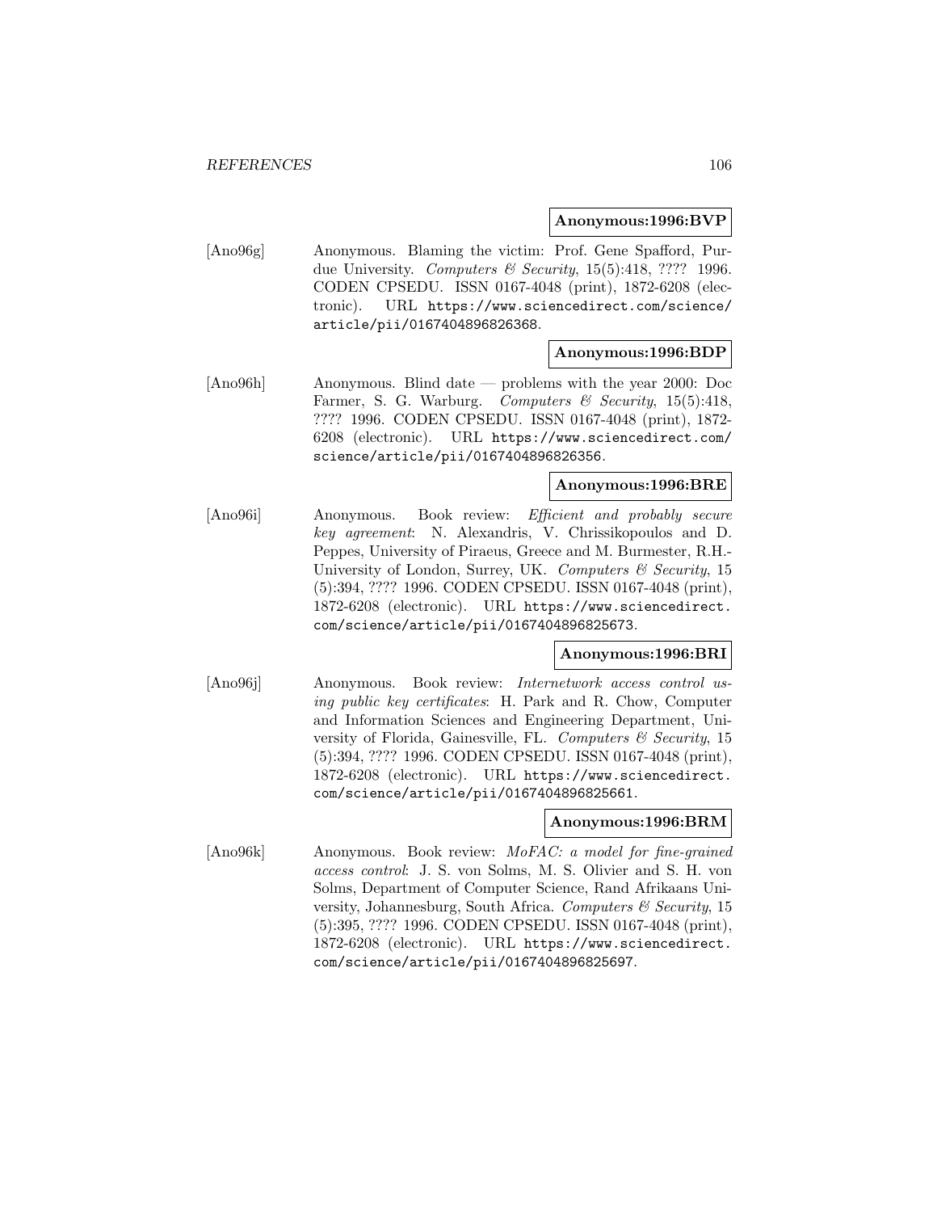**Anonymous:1996:BVP**

[Ano96g] Anonymous. Blaming the victim: Prof. Gene Spafford, Purdue University. *Computers & Security*, 15(5):418, ???? 1996. CODEN CPSEDU. ISSN 0167-4048 (print), 1872-6208 (electronic). URL https://www.sciencedirect.com/science/article/pii/0167404896826368.

**Anonymous:1996:BDP**

[Ano96h] Anonymous. Blind date — problems with the year 2000: Doc Farmer, S. G. Warburg. *Computers & Security*, 15(5):418, ???? 1996. CODEN CPSEDU. ISSN 0167-4048 (print), 1872-6208 (electronic). URL https://www.sciencedirect.com/science/article/pii/0167404896826356.

**Anonymous:1996:BRE**

[Ano96i] Anonymous. Book review: *Efficient and probably secure key agreement*: N. Alexandris, V. Chrissikopoulos and D. Peppes, University of Piraeus, Greece and M. Burmester, R.H.-University of London, Surrey, UK. *Computers & Security*, 15 (5):394, ???? 1996. CODEN CPSEDU. ISSN 0167-4048 (print), 1872-6208 (electronic). URL https://www.sciencedirect.com/science/article/pii/0167404896825673.

**Anonymous:1996:BRI**

[Ano96j] Anonymous. Book review: *Internetwork access control using public key certificates*: H. Park and R. Chow, Computer and Information Sciences and Engineering Department, University of Florida, Gainesville, FL. *Computers & Security*, 15 (5):394, ???? 1996. CODEN CPSEDU. ISSN 0167-4048 (print), 1872-6208 (electronic). URL https://www.sciencedirect.com/science/article/pii/0167404896825661.

**Anonymous:1996:BRM**

[Ano96k] Anonymous. Book review: *MoFAC: a model for fine-grained access control*: J. S. von Solms, M. S. Olivier and S. H. von Solms, Department of Computer Science, Rand Afrikaans University, Johannesburg, South Africa. *Computers & Security*, 15 (5):395, ???? 1996. CODEN CPSEDU. ISSN 0167-4048 (print), 1872-6208 (electronic). URL https://www.sciencedirect.com/science/article/pii/0167404896825697.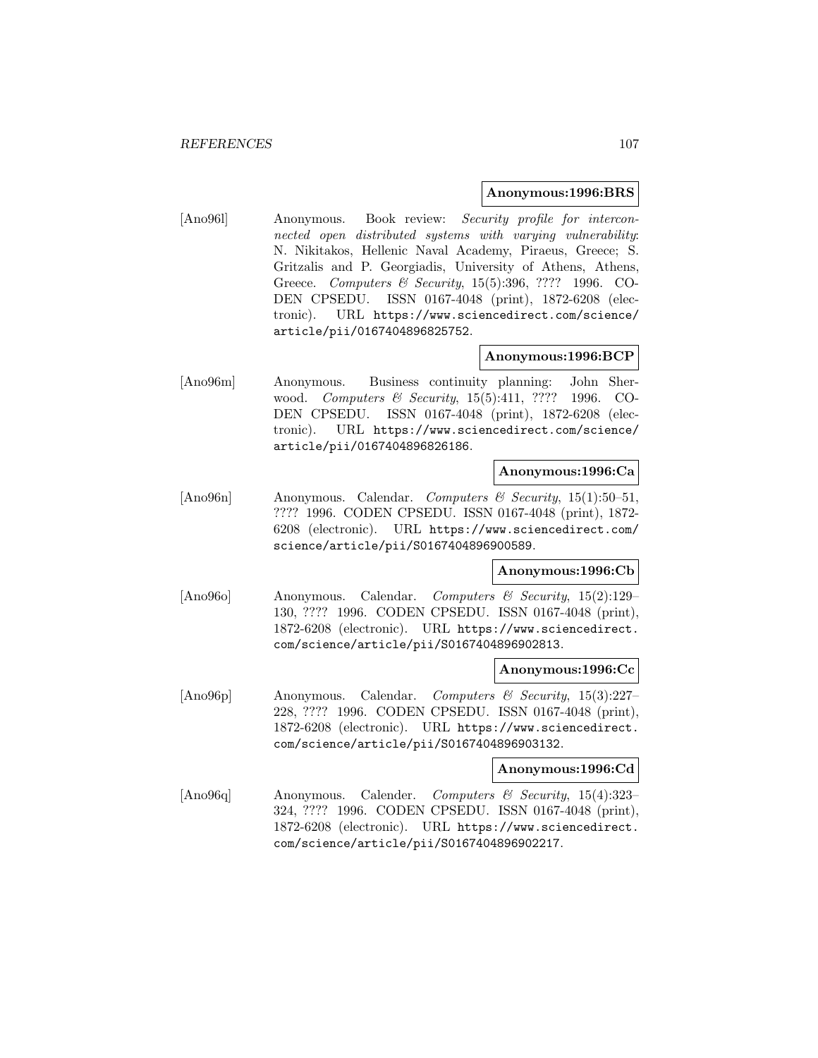**Anonymous:1996:BRS**

[Ano96l] Anonymous. Book review: *Security profile for interconnected open distributed systems with varying vulnerability*: N. Nikitakos, Hellenic Naval Academy, Piraeus, Greece; S. Gritzalis and P. Georgiadis, University of Athens, Athens, Greece. *Computers & Security*, 15(5):396, ???? 1996. CODEN CPSEDU. ISSN 0167-4048 (print), 1872-6208 (electronic). URL https://www.sciencedirect.com/science/article/pii/0167404896825752.

**Anonymous:1996:BCP**

[Ano96m] Anonymous. Business continuity planning: John Sherwood. *Computers & Security*, 15(5):411, ???? 1996. CODEN CPSEDU. ISSN 0167-4048 (print), 1872-6208 (electronic). URL https://www.sciencedirect.com/science/article/pii/0167404896826186.

**Anonymous:1996:Ca**

[Ano96n] Anonymous. Calendar. *Computers & Security*, 15(1):50–51, ???? 1996. CODEN CPSEDU. ISSN 0167-4048 (print), 1872-6208 (electronic). URL https://www.sciencedirect.com/science/article/pii/S0167404896900589.

**Anonymous:1996:Cb**

[Ano96o] Anonymous. Calendar. *Computers & Security*, 15(2):129–130, ???? 1996. CODEN CPSEDU. ISSN 0167-4048 (print), 1872-6208 (electronic). URL https://www.sciencedirect.com/science/article/pii/S0167404896902813.

**Anonymous:1996:Cc**

[Ano96p] Anonymous. Calendar. *Computers & Security*, 15(3):227–228, ???? 1996. CODEN CPSEDU. ISSN 0167-4048 (print), 1872-6208 (electronic). URL https://www.sciencedirect.com/science/article/pii/S0167404896903132.

**Anonymous:1996:Cd**

[Ano96q] Anonymous. Calender. *Computers & Security*, 15(4):323–324, ???? 1996. CODEN CPSEDU. ISSN 0167-4048 (print), 1872-6208 (electronic). URL https://www.sciencedirect.com/science/article/pii/S0167404896902217.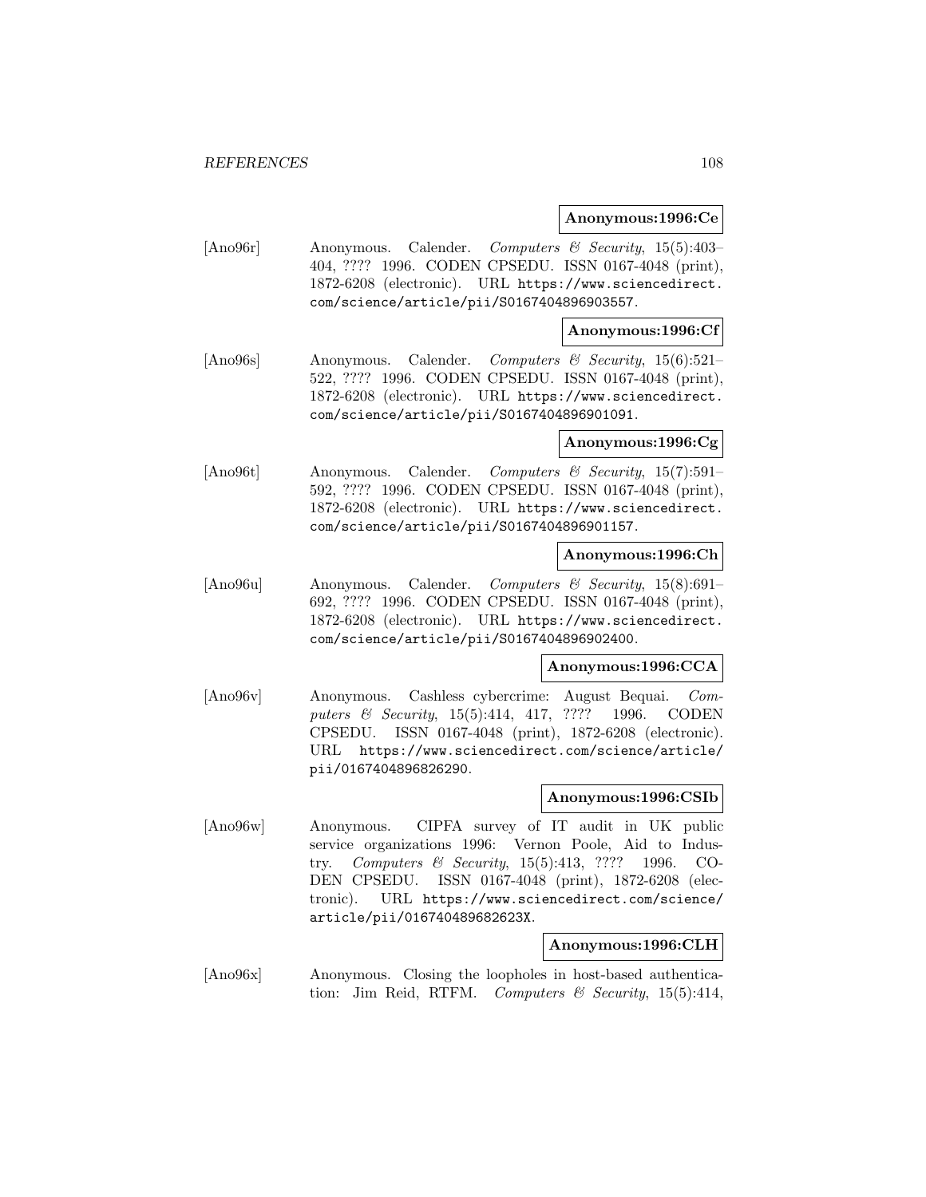**Anonymous:1996:Ce**

[Ano96r] Anonymous. Calender. *Computers & Security*, 15(5):403–404, ???? 1996. CODEN CPSEDU. ISSN 0167-4048 (print), 1872-6208 (electronic). URL https://www.sciencedirect.com/science/article/pii/S0167404896903557.

**Anonymous:1996:Cf**

[Ano96s] Anonymous. Calender. *Computers & Security*, 15(6):521–522, ???? 1996. CODEN CPSEDU. ISSN 0167-4048 (print), 1872-6208 (electronic). URL https://www.sciencedirect.com/science/article/pii/S0167404896901091.

**Anonymous:1996:Cg**

[Ano96t] Anonymous. Calender. *Computers & Security*, 15(7):591–592, ???? 1996. CODEN CPSEDU. ISSN 0167-4048 (print), 1872-6208 (electronic). URL https://www.sciencedirect.com/science/article/pii/S0167404896901157.

**Anonymous:1996:Ch**

[Ano96u] Anonymous. Calender. *Computers & Security*, 15(8):691–692, ???? 1996. CODEN CPSEDU. ISSN 0167-4048 (print), 1872-6208 (electronic). URL https://www.sciencedirect.com/science/article/pii/S0167404896902400.

**Anonymous:1996:CCA**

[Ano96v] Anonymous. Cashless cybercrime: August Bequai. *Computers & Security*, 15(5):414, 417, ???? 1996. CODEN CPSEDU. ISSN 0167-4048 (print), 1872-6208 (electronic). URL https://www.sciencedirect.com/science/article/pii/0167404896826290.

**Anonymous:1996:CSIb**

[Ano96w] Anonymous. CIPFA survey of IT audit in UK public service organizations 1996: Vernon Poole, Aid to Industry. *Computers & Security*, 15(5):413, ???? 1996. CODEN CPSEDU. ISSN 0167-4048 (print), 1872-6208 (electronic). URL https://www.sciencedirect.com/science/article/pii/016740489682623X.

**Anonymous:1996:CLH**

[Ano96x] Anonymous. Closing the loopholes in host-based authentication: Jim Reid, RTFM. *Computers & Security*, 15(5):414,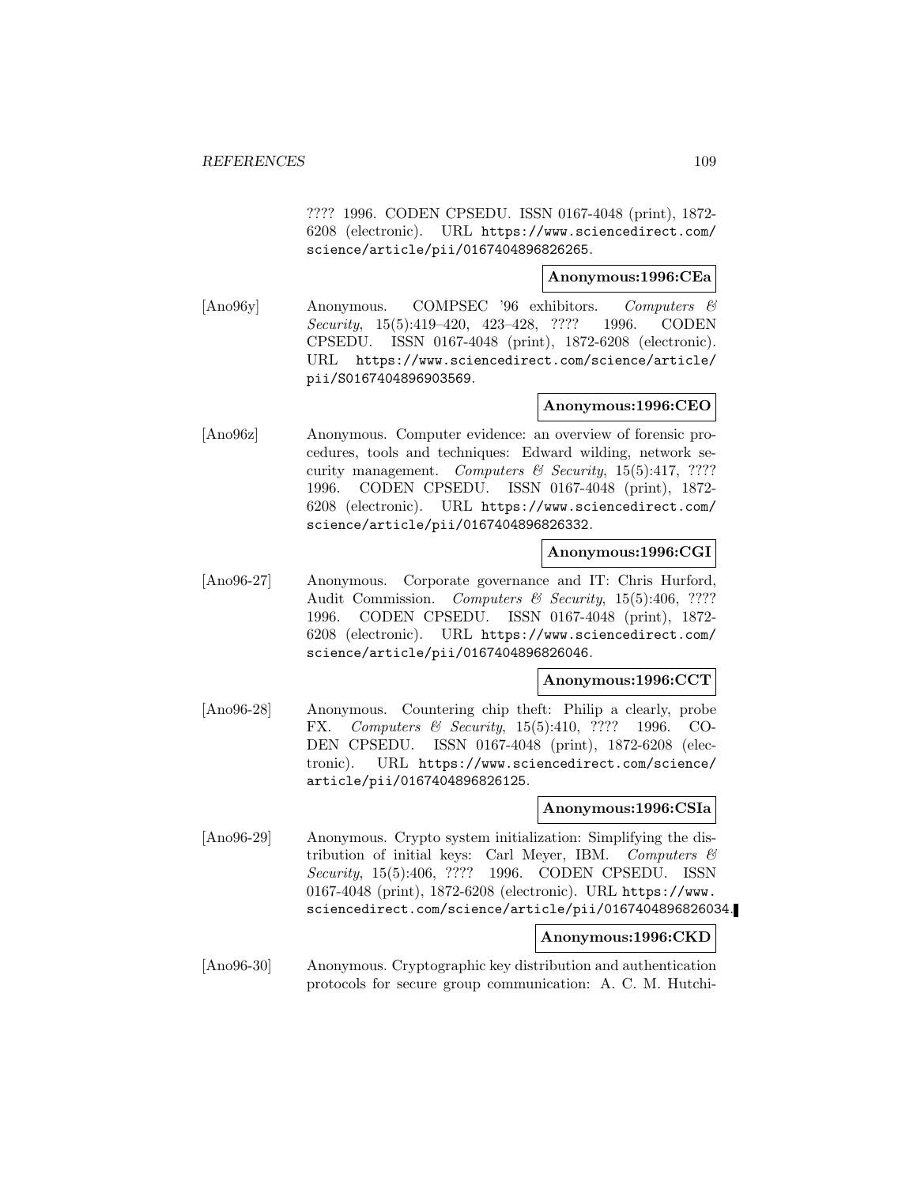???? 1996. CODEN CPSEDU. ISSN 0167-4048 (print), 1872-6208 (electronic). URL https://www.sciencedirect.com/science/article/pii/0167404896826265.

**Anonymous:1996:CEa**

[Ano96y] Anonymous. COMPSEC '96 exhibitors. *Computers & Security*, 15(5):419–420, 423–428, ???? 1996. CODEN CPSEDU. ISSN 0167-4048 (print), 1872-6208 (electronic). URL https://www.sciencedirect.com/science/article/pii/S0167404896903569.

**Anonymous:1996:CEO**

[Ano96z] Anonymous. Computer evidence: an overview of forensic procedures, tools and techniques: Edward wilding, network security management. *Computers & Security*, 15(5):417, ???? 1996. CODEN CPSEDU. ISSN 0167-4048 (print), 1872-6208 (electronic). URL https://www.sciencedirect.com/science/article/pii/0167404896826332.

**Anonymous:1996:CGI**

[Ano96-27] Anonymous. Corporate governance and IT: Chris Hurford, Audit Commission. *Computers & Security*, 15(5):406, ???? 1996. CODEN CPSEDU. ISSN 0167-4048 (print), 1872-6208 (electronic). URL https://www.sciencedirect.com/science/article/pii/0167404896826046.

**Anonymous:1996:CCT**

[Ano96-28] Anonymous. Countering chip theft: Philip a clearly, probe FX. *Computers & Security*, 15(5):410, ???? 1996. CODEN CPSEDU. ISSN 0167-4048 (print), 1872-6208 (electronic). URL https://www.sciencedirect.com/science/article/pii/0167404896826125.

**Anonymous:1996:CSIa**

[Ano96-29] Anonymous. Crypto system initialization: Simplifying the distribution of initial keys: Carl Meyer, IBM. *Computers & Security*, 15(5):406, ???? 1996. CODEN CPSEDU. ISSN 0167-4048 (print), 1872-6208 (electronic). URL https://www.sciencedirect.com/science/article/pii/0167404896826034.

**Anonymous:1996:CKD**

[Ano96-30] Anonymous. Cryptographic key distribution and authentication protocols for secure group communication: A. C. M. Hutchi-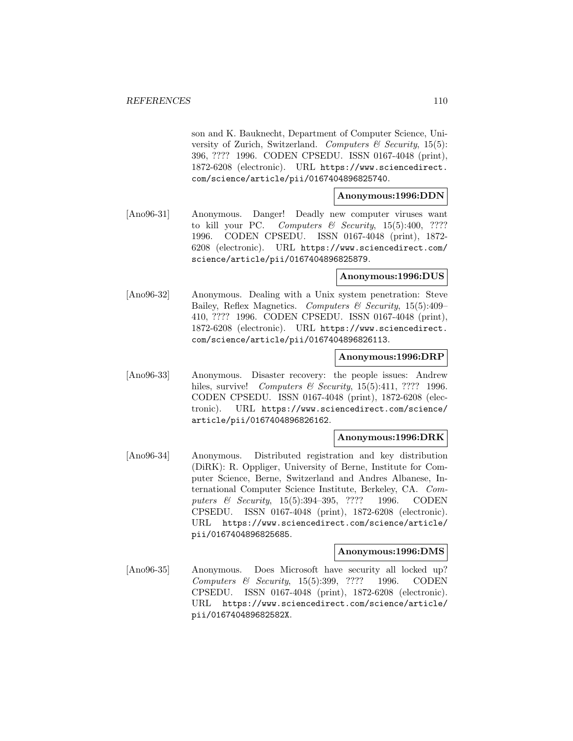son and K. Bauknecht, Department of Computer Science, University of Zurich, Switzerland. *Computers & Security*, 15(5): 396, ???? 1996. CODEN CPSEDU. ISSN 0167-4048 (print), 1872-6208 (electronic). URL https://www.sciencedirect.com/science/article/pii/0167404896825740.

**Anonymous:1996:DDN**

[Ano96-31] Anonymous. Danger! Deadly new computer viruses want to kill your PC. *Computers & Security*, 15(5):400, ???? 1996. CODEN CPSEDU. ISSN 0167-4048 (print), 1872-6208 (electronic). URL https://www.sciencedirect.com/science/article/pii/0167404896825879.

**Anonymous:1996:DUS**

[Ano96-32] Anonymous. Dealing with a Unix system penetration: Steve Bailey, Reflex Magnetics. *Computers & Security*, 15(5):409–410, ???? 1996. CODEN CPSEDU. ISSN 0167-4048 (print), 1872-6208 (electronic). URL https://www.sciencedirect.com/science/article/pii/0167404896826113.

**Anonymous:1996:DRP**

[Ano96-33] Anonymous. Disaster recovery: the people issues: Andrew hiles, survive! *Computers & Security*, 15(5):411, ???? 1996. CODEN CPSEDU. ISSN 0167-4048 (print), 1872-6208 (electronic). URL https://www.sciencedirect.com/science/article/pii/0167404896826162.

**Anonymous:1996:DRK**

[Ano96-34] Anonymous. Distributed registration and key distribution (DiRK): R. Oppliger, University of Berne, Institute for Computer Science, Berne, Switzerland and Andres Albanese, International Computer Science Institute, Berkeley, CA. *Computers & Security*, 15(5):394–395, ???? 1996. CODEN CPSEDU. ISSN 0167-4048 (print), 1872-6208 (electronic). URL https://www.sciencedirect.com/science/article/pii/0167404896825685.

**Anonymous:1996:DMS**

[Ano96-35] Anonymous. Does Microsoft have security all locked up? *Computers & Security*, 15(5):399, ???? 1996. CODEN CPSEDU. ISSN 0167-4048 (print), 1872-6208 (electronic). URL https://www.sciencedirect.com/science/article/pii/016740489682582X.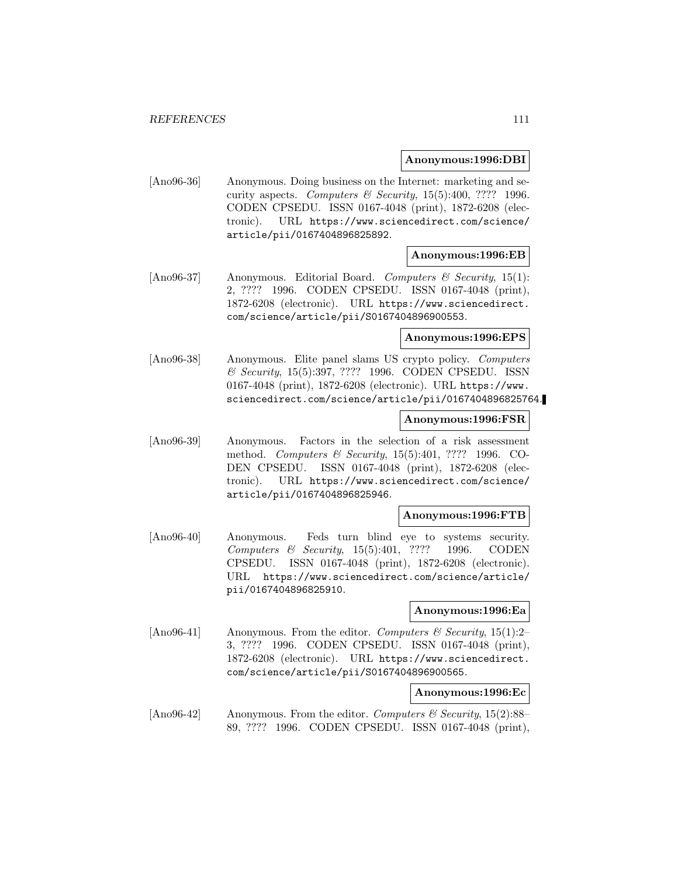**Anonymous:1996:DBI**

[Ano96-36] Anonymous. Doing business on the Internet: marketing and security aspects. *Computers & Security*, 15(5):400, ???? 1996. CODEN CPSEDU. ISSN 0167-4048 (print), 1872-6208 (electronic). URL https://www.sciencedirect.com/science/article/pii/0167404896825892.

**Anonymous:1996:EB**

[Ano96-37] Anonymous. Editorial Board. *Computers & Security*, 15(1): 2, ???? 1996. CODEN CPSEDU. ISSN 0167-4048 (print), 1872-6208 (electronic). URL https://www.sciencedirect.com/science/article/pii/S0167404896900553.

**Anonymous:1996:EPS**

[Ano96-38] Anonymous. Elite panel slams US crypto policy. *Computers & Security*, 15(5):397, ???? 1996. CODEN CPSEDU. ISSN 0167-4048 (print), 1872-6208 (electronic). URL https://www.sciencedirect.com/science/article/pii/0167404896825764.

**Anonymous:1996:FSR**

[Ano96-39] Anonymous. Factors in the selection of a risk assessment method. *Computers & Security*, 15(5):401, ???? 1996. CODEN CPSEDU. ISSN 0167-4048 (print), 1872-6208 (electronic). URL https://www.sciencedirect.com/science/article/pii/0167404896825946.

**Anonymous:1996:FTB**

[Ano96-40] Anonymous. Feds turn blind eye to systems security. *Computers & Security*, 15(5):401, ???? 1996. CODEN CPSEDU. ISSN 0167-4048 (print), 1872-6208 (electronic). URL https://www.sciencedirect.com/science/article/pii/0167404896825910.

**Anonymous:1996:Ea**

[Ano96-41] Anonymous. From the editor. *Computers & Security*, 15(1):2–3, ???? 1996. CODEN CPSEDU. ISSN 0167-4048 (print), 1872-6208 (electronic). URL https://www.sciencedirect.com/science/article/pii/S0167404896900565.

**Anonymous:1996:Ec**

[Ano96-42] Anonymous. From the editor. *Computers & Security*, 15(2):88–89, ???? 1996. CODEN CPSEDU. ISSN 0167-4048 (print),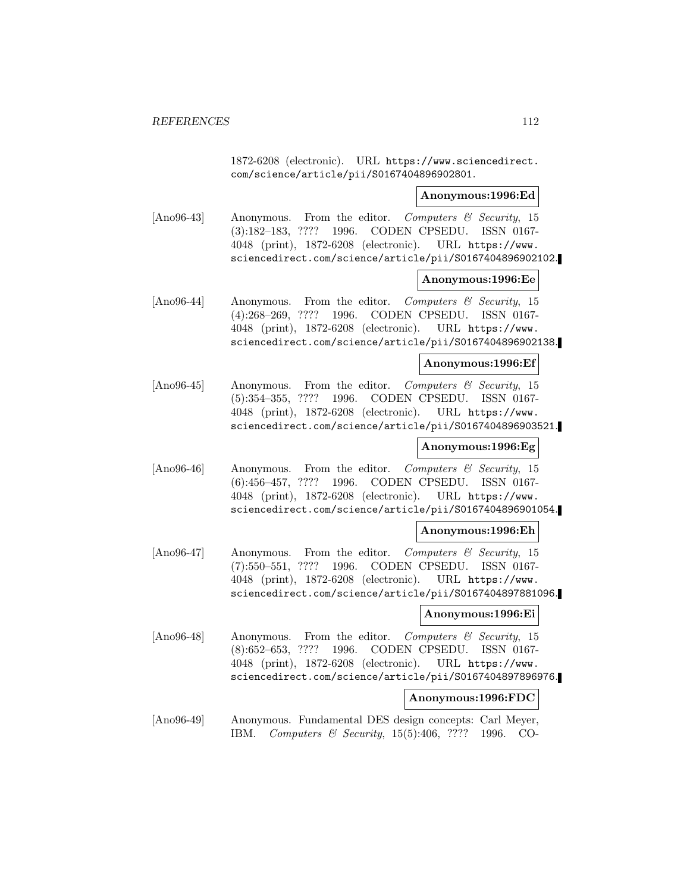1872-6208 (electronic). URL https://www.sciencedirect.com/science/article/pii/S0167404896902801.

**Anonymous:1996:Ed**

[Ano96-43] Anonymous. From the editor. *Computers & Security*, 15 (3):182–183, ???? 1996. CODEN CPSEDU. ISSN 0167-4048 (print), 1872-6208 (electronic). URL https://www.sciencedirect.com/science/article/pii/S0167404896902102.

**Anonymous:1996:Ee**

[Ano96-44] Anonymous. From the editor. *Computers & Security*, 15 (4):268–269, ???? 1996. CODEN CPSEDU. ISSN 0167-4048 (print), 1872-6208 (electronic). URL https://www.sciencedirect.com/science/article/pii/S0167404896902138.

**Anonymous:1996:Ef**

[Ano96-45] Anonymous. From the editor. *Computers & Security*, 15 (5):354–355, ???? 1996. CODEN CPSEDU. ISSN 0167-4048 (print), 1872-6208 (electronic). URL https://www.sciencedirect.com/science/article/pii/S0167404896903521.

**Anonymous:1996:Eg**

[Ano96-46] Anonymous. From the editor. *Computers & Security*, 15 (6):456–457, ???? 1996. CODEN CPSEDU. ISSN 0167-4048 (print), 1872-6208 (electronic). URL https://www.sciencedirect.com/science/article/pii/S0167404896901054.

**Anonymous:1996:Eh**

[Ano96-47] Anonymous. From the editor. *Computers & Security*, 15 (7):550–551, ???? 1996. CODEN CPSEDU. ISSN 0167-4048 (print), 1872-6208 (electronic). URL https://www.sciencedirect.com/science/article/pii/S0167404897881096.

**Anonymous:1996:Ei**

[Ano96-48] Anonymous. From the editor. *Computers & Security*, 15 (8):652–653, ???? 1996. CODEN CPSEDU. ISSN 0167-4048 (print), 1872-6208 (electronic). URL https://www.sciencedirect.com/science/article/pii/S0167404897896976.

**Anonymous:1996:FDC**

[Ano96-49] Anonymous. Fundamental DES design concepts: Carl Meyer, IBM. *Computers & Security*, 15(5):406, ???? 1996. CO-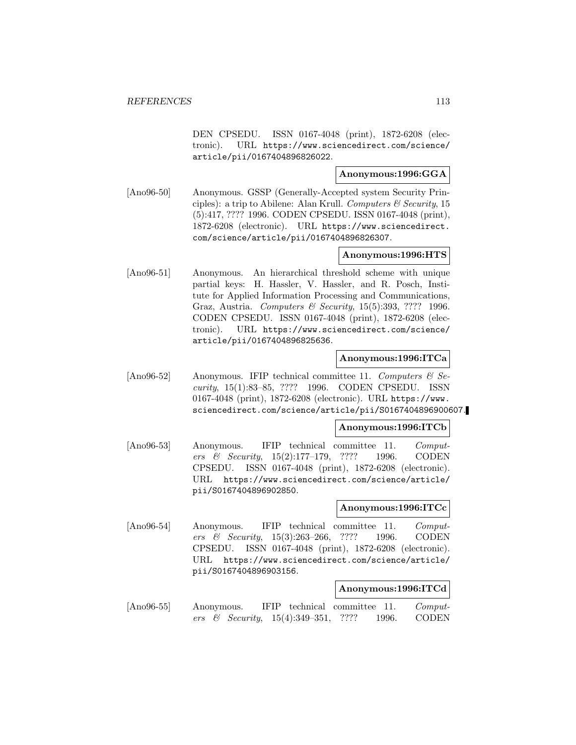DEN CPSEDU. ISSN 0167-4048 (print), 1872-6208 (electronic). URL https://www.sciencedirect.com/science/article/pii/0167404896826022.

**Anonymous:1996:GGA**

[Ano96-50] Anonymous. GSSP (Generally-Accepted system Security Principles): a trip to Abilene: Alan Krull. *Computers & Security*, 15 (5):417, ???? 1996. CODEN CPSEDU. ISSN 0167-4048 (print), 1872-6208 (electronic). URL https://www.sciencedirect.com/science/article/pii/0167404896826307.

**Anonymous:1996:HTS**

[Ano96-51] Anonymous. An hierarchical threshold scheme with unique partial keys: H. Hassler, V. Hassler, and R. Posch, Institute for Applied Information Processing and Communications, Graz, Austria. *Computers & Security*, 15(5):393, ???? 1996. CODEN CPSEDU. ISSN 0167-4048 (print), 1872-6208 (electronic). URL https://www.sciencedirect.com/science/article/pii/0167404896825636.

**Anonymous:1996:ITCa**

[Ano96-52] Anonymous. IFIP technical committee 11. *Computers & Security*, 15(1):83–85, ???? 1996. CODEN CPSEDU. ISSN 0167-4048 (print), 1872-6208 (electronic). URL https://www.sciencedirect.com/science/article/pii/S0167404896900607.

**Anonymous:1996:ITCb**

[Ano96-53] Anonymous. IFIP technical committee 11. *Computers & Security*, 15(2):177–179, ???? 1996. CODEN CPSEDU. ISSN 0167-4048 (print), 1872-6208 (electronic). URL https://www.sciencedirect.com/science/article/pii/S0167404896902850.

**Anonymous:1996:ITCc**

[Ano96-54] Anonymous. IFIP technical committee 11. *Computers & Security*, 15(3):263–266, ???? 1996. CODEN CPSEDU. ISSN 0167-4048 (print), 1872-6208 (electronic). URL https://www.sciencedirect.com/science/article/pii/S0167404896903156.

**Anonymous:1996:ITCd**

[Ano96-55] Anonymous. IFIP technical committee 11. *Computers & Security*, 15(4):349–351, ???? 1996. CODEN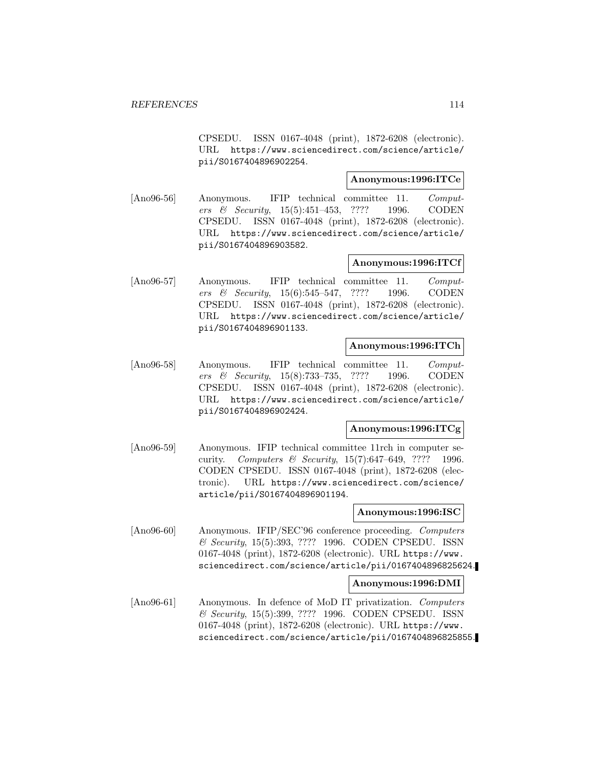CPSEDU. ISSN 0167-4048 (print), 1872-6208 (electronic). URL https://www.sciencedirect.com/science/article/pii/S0167404896902254.

**Anonymous:1996:ITCe**

[Ano96-56] Anonymous. IFIP technical committee 11. *Computers & Security*, 15(5):451–453, ???? 1996. CODEN CPSEDU. ISSN 0167-4048 (print), 1872-6208 (electronic). URL https://www.sciencedirect.com/science/article/pii/S0167404896903582.

**Anonymous:1996:ITCf**

[Ano96-57] Anonymous. IFIP technical committee 11. *Computers & Security*, 15(6):545–547, ???? 1996. CODEN CPSEDU. ISSN 0167-4048 (print), 1872-6208 (electronic). URL https://www.sciencedirect.com/science/article/pii/S0167404896901133.

**Anonymous:1996:ITCh**

[Ano96-58] Anonymous. IFIP technical committee 11. *Computers & Security*, 15(8):733–735, ???? 1996. CODEN CPSEDU. ISSN 0167-4048 (print), 1872-6208 (electronic). URL https://www.sciencedirect.com/science/article/pii/S0167404896902424.

**Anonymous:1996:ITCg**

[Ano96-59] Anonymous. IFIP technical committee 11rch in computer security. *Computers & Security*, 15(7):647–649, ???? 1996. CODEN CPSEDU. ISSN 0167-4048 (print), 1872-6208 (electronic). URL https://www.sciencedirect.com/science/article/pii/S0167404896901194.

**Anonymous:1996:ISC**

[Ano96-60] Anonymous. IFIP/SEC'96 conference proceeding. *Computers & Security*, 15(5):393, ???? 1996. CODEN CPSEDU. ISSN 0167-4048 (print), 1872-6208 (electronic). URL https://www.sciencedirect.com/science/article/pii/0167404896825624.

**Anonymous:1996:DMI**

[Ano96-61] Anonymous. In defence of MoD IT privatization. *Computers & Security*, 15(5):399, ???? 1996. CODEN CPSEDU. ISSN 0167-4048 (print), 1872-6208 (electronic). URL https://www.sciencedirect.com/science/article/pii/0167404896825855.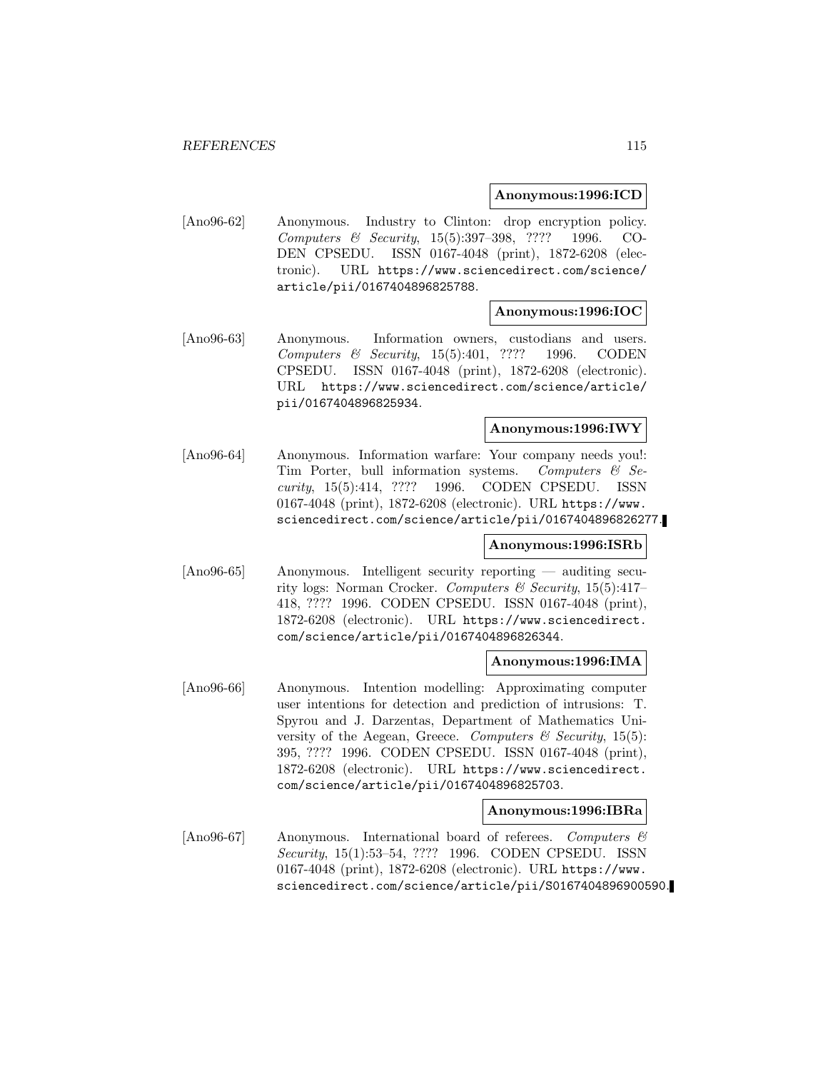**Anonymous:1996:ICD**

[Ano96-62] Anonymous. Industry to Clinton: drop encryption policy. *Computers & Security*, 15(5):397–398, ???? 1996. CODEN CPSEDU. ISSN 0167-4048 (print), 1872-6208 (electronic). URL https://www.sciencedirect.com/science/article/pii/0167404896825788.

**Anonymous:1996:IOC**

[Ano96-63] Anonymous. Information owners, custodians and users. *Computers & Security*, 15(5):401, ???? 1996. CODEN CPSEDU. ISSN 0167-4048 (print), 1872-6208 (electronic). URL https://www.sciencedirect.com/science/article/pii/0167404896825934.

**Anonymous:1996:IWY**

[Ano96-64] Anonymous. Information warfare: Your company needs you!: Tim Porter, bull information systems. *Computers & Security*, 15(5):414, ???? 1996. CODEN CPSEDU. ISSN 0167-4048 (print), 1872-6208 (electronic). URL https://www.sciencedirect.com/science/article/pii/0167404896826277.

**Anonymous:1996:ISRb**

[Ano96-65] Anonymous. Intelligent security reporting — auditing security logs: Norman Crocker. *Computers & Security*, 15(5):417–418, ???? 1996. CODEN CPSEDU. ISSN 0167-4048 (print), 1872-6208 (electronic). URL https://www.sciencedirect.com/science/article/pii/0167404896826344.

**Anonymous:1996:IMA**

[Ano96-66] Anonymous. Intention modelling: Approximating computer user intentions for detection and prediction of intrusions: T. Spyrou and J. Darzentas, Department of Mathematics University of the Aegean, Greece. *Computers & Security*, 15(5): 395, ???? 1996. CODEN CPSEDU. ISSN 0167-4048 (print), 1872-6208 (electronic). URL https://www.sciencedirect.com/science/article/pii/0167404896825703.

**Anonymous:1996:IBRa**

[Ano96-67] Anonymous. International board of referees. *Computers & Security*, 15(1):53–54, ???? 1996. CODEN CPSEDU. ISSN 0167-4048 (print), 1872-6208 (electronic). URL https://www.sciencedirect.com/science/article/pii/S0167404896900590.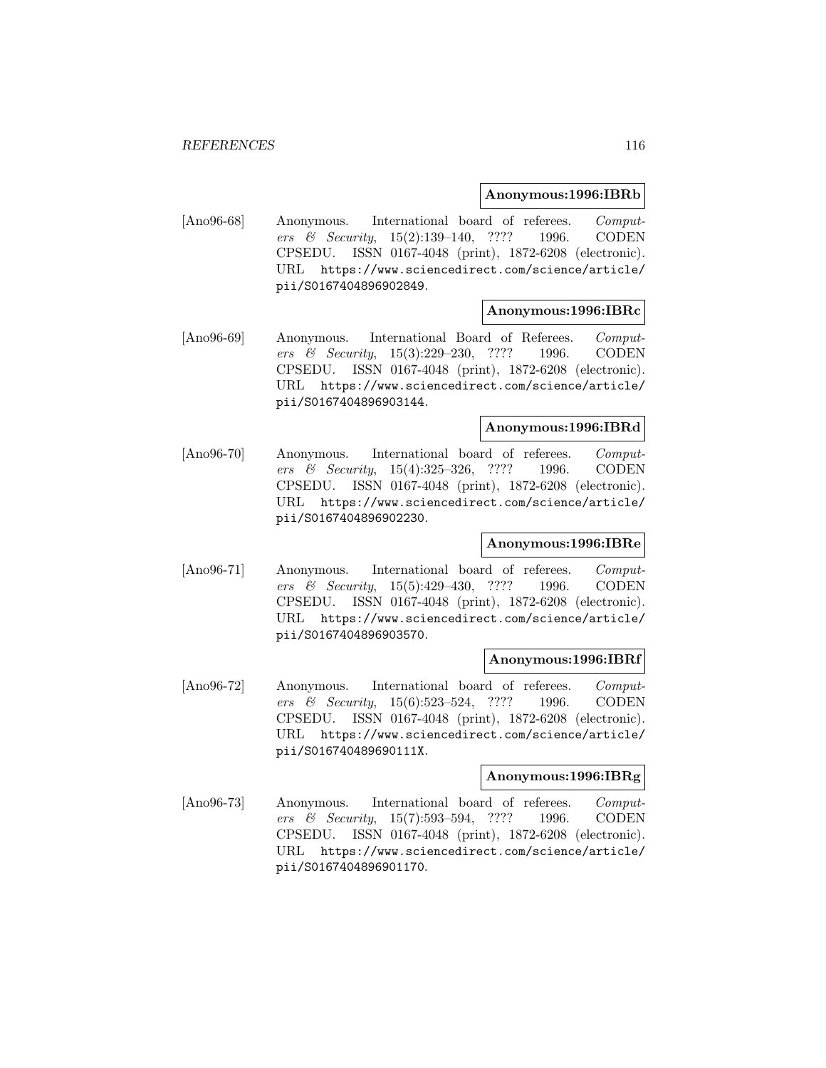**Anonymous:1996:IBRb**

[Ano96-68] Anonymous. International board of referees. *Computers & Security*, 15(2):139–140, ???? 1996. CODEN CPSEDU. ISSN 0167-4048 (print), 1872-6208 (electronic). URL https://www.sciencedirect.com/science/article/pii/S0167404896902849.

**Anonymous:1996:IBRc**

[Ano96-69] Anonymous. International Board of Referees. *Computers & Security*, 15(3):229–230, ???? 1996. CODEN CPSEDU. ISSN 0167-4048 (print), 1872-6208 (electronic). URL https://www.sciencedirect.com/science/article/pii/S0167404896903144.

**Anonymous:1996:IBRd**

[Ano96-70] Anonymous. International board of referees. *Computers & Security*, 15(4):325–326, ???? 1996. CODEN CPSEDU. ISSN 0167-4048 (print), 1872-6208 (electronic). URL https://www.sciencedirect.com/science/article/pii/S0167404896902230.

**Anonymous:1996:IBRe**

[Ano96-71] Anonymous. International board of referees. *Computers & Security*, 15(5):429–430, ???? 1996. CODEN CPSEDU. ISSN 0167-4048 (print), 1872-6208 (electronic). URL https://www.sciencedirect.com/science/article/pii/S0167404896903570.

**Anonymous:1996:IBRf**

[Ano96-72] Anonymous. International board of referees. *Computers & Security*, 15(6):523–524, ???? 1996. CODEN CPSEDU. ISSN 0167-4048 (print), 1872-6208 (electronic). URL https://www.sciencedirect.com/science/article/pii/S016740489690111X.

**Anonymous:1996:IBRg**

[Ano96-73] Anonymous. International board of referees. *Computers & Security*, 15(7):593–594, ???? 1996. CODEN CPSEDU. ISSN 0167-4048 (print), 1872-6208 (electronic). URL https://www.sciencedirect.com/science/article/pii/S0167404896901170.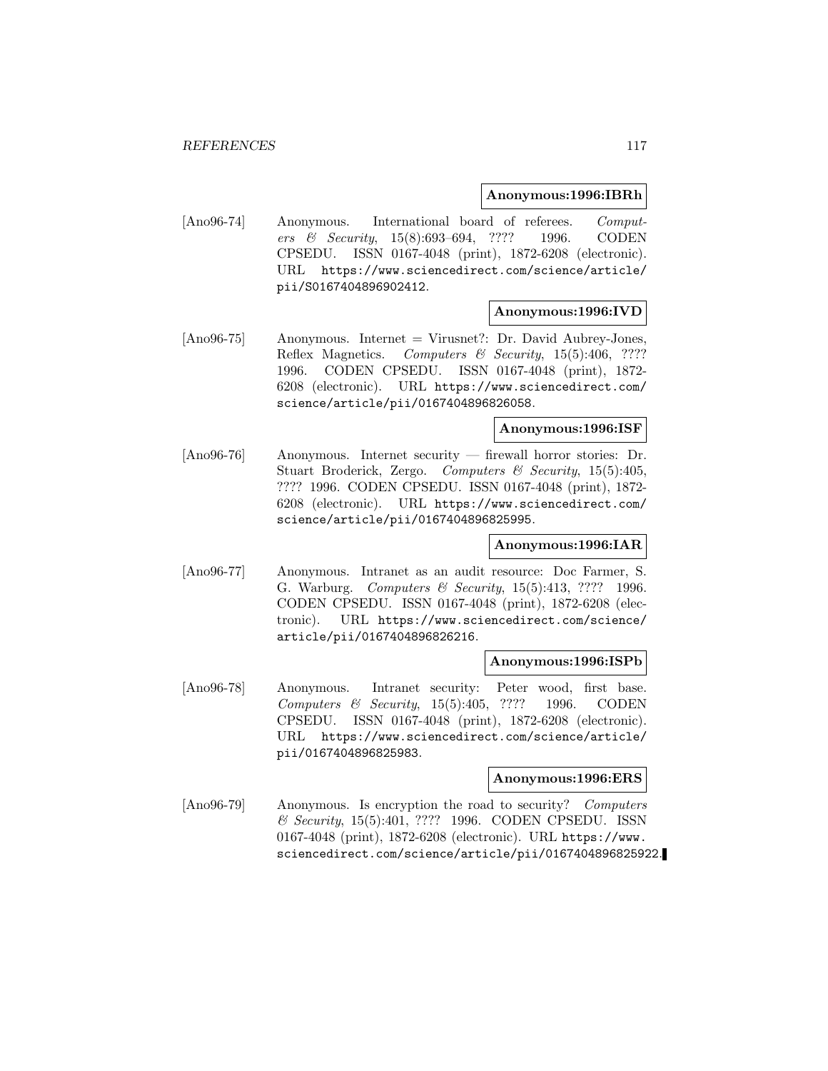**Anonymous:1996:IBRh**

[Ano96-74] Anonymous. International board of referees. *Computers & Security*, 15(8):693–694, ???? 1996. CODEN CPSEDU. ISSN 0167-4048 (print), 1872-6208 (electronic). URL https://www.sciencedirect.com/science/article/pii/S0167404896902412.

**Anonymous:1996:IVD**

[Ano96-75] Anonymous. Internet = Virusnet?: Dr. David Aubrey-Jones, Reflex Magnetics. *Computers & Security*, 15(5):406, ???? 1996. CODEN CPSEDU. ISSN 0167-4048 (print), 1872-6208 (electronic). URL https://www.sciencedirect.com/science/article/pii/0167404896826058.

**Anonymous:1996:ISF**

[Ano96-76] Anonymous. Internet security — firewall horror stories: Dr. Stuart Broderick, Zergo. *Computers & Security*, 15(5):405, ???? 1996. CODEN CPSEDU. ISSN 0167-4048 (print), 1872-6208 (electronic). URL https://www.sciencedirect.com/science/article/pii/0167404896825995.

**Anonymous:1996:IAR**

[Ano96-77] Anonymous. Intranet as an audit resource: Doc Farmer, S. G. Warburg. *Computers & Security*, 15(5):413, ???? 1996. CODEN CPSEDU. ISSN 0167-4048 (print), 1872-6208 (electronic). URL https://www.sciencedirect.com/science/article/pii/0167404896826216.

**Anonymous:1996:ISPb**

[Ano96-78] Anonymous. Intranet security: Peter wood, first base. *Computers & Security*, 15(5):405, ???? 1996. CODEN CPSEDU. ISSN 0167-4048 (print), 1872-6208 (electronic). URL https://www.sciencedirect.com/science/article/pii/0167404896825983.

**Anonymous:1996:ERS**

[Ano96-79] Anonymous. Is encryption the road to security? *Computers & Security*, 15(5):401, ???? 1996. CODEN CPSEDU. ISSN 0167-4048 (print), 1872-6208 (electronic). URL https://www.sciencedirect.com/science/article/pii/0167404896825922.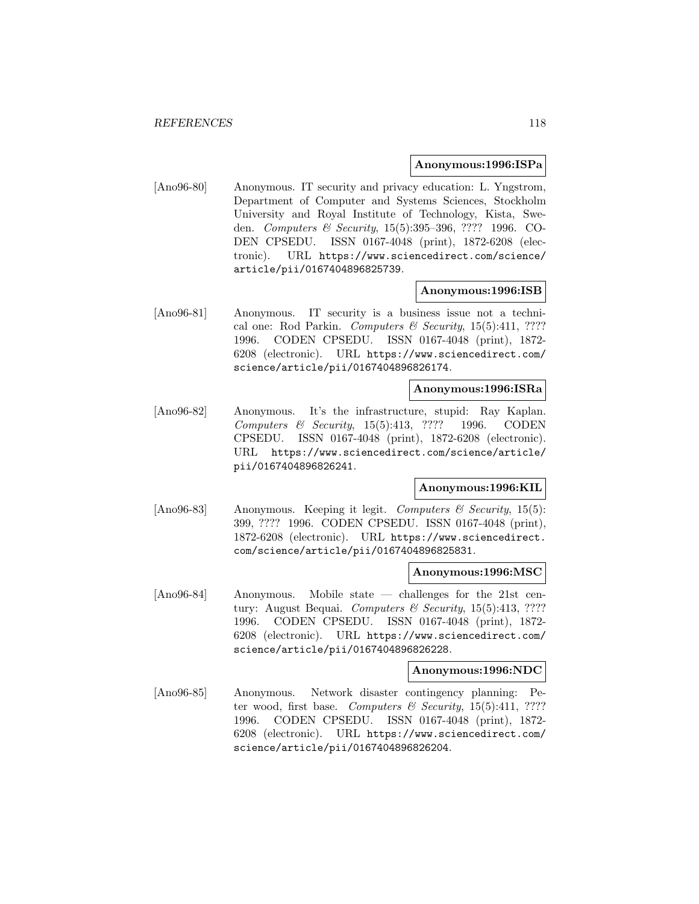**Anonymous:1996:ISPa**

[Ano96-80] Anonymous. IT security and privacy education: L. Yngstrom, Department of Computer and Systems Sciences, Stockholm University and Royal Institute of Technology, Kista, Sweden. *Computers & Security*, 15(5):395–396, ???? 1996. CODEN CPSEDU. ISSN 0167-4048 (print), 1872-6208 (electronic). URL https://www.sciencedirect.com/science/article/pii/0167404896825739.

**Anonymous:1996:ISB**

[Ano96-81] Anonymous. IT security is a business issue not a technical one: Rod Parkin. *Computers & Security*, 15(5):411, ???? 1996. CODEN CPSEDU. ISSN 0167-4048 (print), 1872-6208 (electronic). URL https://www.sciencedirect.com/science/article/pii/0167404896826174.

**Anonymous:1996:ISRa**

[Ano96-82] Anonymous. It's the infrastructure, stupid: Ray Kaplan. *Computers & Security*, 15(5):413, ???? 1996. CODEN CPSEDU. ISSN 0167-4048 (print), 1872-6208 (electronic). URL https://www.sciencedirect.com/science/article/pii/0167404896826241.

**Anonymous:1996:KIL**

[Ano96-83] Anonymous. Keeping it legit. *Computers & Security*, 15(5):399, ???? 1996. CODEN CPSEDU. ISSN 0167-4048 (print), 1872-6208 (electronic). URL https://www.sciencedirect.com/science/article/pii/0167404896825831.

**Anonymous:1996:MSC**

[Ano96-84] Anonymous. Mobile state — challenges for the 21st century: August Bequai. *Computers & Security*, 15(5):413, ???? 1996. CODEN CPSEDU. ISSN 0167-4048 (print), 1872-6208 (electronic). URL https://www.sciencedirect.com/science/article/pii/0167404896826228.

**Anonymous:1996:NDC**

[Ano96-85] Anonymous. Network disaster contingency planning: Peter wood, first base. *Computers & Security*, 15(5):411, ???? 1996. CODEN CPSEDU. ISSN 0167-4048 (print), 1872-6208 (electronic). URL https://www.sciencedirect.com/science/article/pii/0167404896826204.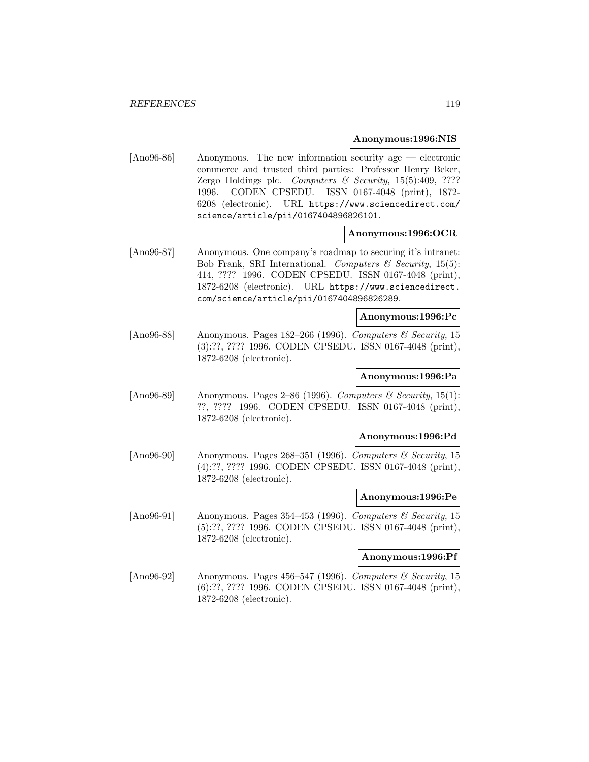**Anonymous:1996:NIS**

[Ano96-86] Anonymous. The new information security age — electronic commerce and trusted third parties: Professor Henry Beker, Zergo Holdings plc. *Computers & Security*, 15(5):409, ???? 1996. CODEN CPSEDU. ISSN 0167-4048 (print), 1872-6208 (electronic). URL `https://www.sciencedirect.com/science/article/pii/0167404896826101`.

**Anonymous:1996:OCR**

[Ano96-87] Anonymous. One company's roadmap to securing it's intranet: Bob Frank, SRI International. *Computers & Security*, 15(5): 414, ???? 1996. CODEN CPSEDU. ISSN 0167-4048 (print), 1872-6208 (electronic). URL `https://www.sciencedirect.com/science/article/pii/0167404896826289`.

**Anonymous:1996:Pc**

[Ano96-88] Anonymous. Pages 182–266 (1996). *Computers & Security*, 15 (3):??, ???? 1996. CODEN CPSEDU. ISSN 0167-4048 (print), 1872-6208 (electronic).

**Anonymous:1996:Pa**

[Ano96-89] Anonymous. Pages 2–86 (1996). *Computers & Security*, 15(1): ??, ???? 1996. CODEN CPSEDU. ISSN 0167-4048 (print), 1872-6208 (electronic).

**Anonymous:1996:Pd**

[Ano96-90] Anonymous. Pages 268–351 (1996). *Computers & Security*, 15 (4):??, ???? 1996. CODEN CPSEDU. ISSN 0167-4048 (print), 1872-6208 (electronic).

**Anonymous:1996:Pe**

[Ano96-91] Anonymous. Pages 354–453 (1996). *Computers & Security*, 15 (5):??, ???? 1996. CODEN CPSEDU. ISSN 0167-4048 (print), 1872-6208 (electronic).

**Anonymous:1996:Pf**

[Ano96-92] Anonymous. Pages 456–547 (1996). *Computers & Security*, 15 (6):??, ???? 1996. CODEN CPSEDU. ISSN 0167-4048 (print), 1872-6208 (electronic).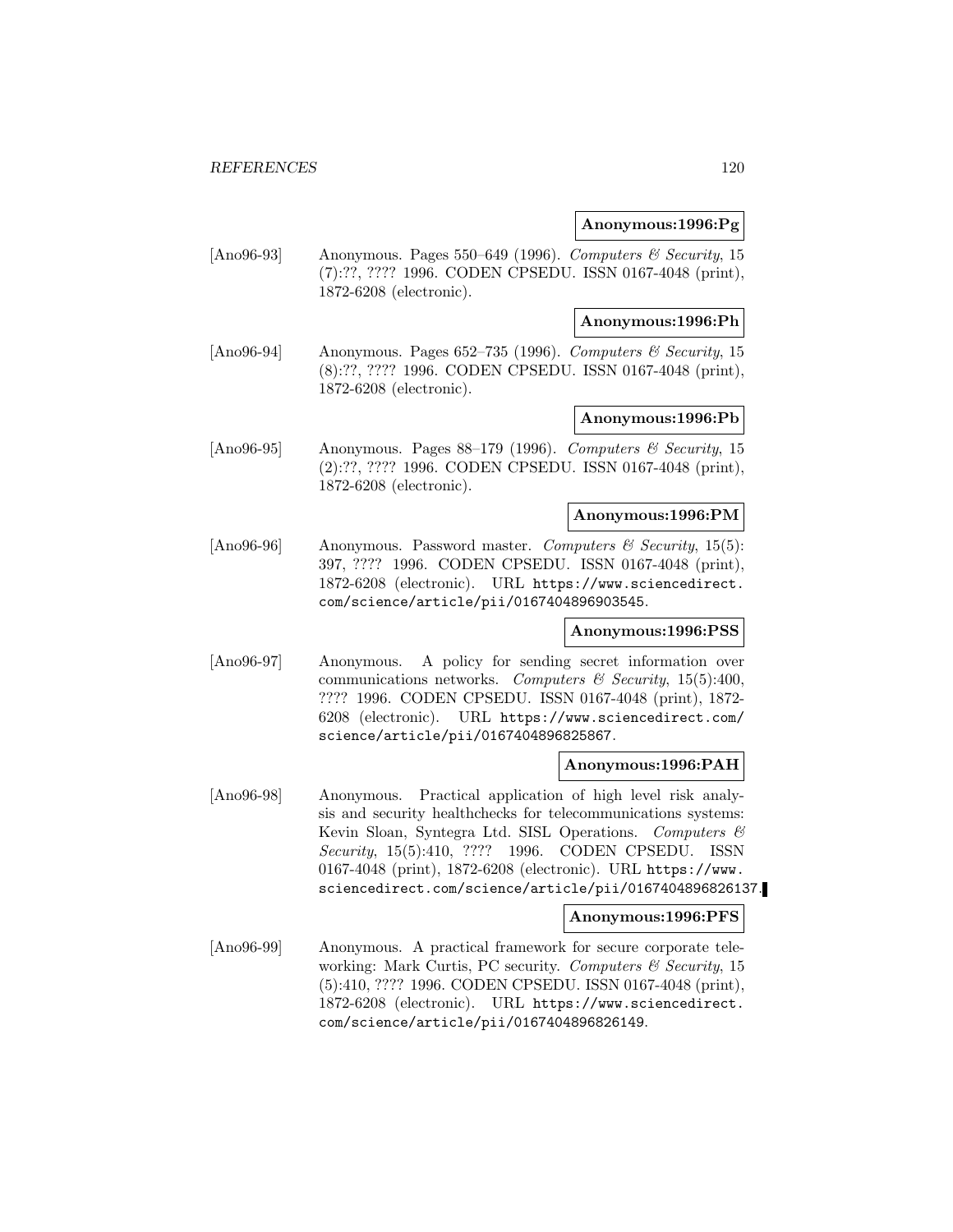**Anonymous:1996:Pg**

[Ano96-93] Anonymous. Pages 550–649 (1996). *Computers & Security*, 15 (7):??, ???? 1996. CODEN CPSEDU. ISSN 0167-4048 (print), 1872-6208 (electronic).

**Anonymous:1996:Ph**

[Ano96-94] Anonymous. Pages 652–735 (1996). *Computers & Security*, 15 (8):??, ???? 1996. CODEN CPSEDU. ISSN 0167-4048 (print), 1872-6208 (electronic).

**Anonymous:1996:Pb**

[Ano96-95] Anonymous. Pages 88–179 (1996). *Computers & Security*, 15 (2):??, ???? 1996. CODEN CPSEDU. ISSN 0167-4048 (print), 1872-6208 (electronic).

**Anonymous:1996:PM**

[Ano96-96] Anonymous. Password master. *Computers & Security*, 15(5): 397, ???? 1996. CODEN CPSEDU. ISSN 0167-4048 (print), 1872-6208 (electronic). URL https://www.sciencedirect.com/science/article/pii/0167404896903545.

**Anonymous:1996:PSS**

[Ano96-97] Anonymous. A policy for sending secret information over communications networks. *Computers & Security*, 15(5):400, ???? 1996. CODEN CPSEDU. ISSN 0167-4048 (print), 1872-6208 (electronic). URL https://www.sciencedirect.com/science/article/pii/0167404896825867.

**Anonymous:1996:PAH**

[Ano96-98] Anonymous. Practical application of high level risk analysis and security healthchecks for telecommunications systems: Kevin Sloan, Syntegra Ltd. SISL Operations. *Computers & Security*, 15(5):410, ???? 1996. CODEN CPSEDU. ISSN 0167-4048 (print), 1872-6208 (electronic). URL https://www.sciencedirect.com/science/article/pii/0167404896826137.

**Anonymous:1996:PFS**

[Ano96-99] Anonymous. A practical framework for secure corporate teleworking: Mark Curtis, PC security. *Computers & Security*, 15 (5):410, ???? 1996. CODEN CPSEDU. ISSN 0167-4048 (print), 1872-6208 (electronic). URL https://www.sciencedirect.com/science/article/pii/0167404896826149.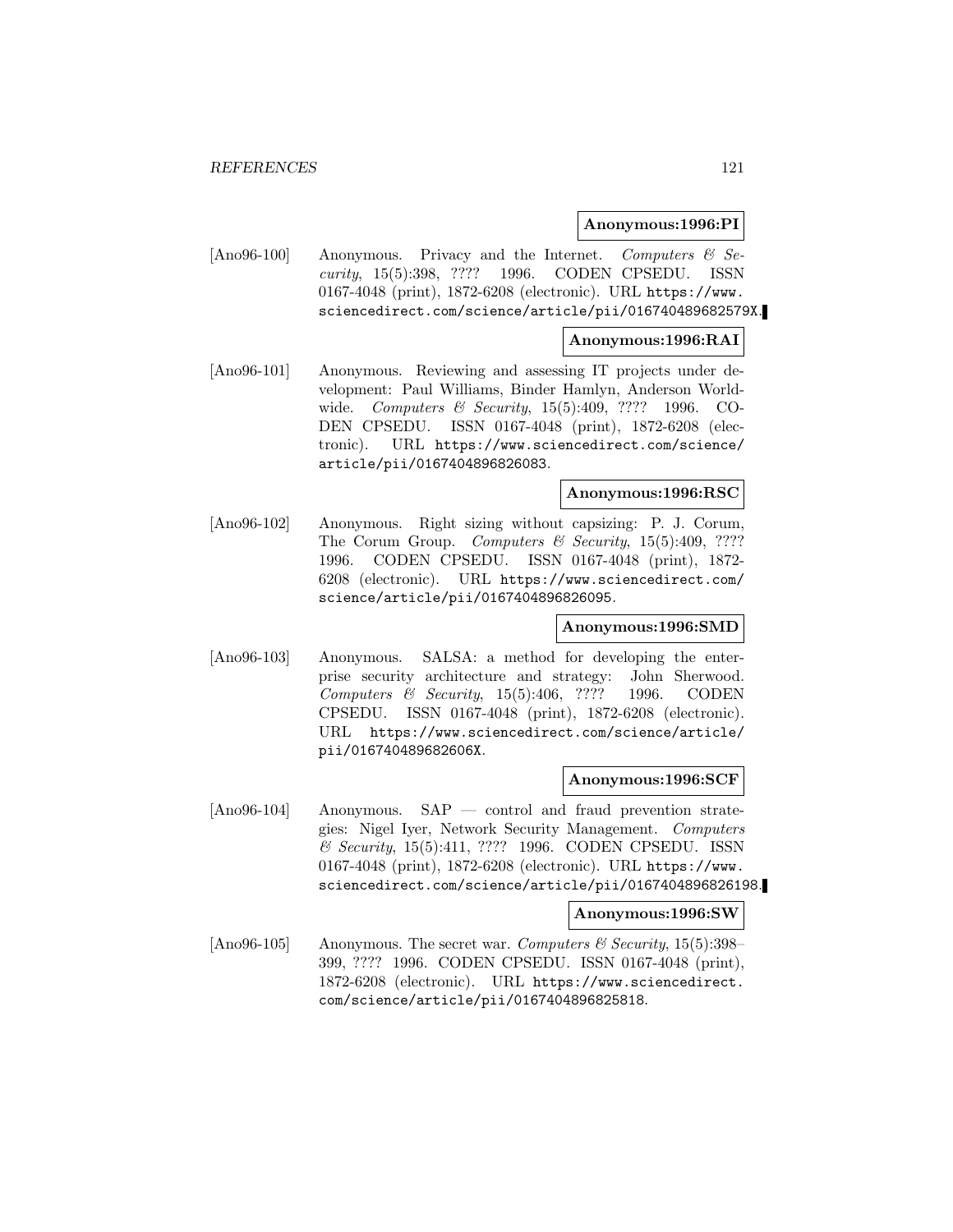**Anonymous:1996:PI**

[Ano96-100] Anonymous. Privacy and the Internet. *Computers & Security*, 15(5):398, ???? 1996. CODEN CPSEDU. ISSN 0167-4048 (print), 1872-6208 (electronic). URL https://www.sciencedirect.com/science/article/pii/016740489682579X.

**Anonymous:1996:RAI**

[Ano96-101] Anonymous. Reviewing and assessing IT projects under development: Paul Williams, Binder Hamlyn, Anderson Worldwide. *Computers & Security*, 15(5):409, ???? 1996. CODEN CPSEDU. ISSN 0167-4048 (print), 1872-6208 (electronic). URL https://www.sciencedirect.com/science/article/pii/0167404896826083.

**Anonymous:1996:RSC**

[Ano96-102] Anonymous. Right sizing without capsizing: P. J. Corum, The Corum Group. *Computers & Security*, 15(5):409, ???? 1996. CODEN CPSEDU. ISSN 0167-4048 (print), 1872-6208 (electronic). URL https://www.sciencedirect.com/science/article/pii/0167404896826095.

**Anonymous:1996:SMD**

[Ano96-103] Anonymous. SALSA: a method for developing the enterprise security architecture and strategy: John Sherwood. *Computers & Security*, 15(5):406, ???? 1996. CODEN CPSEDU. ISSN 0167-4048 (print), 1872-6208 (electronic). URL https://www.sciencedirect.com/science/article/pii/016740489682606X.

**Anonymous:1996:SCF**

[Ano96-104] Anonymous. SAP — control and fraud prevention strategies: Nigel Iyer, Network Security Management. *Computers & Security*, 15(5):411, ???? 1996. CODEN CPSEDU. ISSN 0167-4048 (print), 1872-6208 (electronic). URL https://www.sciencedirect.com/science/article/pii/0167404896826198.

**Anonymous:1996:SW**

[Ano96-105] Anonymous. The secret war. *Computers & Security*, 15(5):398–399, ???? 1996. CODEN CPSEDU. ISSN 0167-4048 (print), 1872-6208 (electronic). URL https://www.sciencedirect.com/science/article/pii/0167404896825818.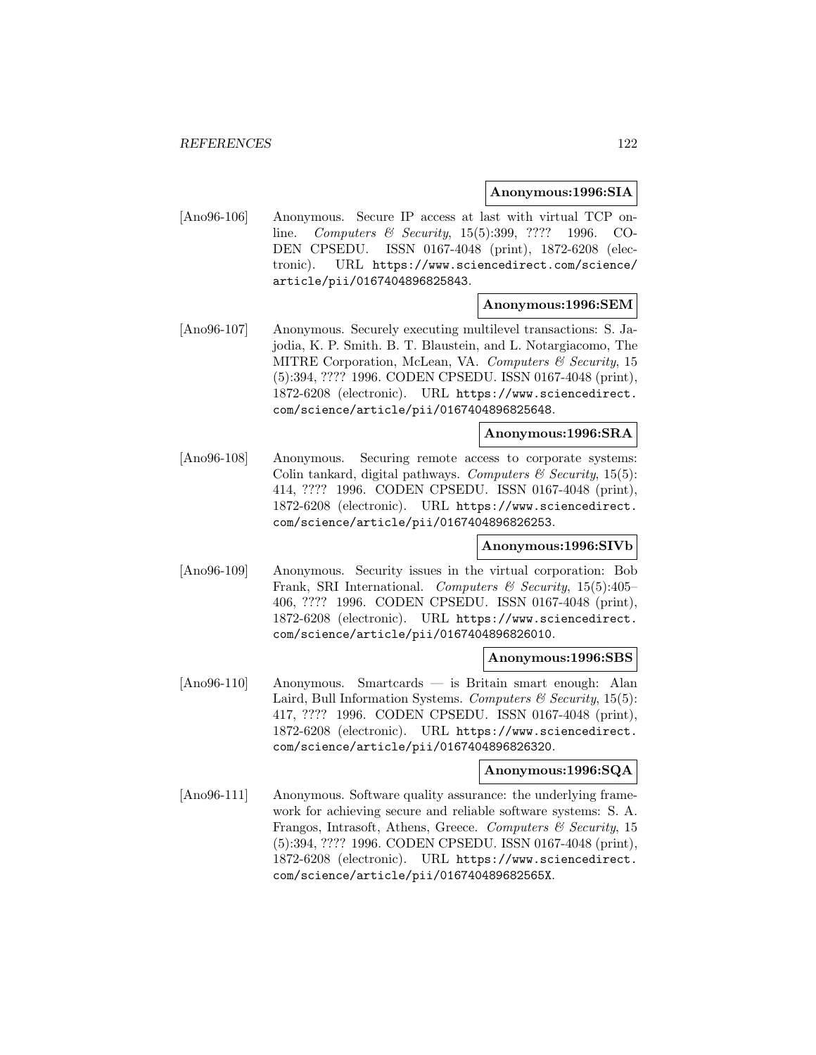**Anonymous:1996:SIA**

[Ano96-106] Anonymous. Secure IP access at last with virtual TCP online. *Computers & Security*, 15(5):399, ???? 1996. CODEN CPSEDU. ISSN 0167-4048 (print), 1872-6208 (electronic). URL https://www.sciencedirect.com/science/article/pii/0167404896825843.

**Anonymous:1996:SEM**

[Ano96-107] Anonymous. Securely executing multilevel transactions: S. Jajodia, K. P. Smith. B. T. Blaustein, and L. Notargiacomo, The MITRE Corporation, McLean, VA. *Computers & Security*, 15 (5):394, ???? 1996. CODEN CPSEDU. ISSN 0167-4048 (print), 1872-6208 (electronic). URL https://www.sciencedirect.com/science/article/pii/0167404896825648.

**Anonymous:1996:SRA**

[Ano96-108] Anonymous. Securing remote access to corporate systems: Colin tankard, digital pathways. *Computers & Security*, 15(5): 414, ???? 1996. CODEN CPSEDU. ISSN 0167-4048 (print), 1872-6208 (electronic). URL https://www.sciencedirect.com/science/article/pii/0167404896826253.

**Anonymous:1996:SIVb**

[Ano96-109] Anonymous. Security issues in the virtual corporation: Bob Frank, SRI International. *Computers & Security*, 15(5):405–406, ???? 1996. CODEN CPSEDU. ISSN 0167-4048 (print), 1872-6208 (electronic). URL https://www.sciencedirect.com/science/article/pii/0167404896826010.

**Anonymous:1996:SBS**

[Ano96-110] Anonymous. Smartcards — is Britain smart enough: Alan Laird, Bull Information Systems. *Computers & Security*, 15(5): 417, ???? 1996. CODEN CPSEDU. ISSN 0167-4048 (print), 1872-6208 (electronic). URL https://www.sciencedirect.com/science/article/pii/0167404896826320.

**Anonymous:1996:SQA**

[Ano96-111] Anonymous. Software quality assurance: the underlying framework for achieving secure and reliable software systems: S. A. Frangos, Intrasoft, Athens, Greece. *Computers & Security*, 15 (5):394, ???? 1996. CODEN CPSEDU. ISSN 0167-4048 (print), 1872-6208 (electronic). URL https://www.sciencedirect.com/science/article/pii/016740489682565X.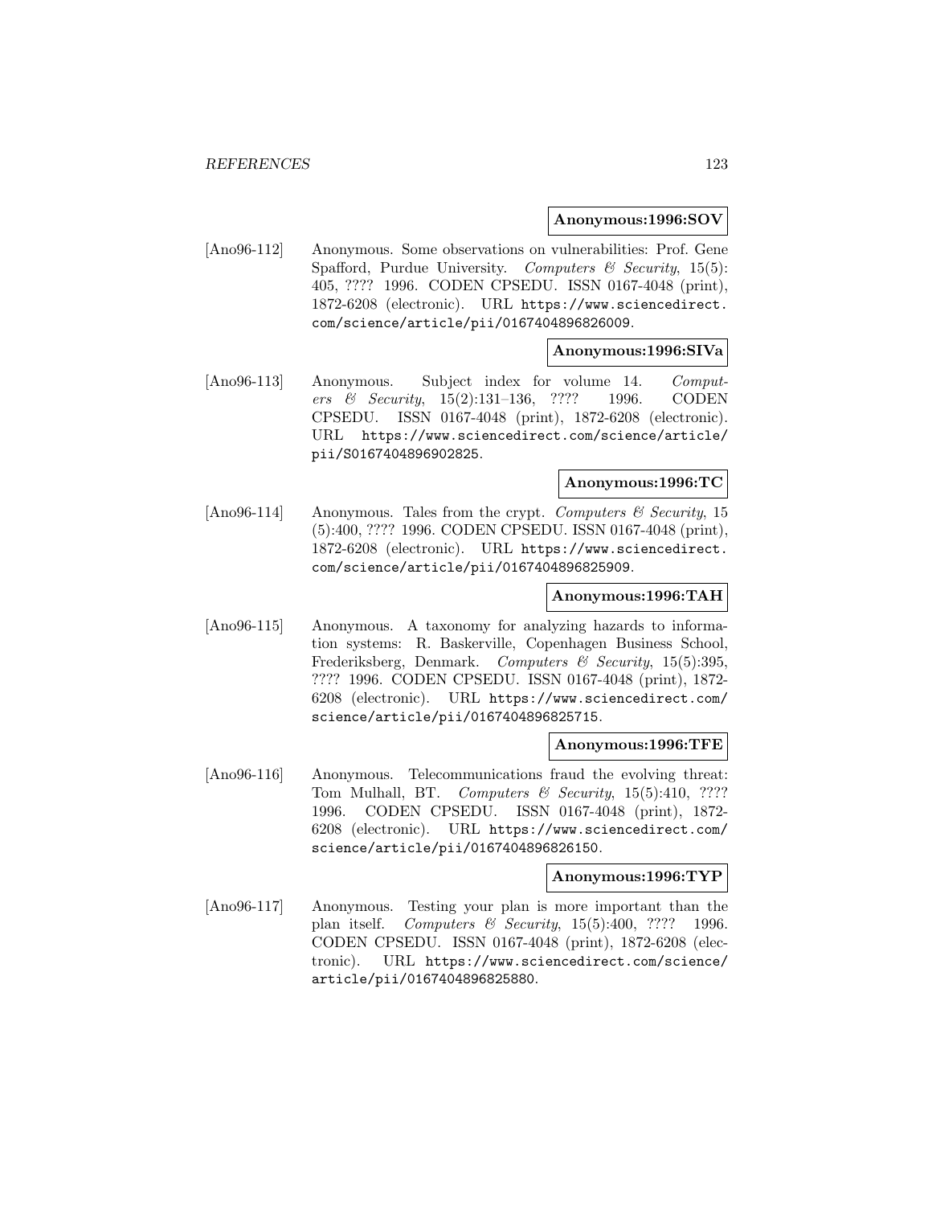**Anonymous:1996:SOV**

[Ano96-112] Anonymous. Some observations on vulnerabilities: Prof. Gene Spafford, Purdue University. *Computers & Security*, 15(5): 405, ???? 1996. CODEN CPSEDU. ISSN 0167-4048 (print), 1872-6208 (electronic). URL https://www.sciencedirect.com/science/article/pii/0167404896826009.

**Anonymous:1996:SIVa**

[Ano96-113] Anonymous. Subject index for volume 14. *Computers & Security*, 15(2):131–136, ???? 1996. CODEN CPSEDU. ISSN 0167-4048 (print), 1872-6208 (electronic). URL https://www.sciencedirect.com/science/article/pii/S0167404896902825.

**Anonymous:1996:TC**

[Ano96-114] Anonymous. Tales from the crypt. *Computers & Security*, 15 (5):400, ???? 1996. CODEN CPSEDU. ISSN 0167-4048 (print), 1872-6208 (electronic). URL https://www.sciencedirect.com/science/article/pii/0167404896825909.

**Anonymous:1996:TAH**

[Ano96-115] Anonymous. A taxonomy for analyzing hazards to information systems: R. Baskerville, Copenhagen Business School, Frederiksberg, Denmark. *Computers & Security*, 15(5):395, ???? 1996. CODEN CPSEDU. ISSN 0167-4048 (print), 1872-6208 (electronic). URL https://www.sciencedirect.com/science/article/pii/0167404896825715.

**Anonymous:1996:TFE**

[Ano96-116] Anonymous. Telecommunications fraud the evolving threat: Tom Mulhall, BT. *Computers & Security*, 15(5):410, ???? 1996. CODEN CPSEDU. ISSN 0167-4048 (print), 1872-6208 (electronic). URL https://www.sciencedirect.com/science/article/pii/0167404896826150.

**Anonymous:1996:TYP**

[Ano96-117] Anonymous. Testing your plan is more important than the plan itself. *Computers & Security*, 15(5):400, ???? 1996. CODEN CPSEDU. ISSN 0167-4048 (print), 1872-6208 (electronic). URL https://www.sciencedirect.com/science/article/pii/0167404896825880.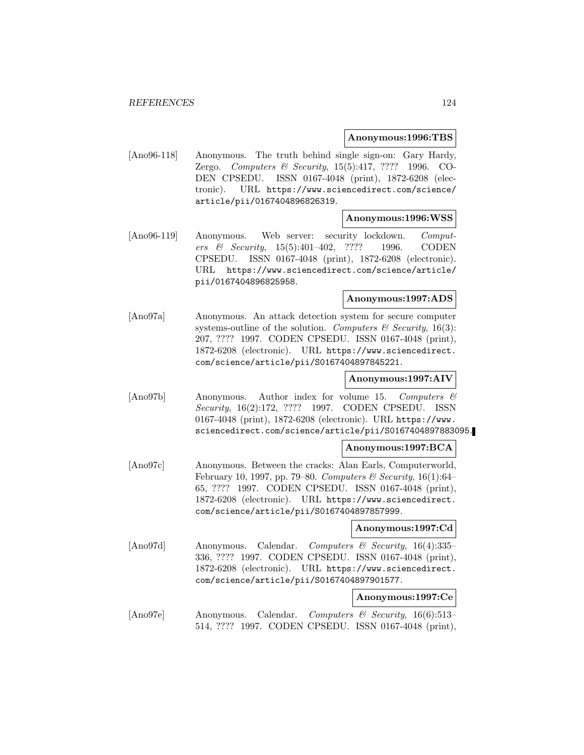**Anonymous:1996:TBS**

[Ano96-118] Anonymous. The truth behind single sign-on: Gary Hardy, Zergo. *Computers & Security*, 15(5):417, ???? 1996. CODEN CPSEDU. ISSN 0167-4048 (print), 1872-6208 (electronic). URL https://www.sciencedirect.com/science/article/pii/0167404896826319.

**Anonymous:1996:WSS**

[Ano96-119] Anonymous. Web server: security lockdown. *Computers & Security*, 15(5):401–402, ???? 1996. CODEN CPSEDU. ISSN 0167-4048 (print), 1872-6208 (electronic). URL https://www.sciencedirect.com/science/article/pii/0167404896825958.

**Anonymous:1997:ADS**

[Ano97a] Anonymous. An attack detection system for secure computer systems-outline of the solution. *Computers & Security*, 16(3): 207, ???? 1997. CODEN CPSEDU. ISSN 0167-4048 (print), 1872-6208 (electronic). URL https://www.sciencedirect.com/science/article/pii/S0167404897845221.

**Anonymous:1997:AIV**

[Ano97b] Anonymous. Author index for volume 15. *Computers & Security*, 16(2):172, ???? 1997. CODEN CPSEDU. ISSN 0167-4048 (print), 1872-6208 (electronic). URL https://www.sciencedirect.com/science/article/pii/S0167404897883095.

**Anonymous:1997:BCA**

[Ano97c] Anonymous. Between the cracks: Alan Earls, Computerworld, February 10, 1997, pp. 79–80. *Computers & Security*, 16(1):64–65, ???? 1997. CODEN CPSEDU. ISSN 0167-4048 (print), 1872-6208 (electronic). URL https://www.sciencedirect.com/science/article/pii/S0167404897857999.

**Anonymous:1997:Cd**

[Ano97d] Anonymous. Calendar. *Computers & Security*, 16(4):335–336, ???? 1997. CODEN CPSEDU. ISSN 0167-4048 (print), 1872-6208 (electronic). URL https://www.sciencedirect.com/science/article/pii/S0167404897901577.

**Anonymous:1997:Ce**

[Ano97e] Anonymous. Calendar. *Computers & Security*, 16(6):513–514, ???? 1997. CODEN CPSEDU. ISSN 0167-4048 (print),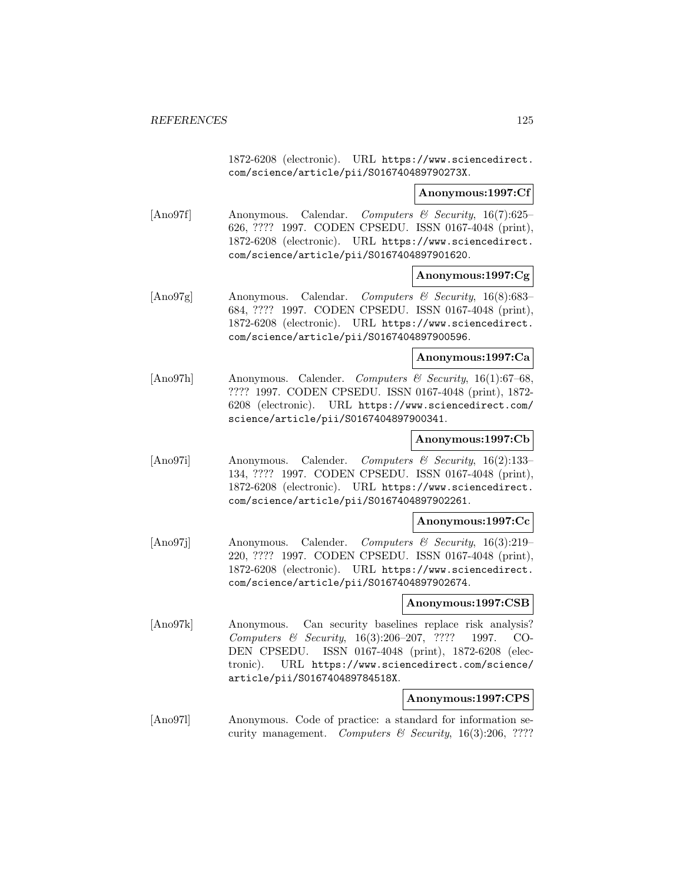1872-6208 (electronic). URL https://www.sciencedirect.com/science/article/pii/S016740489790273X.

**Anonymous:1997:Cf**

[Ano97f] Anonymous. Calendar. *Computers & Security*, 16(7):625–626, ???? 1997. CODEN CPSEDU. ISSN 0167-4048 (print), 1872-6208 (electronic). URL https://www.sciencedirect.com/science/article/pii/S0167404897901620.

**Anonymous:1997:Cg**

[Ano97g] Anonymous. Calendar. *Computers & Security*, 16(8):683–684, ???? 1997. CODEN CPSEDU. ISSN 0167-4048 (print), 1872-6208 (electronic). URL https://www.sciencedirect.com/science/article/pii/S0167404897900596.

**Anonymous:1997:Ca**

[Ano97h] Anonymous. Calender. *Computers & Security*, 16(1):67–68, ???? 1997. CODEN CPSEDU. ISSN 0167-4048 (print), 1872-6208 (electronic). URL https://www.sciencedirect.com/science/article/pii/S0167404897900341.

**Anonymous:1997:Cb**

[Ano97i] Anonymous. Calender. *Computers & Security*, 16(2):133–134, ???? 1997. CODEN CPSEDU. ISSN 0167-4048 (print), 1872-6208 (electronic). URL https://www.sciencedirect.com/science/article/pii/S0167404897902261.

**Anonymous:1997:Cc**

[Ano97j] Anonymous. Calender. *Computers & Security*, 16(3):219–220, ???? 1997. CODEN CPSEDU. ISSN 0167-4048 (print), 1872-6208 (electronic). URL https://www.sciencedirect.com/science/article/pii/S0167404897902674.

**Anonymous:1997:CSB**

[Ano97k] Anonymous. Can security baselines replace risk analysis? *Computers & Security*, 16(3):206–207, ???? 1997. CODEN CPSEDU. ISSN 0167-4048 (print), 1872-6208 (electronic). URL https://www.sciencedirect.com/science/article/pii/S016740489784518X.

**Anonymous:1997:CPS**

[Ano97l] Anonymous. Code of practice: a standard for information security management. *Computers & Security*, 16(3):206, ????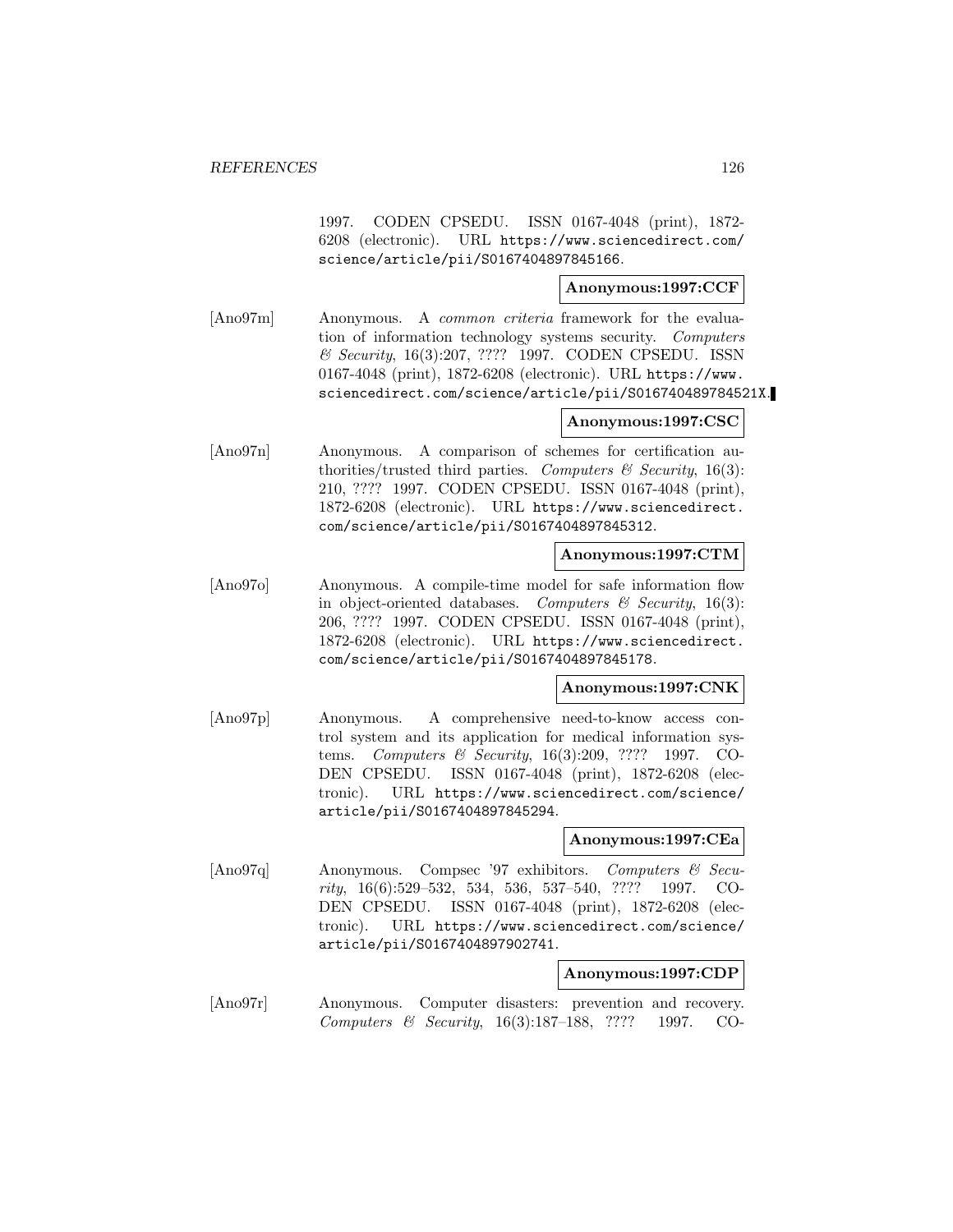1997. CODEN CPSEDU. ISSN 0167-4048 (print), 1872-6208 (electronic). URL https://www.sciencedirect.com/science/article/pii/S0167404897845166.

**Anonymous:1997:CCF**

[Ano97m] Anonymous. A *common criteria* framework for the evaluation of information technology systems security. *Computers & Security*, 16(3):207, ???? 1997. CODEN CPSEDU. ISSN 0167-4048 (print), 1872-6208 (electronic). URL https://www.sciencedirect.com/science/article/pii/S016740489784521X.

**Anonymous:1997:CSC**

[Ano97n] Anonymous. A comparison of schemes for certification authorities/trusted third parties. *Computers & Security*, 16(3):210, ???? 1997. CODEN CPSEDU. ISSN 0167-4048 (print), 1872-6208 (electronic). URL https://www.sciencedirect.com/science/article/pii/S0167404897845312.

**Anonymous:1997:CTM**

[Ano97o] Anonymous. A compile-time model for safe information flow in object-oriented databases. *Computers & Security*, 16(3):206, ???? 1997. CODEN CPSEDU. ISSN 0167-4048 (print), 1872-6208 (electronic). URL https://www.sciencedirect.com/science/article/pii/S0167404897845178.

**Anonymous:1997:CNK**

[Ano97p] Anonymous. A comprehensive need-to-know access control system and its application for medical information systems. *Computers & Security*, 16(3):209, ???? 1997. CODEN CPSEDU. ISSN 0167-4048 (print), 1872-6208 (electronic). URL https://www.sciencedirect.com/science/article/pii/S0167404897845294.

**Anonymous:1997:CEa**

[Ano97q] Anonymous. Compsec '97 exhibitors. *Computers & Security*, 16(6):529–532, 534, 536, 537–540, ???? 1997. CODEN CPSEDU. ISSN 0167-4048 (print), 1872-6208 (electronic). URL https://www.sciencedirect.com/science/article/pii/S0167404897902741.

**Anonymous:1997:CDP**

[Ano97r] Anonymous. Computer disasters: prevention and recovery. *Computers & Security*, 16(3):187–188, ???? 1997. CO-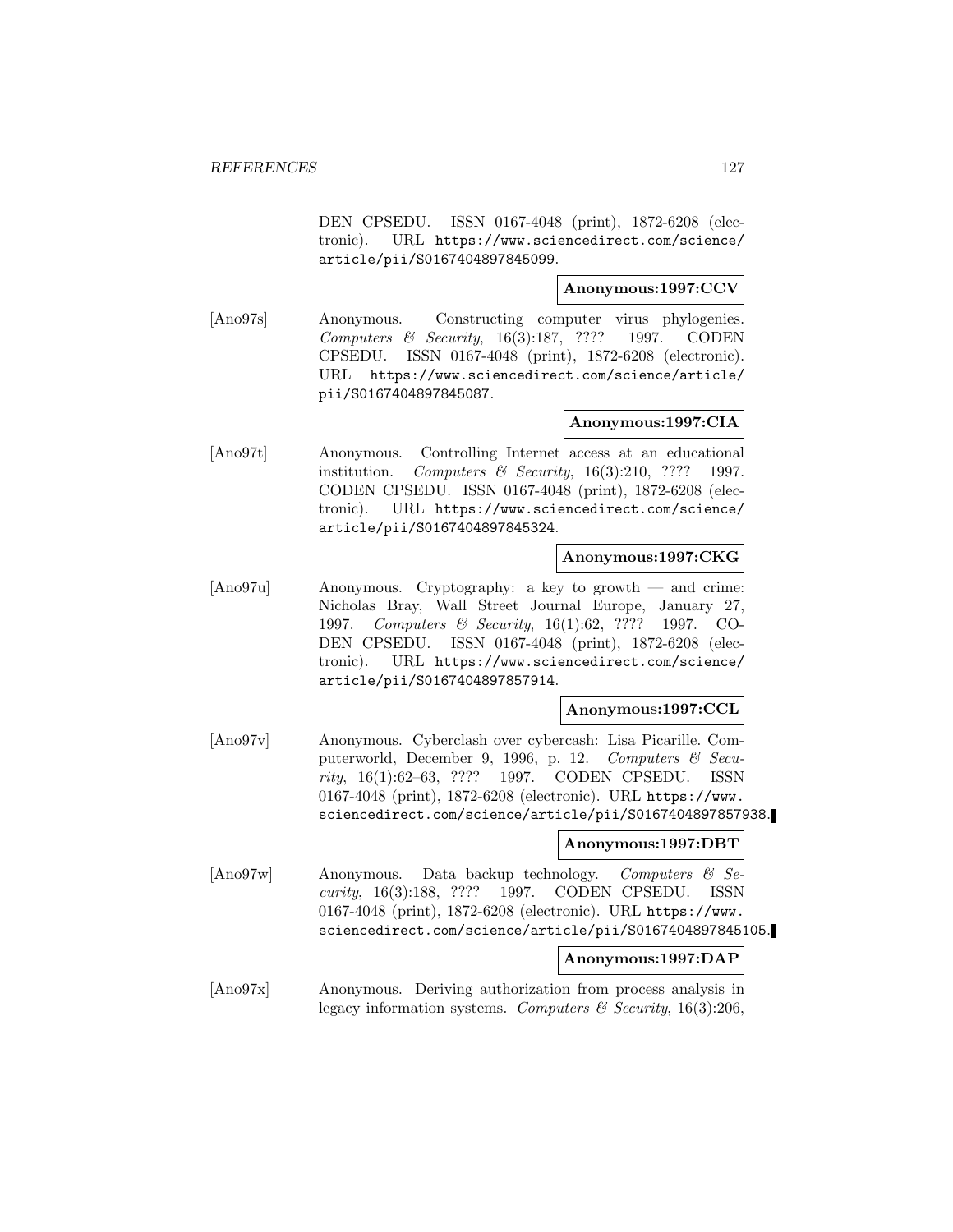DEN CPSEDU. ISSN 0167-4048 (print), 1872-6208 (electronic). URL https://www.sciencedirect.com/science/article/pii/S0167404897845099.

**Anonymous:1997:CCV**

[Ano97s] Anonymous. Constructing computer virus phylogenies. *Computers & Security*, 16(3):187, ???? 1997. CODEN CPSEDU. ISSN 0167-4048 (print), 1872-6208 (electronic). URL https://www.sciencedirect.com/science/article/pii/S0167404897845087.

**Anonymous:1997:CIA**

[Ano97t] Anonymous. Controlling Internet access at an educational institution. *Computers & Security*, 16(3):210, ???? 1997. CODEN CPSEDU. ISSN 0167-4048 (print), 1872-6208 (electronic). URL https://www.sciencedirect.com/science/article/pii/S0167404897845324.

**Anonymous:1997:CKG**

[Ano97u] Anonymous. Cryptography: a key to growth — and crime: Nicholas Bray, Wall Street Journal Europe, January 27, 1997. *Computers & Security*, 16(1):62, ???? 1997. CODEN CPSEDU. ISSN 0167-4048 (print), 1872-6208 (electronic). URL https://www.sciencedirect.com/science/article/pii/S0167404897857914.

**Anonymous:1997:CCL**

[Ano97v] Anonymous. Cyberclash over cybercash: Lisa Picarille. Computerworld, December 9, 1996, p. 12. *Computers & Security*, 16(1):62–63, ???? 1997. CODEN CPSEDU. ISSN 0167-4048 (print), 1872-6208 (electronic). URL https://www.sciencedirect.com/science/article/pii/S0167404897857938.

**Anonymous:1997:DBT**

[Ano97w] Anonymous. Data backup technology. *Computers & Security*, 16(3):188, ???? 1997. CODEN CPSEDU. ISSN 0167-4048 (print), 1872-6208 (electronic). URL https://www.sciencedirect.com/science/article/pii/S0167404897845105.

**Anonymous:1997:DAP**

[Ano97x] Anonymous. Deriving authorization from process analysis in legacy information systems. *Computers & Security*, 16(3):206,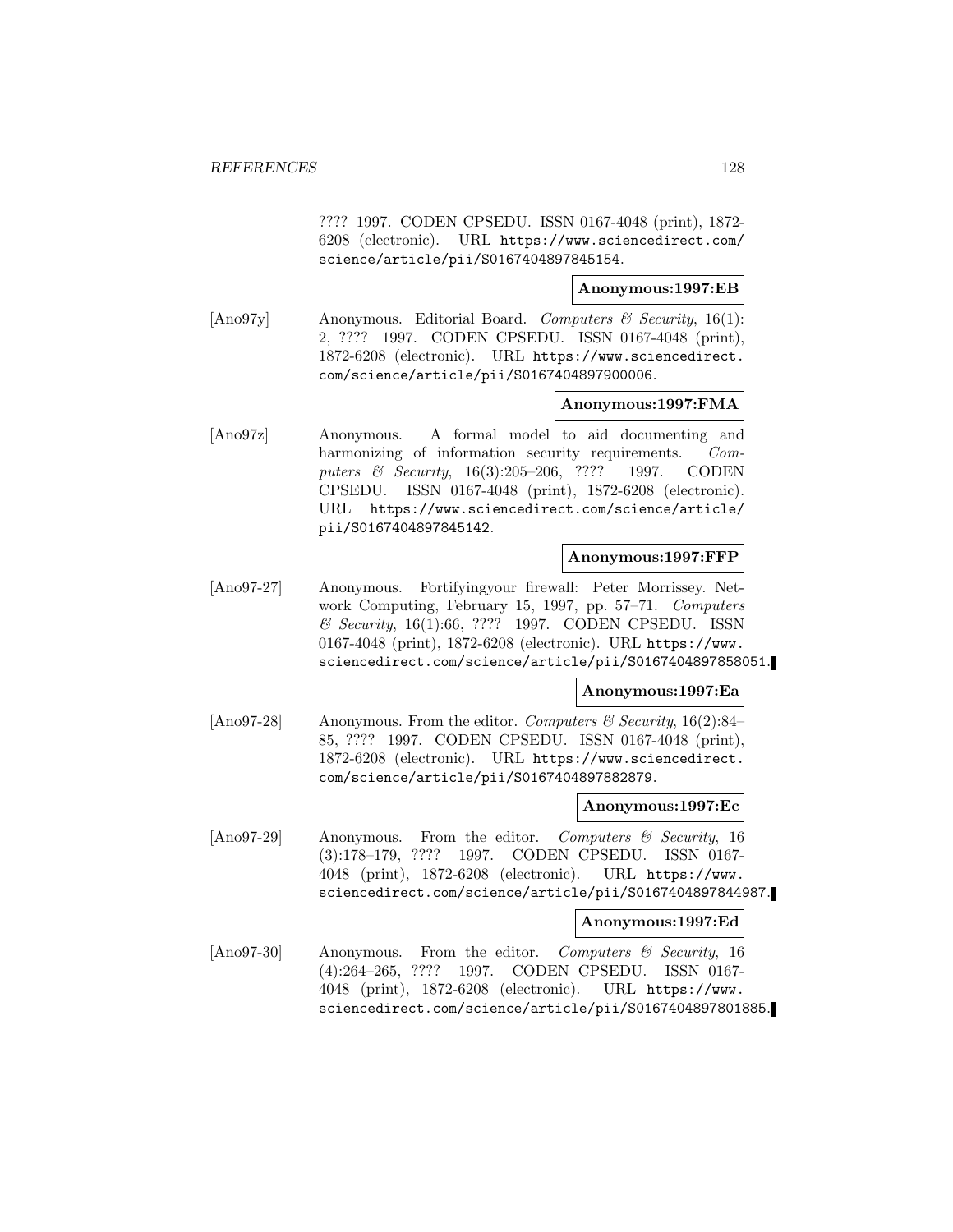???? 1997. CODEN CPSEDU. ISSN 0167-4048 (print), 1872-6208 (electronic). URL https://www.sciencedirect.com/science/article/pii/S0167404897845154.

**Anonymous:1997:EB**

[Ano97y] Anonymous. Editorial Board. *Computers & Security*, 16(1): 2, ???? 1997. CODEN CPSEDU. ISSN 0167-4048 (print), 1872-6208 (electronic). URL https://www.sciencedirect.com/science/article/pii/S0167404897900006.

**Anonymous:1997:FMA**

[Ano97z] Anonymous. A formal model to aid documenting and harmonizing of information security requirements. *Computers & Security*, 16(3):205–206, ???? 1997. CODEN CPSEDU. ISSN 0167-4048 (print), 1872-6208 (electronic). URL https://www.sciencedirect.com/science/article/pii/S0167404897845142.

**Anonymous:1997:FFP**

[Ano97-27] Anonymous. Fortifyingyour firewall: Peter Morrissey. Network Computing, February 15, 1997, pp. 57–71. *Computers & Security*, 16(1):66, ???? 1997. CODEN CPSEDU. ISSN 0167-4048 (print), 1872-6208 (electronic). URL https://www.sciencedirect.com/science/article/pii/S0167404897858051.

**Anonymous:1997:Ea**

[Ano97-28] Anonymous. From the editor. *Computers & Security*, 16(2):84–85, ???? 1997. CODEN CPSEDU. ISSN 0167-4048 (print), 1872-6208 (electronic). URL https://www.sciencedirect.com/science/article/pii/S0167404897882879.

**Anonymous:1997:Ec**

[Ano97-29] Anonymous. From the editor. *Computers & Security*, 16 (3):178–179, ???? 1997. CODEN CPSEDU. ISSN 0167-4048 (print), 1872-6208 (electronic). URL https://www.sciencedirect.com/science/article/pii/S0167404897844987.

**Anonymous:1997:Ed**

[Ano97-30] Anonymous. From the editor. *Computers & Security*, 16 (4):264–265, ???? 1997. CODEN CPSEDU. ISSN 0167-4048 (print), 1872-6208 (electronic). URL https://www.sciencedirect.com/science/article/pii/S0167404897801885.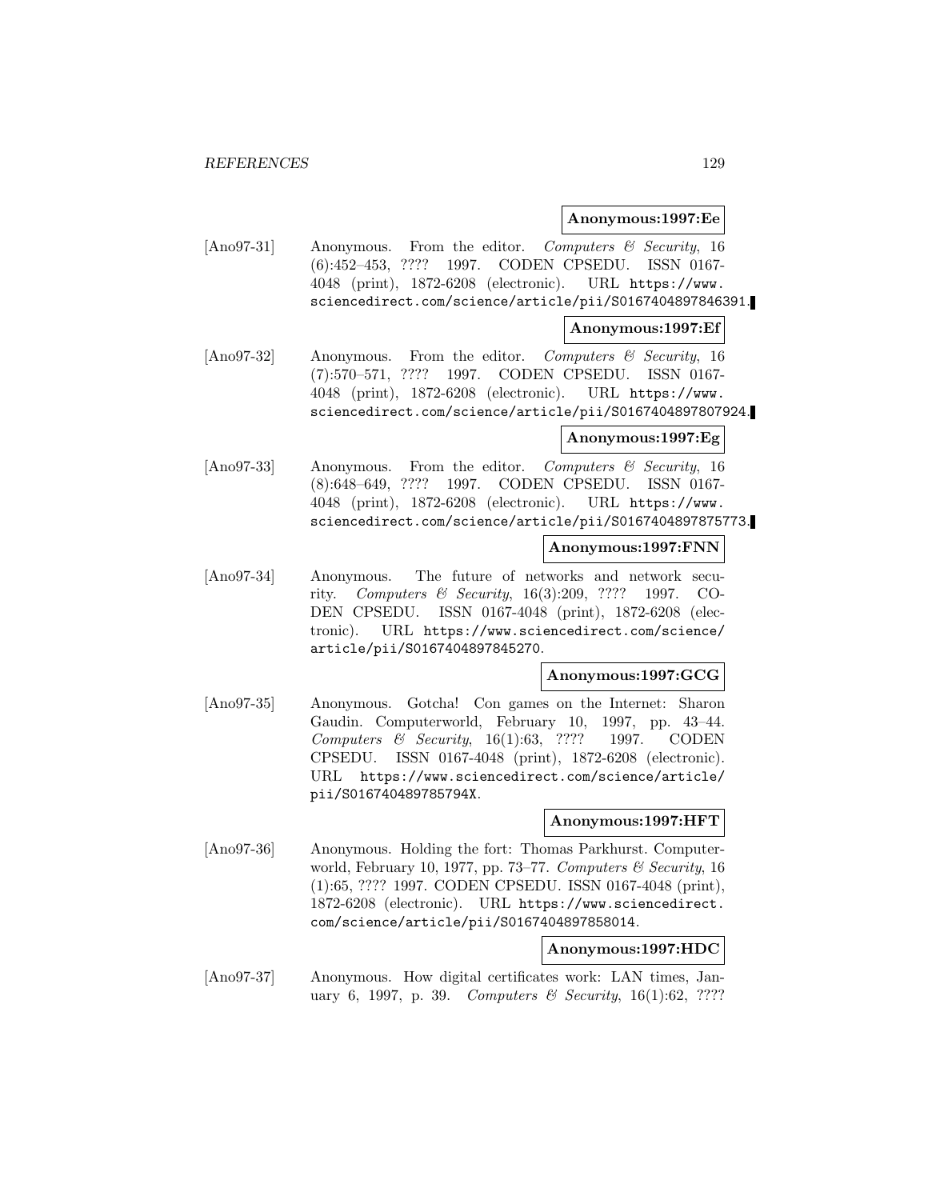**Anonymous:1997:Ee**

[Ano97-31] Anonymous. From the editor. *Computers & Security*, 16 (6):452–453, ???? 1997. CODEN CPSEDU. ISSN 0167-4048 (print), 1872-6208 (electronic). URL https://www.sciencedirect.com/science/article/pii/S0167404897846391.

**Anonymous:1997:Ef**

[Ano97-32] Anonymous. From the editor. *Computers & Security*, 16 (7):570–571, ???? 1997. CODEN CPSEDU. ISSN 0167-4048 (print), 1872-6208 (electronic). URL https://www.sciencedirect.com/science/article/pii/S0167404897807924.

**Anonymous:1997:Eg**

[Ano97-33] Anonymous. From the editor. *Computers & Security*, 16 (8):648–649, ???? 1997. CODEN CPSEDU. ISSN 0167-4048 (print), 1872-6208 (electronic). URL https://www.sciencedirect.com/science/article/pii/S0167404897875773.

**Anonymous:1997:FNN**

[Ano97-34] Anonymous. The future of networks and network security. *Computers & Security*, 16(3):209, ???? 1997. CODEN CPSEDU. ISSN 0167-4048 (print), 1872-6208 (electronic). URL https://www.sciencedirect.com/science/article/pii/S0167404897845270.

**Anonymous:1997:GCG**

[Ano97-35] Anonymous. Gotcha! Con games on the Internet: Sharon Gaudin. Computerworld, February 10, 1997, pp. 43–44. *Computers & Security*, 16(1):63, ???? 1997. CODEN CPSEDU. ISSN 0167-4048 (print), 1872-6208 (electronic). URL https://www.sciencedirect.com/science/article/pii/S016740489785794X.

**Anonymous:1997:HFT**

[Ano97-36] Anonymous. Holding the fort: Thomas Parkhurst. Computerworld, February 10, 1977, pp. 73–77. *Computers & Security*, 16 (1):65, ???? 1997. CODEN CPSEDU. ISSN 0167-4048 (print), 1872-6208 (electronic). URL https://www.sciencedirect.com/science/article/pii/S0167404897858014.

**Anonymous:1997:HDC**

[Ano97-37] Anonymous. How digital certificates work: LAN times, January 6, 1997, p. 39. *Computers & Security*, 16(1):62, ????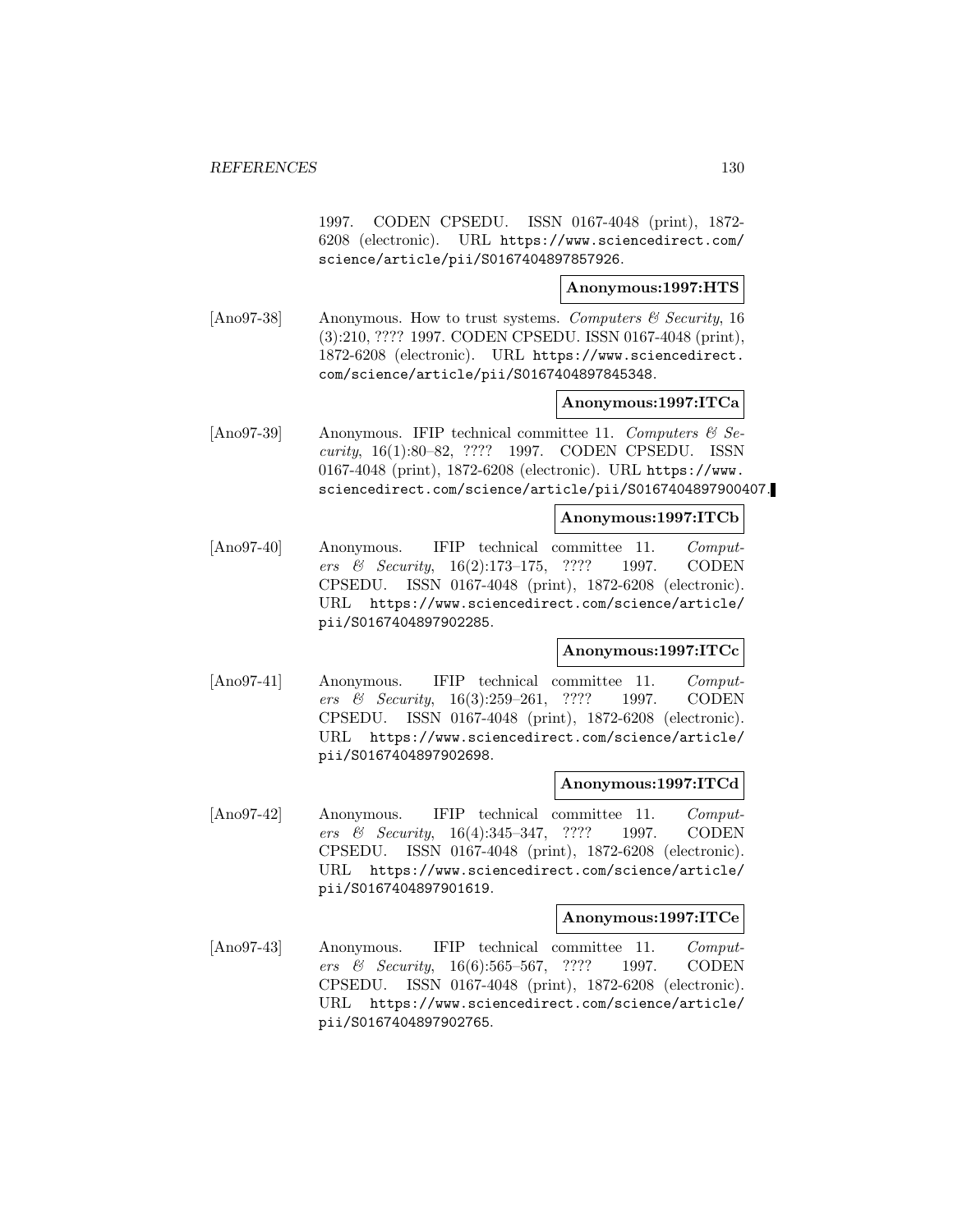1997. CODEN CPSEDU. ISSN 0167-4048 (print), 1872-6208 (electronic). URL https://www.sciencedirect.com/science/article/pii/S0167404897857926.

**Anonymous:1997:HTS**

[Ano97-38] Anonymous. How to trust systems. *Computers & Security*, 16 (3):210, ???? 1997. CODEN CPSEDU. ISSN 0167-4048 (print), 1872-6208 (electronic). URL https://www.sciencedirect.com/science/article/pii/S0167404897845348.

**Anonymous:1997:ITCa**

[Ano97-39] Anonymous. IFIP technical committee 11. *Computers & Security*, 16(1):80–82, ???? 1997. CODEN CPSEDU. ISSN 0167-4048 (print), 1872-6208 (electronic). URL https://www.sciencedirect.com/science/article/pii/S0167404897900407.

**Anonymous:1997:ITCb**

[Ano97-40] Anonymous. IFIP technical committee 11. *Computers & Security*, 16(2):173–175, ???? 1997. CODEN CPSEDU. ISSN 0167-4048 (print), 1872-6208 (electronic). URL https://www.sciencedirect.com/science/article/pii/S0167404897902285.

**Anonymous:1997:ITCc**

[Ano97-41] Anonymous. IFIP technical committee 11. *Computers & Security*, 16(3):259–261, ???? 1997. CODEN CPSEDU. ISSN 0167-4048 (print), 1872-6208 (electronic). URL https://www.sciencedirect.com/science/article/pii/S0167404897902698.

**Anonymous:1997:ITCd**

[Ano97-42] Anonymous. IFIP technical committee 11. *Computers & Security*, 16(4):345–347, ???? 1997. CODEN CPSEDU. ISSN 0167-4048 (print), 1872-6208 (electronic). URL https://www.sciencedirect.com/science/article/pii/S0167404897901619.

**Anonymous:1997:ITCe**

[Ano97-43] Anonymous. IFIP technical committee 11. *Computers & Security*, 16(6):565–567, ???? 1997. CODEN CPSEDU. ISSN 0167-4048 (print), 1872-6208 (electronic). URL https://www.sciencedirect.com/science/article/pii/S0167404897902765.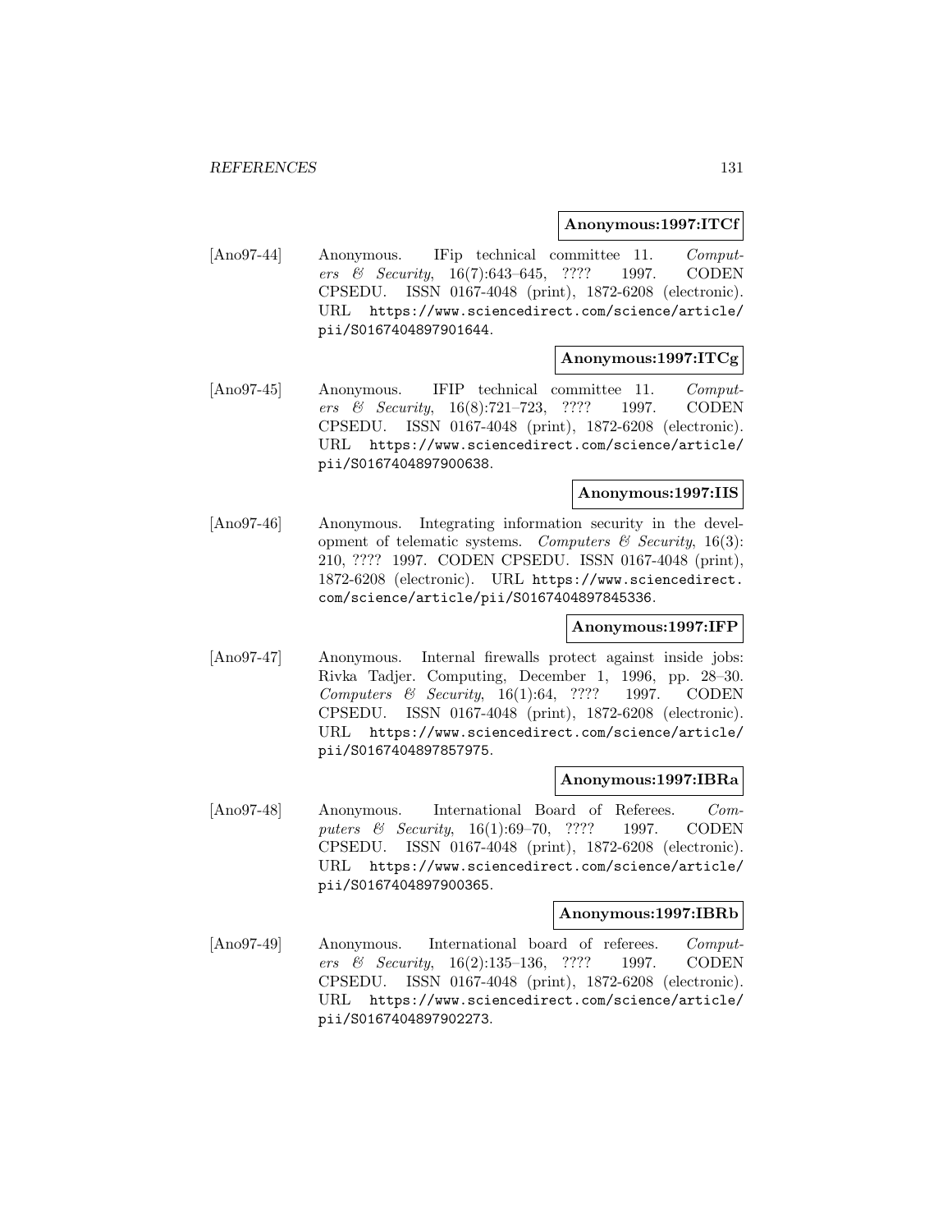**Anonymous:1997:ITCf**

[Ano97-44] Anonymous. IFip technical committee 11. *Computers & Security*, 16(7):643–645, ???? 1997. CODEN CPSEDU. ISSN 0167-4048 (print), 1872-6208 (electronic). URL https://www.sciencedirect.com/science/article/pii/S0167404897901644.

**Anonymous:1997:ITCg**

[Ano97-45] Anonymous. IFIP technical committee 11. *Computers & Security*, 16(8):721–723, ???? 1997. CODEN CPSEDU. ISSN 0167-4048 (print), 1872-6208 (electronic). URL https://www.sciencedirect.com/science/article/pii/S0167404897900638.

**Anonymous:1997:IIS**

[Ano97-46] Anonymous. Integrating information security in the development of telematic systems. *Computers & Security*, 16(3): 210, ???? 1997. CODEN CPSEDU. ISSN 0167-4048 (print), 1872-6208 (electronic). URL https://www.sciencedirect.com/science/article/pii/S0167404897845336.

**Anonymous:1997:IFP**

[Ano97-47] Anonymous. Internal firewalls protect against inside jobs: Rivka Tadjer. Computing, December 1, 1996, pp. 28–30. *Computers & Security*, 16(1):64, ???? 1997. CODEN CPSEDU. ISSN 0167-4048 (print), 1872-6208 (electronic). URL https://www.sciencedirect.com/science/article/pii/S0167404897857975.

**Anonymous:1997:IBRa**

[Ano97-48] Anonymous. International Board of Referees. *Computers & Security*, 16(1):69–70, ???? 1997. CODEN CPSEDU. ISSN 0167-4048 (print), 1872-6208 (electronic). URL https://www.sciencedirect.com/science/article/pii/S0167404897900365.

**Anonymous:1997:IBRb**

[Ano97-49] Anonymous. International board of referees. *Computers & Security*, 16(2):135–136, ???? 1997. CODEN CPSEDU. ISSN 0167-4048 (print), 1872-6208 (electronic). URL https://www.sciencedirect.com/science/article/pii/S0167404897902273.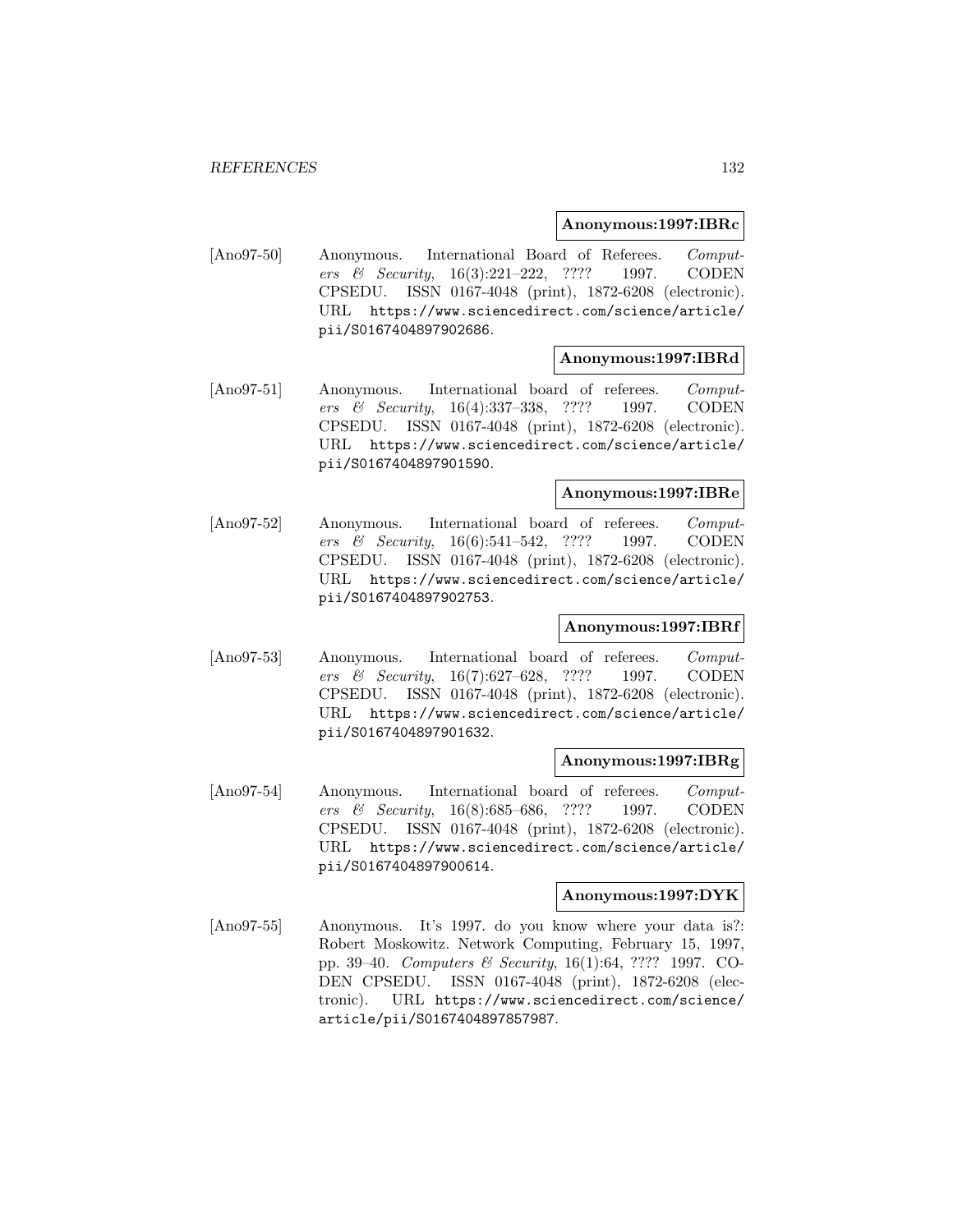**Anonymous:1997:IBRc**

[Ano97-50] Anonymous. International Board of Referees. *Computers & Security*, 16(3):221–222, ???? 1997. CODEN CPSEDU. ISSN 0167-4048 (print), 1872-6208 (electronic). URL https://www.sciencedirect.com/science/article/pii/S0167404897902686.

**Anonymous:1997:IBRd**

[Ano97-51] Anonymous. International board of referees. *Computers & Security*, 16(4):337–338, ???? 1997. CODEN CPSEDU. ISSN 0167-4048 (print), 1872-6208 (electronic). URL https://www.sciencedirect.com/science/article/pii/S0167404897901590.

**Anonymous:1997:IBRe**

[Ano97-52] Anonymous. International board of referees. *Computers & Security*, 16(6):541–542, ???? 1997. CODEN CPSEDU. ISSN 0167-4048 (print), 1872-6208 (electronic). URL https://www.sciencedirect.com/science/article/pii/S0167404897902753.

**Anonymous:1997:IBRf**

[Ano97-53] Anonymous. International board of referees. *Computers & Security*, 16(7):627–628, ???? 1997. CODEN CPSEDU. ISSN 0167-4048 (print), 1872-6208 (electronic). URL https://www.sciencedirect.com/science/article/pii/S0167404897901632.

**Anonymous:1997:IBRg**

[Ano97-54] Anonymous. International board of referees. *Computers & Security*, 16(8):685–686, ???? 1997. CODEN CPSEDU. ISSN 0167-4048 (print), 1872-6208 (electronic). URL https://www.sciencedirect.com/science/article/pii/S0167404897900614.

**Anonymous:1997:DYK**

[Ano97-55] Anonymous. It's 1997. do you know where your data is?: Robert Moskowitz. Network Computing, February 15, 1997, pp. 39–40. *Computers & Security*, 16(1):64, ???? 1997. CODEN CPSEDU. ISSN 0167-4048 (print), 1872-6208 (electronic). URL https://www.sciencedirect.com/science/article/pii/S0167404897857987.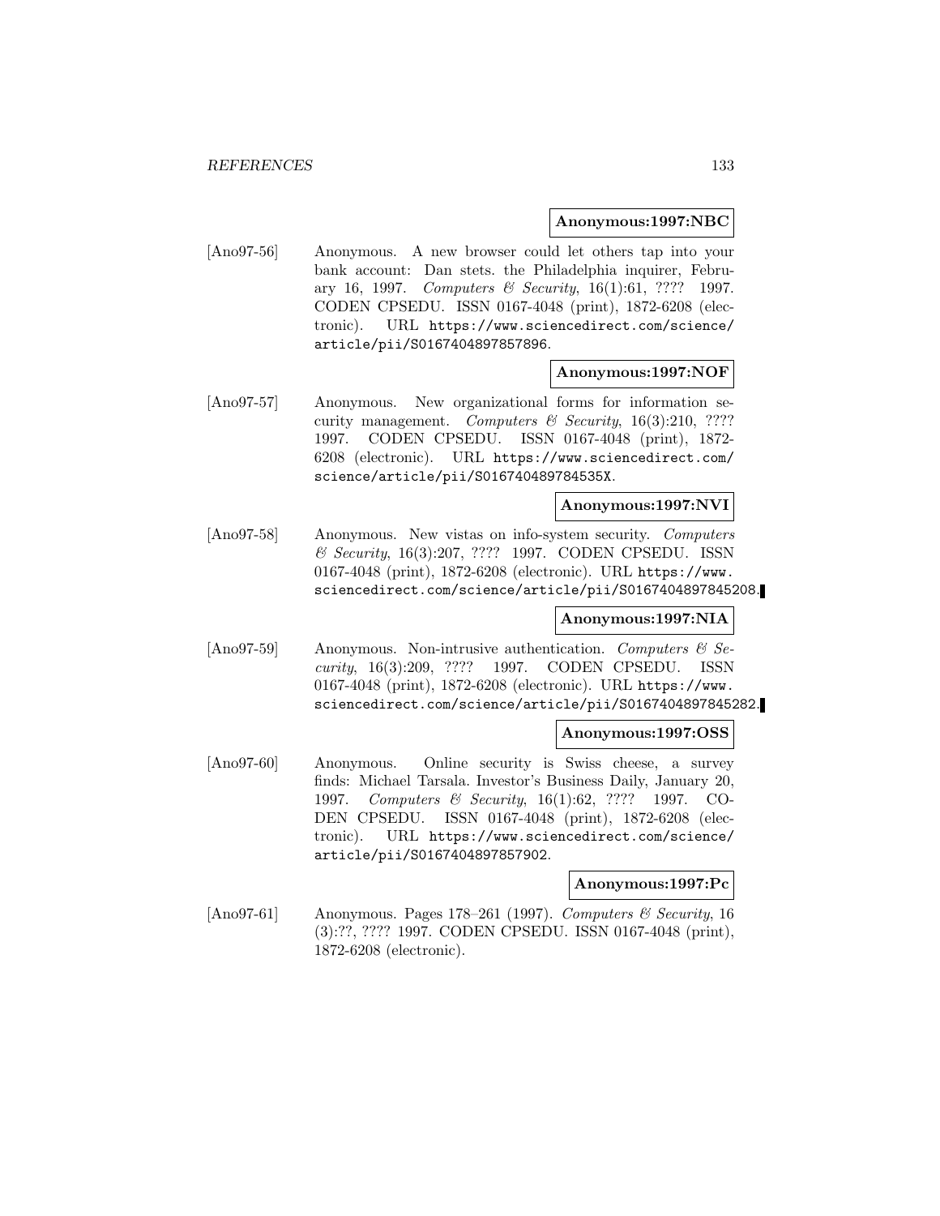**Anonymous:1997:NBC**

[Ano97-56] Anonymous. A new browser could let others tap into your bank account: Dan stets. the Philadelphia inquirer, February 16, 1997. *Computers & Security*, 16(1):61, ???? 1997. CODEN CPSEDU. ISSN 0167-4048 (print), 1872-6208 (electronic). URL https://www.sciencedirect.com/science/article/pii/S0167404897857896.

**Anonymous:1997:NOF**

[Ano97-57] Anonymous. New organizational forms for information security management. *Computers & Security*, 16(3):210, ???? 1997. CODEN CPSEDU. ISSN 0167-4048 (print), 1872-6208 (electronic). URL https://www.sciencedirect.com/science/article/pii/S016740489784535X.

**Anonymous:1997:NVI**

[Ano97-58] Anonymous. New vistas on info-system security. *Computers & Security*, 16(3):207, ???? 1997. CODEN CPSEDU. ISSN 0167-4048 (print), 1872-6208 (electronic). URL https://www.sciencedirect.com/science/article/pii/S0167404897845208.

**Anonymous:1997:NIA**

[Ano97-59] Anonymous. Non-intrusive authentication. *Computers & Security*, 16(3):209, ???? 1997. CODEN CPSEDU. ISSN 0167-4048 (print), 1872-6208 (electronic). URL https://www.sciencedirect.com/science/article/pii/S0167404897845282.

**Anonymous:1997:OSS**

[Ano97-60] Anonymous. Online security is Swiss cheese, a survey finds: Michael Tarsala. Investor's Business Daily, January 20, 1997. *Computers & Security*, 16(1):62, ???? 1997. CODEN CPSEDU. ISSN 0167-4048 (print), 1872-6208 (electronic). URL https://www.sciencedirect.com/science/article/pii/S0167404897857902.

**Anonymous:1997:Pc**

[Ano97-61] Anonymous. Pages 178–261 (1997). *Computers & Security*, 16 (3):??, ???? 1997. CODEN CPSEDU. ISSN 0167-4048 (print), 1872-6208 (electronic).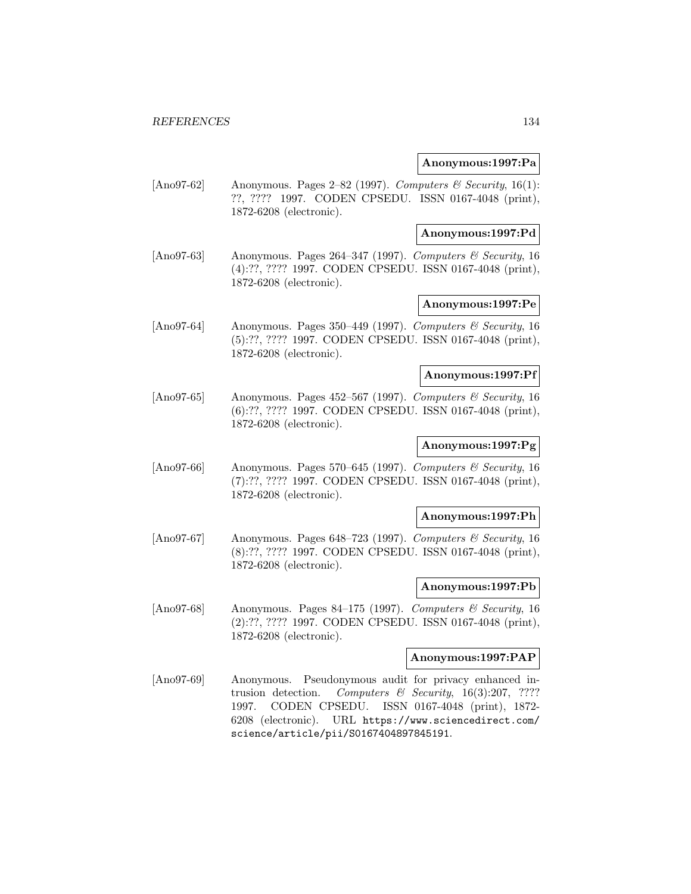**Anonymous:1997:Pa**

[Ano97-62] Anonymous. Pages 2–82 (1997). *Computers & Security*, 16(1): ??, ???? 1997. CODEN CPSEDU. ISSN 0167-4048 (print), 1872-6208 (electronic).

**Anonymous:1997:Pd**

[Ano97-63] Anonymous. Pages 264–347 (1997). *Computers & Security*, 16 (4):??, ???? 1997. CODEN CPSEDU. ISSN 0167-4048 (print), 1872-6208 (electronic).

**Anonymous:1997:Pe**

[Ano97-64] Anonymous. Pages 350–449 (1997). *Computers & Security*, 16 (5):??, ???? 1997. CODEN CPSEDU. ISSN 0167-4048 (print), 1872-6208 (electronic).

**Anonymous:1997:Pf**

[Ano97-65] Anonymous. Pages 452–567 (1997). *Computers & Security*, 16 (6):??, ???? 1997. CODEN CPSEDU. ISSN 0167-4048 (print), 1872-6208 (electronic).

**Anonymous:1997:Pg**

[Ano97-66] Anonymous. Pages 570–645 (1997). *Computers & Security*, 16 (7):??, ???? 1997. CODEN CPSEDU. ISSN 0167-4048 (print), 1872-6208 (electronic).

**Anonymous:1997:Ph**

[Ano97-67] Anonymous. Pages 648–723 (1997). *Computers & Security*, 16 (8):??, ???? 1997. CODEN CPSEDU. ISSN 0167-4048 (print), 1872-6208 (electronic).

**Anonymous:1997:Pb**

[Ano97-68] Anonymous. Pages 84–175 (1997). *Computers & Security*, 16 (2):??, ???? 1997. CODEN CPSEDU. ISSN 0167-4048 (print), 1872-6208 (electronic).

**Anonymous:1997:PAP**

[Ano97-69] Anonymous. Pseudonymous audit for privacy enhanced intrusion detection. *Computers & Security*, 16(3):207, ???? 1997. CODEN CPSEDU. ISSN 0167-4048 (print), 1872-6208 (electronic). URL https://www.sciencedirect.com/science/article/pii/S0167404897845191.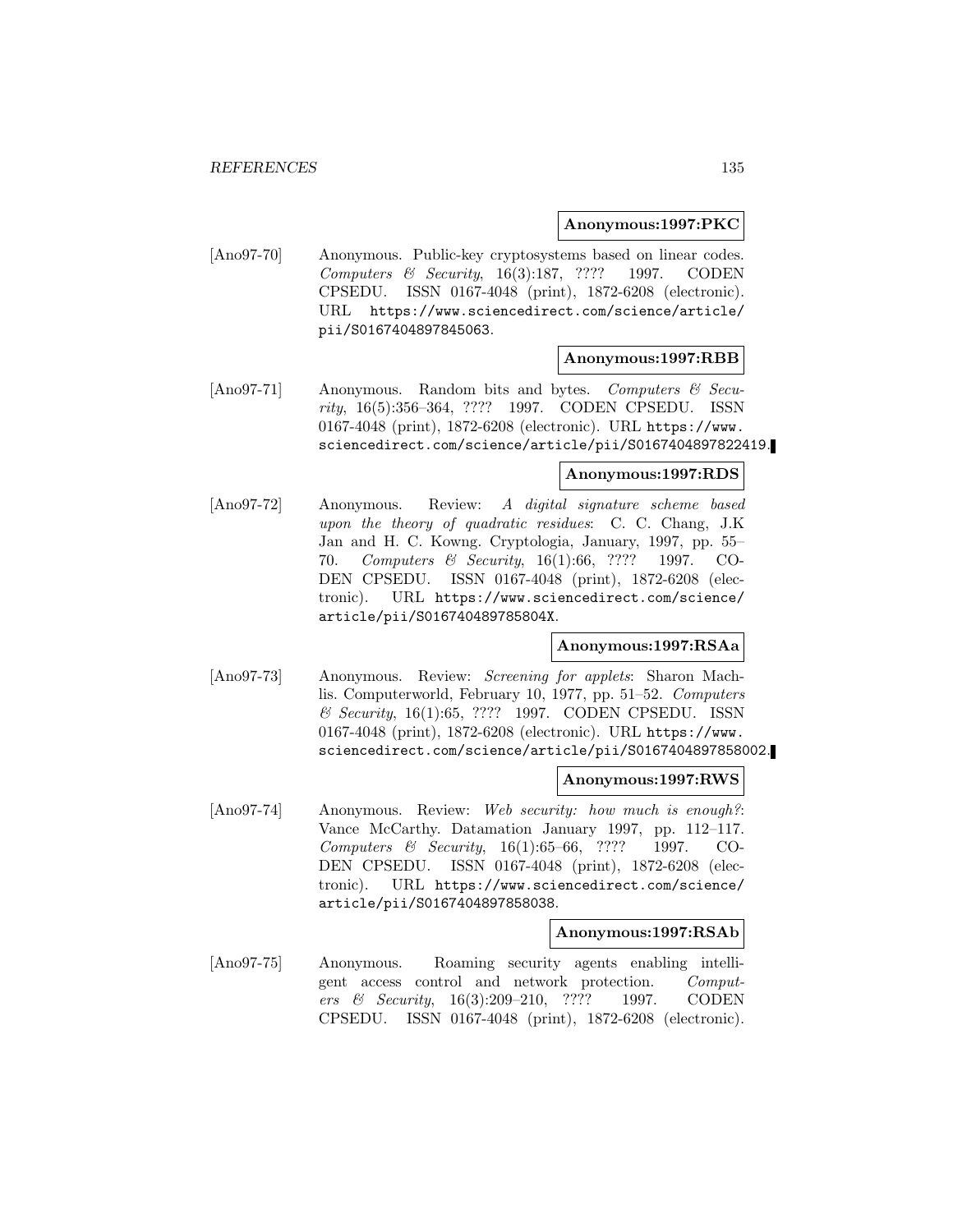**Anonymous:1997:PKC**

[Ano97-70] Anonymous. Public-key cryptosystems based on linear codes. *Computers & Security*, 16(3):187, ???? 1997. CODEN CPSEDU. ISSN 0167-4048 (print), 1872-6208 (electronic). URL https://www.sciencedirect.com/science/article/pii/S0167404897845063.

**Anonymous:1997:RBB**

[Ano97-71] Anonymous. Random bits and bytes. *Computers & Security*, 16(5):356–364, ???? 1997. CODEN CPSEDU. ISSN 0167-4048 (print), 1872-6208 (electronic). URL https://www.sciencedirect.com/science/article/pii/S0167404897822419.

**Anonymous:1997:RDS**

[Ano97-72] Anonymous. Review: *A digital signature scheme based upon the theory of quadratic residues*: C. C. Chang, J.K Jan and H. C. Kowng. Cryptologia, January, 1997, pp. 55–70. *Computers & Security*, 16(1):66, ???? 1997. CODEN CPSEDU. ISSN 0167-4048 (print), 1872-6208 (electronic). URL https://www.sciencedirect.com/science/article/pii/S016740489785804X.

**Anonymous:1997:RSAa**

[Ano97-73] Anonymous. Review: *Screening for applets*: Sharon Machlis. Computerworld, February 10, 1977, pp. 51–52. *Computers & Security*, 16(1):65, ???? 1997. CODEN CPSEDU. ISSN 0167-4048 (print), 1872-6208 (electronic). URL https://www.sciencedirect.com/science/article/pii/S0167404897858002.

**Anonymous:1997:RWS**

[Ano97-74] Anonymous. Review: *Web security: how much is enough?*: Vance McCarthy. Datamation January 1997, pp. 112–117. *Computers & Security*, 16(1):65–66, ???? 1997. CODEN CPSEDU. ISSN 0167-4048 (print), 1872-6208 (electronic). URL https://www.sciencedirect.com/science/article/pii/S0167404897858038.

**Anonymous:1997:RSAb**

[Ano97-75] Anonymous. Roaming security agents enabling intelligent access control and network protection. *Computers & Security*, 16(3):209–210, ???? 1997. CODEN CPSEDU. ISSN 0167-4048 (print), 1872-6208 (electronic).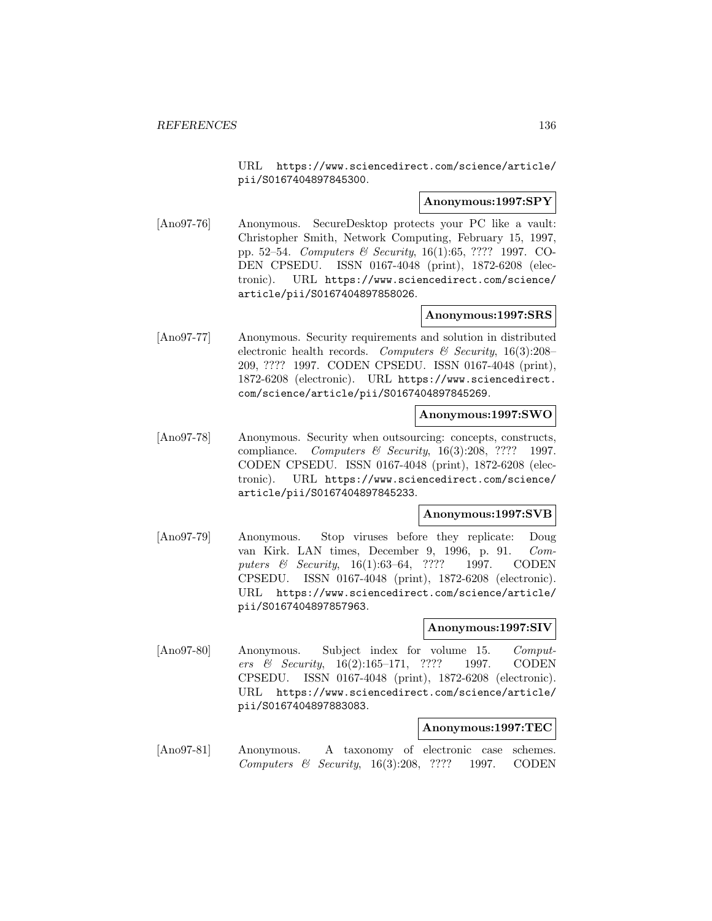URL https://www.sciencedirect.com/science/article/pii/S0167404897845300.

**Anonymous:1997:SPY**

[Ano97-76] Anonymous. SecureDesktop protects your PC like a vault: Christopher Smith, Network Computing, February 15, 1997, pp. 52–54. *Computers & Security*, 16(1):65, ???? 1997. CODEN CPSEDU. ISSN 0167-4048 (print), 1872-6208 (electronic). URL https://www.sciencedirect.com/science/article/pii/S0167404897858026.

**Anonymous:1997:SRS**

[Ano97-77] Anonymous. Security requirements and solution in distributed electronic health records. *Computers & Security*, 16(3):208–209, ???? 1997. CODEN CPSEDU. ISSN 0167-4048 (print), 1872-6208 (electronic). URL https://www.sciencedirect.com/science/article/pii/S0167404897845269.

**Anonymous:1997:SWO**

[Ano97-78] Anonymous. Security when outsourcing: concepts, constructs, compliance. *Computers & Security*, 16(3):208, ???? 1997. CODEN CPSEDU. ISSN 0167-4048 (print), 1872-6208 (electronic). URL https://www.sciencedirect.com/science/article/pii/S0167404897845233.

**Anonymous:1997:SVB**

[Ano97-79] Anonymous. Stop viruses before they replicate: Doug van Kirk. LAN times, December 9, 1996, p. 91. *Computers & Security*, 16(1):63–64, ???? 1997. CODEN CPSEDU. ISSN 0167-4048 (print), 1872-6208 (electronic). URL https://www.sciencedirect.com/science/article/pii/S0167404897857963.

**Anonymous:1997:SIV**

[Ano97-80] Anonymous. Subject index for volume 15. *Computers & Security*, 16(2):165–171, ???? 1997. CODEN CPSEDU. ISSN 0167-4048 (print), 1872-6208 (electronic). URL https://www.sciencedirect.com/science/article/pii/S0167404897883083.

**Anonymous:1997:TEC**

[Ano97-81] Anonymous. A taxonomy of electronic case schemes. *Computers & Security*, 16(3):208, ???? 1997. CODEN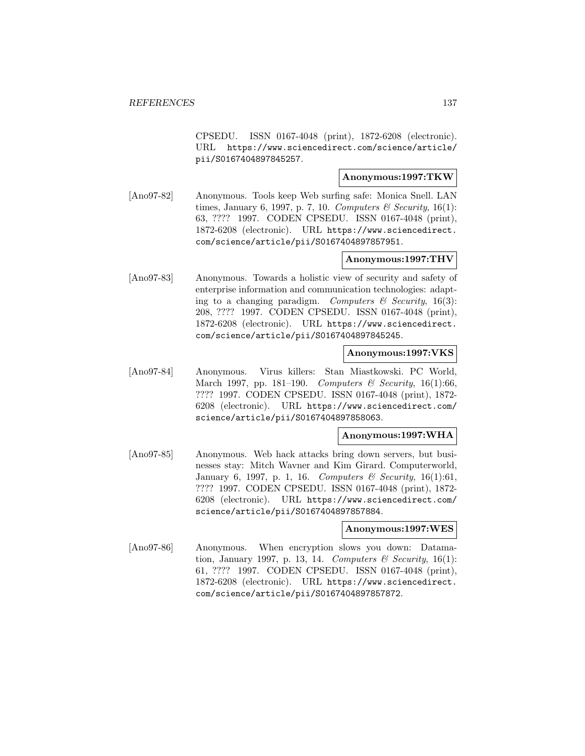CPSEDU. ISSN 0167-4048 (print), 1872-6208 (electronic). URL https://www.sciencedirect.com/science/article/pii/S0167404897845257.

**Anonymous:1997:TKW**

[Ano97-82] Anonymous. Tools keep Web surfing safe: Monica Snell. LAN times, January 6, 1997, p. 7, 10. *Computers & Security*, 16(1): 63, ???? 1997. CODEN CPSEDU. ISSN 0167-4048 (print), 1872-6208 (electronic). URL https://www.sciencedirect.com/science/article/pii/S0167404897857951.

**Anonymous:1997:THV**

[Ano97-83] Anonymous. Towards a holistic view of security and safety of enterprise information and communication technologies: adapting to a changing paradigm. *Computers & Security*, 16(3): 208, ???? 1997. CODEN CPSEDU. ISSN 0167-4048 (print), 1872-6208 (electronic). URL https://www.sciencedirect.com/science/article/pii/S0167404897845245.

**Anonymous:1997:VKS**

[Ano97-84] Anonymous. Virus killers: Stan Miastkowski. PC World, March 1997, pp. 181–190. *Computers & Security*, 16(1):66, ???? 1997. CODEN CPSEDU. ISSN 0167-4048 (print), 1872-6208 (electronic). URL https://www.sciencedirect.com/science/article/pii/S0167404897858063.

**Anonymous:1997:WHA**

[Ano97-85] Anonymous. Web hack attacks bring down servers, but businesses stay: Mitch Wavner and Kim Girard. Computerworld, January 6, 1997, p. 1, 16. *Computers & Security*, 16(1):61, ???? 1997. CODEN CPSEDU. ISSN 0167-4048 (print), 1872-6208 (electronic). URL https://www.sciencedirect.com/science/article/pii/S0167404897857884.

**Anonymous:1997:WES**

[Ano97-86] Anonymous. When encryption slows you down: Datamation, January 1997, p. 13, 14. *Computers & Security*, 16(1): 61, ???? 1997. CODEN CPSEDU. ISSN 0167-4048 (print), 1872-6208 (electronic). URL https://www.sciencedirect.com/science/article/pii/S0167404897857872.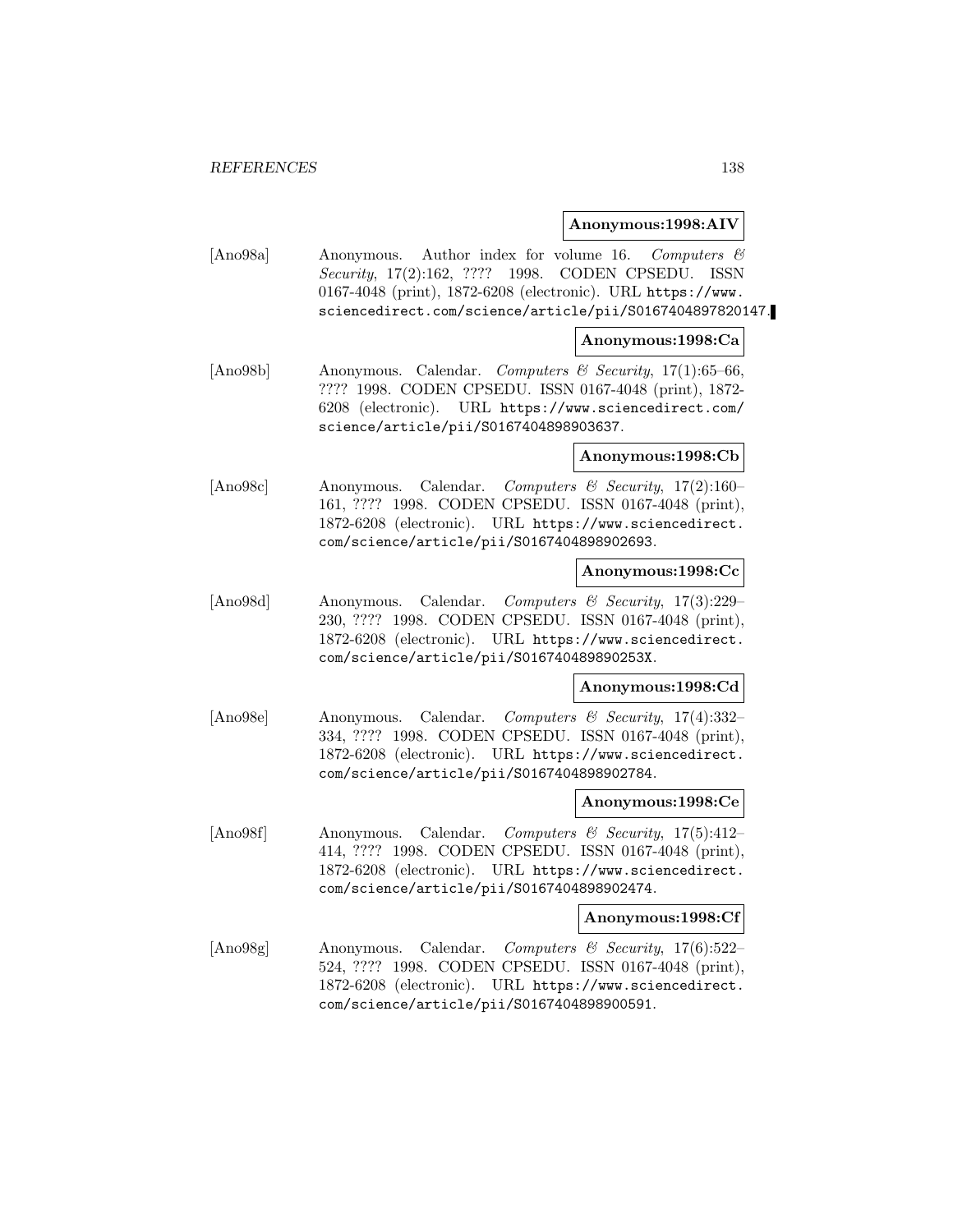**Anonymous:1998:AIV**

[Ano98a] Anonymous. Author index for volume 16. *Computers & Security*, 17(2):162, ???? 1998. CODEN CPSEDU. ISSN 0167-4048 (print), 1872-6208 (electronic). URL https://www.sciencedirect.com/science/article/pii/S0167404897820147.

**Anonymous:1998:Ca**

[Ano98b] Anonymous. Calendar. *Computers & Security*, 17(1):65–66, ???? 1998. CODEN CPSEDU. ISSN 0167-4048 (print), 1872-6208 (electronic). URL https://www.sciencedirect.com/science/article/pii/S0167404898903637.

**Anonymous:1998:Cb**

[Ano98c] Anonymous. Calendar. *Computers & Security*, 17(2):160–161, ???? 1998. CODEN CPSEDU. ISSN 0167-4048 (print), 1872-6208 (electronic). URL https://www.sciencedirect.com/science/article/pii/S0167404898902693.

**Anonymous:1998:Cc**

[Ano98d] Anonymous. Calendar. *Computers & Security*, 17(3):229–230, ???? 1998. CODEN CPSEDU. ISSN 0167-4048 (print), 1872-6208 (electronic). URL https://www.sciencedirect.com/science/article/pii/S016740489890253X.

**Anonymous:1998:Cd**

[Ano98e] Anonymous. Calendar. *Computers & Security*, 17(4):332–334, ???? 1998. CODEN CPSEDU. ISSN 0167-4048 (print), 1872-6208 (electronic). URL https://www.sciencedirect.com/science/article/pii/S0167404898902784.

**Anonymous:1998:Ce**

[Ano98f] Anonymous. Calendar. *Computers & Security*, 17(5):412–414, ???? 1998. CODEN CPSEDU. ISSN 0167-4048 (print), 1872-6208 (electronic). URL https://www.sciencedirect.com/science/article/pii/S0167404898902474.

**Anonymous:1998:Cf**

[Ano98g] Anonymous. Calendar. *Computers & Security*, 17(6):522–524, ???? 1998. CODEN CPSEDU. ISSN 0167-4048 (print), 1872-6208 (electronic). URL https://www.sciencedirect.com/science/article/pii/S0167404898900591.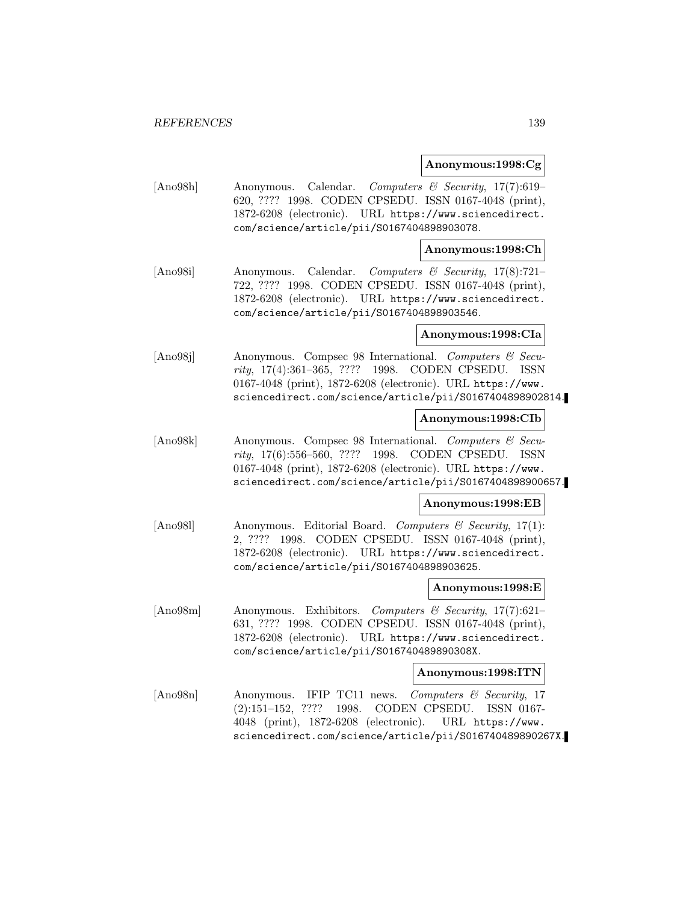**Anonymous:1998:Cg**

[Ano98h] Anonymous. Calendar. *Computers & Security*, 17(7):619–620, ???? 1998. CODEN CPSEDU. ISSN 0167-4048 (print), 1872-6208 (electronic). URL https://www.sciencedirect.com/science/article/pii/S0167404898903078.

**Anonymous:1998:Ch**

[Ano98i] Anonymous. Calendar. *Computers & Security*, 17(8):721–722, ???? 1998. CODEN CPSEDU. ISSN 0167-4048 (print), 1872-6208 (electronic). URL https://www.sciencedirect.com/science/article/pii/S0167404898903546.

**Anonymous:1998:CIa**

[Ano98j] Anonymous. Compsec 98 International. *Computers & Security*, 17(4):361–365, ???? 1998. CODEN CPSEDU. ISSN 0167-4048 (print), 1872-6208 (electronic). URL https://www.sciencedirect.com/science/article/pii/S0167404898902814.

**Anonymous:1998:CIb**

[Ano98k] Anonymous. Compsec 98 International. *Computers & Security*, 17(6):556–560, ???? 1998. CODEN CPSEDU. ISSN 0167-4048 (print), 1872-6208 (electronic). URL https://www.sciencedirect.com/science/article/pii/S0167404898900657.

**Anonymous:1998:EB**

[Ano98l] Anonymous. Editorial Board. *Computers & Security*, 17(1):2, ???? 1998. CODEN CPSEDU. ISSN 0167-4048 (print), 1872-6208 (electronic). URL https://www.sciencedirect.com/science/article/pii/S0167404898903625.

**Anonymous:1998:E**

[Ano98m] Anonymous. Exhibitors. *Computers & Security*, 17(7):621–631, ???? 1998. CODEN CPSEDU. ISSN 0167-4048 (print), 1872-6208 (electronic). URL https://www.sciencedirect.com/science/article/pii/S016740489890308X.

**Anonymous:1998:ITN**

[Ano98n] Anonymous. IFIP TC11 news. *Computers & Security*, 17(2):151–152, ???? 1998. CODEN CPSEDU. ISSN 0167-4048 (print), 1872-6208 (electronic). URL https://www.sciencedirect.com/science/article/pii/S016740489890267X.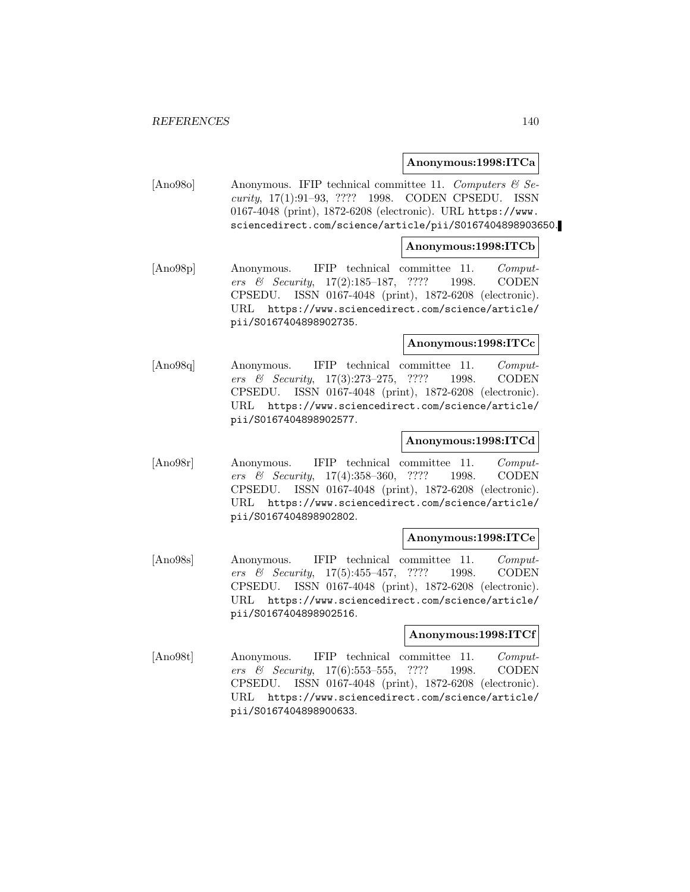**Anonymous:1998:ITCa**

[Ano98o] Anonymous. IFIP technical committee 11. *Computers & Security*, 17(1):91–93, ???? 1998. CODEN CPSEDU. ISSN 0167-4048 (print), 1872-6208 (electronic). URL https://www.sciencedirect.com/science/article/pii/S0167404898903650.

**Anonymous:1998:ITCb**

[Ano98p] Anonymous. IFIP technical committee 11. *Computers & Security*, 17(2):185–187, ???? 1998. CODEN CPSEDU. ISSN 0167-4048 (print), 1872-6208 (electronic). URL https://www.sciencedirect.com/science/article/pii/S0167404898902735.

**Anonymous:1998:ITCc**

[Ano98q] Anonymous. IFIP technical committee 11. *Computers & Security*, 17(3):273–275, ???? 1998. CODEN CPSEDU. ISSN 0167-4048 (print), 1872-6208 (electronic). URL https://www.sciencedirect.com/science/article/pii/S0167404898902577.

**Anonymous:1998:ITCd**

[Ano98r] Anonymous. IFIP technical committee 11. *Computers & Security*, 17(4):358–360, ???? 1998. CODEN CPSEDU. ISSN 0167-4048 (print), 1872-6208 (electronic). URL https://www.sciencedirect.com/science/article/pii/S0167404898902802.

**Anonymous:1998:ITCe**

[Ano98s] Anonymous. IFIP technical committee 11. *Computers & Security*, 17(5):455–457, ???? 1998. CODEN CPSEDU. ISSN 0167-4048 (print), 1872-6208 (electronic). URL https://www.sciencedirect.com/science/article/pii/S0167404898902516.

**Anonymous:1998:ITCf**

[Ano98t] Anonymous. IFIP technical committee 11. *Computers & Security*, 17(6):553–555, ???? 1998. CODEN CPSEDU. ISSN 0167-4048 (print), 1872-6208 (electronic). URL https://www.sciencedirect.com/science/article/pii/S0167404898900633.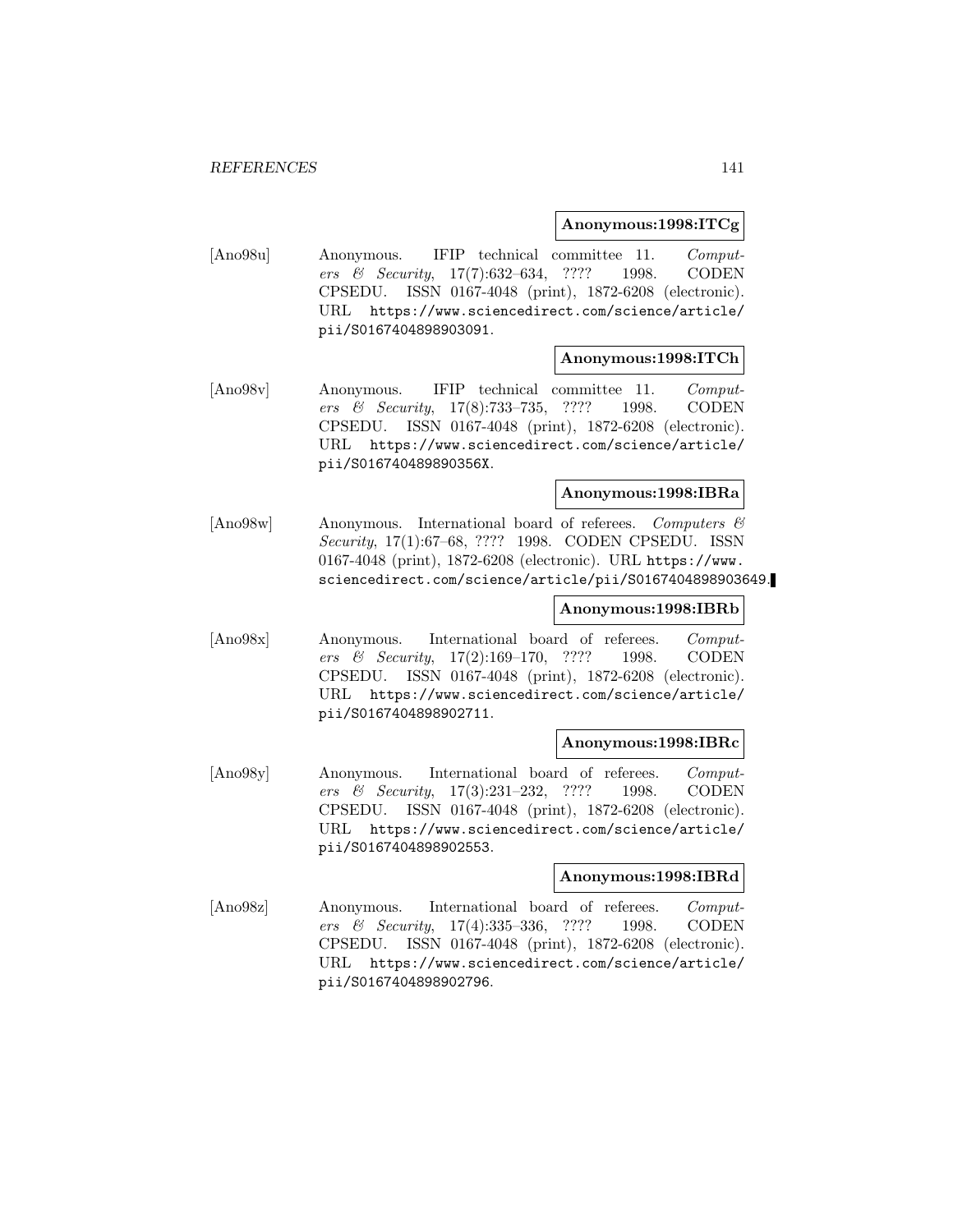**Anonymous:1998:ITCg**

[Ano98u] Anonymous. IFIP technical committee 11. *Computers & Security*, 17(7):632–634, ???? 1998. CODEN CPSEDU. ISSN 0167-4048 (print), 1872-6208 (electronic). URL https://www.sciencedirect.com/science/article/pii/S0167404898903091.

**Anonymous:1998:ITCh**

[Ano98v] Anonymous. IFIP technical committee 11. *Computers & Security*, 17(8):733–735, ???? 1998. CODEN CPSEDU. ISSN 0167-4048 (print), 1872-6208 (electronic). URL https://www.sciencedirect.com/science/article/pii/S016740489890356X.

**Anonymous:1998:IBRa**

[Ano98w] Anonymous. International board of referees. *Computers & Security*, 17(1):67–68, ???? 1998. CODEN CPSEDU. ISSN 0167-4048 (print), 1872-6208 (electronic). URL https://www.sciencedirect.com/science/article/pii/S0167404898903649.

**Anonymous:1998:IBRb**

[Ano98x] Anonymous. International board of referees. *Computers & Security*, 17(2):169–170, ???? 1998. CODEN CPSEDU. ISSN 0167-4048 (print), 1872-6208 (electronic). URL https://www.sciencedirect.com/science/article/pii/S0167404898902711.

**Anonymous:1998:IBRc**

[Ano98y] Anonymous. International board of referees. *Computers & Security*, 17(3):231–232, ???? 1998. CODEN CPSEDU. ISSN 0167-4048 (print), 1872-6208 (electronic). URL https://www.sciencedirect.com/science/article/pii/S0167404898902553.

**Anonymous:1998:IBRd**

[Ano98z] Anonymous. International board of referees. *Computers & Security*, 17(4):335–336, ???? 1998. CODEN CPSEDU. ISSN 0167-4048 (print), 1872-6208 (electronic). URL https://www.sciencedirect.com/science/article/pii/S0167404898902796.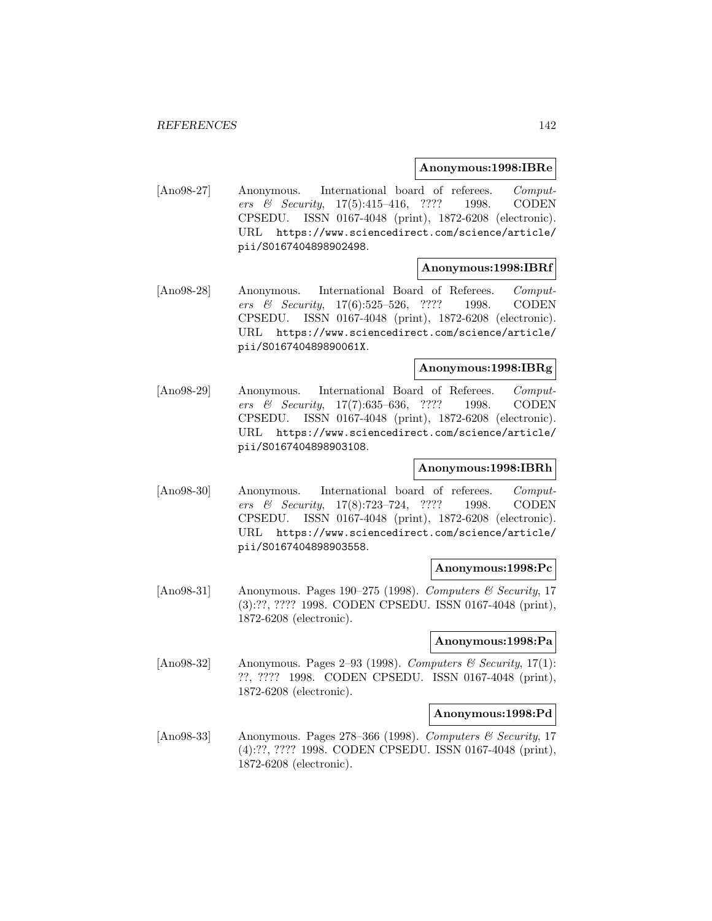**Anonymous:1998:IBRe**

[Ano98-27] Anonymous. International board of referees. *Computers & Security*, 17(5):415–416, ???? 1998. CODEN CPSEDU. ISSN 0167-4048 (print), 1872-6208 (electronic). URL https://www.sciencedirect.com/science/article/pii/S0167404898902498.

**Anonymous:1998:IBRf**

[Ano98-28] Anonymous. International Board of Referees. *Computers & Security*, 17(6):525–526, ???? 1998. CODEN CPSEDU. ISSN 0167-4048 (print), 1872-6208 (electronic). URL https://www.sciencedirect.com/science/article/pii/S016740489890061X.

**Anonymous:1998:IBRg**

[Ano98-29] Anonymous. International Board of Referees. *Computers & Security*, 17(7):635–636, ???? 1998. CODEN CPSEDU. ISSN 0167-4048 (print), 1872-6208 (electronic). URL https://www.sciencedirect.com/science/article/pii/S0167404898903108.

**Anonymous:1998:IBRh**

[Ano98-30] Anonymous. International board of referees. *Computers & Security*, 17(8):723–724, ???? 1998. CODEN CPSEDU. ISSN 0167-4048 (print), 1872-6208 (electronic). URL https://www.sciencedirect.com/science/article/pii/S0167404898903558.

**Anonymous:1998:Pc**

[Ano98-31] Anonymous. Pages 190–275 (1998). *Computers & Security*, 17 (3):??, ???? 1998. CODEN CPSEDU. ISSN 0167-4048 (print), 1872-6208 (electronic).

**Anonymous:1998:Pa**

[Ano98-32] Anonymous. Pages 2–93 (1998). *Computers & Security*, 17(1): ??, ???? 1998. CODEN CPSEDU. ISSN 0167-4048 (print), 1872-6208 (electronic).

**Anonymous:1998:Pd**

[Ano98-33] Anonymous. Pages 278–366 (1998). *Computers & Security*, 17 (4):??, ???? 1998. CODEN CPSEDU. ISSN 0167-4048 (print), 1872-6208 (electronic).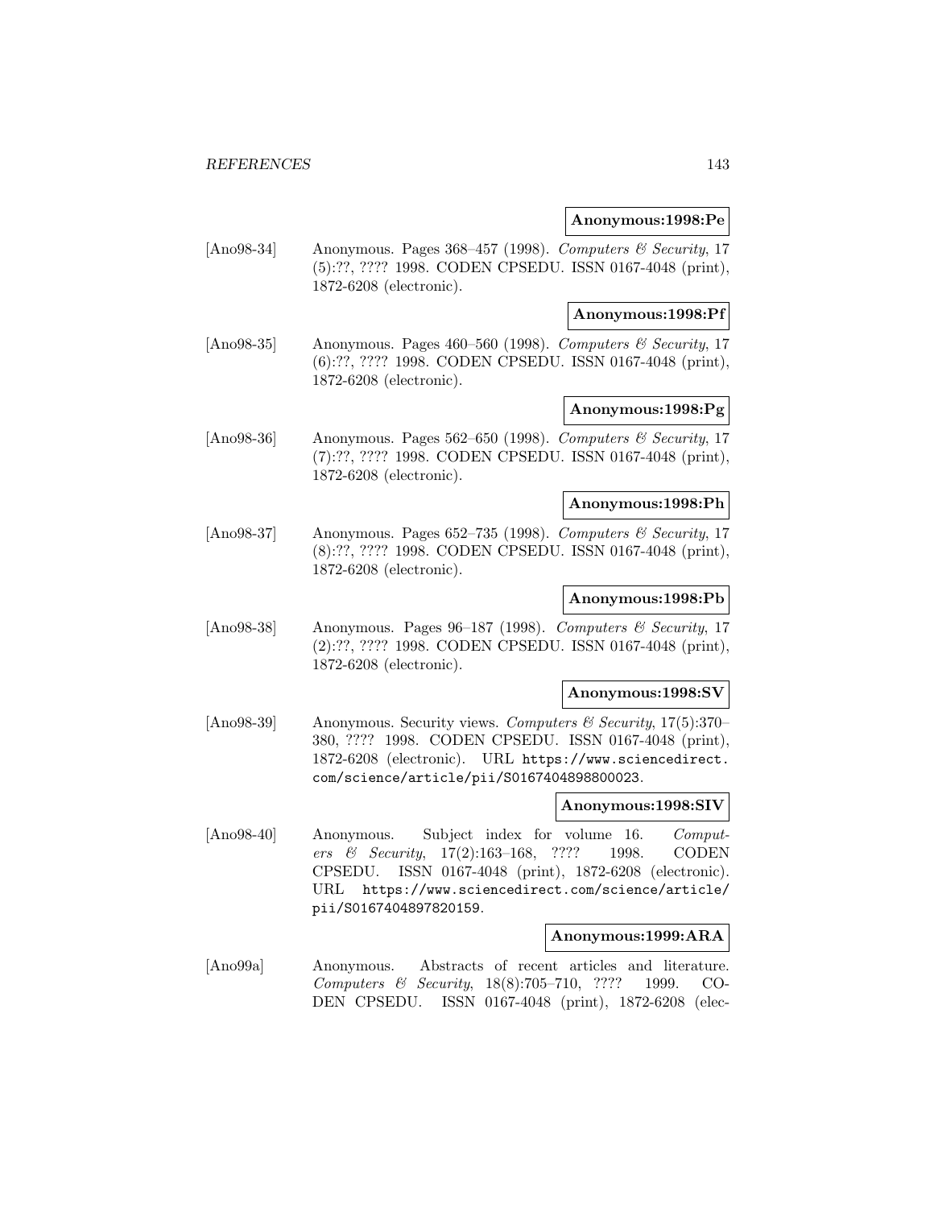**Anonymous:1998:Pe**

[Ano98-34] Anonymous. Pages 368–457 (1998). *Computers & Security*, 17 (5):??, ???? 1998. CODEN CPSEDU. ISSN 0167-4048 (print), 1872-6208 (electronic).

**Anonymous:1998:Pf**

[Ano98-35] Anonymous. Pages 460–560 (1998). *Computers & Security*, 17 (6):??, ???? 1998. CODEN CPSEDU. ISSN 0167-4048 (print), 1872-6208 (electronic).

**Anonymous:1998:Pg**

[Ano98-36] Anonymous. Pages 562–650 (1998). *Computers & Security*, 17 (7):??, ???? 1998. CODEN CPSEDU. ISSN 0167-4048 (print), 1872-6208 (electronic).

**Anonymous:1998:Ph**

[Ano98-37] Anonymous. Pages 652–735 (1998). *Computers & Security*, 17 (8):??, ???? 1998. CODEN CPSEDU. ISSN 0167-4048 (print), 1872-6208 (electronic).

**Anonymous:1998:Pb**

[Ano98-38] Anonymous. Pages 96–187 (1998). *Computers & Security*, 17 (2):??, ???? 1998. CODEN CPSEDU. ISSN 0167-4048 (print), 1872-6208 (electronic).

**Anonymous:1998:SV**

[Ano98-39] Anonymous. Security views. *Computers & Security*, 17(5):370–380, ???? 1998. CODEN CPSEDU. ISSN 0167-4048 (print), 1872-6208 (electronic). URL https://www.sciencedirect.com/science/article/pii/S0167404898800023.

**Anonymous:1998:SIV**

[Ano98-40] Anonymous. Subject index for volume 16. *Computers & Security*, 17(2):163–168, ???? 1998. CODEN CPSEDU. ISSN 0167-4048 (print), 1872-6208 (electronic). URL https://www.sciencedirect.com/science/article/pii/S0167404897820159.

**Anonymous:1999:ARA**

[Ano99a] Anonymous. Abstracts of recent articles and literature. *Computers & Security*, 18(8):705–710, ???? 1999. CODEN CPSEDU. ISSN 0167-4048 (print), 1872-6208 (elec-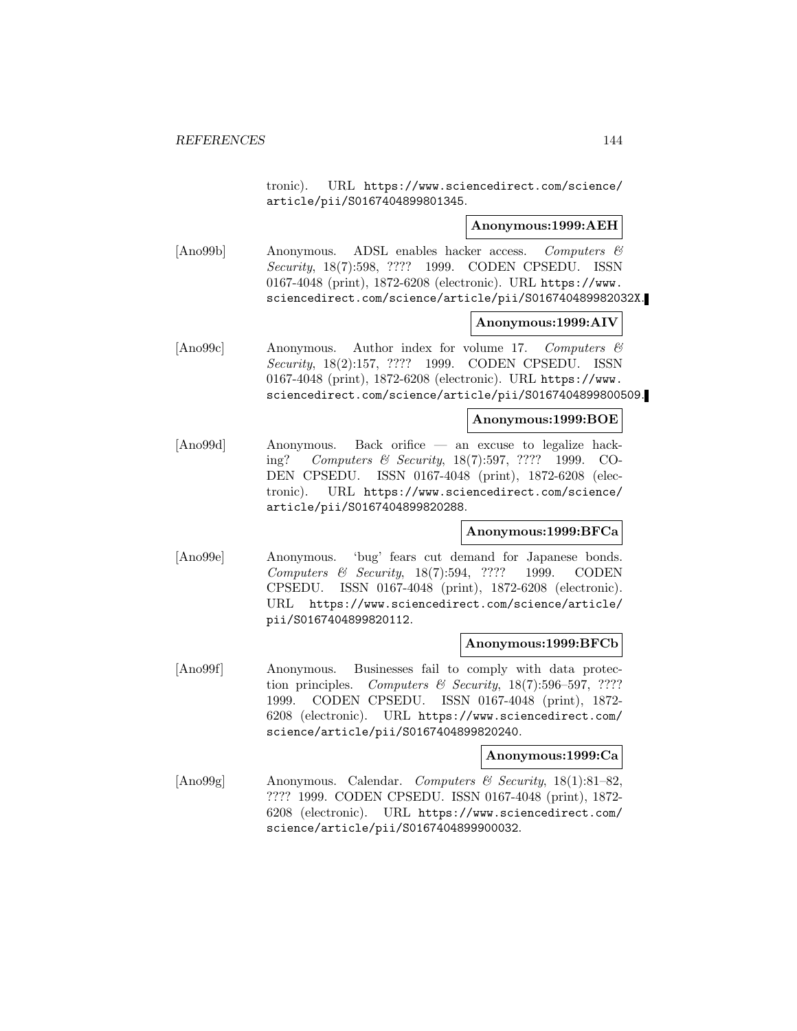tronic). URL https://www.sciencedirect.com/science/article/pii/S0167404899801345.

**Anonymous:1999:AEH**

[Ano99b] Anonymous. ADSL enables hacker access. *Computers & Security*, 18(7):598, ???? 1999. CODEN CPSEDU. ISSN 0167-4048 (print), 1872-6208 (electronic). URL https://www.sciencedirect.com/science/article/pii/S016740489982032X.

**Anonymous:1999:AIV**

[Ano99c] Anonymous. Author index for volume 17. *Computers & Security*, 18(2):157, ???? 1999. CODEN CPSEDU. ISSN 0167-4048 (print), 1872-6208 (electronic). URL https://www.sciencedirect.com/science/article/pii/S0167404899800509.

**Anonymous:1999:BOE**

[Ano99d] Anonymous. Back orifice — an excuse to legalize hacking? *Computers & Security*, 18(7):597, ???? 1999. CODEN CPSEDU. ISSN 0167-4048 (print), 1872-6208 (electronic). URL https://www.sciencedirect.com/science/article/pii/S0167404899820288.

**Anonymous:1999:BFCa**

[Ano99e] Anonymous. 'bug' fears cut demand for Japanese bonds. *Computers & Security*, 18(7):594, ???? 1999. CODEN CPSEDU. ISSN 0167-4048 (print), 1872-6208 (electronic). URL https://www.sciencedirect.com/science/article/pii/S0167404899820112.

**Anonymous:1999:BFCb**

[Ano99f] Anonymous. Businesses fail to comply with data protection principles. *Computers & Security*, 18(7):596–597, ???? 1999. CODEN CPSEDU. ISSN 0167-4048 (print), 1872-6208 (electronic). URL https://www.sciencedirect.com/science/article/pii/S0167404899820240.

**Anonymous:1999:Ca**

[Ano99g] Anonymous. Calendar. *Computers & Security*, 18(1):81–82, ???? 1999. CODEN CPSEDU. ISSN 0167-4048 (print), 1872-6208 (electronic). URL https://www.sciencedirect.com/science/article/pii/S0167404899900032.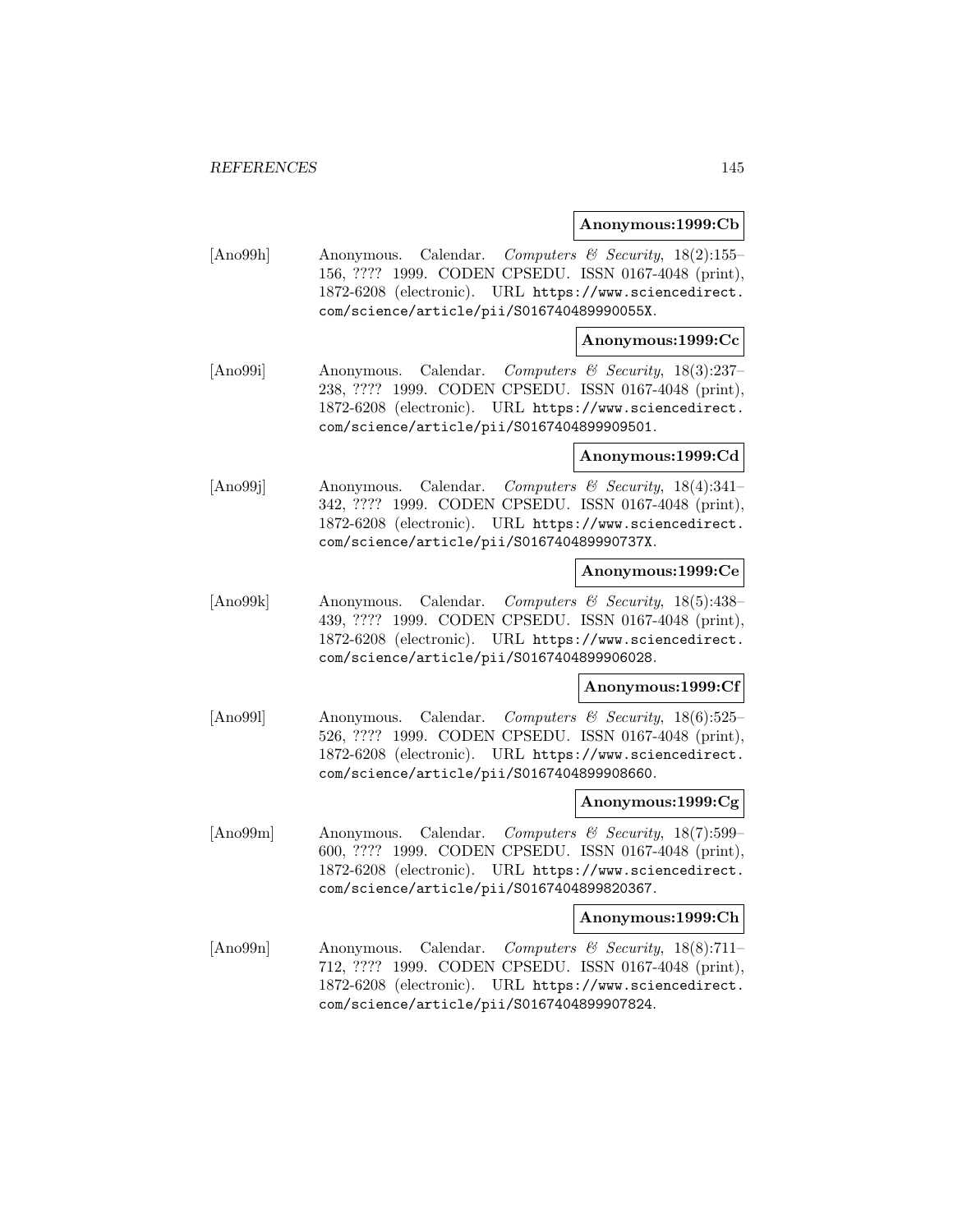**Anonymous:1999:Cb**

[Ano99h] Anonymous. Calendar. *Computers & Security*, 18(2):155–156, ???? 1999. CODEN CPSEDU. ISSN 0167-4048 (print), 1872-6208 (electronic). URL https://www.sciencedirect.com/science/article/pii/S016740489990055X.

**Anonymous:1999:Cc**

[Ano99i] Anonymous. Calendar. *Computers & Security*, 18(3):237–238, ???? 1999. CODEN CPSEDU. ISSN 0167-4048 (print), 1872-6208 (electronic). URL https://www.sciencedirect.com/science/article/pii/S0167404899909501.

**Anonymous:1999:Cd**

[Ano99j] Anonymous. Calendar. *Computers & Security*, 18(4):341–342, ???? 1999. CODEN CPSEDU. ISSN 0167-4048 (print), 1872-6208 (electronic). URL https://www.sciencedirect.com/science/article/pii/S016740489990737X.

**Anonymous:1999:Ce**

[Ano99k] Anonymous. Calendar. *Computers & Security*, 18(5):438–439, ???? 1999. CODEN CPSEDU. ISSN 0167-4048 (print), 1872-6208 (electronic). URL https://www.sciencedirect.com/science/article/pii/S0167404899906028.

**Anonymous:1999:Cf**

[Ano99l] Anonymous. Calendar. *Computers & Security*, 18(6):525–526, ???? 1999. CODEN CPSEDU. ISSN 0167-4048 (print), 1872-6208 (electronic). URL https://www.sciencedirect.com/science/article/pii/S0167404899908660.

**Anonymous:1999:Cg**

[Ano99m] Anonymous. Calendar. *Computers & Security*, 18(7):599–600, ???? 1999. CODEN CPSEDU. ISSN 0167-4048 (print), 1872-6208 (electronic). URL https://www.sciencedirect.com/science/article/pii/S0167404899820367.

**Anonymous:1999:Ch**

[Ano99n] Anonymous. Calendar. *Computers & Security*, 18(8):711–712, ???? 1999. CODEN CPSEDU. ISSN 0167-4048 (print), 1872-6208 (electronic). URL https://www.sciencedirect.com/science/article/pii/S0167404899907824.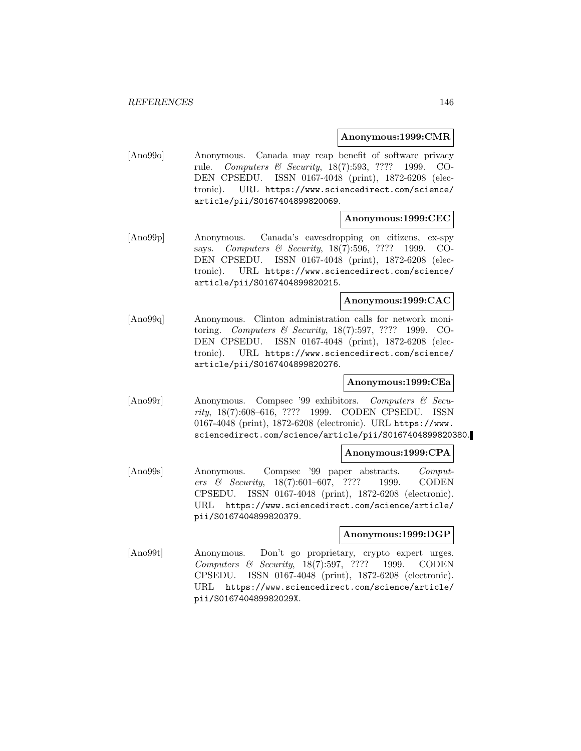**Anonymous:1999:CMR**

[Ano99o] Anonymous. Canada may reap benefit of software privacy rule. *Computers & Security*, 18(7):593, ???? 1999. CODEN CPSEDU. ISSN 0167-4048 (print), 1872-6208 (electronic). URL https://www.sciencedirect.com/science/article/pii/S0167404899820069.

**Anonymous:1999:CEC**

[Ano99p] Anonymous. Canada's eavesdropping on citizens, ex-spy says. *Computers & Security*, 18(7):596, ???? 1999. CODEN CPSEDU. ISSN 0167-4048 (print), 1872-6208 (electronic). URL https://www.sciencedirect.com/science/article/pii/S0167404899820215.

**Anonymous:1999:CAC**

[Ano99q] Anonymous. Clinton administration calls for network monitoring. *Computers & Security*, 18(7):597, ???? 1999. CODEN CPSEDU. ISSN 0167-4048 (print), 1872-6208 (electronic). URL https://www.sciencedirect.com/science/article/pii/S0167404899820276.

**Anonymous:1999:CEa**

[Ano99r] Anonymous. Compsec '99 exhibitors. *Computers & Security*, 18(7):608–616, ???? 1999. CODEN CPSEDU. ISSN 0167-4048 (print), 1872-6208 (electronic). URL https://www.sciencedirect.com/science/article/pii/S0167404899820380.

**Anonymous:1999:CPA**

[Ano99s] Anonymous. Compsec '99 paper abstracts. *Computers & Security*, 18(7):601–607, ???? 1999. CODEN CPSEDU. ISSN 0167-4048 (print), 1872-6208 (electronic). URL https://www.sciencedirect.com/science/article/pii/S0167404899820379.

**Anonymous:1999:DGP**

[Ano99t] Anonymous. Don't go proprietary, crypto expert urges. *Computers & Security*, 18(7):597, ???? 1999. CODEN CPSEDU. ISSN 0167-4048 (print), 1872-6208 (electronic). URL https://www.sciencedirect.com/science/article/pii/S016740489982029X.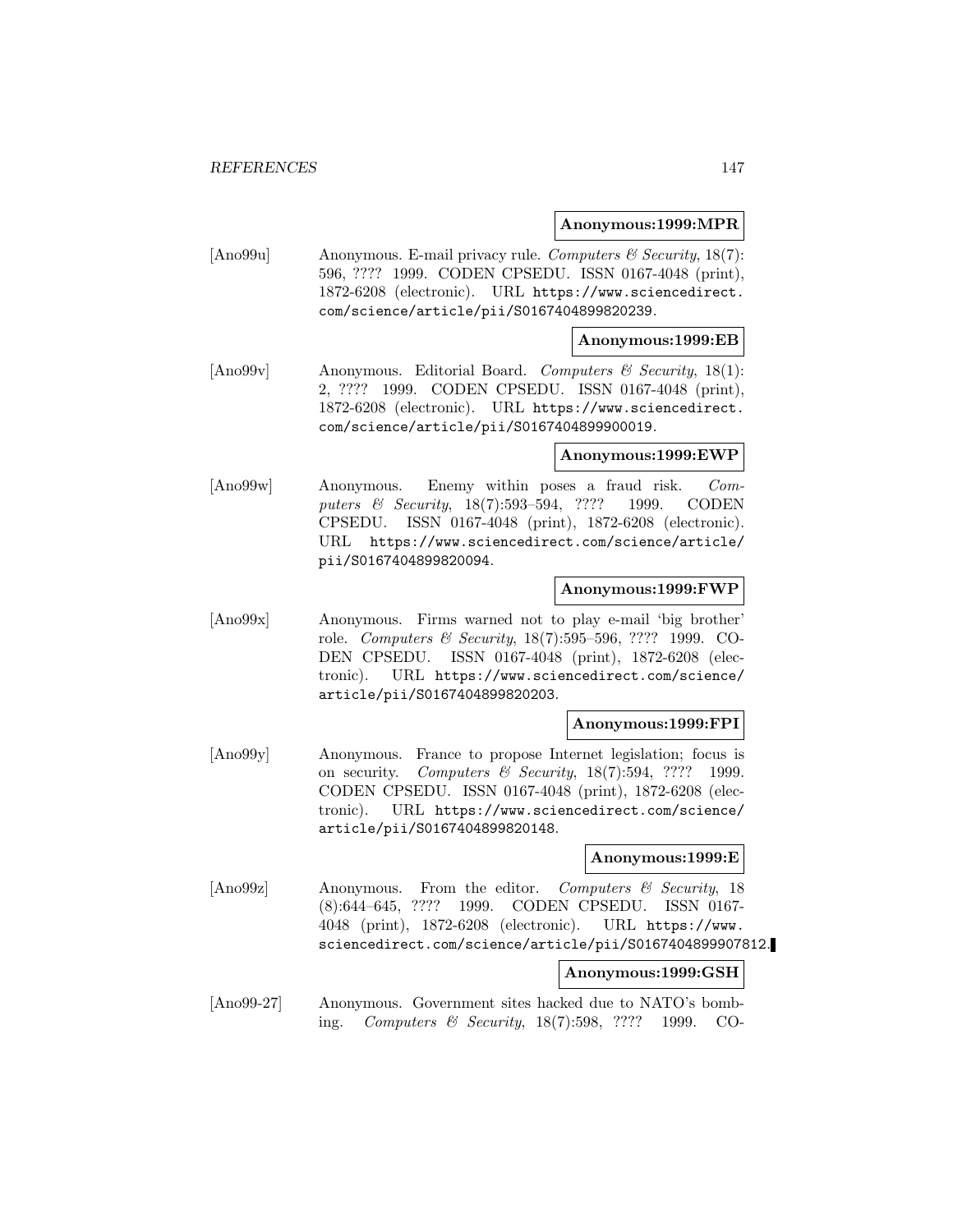**Anonymous:1999:MPR**

[Ano99u] Anonymous. E-mail privacy rule. *Computers & Security*, 18(7): 596, ???? 1999. CODEN CPSEDU. ISSN 0167-4048 (print), 1872-6208 (electronic). URL https://www.sciencedirect.com/science/article/pii/S0167404899820239.

**Anonymous:1999:EB**

[Ano99v] Anonymous. Editorial Board. *Computers & Security*, 18(1): 2, ???? 1999. CODEN CPSEDU. ISSN 0167-4048 (print), 1872-6208 (electronic). URL https://www.sciencedirect.com/science/article/pii/S0167404899900019.

**Anonymous:1999:EWP**

[Ano99w] Anonymous. Enemy within poses a fraud risk. *Computers & Security*, 18(7):593–594, ???? 1999. CODEN CPSEDU. ISSN 0167-4048 (print), 1872-6208 (electronic). URL https://www.sciencedirect.com/science/article/pii/S0167404899820094.

**Anonymous:1999:FWP**

[Ano99x] Anonymous. Firms warned not to play e-mail 'big brother' role. *Computers & Security*, 18(7):595–596, ???? 1999. CODEN CPSEDU. ISSN 0167-4048 (print), 1872-6208 (electronic). URL https://www.sciencedirect.com/science/article/pii/S0167404899820203.

**Anonymous:1999:FPI**

[Ano99y] Anonymous. France to propose Internet legislation; focus is on security. *Computers & Security*, 18(7):594, ???? 1999. CODEN CPSEDU. ISSN 0167-4048 (print), 1872-6208 (electronic). URL https://www.sciencedirect.com/science/article/pii/S0167404899820148.

**Anonymous:1999:E**

[Ano99z] Anonymous. From the editor. *Computers & Security*, 18 (8):644–645, ???? 1999. CODEN CPSEDU. ISSN 0167-4048 (print), 1872-6208 (electronic). URL https://www.sciencedirect.com/science/article/pii/S0167404899907812.

**Anonymous:1999:GSH**

[Ano99-27] Anonymous. Government sites hacked due to NATO's bombing. *Computers & Security*, 18(7):598, ???? 1999. CO-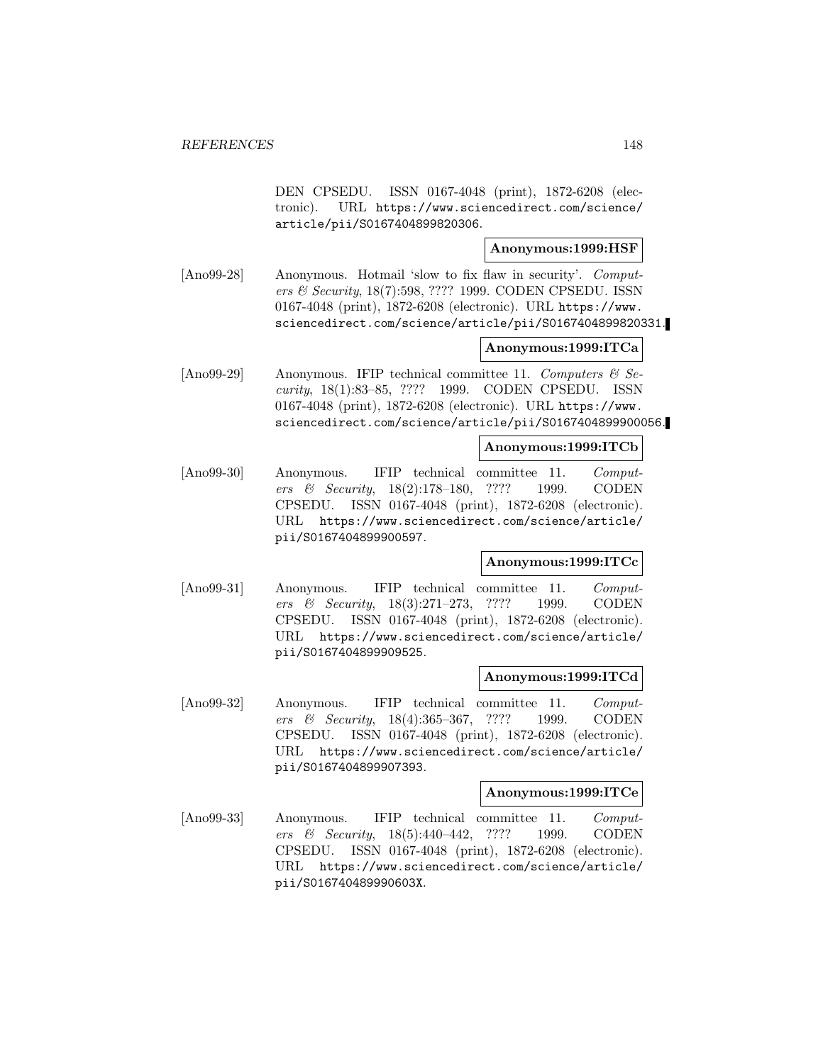DEN CPSEDU. ISSN 0167-4048 (print), 1872-6208 (electronic). URL https://www.sciencedirect.com/science/article/pii/S0167404899820306.

**Anonymous:1999:HSF**

[Ano99-28] Anonymous. Hotmail 'slow to fix flaw in security'. *Computers & Security*, 18(7):598, ???? 1999. CODEN CPSEDU. ISSN 0167-4048 (print), 1872-6208 (electronic). URL https://www.sciencedirect.com/science/article/pii/S0167404899820331.

**Anonymous:1999:ITCa**

[Ano99-29] Anonymous. IFIP technical committee 11. *Computers & Security*, 18(1):83–85, ???? 1999. CODEN CPSEDU. ISSN 0167-4048 (print), 1872-6208 (electronic). URL https://www.sciencedirect.com/science/article/pii/S0167404899900056.

**Anonymous:1999:ITCb**

[Ano99-30] Anonymous. IFIP technical committee 11. *Computers & Security*, 18(2):178–180, ???? 1999. CODEN CPSEDU. ISSN 0167-4048 (print), 1872-6208 (electronic). URL https://www.sciencedirect.com/science/article/pii/S0167404899900597.

**Anonymous:1999:ITCc**

[Ano99-31] Anonymous. IFIP technical committee 11. *Computers & Security*, 18(3):271–273, ???? 1999. CODEN CPSEDU. ISSN 0167-4048 (print), 1872-6208 (electronic). URL https://www.sciencedirect.com/science/article/pii/S0167404899909525.

**Anonymous:1999:ITCd**

[Ano99-32] Anonymous. IFIP technical committee 11. *Computers & Security*, 18(4):365–367, ???? 1999. CODEN CPSEDU. ISSN 0167-4048 (print), 1872-6208 (electronic). URL https://www.sciencedirect.com/science/article/pii/S0167404899907393.

**Anonymous:1999:ITCe**

[Ano99-33] Anonymous. IFIP technical committee 11. *Computers & Security*, 18(5):440–442, ???? 1999. CODEN CPSEDU. ISSN 0167-4048 (print), 1872-6208 (electronic). URL https://www.sciencedirect.com/science/article/pii/S016740489990603X.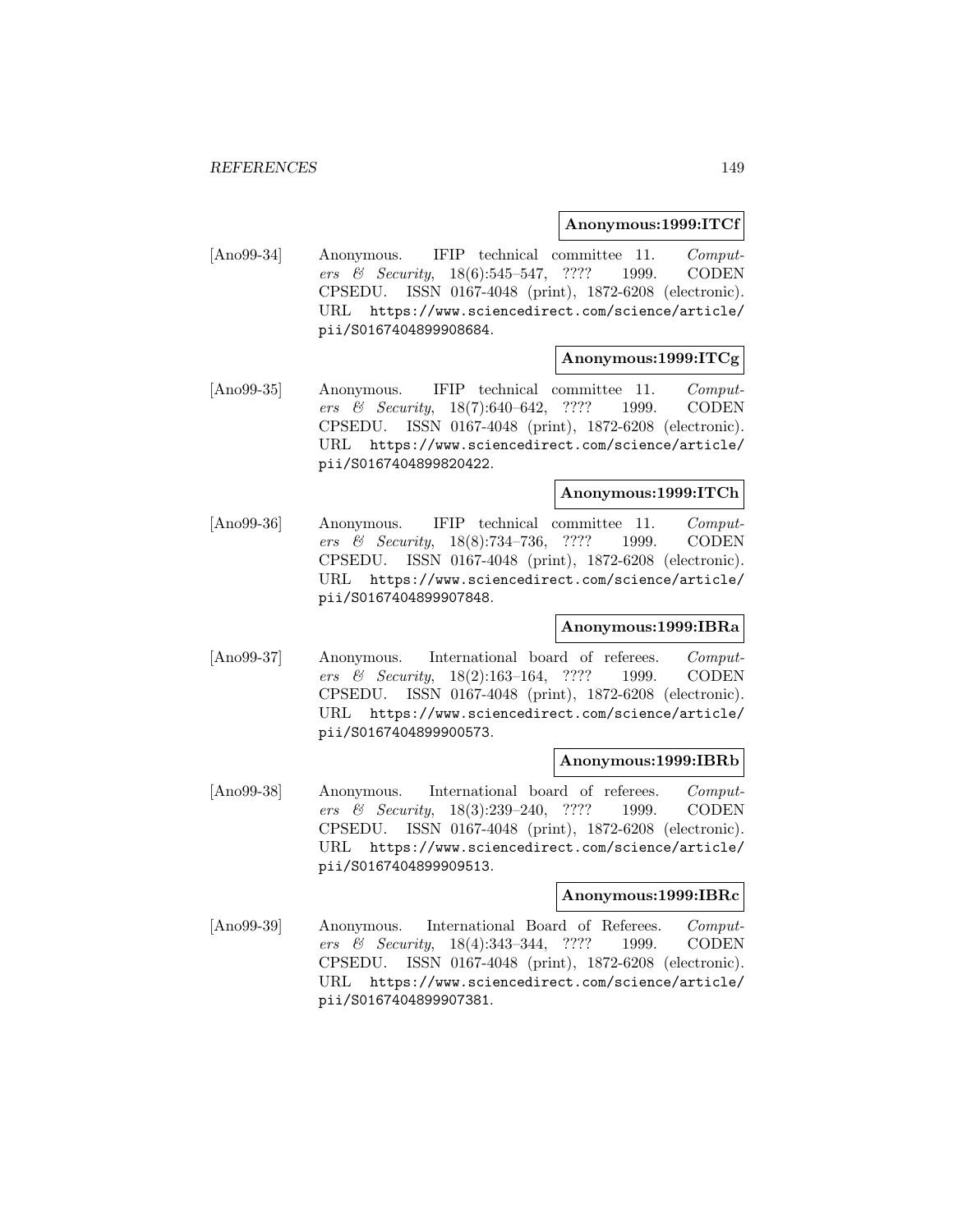**Anonymous:1999:ITCf**

[Ano99-34] Anonymous. IFIP technical committee 11. *Computers & Security*, 18(6):545–547, ???? 1999. CODEN CPSEDU. ISSN 0167-4048 (print), 1872-6208 (electronic). URL https://www.sciencedirect.com/science/article/pii/S0167404899908684.

**Anonymous:1999:ITCg**

[Ano99-35] Anonymous. IFIP technical committee 11. *Computers & Security*, 18(7):640–642, ???? 1999. CODEN CPSEDU. ISSN 0167-4048 (print), 1872-6208 (electronic). URL https://www.sciencedirect.com/science/article/pii/S0167404899820422.

**Anonymous:1999:ITCh**

[Ano99-36] Anonymous. IFIP technical committee 11. *Computers & Security*, 18(8):734–736, ???? 1999. CODEN CPSEDU. ISSN 0167-4048 (print), 1872-6208 (electronic). URL https://www.sciencedirect.com/science/article/pii/S0167404899907848.

**Anonymous:1999:IBRa**

[Ano99-37] Anonymous. International board of referees. *Computers & Security*, 18(2):163–164, ???? 1999. CODEN CPSEDU. ISSN 0167-4048 (print), 1872-6208 (electronic). URL https://www.sciencedirect.com/science/article/pii/S0167404899900573.

**Anonymous:1999:IBRb**

[Ano99-38] Anonymous. International board of referees. *Computers & Security*, 18(3):239–240, ???? 1999. CODEN CPSEDU. ISSN 0167-4048 (print), 1872-6208 (electronic). URL https://www.sciencedirect.com/science/article/pii/S0167404899909513.

**Anonymous:1999:IBRc**

[Ano99-39] Anonymous. International Board of Referees. *Computers & Security*, 18(4):343–344, ???? 1999. CODEN CPSEDU. ISSN 0167-4048 (print), 1872-6208 (electronic). URL https://www.sciencedirect.com/science/article/pii/S0167404899907381.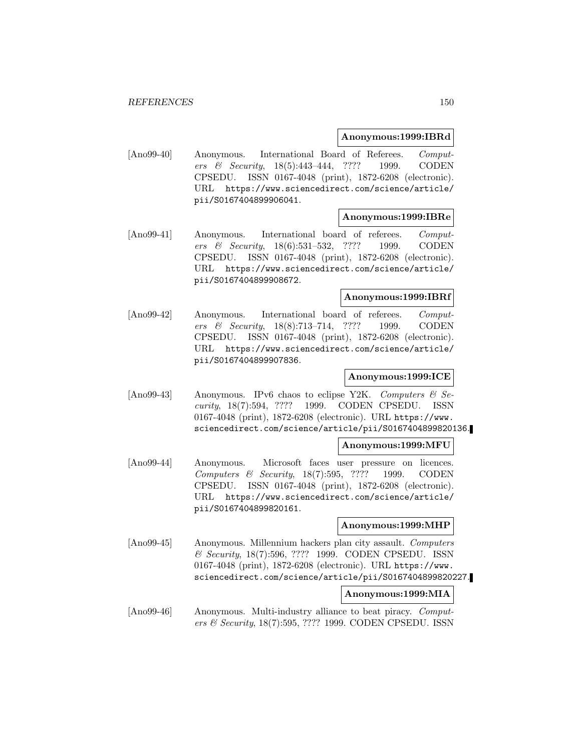**Anonymous:1999:IBRd**

[Ano99-40] Anonymous. International Board of Referees. *Computers & Security*, 18(5):443–444, ???? 1999. CODEN CPSEDU. ISSN 0167-4048 (print), 1872-6208 (electronic). URL https://www.sciencedirect.com/science/article/pii/S0167404899906041.

**Anonymous:1999:IBRe**

[Ano99-41] Anonymous. International board of referees. *Computers & Security*, 18(6):531–532, ???? 1999. CODEN CPSEDU. ISSN 0167-4048 (print), 1872-6208 (electronic). URL https://www.sciencedirect.com/science/article/pii/S0167404899908672.

**Anonymous:1999:IBRf**

[Ano99-42] Anonymous. International board of referees. *Computers & Security*, 18(8):713–714, ???? 1999. CODEN CPSEDU. ISSN 0167-4048 (print), 1872-6208 (electronic). URL https://www.sciencedirect.com/science/article/pii/S0167404899907836.

**Anonymous:1999:ICE**

[Ano99-43] Anonymous. IPv6 chaos to eclipse Y2K. *Computers & Security*, 18(7):594, ???? 1999. CODEN CPSEDU. ISSN 0167-4048 (print), 1872-6208 (electronic). URL https://www.sciencedirect.com/science/article/pii/S0167404899820136.

**Anonymous:1999:MFU**

[Ano99-44] Anonymous. Microsoft faces user pressure on licences. *Computers & Security*, 18(7):595, ???? 1999. CODEN CPSEDU. ISSN 0167-4048 (print), 1872-6208 (electronic). URL https://www.sciencedirect.com/science/article/pii/S0167404899820161.

**Anonymous:1999:MHP**

[Ano99-45] Anonymous. Millennium hackers plan city assault. *Computers & Security*, 18(7):596, ???? 1999. CODEN CPSEDU. ISSN 0167-4048 (print), 1872-6208 (electronic). URL https://www.sciencedirect.com/science/article/pii/S0167404899820227.

**Anonymous:1999:MIA**

[Ano99-46] Anonymous. Multi-industry alliance to beat piracy. *Computers & Security*, 18(7):595, ???? 1999. CODEN CPSEDU. ISSN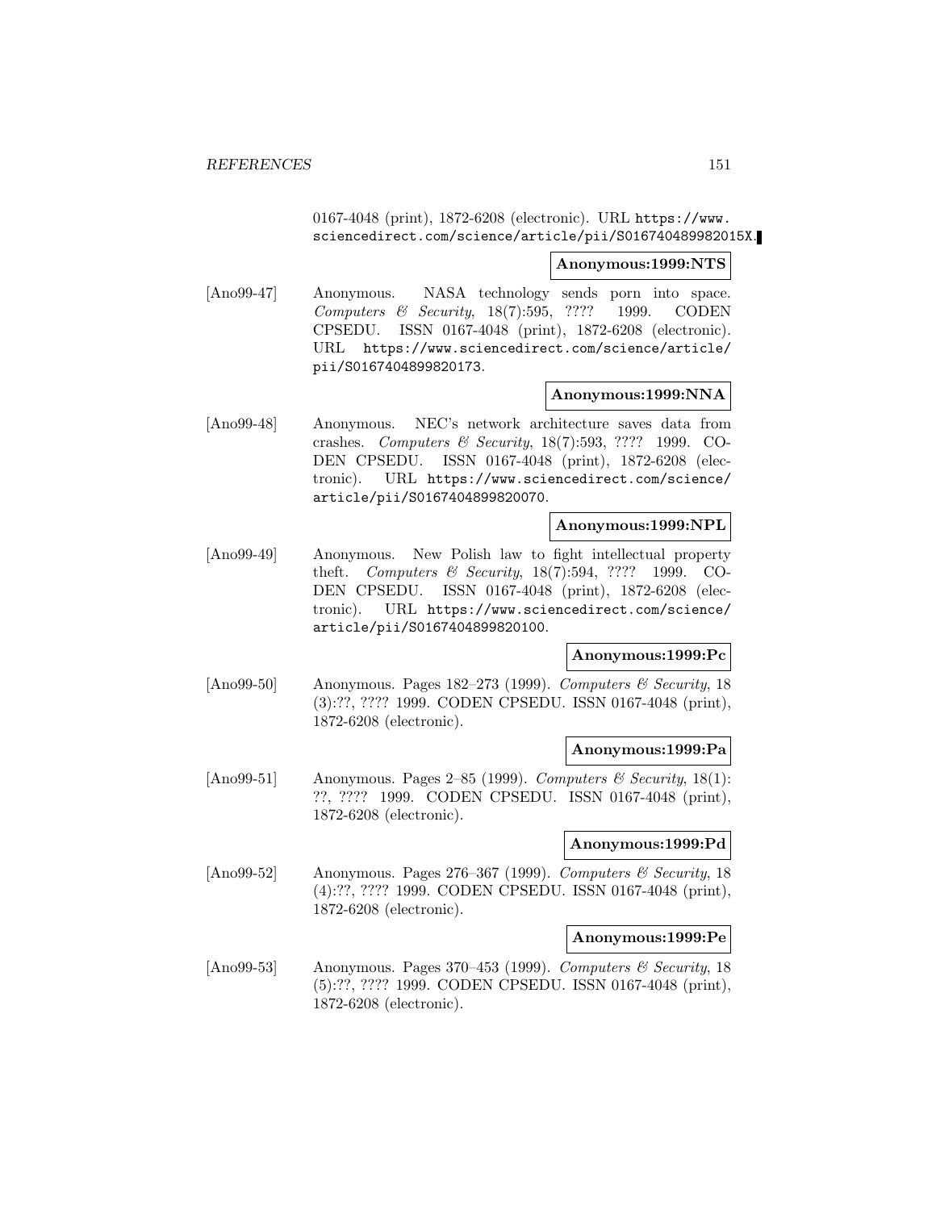0167-4048 (print), 1872-6208 (electronic). URL https://www.sciencedirect.com/science/article/pii/S016740489982015X.

**Anonymous:1999:NTS**

[Ano99-47] Anonymous. NASA technology sends porn into space. *Computers & Security*, 18(7):595, ???? 1999. CODEN CPSEDU. ISSN 0167-4048 (print), 1872-6208 (electronic). URL https://www.sciencedirect.com/science/article/pii/S0167404899820173.

**Anonymous:1999:NNA**

[Ano99-48] Anonymous. NEC's network architecture saves data from crashes. *Computers & Security*, 18(7):593, ???? 1999. CODEN CPSEDU. ISSN 0167-4048 (print), 1872-6208 (electronic). URL https://www.sciencedirect.com/science/article/pii/S0167404899820070.

**Anonymous:1999:NPL**

[Ano99-49] Anonymous. New Polish law to fight intellectual property theft. *Computers & Security*, 18(7):594, ???? 1999. CODEN CPSEDU. ISSN 0167-4048 (print), 1872-6208 (electronic). URL https://www.sciencedirect.com/science/article/pii/S0167404899820100.

**Anonymous:1999:Pc**

[Ano99-50] Anonymous. Pages 182–273 (1999). *Computers & Security*, 18 (3):??, ???? 1999. CODEN CPSEDU. ISSN 0167-4048 (print), 1872-6208 (electronic).

**Anonymous:1999:Pa**

[Ano99-51] Anonymous. Pages 2–85 (1999). *Computers & Security*, 18(1): ??, ???? 1999. CODEN CPSEDU. ISSN 0167-4048 (print), 1872-6208 (electronic).

**Anonymous:1999:Pd**

[Ano99-52] Anonymous. Pages 276–367 (1999). *Computers & Security*, 18 (4):??, ???? 1999. CODEN CPSEDU. ISSN 0167-4048 (print), 1872-6208 (electronic).

**Anonymous:1999:Pe**

[Ano99-53] Anonymous. Pages 370–453 (1999). *Computers & Security*, 18 (5):??, ???? 1999. CODEN CPSEDU. ISSN 0167-4048 (print), 1872-6208 (electronic).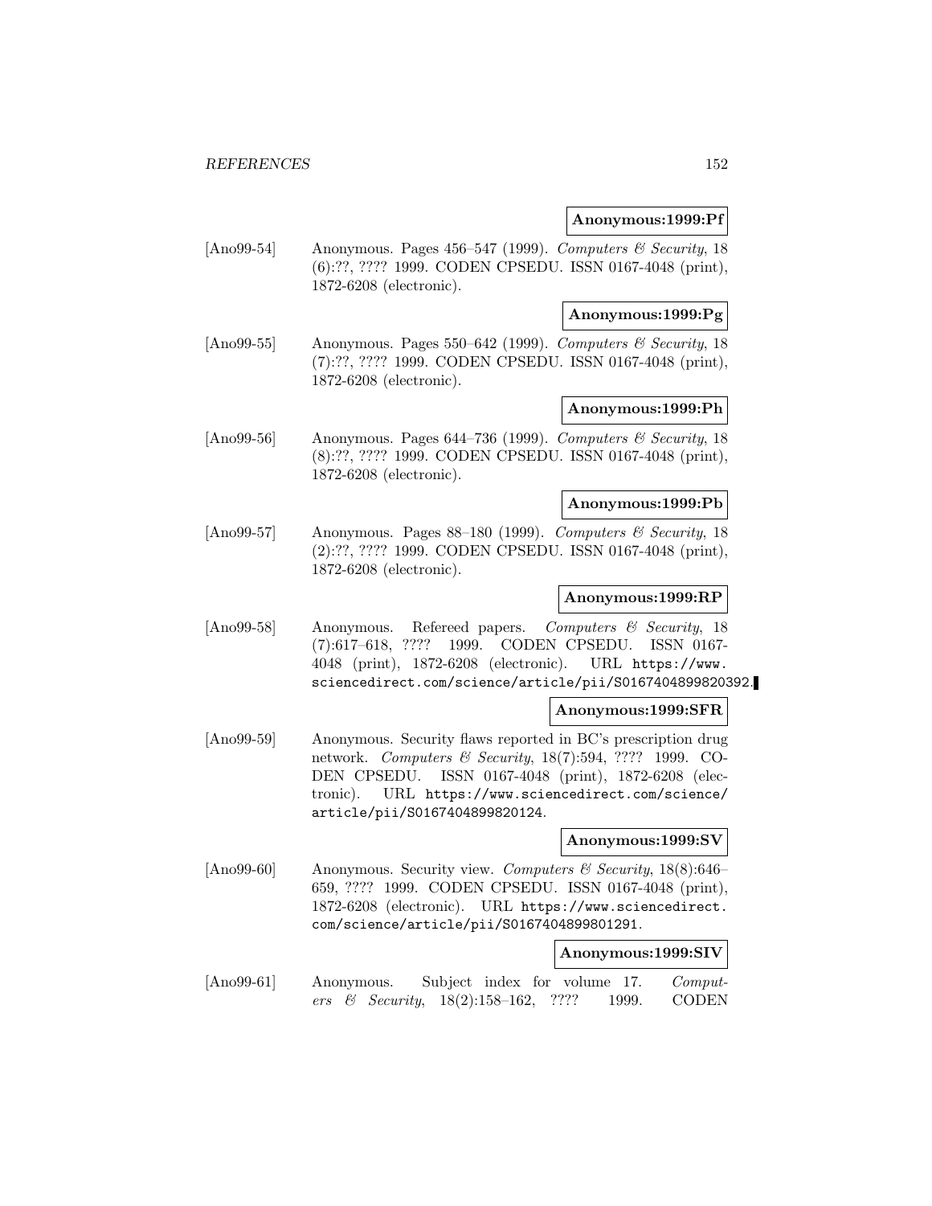**Anonymous:1999:Pf**

[Ano99-54] Anonymous. Pages 456–547 (1999). *Computers & Security*, 18 (6):??, ???? 1999. CODEN CPSEDU. ISSN 0167-4048 (print), 1872-6208 (electronic).

**Anonymous:1999:Pg**

[Ano99-55] Anonymous. Pages 550–642 (1999). *Computers & Security*, 18 (7):??, ???? 1999. CODEN CPSEDU. ISSN 0167-4048 (print), 1872-6208 (electronic).

**Anonymous:1999:Ph**

[Ano99-56] Anonymous. Pages 644–736 (1999). *Computers & Security*, 18 (8):??, ???? 1999. CODEN CPSEDU. ISSN 0167-4048 (print), 1872-6208 (electronic).

**Anonymous:1999:Pb**

[Ano99-57] Anonymous. Pages 88–180 (1999). *Computers & Security*, 18 (2):??, ???? 1999. CODEN CPSEDU. ISSN 0167-4048 (print), 1872-6208 (electronic).

**Anonymous:1999:RP**

[Ano99-58] Anonymous. Refereed papers. *Computers & Security*, 18 (7):617–618, ???? 1999. CODEN CPSEDU. ISSN 0167-4048 (print), 1872-6208 (electronic). URL https://www.sciencedirect.com/science/article/pii/S0167404899820392.

**Anonymous:1999:SFR**

[Ano99-59] Anonymous. Security flaws reported in BC's prescription drug network. *Computers & Security*, 18(7):594, ???? 1999. CODEN CPSEDU. ISSN 0167-4048 (print), 1872-6208 (electronic). URL https://www.sciencedirect.com/science/article/pii/S0167404899820124.

**Anonymous:1999:SV**

[Ano99-60] Anonymous. Security view. *Computers & Security*, 18(8):646–659, ???? 1999. CODEN CPSEDU. ISSN 0167-4048 (print), 1872-6208 (electronic). URL https://www.sciencedirect.com/science/article/pii/S0167404899801291.

**Anonymous:1999:SIV**

[Ano99-61] Anonymous. Subject index for volume 17. *Computers & Security*, 18(2):158–162, ???? 1999. CODEN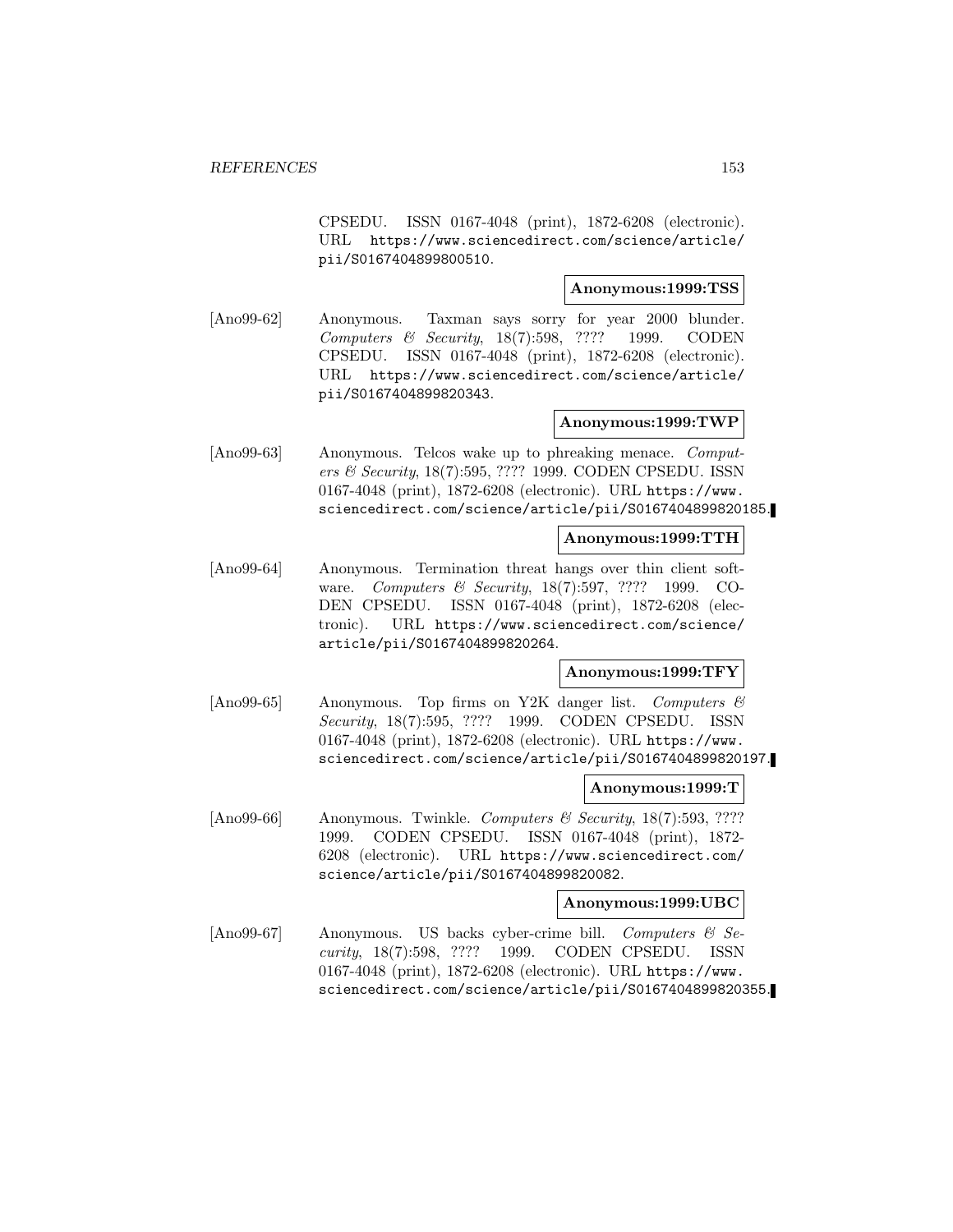CPSEDU. ISSN 0167-4048 (print), 1872-6208 (electronic). URL https://www.sciencedirect.com/science/article/pii/S0167404899800510.

**Anonymous:1999:TSS**

[Ano99-62] Anonymous. Taxman says sorry for year 2000 blunder. *Computers & Security*, 18(7):598, ???? 1999. CODEN CPSEDU. ISSN 0167-4048 (print), 1872-6208 (electronic). URL https://www.sciencedirect.com/science/article/pii/S0167404899820343.

**Anonymous:1999:TWP**

[Ano99-63] Anonymous. Telcos wake up to phreaking menace. *Computers & Security*, 18(7):595, ???? 1999. CODEN CPSEDU. ISSN 0167-4048 (print), 1872-6208 (electronic). URL https://www.sciencedirect.com/science/article/pii/S0167404899820185.

**Anonymous:1999:TTH**

[Ano99-64] Anonymous. Termination threat hangs over thin client software. *Computers & Security*, 18(7):597, ???? 1999. CODEN CPSEDU. ISSN 0167-4048 (print), 1872-6208 (electronic). URL https://www.sciencedirect.com/science/article/pii/S0167404899820264.

**Anonymous:1999:TFY**

[Ano99-65] Anonymous. Top firms on Y2K danger list. *Computers & Security*, 18(7):595, ???? 1999. CODEN CPSEDU. ISSN 0167-4048 (print), 1872-6208 (electronic). URL https://www.sciencedirect.com/science/article/pii/S0167404899820197.

**Anonymous:1999:T**

[Ano99-66] Anonymous. Twinkle. *Computers & Security*, 18(7):593, ???? 1999. CODEN CPSEDU. ISSN 0167-4048 (print), 1872-6208 (electronic). URL https://www.sciencedirect.com/science/article/pii/S0167404899820082.

**Anonymous:1999:UBC**

[Ano99-67] Anonymous. US backs cyber-crime bill. *Computers & Security*, 18(7):598, ???? 1999. CODEN CPSEDU. ISSN 0167-4048 (print), 1872-6208 (electronic). URL https://www.sciencedirect.com/science/article/pii/S0167404899820355.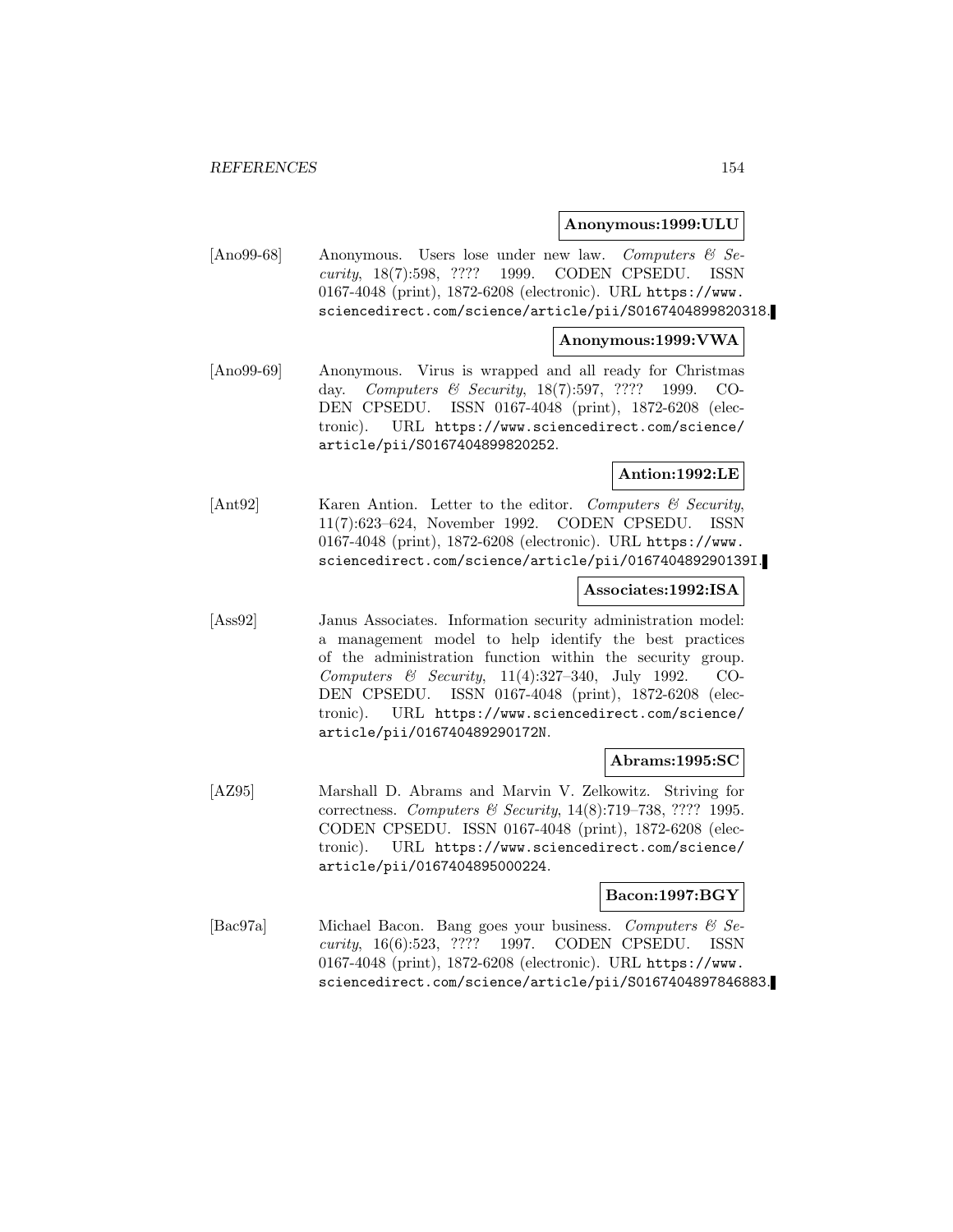**Anonymous:1999:ULU**

[Ano99-68] Anonymous. Users lose under new law. *Computers & Security*, 18(7):598, ???? 1999. CODEN CPSEDU. ISSN 0167-4048 (print), 1872-6208 (electronic). URL https://www.sciencedirect.com/science/article/pii/S0167404899820318.

**Anonymous:1999:VWA**

[Ano99-69] Anonymous. Virus is wrapped and all ready for Christmas day. *Computers & Security*, 18(7):597, ???? 1999. CODEN CPSEDU. ISSN 0167-4048 (print), 1872-6208 (electronic). URL https://www.sciencedirect.com/science/article/pii/S0167404899820252.

**Antion:1992:LE**

[Ant92] Karen Antion. Letter to the editor. *Computers & Security*, 11(7):623–624, November 1992. CODEN CPSEDU. ISSN 0167-4048 (print), 1872-6208 (electronic). URL https://www.sciencedirect.com/science/article/pii/016740489290139I.

**Associates:1992:ISA**

[Ass92] Janus Associates. Information security administration model: a management model to help identify the best practices of the administration function within the security group. *Computers & Security*, 11(4):327–340, July 1992. CODEN CPSEDU. ISSN 0167-4048 (print), 1872-6208 (electronic). URL https://www.sciencedirect.com/science/article/pii/016740489290172N.

**Abrams:1995:SC**

[AZ95] Marshall D. Abrams and Marvin V. Zelkowitz. Striving for correctness. *Computers & Security*, 14(8):719–738, ???? 1995. CODEN CPSEDU. ISSN 0167-4048 (print), 1872-6208 (electronic). URL https://www.sciencedirect.com/science/article/pii/0167404895000224.

**Bacon:1997:BGY**

[Bac97a] Michael Bacon. Bang goes your business. *Computers & Security*, 16(6):523, ???? 1997. CODEN CPSEDU. ISSN 0167-4048 (print), 1872-6208 (electronic). URL https://www.sciencedirect.com/science/article/pii/S0167404897846883.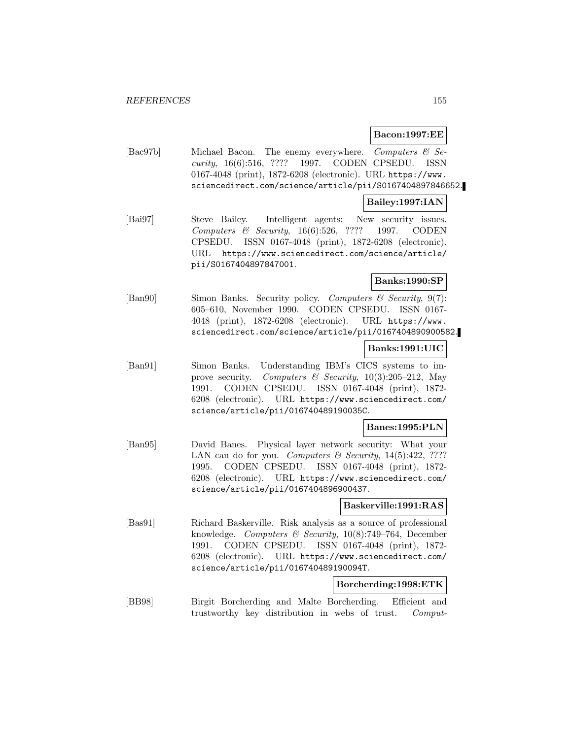**Bacon:1997:EE**

[Bac97b] Michael Bacon. The enemy everywhere. *Computers & Security*, 16(6):516, ???? 1997. CODEN CPSEDU. ISSN 0167-4048 (print), 1872-6208 (electronic). URL https://www.sciencedirect.com/science/article/pii/S0167404897846652.

**Bailey:1997:IAN**

[Bai97] Steve Bailey. Intelligent agents: New security issues. *Computers & Security*, 16(6):526, ???? 1997. CODEN CPSEDU. ISSN 0167-4048 (print), 1872-6208 (electronic). URL https://www.sciencedirect.com/science/article/pii/S0167404897847001.

**Banks:1990:SP**

[Ban90] Simon Banks. Security policy. *Computers & Security*, 9(7): 605–610, November 1990. CODEN CPSEDU. ISSN 0167-4048 (print), 1872-6208 (electronic). URL https://www.sciencedirect.com/science/article/pii/0167404890900582.

**Banks:1991:UIC**

[Ban91] Simon Banks. Understanding IBM's CICS systems to improve security. *Computers & Security*, 10(3):205–212, May 1991. CODEN CPSEDU. ISSN 0167-4048 (print), 1872-6208 (electronic). URL https://www.sciencedirect.com/science/article/pii/016740489190035C.

**Banes:1995:PLN**

[Ban95] David Banes. Physical layer network security: What your LAN can do for you. *Computers & Security*, 14(5):422, ???? 1995. CODEN CPSEDU. ISSN 0167-4048 (print), 1872-6208 (electronic). URL https://www.sciencedirect.com/science/article/pii/0167404896900437.

**Baskerville:1991:RAS**

[Bas91] Richard Baskerville. Risk analysis as a source of professional knowledge. *Computers & Security*, 10(8):749–764, December 1991. CODEN CPSEDU. ISSN 0167-4048 (print), 1872-6208 (electronic). URL https://www.sciencedirect.com/science/article/pii/016740489190094T.

**Borcherding:1998:ETK**

[BB98] Birgit Borcherding and Malte Borcherding. Efficient and trustworthy key distribution in webs of trust. *Comput-*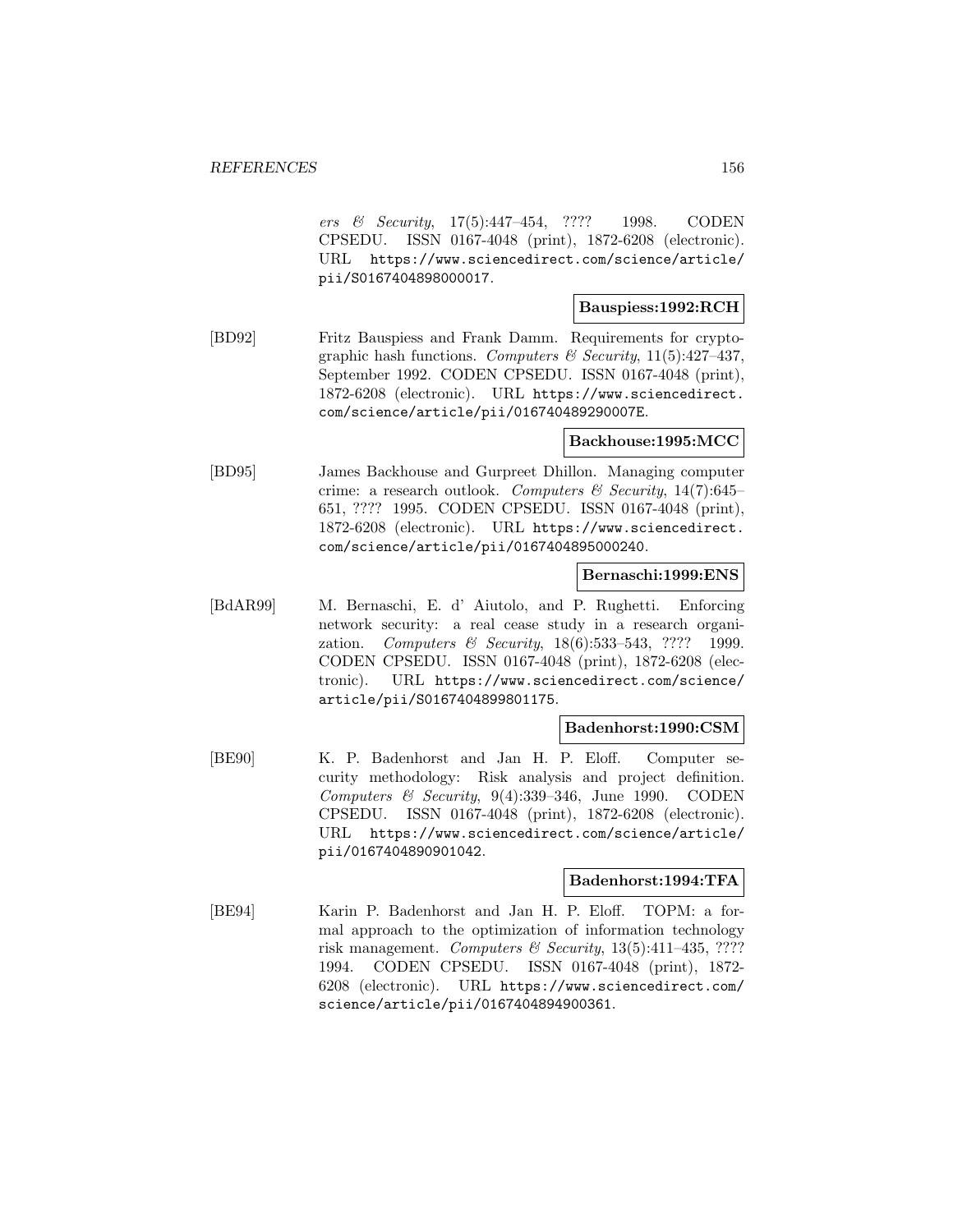*ers & Security*, 17(5):447–454, ???? 1998. CODEN CPSEDU. ISSN 0167-4048 (print), 1872-6208 (electronic). URL https://www.sciencedirect.com/science/article/pii/S0167404898000017.

**Bauspiess:1992:RCH**

[BD92] Fritz Bauspiess and Frank Damm. Requirements for cryptographic hash functions. *Computers & Security*, 11(5):427–437, September 1992. CODEN CPSEDU. ISSN 0167-4048 (print), 1872-6208 (electronic). URL https://www.sciencedirect.com/science/article/pii/016740489290007E.

**Backhouse:1995:MCC**

[BD95] James Backhouse and Gurpreet Dhillon. Managing computer crime: a research outlook. *Computers & Security*, 14(7):645–651, ???? 1995. CODEN CPSEDU. ISSN 0167-4048 (print), 1872-6208 (electronic). URL https://www.sciencedirect.com/science/article/pii/0167404895000240.

**Bernaschi:1999:ENS**

[BdAR99] M. Bernaschi, E. d' Aiutolo, and P. Rughetti. Enforcing network security: a real cease study in a research organization. *Computers & Security*, 18(6):533–543, ???? 1999. CODEN CPSEDU. ISSN 0167-4048 (print), 1872-6208 (electronic). URL https://www.sciencedirect.com/science/article/pii/S0167404899801175.

**Badenhorst:1990:CSM**

[BE90] K. P. Badenhorst and Jan H. P. Eloff. Computer security methodology: Risk analysis and project definition. *Computers & Security*, 9(4):339–346, June 1990. CODEN CPSEDU. ISSN 0167-4048 (print), 1872-6208 (electronic). URL https://www.sciencedirect.com/science/article/pii/0167404890901042.

**Badenhorst:1994:TFA**

[BE94] Karin P. Badenhorst and Jan H. P. Eloff. TOPM: a formal approach to the optimization of information technology risk management. *Computers & Security*, 13(5):411–435, ???? 1994. CODEN CPSEDU. ISSN 0167-4048 (print), 1872-6208 (electronic). URL https://www.sciencedirect.com/science/article/pii/0167404894900361.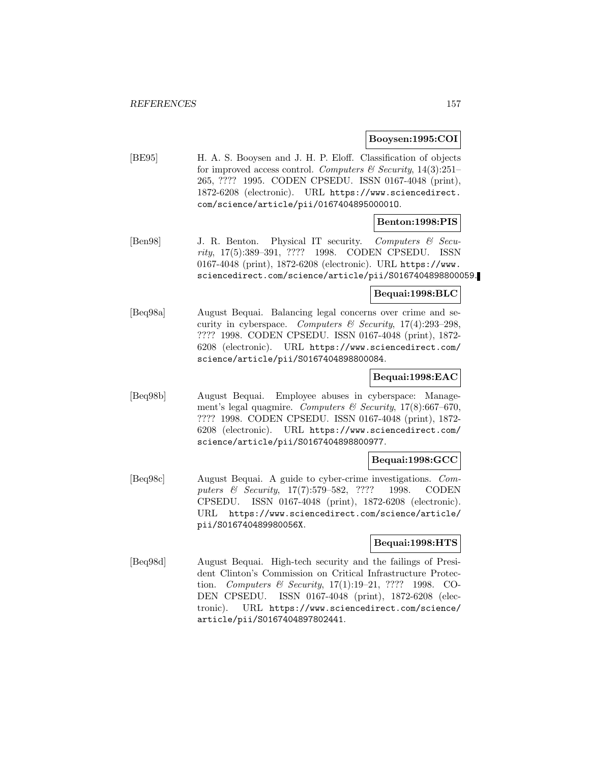**Booysen:1995:COI**

[BE95] H. A. S. Booysen and J. H. P. Eloff. Classification of objects for improved access control. *Computers & Security*, 14(3):251–265, ???? 1995. CODEN CPSEDU. ISSN 0167-4048 (print), 1872-6208 (electronic). URL https://www.sciencedirect.com/science/article/pii/016740489500001O.

**Benton:1998:PIS**

[Ben98] J. R. Benton. Physical IT security. *Computers & Security*, 17(5):389–391, ???? 1998. CODEN CPSEDU. ISSN 0167-4048 (print), 1872-6208 (electronic). URL https://www.sciencedirect.com/science/article/pii/S0167404898800059.

**Bequai:1998:BLC**

[Beq98a] August Bequai. Balancing legal concerns over crime and security in cyberspace. *Computers & Security*, 17(4):293–298, ???? 1998. CODEN CPSEDU. ISSN 0167-4048 (print), 1872-6208 (electronic). URL https://www.sciencedirect.com/science/article/pii/S0167404898800084.

**Bequai:1998:EAC**

[Beq98b] August Bequai. Employee abuses in cyberspace: Management's legal quagmire. *Computers & Security*, 17(8):667–670, ???? 1998. CODEN CPSEDU. ISSN 0167-4048 (print), 1872-6208 (electronic). URL https://www.sciencedirect.com/science/article/pii/S0167404898800977.

**Bequai:1998:GCC**

[Beq98c] August Bequai. A guide to cyber-crime investigations. *Computers & Security*, 17(7):579–582, ???? 1998. CODEN CPSEDU. ISSN 0167-4048 (print), 1872-6208 (electronic). URL https://www.sciencedirect.com/science/article/pii/S016740489980056X.

**Bequai:1998:HTS**

[Beq98d] August Bequai. High-tech security and the failings of President Clinton's Commission on Critical Infrastructure Protection. *Computers & Security*, 17(1):19–21, ???? 1998. CODEN CPSEDU. ISSN 0167-4048 (print), 1872-6208 (electronic). URL https://www.sciencedirect.com/science/article/pii/S0167404897802441.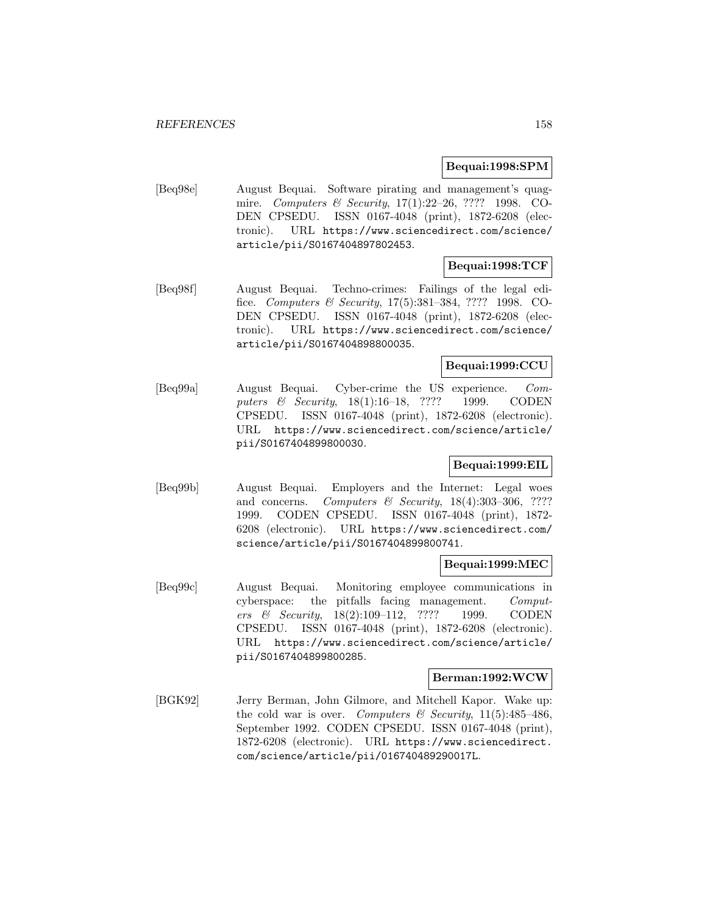**Bequai:1998:SPM**

[Beq98e] August Bequai. Software pirating and management's quagmire. *Computers & Security*, 17(1):22–26, ???? 1998. CODEN CPSEDU. ISSN 0167-4048 (print), 1872-6208 (electronic). URL https://www.sciencedirect.com/science/article/pii/S0167404897802453.

**Bequai:1998:TCF**

[Beq98f] August Bequai. Techno-crimes: Failings of the legal edifice. *Computers & Security*, 17(5):381–384, ???? 1998. CODEN CPSEDU. ISSN 0167-4048 (print), 1872-6208 (electronic). URL https://www.sciencedirect.com/science/article/pii/S0167404898800035.

**Bequai:1999:CCU**

[Beq99a] August Bequai. Cyber-crime the US experience. *Computers & Security*, 18(1):16–18, ???? 1999. CODEN CPSEDU. ISSN 0167-4048 (print), 1872-6208 (electronic). URL https://www.sciencedirect.com/science/article/pii/S0167404899800030.

**Bequai:1999:EIL**

[Beq99b] August Bequai. Employers and the Internet: Legal woes and concerns. *Computers & Security*, 18(4):303–306, ???? 1999. CODEN CPSEDU. ISSN 0167-4048 (print), 1872-6208 (electronic). URL https://www.sciencedirect.com/science/article/pii/S0167404899800741.

**Bequai:1999:MEC**

[Beq99c] August Bequai. Monitoring employee communications in cyberspace: the pitfalls facing management. *Computers & Security*, 18(2):109–112, ???? 1999. CODEN CPSEDU. ISSN 0167-4048 (print), 1872-6208 (electronic). URL https://www.sciencedirect.com/science/article/pii/S0167404899800285.

**Berman:1992:WCW**

[BGK92] Jerry Berman, John Gilmore, and Mitchell Kapor. Wake up: the cold war is over. *Computers & Security*, 11(5):485–486, September 1992. CODEN CPSEDU. ISSN 0167-4048 (print), 1872-6208 (electronic). URL https://www.sciencedirect.com/science/article/pii/016740489290017L.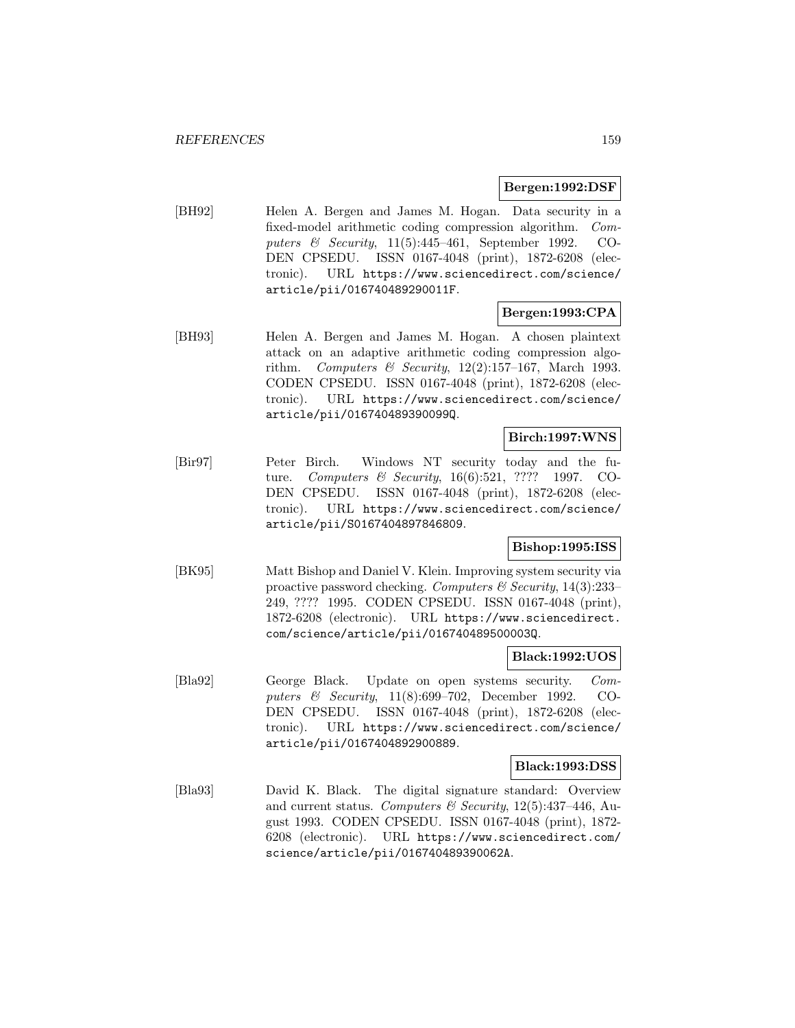**Bergen:1992:DSF**

[BH92] Helen A. Bergen and James M. Hogan. Data security in a fixed-model arithmetic coding compression algorithm. *Computers & Security*, 11(5):445–461, September 1992. CODEN CPSEDU. ISSN 0167-4048 (print), 1872-6208 (electronic). URL https://www.sciencedirect.com/science/article/pii/016740489290011F.

**Bergen:1993:CPA**

[BH93] Helen A. Bergen and James M. Hogan. A chosen plaintext attack on an adaptive arithmetic coding compression algorithm. *Computers & Security*, 12(2):157–167, March 1993. CODEN CPSEDU. ISSN 0167-4048 (print), 1872-6208 (electronic). URL https://www.sciencedirect.com/science/article/pii/016740489390099Q.

**Birch:1997:WNS**

[Bir97] Peter Birch. Windows NT security today and the future. *Computers & Security*, 16(6):521, ???? 1997. CODEN CPSEDU. ISSN 0167-4048 (print), 1872-6208 (electronic). URL https://www.sciencedirect.com/science/article/pii/S0167404897846809.

**Bishop:1995:ISS**

[BK95] Matt Bishop and Daniel V. Klein. Improving system security via proactive password checking. *Computers & Security*, 14(3):233–249, ???? 1995. CODEN CPSEDU. ISSN 0167-4048 (print), 1872-6208 (electronic). URL https://www.sciencedirect.com/science/article/pii/016740489500003Q.

**Black:1992:UOS**

[Bla92] George Black. Update on open systems security. *Computers & Security*, 11(8):699–702, December 1992. CODEN CPSEDU. ISSN 0167-4048 (print), 1872-6208 (electronic). URL https://www.sciencedirect.com/science/article/pii/0167404892900889.

**Black:1993:DSS**

[Bla93] David K. Black. The digital signature standard: Overview and current status. *Computers & Security*, 12(5):437–446, August 1993. CODEN CPSEDU. ISSN 0167-4048 (print), 1872-6208 (electronic). URL https://www.sciencedirect.com/science/article/pii/016740489390062A.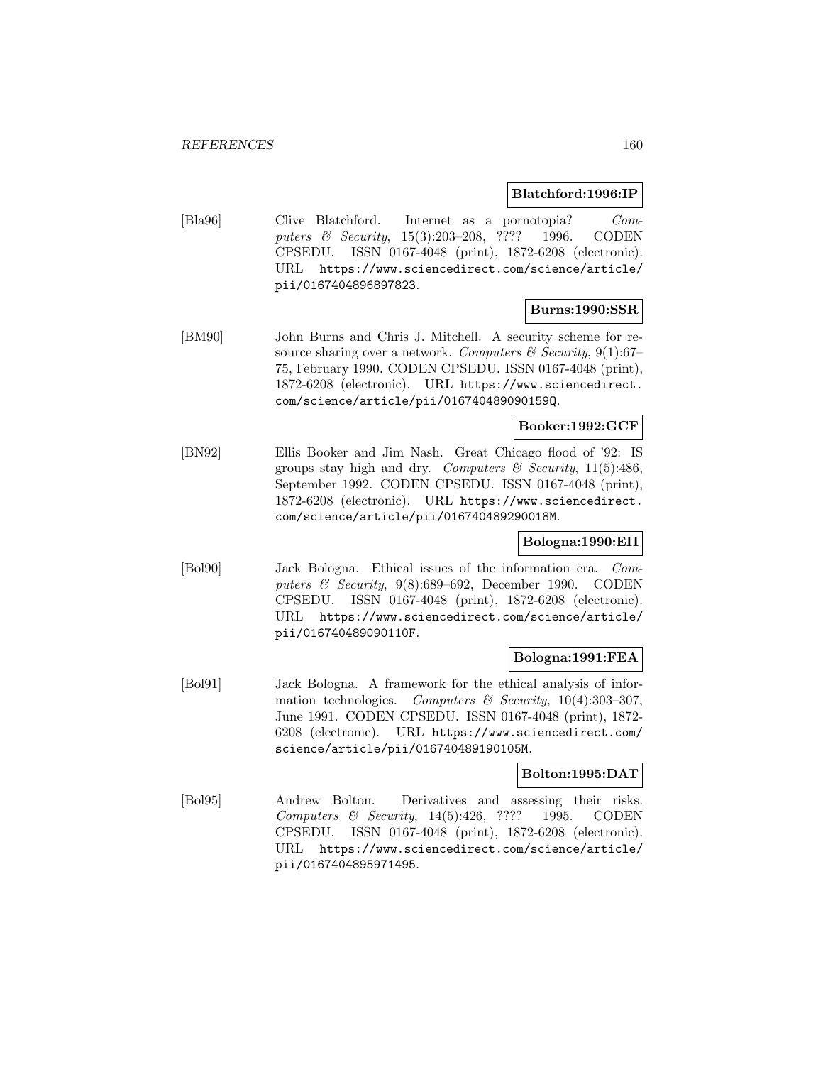**Blatchford:1996:IP**

[Bla96] Clive Blatchford. Internet as a pornotopia? *Computers & Security*, 15(3):203–208, ???? 1996. CODEN CPSEDU. ISSN 0167-4048 (print), 1872-6208 (electronic). URL https://www.sciencedirect.com/science/article/pii/0167404896897823.

**Burns:1990:SSR**

[BM90] John Burns and Chris J. Mitchell. A security scheme for resource sharing over a network. *Computers & Security*, 9(1):67–75, February 1990. CODEN CPSEDU. ISSN 0167-4048 (print), 1872-6208 (electronic). URL https://www.sciencedirect.com/science/article/pii/016740489090159Q.

**Booker:1992:GCF**

[BN92] Ellis Booker and Jim Nash. Great Chicago flood of '92: IS groups stay high and dry. *Computers & Security*, 11(5):486, September 1992. CODEN CPSEDU. ISSN 0167-4048 (print), 1872-6208 (electronic). URL https://www.sciencedirect.com/science/article/pii/016740489290018M.

**Bologna:1990:EII**

[Bol90] Jack Bologna. Ethical issues of the information era. *Computers & Security*, 9(8):689–692, December 1990. CODEN CPSEDU. ISSN 0167-4048 (print), 1872-6208 (electronic). URL https://www.sciencedirect.com/science/article/pii/016740489090110F.

**Bologna:1991:FEA**

[Bol91] Jack Bologna. A framework for the ethical analysis of information technologies. *Computers & Security*, 10(4):303–307, June 1991. CODEN CPSEDU. ISSN 0167-4048 (print), 1872-6208 (electronic). URL https://www.sciencedirect.com/science/article/pii/016740489190105M.

**Bolton:1995:DAT**

[Bol95] Andrew Bolton. Derivatives and assessing their risks. *Computers & Security*, 14(5):426, ???? 1995. CODEN CPSEDU. ISSN 0167-4048 (print), 1872-6208 (electronic). URL https://www.sciencedirect.com/science/article/pii/0167404895971495.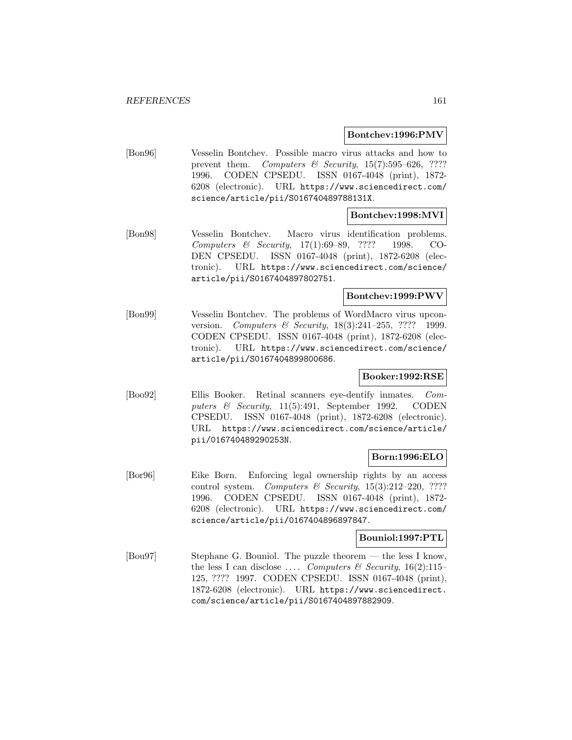**Bontchev:1996:PMV**

[Bon96] Vesselin Bontchev. Possible macro virus attacks and how to prevent them. *Computers & Security*, 15(7):595–626, ???? 1996. CODEN CPSEDU. ISSN 0167-4048 (print), 1872-6208 (electronic). URL https://www.sciencedirect.com/science/article/pii/S016740489788131X.

**Bontchev:1998:MVI**

[Bon98] Vesselin Bontchev. Macro virus identification problems. *Computers & Security*, 17(1):69–89, ???? 1998. CODEN CPSEDU. ISSN 0167-4048 (print), 1872-6208 (electronic). URL https://www.sciencedirect.com/science/article/pii/S0167404897802751.

**Bontchev:1999:PWV**

[Bon99] Vesselin Bontchev. The problems of WordMacro virus upconversion. *Computers & Security*, 18(3):241–255, ???? 1999. CODEN CPSEDU. ISSN 0167-4048 (print), 1872-6208 (electronic). URL https://www.sciencedirect.com/science/article/pii/S0167404899800686.

**Booker:1992:RSE**

[Boo92] Ellis Booker. Retinal scanners eye-dentify inmates. *Computers & Security*, 11(5):491, September 1992. CODEN CPSEDU. ISSN 0167-4048 (print), 1872-6208 (electronic). URL https://www.sciencedirect.com/science/article/pii/016740489290253N.

**Born:1996:ELO**

[Bor96] Eike Born. Enforcing legal ownership rights by an access control system. *Computers & Security*, 15(3):212–220, ???? 1996. CODEN CPSEDU. ISSN 0167-4048 (print), 1872-6208 (electronic). URL https://www.sciencedirect.com/science/article/pii/0167404896897847.

**Bouniol:1997:PTL**

[Bou97] Stephane G. Bouniol. The puzzle theorem — the less I know, the less I can disclose .... *Computers & Security*, 16(2):115–125, ???? 1997. CODEN CPSEDU. ISSN 0167-4048 (print), 1872-6208 (electronic). URL https://www.sciencedirect.com/science/article/pii/S0167404897882909.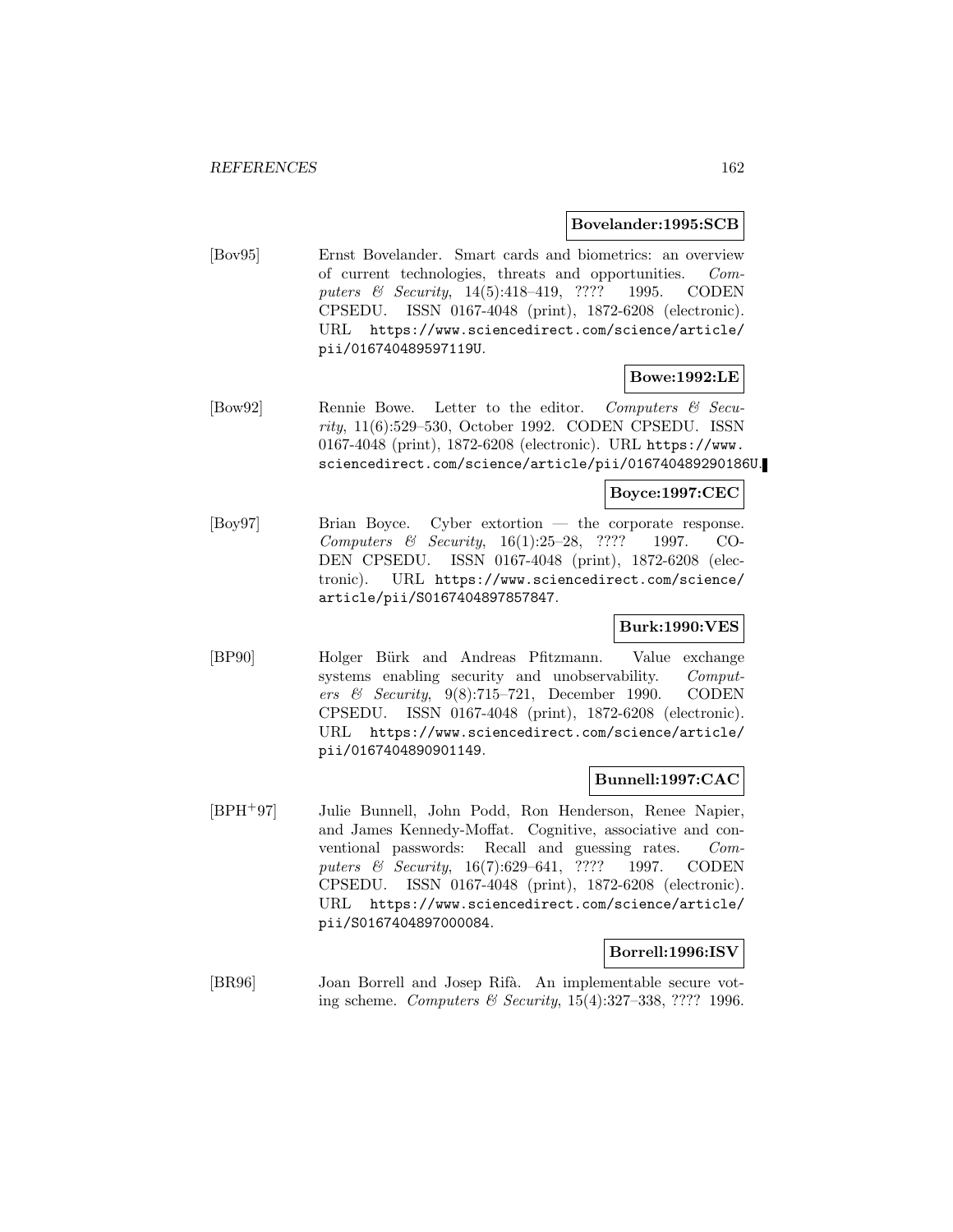**Bovelander:1995:SCB**

[Bov95] Ernst Bovelander. Smart cards and biometrics: an overview of current technologies, threats and opportunities. *Computers & Security*, 14(5):418–419, ???? 1995. CODEN CPSEDU. ISSN 0167-4048 (print), 1872-6208 (electronic). URL https://www.sciencedirect.com/science/article/pii/016740489597119U.

**Bowe:1992:LE**

[Bow92] Rennie Bowe. Letter to the editor. *Computers & Security*, 11(6):529–530, October 1992. CODEN CPSEDU. ISSN 0167-4048 (print), 1872-6208 (electronic). URL https://www.sciencedirect.com/science/article/pii/016740489290186U.

**Boyce:1997:CEC**

[Boy97] Brian Boyce. Cyber extortion — the corporate response. *Computers & Security*, 16(1):25–28, ???? 1997. CODEN CPSEDU. ISSN 0167-4048 (print), 1872-6208 (electronic). URL https://www.sciencedirect.com/science/article/pii/S0167404897857847.

**Burk:1990:VES**

[BP90] Holger Bürk and Andreas Pfitzmann. Value exchange systems enabling security and unobservability. *Computers & Security*, 9(8):715–721, December 1990. CODEN CPSEDU. ISSN 0167-4048 (print), 1872-6208 (electronic). URL https://www.sciencedirect.com/science/article/pii/0167404890901149.

**Bunnell:1997:CAC**

[BPH+97] Julie Bunnell, John Podd, Ron Henderson, Renee Napier, and James Kennedy-Moffat. Cognitive, associative and conventional passwords: Recall and guessing rates. *Computers & Security*, 16(7):629–641, ???? 1997. CODEN CPSEDU. ISSN 0167-4048 (print), 1872-6208 (electronic). URL https://www.sciencedirect.com/science/article/pii/S0167404897000084.

**Borrell:1996:ISV**

[BR96] Joan Borrell and Josep Rifà. An implementable secure voting scheme. *Computers & Security*, 15(4):327–338, ???? 1996.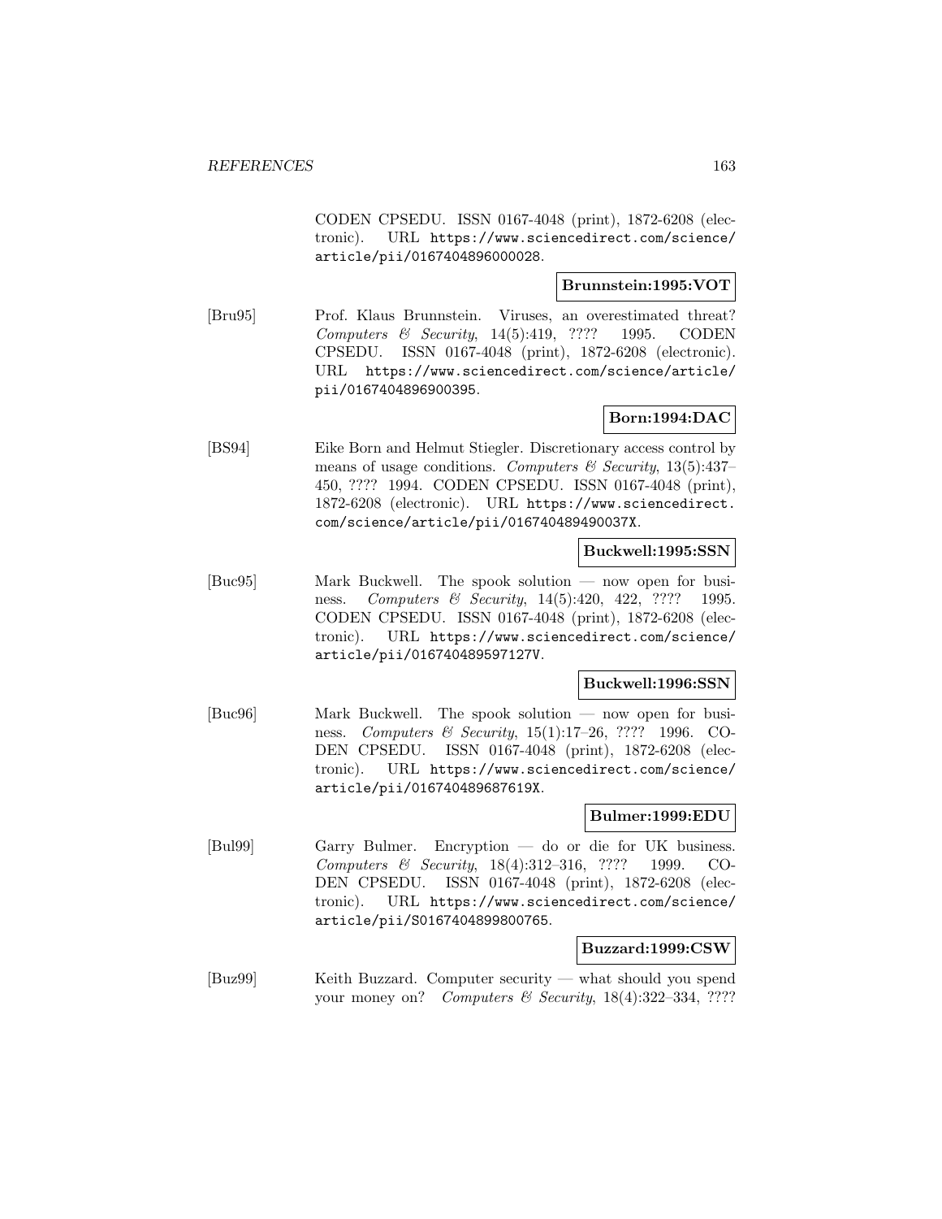CODEN CPSEDU. ISSN 0167-4048 (print), 1872-6208 (electronic). URL https://www.sciencedirect.com/science/article/pii/0167404896000028.

**Brunnstein:1995:VOT**

[Bru95] Prof. Klaus Brunnstein. Viruses, an overestimated threat? *Computers & Security*, 14(5):419, ???? 1995. CODEN CPSEDU. ISSN 0167-4048 (print), 1872-6208 (electronic). URL https://www.sciencedirect.com/science/article/pii/0167404896900395.

**Born:1994:DAC**

[BS94] Eike Born and Helmut Stiegler. Discretionary access control by means of usage conditions. *Computers & Security*, 13(5):437–450, ???? 1994. CODEN CPSEDU. ISSN 0167-4048 (print), 1872-6208 (electronic). URL https://www.sciencedirect.com/science/article/pii/016740489490037X.

**Buckwell:1995:SSN**

[Buc95] Mark Buckwell. The spook solution — now open for business. *Computers & Security*, 14(5):420, 422, ???? 1995. CODEN CPSEDU. ISSN 0167-4048 (print), 1872-6208 (electronic). URL https://www.sciencedirect.com/science/article/pii/016740489597127V.

**Buckwell:1996:SSN**

[Buc96] Mark Buckwell. The spook solution — now open for business. *Computers & Security*, 15(1):17–26, ???? 1996. CODEN CPSEDU. ISSN 0167-4048 (print), 1872-6208 (electronic). URL https://www.sciencedirect.com/science/article/pii/016740489687619X.

**Bulmer:1999:EDU**

[Bul99] Garry Bulmer. Encryption — do or die for UK business. *Computers & Security*, 18(4):312–316, ???? 1999. CODEN CPSEDU. ISSN 0167-4048 (print), 1872-6208 (electronic). URL https://www.sciencedirect.com/science/article/pii/S0167404899800765.

**Buzzard:1999:CSW**

[Buz99] Keith Buzzard. Computer security — what should you spend your money on? *Computers & Security*, 18(4):322–334, ????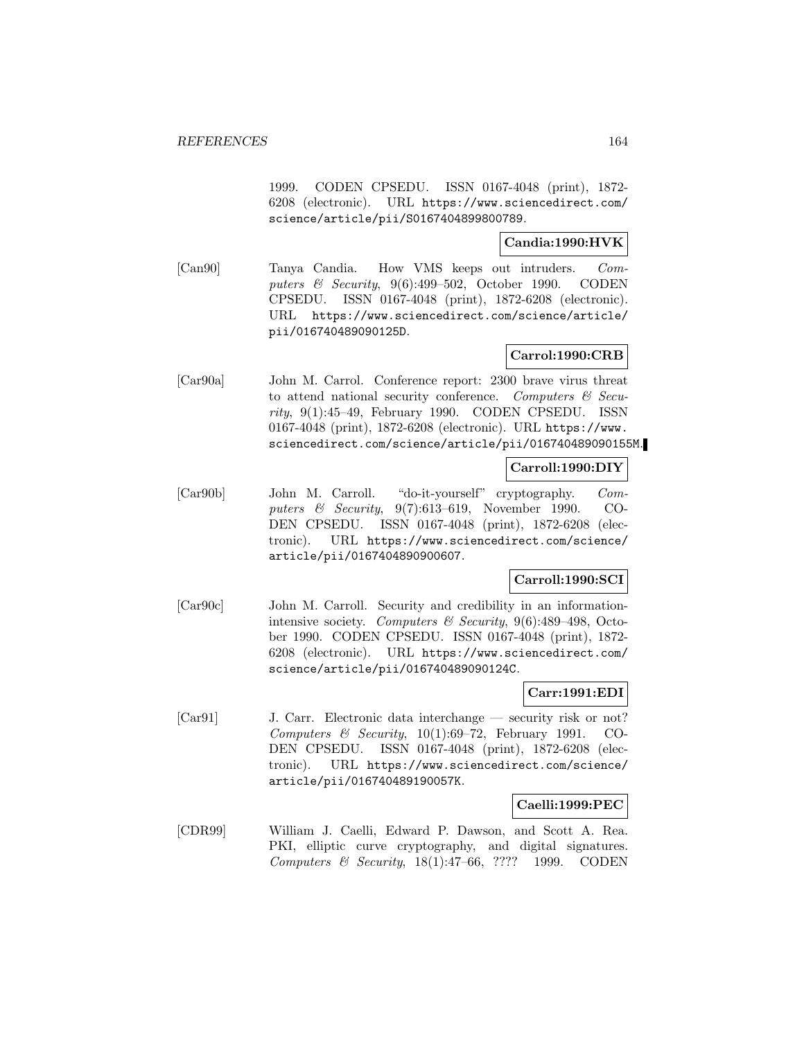1999. CODEN CPSEDU. ISSN 0167-4048 (print), 1872-6208 (electronic). URL https://www.sciencedirect.com/science/article/pii/S0167404899800789.

**Candia:1990:HVK**

[Can90] Tanya Candia. How VMS keeps out intruders. *Computers & Security*, 9(6):499–502, October 1990. CODEN CPSEDU. ISSN 0167-4048 (print), 1872-6208 (electronic). URL https://www.sciencedirect.com/science/article/pii/016740489090125D.

**Carrol:1990:CRB**

[Car90a] John M. Carrol. Conference report: 2300 brave virus threat to attend national security conference. *Computers & Security*, 9(1):45–49, February 1990. CODEN CPSEDU. ISSN 0167-4048 (print), 1872-6208 (electronic). URL https://www.sciencedirect.com/science/article/pii/016740489090155M.

**Carroll:1990:DIY**

[Car90b] John M. Carroll. "do-it-yourself" cryptography. *Computers & Security*, 9(7):613–619, November 1990. CODEN CPSEDU. ISSN 0167-4048 (print), 1872-6208 (electronic). URL https://www.sciencedirect.com/science/article/pii/0167404890900607.

**Carroll:1990:SCI**

[Car90c] John M. Carroll. Security and credibility in an information-intensive society. *Computers & Security*, 9(6):489–498, October 1990. CODEN CPSEDU. ISSN 0167-4048 (print), 1872-6208 (electronic). URL https://www.sciencedirect.com/science/article/pii/016740489090124C.

**Carr:1991:EDI**

[Car91] J. Carr. Electronic data interchange — security risk or not? *Computers & Security*, 10(1):69–72, February 1991. CODEN CPSEDU. ISSN 0167-4048 (print), 1872-6208 (electronic). URL https://www.sciencedirect.com/science/article/pii/016740489190057K.

**Caelli:1999:PEC**

[CDR99] William J. Caelli, Edward P. Dawson, and Scott A. Rea. PKI, elliptic curve cryptography, and digital signatures. *Computers & Security*, 18(1):47–66, ???? 1999. CODEN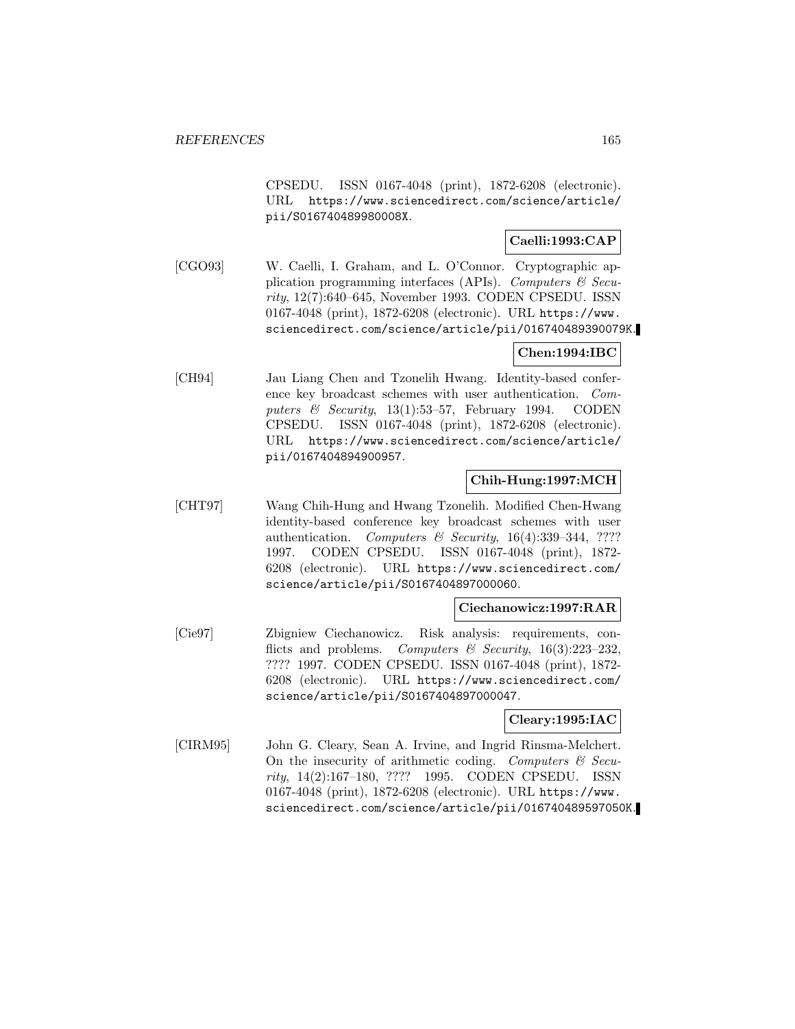CPSEDU. ISSN 0167-4048 (print), 1872-6208 (electronic). URL https://www.sciencedirect.com/science/article/pii/S016740489980008X.

**Caelli:1993:CAP**

[CGO93] W. Caelli, I. Graham, and L. O'Connor. Cryptographic application programming interfaces (APIs). *Computers & Security*, 12(7):640–645, November 1993. CODEN CPSEDU. ISSN 0167-4048 (print), 1872-6208 (electronic). URL https://www.sciencedirect.com/science/article/pii/016740489390079K.

**Chen:1994:IBC**

[CH94] Jau Liang Chen and Tzonelih Hwang. Identity-based conference key broadcast schemes with user authentication. *Computers & Security*, 13(1):53–57, February 1994. CODEN CPSEDU. ISSN 0167-4048 (print), 1872-6208 (electronic). URL https://www.sciencedirect.com/science/article/pii/0167404894900957.

**Chih-Hung:1997:MCH**

[CHT97] Wang Chih-Hung and Hwang Tzonelih. Modified Chen-Hwang identity-based conference key broadcast schemes with user authentication. *Computers & Security*, 16(4):339–344, ???? 1997. CODEN CPSEDU. ISSN 0167-4048 (print), 1872-6208 (electronic). URL https://www.sciencedirect.com/science/article/pii/S0167404897000060.

**Ciechanowicz:1997:RAR**

[Cie97] Zbigniew Ciechanowicz. Risk analysis: requirements, conflicts and problems. *Computers & Security*, 16(3):223–232, ???? 1997. CODEN CPSEDU. ISSN 0167-4048 (print), 1872-6208 (electronic). URL https://www.sciencedirect.com/science/article/pii/S0167404897000047.

**Cleary:1995:IAC**

[CIRM95] John G. Cleary, Sean A. Irvine, and Ingrid Rinsma-Melchert. On the insecurity of arithmetic coding. *Computers & Security*, 14(2):167–180, ???? 1995. CODEN CPSEDU. ISSN 0167-4048 (print), 1872-6208 (electronic). URL https://www.sciencedirect.com/science/article/pii/016740489597050K.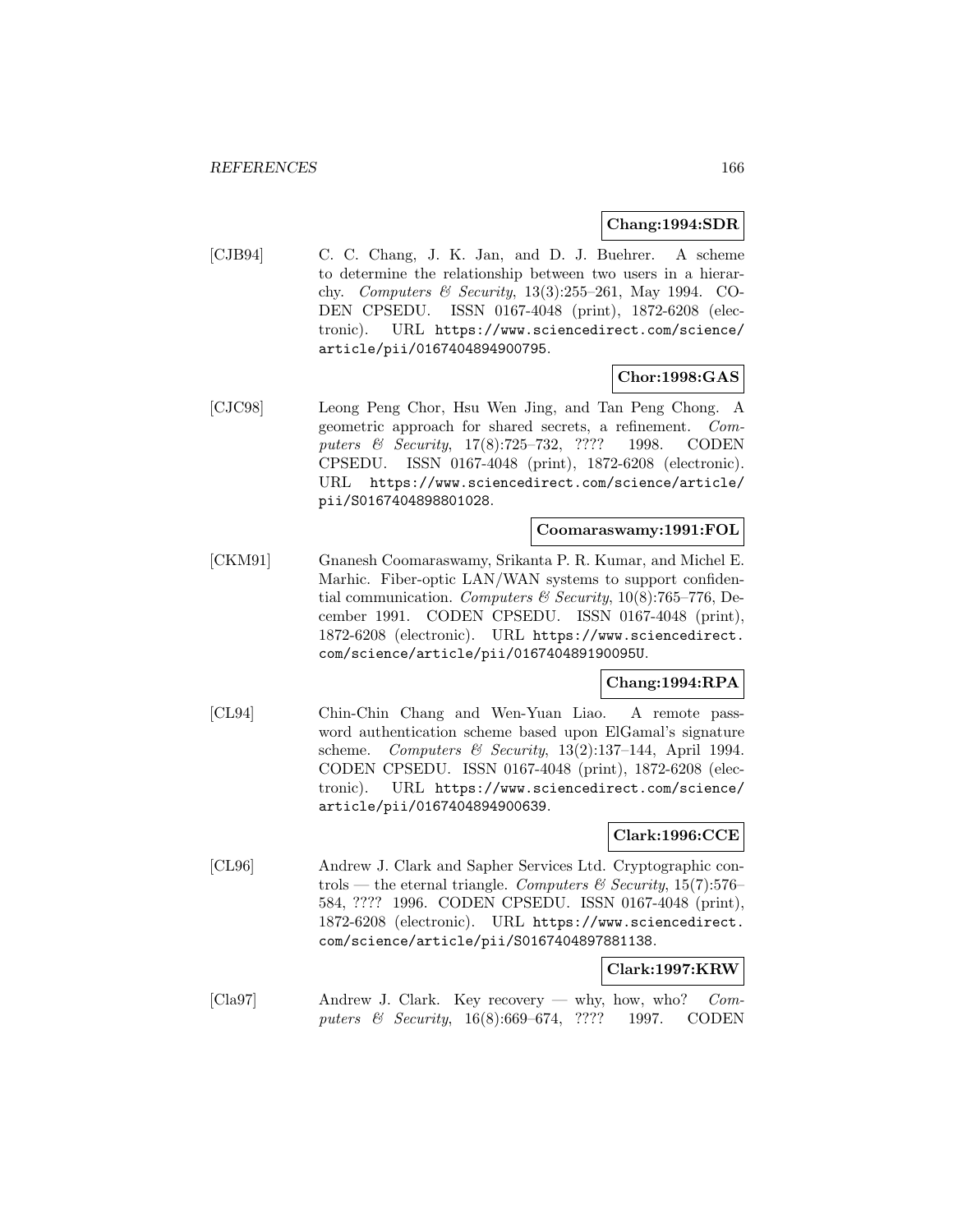**Chang:1994:SDR**

[CJB94] C. C. Chang, J. K. Jan, and D. J. Buehrer. A scheme to determine the relationship between two users in a hierarchy. *Computers & Security*, 13(3):255–261, May 1994. CODEN CPSEDU. ISSN 0167-4048 (print), 1872-6208 (electronic). URL https://www.sciencedirect.com/science/article/pii/0167404894900795.

**Chor:1998:GAS**

[CJC98] Leong Peng Chor, Hsu Wen Jing, and Tan Peng Chong. A geometric approach for shared secrets, a refinement. *Computers & Security*, 17(8):725–732, ???? 1998. CODEN CPSEDU. ISSN 0167-4048 (print), 1872-6208 (electronic). URL https://www.sciencedirect.com/science/article/pii/S0167404898801028.

**Coomaraswamy:1991:FOL**

[CKM91] Gnanesh Coomaraswamy, Srikanta P. R. Kumar, and Michel E. Marhic. Fiber-optic LAN/WAN systems to support confidential communication. *Computers & Security*, 10(8):765–776, December 1991. CODEN CPSEDU. ISSN 0167-4048 (print), 1872-6208 (electronic). URL https://www.sciencedirect.com/science/article/pii/016740489190095U.

**Chang:1994:RPA**

[CL94] Chin-Chin Chang and Wen-Yuan Liao. A remote password authentication scheme based upon ElGamal's signature scheme. *Computers & Security*, 13(2):137–144, April 1994. CODEN CPSEDU. ISSN 0167-4048 (print), 1872-6208 (electronic). URL https://www.sciencedirect.com/science/article/pii/0167404894900639.

**Clark:1996:CCE**

[CL96] Andrew J. Clark and Sapher Services Ltd. Cryptographic controls — the eternal triangle. *Computers & Security*, 15(7):576–584, ???? 1996. CODEN CPSEDU. ISSN 0167-4048 (print), 1872-6208 (electronic). URL https://www.sciencedirect.com/science/article/pii/S0167404897881138.

**Clark:1997:KRW**

[Cla97] Andrew J. Clark. Key recovery — why, how, who? *Computers & Security*, 16(8):669–674, ???? 1997. CODEN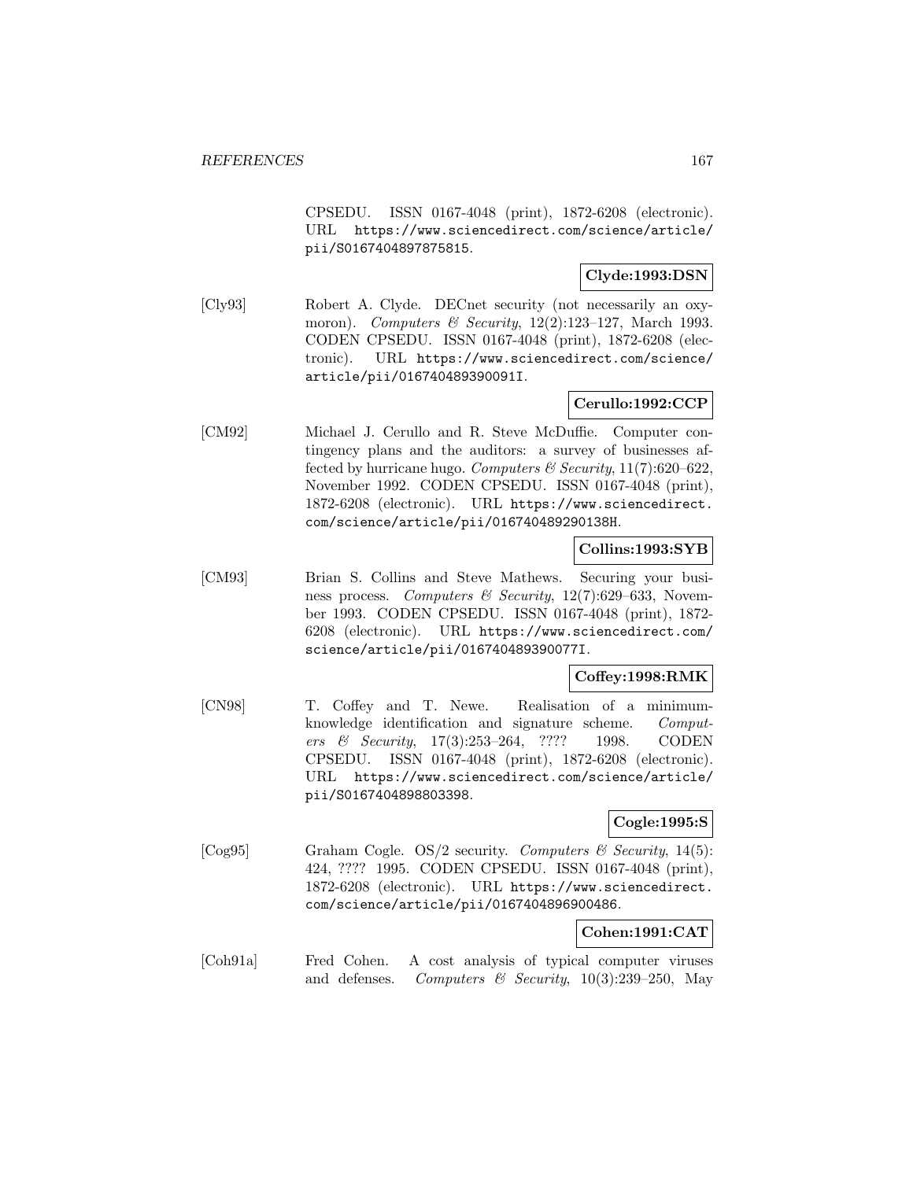CPSEDU. ISSN 0167-4048 (print), 1872-6208 (electronic). URL https://www.sciencedirect.com/science/article/pii/S0167404897875815.

**Clyde:1993:DSN**

[Cly93] Robert A. Clyde. DECnet security (not necessarily an oxymoron). *Computers & Security*, 12(2):123–127, March 1993. CODEN CPSEDU. ISSN 0167-4048 (print), 1872-6208 (electronic). URL https://www.sciencedirect.com/science/article/pii/016740489390091I.

**Cerullo:1992:CCP**

[CM92] Michael J. Cerullo and R. Steve McDuffie. Computer contingency plans and the auditors: a survey of businesses affected by hurricane hugo. *Computers & Security*, 11(7):620–622, November 1992. CODEN CPSEDU. ISSN 0167-4048 (print), 1872-6208 (electronic). URL https://www.sciencedirect.com/science/article/pii/016740489290138H.

**Collins:1993:SYB**

[CM93] Brian S. Collins and Steve Mathews. Securing your business process. *Computers & Security*, 12(7):629–633, November 1993. CODEN CPSEDU. ISSN 0167-4048 (print), 1872-6208 (electronic). URL https://www.sciencedirect.com/science/article/pii/016740489390077I.

**Coffey:1998:RMK**

[CN98] T. Coffey and T. Newe. Realisation of a minimum-knowledge identification and signature scheme. *Computers & Security*, 17(3):253–264, ???? 1998. CODEN CPSEDU. ISSN 0167-4048 (print), 1872-6208 (electronic). URL https://www.sciencedirect.com/science/article/pii/S0167404898803398.

**Cogle:1995:S**

[Cog95] Graham Cogle. OS/2 security. *Computers & Security*, 14(5): 424, ???? 1995. CODEN CPSEDU. ISSN 0167-4048 (print), 1872-6208 (electronic). URL https://www.sciencedirect.com/science/article/pii/0167404896900486.

**Cohen:1991:CAT**

[Coh91a] Fred Cohen. A cost analysis of typical computer viruses and defenses. *Computers & Security*, 10(3):239–250, May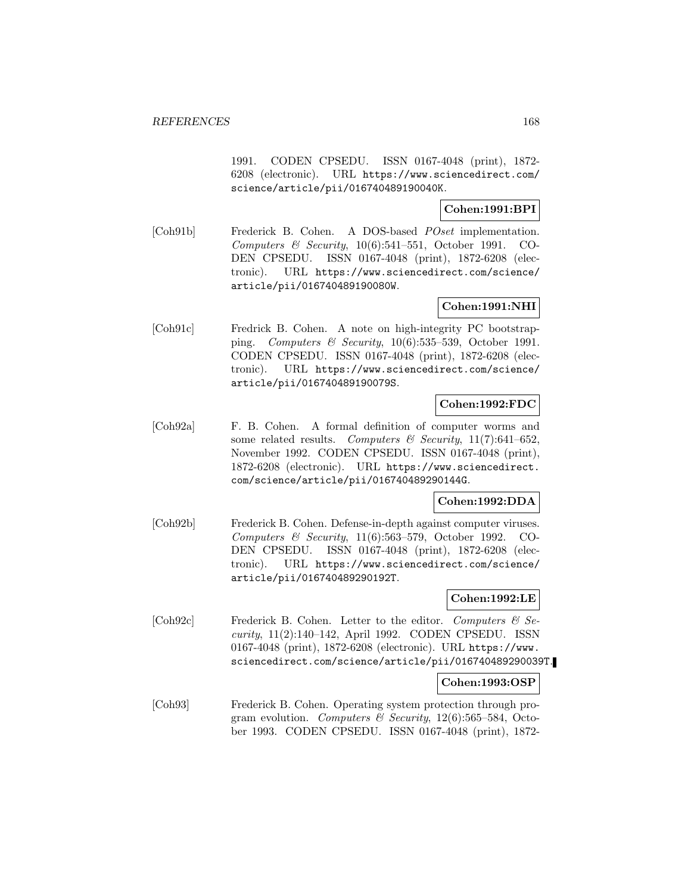1991. CODEN CPSEDU. ISSN 0167-4048 (print), 1872-6208 (electronic). URL https://www.sciencedirect.com/science/article/pii/016740489190040K.

**Cohen:1991:BPI**

[Coh91b] Frederick B. Cohen. A DOS-based *POset* implementation. *Computers & Security*, 10(6):541–551, October 1991. CODEN CPSEDU. ISSN 0167-4048 (print), 1872-6208 (electronic). URL https://www.sciencedirect.com/science/article/pii/016740489190080W.

**Cohen:1991:NHI**

[Coh91c] Fredrick B. Cohen. A note on high-integrity PC bootstrapping. *Computers & Security*, 10(6):535–539, October 1991. CODEN CPSEDU. ISSN 0167-4048 (print), 1872-6208 (electronic). URL https://www.sciencedirect.com/science/article/pii/016740489190079S.

**Cohen:1992:FDC**

[Coh92a] F. B. Cohen. A formal definition of computer worms and some related results. *Computers & Security*, 11(7):641–652, November 1992. CODEN CPSEDU. ISSN 0167-4048 (print), 1872-6208 (electronic). URL https://www.sciencedirect.com/science/article/pii/016740489290144G.

**Cohen:1992:DDA**

[Coh92b] Frederick B. Cohen. Defense-in-depth against computer viruses. *Computers & Security*, 11(6):563–579, October 1992. CODEN CPSEDU. ISSN 0167-4048 (print), 1872-6208 (electronic). URL https://www.sciencedirect.com/science/article/pii/016740489290192T.

**Cohen:1992:LE**

[Coh92c] Frederick B. Cohen. Letter to the editor. *Computers & Security*, 11(2):140–142, April 1992. CODEN CPSEDU. ISSN 0167-4048 (print), 1872-6208 (electronic). URL https://www.sciencedirect.com/science/article/pii/016740489290039T.

**Cohen:1993:OSP**

[Coh93] Frederick B. Cohen. Operating system protection through program evolution. *Computers & Security*, 12(6):565–584, October 1993. CODEN CPSEDU. ISSN 0167-4048 (print), 1872-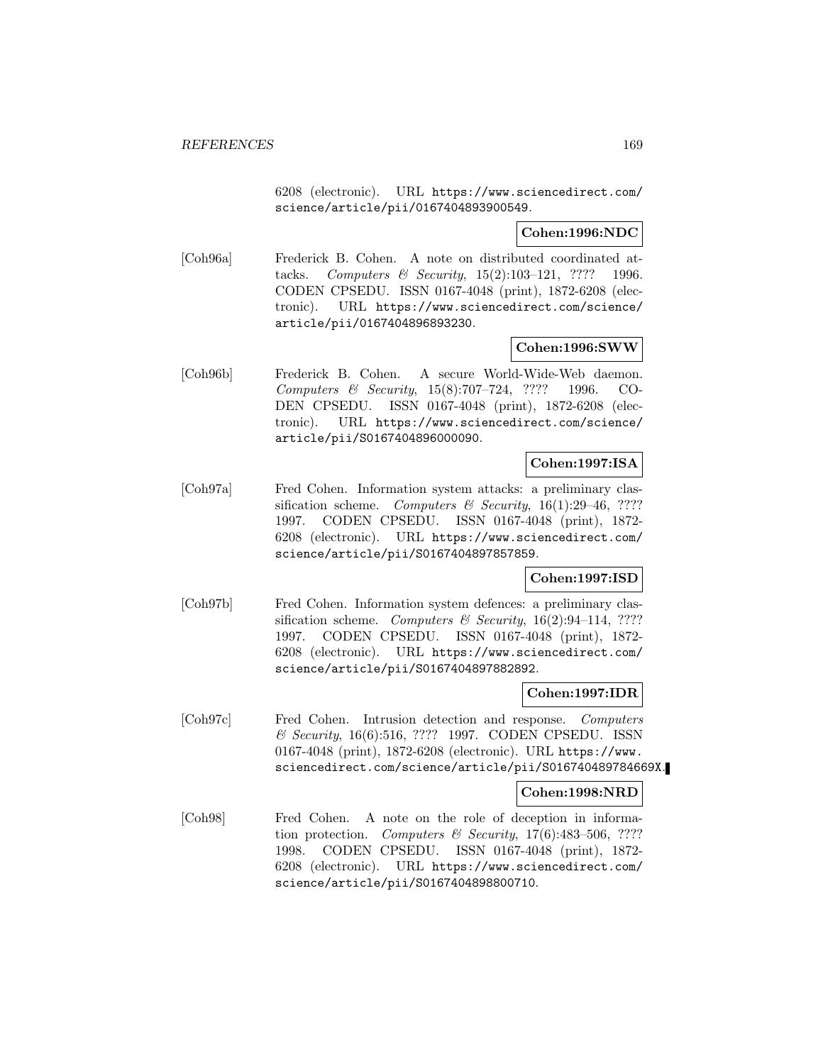6208 (electronic). URL https://www.sciencedirect.com/science/article/pii/0167404893900549.

**Cohen:1996:NDC**

[Coh96a] Frederick B. Cohen. A note on distributed coordinated attacks. *Computers & Security*, 15(2):103–121, ???? 1996. CODEN CPSEDU. ISSN 0167-4048 (print), 1872-6208 (electronic). URL https://www.sciencedirect.com/science/article/pii/0167404896893230.

**Cohen:1996:SWW**

[Coh96b] Frederick B. Cohen. A secure World-Wide-Web daemon. *Computers & Security*, 15(8):707–724, ???? 1996. CODEN CPSEDU. ISSN 0167-4048 (print), 1872-6208 (electronic). URL https://www.sciencedirect.com/science/article/pii/S0167404896000090.

**Cohen:1997:ISA**

[Coh97a] Fred Cohen. Information system attacks: a preliminary classification scheme. *Computers & Security*, 16(1):29–46, ???? 1997. CODEN CPSEDU. ISSN 0167-4048 (print), 1872-6208 (electronic). URL https://www.sciencedirect.com/science/article/pii/S0167404897857859.

**Cohen:1997:ISD**

[Coh97b] Fred Cohen. Information system defences: a preliminary classification scheme. *Computers & Security*, 16(2):94–114, ???? 1997. CODEN CPSEDU. ISSN 0167-4048 (print), 1872-6208 (electronic). URL https://www.sciencedirect.com/science/article/pii/S0167404897882892.

**Cohen:1997:IDR**

[Coh97c] Fred Cohen. Intrusion detection and response. *Computers & Security*, 16(6):516, ???? 1997. CODEN CPSEDU. ISSN 0167-4048 (print), 1872-6208 (electronic). URL https://www.sciencedirect.com/science/article/pii/S016740489784669X.

**Cohen:1998:NRD**

[Coh98] Fred Cohen. A note on the role of deception in information protection. *Computers & Security*, 17(6):483–506, ???? 1998. CODEN CPSEDU. ISSN 0167-4048 (print), 1872-6208 (electronic). URL https://www.sciencedirect.com/science/article/pii/S0167404898800710.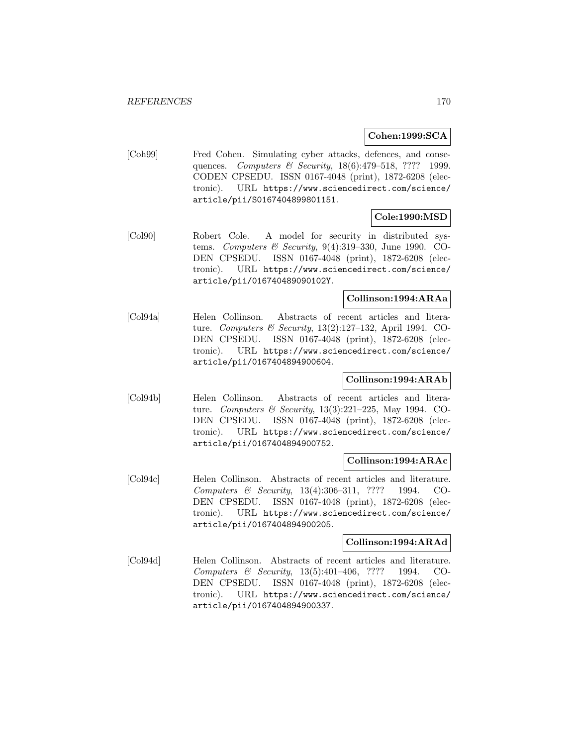**Cohen:1999:SCA**

[Coh99] Fred Cohen. Simulating cyber attacks, defences, and consequences. *Computers & Security*, 18(6):479–518, ???? 1999. CODEN CPSEDU. ISSN 0167-4048 (print), 1872-6208 (electronic). URL https://www.sciencedirect.com/science/article/pii/S0167404899801151.

**Cole:1990:MSD**

[Col90] Robert Cole. A model for security in distributed systems. *Computers & Security*, 9(4):319–330, June 1990. CODEN CPSEDU. ISSN 0167-4048 (print), 1872-6208 (electronic). URL https://www.sciencedirect.com/science/article/pii/016740489090102Y.

**Collinson:1994:ARAa**

[Col94a] Helen Collinson. Abstracts of recent articles and literature. *Computers & Security*, 13(2):127–132, April 1994. CODEN CPSEDU. ISSN 0167-4048 (print), 1872-6208 (electronic). URL https://www.sciencedirect.com/science/article/pii/0167404894900604.

**Collinson:1994:ARAb**

[Col94b] Helen Collinson. Abstracts of recent articles and literature. *Computers & Security*, 13(3):221–225, May 1994. CODEN CPSEDU. ISSN 0167-4048 (print), 1872-6208 (electronic). URL https://www.sciencedirect.com/science/article/pii/0167404894900752.

**Collinson:1994:ARAc**

[Col94c] Helen Collinson. Abstracts of recent articles and literature. *Computers & Security*, 13(4):306–311, ???? 1994. CODEN CPSEDU. ISSN 0167-4048 (print), 1872-6208 (electronic). URL https://www.sciencedirect.com/science/article/pii/0167404894900205.

**Collinson:1994:ARAd**

[Col94d] Helen Collinson. Abstracts of recent articles and literature. *Computers & Security*, 13(5):401–406, ???? 1994. CODEN CPSEDU. ISSN 0167-4048 (print), 1872-6208 (electronic). URL https://www.sciencedirect.com/science/article/pii/0167404894900337.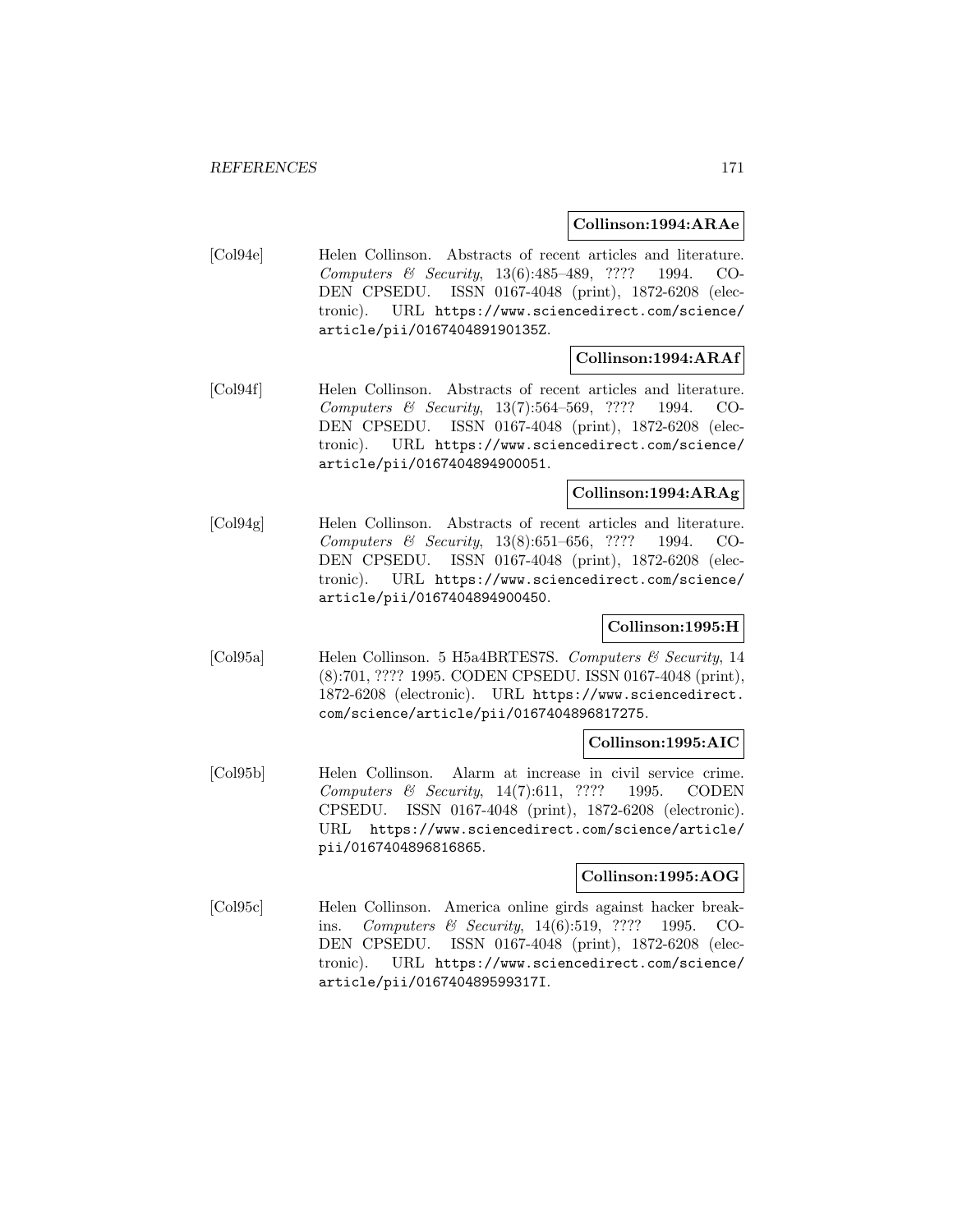**Collinson:1994:ARAe**

[Col94e] Helen Collinson. Abstracts of recent articles and literature. *Computers & Security*, 13(6):485–489, ???? 1994. CODEN CPSEDU. ISSN 0167-4048 (print), 1872-6208 (electronic). URL https://www.sciencedirect.com/science/article/pii/016740489190135Z.

**Collinson:1994:ARAf**

[Col94f] Helen Collinson. Abstracts of recent articles and literature. *Computers & Security*, 13(7):564–569, ???? 1994. CODEN CPSEDU. ISSN 0167-4048 (print), 1872-6208 (electronic). URL https://www.sciencedirect.com/science/article/pii/0167404894900051.

**Collinson:1994:ARAg**

[Col94g] Helen Collinson. Abstracts of recent articles and literature. *Computers & Security*, 13(8):651–656, ???? 1994. CODEN CPSEDU. ISSN 0167-4048 (print), 1872-6208 (electronic). URL https://www.sciencedirect.com/science/article/pii/0167404894900450.

**Collinson:1995:H**

[Col95a] Helen Collinson. 5 H5a4BRTES7S. *Computers & Security*, 14 (8):701, ???? 1995. CODEN CPSEDU. ISSN 0167-4048 (print), 1872-6208 (electronic). URL https://www.sciencedirect.com/science/article/pii/0167404896817275.

**Collinson:1995:AIC**

[Col95b] Helen Collinson. Alarm at increase in civil service crime. *Computers & Security*, 14(7):611, ???? 1995. CODEN CPSEDU. ISSN 0167-4048 (print), 1872-6208 (electronic). URL https://www.sciencedirect.com/science/article/pii/0167404896816865.

**Collinson:1995:AOG**

[Col95c] Helen Collinson. America online girds against hacker breakins. *Computers & Security*, 14(6):519, ???? 1995. CODEN CPSEDU. ISSN 0167-4048 (print), 1872-6208 (electronic). URL https://www.sciencedirect.com/science/article/pii/016740489599317I.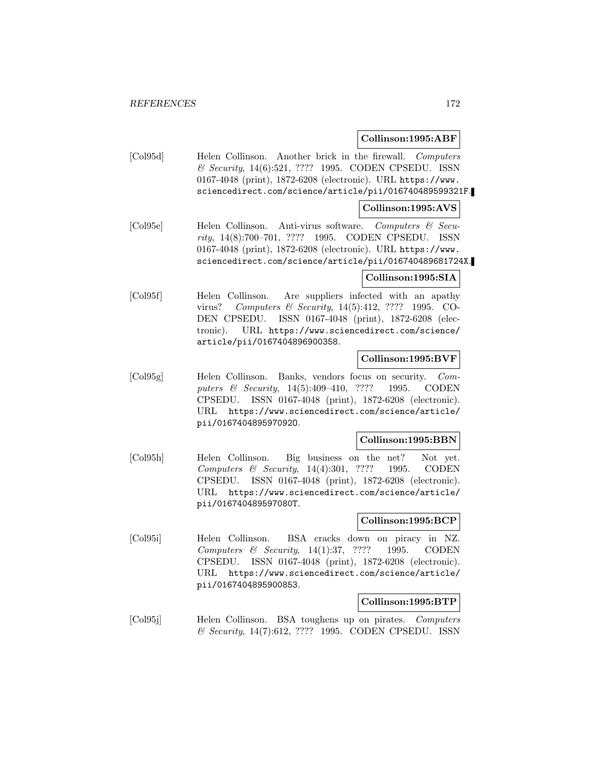**Collinson:1995:ABF**

[Col95d] Helen Collinson. Another brick in the firewall. *Computers & Security*, 14(6):521, ???? 1995. CODEN CPSEDU. ISSN 0167-4048 (print), 1872-6208 (electronic). URL https://www.sciencedirect.com/science/article/pii/016740489599321F.

**Collinson:1995:AVS**

[Col95e] Helen Collinson. Anti-virus software. *Computers & Security*, 14(8):700–701, ???? 1995. CODEN CPSEDU. ISSN 0167-4048 (print), 1872-6208 (electronic). URL https://www.sciencedirect.com/science/article/pii/016740489681724X.

**Collinson:1995:SIA**

[Col95f] Helen Collinson. Are suppliers infected with an apathy virus? *Computers & Security*, 14(5):412, ???? 1995. CODEN CPSEDU. ISSN 0167-4048 (print), 1872-6208 (electronic). URL https://www.sciencedirect.com/science/article/pii/0167404896900358.

**Collinson:1995:BVF**

[Col95g] Helen Collinson. Banks, vendors focus on security. *Computers & Security*, 14(5):409–410, ???? 1995. CODEN CPSEDU. ISSN 0167-4048 (print), 1872-6208 (electronic). URL https://www.sciencedirect.com/science/article/pii/016740489597092O.

**Collinson:1995:BBN**

[Col95h] Helen Collinson. Big business on the net? Not yet. *Computers & Security*, 14(4):301, ???? 1995. CODEN CPSEDU. ISSN 0167-4048 (print), 1872-6208 (electronic). URL https://www.sciencedirect.com/science/article/pii/016740489597080T.

**Collinson:1995:BCP**

[Col95i] Helen Collinson. BSA cracks down on piracy in NZ. *Computers & Security*, 14(1):37, ???? 1995. CODEN CPSEDU. ISSN 0167-4048 (print), 1872-6208 (electronic). URL https://www.sciencedirect.com/science/article/pii/0167404895900853.

**Collinson:1995:BTP**

[Col95j] Helen Collinson. BSA toughens up on pirates. *Computers & Security*, 14(7):612, ???? 1995. CODEN CPSEDU. ISSN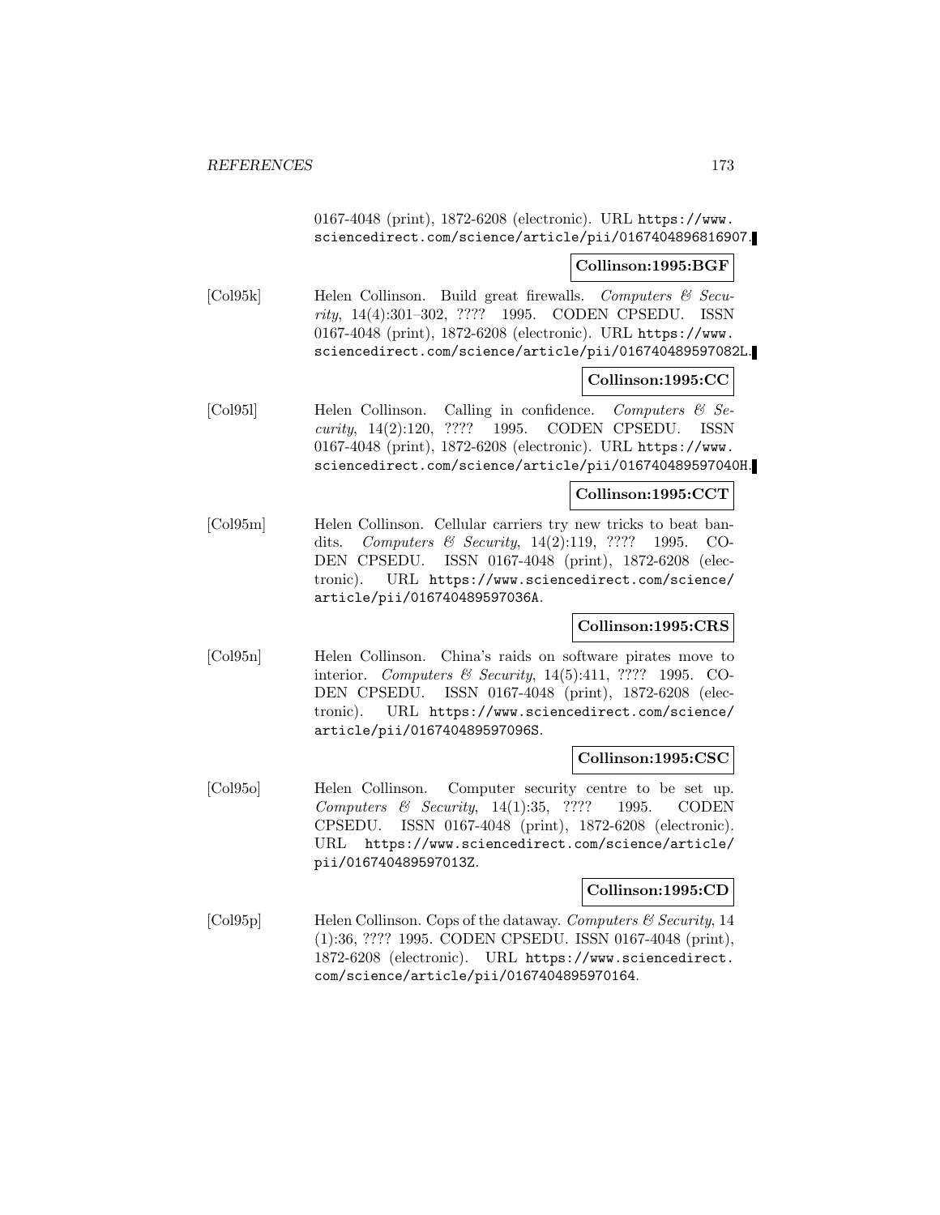0167-4048 (print), 1872-6208 (electronic). URL https://www.sciencedirect.com/science/article/pii/0167404896816907.

**Collinson:1995:BGF**

[Col95k] Helen Collinson. Build great firewalls. *Computers & Security*, 14(4):301–302, ???? 1995. CODEN CPSEDU. ISSN 0167-4048 (print), 1872-6208 (electronic). URL https://www.sciencedirect.com/science/article/pii/016740489597082L.

**Collinson:1995:CC**

[Col95l] Helen Collinson. Calling in confidence. *Computers & Security*, 14(2):120, ???? 1995. CODEN CPSEDU. ISSN 0167-4048 (print), 1872-6208 (electronic). URL https://www.sciencedirect.com/science/article/pii/016740489597040H.

**Collinson:1995:CCT**

[Col95m] Helen Collinson. Cellular carriers try new tricks to beat bandits. *Computers & Security*, 14(2):119, ???? 1995. CODEN CPSEDU. ISSN 0167-4048 (print), 1872-6208 (electronic). URL https://www.sciencedirect.com/science/article/pii/016740489597036A.

**Collinson:1995:CRS**

[Col95n] Helen Collinson. China's raids on software pirates move to interior. *Computers & Security*, 14(5):411, ???? 1995. CODEN CPSEDU. ISSN 0167-4048 (print), 1872-6208 (electronic). URL https://www.sciencedirect.com/science/article/pii/016740489597096S.

**Collinson:1995:CSC**

[Col95o] Helen Collinson. Computer security centre to be set up. *Computers & Security*, 14(1):35, ???? 1995. CODEN CPSEDU. ISSN 0167-4048 (print), 1872-6208 (electronic). URL https://www.sciencedirect.com/science/article/pii/016740489597013Z.

**Collinson:1995:CD**

[Col95p] Helen Collinson. Cops of the dataway. *Computers & Security*, 14 (1):36, ???? 1995. CODEN CPSEDU. ISSN 0167-4048 (print), 1872-6208 (electronic). URL https://www.sciencedirect.com/science/article/pii/0167404895970164.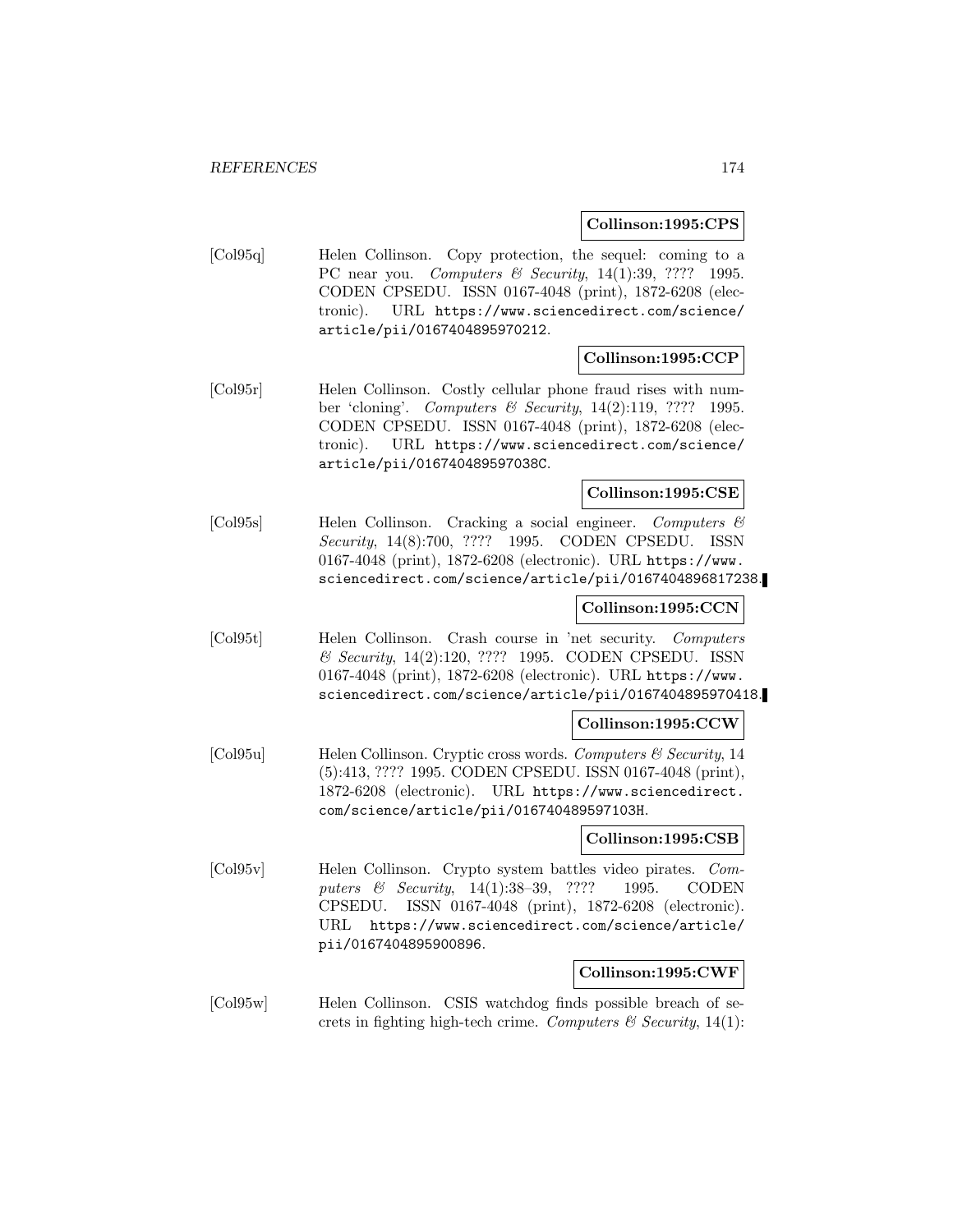**Collinson:1995:CPS**

[Col95q] Helen Collinson. Copy protection, the sequel: coming to a PC near you. *Computers & Security*, 14(1):39, ???? 1995. CODEN CPSEDU. ISSN 0167-4048 (print), 1872-6208 (electronic). URL https://www.sciencedirect.com/science/article/pii/0167404895970212.

**Collinson:1995:CCP**

[Col95r] Helen Collinson. Costly cellular phone fraud rises with number 'cloning'. *Computers & Security*, 14(2):119, ???? 1995. CODEN CPSEDU. ISSN 0167-4048 (print), 1872-6208 (electronic). URL https://www.sciencedirect.com/science/article/pii/016740489597038C.

**Collinson:1995:CSE**

[Col95s] Helen Collinson. Cracking a social engineer. *Computers & Security*, 14(8):700, ???? 1995. CODEN CPSEDU. ISSN 0167-4048 (print), 1872-6208 (electronic). URL https://www.sciencedirect.com/science/article/pii/0167404896817238.

**Collinson:1995:CCN**

[Col95t] Helen Collinson. Crash course in 'net security. *Computers & Security*, 14(2):120, ???? 1995. CODEN CPSEDU. ISSN 0167-4048 (print), 1872-6208 (electronic). URL https://www.sciencedirect.com/science/article/pii/0167404895970418.

**Collinson:1995:CCW**

[Col95u] Helen Collinson. Cryptic cross words. *Computers & Security*, 14(5):413, ???? 1995. CODEN CPSEDU. ISSN 0167-4048 (print), 1872-6208 (electronic). URL https://www.sciencedirect.com/science/article/pii/016740489597103H.

**Collinson:1995:CSB**

[Col95v] Helen Collinson. Crypto system battles video pirates. *Computers & Security*, 14(1):38–39, ???? 1995. CODEN CPSEDU. ISSN 0167-4048 (print), 1872-6208 (electronic). URL https://www.sciencedirect.com/science/article/pii/0167404895900896.

**Collinson:1995:CWF**

[Col95w] Helen Collinson. CSIS watchdog finds possible breach of secrets in fighting high-tech crime. *Computers & Security*, 14(1):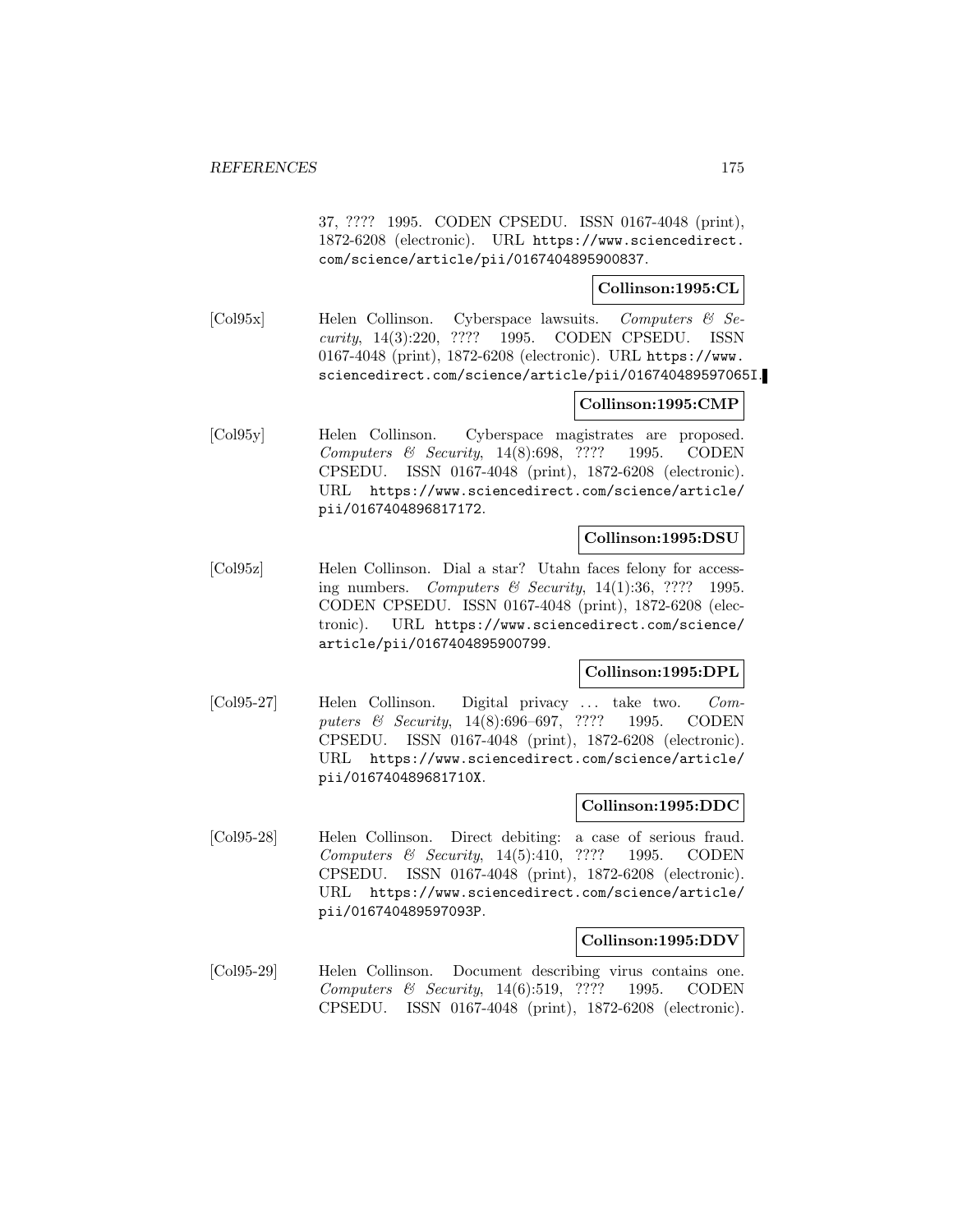37, ???? 1995. CODEN CPSEDU. ISSN 0167-4048 (print), 1872-6208 (electronic). URL https://www.sciencedirect.com/science/article/pii/0167404895900837.

**Collinson:1995:CL**

[Col95x] Helen Collinson. Cyberspace lawsuits. *Computers & Security*, 14(3):220, ???? 1995. CODEN CPSEDU. ISSN 0167-4048 (print), 1872-6208 (electronic). URL https://www.sciencedirect.com/science/article/pii/016740489597065I.

**Collinson:1995:CMP**

[Col95y] Helen Collinson. Cyberspace magistrates are proposed. *Computers & Security*, 14(8):698, ???? 1995. CODEN CPSEDU. ISSN 0167-4048 (print), 1872-6208 (electronic). URL https://www.sciencedirect.com/science/article/pii/0167404896817172.

**Collinson:1995:DSU**

[Col95z] Helen Collinson. Dial a star? Utahn faces felony for accessing numbers. *Computers & Security*, 14(1):36, ???? 1995. CODEN CPSEDU. ISSN 0167-4048 (print), 1872-6208 (electronic). URL https://www.sciencedirect.com/science/article/pii/0167404895900799.

**Collinson:1995:DPL**

[Col95-27] Helen Collinson. Digital privacy ... take two. *Computers & Security*, 14(8):696–697, ???? 1995. CODEN CPSEDU. ISSN 0167-4048 (print), 1872-6208 (electronic). URL https://www.sciencedirect.com/science/article/pii/016740489681710X.

**Collinson:1995:DDC**

[Col95-28] Helen Collinson. Direct debiting: a case of serious fraud. *Computers & Security*, 14(5):410, ???? 1995. CODEN CPSEDU. ISSN 0167-4048 (print), 1872-6208 (electronic). URL https://www.sciencedirect.com/science/article/pii/016740489597093P.

**Collinson:1995:DDV**

[Col95-29] Helen Collinson. Document describing virus contains one. *Computers & Security*, 14(6):519, ???? 1995. CODEN CPSEDU. ISSN 0167-4048 (print), 1872-6208 (electronic).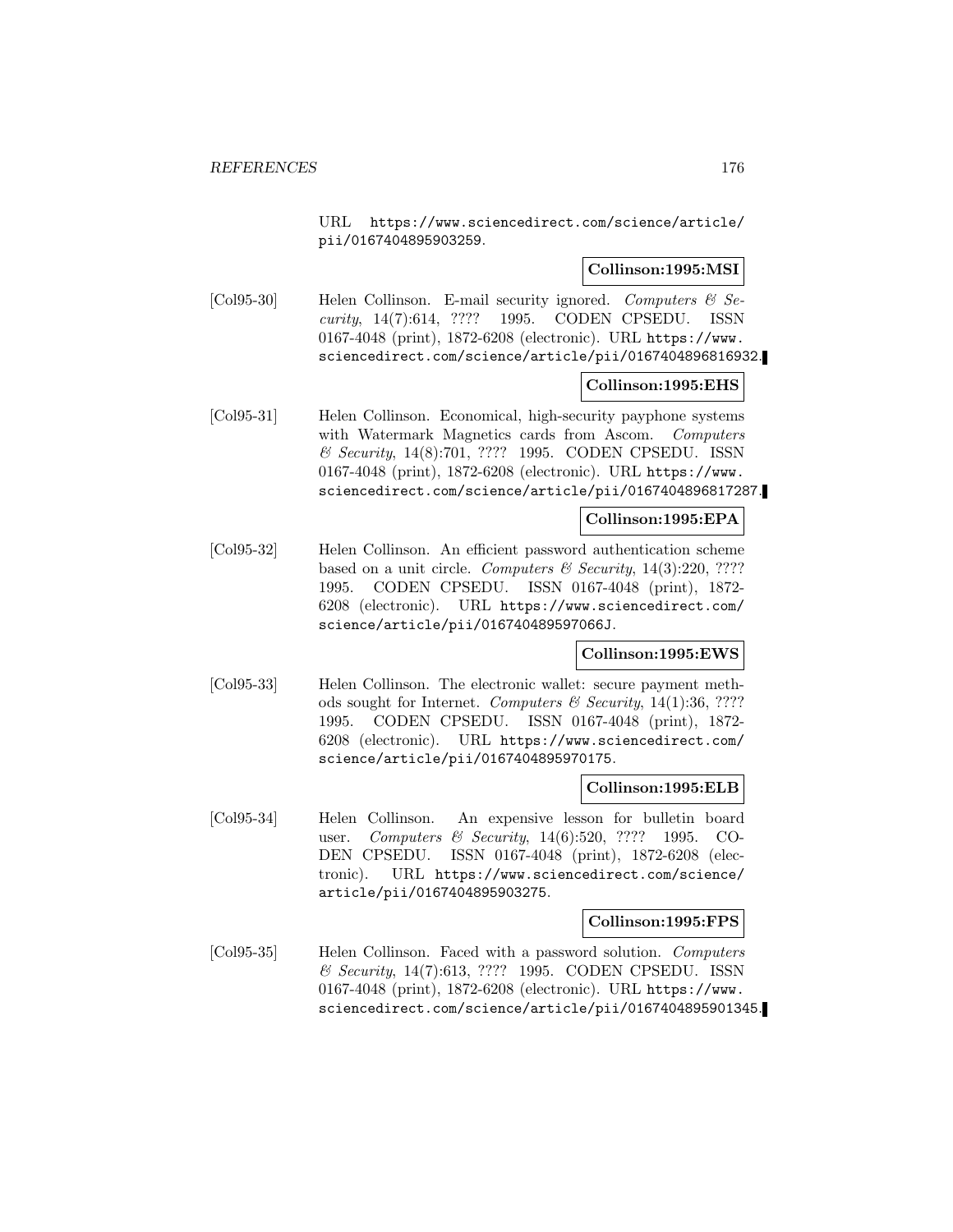URL https://www.sciencedirect.com/science/article/pii/0167404895903259.

**Collinson:1995:MSI**

[Col95-30] Helen Collinson. E-mail security ignored. *Computers & Security*, 14(7):614, ???? 1995. CODEN CPSEDU. ISSN 0167-4048 (print), 1872-6208 (electronic). URL https://www.sciencedirect.com/science/article/pii/0167404896816932.

**Collinson:1995:EHS**

[Col95-31] Helen Collinson. Economical, high-security payphone systems with Watermark Magnetics cards from Ascom. *Computers & Security*, 14(8):701, ???? 1995. CODEN CPSEDU. ISSN 0167-4048 (print), 1872-6208 (electronic). URL https://www.sciencedirect.com/science/article/pii/0167404896817287.

**Collinson:1995:EPA**

[Col95-32] Helen Collinson. An efficient password authentication scheme based on a unit circle. *Computers & Security*, 14(3):220, ???? 1995. CODEN CPSEDU. ISSN 0167-4048 (print), 1872-6208 (electronic). URL https://www.sciencedirect.com/science/article/pii/016740489597066J.

**Collinson:1995:EWS**

[Col95-33] Helen Collinson. The electronic wallet: secure payment methods sought for Internet. *Computers & Security*, 14(1):36, ???? 1995. CODEN CPSEDU. ISSN 0167-4048 (print), 1872-6208 (electronic). URL https://www.sciencedirect.com/science/article/pii/0167404895970175.

**Collinson:1995:ELB**

[Col95-34] Helen Collinson. An expensive lesson for bulletin board user. *Computers & Security*, 14(6):520, ???? 1995. CODEN CPSEDU. ISSN 0167-4048 (print), 1872-6208 (electronic). URL https://www.sciencedirect.com/science/article/pii/0167404895903275.

**Collinson:1995:FPS**

[Col95-35] Helen Collinson. Faced with a password solution. *Computers & Security*, 14(7):613, ???? 1995. CODEN CPSEDU. ISSN 0167-4048 (print), 1872-6208 (electronic). URL https://www.sciencedirect.com/science/article/pii/0167404895901345.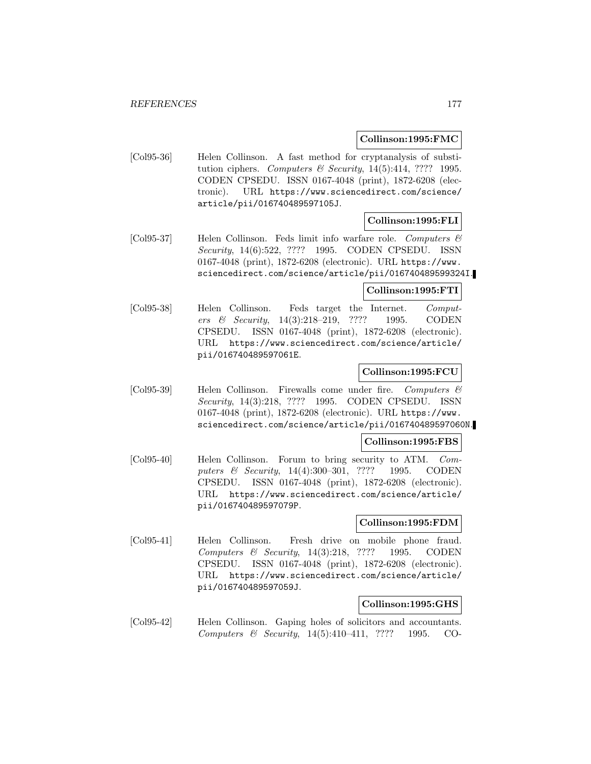**Collinson:1995:FMC**

[Col95-36] Helen Collinson. A fast method for cryptanalysis of substitution ciphers. *Computers & Security*, 14(5):414, ???? 1995. CODEN CPSEDU. ISSN 0167-4048 (print), 1872-6208 (electronic). URL https://www.sciencedirect.com/science/article/pii/016740489597105J.

**Collinson:1995:FLI**

[Col95-37] Helen Collinson. Feds limit info warfare role. *Computers & Security*, 14(6):522, ???? 1995. CODEN CPSEDU. ISSN 0167-4048 (print), 1872-6208 (electronic). URL https://www.sciencedirect.com/science/article/pii/016740489599324I.

**Collinson:1995:FTI**

[Col95-38] Helen Collinson. Feds target the Internet. *Computers & Security*, 14(3):218–219, ???? 1995. CODEN CPSEDU. ISSN 0167-4048 (print), 1872-6208 (electronic). URL https://www.sciencedirect.com/science/article/pii/016740489597061E.

**Collinson:1995:FCU**

[Col95-39] Helen Collinson. Firewalls come under fire. *Computers & Security*, 14(3):218, ???? 1995. CODEN CPSEDU. ISSN 0167-4048 (print), 1872-6208 (electronic). URL https://www.sciencedirect.com/science/article/pii/016740489597060N.

**Collinson:1995:FBS**

[Col95-40] Helen Collinson. Forum to bring security to ATM. *Computers & Security*, 14(4):300–301, ???? 1995. CODEN CPSEDU. ISSN 0167-4048 (print), 1872-6208 (electronic). URL https://www.sciencedirect.com/science/article/pii/016740489597079P.

**Collinson:1995:FDM**

[Col95-41] Helen Collinson. Fresh drive on mobile phone fraud. *Computers & Security*, 14(3):218, ???? 1995. CODEN CPSEDU. ISSN 0167-4048 (print), 1872-6208 (electronic). URL https://www.sciencedirect.com/science/article/pii/016740489597059J.

**Collinson:1995:GHS**

[Col95-42] Helen Collinson. Gaping holes of solicitors and accountants. *Computers & Security*, 14(5):410–411, ???? 1995. CO-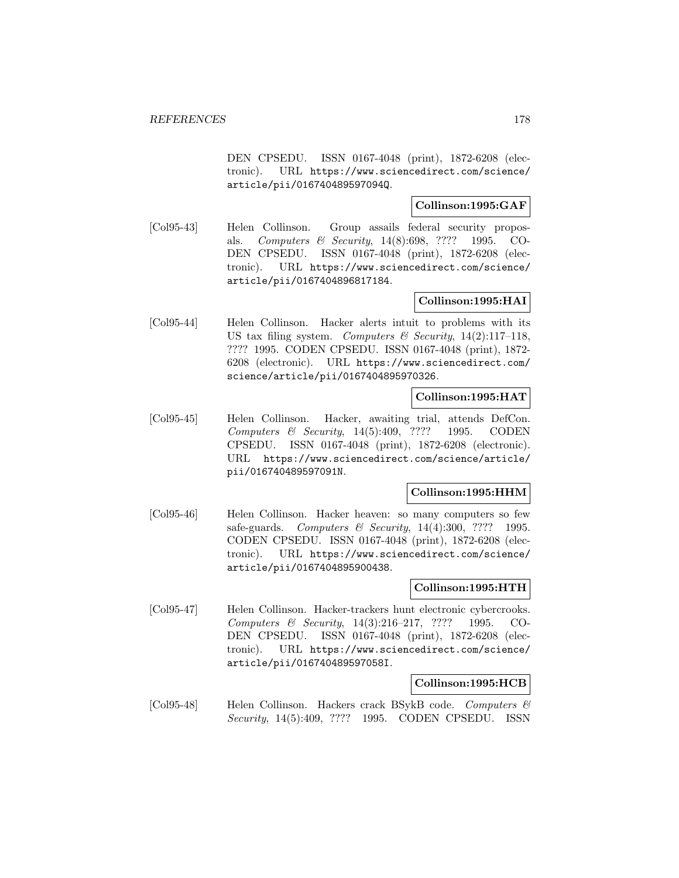DEN CPSEDU. ISSN 0167-4048 (print), 1872-6208 (electronic). URL https://www.sciencedirect.com/science/article/pii/016740489597094Q.

**Collinson:1995:GAF**

[Col95-43] Helen Collinson. Group assails federal security proposals. *Computers & Security*, 14(8):698, ???? 1995. CODEN CPSEDU. ISSN 0167-4048 (print), 1872-6208 (electronic). URL https://www.sciencedirect.com/science/article/pii/0167404896817184.

**Collinson:1995:HAI**

[Col95-44] Helen Collinson. Hacker alerts intuit to problems with its US tax filing system. *Computers & Security*, 14(2):117–118, ???? 1995. CODEN CPSEDU. ISSN 0167-4048 (print), 1872-6208 (electronic). URL https://www.sciencedirect.com/science/article/pii/0167404895970326.

**Collinson:1995:HAT**

[Col95-45] Helen Collinson. Hacker, awaiting trial, attends DefCon. *Computers & Security*, 14(5):409, ???? 1995. CODEN CPSEDU. ISSN 0167-4048 (print), 1872-6208 (electronic). URL https://www.sciencedirect.com/science/article/pii/016740489597091N.

**Collinson:1995:HHM**

[Col95-46] Helen Collinson. Hacker heaven: so many computers so few safe-guards. *Computers & Security*, 14(4):300, ???? 1995. CODEN CPSEDU. ISSN 0167-4048 (print), 1872-6208 (electronic). URL https://www.sciencedirect.com/science/article/pii/0167404895900438.

**Collinson:1995:HTH**

[Col95-47] Helen Collinson. Hacker-trackers hunt electronic cybercrooks. *Computers & Security*, 14(3):216–217, ???? 1995. CODEN CPSEDU. ISSN 0167-4048 (print), 1872-6208 (electronic). URL https://www.sciencedirect.com/science/article/pii/016740489597058I.

**Collinson:1995:HCB**

[Col95-48] Helen Collinson. Hackers crack BSykB code. *Computers & Security*, 14(5):409, ???? 1995. CODEN CPSEDU. ISSN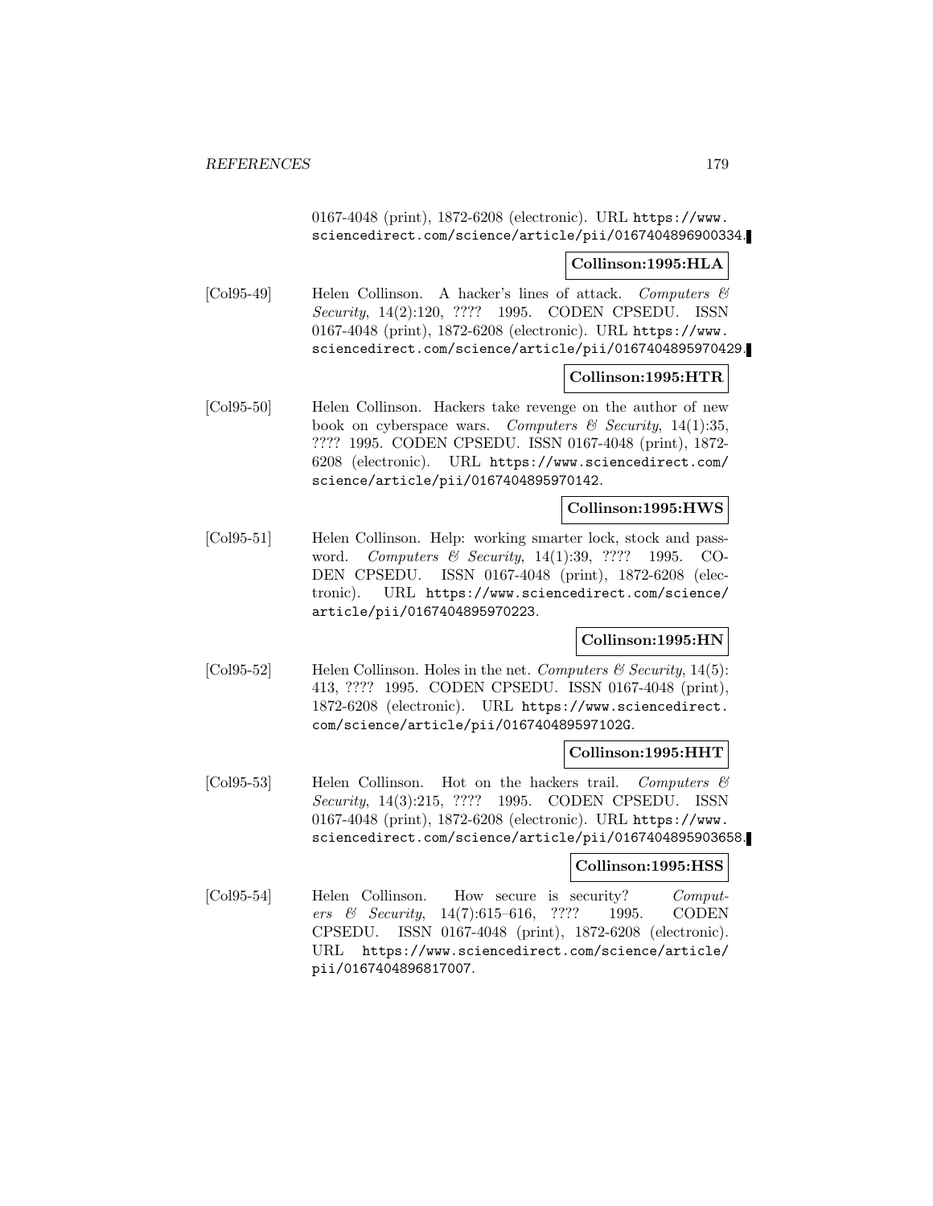0167-4048 (print), 1872-6208 (electronic). URL https://www.sciencedirect.com/science/article/pii/0167404896900334.

**Collinson:1995:HLA**

[Col95-49] Helen Collinson. A hacker's lines of attack. *Computers & Security*, 14(2):120, ???? 1995. CODEN CPSEDU. ISSN 0167-4048 (print), 1872-6208 (electronic). URL https://www.sciencedirect.com/science/article/pii/0167404895970429.

**Collinson:1995:HTR**

[Col95-50] Helen Collinson. Hackers take revenge on the author of new book on cyberspace wars. *Computers & Security*, 14(1):35, ???? 1995. CODEN CPSEDU. ISSN 0167-4048 (print), 1872-6208 (electronic). URL https://www.sciencedirect.com/science/article/pii/0167404895970142.

**Collinson:1995:HWS**

[Col95-51] Helen Collinson. Help: working smarter lock, stock and password. *Computers & Security*, 14(1):39, ???? 1995. CODEN CPSEDU. ISSN 0167-4048 (print), 1872-6208 (electronic). URL https://www.sciencedirect.com/science/article/pii/0167404895970223.

**Collinson:1995:HN**

[Col95-52] Helen Collinson. Holes in the net. *Computers & Security*, 14(5):413, ???? 1995. CODEN CPSEDU. ISSN 0167-4048 (print), 1872-6208 (electronic). URL https://www.sciencedirect.com/science/article/pii/016740489597102G.

**Collinson:1995:HHT**

[Col95-53] Helen Collinson. Hot on the hackers trail. *Computers & Security*, 14(3):215, ???? 1995. CODEN CPSEDU. ISSN 0167-4048 (print), 1872-6208 (electronic). URL https://www.sciencedirect.com/science/article/pii/0167404895903658.

**Collinson:1995:HSS**

[Col95-54] Helen Collinson. How secure is security? *Computers & Security*, 14(7):615–616, ???? 1995. CODEN CPSEDU. ISSN 0167-4048 (print), 1872-6208 (electronic). URL https://www.sciencedirect.com/science/article/pii/0167404896817007.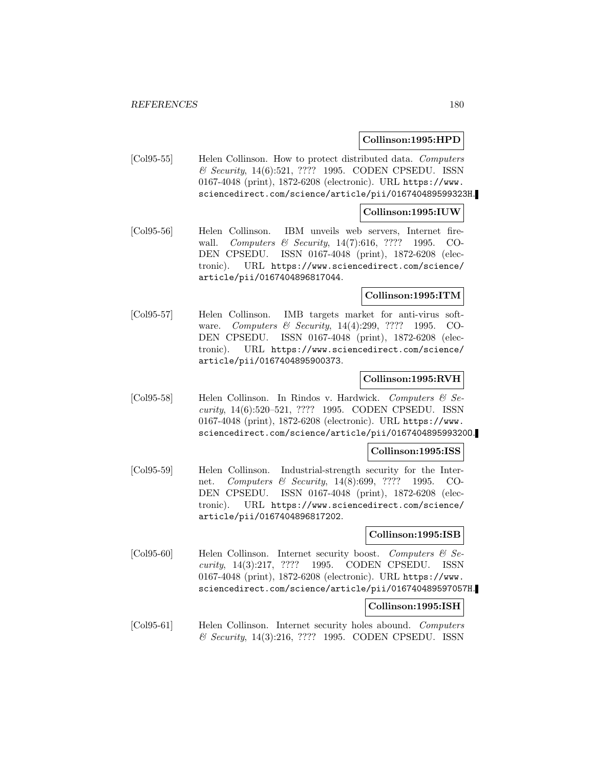**Collinson:1995:HPD**

[Col95-55] Helen Collinson. How to protect distributed data. *Computers & Security*, 14(6):521, ???? 1995. CODEN CPSEDU. ISSN 0167-4048 (print), 1872-6208 (electronic). URL https://www.sciencedirect.com/science/article/pii/016740489599323H.

**Collinson:1995:IUW**

[Col95-56] Helen Collinson. IBM unveils web servers, Internet firewall. *Computers & Security*, 14(7):616, ???? 1995. CODEN CPSEDU. ISSN 0167-4048 (print), 1872-6208 (electronic). URL https://www.sciencedirect.com/science/article/pii/0167404896817044.

**Collinson:1995:ITM**

[Col95-57] Helen Collinson. IMB targets market for anti-virus software. *Computers & Security*, 14(4):299, ???? 1995. CODEN CPSEDU. ISSN 0167-4048 (print), 1872-6208 (electronic). URL https://www.sciencedirect.com/science/article/pii/0167404895900373.

**Collinson:1995:RVH**

[Col95-58] Helen Collinson. In Rindos v. Hardwick. *Computers & Security*, 14(6):520–521, ???? 1995. CODEN CPSEDU. ISSN 0167-4048 (print), 1872-6208 (electronic). URL https://www.sciencedirect.com/science/article/pii/016740489599320O.

**Collinson:1995:ISS**

[Col95-59] Helen Collinson. Industrial-strength security for the Internet. *Computers & Security*, 14(8):699, ???? 1995. CODEN CPSEDU. ISSN 0167-4048 (print), 1872-6208 (electronic). URL https://www.sciencedirect.com/science/article/pii/0167404896817202.

**Collinson:1995:ISB**

[Col95-60] Helen Collinson. Internet security boost. *Computers & Security*, 14(3):217, ???? 1995. CODEN CPSEDU. ISSN 0167-4048 (print), 1872-6208 (electronic). URL https://www.sciencedirect.com/science/article/pii/016740489597057H.

**Collinson:1995:ISH**

[Col95-61] Helen Collinson. Internet security holes abound. *Computers & Security*, 14(3):216, ???? 1995. CODEN CPSEDU. ISSN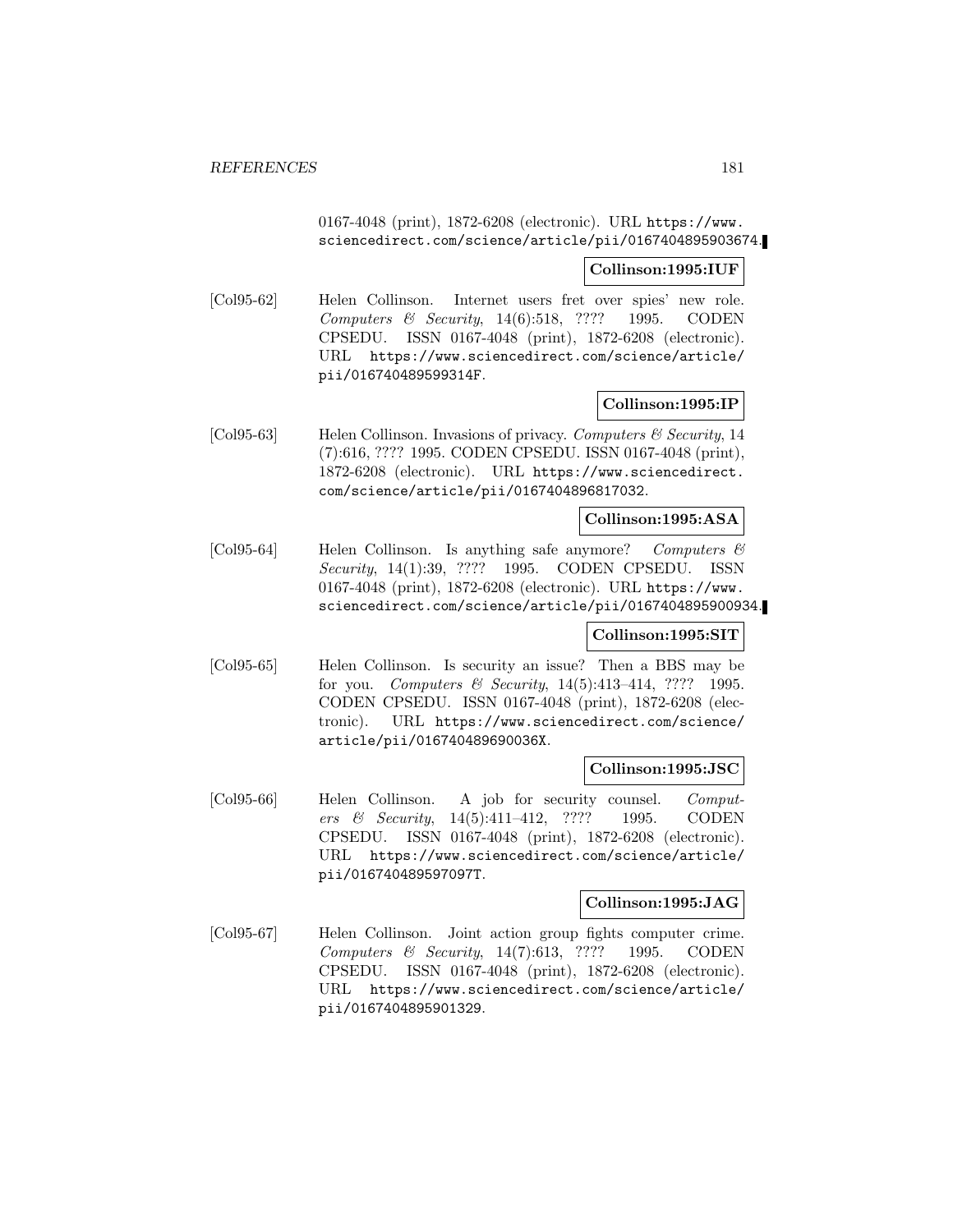0167-4048 (print), 1872-6208 (electronic). URL https://www.sciencedirect.com/science/article/pii/0167404895903674.

**Collinson:1995:IUF**

[Col95-62] Helen Collinson. Internet users fret over spies' new role. *Computers & Security*, 14(6):518, ???? 1995. CODEN CPSEDU. ISSN 0167-4048 (print), 1872-6208 (electronic). URL https://www.sciencedirect.com/science/article/pii/016740489599314F.

**Collinson:1995:IP**

[Col95-63] Helen Collinson. Invasions of privacy. *Computers & Security*, 14 (7):616, ???? 1995. CODEN CPSEDU. ISSN 0167-4048 (print), 1872-6208 (electronic). URL https://www.sciencedirect.com/science/article/pii/0167404896817032.

**Collinson:1995:ASA**

[Col95-64] Helen Collinson. Is anything safe anymore? *Computers & Security*, 14(1):39, ???? 1995. CODEN CPSEDU. ISSN 0167-4048 (print), 1872-6208 (electronic). URL https://www.sciencedirect.com/science/article/pii/0167404895900934.

**Collinson:1995:SIT**

[Col95-65] Helen Collinson. Is security an issue? Then a BBS may be for you. *Computers & Security*, 14(5):413–414, ???? 1995. CODEN CPSEDU. ISSN 0167-4048 (print), 1872-6208 (electronic). URL https://www.sciencedirect.com/science/article/pii/016740489690036X.

**Collinson:1995:JSC**

[Col95-66] Helen Collinson. A job for security counsel. *Computers & Security*, 14(5):411–412, ???? 1995. CODEN CPSEDU. ISSN 0167-4048 (print), 1872-6208 (electronic). URL https://www.sciencedirect.com/science/article/pii/016740489597097T.

**Collinson:1995:JAG**

[Col95-67] Helen Collinson. Joint action group fights computer crime. *Computers & Security*, 14(7):613, ???? 1995. CODEN CPSEDU. ISSN 0167-4048 (print), 1872-6208 (electronic). URL https://www.sciencedirect.com/science/article/pii/0167404895901329.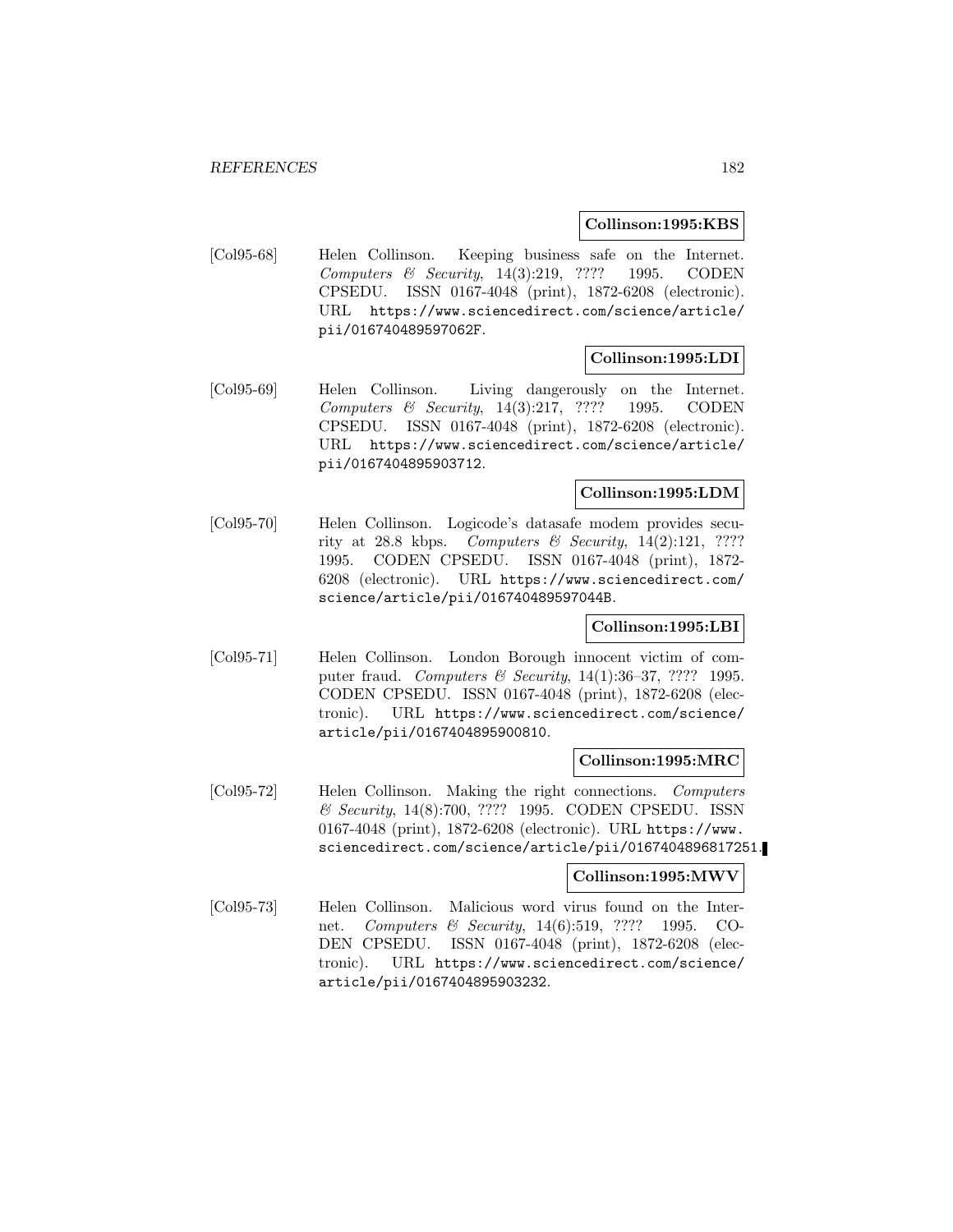**Collinson:1995:KBS**

[Col95-68] Helen Collinson. Keeping business safe on the Internet. *Computers & Security*, 14(3):219, ???? 1995. CODEN CPSEDU. ISSN 0167-4048 (print), 1872-6208 (electronic). URL https://www.sciencedirect.com/science/article/pii/016740489597062F.

**Collinson:1995:LDI**

[Col95-69] Helen Collinson. Living dangerously on the Internet. *Computers & Security*, 14(3):217, ???? 1995. CODEN CPSEDU. ISSN 0167-4048 (print), 1872-6208 (electronic). URL https://www.sciencedirect.com/science/article/pii/0167404895903712.

**Collinson:1995:LDM**

[Col95-70] Helen Collinson. Logicode's datasafe modem provides security at 28.8 kbps. *Computers & Security*, 14(2):121, ???? 1995. CODEN CPSEDU. ISSN 0167-4048 (print), 1872-6208 (electronic). URL https://www.sciencedirect.com/science/article/pii/016740489597044B.

**Collinson:1995:LBI**

[Col95-71] Helen Collinson. London Borough innocent victim of computer fraud. *Computers & Security*, 14(1):36–37, ???? 1995. CODEN CPSEDU. ISSN 0167-4048 (print), 1872-6208 (electronic). URL https://www.sciencedirect.com/science/article/pii/0167404895900810.

**Collinson:1995:MRC**

[Col95-72] Helen Collinson. Making the right connections. *Computers & Security*, 14(8):700, ???? 1995. CODEN CPSEDU. ISSN 0167-4048 (print), 1872-6208 (electronic). URL https://www.sciencedirect.com/science/article/pii/0167404896817251.

**Collinson:1995:MWV**

[Col95-73] Helen Collinson. Malicious word virus found on the Internet. *Computers & Security*, 14(6):519, ???? 1995. CODEN CPSEDU. ISSN 0167-4048 (print), 1872-6208 (electronic). URL https://www.sciencedirect.com/science/article/pii/0167404895903232.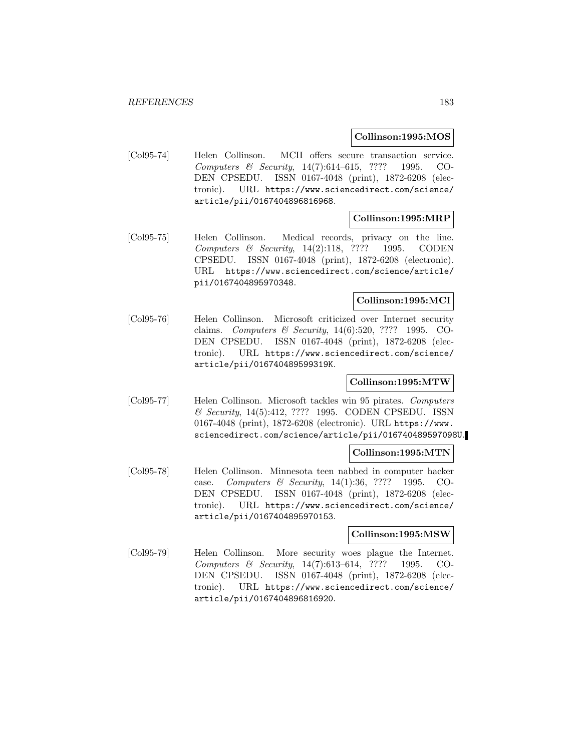**Collinson:1995:MOS**

[Col95-74] Helen Collinson. MCII offers secure transaction service. *Computers & Security*, 14(7):614–615, ???? 1995. CODEN CPSEDU. ISSN 0167-4048 (print), 1872-6208 (electronic). URL https://www.sciencedirect.com/science/article/pii/0167404896816968.

**Collinson:1995:MRP**

[Col95-75] Helen Collinson. Medical records, privacy on the line. *Computers & Security*, 14(2):118, ???? 1995. CODEN CPSEDU. ISSN 0167-4048 (print), 1872-6208 (electronic). URL https://www.sciencedirect.com/science/article/pii/0167404895970348.

**Collinson:1995:MCI**

[Col95-76] Helen Collinson. Microsoft criticized over Internet security claims. *Computers & Security*, 14(6):520, ???? 1995. CODEN CPSEDU. ISSN 0167-4048 (print), 1872-6208 (electronic). URL https://www.sciencedirect.com/science/article/pii/016740489599319K.

**Collinson:1995:MTW**

[Col95-77] Helen Collinson. Microsoft tackles win 95 pirates. *Computers & Security*, 14(5):412, ???? 1995. CODEN CPSEDU. ISSN 0167-4048 (print), 1872-6208 (electronic). URL https://www.sciencedirect.com/science/article/pii/016740489597098U.

**Collinson:1995:MTN**

[Col95-78] Helen Collinson. Minnesota teen nabbed in computer hacker case. *Computers & Security*, 14(1):36, ???? 1995. CODEN CPSEDU. ISSN 0167-4048 (print), 1872-6208 (electronic). URL https://www.sciencedirect.com/science/article/pii/0167404895970153.

**Collinson:1995:MSW**

[Col95-79] Helen Collinson. More security woes plague the Internet. *Computers & Security*, 14(7):613–614, ???? 1995. CODEN CPSEDU. ISSN 0167-4048 (print), 1872-6208 (electronic). URL https://www.sciencedirect.com/science/article/pii/0167404896816920.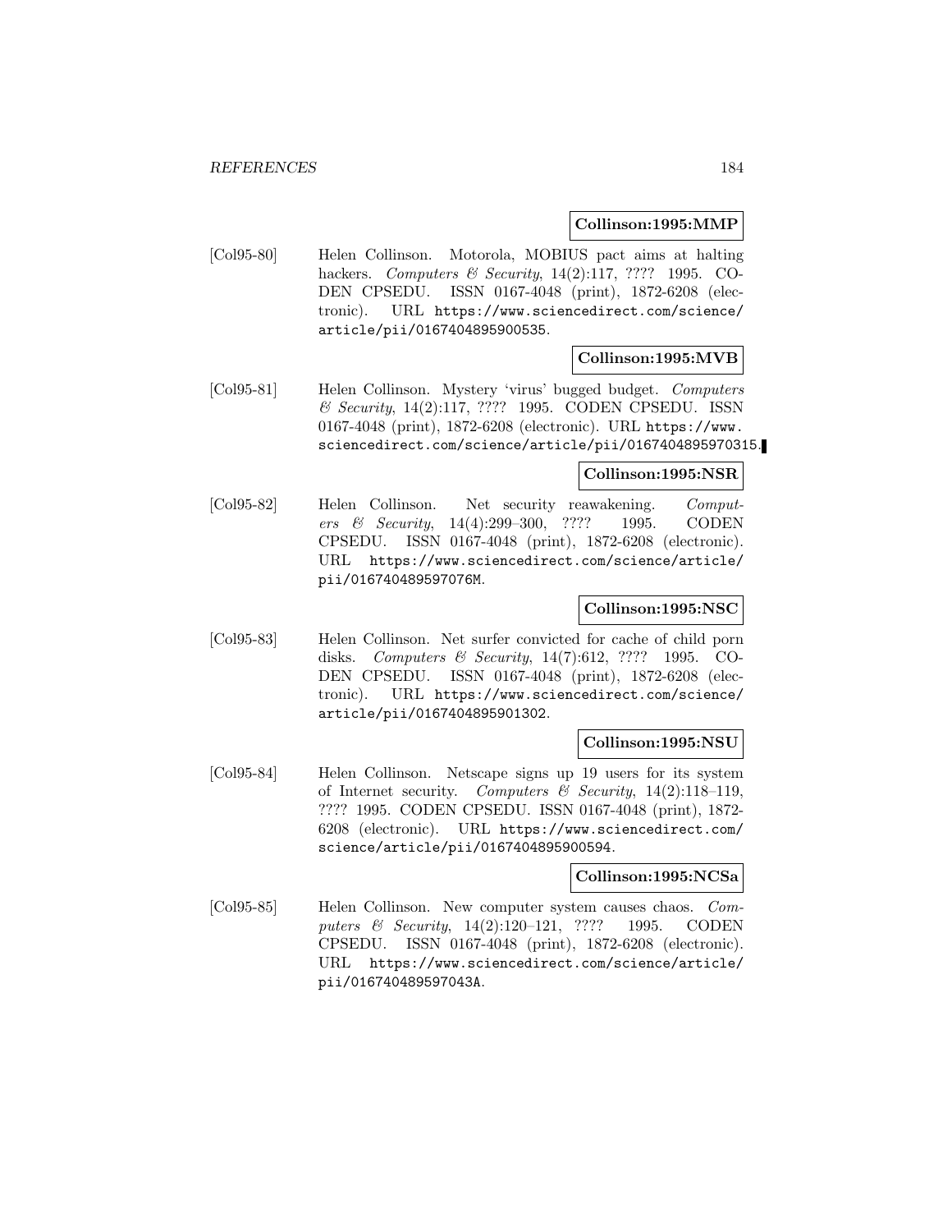**Collinson:1995:MMP**

[Col95-80] Helen Collinson. Motorola, MOBIUS pact aims at halting hackers. *Computers & Security*, 14(2):117, ???? 1995. CODEN CPSEDU. ISSN 0167-4048 (print), 1872-6208 (electronic). URL https://www.sciencedirect.com/science/article/pii/0167404895900535.

**Collinson:1995:MVB**

[Col95-81] Helen Collinson. Mystery 'virus' bugged budget. *Computers & Security*, 14(2):117, ???? 1995. CODEN CPSEDU. ISSN 0167-4048 (print), 1872-6208 (electronic). URL https://www.sciencedirect.com/science/article/pii/0167404895970315.

**Collinson:1995:NSR**

[Col95-82] Helen Collinson. Net security reawakening. *Computers & Security*, 14(4):299–300, ???? 1995. CODEN CPSEDU. ISSN 0167-4048 (print), 1872-6208 (electronic). URL https://www.sciencedirect.com/science/article/pii/016740489597076M.

**Collinson:1995:NSC**

[Col95-83] Helen Collinson. Net surfer convicted for cache of child porn disks. *Computers & Security*, 14(7):612, ???? 1995. CODEN CPSEDU. ISSN 0167-4048 (print), 1872-6208 (electronic). URL https://www.sciencedirect.com/science/article/pii/0167404895901302.

**Collinson:1995:NSU**

[Col95-84] Helen Collinson. Netscape signs up 19 users for its system of Internet security. *Computers & Security*, 14(2):118–119, ???? 1995. CODEN CPSEDU. ISSN 0167-4048 (print), 1872-6208 (electronic). URL https://www.sciencedirect.com/science/article/pii/0167404895900594.

**Collinson:1995:NCSa**

[Col95-85] Helen Collinson. New computer system causes chaos. *Computers & Security*, 14(2):120–121, ???? 1995. CODEN CPSEDU. ISSN 0167-4048 (print), 1872-6208 (electronic). URL https://www.sciencedirect.com/science/article/pii/016740489597043A.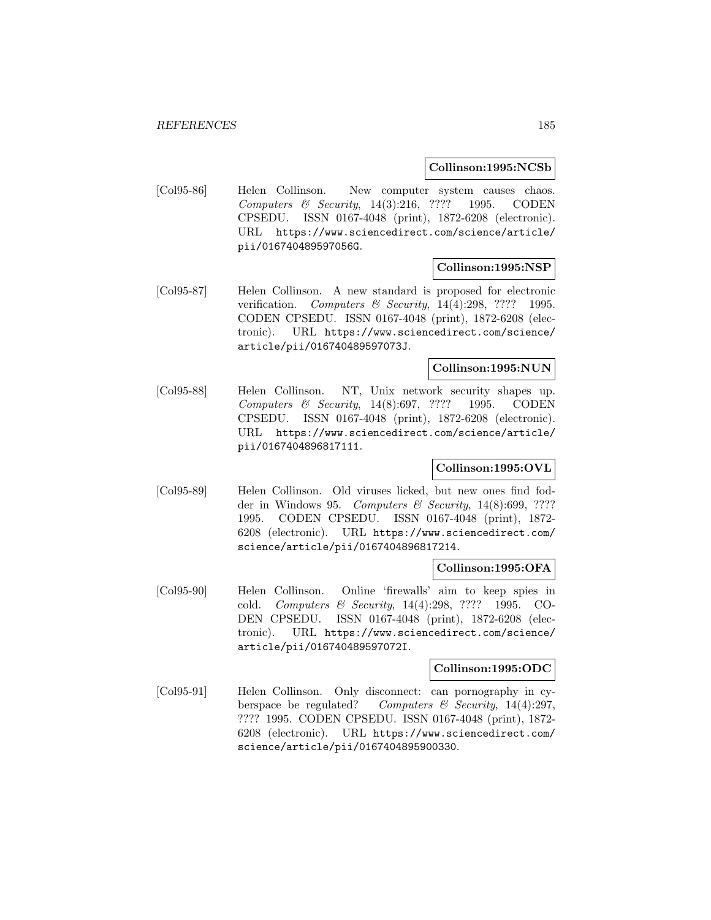**Collinson:1995:NCSb**

[Col95-86] Helen Collinson. New computer system causes chaos. *Computers & Security*, 14(3):216, ???? 1995. CODEN CPSEDU. ISSN 0167-4048 (print), 1872-6208 (electronic). URL https://www.sciencedirect.com/science/article/pii/016740489597056G.

**Collinson:1995:NSP**

[Col95-87] Helen Collinson. A new standard is proposed for electronic verification. *Computers & Security*, 14(4):298, ???? 1995. CODEN CPSEDU. ISSN 0167-4048 (print), 1872-6208 (electronic). URL https://www.sciencedirect.com/science/article/pii/016740489597073J.

**Collinson:1995:NUN**

[Col95-88] Helen Collinson. NT, Unix network security shapes up. *Computers & Security*, 14(8):697, ???? 1995. CODEN CPSEDU. ISSN 0167-4048 (print), 1872-6208 (electronic). URL https://www.sciencedirect.com/science/article/pii/0167404896817111.

**Collinson:1995:OVL**

[Col95-89] Helen Collinson. Old viruses licked, but new ones find fodder in Windows 95. *Computers & Security*, 14(8):699, ???? 1995. CODEN CPSEDU. ISSN 0167-4048 (print), 1872-6208 (electronic). URL https://www.sciencedirect.com/science/article/pii/0167404896817214.

**Collinson:1995:OFA**

[Col95-90] Helen Collinson. Online 'firewalls' aim to keep spies in cold. *Computers & Security*, 14(4):298, ???? 1995. CODEN CPSEDU. ISSN 0167-4048 (print), 1872-6208 (electronic). URL https://www.sciencedirect.com/science/article/pii/016740489597072I.

**Collinson:1995:ODC**

[Col95-91] Helen Collinson. Only disconnect: can pornography in cyberspace be regulated? *Computers & Security*, 14(4):297, ???? 1995. CODEN CPSEDU. ISSN 0167-4048 (print), 1872-6208 (electronic). URL https://www.sciencedirect.com/science/article/pii/0167404895900330.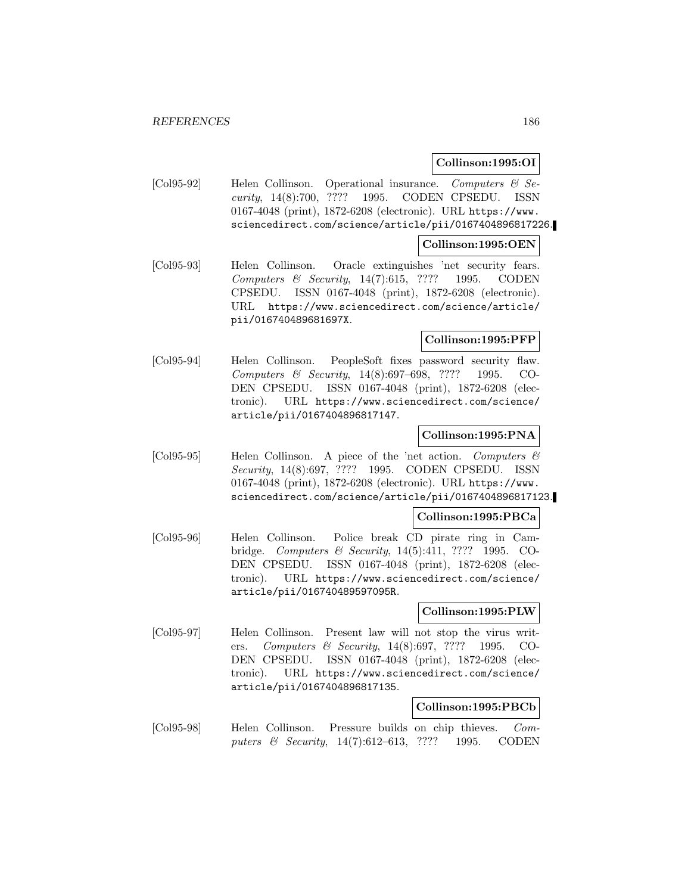**Collinson:1995:OI**

[Col95-92] Helen Collinson. Operational insurance. *Computers & Security*, 14(8):700, ???? 1995. CODEN CPSEDU. ISSN 0167-4048 (print), 1872-6208 (electronic). URL https://www.sciencedirect.com/science/article/pii/0167404896817226.

**Collinson:1995:OEN**

[Col95-93] Helen Collinson. Oracle extinguishes 'net security fears. *Computers & Security*, 14(7):615, ???? 1995. CODEN CPSEDU. ISSN 0167-4048 (print), 1872-6208 (electronic). URL https://www.sciencedirect.com/science/article/pii/016740489681697X.

**Collinson:1995:PFP**

[Col95-94] Helen Collinson. PeopleSoft fixes password security flaw. *Computers & Security*, 14(8):697–698, ???? 1995. CODEN CPSEDU. ISSN 0167-4048 (print), 1872-6208 (electronic). URL https://www.sciencedirect.com/science/article/pii/0167404896817147.

**Collinson:1995:PNA**

[Col95-95] Helen Collinson. A piece of the 'net action. *Computers & Security*, 14(8):697, ???? 1995. CODEN CPSEDU. ISSN 0167-4048 (print), 1872-6208 (electronic). URL https://www.sciencedirect.com/science/article/pii/0167404896817123.

**Collinson:1995:PBCa**

[Col95-96] Helen Collinson. Police break CD pirate ring in Cambridge. *Computers & Security*, 14(5):411, ???? 1995. CODEN CPSEDU. ISSN 0167-4048 (print), 1872-6208 (electronic). URL https://www.sciencedirect.com/science/article/pii/016740489597095R.

**Collinson:1995:PLW**

[Col95-97] Helen Collinson. Present law will not stop the virus writers. *Computers & Security*, 14(8):697, ???? 1995. CODEN CPSEDU. ISSN 0167-4048 (print), 1872-6208 (electronic). URL https://www.sciencedirect.com/science/article/pii/0167404896817135.

**Collinson:1995:PBCb**

[Col95-98] Helen Collinson. Pressure builds on chip thieves. *Computers & Security*, 14(7):612–613, ???? 1995. CODEN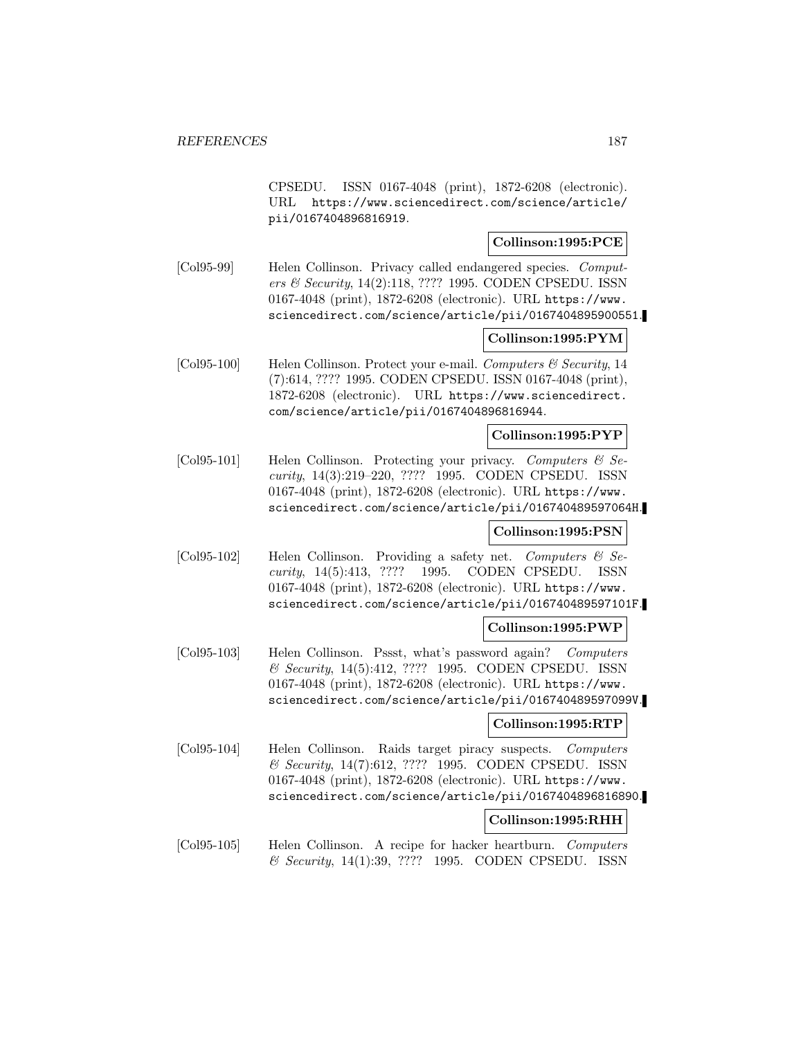CPSEDU. ISSN 0167-4048 (print), 1872-6208 (electronic). URL https://www.sciencedirect.com/science/article/pii/0167404896816919.

**Collinson:1995:PCE**

[Col95-99] Helen Collinson. Privacy called endangered species. *Computers & Security*, 14(2):118, ???? 1995. CODEN CPSEDU. ISSN 0167-4048 (print), 1872-6208 (electronic). URL https://www.sciencedirect.com/science/article/pii/0167404895900551.

**Collinson:1995:PYM**

[Col95-100] Helen Collinson. Protect your e-mail. *Computers & Security*, 14 (7):614, ???? 1995. CODEN CPSEDU. ISSN 0167-4048 (print), 1872-6208 (electronic). URL https://www.sciencedirect.com/science/article/pii/0167404896816944.

**Collinson:1995:PYP**

[Col95-101] Helen Collinson. Protecting your privacy. *Computers & Security*, 14(3):219–220, ???? 1995. CODEN CPSEDU. ISSN 0167-4048 (print), 1872-6208 (electronic). URL https://www.sciencedirect.com/science/article/pii/016740489597064H.

**Collinson:1995:PSN**

[Col95-102] Helen Collinson. Providing a safety net. *Computers & Security*, 14(5):413, ???? 1995. CODEN CPSEDU. ISSN 0167-4048 (print), 1872-6208 (electronic). URL https://www.sciencedirect.com/science/article/pii/016740489597101F.

**Collinson:1995:PWP**

[Col95-103] Helen Collinson. Pssst, what's password again? *Computers & Security*, 14(5):412, ???? 1995. CODEN CPSEDU. ISSN 0167-4048 (print), 1872-6208 (electronic). URL https://www.sciencedirect.com/science/article/pii/016740489597099V.

**Collinson:1995:RTP**

[Col95-104] Helen Collinson. Raids target piracy suspects. *Computers & Security*, 14(7):612, ???? 1995. CODEN CPSEDU. ISSN 0167-4048 (print), 1872-6208 (electronic). URL https://www.sciencedirect.com/science/article/pii/0167404896816890.

**Collinson:1995:RHH**

[Col95-105] Helen Collinson. A recipe for hacker heartburn. *Computers & Security*, 14(1):39, ???? 1995. CODEN CPSEDU. ISSN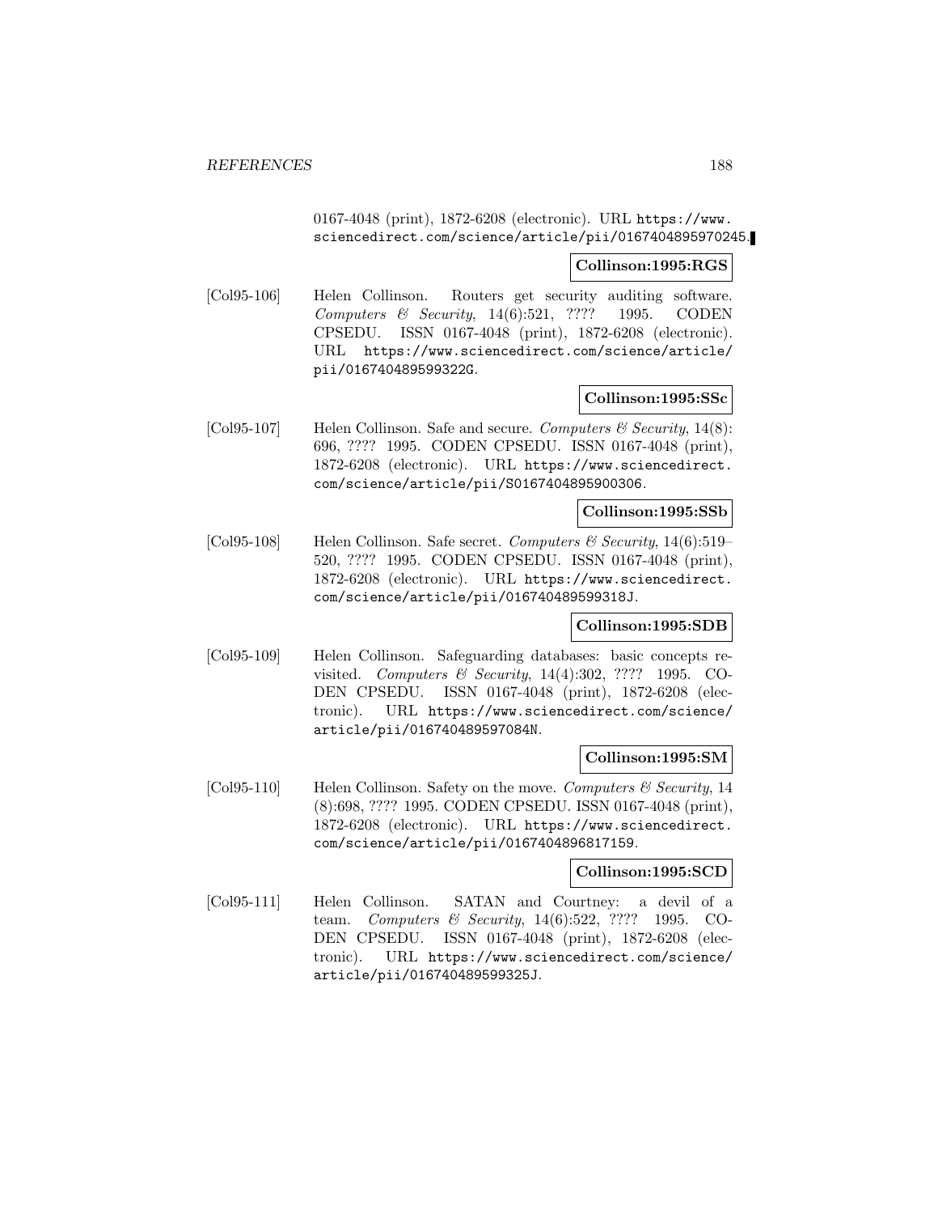0167-4048 (print), 1872-6208 (electronic). URL https://www.sciencedirect.com/science/article/pii/0167404895970245.

**Collinson:1995:RGS**

[Col95-106] Helen Collinson. Routers get security auditing software. *Computers & Security*, 14(6):521, ???? 1995. CODEN CPSEDU. ISSN 0167-4048 (print), 1872-6208 (electronic). URL https://www.sciencedirect.com/science/article/pii/016740489599322G.

**Collinson:1995:SSc**

[Col95-107] Helen Collinson. Safe and secure. *Computers & Security*, 14(8):696, ???? 1995. CODEN CPSEDU. ISSN 0167-4048 (print), 1872-6208 (electronic). URL https://www.sciencedirect.com/science/article/pii/S0167404895900306.

**Collinson:1995:SSb**

[Col95-108] Helen Collinson. Safe secret. *Computers & Security*, 14(6):519–520, ???? 1995. CODEN CPSEDU. ISSN 0167-4048 (print), 1872-6208 (electronic). URL https://www.sciencedirect.com/science/article/pii/016740489599318J.

**Collinson:1995:SDB**

[Col95-109] Helen Collinson. Safeguarding databases: basic concepts revisited. *Computers & Security*, 14(4):302, ???? 1995. CODEN CPSEDU. ISSN 0167-4048 (print), 1872-6208 (electronic). URL https://www.sciencedirect.com/science/article/pii/016740489597084N.

**Collinson:1995:SM**

[Col95-110] Helen Collinson. Safety on the move. *Computers & Security*, 14(8):698, ???? 1995. CODEN CPSEDU. ISSN 0167-4048 (print), 1872-6208 (electronic). URL https://www.sciencedirect.com/science/article/pii/0167404896817159.

**Collinson:1995:SCD**

[Col95-111] Helen Collinson. SATAN and Courtney: a devil of a team. *Computers & Security*, 14(6):522, ???? 1995. CODEN CPSEDU. ISSN 0167-4048 (print), 1872-6208 (electronic). URL https://www.sciencedirect.com/science/article/pii/016740489599325J.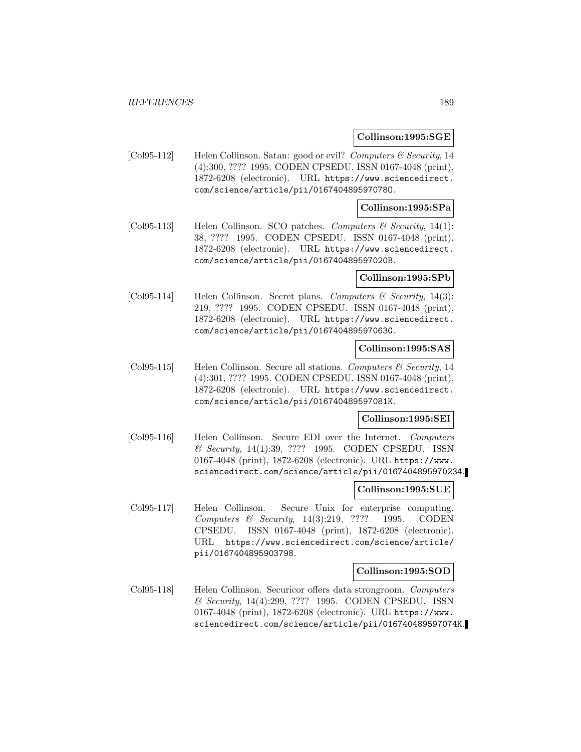**Collinson:1995:SGE**

[Col95-112] Helen Collinson. Satan: good or evil? *Computers & Security*, 14 (4):300, ???? 1995. CODEN CPSEDU. ISSN 0167-4048 (print), 1872-6208 (electronic). URL https://www.sciencedirect.com/science/article/pii/016740489597078O.

**Collinson:1995:SPa**

[Col95-113] Helen Collinson. SCO patches. *Computers & Security*, 14(1): 38, ???? 1995. CODEN CPSEDU. ISSN 0167-4048 (print), 1872-6208 (electronic). URL https://www.sciencedirect.com/science/article/pii/016740489597020B.

**Collinson:1995:SPb**

[Col95-114] Helen Collinson. Secret plans. *Computers & Security*, 14(3): 219, ???? 1995. CODEN CPSEDU. ISSN 0167-4048 (print), 1872-6208 (electronic). URL https://www.sciencedirect.com/science/article/pii/016740489597063G.

**Collinson:1995:SAS**

[Col95-115] Helen Collinson. Secure all stations. *Computers & Security*, 14 (4):301, ???? 1995. CODEN CPSEDU. ISSN 0167-4048 (print), 1872-6208 (electronic). URL https://www.sciencedirect.com/science/article/pii/016740489597081K.

**Collinson:1995:SEI**

[Col95-116] Helen Collinson. Secure EDI over the Internet. *Computers & Security*, 14(1):39, ???? 1995. CODEN CPSEDU. ISSN 0167-4048 (print), 1872-6208 (electronic). URL https://www.sciencedirect.com/science/article/pii/0167404895970234.

**Collinson:1995:SUE**

[Col95-117] Helen Collinson. Secure Unix for enterprise computing. *Computers & Security*, 14(3):219, ???? 1995. CODEN CPSEDU. ISSN 0167-4048 (print), 1872-6208 (electronic). URL https://www.sciencedirect.com/science/article/pii/0167404895903798.

**Collinson:1995:SOD**

[Col95-118] Helen Collinson. Securicor offers data strongroom. *Computers & Security*, 14(4):299, ???? 1995. CODEN CPSEDU. ISSN 0167-4048 (print), 1872-6208 (electronic). URL https://www.sciencedirect.com/science/article/pii/016740489597074K.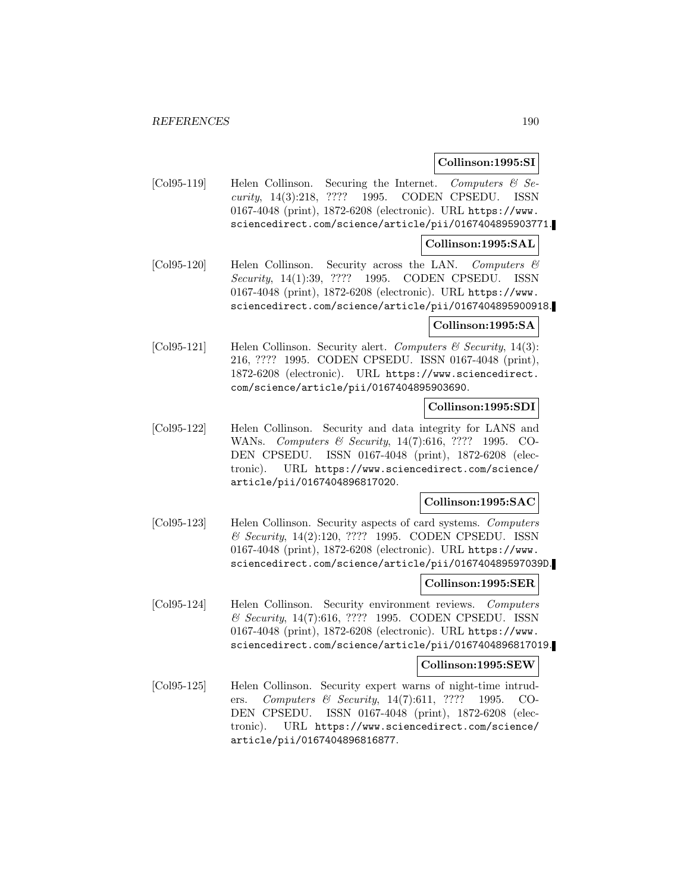**Collinson:1995:SI**

[Col95-119] Helen Collinson. Securing the Internet. *Computers & Security*, 14(3):218, ???? 1995. CODEN CPSEDU. ISSN 0167-4048 (print), 1872-6208 (electronic). URL https://www.sciencedirect.com/science/article/pii/0167404895903771.

**Collinson:1995:SAL**

[Col95-120] Helen Collinson. Security across the LAN. *Computers & Security*, 14(1):39, ???? 1995. CODEN CPSEDU. ISSN 0167-4048 (print), 1872-6208 (electronic). URL https://www.sciencedirect.com/science/article/pii/0167404895900918.

**Collinson:1995:SA**

[Col95-121] Helen Collinson. Security alert. *Computers & Security*, 14(3):216, ???? 1995. CODEN CPSEDU. ISSN 0167-4048 (print), 1872-6208 (electronic). URL https://www.sciencedirect.com/science/article/pii/0167404895903690.

**Collinson:1995:SDI**

[Col95-122] Helen Collinson. Security and data integrity for LANS and WANs. *Computers & Security*, 14(7):616, ???? 1995. CODEN CPSEDU. ISSN 0167-4048 (print), 1872-6208 (electronic). URL https://www.sciencedirect.com/science/article/pii/0167404896817020.

**Collinson:1995:SAC**

[Col95-123] Helen Collinson. Security aspects of card systems. *Computers & Security*, 14(2):120, ???? 1995. CODEN CPSEDU. ISSN 0167-4048 (print), 1872-6208 (electronic). URL https://www.sciencedirect.com/science/article/pii/016740489597039D.

**Collinson:1995:SER**

[Col95-124] Helen Collinson. Security environment reviews. *Computers & Security*, 14(7):616, ???? 1995. CODEN CPSEDU. ISSN 0167-4048 (print), 1872-6208 (electronic). URL https://www.sciencedirect.com/science/article/pii/0167404896817019.

**Collinson:1995:SEW**

[Col95-125] Helen Collinson. Security expert warns of night-time intruders. *Computers & Security*, 14(7):611, ???? 1995. CODEN CPSEDU. ISSN 0167-4048 (print), 1872-6208 (electronic). URL https://www.sciencedirect.com/science/article/pii/0167404896816877.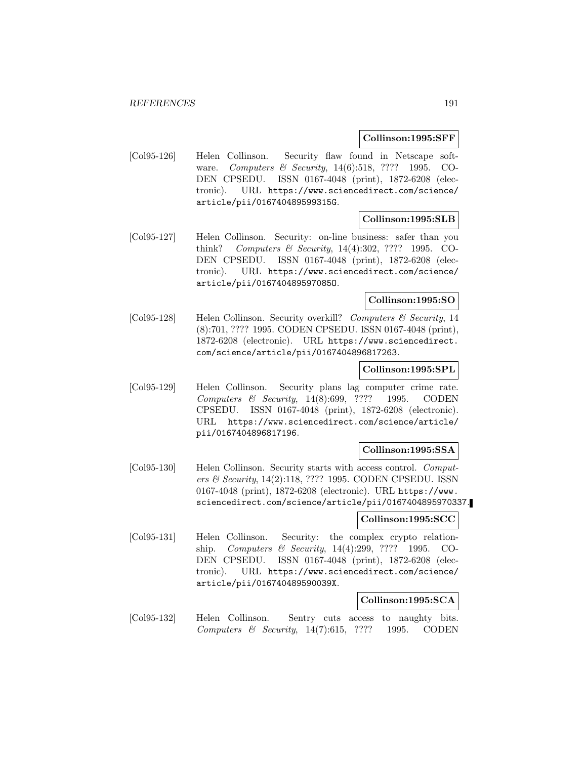**Collinson:1995:SFF**

[Col95-126] Helen Collinson. Security flaw found in Netscape software. *Computers & Security*, 14(6):518, ???? 1995. CODEN CPSEDU. ISSN 0167-4048 (print), 1872-6208 (electronic). URL https://www.sciencedirect.com/science/article/pii/016740489599315G.

**Collinson:1995:SLB**

[Col95-127] Helen Collinson. Security: on-line business: safer than you think? *Computers & Security*, 14(4):302, ???? 1995. CODEN CPSEDU. ISSN 0167-4048 (print), 1872-6208 (electronic). URL https://www.sciencedirect.com/science/article/pii/016740489597085O.

**Collinson:1995:SO**

[Col95-128] Helen Collinson. Security overkill? *Computers & Security*, 14 (8):701, ???? 1995. CODEN CPSEDU. ISSN 0167-4048 (print), 1872-6208 (electronic). URL https://www.sciencedirect.com/science/article/pii/0167404896817263.

**Collinson:1995:SPL**

[Col95-129] Helen Collinson. Security plans lag computer crime rate. *Computers & Security*, 14(8):699, ???? 1995. CODEN CPSEDU. ISSN 0167-4048 (print), 1872-6208 (electronic). URL https://www.sciencedirect.com/science/article/pii/0167404896817196.

**Collinson:1995:SSA**

[Col95-130] Helen Collinson. Security starts with access control. *Computers & Security*, 14(2):118, ???? 1995. CODEN CPSEDU. ISSN 0167-4048 (print), 1872-6208 (electronic). URL https://www.sciencedirect.com/science/article/pii/0167404895970337.

**Collinson:1995:SCC**

[Col95-131] Helen Collinson. Security: the complex crypto relationship. *Computers & Security*, 14(4):299, ???? 1995. CODEN CPSEDU. ISSN 0167-4048 (print), 1872-6208 (electronic). URL https://www.sciencedirect.com/science/article/pii/016740489590039X.

**Collinson:1995:SCA**

[Col95-132] Helen Collinson. Sentry cuts access to naughty bits. *Computers & Security*, 14(7):615, ???? 1995. CODEN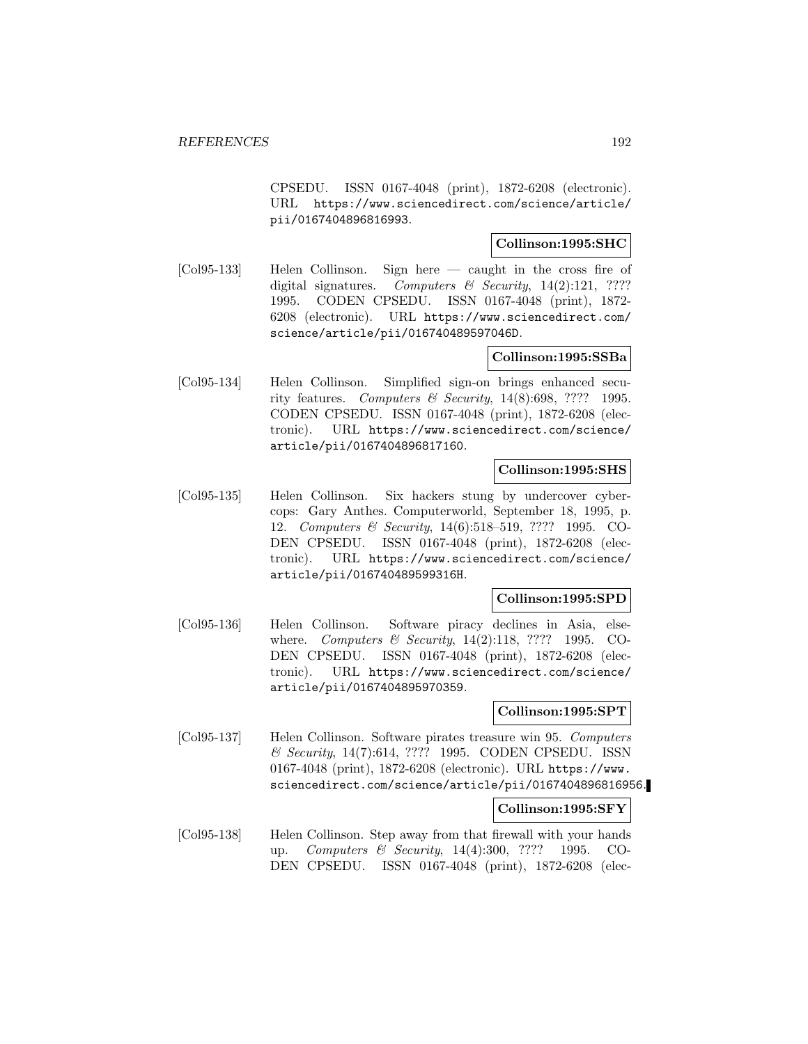CPSEDU. ISSN 0167-4048 (print), 1872-6208 (electronic). URL https://www.sciencedirect.com/science/article/pii/0167404896816993.

**Collinson:1995:SHC**

[Col95-133] Helen Collinson. Sign here — caught in the cross fire of digital signatures. *Computers & Security*, 14(2):121, ???? 1995. CODEN CPSEDU. ISSN 0167-4048 (print), 1872-6208 (electronic). URL https://www.sciencedirect.com/science/article/pii/016740489597046D.

**Collinson:1995:SSBa**

[Col95-134] Helen Collinson. Simplified sign-on brings enhanced security features. *Computers & Security*, 14(8):698, ???? 1995. CODEN CPSEDU. ISSN 0167-4048 (print), 1872-6208 (electronic). URL https://www.sciencedirect.com/science/article/pii/0167404896817160.

**Collinson:1995:SHS**

[Col95-135] Helen Collinson. Six hackers stung by undercover cybercops: Gary Anthes. Computerworld, September 18, 1995, p. 12. *Computers & Security*, 14(6):518–519, ???? 1995. CODEN CPSEDU. ISSN 0167-4048 (print), 1872-6208 (electronic). URL https://www.sciencedirect.com/science/article/pii/016740489599316H.

**Collinson:1995:SPD**

[Col95-136] Helen Collinson. Software piracy declines in Asia, elsewhere. *Computers & Security*, 14(2):118, ???? 1995. CODEN CPSEDU. ISSN 0167-4048 (print), 1872-6208 (electronic). URL https://www.sciencedirect.com/science/article/pii/0167404895970359.

**Collinson:1995:SPT**

[Col95-137] Helen Collinson. Software pirates treasure win 95. *Computers & Security*, 14(7):614, ???? 1995. CODEN CPSEDU. ISSN 0167-4048 (print), 1872-6208 (electronic). URL https://www.sciencedirect.com/science/article/pii/0167404896816956.

**Collinson:1995:SFY**

[Col95-138] Helen Collinson. Step away from that firewall with your hands up. *Computers & Security*, 14(4):300, ???? 1995. CODEN CPSEDU. ISSN 0167-4048 (print), 1872-6208 (elec-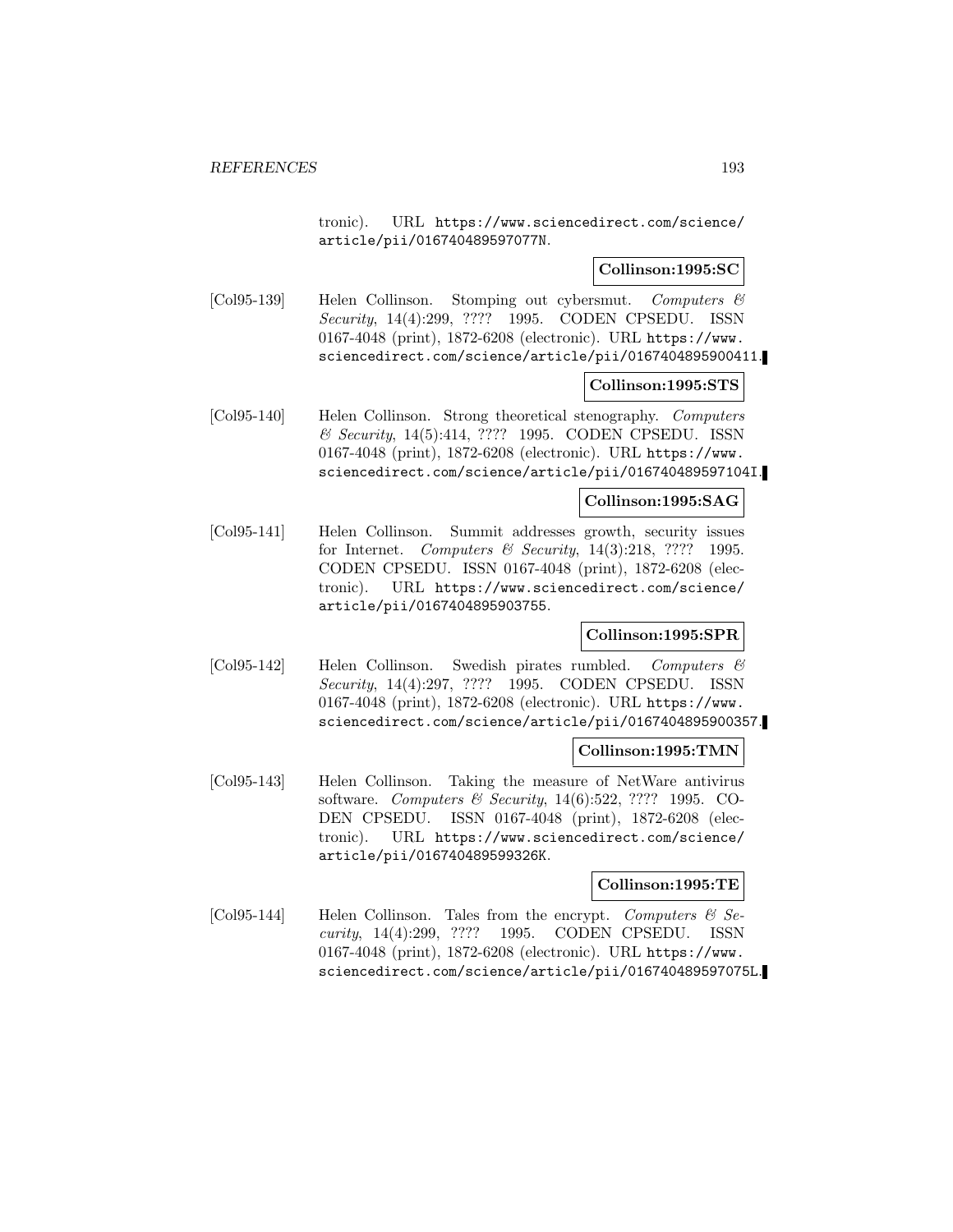tronic). URL https://www.sciencedirect.com/science/article/pii/016740489597077N.

**Collinson:1995:SC**

[Col95-139] Helen Collinson. Stomping out cybersmut. *Computers & Security*, 14(4):299, ???? 1995. CODEN CPSEDU. ISSN 0167-4048 (print), 1872-6208 (electronic). URL https://www.sciencedirect.com/science/article/pii/0167404895900411.

**Collinson:1995:STS**

[Col95-140] Helen Collinson. Strong theoretical stenography. *Computers & Security*, 14(5):414, ???? 1995. CODEN CPSEDU. ISSN 0167-4048 (print), 1872-6208 (electronic). URL https://www.sciencedirect.com/science/article/pii/016740489597104I.

**Collinson:1995:SAG**

[Col95-141] Helen Collinson. Summit addresses growth, security issues for Internet. *Computers & Security*, 14(3):218, ???? 1995. CODEN CPSEDU. ISSN 0167-4048 (print), 1872-6208 (electronic). URL https://www.sciencedirect.com/science/article/pii/0167404895903755.

**Collinson:1995:SPR**

[Col95-142] Helen Collinson. Swedish pirates rumbled. *Computers & Security*, 14(4):297, ???? 1995. CODEN CPSEDU. ISSN 0167-4048 (print), 1872-6208 (electronic). URL https://www.sciencedirect.com/science/article/pii/0167404895900357.

**Collinson:1995:TMN**

[Col95-143] Helen Collinson. Taking the measure of NetWare antivirus software. *Computers & Security*, 14(6):522, ???? 1995. CODEN CPSEDU. ISSN 0167-4048 (print), 1872-6208 (electronic). URL https://www.sciencedirect.com/science/article/pii/016740489599326K.

**Collinson:1995:TE**

[Col95-144] Helen Collinson. Tales from the encrypt. *Computers & Security*, 14(4):299, ???? 1995. CODEN CPSEDU. ISSN 0167-4048 (print), 1872-6208 (electronic). URL https://www.sciencedirect.com/science/article/pii/016740489597075L.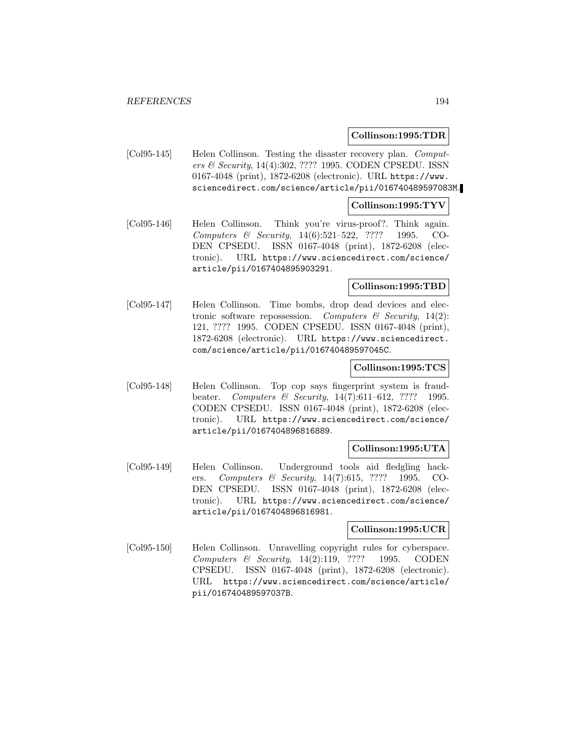**Collinson:1995:TDR**

[Col95-145] Helen Collinson. Testing the disaster recovery plan. *Computers & Security*, 14(4):302, ???? 1995. CODEN CPSEDU. ISSN 0167-4048 (print), 1872-6208 (electronic). URL https://www.sciencedirect.com/science/article/pii/016740489597083M.

**Collinson:1995:TYV**

[Col95-146] Helen Collinson. Think you're virus-proof?. Think again. *Computers & Security*, 14(6):521–522, ???? 1995. CODEN CPSEDU. ISSN 0167-4048 (print), 1872-6208 (electronic). URL https://www.sciencedirect.com/science/article/pii/0167404895903291.

**Collinson:1995:TBD**

[Col95-147] Helen Collinson. Time bombs, drop dead devices and electronic software repossession. *Computers & Security*, 14(2):121, ???? 1995. CODEN CPSEDU. ISSN 0167-4048 (print), 1872-6208 (electronic). URL https://www.sciencedirect.com/science/article/pii/016740489597045C.

**Collinson:1995:TCS**

[Col95-148] Helen Collinson. Top cop says fingerprint system is fraud-beater. *Computers & Security*, 14(7):611–612, ???? 1995. CODEN CPSEDU. ISSN 0167-4048 (print), 1872-6208 (electronic). URL https://www.sciencedirect.com/science/article/pii/0167404896816889.

**Collinson:1995:UTA**

[Col95-149] Helen Collinson. Underground tools aid fledgling hackers. *Computers & Security*, 14(7):615, ???? 1995. CODEN CPSEDU. ISSN 0167-4048 (print), 1872-6208 (electronic). URL https://www.sciencedirect.com/science/article/pii/0167404896816981.

**Collinson:1995:UCR**

[Col95-150] Helen Collinson. Unravelling copyright rules for cyberspace. *Computers & Security*, 14(2):119, ???? 1995. CODEN CPSEDU. ISSN 0167-4048 (print), 1872-6208 (electronic). URL https://www.sciencedirect.com/science/article/pii/016740489597037B.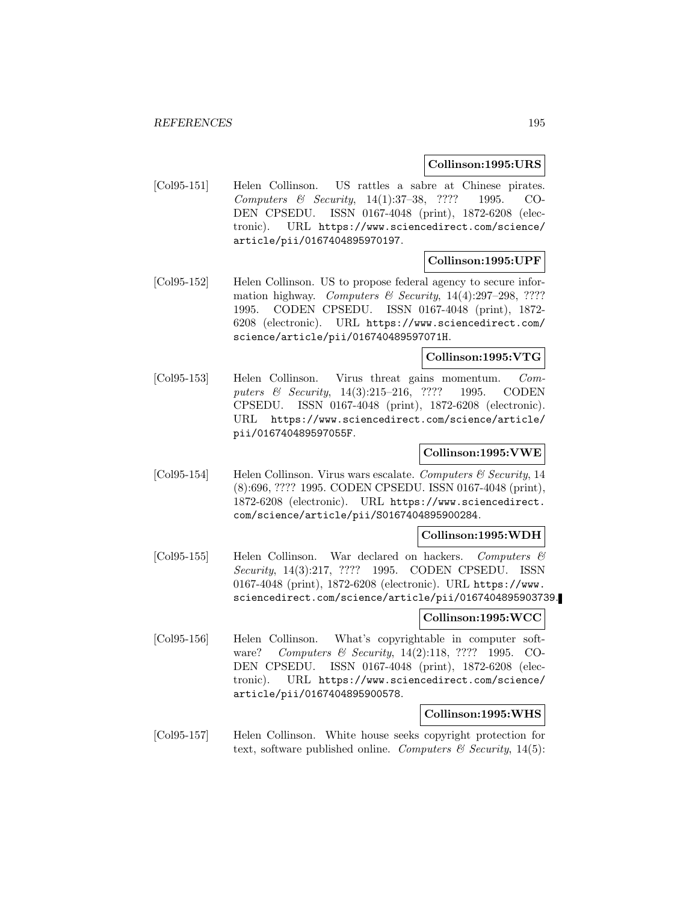**Collinson:1995:URS**

[Col95-151] Helen Collinson. US rattles a sabre at Chinese pirates. *Computers & Security*, 14(1):37–38, ???? 1995. CODEN CPSEDU. ISSN 0167-4048 (print), 1872-6208 (electronic). URL https://www.sciencedirect.com/science/article/pii/0167404895970197.

**Collinson:1995:UPF**

[Col95-152] Helen Collinson. US to propose federal agency to secure information highway. *Computers & Security*, 14(4):297–298, ???? 1995. CODEN CPSEDU. ISSN 0167-4048 (print), 1872-6208 (electronic). URL https://www.sciencedirect.com/science/article/pii/016740489597071H.

**Collinson:1995:VTG**

[Col95-153] Helen Collinson. Virus threat gains momentum. *Computers & Security*, 14(3):215–216, ???? 1995. CODEN CPSEDU. ISSN 0167-4048 (print), 1872-6208 (electronic). URL https://www.sciencedirect.com/science/article/pii/016740489597055F.

**Collinson:1995:VWE**

[Col95-154] Helen Collinson. Virus wars escalate. *Computers & Security*, 14 (8):696, ???? 1995. CODEN CPSEDU. ISSN 0167-4048 (print), 1872-6208 (electronic). URL https://www.sciencedirect.com/science/article/pii/S0167404895900284.

**Collinson:1995:WDH**

[Col95-155] Helen Collinson. War declared on hackers. *Computers & Security*, 14(3):217, ???? 1995. CODEN CPSEDU. ISSN 0167-4048 (print), 1872-6208 (electronic). URL https://www.sciencedirect.com/science/article/pii/0167404895903739.

**Collinson:1995:WCC**

[Col95-156] Helen Collinson. What's copyrightable in computer software? *Computers & Security*, 14(2):118, ???? 1995. CODEN CPSEDU. ISSN 0167-4048 (print), 1872-6208 (electronic). URL https://www.sciencedirect.com/science/article/pii/0167404895900578.

**Collinson:1995:WHS**

[Col95-157] Helen Collinson. White house seeks copyright protection for text, software published online. *Computers & Security*, 14(5):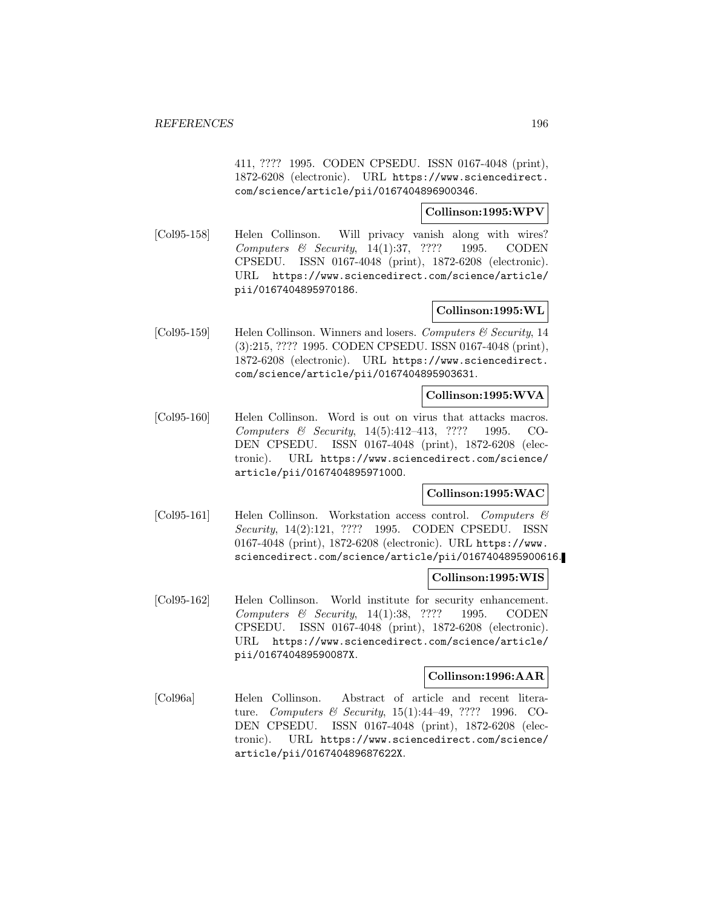411, ???? 1995. CODEN CPSEDU. ISSN 0167-4048 (print), 1872-6208 (electronic). URL https://www.sciencedirect.com/science/article/pii/0167404896900346.

**Collinson:1995:WPV**

[Col95-158] Helen Collinson. Will privacy vanish along with wires? *Computers & Security*, 14(1):37, ???? 1995. CODEN CPSEDU. ISSN 0167-4048 (print), 1872-6208 (electronic). URL https://www.sciencedirect.com/science/article/pii/0167404895970186.

**Collinson:1995:WL**

[Col95-159] Helen Collinson. Winners and losers. *Computers & Security*, 14 (3):215, ???? 1995. CODEN CPSEDU. ISSN 0167-4048 (print), 1872-6208 (electronic). URL https://www.sciencedirect.com/science/article/pii/0167404895903631.

**Collinson:1995:WVA**

[Col95-160] Helen Collinson. Word is out on virus that attacks macros. *Computers & Security*, 14(5):412–413, ???? 1995. CODEN CPSEDU. ISSN 0167-4048 (print), 1872-6208 (electronic). URL https://www.sciencedirect.com/science/article/pii/016740489597100O.

**Collinson:1995:WAC**

[Col95-161] Helen Collinson. Workstation access control. *Computers & Security*, 14(2):121, ???? 1995. CODEN CPSEDU. ISSN 0167-4048 (print), 1872-6208 (electronic). URL https://www.sciencedirect.com/science/article/pii/0167404895900616.

**Collinson:1995:WIS**

[Col95-162] Helen Collinson. World institute for security enhancement. *Computers & Security*, 14(1):38, ???? 1995. CODEN CPSEDU. ISSN 0167-4048 (print), 1872-6208 (electronic). URL https://www.sciencedirect.com/science/article/pii/016740489590087X.

**Collinson:1996:AAR**

[Col96a] Helen Collinson. Abstract of article and recent literature. *Computers & Security*, 15(1):44–49, ???? 1996. CODEN CPSEDU. ISSN 0167-4048 (print), 1872-6208 (electronic). URL https://www.sciencedirect.com/science/article/pii/016740489687622X.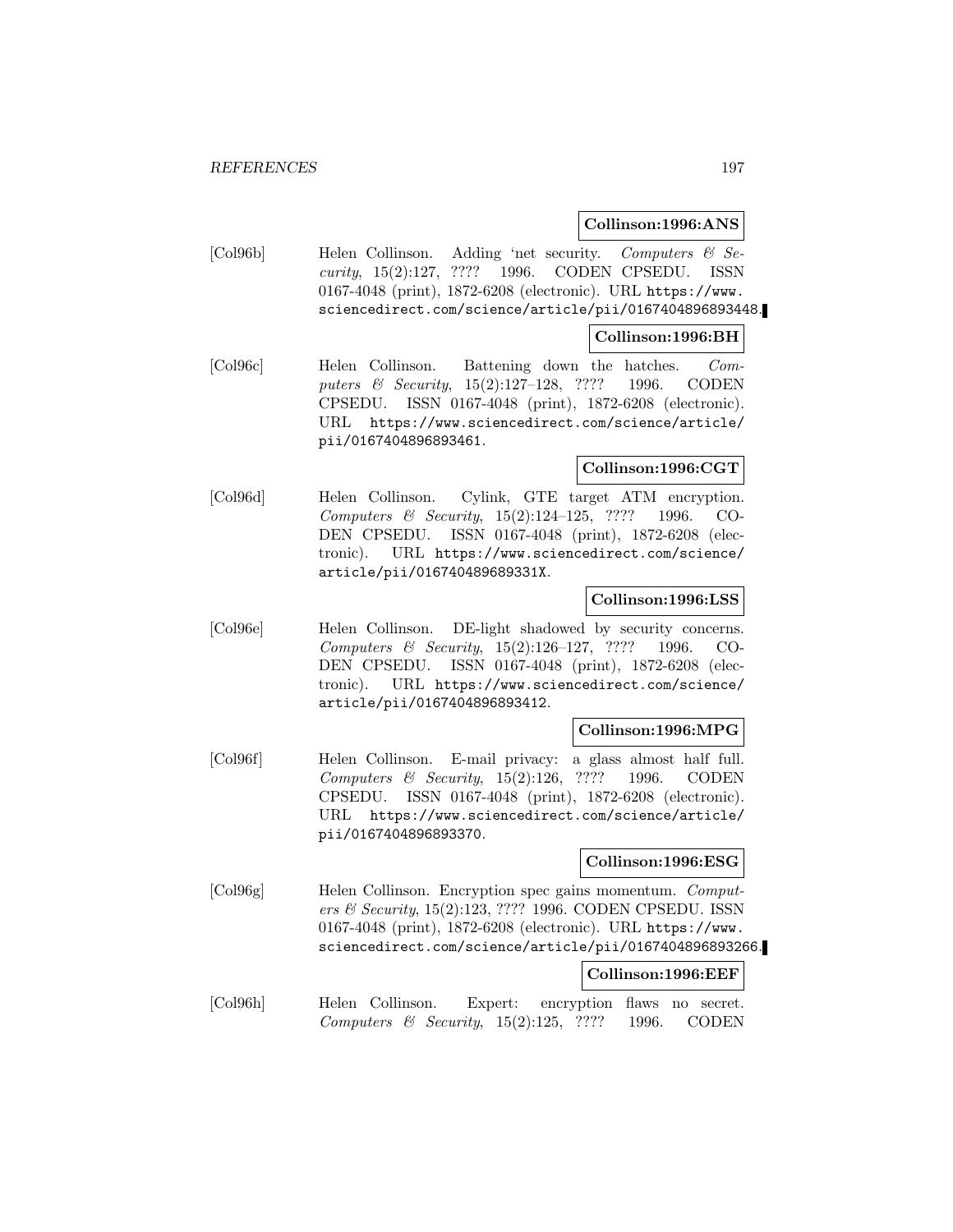**Collinson:1996:ANS**

[Col96b] Helen Collinson. Adding 'net security. *Computers & Security*, 15(2):127, ???? 1996. CODEN CPSEDU. ISSN 0167-4048 (print), 1872-6208 (electronic). URL `https://www.sciencedirect.com/science/article/pii/0167404896893448`.

**Collinson:1996:BH**

[Col96c] Helen Collinson. Battening down the hatches. *Computers & Security*, 15(2):127–128, ???? 1996. CODEN CPSEDU. ISSN 0167-4048 (print), 1872-6208 (electronic). URL `https://www.sciencedirect.com/science/article/pii/0167404896893461`.

**Collinson:1996:CGT**

[Col96d] Helen Collinson. Cylink, GTE target ATM encryption. *Computers & Security*, 15(2):124–125, ???? 1996. CODEN CPSEDU. ISSN 0167-4048 (print), 1872-6208 (electronic). URL `https://www.sciencedirect.com/science/article/pii/016740489689331X`.

**Collinson:1996:LSS**

[Col96e] Helen Collinson. DE-light shadowed by security concerns. *Computers & Security*, 15(2):126–127, ???? 1996. CODEN CPSEDU. ISSN 0167-4048 (print), 1872-6208 (electronic). URL `https://www.sciencedirect.com/science/article/pii/0167404896893412`.

**Collinson:1996:MPG**

[Col96f] Helen Collinson. E-mail privacy: a glass almost half full. *Computers & Security*, 15(2):126, ???? 1996. CODEN CPSEDU. ISSN 0167-4048 (print), 1872-6208 (electronic). URL `https://www.sciencedirect.com/science/article/pii/0167404896893370`.

**Collinson:1996:ESG**

[Col96g] Helen Collinson. Encryption spec gains momentum. *Computers & Security*, 15(2):123, ???? 1996. CODEN CPSEDU. ISSN 0167-4048 (print), 1872-6208 (electronic). URL `https://www.sciencedirect.com/science/article/pii/0167404896893266`.

**Collinson:1996:EEF**

[Col96h] Helen Collinson. Expert: encryption flaws no secret. *Computers & Security*, 15(2):125, ???? 1996. CODEN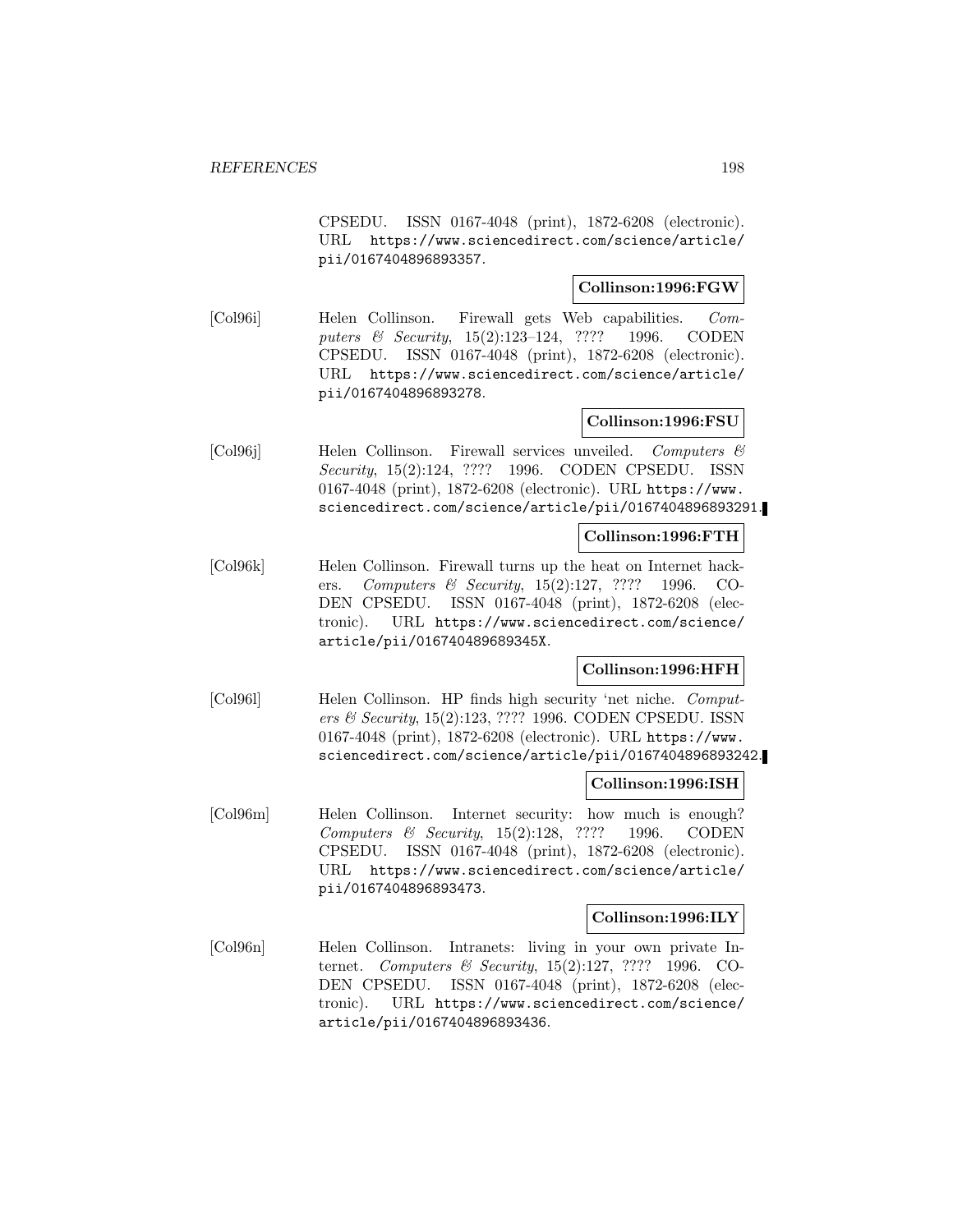CPSEDU. ISSN 0167-4048 (print), 1872-6208 (electronic). URL https://www.sciencedirect.com/science/article/pii/0167404896893357.

**Collinson:1996:FGW**

[Col96i] Helen Collinson. Firewall gets Web capabilities. *Computers & Security*, 15(2):123–124, ???? 1996. CODEN CPSEDU. ISSN 0167-4048 (print), 1872-6208 (electronic). URL https://www.sciencedirect.com/science/article/pii/0167404896893278.

**Collinson:1996:FSU**

[Col96j] Helen Collinson. Firewall services unveiled. *Computers & Security*, 15(2):124, ???? 1996. CODEN CPSEDU. ISSN 0167-4048 (print), 1872-6208 (electronic). URL https://www.sciencedirect.com/science/article/pii/0167404896893291.

**Collinson:1996:FTH**

[Col96k] Helen Collinson. Firewall turns up the heat on Internet hackers. *Computers & Security*, 15(2):127, ???? 1996. CODEN CPSEDU. ISSN 0167-4048 (print), 1872-6208 (electronic). URL https://www.sciencedirect.com/science/article/pii/016740489689345X.

**Collinson:1996:HFH**

[Col96l] Helen Collinson. HP finds high security 'net niche. *Computers & Security*, 15(2):123, ???? 1996. CODEN CPSEDU. ISSN 0167-4048 (print), 1872-6208 (electronic). URL https://www.sciencedirect.com/science/article/pii/0167404896893242.

**Collinson:1996:ISH**

[Col96m] Helen Collinson. Internet security: how much is enough? *Computers & Security*, 15(2):128, ???? 1996. CODEN CPSEDU. ISSN 0167-4048 (print), 1872-6208 (electronic). URL https://www.sciencedirect.com/science/article/pii/0167404896893473.

**Collinson:1996:ILY**

[Col96n] Helen Collinson. Intranets: living in your own private Internet. *Computers & Security*, 15(2):127, ???? 1996. CODEN CPSEDU. ISSN 0167-4048 (print), 1872-6208 (electronic). URL https://www.sciencedirect.com/science/article/pii/0167404896893436.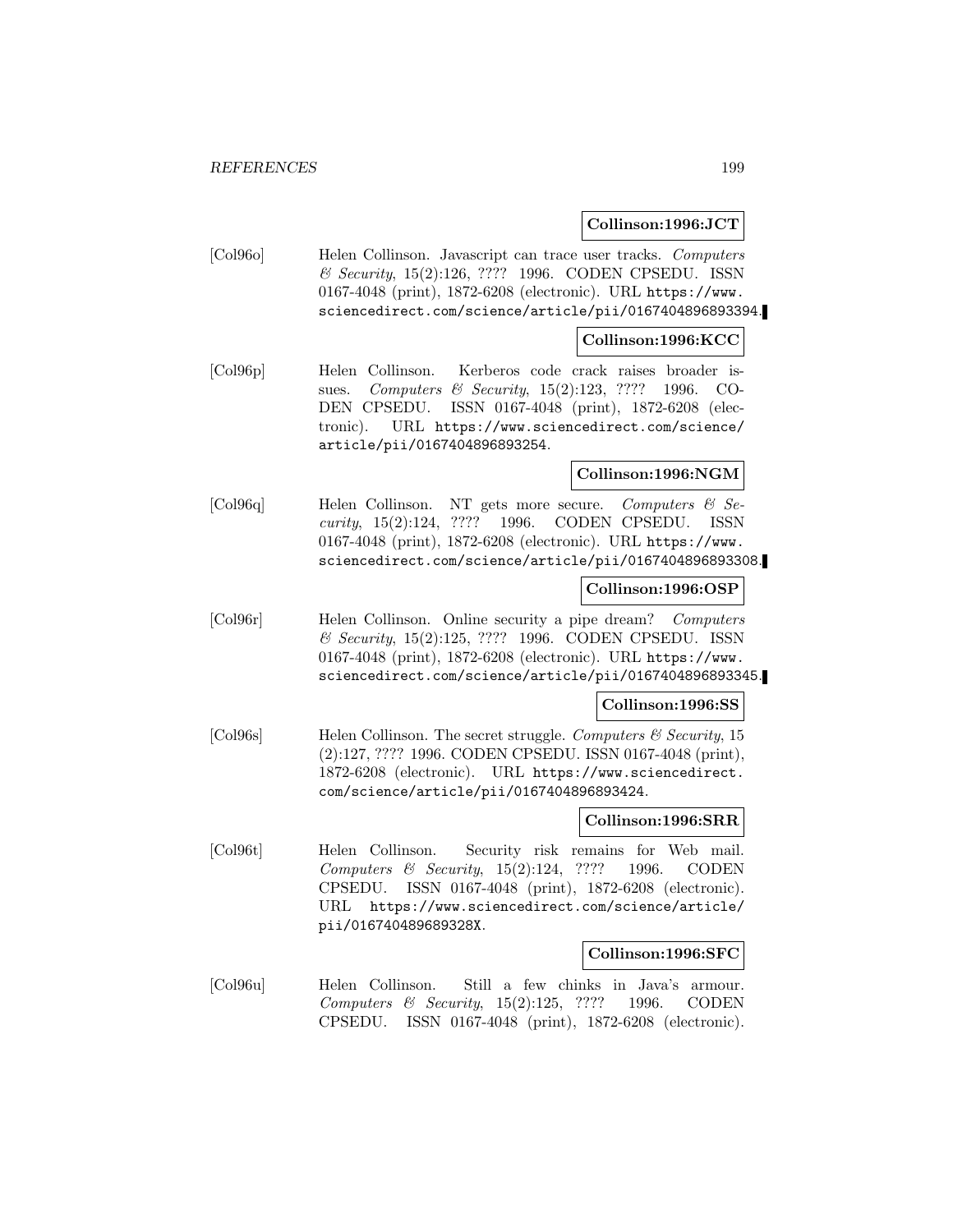**Collinson:1996:JCT**

[Col96o] Helen Collinson. Javascript can trace user tracks. *Computers & Security*, 15(2):126, ???? 1996. CODEN CPSEDU. ISSN 0167-4048 (print), 1872-6208 (electronic). URL https://www.sciencedirect.com/science/article/pii/0167404896893394.

**Collinson:1996:KCC**

[Col96p] Helen Collinson. Kerberos code crack raises broader issues. *Computers & Security*, 15(2):123, ???? 1996. CODEN CPSEDU. ISSN 0167-4048 (print), 1872-6208 (electronic). URL https://www.sciencedirect.com/science/article/pii/0167404896893254.

**Collinson:1996:NGM**

[Col96q] Helen Collinson. NT gets more secure. *Computers & Security*, 15(2):124, ???? 1996. CODEN CPSEDU. ISSN 0167-4048 (print), 1872-6208 (electronic). URL https://www.sciencedirect.com/science/article/pii/0167404896893308.

**Collinson:1996:OSP**

[Col96r] Helen Collinson. Online security a pipe dream? *Computers & Security*, 15(2):125, ???? 1996. CODEN CPSEDU. ISSN 0167-4048 (print), 1872-6208 (electronic). URL https://www.sciencedirect.com/science/article/pii/0167404896893345.

**Collinson:1996:SS**

[Col96s] Helen Collinson. The secret struggle. *Computers & Security*, 15 (2):127, ???? 1996. CODEN CPSEDU. ISSN 0167-4048 (print), 1872-6208 (electronic). URL https://www.sciencedirect.com/science/article/pii/0167404896893424.

**Collinson:1996:SRR**

[Col96t] Helen Collinson. Security risk remains for Web mail. *Computers & Security*, 15(2):124, ???? 1996. CODEN CPSEDU. ISSN 0167-4048 (print), 1872-6208 (electronic). URL https://www.sciencedirect.com/science/article/pii/016740489689328X.

**Collinson:1996:SFC**

[Col96u] Helen Collinson. Still a few chinks in Java's armour. *Computers & Security*, 15(2):125, ???? 1996. CODEN CPSEDU. ISSN 0167-4048 (print), 1872-6208 (electronic).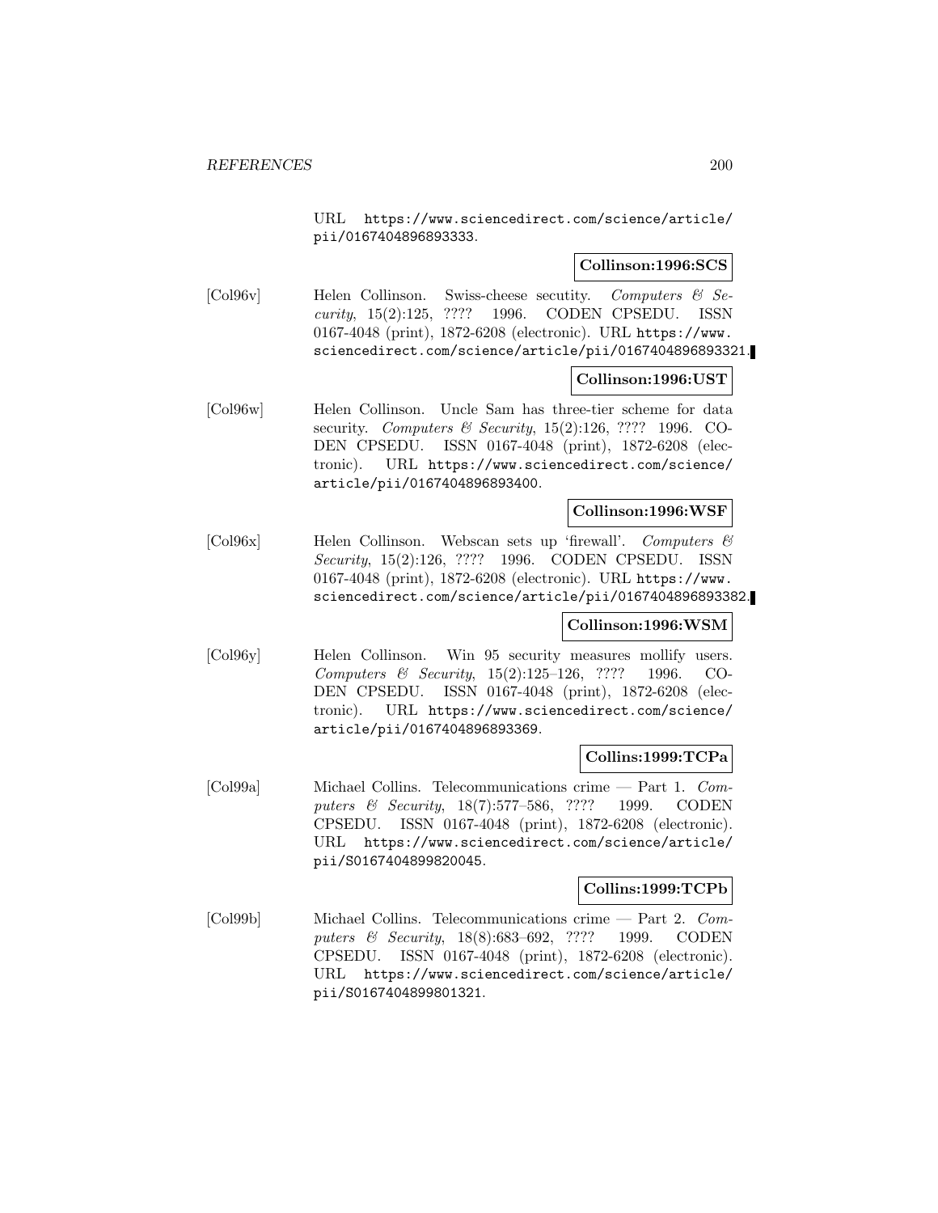URL https://www.sciencedirect.com/science/article/pii/0167404896893333.

**Collinson:1996:SCS**

[Col96v] Helen Collinson. Swiss-cheese secutity. *Computers & Security*, 15(2):125, ???? 1996. CODEN CPSEDU. ISSN 0167-4048 (print), 1872-6208 (electronic). URL https://www.sciencedirect.com/science/article/pii/0167404896893321.

**Collinson:1996:UST**

[Col96w] Helen Collinson. Uncle Sam has three-tier scheme for data security. *Computers & Security*, 15(2):126, ???? 1996. CODEN CPSEDU. ISSN 0167-4048 (print), 1872-6208 (electronic). URL https://www.sciencedirect.com/science/article/pii/0167404896893400.

**Collinson:1996:WSF**

[Col96x] Helen Collinson. Webscan sets up 'firewall'. *Computers & Security*, 15(2):126, ???? 1996. CODEN CPSEDU. ISSN 0167-4048 (print), 1872-6208 (electronic). URL https://www.sciencedirect.com/science/article/pii/0167404896893382.

**Collinson:1996:WSM**

[Col96y] Helen Collinson. Win 95 security measures mollify users. *Computers & Security*, 15(2):125–126, ???? 1996. CODEN CPSEDU. ISSN 0167-4048 (print), 1872-6208 (electronic). URL https://www.sciencedirect.com/science/article/pii/0167404896893369.

**Collins:1999:TCPa**

[Col99a] Michael Collins. Telecommunications crime — Part 1. *Computers & Security*, 18(7):577–586, ???? 1999. CODEN CPSEDU. ISSN 0167-4048 (print), 1872-6208 (electronic). URL https://www.sciencedirect.com/science/article/pii/S0167404899820045.

**Collins:1999:TCPb**

[Col99b] Michael Collins. Telecommunications crime — Part 2. *Computers & Security*, 18(8):683–692, ???? 1999. CODEN CPSEDU. ISSN 0167-4048 (print), 1872-6208 (electronic). URL https://www.sciencedirect.com/science/article/pii/S0167404899801321.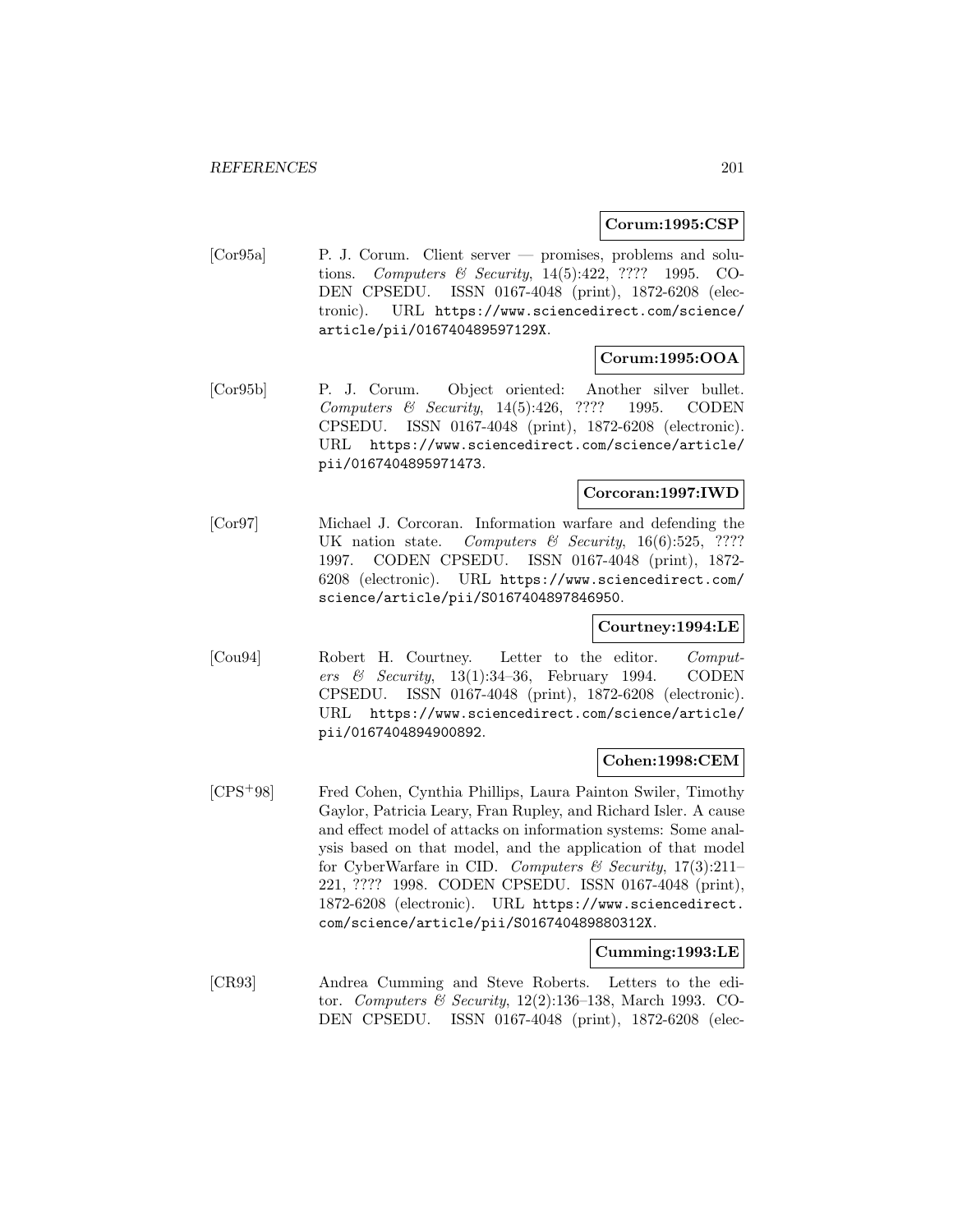**Corum:1995:CSP**

[Cor95a] P. J. Corum. Client server — promises, problems and solutions. *Computers & Security*, 14(5):422, ???? 1995. CODEN CPSEDU. ISSN 0167-4048 (print), 1872-6208 (electronic). URL https://www.sciencedirect.com/science/article/pii/016740489597129X.

**Corum:1995:OOA**

[Cor95b] P. J. Corum. Object oriented: Another silver bullet. *Computers & Security*, 14(5):426, ???? 1995. CODEN CPSEDU. ISSN 0167-4048 (print), 1872-6208 (electronic). URL https://www.sciencedirect.com/science/article/pii/0167404895971473.

**Corcoran:1997:IWD**

[Cor97] Michael J. Corcoran. Information warfare and defending the UK nation state. *Computers & Security*, 16(6):525, ???? 1997. CODEN CPSEDU. ISSN 0167-4048 (print), 1872-6208 (electronic). URL https://www.sciencedirect.com/science/article/pii/S0167404897846950.

**Courtney:1994:LE**

[Cou94] Robert H. Courtney. Letter to the editor. *Computers & Security*, 13(1):34–36, February 1994. CODEN CPSEDU. ISSN 0167-4048 (print), 1872-6208 (electronic). URL https://www.sciencedirect.com/science/article/pii/0167404894900892.

**Cohen:1998:CEM**

[CPS+98] Fred Cohen, Cynthia Phillips, Laura Painton Swiler, Timothy Gaylor, Patricia Leary, Fran Rupley, and Richard Isler. A cause and effect model of attacks on information systems: Some analysis based on that model, and the application of that model for CyberWarfare in CID. *Computers & Security*, 17(3):211–221, ???? 1998. CODEN CPSEDU. ISSN 0167-4048 (print), 1872-6208 (electronic). URL https://www.sciencedirect.com/science/article/pii/S016740489880312X.

**Cumming:1993:LE**

[CR93] Andrea Cumming and Steve Roberts. Letters to the editor. *Computers & Security*, 12(2):136–138, March 1993. CODEN CPSEDU. ISSN 0167-4048 (print), 1872-6208 (elec-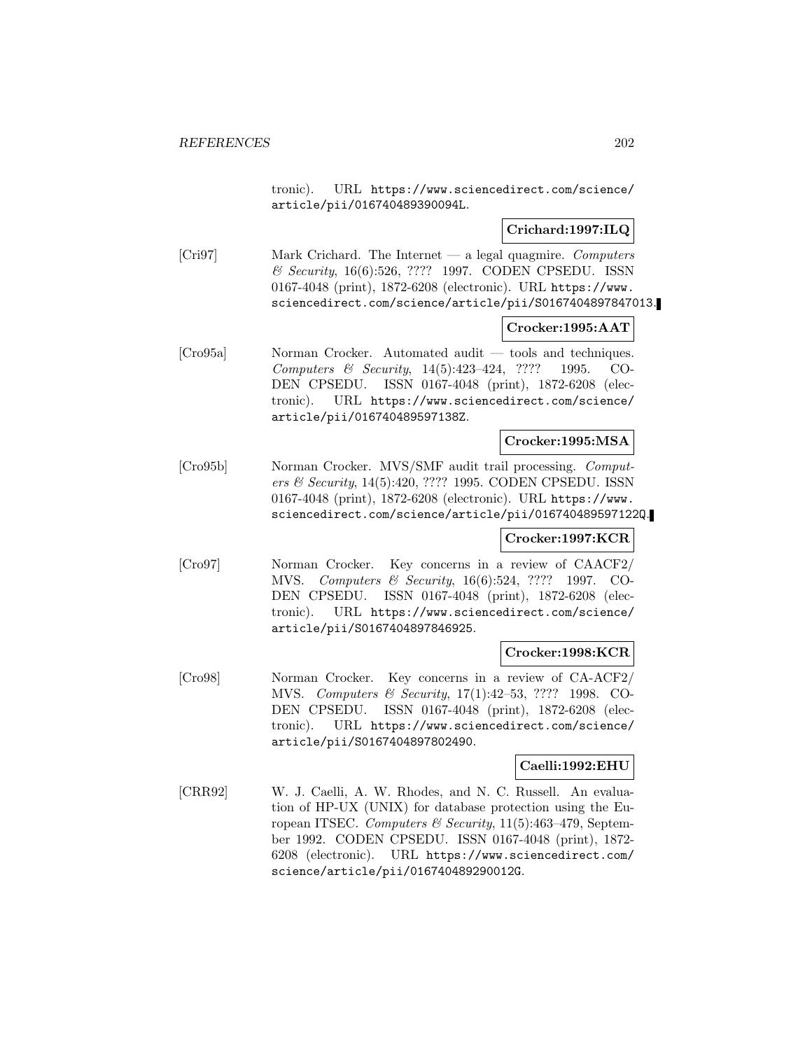tronic). URL https://www.sciencedirect.com/science/article/pii/016740489390094L.

**Crichard:1997:ILQ**

[Cri97] Mark Crichard. The Internet — a legal quagmire. *Computers & Security*, 16(6):526, ???? 1997. CODEN CPSEDU. ISSN 0167-4048 (print), 1872-6208 (electronic). URL https://www.sciencedirect.com/science/article/pii/S0167404897847013.

**Crocker:1995:AAT**

[Cro95a] Norman Crocker. Automated audit — tools and techniques. *Computers & Security*, 14(5):423–424, ???? 1995. CODEN CPSEDU. ISSN 0167-4048 (print), 1872-6208 (electronic). URL https://www.sciencedirect.com/science/article/pii/016740489597138Z.

**Crocker:1995:MSA**

[Cro95b] Norman Crocker. MVS/SMF audit trail processing. *Computers & Security*, 14(5):420, ???? 1995. CODEN CPSEDU. ISSN 0167-4048 (print), 1872-6208 (electronic). URL https://www.sciencedirect.com/science/article/pii/016740489597122Q.

**Crocker:1997:KCR**

[Cro97] Norman Crocker. Key concerns in a review of CAACF2/MVS. *Computers & Security*, 16(6):524, ???? 1997. CODEN CPSEDU. ISSN 0167-4048 (print), 1872-6208 (electronic). URL https://www.sciencedirect.com/science/article/pii/S0167404897846925.

**Crocker:1998:KCR**

[Cro98] Norman Crocker. Key concerns in a review of CA-ACF2/MVS. *Computers & Security*, 17(1):42–53, ???? 1998. CODEN CPSEDU. ISSN 0167-4048 (print), 1872-6208 (electronic). URL https://www.sciencedirect.com/science/article/pii/S0167404897802490.

**Caelli:1992:EHU**

[CRR92] W. J. Caelli, A. W. Rhodes, and N. C. Russell. An evaluation of HP-UX (UNIX) for database protection using the European ITSEC. *Computers & Security*, 11(5):463–479, September 1992. CODEN CPSEDU. ISSN 0167-4048 (print), 1872-6208 (electronic). URL https://www.sciencedirect.com/science/article/pii/016740489290012G.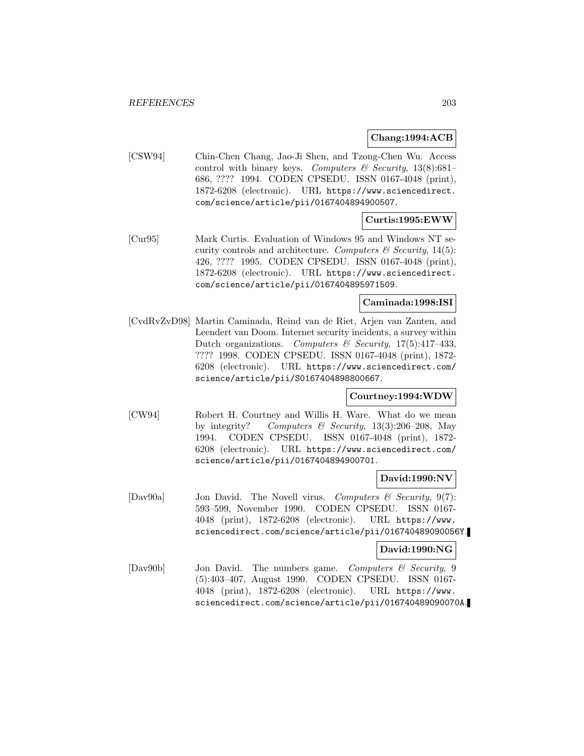**Chang:1994:ACB**

[CSW94] Chin-Chen Chang, Jao-Ji Shen, and Tzong-Chen Wu. Access control with binary keys. *Computers & Security*, 13(8):681–686, ???? 1994. CODEN CPSEDU. ISSN 0167-4048 (print), 1872-6208 (electronic). URL https://www.sciencedirect.com/science/article/pii/0167404894900507.

**Curtis:1995:EWW**

[Cur95] Mark Curtis. Evaluation of Windows 95 and Windows NT security controls and architecture. *Computers & Security*, 14(5): 426, ???? 1995. CODEN CPSEDU. ISSN 0167-4048 (print), 1872-6208 (electronic). URL https://www.sciencedirect.com/science/article/pii/0167404895971509.

**Caminada:1998:ISI**

[CvdRvZvD98] Martin Caminada, Reind van de Riet, Arjen van Zanten, and Leendert van Doom. Internet security incidents, a survey within Dutch organizations. *Computers & Security*, 17(5):417–433, ???? 1998. CODEN CPSEDU. ISSN 0167-4048 (print), 1872-6208 (electronic). URL https://www.sciencedirect.com/science/article/pii/S0167404898800667.

**Courtney:1994:WDW**

[CW94] Robert H. Courtney and Willis H. Ware. What do we mean by integrity? *Computers & Security*, 13(3):206–208, May 1994. CODEN CPSEDU. ISSN 0167-4048 (print), 1872-6208 (electronic). URL https://www.sciencedirect.com/science/article/pii/0167404894900701.

**David:1990:NV**

[Dav90a] Jon David. The Novell virus. *Computers & Security*, 9(7): 593–599, November 1990. CODEN CPSEDU. ISSN 0167-4048 (print), 1872-6208 (electronic). URL https://www.sciencedirect.com/science/article/pii/016740489090056Y.

**David:1990:NG**

[Dav90b] Jon David. The numbers game. *Computers & Security*, 9 (5):403–407, August 1990. CODEN CPSEDU. ISSN 0167-4048 (print), 1872-6208 (electronic). URL https://www.sciencedirect.com/science/article/pii/016740489090070A.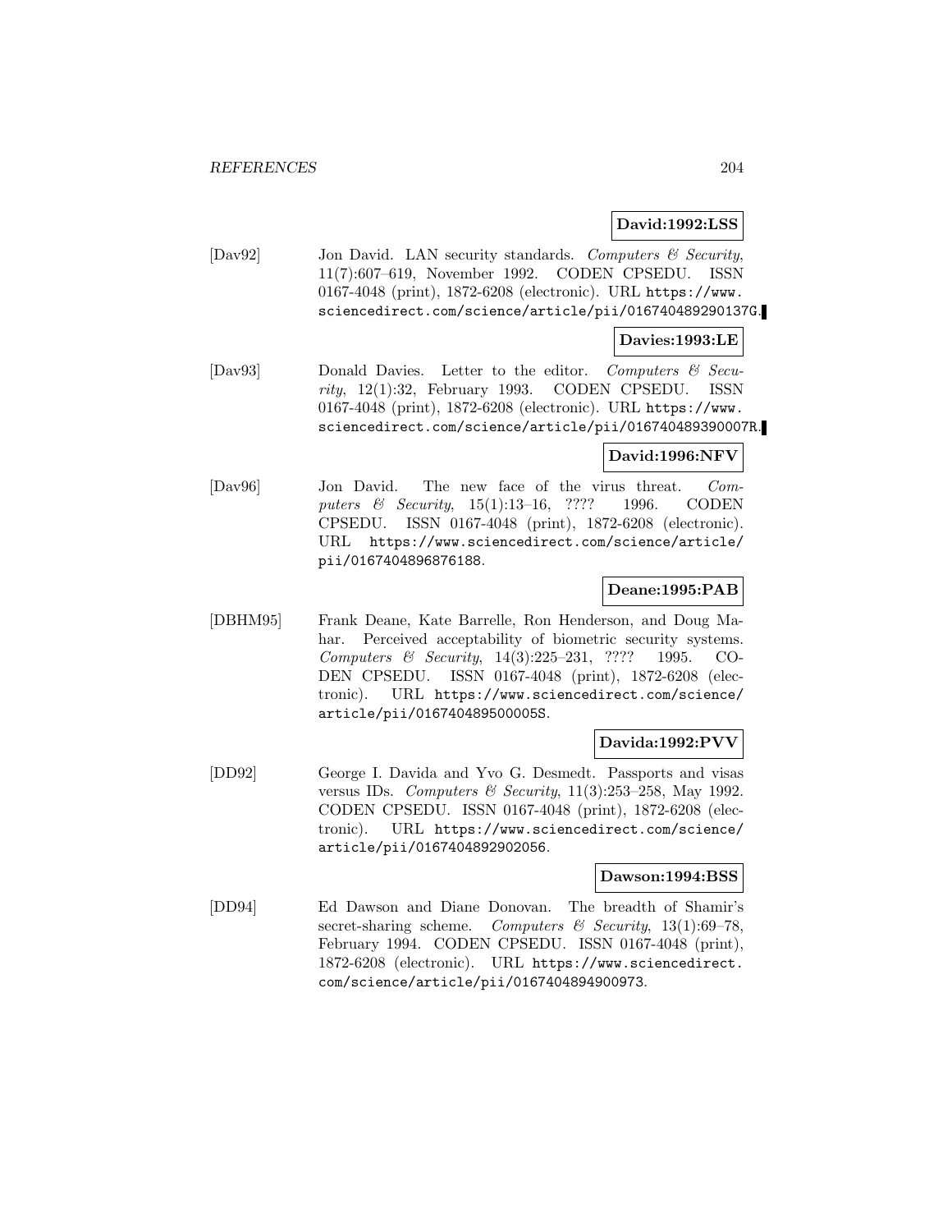**David:1992:LSS**

[Dav92] Jon David. LAN security standards. *Computers & Security*, 11(7):607–619, November 1992. CODEN CPSEDU. ISSN 0167-4048 (print), 1872-6208 (electronic). URL https://www.sciencedirect.com/science/article/pii/016740489290137G.

**Davies:1993:LE**

[Dav93] Donald Davies. Letter to the editor. *Computers & Security*, 12(1):32, February 1993. CODEN CPSEDU. ISSN 0167-4048 (print), 1872-6208 (electronic). URL https://www.sciencedirect.com/science/article/pii/016740489390007R.

**David:1996:NFV**

[Dav96] Jon David. The new face of the virus threat. *Computers & Security*, 15(1):13–16, ???? 1996. CODEN CPSEDU. ISSN 0167-4048 (print), 1872-6208 (electronic). URL https://www.sciencedirect.com/science/article/pii/0167404896876188.

**Deane:1995:PAB**

[DBHM95] Frank Deane, Kate Barrelle, Ron Henderson, and Doug Mahar. Perceived acceptability of biometric security systems. *Computers & Security*, 14(3):225–231, ???? 1995. CODEN CPSEDU. ISSN 0167-4048 (print), 1872-6208 (electronic). URL https://www.sciencedirect.com/science/article/pii/016740489500005S.

**Davida:1992:PVV**

[DD92] George I. Davida and Yvo G. Desmedt. Passports and visas versus IDs. *Computers & Security*, 11(3):253–258, May 1992. CODEN CPSEDU. ISSN 0167-4048 (print), 1872-6208 (electronic). URL https://www.sciencedirect.com/science/article/pii/0167404892902056.

**Dawson:1994:BSS**

[DD94] Ed Dawson and Diane Donovan. The breadth of Shamir's secret-sharing scheme. *Computers & Security*, 13(1):69–78, February 1994. CODEN CPSEDU. ISSN 0167-4048 (print), 1872-6208 (electronic). URL https://www.sciencedirect.com/science/article/pii/0167404894900973.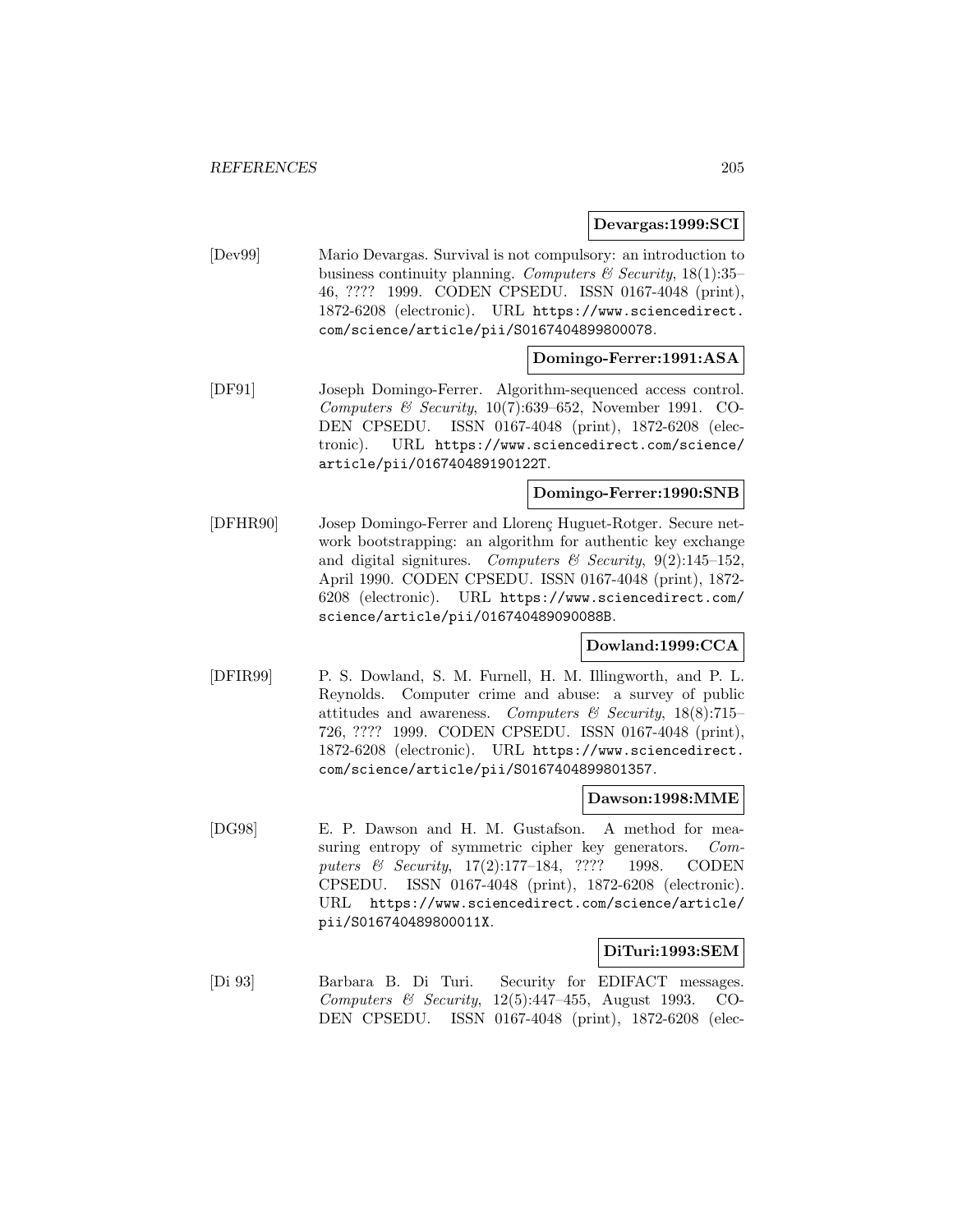**Devargas:1999:SCI**

[Dev99] Mario Devargas. Survival is not compulsory: an introduction to business continuity planning. *Computers & Security*, 18(1):35–46, ???? 1999. CODEN CPSEDU. ISSN 0167-4048 (print), 1872-6208 (electronic). URL `https://www.sciencedirect.com/science/article/pii/S0167404899800078`.

**Domingo-Ferrer:1991:ASA**

[DF91] Joseph Domingo-Ferrer. Algorithm-sequenced access control. *Computers & Security*, 10(7):639–652, November 1991. CODEN CPSEDU. ISSN 0167-4048 (print), 1872-6208 (electronic). URL `https://www.sciencedirect.com/science/article/pii/016740489190122T`.

**Domingo-Ferrer:1990:SNB**

[DFHR90] Josep Domingo-Ferrer and Llorenç Huguet-Rotger. Secure network bootstrapping: an algorithm for authentic key exchange and digital signitures. *Computers & Security*, 9(2):145–152, April 1990. CODEN CPSEDU. ISSN 0167-4048 (print), 1872-6208 (electronic). URL `https://www.sciencedirect.com/science/article/pii/016740489090088B`.

**Dowland:1999:CCA**

[DFIR99] P. S. Dowland, S. M. Furnell, H. M. Illingworth, and P. L. Reynolds. Computer crime and abuse: a survey of public attitudes and awareness. *Computers & Security*, 18(8):715–726, ???? 1999. CODEN CPSEDU. ISSN 0167-4048 (print), 1872-6208 (electronic). URL `https://www.sciencedirect.com/science/article/pii/S0167404899801357`.

**Dawson:1998:MME**

[DG98] E. P. Dawson and H. M. Gustafson. A method for measuring entropy of symmetric cipher key generators. *Computers & Security*, 17(2):177–184, ???? 1998. CODEN CPSEDU. ISSN 0167-4048 (print), 1872-6208 (electronic). URL `https://www.sciencedirect.com/science/article/pii/S016740489800011X`.

**DiTuri:1993:SEM**

[Di 93] Barbara B. Di Turi. Security for EDIFACT messages. *Computers & Security*, 12(5):447–455, August 1993. CODEN CPSEDU. ISSN 0167-4048 (print), 1872-6208 (elec-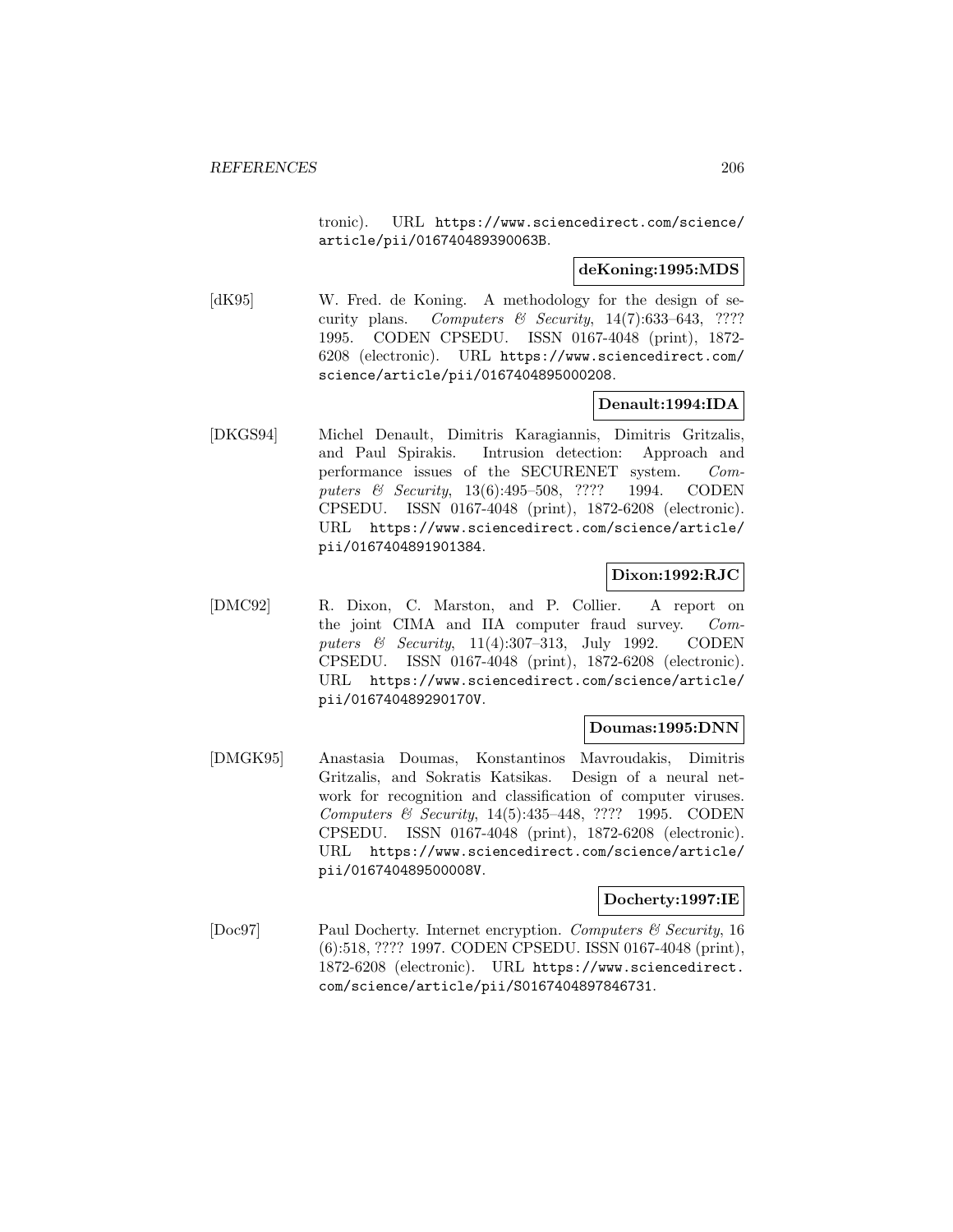tronic). URL https://www.sciencedirect.com/science/article/pii/016740489390063B.

**deKoning:1995:MDS**

[dK95] W. Fred. de Koning. A methodology for the design of security plans. *Computers & Security*, 14(7):633–643, ???? 1995. CODEN CPSEDU. ISSN 0167-4048 (print), 1872-6208 (electronic). URL https://www.sciencedirect.com/science/article/pii/0167404895000208.

**Denault:1994:IDA**

[DKGS94] Michel Denault, Dimitris Karagiannis, Dimitris Gritzalis, and Paul Spirakis. Intrusion detection: Approach and performance issues of the SECURENET system. *Computers & Security*, 13(6):495–508, ???? 1994. CODEN CPSEDU. ISSN 0167-4048 (print), 1872-6208 (electronic). URL https://www.sciencedirect.com/science/article/pii/0167404891901384.

**Dixon:1992:RJC**

[DMC92] R. Dixon, C. Marston, and P. Collier. A report on the joint CIMA and IIA computer fraud survey. *Computers & Security*, 11(4):307–313, July 1992. CODEN CPSEDU. ISSN 0167-4048 (print), 1872-6208 (electronic). URL https://www.sciencedirect.com/science/article/pii/016740489290170V.

**Doumas:1995:DNN**

[DMGK95] Anastasia Doumas, Konstantinos Mavroudakis, Dimitris Gritzalis, and Sokratis Katsikas. Design of a neural network for recognition and classification of computer viruses. *Computers & Security*, 14(5):435–448, ???? 1995. CODEN CPSEDU. ISSN 0167-4048 (print), 1872-6208 (electronic). URL https://www.sciencedirect.com/science/article/pii/016740489500008V.

**Docherty:1997:IE**

[Doc97] Paul Docherty. Internet encryption. *Computers & Security*, 16 (6):518, ???? 1997. CODEN CPSEDU. ISSN 0167-4048 (print), 1872-6208 (electronic). URL https://www.sciencedirect.com/science/article/pii/S0167404897846731.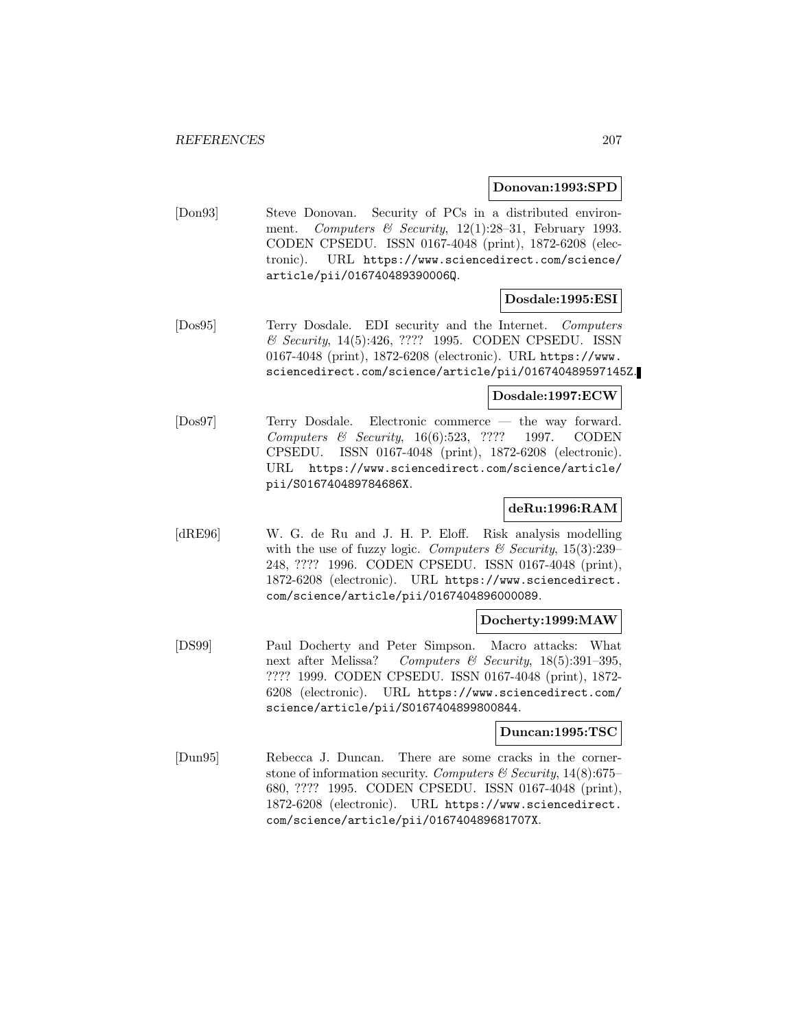**Donovan:1993:SPD**

[Don93] Steve Donovan. Security of PCs in a distributed environment. *Computers & Security*, 12(1):28–31, February 1993. CODEN CPSEDU. ISSN 0167-4048 (print), 1872-6208 (electronic). URL https://www.sciencedirect.com/science/article/pii/016740489390006Q.

**Dosdale:1995:ESI**

[Dos95] Terry Dosdale. EDI security and the Internet. *Computers & Security*, 14(5):426, ???? 1995. CODEN CPSEDU. ISSN 0167-4048 (print), 1872-6208 (electronic). URL https://www.sciencedirect.com/science/article/pii/016740489597145Z.

**Dosdale:1997:ECW**

[Dos97] Terry Dosdale. Electronic commerce — the way forward. *Computers & Security*, 16(6):523, ???? 1997. CODEN CPSEDU. ISSN 0167-4048 (print), 1872-6208 (electronic). URL https://www.sciencedirect.com/science/article/pii/S016740489784686X.

**deRu:1996:RAM**

[dRE96] W. G. de Ru and J. H. P. Eloff. Risk analysis modelling with the use of fuzzy logic. *Computers & Security*, 15(3):239–248, ???? 1996. CODEN CPSEDU. ISSN 0167-4048 (print), 1872-6208 (electronic). URL https://www.sciencedirect.com/science/article/pii/0167404896000089.

**Docherty:1999:MAW**

[DS99] Paul Docherty and Peter Simpson. Macro attacks: What next after Melissa? *Computers & Security*, 18(5):391–395, ???? 1999. CODEN CPSEDU. ISSN 0167-4048 (print), 1872-6208 (electronic). URL https://www.sciencedirect.com/science/article/pii/S0167404899800844.

**Duncan:1995:TSC**

[Dun95] Rebecca J. Duncan. There are some cracks in the cornerstone of information security. *Computers & Security*, 14(8):675–680, ???? 1995. CODEN CPSEDU. ISSN 0167-4048 (print), 1872-6208 (electronic). URL https://www.sciencedirect.com/science/article/pii/016740489681707X.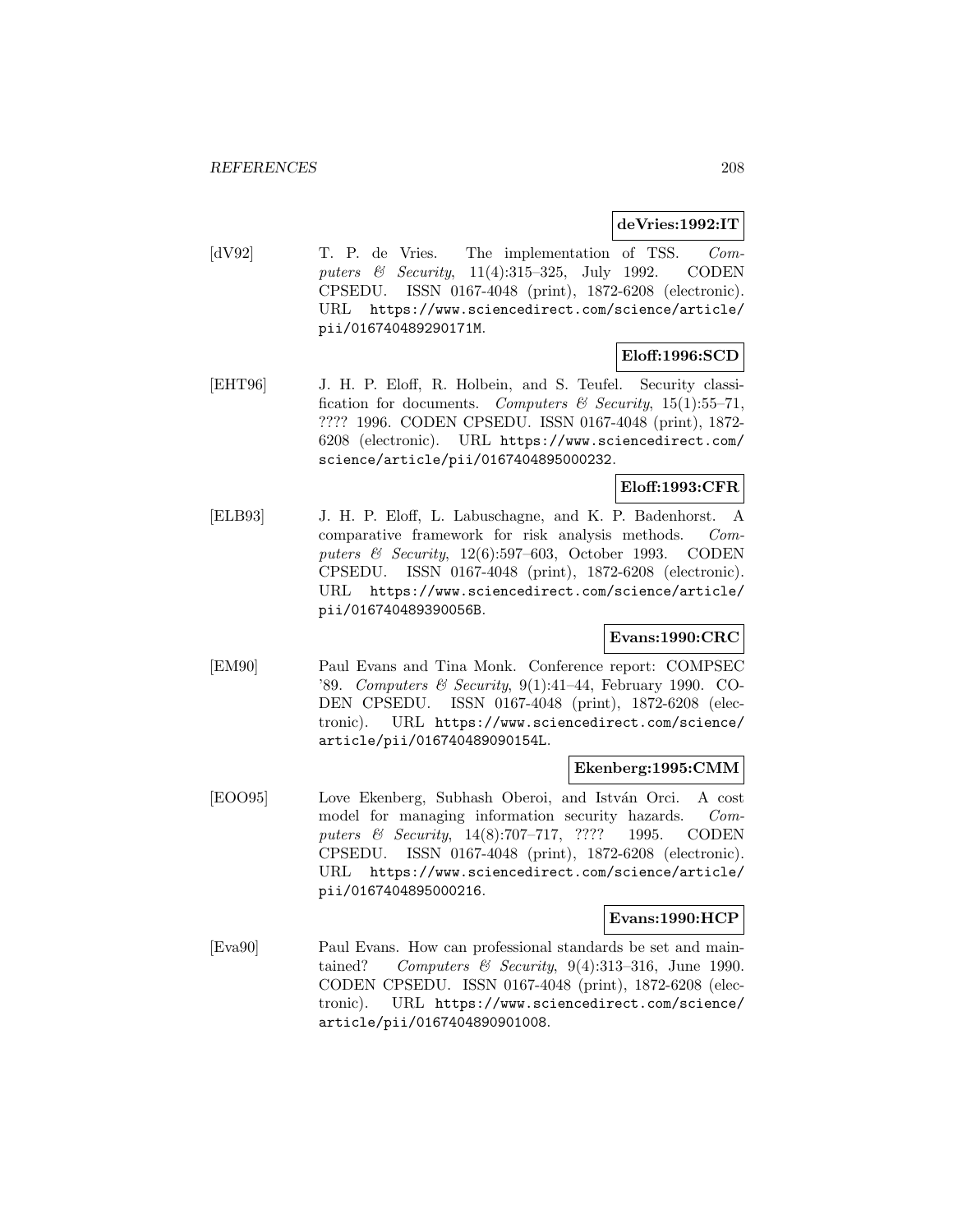**deVries:1992:IT**

[dV92] T. P. de Vries. The implementation of TSS. *Computers & Security*, 11(4):315–325, July 1992. CODEN CPSEDU. ISSN 0167-4048 (print), 1872-6208 (electronic). URL https://www.sciencedirect.com/science/article/pii/016740489290171M.

**Eloff:1996:SCD**

[EHT96] J. H. P. Eloff, R. Holbein, and S. Teufel. Security classification for documents. *Computers & Security*, 15(1):55–71, ???? 1996. CODEN CPSEDU. ISSN 0167-4048 (print), 1872-6208 (electronic). URL https://www.sciencedirect.com/science/article/pii/0167404895000232.

**Eloff:1993:CFR**

[ELB93] J. H. P. Eloff, L. Labuschagne, and K. P. Badenhorst. A comparative framework for risk analysis methods. *Computers & Security*, 12(6):597–603, October 1993. CODEN CPSEDU. ISSN 0167-4048 (print), 1872-6208 (electronic). URL https://www.sciencedirect.com/science/article/pii/016740489390056B.

**Evans:1990:CRC**

[EM90] Paul Evans and Tina Monk. Conference report: COMPSEC '89. *Computers & Security*, 9(1):41–44, February 1990. CODEN CPSEDU. ISSN 0167-4048 (print), 1872-6208 (electronic). URL https://www.sciencedirect.com/science/article/pii/016740489090154L.

**Ekenberg:1995:CMM**

[EOO95] Love Ekenberg, Subhash Oberoi, and István Orci. A cost model for managing information security hazards. *Computers & Security*, 14(8):707–717, ???? 1995. CODEN CPSEDU. ISSN 0167-4048 (print), 1872-6208 (electronic). URL https://www.sciencedirect.com/science/article/pii/0167404895000216.

**Evans:1990:HCP**

[Eva90] Paul Evans. How can professional standards be set and maintained? *Computers & Security*, 9(4):313–316, June 1990. CODEN CPSEDU. ISSN 0167-4048 (print), 1872-6208 (electronic). URL https://www.sciencedirect.com/science/article/pii/0167404890901008.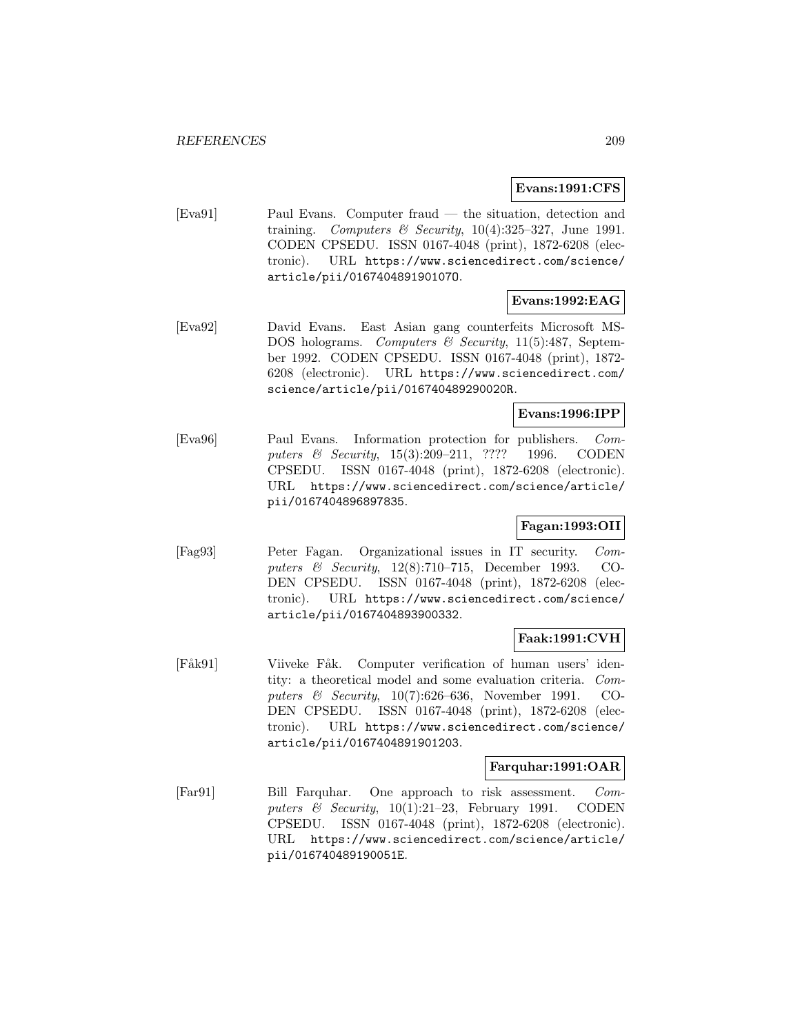**Evans:1991:CFS**

[Eva91] Paul Evans. Computer fraud — the situation, detection and training. *Computers & Security*, 10(4):325–327, June 1991. CODEN CPSEDU. ISSN 0167-4048 (print), 1872-6208 (electronic). URL https://www.sciencedirect.com/science/article/pii/016740489190107O.

**Evans:1992:EAG**

[Eva92] David Evans. East Asian gang counterfeits Microsoft MS-DOS holograms. *Computers & Security*, 11(5):487, September 1992. CODEN CPSEDU. ISSN 0167-4048 (print), 1872-6208 (electronic). URL https://www.sciencedirect.com/science/article/pii/016740489290020R.

**Evans:1996:IPP**

[Eva96] Paul Evans. Information protection for publishers. *Computers & Security*, 15(3):209–211, ???? 1996. CODEN CPSEDU. ISSN 0167-4048 (print), 1872-6208 (electronic). URL https://www.sciencedirect.com/science/article/pii/0167404896897835.

**Fagan:1993:OII**

[Fag93] Peter Fagan. Organizational issues in IT security. *Computers & Security*, 12(8):710–715, December 1993. CODEN CPSEDU. ISSN 0167-4048 (print), 1872-6208 (electronic). URL https://www.sciencedirect.com/science/article/pii/0167404893900332.

**Faak:1991:CVH**

[Fåk91] Viiveke Fåk. Computer verification of human users' identity: a theoretical model and some evaluation criteria. *Computers & Security*, 10(7):626–636, November 1991. CODEN CPSEDU. ISSN 0167-4048 (print), 1872-6208 (electronic). URL https://www.sciencedirect.com/science/article/pii/0167404891901203.

**Farquhar:1991:OAR**

[Far91] Bill Farquhar. One approach to risk assessment. *Computers & Security*, 10(1):21–23, February 1991. CODEN CPSEDU. ISSN 0167-4048 (print), 1872-6208 (electronic). URL https://www.sciencedirect.com/science/article/pii/016740489190051E.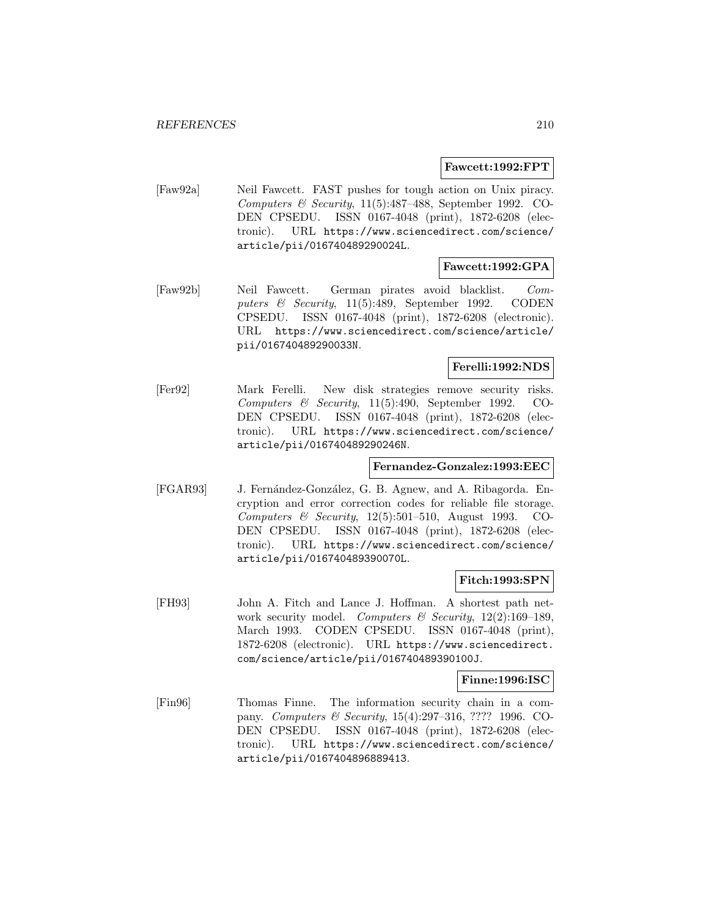**Fawcett:1992:FPT**

[Faw92a] Neil Fawcett. FAST pushes for tough action on Unix piracy. *Computers & Security*, 11(5):487–488, September 1992. CODEN CPSEDU. ISSN 0167-4048 (print), 1872-6208 (electronic). URL https://www.sciencedirect.com/science/article/pii/016740489290024L.

**Fawcett:1992:GPA**

[Faw92b] Neil Fawcett. German pirates avoid blacklist. *Computers & Security*, 11(5):489, September 1992. CODEN CPSEDU. ISSN 0167-4048 (print), 1872-6208 (electronic). URL https://www.sciencedirect.com/science/article/pii/016740489290033N.

**Ferelli:1992:NDS**

[Fer92] Mark Ferelli. New disk strategies remove security risks. *Computers & Security*, 11(5):490, September 1992. CODEN CPSEDU. ISSN 0167-4048 (print), 1872-6208 (electronic). URL https://www.sciencedirect.com/science/article/pii/016740489290246N.

**Fernandez-Gonzalez:1993:EEC**

[FGAR93] J. Fernández-González, G. B. Agnew, and A. Ribagorda. Encryption and error correction codes for reliable file storage. *Computers & Security*, 12(5):501–510, August 1993. CODEN CPSEDU. ISSN 0167-4048 (print), 1872-6208 (electronic). URL https://www.sciencedirect.com/science/article/pii/016740489390070L.

**Fitch:1993:SPN**

[FH93] John A. Fitch and Lance J. Hoffman. A shortest path network security model. *Computers & Security*, 12(2):169–189, March 1993. CODEN CPSEDU. ISSN 0167-4048 (print), 1872-6208 (electronic). URL https://www.sciencedirect.com/science/article/pii/016740489390100J.

**Finne:1996:ISC**

[Fin96] Thomas Finne. The information security chain in a company. *Computers & Security*, 15(4):297–316, ???? 1996. CODEN CPSEDU. ISSN 0167-4048 (print), 1872-6208 (electronic). URL https://www.sciencedirect.com/science/article/pii/0167404896889413.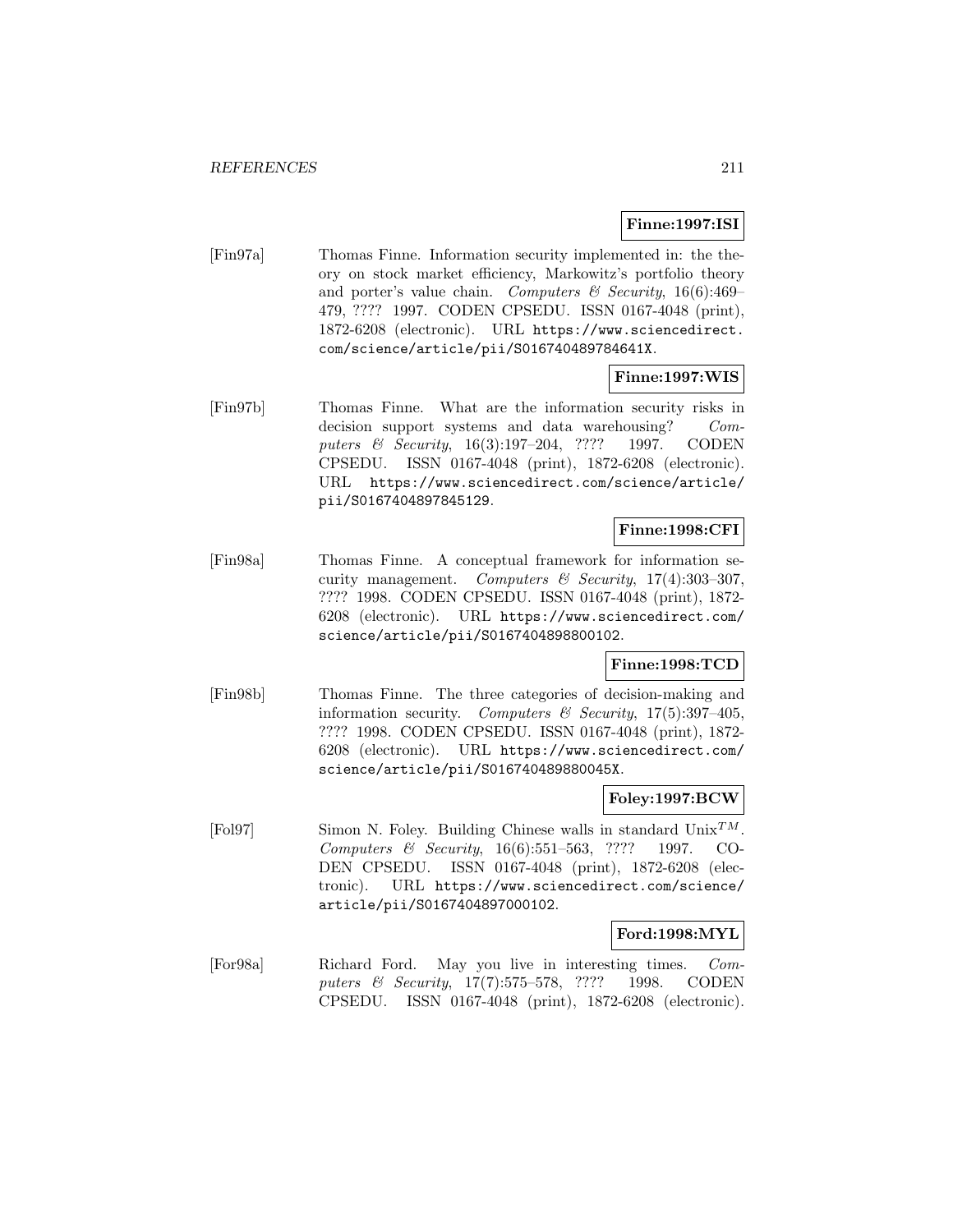**Finne:1997:ISI**

[Fin97a] Thomas Finne. Information security implemented in: the theory on stock market efficiency, Markowitz's portfolio theory and porter's value chain. *Computers & Security*, 16(6):469–479, ???? 1997. CODEN CPSEDU. ISSN 0167-4048 (print), 1872-6208 (electronic). URL `https://www.sciencedirect.com/science/article/pii/S016740489784641X`.

**Finne:1997:WIS**

[Fin97b] Thomas Finne. What are the information security risks in decision support systems and data warehousing? *Computers & Security*, 16(3):197–204, ???? 1997. CODEN CPSEDU. ISSN 0167-4048 (print), 1872-6208 (electronic). URL `https://www.sciencedirect.com/science/article/pii/S0167404897845129`.

**Finne:1998:CFI**

[Fin98a] Thomas Finne. A conceptual framework for information security management. *Computers & Security*, 17(4):303–307, ???? 1998. CODEN CPSEDU. ISSN 0167-4048 (print), 1872-6208 (electronic). URL `https://www.sciencedirect.com/science/article/pii/S0167404898800102`.

**Finne:1998:TCD**

[Fin98b] Thomas Finne. The three categories of decision-making and information security. *Computers & Security*, 17(5):397–405, ???? 1998. CODEN CPSEDU. ISSN 0167-4048 (print), 1872-6208 (electronic). URL `https://www.sciencedirect.com/science/article/pii/S016740489880045X`.

**Foley:1997:BCW**

[Fol97] Simon N. Foley. Building Chinese walls in standard Unix$^{TM}$. *Computers & Security*, 16(6):551–563, ???? 1997. CODEN CPSEDU. ISSN 0167-4048 (print), 1872-6208 (electronic). URL `https://www.sciencedirect.com/science/article/pii/S0167404897000102`.

**Ford:1998:MYL**

[For98a] Richard Ford. May you live in interesting times. *Computers & Security*, 17(7):575–578, ???? 1998. CODEN CPSEDU. ISSN 0167-4048 (print), 1872-6208 (electronic).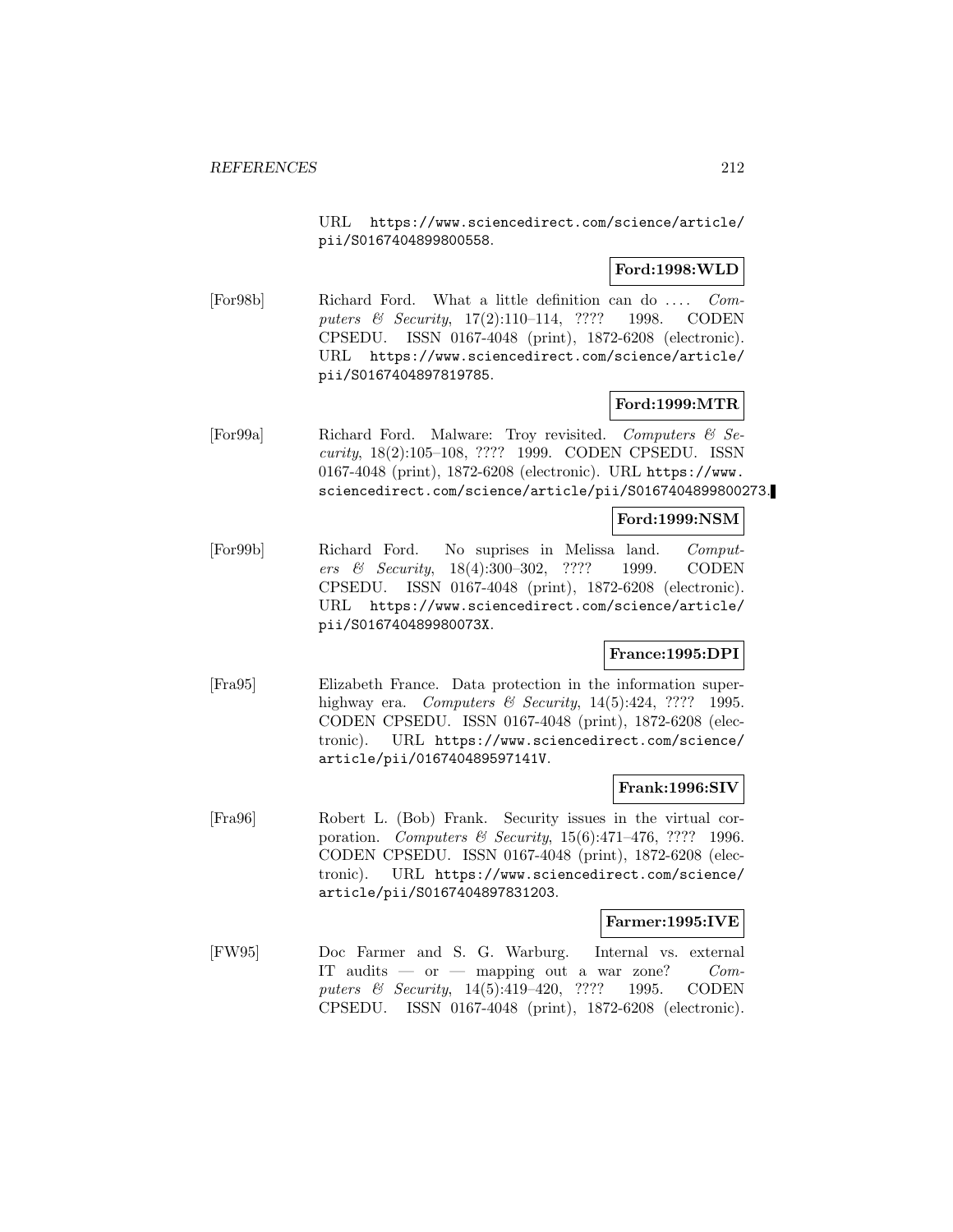URL https://www.sciencedirect.com/science/article/pii/S0167404899800558.

**Ford:1998:WLD**

[For98b] Richard Ford. What a little definition can do .... *Computers & Security*, 17(2):110–114, ???? 1998. CODEN CPSEDU. ISSN 0167-4048 (print), 1872-6208 (electronic). URL https://www.sciencedirect.com/science/article/pii/S0167404897819785.

**Ford:1999:MTR**

[For99a] Richard Ford. Malware: Troy revisited. *Computers & Security*, 18(2):105–108, ???? 1999. CODEN CPSEDU. ISSN 0167-4048 (print), 1872-6208 (electronic). URL https://www.sciencedirect.com/science/article/pii/S0167404899800273.

**Ford:1999:NSM**

[For99b] Richard Ford. No suprises in Melissa land. *Computers & Security*, 18(4):300–302, ???? 1999. CODEN CPSEDU. ISSN 0167-4048 (print), 1872-6208 (electronic). URL https://www.sciencedirect.com/science/article/pii/S016740489980073X.

**France:1995:DPI**

[Fra95] Elizabeth France. Data protection in the information superhighway era. *Computers & Security*, 14(5):424, ???? 1995. CODEN CPSEDU. ISSN 0167-4048 (print), 1872-6208 (electronic). URL https://www.sciencedirect.com/science/article/pii/016740489597141V.

**Frank:1996:SIV**

[Fra96] Robert L. (Bob) Frank. Security issues in the virtual corporation. *Computers & Security*, 15(6):471–476, ???? 1996. CODEN CPSEDU. ISSN 0167-4048 (print), 1872-6208 (electronic). URL https://www.sciencedirect.com/science/article/pii/S0167404897831203.

**Farmer:1995:IVE**

[FW95] Doc Farmer and S. G. Warburg. Internal vs. external IT audits — or — mapping out a war zone? *Computers & Security*, 14(5):419–420, ???? 1995. CODEN CPSEDU. ISSN 0167-4048 (print), 1872-6208 (electronic).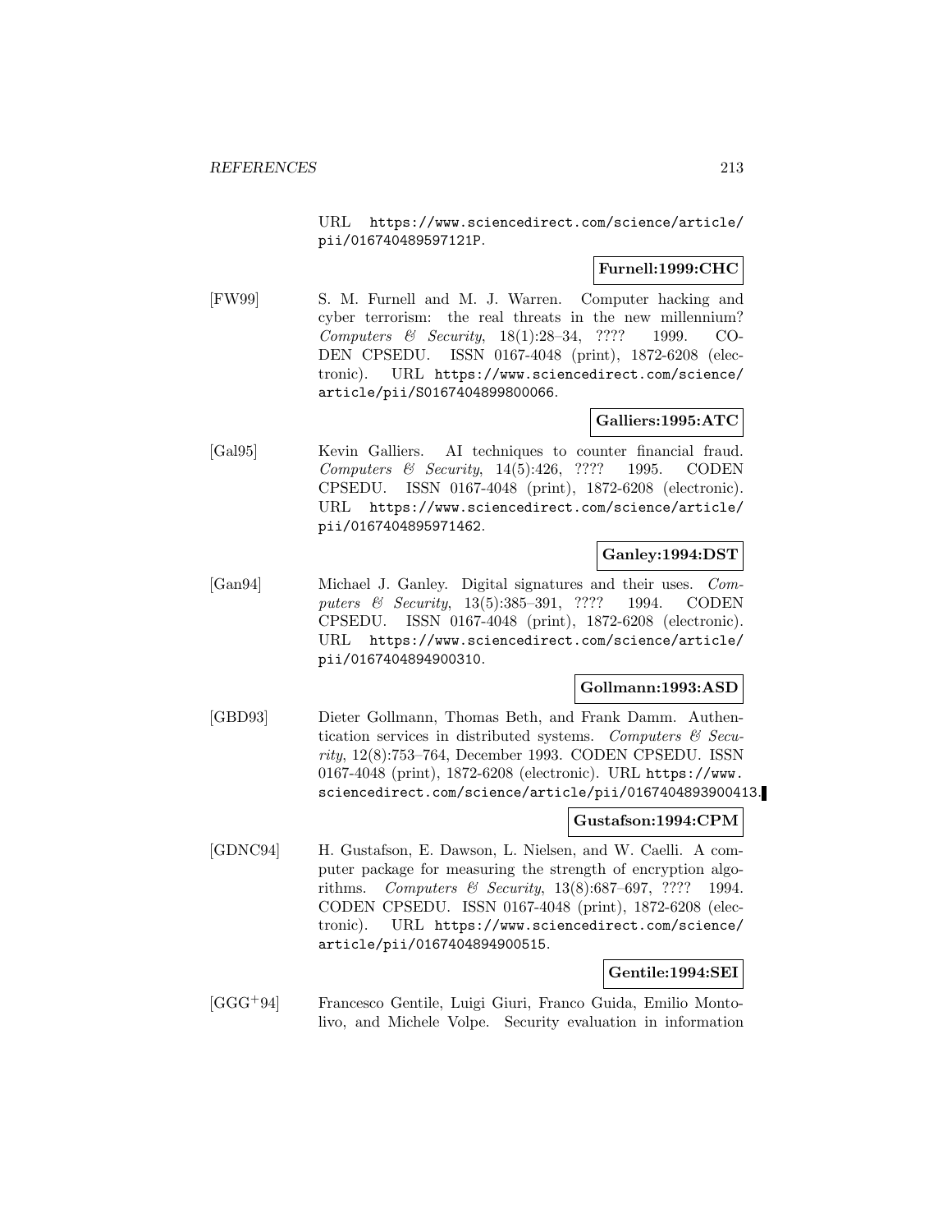URL https://www.sciencedirect.com/science/article/pii/016740489597121P.

**Furnell:1999:CHC**

[FW99] S. M. Furnell and M. J. Warren. Computer hacking and cyber terrorism: the real threats in the new millennium? *Computers & Security*, 18(1):28–34, ???? 1999. CODEN CPSEDU. ISSN 0167-4048 (print), 1872-6208 (electronic). URL https://www.sciencedirect.com/science/article/pii/S0167404899800066.

**Galliers:1995:ATC**

[Gal95] Kevin Galliers. AI techniques to counter financial fraud. *Computers & Security*, 14(5):426, ???? 1995. CODEN CPSEDU. ISSN 0167-4048 (print), 1872-6208 (electronic). URL https://www.sciencedirect.com/science/article/pii/0167404895971462.

**Ganley:1994:DST**

[Gan94] Michael J. Ganley. Digital signatures and their uses. *Computers & Security*, 13(5):385–391, ???? 1994. CODEN CPSEDU. ISSN 0167-4048 (print), 1872-6208 (electronic). URL https://www.sciencedirect.com/science/article/pii/0167404894900310.

**Gollmann:1993:ASD**

[GBD93] Dieter Gollmann, Thomas Beth, and Frank Damm. Authentication services in distributed systems. *Computers & Security*, 12(8):753–764, December 1993. CODEN CPSEDU. ISSN 0167-4048 (print), 1872-6208 (electronic). URL https://www.sciencedirect.com/science/article/pii/0167404893900413.

**Gustafson:1994:CPM**

[GDNC94] H. Gustafson, E. Dawson, L. Nielsen, and W. Caelli. A computer package for measuring the strength of encryption algorithms. *Computers & Security*, 13(8):687–697, ???? 1994. CODEN CPSEDU. ISSN 0167-4048 (print), 1872-6208 (electronic). URL https://www.sciencedirect.com/science/article/pii/0167404894900515.

**Gentile:1994:SEI**

[GGG+94] Francesco Gentile, Luigi Giuri, Franco Guida, Emilio Montolivo, and Michele Volpe. Security evaluation in information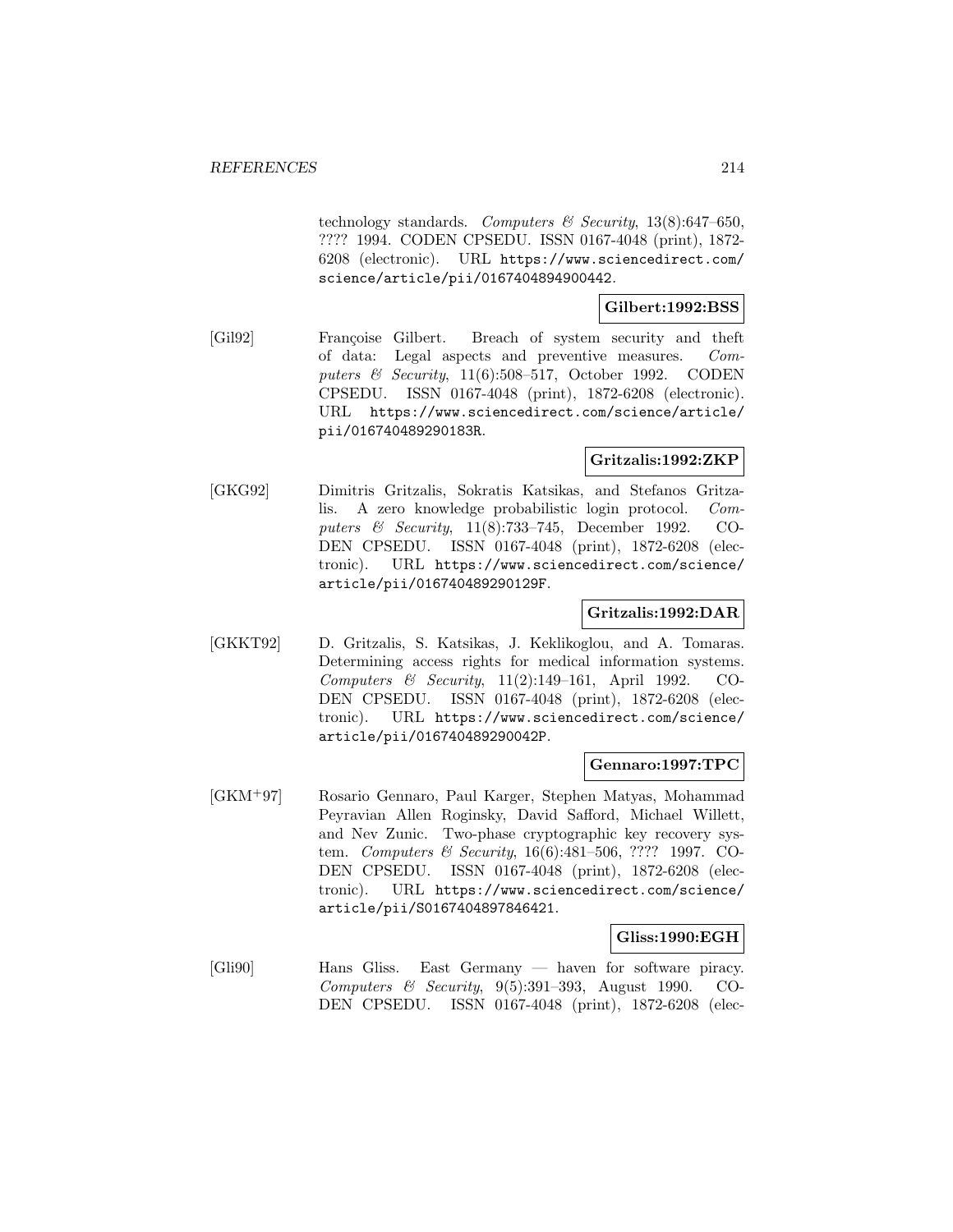technology standards. *Computers & Security*, 13(8):647–650, ???? 1994. CODEN CPSEDU. ISSN 0167-4048 (print), 1872-6208 (electronic). URL https://www.sciencedirect.com/science/article/pii/0167404894900442.

**Gilbert:1992:BSS**

[Gil92] Françoise Gilbert. Breach of system security and theft of data: Legal aspects and preventive measures. *Computers & Security*, 11(6):508–517, October 1992. CODEN CPSEDU. ISSN 0167-4048 (print), 1872-6208 (electronic). URL https://www.sciencedirect.com/science/article/pii/016740489290183R.

**Gritzalis:1992:ZKP**

[GKG92] Dimitris Gritzalis, Sokratis Katsikas, and Stefanos Gritzalis. A zero knowledge probabilistic login protocol. *Computers & Security*, 11(8):733–745, December 1992. CODEN CPSEDU. ISSN 0167-4048 (print), 1872-6208 (electronic). URL https://www.sciencedirect.com/science/article/pii/016740489290129F.

**Gritzalis:1992:DAR**

[GKKT92] D. Gritzalis, S. Katsikas, J. Keklikoglou, and A. Tomaras. Determining access rights for medical information systems. *Computers & Security*, 11(2):149–161, April 1992. CODEN CPSEDU. ISSN 0167-4048 (print), 1872-6208 (electronic). URL https://www.sciencedirect.com/science/article/pii/016740489290042P.

**Gennaro:1997:TPC**

[GKM+97] Rosario Gennaro, Paul Karger, Stephen Matyas, Mohammad Peyravian Allen Roginsky, David Safford, Michael Willett, and Nev Zunic. Two-phase cryptographic key recovery system. *Computers & Security*, 16(6):481–506, ???? 1997. CODEN CPSEDU. ISSN 0167-4048 (print), 1872-6208 (electronic). URL https://www.sciencedirect.com/science/article/pii/S0167404897846421.

**Gliss:1990:EGH**

[Gli90] Hans Gliss. East Germany — haven for software piracy. *Computers & Security*, 9(5):391–393, August 1990. CODEN CPSEDU. ISSN 0167-4048 (print), 1872-6208 (elec-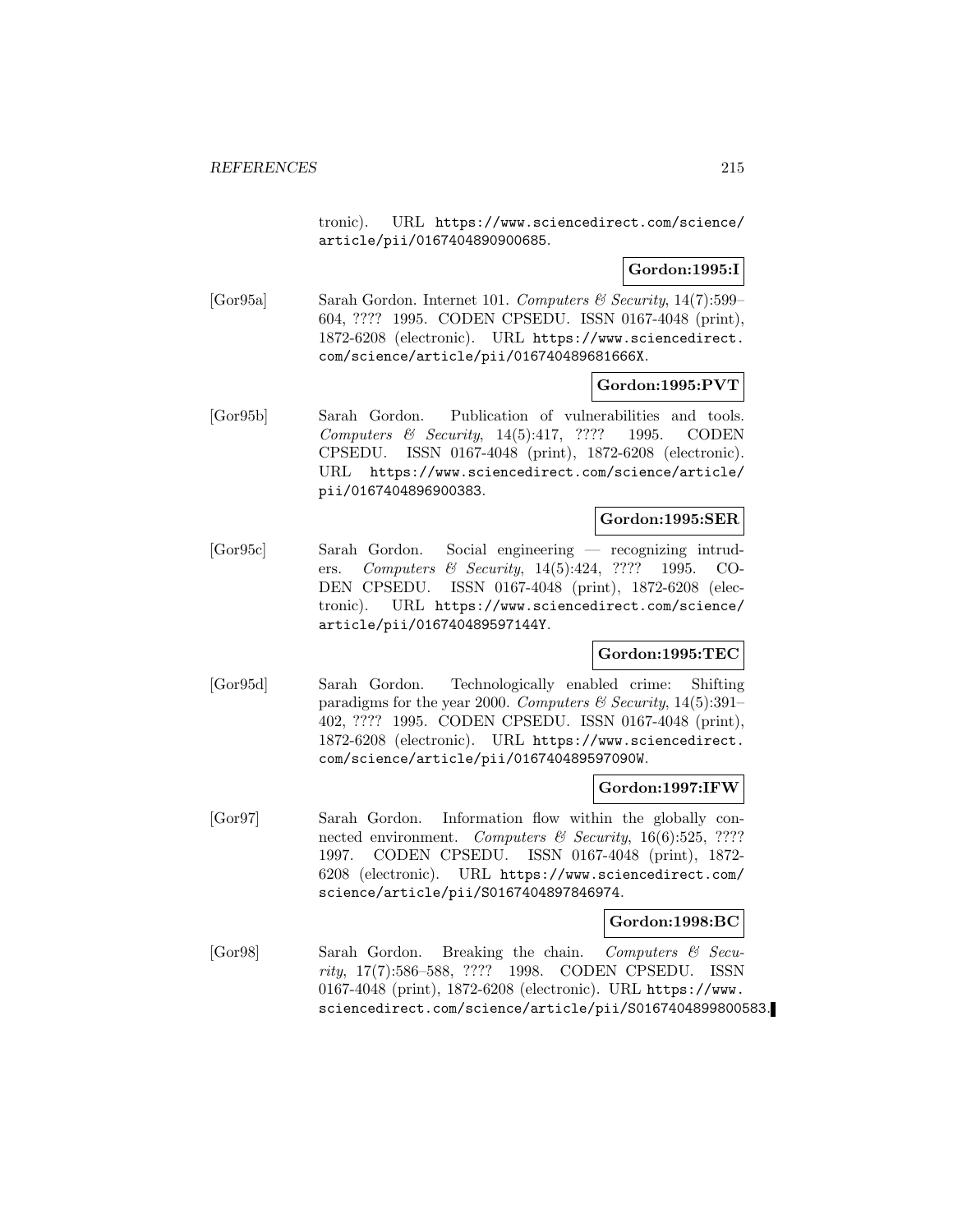tronic). URL https://www.sciencedirect.com/science/article/pii/0167404890900685.

**Gordon:1995:I**

[Gor95a] Sarah Gordon. Internet 101. *Computers & Security*, 14(7):599–604, ???? 1995. CODEN CPSEDU. ISSN 0167-4048 (print), 1872-6208 (electronic). URL https://www.sciencedirect.com/science/article/pii/016740489681666X.

**Gordon:1995:PVT**

[Gor95b] Sarah Gordon. Publication of vulnerabilities and tools. *Computers & Security*, 14(5):417, ???? 1995. CODEN CPSEDU. ISSN 0167-4048 (print), 1872-6208 (electronic). URL https://www.sciencedirect.com/science/article/pii/0167404896900383.

**Gordon:1995:SER**

[Gor95c] Sarah Gordon. Social engineering — recognizing intruders. *Computers & Security*, 14(5):424, ???? 1995. CODEN CPSEDU. ISSN 0167-4048 (print), 1872-6208 (electronic). URL https://www.sciencedirect.com/science/article/pii/016740489597144Y.

**Gordon:1995:TEC**

[Gor95d] Sarah Gordon. Technologically enabled crime: Shifting paradigms for the year 2000. *Computers & Security*, 14(5):391–402, ???? 1995. CODEN CPSEDU. ISSN 0167-4048 (print), 1872-6208 (electronic). URL https://www.sciencedirect.com/science/article/pii/016740489597090W.

**Gordon:1997:IFW**

[Gor97] Sarah Gordon. Information flow within the globally connected environment. *Computers & Security*, 16(6):525, ???? 1997. CODEN CPSEDU. ISSN 0167-4048 (print), 1872-6208 (electronic). URL https://www.sciencedirect.com/science/article/pii/S0167404897846974.

**Gordon:1998:BC**

[Gor98] Sarah Gordon. Breaking the chain. *Computers & Security*, 17(7):586–588, ???? 1998. CODEN CPSEDU. ISSN 0167-4048 (print), 1872-6208 (electronic). URL https://www.sciencedirect.com/science/article/pii/S0167404899800583.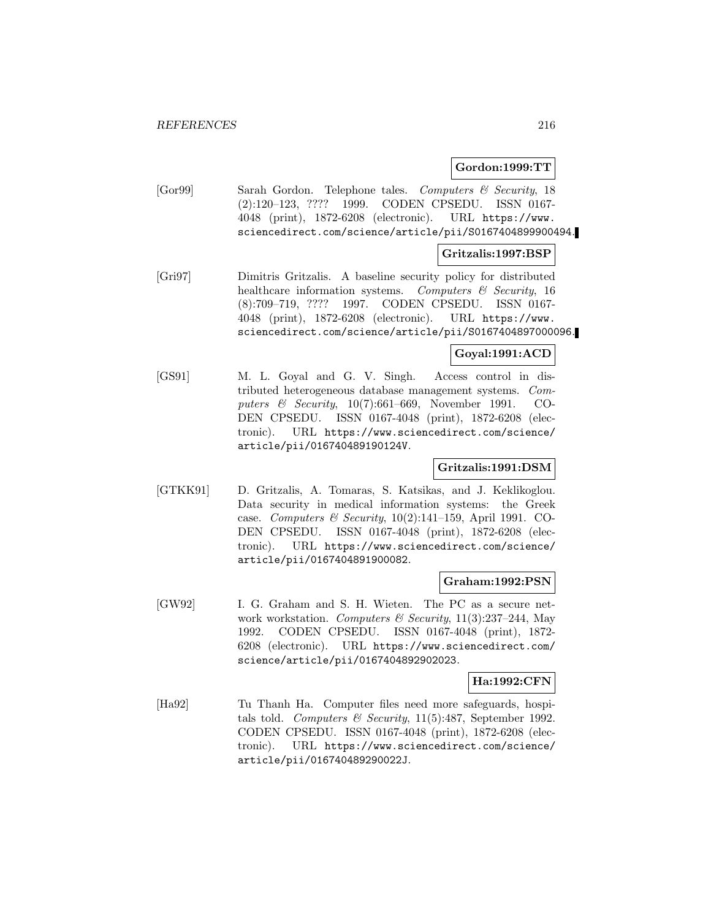**Gordon:1999:TT**

[Gor99] Sarah Gordon. Telephone tales. *Computers & Security*, 18 (2):120–123, ???? 1999. CODEN CPSEDU. ISSN 0167-4048 (print), 1872-6208 (electronic). URL https://www.sciencedirect.com/science/article/pii/S0167404899900494.

**Gritzalis:1997:BSP**

[Gri97] Dimitris Gritzalis. A baseline security policy for distributed healthcare information systems. *Computers & Security*, 16 (8):709–719, ???? 1997. CODEN CPSEDU. ISSN 0167-4048 (print), 1872-6208 (electronic). URL https://www.sciencedirect.com/science/article/pii/S0167404897000096.

**Goyal:1991:ACD**

[GS91] M. L. Goyal and G. V. Singh. Access control in distributed heterogeneous database management systems. *Computers & Security*, 10(7):661–669, November 1991. CODEN CPSEDU. ISSN 0167-4048 (print), 1872-6208 (electronic). URL https://www.sciencedirect.com/science/article/pii/016740489190124V.

**Gritzalis:1991:DSM**

[GTKK91] D. Gritzalis, A. Tomaras, S. Katsikas, and J. Keklikoglou. Data security in medical information systems: the Greek case. *Computers & Security*, 10(2):141–159, April 1991. CODEN CPSEDU. ISSN 0167-4048 (print), 1872-6208 (electronic). URL https://www.sciencedirect.com/science/article/pii/0167404891900082.

**Graham:1992:PSN**

[GW92] I. G. Graham and S. H. Wieten. The PC as a secure network workstation. *Computers & Security*, 11(3):237–244, May 1992. CODEN CPSEDU. ISSN 0167-4048 (print), 1872-6208 (electronic). URL https://www.sciencedirect.com/science/article/pii/0167404892902023.

**Ha:1992:CFN**

[Ha92] Tu Thanh Ha. Computer files need more safeguards, hospitals told. *Computers & Security*, 11(5):487, September 1992. CODEN CPSEDU. ISSN 0167-4048 (print), 1872-6208 (electronic). URL https://www.sciencedirect.com/science/article/pii/016740489290022J.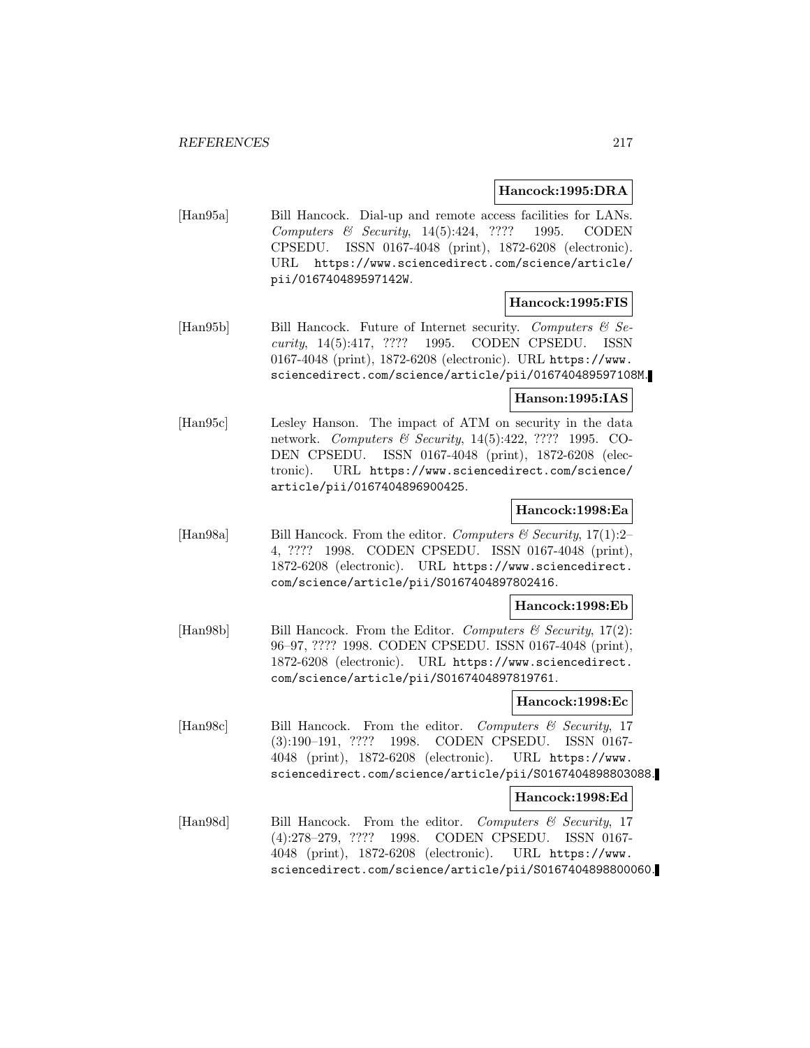**Hancock:1995:DRA**

[Han95a] Bill Hancock. Dial-up and remote access facilities for LANs. *Computers & Security*, 14(5):424, ???? 1995. CODEN CPSEDU. ISSN 0167-4048 (print), 1872-6208 (electronic). URL https://www.sciencedirect.com/science/article/pii/016740489597142W.

**Hancock:1995:FIS**

[Han95b] Bill Hancock. Future of Internet security. *Computers & Security*, 14(5):417, ???? 1995. CODEN CPSEDU. ISSN 0167-4048 (print), 1872-6208 (electronic). URL https://www.sciencedirect.com/science/article/pii/016740489597108M.

**Hanson:1995:IAS**

[Han95c] Lesley Hanson. The impact of ATM on security in the data network. *Computers & Security*, 14(5):422, ???? 1995. CODEN CPSEDU. ISSN 0167-4048 (print), 1872-6208 (electronic). URL https://www.sciencedirect.com/science/article/pii/0167404896900425.

**Hancock:1998:Ea**

[Han98a] Bill Hancock. From the editor. *Computers & Security*, 17(1):2–4, ???? 1998. CODEN CPSEDU. ISSN 0167-4048 (print), 1872-6208 (electronic). URL https://www.sciencedirect.com/science/article/pii/S0167404897802416.

**Hancock:1998:Eb**

[Han98b] Bill Hancock. From the Editor. *Computers & Security*, 17(2):96–97, ???? 1998. CODEN CPSEDU. ISSN 0167-4048 (print), 1872-6208 (electronic). URL https://www.sciencedirect.com/science/article/pii/S0167404897819761.

**Hancock:1998:Ec**

[Han98c] Bill Hancock. From the editor. *Computers & Security*, 17(3):190–191, ???? 1998. CODEN CPSEDU. ISSN 0167-4048 (print), 1872-6208 (electronic). URL https://www.sciencedirect.com/science/article/pii/S0167404898803088.

**Hancock:1998:Ed**

[Han98d] Bill Hancock. From the editor. *Computers & Security*, 17(4):278–279, ???? 1998. CODEN CPSEDU. ISSN 0167-4048 (print), 1872-6208 (electronic). URL https://www.sciencedirect.com/science/article/pii/S0167404898800060.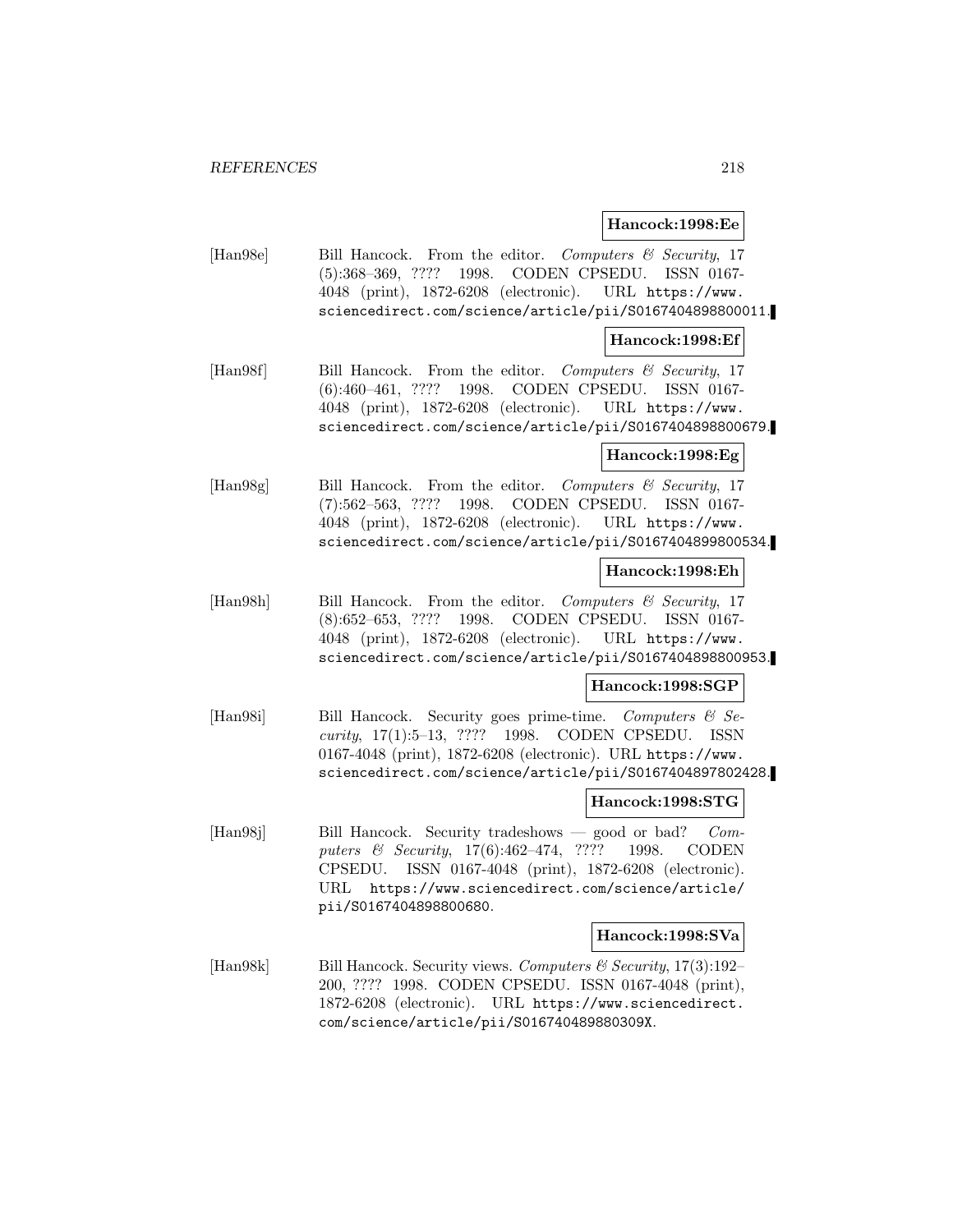**Hancock:1998:Ee**

[Han98e] Bill Hancock. From the editor. *Computers & Security*, 17 (5):368–369, ???? 1998. CODEN CPSEDU. ISSN 0167-4048 (print), 1872-6208 (electronic). URL https://www.sciencedirect.com/science/article/pii/S0167404898800011.

**Hancock:1998:Ef**

[Han98f] Bill Hancock. From the editor. *Computers & Security*, 17 (6):460–461, ???? 1998. CODEN CPSEDU. ISSN 0167-4048 (print), 1872-6208 (electronic). URL https://www.sciencedirect.com/science/article/pii/S0167404898800679.

**Hancock:1998:Eg**

[Han98g] Bill Hancock. From the editor. *Computers & Security*, 17 (7):562–563, ???? 1998. CODEN CPSEDU. ISSN 0167-4048 (print), 1872-6208 (electronic). URL https://www.sciencedirect.com/science/article/pii/S0167404899800534.

**Hancock:1998:Eh**

[Han98h] Bill Hancock. From the editor. *Computers & Security*, 17 (8):652–653, ???? 1998. CODEN CPSEDU. ISSN 0167-4048 (print), 1872-6208 (electronic). URL https://www.sciencedirect.com/science/article/pii/S0167404898800953.

**Hancock:1998:SGP**

[Han98i] Bill Hancock. Security goes prime-time. *Computers & Security*, 17(1):5–13, ???? 1998. CODEN CPSEDU. ISSN 0167-4048 (print), 1872-6208 (electronic). URL https://www.sciencedirect.com/science/article/pii/S0167404897802428.

**Hancock:1998:STG**

[Han98j] Bill Hancock. Security tradeshows — good or bad? *Computers & Security*, 17(6):462–474, ???? 1998. CODEN CPSEDU. ISSN 0167-4048 (print), 1872-6208 (electronic). URL https://www.sciencedirect.com/science/article/pii/S0167404898800680.

**Hancock:1998:SVa**

[Han98k] Bill Hancock. Security views. *Computers & Security*, 17(3):192–200, ???? 1998. CODEN CPSEDU. ISSN 0167-4048 (print), 1872-6208 (electronic). URL https://www.sciencedirect.com/science/article/pii/S016740489880309X.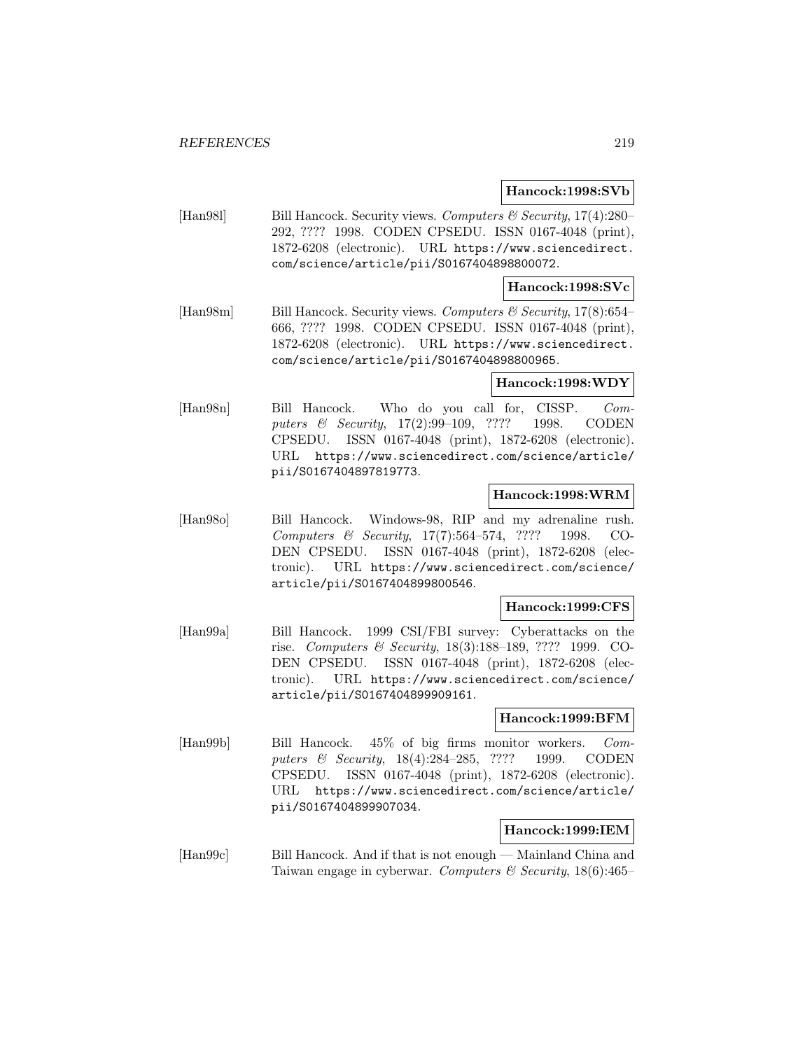**Hancock:1998:SVb**

[Han98l] Bill Hancock. Security views. *Computers & Security*, 17(4):280–292, ???? 1998. CODEN CPSEDU. ISSN 0167-4048 (print), 1872-6208 (electronic). URL https://www.sciencedirect.com/science/article/pii/S0167404898800072.

**Hancock:1998:SVc**

[Han98m] Bill Hancock. Security views. *Computers & Security*, 17(8):654–666, ???? 1998. CODEN CPSEDU. ISSN 0167-4048 (print), 1872-6208 (electronic). URL https://www.sciencedirect.com/science/article/pii/S0167404898800965.

**Hancock:1998:WDY**

[Han98n] Bill Hancock. Who do you call for, CISSP. *Computers & Security*, 17(2):99–109, ???? 1998. CODEN CPSEDU. ISSN 0167-4048 (print), 1872-6208 (electronic). URL https://www.sciencedirect.com/science/article/pii/S0167404897819773.

**Hancock:1998:WRM**

[Han98o] Bill Hancock. Windows-98, RIP and my adrenaline rush. *Computers & Security*, 17(7):564–574, ???? 1998. CODEN CPSEDU. ISSN 0167-4048 (print), 1872-6208 (electronic). URL https://www.sciencedirect.com/science/article/pii/S0167404899800546.

**Hancock:1999:CFS**

[Han99a] Bill Hancock. 1999 CSI/FBI survey: Cyberattacks on the rise. *Computers & Security*, 18(3):188–189, ???? 1999. CODEN CPSEDU. ISSN 0167-4048 (print), 1872-6208 (electronic). URL https://www.sciencedirect.com/science/article/pii/S0167404899909161.

**Hancock:1999:BFM**

[Han99b] Bill Hancock. 45% of big firms monitor workers. *Computers & Security*, 18(4):284–285, ???? 1999. CODEN CPSEDU. ISSN 0167-4048 (print), 1872-6208 (electronic). URL https://www.sciencedirect.com/science/article/pii/S0167404899907034.

**Hancock:1999:IEM**

[Han99c] Bill Hancock. And if that is not enough — Mainland China and Taiwan engage in cyberwar. *Computers & Security*, 18(6):465–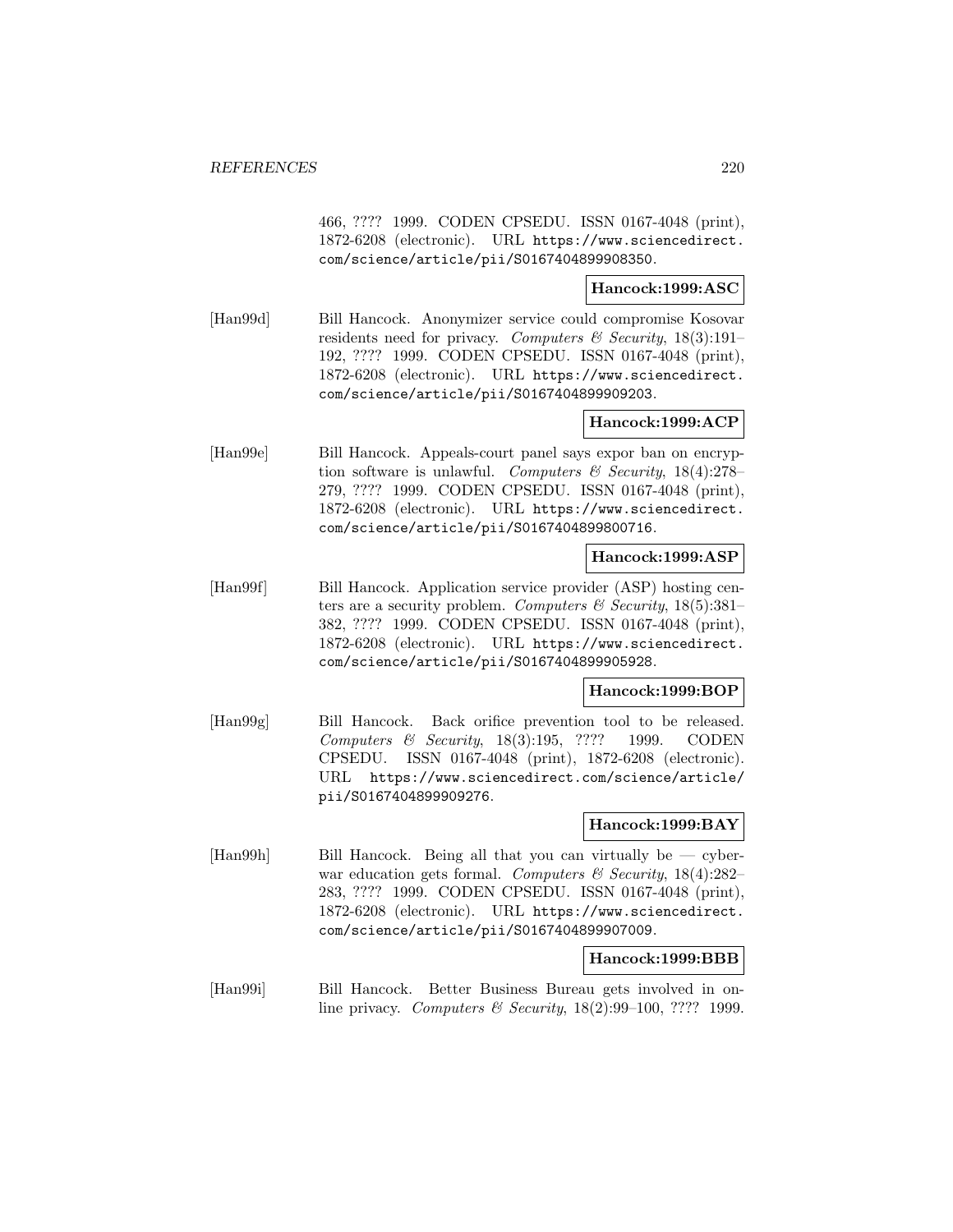466, ???? 1999. CODEN CPSEDU. ISSN 0167-4048 (print), 1872-6208 (electronic). URL https://www.sciencedirect.com/science/article/pii/S0167404899908350.

**Hancock:1999:ASC**

[Han99d] Bill Hancock. Anonymizer service could compromise Kosovar residents need for privacy. *Computers & Security*, 18(3):191–192, ???? 1999. CODEN CPSEDU. ISSN 0167-4048 (print), 1872-6208 (electronic). URL https://www.sciencedirect.com/science/article/pii/S0167404899909203.

**Hancock:1999:ACP**

[Han99e] Bill Hancock. Appeals-court panel says expor ban on encryption software is unlawful. *Computers & Security*, 18(4):278–279, ???? 1999. CODEN CPSEDU. ISSN 0167-4048 (print), 1872-6208 (electronic). URL https://www.sciencedirect.com/science/article/pii/S0167404899800716.

**Hancock:1999:ASP**

[Han99f] Bill Hancock. Application service provider (ASP) hosting centers are a security problem. *Computers & Security*, 18(5):381–382, ???? 1999. CODEN CPSEDU. ISSN 0167-4048 (print), 1872-6208 (electronic). URL https://www.sciencedirect.com/science/article/pii/S0167404899905928.

**Hancock:1999:BOP**

[Han99g] Bill Hancock. Back orifice prevention tool to be released. *Computers & Security*, 18(3):195, ???? 1999. CODEN CPSEDU. ISSN 0167-4048 (print), 1872-6208 (electronic). URL https://www.sciencedirect.com/science/article/pii/S0167404899909276.

**Hancock:1999:BAY**

[Han99h] Bill Hancock. Being all that you can virtually be — cyberwar education gets formal. *Computers & Security*, 18(4):282–283, ???? 1999. CODEN CPSEDU. ISSN 0167-4048 (print), 1872-6208 (electronic). URL https://www.sciencedirect.com/science/article/pii/S0167404899907009.

**Hancock:1999:BBB**

[Han99i] Bill Hancock. Better Business Bureau gets involved in online privacy. *Computers & Security*, 18(2):99–100, ???? 1999.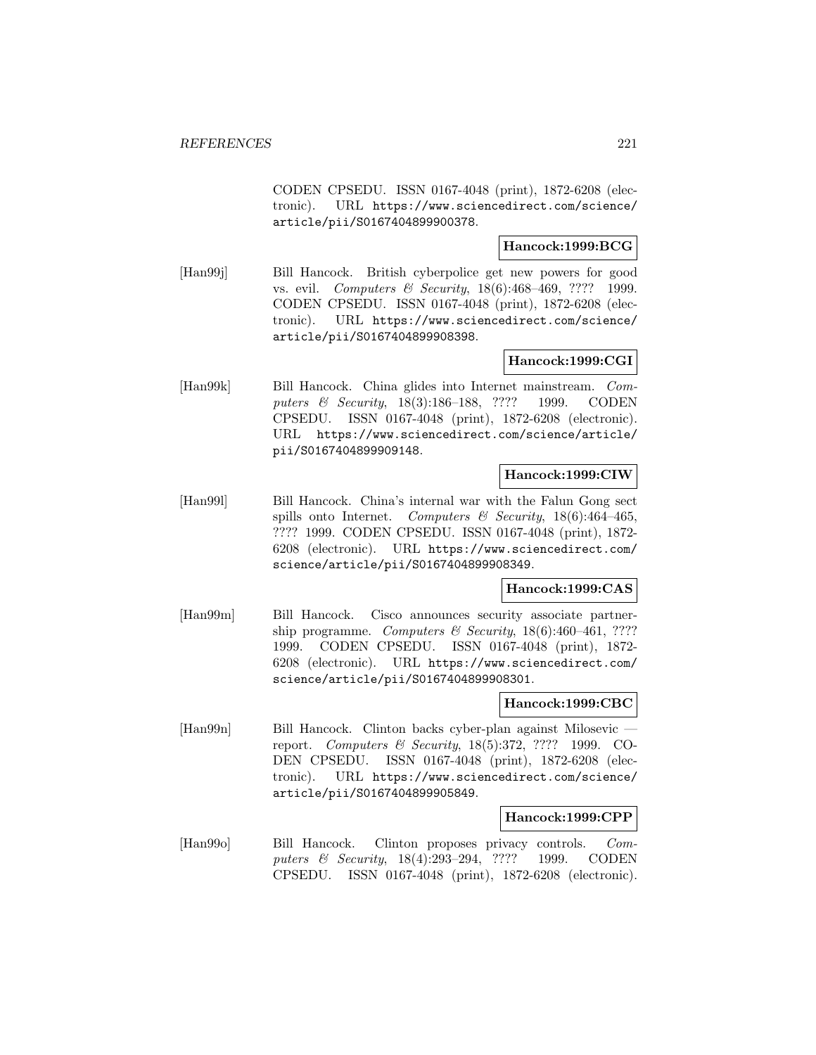CODEN CPSEDU. ISSN 0167-4048 (print), 1872-6208 (electronic). URL https://www.sciencedirect.com/science/article/pii/S0167404899900378.

**Hancock:1999:BCG**

[Han99j] Bill Hancock. British cyberpolice get new powers for good vs. evil. *Computers & Security*, 18(6):468–469, ???? 1999. CODEN CPSEDU. ISSN 0167-4048 (print), 1872-6208 (electronic). URL https://www.sciencedirect.com/science/article/pii/S0167404899908398.

**Hancock:1999:CGI**

[Han99k] Bill Hancock. China glides into Internet mainstream. *Computers & Security*, 18(3):186–188, ???? 1999. CODEN CPSEDU. ISSN 0167-4048 (print), 1872-6208 (electronic). URL https://www.sciencedirect.com/science/article/pii/S0167404899909148.

**Hancock:1999:CIW**

[Han99l] Bill Hancock. China's internal war with the Falun Gong sect spills onto Internet. *Computers & Security*, 18(6):464–465, ???? 1999. CODEN CPSEDU. ISSN 0167-4048 (print), 1872-6208 (electronic). URL https://www.sciencedirect.com/science/article/pii/S0167404899908349.

**Hancock:1999:CAS**

[Han99m] Bill Hancock. Cisco announces security associate partnership programme. *Computers & Security*, 18(6):460–461, ???? 1999. CODEN CPSEDU. ISSN 0167-4048 (print), 1872-6208 (electronic). URL https://www.sciencedirect.com/science/article/pii/S0167404899908301.

**Hancock:1999:CBC**

[Han99n] Bill Hancock. Clinton backs cyber-plan against Milosevic — report. *Computers & Security*, 18(5):372, ???? 1999. CODEN CPSEDU. ISSN 0167-4048 (print), 1872-6208 (electronic). URL https://www.sciencedirect.com/science/article/pii/S0167404899905849.

**Hancock:1999:CPP**

[Han99o] Bill Hancock. Clinton proposes privacy controls. *Computers & Security*, 18(4):293–294, ???? 1999. CODEN CPSEDU. ISSN 0167-4048 (print), 1872-6208 (electronic).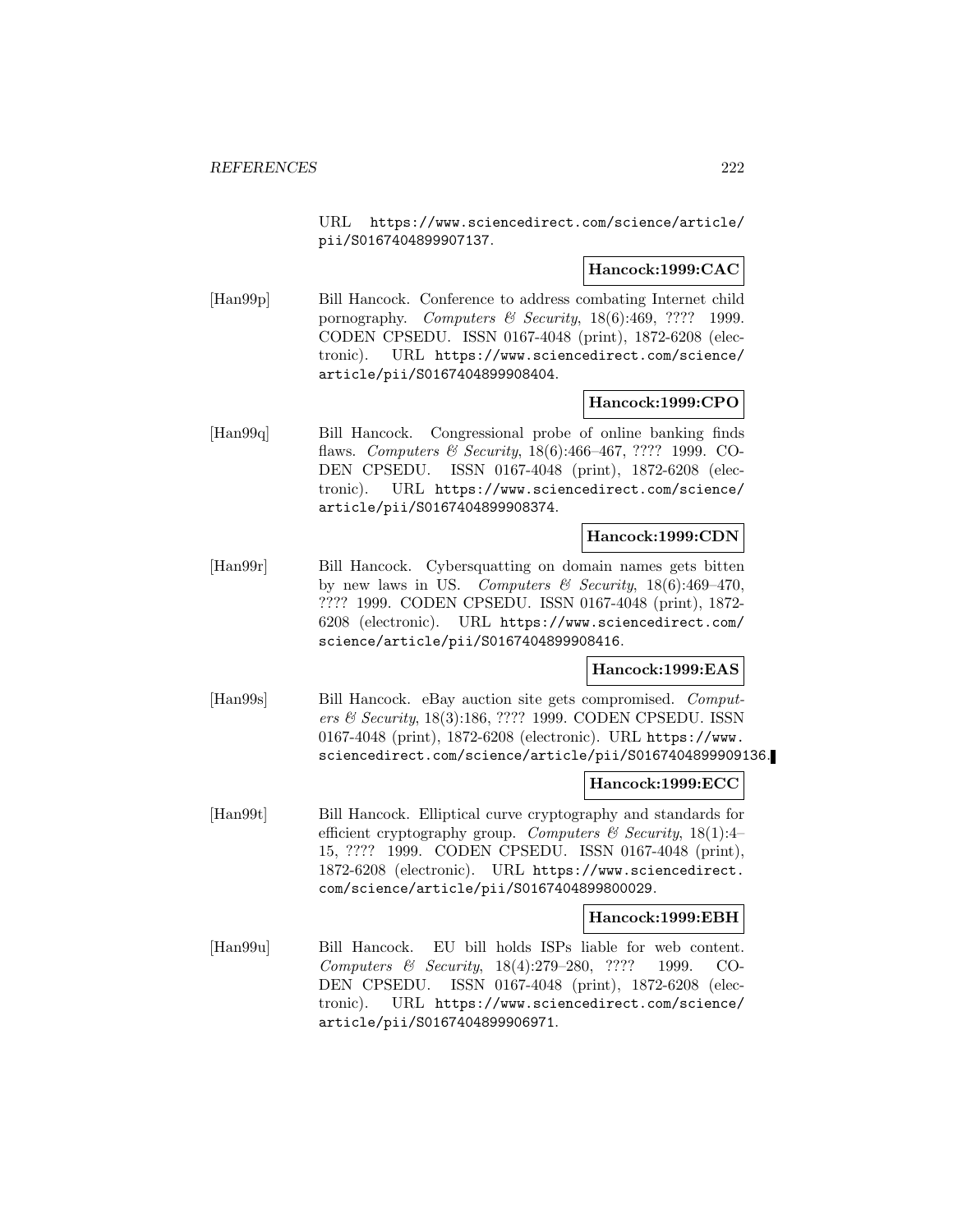URL https://www.sciencedirect.com/science/article/pii/S0167404899907137.

**Hancock:1999:CAC**

[Han99p] Bill Hancock. Conference to address combating Internet child pornography. *Computers & Security*, 18(6):469, ???? 1999. CODEN CPSEDU. ISSN 0167-4048 (print), 1872-6208 (electronic). URL https://www.sciencedirect.com/science/article/pii/S0167404899908404.

**Hancock:1999:CPO**

[Han99q] Bill Hancock. Congressional probe of online banking finds flaws. *Computers & Security*, 18(6):466–467, ???? 1999. CODEN CPSEDU. ISSN 0167-4048 (print), 1872-6208 (electronic). URL https://www.sciencedirect.com/science/article/pii/S0167404899908374.

**Hancock:1999:CDN**

[Han99r] Bill Hancock. Cybersquatting on domain names gets bitten by new laws in US. *Computers & Security*, 18(6):469–470, ???? 1999. CODEN CPSEDU. ISSN 0167-4048 (print), 1872-6208 (electronic). URL https://www.sciencedirect.com/science/article/pii/S0167404899908416.

**Hancock:1999:EAS**

[Han99s] Bill Hancock. eBay auction site gets compromised. *Computers & Security*, 18(3):186, ???? 1999. CODEN CPSEDU. ISSN 0167-4048 (print), 1872-6208 (electronic). URL https://www.sciencedirect.com/science/article/pii/S0167404899909136.

**Hancock:1999:ECC**

[Han99t] Bill Hancock. Elliptical curve cryptography and standards for efficient cryptography group. *Computers & Security*, 18(1):4–15, ???? 1999. CODEN CPSEDU. ISSN 0167-4048 (print), 1872-6208 (electronic). URL https://www.sciencedirect.com/science/article/pii/S0167404899800029.

**Hancock:1999:EBH**

[Han99u] Bill Hancock. EU bill holds ISPs liable for web content. *Computers & Security*, 18(4):279–280, ???? 1999. CODEN CPSEDU. ISSN 0167-4048 (print), 1872-6208 (electronic). URL https://www.sciencedirect.com/science/article/pii/S0167404899906971.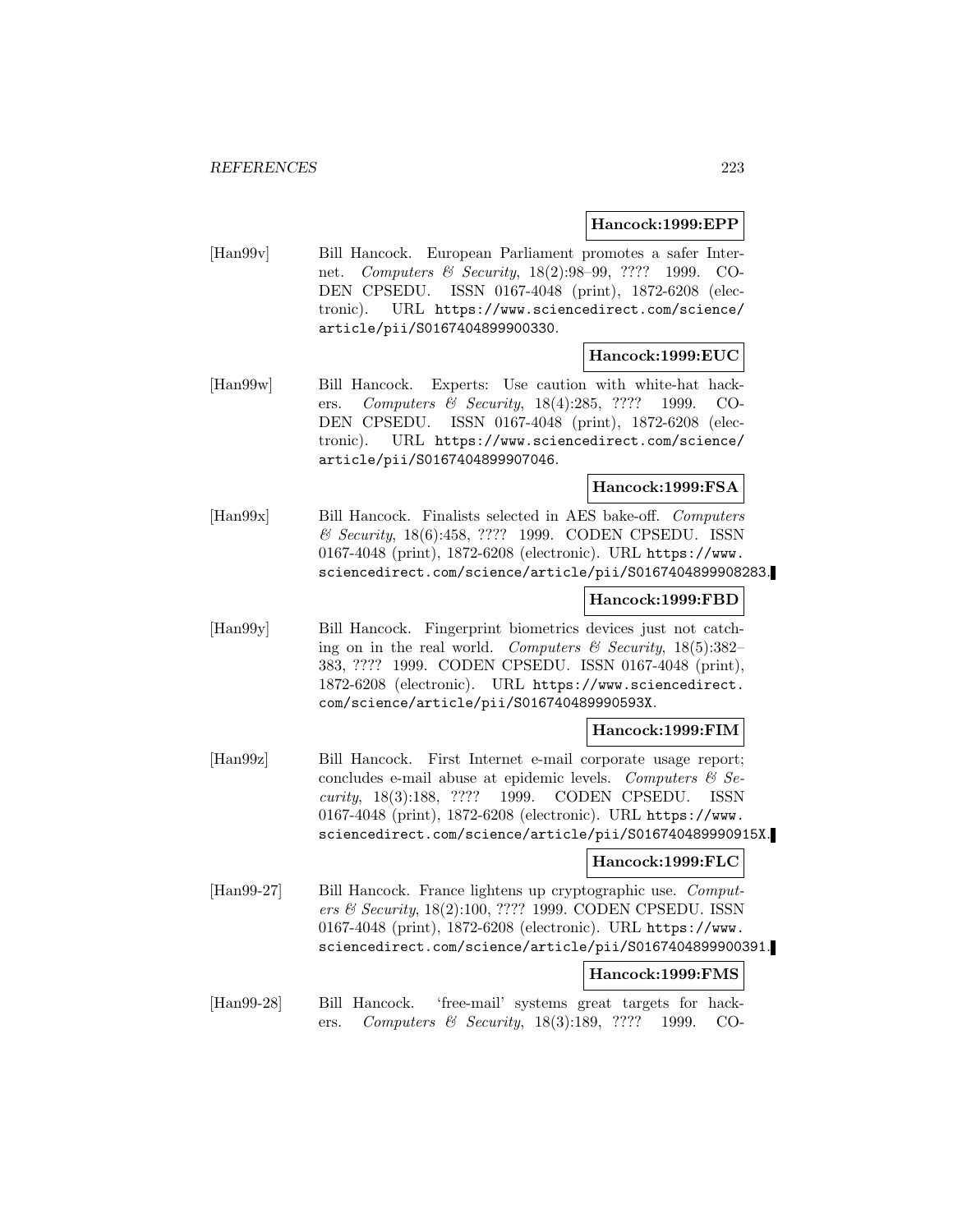**Hancock:1999:EPP**

[Han99v] Bill Hancock. European Parliament promotes a safer Internet. *Computers & Security*, 18(2):98–99, ???? 1999. CODEN CPSEDU. ISSN 0167-4048 (print), 1872-6208 (electronic). URL https://www.sciencedirect.com/science/article/pii/S0167404899900330.

**Hancock:1999:EUC**

[Han99w] Bill Hancock. Experts: Use caution with white-hat hackers. *Computers & Security*, 18(4):285, ???? 1999. CODEN CPSEDU. ISSN 0167-4048 (print), 1872-6208 (electronic). URL https://www.sciencedirect.com/science/article/pii/S0167404899907046.

**Hancock:1999:FSA**

[Han99x] Bill Hancock. Finalists selected in AES bake-off. *Computers & Security*, 18(6):458, ???? 1999. CODEN CPSEDU. ISSN 0167-4048 (print), 1872-6208 (electronic). URL https://www.sciencedirect.com/science/article/pii/S0167404899908283.

**Hancock:1999:FBD**

[Han99y] Bill Hancock. Fingerprint biometrics devices just not catching on in the real world. *Computers & Security*, 18(5):382–383, ???? 1999. CODEN CPSEDU. ISSN 0167-4048 (print), 1872-6208 (electronic). URL https://www.sciencedirect.com/science/article/pii/S016740489990593X.

**Hancock:1999:FIM**

[Han99z] Bill Hancock. First Internet e-mail corporate usage report; concludes e-mail abuse at epidemic levels. *Computers & Security*, 18(3):188, ???? 1999. CODEN CPSEDU. ISSN 0167-4048 (print), 1872-6208 (electronic). URL https://www.sciencedirect.com/science/article/pii/S016740489990915X.

**Hancock:1999:FLC**

[Han99-27] Bill Hancock. France lightens up cryptographic use. *Computers & Security*, 18(2):100, ???? 1999. CODEN CPSEDU. ISSN 0167-4048 (print), 1872-6208 (electronic). URL https://www.sciencedirect.com/science/article/pii/S0167404899900391.

**Hancock:1999:FMS**

[Han99-28] Bill Hancock. 'free-mail' systems great targets for hackers. *Computers & Security*, 18(3):189, ???? 1999. CO-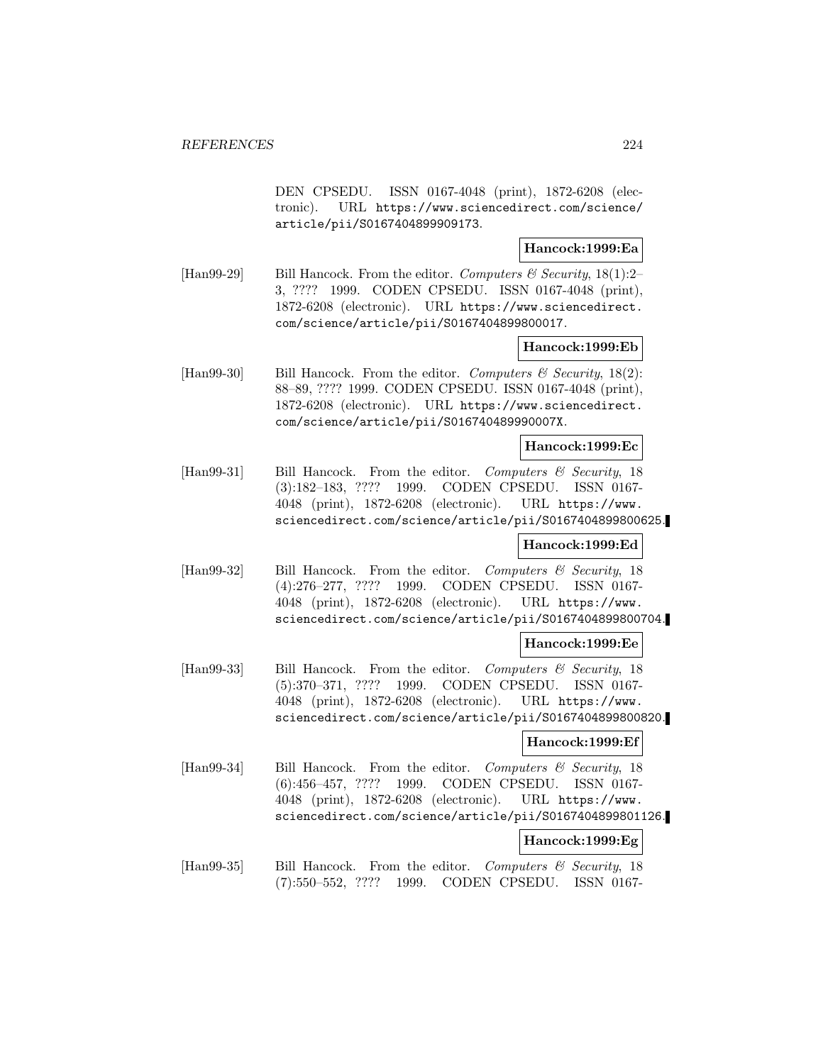DEN CPSEDU. ISSN 0167-4048 (print), 1872-6208 (electronic). URL https://www.sciencedirect.com/science/article/pii/S0167404899909173.

**Hancock:1999:Ea**

[Han99-29] Bill Hancock. From the editor. *Computers & Security*, 18(1):2–3, ???? 1999. CODEN CPSEDU. ISSN 0167-4048 (print), 1872-6208 (electronic). URL https://www.sciencedirect.com/science/article/pii/S0167404899800017.

**Hancock:1999:Eb**

[Han99-30] Bill Hancock. From the editor. *Computers & Security*, 18(2):88–89, ???? 1999. CODEN CPSEDU. ISSN 0167-4048 (print), 1872-6208 (electronic). URL https://www.sciencedirect.com/science/article/pii/S016740489990007X.

**Hancock:1999:Ec**

[Han99-31] Bill Hancock. From the editor. *Computers & Security*, 18(3):182–183, ???? 1999. CODEN CPSEDU. ISSN 0167-4048 (print), 1872-6208 (electronic). URL https://www.sciencedirect.com/science/article/pii/S0167404899800625.

**Hancock:1999:Ed**

[Han99-32] Bill Hancock. From the editor. *Computers & Security*, 18(4):276–277, ???? 1999. CODEN CPSEDU. ISSN 0167-4048 (print), 1872-6208 (electronic). URL https://www.sciencedirect.com/science/article/pii/S0167404899800704.

**Hancock:1999:Ee**

[Han99-33] Bill Hancock. From the editor. *Computers & Security*, 18(5):370–371, ???? 1999. CODEN CPSEDU. ISSN 0167-4048 (print), 1872-6208 (electronic). URL https://www.sciencedirect.com/science/article/pii/S0167404899800820.

**Hancock:1999:Ef**

[Han99-34] Bill Hancock. From the editor. *Computers & Security*, 18(6):456–457, ???? 1999. CODEN CPSEDU. ISSN 0167-4048 (print), 1872-6208 (electronic). URL https://www.sciencedirect.com/science/article/pii/S0167404899801126.

**Hancock:1999:Eg**

[Han99-35] Bill Hancock. From the editor. *Computers & Security*, 18(7):550–552, ???? 1999. CODEN CPSEDU. ISSN 0167-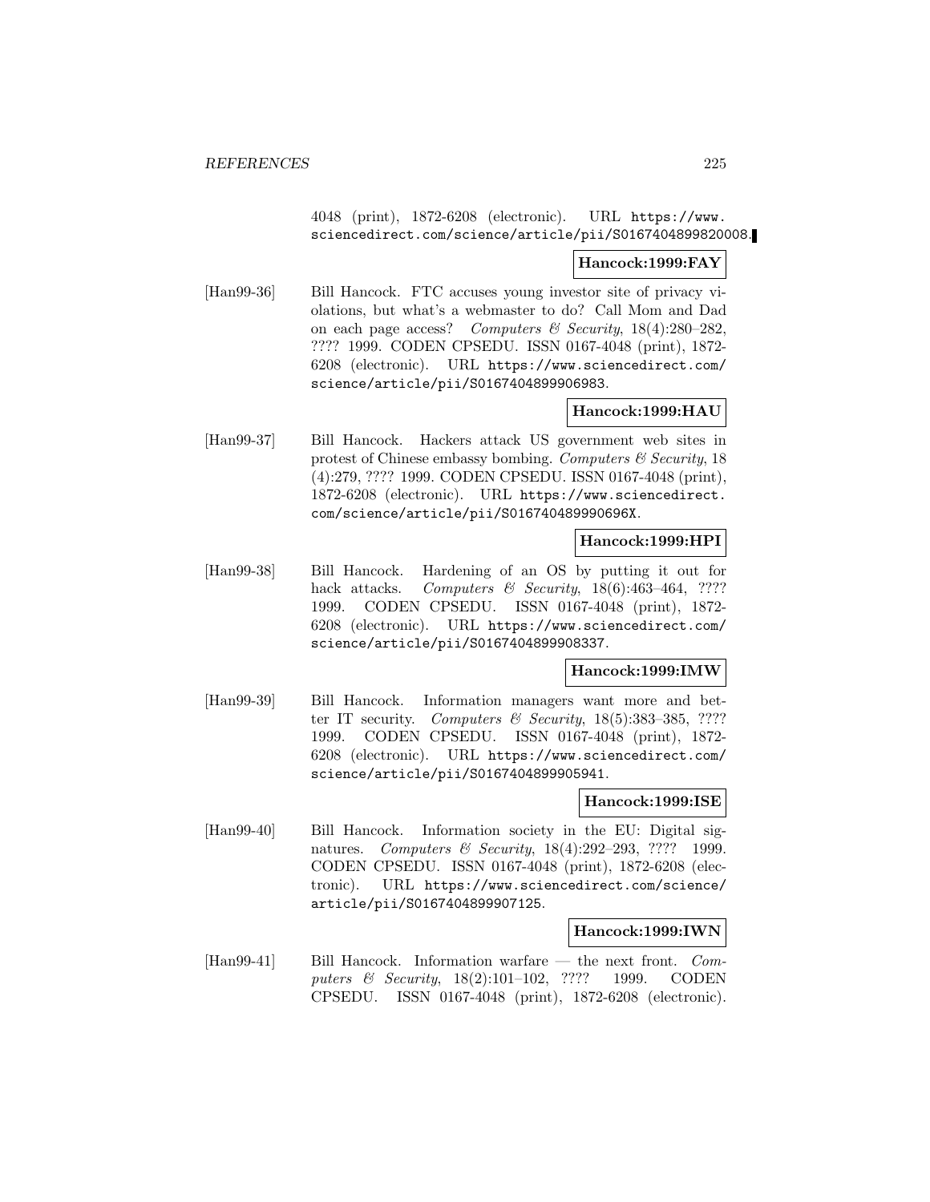4048 (print), 1872-6208 (electronic). URL https://www.sciencedirect.com/science/article/pii/S0167404899820008.

**Hancock:1999:FAY**

[Han99-36] Bill Hancock. FTC accuses young investor site of privacy violations, but what's a webmaster to do? Call Mom and Dad on each page access? *Computers & Security*, 18(4):280–282, ???? 1999. CODEN CPSEDU. ISSN 0167-4048 (print), 1872-6208 (electronic). URL https://www.sciencedirect.com/science/article/pii/S0167404899906983.

**Hancock:1999:HAU**

[Han99-37] Bill Hancock. Hackers attack US government web sites in protest of Chinese embassy bombing. *Computers & Security*, 18 (4):279, ???? 1999. CODEN CPSEDU. ISSN 0167-4048 (print), 1872-6208 (electronic). URL https://www.sciencedirect.com/science/article/pii/S016740489990696X.

**Hancock:1999:HPI**

[Han99-38] Bill Hancock. Hardening of an OS by putting it out for hack attacks. *Computers & Security*, 18(6):463–464, ???? 1999. CODEN CPSEDU. ISSN 0167-4048 (print), 1872-6208 (electronic). URL https://www.sciencedirect.com/science/article/pii/S0167404899908337.

**Hancock:1999:IMW**

[Han99-39] Bill Hancock. Information managers want more and better IT security. *Computers & Security*, 18(5):383–385, ???? 1999. CODEN CPSEDU. ISSN 0167-4048 (print), 1872-6208 (electronic). URL https://www.sciencedirect.com/science/article/pii/S0167404899905941.

**Hancock:1999:ISE**

[Han99-40] Bill Hancock. Information society in the EU: Digital signatures. *Computers & Security*, 18(4):292–293, ???? 1999. CODEN CPSEDU. ISSN 0167-4048 (print), 1872-6208 (electronic). URL https://www.sciencedirect.com/science/article/pii/S0167404899907125.

**Hancock:1999:IWN**

[Han99-41] Bill Hancock. Information warfare — the next front. *Computers & Security*, 18(2):101–102, ???? 1999. CODEN CPSEDU. ISSN 0167-4048 (print), 1872-6208 (electronic).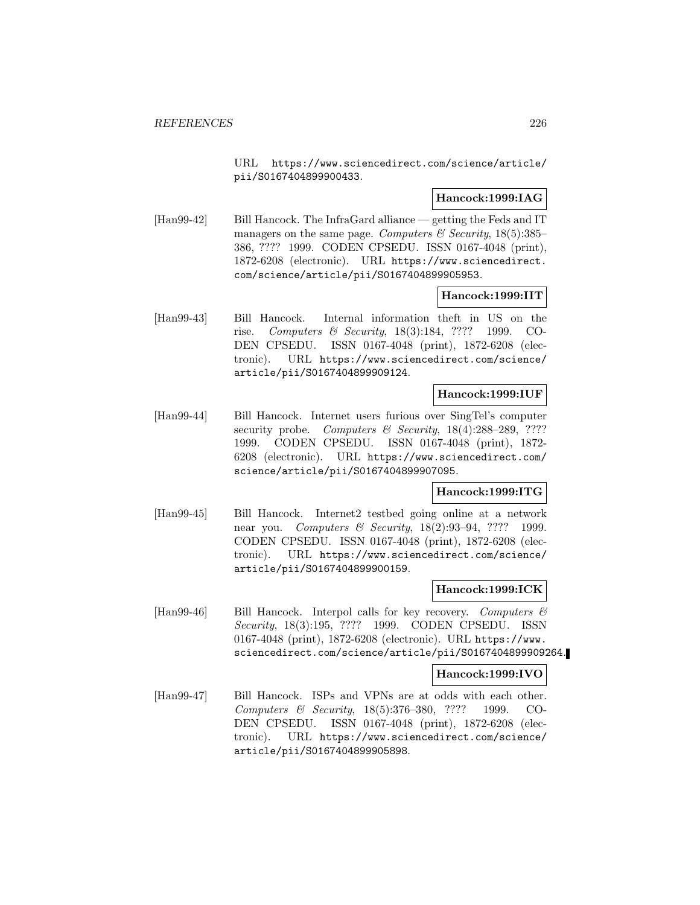URL https://www.sciencedirect.com/science/article/pii/S0167404899900433.

**Hancock:1999:IAG**

[Han99-42] Bill Hancock. The InfraGard alliance — getting the Feds and IT managers on the same page. *Computers & Security*, 18(5):385–386, ???? 1999. CODEN CPSEDU. ISSN 0167-4048 (print), 1872-6208 (electronic). URL https://www.sciencedirect.com/science/article/pii/S0167404899905953.

**Hancock:1999:IIT**

[Han99-43] Bill Hancock. Internal information theft in US on the rise. *Computers & Security*, 18(3):184, ???? 1999. CODEN CPSEDU. ISSN 0167-4048 (print), 1872-6208 (electronic). URL https://www.sciencedirect.com/science/article/pii/S0167404899909124.

**Hancock:1999:IUF**

[Han99-44] Bill Hancock. Internet users furious over SingTel's computer security probe. *Computers & Security*, 18(4):288–289, ???? 1999. CODEN CPSEDU. ISSN 0167-4048 (print), 1872-6208 (electronic). URL https://www.sciencedirect.com/science/article/pii/S0167404899907095.

**Hancock:1999:ITG**

[Han99-45] Bill Hancock. Internet2 testbed going online at a network near you. *Computers & Security*, 18(2):93–94, ???? 1999. CODEN CPSEDU. ISSN 0167-4048 (print), 1872-6208 (electronic). URL https://www.sciencedirect.com/science/article/pii/S0167404899900159.

**Hancock:1999:ICK**

[Han99-46] Bill Hancock. Interpol calls for key recovery. *Computers & Security*, 18(3):195, ???? 1999. CODEN CPSEDU. ISSN 0167-4048 (print), 1872-6208 (electronic). URL https://www.sciencedirect.com/science/article/pii/S0167404899909264.

**Hancock:1999:IVO**

[Han99-47] Bill Hancock. ISPs and VPNs are at odds with each other. *Computers & Security*, 18(5):376–380, ???? 1999. CODEN CPSEDU. ISSN 0167-4048 (print), 1872-6208 (electronic). URL https://www.sciencedirect.com/science/article/pii/S0167404899905898.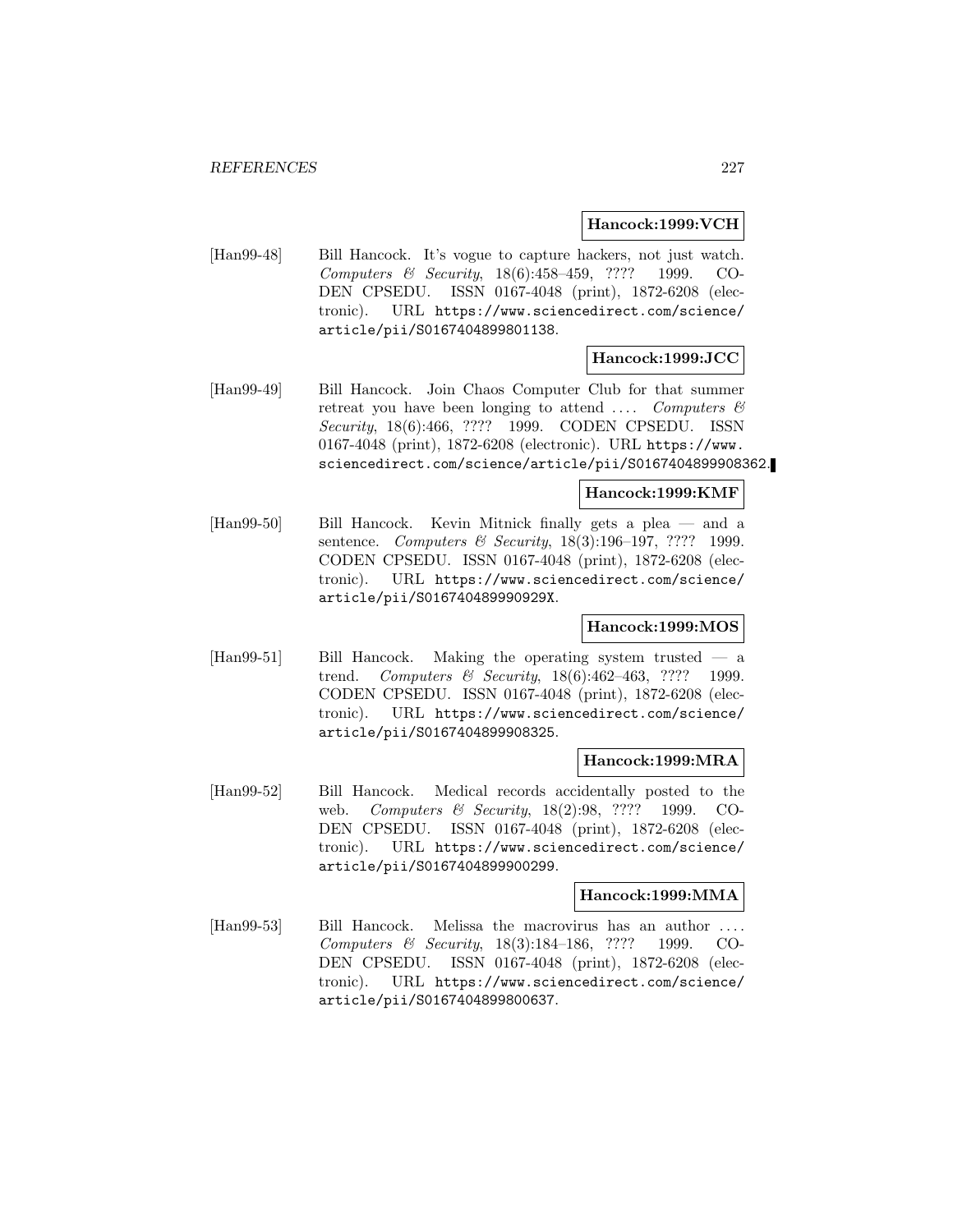**Hancock:1999:VCH**

[Han99-48] Bill Hancock. It's vogue to capture hackers, not just watch. *Computers & Security*, 18(6):458–459, ???? 1999. CODEN CPSEDU. ISSN 0167-4048 (print), 1872-6208 (electronic). URL https://www.sciencedirect.com/science/article/pii/S0167404899801138.

**Hancock:1999:JCC**

[Han99-49] Bill Hancock. Join Chaos Computer Club for that summer retreat you have been longing to attend .... *Computers & Security*, 18(6):466, ???? 1999. CODEN CPSEDU. ISSN 0167-4048 (print), 1872-6208 (electronic). URL https://www.sciencedirect.com/science/article/pii/S0167404899908362.

**Hancock:1999:KMF**

[Han99-50] Bill Hancock. Kevin Mitnick finally gets a plea — and a sentence. *Computers & Security*, 18(3):196–197, ???? 1999. CODEN CPSEDU. ISSN 0167-4048 (print), 1872-6208 (electronic). URL https://www.sciencedirect.com/science/article/pii/S016740489990929X.

**Hancock:1999:MOS**

[Han99-51] Bill Hancock. Making the operating system trusted — a trend. *Computers & Security*, 18(6):462–463, ???? 1999. CODEN CPSEDU. ISSN 0167-4048 (print), 1872-6208 (electronic). URL https://www.sciencedirect.com/science/article/pii/S0167404899908325.

**Hancock:1999:MRA**

[Han99-52] Bill Hancock. Medical records accidentally posted to the web. *Computers & Security*, 18(2):98, ???? 1999. CODEN CPSEDU. ISSN 0167-4048 (print), 1872-6208 (electronic). URL https://www.sciencedirect.com/science/article/pii/S0167404899900299.

**Hancock:1999:MMA**

[Han99-53] Bill Hancock. Melissa the macrovirus has an author .... *Computers & Security*, 18(3):184–186, ???? 1999. CODEN CPSEDU. ISSN 0167-4048 (print), 1872-6208 (electronic). URL https://www.sciencedirect.com/science/article/pii/S0167404899800637.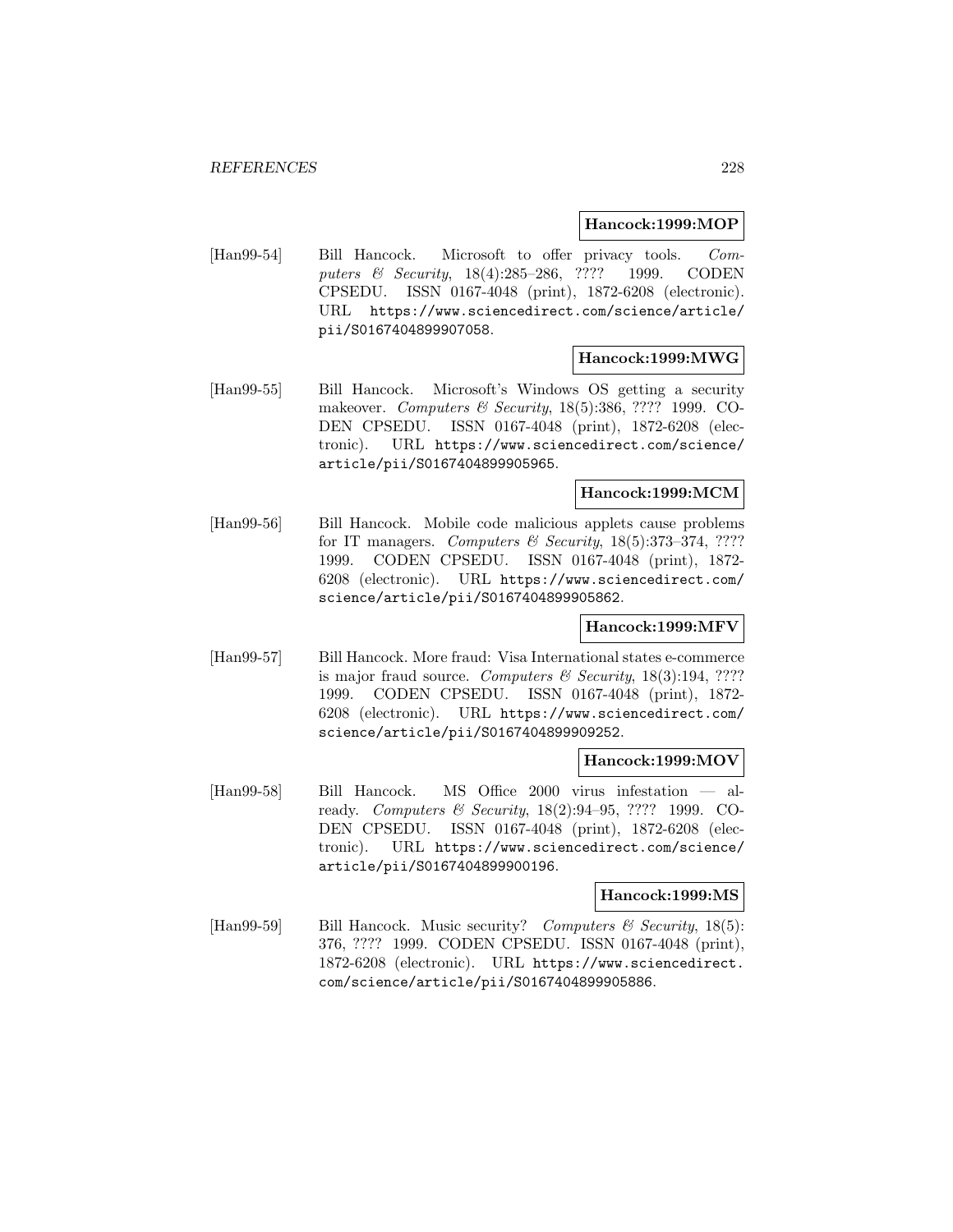**Hancock:1999:MOP**

[Han99-54] Bill Hancock. Microsoft to offer privacy tools. *Computers & Security*, 18(4):285–286, ???? 1999. CODEN CPSEDU. ISSN 0167-4048 (print), 1872-6208 (electronic). URL https://www.sciencedirect.com/science/article/pii/S0167404899907058.

**Hancock:1999:MWG**

[Han99-55] Bill Hancock. Microsoft's Windows OS getting a security makeover. *Computers & Security*, 18(5):386, ???? 1999. CODEN CPSEDU. ISSN 0167-4048 (print), 1872-6208 (electronic). URL https://www.sciencedirect.com/science/article/pii/S0167404899905965.

**Hancock:1999:MCM**

[Han99-56] Bill Hancock. Mobile code malicious applets cause problems for IT managers. *Computers & Security*, 18(5):373–374, ???? 1999. CODEN CPSEDU. ISSN 0167-4048 (print), 1872-6208 (electronic). URL https://www.sciencedirect.com/science/article/pii/S0167404899905862.

**Hancock:1999:MFV**

[Han99-57] Bill Hancock. More fraud: Visa International states e-commerce is major fraud source. *Computers & Security*, 18(3):194, ???? 1999. CODEN CPSEDU. ISSN 0167-4048 (print), 1872-6208 (electronic). URL https://www.sciencedirect.com/science/article/pii/S0167404899909252.

**Hancock:1999:MOV**

[Han99-58] Bill Hancock. MS Office 2000 virus infestation — already. *Computers & Security*, 18(2):94–95, ???? 1999. CODEN CPSEDU. ISSN 0167-4048 (print), 1872-6208 (electronic). URL https://www.sciencedirect.com/science/article/pii/S0167404899900196.

**Hancock:1999:MS**

[Han99-59] Bill Hancock. Music security? *Computers & Security*, 18(5):376, ???? 1999. CODEN CPSEDU. ISSN 0167-4048 (print), 1872-6208 (electronic). URL https://www.sciencedirect.com/science/article/pii/S0167404899905886.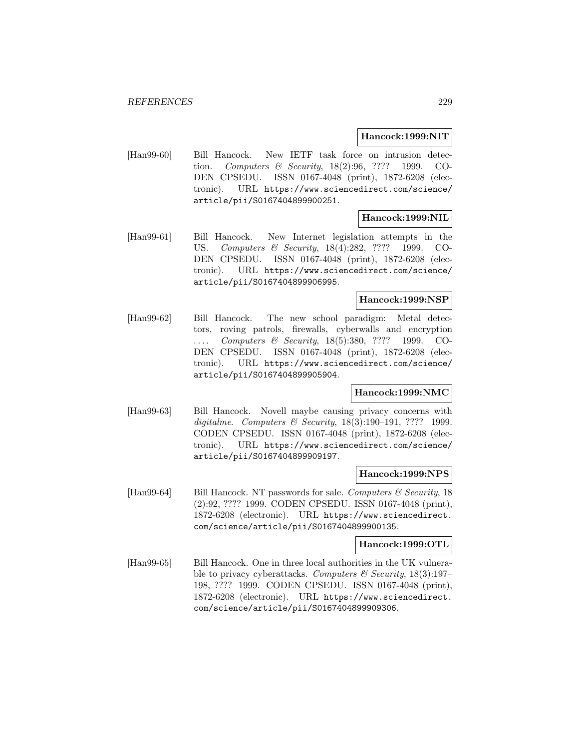**Hancock:1999:NIT**

[Han99-60] Bill Hancock. New IETF task force on intrusion detection. *Computers & Security*, 18(2):96, ???? 1999. CODEN CPSEDU. ISSN 0167-4048 (print), 1872-6208 (electronic). URL https://www.sciencedirect.com/science/article/pii/S0167404899900251.

**Hancock:1999:NIL**

[Han99-61] Bill Hancock. New Internet legislation attempts in the US. *Computers & Security*, 18(4):282, ???? 1999. CODEN CPSEDU. ISSN 0167-4048 (print), 1872-6208 (electronic). URL https://www.sciencedirect.com/science/article/pii/S0167404899906995.

**Hancock:1999:NSP**

[Han99-62] Bill Hancock. The new school paradigm: Metal detectors, roving patrols, firewalls, cyberwalls and encryption .... *Computers & Security*, 18(5):380, ???? 1999. CODEN CPSEDU. ISSN 0167-4048 (print), 1872-6208 (electronic). URL https://www.sciencedirect.com/science/article/pii/S0167404899905904.

**Hancock:1999:NMC**

[Han99-63] Bill Hancock. Novell maybe causing privacy concerns with *digitalme*. *Computers & Security*, 18(3):190–191, ???? 1999. CODEN CPSEDU. ISSN 0167-4048 (print), 1872-6208 (electronic). URL https://www.sciencedirect.com/science/article/pii/S0167404899909197.

**Hancock:1999:NPS**

[Han99-64] Bill Hancock. NT passwords for sale. *Computers & Security*, 18 (2):92, ???? 1999. CODEN CPSEDU. ISSN 0167-4048 (print), 1872-6208 (electronic). URL https://www.sciencedirect.com/science/article/pii/S0167404899900135.

**Hancock:1999:OTL**

[Han99-65] Bill Hancock. One in three local authorities in the UK vulnerable to privacy cyberattacks. *Computers & Security*, 18(3):197–198, ???? 1999. CODEN CPSEDU. ISSN 0167-4048 (print), 1872-6208 (electronic). URL https://www.sciencedirect.com/science/article/pii/S0167404899909306.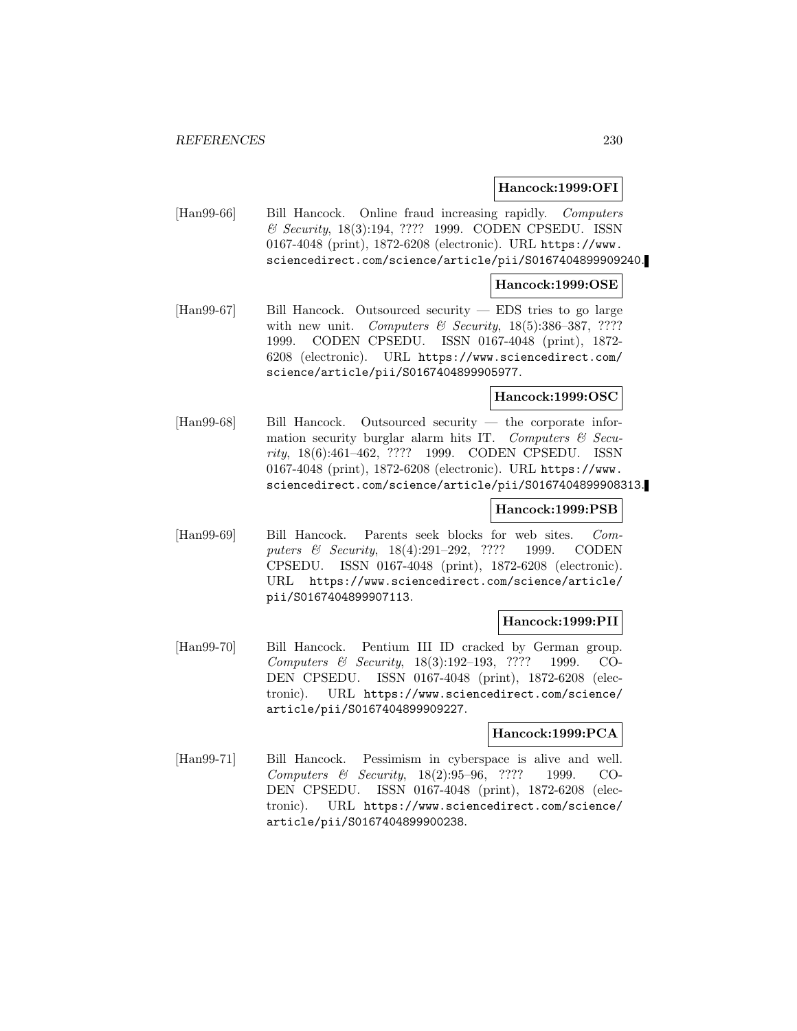**Hancock:1999:OFI**

[Han99-66] Bill Hancock. Online fraud increasing rapidly. *Computers & Security*, 18(3):194, ???? 1999. CODEN CPSEDU. ISSN 0167-4048 (print), 1872-6208 (electronic). URL https://www.sciencedirect.com/science/article/pii/S0167404899909240.

**Hancock:1999:OSE**

[Han99-67] Bill Hancock. Outsourced security — EDS tries to go large with new unit. *Computers & Security*, 18(5):386–387, ???? 1999. CODEN CPSEDU. ISSN 0167-4048 (print), 1872-6208 (electronic). URL https://www.sciencedirect.com/science/article/pii/S0167404899905977.

**Hancock:1999:OSC**

[Han99-68] Bill Hancock. Outsourced security — the corporate information security burglar alarm hits IT. *Computers & Security*, 18(6):461–462, ???? 1999. CODEN CPSEDU. ISSN 0167-4048 (print), 1872-6208 (electronic). URL https://www.sciencedirect.com/science/article/pii/S0167404899908313.

**Hancock:1999:PSB**

[Han99-69] Bill Hancock. Parents seek blocks for web sites. *Computers & Security*, 18(4):291–292, ???? 1999. CODEN CPSEDU. ISSN 0167-4048 (print), 1872-6208 (electronic). URL https://www.sciencedirect.com/science/article/pii/S0167404899907113.

**Hancock:1999:PII**

[Han99-70] Bill Hancock. Pentium III ID cracked by German group. *Computers & Security*, 18(3):192–193, ???? 1999. CODEN CPSEDU. ISSN 0167-4048 (print), 1872-6208 (electronic). URL https://www.sciencedirect.com/science/article/pii/S0167404899909227.

**Hancock:1999:PCA**

[Han99-71] Bill Hancock. Pessimism in cyberspace is alive and well. *Computers & Security*, 18(2):95–96, ???? 1999. CODEN CPSEDU. ISSN 0167-4048 (print), 1872-6208 (electronic). URL https://www.sciencedirect.com/science/article/pii/S0167404899900238.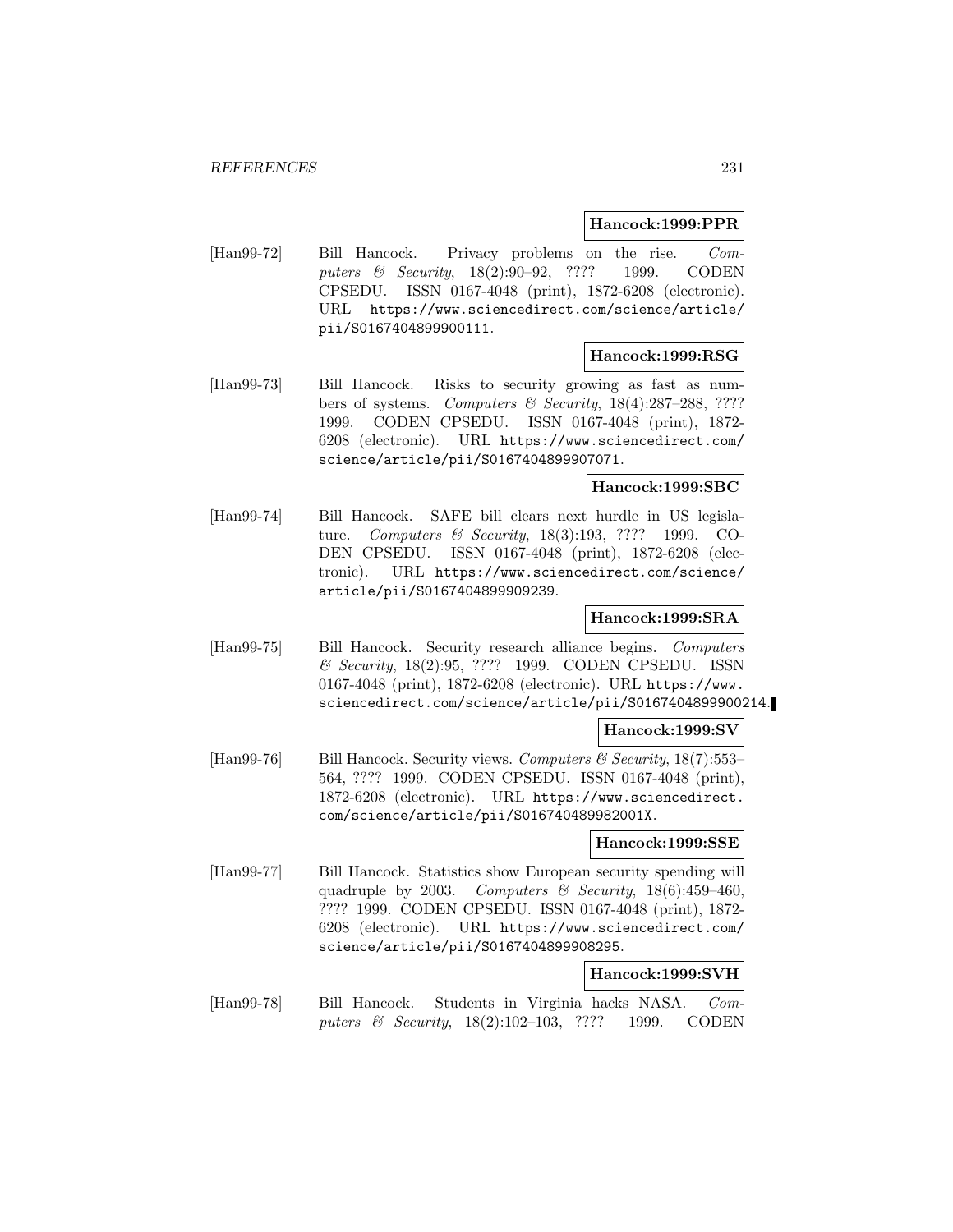**Hancock:1999:PPR**

[Han99-72] Bill Hancock. Privacy problems on the rise. *Computers & Security*, 18(2):90–92, ???? 1999. CODEN CPSEDU. ISSN 0167-4048 (print), 1872-6208 (electronic). URL https://www.sciencedirect.com/science/article/pii/S0167404899900111.

**Hancock:1999:RSG**

[Han99-73] Bill Hancock. Risks to security growing as fast as numbers of systems. *Computers & Security*, 18(4):287–288, ???? 1999. CODEN CPSEDU. ISSN 0167-4048 (print), 1872-6208 (electronic). URL https://www.sciencedirect.com/science/article/pii/S0167404899907071.

**Hancock:1999:SBC**

[Han99-74] Bill Hancock. SAFE bill clears next hurdle in US legislature. *Computers & Security*, 18(3):193, ???? 1999. CODEN CPSEDU. ISSN 0167-4048 (print), 1872-6208 (electronic). URL https://www.sciencedirect.com/science/article/pii/S0167404899909239.

**Hancock:1999:SRA**

[Han99-75] Bill Hancock. Security research alliance begins. *Computers & Security*, 18(2):95, ???? 1999. CODEN CPSEDU. ISSN 0167-4048 (print), 1872-6208 (electronic). URL https://www.sciencedirect.com/science/article/pii/S0167404899900214.

**Hancock:1999:SV**

[Han99-76] Bill Hancock. Security views. *Computers & Security*, 18(7):553–564, ???? 1999. CODEN CPSEDU. ISSN 0167-4048 (print), 1872-6208 (electronic). URL https://www.sciencedirect.com/science/article/pii/S016740489982001X.

**Hancock:1999:SSE**

[Han99-77] Bill Hancock. Statistics show European security spending will quadruple by 2003. *Computers & Security*, 18(6):459–460, ???? 1999. CODEN CPSEDU. ISSN 0167-4048 (print), 1872-6208 (electronic). URL https://www.sciencedirect.com/science/article/pii/S0167404899908295.

**Hancock:1999:SVH**

[Han99-78] Bill Hancock. Students in Virginia hacks NASA. *Computers & Security*, 18(2):102–103, ???? 1999. CODEN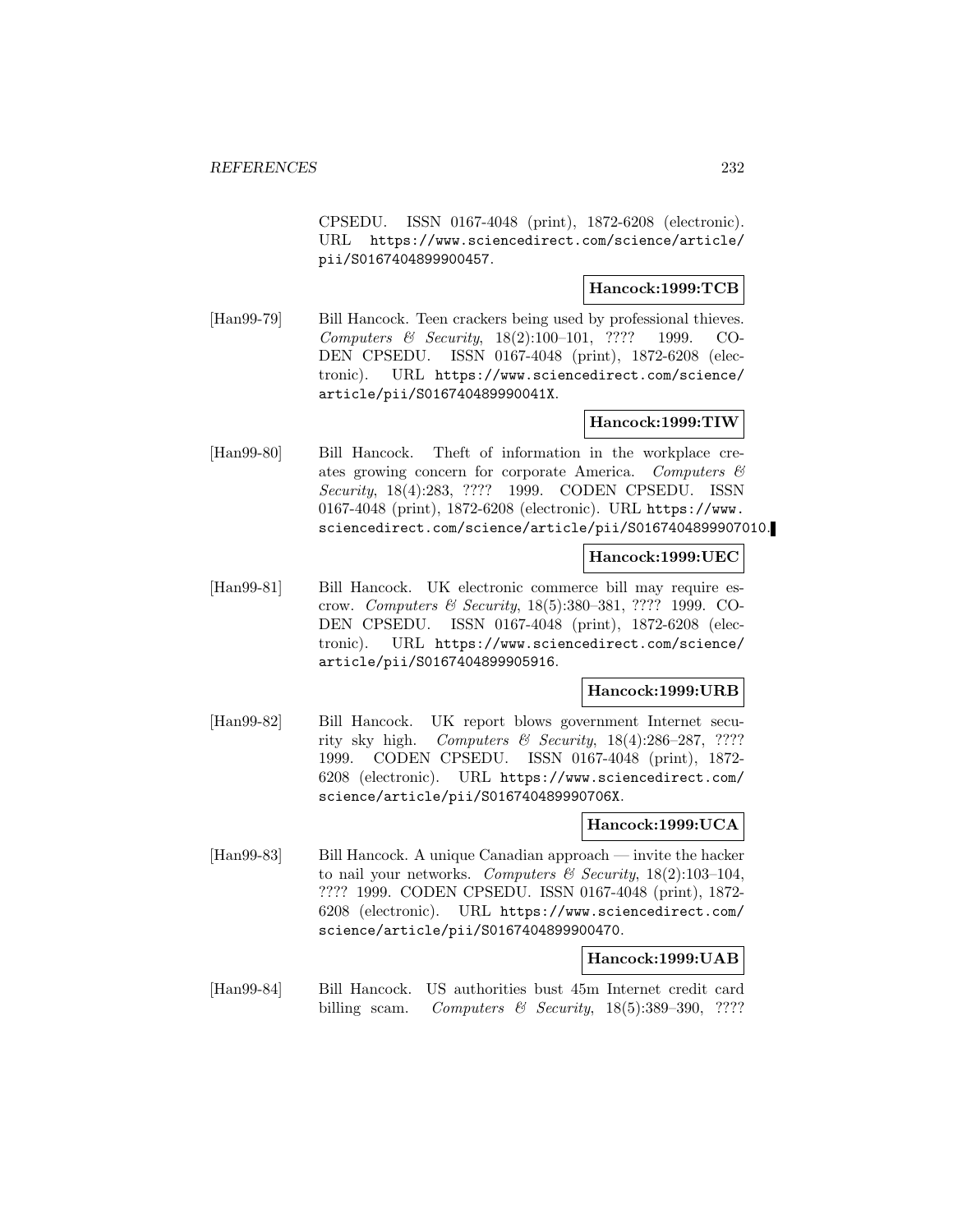CPSEDU. ISSN 0167-4048 (print), 1872-6208 (electronic). URL https://www.sciencedirect.com/science/article/pii/S0167404899900457.

**Hancock:1999:TCB**

[Han99-79] Bill Hancock. Teen crackers being used by professional thieves. *Computers & Security*, 18(2):100–101, ???? 1999. CODEN CPSEDU. ISSN 0167-4048 (print), 1872-6208 (electronic). URL https://www.sciencedirect.com/science/article/pii/S016740489990041X.

**Hancock:1999:TIW**

[Han99-80] Bill Hancock. Theft of information in the workplace creates growing concern for corporate America. *Computers & Security*, 18(4):283, ???? 1999. CODEN CPSEDU. ISSN 0167-4048 (print), 1872-6208 (electronic). URL https://www.sciencedirect.com/science/article/pii/S0167404899907010.

**Hancock:1999:UEC**

[Han99-81] Bill Hancock. UK electronic commerce bill may require escrow. *Computers & Security*, 18(5):380–381, ???? 1999. CODEN CPSEDU. ISSN 0167-4048 (print), 1872-6208 (electronic). URL https://www.sciencedirect.com/science/article/pii/S0167404899905916.

**Hancock:1999:URB**

[Han99-82] Bill Hancock. UK report blows government Internet security sky high. *Computers & Security*, 18(4):286–287, ???? 1999. CODEN CPSEDU. ISSN 0167-4048 (print), 1872-6208 (electronic). URL https://www.sciencedirect.com/science/article/pii/S016740489990706X.

**Hancock:1999:UCA**

[Han99-83] Bill Hancock. A unique Canadian approach — invite the hacker to nail your networks. *Computers & Security*, 18(2):103–104, ???? 1999. CODEN CPSEDU. ISSN 0167-4048 (print), 1872-6208 (electronic). URL https://www.sciencedirect.com/science/article/pii/S0167404899900470.

**Hancock:1999:UAB**

[Han99-84] Bill Hancock. US authorities bust 45m Internet credit card billing scam. *Computers & Security*, 18(5):389–390, ????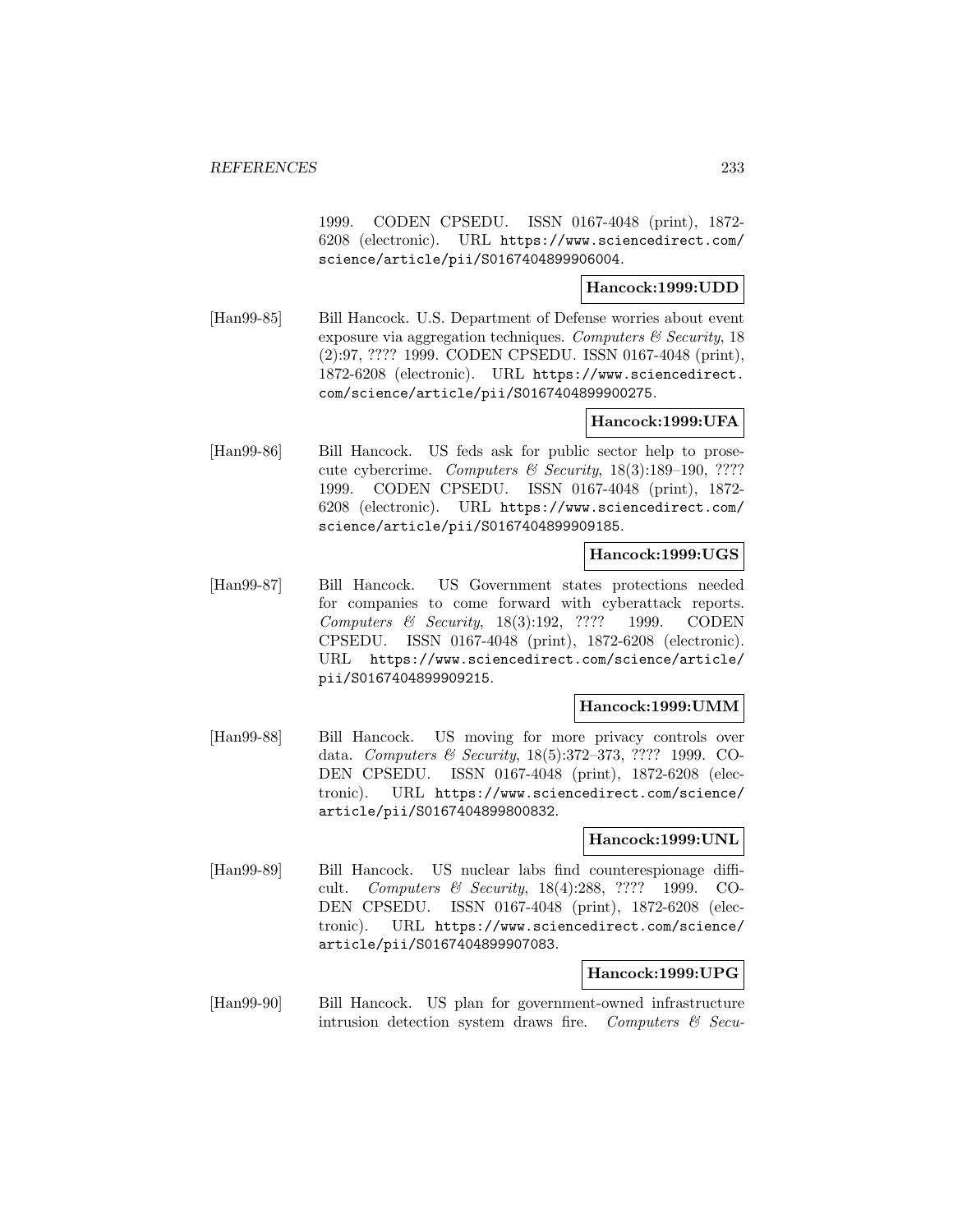1999. CODEN CPSEDU. ISSN 0167-4048 (print), 1872-6208 (electronic). URL https://www.sciencedirect.com/science/article/pii/S0167404899906004.

**Hancock:1999:UDD**

[Han99-85] Bill Hancock. U.S. Department of Defense worries about event exposure via aggregation techniques. *Computers & Security*, 18 (2):97, ???? 1999. CODEN CPSEDU. ISSN 0167-4048 (print), 1872-6208 (electronic). URL https://www.sciencedirect.com/science/article/pii/S0167404899900275.

**Hancock:1999:UFA**

[Han99-86] Bill Hancock. US feds ask for public sector help to prosecute cybercrime. *Computers & Security*, 18(3):189–190, ???? 1999. CODEN CPSEDU. ISSN 0167-4048 (print), 1872-6208 (electronic). URL https://www.sciencedirect.com/science/article/pii/S0167404899909185.

**Hancock:1999:UGS**

[Han99-87] Bill Hancock. US Government states protections needed for companies to come forward with cyberattack reports. *Computers & Security*, 18(3):192, ???? 1999. CODEN CPSEDU. ISSN 0167-4048 (print), 1872-6208 (electronic). URL https://www.sciencedirect.com/science/article/pii/S0167404899909215.

**Hancock:1999:UMM**

[Han99-88] Bill Hancock. US moving for more privacy controls over data. *Computers & Security*, 18(5):372–373, ???? 1999. CODEN CPSEDU. ISSN 0167-4048 (print), 1872-6208 (electronic). URL https://www.sciencedirect.com/science/article/pii/S0167404899800832.

**Hancock:1999:UNL**

[Han99-89] Bill Hancock. US nuclear labs find counterespionage difficult. *Computers & Security*, 18(4):288, ???? 1999. CODEN CPSEDU. ISSN 0167-4048 (print), 1872-6208 (electronic). URL https://www.sciencedirect.com/science/article/pii/S0167404899907083.

**Hancock:1999:UPG**

[Han99-90] Bill Hancock. US plan for government-owned infrastructure intrusion detection system draws fire. *Computers & Secu-*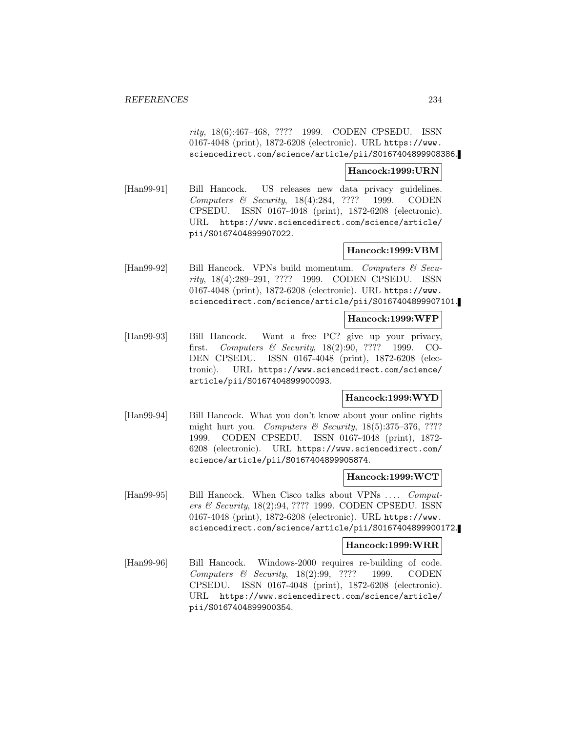*rity*, 18(6):467–468, ???? 1999. CODEN CPSEDU. ISSN 0167-4048 (print), 1872-6208 (electronic). URL https://www.sciencedirect.com/science/article/pii/S0167404899908386.

**Hancock:1999:URN**

[Han99-91] Bill Hancock. US releases new data privacy guidelines. *Computers & Security*, 18(4):284, ???? 1999. CODEN CPSEDU. ISSN 0167-4048 (print), 1872-6208 (electronic). URL https://www.sciencedirect.com/science/article/pii/S0167404899907022.

**Hancock:1999:VBM**

[Han99-92] Bill Hancock. VPNs build momentum. *Computers & Security*, 18(4):289–291, ???? 1999. CODEN CPSEDU. ISSN 0167-4048 (print), 1872-6208 (electronic). URL https://www.sciencedirect.com/science/article/pii/S0167404899907101.

**Hancock:1999:WFP**

[Han99-93] Bill Hancock. Want a free PC? give up your privacy, first. *Computers & Security*, 18(2):90, ???? 1999. CODEN CPSEDU. ISSN 0167-4048 (print), 1872-6208 (electronic). URL https://www.sciencedirect.com/science/article/pii/S0167404899900093.

**Hancock:1999:WYD**

[Han99-94] Bill Hancock. What you don't know about your online rights might hurt you. *Computers & Security*, 18(5):375–376, ???? 1999. CODEN CPSEDU. ISSN 0167-4048 (print), 1872-6208 (electronic). URL https://www.sciencedirect.com/science/article/pii/S0167404899905874.

**Hancock:1999:WCT**

[Han99-95] Bill Hancock. When Cisco talks about VPNs .... *Computers & Security*, 18(2):94, ???? 1999. CODEN CPSEDU. ISSN 0167-4048 (print), 1872-6208 (electronic). URL https://www.sciencedirect.com/science/article/pii/S0167404899900172.

**Hancock:1999:WRR**

[Han99-96] Bill Hancock. Windows-2000 requires re-building of code. *Computers & Security*, 18(2):99, ???? 1999. CODEN CPSEDU. ISSN 0167-4048 (print), 1872-6208 (electronic). URL https://www.sciencedirect.com/science/article/pii/S0167404899900354.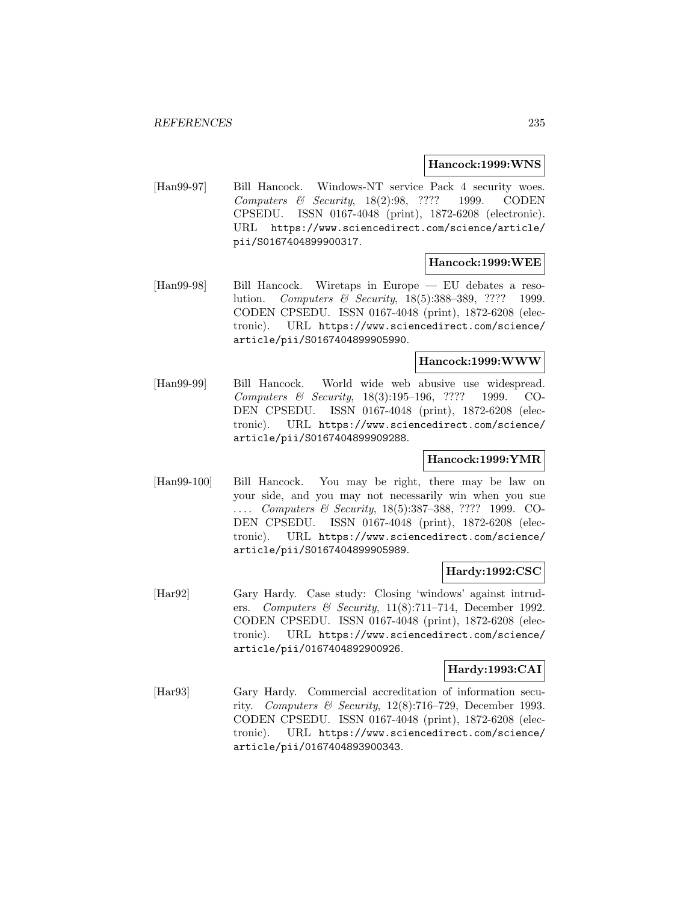**Hancock:1999:WNS**

[Han99-97] Bill Hancock. Windows-NT service Pack 4 security woes. *Computers & Security*, 18(2):98, ???? 1999. CODEN CPSEDU. ISSN 0167-4048 (print), 1872-6208 (electronic). URL https://www.sciencedirect.com/science/article/pii/S0167404899900317.

**Hancock:1999:WEE**

[Han99-98] Bill Hancock. Wiretaps in Europe — EU debates a resolution. *Computers & Security*, 18(5):388–389, ???? 1999. CODEN CPSEDU. ISSN 0167-4048 (print), 1872-6208 (electronic). URL https://www.sciencedirect.com/science/article/pii/S0167404899905990.

**Hancock:1999:WWW**

[Han99-99] Bill Hancock. World wide web abusive use widespread. *Computers & Security*, 18(3):195–196, ???? 1999. CODEN CPSEDU. ISSN 0167-4048 (print), 1872-6208 (electronic). URL https://www.sciencedirect.com/science/article/pii/S0167404899909288.

**Hancock:1999:YMR**

[Han99-100] Bill Hancock. You may be right, there may be law on your side, and you may not necessarily win when you sue .... *Computers & Security*, 18(5):387–388, ???? 1999. CODEN CPSEDU. ISSN 0167-4048 (print), 1872-6208 (electronic). URL https://www.sciencedirect.com/science/article/pii/S0167404899905989.

**Hardy:1992:CSC**

[Har92] Gary Hardy. Case study: Closing 'windows' against intruders. *Computers & Security*, 11(8):711–714, December 1992. CODEN CPSEDU. ISSN 0167-4048 (print), 1872-6208 (electronic). URL https://www.sciencedirect.com/science/article/pii/0167404892900926.

**Hardy:1993:CAI**

[Har93] Gary Hardy. Commercial accreditation of information security. *Computers & Security*, 12(8):716–729, December 1993. CODEN CPSEDU. ISSN 0167-4048 (print), 1872-6208 (electronic). URL https://www.sciencedirect.com/science/article/pii/0167404893900343.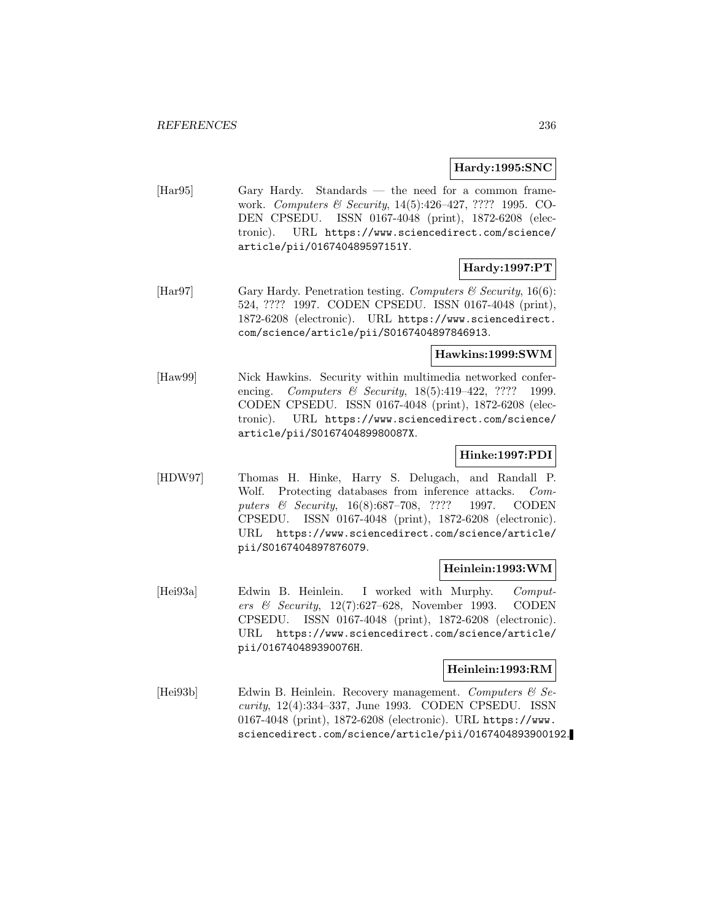**Hardy:1995:SNC**

[Har95] Gary Hardy. Standards — the need for a common framework. *Computers & Security*, 14(5):426–427, ???? 1995. CODEN CPSEDU. ISSN 0167-4048 (print), 1872-6208 (electronic). URL https://www.sciencedirect.com/science/article/pii/016740489597151Y.

**Hardy:1997:PT**

[Har97] Gary Hardy. Penetration testing. *Computers & Security*, 16(6): 524, ???? 1997. CODEN CPSEDU. ISSN 0167-4048 (print), 1872-6208 (electronic). URL https://www.sciencedirect.com/science/article/pii/S0167404897846913.

**Hawkins:1999:SWM**

[Haw99] Nick Hawkins. Security within multimedia networked conferencing. *Computers & Security*, 18(5):419–422, ???? 1999. CODEN CPSEDU. ISSN 0167-4048 (print), 1872-6208 (electronic). URL https://www.sciencedirect.com/science/article/pii/S016740489980087X.

**Hinke:1997:PDI**

[HDW97] Thomas H. Hinke, Harry S. Delugach, and Randall P. Wolf. Protecting databases from inference attacks. *Computers & Security*, 16(8):687–708, ???? 1997. CODEN CPSEDU. ISSN 0167-4048 (print), 1872-6208 (electronic). URL https://www.sciencedirect.com/science/article/pii/S0167404897876079.

**Heinlein:1993:WM**

[Hei93a] Edwin B. Heinlein. I worked with Murphy. *Computers & Security*, 12(7):627–628, November 1993. CODEN CPSEDU. ISSN 0167-4048 (print), 1872-6208 (electronic). URL https://www.sciencedirect.com/science/article/pii/016740489390076H.

**Heinlein:1993:RM**

[Hei93b] Edwin B. Heinlein. Recovery management. *Computers & Security*, 12(4):334–337, June 1993. CODEN CPSEDU. ISSN 0167-4048 (print), 1872-6208 (electronic). URL https://www.sciencedirect.com/science/article/pii/0167404893900192.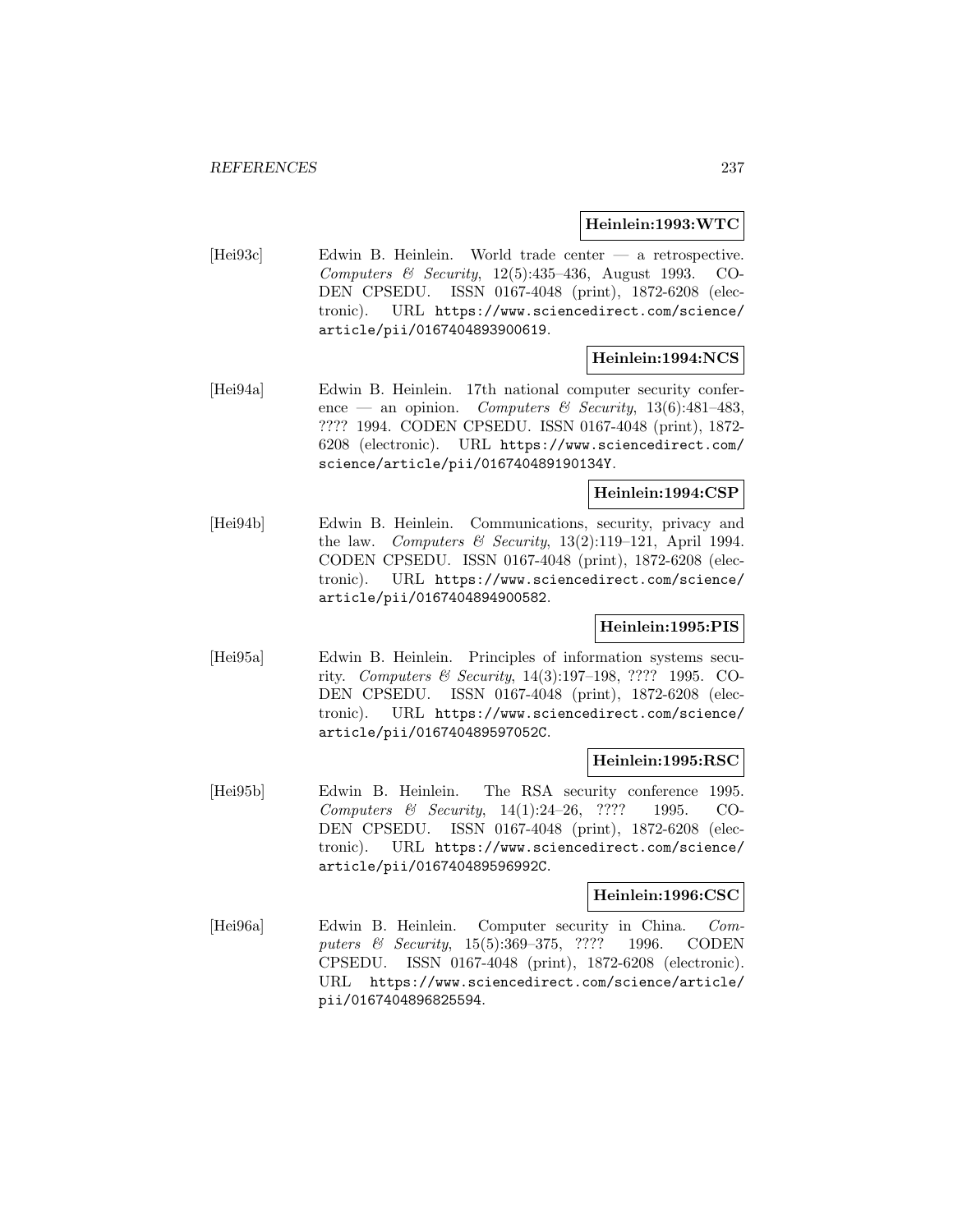**Heinlein:1993:WTC**

[Hei93c] Edwin B. Heinlein. World trade center — a retrospective. *Computers & Security*, 12(5):435–436, August 1993. CODEN CPSEDU. ISSN 0167-4048 (print), 1872-6208 (electronic). URL https://www.sciencedirect.com/science/article/pii/0167404893900619.

**Heinlein:1994:NCS**

[Hei94a] Edwin B. Heinlein. 17th national computer security conference — an opinion. *Computers & Security*, 13(6):481–483, ???? 1994. CODEN CPSEDU. ISSN 0167-4048 (print), 1872-6208 (electronic). URL https://www.sciencedirect.com/science/article/pii/016740489190134Y.

**Heinlein:1994:CSP**

[Hei94b] Edwin B. Heinlein. Communications, security, privacy and the law. *Computers & Security*, 13(2):119–121, April 1994. CODEN CPSEDU. ISSN 0167-4048 (print), 1872-6208 (electronic). URL https://www.sciencedirect.com/science/article/pii/0167404894900582.

**Heinlein:1995:PIS**

[Hei95a] Edwin B. Heinlein. Principles of information systems security. *Computers & Security*, 14(3):197–198, ???? 1995. CODEN CPSEDU. ISSN 0167-4048 (print), 1872-6208 (electronic). URL https://www.sciencedirect.com/science/article/pii/016740489597052C.

**Heinlein:1995:RSC**

[Hei95b] Edwin B. Heinlein. The RSA security conference 1995. *Computers & Security*, 14(1):24–26, ???? 1995. CODEN CPSEDU. ISSN 0167-4048 (print), 1872-6208 (electronic). URL https://www.sciencedirect.com/science/article/pii/016740489596992C.

**Heinlein:1996:CSC**

[Hei96a] Edwin B. Heinlein. Computer security in China. *Computers & Security*, 15(5):369–375, ???? 1996. CODEN CPSEDU. ISSN 0167-4048 (print), 1872-6208 (electronic). URL https://www.sciencedirect.com/science/article/pii/0167404896825594.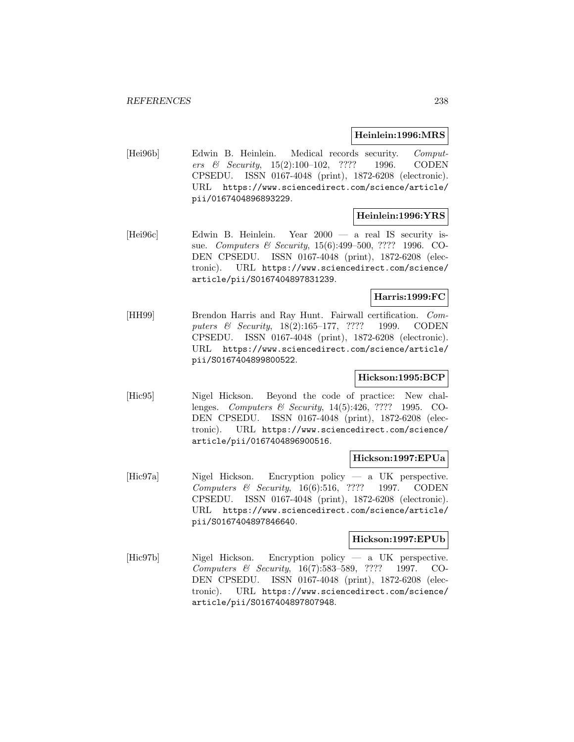**Heinlein:1996:MRS**

[Hei96b] Edwin B. Heinlein. Medical records security. *Computers & Security*, 15(2):100–102, ???? 1996. CODEN CPSEDU. ISSN 0167-4048 (print), 1872-6208 (electronic). URL https://www.sciencedirect.com/science/article/pii/0167404896893229.

**Heinlein:1996:YRS**

[Hei96c] Edwin B. Heinlein. Year 2000 — a real IS security issue. *Computers & Security*, 15(6):499–500, ???? 1996. CODEN CPSEDU. ISSN 0167-4048 (print), 1872-6208 (electronic). URL https://www.sciencedirect.com/science/article/pii/S0167404897831239.

**Harris:1999:FC**

[HH99] Brendon Harris and Ray Hunt. Fairwall certification. *Computers & Security*, 18(2):165–177, ???? 1999. CODEN CPSEDU. ISSN 0167-4048 (print), 1872-6208 (electronic). URL https://www.sciencedirect.com/science/article/pii/S0167404899800522.

**Hickson:1995:BCP**

[Hic95] Nigel Hickson. Beyond the code of practice: New challenges. *Computers & Security*, 14(5):426, ???? 1995. CODEN CPSEDU. ISSN 0167-4048 (print), 1872-6208 (electronic). URL https://www.sciencedirect.com/science/article/pii/0167404896900516.

**Hickson:1997:EPUa**

[Hic97a] Nigel Hickson. Encryption policy — a UK perspective. *Computers & Security*, 16(6):516, ???? 1997. CODEN CPSEDU. ISSN 0167-4048 (print), 1872-6208 (electronic). URL https://www.sciencedirect.com/science/article/pii/S0167404897846640.

**Hickson:1997:EPUb**

[Hic97b] Nigel Hickson. Encryption policy — a UK perspective. *Computers & Security*, 16(7):583–589, ???? 1997. CODEN CPSEDU. ISSN 0167-4048 (print), 1872-6208 (electronic). URL https://www.sciencedirect.com/science/article/pii/S0167404897807948.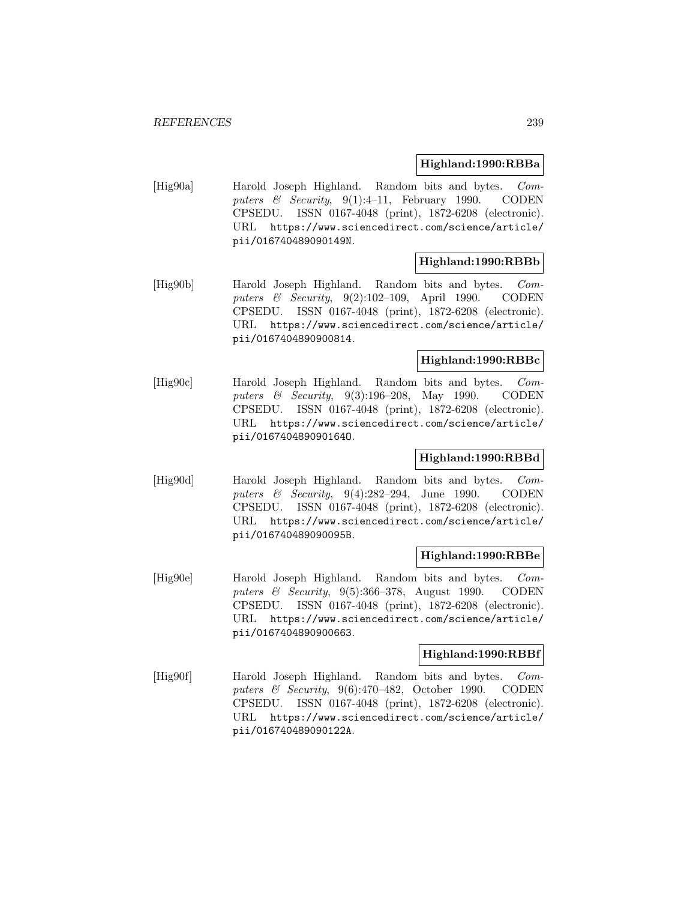**Highland:1990:RBBa**

[Hig90a] Harold Joseph Highland. Random bits and bytes. *Computers & Security*, 9(1):4–11, February 1990. CODEN CPSEDU. ISSN 0167-4048 (print), 1872-6208 (electronic). URL `https://www.sciencedirect.com/science/article/pii/016740489090149N`.

**Highland:1990:RBBb**

[Hig90b] Harold Joseph Highland. Random bits and bytes. *Computers & Security*, 9(2):102–109, April 1990. CODEN CPSEDU. ISSN 0167-4048 (print), 1872-6208 (electronic). URL `https://www.sciencedirect.com/science/article/pii/0167404890900814`.

**Highland:1990:RBBc**

[Hig90c] Harold Joseph Highland. Random bits and bytes. *Computers & Security*, 9(3):196–208, May 1990. CODEN CPSEDU. ISSN 0167-4048 (print), 1872-6208 (electronic). URL `https://www.sciencedirect.com/science/article/pii/016740489090164O`.

**Highland:1990:RBBd**

[Hig90d] Harold Joseph Highland. Random bits and bytes. *Computers & Security*, 9(4):282–294, June 1990. CODEN CPSEDU. ISSN 0167-4048 (print), 1872-6208 (electronic). URL `https://www.sciencedirect.com/science/article/pii/016740489090095B`.

**Highland:1990:RBBe**

[Hig90e] Harold Joseph Highland. Random bits and bytes. *Computers & Security*, 9(5):366–378, August 1990. CODEN CPSEDU. ISSN 0167-4048 (print), 1872-6208 (electronic). URL `https://www.sciencedirect.com/science/article/pii/0167404890900663`.

**Highland:1990:RBBf**

[Hig90f] Harold Joseph Highland. Random bits and bytes. *Computers & Security*, 9(6):470–482, October 1990. CODEN CPSEDU. ISSN 0167-4048 (print), 1872-6208 (electronic). URL `https://www.sciencedirect.com/science/article/pii/016740489090122A`.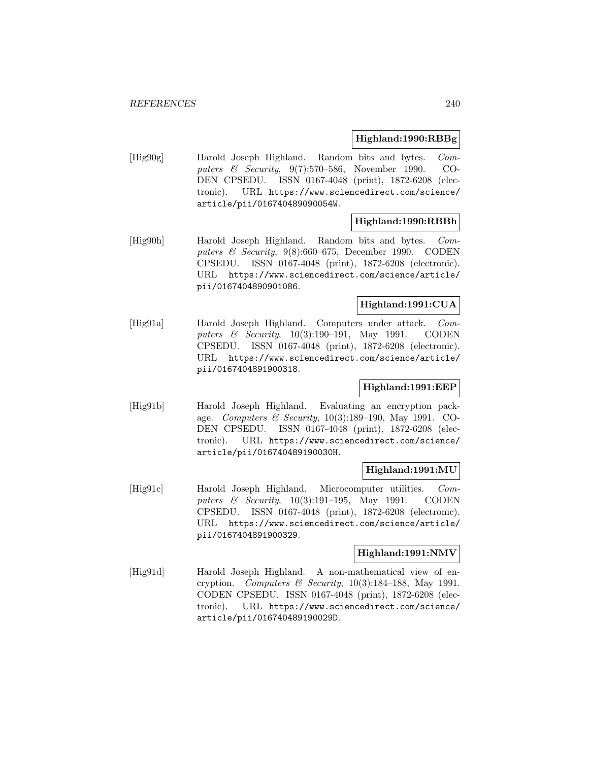**Highland:1990:RBBg**

[Hig90g] Harold Joseph Highland. Random bits and bytes. *Computers & Security*, 9(7):570–586, November 1990. CODEN CPSEDU. ISSN 0167-4048 (print), 1872-6208 (electronic). URL https://www.sciencedirect.com/science/article/pii/016740489090054W.

**Highland:1990:RBBh**

[Hig90h] Harold Joseph Highland. Random bits and bytes. *Computers & Security*, 9(8):660–675, December 1990. CODEN CPSEDU. ISSN 0167-4048 (print), 1872-6208 (electronic). URL https://www.sciencedirect.com/science/article/pii/0167404890901086.

**Highland:1991:CUA**

[Hig91a] Harold Joseph Highland. Computers under attack. *Computers & Security*, 10(3):190–191, May 1991. CODEN CPSEDU. ISSN 0167-4048 (print), 1872-6208 (electronic). URL https://www.sciencedirect.com/science/article/pii/0167404891900318.

**Highland:1991:EEP**

[Hig91b] Harold Joseph Highland. Evaluating an encryption package. *Computers & Security*, 10(3):189–190, May 1991. CODEN CPSEDU. ISSN 0167-4048 (print), 1872-6208 (electronic). URL https://www.sciencedirect.com/science/article/pii/016740489190030H.

**Highland:1991:MU**

[Hig91c] Harold Joseph Highland. Microcomputer utilities. *Computers & Security*, 10(3):191–195, May 1991. CODEN CPSEDU. ISSN 0167-4048 (print), 1872-6208 (electronic). URL https://www.sciencedirect.com/science/article/pii/0167404891900329.

**Highland:1991:NMV**

[Hig91d] Harold Joseph Highland. A non-mathematical view of encryption. *Computers & Security*, 10(3):184–188, May 1991. CODEN CPSEDU. ISSN 0167-4048 (print), 1872-6208 (electronic). URL https://www.sciencedirect.com/science/article/pii/016740489190029D.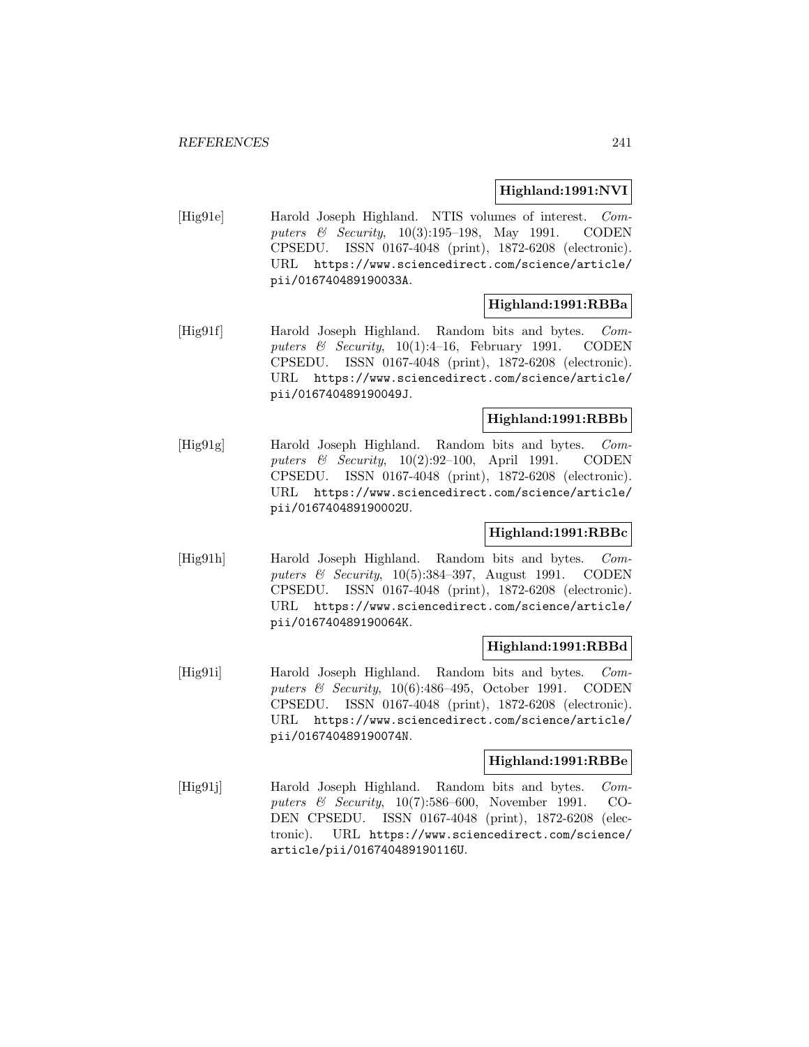**Highland:1991:NVI**

[Hig91e] Harold Joseph Highland. NTIS volumes of interest. *Computers & Security*, 10(3):195–198, May 1991. CODEN CPSEDU. ISSN 0167-4048 (print), 1872-6208 (electronic). URL `https://www.sciencedirect.com/science/article/pii/016740489190033A`.

**Highland:1991:RBBa**

[Hig91f] Harold Joseph Highland. Random bits and bytes. *Computers & Security*, 10(1):4–16, February 1991. CODEN CPSEDU. ISSN 0167-4048 (print), 1872-6208 (electronic). URL `https://www.sciencedirect.com/science/article/pii/016740489190049J`.

**Highland:1991:RBBb**

[Hig91g] Harold Joseph Highland. Random bits and bytes. *Computers & Security*, 10(2):92–100, April 1991. CODEN CPSEDU. ISSN 0167-4048 (print), 1872-6208 (electronic). URL `https://www.sciencedirect.com/science/article/pii/016740489190002U`.

**Highland:1991:RBBc**

[Hig91h] Harold Joseph Highland. Random bits and bytes. *Computers & Security*, 10(5):384–397, August 1991. CODEN CPSEDU. ISSN 0167-4048 (print), 1872-6208 (electronic). URL `https://www.sciencedirect.com/science/article/pii/016740489190064K`.

**Highland:1991:RBBd**

[Hig91i] Harold Joseph Highland. Random bits and bytes. *Computers & Security*, 10(6):486–495, October 1991. CODEN CPSEDU. ISSN 0167-4048 (print), 1872-6208 (electronic). URL `https://www.sciencedirect.com/science/article/pii/016740489190074N`.

**Highland:1991:RBBe**

[Hig91j] Harold Joseph Highland. Random bits and bytes. *Computers & Security*, 10(7):586–600, November 1991. CODEN CPSEDU. ISSN 0167-4048 (print), 1872-6208 (electronic). URL `https://www.sciencedirect.com/science/article/pii/016740489190116U`.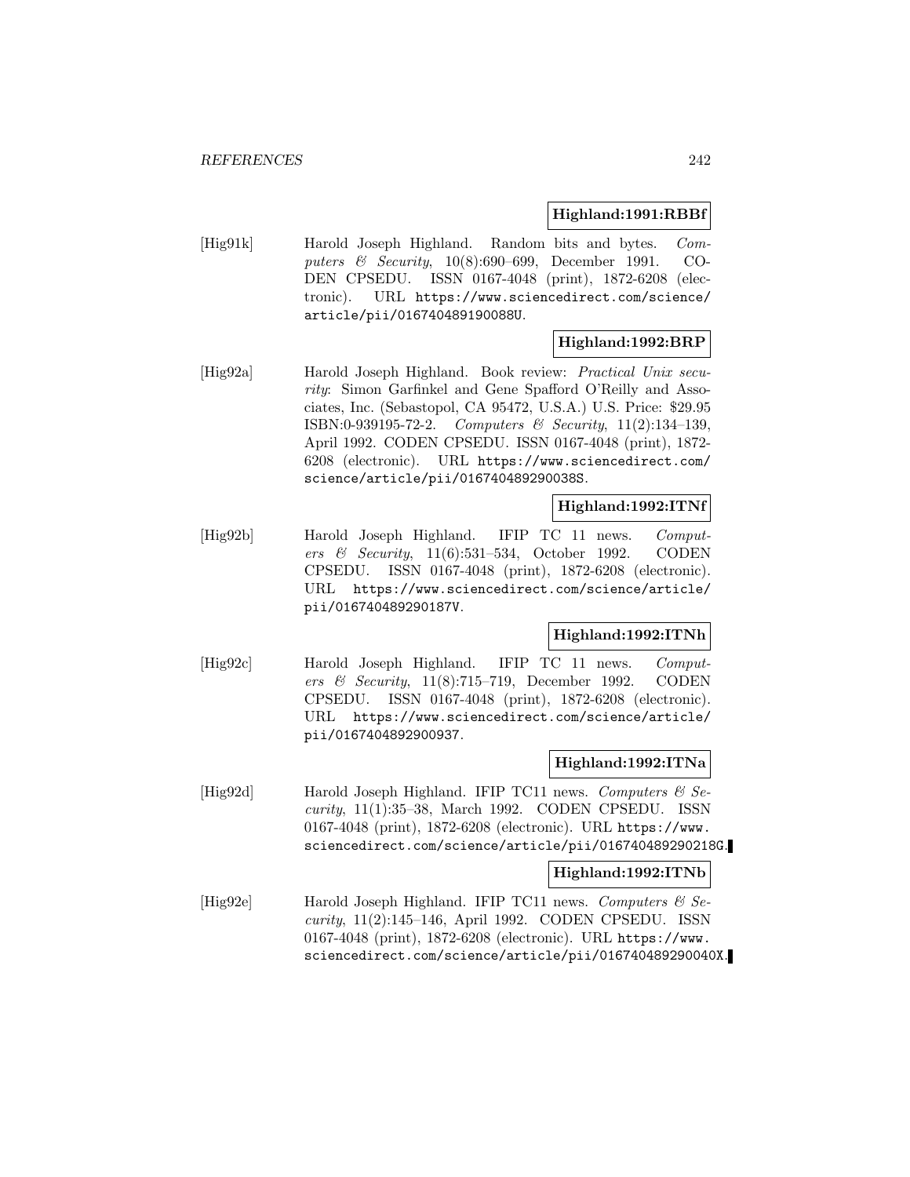**Highland:1991:RBBf**

[Hig91k] Harold Joseph Highland. Random bits and bytes. *Computers & Security*, 10(8):690–699, December 1991. CODEN CPSEDU. ISSN 0167-4048 (print), 1872-6208 (electronic). URL https://www.sciencedirect.com/science/article/pii/016740489190088U.

**Highland:1992:BRP**

[Hig92a] Harold Joseph Highland. Book review: *Practical Unix security*: Simon Garfinkel and Gene Spafford O'Reilly and Associates, Inc. (Sebastopol, CA 95472, U.S.A.) U.S. Price: $29.95 ISBN:0-939195-72-2. *Computers & Security*, 11(2):134–139, April 1992. CODEN CPSEDU. ISSN 0167-4048 (print), 1872-6208 (electronic). URL https://www.sciencedirect.com/science/article/pii/016740489290038S.

**Highland:1992:ITNf**

[Hig92b] Harold Joseph Highland. IFIP TC 11 news. *Computers & Security*, 11(6):531–534, October 1992. CODEN CPSEDU. ISSN 0167-4048 (print), 1872-6208 (electronic). URL https://www.sciencedirect.com/science/article/pii/016740489290187V.

**Highland:1992:ITNh**

[Hig92c] Harold Joseph Highland. IFIP TC 11 news. *Computers & Security*, 11(8):715–719, December 1992. CODEN CPSEDU. ISSN 0167-4048 (print), 1872-6208 (electronic). URL https://www.sciencedirect.com/science/article/pii/0167404892900937.

**Highland:1992:ITNa**

[Hig92d] Harold Joseph Highland. IFIP TC11 news. *Computers & Security*, 11(1):35–38, March 1992. CODEN CPSEDU. ISSN 0167-4048 (print), 1872-6208 (electronic). URL https://www.sciencedirect.com/science/article/pii/016740489290218G.

**Highland:1992:ITNb**

[Hig92e] Harold Joseph Highland. IFIP TC11 news. *Computers & Security*, 11(2):145–146, April 1992. CODEN CPSEDU. ISSN 0167-4048 (print), 1872-6208 (electronic). URL https://www.sciencedirect.com/science/article/pii/016740489290040X.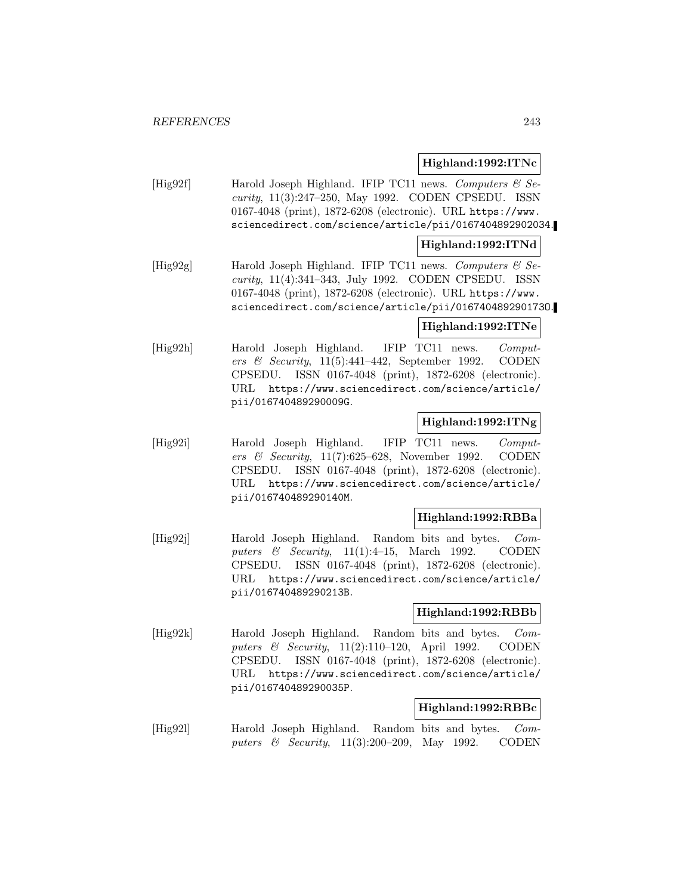**Highland:1992:ITNc**

[Hig92f] Harold Joseph Highland. IFIP TC11 news. *Computers & Security*, 11(3):247–250, May 1992. CODEN CPSEDU. ISSN 0167-4048 (print), 1872-6208 (electronic). URL https://www.sciencedirect.com/science/article/pii/0167404892902034.

**Highland:1992:ITNd**

[Hig92g] Harold Joseph Highland. IFIP TC11 news. *Computers & Security*, 11(4):341–343, July 1992. CODEN CPSEDU. ISSN 0167-4048 (print), 1872-6208 (electronic). URL https://www.sciencedirect.com/science/article/pii/016740489290173O.

**Highland:1992:ITNe**

[Hig92h] Harold Joseph Highland. IFIP TC11 news. *Computers & Security*, 11(5):441–442, September 1992. CODEN CPSEDU. ISSN 0167-4048 (print), 1872-6208 (electronic). URL https://www.sciencedirect.com/science/article/pii/016740489290009G.

**Highland:1992:ITNg**

[Hig92i] Harold Joseph Highland. IFIP TC11 news. *Computers & Security*, 11(7):625–628, November 1992. CODEN CPSEDU. ISSN 0167-4048 (print), 1872-6208 (electronic). URL https://www.sciencedirect.com/science/article/pii/016740489290140M.

**Highland:1992:RBBa**

[Hig92j] Harold Joseph Highland. Random bits and bytes. *Computers & Security*, 11(1):4–15, March 1992. CODEN CPSEDU. ISSN 0167-4048 (print), 1872-6208 (electronic). URL https://www.sciencedirect.com/science/article/pii/016740489290213B.

**Highland:1992:RBBb**

[Hig92k] Harold Joseph Highland. Random bits and bytes. *Computers & Security*, 11(2):110–120, April 1992. CODEN CPSEDU. ISSN 0167-4048 (print), 1872-6208 (electronic). URL https://www.sciencedirect.com/science/article/pii/016740489290035P.

**Highland:1992:RBBc**

[Hig92l] Harold Joseph Highland. Random bits and bytes. *Computers & Security*, 11(3):200–209, May 1992. CODEN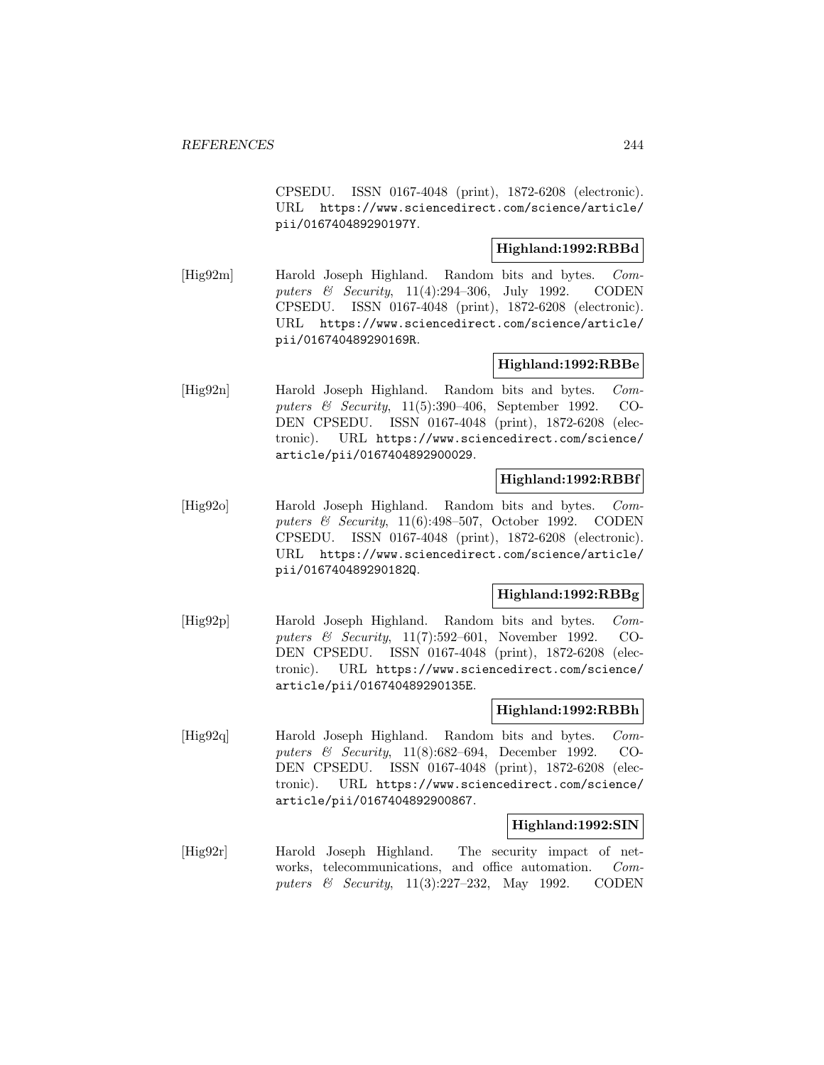CPSEDU. ISSN 0167-4048 (print), 1872-6208 (electronic). URL https://www.sciencedirect.com/science/article/pii/016740489290197Y.

**Highland:1992:RBBd**

[Hig92m] Harold Joseph Highland. Random bits and bytes. *Computers & Security*, 11(4):294–306, July 1992. CODEN CPSEDU. ISSN 0167-4048 (print), 1872-6208 (electronic). URL https://www.sciencedirect.com/science/article/pii/016740489290169R.

**Highland:1992:RBBe**

[Hig92n] Harold Joseph Highland. Random bits and bytes. *Computers & Security*, 11(5):390–406, September 1992. CODEN CPSEDU. ISSN 0167-4048 (print), 1872-6208 (electronic). URL https://www.sciencedirect.com/science/article/pii/0167404892900029.

**Highland:1992:RBBf**

[Hig92o] Harold Joseph Highland. Random bits and bytes. *Computers & Security*, 11(6):498–507, October 1992. CODEN CPSEDU. ISSN 0167-4048 (print), 1872-6208 (electronic). URL https://www.sciencedirect.com/science/article/pii/016740489290182Q.

**Highland:1992:RBBg**

[Hig92p] Harold Joseph Highland. Random bits and bytes. *Computers & Security*, 11(7):592–601, November 1992. CODEN CPSEDU. ISSN 0167-4048 (print), 1872-6208 (electronic). URL https://www.sciencedirect.com/science/article/pii/016740489290135E.

**Highland:1992:RBBh**

[Hig92q] Harold Joseph Highland. Random bits and bytes. *Computers & Security*, 11(8):682–694, December 1992. CODEN CPSEDU. ISSN 0167-4048 (print), 1872-6208 (electronic). URL https://www.sciencedirect.com/science/article/pii/0167404892900867.

**Highland:1992:SIN**

[Hig92r] Harold Joseph Highland. The security impact of networks, telecommunications, and office automation. *Computers & Security*, 11(3):227–232, May 1992. CODEN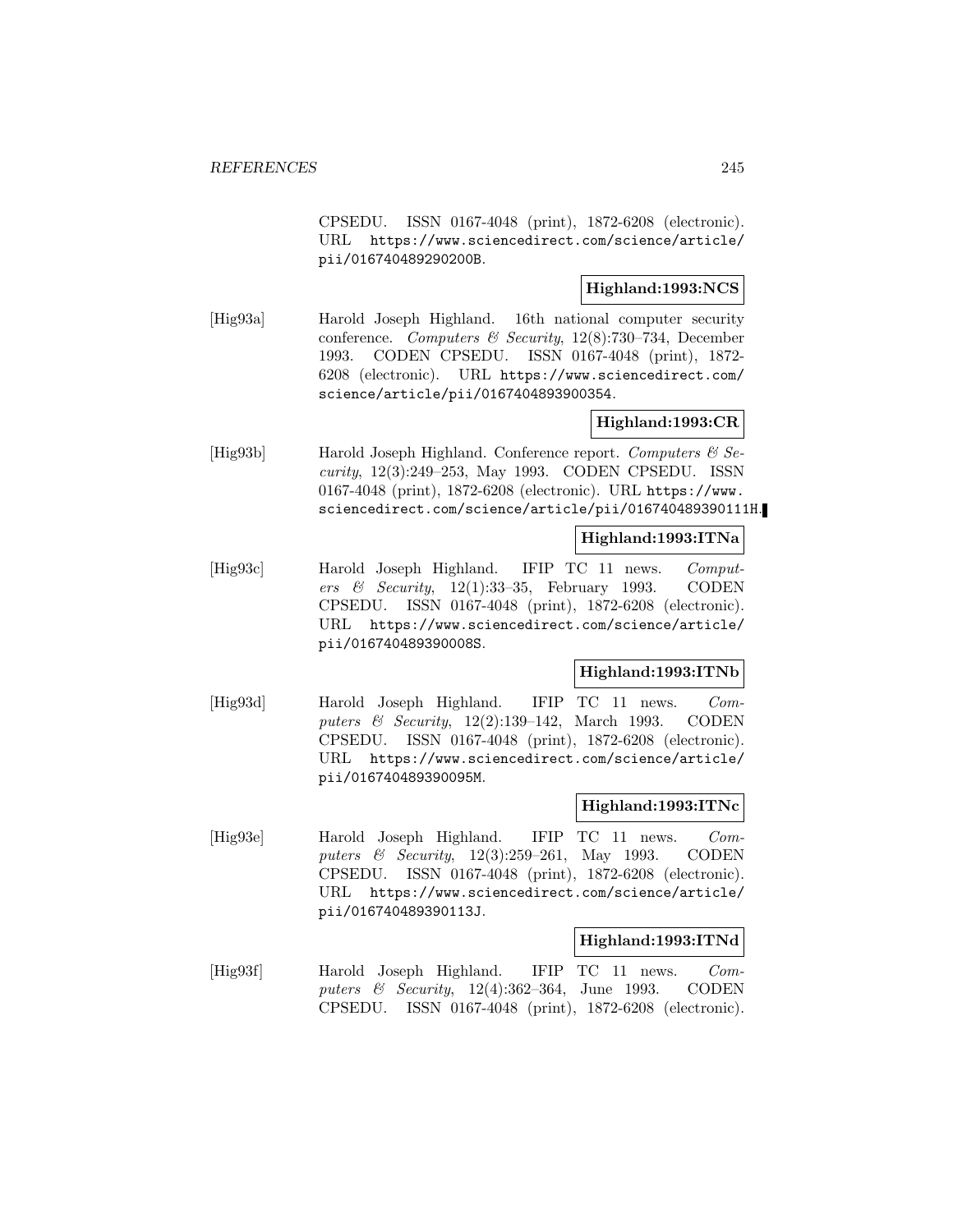CPSEDU. ISSN 0167-4048 (print), 1872-6208 (electronic). URL https://www.sciencedirect.com/science/article/pii/016740489290200B.

**Highland:1993:NCS**

[Hig93a] Harold Joseph Highland. 16th national computer security conference. *Computers & Security*, 12(8):730–734, December 1993. CODEN CPSEDU. ISSN 0167-4048 (print), 1872-6208 (electronic). URL https://www.sciencedirect.com/science/article/pii/0167404893900354.

**Highland:1993:CR**

[Hig93b] Harold Joseph Highland. Conference report. *Computers & Security*, 12(3):249–253, May 1993. CODEN CPSEDU. ISSN 0167-4048 (print), 1872-6208 (electronic). URL https://www.sciencedirect.com/science/article/pii/016740489390111H.

**Highland:1993:ITNa**

[Hig93c] Harold Joseph Highland. IFIP TC 11 news. *Computers & Security*, 12(1):33–35, February 1993. CODEN CPSEDU. ISSN 0167-4048 (print), 1872-6208 (electronic). URL https://www.sciencedirect.com/science/article/pii/016740489390008S.

**Highland:1993:ITNb**

[Hig93d] Harold Joseph Highland. IFIP TC 11 news. *Computers & Security*, 12(2):139–142, March 1993. CODEN CPSEDU. ISSN 0167-4048 (print), 1872-6208 (electronic). URL https://www.sciencedirect.com/science/article/pii/016740489390095M.

**Highland:1993:ITNc**

[Hig93e] Harold Joseph Highland. IFIP TC 11 news. *Computers & Security*, 12(3):259–261, May 1993. CODEN CPSEDU. ISSN 0167-4048 (print), 1872-6208 (electronic). URL https://www.sciencedirect.com/science/article/pii/016740489390113J.

**Highland:1993:ITNd**

[Hig93f] Harold Joseph Highland. IFIP TC 11 news. *Computers & Security*, 12(4):362–364, June 1993. CODEN CPSEDU. ISSN 0167-4048 (print), 1872-6208 (electronic).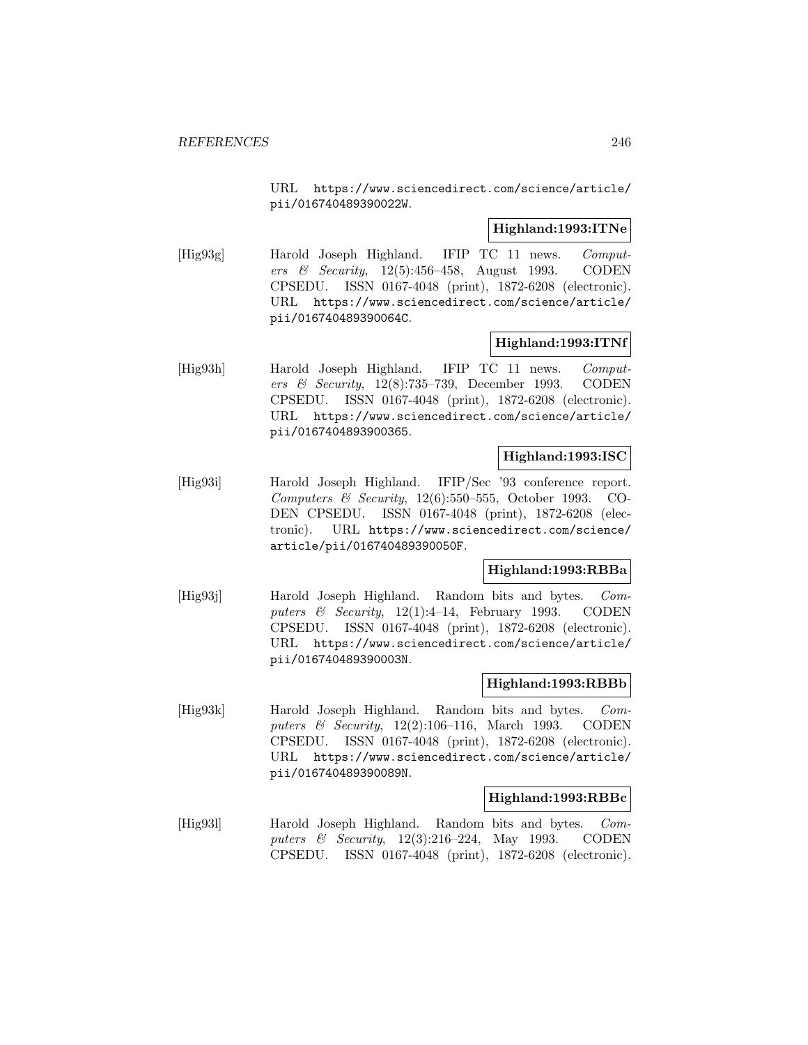URL https://www.sciencedirect.com/science/article/pii/016740489390022W.

**Highland:1993:ITNe**

[Hig93g] Harold Joseph Highland. IFIP TC 11 news. *Computers & Security*, 12(5):456–458, August 1993. CODEN CPSEDU. ISSN 0167-4048 (print), 1872-6208 (electronic). URL https://www.sciencedirect.com/science/article/pii/016740489390064C.

**Highland:1993:ITNf**

[Hig93h] Harold Joseph Highland. IFIP TC 11 news. *Computers & Security*, 12(8):735–739, December 1993. CODEN CPSEDU. ISSN 0167-4048 (print), 1872-6208 (electronic). URL https://www.sciencedirect.com/science/article/pii/0167404893900365.

**Highland:1993:ISC**

[Hig93i] Harold Joseph Highland. IFIP/Sec '93 conference report. *Computers & Security*, 12(6):550–555, October 1993. CODEN CPSEDU. ISSN 0167-4048 (print), 1872-6208 (electronic). URL https://www.sciencedirect.com/science/article/pii/016740489390050F.

**Highland:1993:RBBa**

[Hig93j] Harold Joseph Highland. Random bits and bytes. *Computers & Security*, 12(1):4–14, February 1993. CODEN CPSEDU. ISSN 0167-4048 (print), 1872-6208 (electronic). URL https://www.sciencedirect.com/science/article/pii/016740489390003N.

**Highland:1993:RBBb**

[Hig93k] Harold Joseph Highland. Random bits and bytes. *Computers & Security*, 12(2):106–116, March 1993. CODEN CPSEDU. ISSN 0167-4048 (print), 1872-6208 (electronic). URL https://www.sciencedirect.com/science/article/pii/016740489390089N.

**Highland:1993:RBBc**

[Hig93l] Harold Joseph Highland. Random bits and bytes. *Computers & Security*, 12(3):216–224, May 1993. CODEN CPSEDU. ISSN 0167-4048 (print), 1872-6208 (electronic).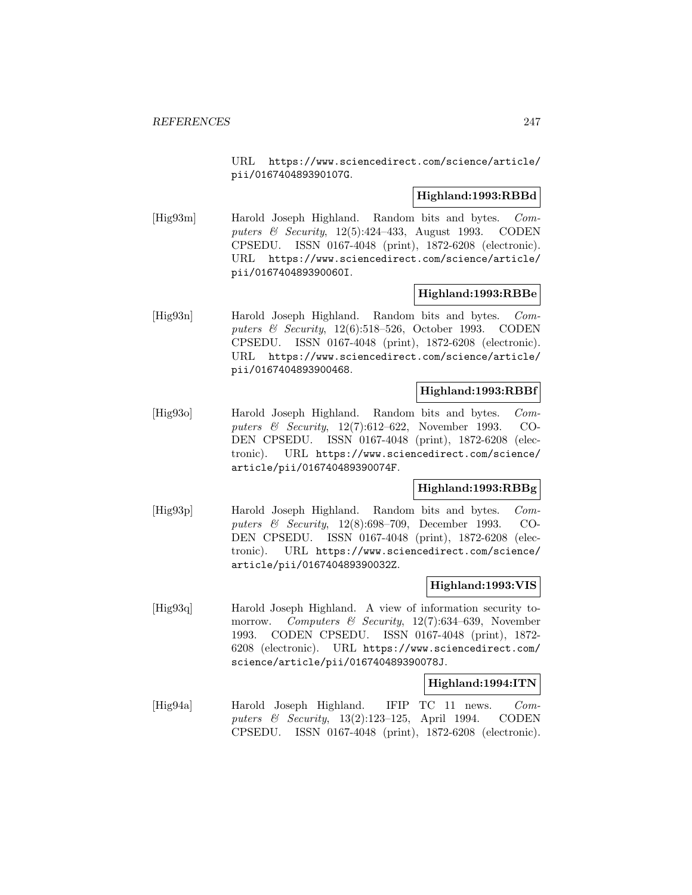URL https://www.sciencedirect.com/science/article/pii/016740489390107G.

**Highland:1993:RBBd**

[Hig93m] Harold Joseph Highland. Random bits and bytes. *Computers & Security*, 12(5):424–433, August 1993. CODEN CPSEDU. ISSN 0167-4048 (print), 1872-6208 (electronic). URL https://www.sciencedirect.com/science/article/pii/016740489390060I.

**Highland:1993:RBBe**

[Hig93n] Harold Joseph Highland. Random bits and bytes. *Computers & Security*, 12(6):518–526, October 1993. CODEN CPSEDU. ISSN 0167-4048 (print), 1872-6208 (electronic). URL https://www.sciencedirect.com/science/article/pii/0167404893900468.

**Highland:1993:RBBf**

[Hig93o] Harold Joseph Highland. Random bits and bytes. *Computers & Security*, 12(7):612–622, November 1993. CODEN CPSEDU. ISSN 0167-4048 (print), 1872-6208 (electronic). URL https://www.sciencedirect.com/science/article/pii/016740489390074F.

**Highland:1993:RBBg**

[Hig93p] Harold Joseph Highland. Random bits and bytes. *Computers & Security*, 12(8):698–709, December 1993. CODEN CPSEDU. ISSN 0167-4048 (print), 1872-6208 (electronic). URL https://www.sciencedirect.com/science/article/pii/016740489390032Z.

**Highland:1993:VIS**

[Hig93q] Harold Joseph Highland. A view of information security tomorrow. *Computers & Security*, 12(7):634–639, November 1993. CODEN CPSEDU. ISSN 0167-4048 (print), 1872-6208 (electronic). URL https://www.sciencedirect.com/science/article/pii/016740489390078J.

**Highland:1994:ITN**

[Hig94a] Harold Joseph Highland. IFIP TC 11 news. *Computers & Security*, 13(2):123–125, April 1994. CODEN CPSEDU. ISSN 0167-4048 (print), 1872-6208 (electronic).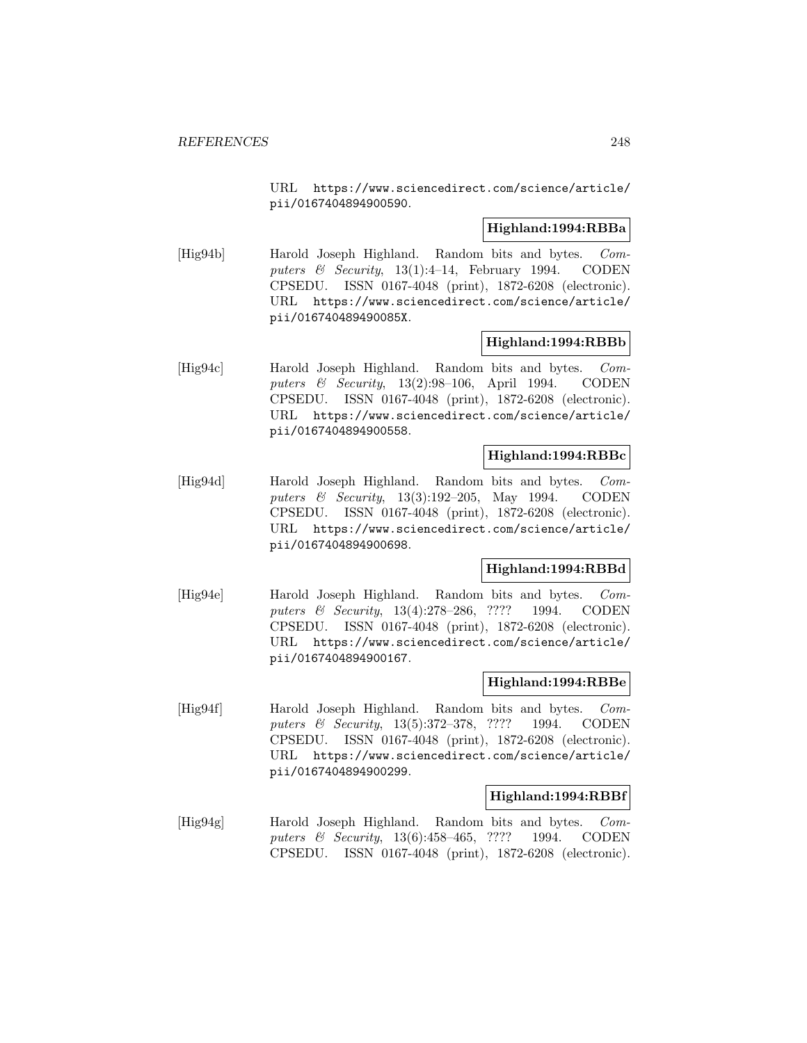URL https://www.sciencedirect.com/science/article/pii/0167404894900590.

**Highland:1994:RBBa**

[Hig94b] Harold Joseph Highland. Random bits and bytes. *Computers & Security*, 13(1):4–14, February 1994. CODEN CPSEDU. ISSN 0167-4048 (print), 1872-6208 (electronic). URL https://www.sciencedirect.com/science/article/pii/016740489490085X.

**Highland:1994:RBBb**

[Hig94c] Harold Joseph Highland. Random bits and bytes. *Computers & Security*, 13(2):98–106, April 1994. CODEN CPSEDU. ISSN 0167-4048 (print), 1872-6208 (electronic). URL https://www.sciencedirect.com/science/article/pii/0167404894900558.

**Highland:1994:RBBc**

[Hig94d] Harold Joseph Highland. Random bits and bytes. *Computers & Security*, 13(3):192–205, May 1994. CODEN CPSEDU. ISSN 0167-4048 (print), 1872-6208 (electronic). URL https://www.sciencedirect.com/science/article/pii/0167404894900698.

**Highland:1994:RBBd**

[Hig94e] Harold Joseph Highland. Random bits and bytes. *Computers & Security*, 13(4):278–286, ???? 1994. CODEN CPSEDU. ISSN 0167-4048 (print), 1872-6208 (electronic). URL https://www.sciencedirect.com/science/article/pii/0167404894900167.

**Highland:1994:RBBe**

[Hig94f] Harold Joseph Highland. Random bits and bytes. *Computers & Security*, 13(5):372–378, ???? 1994. CODEN CPSEDU. ISSN 0167-4048 (print), 1872-6208 (electronic). URL https://www.sciencedirect.com/science/article/pii/0167404894900299.

**Highland:1994:RBBf**

[Hig94g] Harold Joseph Highland. Random bits and bytes. *Computers & Security*, 13(6):458–465, ???? 1994. CODEN CPSEDU. ISSN 0167-4048 (print), 1872-6208 (electronic).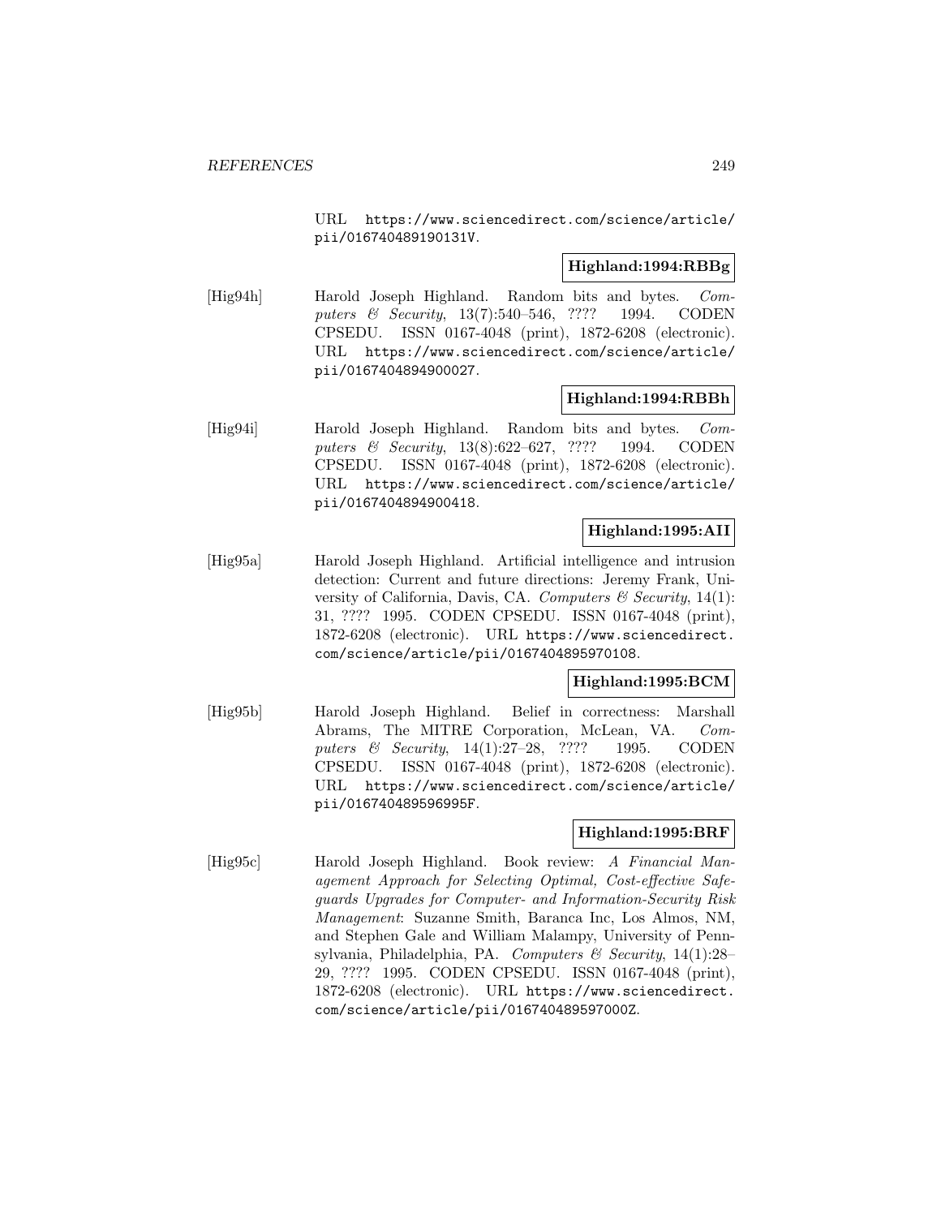URL https://www.sciencedirect.com/science/article/pii/016740489190131V.

**Highland:1994:RBBg**

[Hig94h] Harold Joseph Highland. Random bits and bytes. *Computers & Security*, 13(7):540–546, ???? 1994. CODEN CPSEDU. ISSN 0167-4048 (print), 1872-6208 (electronic). URL https://www.sciencedirect.com/science/article/pii/0167404894900027.

**Highland:1994:RBBh**

[Hig94i] Harold Joseph Highland. Random bits and bytes. *Computers & Security*, 13(8):622–627, ???? 1994. CODEN CPSEDU. ISSN 0167-4048 (print), 1872-6208 (electronic). URL https://www.sciencedirect.com/science/article/pii/0167404894900418.

**Highland:1995:AII**

[Hig95a] Harold Joseph Highland. Artificial intelligence and intrusion detection: Current and future directions: Jeremy Frank, University of California, Davis, CA. *Computers & Security*, 14(1): 31, ???? 1995. CODEN CPSEDU. ISSN 0167-4048 (print), 1872-6208 (electronic). URL https://www.sciencedirect.com/science/article/pii/0167404895970108.

**Highland:1995:BCM**

[Hig95b] Harold Joseph Highland. Belief in correctness: Marshall Abrams, The MITRE Corporation, McLean, VA. *Computers & Security*, 14(1):27–28, ???? 1995. CODEN CPSEDU. ISSN 0167-4048 (print), 1872-6208 (electronic). URL https://www.sciencedirect.com/science/article/pii/016740489596995F.

**Highland:1995:BRF**

[Hig95c] Harold Joseph Highland. Book review: *A Financial Management Approach for Selecting Optimal, Cost-effective Safeguards Upgrades for Computer- and Information-Security Risk Management*: Suzanne Smith, Baranca Inc, Los Almos, NM, and Stephen Gale and William Malampy, University of Pennsylvania, Philadelphia, PA. *Computers & Security*, 14(1):28–29, ???? 1995. CODEN CPSEDU. ISSN 0167-4048 (print), 1872-6208 (electronic). URL https://www.sciencedirect.com/science/article/pii/016740489597000Z.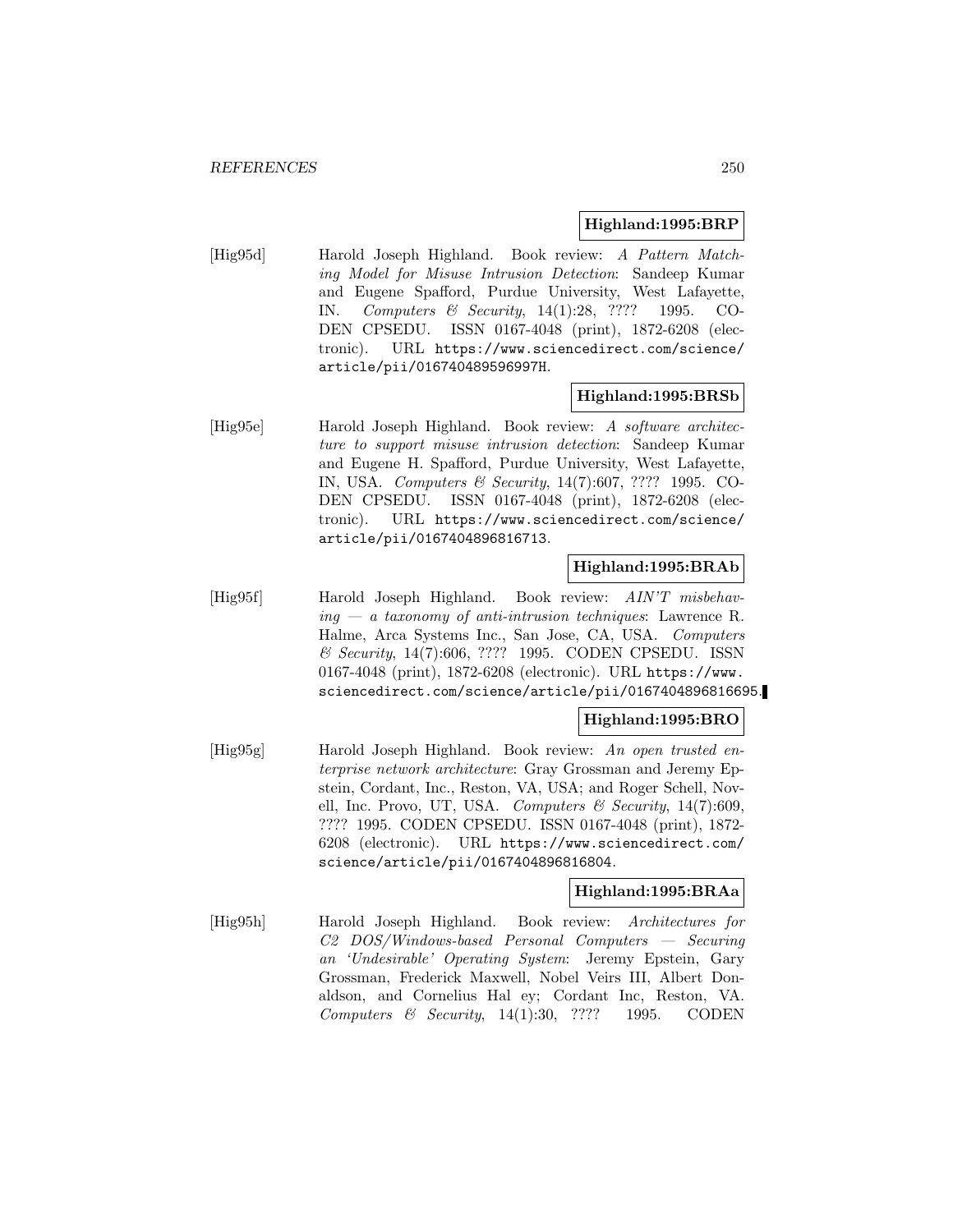**Highland:1995:BRP**

[Hig95d] Harold Joseph Highland. Book review: *A Pattern Matching Model for Misuse Intrusion Detection*: Sandeep Kumar and Eugene Spafford, Purdue University, West Lafayette, IN. *Computers & Security*, 14(1):28, ???? 1995. CODEN CPSEDU. ISSN 0167-4048 (print), 1872-6208 (electronic). URL https://www.sciencedirect.com/science/article/pii/016740489596997H.

**Highland:1995:BRSb**

[Hig95e] Harold Joseph Highland. Book review: *A software architecture to support misuse intrusion detection*: Sandeep Kumar and Eugene H. Spafford, Purdue University, West Lafayette, IN, USA. *Computers & Security*, 14(7):607, ???? 1995. CODEN CPSEDU. ISSN 0167-4048 (print), 1872-6208 (electronic). URL https://www.sciencedirect.com/science/article/pii/0167404896816713.

**Highland:1995:BRAb**

[Hig95f] Harold Joseph Highland. Book review: *AIN'T misbehaving — a taxonomy of anti-intrusion techniques*: Lawrence R. Halme, Arca Systems Inc., San Jose, CA, USA. *Computers & Security*, 14(7):606, ???? 1995. CODEN CPSEDU. ISSN 0167-4048 (print), 1872-6208 (electronic). URL https://www.sciencedirect.com/science/article/pii/0167404896816695.

**Highland:1995:BRO**

[Hig95g] Harold Joseph Highland. Book review: *An open trusted enterprise network architecture*: Gray Grossman and Jeremy Epstein, Cordant, Inc., Reston, VA, USA; and Roger Schell, Novell, Inc. Provo, UT, USA. *Computers & Security*, 14(7):609, ???? 1995. CODEN CPSEDU. ISSN 0167-4048 (print), 1872-6208 (electronic). URL https://www.sciencedirect.com/science/article/pii/0167404896816804.

**Highland:1995:BRAa**

[Hig95h] Harold Joseph Highland. Book review: *Architectures for C2 DOS/Windows-based Personal Computers — Securing an 'Undesirable' Operating System*: Jeremy Epstein, Gary Grossman, Frederick Maxwell, Nobel Veirs III, Albert Donaldson, and Cornelius Hal ey; Cordant Inc, Reston, VA. *Computers & Security*, 14(1):30, ???? 1995. CODEN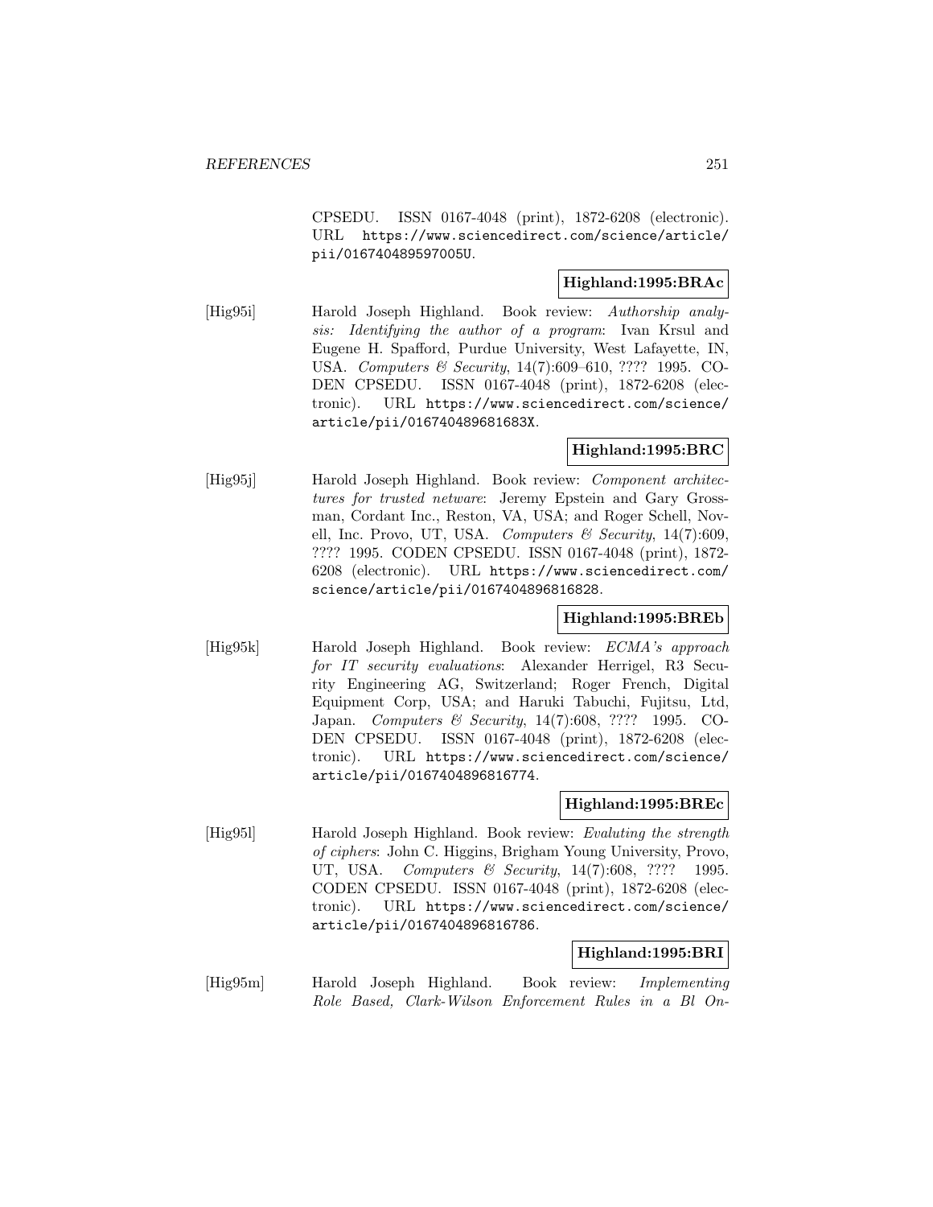CPSEDU. ISSN 0167-4048 (print), 1872-6208 (electronic). URL https://www.sciencedirect.com/science/article/pii/016740489597005U.

**Highland:1995:BRAc**

[Hig95i] Harold Joseph Highland. Book review: *Authorship analysis: Identifying the author of a program*: Ivan Krsul and Eugene H. Spafford, Purdue University, West Lafayette, IN, USA. *Computers & Security*, 14(7):609–610, ???? 1995. CODEN CPSEDU. ISSN 0167-4048 (print), 1872-6208 (electronic). URL https://www.sciencedirect.com/science/article/pii/016740489681683X.

**Highland:1995:BRC**

[Hig95j] Harold Joseph Highland. Book review: *Component architectures for trusted netware*: Jeremy Epstein and Gary Grossman, Cordant Inc., Reston, VA, USA; and Roger Schell, Novell, Inc. Provo, UT, USA. *Computers & Security*, 14(7):609, ???? 1995. CODEN CPSEDU. ISSN 0167-4048 (print), 1872-6208 (electronic). URL https://www.sciencedirect.com/science/article/pii/0167404896816828.

**Highland:1995:BREb**

[Hig95k] Harold Joseph Highland. Book review: *ECMA's approach for IT security evaluations*: Alexander Herrigel, R3 Security Engineering AG, Switzerland; Roger French, Digital Equipment Corp, USA; and Haruki Tabuchi, Fujitsu, Ltd, Japan. *Computers & Security*, 14(7):608, ???? 1995. CODEN CPSEDU. ISSN 0167-4048 (print), 1872-6208 (electronic). URL https://www.sciencedirect.com/science/article/pii/0167404896816774.

**Highland:1995:BREc**

[Hig95l] Harold Joseph Highland. Book review: *Evaluting the strength of ciphers*: John C. Higgins, Brigham Young University, Provo, UT, USA. *Computers & Security*, 14(7):608, ???? 1995. CODEN CPSEDU. ISSN 0167-4048 (print), 1872-6208 (electronic). URL https://www.sciencedirect.com/science/article/pii/0167404896816786.

**Highland:1995:BRI**

[Hig95m] Harold Joseph Highland. Book review: *Implementing Role Based, Clark-Wilson Enforcement Rules in a Bl On-*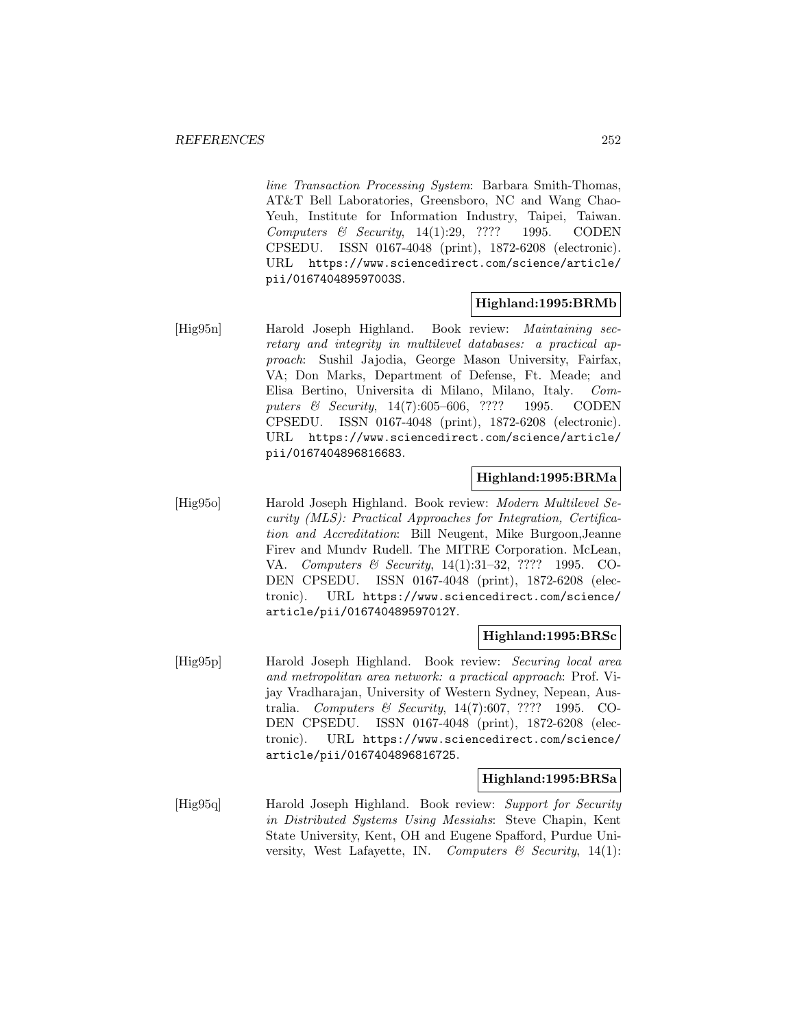*line Transaction Processing System*: Barbara Smith-Thomas, AT&T Bell Laboratories, Greensboro, NC and Wang Chao-Yeuh, Institute for Information Industry, Taipei, Taiwan. *Computers & Security*, 14(1):29, ???? 1995. CODEN CPSEDU. ISSN 0167-4048 (print), 1872-6208 (electronic). URL https://www.sciencedirect.com/science/article/pii/016740489597003S.

**Highland:1995:BRMb**

[Hig95n] Harold Joseph Highland. Book review: *Maintaining secretary and integrity in multilevel databases: a practical approach*: Sushil Jajodia, George Mason University, Fairfax, VA; Don Marks, Department of Defense, Ft. Meade; and Elisa Bertino, Universita di Milano, Milano, Italy. *Computers & Security*, 14(7):605–606, ???? 1995. CODEN CPSEDU. ISSN 0167-4048 (print), 1872-6208 (electronic). URL https://www.sciencedirect.com/science/article/pii/0167404896816683.

**Highland:1995:BRMa**

[Hig95o] Harold Joseph Highland. Book review: *Modern Multilevel Security (MLS): Practical Approaches for Integration, Certification and Accreditation*: Bill Neugent, Mike Burgoon,Jeanne Firev and Mundv Rudell. The MITRE Corporation. McLean, VA. *Computers & Security*, 14(1):31–32, ???? 1995. CODEN CPSEDU. ISSN 0167-4048 (print), 1872-6208 (electronic). URL https://www.sciencedirect.com/science/article/pii/016740489597012Y.

**Highland:1995:BRSc**

[Hig95p] Harold Joseph Highland. Book review: *Securing local area and metropolitan area network: a practical approach*: Prof. Vijay Vradharajan, University of Western Sydney, Nepean, Australia. *Computers & Security*, 14(7):607, ???? 1995. CODEN CPSEDU. ISSN 0167-4048 (print), 1872-6208 (electronic). URL https://www.sciencedirect.com/science/article/pii/0167404896816725.

**Highland:1995:BRSa**

[Hig95q] Harold Joseph Highland. Book review: *Support for Security in Distributed Systems Using Messiahs*: Steve Chapin, Kent State University, Kent, OH and Eugene Spafford, Purdue University, West Lafayette, IN. *Computers & Security*, 14(1):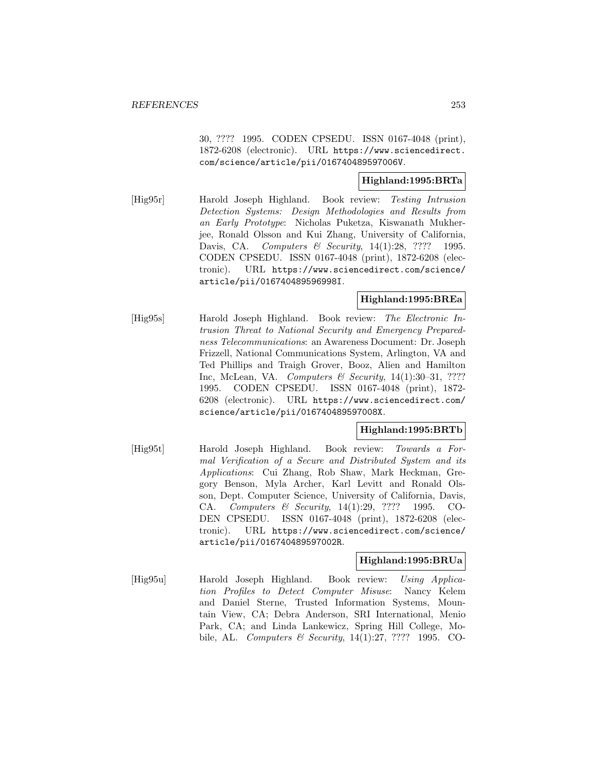30, ???? 1995. CODEN CPSEDU. ISSN 0167-4048 (print), 1872-6208 (electronic). URL https://www.sciencedirect.com/science/article/pii/016740489597006V.

**Highland:1995:BRTa**

[Hig95r] Harold Joseph Highland. Book review: *Testing Intrusion Detection Systems: Design Methodologies and Results from an Early Prototype*: Nicholas Puketza, Kiswanath Mukherjee, Ronald Olsson and Kui Zhang, University of California, Davis, CA. *Computers & Security*, 14(1):28, ???? 1995. CODEN CPSEDU. ISSN 0167-4048 (print), 1872-6208 (electronic). URL https://www.sciencedirect.com/science/article/pii/016740489596998I.

**Highland:1995:BREa**

[Hig95s] Harold Joseph Highland. Book review: *The Electronic Intrusion Threat to National Security and Emergency Preparedness Telecommunications*: an Awareness Document: Dr. Joseph Frizzell, National Communications System, Arlington, VA and Ted Phillips and Traigh Grover, Booz, Alien and Hamilton Inc, McLean, VA. *Computers & Security*, 14(1):30–31, ???? 1995. CODEN CPSEDU. ISSN 0167-4048 (print), 1872-6208 (electronic). URL https://www.sciencedirect.com/science/article/pii/016740489597008X.

**Highland:1995:BRTb**

[Hig95t] Harold Joseph Highland. Book review: *Towards a Formal Verification of a Secure and Distributed System and its Applications*: Cui Zhang, Rob Shaw, Mark Heckman, Gregory Benson, Myla Archer, Karl Levitt and Ronald Olsson, Dept. Computer Science, University of California, Davis, CA. *Computers & Security*, 14(1):29, ???? 1995. CODEN CPSEDU. ISSN 0167-4048 (print), 1872-6208 (electronic). URL https://www.sciencedirect.com/science/article/pii/016740489597002R.

**Highland:1995:BRUa**

[Hig95u] Harold Joseph Highland. Book review: *Using Application Profiles to Detect Computer Misuse*: Nancy Kelem and Daniel Sterne, Trusted Information Systems, Mountain View, CA; Debra Anderson, SRI International, Menio Park, CA; and Linda Lankewicz, Spring Hill College, Mobile, AL. *Computers & Security*, 14(1):27, ???? 1995. CO-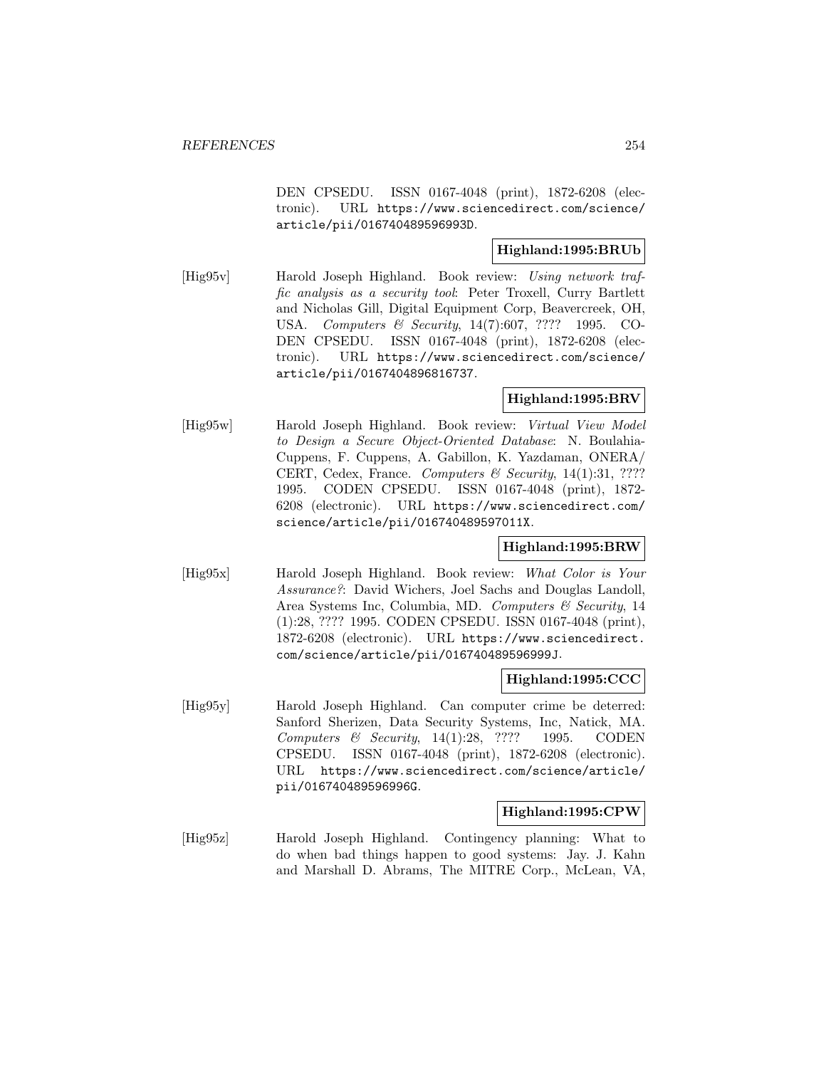DEN CPSEDU. ISSN 0167-4048 (print), 1872-6208 (electronic). URL https://www.sciencedirect.com/science/article/pii/016740489596993D.

**Highland:1995:BRUb**

[Hig95v] Harold Joseph Highland. Book review: *Using network traffic analysis as a security tool*: Peter Troxell, Curry Bartlett and Nicholas Gill, Digital Equipment Corp, Beavercreek, OH, USA. *Computers & Security*, 14(7):607, ???? 1995. CODEN CPSEDU. ISSN 0167-4048 (print), 1872-6208 (electronic). URL https://www.sciencedirect.com/science/article/pii/0167404896816737.

**Highland:1995:BRV**

[Hig95w] Harold Joseph Highland. Book review: *Virtual View Model to Design a Secure Object-Oriented Database*: N. Boulahia-Cuppens, F. Cuppens, A. Gabillon, K. Yazdaman, ONERA/CERT, Cedex, France. *Computers & Security*, 14(1):31, ???? 1995. CODEN CPSEDU. ISSN 0167-4048 (print), 1872-6208 (electronic). URL https://www.sciencedirect.com/science/article/pii/016740489597011X.

**Highland:1995:BRW**

[Hig95x] Harold Joseph Highland. Book review: *What Color is Your Assurance?*: David Wichers, Joel Sachs and Douglas Landoll, Area Systems Inc, Columbia, MD. *Computers & Security*, 14 (1):28, ???? 1995. CODEN CPSEDU. ISSN 0167-4048 (print), 1872-6208 (electronic). URL https://www.sciencedirect.com/science/article/pii/016740489596999J.

**Highland:1995:CCC**

[Hig95y] Harold Joseph Highland. Can computer crime be deterred: Sanford Sherizen, Data Security Systems, Inc, Natick, MA. *Computers & Security*, 14(1):28, ???? 1995. CODEN CPSEDU. ISSN 0167-4048 (print), 1872-6208 (electronic). URL https://www.sciencedirect.com/science/article/pii/016740489596996G.

**Highland:1995:CPW**

[Hig95z] Harold Joseph Highland. Contingency planning: What to do when bad things happen to good systems: Jay. J. Kahn and Marshall D. Abrams, The MITRE Corp., McLean, VA,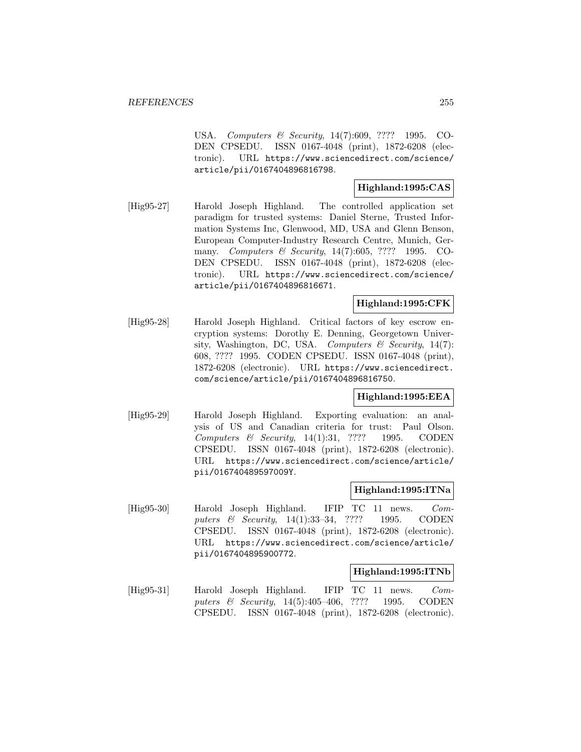USA. *Computers & Security*, 14(7):609, ???? 1995. CODEN CPSEDU. ISSN 0167-4048 (print), 1872-6208 (electronic). URL https://www.sciencedirect.com/science/article/pii/0167404896816798.

**Highland:1995:CAS**

[Hig95-27] Harold Joseph Highland. The controlled application set paradigm for trusted systems: Daniel Sterne, Trusted Information Systems Inc, Glenwood, MD, USA and Glenn Benson, European Computer-Industry Research Centre, Munich, Germany. *Computers & Security*, 14(7):605, ???? 1995. CODEN CPSEDU. ISSN 0167-4048 (print), 1872-6208 (electronic). URL https://www.sciencedirect.com/science/article/pii/0167404896816671.

**Highland:1995:CFK**

[Hig95-28] Harold Joseph Highland. Critical factors of key escrow encryption systems: Dorothy E. Denning, Georgetown University, Washington, DC, USA. *Computers & Security*, 14(7):608, ???? 1995. CODEN CPSEDU. ISSN 0167-4048 (print), 1872-6208 (electronic). URL https://www.sciencedirect.com/science/article/pii/0167404896816750.

**Highland:1995:EEA**

[Hig95-29] Harold Joseph Highland. Exporting evaluation: an analysis of US and Canadian criteria for trust: Paul Olson. *Computers & Security*, 14(1):31, ???? 1995. CODEN CPSEDU. ISSN 0167-4048 (print), 1872-6208 (electronic). URL https://www.sciencedirect.com/science/article/pii/016740489597009Y.

**Highland:1995:ITNa**

[Hig95-30] Harold Joseph Highland. IFIP TC 11 news. *Computers & Security*, 14(1):33–34, ???? 1995. CODEN CPSEDU. ISSN 0167-4048 (print), 1872-6208 (electronic). URL https://www.sciencedirect.com/science/article/pii/0167404895900772.

**Highland:1995:ITNb**

[Hig95-31] Harold Joseph Highland. IFIP TC 11 news. *Computers & Security*, 14(5):405–406, ???? 1995. CODEN CPSEDU. ISSN 0167-4048 (print), 1872-6208 (electronic).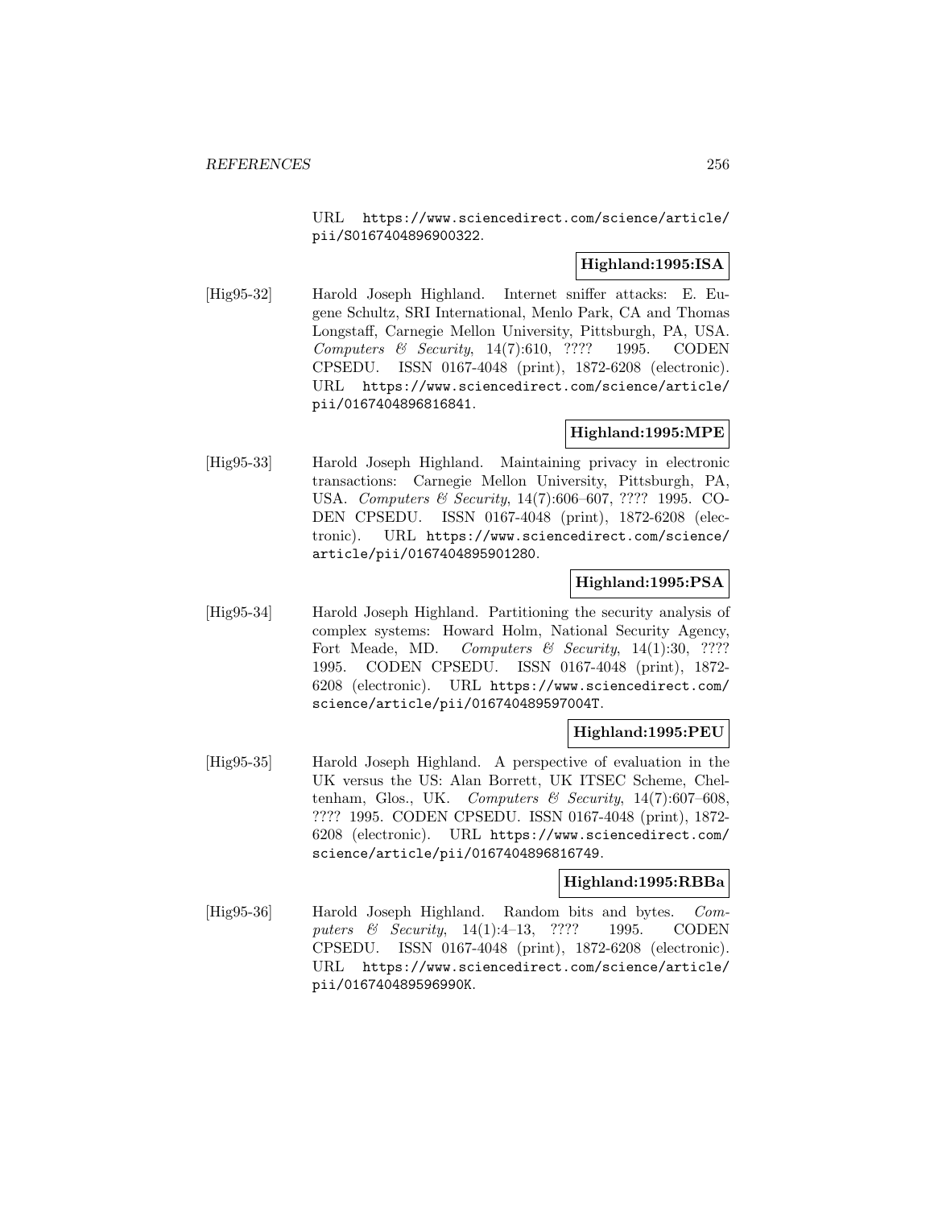URL https://www.sciencedirect.com/science/article/pii/S0167404896900322.

**Highland:1995:ISA**

[Hig95-32] Harold Joseph Highland. Internet sniffer attacks: E. Eugene Schultz, SRI International, Menlo Park, CA and Thomas Longstaff, Carnegie Mellon University, Pittsburgh, PA, USA. *Computers & Security*, 14(7):610, ???? 1995. CODEN CPSEDU. ISSN 0167-4048 (print), 1872-6208 (electronic). URL https://www.sciencedirect.com/science/article/pii/0167404896816841.

**Highland:1995:MPE**

[Hig95-33] Harold Joseph Highland. Maintaining privacy in electronic transactions: Carnegie Mellon University, Pittsburgh, PA, USA. *Computers & Security*, 14(7):606–607, ???? 1995. CODEN CPSEDU. ISSN 0167-4048 (print), 1872-6208 (electronic). URL https://www.sciencedirect.com/science/article/pii/0167404895901280.

**Highland:1995:PSA**

[Hig95-34] Harold Joseph Highland. Partitioning the security analysis of complex systems: Howard Holm, National Security Agency, Fort Meade, MD. *Computers & Security*, 14(1):30, ???? 1995. CODEN CPSEDU. ISSN 0167-4048 (print), 1872-6208 (electronic). URL https://www.sciencedirect.com/science/article/pii/016740489597004T.

**Highland:1995:PEU**

[Hig95-35] Harold Joseph Highland. A perspective of evaluation in the UK versus the US: Alan Borrett, UK ITSEC Scheme, Cheltenham, Glos., UK. *Computers & Security*, 14(7):607–608, ???? 1995. CODEN CPSEDU. ISSN 0167-4048 (print), 1872-6208 (electronic). URL https://www.sciencedirect.com/science/article/pii/0167404896816749.

**Highland:1995:RBBa**

[Hig95-36] Harold Joseph Highland. Random bits and bytes. *Computers & Security*, 14(1):4–13, ???? 1995. CODEN CPSEDU. ISSN 0167-4048 (print), 1872-6208 (electronic). URL https://www.sciencedirect.com/science/article/pii/016740489596990K.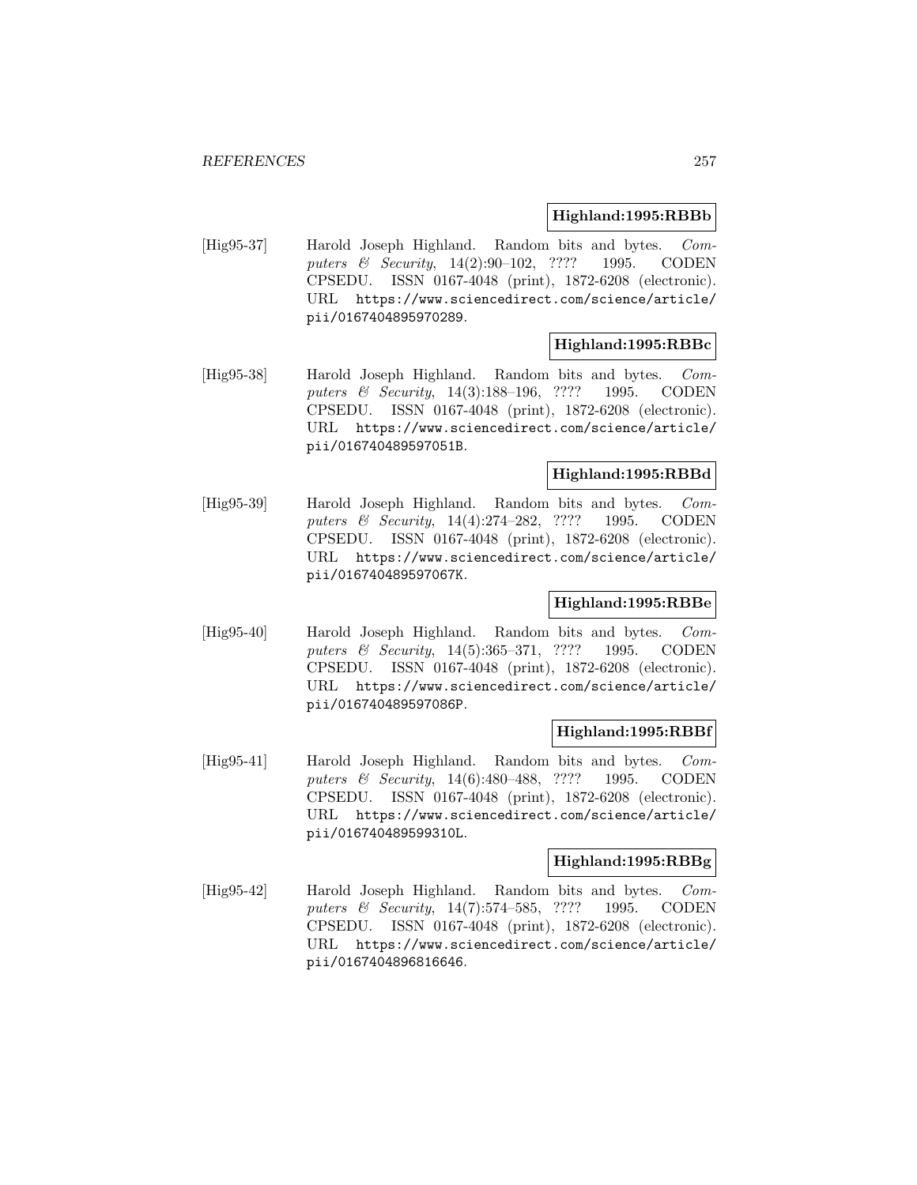**Highland:1995:RBBb**

[Hig95-37] Harold Joseph Highland. Random bits and bytes. *Computers & Security*, 14(2):90–102, ???? 1995. CODEN CPSEDU. ISSN 0167-4048 (print), 1872-6208 (electronic). URL `https://www.sciencedirect.com/science/article/pii/0167404895970289`.

**Highland:1995:RBBc**

[Hig95-38] Harold Joseph Highland. Random bits and bytes. *Computers & Security*, 14(3):188–196, ???? 1995. CODEN CPSEDU. ISSN 0167-4048 (print), 1872-6208 (electronic). URL `https://www.sciencedirect.com/science/article/pii/016740489597051B`.

**Highland:1995:RBBd**

[Hig95-39] Harold Joseph Highland. Random bits and bytes. *Computers & Security*, 14(4):274–282, ???? 1995. CODEN CPSEDU. ISSN 0167-4048 (print), 1872-6208 (electronic). URL `https://www.sciencedirect.com/science/article/pii/016740489597067K`.

**Highland:1995:RBBe**

[Hig95-40] Harold Joseph Highland. Random bits and bytes. *Computers & Security*, 14(5):365–371, ???? 1995. CODEN CPSEDU. ISSN 0167-4048 (print), 1872-6208 (electronic). URL `https://www.sciencedirect.com/science/article/pii/016740489597086P`.

**Highland:1995:RBBf**

[Hig95-41] Harold Joseph Highland. Random bits and bytes. *Computers & Security*, 14(6):480–488, ???? 1995. CODEN CPSEDU. ISSN 0167-4048 (print), 1872-6208 (electronic). URL `https://www.sciencedirect.com/science/article/pii/016740489599310L`.

**Highland:1995:RBBg**

[Hig95-42] Harold Joseph Highland. Random bits and bytes. *Computers & Security*, 14(7):574–585, ???? 1995. CODEN CPSEDU. ISSN 0167-4048 (print), 1872-6208 (electronic). URL `https://www.sciencedirect.com/science/article/pii/0167404896816646`.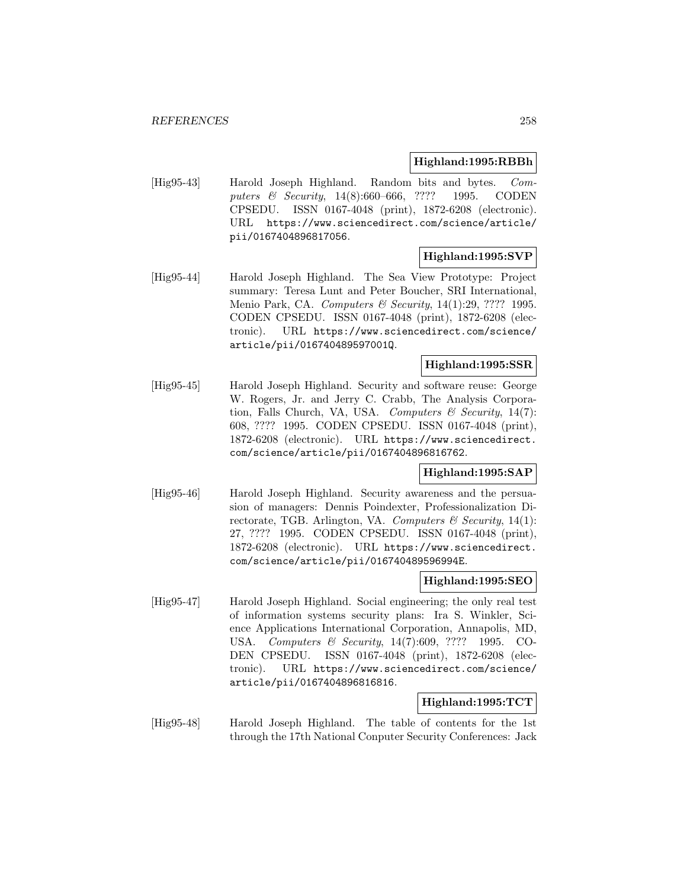**Highland:1995:RBBh**

[Hig95-43] Harold Joseph Highland. Random bits and bytes. *Computers & Security*, 14(8):660–666, ???? 1995. CODEN CPSEDU. ISSN 0167-4048 (print), 1872-6208 (electronic). URL https://www.sciencedirect.com/science/article/pii/0167404896817056.

**Highland:1995:SVP**

[Hig95-44] Harold Joseph Highland. The Sea View Prototype: Project summary: Teresa Lunt and Peter Boucher, SRI International, Menio Park, CA. *Computers & Security*, 14(1):29, ???? 1995. CODEN CPSEDU. ISSN 0167-4048 (print), 1872-6208 (electronic). URL https://www.sciencedirect.com/science/article/pii/016740489597001Q.

**Highland:1995:SSR**

[Hig95-45] Harold Joseph Highland. Security and software reuse: George W. Rogers, Jr. and Jerry C. Crabb, The Analysis Corporation, Falls Church, VA, USA. *Computers & Security*, 14(7):608, ???? 1995. CODEN CPSEDU. ISSN 0167-4048 (print), 1872-6208 (electronic). URL https://www.sciencedirect.com/science/article/pii/0167404896816762.

**Highland:1995:SAP**

[Hig95-46] Harold Joseph Highland. Security awareness and the persuasion of managers: Dennis Poindexter, Professionalization Directorate, TGB. Arlington, VA. *Computers & Security*, 14(1):27, ???? 1995. CODEN CPSEDU. ISSN 0167-4048 (print), 1872-6208 (electronic). URL https://www.sciencedirect.com/science/article/pii/016740489596994E.

**Highland:1995:SEO**

[Hig95-47] Harold Joseph Highland. Social engineering; the only real test of information systems security plans: Ira S. Winkler, Science Applications International Corporation, Annapolis, MD, USA. *Computers & Security*, 14(7):609, ???? 1995. CODEN CPSEDU. ISSN 0167-4048 (print), 1872-6208 (electronic). URL https://www.sciencedirect.com/science/article/pii/0167404896816816.

**Highland:1995:TCT**

[Hig95-48] Harold Joseph Highland. The table of contents for the 1st through the 17th National Conputer Security Conferences: Jack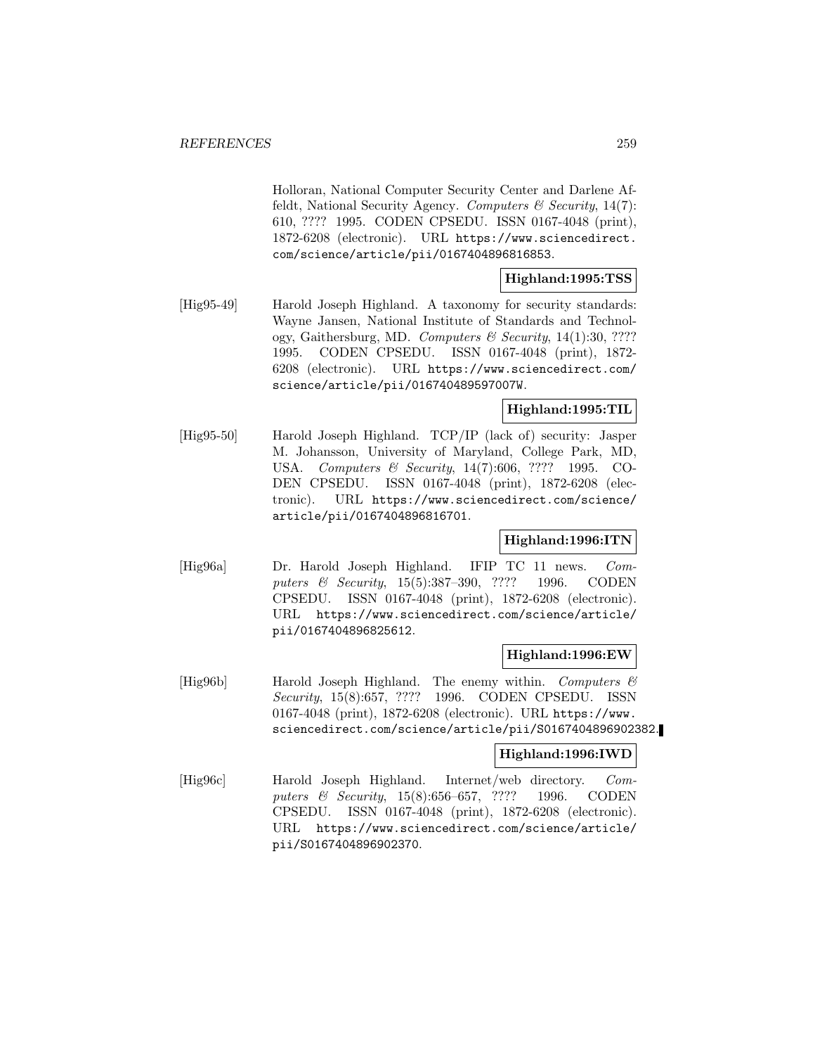Holloran, National Computer Security Center and Darlene Affeldt, National Security Agency. *Computers & Security*, 14(7): 610, ???? 1995. CODEN CPSEDU. ISSN 0167-4048 (print), 1872-6208 (electronic). URL https://www.sciencedirect.com/science/article/pii/0167404896816853.

**Highland:1995:TSS**

[Hig95-49] Harold Joseph Highland. A taxonomy for security standards: Wayne Jansen, National Institute of Standards and Technology, Gaithersburg, MD. *Computers & Security*, 14(1):30, ???? 1995. CODEN CPSEDU. ISSN 0167-4048 (print), 1872-6208 (electronic). URL https://www.sciencedirect.com/science/article/pii/016740489597007W.

**Highland:1995:TIL**

[Hig95-50] Harold Joseph Highland. TCP/IP (lack of) security: Jasper M. Johansson, University of Maryland, College Park, MD, USA. *Computers & Security*, 14(7):606, ???? 1995. CODEN CPSEDU. ISSN 0167-4048 (print), 1872-6208 (electronic). URL https://www.sciencedirect.com/science/article/pii/0167404896816701.

**Highland:1996:ITN**

[Hig96a] Dr. Harold Joseph Highland. IFIP TC 11 news. *Computers & Security*, 15(5):387–390, ???? 1996. CODEN CPSEDU. ISSN 0167-4048 (print), 1872-6208 (electronic). URL https://www.sciencedirect.com/science/article/pii/0167404896825612.

**Highland:1996:EW**

[Hig96b] Harold Joseph Highland. The enemy within. *Computers & Security*, 15(8):657, ???? 1996. CODEN CPSEDU. ISSN 0167-4048 (print), 1872-6208 (electronic). URL https://www.sciencedirect.com/science/article/pii/S0167404896902382.

**Highland:1996:IWD**

[Hig96c] Harold Joseph Highland. Internet/web directory. *Computers & Security*, 15(8):656–657, ???? 1996. CODEN CPSEDU. ISSN 0167-4048 (print), 1872-6208 (electronic). URL https://www.sciencedirect.com/science/article/pii/S0167404896902370.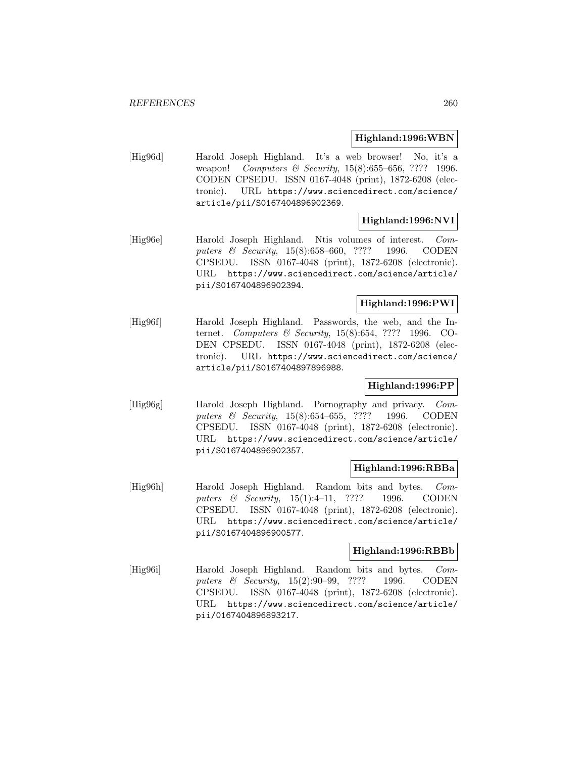**Highland:1996:WBN**

[Hig96d] Harold Joseph Highland. It's a web browser! No, it's a weapon! *Computers & Security*, 15(8):655–656, ???? 1996. CODEN CPSEDU. ISSN 0167-4048 (print), 1872-6208 (electronic). URL https://www.sciencedirect.com/science/article/pii/S0167404896902369.

**Highland:1996:NVI**

[Hig96e] Harold Joseph Highland. Ntis volumes of interest. *Computers & Security*, 15(8):658–660, ???? 1996. CODEN CPSEDU. ISSN 0167-4048 (print), 1872-6208 (electronic). URL https://www.sciencedirect.com/science/article/pii/S0167404896902394.

**Highland:1996:PWI**

[Hig96f] Harold Joseph Highland. Passwords, the web, and the Internet. *Computers & Security*, 15(8):654, ???? 1996. CODEN CPSEDU. ISSN 0167-4048 (print), 1872-6208 (electronic). URL https://www.sciencedirect.com/science/article/pii/S0167404897896988.

**Highland:1996:PP**

[Hig96g] Harold Joseph Highland. Pornography and privacy. *Computers & Security*, 15(8):654–655, ???? 1996. CODEN CPSEDU. ISSN 0167-4048 (print), 1872-6208 (electronic). URL https://www.sciencedirect.com/science/article/pii/S0167404896902357.

**Highland:1996:RBBa**

[Hig96h] Harold Joseph Highland. Random bits and bytes. *Computers & Security*, 15(1):4–11, ???? 1996. CODEN CPSEDU. ISSN 0167-4048 (print), 1872-6208 (electronic). URL https://www.sciencedirect.com/science/article/pii/S0167404896900577.

**Highland:1996:RBBb**

[Hig96i] Harold Joseph Highland. Random bits and bytes. *Computers & Security*, 15(2):90–99, ???? 1996. CODEN CPSEDU. ISSN 0167-4048 (print), 1872-6208 (electronic). URL https://www.sciencedirect.com/science/article/pii/0167404896893217.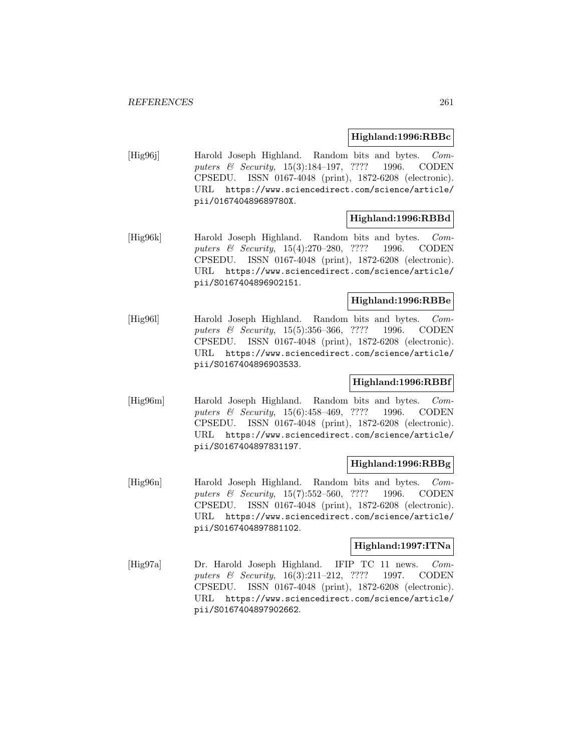**Highland:1996:RBBc**

[Hig96j] Harold Joseph Highland. Random bits and bytes. *Computers & Security*, 15(3):184–197, ???? 1996. CODEN CPSEDU. ISSN 0167-4048 (print), 1872-6208 (electronic). URL https://www.sciencedirect.com/science/article/pii/016740489689780X.

**Highland:1996:RBBd**

[Hig96k] Harold Joseph Highland. Random bits and bytes. *Computers & Security*, 15(4):270–280, ???? 1996. CODEN CPSEDU. ISSN 0167-4048 (print), 1872-6208 (electronic). URL https://www.sciencedirect.com/science/article/pii/S0167404896902151.

**Highland:1996:RBBe**

[Hig96l] Harold Joseph Highland. Random bits and bytes. *Computers & Security*, 15(5):356–366, ???? 1996. CODEN CPSEDU. ISSN 0167-4048 (print), 1872-6208 (electronic). URL https://www.sciencedirect.com/science/article/pii/S0167404896903533.

**Highland:1996:RBBf**

[Hig96m] Harold Joseph Highland. Random bits and bytes. *Computers & Security*, 15(6):458–469, ???? 1996. CODEN CPSEDU. ISSN 0167-4048 (print), 1872-6208 (electronic). URL https://www.sciencedirect.com/science/article/pii/S0167404897831197.

**Highland:1996:RBBg**

[Hig96n] Harold Joseph Highland. Random bits and bytes. *Computers & Security*, 15(7):552–560, ???? 1996. CODEN CPSEDU. ISSN 0167-4048 (print), 1872-6208 (electronic). URL https://www.sciencedirect.com/science/article/pii/S0167404897881102.

**Highland:1997:ITNa**

[Hig97a] Dr. Harold Joseph Highland. IFIP TC 11 news. *Computers & Security*, 16(3):211–212, ???? 1997. CODEN CPSEDU. ISSN 0167-4048 (print), 1872-6208 (electronic). URL https://www.sciencedirect.com/science/article/pii/S0167404897902662.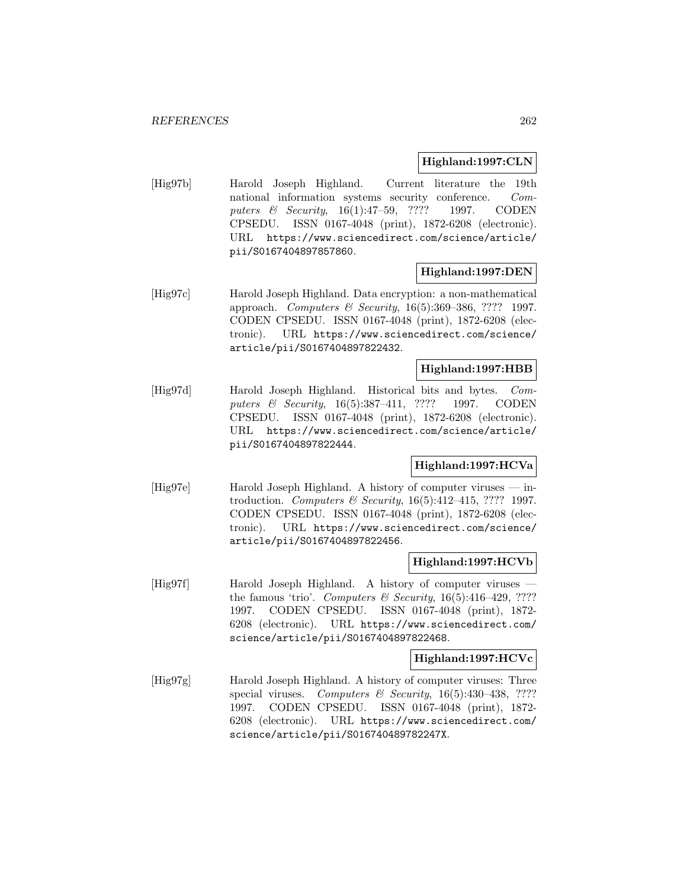**Highland:1997:CLN**

[Hig97b] Harold Joseph Highland. Current literature the 19th national information systems security conference. *Computers & Security*, 16(1):47–59, ???? 1997. CODEN CPSEDU. ISSN 0167-4048 (print), 1872-6208 (electronic). URL https://www.sciencedirect.com/science/article/pii/S0167404897857860.

**Highland:1997:DEN**

[Hig97c] Harold Joseph Highland. Data encryption: a non-mathematical approach. *Computers & Security*, 16(5):369–386, ???? 1997. CODEN CPSEDU. ISSN 0167-4048 (print), 1872-6208 (electronic). URL https://www.sciencedirect.com/science/article/pii/S0167404897822432.

**Highland:1997:HBB**

[Hig97d] Harold Joseph Highland. Historical bits and bytes. *Computers & Security*, 16(5):387–411, ???? 1997. CODEN CPSEDU. ISSN 0167-4048 (print), 1872-6208 (electronic). URL https://www.sciencedirect.com/science/article/pii/S0167404897822444.

**Highland:1997:HCVa**

[Hig97e] Harold Joseph Highland. A history of computer viruses — introduction. *Computers & Security*, 16(5):412–415, ???? 1997. CODEN CPSEDU. ISSN 0167-4048 (print), 1872-6208 (electronic). URL https://www.sciencedirect.com/science/article/pii/S0167404897822456.

**Highland:1997:HCVb**

[Hig97f] Harold Joseph Highland. A history of computer viruses — the famous 'trio'. *Computers & Security*, 16(5):416–429, ???? 1997. CODEN CPSEDU. ISSN 0167-4048 (print), 1872-6208 (electronic). URL https://www.sciencedirect.com/science/article/pii/S0167404897822468.

**Highland:1997:HCVc**

[Hig97g] Harold Joseph Highland. A history of computer viruses: Three special viruses. *Computers & Security*, 16(5):430–438, ???? 1997. CODEN CPSEDU. ISSN 0167-4048 (print), 1872-6208 (electronic). URL https://www.sciencedirect.com/science/article/pii/S016740489782247X.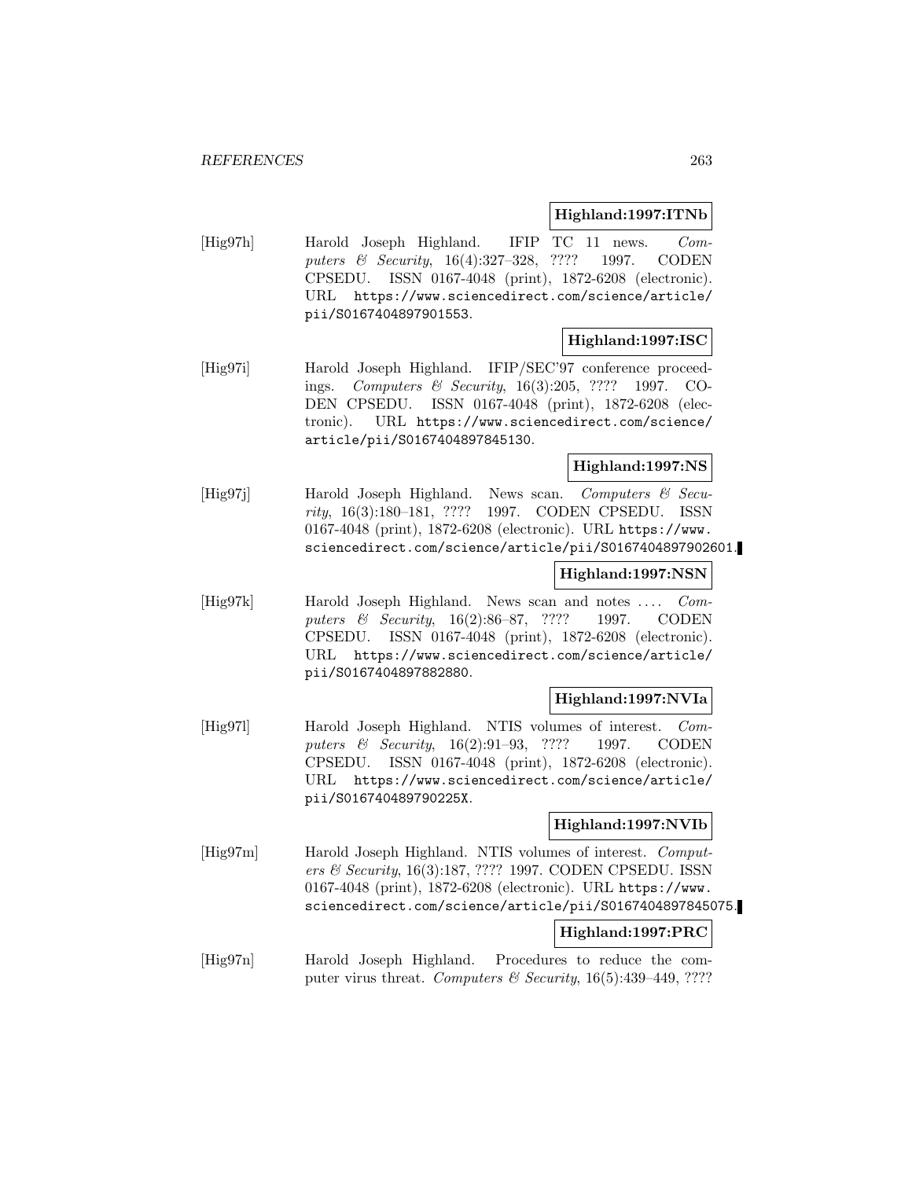**Highland:1997:ITNb**

[Hig97h] Harold Joseph Highland. IFIP TC 11 news. *Computers & Security*, 16(4):327–328, ???? 1997. CODEN CPSEDU. ISSN 0167-4048 (print), 1872-6208 (electronic). URL https://www.sciencedirect.com/science/article/pii/S0167404897901553.

**Highland:1997:ISC**

[Hig97i] Harold Joseph Highland. IFIP/SEC'97 conference proceedings. *Computers & Security*, 16(3):205, ???? 1997. CODEN CPSEDU. ISSN 0167-4048 (print), 1872-6208 (electronic). URL https://www.sciencedirect.com/science/article/pii/S0167404897845130.

**Highland:1997:NS**

[Hig97j] Harold Joseph Highland. News scan. *Computers & Security*, 16(3):180–181, ???? 1997. CODEN CPSEDU. ISSN 0167-4048 (print), 1872-6208 (electronic). URL https://www.sciencedirect.com/science/article/pii/S0167404897902601.

**Highland:1997:NSN**

[Hig97k] Harold Joseph Highland. News scan and notes .... *Computers & Security*, 16(2):86–87, ???? 1997. CODEN CPSEDU. ISSN 0167-4048 (print), 1872-6208 (electronic). URL https://www.sciencedirect.com/science/article/pii/S0167404897882880.

**Highland:1997:NVIa**

[Hig97l] Harold Joseph Highland. NTIS volumes of interest. *Computers & Security*, 16(2):91–93, ???? 1997. CODEN CPSEDU. ISSN 0167-4048 (print), 1872-6208 (electronic). URL https://www.sciencedirect.com/science/article/pii/S016740489790225X.

**Highland:1997:NVIb**

[Hig97m] Harold Joseph Highland. NTIS volumes of interest. *Computers & Security*, 16(3):187, ???? 1997. CODEN CPSEDU. ISSN 0167-4048 (print), 1872-6208 (electronic). URL https://www.sciencedirect.com/science/article/pii/S0167404897845075.

**Highland:1997:PRC**

[Hig97n] Harold Joseph Highland. Procedures to reduce the computer virus threat. *Computers & Security*, 16(5):439–449, ????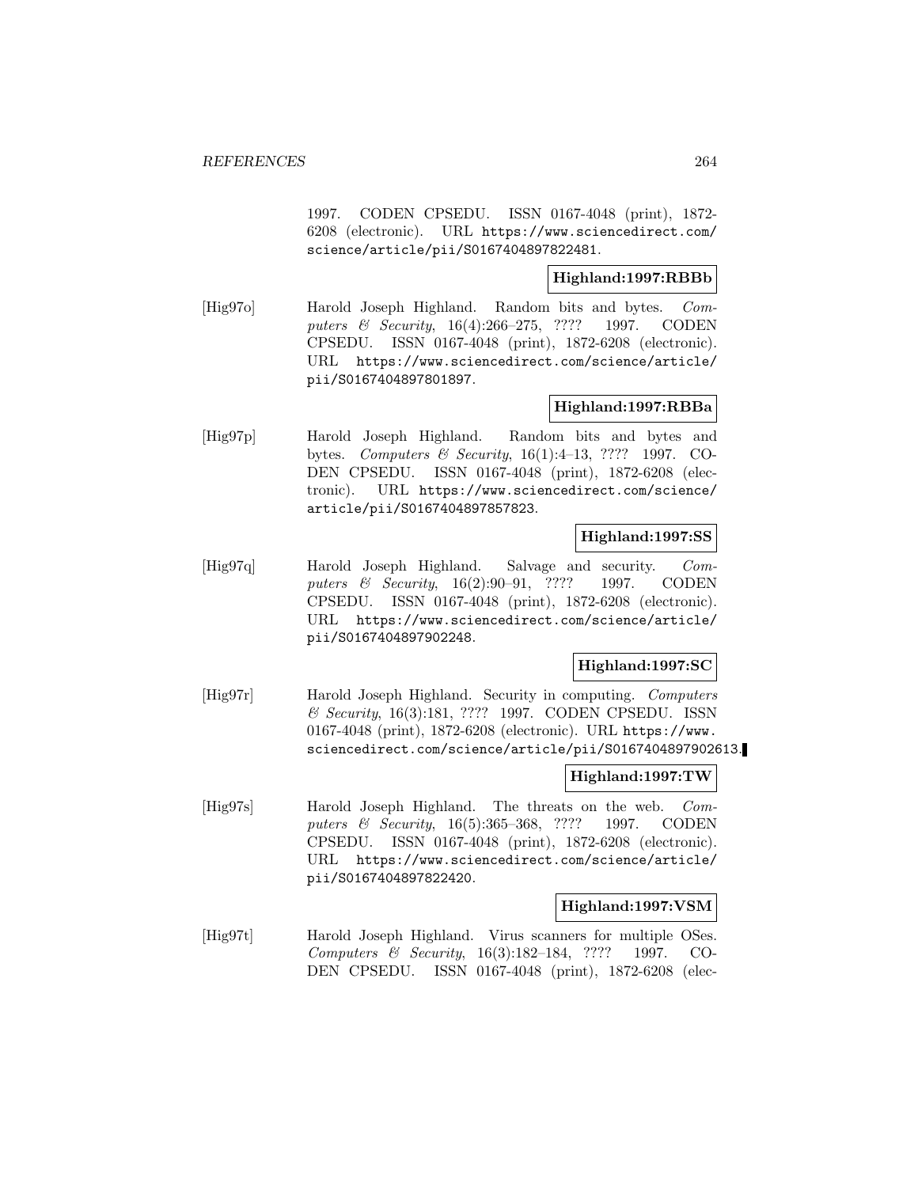1997. CODEN CPSEDU. ISSN 0167-4048 (print), 1872-6208 (electronic). URL https://www.sciencedirect.com/science/article/pii/S0167404897822481.

**Highland:1997:RBBb**

[Hig97o] Harold Joseph Highland. Random bits and bytes. *Computers & Security*, 16(4):266–275, ???? 1997. CODEN CPSEDU. ISSN 0167-4048 (print), 1872-6208 (electronic). URL https://www.sciencedirect.com/science/article/pii/S0167404897801897.

**Highland:1997:RBBa**

[Hig97p] Harold Joseph Highland. Random bits and bytes and bytes. *Computers & Security*, 16(1):4–13, ???? 1997. CODEN CPSEDU. ISSN 0167-4048 (print), 1872-6208 (electronic). URL https://www.sciencedirect.com/science/article/pii/S0167404897857823.

**Highland:1997:SS**

[Hig97q] Harold Joseph Highland. Salvage and security. *Computers & Security*, 16(2):90–91, ???? 1997. CODEN CPSEDU. ISSN 0167-4048 (print), 1872-6208 (electronic). URL https://www.sciencedirect.com/science/article/pii/S0167404897902248.

**Highland:1997:SC**

[Hig97r] Harold Joseph Highland. Security in computing. *Computers & Security*, 16(3):181, ???? 1997. CODEN CPSEDU. ISSN 0167-4048 (print), 1872-6208 (electronic). URL https://www.sciencedirect.com/science/article/pii/S0167404897902613.

**Highland:1997:TW**

[Hig97s] Harold Joseph Highland. The threats on the web. *Computers & Security*, 16(5):365–368, ???? 1997. CODEN CPSEDU. ISSN 0167-4048 (print), 1872-6208 (electronic). URL https://www.sciencedirect.com/science/article/pii/S0167404897822420.

**Highland:1997:VSM**

[Hig97t] Harold Joseph Highland. Virus scanners for multiple OSes. *Computers & Security*, 16(3):182–184, ???? 1997. CODEN CPSEDU. ISSN 0167-4048 (print), 1872-6208 (elec-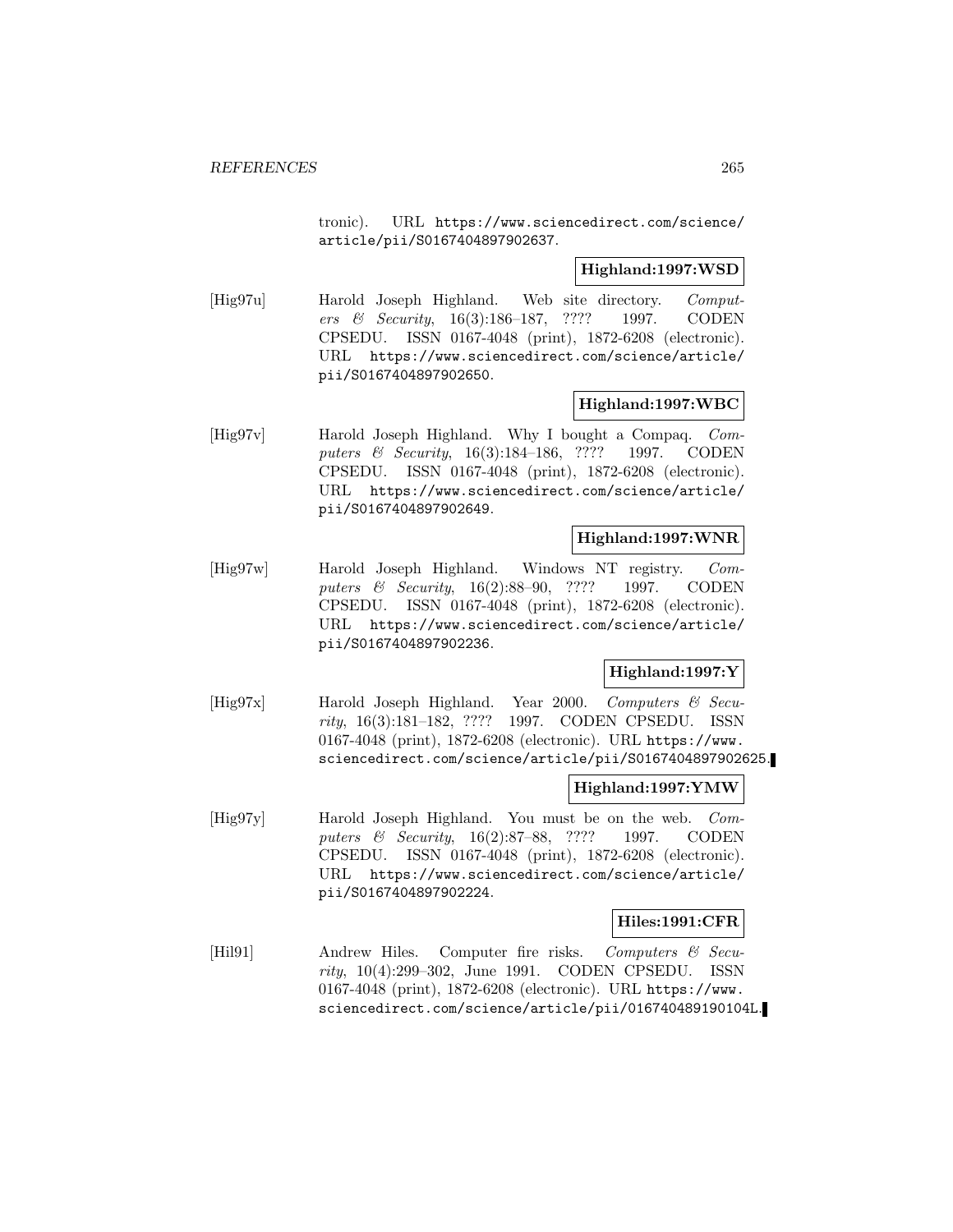tronic). URL https://www.sciencedirect.com/science/article/pii/S0167404897902637.

**Highland:1997:WSD**

[Hig97u] Harold Joseph Highland. Web site directory. *Computers & Security*, 16(3):186–187, ???? 1997. CODEN CPSEDU. ISSN 0167-4048 (print), 1872-6208 (electronic). URL https://www.sciencedirect.com/science/article/pii/S0167404897902650.

**Highland:1997:WBC**

[Hig97v] Harold Joseph Highland. Why I bought a Compaq. *Computers & Security*, 16(3):184–186, ???? 1997. CODEN CPSEDU. ISSN 0167-4048 (print), 1872-6208 (electronic). URL https://www.sciencedirect.com/science/article/pii/S0167404897902649.

**Highland:1997:WNR**

[Hig97w] Harold Joseph Highland. Windows NT registry. *Computers & Security*, 16(2):88–90, ???? 1997. CODEN CPSEDU. ISSN 0167-4048 (print), 1872-6208 (electronic). URL https://www.sciencedirect.com/science/article/pii/S0167404897902236.

**Highland:1997:Y**

[Hig97x] Harold Joseph Highland. Year 2000. *Computers & Security*, 16(3):181–182, ???? 1997. CODEN CPSEDU. ISSN 0167-4048 (print), 1872-6208 (electronic). URL https://www.sciencedirect.com/science/article/pii/S0167404897902625.

**Highland:1997:YMW**

[Hig97y] Harold Joseph Highland. You must be on the web. *Computers & Security*, 16(2):87–88, ???? 1997. CODEN CPSEDU. ISSN 0167-4048 (print), 1872-6208 (electronic). URL https://www.sciencedirect.com/science/article/pii/S0167404897902224.

**Hiles:1991:CFR**

[Hil91] Andrew Hiles. Computer fire risks. *Computers & Security*, 10(4):299–302, June 1991. CODEN CPSEDU. ISSN 0167-4048 (print), 1872-6208 (electronic). URL https://www.sciencedirect.com/science/article/pii/016740489190104L.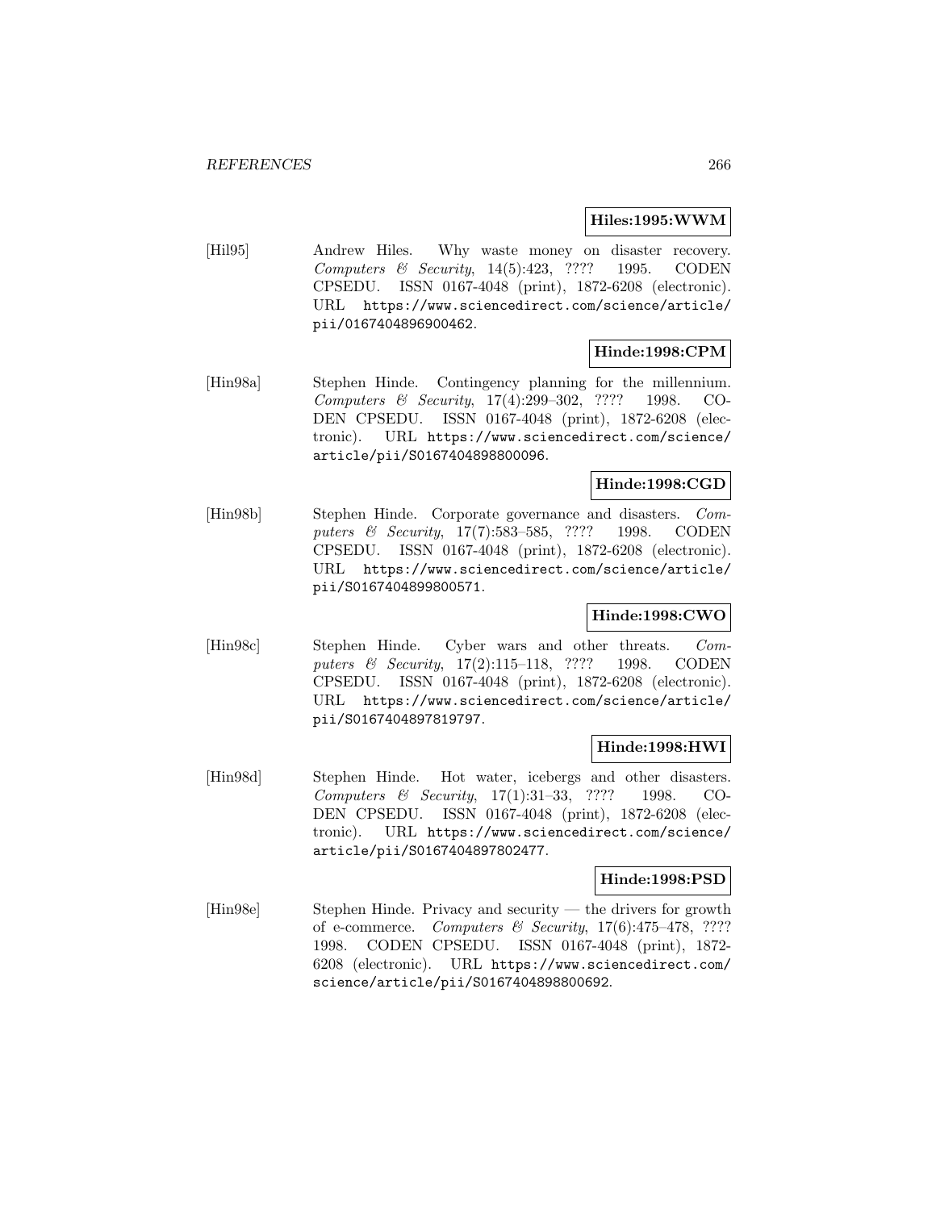**Hiles:1995:WWM**

[Hil95] Andrew Hiles. Why waste money on disaster recovery. *Computers & Security*, 14(5):423, ???? 1995. CODEN CPSEDU. ISSN 0167-4048 (print), 1872-6208 (electronic). URL `https://www.sciencedirect.com/science/article/pii/0167404896900462`.

**Hinde:1998:CPM**

[Hin98a] Stephen Hinde. Contingency planning for the millennium. *Computers & Security*, 17(4):299–302, ???? 1998. CODEN CPSEDU. ISSN 0167-4048 (print), 1872-6208 (electronic). URL `https://www.sciencedirect.com/science/article/pii/S0167404898800096`.

**Hinde:1998:CGD**

[Hin98b] Stephen Hinde. Corporate governance and disasters. *Computers & Security*, 17(7):583–585, ???? 1998. CODEN CPSEDU. ISSN 0167-4048 (print), 1872-6208 (electronic). URL `https://www.sciencedirect.com/science/article/pii/S0167404899800571`.

**Hinde:1998:CWO**

[Hin98c] Stephen Hinde. Cyber wars and other threats. *Computers & Security*, 17(2):115–118, ???? 1998. CODEN CPSEDU. ISSN 0167-4048 (print), 1872-6208 (electronic). URL `https://www.sciencedirect.com/science/article/pii/S0167404897819797`.

**Hinde:1998:HWI**

[Hin98d] Stephen Hinde. Hot water, icebergs and other disasters. *Computers & Security*, 17(1):31–33, ???? 1998. CODEN CPSEDU. ISSN 0167-4048 (print), 1872-6208 (electronic). URL `https://www.sciencedirect.com/science/article/pii/S0167404897802477`.

**Hinde:1998:PSD**

[Hin98e] Stephen Hinde. Privacy and security — the drivers for growth of e-commerce. *Computers & Security*, 17(6):475–478, ???? 1998. CODEN CPSEDU. ISSN 0167-4048 (print), 1872-6208 (electronic). URL `https://www.sciencedirect.com/science/article/pii/S0167404898800692`.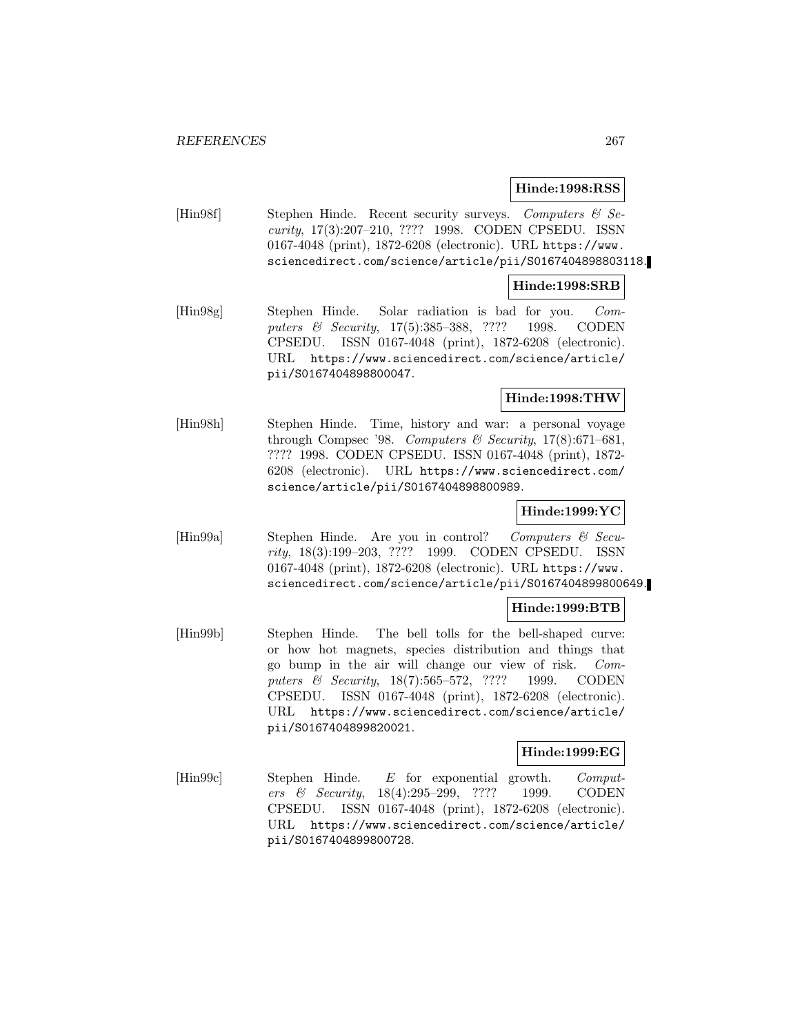**Hinde:1998:RSS**

[Hin98f] Stephen Hinde. Recent security surveys. *Computers & Security*, 17(3):207–210, ???? 1998. CODEN CPSEDU. ISSN 0167-4048 (print), 1872-6208 (electronic). URL https://www.sciencedirect.com/science/article/pii/S0167404898803118.

**Hinde:1998:SRB**

[Hin98g] Stephen Hinde. Solar radiation is bad for you. *Computers & Security*, 17(5):385–388, ???? 1998. CODEN CPSEDU. ISSN 0167-4048 (print), 1872-6208 (electronic). URL https://www.sciencedirect.com/science/article/pii/S0167404898800047.

**Hinde:1998:THW**

[Hin98h] Stephen Hinde. Time, history and war: a personal voyage through Compsec '98. *Computers & Security*, 17(8):671–681, ???? 1998. CODEN CPSEDU. ISSN 0167-4048 (print), 1872-6208 (electronic). URL https://www.sciencedirect.com/science/article/pii/S0167404898800989.

**Hinde:1999:YC**

[Hin99a] Stephen Hinde. Are you in control? *Computers & Security*, 18(3):199–203, ???? 1999. CODEN CPSEDU. ISSN 0167-4048 (print), 1872-6208 (electronic). URL https://www.sciencedirect.com/science/article/pii/S0167404899800649.

**Hinde:1999:BTB**

[Hin99b] Stephen Hinde. The bell tolls for the bell-shaped curve: or how hot magnets, species distribution and things that go bump in the air will change our view of risk. *Computers & Security*, 18(7):565–572, ???? 1999. CODEN CPSEDU. ISSN 0167-4048 (print), 1872-6208 (electronic). URL https://www.sciencedirect.com/science/article/pii/S0167404899820021.

**Hinde:1999:EG**

[Hin99c] Stephen Hinde. *E* for exponential growth. *Computers & Security*, 18(4):295–299, ???? 1999. CODEN CPSEDU. ISSN 0167-4048 (print), 1872-6208 (electronic). URL https://www.sciencedirect.com/science/article/pii/S0167404899800728.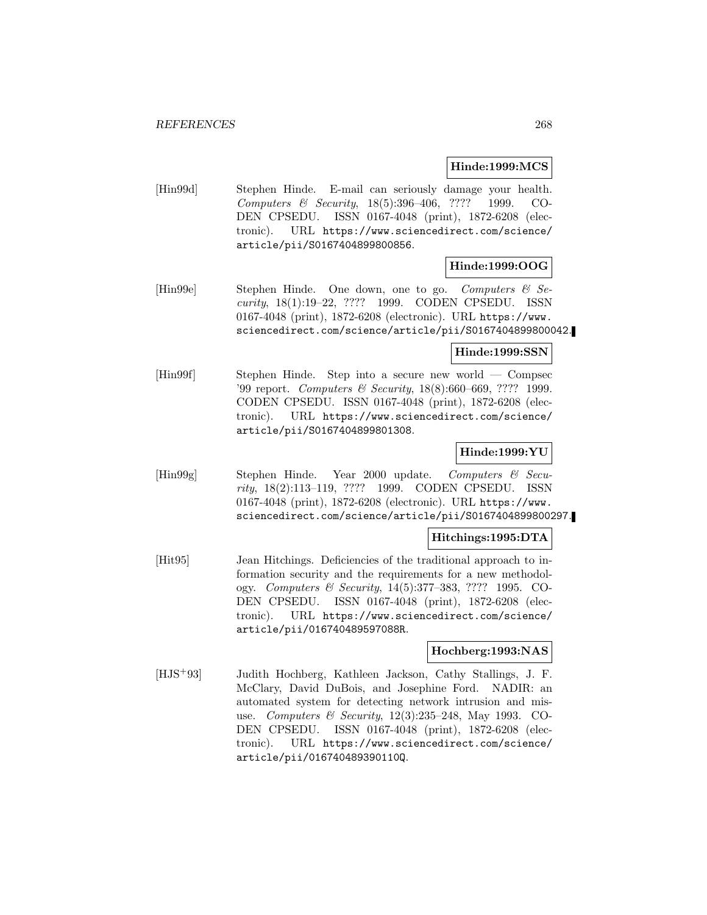**Hinde:1999:MCS**

[Hin99d] Stephen Hinde. E-mail can seriously damage your health. *Computers & Security*, 18(5):396–406, ???? 1999. CODEN CPSEDU. ISSN 0167-4048 (print), 1872-6208 (electronic). URL https://www.sciencedirect.com/science/article/pii/S0167404899800856.

**Hinde:1999:OOG**

[Hin99e] Stephen Hinde. One down, one to go. *Computers & Security*, 18(1):19–22, ???? 1999. CODEN CPSEDU. ISSN 0167-4048 (print), 1872-6208 (electronic). URL https://www.sciencedirect.com/science/article/pii/S0167404899800042.

**Hinde:1999:SSN**

[Hin99f] Stephen Hinde. Step into a secure new world — Compsec '99 report. *Computers & Security*, 18(8):660–669, ???? 1999. CODEN CPSEDU. ISSN 0167-4048 (print), 1872-6208 (electronic). URL https://www.sciencedirect.com/science/article/pii/S0167404899801308.

**Hinde:1999:YU**

[Hin99g] Stephen Hinde. Year 2000 update. *Computers & Security*, 18(2):113–119, ???? 1999. CODEN CPSEDU. ISSN 0167-4048 (print), 1872-6208 (electronic). URL https://www.sciencedirect.com/science/article/pii/S0167404899800297.

**Hitchings:1995:DTA**

[Hit95] Jean Hitchings. Deficiencies of the traditional approach to information security and the requirements for a new methodology. *Computers & Security*, 14(5):377–383, ???? 1995. CODEN CPSEDU. ISSN 0167-4048 (print), 1872-6208 (electronic). URL https://www.sciencedirect.com/science/article/pii/016740489597088R.

**Hochberg:1993:NAS**

[HJS+93] Judith Hochberg, Kathleen Jackson, Cathy Stallings, J. F. McClary, David DuBois, and Josephine Ford. NADIR: an automated system for detecting network intrusion and misuse. *Computers & Security*, 12(3):235–248, May 1993. CODEN CPSEDU. ISSN 0167-4048 (print), 1872-6208 (electronic). URL https://www.sciencedirect.com/science/article/pii/016740489390110Q.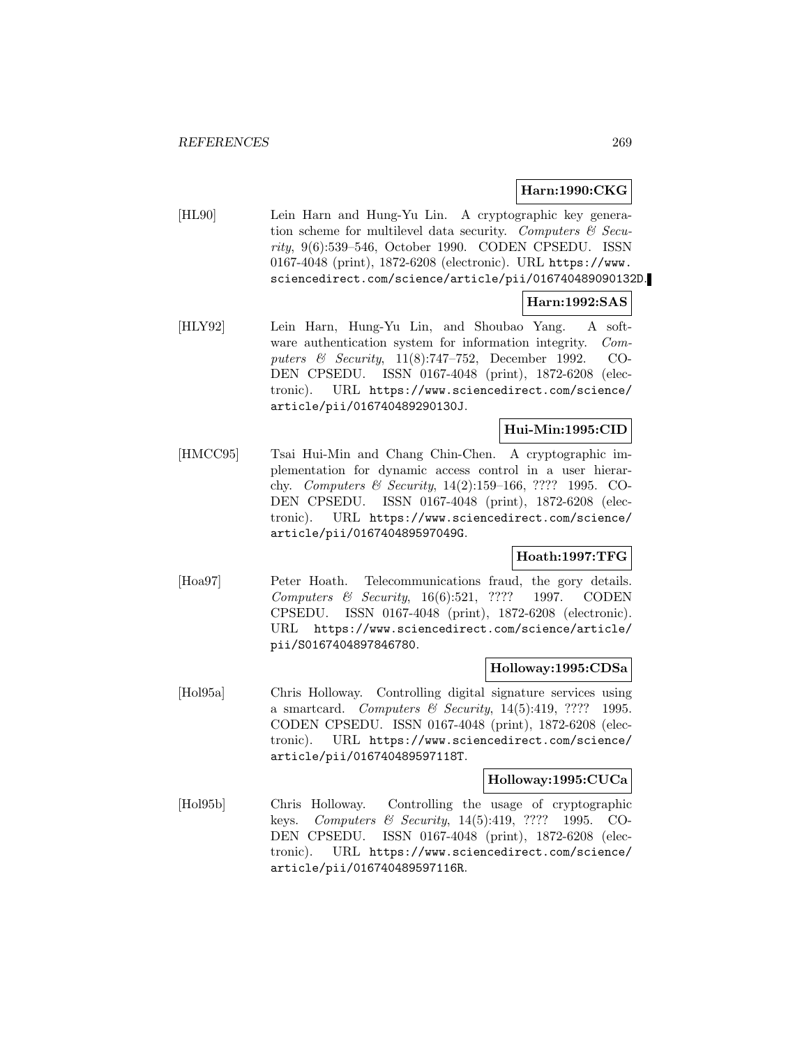**Harn:1990:CKG**

[HL90] Lein Harn and Hung-Yu Lin. A cryptographic key generation scheme for multilevel data security. *Computers & Security*, 9(6):539–546, October 1990. CODEN CPSEDU. ISSN 0167-4048 (print), 1872-6208 (electronic). URL `https://www.sciencedirect.com/science/article/pii/016740489090132D`.

**Harn:1992:SAS**

[HLY92] Lein Harn, Hung-Yu Lin, and Shoubao Yang. A software authentication system for information integrity. *Computers & Security*, 11(8):747–752, December 1992. CODEN CPSEDU. ISSN 0167-4048 (print), 1872-6208 (electronic). URL `https://www.sciencedirect.com/science/article/pii/016740489290130J`.

**Hui-Min:1995:CID**

[HMCC95] Tsai Hui-Min and Chang Chin-Chen. A cryptographic implementation for dynamic access control in a user hierarchy. *Computers & Security*, 14(2):159–166, ???? 1995. CODEN CPSEDU. ISSN 0167-4048 (print), 1872-6208 (electronic). URL `https://www.sciencedirect.com/science/article/pii/016740489597049G`.

**Hoath:1997:TFG**

[Hoa97] Peter Hoath. Telecommunications fraud, the gory details. *Computers & Security*, 16(6):521, ???? 1997. CODEN CPSEDU. ISSN 0167-4048 (print), 1872-6208 (electronic). URL `https://www.sciencedirect.com/science/article/pii/S0167404897846780`.

**Holloway:1995:CDSa**

[Hol95a] Chris Holloway. Controlling digital signature services using a smartcard. *Computers & Security*, 14(5):419, ???? 1995. CODEN CPSEDU. ISSN 0167-4048 (print), 1872-6208 (electronic). URL `https://www.sciencedirect.com/science/article/pii/016740489597118T`.

**Holloway:1995:CUCa**

[Hol95b] Chris Holloway. Controlling the usage of cryptographic keys. *Computers & Security*, 14(5):419, ???? 1995. CODEN CPSEDU. ISSN 0167-4048 (print), 1872-6208 (electronic). URL `https://www.sciencedirect.com/science/article/pii/016740489597116R`.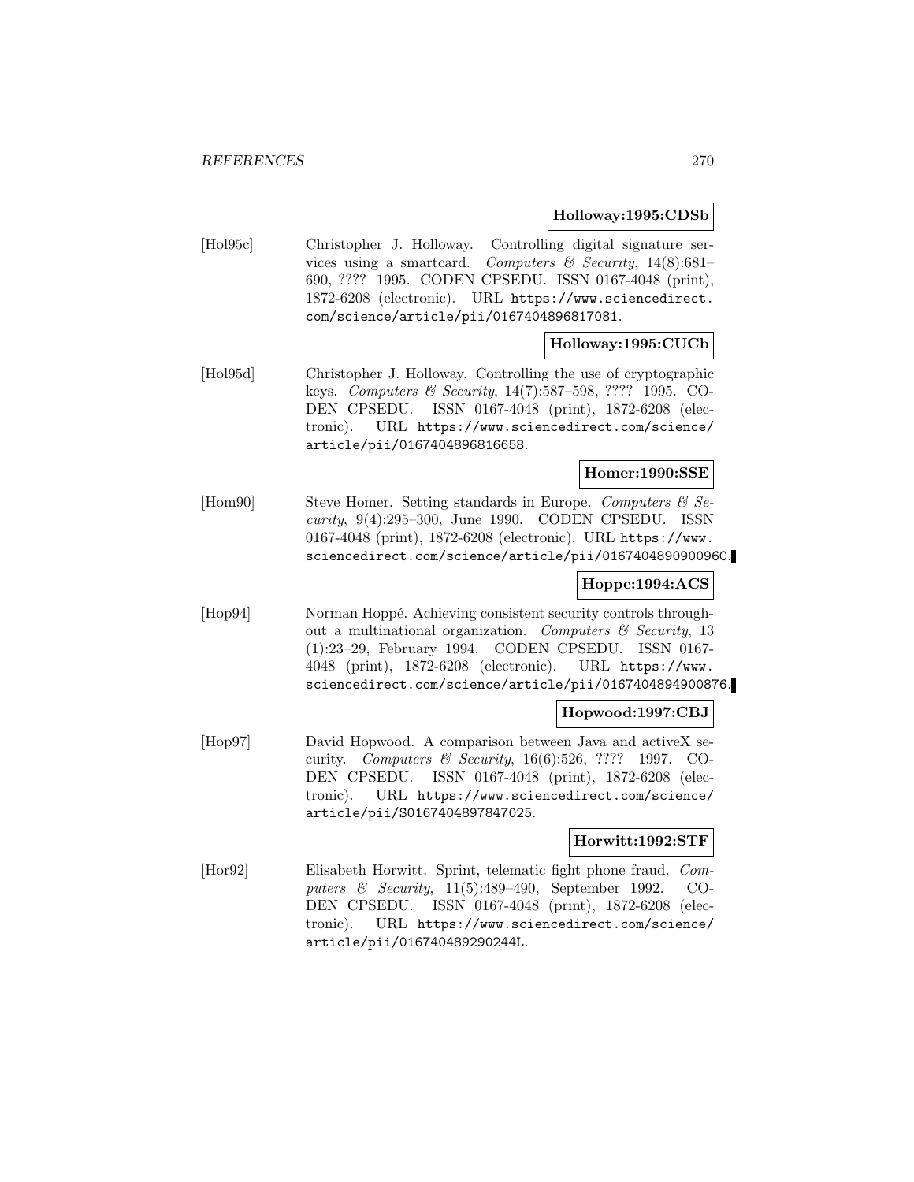**Holloway:1995:CDSb**

[Hol95c] Christopher J. Holloway. Controlling digital signature services using a smartcard. *Computers & Security*, 14(8):681–690, ???? 1995. CODEN CPSEDU. ISSN 0167-4048 (print), 1872-6208 (electronic). URL https://www.sciencedirect.com/science/article/pii/0167404896817081.

**Holloway:1995:CUCb**

[Hol95d] Christopher J. Holloway. Controlling the use of cryptographic keys. *Computers & Security*, 14(7):587–598, ???? 1995. CODEN CPSEDU. ISSN 0167-4048 (print), 1872-6208 (electronic). URL https://www.sciencedirect.com/science/article/pii/0167404896816658.

**Homer:1990:SSE**

[Hom90] Steve Homer. Setting standards in Europe. *Computers & Security*, 9(4):295–300, June 1990. CODEN CPSEDU. ISSN 0167-4048 (print), 1872-6208 (electronic). URL https://www.sciencedirect.com/science/article/pii/016740489090096C.

**Hoppe:1994:ACS**

[Hop94] Norman Hoppé. Achieving consistent security controls throughout a multinational organization. *Computers & Security*, 13 (1):23–29, February 1994. CODEN CPSEDU. ISSN 0167-4048 (print), 1872-6208 (electronic). URL https://www.sciencedirect.com/science/article/pii/0167404894900876.

**Hopwood:1997:CBJ**

[Hop97] David Hopwood. A comparison between Java and activeX security. *Computers & Security*, 16(6):526, ???? 1997. CODEN CPSEDU. ISSN 0167-4048 (print), 1872-6208 (electronic). URL https://www.sciencedirect.com/science/article/pii/S0167404897847025.

**Horwitt:1992:STF**

[Hor92] Elisabeth Horwitt. Sprint, telematic fight phone fraud. *Computers & Security*, 11(5):489–490, September 1992. CODEN CPSEDU. ISSN 0167-4048 (print), 1872-6208 (electronic). URL https://www.sciencedirect.com/science/article/pii/016740489290244L.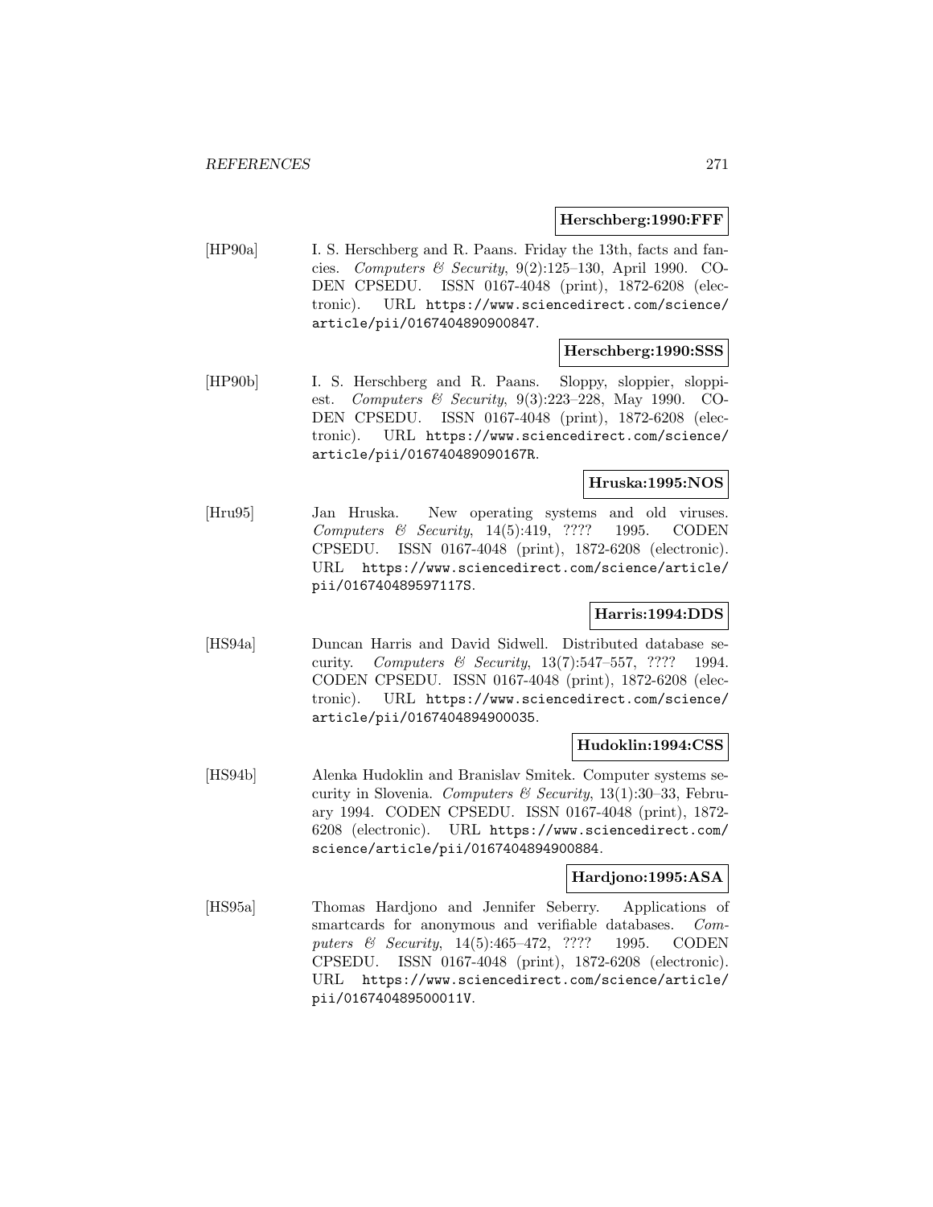**Herschberg:1990:FFF**

[HP90a] I. S. Herschberg and R. Paans. Friday the 13th, facts and fancies. *Computers & Security*, 9(2):125–130, April 1990. CODEN CPSEDU. ISSN 0167-4048 (print), 1872-6208 (electronic). URL https://www.sciencedirect.com/science/article/pii/0167404890900847.

**Herschberg:1990:SSS**

[HP90b] I. S. Herschberg and R. Paans. Sloppy, sloppier, sloppiest. *Computers & Security*, 9(3):223–228, May 1990. CODEN CPSEDU. ISSN 0167-4048 (print), 1872-6208 (electronic). URL https://www.sciencedirect.com/science/article/pii/016740489090167R.

**Hruska:1995:NOS**

[Hru95] Jan Hruska. New operating systems and old viruses. *Computers & Security*, 14(5):419, ???? 1995. CODEN CPSEDU. ISSN 0167-4048 (print), 1872-6208 (electronic). URL https://www.sciencedirect.com/science/article/pii/016740489597117S.

**Harris:1994:DDS**

[HS94a] Duncan Harris and David Sidwell. Distributed database security. *Computers & Security*, 13(7):547–557, ???? 1994. CODEN CPSEDU. ISSN 0167-4048 (print), 1872-6208 (electronic). URL https://www.sciencedirect.com/science/article/pii/0167404894900035.

**Hudoklin:1994:CSS**

[HS94b] Alenka Hudoklin and Branislav Smitek. Computer systems security in Slovenia. *Computers & Security*, 13(1):30–33, February 1994. CODEN CPSEDU. ISSN 0167-4048 (print), 1872-6208 (electronic). URL https://www.sciencedirect.com/science/article/pii/0167404894900884.

**Hardjono:1995:ASA**

[HS95a] Thomas Hardjono and Jennifer Seberry. Applications of smartcards for anonymous and verifiable databases. *Computers & Security*, 14(5):465–472, ???? 1995. CODEN CPSEDU. ISSN 0167-4048 (print), 1872-6208 (electronic). URL https://www.sciencedirect.com/science/article/pii/016740489500011V.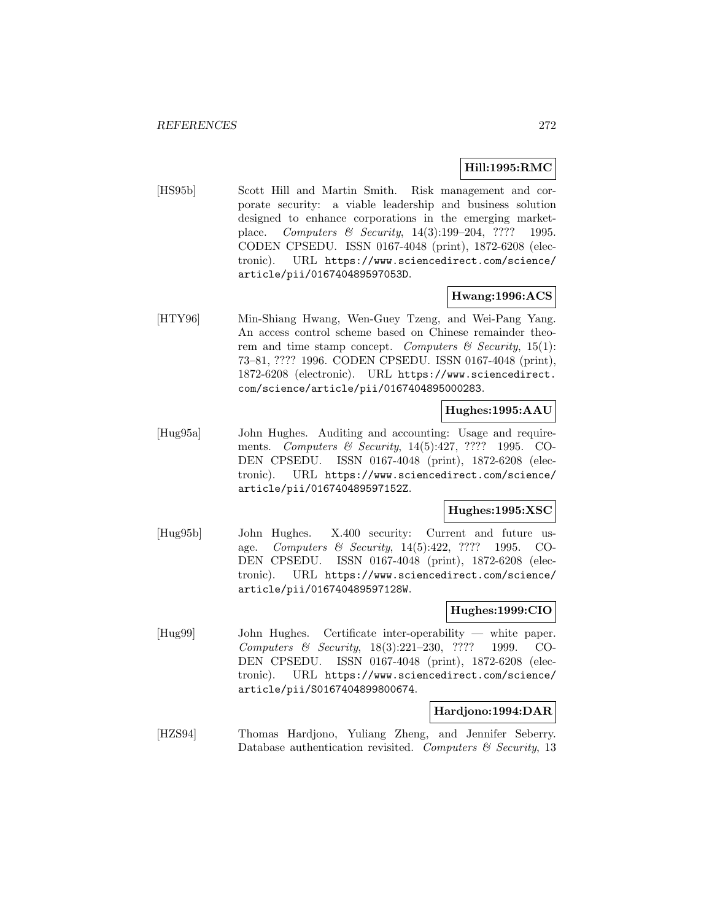**Hill:1995:RMC**

[HS95b] Scott Hill and Martin Smith. Risk management and corporate security: a viable leadership and business solution designed to enhance corporations in the emerging marketplace. *Computers & Security*, 14(3):199–204, ???? 1995. CODEN CPSEDU. ISSN 0167-4048 (print), 1872-6208 (electronic). URL `https://www.sciencedirect.com/science/article/pii/016740489597053D`.

**Hwang:1996:ACS**

[HTY96] Min-Shiang Hwang, Wen-Guey Tzeng, and Wei-Pang Yang. An access control scheme based on Chinese remainder theorem and time stamp concept. *Computers & Security*, 15(1): 73–81, ???? 1996. CODEN CPSEDU. ISSN 0167-4048 (print), 1872-6208 (electronic). URL `https://www.sciencedirect.com/science/article/pii/0167404895000283`.

**Hughes:1995:AAU**

[Hug95a] John Hughes. Auditing and accounting: Usage and requirements. *Computers & Security*, 14(5):427, ???? 1995. CODEN CPSEDU. ISSN 0167-4048 (print), 1872-6208 (electronic). URL `https://www.sciencedirect.com/science/article/pii/016740489597152Z`.

**Hughes:1995:XSC**

[Hug95b] John Hughes. X.400 security: Current and future usage. *Computers & Security*, 14(5):422, ???? 1995. CODEN CPSEDU. ISSN 0167-4048 (print), 1872-6208 (electronic). URL `https://www.sciencedirect.com/science/article/pii/016740489597128W`.

**Hughes:1999:CIO**

[Hug99] John Hughes. Certificate inter-operability — white paper. *Computers & Security*, 18(3):221–230, ???? 1999. CODEN CPSEDU. ISSN 0167-4048 (print), 1872-6208 (electronic). URL `https://www.sciencedirect.com/science/article/pii/S0167404899800674`.

**Hardjono:1994:DAR**

[HZS94] Thomas Hardjono, Yuliang Zheng, and Jennifer Seberry. Database authentication revisited. *Computers & Security*, 13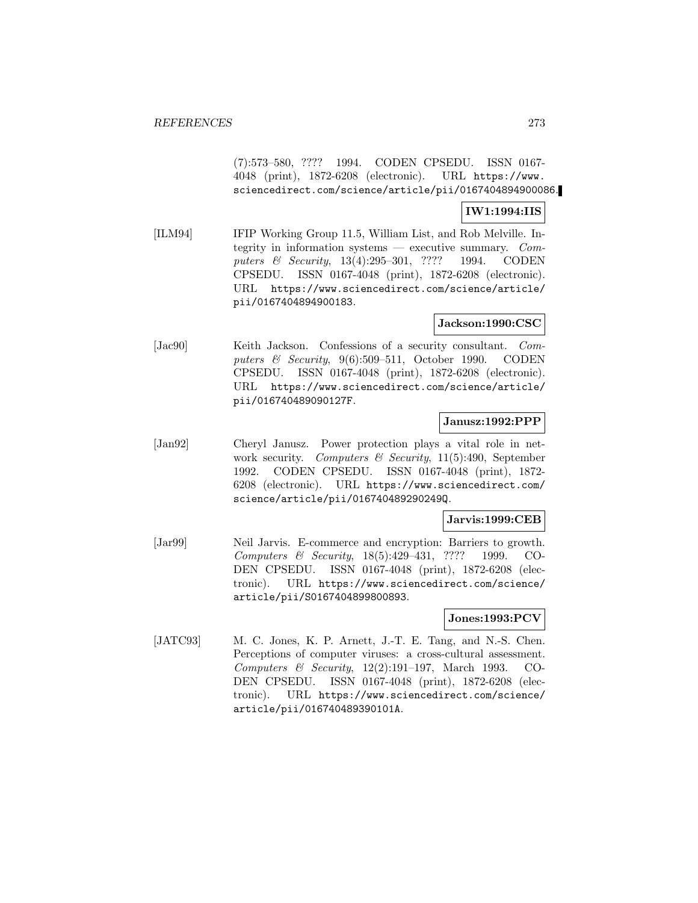(7):573–580, ???? 1994. CODEN CPSEDU. ISSN 0167-4048 (print), 1872-6208 (electronic). URL https://www.sciencedirect.com/science/article/pii/0167404894900086.

**IW1:1994:IIS**

[ILM94] IFIP Working Group 11.5, William List, and Rob Melville. Integrity in information systems — executive summary. *Computers & Security*, 13(4):295–301, ???? 1994. CODEN CPSEDU. ISSN 0167-4048 (print), 1872-6208 (electronic). URL https://www.sciencedirect.com/science/article/pii/0167404894900183.

**Jackson:1990:CSC**

[Jac90] Keith Jackson. Confessions of a security consultant. *Computers & Security*, 9(6):509–511, October 1990. CODEN CPSEDU. ISSN 0167-4048 (print), 1872-6208 (electronic). URL https://www.sciencedirect.com/science/article/pii/016740489090127F.

**Janusz:1992:PPP**

[Jan92] Cheryl Janusz. Power protection plays a vital role in network security. *Computers & Security*, 11(5):490, September 1992. CODEN CPSEDU. ISSN 0167-4048 (print), 1872-6208 (electronic). URL https://www.sciencedirect.com/science/article/pii/016740489290249Q.

**Jarvis:1999:CEB**

[Jar99] Neil Jarvis. E-commerce and encryption: Barriers to growth. *Computers & Security*, 18(5):429–431, ???? 1999. CODEN CPSEDU. ISSN 0167-4048 (print), 1872-6208 (electronic). URL https://www.sciencedirect.com/science/article/pii/S0167404899800893.

**Jones:1993:PCV**

[JATC93] M. C. Jones, K. P. Arnett, J.-T. E. Tang, and N.-S. Chen. Perceptions of computer viruses: a cross-cultural assessment. *Computers & Security*, 12(2):191–197, March 1993. CODEN CPSEDU. ISSN 0167-4048 (print), 1872-6208 (electronic). URL https://www.sciencedirect.com/science/article/pii/016740489390101A.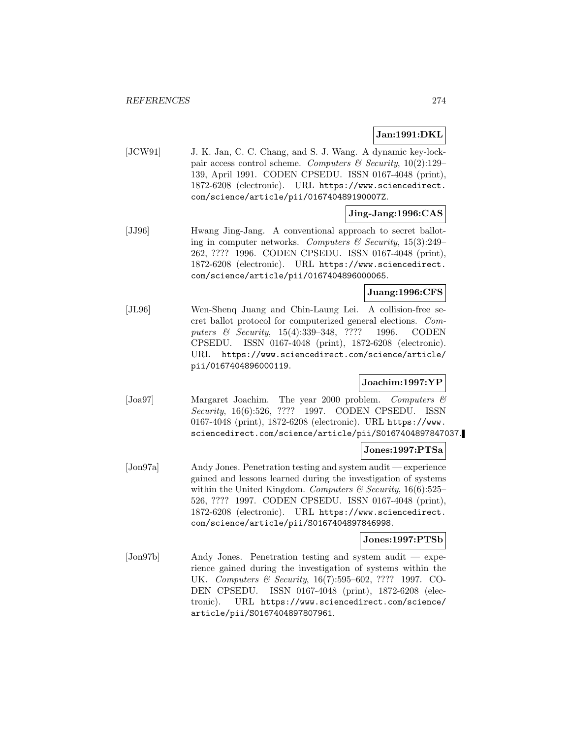**Jan:1991:DKL**

[JCW91] J. K. Jan, C. C. Chang, and S. J. Wang. A dynamic key-lock-pair access control scheme. *Computers & Security*, 10(2):129–139, April 1991. CODEN CPSEDU. ISSN 0167-4048 (print), 1872-6208 (electronic). URL https://www.sciencedirect.com/science/article/pii/016740489190007Z.

**Jing-Jang:1996:CAS**

[JJ96] Hwang Jing-Jang. A conventional approach to secret balloting in computer networks. *Computers & Security*, 15(3):249–262, ???? 1996. CODEN CPSEDU. ISSN 0167-4048 (print), 1872-6208 (electronic). URL https://www.sciencedirect.com/science/article/pii/0167404896000065.

**Juang:1996:CFS**

[JL96] Wen-Shenq Juang and Chin-Laung Lei. A collision-free secret ballot protocol for computerized general elections. *Computers & Security*, 15(4):339–348, ???? 1996. CODEN CPSEDU. ISSN 0167-4048 (print), 1872-6208 (electronic). URL https://www.sciencedirect.com/science/article/pii/0167404896000119.

**Joachim:1997:YP**

[Joa97] Margaret Joachim. The year 2000 problem. *Computers & Security*, 16(6):526, ???? 1997. CODEN CPSEDU. ISSN 0167-4048 (print), 1872-6208 (electronic). URL https://www.sciencedirect.com/science/article/pii/S0167404897847037.

**Jones:1997:PTSa**

[Jon97a] Andy Jones. Penetration testing and system audit — experience gained and lessons learned during the investigation of systems within the United Kingdom. *Computers & Security*, 16(6):525–526, ???? 1997. CODEN CPSEDU. ISSN 0167-4048 (print), 1872-6208 (electronic). URL https://www.sciencedirect.com/science/article/pii/S0167404897846998.

**Jones:1997:PTSb**

[Jon97b] Andy Jones. Penetration testing and system audit — experience gained during the investigation of systems within the UK. *Computers & Security*, 16(7):595–602, ???? 1997. CODEN CPSEDU. ISSN 0167-4048 (print), 1872-6208 (electronic). URL https://www.sciencedirect.com/science/article/pii/S0167404897807961.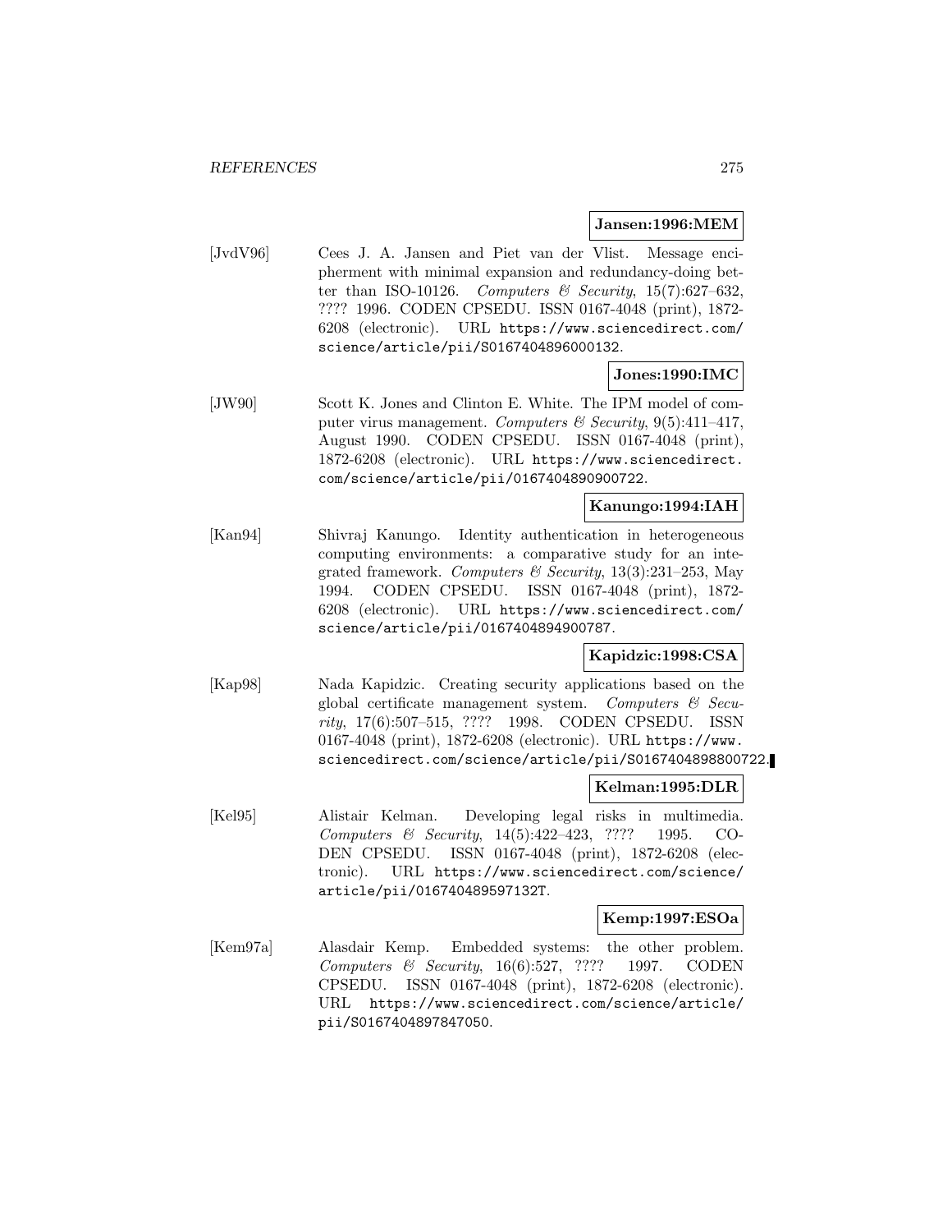**Jansen:1996:MEM**

[JvdV96] Cees J. A. Jansen and Piet van der Vlist. Message encipherment with minimal expansion and redundancy-doing better than ISO-10126. *Computers & Security*, 15(7):627–632, ???? 1996. CODEN CPSEDU. ISSN 0167-4048 (print), 1872-6208 (electronic). URL https://www.sciencedirect.com/science/article/pii/S0167404896000132.

**Jones:1990:IMC**

[JW90] Scott K. Jones and Clinton E. White. The IPM model of computer virus management. *Computers & Security*, 9(5):411–417, August 1990. CODEN CPSEDU. ISSN 0167-4048 (print), 1872-6208 (electronic). URL https://www.sciencedirect.com/science/article/pii/0167404890900722.

**Kanungo:1994:IAH**

[Kan94] Shivraj Kanungo. Identity authentication in heterogeneous computing environments: a comparative study for an integrated framework. *Computers & Security*, 13(3):231–253, May 1994. CODEN CPSEDU. ISSN 0167-4048 (print), 1872-6208 (electronic). URL https://www.sciencedirect.com/science/article/pii/0167404894900787.

**Kapidzic:1998:CSA**

[Kap98] Nada Kapidzic. Creating security applications based on the global certificate management system. *Computers & Security*, 17(6):507–515, ???? 1998. CODEN CPSEDU. ISSN 0167-4048 (print), 1872-6208 (electronic). URL https://www.sciencedirect.com/science/article/pii/S0167404898800722.

**Kelman:1995:DLR**

[Kel95] Alistair Kelman. Developing legal risks in multimedia. *Computers & Security*, 14(5):422–423, ???? 1995. CODEN CPSEDU. ISSN 0167-4048 (print), 1872-6208 (electronic). URL https://www.sciencedirect.com/science/article/pii/016740489597132T.

**Kemp:1997:ESOa**

[Kem97a] Alasdair Kemp. Embedded systems: the other problem. *Computers & Security*, 16(6):527, ???? 1997. CODEN CPSEDU. ISSN 0167-4048 (print), 1872-6208 (electronic). URL https://www.sciencedirect.com/science/article/pii/S0167404897847050.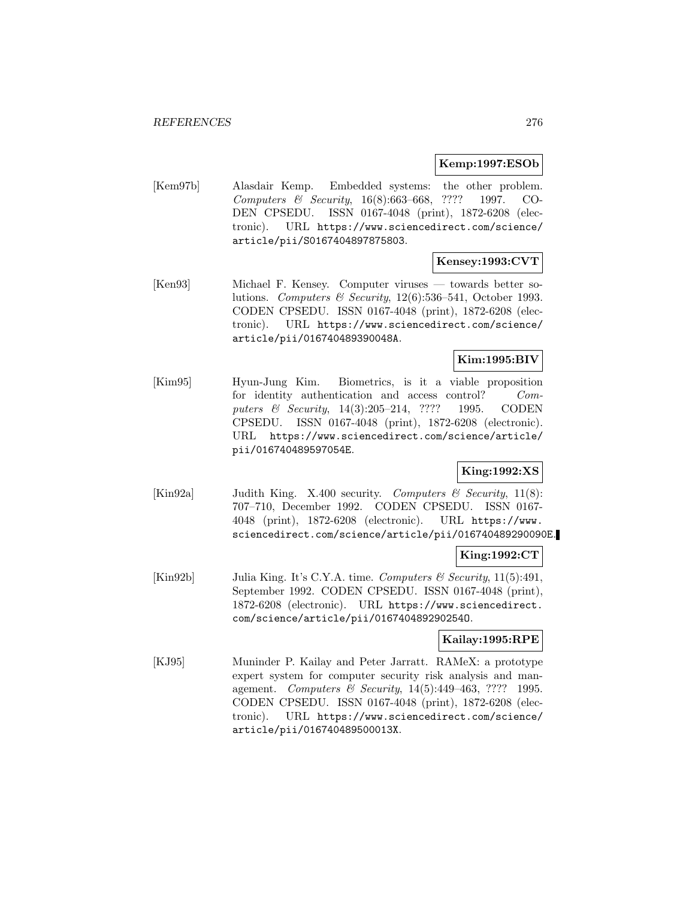**Kemp:1997:ESOb**

[Kem97b] Alasdair Kemp. Embedded systems: the other problem. *Computers & Security*, 16(8):663–668, ???? 1997. CODEN CPSEDU. ISSN 0167-4048 (print), 1872-6208 (electronic). URL https://www.sciencedirect.com/science/article/pii/S0167404897875803.

**Kensey:1993:CVT**

[Ken93] Michael F. Kensey. Computer viruses — towards better solutions. *Computers & Security*, 12(6):536–541, October 1993. CODEN CPSEDU. ISSN 0167-4048 (print), 1872-6208 (electronic). URL https://www.sciencedirect.com/science/article/pii/016740489390048A.

**Kim:1995:BIV**

[Kim95] Hyun-Jung Kim. Biometrics, is it a viable proposition for identity authentication and access control? *Computers & Security*, 14(3):205–214, ???? 1995. CODEN CPSEDU. ISSN 0167-4048 (print), 1872-6208 (electronic). URL https://www.sciencedirect.com/science/article/pii/016740489597054E.

**King:1992:XS**

[Kin92a] Judith King. X.400 security. *Computers & Security*, 11(8): 707–710, December 1992. CODEN CPSEDU. ISSN 0167-4048 (print), 1872-6208 (electronic). URL https://www.sciencedirect.com/science/article/pii/016740489290090E.

**King:1992:CT**

[Kin92b] Julia King. It's C.Y.A. time. *Computers & Security*, 11(5):491, September 1992. CODEN CPSEDU. ISSN 0167-4048 (print), 1872-6208 (electronic). URL https://www.sciencedirect.com/science/article/pii/016740489290254O.

**Kailay:1995:RPE**

[KJ95] Muninder P. Kailay and Peter Jarratt. RAMeX: a prototype expert system for computer security risk analysis and management. *Computers & Security*, 14(5):449–463, ???? 1995. CODEN CPSEDU. ISSN 0167-4048 (print), 1872-6208 (electronic). URL https://www.sciencedirect.com/science/article/pii/016740489500013X.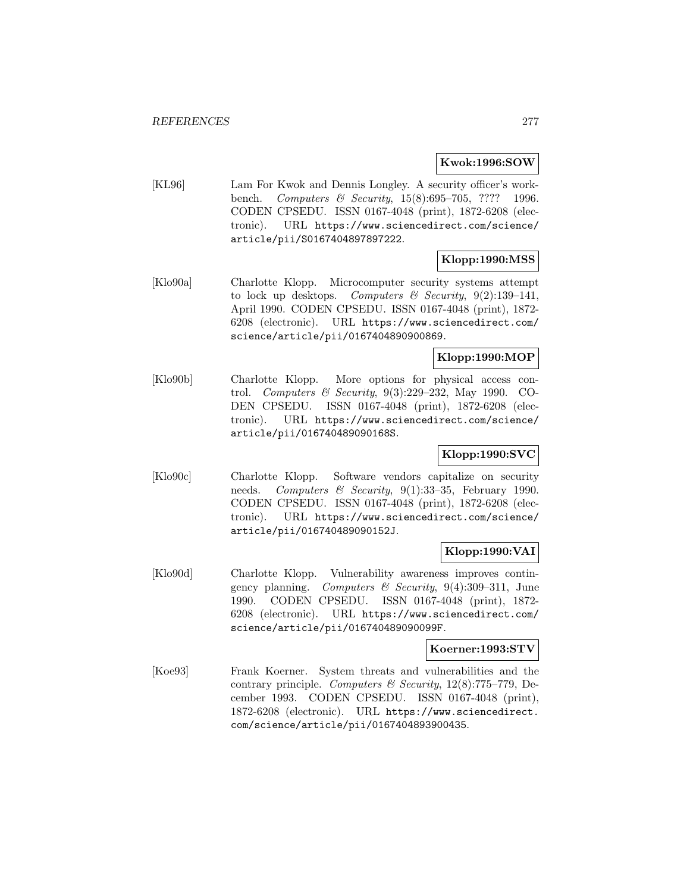**Kwok:1996:SOW**

[KL96] Lam For Kwok and Dennis Longley. A security officer's workbench. *Computers & Security*, 15(8):695–705, ???? 1996. CODEN CPSEDU. ISSN 0167-4048 (print), 1872-6208 (electronic). URL https://www.sciencedirect.com/science/article/pii/S0167404897897222.

**Klopp:1990:MSS**

[Klo90a] Charlotte Klopp. Microcomputer security systems attempt to lock up desktops. *Computers & Security*, 9(2):139–141, April 1990. CODEN CPSEDU. ISSN 0167-4048 (print), 1872-6208 (electronic). URL https://www.sciencedirect.com/science/article/pii/0167404890900869.

**Klopp:1990:MOP**

[Klo90b] Charlotte Klopp. More options for physical access control. *Computers & Security*, 9(3):229–232, May 1990. CODEN CPSEDU. ISSN 0167-4048 (print), 1872-6208 (electronic). URL https://www.sciencedirect.com/science/article/pii/016740489090168S.

**Klopp:1990:SVC**

[Klo90c] Charlotte Klopp. Software vendors capitalize on security needs. *Computers & Security*, 9(1):33–35, February 1990. CODEN CPSEDU. ISSN 0167-4048 (print), 1872-6208 (electronic). URL https://www.sciencedirect.com/science/article/pii/016740489090152J.

**Klopp:1990:VAI**

[Klo90d] Charlotte Klopp. Vulnerability awareness improves contingency planning. *Computers & Security*, 9(4):309–311, June 1990. CODEN CPSEDU. ISSN 0167-4048 (print), 1872-6208 (electronic). URL https://www.sciencedirect.com/science/article/pii/016740489090099F.

**Koerner:1993:STV**

[Koe93] Frank Koerner. System threats and vulnerabilities and the contrary principle. *Computers & Security*, 12(8):775–779, December 1993. CODEN CPSEDU. ISSN 0167-4048 (print), 1872-6208 (electronic). URL https://www.sciencedirect.com/science/article/pii/0167404893900435.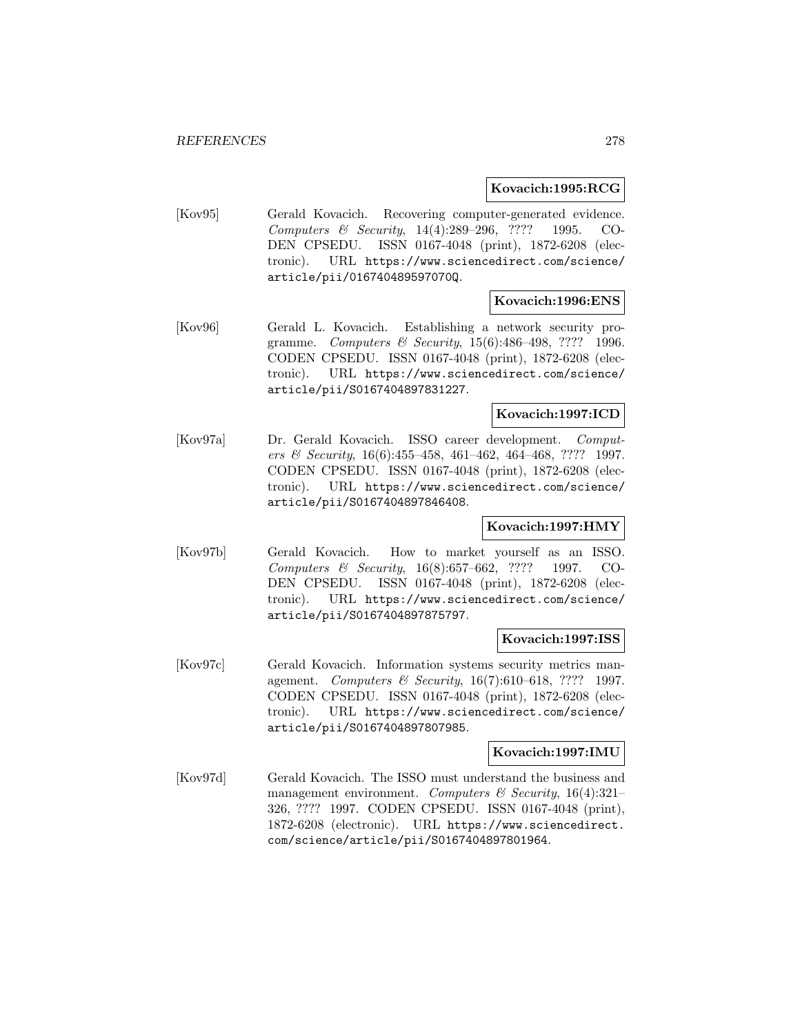**Kovacich:1995:RCG**

[Kov95] Gerald Kovacich. Recovering computer-generated evidence. *Computers & Security*, 14(4):289–296, ???? 1995. CODEN CPSEDU. ISSN 0167-4048 (print), 1872-6208 (electronic). URL https://www.sciencedirect.com/science/article/pii/016740489597070Q.

**Kovacich:1996:ENS**

[Kov96] Gerald L. Kovacich. Establishing a network security programme. *Computers & Security*, 15(6):486–498, ???? 1996. CODEN CPSEDU. ISSN 0167-4048 (print), 1872-6208 (electronic). URL https://www.sciencedirect.com/science/article/pii/S0167404897831227.

**Kovacich:1997:ICD**

[Kov97a] Dr. Gerald Kovacich. ISSO career development. *Computers & Security*, 16(6):455–458, 461–462, 464–468, ???? 1997. CODEN CPSEDU. ISSN 0167-4048 (print), 1872-6208 (electronic). URL https://www.sciencedirect.com/science/article/pii/S0167404897846408.

**Kovacich:1997:HMY**

[Kov97b] Gerald Kovacich. How to market yourself as an ISSO. *Computers & Security*, 16(8):657–662, ???? 1997. CODEN CPSEDU. ISSN 0167-4048 (print), 1872-6208 (electronic). URL https://www.sciencedirect.com/science/article/pii/S0167404897875797.

**Kovacich:1997:ISS**

[Kov97c] Gerald Kovacich. Information systems security metrics management. *Computers & Security*, 16(7):610–618, ???? 1997. CODEN CPSEDU. ISSN 0167-4048 (print), 1872-6208 (electronic). URL https://www.sciencedirect.com/science/article/pii/S0167404897807985.

**Kovacich:1997:IMU**

[Kov97d] Gerald Kovacich. The ISSO must understand the business and management environment. *Computers & Security*, 16(4):321–326, ???? 1997. CODEN CPSEDU. ISSN 0167-4048 (print), 1872-6208 (electronic). URL https://www.sciencedirect.com/science/article/pii/S0167404897801964.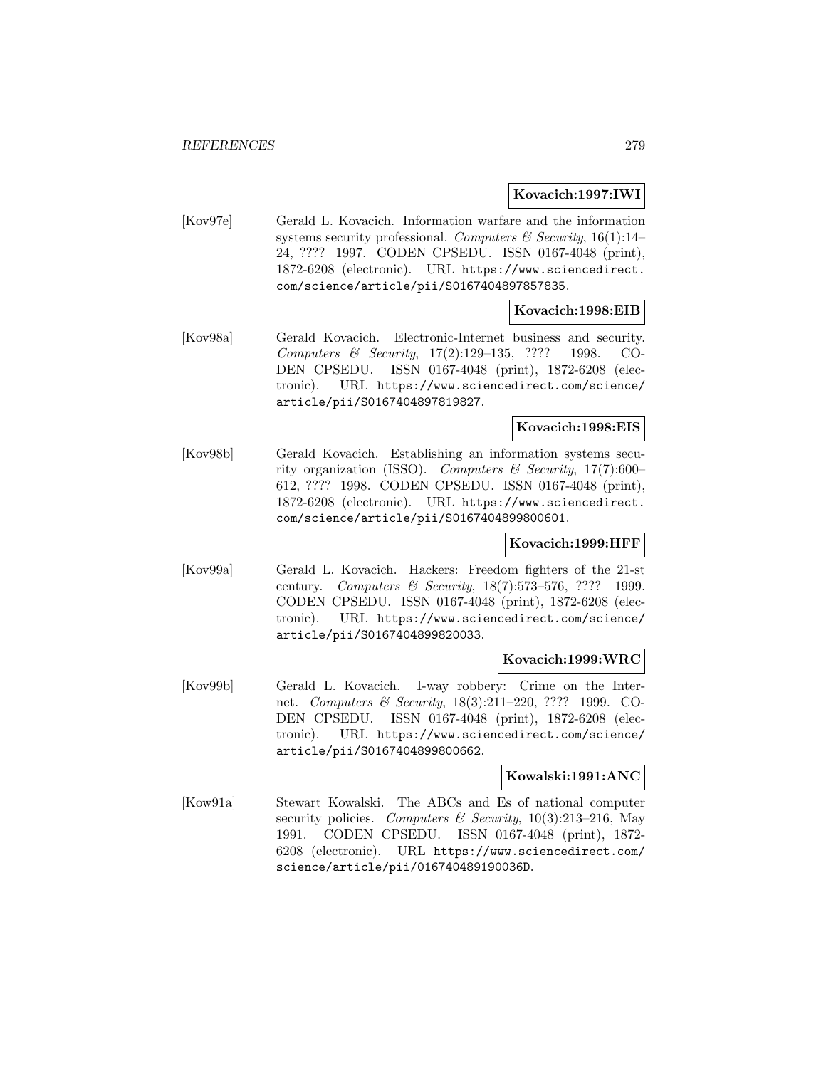**Kovacich:1997:IWI**

[Kov97e] Gerald L. Kovacich. Information warfare and the information systems security professional. *Computers & Security*, 16(1):14–24, ???? 1997. CODEN CPSEDU. ISSN 0167-4048 (print), 1872-6208 (electronic). URL https://www.sciencedirect.com/science/article/pii/S0167404897857835.

**Kovacich:1998:EIB**

[Kov98a] Gerald Kovacich. Electronic-Internet business and security. *Computers & Security*, 17(2):129–135, ???? 1998. CODEN CPSEDU. ISSN 0167-4048 (print), 1872-6208 (electronic). URL https://www.sciencedirect.com/science/article/pii/S0167404897819827.

**Kovacich:1998:EIS**

[Kov98b] Gerald Kovacich. Establishing an information systems security organization (ISSO). *Computers & Security*, 17(7):600–612, ???? 1998. CODEN CPSEDU. ISSN 0167-4048 (print), 1872-6208 (electronic). URL https://www.sciencedirect.com/science/article/pii/S0167404899800601.

**Kovacich:1999:HFF**

[Kov99a] Gerald L. Kovacich. Hackers: Freedom fighters of the 21-st century. *Computers & Security*, 18(7):573–576, ???? 1999. CODEN CPSEDU. ISSN 0167-4048 (print), 1872-6208 (electronic). URL https://www.sciencedirect.com/science/article/pii/S0167404899820033.

**Kovacich:1999:WRC**

[Kov99b] Gerald L. Kovacich. I-way robbery: Crime on the Internet. *Computers & Security*, 18(3):211–220, ???? 1999. CODEN CPSEDU. ISSN 0167-4048 (print), 1872-6208 (electronic). URL https://www.sciencedirect.com/science/article/pii/S0167404899800662.

**Kowalski:1991:ANC**

[Kow91a] Stewart Kowalski. The ABCs and Es of national computer security policies. *Computers & Security*, 10(3):213–216, May 1991. CODEN CPSEDU. ISSN 0167-4048 (print), 1872-6208 (electronic). URL https://www.sciencedirect.com/science/article/pii/016740489190036D.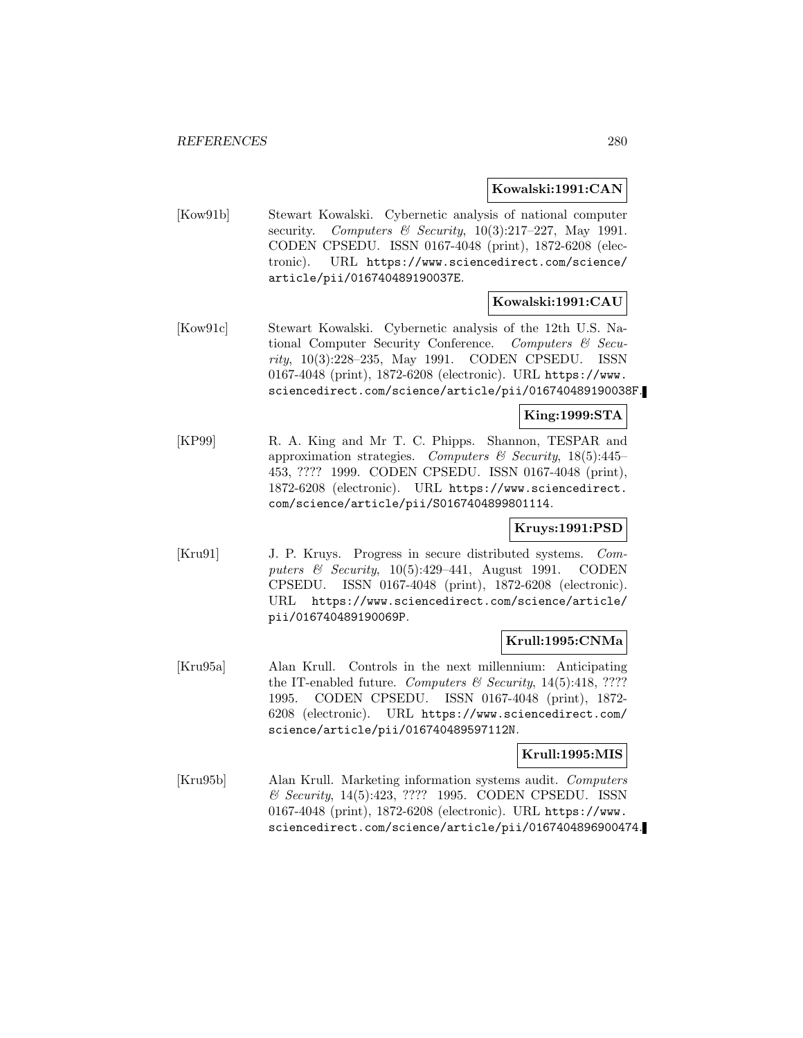**Kowalski:1991:CAN**

[Kow91b] Stewart Kowalski. Cybernetic analysis of national computer security. *Computers & Security*, 10(3):217–227, May 1991. CODEN CPSEDU. ISSN 0167-4048 (print), 1872-6208 (electronic). URL https://www.sciencedirect.com/science/article/pii/016740489190037E.

**Kowalski:1991:CAU**

[Kow91c] Stewart Kowalski. Cybernetic analysis of the 12th U.S. National Computer Security Conference. *Computers & Security*, 10(3):228–235, May 1991. CODEN CPSEDU. ISSN 0167-4048 (print), 1872-6208 (electronic). URL https://www.sciencedirect.com/science/article/pii/016740489190038F.

**King:1999:STA**

[KP99] R. A. King and Mr T. C. Phipps. Shannon, TESPAR and approximation strategies. *Computers & Security*, 18(5):445–453, ???? 1999. CODEN CPSEDU. ISSN 0167-4048 (print), 1872-6208 (electronic). URL https://www.sciencedirect.com/science/article/pii/S0167404899801114.

**Kruys:1991:PSD**

[Kru91] J. P. Kruys. Progress in secure distributed systems. *Computers & Security*, 10(5):429–441, August 1991. CODEN CPSEDU. ISSN 0167-4048 (print), 1872-6208 (electronic). URL https://www.sciencedirect.com/science/article/pii/016740489190069P.

**Krull:1995:CNMa**

[Kru95a] Alan Krull. Controls in the next millennium: Anticipating the IT-enabled future. *Computers & Security*, 14(5):418, ???? 1995. CODEN CPSEDU. ISSN 0167-4048 (print), 1872-6208 (electronic). URL https://www.sciencedirect.com/science/article/pii/016740489597112N.

**Krull:1995:MIS**

[Kru95b] Alan Krull. Marketing information systems audit. *Computers & Security*, 14(5):423, ???? 1995. CODEN CPSEDU. ISSN 0167-4048 (print), 1872-6208 (electronic). URL https://www.sciencedirect.com/science/article/pii/0167404896900474.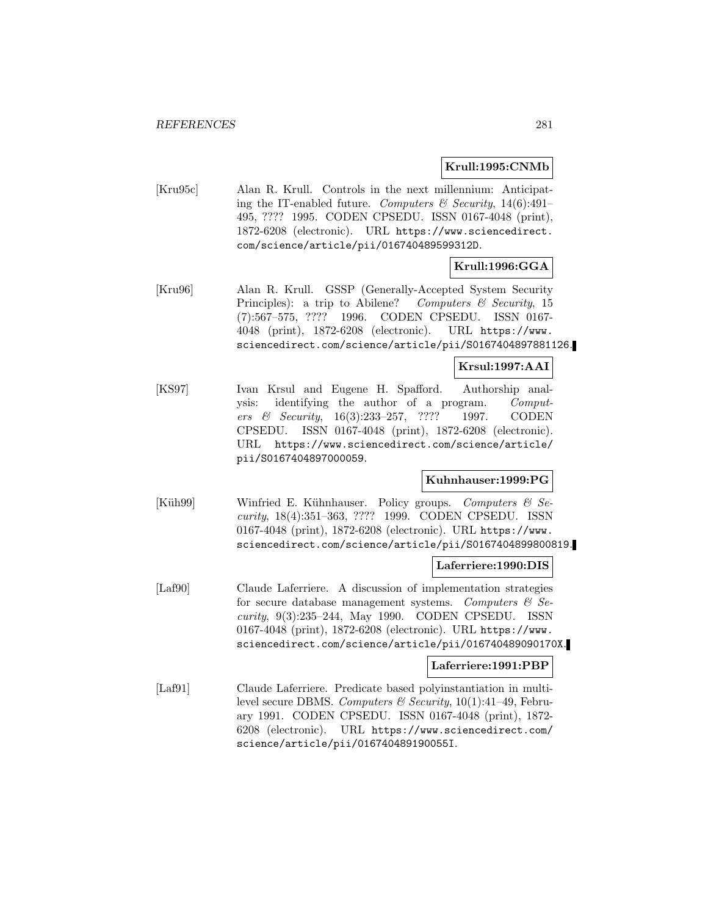**Krull:1995:CNMb**

[Kru95c] Alan R. Krull. Controls in the next millennium: Anticipating the IT-enabled future. *Computers & Security*, 14(6):491–495, ???? 1995. CODEN CPSEDU. ISSN 0167-4048 (print), 1872-6208 (electronic). URL https://www.sciencedirect.com/science/article/pii/016740489599312D.

**Krull:1996:GGA**

[Kru96] Alan R. Krull. GSSP (Generally-Accepted System Security Principles): a trip to Abilene? *Computers & Security*, 15 (7):567–575, ???? 1996. CODEN CPSEDU. ISSN 0167-4048 (print), 1872-6208 (electronic). URL https://www.sciencedirect.com/science/article/pii/S0167404897881126.

**Krsul:1997:AAI**

[KS97] Ivan Krsul and Eugene H. Spafford. Authorship analysis: identifying the author of a program. *Computers & Security*, 16(3):233–257, ???? 1997. CODEN CPSEDU. ISSN 0167-4048 (print), 1872-6208 (electronic). URL https://www.sciencedirect.com/science/article/pii/S0167404897000059.

**Kuhnhauser:1999:PG**

[Küh99] Winfried E. Kühnhauser. Policy groups. *Computers & Security*, 18(4):351–363, ???? 1999. CODEN CPSEDU. ISSN 0167-4048 (print), 1872-6208 (electronic). URL https://www.sciencedirect.com/science/article/pii/S0167404899800819.

**Laferriere:1990:DIS**

[Laf90] Claude Laferriere. A discussion of implementation strategies for secure database management systems. *Computers & Security*, 9(3):235–244, May 1990. CODEN CPSEDU. ISSN 0167-4048 (print), 1872-6208 (electronic). URL https://www.sciencedirect.com/science/article/pii/016740489090170X.

**Laferriere:1991:PBP**

[Laf91] Claude Laferriere. Predicate based polyinstantiation in multilevel secure DBMS. *Computers & Security*, 10(1):41–49, February 1991. CODEN CPSEDU. ISSN 0167-4048 (print), 1872-6208 (electronic). URL https://www.sciencedirect.com/science/article/pii/016740489190055I.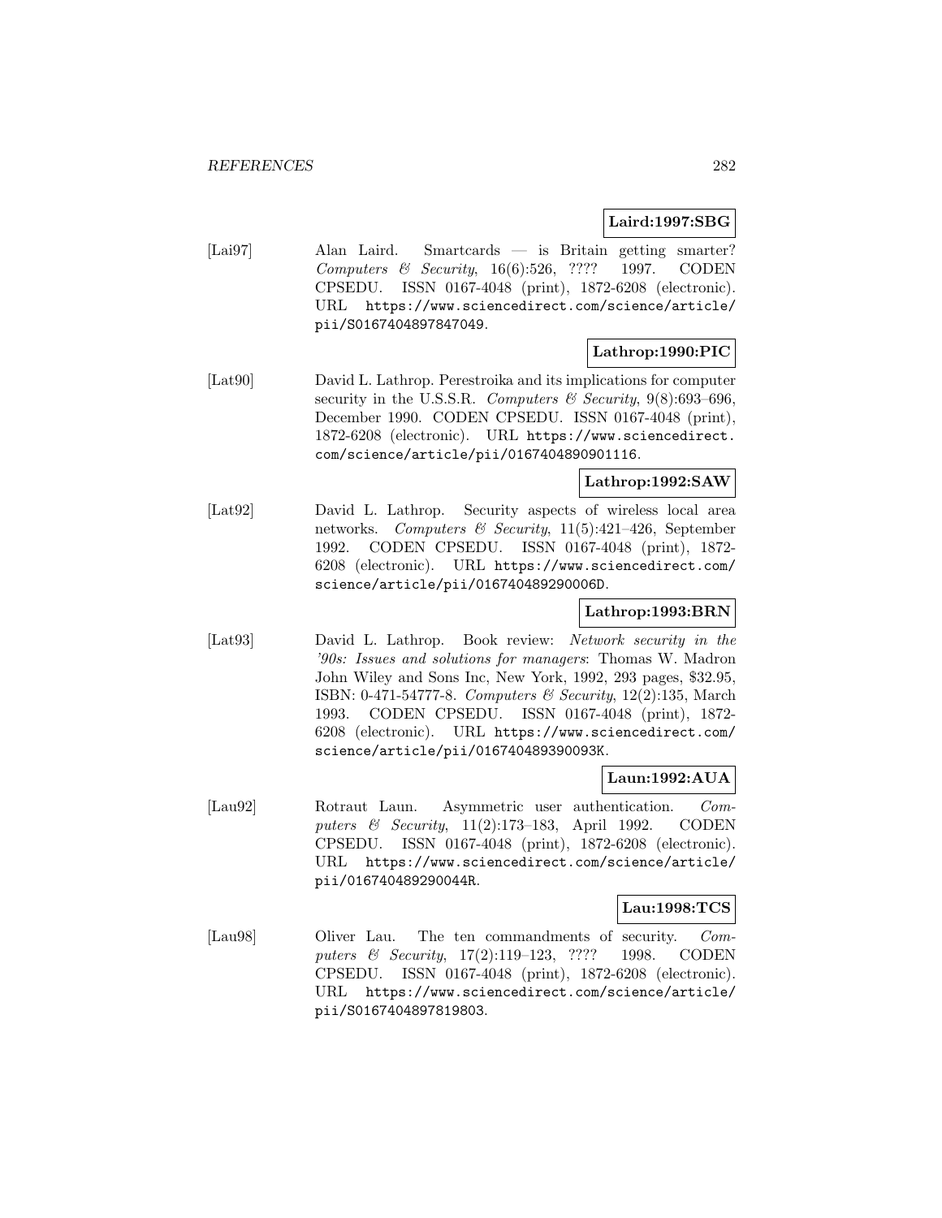**Laird:1997:SBG**

[Lai97] Alan Laird. Smartcards — is Britain getting smarter? *Computers & Security*, 16(6):526, ???? 1997. CODEN CPSEDU. ISSN 0167-4048 (print), 1872-6208 (electronic). URL https://www.sciencedirect.com/science/article/pii/S0167404897847049.

**Lathrop:1990:PIC**

[Lat90] David L. Lathrop. Perestroika and its implications for computer security in the U.S.S.R. *Computers & Security*, 9(8):693–696, December 1990. CODEN CPSEDU. ISSN 0167-4048 (print), 1872-6208 (electronic). URL https://www.sciencedirect.com/science/article/pii/0167404890901116.

**Lathrop:1992:SAW**

[Lat92] David L. Lathrop. Security aspects of wireless local area networks. *Computers & Security*, 11(5):421–426, September 1992. CODEN CPSEDU. ISSN 0167-4048 (print), 1872-6208 (electronic). URL https://www.sciencedirect.com/science/article/pii/016740489290006D.

**Lathrop:1993:BRN**

[Lat93] David L. Lathrop. Book review: *Network security in the '90s: Issues and solutions for managers*: Thomas W. Madron John Wiley and Sons Inc, New York, 1992, 293 pages, $32.95, ISBN: 0-471-54777-8. *Computers & Security*, 12(2):135, March 1993. CODEN CPSEDU. ISSN 0167-4048 (print), 1872-6208 (electronic). URL https://www.sciencedirect.com/science/article/pii/016740489390093K.

**Laun:1992:AUA**

[Lau92] Rotraut Laun. Asymmetric user authentication. *Computers & Security*, 11(2):173–183, April 1992. CODEN CPSEDU. ISSN 0167-4048 (print), 1872-6208 (electronic). URL https://www.sciencedirect.com/science/article/pii/016740489290044R.

**Lau:1998:TCS**

[Lau98] Oliver Lau. The ten commandments of security. *Computers & Security*, 17(2):119–123, ???? 1998. CODEN CPSEDU. ISSN 0167-4048 (print), 1872-6208 (electronic). URL https://www.sciencedirect.com/science/article/pii/S0167404897819803.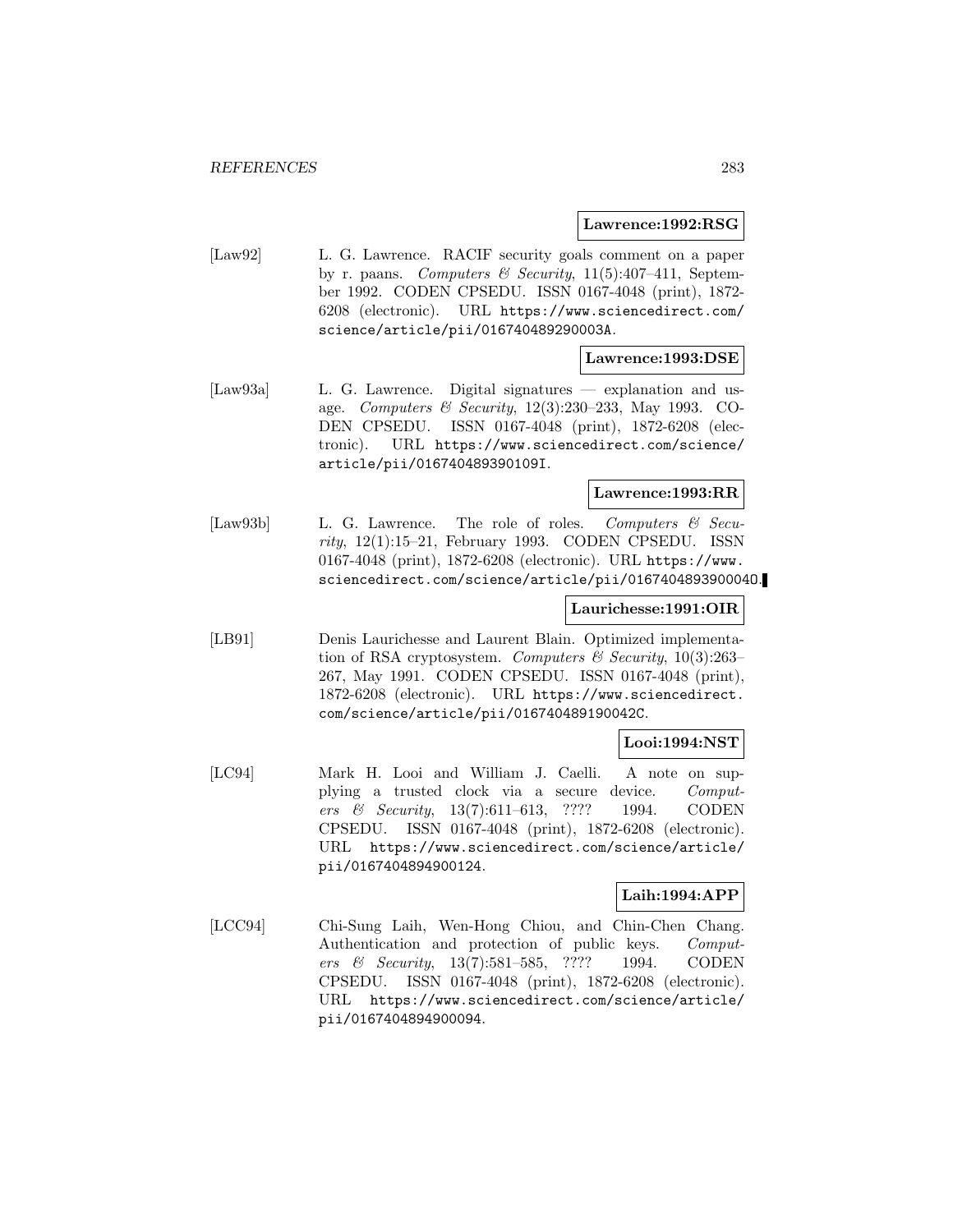**Lawrence:1992:RSG**

[Law92] L. G. Lawrence. RACIF security goals comment on a paper by r. paans. *Computers & Security*, 11(5):407–411, September 1992. CODEN CPSEDU. ISSN 0167-4048 (print), 1872-6208 (electronic). URL https://www.sciencedirect.com/science/article/pii/016740489290003A.

**Lawrence:1993:DSE**

[Law93a] L. G. Lawrence. Digital signatures — explanation and usage. *Computers & Security*, 12(3):230–233, May 1993. CODEN CPSEDU. ISSN 0167-4048 (print), 1872-6208 (electronic). URL https://www.sciencedirect.com/science/article/pii/016740489390109I.

**Lawrence:1993:RR**

[Law93b] L. G. Lawrence. The role of roles. *Computers & Security*, 12(1):15–21, February 1993. CODEN CPSEDU. ISSN 0167-4048 (print), 1872-6208 (electronic). URL https://www.sciencedirect.com/science/article/pii/016740489390004O.

**Laurichesse:1991:OIR**

[LB91] Denis Laurichesse and Laurent Blain. Optimized implementation of RSA cryptosystem. *Computers & Security*, 10(3):263–267, May 1991. CODEN CPSEDU. ISSN 0167-4048 (print), 1872-6208 (electronic). URL https://www.sciencedirect.com/science/article/pii/016740489190042C.

**Looi:1994:NST**

[LC94] Mark H. Looi and William J. Caelli. A note on supplying a trusted clock via a secure device. *Computers & Security*, 13(7):611–613, ???? 1994. CODEN CPSEDU. ISSN 0167-4048 (print), 1872-6208 (electronic). URL https://www.sciencedirect.com/science/article/pii/0167404894900124.

**Laih:1994:APP**

[LCC94] Chi-Sung Laih, Wen-Hong Chiou, and Chin-Chen Chang. Authentication and protection of public keys. *Computers & Security*, 13(7):581–585, ???? 1994. CODEN CPSEDU. ISSN 0167-4048 (print), 1872-6208 (electronic). URL https://www.sciencedirect.com/science/article/pii/0167404894900094.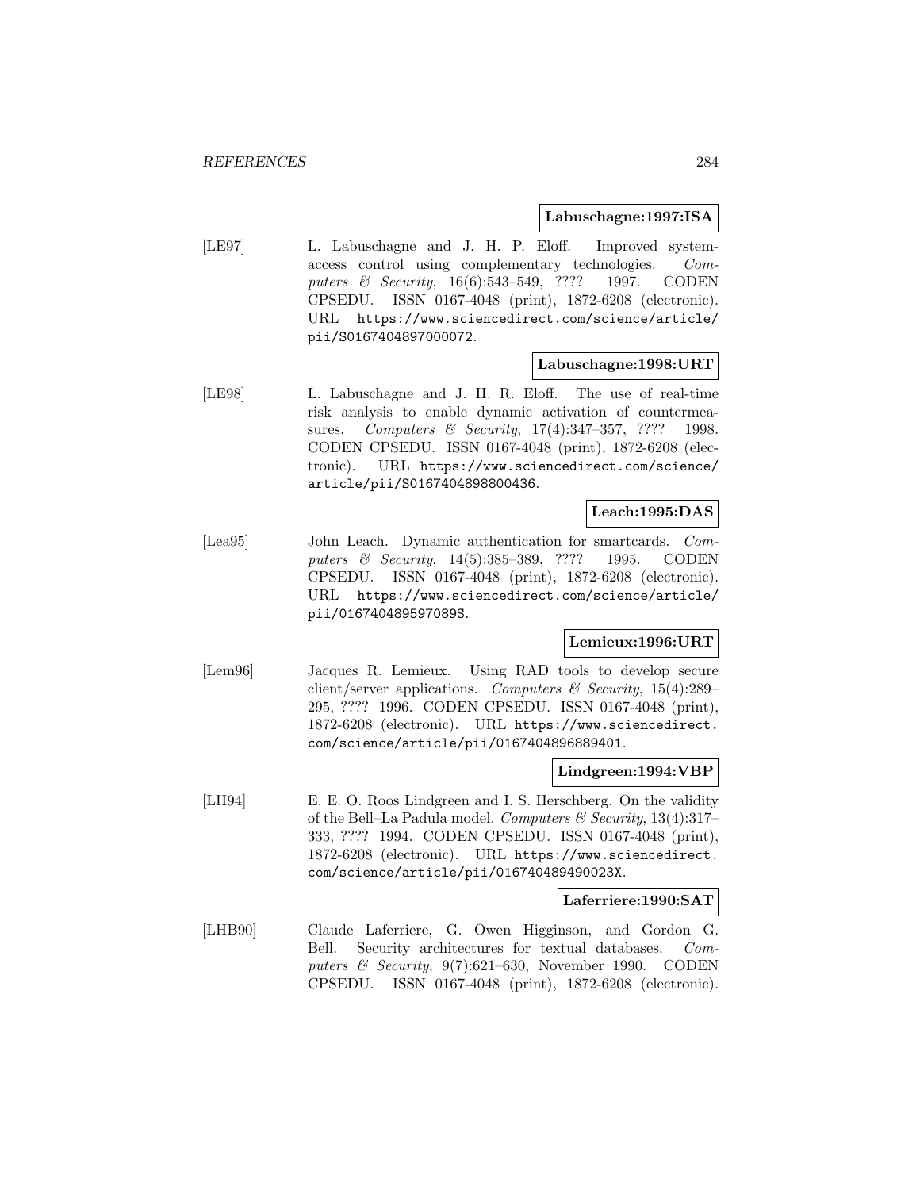**Labuschagne:1997:ISA**

[LE97] L. Labuschagne and J. H. P. Eloff. Improved system-access control using complementary technologies. *Computers & Security*, 16(6):543–549, ???? 1997. CODEN CPSEDU. ISSN 0167-4048 (print), 1872-6208 (electronic). URL `https://www.sciencedirect.com/science/article/pii/S0167404897000072`.

**Labuschagne:1998:URT**

[LE98] L. Labuschagne and J. H. R. Eloff. The use of real-time risk analysis to enable dynamic activation of countermeasures. *Computers & Security*, 17(4):347–357, ???? 1998. CODEN CPSEDU. ISSN 0167-4048 (print), 1872-6208 (electronic). URL `https://www.sciencedirect.com/science/article/pii/S0167404898800436`.

**Leach:1995:DAS**

[Lea95] John Leach. Dynamic authentication for smartcards. *Computers & Security*, 14(5):385–389, ???? 1995. CODEN CPSEDU. ISSN 0167-4048 (print), 1872-6208 (electronic). URL `https://www.sciencedirect.com/science/article/pii/016740489597089S`.

**Lemieux:1996:URT**

[Lem96] Jacques R. Lemieux. Using RAD tools to develop secure client/server applications. *Computers & Security*, 15(4):289–295, ???? 1996. CODEN CPSEDU. ISSN 0167-4048 (print), 1872-6208 (electronic). URL `https://www.sciencedirect.com/science/article/pii/0167404896889401`.

**Lindgreen:1994:VBP**

[LH94] E. E. O. Roos Lindgreen and I. S. Herschberg. On the validity of the Bell–La Padula model. *Computers & Security*, 13(4):317–333, ???? 1994. CODEN CPSEDU. ISSN 0167-4048 (print), 1872-6208 (electronic). URL `https://www.sciencedirect.com/science/article/pii/016740489490023X`.

**Laferriere:1990:SAT**

[LHB90] Claude Laferriere, G. Owen Higginson, and Gordon G. Bell. Security architectures for textual databases. *Computers & Security*, 9(7):621–630, November 1990. CODEN CPSEDU. ISSN 0167-4048 (print), 1872-6208 (electronic).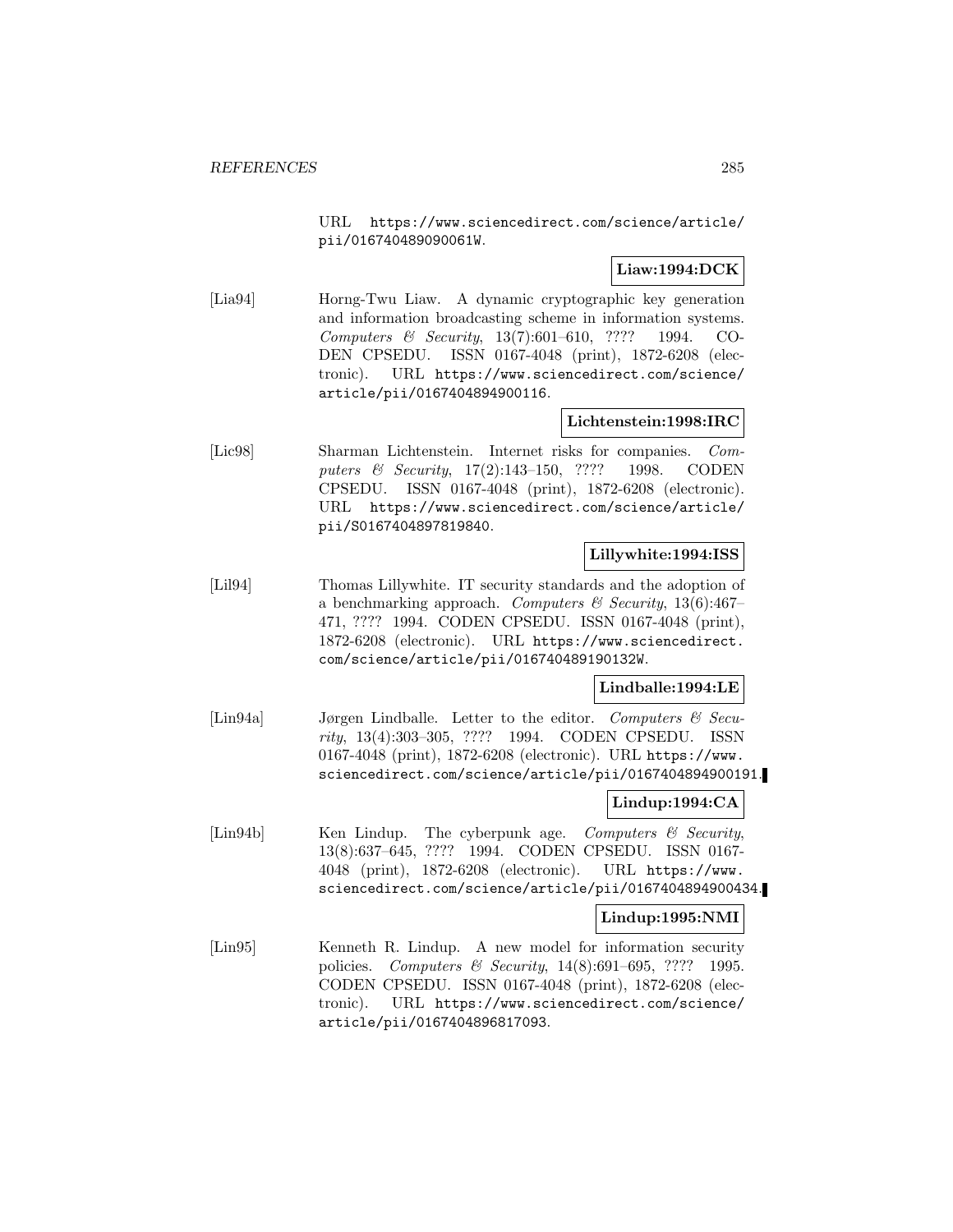URL https://www.sciencedirect.com/science/article/pii/016740489090061W.

**Liaw:1994:DCK**

[Lia94] Horng-Twu Liaw. A dynamic cryptographic key generation and information broadcasting scheme in information systems. *Computers & Security*, 13(7):601–610, ???? 1994. CODEN CPSEDU. ISSN 0167-4048 (print), 1872-6208 (electronic). URL https://www.sciencedirect.com/science/article/pii/0167404894900116.

**Lichtenstein:1998:IRC**

[Lic98] Sharman Lichtenstein. Internet risks for companies. *Computers & Security*, 17(2):143–150, ???? 1998. CODEN CPSEDU. ISSN 0167-4048 (print), 1872-6208 (electronic). URL https://www.sciencedirect.com/science/article/pii/S0167404897819840.

**Lillywhite:1994:ISS**

[Lil94] Thomas Lillywhite. IT security standards and the adoption of a benchmarking approach. *Computers & Security*, 13(6):467–471, ???? 1994. CODEN CPSEDU. ISSN 0167-4048 (print), 1872-6208 (electronic). URL https://www.sciencedirect.com/science/article/pii/016740489190132W.

**Lindballe:1994:LE**

[Lin94a] Jørgen Lindballe. Letter to the editor. *Computers & Security*, 13(4):303–305, ???? 1994. CODEN CPSEDU. ISSN 0167-4048 (print), 1872-6208 (electronic). URL https://www.sciencedirect.com/science/article/pii/0167404894900191.

**Lindup:1994:CA**

[Lin94b] Ken Lindup. The cyberpunk age. *Computers & Security*, 13(8):637–645, ???? 1994. CODEN CPSEDU. ISSN 0167-4048 (print), 1872-6208 (electronic). URL https://www.sciencedirect.com/science/article/pii/0167404894900434.

**Lindup:1995:NMI**

[Lin95] Kenneth R. Lindup. A new model for information security policies. *Computers & Security*, 14(8):691–695, ???? 1995. CODEN CPSEDU. ISSN 0167-4048 (print), 1872-6208 (electronic). URL https://www.sciencedirect.com/science/article/pii/0167404896817093.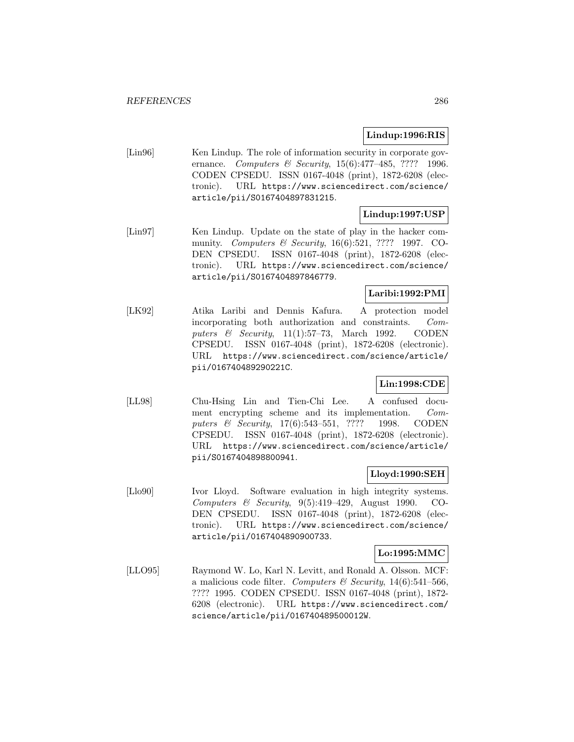**Lindup:1996:RIS**

[Lin96] Ken Lindup. The role of information security in corporate governance. *Computers & Security*, 15(6):477–485, ???? 1996. CODEN CPSEDU. ISSN 0167-4048 (print), 1872-6208 (electronic). URL https://www.sciencedirect.com/science/article/pii/S0167404897831215.

**Lindup:1997:USP**

[Lin97] Ken Lindup. Update on the state of play in the hacker community. *Computers & Security*, 16(6):521, ???? 1997. CODEN CPSEDU. ISSN 0167-4048 (print), 1872-6208 (electronic). URL https://www.sciencedirect.com/science/article/pii/S0167404897846779.

**Laribi:1992:PMI**

[LK92] Atika Laribi and Dennis Kafura. A protection model incorporating both authorization and constraints. *Computers & Security*, 11(1):57–73, March 1992. CODEN CPSEDU. ISSN 0167-4048 (print), 1872-6208 (electronic). URL https://www.sciencedirect.com/science/article/pii/016740489290221C.

**Lin:1998:CDE**

[LL98] Chu-Hsing Lin and Tien-Chi Lee. A confused document encrypting scheme and its implementation. *Computers & Security*, 17(6):543–551, ???? 1998. CODEN CPSEDU. ISSN 0167-4048 (print), 1872-6208 (electronic). URL https://www.sciencedirect.com/science/article/pii/S0167404898800941.

**Lloyd:1990:SEH**

[Llo90] Ivor Lloyd. Software evaluation in high integrity systems. *Computers & Security*, 9(5):419–429, August 1990. CODEN CPSEDU. ISSN 0167-4048 (print), 1872-6208 (electronic). URL https://www.sciencedirect.com/science/article/pii/0167404890900733.

**Lo:1995:MMC**

[LLO95] Raymond W. Lo, Karl N. Levitt, and Ronald A. Olsson. MCF: a malicious code filter. *Computers & Security*, 14(6):541–566, ???? 1995. CODEN CPSEDU. ISSN 0167-4048 (print), 1872-6208 (electronic). URL https://www.sciencedirect.com/science/article/pii/016740489500012W.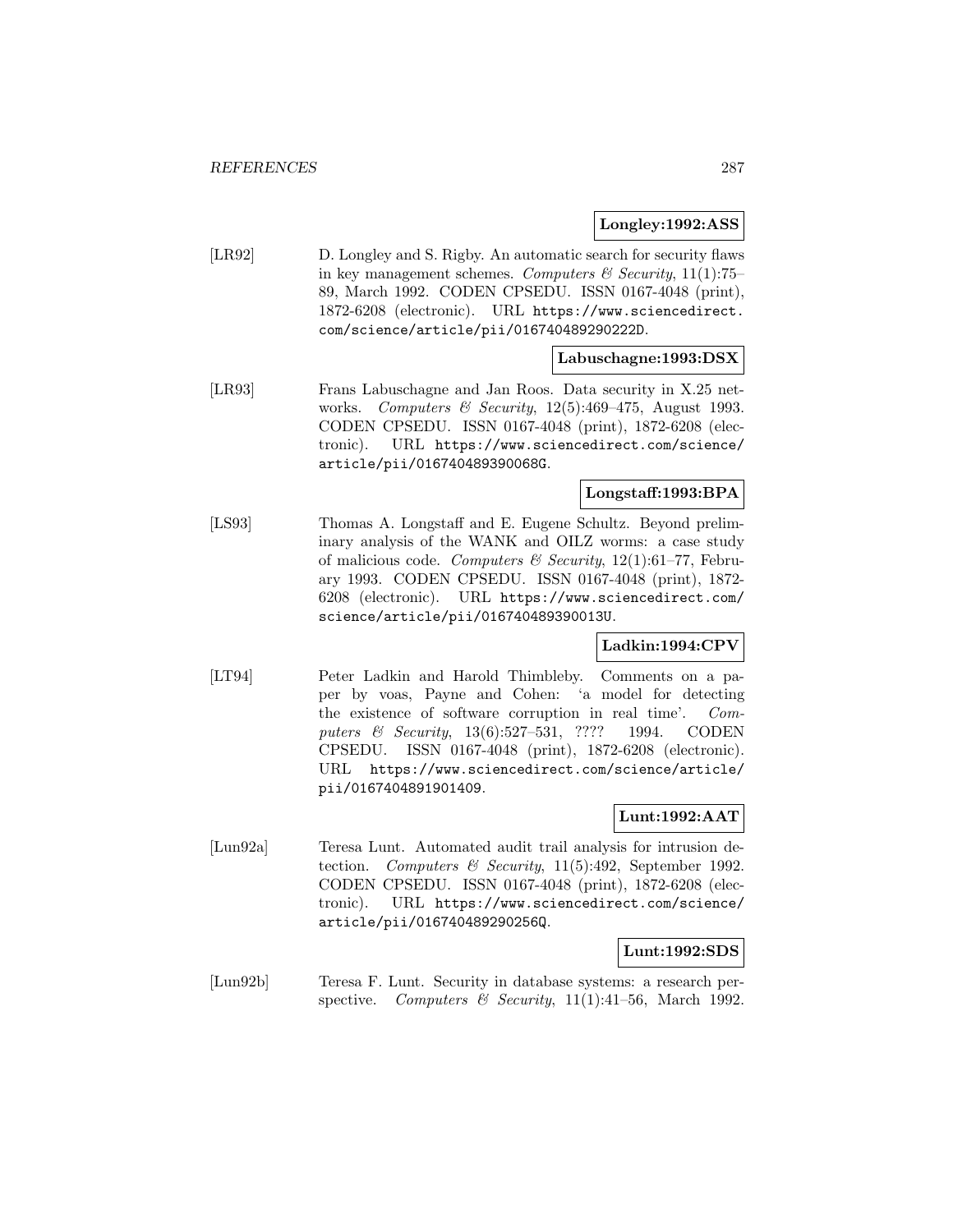**Longley:1992:ASS**

[LR92] D. Longley and S. Rigby. An automatic search for security flaws in key management schemes. *Computers & Security*, 11(1):75–89, March 1992. CODEN CPSEDU. ISSN 0167-4048 (print), 1872-6208 (electronic). URL https://www.sciencedirect.com/science/article/pii/016740489290222D.

**Labuschagne:1993:DSX**

[LR93] Frans Labuschagne and Jan Roos. Data security in X.25 networks. *Computers & Security*, 12(5):469–475, August 1993. CODEN CPSEDU. ISSN 0167-4048 (print), 1872-6208 (electronic). URL https://www.sciencedirect.com/science/article/pii/016740489390068G.

**Longstaff:1993:BPA**

[LS93] Thomas A. Longstaff and E. Eugene Schultz. Beyond preliminary analysis of the WANK and OILZ worms: a case study of malicious code. *Computers & Security*, 12(1):61–77, February 1993. CODEN CPSEDU. ISSN 0167-4048 (print), 1872-6208 (electronic). URL https://www.sciencedirect.com/science/article/pii/016740489390013U.

**Ladkin:1994:CPV**

[LT94] Peter Ladkin and Harold Thimbleby. Comments on a paper by voas, Payne and Cohen: 'a model for detecting the existence of software corruption in real time'. *Computers & Security*, 13(6):527–531, ???? 1994. CODEN CPSEDU. ISSN 0167-4048 (print), 1872-6208 (electronic). URL https://www.sciencedirect.com/science/article/pii/0167404891901409.

**Lunt:1992:AAT**

[Lun92a] Teresa Lunt. Automated audit trail analysis for intrusion detection. *Computers & Security*, 11(5):492, September 1992. CODEN CPSEDU. ISSN 0167-4048 (print), 1872-6208 (electronic). URL https://www.sciencedirect.com/science/article/pii/016740489290256Q.

**Lunt:1992:SDS**

[Lun92b] Teresa F. Lunt. Security in database systems: a research perspective. *Computers & Security*, 11(1):41–56, March 1992.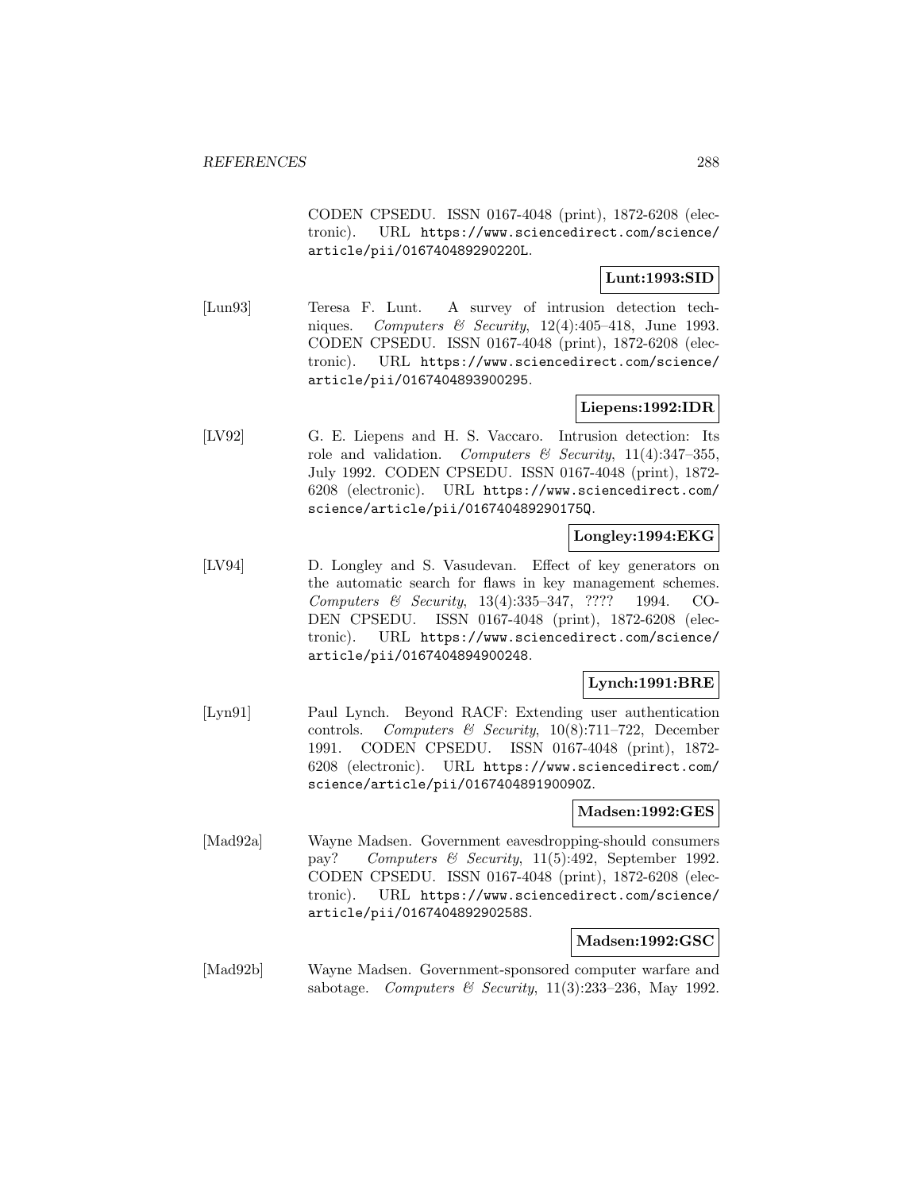CODEN CPSEDU. ISSN 0167-4048 (print), 1872-6208 (electronic). URL https://www.sciencedirect.com/science/article/pii/016740489290220L.

**Lunt:1993:SID**

[Lun93] Teresa F. Lunt. A survey of intrusion detection techniques. *Computers & Security*, 12(4):405–418, June 1993. CODEN CPSEDU. ISSN 0167-4048 (print), 1872-6208 (electronic). URL https://www.sciencedirect.com/science/article/pii/0167404893900295.

**Liepens:1992:IDR**

[LV92] G. E. Liepens and H. S. Vaccaro. Intrusion detection: Its role and validation. *Computers & Security*, 11(4):347–355, July 1992. CODEN CPSEDU. ISSN 0167-4048 (print), 1872-6208 (electronic). URL https://www.sciencedirect.com/science/article/pii/016740489290175Q.

**Longley:1994:EKG**

[LV94] D. Longley and S. Vasudevan. Effect of key generators on the automatic search for flaws in key management schemes. *Computers & Security*, 13(4):335–347, ???? 1994. CODEN CPSEDU. ISSN 0167-4048 (print), 1872-6208 (electronic). URL https://www.sciencedirect.com/science/article/pii/0167404894900248.

**Lynch:1991:BRE**

[Lyn91] Paul Lynch. Beyond RACF: Extending user authentication controls. *Computers & Security*, 10(8):711–722, December 1991. CODEN CPSEDU. ISSN 0167-4048 (print), 1872-6208 (electronic). URL https://www.sciencedirect.com/science/article/pii/016740489190090Z.

**Madsen:1992:GES**

[Mad92a] Wayne Madsen. Government eavesdropping-should consumers pay? *Computers & Security*, 11(5):492, September 1992. CODEN CPSEDU. ISSN 0167-4048 (print), 1872-6208 (electronic). URL https://www.sciencedirect.com/science/article/pii/016740489290258S.

**Madsen:1992:GSC**

[Mad92b] Wayne Madsen. Government-sponsored computer warfare and sabotage. *Computers & Security*, 11(3):233–236, May 1992.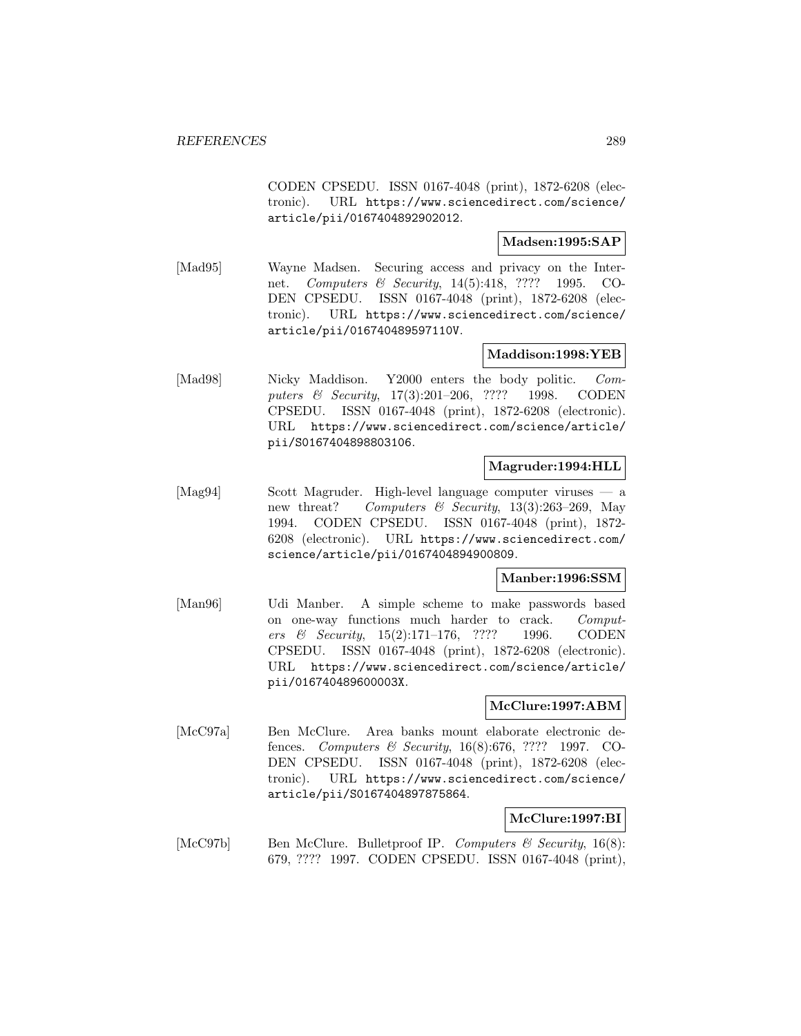CODEN CPSEDU. ISSN 0167-4048 (print), 1872-6208 (electronic). URL https://www.sciencedirect.com/science/article/pii/0167404892902012.

**Madsen:1995:SAP**

[Mad95] Wayne Madsen. Securing access and privacy on the Internet. *Computers & Security*, 14(5):418, ???? 1995. CODEN CPSEDU. ISSN 0167-4048 (print), 1872-6208 (electronic). URL https://www.sciencedirect.com/science/article/pii/016740489597110V.

**Maddison:1998:YEB**

[Mad98] Nicky Maddison. Y2000 enters the body politic. *Computers & Security*, 17(3):201–206, ???? 1998. CODEN CPSEDU. ISSN 0167-4048 (print), 1872-6208 (electronic). URL https://www.sciencedirect.com/science/article/pii/S0167404898803106.

**Magruder:1994:HLL**

[Mag94] Scott Magruder. High-level language computer viruses — a new threat? *Computers & Security*, 13(3):263–269, May 1994. CODEN CPSEDU. ISSN 0167-4048 (print), 1872-6208 (electronic). URL https://www.sciencedirect.com/science/article/pii/0167404894900809.

**Manber:1996:SSM**

[Man96] Udi Manber. A simple scheme to make passwords based on one-way functions much harder to crack. *Computers & Security*, 15(2):171–176, ???? 1996. CODEN CPSEDU. ISSN 0167-4048 (print), 1872-6208 (electronic). URL https://www.sciencedirect.com/science/article/pii/016740489600003X.

**McClure:1997:ABM**

[McC97a] Ben McClure. Area banks mount elaborate electronic defences. *Computers & Security*, 16(8):676, ???? 1997. CODEN CPSEDU. ISSN 0167-4048 (print), 1872-6208 (electronic). URL https://www.sciencedirect.com/science/article/pii/S0167404897875864.

**McClure:1997:BI**

[McC97b] Ben McClure. Bulletproof IP. *Computers & Security*, 16(8): 679, ???? 1997. CODEN CPSEDU. ISSN 0167-4048 (print),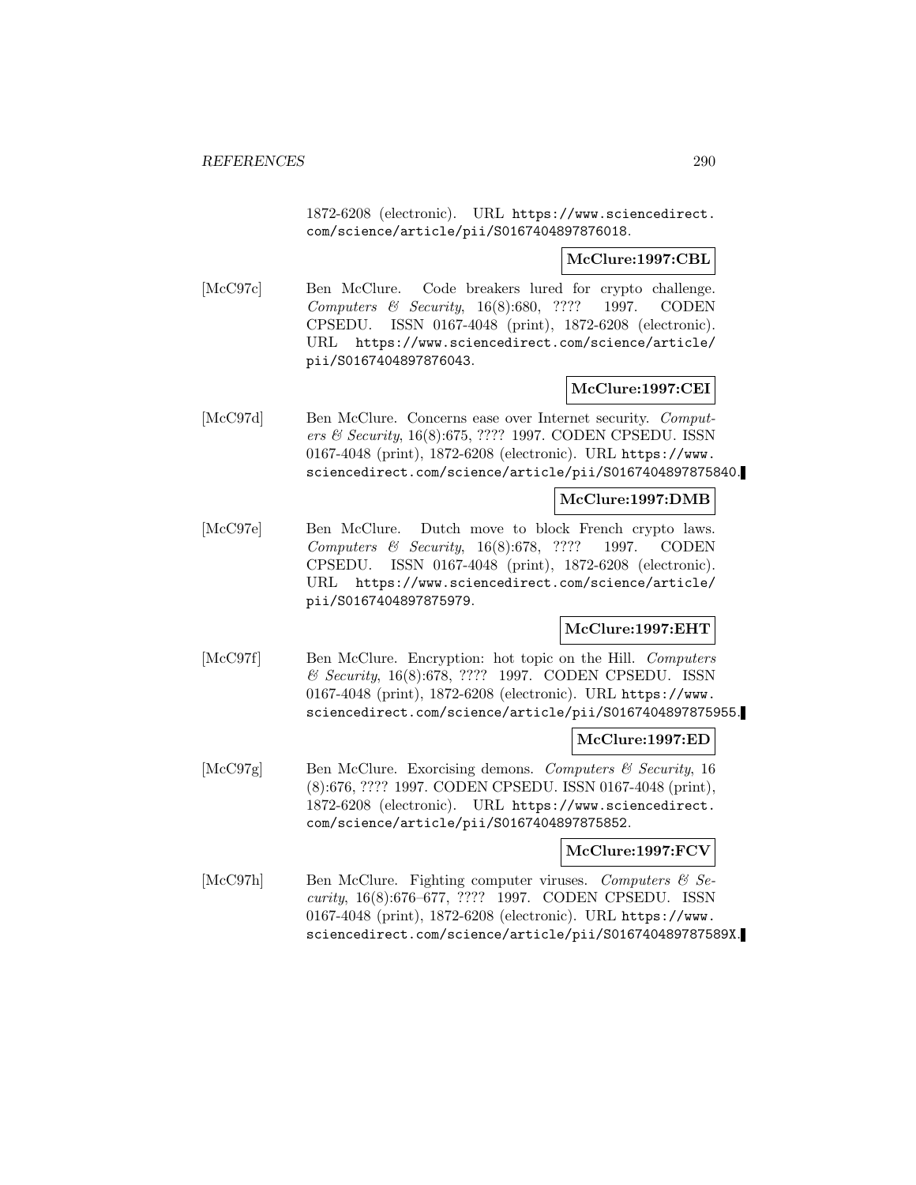1872-6208 (electronic). URL https://www.sciencedirect.com/science/article/pii/S0167404897876018.

**McClure:1997:CBL**

[McC97c] Ben McClure. Code breakers lured for crypto challenge. *Computers & Security*, 16(8):680, ???? 1997. CODEN CPSEDU. ISSN 0167-4048 (print), 1872-6208 (electronic). URL https://www.sciencedirect.com/science/article/pii/S0167404897876043.

**McClure:1997:CEI**

[McC97d] Ben McClure. Concerns ease over Internet security. *Computers & Security*, 16(8):675, ???? 1997. CODEN CPSEDU. ISSN 0167-4048 (print), 1872-6208 (electronic). URL https://www.sciencedirect.com/science/article/pii/S0167404897875840.

**McClure:1997:DMB**

[McC97e] Ben McClure. Dutch move to block French crypto laws. *Computers & Security*, 16(8):678, ???? 1997. CODEN CPSEDU. ISSN 0167-4048 (print), 1872-6208 (electronic). URL https://www.sciencedirect.com/science/article/pii/S0167404897875979.

**McClure:1997:EHT**

[McC97f] Ben McClure. Encryption: hot topic on the Hill. *Computers & Security*, 16(8):678, ???? 1997. CODEN CPSEDU. ISSN 0167-4048 (print), 1872-6208 (electronic). URL https://www.sciencedirect.com/science/article/pii/S0167404897875955.

**McClure:1997:ED**

[McC97g] Ben McClure. Exorcising demons. *Computers & Security*, 16 (8):676, ???? 1997. CODEN CPSEDU. ISSN 0167-4048 (print), 1872-6208 (electronic). URL https://www.sciencedirect.com/science/article/pii/S0167404897875852.

**McClure:1997:FCV**

[McC97h] Ben McClure. Fighting computer viruses. *Computers & Security*, 16(8):676–677, ???? 1997. CODEN CPSEDU. ISSN 0167-4048 (print), 1872-6208 (electronic). URL https://www.sciencedirect.com/science/article/pii/S016740489787589X.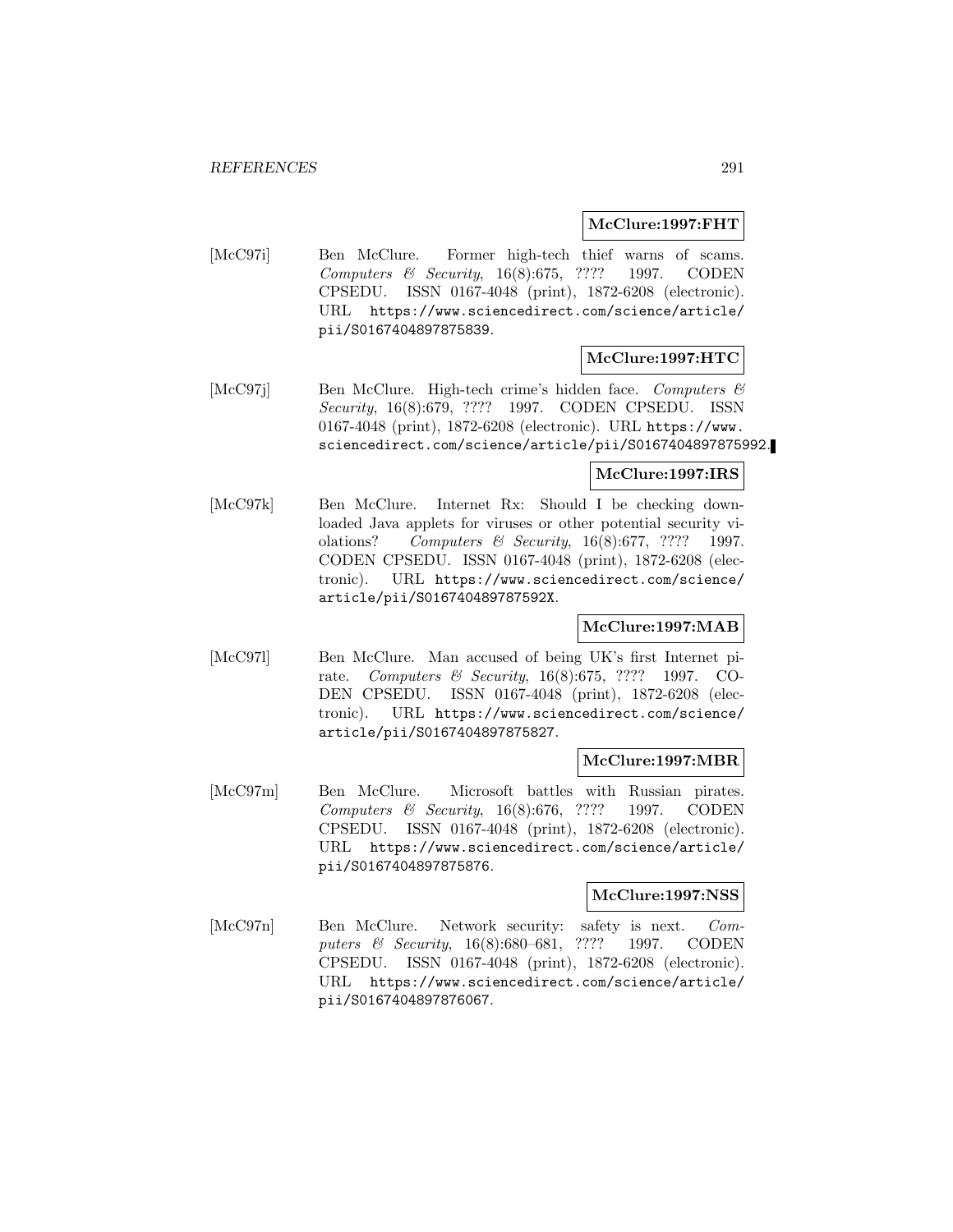**McClure:1997:FHT**

[McC97i] Ben McClure. Former high-tech thief warns of scams. *Computers & Security*, 16(8):675, ???? 1997. CODEN CPSEDU. ISSN 0167-4048 (print), 1872-6208 (electronic). URL https://www.sciencedirect.com/science/article/pii/S0167404897875839.

**McClure:1997:HTC**

[McC97j] Ben McClure. High-tech crime's hidden face. *Computers & Security*, 16(8):679, ???? 1997. CODEN CPSEDU. ISSN 0167-4048 (print), 1872-6208 (electronic). URL https://www.sciencedirect.com/science/article/pii/S0167404897875992.

**McClure:1997:IRS**

[McC97k] Ben McClure. Internet Rx: Should I be checking downloaded Java applets for viruses or other potential security violations? *Computers & Security*, 16(8):677, ???? 1997. CODEN CPSEDU. ISSN 0167-4048 (print), 1872-6208 (electronic). URL https://www.sciencedirect.com/science/article/pii/S016740489787592X.

**McClure:1997:MAB**

[McC97l] Ben McClure. Man accused of being UK's first Internet pirate. *Computers & Security*, 16(8):675, ???? 1997. CODEN CPSEDU. ISSN 0167-4048 (print), 1872-6208 (electronic). URL https://www.sciencedirect.com/science/article/pii/S0167404897875827.

**McClure:1997:MBR**

[McC97m] Ben McClure. Microsoft battles with Russian pirates. *Computers & Security*, 16(8):676, ???? 1997. CODEN CPSEDU. ISSN 0167-4048 (print), 1872-6208 (electronic). URL https://www.sciencedirect.com/science/article/pii/S0167404897875876.

**McClure:1997:NSS**

[McC97n] Ben McClure. Network security: safety is next. *Computers & Security*, 16(8):680–681, ???? 1997. CODEN CPSEDU. ISSN 0167-4048 (print), 1872-6208 (electronic). URL https://www.sciencedirect.com/science/article/pii/S0167404897876067.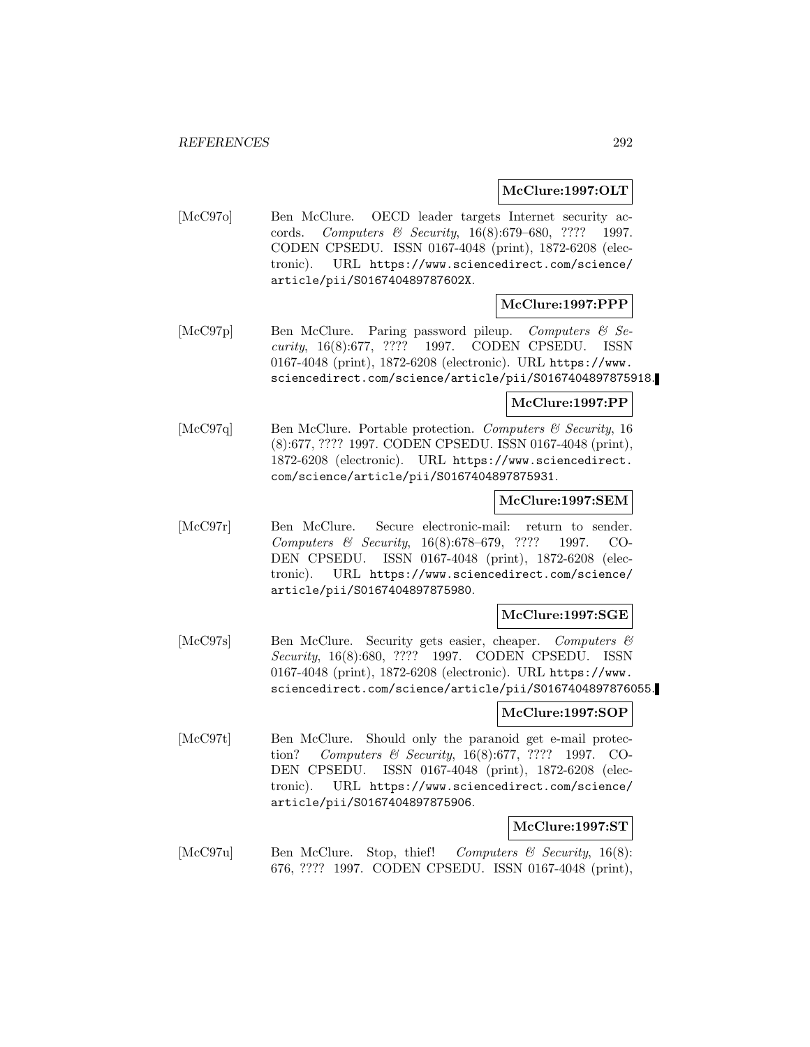**McClure:1997:OLT**

[McC97o] Ben McClure. OECD leader targets Internet security accords. *Computers & Security*, 16(8):679–680, ???? 1997. CODEN CPSEDU. ISSN 0167-4048 (print), 1872-6208 (electronic). URL https://www.sciencedirect.com/science/article/pii/S016740489787602X.

**McClure:1997:PPP**

[McC97p] Ben McClure. Paring password pileup. *Computers & Security*, 16(8):677, ???? 1997. CODEN CPSEDU. ISSN 0167-4048 (print), 1872-6208 (electronic). URL https://www.sciencedirect.com/science/article/pii/S0167404897875918.

**McClure:1997:PP**

[McC97q] Ben McClure. Portable protection. *Computers & Security*, 16 (8):677, ???? 1997. CODEN CPSEDU. ISSN 0167-4048 (print), 1872-6208 (electronic). URL https://www.sciencedirect.com/science/article/pii/S0167404897875931.

**McClure:1997:SEM**

[McC97r] Ben McClure. Secure electronic-mail: return to sender. *Computers & Security*, 16(8):678–679, ???? 1997. CODEN CPSEDU. ISSN 0167-4048 (print), 1872-6208 (electronic). URL https://www.sciencedirect.com/science/article/pii/S0167404897875980.

**McClure:1997:SGE**

[McC97s] Ben McClure. Security gets easier, cheaper. *Computers & Security*, 16(8):680, ???? 1997. CODEN CPSEDU. ISSN 0167-4048 (print), 1872-6208 (electronic). URL https://www.sciencedirect.com/science/article/pii/S0167404897876055.

**McClure:1997:SOP**

[McC97t] Ben McClure. Should only the paranoid get e-mail protection? *Computers & Security*, 16(8):677, ???? 1997. CODEN CPSEDU. ISSN 0167-4048 (print), 1872-6208 (electronic). URL https://www.sciencedirect.com/science/article/pii/S0167404897875906.

**McClure:1997:ST**

[McC97u] Ben McClure. Stop, thief! *Computers & Security*, 16(8): 676, ???? 1997. CODEN CPSEDU. ISSN 0167-4048 (print),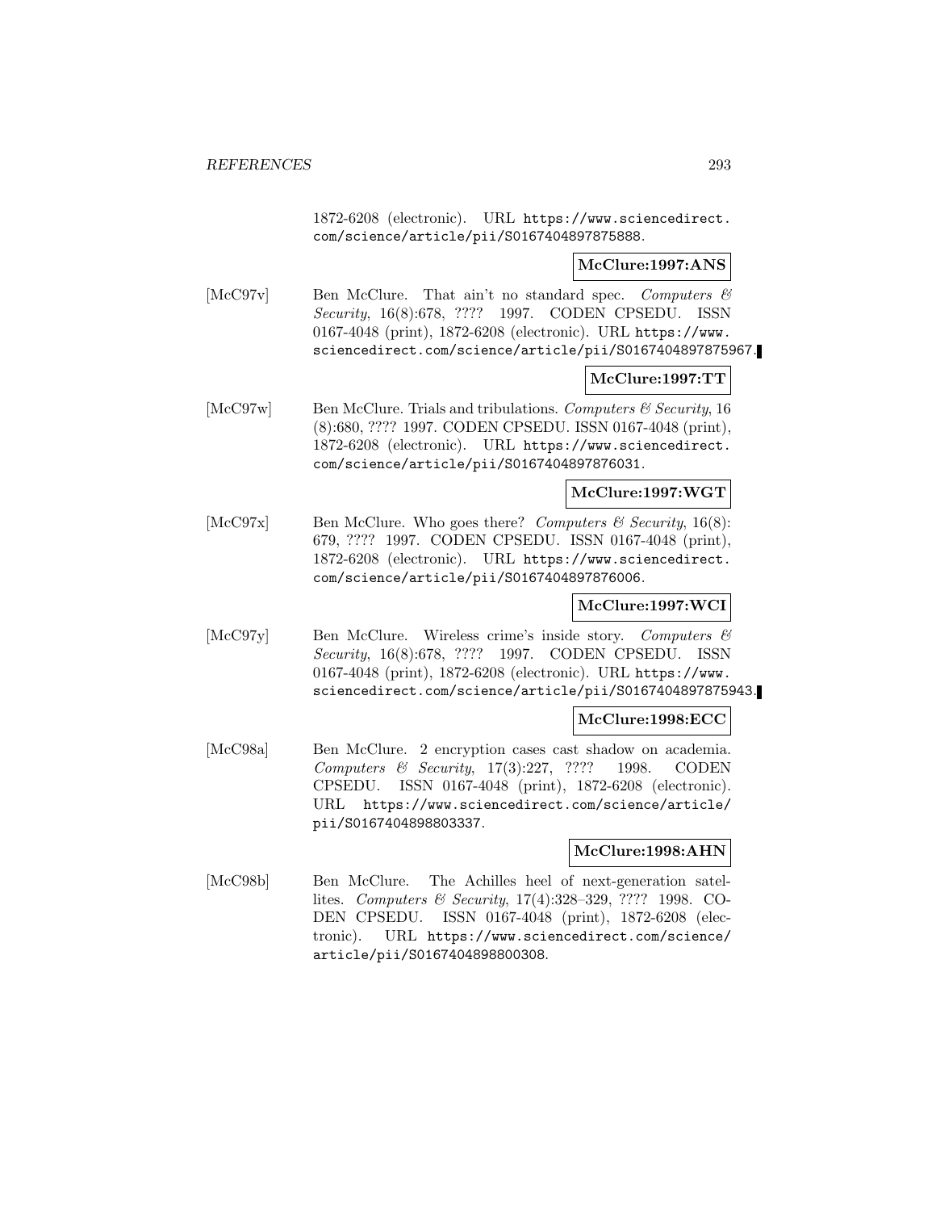1872-6208 (electronic). URL https://www.sciencedirect.com/science/article/pii/S0167404897875888.

**McClure:1997:ANS**

[McC97v] Ben McClure. That ain't no standard spec. *Computers & Security*, 16(8):678, ???? 1997. CODEN CPSEDU. ISSN 0167-4048 (print), 1872-6208 (electronic). URL https://www.sciencedirect.com/science/article/pii/S0167404897875967.

**McClure:1997:TT**

[McC97w] Ben McClure. Trials and tribulations. *Computers & Security*, 16 (8):680, ???? 1997. CODEN CPSEDU. ISSN 0167-4048 (print), 1872-6208 (electronic). URL https://www.sciencedirect.com/science/article/pii/S0167404897876031.

**McClure:1997:WGT**

[McC97x] Ben McClure. Who goes there? *Computers & Security*, 16(8): 679, ???? 1997. CODEN CPSEDU. ISSN 0167-4048 (print), 1872-6208 (electronic). URL https://www.sciencedirect.com/science/article/pii/S0167404897876006.

**McClure:1997:WCI**

[McC97y] Ben McClure. Wireless crime's inside story. *Computers & Security*, 16(8):678, ???? 1997. CODEN CPSEDU. ISSN 0167-4048 (print), 1872-6208 (electronic). URL https://www.sciencedirect.com/science/article/pii/S0167404897875943.

**McClure:1998:ECC**

[McC98a] Ben McClure. 2 encryption cases cast shadow on academia. *Computers & Security*, 17(3):227, ???? 1998. CODEN CPSEDU. ISSN 0167-4048 (print), 1872-6208 (electronic). URL https://www.sciencedirect.com/science/article/pii/S0167404898803337.

**McClure:1998:AHN**

[McC98b] Ben McClure. The Achilles heel of next-generation satellites. *Computers & Security*, 17(4):328–329, ???? 1998. CODEN CPSEDU. ISSN 0167-4048 (print), 1872-6208 (electronic). URL https://www.sciencedirect.com/science/article/pii/S0167404898800308.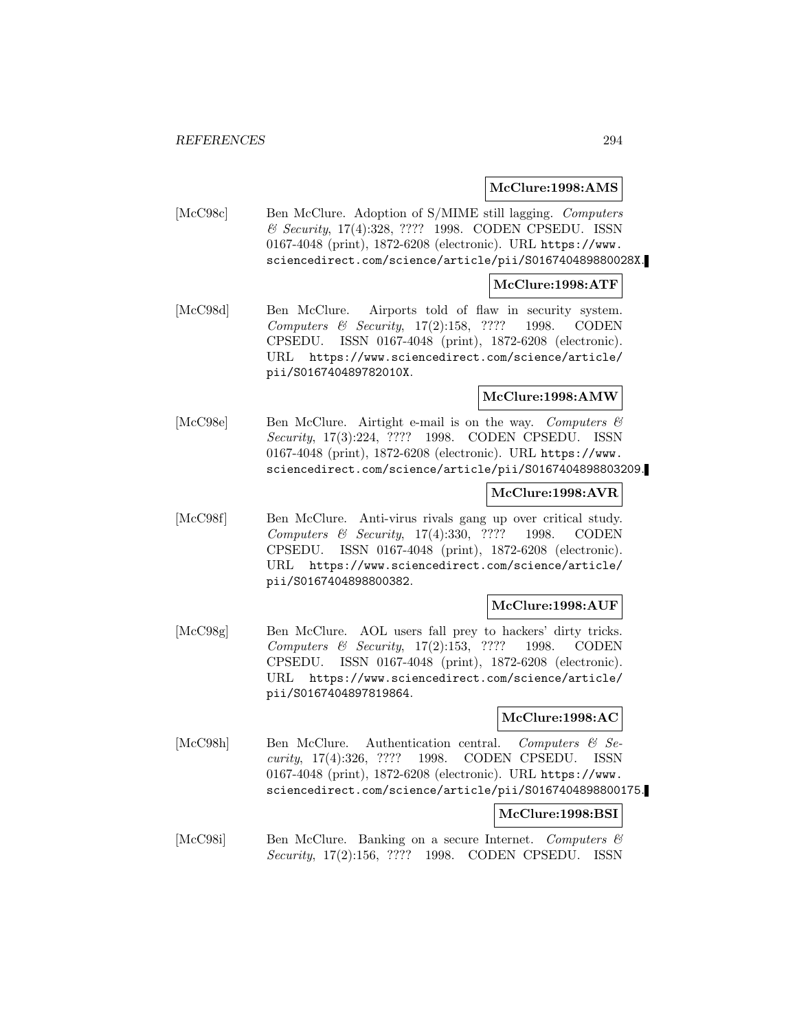**McClure:1998:AMS**

[McC98c] Ben McClure. Adoption of S/MIME still lagging. *Computers & Security*, 17(4):328, ???? 1998. CODEN CPSEDU. ISSN 0167-4048 (print), 1872-6208 (electronic). URL https://www.sciencedirect.com/science/article/pii/S016740489880028X.

**McClure:1998:ATF**

[McC98d] Ben McClure. Airports told of flaw in security system. *Computers & Security*, 17(2):158, ???? 1998. CODEN CPSEDU. ISSN 0167-4048 (print), 1872-6208 (electronic). URL https://www.sciencedirect.com/science/article/pii/S016740489782010X.

**McClure:1998:AMW**

[McC98e] Ben McClure. Airtight e-mail is on the way. *Computers & Security*, 17(3):224, ???? 1998. CODEN CPSEDU. ISSN 0167-4048 (print), 1872-6208 (electronic). URL https://www.sciencedirect.com/science/article/pii/S0167404898803209.

**McClure:1998:AVR**

[McC98f] Ben McClure. Anti-virus rivals gang up over critical study. *Computers & Security*, 17(4):330, ???? 1998. CODEN CPSEDU. ISSN 0167-4048 (print), 1872-6208 (electronic). URL https://www.sciencedirect.com/science/article/pii/S0167404898800382.

**McClure:1998:AUF**

[McC98g] Ben McClure. AOL users fall prey to hackers' dirty tricks. *Computers & Security*, 17(2):153, ???? 1998. CODEN CPSEDU. ISSN 0167-4048 (print), 1872-6208 (electronic). URL https://www.sciencedirect.com/science/article/pii/S0167404897819864.

**McClure:1998:AC**

[McC98h] Ben McClure. Authentication central. *Computers & Security*, 17(4):326, ???? 1998. CODEN CPSEDU. ISSN 0167-4048 (print), 1872-6208 (electronic). URL https://www.sciencedirect.com/science/article/pii/S0167404898800175.

**McClure:1998:BSI**

[McC98i] Ben McClure. Banking on a secure Internet. *Computers & Security*, 17(2):156, ???? 1998. CODEN CPSEDU. ISSN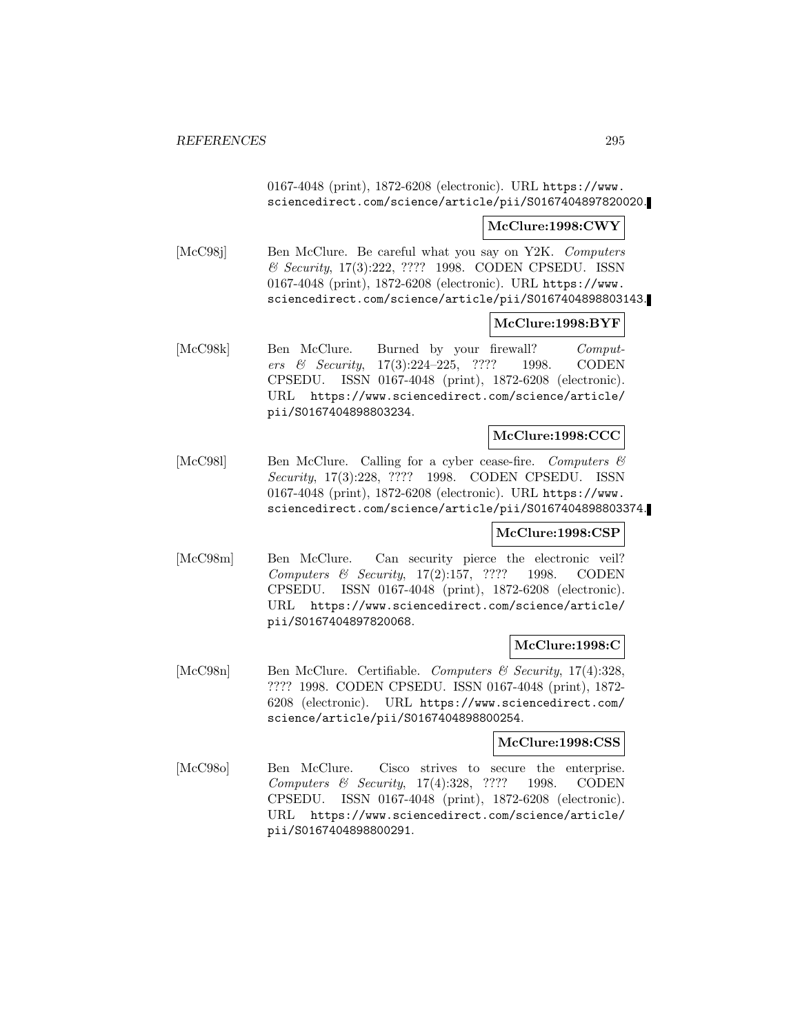0167-4048 (print), 1872-6208 (electronic). URL https://www.sciencedirect.com/science/article/pii/S0167404897820020.

**McClure:1998:CWY**

[McC98j] Ben McClure. Be careful what you say on Y2K. *Computers & Security*, 17(3):222, ???? 1998. CODEN CPSEDU. ISSN 0167-4048 (print), 1872-6208 (electronic). URL https://www.sciencedirect.com/science/article/pii/S0167404898803143.

**McClure:1998:BYF**

[McC98k] Ben McClure. Burned by your firewall? *Computers & Security*, 17(3):224–225, ???? 1998. CODEN CPSEDU. ISSN 0167-4048 (print), 1872-6208 (electronic). URL https://www.sciencedirect.com/science/article/pii/S0167404898803234.

**McClure:1998:CCC**

[McC98l] Ben McClure. Calling for a cyber cease-fire. *Computers & Security*, 17(3):228, ???? 1998. CODEN CPSEDU. ISSN 0167-4048 (print), 1872-6208 (electronic). URL https://www.sciencedirect.com/science/article/pii/S0167404898803374.

**McClure:1998:CSP**

[McC98m] Ben McClure. Can security pierce the electronic veil? *Computers & Security*, 17(2):157, ???? 1998. CODEN CPSEDU. ISSN 0167-4048 (print), 1872-6208 (electronic). URL https://www.sciencedirect.com/science/article/pii/S0167404897820068.

**McClure:1998:C**

[McC98n] Ben McClure. Certifiable. *Computers & Security*, 17(4):328, ???? 1998. CODEN CPSEDU. ISSN 0167-4048 (print), 1872-6208 (electronic). URL https://www.sciencedirect.com/science/article/pii/S0167404898800254.

**McClure:1998:CSS**

[McC98o] Ben McClure. Cisco strives to secure the enterprise. *Computers & Security*, 17(4):328, ???? 1998. CODEN CPSEDU. ISSN 0167-4048 (print), 1872-6208 (electronic). URL https://www.sciencedirect.com/science/article/pii/S0167404898800291.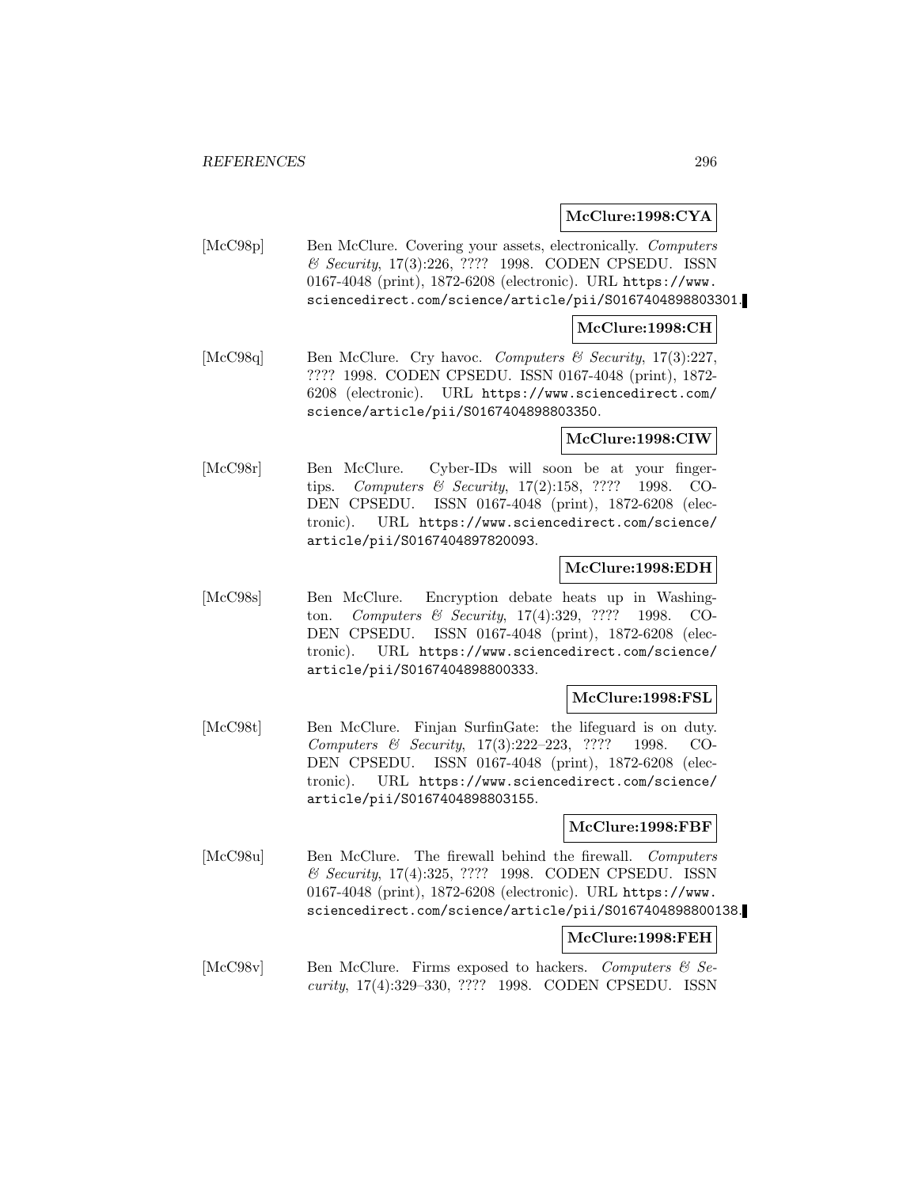**McClure:1998:CYA**

[McC98p] Ben McClure. Covering your assets, electronically. *Computers & Security*, 17(3):226, ???? 1998. CODEN CPSEDU. ISSN 0167-4048 (print), 1872-6208 (electronic). URL https://www.sciencedirect.com/science/article/pii/S0167404898803301.

**McClure:1998:CH**

[McC98q] Ben McClure. Cry havoc. *Computers & Security*, 17(3):227, ???? 1998. CODEN CPSEDU. ISSN 0167-4048 (print), 1872-6208 (electronic). URL https://www.sciencedirect.com/science/article/pii/S0167404898803350.

**McClure:1998:CIW**

[McC98r] Ben McClure. Cyber-IDs will soon be at your fingertips. *Computers & Security*, 17(2):158, ???? 1998. CODEN CPSEDU. ISSN 0167-4048 (print), 1872-6208 (electronic). URL https://www.sciencedirect.com/science/article/pii/S0167404897820093.

**McClure:1998:EDH**

[McC98s] Ben McClure. Encryption debate heats up in Washington. *Computers & Security*, 17(4):329, ???? 1998. CODEN CPSEDU. ISSN 0167-4048 (print), 1872-6208 (electronic). URL https://www.sciencedirect.com/science/article/pii/S0167404898800333.

**McClure:1998:FSL**

[McC98t] Ben McClure. Finjan SurfinGate: the lifeguard is on duty. *Computers & Security*, 17(3):222–223, ???? 1998. CODEN CPSEDU. ISSN 0167-4048 (print), 1872-6208 (electronic). URL https://www.sciencedirect.com/science/article/pii/S0167404898803155.

**McClure:1998:FBF**

[McC98u] Ben McClure. The firewall behind the firewall. *Computers & Security*, 17(4):325, ???? 1998. CODEN CPSEDU. ISSN 0167-4048 (print), 1872-6208 (electronic). URL https://www.sciencedirect.com/science/article/pii/S0167404898800138.

**McClure:1998:FEH**

[McC98v] Ben McClure. Firms exposed to hackers. *Computers & Security*, 17(4):329–330, ???? 1998. CODEN CPSEDU. ISSN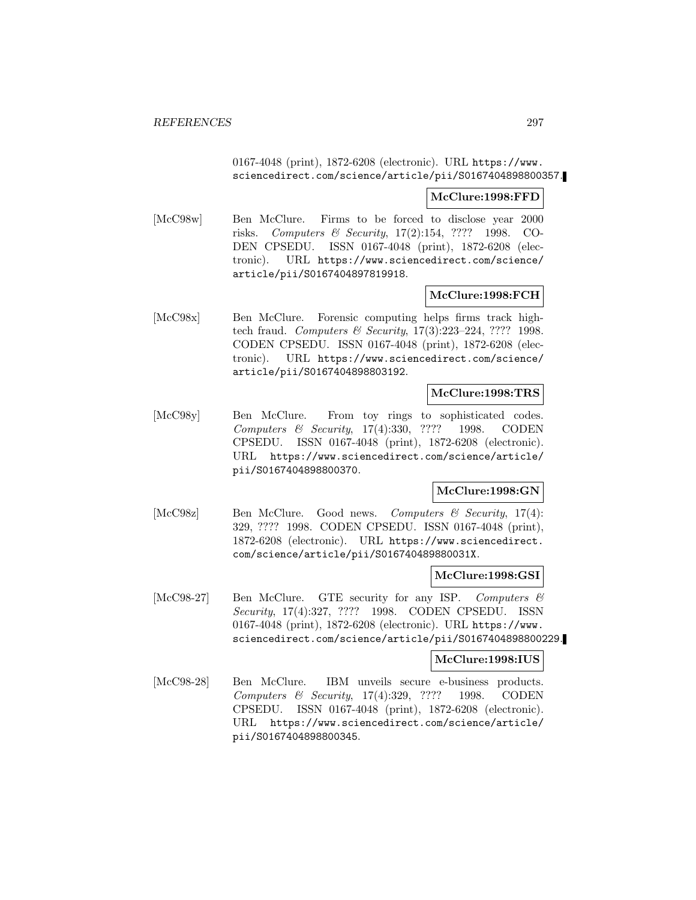0167-4048 (print), 1872-6208 (electronic). URL https://www.sciencedirect.com/science/article/pii/S0167404898800357.

**McClure:1998:FFD**

[McC98w] Ben McClure. Firms to be forced to disclose year 2000 risks. *Computers & Security*, 17(2):154, ???? 1998. CODEN CPSEDU. ISSN 0167-4048 (print), 1872-6208 (electronic). URL https://www.sciencedirect.com/science/article/pii/S0167404897819918.

**McClure:1998:FCH**

[McC98x] Ben McClure. Forensic computing helps firms track high-tech fraud. *Computers & Security*, 17(3):223–224, ???? 1998. CODEN CPSEDU. ISSN 0167-4048 (print), 1872-6208 (electronic). URL https://www.sciencedirect.com/science/article/pii/S0167404898803192.

**McClure:1998:TRS**

[McC98y] Ben McClure. From toy rings to sophisticated codes. *Computers & Security*, 17(4):330, ???? 1998. CODEN CPSEDU. ISSN 0167-4048 (print), 1872-6208 (electronic). URL https://www.sciencedirect.com/science/article/pii/S0167404898800370.

**McClure:1998:GN**

[McC98z] Ben McClure. Good news. *Computers & Security*, 17(4):329, ???? 1998. CODEN CPSEDU. ISSN 0167-4048 (print), 1872-6208 (electronic). URL https://www.sciencedirect.com/science/article/pii/S016740489880031X.

**McClure:1998:GSI**

[McC98-27] Ben McClure. GTE security for any ISP. *Computers & Security*, 17(4):327, ???? 1998. CODEN CPSEDU. ISSN 0167-4048 (print), 1872-6208 (electronic). URL https://www.sciencedirect.com/science/article/pii/S0167404898800229.

**McClure:1998:IUS**

[McC98-28] Ben McClure. IBM unveils secure e-business products. *Computers & Security*, 17(4):329, ???? 1998. CODEN CPSEDU. ISSN 0167-4048 (print), 1872-6208 (electronic). URL https://www.sciencedirect.com/science/article/pii/S0167404898800345.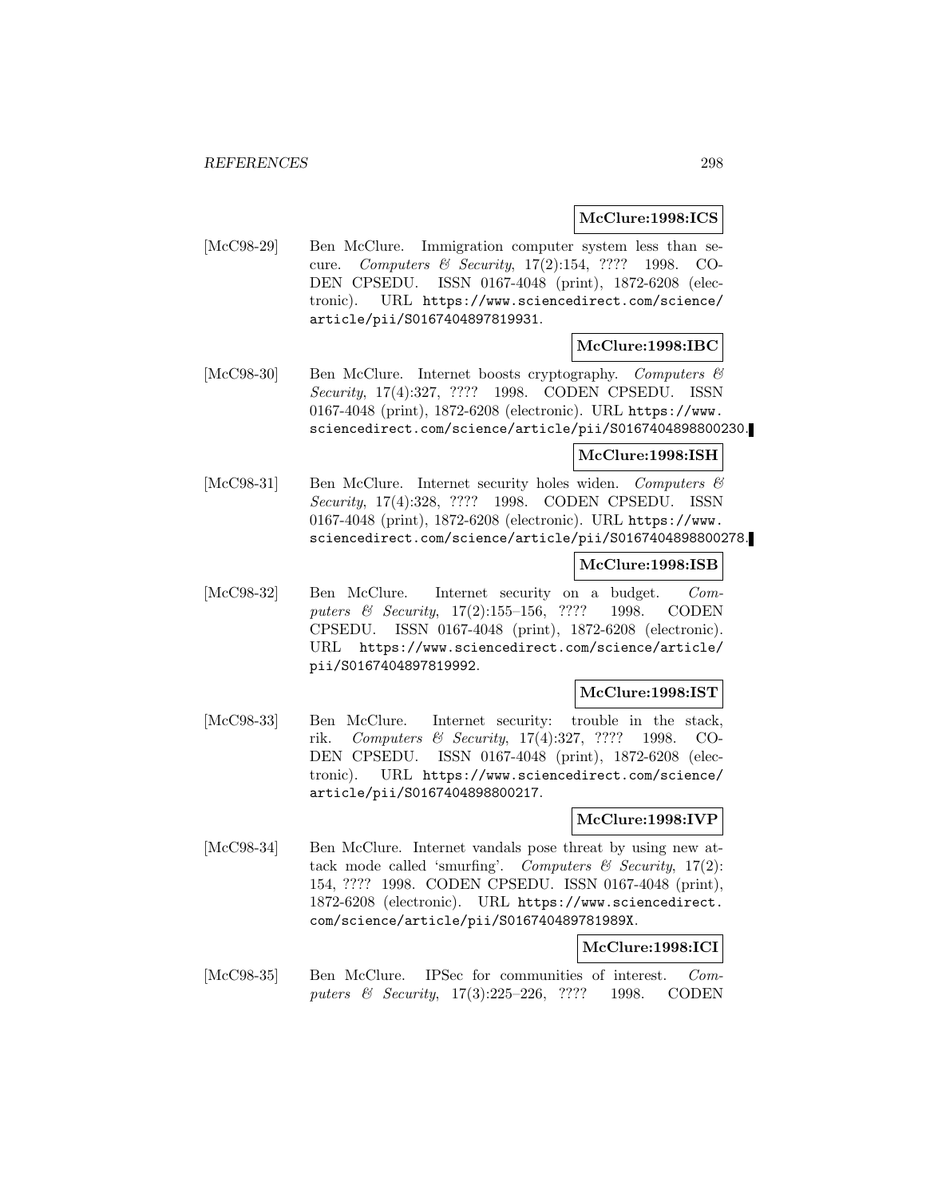**McClure:1998:ICS**

[McC98-29] Ben McClure. Immigration computer system less than secure. *Computers & Security*, 17(2):154, ???? 1998. CODEN CPSEDU. ISSN 0167-4048 (print), 1872-6208 (electronic). URL https://www.sciencedirect.com/science/article/pii/S0167404897819931.

**McClure:1998:IBC**

[McC98-30] Ben McClure. Internet boosts cryptography. *Computers & Security*, 17(4):327, ???? 1998. CODEN CPSEDU. ISSN 0167-4048 (print), 1872-6208 (electronic). URL https://www.sciencedirect.com/science/article/pii/S0167404898800230.

**McClure:1998:ISH**

[McC98-31] Ben McClure. Internet security holes widen. *Computers & Security*, 17(4):328, ???? 1998. CODEN CPSEDU. ISSN 0167-4048 (print), 1872-6208 (electronic). URL https://www.sciencedirect.com/science/article/pii/S0167404898800278.

**McClure:1998:ISB**

[McC98-32] Ben McClure. Internet security on a budget. *Computers & Security*, 17(2):155–156, ???? 1998. CODEN CPSEDU. ISSN 0167-4048 (print), 1872-6208 (electronic). URL https://www.sciencedirect.com/science/article/pii/S0167404897819992.

**McClure:1998:IST**

[McC98-33] Ben McClure. Internet security: trouble in the stack, rik. *Computers & Security*, 17(4):327, ???? 1998. CODEN CPSEDU. ISSN 0167-4048 (print), 1872-6208 (electronic). URL https://www.sciencedirect.com/science/article/pii/S0167404898800217.

**McClure:1998:IVP**

[McC98-34] Ben McClure. Internet vandals pose threat by using new attack mode called 'smurfing'. *Computers & Security*, 17(2):154, ???? 1998. CODEN CPSEDU. ISSN 0167-4048 (print), 1872-6208 (electronic). URL https://www.sciencedirect.com/science/article/pii/S016740489781989X.

**McClure:1998:ICI**

[McC98-35] Ben McClure. IPSec for communities of interest. *Computers & Security*, 17(3):225–226, ???? 1998. CODEN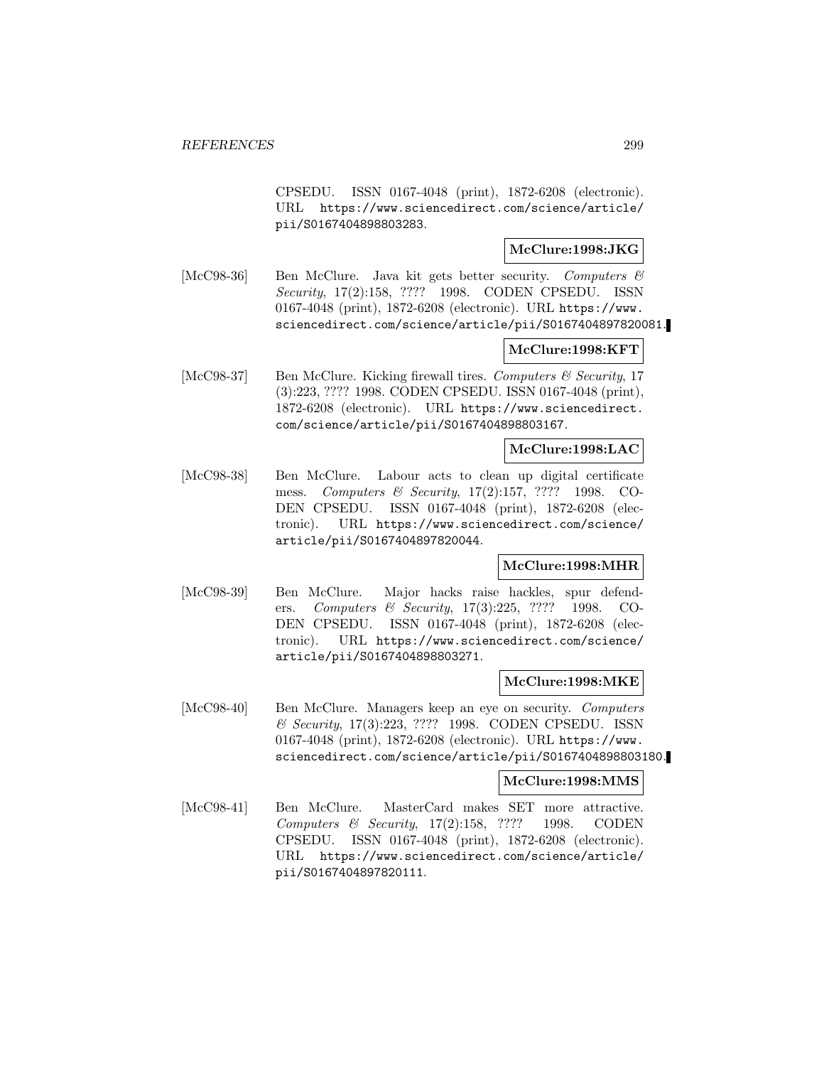CPSEDU. ISSN 0167-4048 (print), 1872-6208 (electronic). URL https://www.sciencedirect.com/science/article/pii/S0167404898803283.

**McClure:1998:JKG**

[McC98-36] Ben McClure. Java kit gets better security. *Computers & Security*, 17(2):158, ???? 1998. CODEN CPSEDU. ISSN 0167-4048 (print), 1872-6208 (electronic). URL https://www.sciencedirect.com/science/article/pii/S0167404897820081.

**McClure:1998:KFT**

[McC98-37] Ben McClure. Kicking firewall tires. *Computers & Security*, 17 (3):223, ???? 1998. CODEN CPSEDU. ISSN 0167-4048 (print), 1872-6208 (electronic). URL https://www.sciencedirect.com/science/article/pii/S0167404898803167.

**McClure:1998:LAC**

[McC98-38] Ben McClure. Labour acts to clean up digital certificate mess. *Computers & Security*, 17(2):157, ???? 1998. CODEN CPSEDU. ISSN 0167-4048 (print), 1872-6208 (electronic). URL https://www.sciencedirect.com/science/article/pii/S0167404897820044.

**McClure:1998:MHR**

[McC98-39] Ben McClure. Major hacks raise hackles, spur defenders. *Computers & Security*, 17(3):225, ???? 1998. CODEN CPSEDU. ISSN 0167-4048 (print), 1872-6208 (electronic). URL https://www.sciencedirect.com/science/article/pii/S0167404898803271.

**McClure:1998:MKE**

[McC98-40] Ben McClure. Managers keep an eye on security. *Computers & Security*, 17(3):223, ???? 1998. CODEN CPSEDU. ISSN 0167-4048 (print), 1872-6208 (electronic). URL https://www.sciencedirect.com/science/article/pii/S0167404898803180.

**McClure:1998:MMS**

[McC98-41] Ben McClure. MasterCard makes SET more attractive. *Computers & Security*, 17(2):158, ???? 1998. CODEN CPSEDU. ISSN 0167-4048 (print), 1872-6208 (electronic). URL https://www.sciencedirect.com/science/article/pii/S0167404897820111.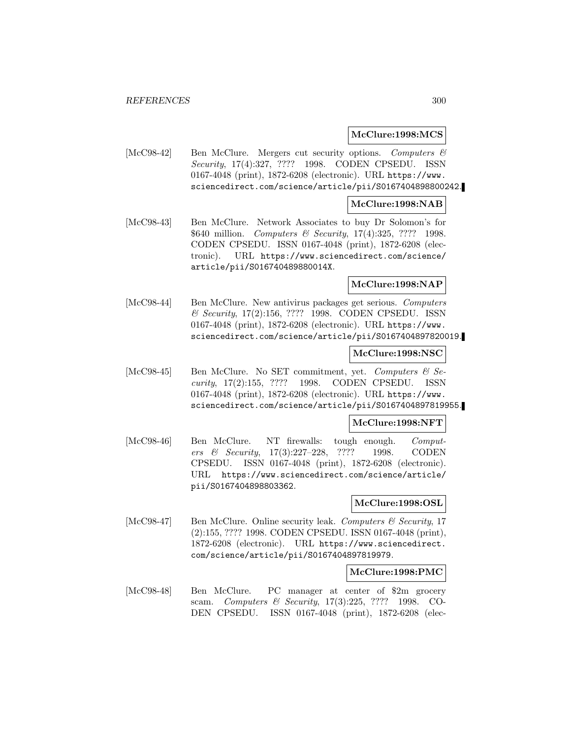**McClure:1998:MCS**

[McC98-42] Ben McClure. Mergers cut security options. *Computers & Security*, 17(4):327, ???? 1998. CODEN CPSEDU. ISSN 0167-4048 (print), 1872-6208 (electronic). URL https://www.sciencedirect.com/science/article/pii/S0167404898800242.

**McClure:1998:NAB**

[McC98-43] Ben McClure. Network Associates to buy Dr Solomon's for $640 million. *Computers & Security*, 17(4):325, ???? 1998. CODEN CPSEDU. ISSN 0167-4048 (print), 1872-6208 (electronic). URL https://www.sciencedirect.com/science/article/pii/S016740489880014X.

**McClure:1998:NAP**

[McC98-44] Ben McClure. New antivirus packages get serious. *Computers & Security*, 17(2):156, ???? 1998. CODEN CPSEDU. ISSN 0167-4048 (print), 1872-6208 (electronic). URL https://www.sciencedirect.com/science/article/pii/S0167404897820019.

**McClure:1998:NSC**

[McC98-45] Ben McClure. No SET commitment, yet. *Computers & Security*, 17(2):155, ???? 1998. CODEN CPSEDU. ISSN 0167-4048 (print), 1872-6208 (electronic). URL https://www.sciencedirect.com/science/article/pii/S0167404897819955.

**McClure:1998:NFT**

[McC98-46] Ben McClure. NT firewalls: tough enough. *Computers & Security*, 17(3):227–228, ???? 1998. CODEN CPSEDU. ISSN 0167-4048 (print), 1872-6208 (electronic). URL https://www.sciencedirect.com/science/article/pii/S0167404898803362.

**McClure:1998:OSL**

[McC98-47] Ben McClure. Online security leak. *Computers & Security*, 17 (2):155, ???? 1998. CODEN CPSEDU. ISSN 0167-4048 (print), 1872-6208 (electronic). URL https://www.sciencedirect.com/science/article/pii/S0167404897819979.

**McClure:1998:PMC**

[McC98-48] Ben McClure. PC manager at center of $2m grocery scam. *Computers & Security*, 17(3):225, ???? 1998. CODEN CPSEDU. ISSN 0167-4048 (print), 1872-6208 (elec-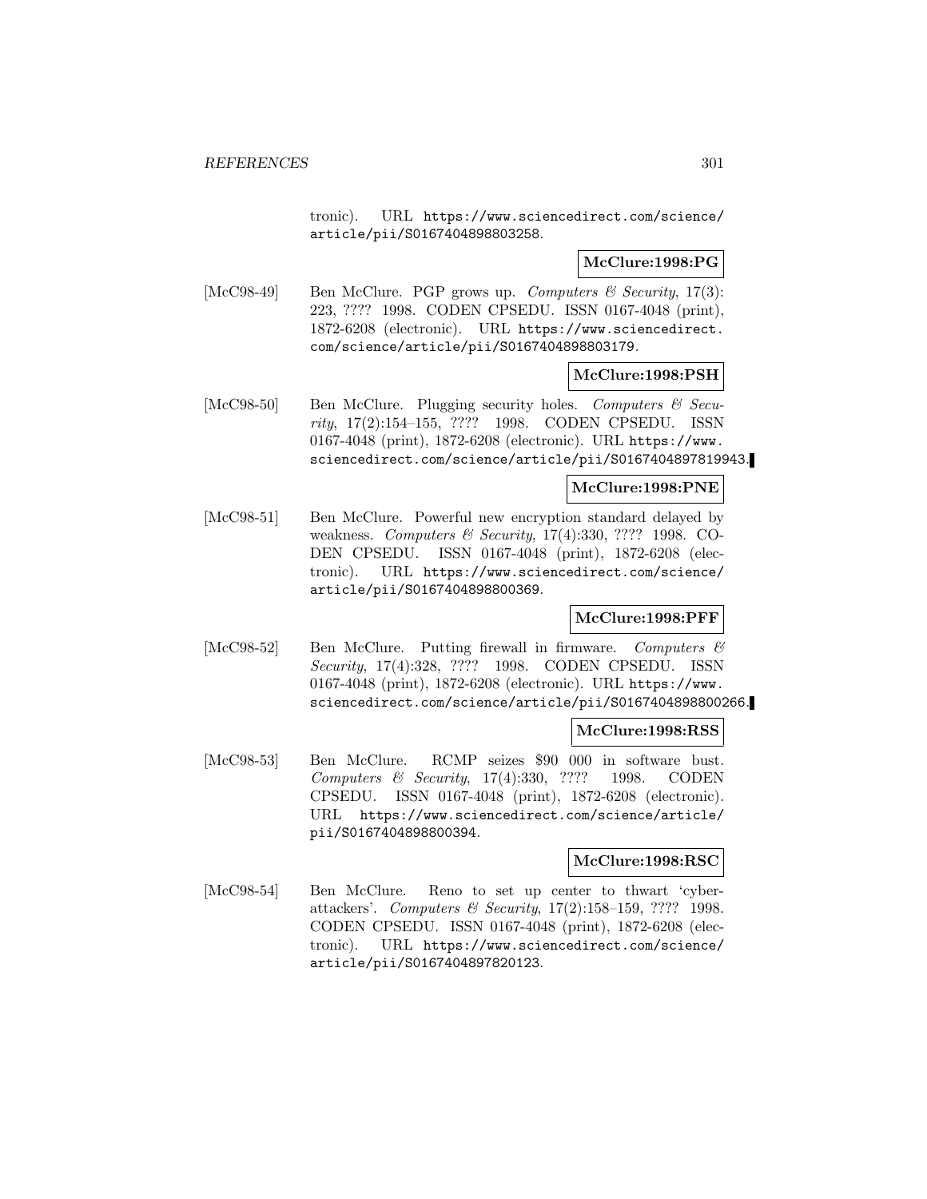tronic). URL https://www.sciencedirect.com/science/article/pii/S0167404898803258.

**McClure:1998:PG**

[McC98-49] Ben McClure. PGP grows up. *Computers & Security*, 17(3): 223, ???? 1998. CODEN CPSEDU. ISSN 0167-4048 (print), 1872-6208 (electronic). URL https://www.sciencedirect.com/science/article/pii/S0167404898803179.

**McClure:1998:PSH**

[McC98-50] Ben McClure. Plugging security holes. *Computers & Security*, 17(2):154–155, ???? 1998. CODEN CPSEDU. ISSN 0167-4048 (print), 1872-6208 (electronic). URL https://www.sciencedirect.com/science/article/pii/S0167404897819943.

**McClure:1998:PNE**

[McC98-51] Ben McClure. Powerful new encryption standard delayed by weakness. *Computers & Security*, 17(4):330, ???? 1998. CODEN CPSEDU. ISSN 0167-4048 (print), 1872-6208 (electronic). URL https://www.sciencedirect.com/science/article/pii/S0167404898800369.

**McClure:1998:PFF**

[McC98-52] Ben McClure. Putting firewall in firmware. *Computers & Security*, 17(4):328, ???? 1998. CODEN CPSEDU. ISSN 0167-4048 (print), 1872-6208 (electronic). URL https://www.sciencedirect.com/science/article/pii/S0167404898800266.

**McClure:1998:RSS**

[McC98-53] Ben McClure. RCMP seizes $90 000 in software bust. *Computers & Security*, 17(4):330, ???? 1998. CODEN CPSEDU. ISSN 0167-4048 (print), 1872-6208 (electronic). URL https://www.sciencedirect.com/science/article/pii/S0167404898800394.

**McClure:1998:RSC**

[McC98-54] Ben McClure. Reno to set up center to thwart 'cyber-attackers'. *Computers & Security*, 17(2):158–159, ???? 1998. CODEN CPSEDU. ISSN 0167-4048 (print), 1872-6208 (electronic). URL https://www.sciencedirect.com/science/article/pii/S0167404897820123.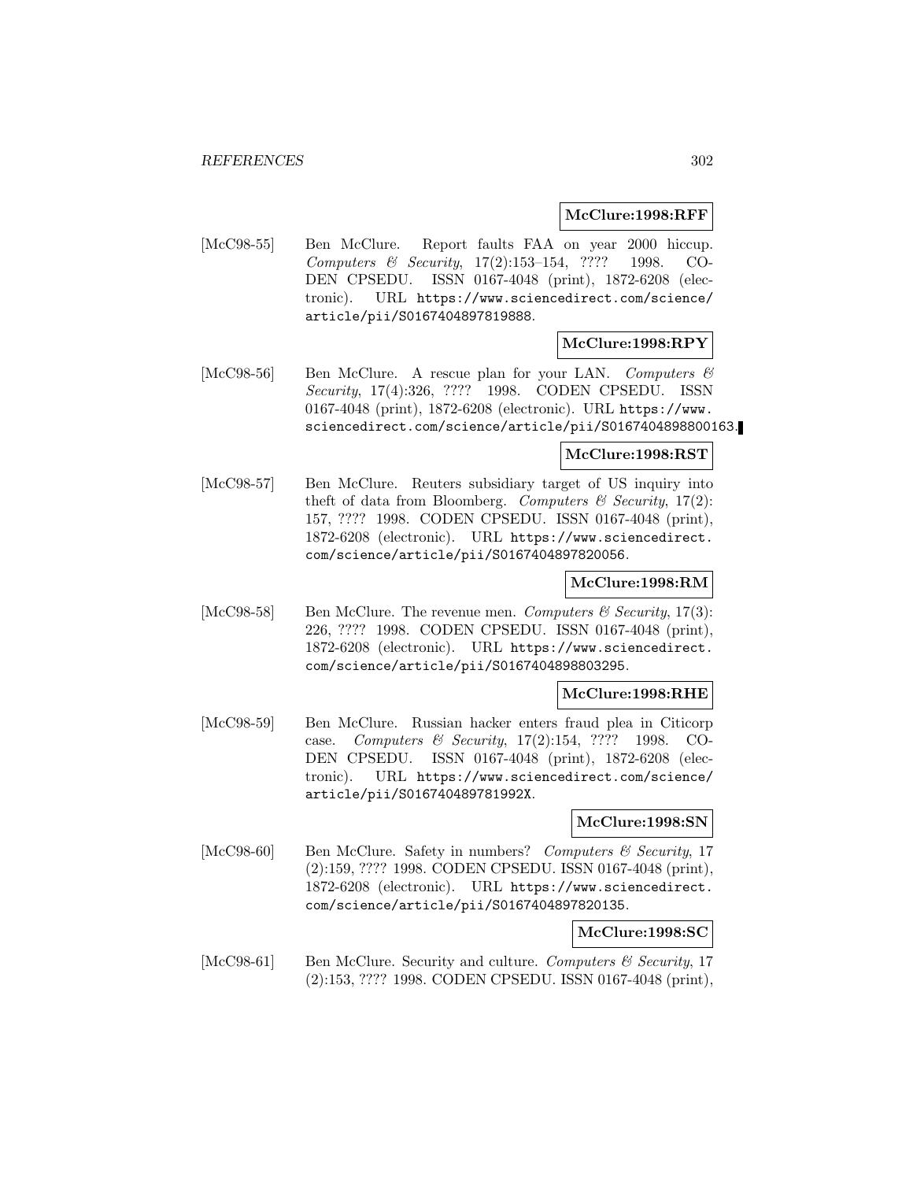**McClure:1998:RFF**

[McC98-55] Ben McClure. Report faults FAA on year 2000 hiccup. *Computers & Security*, 17(2):153–154, ???? 1998. CODEN CPSEDU. ISSN 0167-4048 (print), 1872-6208 (electronic). URL https://www.sciencedirect.com/science/article/pii/S0167404897819888.

**McClure:1998:RPY**

[McC98-56] Ben McClure. A rescue plan for your LAN. *Computers & Security*, 17(4):326, ???? 1998. CODEN CPSEDU. ISSN 0167-4048 (print), 1872-6208 (electronic). URL https://www.sciencedirect.com/science/article/pii/S0167404898800163.

**McClure:1998:RST**

[McC98-57] Ben McClure. Reuters subsidiary target of US inquiry into theft of data from Bloomberg. *Computers & Security*, 17(2): 157, ???? 1998. CODEN CPSEDU. ISSN 0167-4048 (print), 1872-6208 (electronic). URL https://www.sciencedirect.com/science/article/pii/S0167404897820056.

**McClure:1998:RM**

[McC98-58] Ben McClure. The revenue men. *Computers & Security*, 17(3): 226, ???? 1998. CODEN CPSEDU. ISSN 0167-4048 (print), 1872-6208 (electronic). URL https://www.sciencedirect.com/science/article/pii/S0167404898803295.

**McClure:1998:RHE**

[McC98-59] Ben McClure. Russian hacker enters fraud plea in Citicorp case. *Computers & Security*, 17(2):154, ???? 1998. CODEN CPSEDU. ISSN 0167-4048 (print), 1872-6208 (electronic). URL https://www.sciencedirect.com/science/article/pii/S016740489781992X.

**McClure:1998:SN**

[McC98-60] Ben McClure. Safety in numbers? *Computers & Security*, 17 (2):159, ???? 1998. CODEN CPSEDU. ISSN 0167-4048 (print), 1872-6208 (electronic). URL https://www.sciencedirect.com/science/article/pii/S0167404897820135.

**McClure:1998:SC**

[McC98-61] Ben McClure. Security and culture. *Computers & Security*, 17 (2):153, ???? 1998. CODEN CPSEDU. ISSN 0167-4048 (print),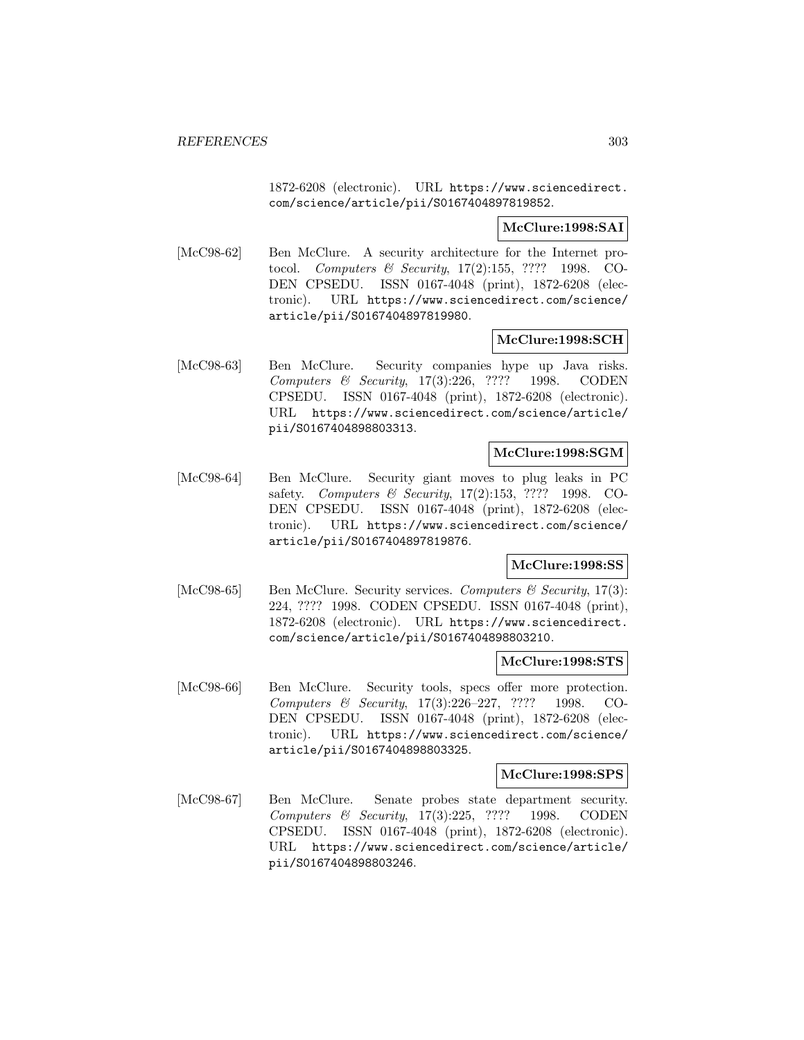1872-6208 (electronic). URL https://www.sciencedirect.com/science/article/pii/S0167404897819852.

**McClure:1998:SAI**

[McC98-62] Ben McClure. A security architecture for the Internet protocol. *Computers & Security*, 17(2):155, ???? 1998. CODEN CPSEDU. ISSN 0167-4048 (print), 1872-6208 (electronic). URL https://www.sciencedirect.com/science/article/pii/S0167404897819980.

**McClure:1998:SCH**

[McC98-63] Ben McClure. Security companies hype up Java risks. *Computers & Security*, 17(3):226, ???? 1998. CODEN CPSEDU. ISSN 0167-4048 (print), 1872-6208 (electronic). URL https://www.sciencedirect.com/science/article/pii/S0167404898803313.

**McClure:1998:SGM**

[McC98-64] Ben McClure. Security giant moves to plug leaks in PC safety. *Computers & Security*, 17(2):153, ???? 1998. CODEN CPSEDU. ISSN 0167-4048 (print), 1872-6208 (electronic). URL https://www.sciencedirect.com/science/article/pii/S0167404897819876.

**McClure:1998:SS**

[McC98-65] Ben McClure. Security services. *Computers & Security*, 17(3):224, ???? 1998. CODEN CPSEDU. ISSN 0167-4048 (print), 1872-6208 (electronic). URL https://www.sciencedirect.com/science/article/pii/S0167404898803210.

**McClure:1998:STS**

[McC98-66] Ben McClure. Security tools, specs offer more protection. *Computers & Security*, 17(3):226–227, ???? 1998. CODEN CPSEDU. ISSN 0167-4048 (print), 1872-6208 (electronic). URL https://www.sciencedirect.com/science/article/pii/S0167404898803325.

**McClure:1998:SPS**

[McC98-67] Ben McClure. Senate probes state department security. *Computers & Security*, 17(3):225, ???? 1998. CODEN CPSEDU. ISSN 0167-4048 (print), 1872-6208 (electronic). URL https://www.sciencedirect.com/science/article/pii/S0167404898803246.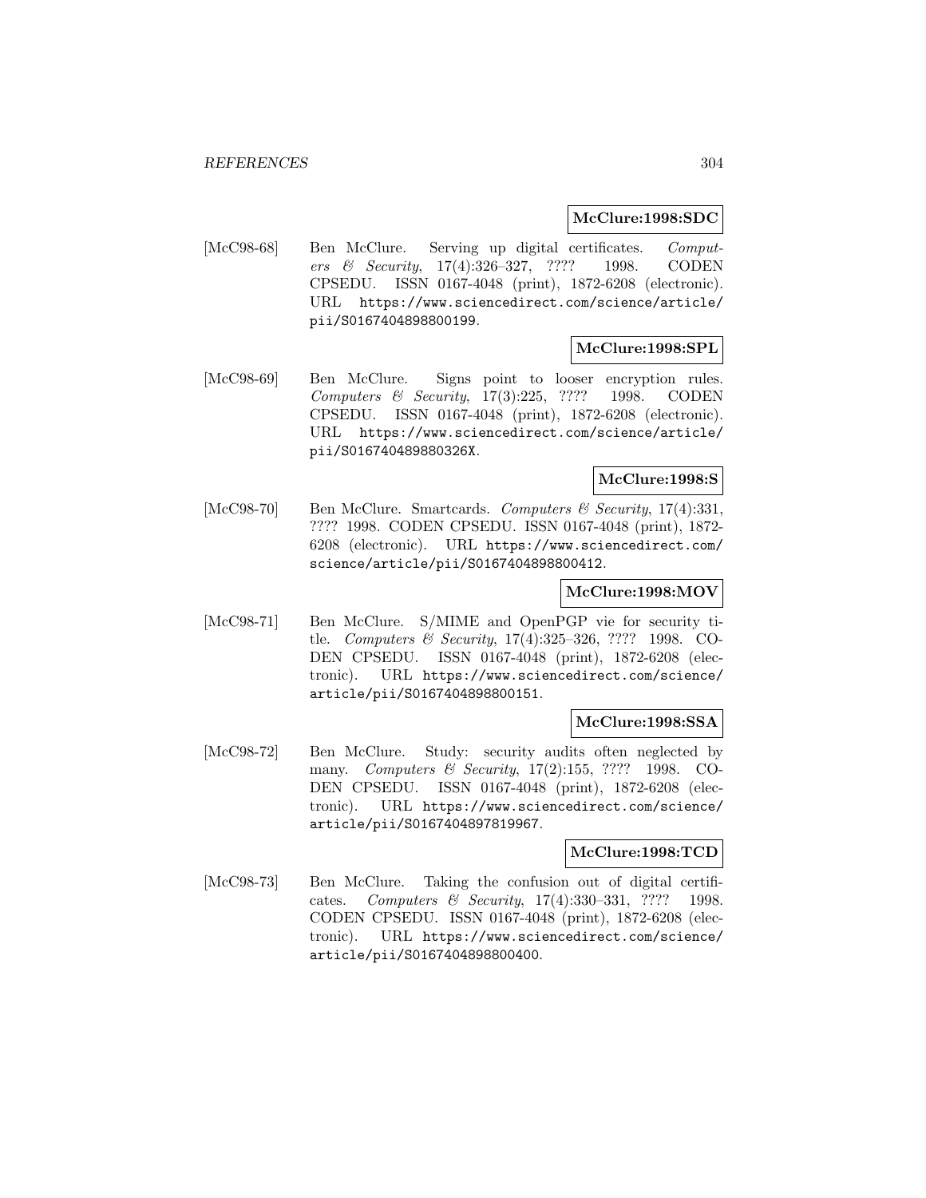**McClure:1998:SDC**

[McC98-68] Ben McClure. Serving up digital certificates. *Computers & Security*, 17(4):326–327, ???? 1998. CODEN CPSEDU. ISSN 0167-4048 (print), 1872-6208 (electronic). URL https://www.sciencedirect.com/science/article/pii/S0167404898800199.

**McClure:1998:SPL**

[McC98-69] Ben McClure. Signs point to looser encryption rules. *Computers & Security*, 17(3):225, ???? 1998. CODEN CPSEDU. ISSN 0167-4048 (print), 1872-6208 (electronic). URL https://www.sciencedirect.com/science/article/pii/S016740489880326X.

**McClure:1998:S**

[McC98-70] Ben McClure. Smartcards. *Computers & Security*, 17(4):331, ???? 1998. CODEN CPSEDU. ISSN 0167-4048 (print), 1872-6208 (electronic). URL https://www.sciencedirect.com/science/article/pii/S0167404898800412.

**McClure:1998:MOV**

[McC98-71] Ben McClure. S/MIME and OpenPGP vie for security title. *Computers & Security*, 17(4):325–326, ???? 1998. CODEN CPSEDU. ISSN 0167-4048 (print), 1872-6208 (electronic). URL https://www.sciencedirect.com/science/article/pii/S0167404898800151.

**McClure:1998:SSA**

[McC98-72] Ben McClure. Study: security audits often neglected by many. *Computers & Security*, 17(2):155, ???? 1998. CODEN CPSEDU. ISSN 0167-4048 (print), 1872-6208 (electronic). URL https://www.sciencedirect.com/science/article/pii/S0167404897819967.

**McClure:1998:TCD**

[McC98-73] Ben McClure. Taking the confusion out of digital certificates. *Computers & Security*, 17(4):330–331, ???? 1998. CODEN CPSEDU. ISSN 0167-4048 (print), 1872-6208 (electronic). URL https://www.sciencedirect.com/science/article/pii/S0167404898800400.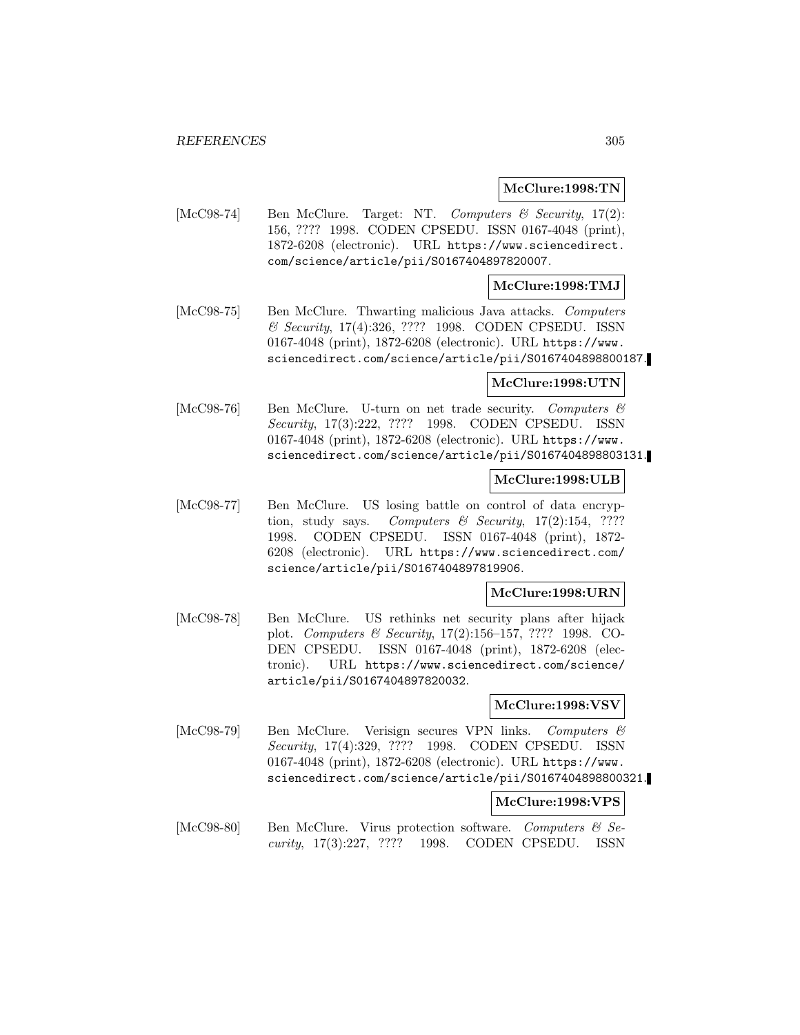**McClure:1998:TN**

[McC98-74] Ben McClure. Target: NT. *Computers & Security*, 17(2): 156, ???? 1998. CODEN CPSEDU. ISSN 0167-4048 (print), 1872-6208 (electronic). URL https://www.sciencedirect.com/science/article/pii/S0167404897820007.

**McClure:1998:TMJ**

[McC98-75] Ben McClure. Thwarting malicious Java attacks. *Computers & Security*, 17(4):326, ???? 1998. CODEN CPSEDU. ISSN 0167-4048 (print), 1872-6208 (electronic). URL https://www.sciencedirect.com/science/article/pii/S0167404898800187.

**McClure:1998:UTN**

[McC98-76] Ben McClure. U-turn on net trade security. *Computers & Security*, 17(3):222, ???? 1998. CODEN CPSEDU. ISSN 0167-4048 (print), 1872-6208 (electronic). URL https://www.sciencedirect.com/science/article/pii/S0167404898803131.

**McClure:1998:ULB**

[McC98-77] Ben McClure. US losing battle on control of data encryption, study says. *Computers & Security*, 17(2):154, ???? 1998. CODEN CPSEDU. ISSN 0167-4048 (print), 1872-6208 (electronic). URL https://www.sciencedirect.com/science/article/pii/S0167404897819906.

**McClure:1998:URN**

[McC98-78] Ben McClure. US rethinks net security plans after hijack plot. *Computers & Security*, 17(2):156–157, ???? 1998. CODEN CPSEDU. ISSN 0167-4048 (print), 1872-6208 (electronic). URL https://www.sciencedirect.com/science/article/pii/S0167404897820032.

**McClure:1998:VSV**

[McC98-79] Ben McClure. Verisign secures VPN links. *Computers & Security*, 17(4):329, ???? 1998. CODEN CPSEDU. ISSN 0167-4048 (print), 1872-6208 (electronic). URL https://www.sciencedirect.com/science/article/pii/S0167404898800321.

**McClure:1998:VPS**

[McC98-80] Ben McClure. Virus protection software. *Computers & Security*, 17(3):227, ???? 1998. CODEN CPSEDU. ISSN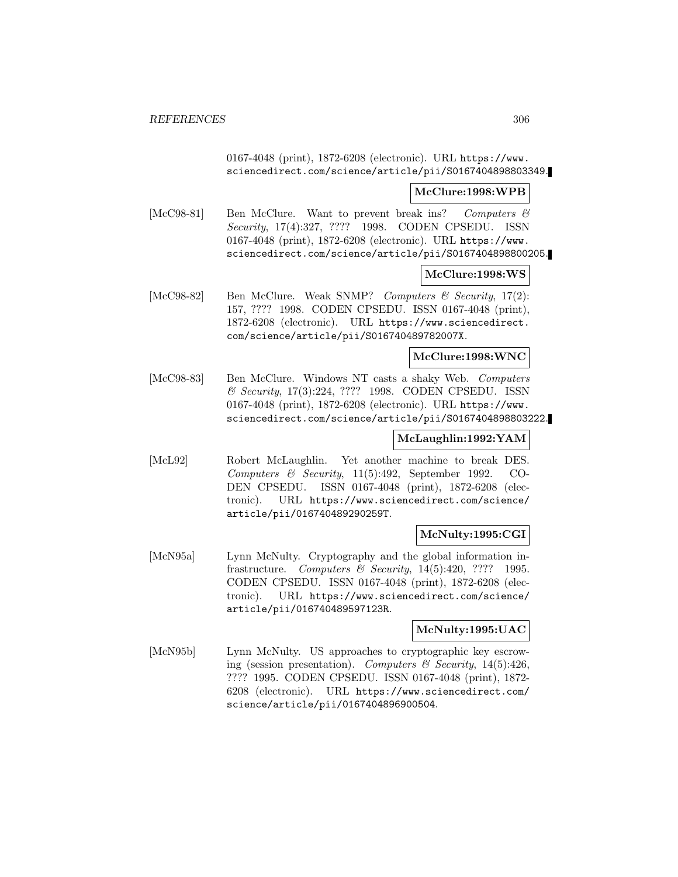0167-4048 (print), 1872-6208 (electronic). URL https://www.sciencedirect.com/science/article/pii/S0167404898803349.

**McClure:1998:WPB**

[McC98-81] Ben McClure. Want to prevent break ins? *Computers & Security*, 17(4):327, ???? 1998. CODEN CPSEDU. ISSN 0167-4048 (print), 1872-6208 (electronic). URL https://www.sciencedirect.com/science/article/pii/S0167404898800205.

**McClure:1998:WS**

[McC98-82] Ben McClure. Weak SNMP? *Computers & Security*, 17(2): 157, ???? 1998. CODEN CPSEDU. ISSN 0167-4048 (print), 1872-6208 (electronic). URL https://www.sciencedirect.com/science/article/pii/S016740489782007X.

**McClure:1998:WNC**

[McC98-83] Ben McClure. Windows NT casts a shaky Web. *Computers & Security*, 17(3):224, ???? 1998. CODEN CPSEDU. ISSN 0167-4048 (print), 1872-6208 (electronic). URL https://www.sciencedirect.com/science/article/pii/S0167404898803222.

**McLaughlin:1992:YAM**

[McL92] Robert McLaughlin. Yet another machine to break DES. *Computers & Security*, 11(5):492, September 1992. CODEN CPSEDU. ISSN 0167-4048 (print), 1872-6208 (electronic). URL https://www.sciencedirect.com/science/article/pii/016740489290259T.

**McNulty:1995:CGI**

[McN95a] Lynn McNulty. Cryptography and the global information infrastructure. *Computers & Security*, 14(5):420, ???? 1995. CODEN CPSEDU. ISSN 0167-4048 (print), 1872-6208 (electronic). URL https://www.sciencedirect.com/science/article/pii/016740489597123R.

**McNulty:1995:UAC**

[McN95b] Lynn McNulty. US approaches to cryptographic key escrowing (session presentation). *Computers & Security*, 14(5):426, ???? 1995. CODEN CPSEDU. ISSN 0167-4048 (print), 1872-6208 (electronic). URL https://www.sciencedirect.com/science/article/pii/0167404896900504.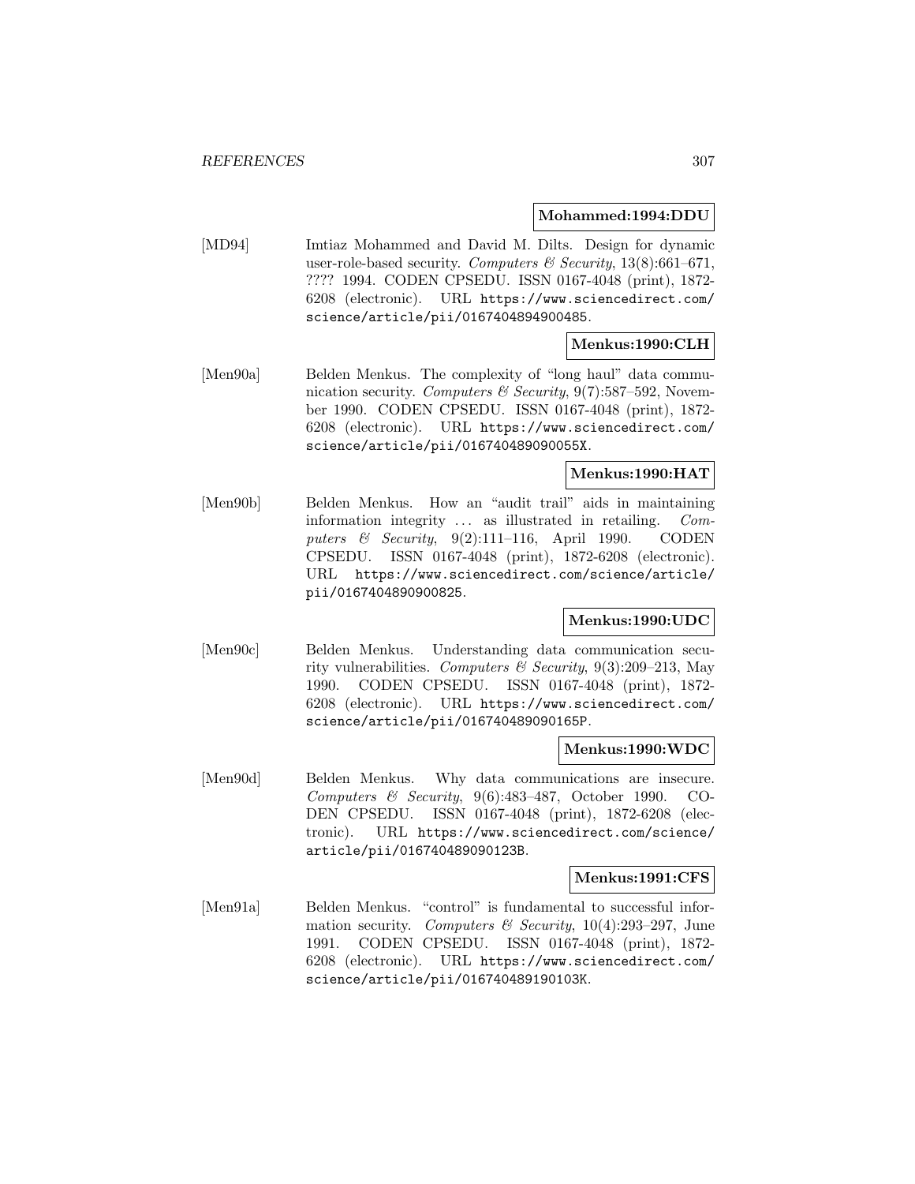**Mohammed:1994:DDU**

[MD94] Imtiaz Mohammed and David M. Dilts. Design for dynamic user-role-based security. *Computers & Security*, 13(8):661–671, ???? 1994. CODEN CPSEDU. ISSN 0167-4048 (print), 1872-6208 (electronic). URL https://www.sciencedirect.com/science/article/pii/0167404894900485.

**Menkus:1990:CLH**

[Men90a] Belden Menkus. The complexity of "long haul" data communication security. *Computers & Security*, 9(7):587–592, November 1990. CODEN CPSEDU. ISSN 0167-4048 (print), 1872-6208 (electronic). URL https://www.sciencedirect.com/science/article/pii/016740489090055X.

**Menkus:1990:HAT**

[Men90b] Belden Menkus. How an "audit trail" aids in maintaining information integrity ... as illustrated in retailing. *Computers & Security*, 9(2):111–116, April 1990. CODEN CPSEDU. ISSN 0167-4048 (print), 1872-6208 (electronic). URL https://www.sciencedirect.com/science/article/pii/0167404890900825.

**Menkus:1990:UDC**

[Men90c] Belden Menkus. Understanding data communication security vulnerabilities. *Computers & Security*, 9(3):209–213, May 1990. CODEN CPSEDU. ISSN 0167-4048 (print), 1872-6208 (electronic). URL https://www.sciencedirect.com/science/article/pii/016740489090165P.

**Menkus:1990:WDC**

[Men90d] Belden Menkus. Why data communications are insecure. *Computers & Security*, 9(6):483–487, October 1990. CODEN CPSEDU. ISSN 0167-4048 (print), 1872-6208 (electronic). URL https://www.sciencedirect.com/science/article/pii/016740489090123B.

**Menkus:1991:CFS**

[Men91a] Belden Menkus. "control" is fundamental to successful information security. *Computers & Security*, 10(4):293–297, June 1991. CODEN CPSEDU. ISSN 0167-4048 (print), 1872-6208 (electronic). URL https://www.sciencedirect.com/science/article/pii/016740489190103K.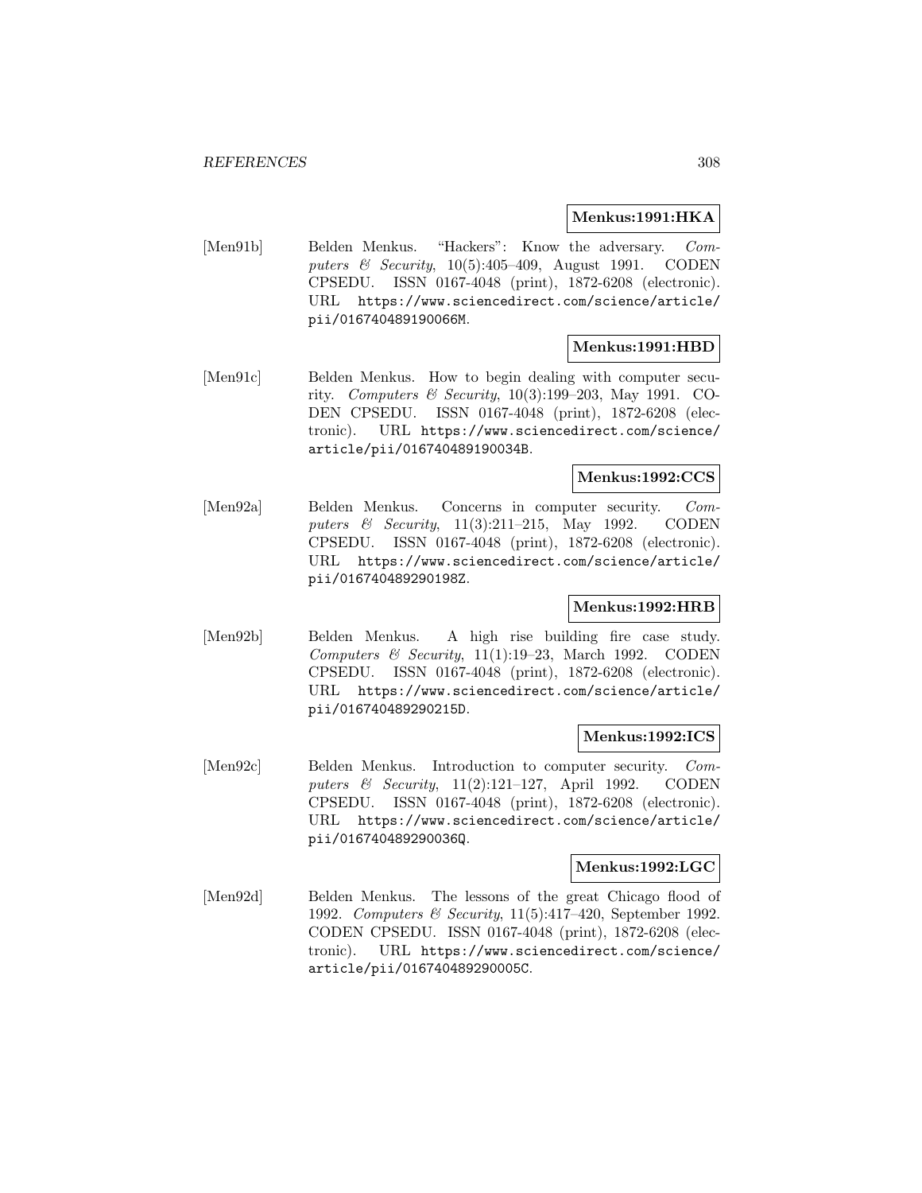**Menkus:1991:HKA**

[Men91b] Belden Menkus. "Hackers": Know the adversary. *Computers & Security*, 10(5):405–409, August 1991. CODEN CPSEDU. ISSN 0167-4048 (print), 1872-6208 (electronic). URL https://www.sciencedirect.com/science/article/pii/016740489190066M.

**Menkus:1991:HBD**

[Men91c] Belden Menkus. How to begin dealing with computer security. *Computers & Security*, 10(3):199–203, May 1991. CODEN CPSEDU. ISSN 0167-4048 (print), 1872-6208 (electronic). URL https://www.sciencedirect.com/science/article/pii/016740489190034B.

**Menkus:1992:CCS**

[Men92a] Belden Menkus. Concerns in computer security. *Computers & Security*, 11(3):211–215, May 1992. CODEN CPSEDU. ISSN 0167-4048 (print), 1872-6208 (electronic). URL https://www.sciencedirect.com/science/article/pii/016740489290198Z.

**Menkus:1992:HRB**

[Men92b] Belden Menkus. A high rise building fire case study. *Computers & Security*, 11(1):19–23, March 1992. CODEN CPSEDU. ISSN 0167-4048 (print), 1872-6208 (electronic). URL https://www.sciencedirect.com/science/article/pii/016740489290215D.

**Menkus:1992:ICS**

[Men92c] Belden Menkus. Introduction to computer security. *Computers & Security*, 11(2):121–127, April 1992. CODEN CPSEDU. ISSN 0167-4048 (print), 1872-6208 (electronic). URL https://www.sciencedirect.com/science/article/pii/016740489290036Q.

**Menkus:1992:LGC**

[Men92d] Belden Menkus. The lessons of the great Chicago flood of 1992. *Computers & Security*, 11(5):417–420, September 1992. CODEN CPSEDU. ISSN 0167-4048 (print), 1872-6208 (electronic). URL https://www.sciencedirect.com/science/article/pii/016740489290005C.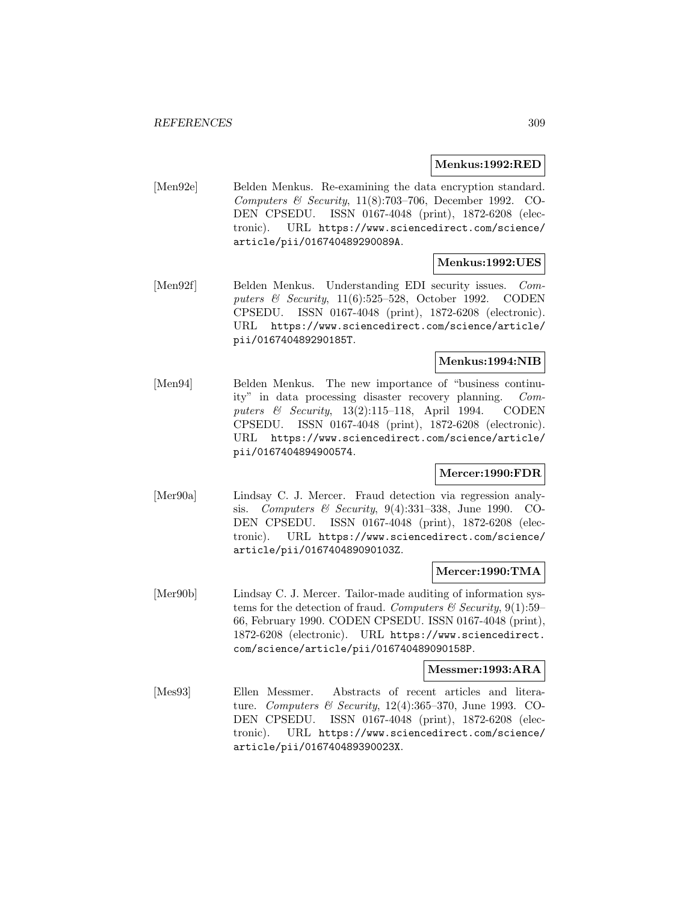**Menkus:1992:RED**

[Men92e] Belden Menkus. Re-examining the data encryption standard. *Computers & Security*, 11(8):703–706, December 1992. CODEN CPSEDU. ISSN 0167-4048 (print), 1872-6208 (electronic). URL https://www.sciencedirect.com/science/article/pii/016740489290089A.

**Menkus:1992:UES**

[Men92f] Belden Menkus. Understanding EDI security issues. *Computers & Security*, 11(6):525–528, October 1992. CODEN CPSEDU. ISSN 0167-4048 (print), 1872-6208 (electronic). URL https://www.sciencedirect.com/science/article/pii/016740489290185T.

**Menkus:1994:NIB**

[Men94] Belden Menkus. The new importance of "business continuity" in data processing disaster recovery planning. *Computers & Security*, 13(2):115–118, April 1994. CODEN CPSEDU. ISSN 0167-4048 (print), 1872-6208 (electronic). URL https://www.sciencedirect.com/science/article/pii/0167404894900574.

**Mercer:1990:FDR**

[Mer90a] Lindsay C. J. Mercer. Fraud detection via regression analysis. *Computers & Security*, 9(4):331–338, June 1990. CODEN CPSEDU. ISSN 0167-4048 (print), 1872-6208 (electronic). URL https://www.sciencedirect.com/science/article/pii/016740489090103Z.

**Mercer:1990:TMA**

[Mer90b] Lindsay C. J. Mercer. Tailor-made auditing of information systems for the detection of fraud. *Computers & Security*, 9(1):59–66, February 1990. CODEN CPSEDU. ISSN 0167-4048 (print), 1872-6208 (electronic). URL https://www.sciencedirect.com/science/article/pii/016740489090158P.

**Messmer:1993:ARA**

[Mes93] Ellen Messmer. Abstracts of recent articles and literature. *Computers & Security*, 12(4):365–370, June 1993. CODEN CPSEDU. ISSN 0167-4048 (print), 1872-6208 (electronic). URL https://www.sciencedirect.com/science/article/pii/016740489390023X.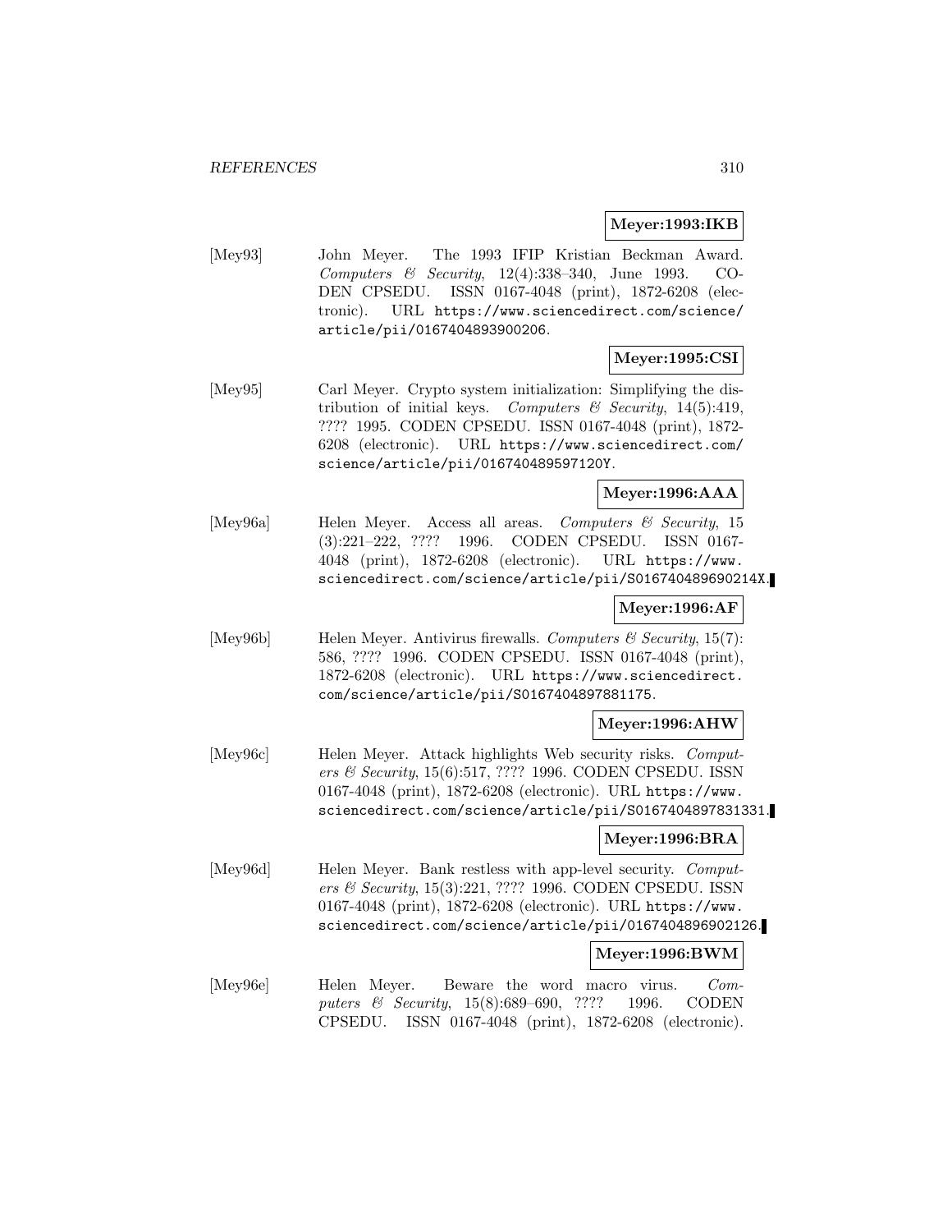**Meyer:1993:IKB**

[Mey93] John Meyer. The 1993 IFIP Kristian Beckman Award. *Computers & Security*, 12(4):338–340, June 1993. CODEN CPSEDU. ISSN 0167-4048 (print), 1872-6208 (electronic). URL https://www.sciencedirect.com/science/article/pii/0167404893900206.

**Meyer:1995:CSI**

[Mey95] Carl Meyer. Crypto system initialization: Simplifying the distribution of initial keys. *Computers & Security*, 14(5):419, ???? 1995. CODEN CPSEDU. ISSN 0167-4048 (print), 1872-6208 (electronic). URL https://www.sciencedirect.com/science/article/pii/016740489597120Y.

**Meyer:1996:AAA**

[Mey96a] Helen Meyer. Access all areas. *Computers & Security*, 15 (3):221–222, ???? 1996. CODEN CPSEDU. ISSN 0167-4048 (print), 1872-6208 (electronic). URL https://www.sciencedirect.com/science/article/pii/S016740489690214X.

**Meyer:1996:AF**

[Mey96b] Helen Meyer. Antivirus firewalls. *Computers & Security*, 15(7):586, ???? 1996. CODEN CPSEDU. ISSN 0167-4048 (print), 1872-6208 (electronic). URL https://www.sciencedirect.com/science/article/pii/S0167404897881175.

**Meyer:1996:AHW**

[Mey96c] Helen Meyer. Attack highlights Web security risks. *Computers & Security*, 15(6):517, ???? 1996. CODEN CPSEDU. ISSN 0167-4048 (print), 1872-6208 (electronic). URL https://www.sciencedirect.com/science/article/pii/S0167404897831331.

**Meyer:1996:BRA**

[Mey96d] Helen Meyer. Bank restless with app-level security. *Computers & Security*, 15(3):221, ???? 1996. CODEN CPSEDU. ISSN 0167-4048 (print), 1872-6208 (electronic). URL https://www.sciencedirect.com/science/article/pii/0167404896902126.

**Meyer:1996:BWM**

[Mey96e] Helen Meyer. Beware the word macro virus. *Computers & Security*, 15(8):689–690, ???? 1996. CODEN CPSEDU. ISSN 0167-4048 (print), 1872-6208 (electronic).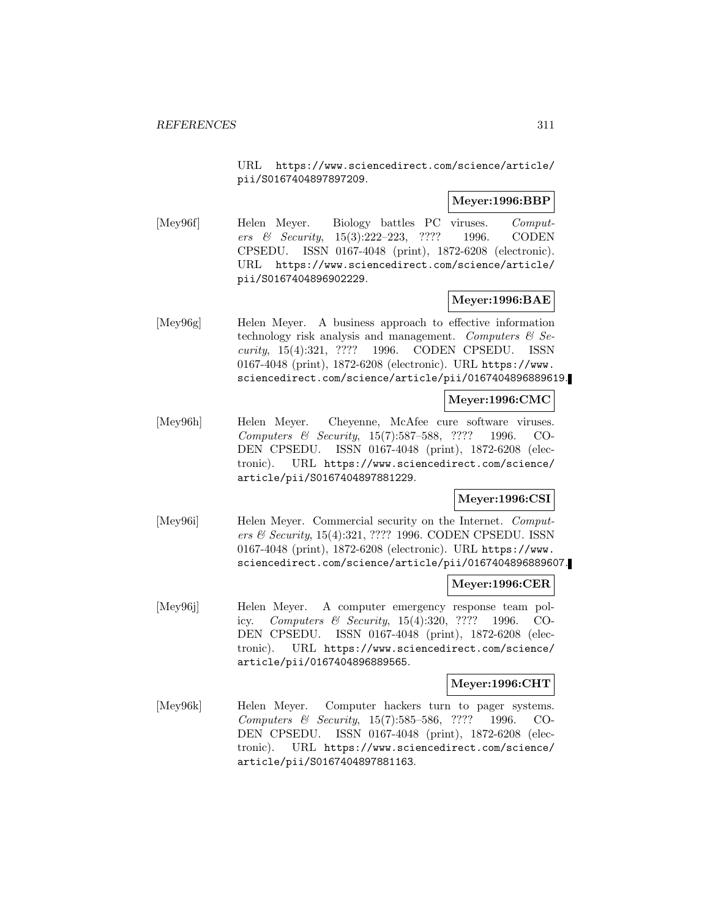URL https://www.sciencedirect.com/science/article/pii/S0167404897897209.

**Meyer:1996:BBP**

[Mey96f] Helen Meyer. Biology battles PC viruses. *Computers & Security*, 15(3):222–223, ???? 1996. CODEN CPSEDU. ISSN 0167-4048 (print), 1872-6208 (electronic). URL https://www.sciencedirect.com/science/article/pii/S0167404896902229.

**Meyer:1996:BAE**

[Mey96g] Helen Meyer. A business approach to effective information technology risk analysis and management. *Computers & Security*, 15(4):321, ???? 1996. CODEN CPSEDU. ISSN 0167-4048 (print), 1872-6208 (electronic). URL https://www.sciencedirect.com/science/article/pii/0167404896889619.

**Meyer:1996:CMC**

[Mey96h] Helen Meyer. Cheyenne, McAfee cure software viruses. *Computers & Security*, 15(7):587–588, ???? 1996. CODEN CPSEDU. ISSN 0167-4048 (print), 1872-6208 (electronic). URL https://www.sciencedirect.com/science/article/pii/S0167404897881229.

**Meyer:1996:CSI**

[Mey96i] Helen Meyer. Commercial security on the Internet. *Computers & Security*, 15(4):321, ???? 1996. CODEN CPSEDU. ISSN 0167-4048 (print), 1872-6208 (electronic). URL https://www.sciencedirect.com/science/article/pii/0167404896889607.

**Meyer:1996:CER**

[Mey96j] Helen Meyer. A computer emergency response team policy. *Computers & Security*, 15(4):320, ???? 1996. CODEN CPSEDU. ISSN 0167-4048 (print), 1872-6208 (electronic). URL https://www.sciencedirect.com/science/article/pii/0167404896889565.

**Meyer:1996:CHT**

[Mey96k] Helen Meyer. Computer hackers turn to pager systems. *Computers & Security*, 15(7):585–586, ???? 1996. CODEN CPSEDU. ISSN 0167-4048 (print), 1872-6208 (electronic). URL https://www.sciencedirect.com/science/article/pii/S0167404897881163.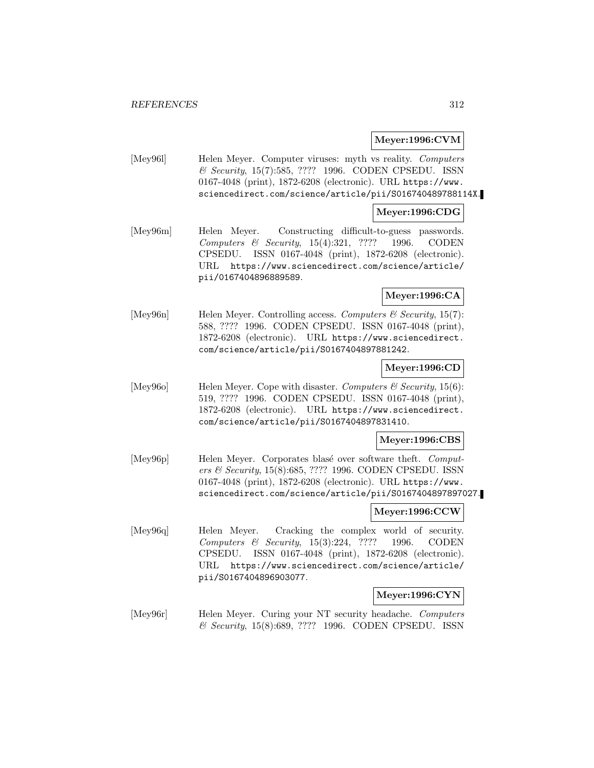**Meyer:1996:CVM**

[Mey96l] Helen Meyer. Computer viruses: myth vs reality. *Computers & Security*, 15(7):585, ???? 1996. CODEN CPSEDU. ISSN 0167-4048 (print), 1872-6208 (electronic). URL https://www.sciencedirect.com/science/article/pii/S016740489788114X.

**Meyer:1996:CDG**

[Mey96m] Helen Meyer. Constructing difficult-to-guess passwords. *Computers & Security*, 15(4):321, ???? 1996. CODEN CPSEDU. ISSN 0167-4048 (print), 1872-6208 (electronic). URL https://www.sciencedirect.com/science/article/pii/0167404896889589.

**Meyer:1996:CA**

[Mey96n] Helen Meyer. Controlling access. *Computers & Security*, 15(7): 588, ???? 1996. CODEN CPSEDU. ISSN 0167-4048 (print), 1872-6208 (electronic). URL https://www.sciencedirect.com/science/article/pii/S0167404897881242.

**Meyer:1996:CD**

[Mey96o] Helen Meyer. Cope with disaster. *Computers & Security*, 15(6): 519, ???? 1996. CODEN CPSEDU. ISSN 0167-4048 (print), 1872-6208 (electronic). URL https://www.sciencedirect.com/science/article/pii/S0167404897831410.

**Meyer:1996:CBS**

[Mey96p] Helen Meyer. Corporates blasé over software theft. *Computers & Security*, 15(8):685, ???? 1996. CODEN CPSEDU. ISSN 0167-4048 (print), 1872-6208 (electronic). URL https://www.sciencedirect.com/science/article/pii/S0167404897897027.

**Meyer:1996:CCW**

[Mey96q] Helen Meyer. Cracking the complex world of security. *Computers & Security*, 15(3):224, ???? 1996. CODEN CPSEDU. ISSN 0167-4048 (print), 1872-6208 (electronic). URL https://www.sciencedirect.com/science/article/pii/S0167404896903077.

**Meyer:1996:CYN**

[Mey96r] Helen Meyer. Curing your NT security headache. *Computers & Security*, 15(8):689, ???? 1996. CODEN CPSEDU. ISSN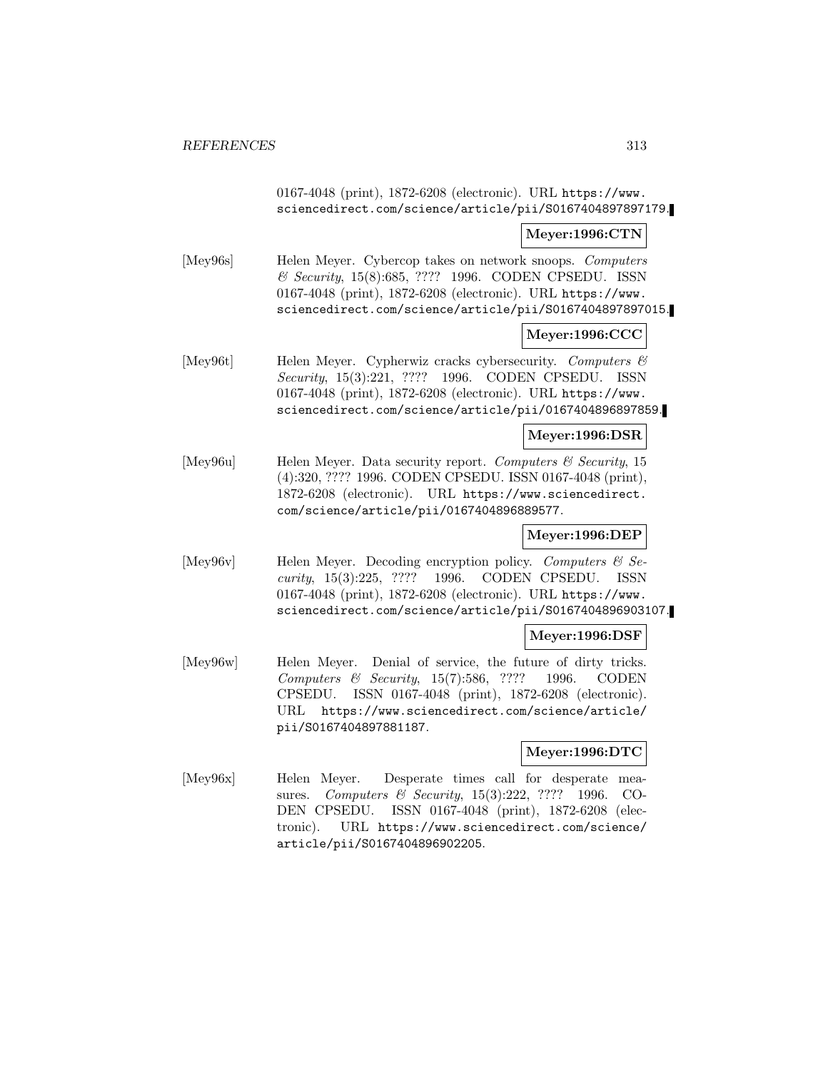0167-4048 (print), 1872-6208 (electronic). URL https://www.sciencedirect.com/science/article/pii/S0167404897897179.

**Meyer:1996:CTN**

[Mey96s] Helen Meyer. Cybercop takes on network snoops. *Computers & Security*, 15(8):685, ???? 1996. CODEN CPSEDU. ISSN 0167-4048 (print), 1872-6208 (electronic). URL https://www.sciencedirect.com/science/article/pii/S0167404897897015.

**Meyer:1996:CCC**

[Mey96t] Helen Meyer. Cypherwiz cracks cybersecurity. *Computers & Security*, 15(3):221, ???? 1996. CODEN CPSEDU. ISSN 0167-4048 (print), 1872-6208 (electronic). URL https://www.sciencedirect.com/science/article/pii/0167404896897859.

**Meyer:1996:DSR**

[Mey96u] Helen Meyer. Data security report. *Computers & Security*, 15 (4):320, ???? 1996. CODEN CPSEDU. ISSN 0167-4048 (print), 1872-6208 (electronic). URL https://www.sciencedirect.com/science/article/pii/0167404896889577.

**Meyer:1996:DEP**

[Mey96v] Helen Meyer. Decoding encryption policy. *Computers & Security*, 15(3):225, ???? 1996. CODEN CPSEDU. ISSN 0167-4048 (print), 1872-6208 (electronic). URL https://www.sciencedirect.com/science/article/pii/S0167404896903107.

**Meyer:1996:DSF**

[Mey96w] Helen Meyer. Denial of service, the future of dirty tricks. *Computers & Security*, 15(7):586, ???? 1996. CODEN CPSEDU. ISSN 0167-4048 (print), 1872-6208 (electronic). URL https://www.sciencedirect.com/science/article/pii/S0167404897881187.

**Meyer:1996:DTC**

[Mey96x] Helen Meyer. Desperate times call for desperate measures. *Computers & Security*, 15(3):222, ???? 1996. CODEN CPSEDU. ISSN 0167-4048 (print), 1872-6208 (electronic). URL https://www.sciencedirect.com/science/article/pii/S0167404896902205.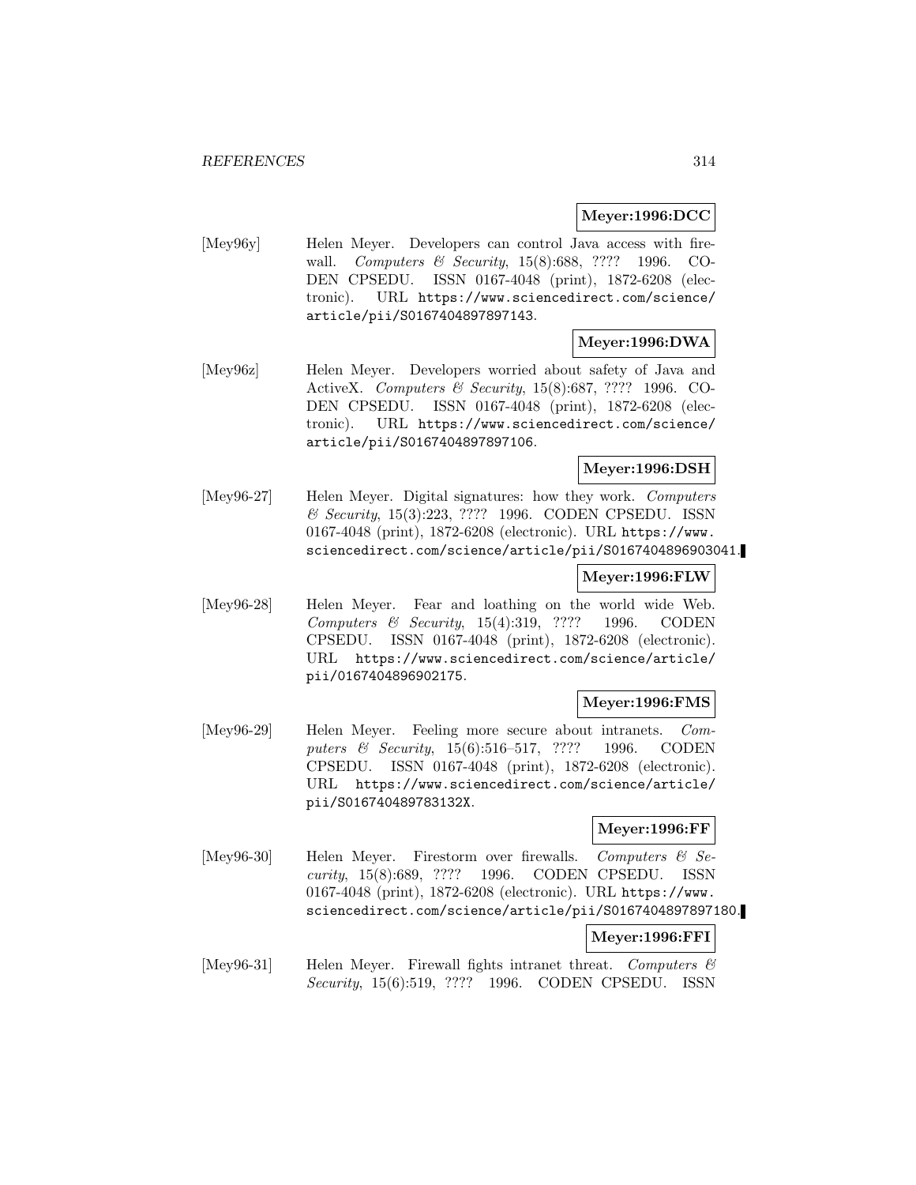**Meyer:1996:DCC**

[Mey96y] Helen Meyer. Developers can control Java access with firewall. *Computers & Security*, 15(8):688, ???? 1996. CODEN CPSEDU. ISSN 0167-4048 (print), 1872-6208 (electronic). URL https://www.sciencedirect.com/science/article/pii/S0167404897897143.

**Meyer:1996:DWA**

[Mey96z] Helen Meyer. Developers worried about safety of Java and ActiveX. *Computers & Security*, 15(8):687, ???? 1996. CODEN CPSEDU. ISSN 0167-4048 (print), 1872-6208 (electronic). URL https://www.sciencedirect.com/science/article/pii/S0167404897897106.

**Meyer:1996:DSH**

[Mey96-27] Helen Meyer. Digital signatures: how they work. *Computers & Security*, 15(3):223, ???? 1996. CODEN CPSEDU. ISSN 0167-4048 (print), 1872-6208 (electronic). URL https://www.sciencedirect.com/science/article/pii/S0167404896903041.

**Meyer:1996:FLW**

[Mey96-28] Helen Meyer. Fear and loathing on the world wide Web. *Computers & Security*, 15(4):319, ???? 1996. CODEN CPSEDU. ISSN 0167-4048 (print), 1872-6208 (electronic). URL https://www.sciencedirect.com/science/article/pii/0167404896902175.

**Meyer:1996:FMS**

[Mey96-29] Helen Meyer. Feeling more secure about intranets. *Computers & Security*, 15(6):516–517, ???? 1996. CODEN CPSEDU. ISSN 0167-4048 (print), 1872-6208 (electronic). URL https://www.sciencedirect.com/science/article/pii/S016740489783132X.

**Meyer:1996:FF**

[Mey96-30] Helen Meyer. Firestorm over firewalls. *Computers & Security*, 15(8):689, ???? 1996. CODEN CPSEDU. ISSN 0167-4048 (print), 1872-6208 (electronic). URL https://www.sciencedirect.com/science/article/pii/S0167404897897180.

**Meyer:1996:FFI**

[Mey96-31] Helen Meyer. Firewall fights intranet threat. *Computers & Security*, 15(6):519, ???? 1996. CODEN CPSEDU. ISSN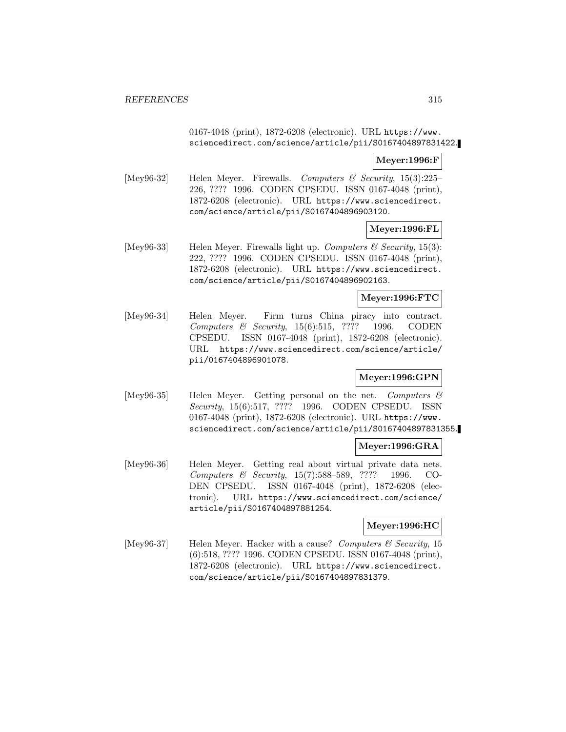0167-4048 (print), 1872-6208 (electronic). URL https://www.sciencedirect.com/science/article/pii/S0167404897831422.

**Meyer:1996:F**

[Mey96-32] Helen Meyer. Firewalls. *Computers & Security*, 15(3):225–226, ???? 1996. CODEN CPSEDU. ISSN 0167-4048 (print), 1872-6208 (electronic). URL https://www.sciencedirect.com/science/article/pii/S0167404896903120.

**Meyer:1996:FL**

[Mey96-33] Helen Meyer. Firewalls light up. *Computers & Security*, 15(3):222, ???? 1996. CODEN CPSEDU. ISSN 0167-4048 (print), 1872-6208 (electronic). URL https://www.sciencedirect.com/science/article/pii/S0167404896902163.

**Meyer:1996:FTC**

[Mey96-34] Helen Meyer. Firm turns China piracy into contract. *Computers & Security*, 15(6):515, ???? 1996. CODEN CPSEDU. ISSN 0167-4048 (print), 1872-6208 (electronic). URL https://www.sciencedirect.com/science/article/pii/0167404896901078.

**Meyer:1996:GPN**

[Mey96-35] Helen Meyer. Getting personal on the net. *Computers & Security*, 15(6):517, ???? 1996. CODEN CPSEDU. ISSN 0167-4048 (print), 1872-6208 (electronic). URL https://www.sciencedirect.com/science/article/pii/S0167404897831355.

**Meyer:1996:GRA**

[Mey96-36] Helen Meyer. Getting real about virtual private data nets. *Computers & Security*, 15(7):588–589, ???? 1996. CODEN CPSEDU. ISSN 0167-4048 (print), 1872-6208 (electronic). URL https://www.sciencedirect.com/science/article/pii/S0167404897881254.

**Meyer:1996:HC**

[Mey96-37] Helen Meyer. Hacker with a cause? *Computers & Security*, 15(6):518, ???? 1996. CODEN CPSEDU. ISSN 0167-4048 (print), 1872-6208 (electronic). URL https://www.sciencedirect.com/science/article/pii/S0167404897831379.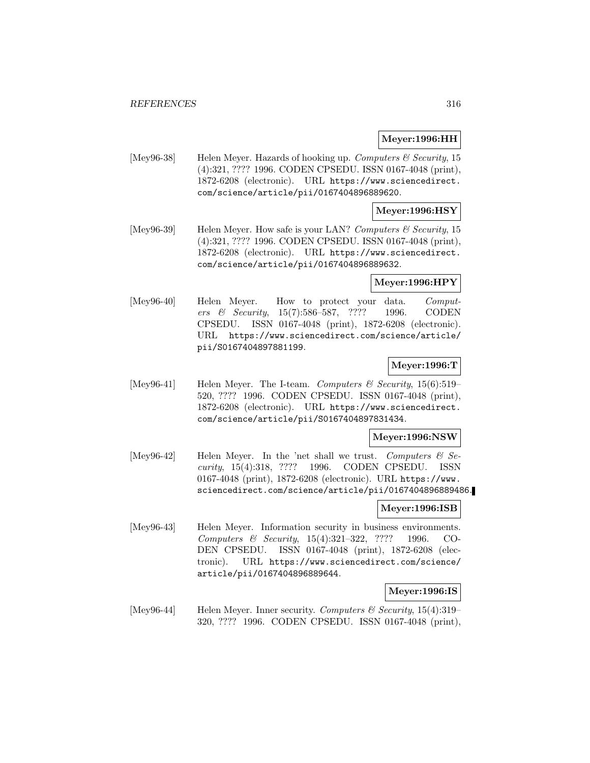**Meyer:1996:HH**

[Mey96-38] Helen Meyer. Hazards of hooking up. *Computers & Security*, 15 (4):321, ???? 1996. CODEN CPSEDU. ISSN 0167-4048 (print), 1872-6208 (electronic). URL https://www.sciencedirect.com/science/article/pii/0167404896889620.

**Meyer:1996:HSY**

[Mey96-39] Helen Meyer. How safe is your LAN? *Computers & Security*, 15 (4):321, ???? 1996. CODEN CPSEDU. ISSN 0167-4048 (print), 1872-6208 (electronic). URL https://www.sciencedirect.com/science/article/pii/0167404896889632.

**Meyer:1996:HPY**

[Mey96-40] Helen Meyer. How to protect your data. *Computers & Security*, 15(7):586–587, ???? 1996. CODEN CPSEDU. ISSN 0167-4048 (print), 1872-6208 (electronic). URL https://www.sciencedirect.com/science/article/pii/S0167404897881199.

**Meyer:1996:T**

[Mey96-41] Helen Meyer. The I-team. *Computers & Security*, 15(6):519–520, ???? 1996. CODEN CPSEDU. ISSN 0167-4048 (print), 1872-6208 (electronic). URL https://www.sciencedirect.com/science/article/pii/S0167404897831434.

**Meyer:1996:NSW**

[Mey96-42] Helen Meyer. In the 'net shall we trust. *Computers & Security*, 15(4):318, ???? 1996. CODEN CPSEDU. ISSN 0167-4048 (print), 1872-6208 (electronic). URL https://www.sciencedirect.com/science/article/pii/0167404896889486.

**Meyer:1996:ISB**

[Mey96-43] Helen Meyer. Information security in business environments. *Computers & Security*, 15(4):321–322, ???? 1996. CODEN CPSEDU. ISSN 0167-4048 (print), 1872-6208 (electronic). URL https://www.sciencedirect.com/science/article/pii/0167404896889644.

**Meyer:1996:IS**

[Mey96-44] Helen Meyer. Inner security. *Computers & Security*, 15(4):319–320, ???? 1996. CODEN CPSEDU. ISSN 0167-4048 (print),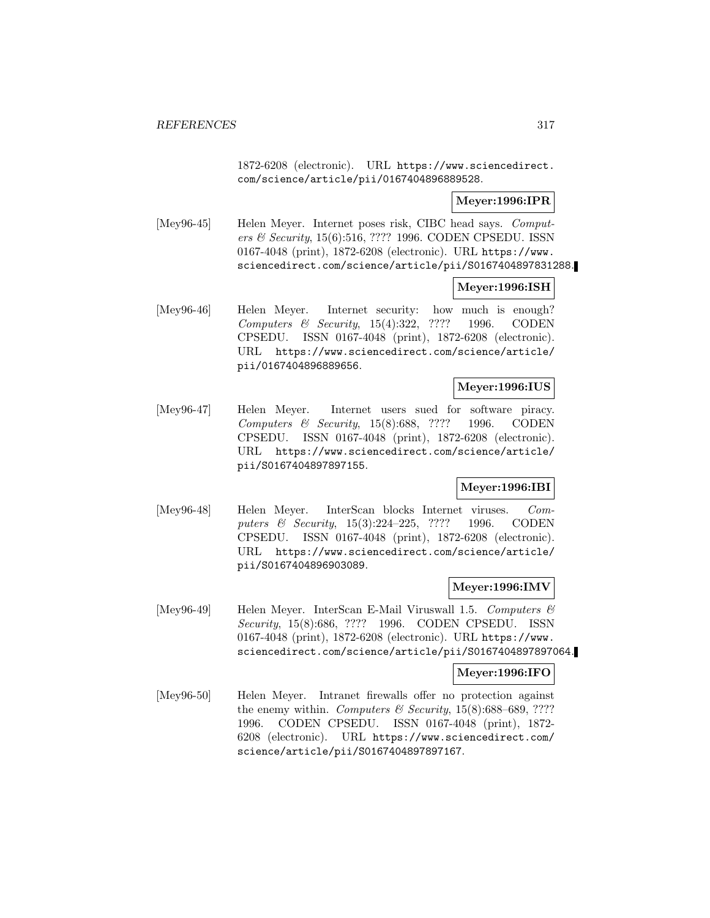1872-6208 (electronic). URL https://www.sciencedirect.com/science/article/pii/0167404896889528.

**Meyer:1996:IPR**

[Mey96-45] Helen Meyer. Internet poses risk, CIBC head says. *Computers & Security*, 15(6):516, ???? 1996. CODEN CPSEDU. ISSN 0167-4048 (print), 1872-6208 (electronic). URL https://www.sciencedirect.com/science/article/pii/S0167404897831288.

**Meyer:1996:ISH**

[Mey96-46] Helen Meyer. Internet security: how much is enough? *Computers & Security*, 15(4):322, ???? 1996. CODEN CPSEDU. ISSN 0167-4048 (print), 1872-6208 (electronic). URL https://www.sciencedirect.com/science/article/pii/0167404896889656.

**Meyer:1996:IUS**

[Mey96-47] Helen Meyer. Internet users sued for software piracy. *Computers & Security*, 15(8):688, ???? 1996. CODEN CPSEDU. ISSN 0167-4048 (print), 1872-6208 (electronic). URL https://www.sciencedirect.com/science/article/pii/S0167404897897155.

**Meyer:1996:IBI**

[Mey96-48] Helen Meyer. InterScan blocks Internet viruses. *Computers & Security*, 15(3):224–225, ???? 1996. CODEN CPSEDU. ISSN 0167-4048 (print), 1872-6208 (electronic). URL https://www.sciencedirect.com/science/article/pii/S0167404896903089.

**Meyer:1996:IMV**

[Mey96-49] Helen Meyer. InterScan E-Mail Viruswall 1.5. *Computers & Security*, 15(8):686, ???? 1996. CODEN CPSEDU. ISSN 0167-4048 (print), 1872-6208 (electronic). URL https://www.sciencedirect.com/science/article/pii/S0167404897897064.

**Meyer:1996:IFO**

[Mey96-50] Helen Meyer. Intranet firewalls offer no protection against the enemy within. *Computers & Security*, 15(8):688–689, ???? 1996. CODEN CPSEDU. ISSN 0167-4048 (print), 1872-6208 (electronic). URL https://www.sciencedirect.com/science/article/pii/S0167404897897167.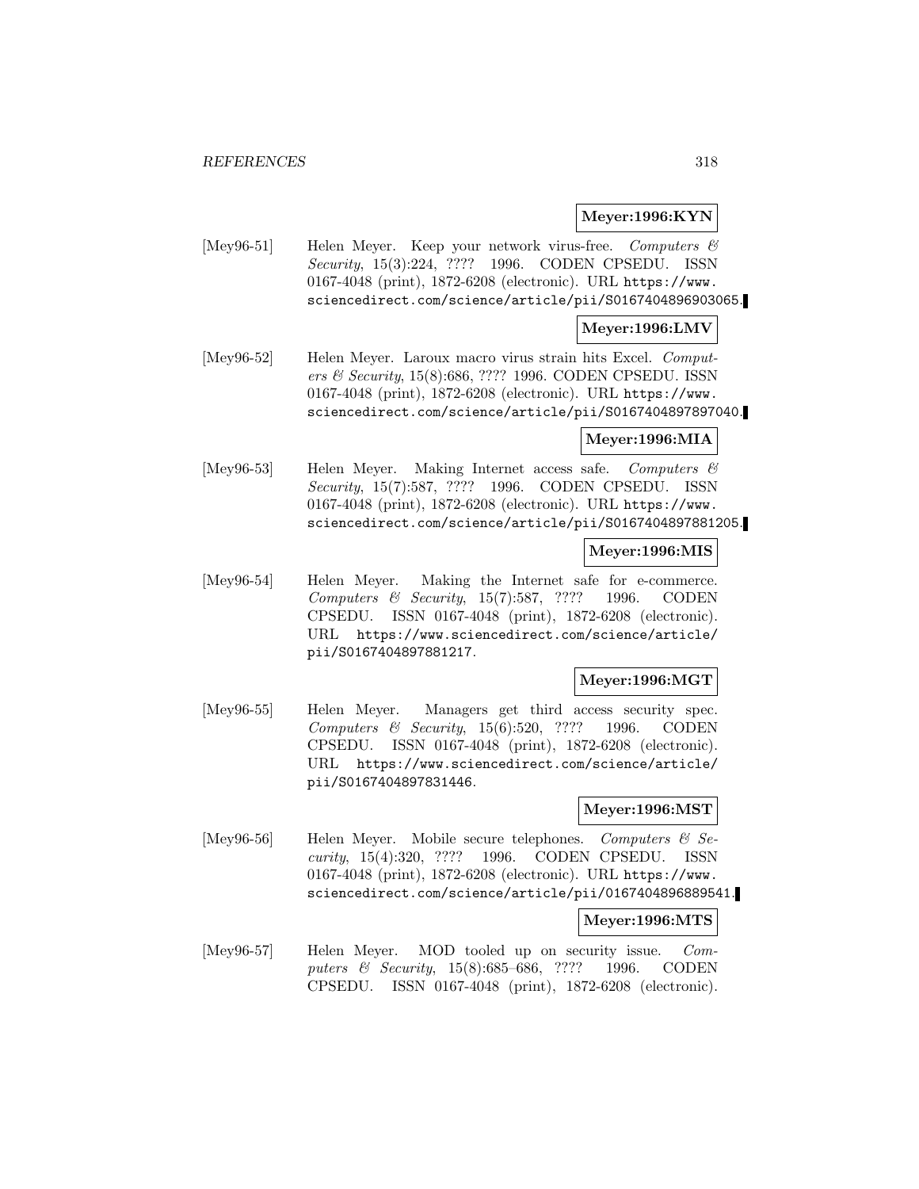**Meyer:1996:KYN**

[Mey96-51] Helen Meyer. Keep your network virus-free. *Computers & Security*, 15(3):224, ???? 1996. CODEN CPSEDU. ISSN 0167-4048 (print), 1872-6208 (electronic). URL https://www.sciencedirect.com/science/article/pii/S0167404896903065.

**Meyer:1996:LMV**

[Mey96-52] Helen Meyer. Laroux macro virus strain hits Excel. *Computers & Security*, 15(8):686, ???? 1996. CODEN CPSEDU. ISSN 0167-4048 (print), 1872-6208 (electronic). URL https://www.sciencedirect.com/science/article/pii/S0167404897897040.

**Meyer:1996:MIA**

[Mey96-53] Helen Meyer. Making Internet access safe. *Computers & Security*, 15(7):587, ???? 1996. CODEN CPSEDU. ISSN 0167-4048 (print), 1872-6208 (electronic). URL https://www.sciencedirect.com/science/article/pii/S0167404897881205.

**Meyer:1996:MIS**

[Mey96-54] Helen Meyer. Making the Internet safe for e-commerce. *Computers & Security*, 15(7):587, ???? 1996. CODEN CPSEDU. ISSN 0167-4048 (print), 1872-6208 (electronic). URL https://www.sciencedirect.com/science/article/pii/S0167404897881217.

**Meyer:1996:MGT**

[Mey96-55] Helen Meyer. Managers get third access security spec. *Computers & Security*, 15(6):520, ???? 1996. CODEN CPSEDU. ISSN 0167-4048 (print), 1872-6208 (electronic). URL https://www.sciencedirect.com/science/article/pii/S0167404897831446.

**Meyer:1996:MST**

[Mey96-56] Helen Meyer. Mobile secure telephones. *Computers & Security*, 15(4):320, ???? 1996. CODEN CPSEDU. ISSN 0167-4048 (print), 1872-6208 (electronic). URL https://www.sciencedirect.com/science/article/pii/0167404896889541.

**Meyer:1996:MTS**

[Mey96-57] Helen Meyer. MOD tooled up on security issue. *Computers & Security*, 15(8):685–686, ???? 1996. CODEN CPSEDU. ISSN 0167-4048 (print), 1872-6208 (electronic).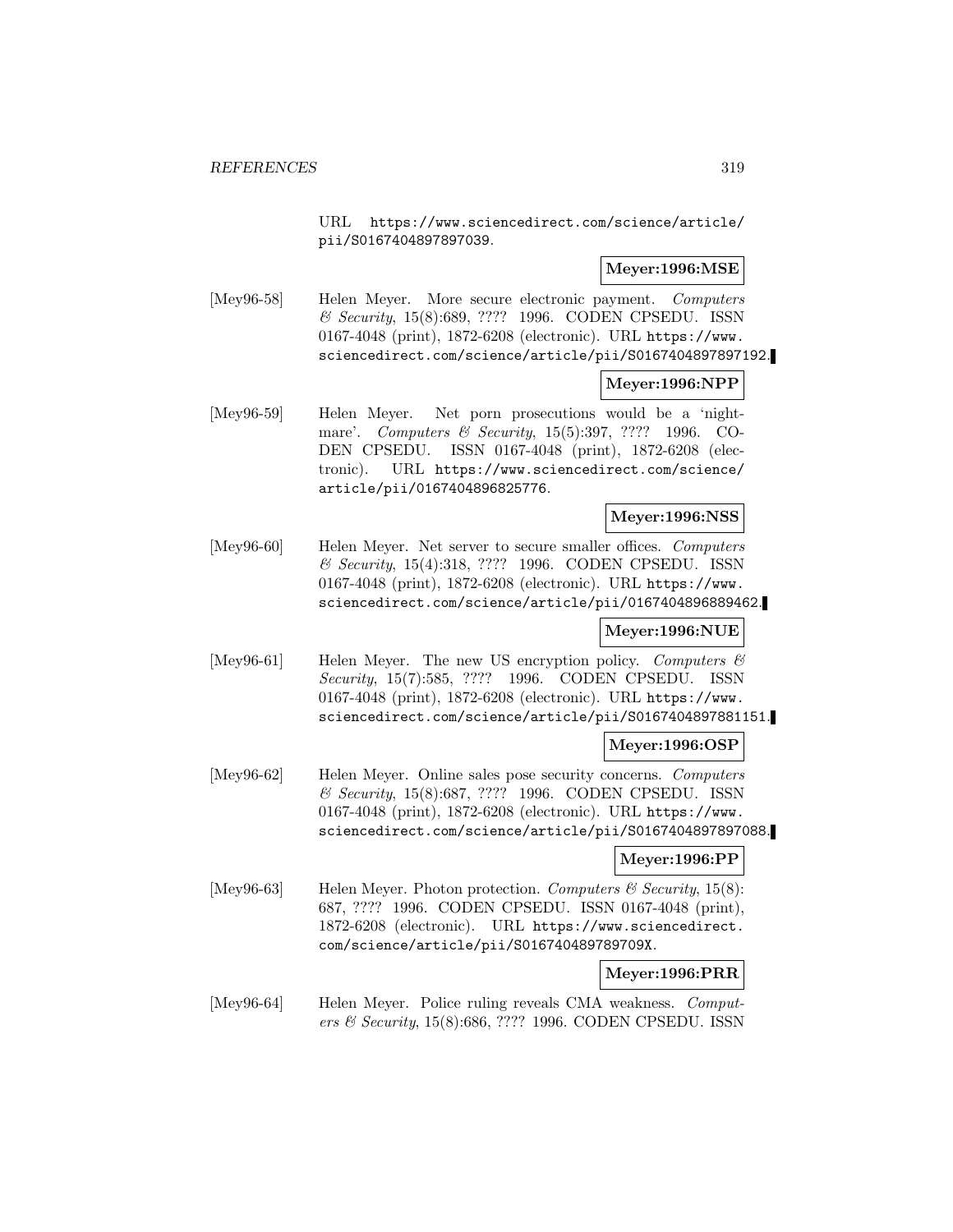URL https://www.sciencedirect.com/science/article/pii/S0167404897897039.

**Meyer:1996:MSE**

[Mey96-58] Helen Meyer. More secure electronic payment. *Computers & Security*, 15(8):689, ???? 1996. CODEN CPSEDU. ISSN 0167-4048 (print), 1872-6208 (electronic). URL https://www.sciencedirect.com/science/article/pii/S0167404897897192.

**Meyer:1996:NPP**

[Mey96-59] Helen Meyer. Net porn prosecutions would be a 'nightmare'. *Computers & Security*, 15(5):397, ???? 1996. CODEN CPSEDU. ISSN 0167-4048 (print), 1872-6208 (electronic). URL https://www.sciencedirect.com/science/article/pii/0167404896825776.

**Meyer:1996:NSS**

[Mey96-60] Helen Meyer. Net server to secure smaller offices. *Computers & Security*, 15(4):318, ???? 1996. CODEN CPSEDU. ISSN 0167-4048 (print), 1872-6208 (electronic). URL https://www.sciencedirect.com/science/article/pii/0167404896889462.

**Meyer:1996:NUE**

[Mey96-61] Helen Meyer. The new US encryption policy. *Computers & Security*, 15(7):585, ???? 1996. CODEN CPSEDU. ISSN 0167-4048 (print), 1872-6208 (electronic). URL https://www.sciencedirect.com/science/article/pii/S0167404897881151.

**Meyer:1996:OSP**

[Mey96-62] Helen Meyer. Online sales pose security concerns. *Computers & Security*, 15(8):687, ???? 1996. CODEN CPSEDU. ISSN 0167-4048 (print), 1872-6208 (electronic). URL https://www.sciencedirect.com/science/article/pii/S0167404897897088.

**Meyer:1996:PP**

[Mey96-63] Helen Meyer. Photon protection. *Computers & Security*, 15(8):687, ???? 1996. CODEN CPSEDU. ISSN 0167-4048 (print), 1872-6208 (electronic). URL https://www.sciencedirect.com/science/article/pii/S016740489789709X.

**Meyer:1996:PRR**

[Mey96-64] Helen Meyer. Police ruling reveals CMA weakness. *Computers & Security*, 15(8):686, ???? 1996. CODEN CPSEDU. ISSN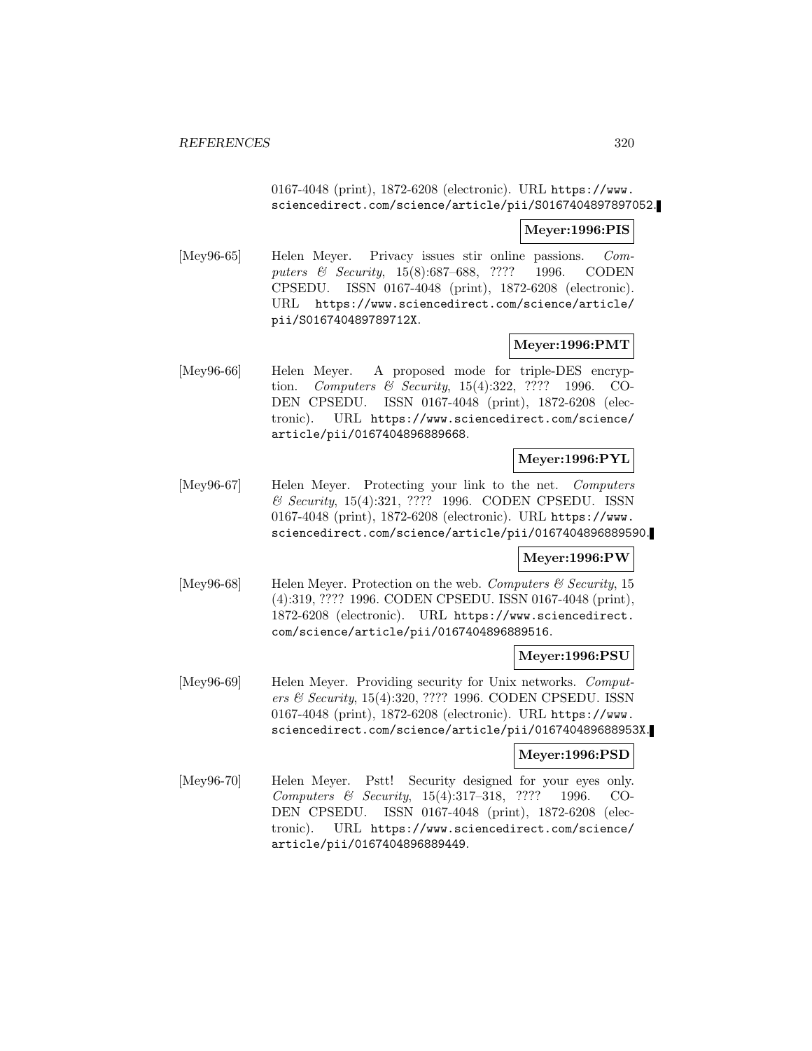0167-4048 (print), 1872-6208 (electronic). URL https://www.sciencedirect.com/science/article/pii/S0167404897897052.

**Meyer:1996:PIS**

[Mey96-65] Helen Meyer. Privacy issues stir online passions. *Computers & Security*, 15(8):687–688, ???? 1996. CODEN CPSEDU. ISSN 0167-4048 (print), 1872-6208 (electronic). URL https://www.sciencedirect.com/science/article/pii/S016740489789712X.

**Meyer:1996:PMT**

[Mey96-66] Helen Meyer. A proposed mode for triple-DES encryption. *Computers & Security*, 15(4):322, ???? 1996. CODEN CPSEDU. ISSN 0167-4048 (print), 1872-6208 (electronic). URL https://www.sciencedirect.com/science/article/pii/0167404896889668.

**Meyer:1996:PYL**

[Mey96-67] Helen Meyer. Protecting your link to the net. *Computers & Security*, 15(4):321, ???? 1996. CODEN CPSEDU. ISSN 0167-4048 (print), 1872-6208 (electronic). URL https://www.sciencedirect.com/science/article/pii/0167404896889590.

**Meyer:1996:PW**

[Mey96-68] Helen Meyer. Protection on the web. *Computers & Security*, 15 (4):319, ???? 1996. CODEN CPSEDU. ISSN 0167-4048 (print), 1872-6208 (electronic). URL https://www.sciencedirect.com/science/article/pii/0167404896889516.

**Meyer:1996:PSU**

[Mey96-69] Helen Meyer. Providing security for Unix networks. *Computers & Security*, 15(4):320, ???? 1996. CODEN CPSEDU. ISSN 0167-4048 (print), 1872-6208 (electronic). URL https://www.sciencedirect.com/science/article/pii/016740489688953X.

**Meyer:1996:PSD**

[Mey96-70] Helen Meyer. Pstt! Security designed for your eyes only. *Computers & Security*, 15(4):317–318, ???? 1996. CODEN CPSEDU. ISSN 0167-4048 (print), 1872-6208 (electronic). URL https://www.sciencedirect.com/science/article/pii/0167404896889449.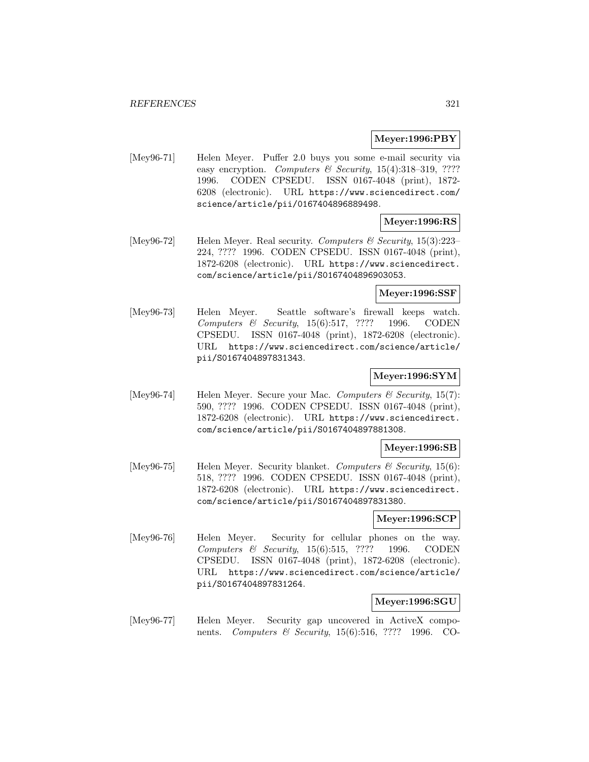**Meyer:1996:PBY**

[Mey96-71] Helen Meyer. Puffer 2.0 buys you some e-mail security via easy encryption. *Computers & Security*, 15(4):318–319, ???? 1996. CODEN CPSEDU. ISSN 0167-4048 (print), 1872-6208 (electronic). URL https://www.sciencedirect.com/science/article/pii/0167404896889498.

**Meyer:1996:RS**

[Mey96-72] Helen Meyer. Real security. *Computers & Security*, 15(3):223–224, ???? 1996. CODEN CPSEDU. ISSN 0167-4048 (print), 1872-6208 (electronic). URL https://www.sciencedirect.com/science/article/pii/S0167404896903053.

**Meyer:1996:SSF**

[Mey96-73] Helen Meyer. Seattle software's firewall keeps watch. *Computers & Security*, 15(6):517, ???? 1996. CODEN CPSEDU. ISSN 0167-4048 (print), 1872-6208 (electronic). URL https://www.sciencedirect.com/science/article/pii/S0167404897831343.

**Meyer:1996:SYM**

[Mey96-74] Helen Meyer. Secure your Mac. *Computers & Security*, 15(7): 590, ???? 1996. CODEN CPSEDU. ISSN 0167-4048 (print), 1872-6208 (electronic). URL https://www.sciencedirect.com/science/article/pii/S0167404897881308.

**Meyer:1996:SB**

[Mey96-75] Helen Meyer. Security blanket. *Computers & Security*, 15(6): 518, ???? 1996. CODEN CPSEDU. ISSN 0167-4048 (print), 1872-6208 (electronic). URL https://www.sciencedirect.com/science/article/pii/S0167404897831380.

**Meyer:1996:SCP**

[Mey96-76] Helen Meyer. Security for cellular phones on the way. *Computers & Security*, 15(6):515, ???? 1996. CODEN CPSEDU. ISSN 0167-4048 (print), 1872-6208 (electronic). URL https://www.sciencedirect.com/science/article/pii/S0167404897831264.

**Meyer:1996:SGU**

[Mey96-77] Helen Meyer. Security gap uncovered in ActiveX components. *Computers & Security*, 15(6):516, ???? 1996. CO-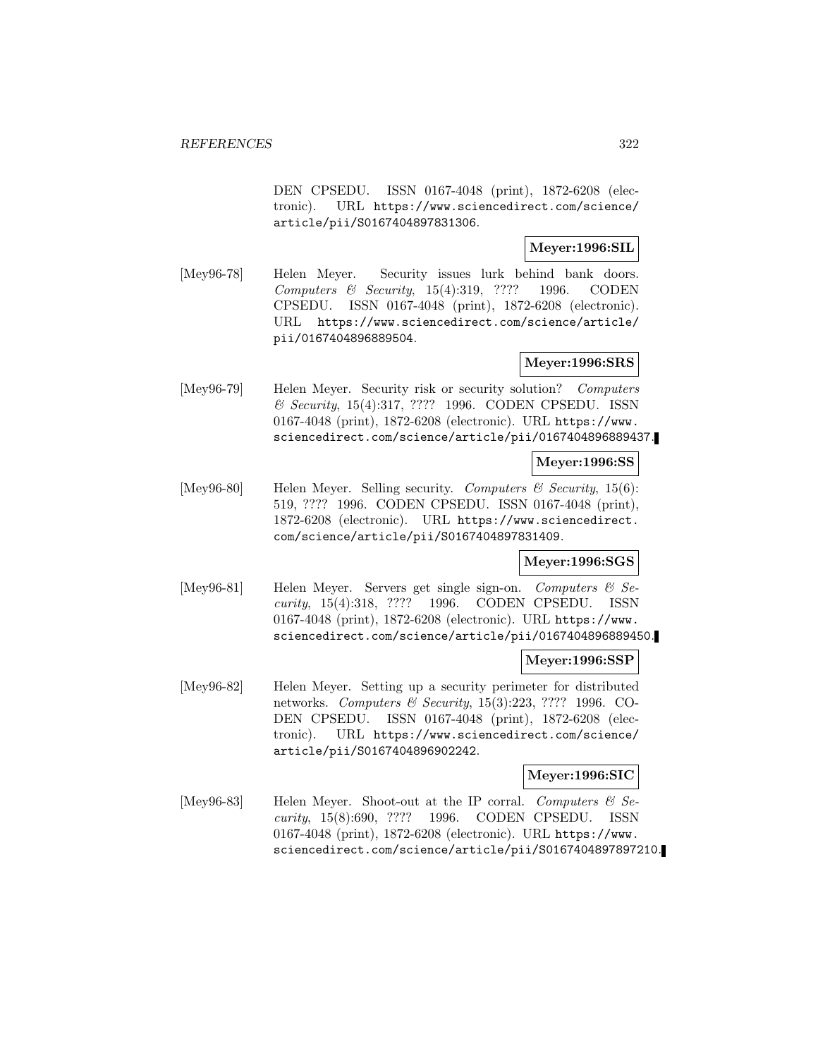DEN CPSEDU. ISSN 0167-4048 (print), 1872-6208 (electronic). URL https://www.sciencedirect.com/science/article/pii/S0167404897831306.

**Meyer:1996:SIL**

[Mey96-78] Helen Meyer. Security issues lurk behind bank doors. *Computers & Security*, 15(4):319, ???? 1996. CODEN CPSEDU. ISSN 0167-4048 (print), 1872-6208 (electronic). URL https://www.sciencedirect.com/science/article/pii/0167404896889504.

**Meyer:1996:SRS**

[Mey96-79] Helen Meyer. Security risk or security solution? *Computers & Security*, 15(4):317, ???? 1996. CODEN CPSEDU. ISSN 0167-4048 (print), 1872-6208 (electronic). URL https://www.sciencedirect.com/science/article/pii/0167404896889437.

**Meyer:1996:SS**

[Mey96-80] Helen Meyer. Selling security. *Computers & Security*, 15(6):519, ???? 1996. CODEN CPSEDU. ISSN 0167-4048 (print), 1872-6208 (electronic). URL https://www.sciencedirect.com/science/article/pii/S0167404897831409.

**Meyer:1996:SGS**

[Mey96-81] Helen Meyer. Servers get single sign-on. *Computers & Security*, 15(4):318, ???? 1996. CODEN CPSEDU. ISSN 0167-4048 (print), 1872-6208 (electronic). URL https://www.sciencedirect.com/science/article/pii/0167404896889450.

**Meyer:1996:SSP**

[Mey96-82] Helen Meyer. Setting up a security perimeter for distributed networks. *Computers & Security*, 15(3):223, ???? 1996. CODEN CPSEDU. ISSN 0167-4048 (print), 1872-6208 (electronic). URL https://www.sciencedirect.com/science/article/pii/S0167404896902242.

**Meyer:1996:SIC**

[Mey96-83] Helen Meyer. Shoot-out at the IP corral. *Computers & Security*, 15(8):690, ???? 1996. CODEN CPSEDU. ISSN 0167-4048 (print), 1872-6208 (electronic). URL https://www.sciencedirect.com/science/article/pii/S0167404897897210.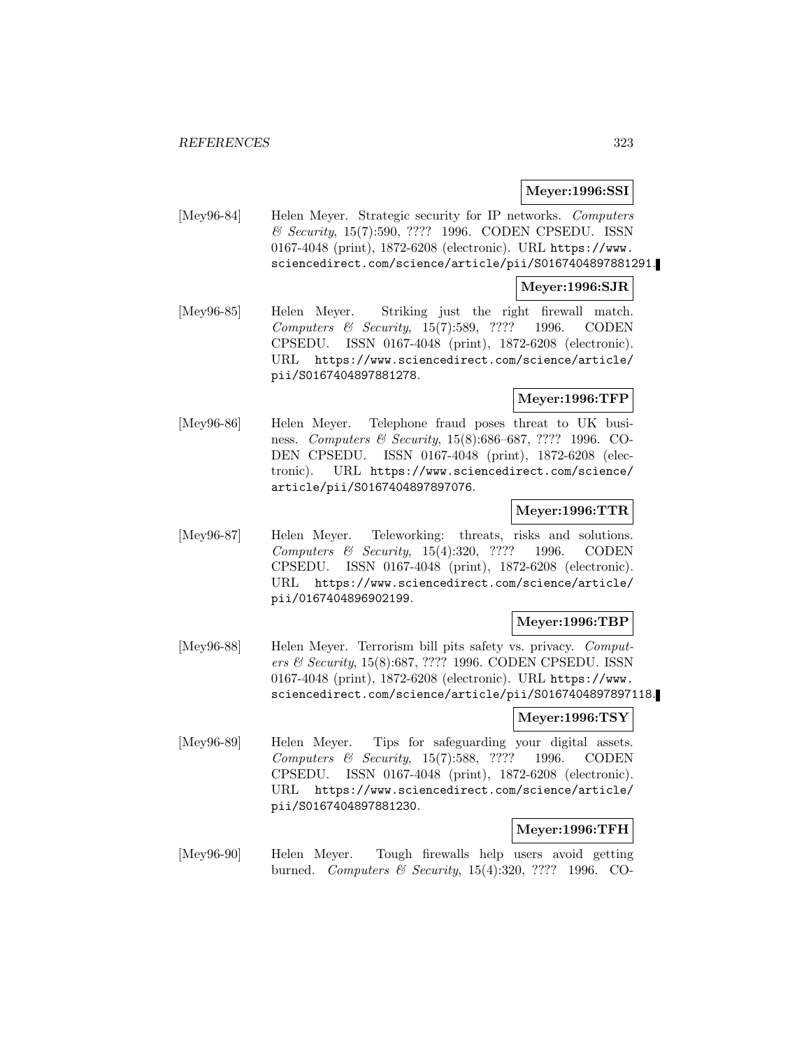**Meyer:1996:SSI**

[Mey96-84] Helen Meyer. Strategic security for IP networks. *Computers & Security*, 15(7):590, ???? 1996. CODEN CPSEDU. ISSN 0167-4048 (print), 1872-6208 (electronic). URL https://www.sciencedirect.com/science/article/pii/S0167404897881291.

**Meyer:1996:SJR**

[Mey96-85] Helen Meyer. Striking just the right firewall match. *Computers & Security*, 15(7):589, ???? 1996. CODEN CPSEDU. ISSN 0167-4048 (print), 1872-6208 (electronic). URL https://www.sciencedirect.com/science/article/pii/S0167404897881278.

**Meyer:1996:TFP**

[Mey96-86] Helen Meyer. Telephone fraud poses threat to UK business. *Computers & Security*, 15(8):686–687, ???? 1996. CODEN CPSEDU. ISSN 0167-4048 (print), 1872-6208 (electronic). URL https://www.sciencedirect.com/science/article/pii/S0167404897897076.

**Meyer:1996:TTR**

[Mey96-87] Helen Meyer. Teleworking: threats, risks and solutions. *Computers & Security*, 15(4):320, ???? 1996. CODEN CPSEDU. ISSN 0167-4048 (print), 1872-6208 (electronic). URL https://www.sciencedirect.com/science/article/pii/0167404896902199.

**Meyer:1996:TBP**

[Mey96-88] Helen Meyer. Terrorism bill pits safety vs. privacy. *Computers & Security*, 15(8):687, ???? 1996. CODEN CPSEDU. ISSN 0167-4048 (print), 1872-6208 (electronic). URL https://www.sciencedirect.com/science/article/pii/S0167404897897118.

**Meyer:1996:TSY**

[Mey96-89] Helen Meyer. Tips for safeguarding your digital assets. *Computers & Security*, 15(7):588, ???? 1996. CODEN CPSEDU. ISSN 0167-4048 (print), 1872-6208 (electronic). URL https://www.sciencedirect.com/science/article/pii/S0167404897881230.

**Meyer:1996:TFH**

[Mey96-90] Helen Meyer. Tough firewalls help users avoid getting burned. *Computers & Security*, 15(4):320, ???? 1996. CO-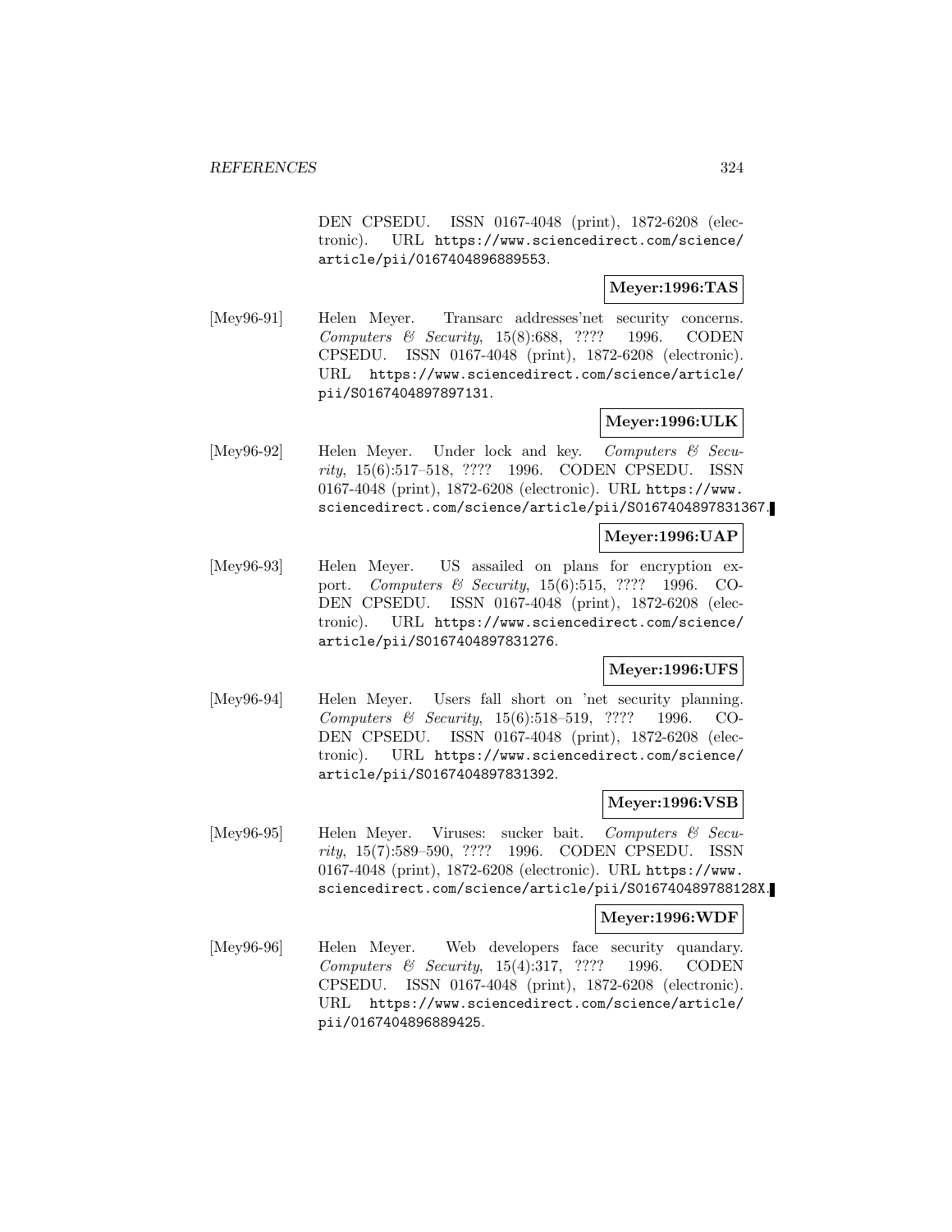DEN CPSEDU. ISSN 0167-4048 (print), 1872-6208 (electronic). URL https://www.sciencedirect.com/science/article/pii/0167404896889553.

**Meyer:1996:TAS**

[Mey96-91] Helen Meyer. Transarc addresses'net security concerns. *Computers & Security*, 15(8):688, ???? 1996. CODEN CPSEDU. ISSN 0167-4048 (print), 1872-6208 (electronic). URL https://www.sciencedirect.com/science/article/pii/S0167404897897131.

**Meyer:1996:ULK**

[Mey96-92] Helen Meyer. Under lock and key. *Computers & Security*, 15(6):517–518, ???? 1996. CODEN CPSEDU. ISSN 0167-4048 (print), 1872-6208 (electronic). URL https://www.sciencedirect.com/science/article/pii/S0167404897831367.

**Meyer:1996:UAP**

[Mey96-93] Helen Meyer. US assailed on plans for encryption export. *Computers & Security*, 15(6):515, ???? 1996. CODEN CPSEDU. ISSN 0167-4048 (print), 1872-6208 (electronic). URL https://www.sciencedirect.com/science/article/pii/S0167404897831276.

**Meyer:1996:UFS**

[Mey96-94] Helen Meyer. Users fall short on 'net security planning. *Computers & Security*, 15(6):518–519, ???? 1996. CODEN CPSEDU. ISSN 0167-4048 (print), 1872-6208 (electronic). URL https://www.sciencedirect.com/science/article/pii/S0167404897831392.

**Meyer:1996:VSB**

[Mey96-95] Helen Meyer. Viruses: sucker bait. *Computers & Security*, 15(7):589–590, ???? 1996. CODEN CPSEDU. ISSN 0167-4048 (print), 1872-6208 (electronic). URL https://www.sciencedirect.com/science/article/pii/S016740489788128X.

**Meyer:1996:WDF**

[Mey96-96] Helen Meyer. Web developers face security quandary. *Computers & Security*, 15(4):317, ???? 1996. CODEN CPSEDU. ISSN 0167-4048 (print), 1872-6208 (electronic). URL https://www.sciencedirect.com/science/article/pii/0167404896889425.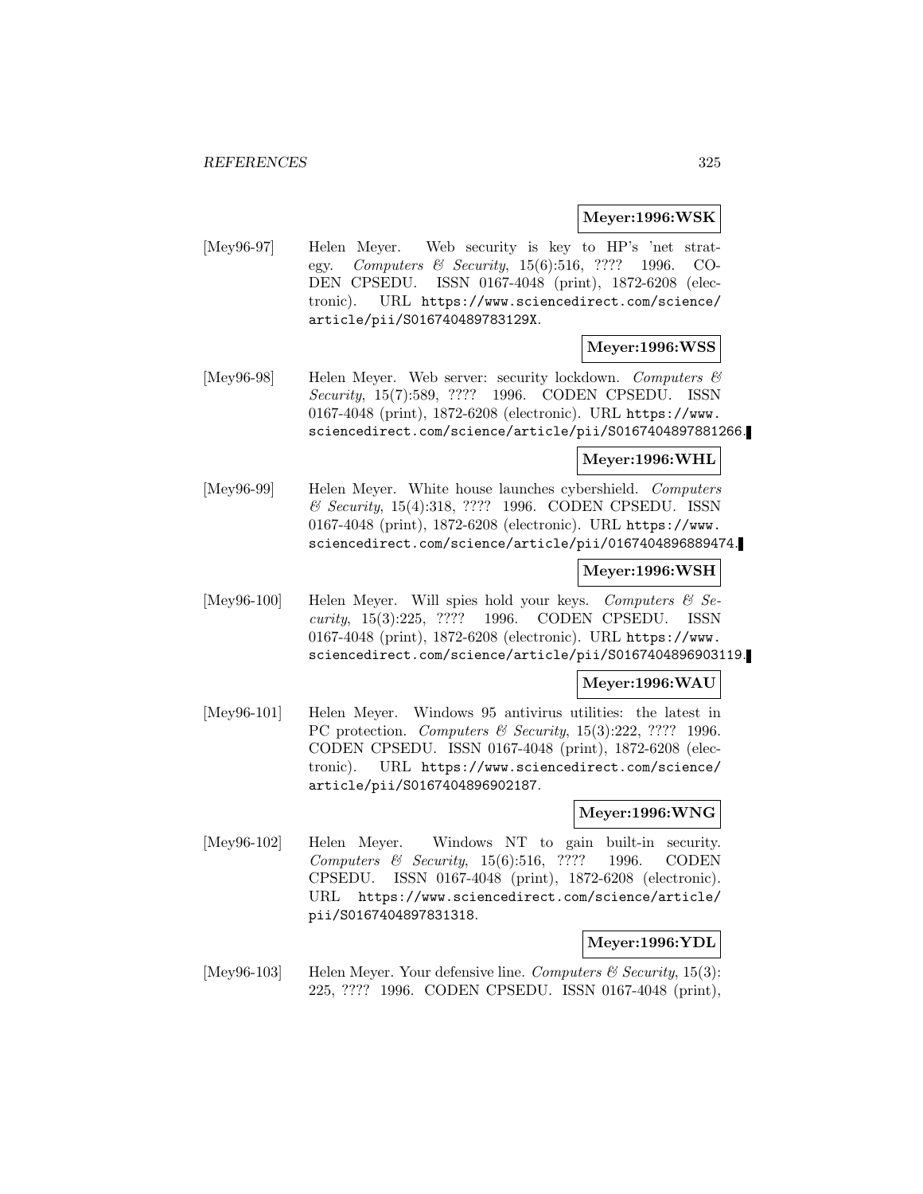**Meyer:1996:WSK**

[Mey96-97] Helen Meyer. Web security is key to HP's 'net strategy. *Computers & Security*, 15(6):516, ???? 1996. CODEN CPSEDU. ISSN 0167-4048 (print), 1872-6208 (electronic). URL https://www.sciencedirect.com/science/article/pii/S016740489783129X.

**Meyer:1996:WSS**

[Mey96-98] Helen Meyer. Web server: security lockdown. *Computers & Security*, 15(7):589, ???? 1996. CODEN CPSEDU. ISSN 0167-4048 (print), 1872-6208 (electronic). URL https://www.sciencedirect.com/science/article/pii/S0167404897881266.

**Meyer:1996:WHL**

[Mey96-99] Helen Meyer. White house launches cybershield. *Computers & Security*, 15(4):318, ???? 1996. CODEN CPSEDU. ISSN 0167-4048 (print), 1872-6208 (electronic). URL https://www.sciencedirect.com/science/article/pii/0167404896889474.

**Meyer:1996:WSH**

[Mey96-100] Helen Meyer. Will spies hold your keys. *Computers & Security*, 15(3):225, ???? 1996. CODEN CPSEDU. ISSN 0167-4048 (print), 1872-6208 (electronic). URL https://www.sciencedirect.com/science/article/pii/S0167404896903119.

**Meyer:1996:WAU**

[Mey96-101] Helen Meyer. Windows 95 antivirus utilities: the latest in PC protection. *Computers & Security*, 15(3):222, ???? 1996. CODEN CPSEDU. ISSN 0167-4048 (print), 1872-6208 (electronic). URL https://www.sciencedirect.com/science/article/pii/S0167404896902187.

**Meyer:1996:WNG**

[Mey96-102] Helen Meyer. Windows NT to gain built-in security. *Computers & Security*, 15(6):516, ???? 1996. CODEN CPSEDU. ISSN 0167-4048 (print), 1872-6208 (electronic). URL https://www.sciencedirect.com/science/article/pii/S0167404897831318.

**Meyer:1996:YDL**

[Mey96-103] Helen Meyer. Your defensive line. *Computers & Security*, 15(3):225, ???? 1996. CODEN CPSEDU. ISSN 0167-4048 (print),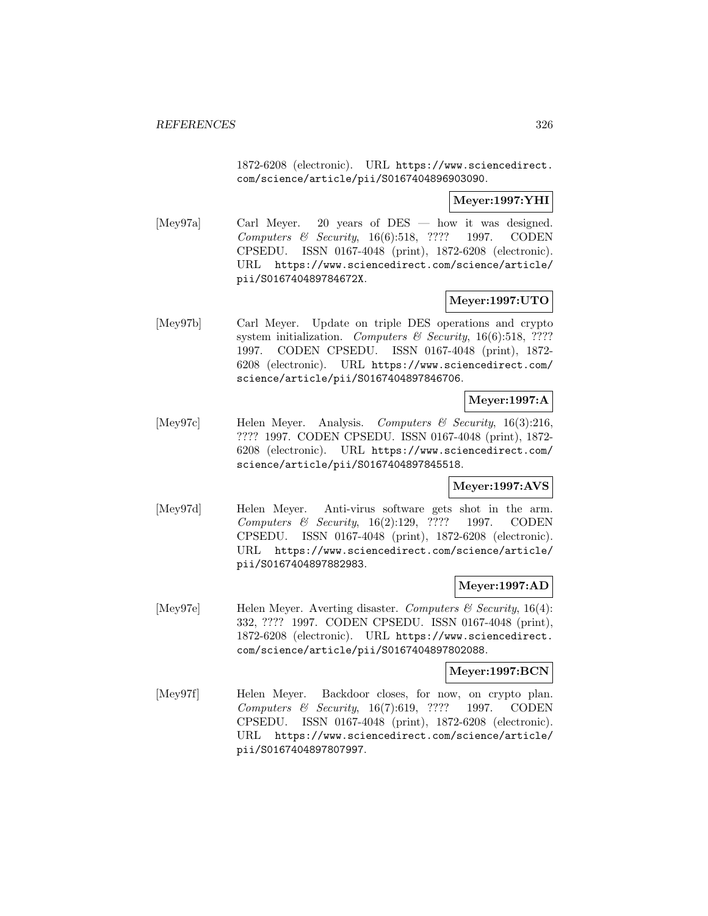1872-6208 (electronic). URL https://www.sciencedirect.com/science/article/pii/S0167404896903090.

**Meyer:1997:YHI**

[Mey97a] Carl Meyer. 20 years of DES — how it was designed. *Computers & Security*, 16(6):518, ???? 1997. CODEN CPSEDU. ISSN 0167-4048 (print), 1872-6208 (electronic). URL https://www.sciencedirect.com/science/article/pii/S016740489784672X.

**Meyer:1997:UTO**

[Mey97b] Carl Meyer. Update on triple DES operations and crypto system initialization. *Computers & Security*, 16(6):518, ???? 1997. CODEN CPSEDU. ISSN 0167-4048 (print), 1872-6208 (electronic). URL https://www.sciencedirect.com/science/article/pii/S0167404897846706.

**Meyer:1997:A**

[Mey97c] Helen Meyer. Analysis. *Computers & Security*, 16(3):216, ???? 1997. CODEN CPSEDU. ISSN 0167-4048 (print), 1872-6208 (electronic). URL https://www.sciencedirect.com/science/article/pii/S0167404897845518.

**Meyer:1997:AVS**

[Mey97d] Helen Meyer. Anti-virus software gets shot in the arm. *Computers & Security*, 16(2):129, ???? 1997. CODEN CPSEDU. ISSN 0167-4048 (print), 1872-6208 (electronic). URL https://www.sciencedirect.com/science/article/pii/S0167404897882983.

**Meyer:1997:AD**

[Mey97e] Helen Meyer. Averting disaster. *Computers & Security*, 16(4):332, ???? 1997. CODEN CPSEDU. ISSN 0167-4048 (print), 1872-6208 (electronic). URL https://www.sciencedirect.com/science/article/pii/S0167404897802088.

**Meyer:1997:BCN**

[Mey97f] Helen Meyer. Backdoor closes, for now, on crypto plan. *Computers & Security*, 16(7):619, ???? 1997. CODEN CPSEDU. ISSN 0167-4048 (print), 1872-6208 (electronic). URL https://www.sciencedirect.com/science/article/pii/S0167404897807997.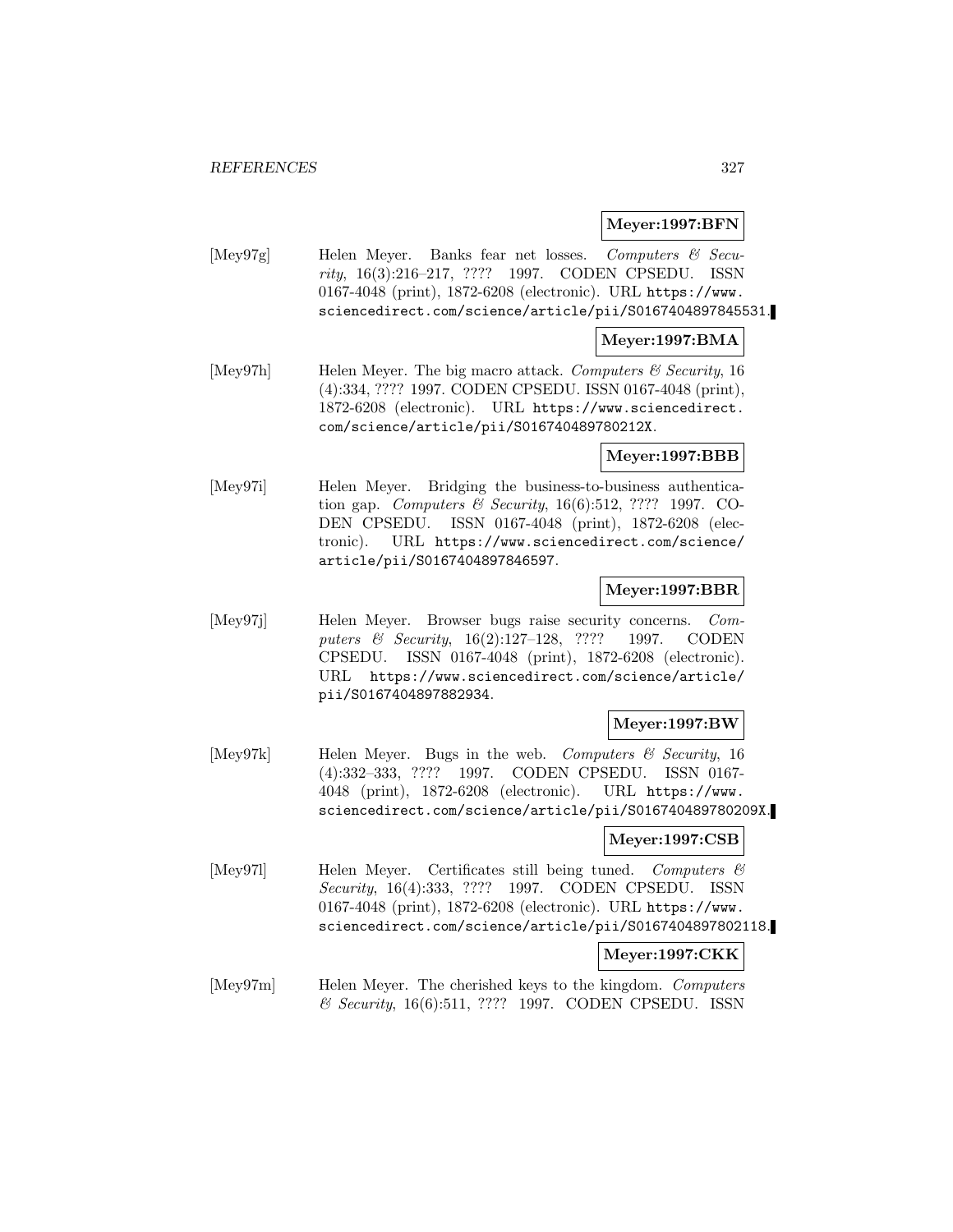**Meyer:1997:BFN**

[Mey97g] Helen Meyer. Banks fear net losses. *Computers & Security*, 16(3):216–217, ???? 1997. CODEN CPSEDU. ISSN 0167-4048 (print), 1872-6208 (electronic). URL https://www.sciencedirect.com/science/article/pii/S0167404897845531.

**Meyer:1997:BMA**

[Mey97h] Helen Meyer. The big macro attack. *Computers & Security*, 16 (4):334, ???? 1997. CODEN CPSEDU. ISSN 0167-4048 (print), 1872-6208 (electronic). URL https://www.sciencedirect.com/science/article/pii/S016740489780212X.

**Meyer:1997:BBB**

[Mey97i] Helen Meyer. Bridging the business-to-business authentication gap. *Computers & Security*, 16(6):512, ???? 1997. CODEN CPSEDU. ISSN 0167-4048 (print), 1872-6208 (electronic). URL https://www.sciencedirect.com/science/article/pii/S0167404897846597.

**Meyer:1997:BBR**

[Mey97j] Helen Meyer. Browser bugs raise security concerns. *Computers & Security*, 16(2):127–128, ???? 1997. CODEN CPSEDU. ISSN 0167-4048 (print), 1872-6208 (electronic). URL https://www.sciencedirect.com/science/article/pii/S0167404897882934.

**Meyer:1997:BW**

[Mey97k] Helen Meyer. Bugs in the web. *Computers & Security*, 16 (4):332–333, ???? 1997. CODEN CPSEDU. ISSN 0167-4048 (print), 1872-6208 (electronic). URL https://www.sciencedirect.com/science/article/pii/S016740489780209X.

**Meyer:1997:CSB**

[Mey97l] Helen Meyer. Certificates still being tuned. *Computers & Security*, 16(4):333, ???? 1997. CODEN CPSEDU. ISSN 0167-4048 (print), 1872-6208 (electronic). URL https://www.sciencedirect.com/science/article/pii/S0167404897802118.

**Meyer:1997:CKK**

[Mey97m] Helen Meyer. The cherished keys to the kingdom. *Computers & Security*, 16(6):511, ???? 1997. CODEN CPSEDU. ISSN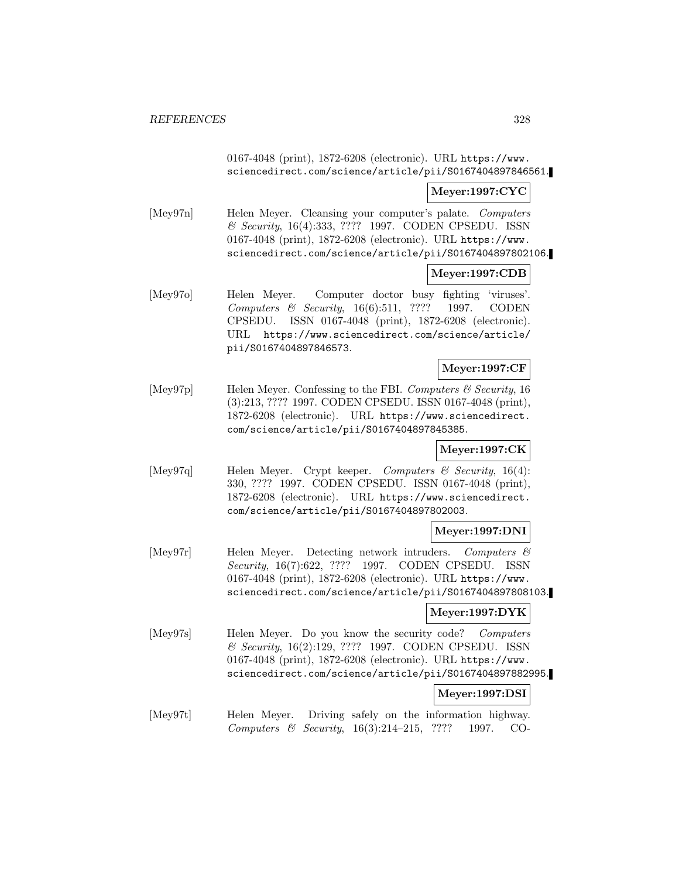0167-4048 (print), 1872-6208 (electronic). URL https://www.sciencedirect.com/science/article/pii/S0167404897846561.

**Meyer:1997:CYC**

[Mey97n] Helen Meyer. Cleansing your computer's palate. *Computers & Security*, 16(4):333, ???? 1997. CODEN CPSEDU. ISSN 0167-4048 (print), 1872-6208 (electronic). URL https://www.sciencedirect.com/science/article/pii/S0167404897802106.

**Meyer:1997:CDB**

[Mey97o] Helen Meyer. Computer doctor busy fighting 'viruses'. *Computers & Security*, 16(6):511, ???? 1997. CODEN CPSEDU. ISSN 0167-4048 (print), 1872-6208 (electronic). URL https://www.sciencedirect.com/science/article/pii/S0167404897846573.

**Meyer:1997:CF**

[Mey97p] Helen Meyer. Confessing to the FBI. *Computers & Security*, 16 (3):213, ???? 1997. CODEN CPSEDU. ISSN 0167-4048 (print), 1872-6208 (electronic). URL https://www.sciencedirect.com/science/article/pii/S0167404897845385.

**Meyer:1997:CK**

[Mey97q] Helen Meyer. Crypt keeper. *Computers & Security*, 16(4): 330, ???? 1997. CODEN CPSEDU. ISSN 0167-4048 (print), 1872-6208 (electronic). URL https://www.sciencedirect.com/science/article/pii/S0167404897802003.

**Meyer:1997:DNI**

[Mey97r] Helen Meyer. Detecting network intruders. *Computers & Security*, 16(7):622, ???? 1997. CODEN CPSEDU. ISSN 0167-4048 (print), 1872-6208 (electronic). URL https://www.sciencedirect.com/science/article/pii/S0167404897808103.

**Meyer:1997:DYK**

[Mey97s] Helen Meyer. Do you know the security code? *Computers & Security*, 16(2):129, ???? 1997. CODEN CPSEDU. ISSN 0167-4048 (print), 1872-6208 (electronic). URL https://www.sciencedirect.com/science/article/pii/S0167404897882995.

**Meyer:1997:DSI**

[Mey97t] Helen Meyer. Driving safely on the information highway. *Computers & Security*, 16(3):214–215, ???? 1997. CO-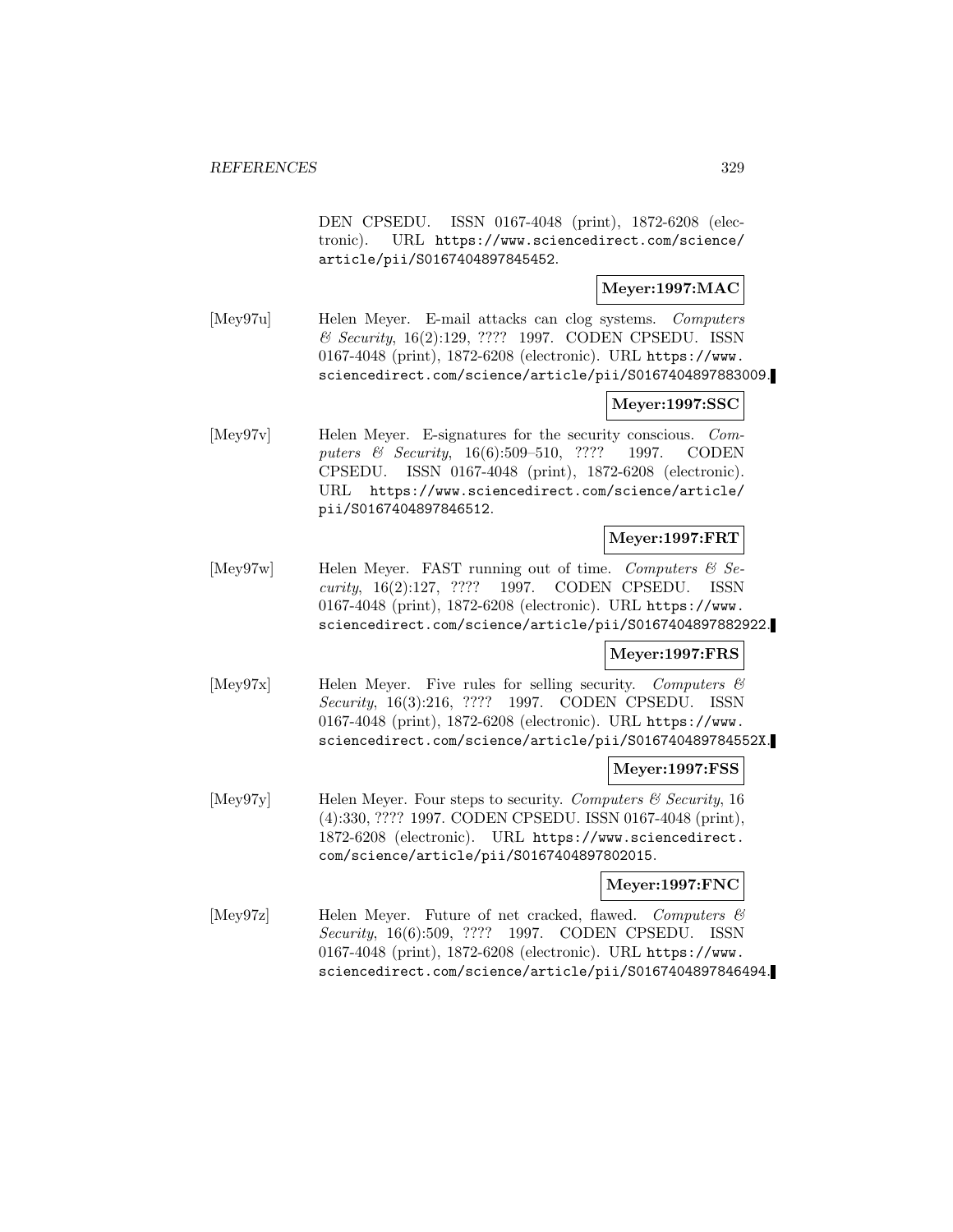DEN CPSEDU. ISSN 0167-4048 (print), 1872-6208 (electronic). URL https://www.sciencedirect.com/science/article/pii/S0167404897845452.

**Meyer:1997:MAC**

[Mey97u] Helen Meyer. E-mail attacks can clog systems. *Computers & Security*, 16(2):129, ???? 1997. CODEN CPSEDU. ISSN 0167-4048 (print), 1872-6208 (electronic). URL https://www.sciencedirect.com/science/article/pii/S0167404897883009.

**Meyer:1997:SSC**

[Mey97v] Helen Meyer. E-signatures for the security conscious. *Computers & Security*, 16(6):509–510, ???? 1997. CODEN CPSEDU. ISSN 0167-4048 (print), 1872-6208 (electronic). URL https://www.sciencedirect.com/science/article/pii/S0167404897846512.

**Meyer:1997:FRT**

[Mey97w] Helen Meyer. FAST running out of time. *Computers & Security*, 16(2):127, ???? 1997. CODEN CPSEDU. ISSN 0167-4048 (print), 1872-6208 (electronic). URL https://www.sciencedirect.com/science/article/pii/S0167404897882922.

**Meyer:1997:FRS**

[Mey97x] Helen Meyer. Five rules for selling security. *Computers & Security*, 16(3):216, ???? 1997. CODEN CPSEDU. ISSN 0167-4048 (print), 1872-6208 (electronic). URL https://www.sciencedirect.com/science/article/pii/S016740489784552X.

**Meyer:1997:FSS**

[Mey97y] Helen Meyer. Four steps to security. *Computers & Security*, 16 (4):330, ???? 1997. CODEN CPSEDU. ISSN 0167-4048 (print), 1872-6208 (electronic). URL https://www.sciencedirect.com/science/article/pii/S0167404897802015.

**Meyer:1997:FNC**

[Mey97z] Helen Meyer. Future of net cracked, flawed. *Computers & Security*, 16(6):509, ???? 1997. CODEN CPSEDU. ISSN 0167-4048 (print), 1872-6208 (electronic). URL https://www.sciencedirect.com/science/article/pii/S0167404897846494.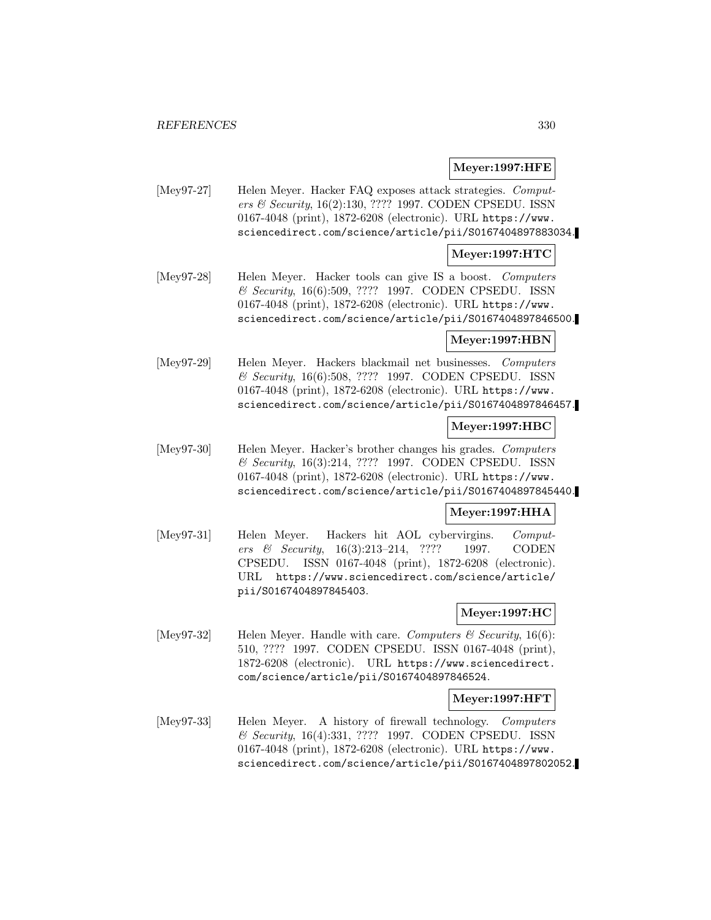**Meyer:1997:HFE**

[Mey97-27] Helen Meyer. Hacker FAQ exposes attack strategies. *Computers & Security*, 16(2):130, ???? 1997. CODEN CPSEDU. ISSN 0167-4048 (print), 1872-6208 (electronic). URL https://www.sciencedirect.com/science/article/pii/S0167404897883034.

**Meyer:1997:HTC**

[Mey97-28] Helen Meyer. Hacker tools can give IS a boost. *Computers & Security*, 16(6):509, ???? 1997. CODEN CPSEDU. ISSN 0167-4048 (print), 1872-6208 (electronic). URL https://www.sciencedirect.com/science/article/pii/S0167404897846500.

**Meyer:1997:HBN**

[Mey97-29] Helen Meyer. Hackers blackmail net businesses. *Computers & Security*, 16(6):508, ???? 1997. CODEN CPSEDU. ISSN 0167-4048 (print), 1872-6208 (electronic). URL https://www.sciencedirect.com/science/article/pii/S0167404897846457.

**Meyer:1997:HBC**

[Mey97-30] Helen Meyer. Hacker's brother changes his grades. *Computers & Security*, 16(3):214, ???? 1997. CODEN CPSEDU. ISSN 0167-4048 (print), 1872-6208 (electronic). URL https://www.sciencedirect.com/science/article/pii/S0167404897845440.

**Meyer:1997:HHA**

[Mey97-31] Helen Meyer. Hackers hit AOL cybervirgins. *Computers & Security*, 16(3):213–214, ???? 1997. CODEN CPSEDU. ISSN 0167-4048 (print), 1872-6208 (electronic). URL https://www.sciencedirect.com/science/article/pii/S0167404897845403.

**Meyer:1997:HC**

[Mey97-32] Helen Meyer. Handle with care. *Computers & Security*, 16(6):510, ???? 1997. CODEN CPSEDU. ISSN 0167-4048 (print), 1872-6208 (electronic). URL https://www.sciencedirect.com/science/article/pii/S0167404897846524.

**Meyer:1997:HFT**

[Mey97-33] Helen Meyer. A history of firewall technology. *Computers & Security*, 16(4):331, ???? 1997. CODEN CPSEDU. ISSN 0167-4048 (print), 1872-6208 (electronic). URL https://www.sciencedirect.com/science/article/pii/S0167404897802052.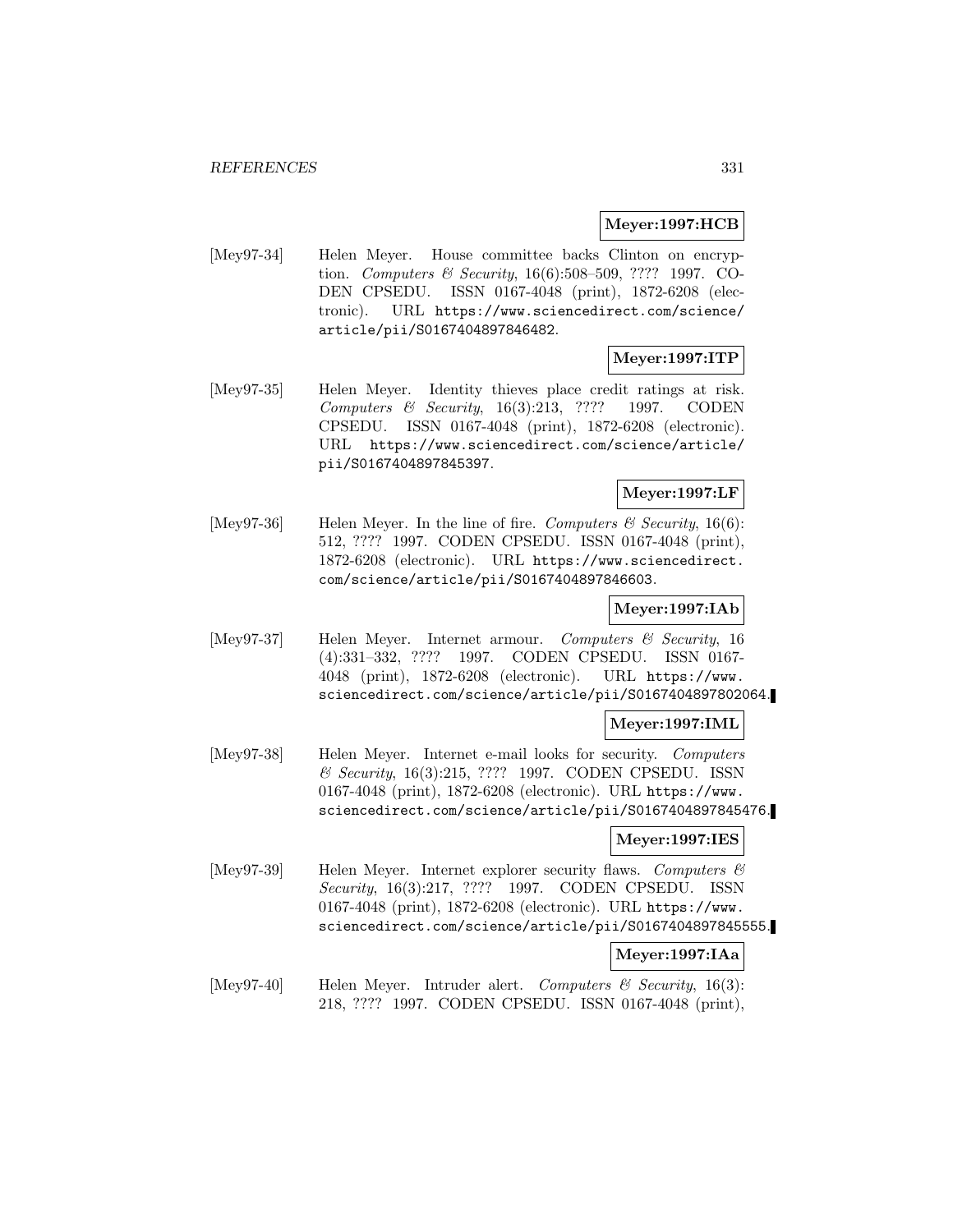**Meyer:1997:HCB**

[Mey97-34] Helen Meyer. House committee backs Clinton on encryption. *Computers & Security*, 16(6):508–509, ???? 1997. CODEN CPSEDU. ISSN 0167-4048 (print), 1872-6208 (electronic). URL https://www.sciencedirect.com/science/article/pii/S0167404897846482.

**Meyer:1997:ITP**

[Mey97-35] Helen Meyer. Identity thieves place credit ratings at risk. *Computers & Security*, 16(3):213, ???? 1997. CODEN CPSEDU. ISSN 0167-4048 (print), 1872-6208 (electronic). URL https://www.sciencedirect.com/science/article/pii/S0167404897845397.

**Meyer:1997:LF**

[Mey97-36] Helen Meyer. In the line of fire. *Computers & Security*, 16(6):512, ???? 1997. CODEN CPSEDU. ISSN 0167-4048 (print), 1872-6208 (electronic). URL https://www.sciencedirect.com/science/article/pii/S0167404897846603.

**Meyer:1997:IAb**

[Mey97-37] Helen Meyer. Internet armour. *Computers & Security*, 16(4):331–332, ???? 1997. CODEN CPSEDU. ISSN 0167-4048 (print), 1872-6208 (electronic). URL https://www.sciencedirect.com/science/article/pii/S0167404897802064.

**Meyer:1997:IML**

[Mey97-38] Helen Meyer. Internet e-mail looks for security. *Computers & Security*, 16(3):215, ???? 1997. CODEN CPSEDU. ISSN 0167-4048 (print), 1872-6208 (electronic). URL https://www.sciencedirect.com/science/article/pii/S0167404897845476.

**Meyer:1997:IES**

[Mey97-39] Helen Meyer. Internet explorer security flaws. *Computers & Security*, 16(3):217, ???? 1997. CODEN CPSEDU. ISSN 0167-4048 (print), 1872-6208 (electronic). URL https://www.sciencedirect.com/science/article/pii/S0167404897845555.

**Meyer:1997:IAa**

[Mey97-40] Helen Meyer. Intruder alert. *Computers & Security*, 16(3):218, ???? 1997. CODEN CPSEDU. ISSN 0167-4048 (print),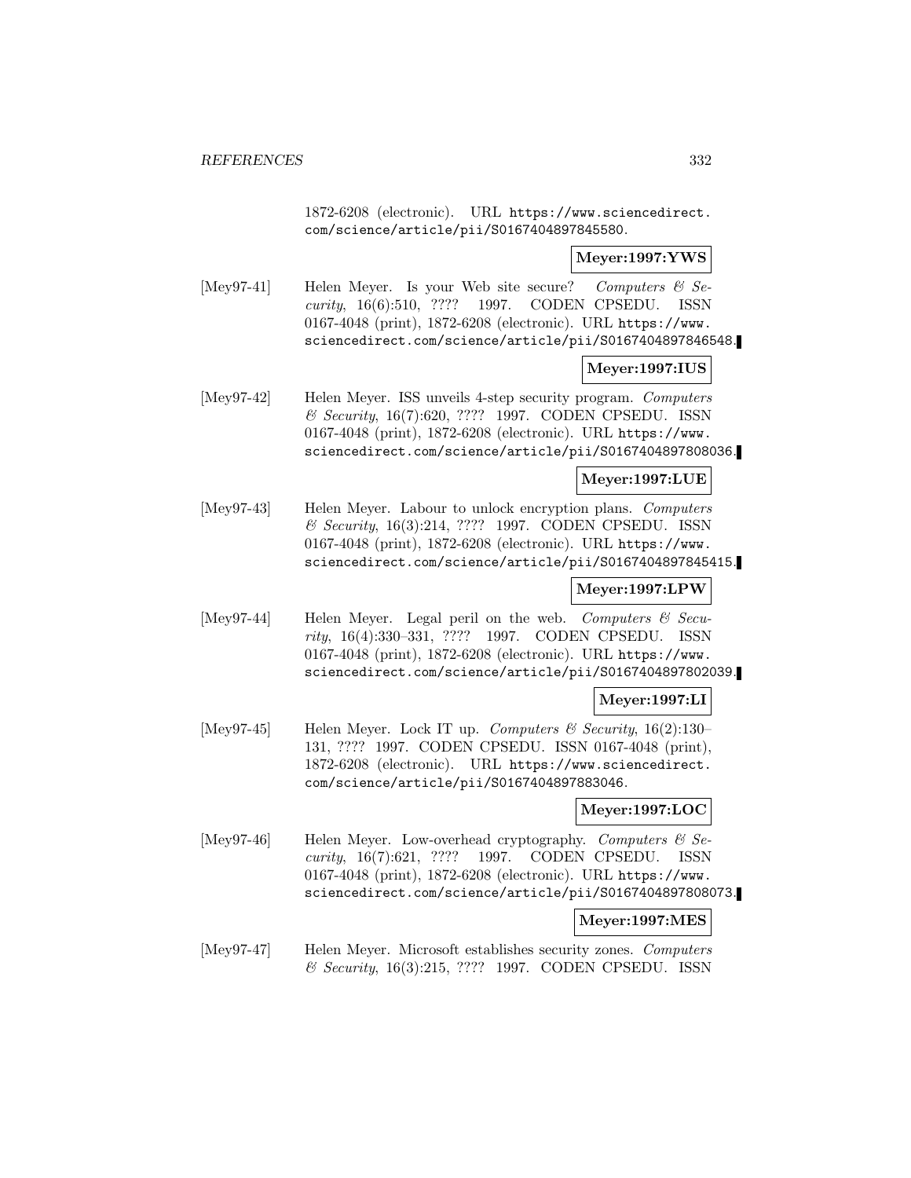1872-6208 (electronic). URL https://www.sciencedirect.com/science/article/pii/S0167404897845580.

**Meyer:1997:YWS**

[Mey97-41] Helen Meyer. Is your Web site secure? *Computers & Security*, 16(6):510, ???? 1997. CODEN CPSEDU. ISSN 0167-4048 (print), 1872-6208 (electronic). URL https://www.sciencedirect.com/science/article/pii/S0167404897846548.

**Meyer:1997:IUS**

[Mey97-42] Helen Meyer. ISS unveils 4-step security program. *Computers & Security*, 16(7):620, ???? 1997. CODEN CPSEDU. ISSN 0167-4048 (print), 1872-6208 (electronic). URL https://www.sciencedirect.com/science/article/pii/S0167404897808036.

**Meyer:1997:LUE**

[Mey97-43] Helen Meyer. Labour to unlock encryption plans. *Computers & Security*, 16(3):214, ???? 1997. CODEN CPSEDU. ISSN 0167-4048 (print), 1872-6208 (electronic). URL https://www.sciencedirect.com/science/article/pii/S0167404897845415.

**Meyer:1997:LPW**

[Mey97-44] Helen Meyer. Legal peril on the web. *Computers & Security*, 16(4):330–331, ???? 1997. CODEN CPSEDU. ISSN 0167-4048 (print), 1872-6208 (electronic). URL https://www.sciencedirect.com/science/article/pii/S0167404897802039.

**Meyer:1997:LI**

[Mey97-45] Helen Meyer. Lock IT up. *Computers & Security*, 16(2):130–131, ???? 1997. CODEN CPSEDU. ISSN 0167-4048 (print), 1872-6208 (electronic). URL https://www.sciencedirect.com/science/article/pii/S0167404897883046.

**Meyer:1997:LOC**

[Mey97-46] Helen Meyer. Low-overhead cryptography. *Computers & Security*, 16(7):621, ???? 1997. CODEN CPSEDU. ISSN 0167-4048 (print), 1872-6208 (electronic). URL https://www.sciencedirect.com/science/article/pii/S0167404897808073.

**Meyer:1997:MES**

[Mey97-47] Helen Meyer. Microsoft establishes security zones. *Computers & Security*, 16(3):215, ???? 1997. CODEN CPSEDU. ISSN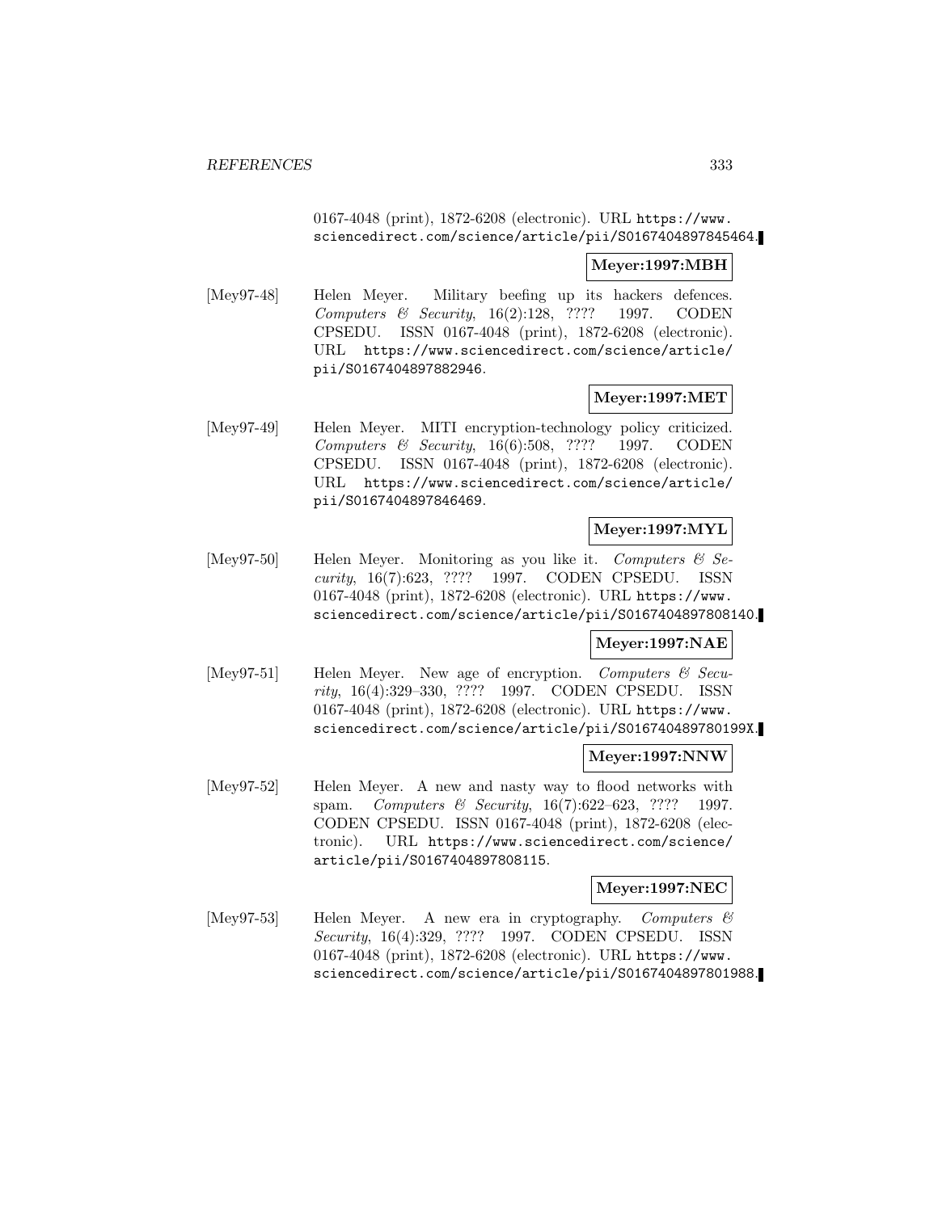0167-4048 (print), 1872-6208 (electronic). URL https://www.sciencedirect.com/science/article/pii/S0167404897845464.

**Meyer:1997:MBH**

[Mey97-48] Helen Meyer. Military beefing up its hackers defences. *Computers & Security*, 16(2):128, ???? 1997. CODEN CPSEDU. ISSN 0167-4048 (print), 1872-6208 (electronic). URL https://www.sciencedirect.com/science/article/pii/S0167404897882946.

**Meyer:1997:MET**

[Mey97-49] Helen Meyer. MITI encryption-technology policy criticized. *Computers & Security*, 16(6):508, ???? 1997. CODEN CPSEDU. ISSN 0167-4048 (print), 1872-6208 (electronic). URL https://www.sciencedirect.com/science/article/pii/S0167404897846469.

**Meyer:1997:MYL**

[Mey97-50] Helen Meyer. Monitoring as you like it. *Computers & Security*, 16(7):623, ???? 1997. CODEN CPSEDU. ISSN 0167-4048 (print), 1872-6208 (electronic). URL https://www.sciencedirect.com/science/article/pii/S0167404897808140.

**Meyer:1997:NAE**

[Mey97-51] Helen Meyer. New age of encryption. *Computers & Security*, 16(4):329–330, ???? 1997. CODEN CPSEDU. ISSN 0167-4048 (print), 1872-6208 (electronic). URL https://www.sciencedirect.com/science/article/pii/S016740489780199X.

**Meyer:1997:NNW**

[Mey97-52] Helen Meyer. A new and nasty way to flood networks with spam. *Computers & Security*, 16(7):622–623, ???? 1997. CODEN CPSEDU. ISSN 0167-4048 (print), 1872-6208 (electronic). URL https://www.sciencedirect.com/science/article/pii/S0167404897808115.

**Meyer:1997:NEC**

[Mey97-53] Helen Meyer. A new era in cryptography. *Computers & Security*, 16(4):329, ???? 1997. CODEN CPSEDU. ISSN 0167-4048 (print), 1872-6208 (electronic). URL https://www.sciencedirect.com/science/article/pii/S0167404897801988.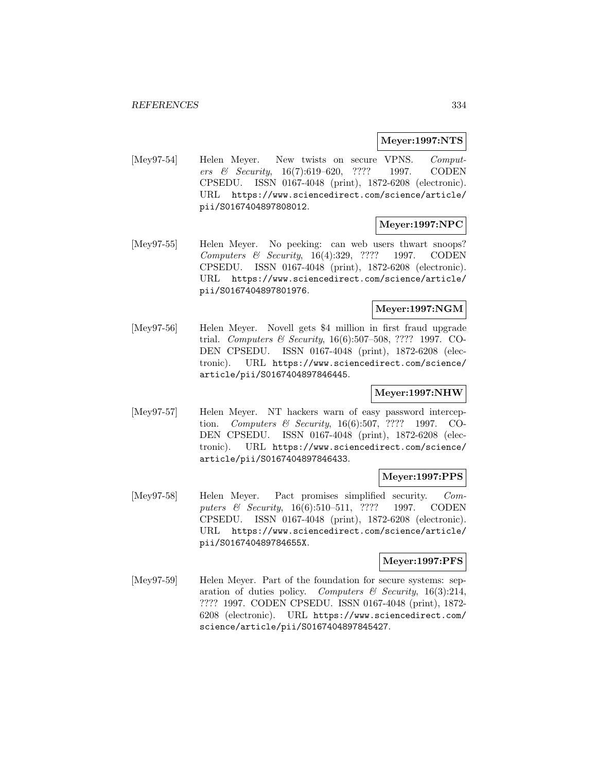**Meyer:1997:NTS**

[Mey97-54] Helen Meyer. New twists on secure VPNS. *Computers & Security*, 16(7):619–620, ???? 1997. CODEN CPSEDU. ISSN 0167-4048 (print), 1872-6208 (electronic). URL https://www.sciencedirect.com/science/article/pii/S0167404897808012.

**Meyer:1997:NPC**

[Mey97-55] Helen Meyer. No peeking: can web users thwart snoops? *Computers & Security*, 16(4):329, ???? 1997. CODEN CPSEDU. ISSN 0167-4048 (print), 1872-6208 (electronic). URL https://www.sciencedirect.com/science/article/pii/S0167404897801976.

**Meyer:1997:NGM**

[Mey97-56] Helen Meyer. Novell gets $4 million in first fraud upgrade trial. *Computers & Security*, 16(6):507–508, ???? 1997. CODEN CPSEDU. ISSN 0167-4048 (print), 1872-6208 (electronic). URL https://www.sciencedirect.com/science/article/pii/S0167404897846445.

**Meyer:1997:NHW**

[Mey97-57] Helen Meyer. NT hackers warn of easy password interception. *Computers & Security*, 16(6):507, ???? 1997. CODEN CPSEDU. ISSN 0167-4048 (print), 1872-6208 (electronic). URL https://www.sciencedirect.com/science/article/pii/S0167404897846433.

**Meyer:1997:PPS**

[Mey97-58] Helen Meyer. Pact promises simplified security. *Computers & Security*, 16(6):510–511, ???? 1997. CODEN CPSEDU. ISSN 0167-4048 (print), 1872-6208 (electronic). URL https://www.sciencedirect.com/science/article/pii/S016740489784655X.

**Meyer:1997:PFS**

[Mey97-59] Helen Meyer. Part of the foundation for secure systems: separation of duties policy. *Computers & Security*, 16(3):214, ???? 1997. CODEN CPSEDU. ISSN 0167-4048 (print), 1872-6208 (electronic). URL https://www.sciencedirect.com/science/article/pii/S0167404897845427.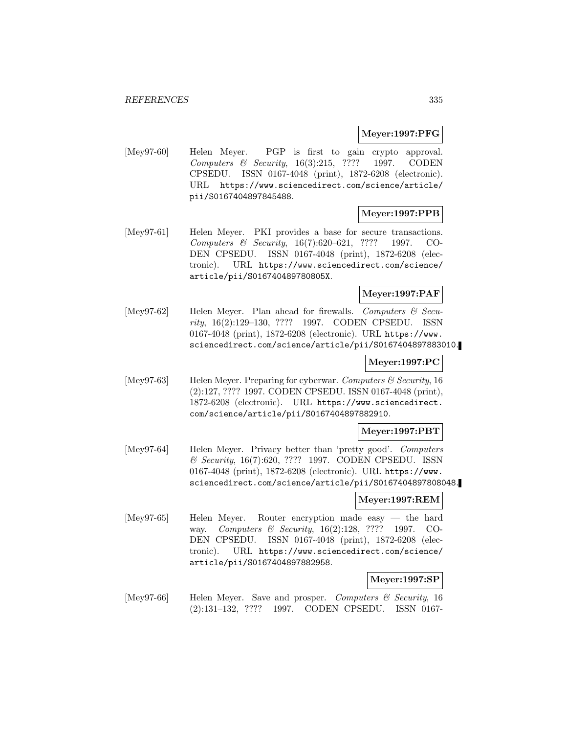**Meyer:1997:PFG**

[Mey97-60] Helen Meyer. PGP is first to gain crypto approval. *Computers & Security*, 16(3):215, ???? 1997. CODEN CPSEDU. ISSN 0167-4048 (print), 1872-6208 (electronic). URL https://www.sciencedirect.com/science/article/pii/S0167404897845488.

**Meyer:1997:PPB**

[Mey97-61] Helen Meyer. PKI provides a base for secure transactions. *Computers & Security*, 16(7):620–621, ???? 1997. CODEN CPSEDU. ISSN 0167-4048 (print), 1872-6208 (electronic). URL https://www.sciencedirect.com/science/article/pii/S016740489780805X.

**Meyer:1997:PAF**

[Mey97-62] Helen Meyer. Plan ahead for firewalls. *Computers & Security*, 16(2):129–130, ???? 1997. CODEN CPSEDU. ISSN 0167-4048 (print), 1872-6208 (electronic). URL https://www.sciencedirect.com/science/article/pii/S0167404897883010.

**Meyer:1997:PC**

[Mey97-63] Helen Meyer. Preparing for cyberwar. *Computers & Security*, 16 (2):127, ???? 1997. CODEN CPSEDU. ISSN 0167-4048 (print), 1872-6208 (electronic). URL https://www.sciencedirect.com/science/article/pii/S0167404897882910.

**Meyer:1997:PBT**

[Mey97-64] Helen Meyer. Privacy better than 'pretty good'. *Computers & Security*, 16(7):620, ???? 1997. CODEN CPSEDU. ISSN 0167-4048 (print), 1872-6208 (electronic). URL https://www.sciencedirect.com/science/article/pii/S0167404897808048.

**Meyer:1997:REM**

[Mey97-65] Helen Meyer. Router encryption made easy — the hard way. *Computers & Security*, 16(2):128, ???? 1997. CODEN CPSEDU. ISSN 0167-4048 (print), 1872-6208 (electronic). URL https://www.sciencedirect.com/science/article/pii/S0167404897882958.

**Meyer:1997:SP**

[Mey97-66] Helen Meyer. Save and prosper. *Computers & Security*, 16 (2):131–132, ???? 1997. CODEN CPSEDU. ISSN 0167-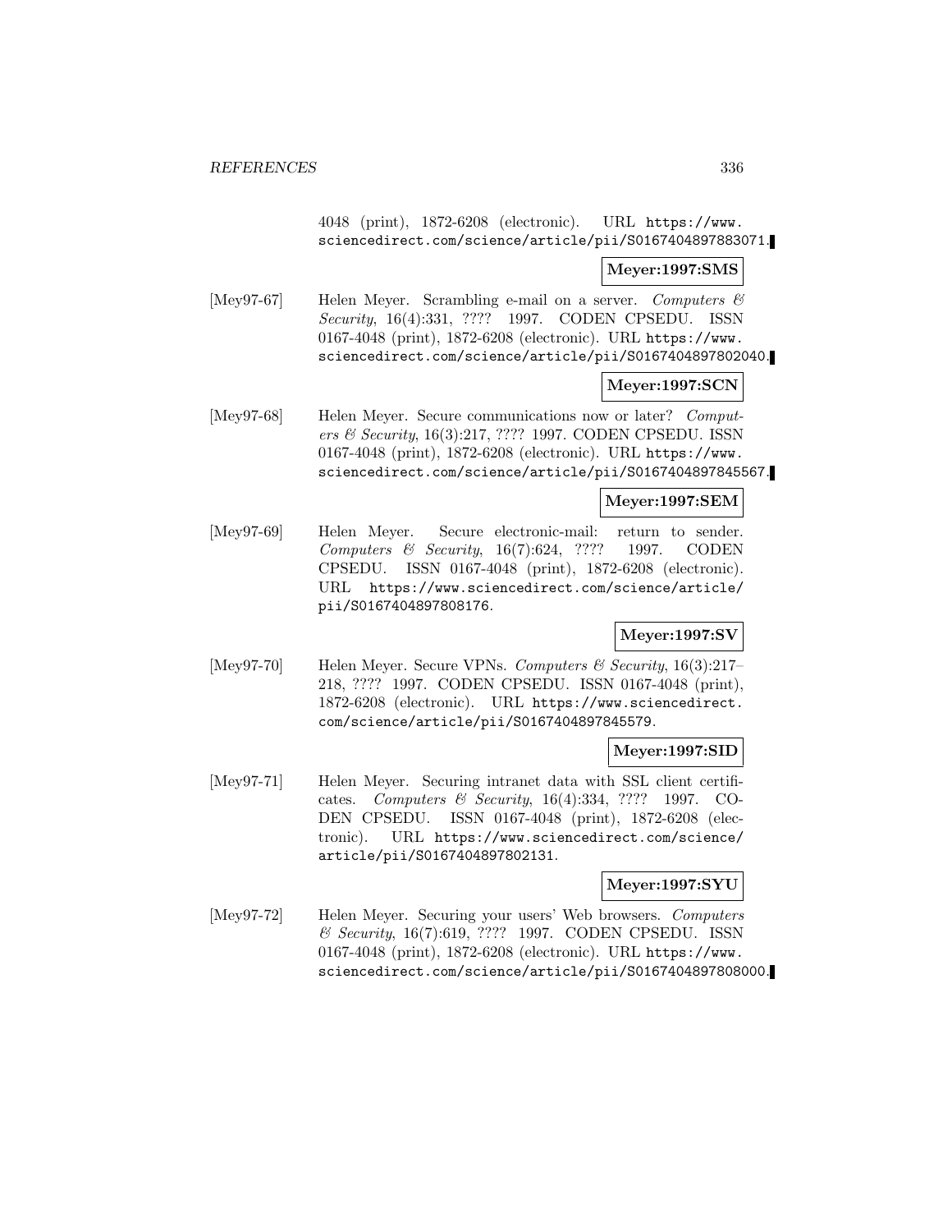4048 (print), 1872-6208 (electronic). URL https://www.sciencedirect.com/science/article/pii/S0167404897883071.

**Meyer:1997:SMS**

[Mey97-67] Helen Meyer. Scrambling e-mail on a server. *Computers & Security*, 16(4):331, ???? 1997. CODEN CPSEDU. ISSN 0167-4048 (print), 1872-6208 (electronic). URL https://www.sciencedirect.com/science/article/pii/S0167404897802040.

**Meyer:1997:SCN**

[Mey97-68] Helen Meyer. Secure communications now or later? *Computers & Security*, 16(3):217, ???? 1997. CODEN CPSEDU. ISSN 0167-4048 (print), 1872-6208 (electronic). URL https://www.sciencedirect.com/science/article/pii/S0167404897845567.

**Meyer:1997:SEM**

[Mey97-69] Helen Meyer. Secure electronic-mail: return to sender. *Computers & Security*, 16(7):624, ???? 1997. CODEN CPSEDU. ISSN 0167-4048 (print), 1872-6208 (electronic). URL https://www.sciencedirect.com/science/article/pii/S0167404897808176.

**Meyer:1997:SV**

[Mey97-70] Helen Meyer. Secure VPNs. *Computers & Security*, 16(3):217–218, ???? 1997. CODEN CPSEDU. ISSN 0167-4048 (print), 1872-6208 (electronic). URL https://www.sciencedirect.com/science/article/pii/S0167404897845579.

**Meyer:1997:SID**

[Mey97-71] Helen Meyer. Securing intranet data with SSL client certificates. *Computers & Security*, 16(4):334, ???? 1997. CODEN CPSEDU. ISSN 0167-4048 (print), 1872-6208 (electronic). URL https://www.sciencedirect.com/science/article/pii/S0167404897802131.

**Meyer:1997:SYU**

[Mey97-72] Helen Meyer. Securing your users' Web browsers. *Computers & Security*, 16(7):619, ???? 1997. CODEN CPSEDU. ISSN 0167-4048 (print), 1872-6208 (electronic). URL https://www.sciencedirect.com/science/article/pii/S0167404897808000.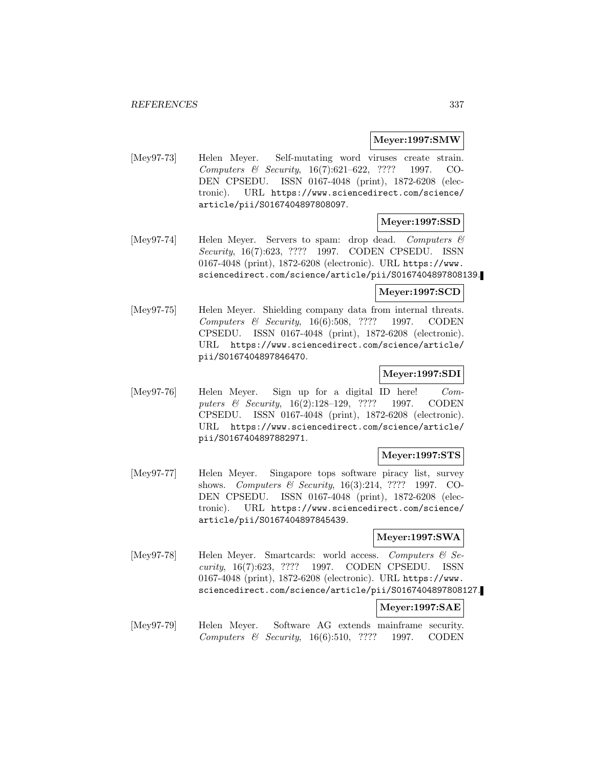**Meyer:1997:SMW**

[Mey97-73] Helen Meyer. Self-mutating word viruses create strain. *Computers & Security*, 16(7):621–622, ???? 1997. CODEN CPSEDU. ISSN 0167-4048 (print), 1872-6208 (electronic). URL https://www.sciencedirect.com/science/article/pii/S0167404897808097.

**Meyer:1997:SSD**

[Mey97-74] Helen Meyer. Servers to spam: drop dead. *Computers & Security*, 16(7):623, ???? 1997. CODEN CPSEDU. ISSN 0167-4048 (print), 1872-6208 (electronic). URL https://www.sciencedirect.com/science/article/pii/S0167404897808139.

**Meyer:1997:SCD**

[Mey97-75] Helen Meyer. Shielding company data from internal threats. *Computers & Security*, 16(6):508, ???? 1997. CODEN CPSEDU. ISSN 0167-4048 (print), 1872-6208 (electronic). URL https://www.sciencedirect.com/science/article/pii/S0167404897846470.

**Meyer:1997:SDI**

[Mey97-76] Helen Meyer. Sign up for a digital ID here! *Computers & Security*, 16(2):128–129, ???? 1997. CODEN CPSEDU. ISSN 0167-4048 (print), 1872-6208 (electronic). URL https://www.sciencedirect.com/science/article/pii/S0167404897882971.

**Meyer:1997:STS**

[Mey97-77] Helen Meyer. Singapore tops software piracy list, survey shows. *Computers & Security*, 16(3):214, ???? 1997. CODEN CPSEDU. ISSN 0167-4048 (print), 1872-6208 (electronic). URL https://www.sciencedirect.com/science/article/pii/S0167404897845439.

**Meyer:1997:SWA**

[Mey97-78] Helen Meyer. Smartcards: world access. *Computers & Security*, 16(7):623, ???? 1997. CODEN CPSEDU. ISSN 0167-4048 (print), 1872-6208 (electronic). URL https://www.sciencedirect.com/science/article/pii/S0167404897808127.

**Meyer:1997:SAE**

[Mey97-79] Helen Meyer. Software AG extends mainframe security. *Computers & Security*, 16(6):510, ???? 1997. CODEN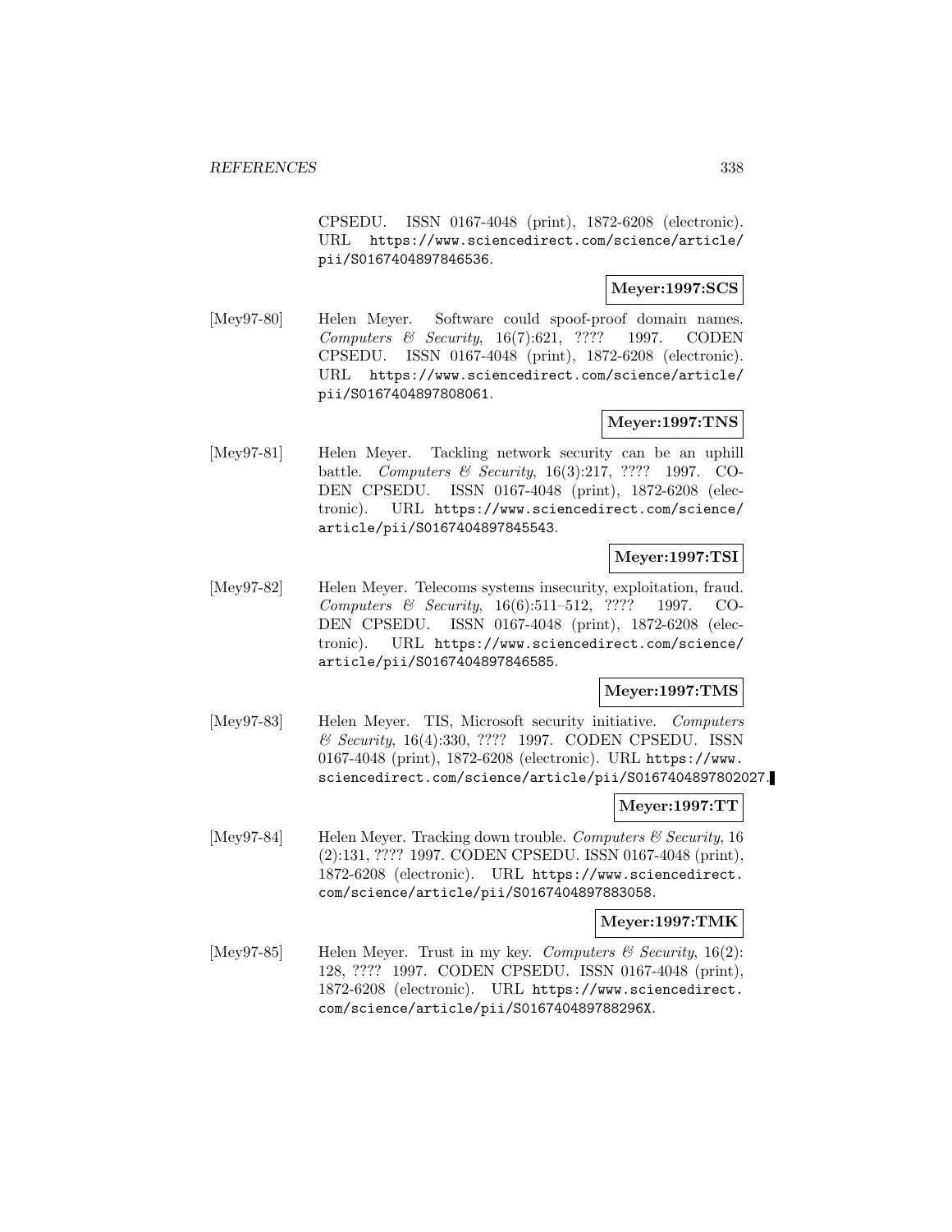CPSEDU. ISSN 0167-4048 (print), 1872-6208 (electronic). URL https://www.sciencedirect.com/science/article/pii/S0167404897846536.

**Meyer:1997:SCS**

[Mey97-80] Helen Meyer. Software could spoof-proof domain names. *Computers & Security*, 16(7):621, ???? 1997. CODEN CPSEDU. ISSN 0167-4048 (print), 1872-6208 (electronic). URL https://www.sciencedirect.com/science/article/pii/S0167404897808061.

**Meyer:1997:TNS**

[Mey97-81] Helen Meyer. Tackling network security can be an uphill battle. *Computers & Security*, 16(3):217, ???? 1997. CODEN CPSEDU. ISSN 0167-4048 (print), 1872-6208 (electronic). URL https://www.sciencedirect.com/science/article/pii/S0167404897845543.

**Meyer:1997:TSI**

[Mey97-82] Helen Meyer. Telecoms systems insecurity, exploitation, fraud. *Computers & Security*, 16(6):511–512, ???? 1997. CODEN CPSEDU. ISSN 0167-4048 (print), 1872-6208 (electronic). URL https://www.sciencedirect.com/science/article/pii/S0167404897846585.

**Meyer:1997:TMS**

[Mey97-83] Helen Meyer. TIS, Microsoft security initiative. *Computers & Security*, 16(4):330, ???? 1997. CODEN CPSEDU. ISSN 0167-4048 (print), 1872-6208 (electronic). URL https://www.sciencedirect.com/science/article/pii/S0167404897802027.

**Meyer:1997:TT**

[Mey97-84] Helen Meyer. Tracking down trouble. *Computers & Security*, 16(2):131, ???? 1997. CODEN CPSEDU. ISSN 0167-4048 (print), 1872-6208 (electronic). URL https://www.sciencedirect.com/science/article/pii/S0167404897883058.

**Meyer:1997:TMK**

[Mey97-85] Helen Meyer. Trust in my key. *Computers & Security*, 16(2):128, ???? 1997. CODEN CPSEDU. ISSN 0167-4048 (print), 1872-6208 (electronic). URL https://www.sciencedirect.com/science/article/pii/S016740489788296X.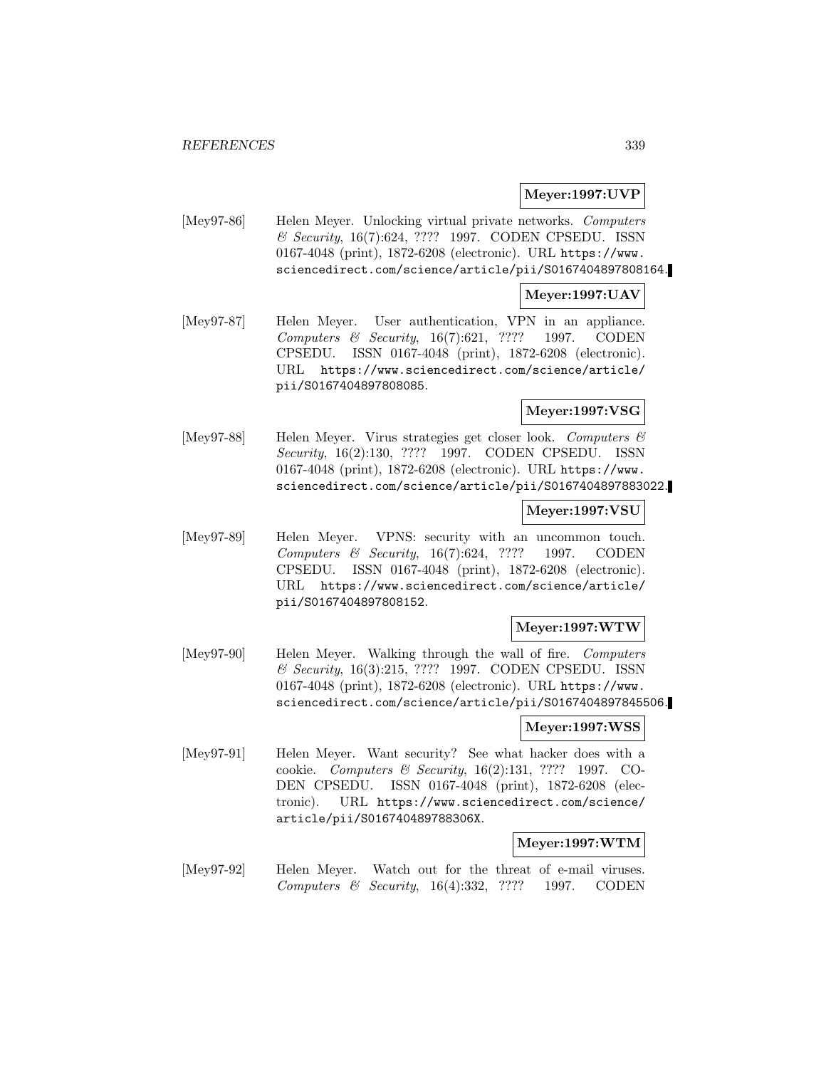**Meyer:1997:UVP**

[Mey97-86] Helen Meyer. Unlocking virtual private networks. *Computers & Security*, 16(7):624, ???? 1997. CODEN CPSEDU. ISSN 0167-4048 (print), 1872-6208 (electronic). URL https://www.sciencedirect.com/science/article/pii/S0167404897808164.

**Meyer:1997:UAV**

[Mey97-87] Helen Meyer. User authentication, VPN in an appliance. *Computers & Security*, 16(7):621, ???? 1997. CODEN CPSEDU. ISSN 0167-4048 (print), 1872-6208 (electronic). URL https://www.sciencedirect.com/science/article/pii/S0167404897808085.

**Meyer:1997:VSG**

[Mey97-88] Helen Meyer. Virus strategies get closer look. *Computers & Security*, 16(2):130, ???? 1997. CODEN CPSEDU. ISSN 0167-4048 (print), 1872-6208 (electronic). URL https://www.sciencedirect.com/science/article/pii/S0167404897883022.

**Meyer:1997:VSU**

[Mey97-89] Helen Meyer. VPNS: security with an uncommon touch. *Computers & Security*, 16(7):624, ???? 1997. CODEN CPSEDU. ISSN 0167-4048 (print), 1872-6208 (electronic). URL https://www.sciencedirect.com/science/article/pii/S0167404897808152.

**Meyer:1997:WTW**

[Mey97-90] Helen Meyer. Walking through the wall of fire. *Computers & Security*, 16(3):215, ???? 1997. CODEN CPSEDU. ISSN 0167-4048 (print), 1872-6208 (electronic). URL https://www.sciencedirect.com/science/article/pii/S0167404897845506.

**Meyer:1997:WSS**

[Mey97-91] Helen Meyer. Want security? See what hacker does with a cookie. *Computers & Security*, 16(2):131, ???? 1997. CODEN CPSEDU. ISSN 0167-4048 (print), 1872-6208 (electronic). URL https://www.sciencedirect.com/science/article/pii/S016740489788306X.

**Meyer:1997:WTM**

[Mey97-92] Helen Meyer. Watch out for the threat of e-mail viruses. *Computers & Security*, 16(4):332, ???? 1997. CODEN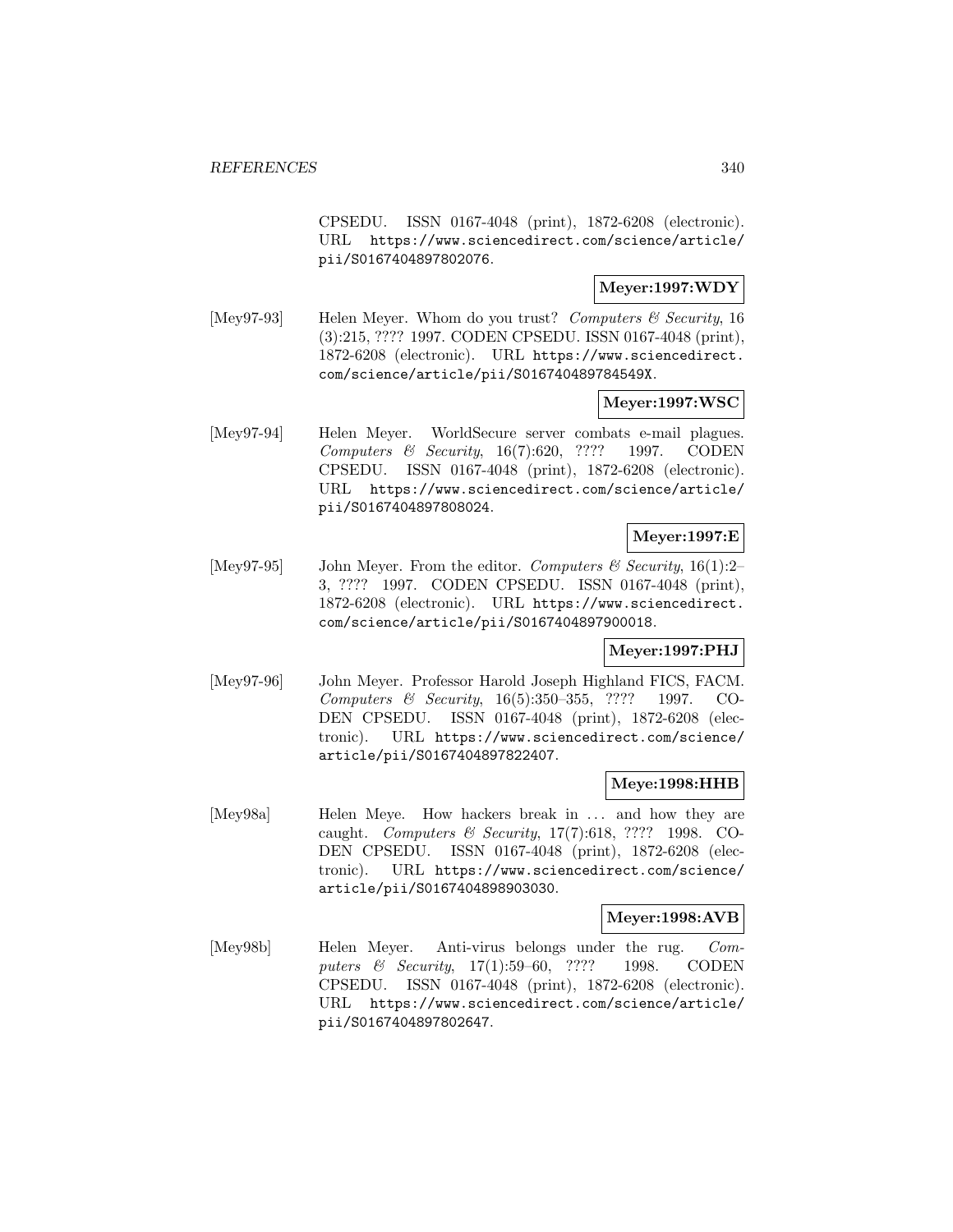CPSEDU. ISSN 0167-4048 (print), 1872-6208 (electronic). URL https://www.sciencedirect.com/science/article/pii/S0167404897802076.

**Meyer:1997:WDY**

[Mey97-93] Helen Meyer. Whom do you trust? *Computers & Security*, 16 (3):215, ???? 1997. CODEN CPSEDU. ISSN 0167-4048 (print), 1872-6208 (electronic). URL https://www.sciencedirect.com/science/article/pii/S016740489784549X.

**Meyer:1997:WSC**

[Mey97-94] Helen Meyer. WorldSecure server combats e-mail plagues. *Computers & Security*, 16(7):620, ???? 1997. CODEN CPSEDU. ISSN 0167-4048 (print), 1872-6208 (electronic). URL https://www.sciencedirect.com/science/article/pii/S0167404897808024.

**Meyer:1997:E**

[Mey97-95] John Meyer. From the editor. *Computers & Security*, 16(1):2–3, ???? 1997. CODEN CPSEDU. ISSN 0167-4048 (print), 1872-6208 (electronic). URL https://www.sciencedirect.com/science/article/pii/S0167404897900018.

**Meyer:1997:PHJ**

[Mey97-96] John Meyer. Professor Harold Joseph Highland FICS, FACM. *Computers & Security*, 16(5):350–355, ???? 1997. CODEN CPSEDU. ISSN 0167-4048 (print), 1872-6208 (electronic). URL https://www.sciencedirect.com/science/article/pii/S0167404897822407.

**Meye:1998:HHB**

[Mey98a] Helen Meye. How hackers break in ... and how they are caught. *Computers & Security*, 17(7):618, ???? 1998. CODEN CPSEDU. ISSN 0167-4048 (print), 1872-6208 (electronic). URL https://www.sciencedirect.com/science/article/pii/S0167404898903030.

**Meyer:1998:AVB**

[Mey98b] Helen Meyer. Anti-virus belongs under the rug. *Computers & Security*, 17(1):59–60, ???? 1998. CODEN CPSEDU. ISSN 0167-4048 (print), 1872-6208 (electronic). URL https://www.sciencedirect.com/science/article/pii/S0167404897802647.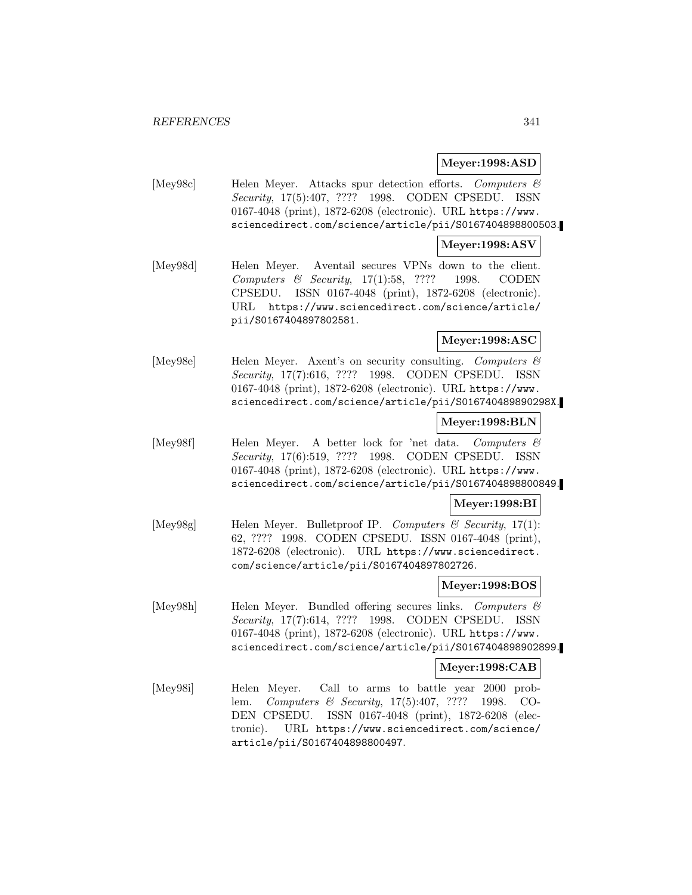**Meyer:1998:ASD**

[Mey98c] Helen Meyer. Attacks spur detection efforts. *Computers & Security*, 17(5):407, ???? 1998. CODEN CPSEDU. ISSN 0167-4048 (print), 1872-6208 (electronic). URL https://www.sciencedirect.com/science/article/pii/S0167404898800503.

**Meyer:1998:ASV**

[Mey98d] Helen Meyer. Aventail secures VPNs down to the client. *Computers & Security*, 17(1):58, ???? 1998. CODEN CPSEDU. ISSN 0167-4048 (print), 1872-6208 (electronic). URL https://www.sciencedirect.com/science/article/pii/S0167404897802581.

**Meyer:1998:ASC**

[Mey98e] Helen Meyer. Axent's on security consulting. *Computers & Security*, 17(7):616, ???? 1998. CODEN CPSEDU. ISSN 0167-4048 (print), 1872-6208 (electronic). URL https://www.sciencedirect.com/science/article/pii/S016740489890298X.

**Meyer:1998:BLN**

[Mey98f] Helen Meyer. A better lock for 'net data. *Computers & Security*, 17(6):519, ???? 1998. CODEN CPSEDU. ISSN 0167-4048 (print), 1872-6208 (electronic). URL https://www.sciencedirect.com/science/article/pii/S0167404898800849.

**Meyer:1998:BI**

[Mey98g] Helen Meyer. Bulletproof IP. *Computers & Security*, 17(1):62, ???? 1998. CODEN CPSEDU. ISSN 0167-4048 (print), 1872-6208 (electronic). URL https://www.sciencedirect.com/science/article/pii/S0167404897802726.

**Meyer:1998:BOS**

[Mey98h] Helen Meyer. Bundled offering secures links. *Computers & Security*, 17(7):614, ???? 1998. CODEN CPSEDU. ISSN 0167-4048 (print), 1872-6208 (electronic). URL https://www.sciencedirect.com/science/article/pii/S0167404898902899.

**Meyer:1998:CAB**

[Mey98i] Helen Meyer. Call to arms to battle year 2000 problem. *Computers & Security*, 17(5):407, ???? 1998. CODEN CPSEDU. ISSN 0167-4048 (print), 1872-6208 (electronic). URL https://www.sciencedirect.com/science/article/pii/S0167404898800497.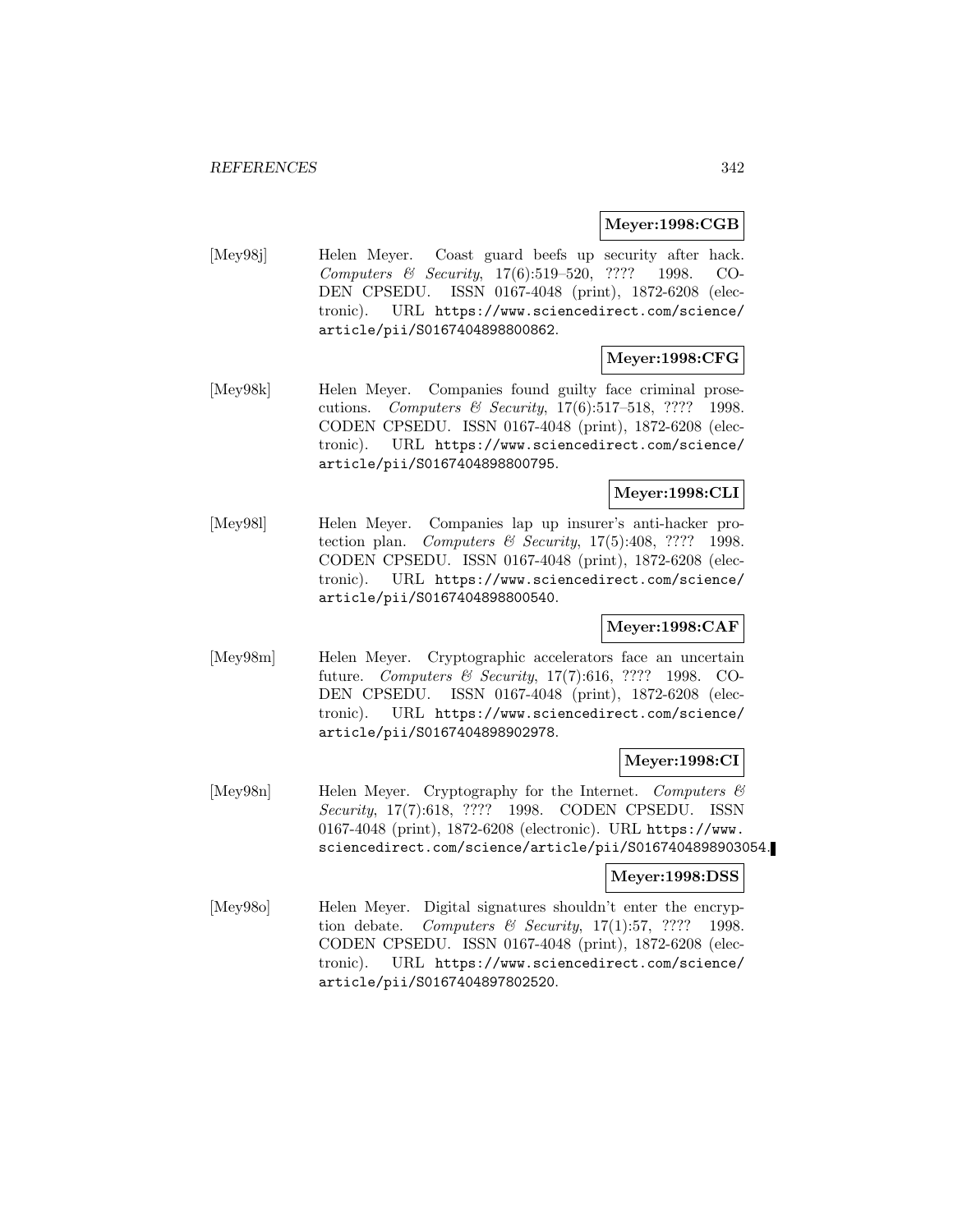**Meyer:1998:CGB**

[Mey98j] Helen Meyer. Coast guard beefs up security after hack. *Computers & Security*, 17(6):519–520, ???? 1998. CODEN CPSEDU. ISSN 0167-4048 (print), 1872-6208 (electronic). URL https://www.sciencedirect.com/science/article/pii/S0167404898800862.

**Meyer:1998:CFG**

[Mey98k] Helen Meyer. Companies found guilty face criminal prosecutions. *Computers & Security*, 17(6):517–518, ???? 1998. CODEN CPSEDU. ISSN 0167-4048 (print), 1872-6208 (electronic). URL https://www.sciencedirect.com/science/article/pii/S0167404898800795.

**Meyer:1998:CLI**

[Mey98l] Helen Meyer. Companies lap up insurer's anti-hacker protection plan. *Computers & Security*, 17(5):408, ???? 1998. CODEN CPSEDU. ISSN 0167-4048 (print), 1872-6208 (electronic). URL https://www.sciencedirect.com/science/article/pii/S0167404898800540.

**Meyer:1998:CAF**

[Mey98m] Helen Meyer. Cryptographic accelerators face an uncertain future. *Computers & Security*, 17(7):616, ???? 1998. CODEN CPSEDU. ISSN 0167-4048 (print), 1872-6208 (electronic). URL https://www.sciencedirect.com/science/article/pii/S0167404898902978.

**Meyer:1998:CI**

[Mey98n] Helen Meyer. Cryptography for the Internet. *Computers & Security*, 17(7):618, ???? 1998. CODEN CPSEDU. ISSN 0167-4048 (print), 1872-6208 (electronic). URL https://www.sciencedirect.com/science/article/pii/S0167404898903054.

**Meyer:1998:DSS**

[Mey98o] Helen Meyer. Digital signatures shouldn't enter the encryption debate. *Computers & Security*, 17(1):57, ???? 1998. CODEN CPSEDU. ISSN 0167-4048 (print), 1872-6208 (electronic). URL https://www.sciencedirect.com/science/article/pii/S0167404897802520.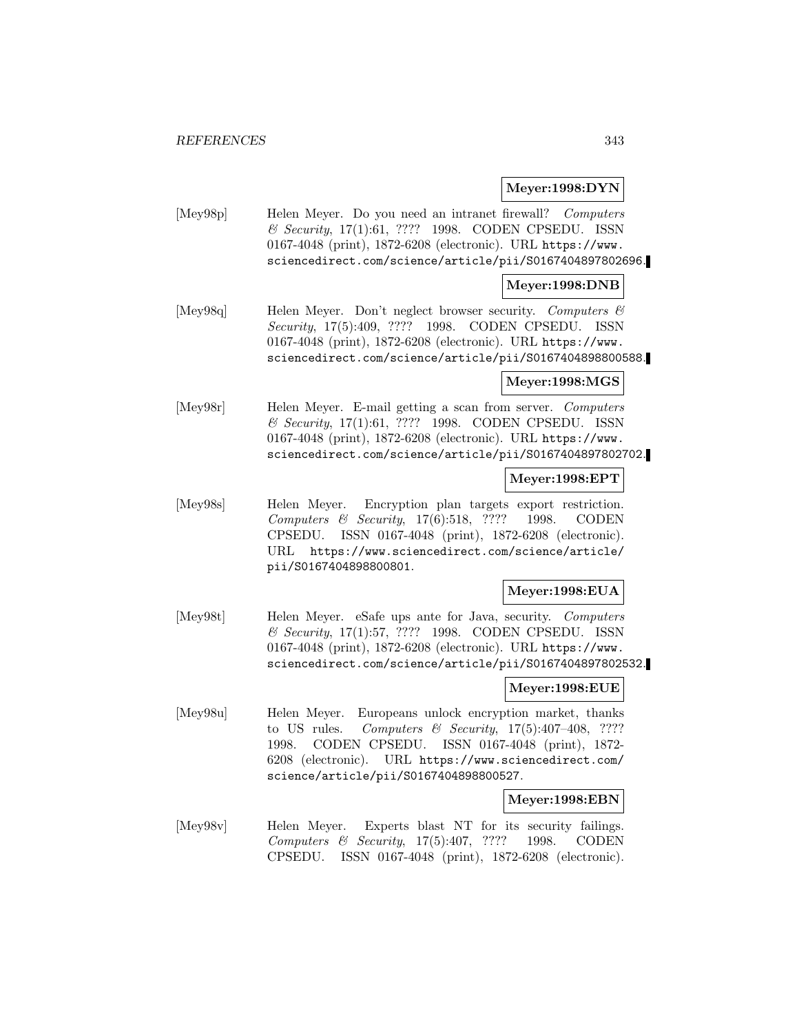**Meyer:1998:DYN**

[Mey98p] Helen Meyer. Do you need an intranet firewall? *Computers & Security*, 17(1):61, ???? 1998. CODEN CPSEDU. ISSN 0167-4048 (print), 1872-6208 (electronic). URL https://www.sciencedirect.com/science/article/pii/S0167404897802696.

**Meyer:1998:DNB**

[Mey98q] Helen Meyer. Don't neglect browser security. *Computers & Security*, 17(5):409, ???? 1998. CODEN CPSEDU. ISSN 0167-4048 (print), 1872-6208 (electronic). URL https://www.sciencedirect.com/science/article/pii/S0167404898800588.

**Meyer:1998:MGS**

[Mey98r] Helen Meyer. E-mail getting a scan from server. *Computers & Security*, 17(1):61, ???? 1998. CODEN CPSEDU. ISSN 0167-4048 (print), 1872-6208 (electronic). URL https://www.sciencedirect.com/science/article/pii/S0167404897802702.

**Meyer:1998:EPT**

[Mey98s] Helen Meyer. Encryption plan targets export restriction. *Computers & Security*, 17(6):518, ???? 1998. CODEN CPSEDU. ISSN 0167-4048 (print), 1872-6208 (electronic). URL https://www.sciencedirect.com/science/article/pii/S0167404898800801.

**Meyer:1998:EUA**

[Mey98t] Helen Meyer. eSafe ups ante for Java, security. *Computers & Security*, 17(1):57, ???? 1998. CODEN CPSEDU. ISSN 0167-4048 (print), 1872-6208 (electronic). URL https://www.sciencedirect.com/science/article/pii/S0167404897802532.

**Meyer:1998:EUE**

[Mey98u] Helen Meyer. Europeans unlock encryption market, thanks to US rules. *Computers & Security*, 17(5):407–408, ???? 1998. CODEN CPSEDU. ISSN 0167-4048 (print), 1872-6208 (electronic). URL https://www.sciencedirect.com/science/article/pii/S0167404898800527.

**Meyer:1998:EBN**

[Mey98v] Helen Meyer. Experts blast NT for its security failings. *Computers & Security*, 17(5):407, ???? 1998. CODEN CPSEDU. ISSN 0167-4048 (print), 1872-6208 (electronic).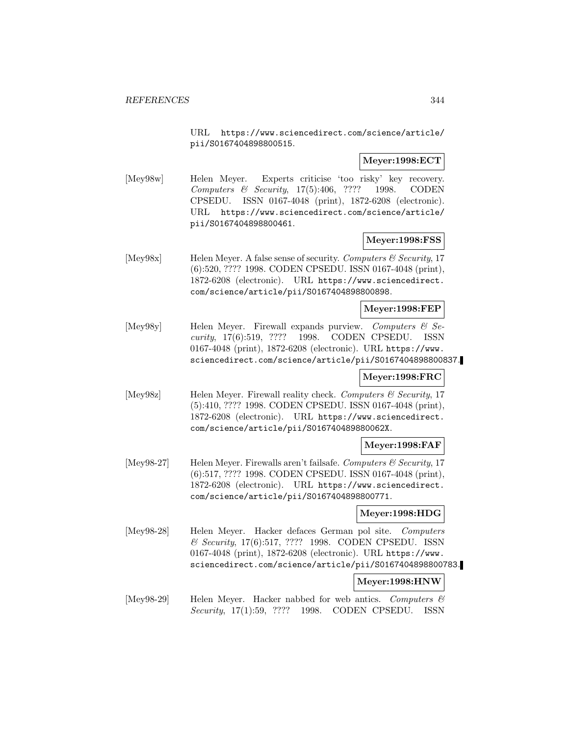URL https://www.sciencedirect.com/science/article/pii/S0167404898800515.

**Meyer:1998:ECT**

[Mey98w] Helen Meyer. Experts criticise 'too risky' key recovery. *Computers & Security*, 17(5):406, ???? 1998. CODEN CPSEDU. ISSN 0167-4048 (print), 1872-6208 (electronic). URL https://www.sciencedirect.com/science/article/pii/S0167404898800461.

**Meyer:1998:FSS**

[Mey98x] Helen Meyer. A false sense of security. *Computers & Security*, 17 (6):520, ???? 1998. CODEN CPSEDU. ISSN 0167-4048 (print), 1872-6208 (electronic). URL https://www.sciencedirect.com/science/article/pii/S0167404898800898.

**Meyer:1998:FEP**

[Mey98y] Helen Meyer. Firewall expands purview. *Computers & Security*, 17(6):519, ???? 1998. CODEN CPSEDU. ISSN 0167-4048 (print), 1872-6208 (electronic). URL https://www.sciencedirect.com/science/article/pii/S0167404898800837.

**Meyer:1998:FRC**

[Mey98z] Helen Meyer. Firewall reality check. *Computers & Security*, 17 (5):410, ???? 1998. CODEN CPSEDU. ISSN 0167-4048 (print), 1872-6208 (electronic). URL https://www.sciencedirect.com/science/article/pii/S016740489880062X.

**Meyer:1998:FAF**

[Mey98-27] Helen Meyer. Firewalls aren't failsafe. *Computers & Security*, 17 (6):517, ???? 1998. CODEN CPSEDU. ISSN 0167-4048 (print), 1872-6208 (electronic). URL https://www.sciencedirect.com/science/article/pii/S0167404898800771.

**Meyer:1998:HDG**

[Mey98-28] Helen Meyer. Hacker defaces German pol site. *Computers & Security*, 17(6):517, ???? 1998. CODEN CPSEDU. ISSN 0167-4048 (print), 1872-6208 (electronic). URL https://www.sciencedirect.com/science/article/pii/S0167404898800783.

**Meyer:1998:HNW**

[Mey98-29] Helen Meyer. Hacker nabbed for web antics. *Computers & Security*, 17(1):59, ???? 1998. CODEN CPSEDU. ISSN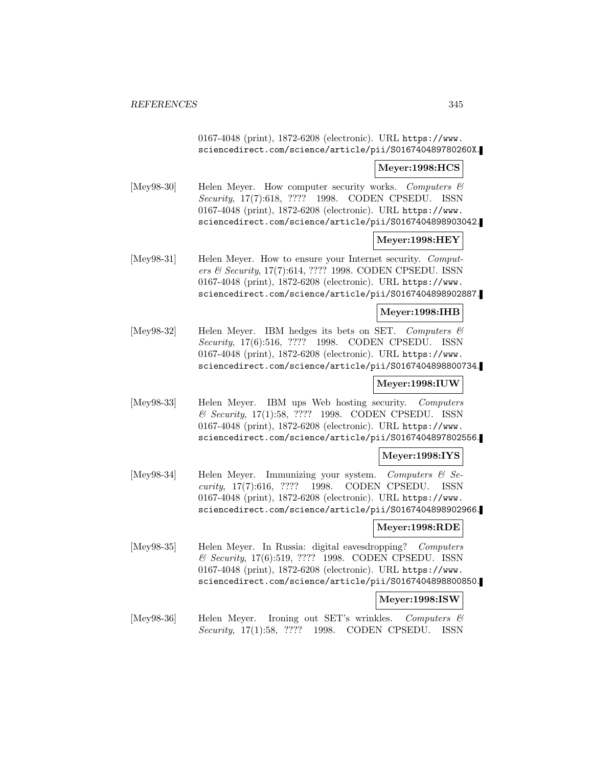0167-4048 (print), 1872-6208 (electronic). URL https://www.sciencedirect.com/science/article/pii/S016740489780260X.

**Meyer:1998:HCS**

[Mey98-30] Helen Meyer. How computer security works. *Computers & Security*, 17(7):618, ???? 1998. CODEN CPSEDU. ISSN 0167-4048 (print), 1872-6208 (electronic). URL https://www.sciencedirect.com/science/article/pii/S0167404898903042.

**Meyer:1998:HEY**

[Mey98-31] Helen Meyer. How to ensure your Internet security. *Computers & Security*, 17(7):614, ???? 1998. CODEN CPSEDU. ISSN 0167-4048 (print), 1872-6208 (electronic). URL https://www.sciencedirect.com/science/article/pii/S0167404898902887.

**Meyer:1998:IHB**

[Mey98-32] Helen Meyer. IBM hedges its bets on SET. *Computers & Security*, 17(6):516, ???? 1998. CODEN CPSEDU. ISSN 0167-4048 (print), 1872-6208 (electronic). URL https://www.sciencedirect.com/science/article/pii/S0167404898800734.

**Meyer:1998:IUW**

[Mey98-33] Helen Meyer. IBM ups Web hosting security. *Computers & Security*, 17(1):58, ???? 1998. CODEN CPSEDU. ISSN 0167-4048 (print), 1872-6208 (electronic). URL https://www.sciencedirect.com/science/article/pii/S0167404897802556.

**Meyer:1998:IYS**

[Mey98-34] Helen Meyer. Immunizing your system. *Computers & Security*, 17(7):616, ???? 1998. CODEN CPSEDU. ISSN 0167-4048 (print), 1872-6208 (electronic). URL https://www.sciencedirect.com/science/article/pii/S0167404898902966.

**Meyer:1998:RDE**

[Mey98-35] Helen Meyer. In Russia: digital eavesdropping? *Computers & Security*, 17(6):519, ???? 1998. CODEN CPSEDU. ISSN 0167-4048 (print), 1872-6208 (electronic). URL https://www.sciencedirect.com/science/article/pii/S0167404898800850.

**Meyer:1998:ISW**

[Mey98-36] Helen Meyer. Ironing out SET's wrinkles. *Computers & Security*, 17(1):58, ???? 1998. CODEN CPSEDU. ISSN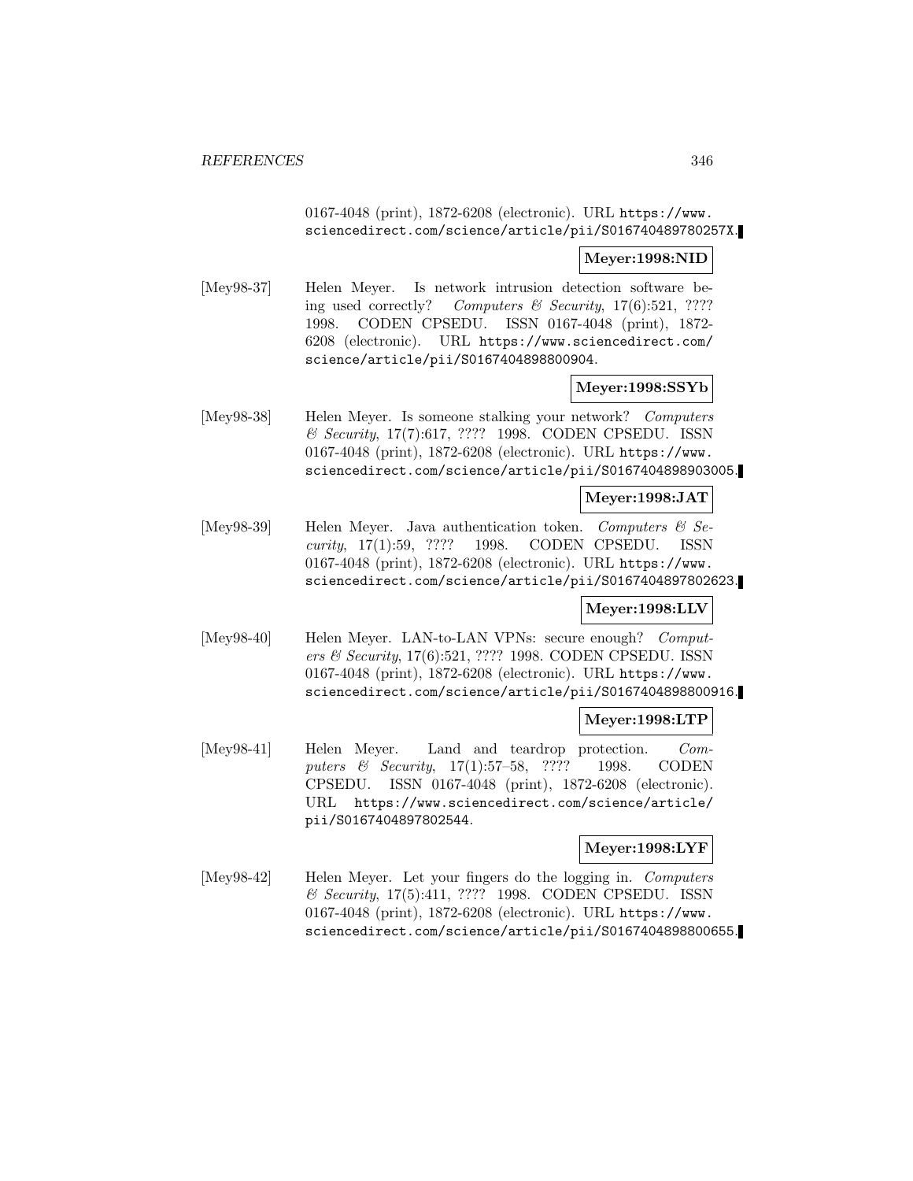0167-4048 (print), 1872-6208 (electronic). URL https://www.sciencedirect.com/science/article/pii/S016740489780257X.

**Meyer:1998:NID**

[Mey98-37] Helen Meyer. Is network intrusion detection software being used correctly? *Computers & Security*, 17(6):521, ???? 1998. CODEN CPSEDU. ISSN 0167-4048 (print), 1872-6208 (electronic). URL https://www.sciencedirect.com/science/article/pii/S0167404898800904.

**Meyer:1998:SSYb**

[Mey98-38] Helen Meyer. Is someone stalking your network? *Computers & Security*, 17(7):617, ???? 1998. CODEN CPSEDU. ISSN 0167-4048 (print), 1872-6208 (electronic). URL https://www.sciencedirect.com/science/article/pii/S0167404898903005.

**Meyer:1998:JAT**

[Mey98-39] Helen Meyer. Java authentication token. *Computers & Security*, 17(1):59, ???? 1998. CODEN CPSEDU. ISSN 0167-4048 (print), 1872-6208 (electronic). URL https://www.sciencedirect.com/science/article/pii/S0167404897802623.

**Meyer:1998:LLV**

[Mey98-40] Helen Meyer. LAN-to-LAN VPNs: secure enough? *Computers & Security*, 17(6):521, ???? 1998. CODEN CPSEDU. ISSN 0167-4048 (print), 1872-6208 (electronic). URL https://www.sciencedirect.com/science/article/pii/S0167404898800916.

**Meyer:1998:LTP**

[Mey98-41] Helen Meyer. Land and teardrop protection. *Computers & Security*, 17(1):57–58, ???? 1998. CODEN CPSEDU. ISSN 0167-4048 (print), 1872-6208 (electronic). URL https://www.sciencedirect.com/science/article/pii/S0167404897802544.

**Meyer:1998:LYF**

[Mey98-42] Helen Meyer. Let your fingers do the logging in. *Computers & Security*, 17(5):411, ???? 1998. CODEN CPSEDU. ISSN 0167-4048 (print), 1872-6208 (electronic). URL https://www.sciencedirect.com/science/article/pii/S0167404898800655.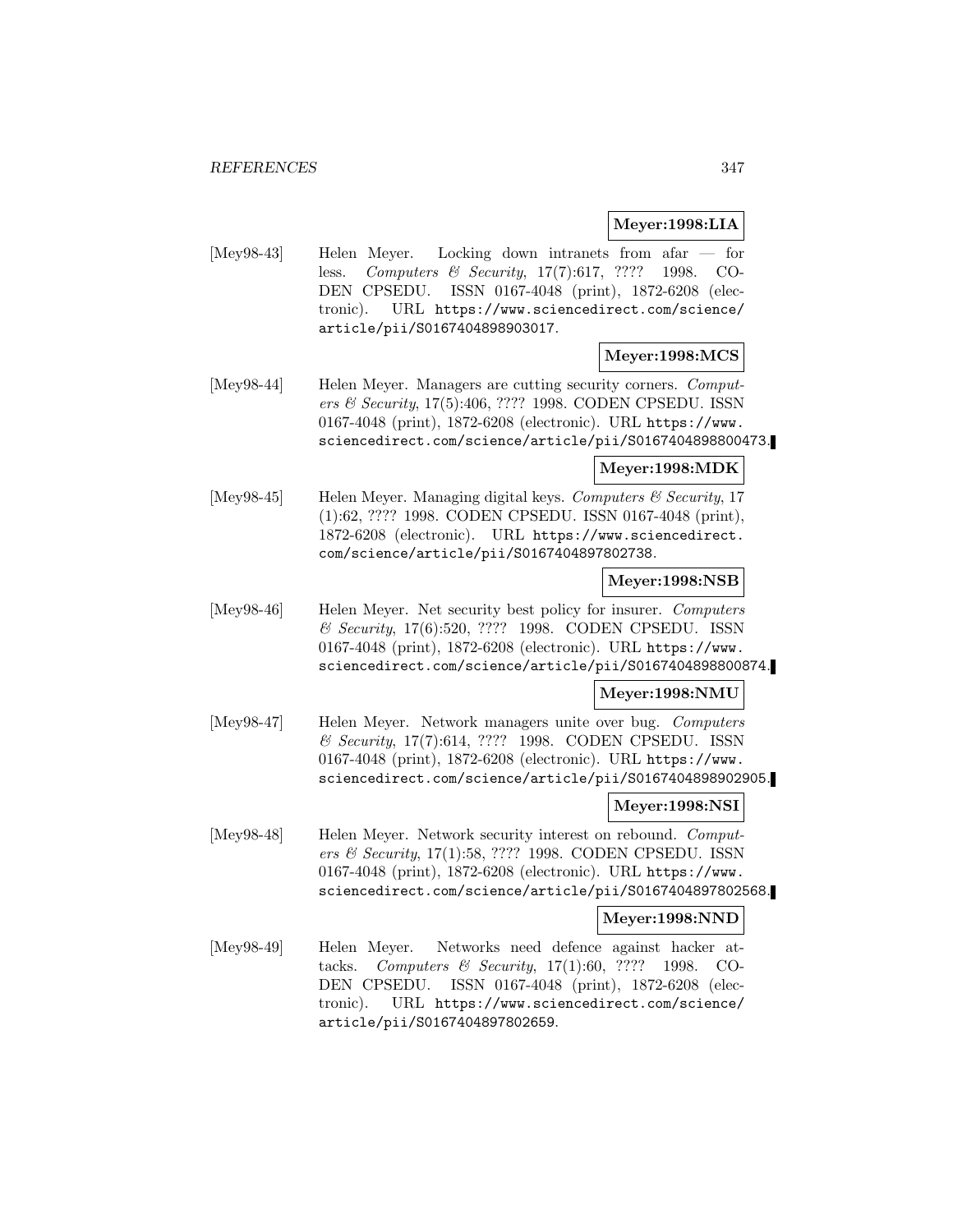**Meyer:1998:LIA**

[Mey98-43] Helen Meyer. Locking down intranets from afar — for less. *Computers & Security*, 17(7):617, ???? 1998. CODEN CPSEDU. ISSN 0167-4048 (print), 1872-6208 (electronic). URL https://www.sciencedirect.com/science/article/pii/S0167404898903017.

**Meyer:1998:MCS**

[Mey98-44] Helen Meyer. Managers are cutting security corners. *Computers & Security*, 17(5):406, ???? 1998. CODEN CPSEDU. ISSN 0167-4048 (print), 1872-6208 (electronic). URL https://www.sciencedirect.com/science/article/pii/S0167404898800473.

**Meyer:1998:MDK**

[Mey98-45] Helen Meyer. Managing digital keys. *Computers & Security*, 17 (1):62, ???? 1998. CODEN CPSEDU. ISSN 0167-4048 (print), 1872-6208 (electronic). URL https://www.sciencedirect.com/science/article/pii/S0167404897802738.

**Meyer:1998:NSB**

[Mey98-46] Helen Meyer. Net security best policy for insurer. *Computers & Security*, 17(6):520, ???? 1998. CODEN CPSEDU. ISSN 0167-4048 (print), 1872-6208 (electronic). URL https://www.sciencedirect.com/science/article/pii/S0167404898800874.

**Meyer:1998:NMU**

[Mey98-47] Helen Meyer. Network managers unite over bug. *Computers & Security*, 17(7):614, ???? 1998. CODEN CPSEDU. ISSN 0167-4048 (print), 1872-6208 (electronic). URL https://www.sciencedirect.com/science/article/pii/S0167404898902905.

**Meyer:1998:NSI**

[Mey98-48] Helen Meyer. Network security interest on rebound. *Computers & Security*, 17(1):58, ???? 1998. CODEN CPSEDU. ISSN 0167-4048 (print), 1872-6208 (electronic). URL https://www.sciencedirect.com/science/article/pii/S0167404897802568.

**Meyer:1998:NND**

[Mey98-49] Helen Meyer. Networks need defence against hacker attacks. *Computers & Security*, 17(1):60, ???? 1998. CODEN CPSEDU. ISSN 0167-4048 (print), 1872-6208 (electronic). URL https://www.sciencedirect.com/science/article/pii/S0167404897802659.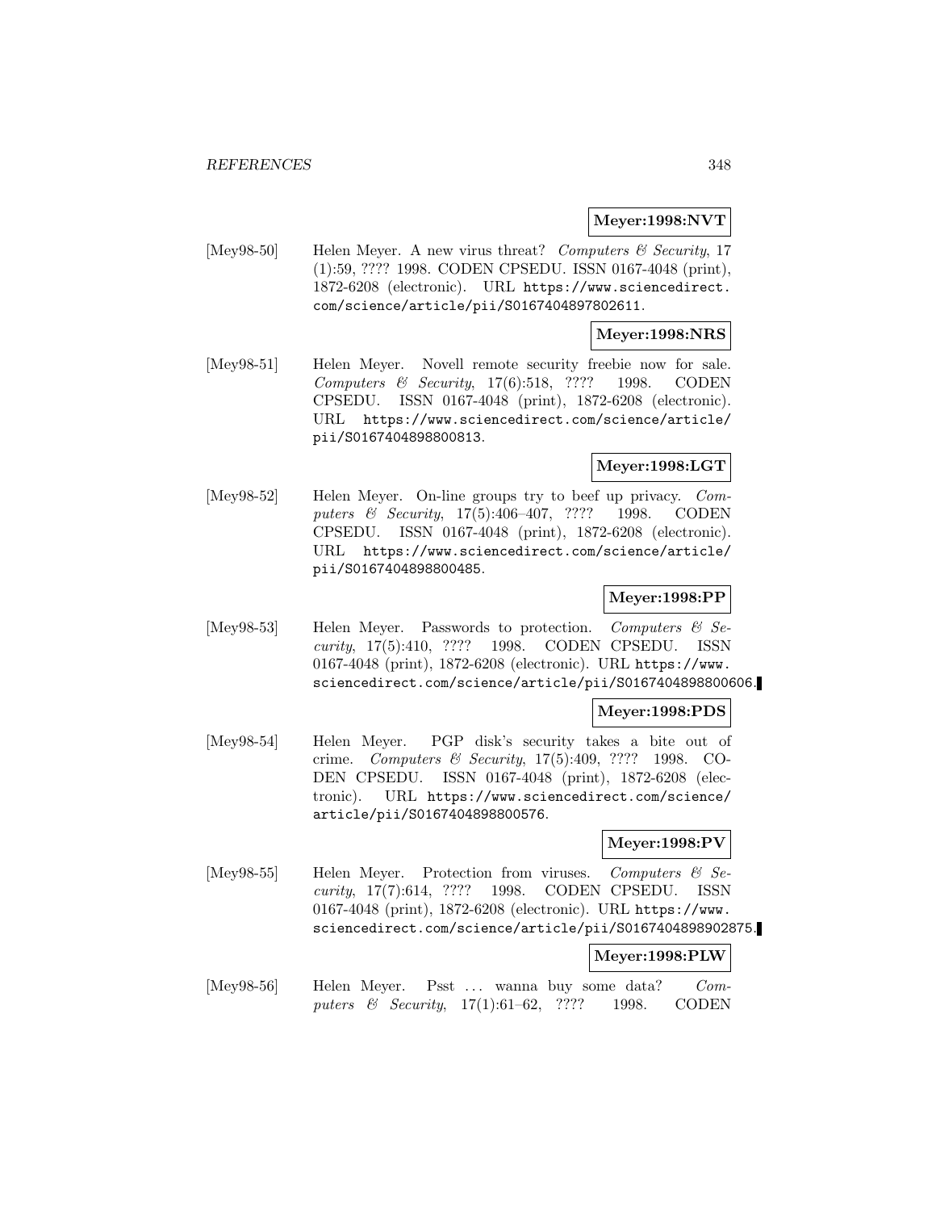**Meyer:1998:NVT**

[Mey98-50] Helen Meyer. A new virus threat? *Computers & Security*, 17 (1):59, ???? 1998. CODEN CPSEDU. ISSN 0167-4048 (print), 1872-6208 (electronic). URL https://www.sciencedirect.com/science/article/pii/S0167404897802611.

**Meyer:1998:NRS**

[Mey98-51] Helen Meyer. Novell remote security freebie now for sale. *Computers & Security*, 17(6):518, ???? 1998. CODEN CPSEDU. ISSN 0167-4048 (print), 1872-6208 (electronic). URL https://www.sciencedirect.com/science/article/pii/S0167404898800813.

**Meyer:1998:LGT**

[Mey98-52] Helen Meyer. On-line groups try to beef up privacy. *Computers & Security*, 17(5):406–407, ???? 1998. CODEN CPSEDU. ISSN 0167-4048 (print), 1872-6208 (electronic). URL https://www.sciencedirect.com/science/article/pii/S0167404898800485.

**Meyer:1998:PP**

[Mey98-53] Helen Meyer. Passwords to protection. *Computers & Security*, 17(5):410, ???? 1998. CODEN CPSEDU. ISSN 0167-4048 (print), 1872-6208 (electronic). URL https://www.sciencedirect.com/science/article/pii/S0167404898800606.

**Meyer:1998:PDS**

[Mey98-54] Helen Meyer. PGP disk's security takes a bite out of crime. *Computers & Security*, 17(5):409, ???? 1998. CODEN CPSEDU. ISSN 0167-4048 (print), 1872-6208 (electronic). URL https://www.sciencedirect.com/science/article/pii/S0167404898800576.

**Meyer:1998:PV**

[Mey98-55] Helen Meyer. Protection from viruses. *Computers & Security*, 17(7):614, ???? 1998. CODEN CPSEDU. ISSN 0167-4048 (print), 1872-6208 (electronic). URL https://www.sciencedirect.com/science/article/pii/S0167404898902875.

**Meyer:1998:PLW**

[Mey98-56] Helen Meyer. Psst ... wanna buy some data? *Computers & Security*, 17(1):61–62, ???? 1998. CODEN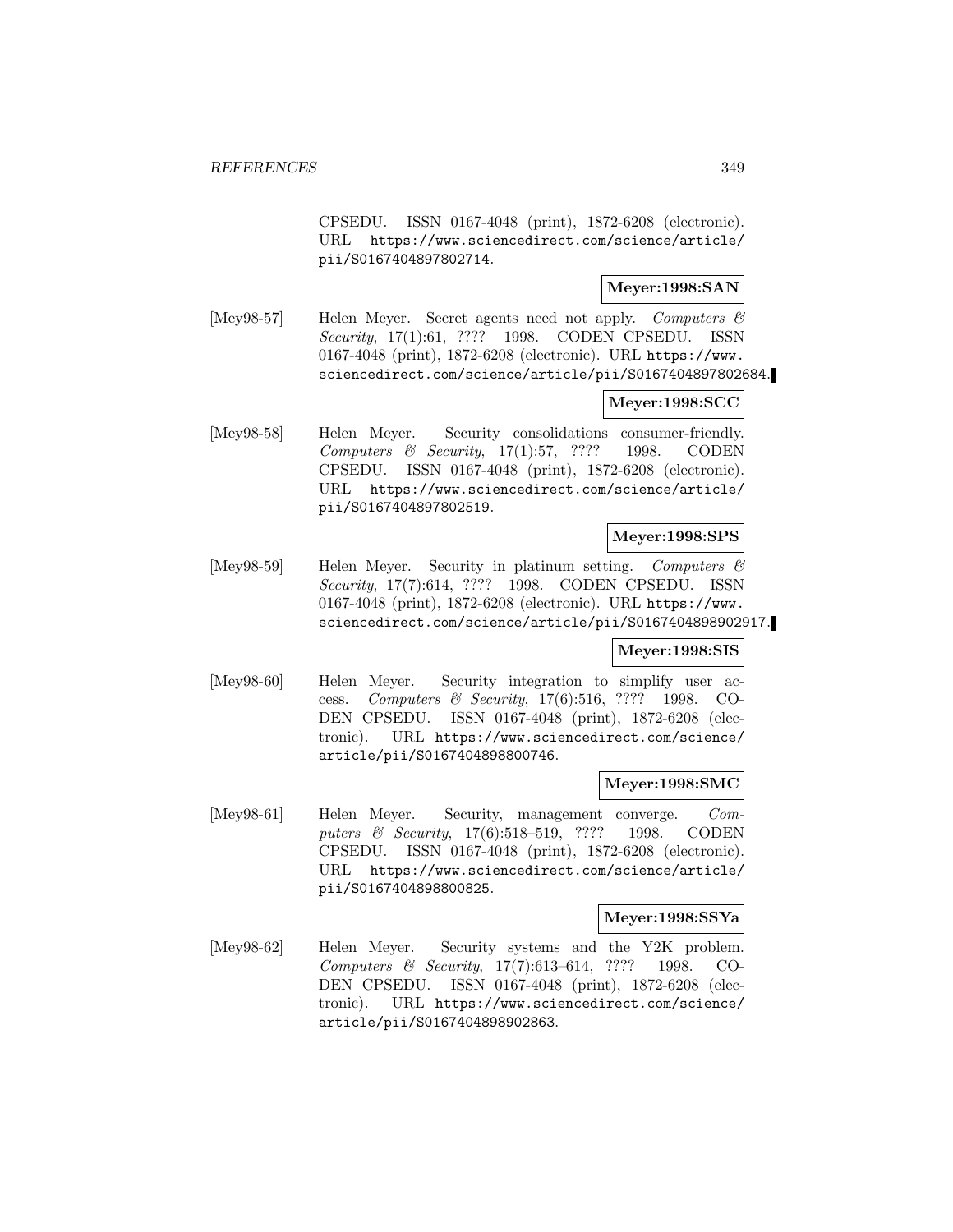CPSEDU. ISSN 0167-4048 (print), 1872-6208 (electronic). URL https://www.sciencedirect.com/science/article/pii/S0167404897802714.

**Meyer:1998:SAN**

[Mey98-57] Helen Meyer. Secret agents need not apply. *Computers & Security*, 17(1):61, ???? 1998. CODEN CPSEDU. ISSN 0167-4048 (print), 1872-6208 (electronic). URL https://www.sciencedirect.com/science/article/pii/S0167404897802684.

**Meyer:1998:SCC**

[Mey98-58] Helen Meyer. Security consolidations consumer-friendly. *Computers & Security*, 17(1):57, ???? 1998. CODEN CPSEDU. ISSN 0167-4048 (print), 1872-6208 (electronic). URL https://www.sciencedirect.com/science/article/pii/S0167404897802519.

**Meyer:1998:SPS**

[Mey98-59] Helen Meyer. Security in platinum setting. *Computers & Security*, 17(7):614, ???? 1998. CODEN CPSEDU. ISSN 0167-4048 (print), 1872-6208 (electronic). URL https://www.sciencedirect.com/science/article/pii/S0167404898902917.

**Meyer:1998:SIS**

[Mey98-60] Helen Meyer. Security integration to simplify user access. *Computers & Security*, 17(6):516, ???? 1998. CODEN CPSEDU. ISSN 0167-4048 (print), 1872-6208 (electronic). URL https://www.sciencedirect.com/science/article/pii/S0167404898800746.

**Meyer:1998:SMC**

[Mey98-61] Helen Meyer. Security, management converge. *Computers & Security*, 17(6):518–519, ???? 1998. CODEN CPSEDU. ISSN 0167-4048 (print), 1872-6208 (electronic). URL https://www.sciencedirect.com/science/article/pii/S0167404898800825.

**Meyer:1998:SSYa**

[Mey98-62] Helen Meyer. Security systems and the Y2K problem. *Computers & Security*, 17(7):613–614, ???? 1998. CODEN CPSEDU. ISSN 0167-4048 (print), 1872-6208 (electronic). URL https://www.sciencedirect.com/science/article/pii/S0167404898902863.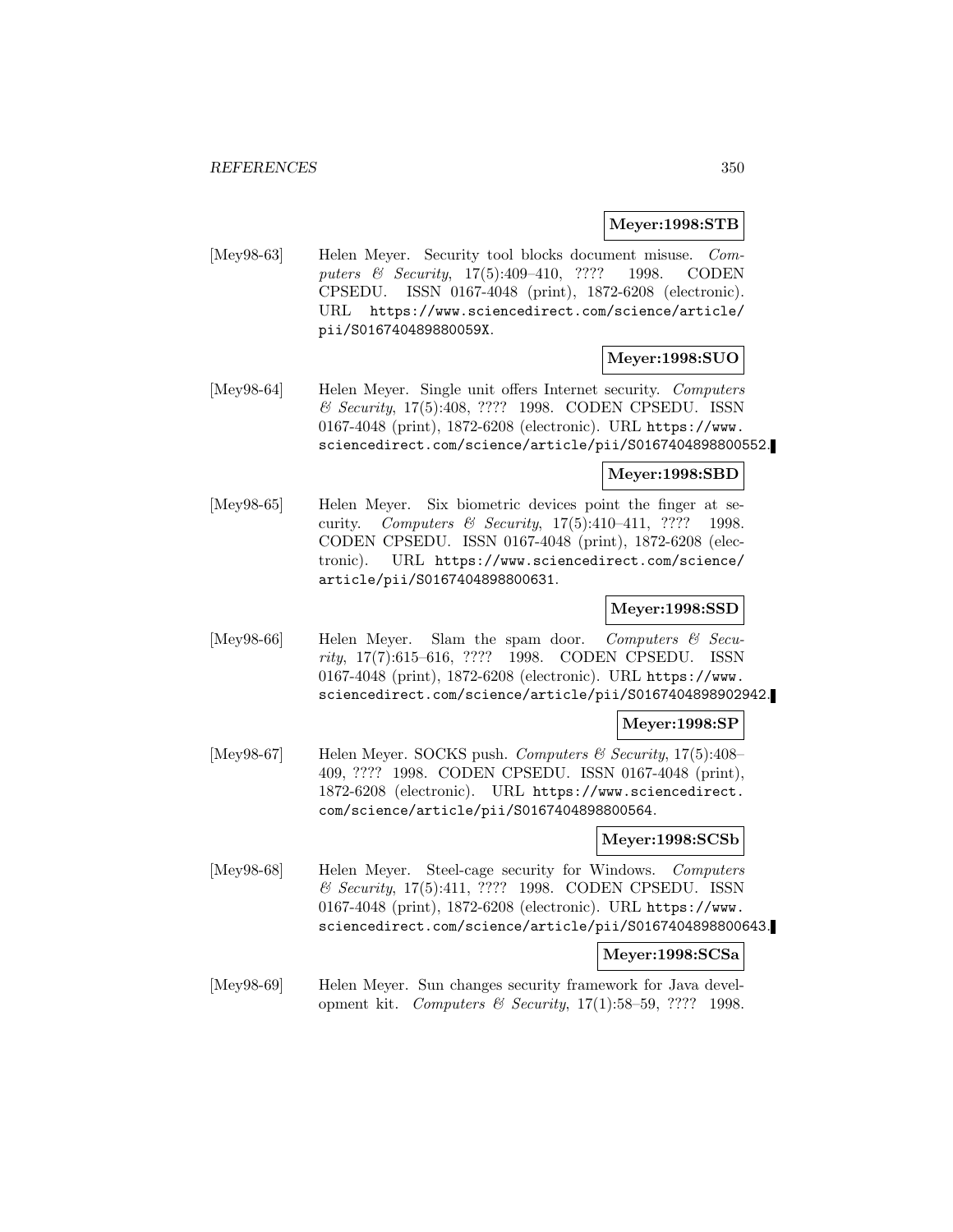**Meyer:1998:STB**

[Mey98-63] Helen Meyer. Security tool blocks document misuse. *Computers & Security*, 17(5):409–410, ???? 1998. CODEN CPSEDU. ISSN 0167-4048 (print), 1872-6208 (electronic). URL https://www.sciencedirect.com/science/article/pii/S016740489880059X.

**Meyer:1998:SUO**

[Mey98-64] Helen Meyer. Single unit offers Internet security. *Computers & Security*, 17(5):408, ???? 1998. CODEN CPSEDU. ISSN 0167-4048 (print), 1872-6208 (electronic). URL https://www.sciencedirect.com/science/article/pii/S0167404898800552.

**Meyer:1998:SBD**

[Mey98-65] Helen Meyer. Six biometric devices point the finger at security. *Computers & Security*, 17(5):410–411, ???? 1998. CODEN CPSEDU. ISSN 0167-4048 (print), 1872-6208 (electronic). URL https://www.sciencedirect.com/science/article/pii/S0167404898800631.

**Meyer:1998:SSD**

[Mey98-66] Helen Meyer. Slam the spam door. *Computers & Security*, 17(7):615–616, ???? 1998. CODEN CPSEDU. ISSN 0167-4048 (print), 1872-6208 (electronic). URL https://www.sciencedirect.com/science/article/pii/S0167404898902942.

**Meyer:1998:SP**

[Mey98-67] Helen Meyer. SOCKS push. *Computers & Security*, 17(5):408–409, ???? 1998. CODEN CPSEDU. ISSN 0167-4048 (print), 1872-6208 (electronic). URL https://www.sciencedirect.com/science/article/pii/S0167404898800564.

**Meyer:1998:SCSb**

[Mey98-68] Helen Meyer. Steel-cage security for Windows. *Computers & Security*, 17(5):411, ???? 1998. CODEN CPSEDU. ISSN 0167-4048 (print), 1872-6208 (electronic). URL https://www.sciencedirect.com/science/article/pii/S0167404898800643.

**Meyer:1998:SCSa**

[Mey98-69] Helen Meyer. Sun changes security framework for Java development kit. *Computers & Security*, 17(1):58–59, ???? 1998.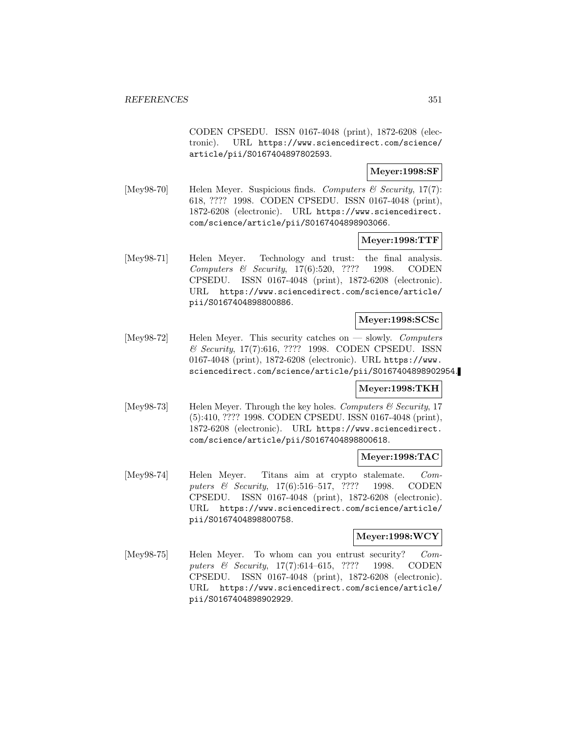CODEN CPSEDU. ISSN 0167-4048 (print), 1872-6208 (electronic). URL https://www.sciencedirect.com/science/article/pii/S0167404897802593.

**Meyer:1998:SF**

[Mey98-70] Helen Meyer. Suspicious finds. *Computers & Security*, 17(7): 618, ???? 1998. CODEN CPSEDU. ISSN 0167-4048 (print), 1872-6208 (electronic). URL https://www.sciencedirect.com/science/article/pii/S0167404898903066.

**Meyer:1998:TTF**

[Mey98-71] Helen Meyer. Technology and trust: the final analysis. *Computers & Security*, 17(6):520, ???? 1998. CODEN CPSEDU. ISSN 0167-4048 (print), 1872-6208 (electronic). URL https://www.sciencedirect.com/science/article/pii/S0167404898800886.

**Meyer:1998:SCSc**

[Mey98-72] Helen Meyer. This security catches on — slowly. *Computers & Security*, 17(7):616, ???? 1998. CODEN CPSEDU. ISSN 0167-4048 (print), 1872-6208 (electronic). URL https://www.sciencedirect.com/science/article/pii/S0167404898902954.

**Meyer:1998:TKH**

[Mey98-73] Helen Meyer. Through the key holes. *Computers & Security*, 17 (5):410, ???? 1998. CODEN CPSEDU. ISSN 0167-4048 (print), 1872-6208 (electronic). URL https://www.sciencedirect.com/science/article/pii/S0167404898800618.

**Meyer:1998:TAC**

[Mey98-74] Helen Meyer. Titans aim at crypto stalemate. *Computers & Security*, 17(6):516–517, ???? 1998. CODEN CPSEDU. ISSN 0167-4048 (print), 1872-6208 (electronic). URL https://www.sciencedirect.com/science/article/pii/S0167404898800758.

**Meyer:1998:WCY**

[Mey98-75] Helen Meyer. To whom can you entrust security? *Computers & Security*, 17(7):614–615, ???? 1998. CODEN CPSEDU. ISSN 0167-4048 (print), 1872-6208 (electronic). URL https://www.sciencedirect.com/science/article/pii/S0167404898902929.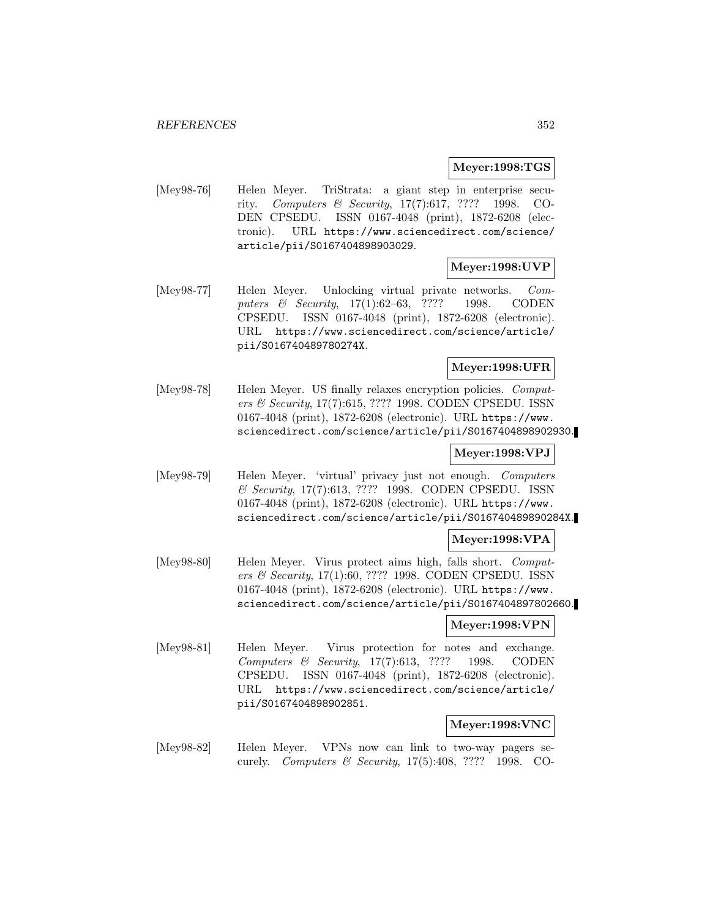**Meyer:1998:TGS**

[Mey98-76] Helen Meyer. TriStrata: a giant step in enterprise security. *Computers & Security*, 17(7):617, ???? 1998. CODEN CPSEDU. ISSN 0167-4048 (print), 1872-6208 (electronic). URL https://www.sciencedirect.com/science/article/pii/S0167404898903029.

**Meyer:1998:UVP**

[Mey98-77] Helen Meyer. Unlocking virtual private networks. *Computers & Security*, 17(1):62–63, ???? 1998. CODEN CPSEDU. ISSN 0167-4048 (print), 1872-6208 (electronic). URL https://www.sciencedirect.com/science/article/pii/S016740489780274X.

**Meyer:1998:UFR**

[Mey98-78] Helen Meyer. US finally relaxes encryption policies. *Computers & Security*, 17(7):615, ???? 1998. CODEN CPSEDU. ISSN 0167-4048 (print), 1872-6208 (electronic). URL https://www.sciencedirect.com/science/article/pii/S0167404898902930.

**Meyer:1998:VPJ**

[Mey98-79] Helen Meyer. 'virtual' privacy just not enough. *Computers & Security*, 17(7):613, ???? 1998. CODEN CPSEDU. ISSN 0167-4048 (print), 1872-6208 (electronic). URL https://www.sciencedirect.com/science/article/pii/S016740489890284X.

**Meyer:1998:VPA**

[Mey98-80] Helen Meyer. Virus protect aims high, falls short. *Computers & Security*, 17(1):60, ???? 1998. CODEN CPSEDU. ISSN 0167-4048 (print), 1872-6208 (electronic). URL https://www.sciencedirect.com/science/article/pii/S0167404897802660.

**Meyer:1998:VPN**

[Mey98-81] Helen Meyer. Virus protection for notes and exchange. *Computers & Security*, 17(7):613, ???? 1998. CODEN CPSEDU. ISSN 0167-4048 (print), 1872-6208 (electronic). URL https://www.sciencedirect.com/science/article/pii/S0167404898902851.

**Meyer:1998:VNC**

[Mey98-82] Helen Meyer. VPNs now can link to two-way pagers securely. *Computers & Security*, 17(5):408, ???? 1998. CO-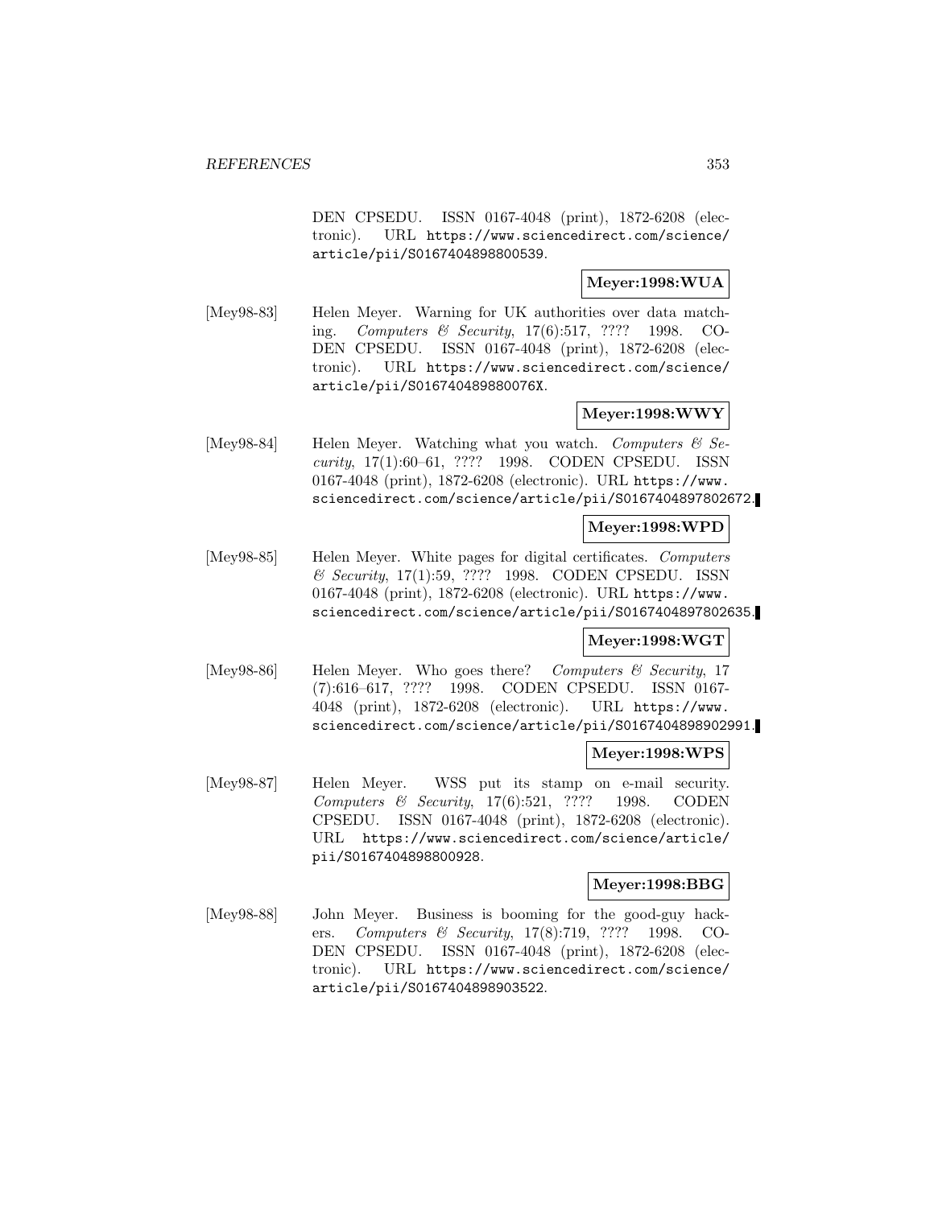DEN CPSEDU. ISSN 0167-4048 (print), 1872-6208 (electronic). URL https://www.sciencedirect.com/science/article/pii/S0167404898800539.

**Meyer:1998:WUA**

[Mey98-83] Helen Meyer. Warning for UK authorities over data matching. *Computers & Security*, 17(6):517, ???? 1998. CODEN CPSEDU. ISSN 0167-4048 (print), 1872-6208 (electronic). URL https://www.sciencedirect.com/science/article/pii/S016740489880076X.

**Meyer:1998:WWY**

[Mey98-84] Helen Meyer. Watching what you watch. *Computers & Security*, 17(1):60–61, ???? 1998. CODEN CPSEDU. ISSN 0167-4048 (print), 1872-6208 (electronic). URL https://www.sciencedirect.com/science/article/pii/S0167404897802672.

**Meyer:1998:WPD**

[Mey98-85] Helen Meyer. White pages for digital certificates. *Computers & Security*, 17(1):59, ???? 1998. CODEN CPSEDU. ISSN 0167-4048 (print), 1872-6208 (electronic). URL https://www.sciencedirect.com/science/article/pii/S0167404897802635.

**Meyer:1998:WGT**

[Mey98-86] Helen Meyer. Who goes there? *Computers & Security*, 17 (7):616–617, ???? 1998. CODEN CPSEDU. ISSN 0167-4048 (print), 1872-6208 (electronic). URL https://www.sciencedirect.com/science/article/pii/S0167404898902991.

**Meyer:1998:WPS**

[Mey98-87] Helen Meyer. WSS put its stamp on e-mail security. *Computers & Security*, 17(6):521, ???? 1998. CODEN CPSEDU. ISSN 0167-4048 (print), 1872-6208 (electronic). URL https://www.sciencedirect.com/science/article/pii/S0167404898800928.

**Meyer:1998:BBG**

[Mey98-88] John Meyer. Business is booming for the good-guy hackers. *Computers & Security*, 17(8):719, ???? 1998. CODEN CPSEDU. ISSN 0167-4048 (print), 1872-6208 (electronic). URL https://www.sciencedirect.com/science/article/pii/S0167404898903522.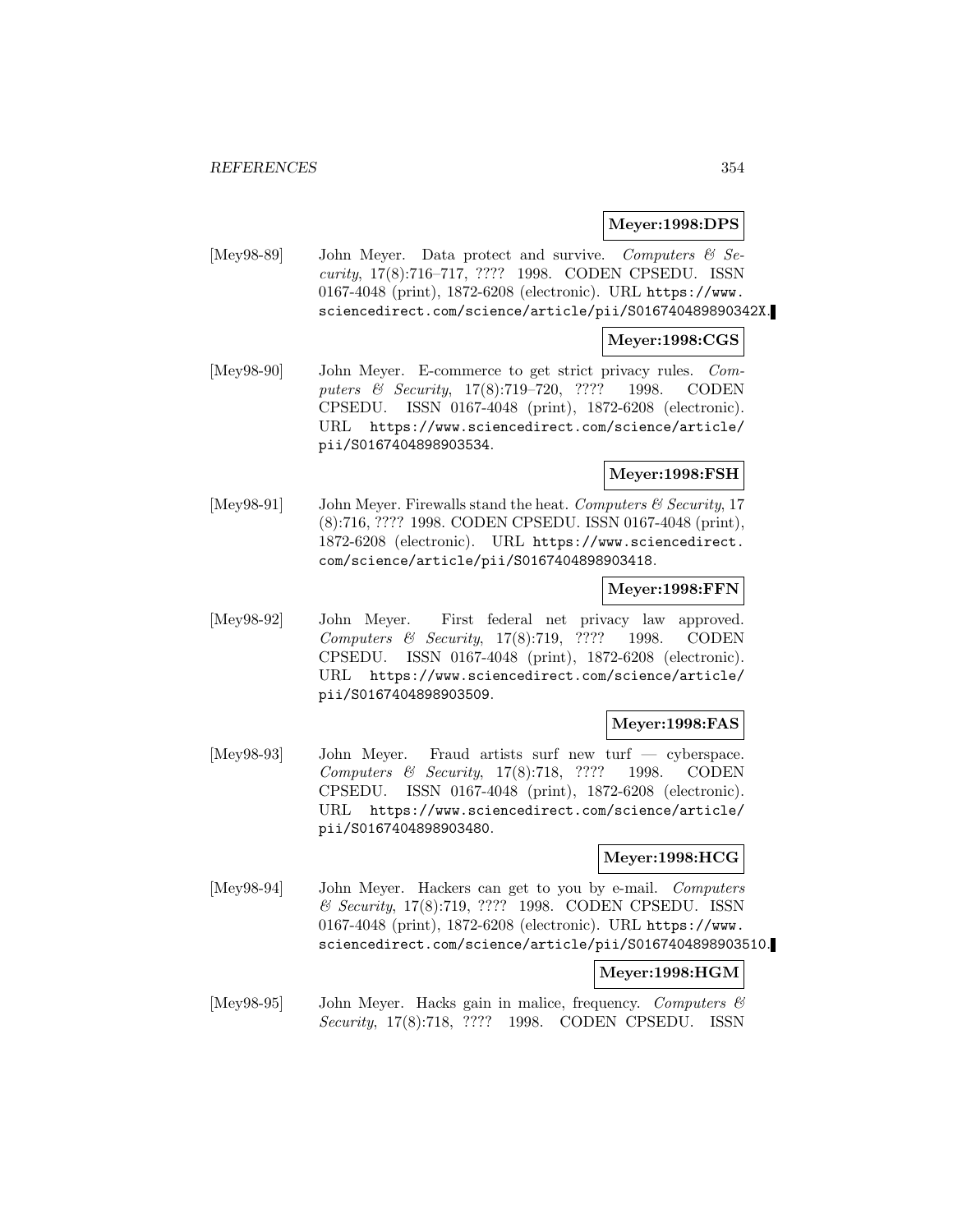**Meyer:1998:DPS**

[Mey98-89] John Meyer. Data protect and survive. *Computers & Security*, 17(8):716–717, ???? 1998. CODEN CPSEDU. ISSN 0167-4048 (print), 1872-6208 (electronic). URL https://www.sciencedirect.com/science/article/pii/S016740489890342X.

**Meyer:1998:CGS**

[Mey98-90] John Meyer. E-commerce to get strict privacy rules. *Computers & Security*, 17(8):719–720, ???? 1998. CODEN CPSEDU. ISSN 0167-4048 (print), 1872-6208 (electronic). URL https://www.sciencedirect.com/science/article/pii/S0167404898903534.

**Meyer:1998:FSH**

[Mey98-91] John Meyer. Firewalls stand the heat. *Computers & Security*, 17 (8):716, ???? 1998. CODEN CPSEDU. ISSN 0167-4048 (print), 1872-6208 (electronic). URL https://www.sciencedirect.com/science/article/pii/S0167404898903418.

**Meyer:1998:FFN**

[Mey98-92] John Meyer. First federal net privacy law approved. *Computers & Security*, 17(8):719, ???? 1998. CODEN CPSEDU. ISSN 0167-4048 (print), 1872-6208 (electronic). URL https://www.sciencedirect.com/science/article/pii/S0167404898903509.

**Meyer:1998:FAS**

[Mey98-93] John Meyer. Fraud artists surf new turf — cyberspace. *Computers & Security*, 17(8):718, ???? 1998. CODEN CPSEDU. ISSN 0167-4048 (print), 1872-6208 (electronic). URL https://www.sciencedirect.com/science/article/pii/S0167404898903480.

**Meyer:1998:HCG**

[Mey98-94] John Meyer. Hackers can get to you by e-mail. *Computers & Security*, 17(8):719, ???? 1998. CODEN CPSEDU. ISSN 0167-4048 (print), 1872-6208 (electronic). URL https://www.sciencedirect.com/science/article/pii/S0167404898903510.

**Meyer:1998:HGM**

[Mey98-95] John Meyer. Hacks gain in malice, frequency. *Computers & Security*, 17(8):718, ???? 1998. CODEN CPSEDU. ISSN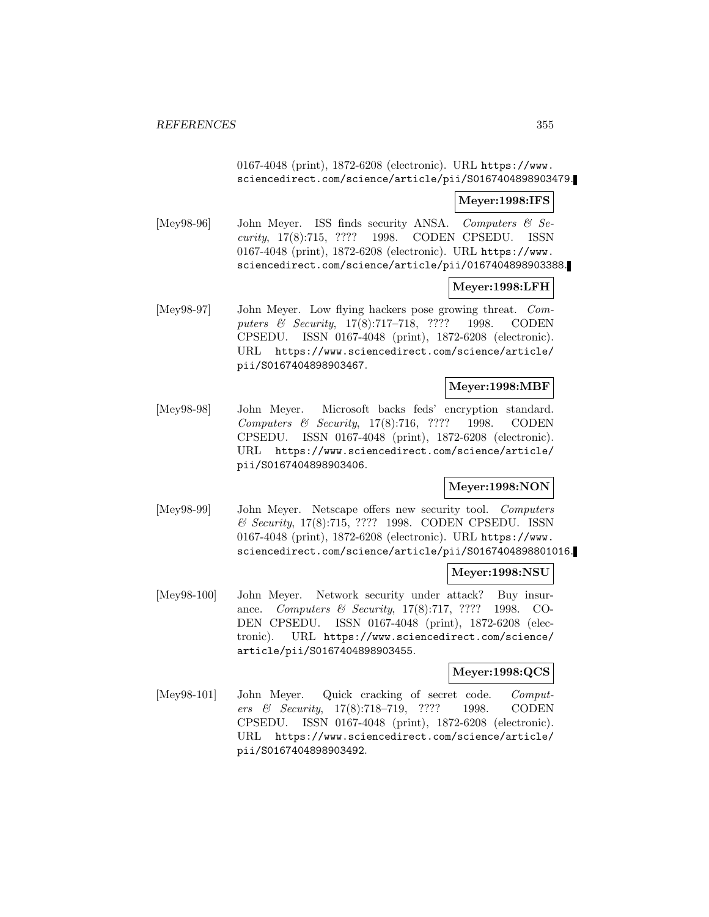0167-4048 (print), 1872-6208 (electronic). URL https://www.sciencedirect.com/science/article/pii/S0167404898903479.

**Meyer:1998:IFS**

[Mey98-96] John Meyer. ISS finds security ANSA. *Computers & Security*, 17(8):715, ???? 1998. CODEN CPSEDU. ISSN 0167-4048 (print), 1872-6208 (electronic). URL https://www.sciencedirect.com/science/article/pii/0167404898903388.

**Meyer:1998:LFH**

[Mey98-97] John Meyer. Low flying hackers pose growing threat. *Computers & Security*, 17(8):717–718, ???? 1998. CODEN CPSEDU. ISSN 0167-4048 (print), 1872-6208 (electronic). URL https://www.sciencedirect.com/science/article/pii/S0167404898903467.

**Meyer:1998:MBF**

[Mey98-98] John Meyer. Microsoft backs feds' encryption standard. *Computers & Security*, 17(8):716, ???? 1998. CODEN CPSEDU. ISSN 0167-4048 (print), 1872-6208 (electronic). URL https://www.sciencedirect.com/science/article/pii/S0167404898903406.

**Meyer:1998:NON**

[Mey98-99] John Meyer. Netscape offers new security tool. *Computers & Security*, 17(8):715, ???? 1998. CODEN CPSEDU. ISSN 0167-4048 (print), 1872-6208 (electronic). URL https://www.sciencedirect.com/science/article/pii/S0167404898801016.

**Meyer:1998:NSU**

[Mey98-100] John Meyer. Network security under attack? Buy insurance. *Computers & Security*, 17(8):717, ???? 1998. CODEN CPSEDU. ISSN 0167-4048 (print), 1872-6208 (electronic). URL https://www.sciencedirect.com/science/article/pii/S0167404898903455.

**Meyer:1998:QCS**

[Mey98-101] John Meyer. Quick cracking of secret code. *Computers & Security*, 17(8):718–719, ???? 1998. CODEN CPSEDU. ISSN 0167-4048 (print), 1872-6208 (electronic). URL https://www.sciencedirect.com/science/article/pii/S0167404898903492.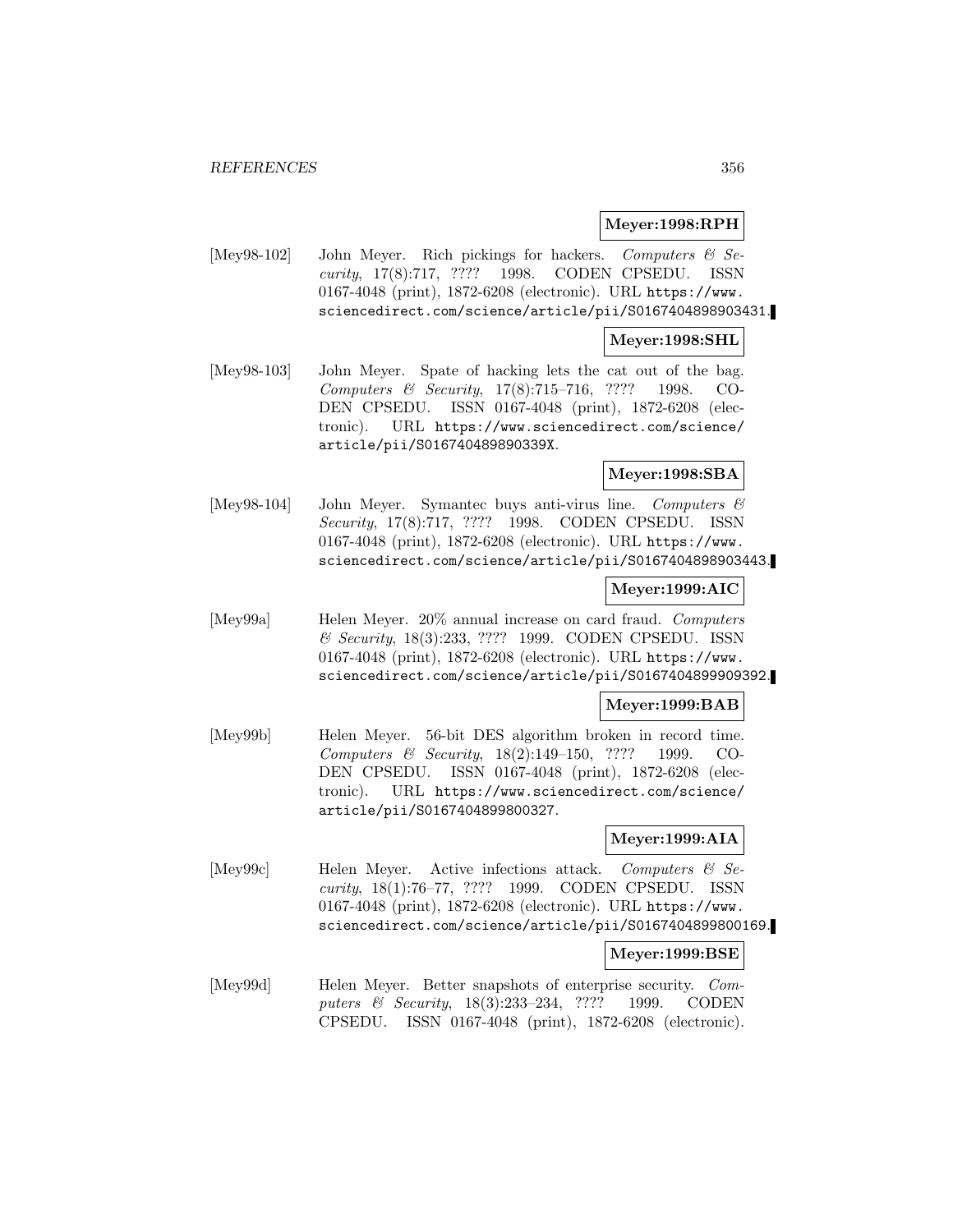**Meyer:1998:RPH**

[Mey98-102] John Meyer. Rich pickings for hackers. *Computers & Security*, 17(8):717, ???? 1998. CODEN CPSEDU. ISSN 0167-4048 (print), 1872-6208 (electronic). URL https://www.sciencedirect.com/science/article/pii/S0167404898903431.

**Meyer:1998:SHL**

[Mey98-103] John Meyer. Spate of hacking lets the cat out of the bag. *Computers & Security*, 17(8):715–716, ???? 1998. CODEN CPSEDU. ISSN 0167-4048 (print), 1872-6208 (electronic). URL https://www.sciencedirect.com/science/article/pii/S016740489890339X.

**Meyer:1998:SBA**

[Mey98-104] John Meyer. Symantec buys anti-virus line. *Computers & Security*, 17(8):717, ???? 1998. CODEN CPSEDU. ISSN 0167-4048 (print), 1872-6208 (electronic). URL https://www.sciencedirect.com/science/article/pii/S0167404898903443.

**Meyer:1999:AIC**

[Mey99a] Helen Meyer. 20% annual increase on card fraud. *Computers & Security*, 18(3):233, ???? 1999. CODEN CPSEDU. ISSN 0167-4048 (print), 1872-6208 (electronic). URL https://www.sciencedirect.com/science/article/pii/S0167404899909392.

**Meyer:1999:BAB**

[Mey99b] Helen Meyer. 56-bit DES algorithm broken in record time. *Computers & Security*, 18(2):149–150, ???? 1999. CODEN CPSEDU. ISSN 0167-4048 (print), 1872-6208 (electronic). URL https://www.sciencedirect.com/science/article/pii/S0167404899800327.

**Meyer:1999:AIA**

[Mey99c] Helen Meyer. Active infections attack. *Computers & Security*, 18(1):76–77, ???? 1999. CODEN CPSEDU. ISSN 0167-4048 (print), 1872-6208 (electronic). URL https://www.sciencedirect.com/science/article/pii/S0167404899800169.

**Meyer:1999:BSE**

[Mey99d] Helen Meyer. Better snapshots of enterprise security. *Computers & Security*, 18(3):233–234, ???? 1999. CODEN CPSEDU. ISSN 0167-4048 (print), 1872-6208 (electronic).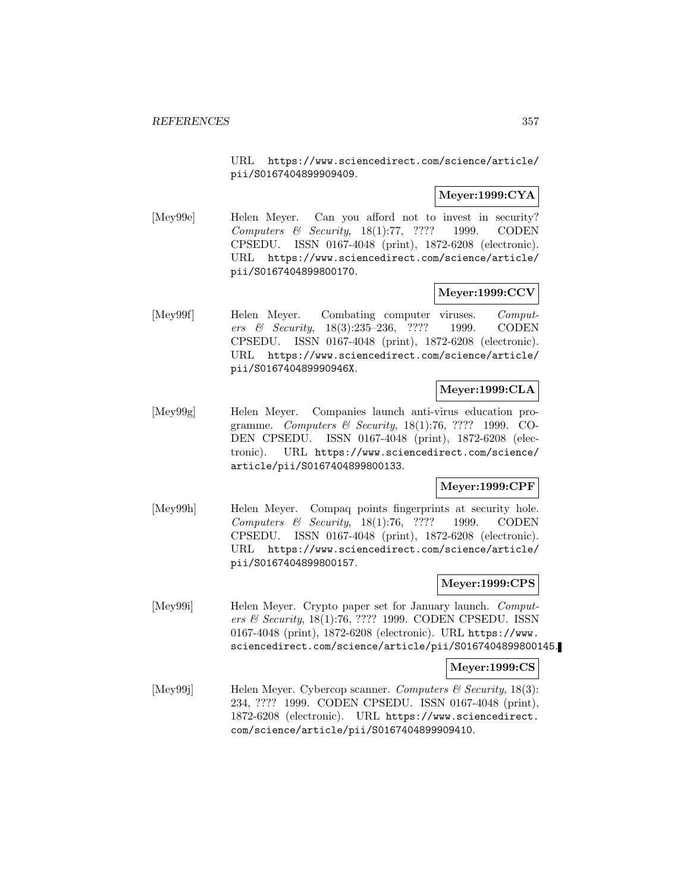URL https://www.sciencedirect.com/science/article/pii/S0167404899909409.

**Meyer:1999:CYA**

[Mey99e] Helen Meyer. Can you afford not to invest in security? *Computers & Security*, 18(1):77, ???? 1999. CODEN CPSEDU. ISSN 0167-4048 (print), 1872-6208 (electronic). URL https://www.sciencedirect.com/science/article/pii/S0167404899800170.

**Meyer:1999:CCV**

[Mey99f] Helen Meyer. Combating computer viruses. *Computers & Security*, 18(3):235–236, ???? 1999. CODEN CPSEDU. ISSN 0167-4048 (print), 1872-6208 (electronic). URL https://www.sciencedirect.com/science/article/pii/S016740489990946X.

**Meyer:1999:CLA**

[Mey99g] Helen Meyer. Companies launch anti-virus education programme. *Computers & Security*, 18(1):76, ???? 1999. CODEN CPSEDU. ISSN 0167-4048 (print), 1872-6208 (electronic). URL https://www.sciencedirect.com/science/article/pii/S0167404899800133.

**Meyer:1999:CPF**

[Mey99h] Helen Meyer. Compaq points fingerprints at security hole. *Computers & Security*, 18(1):76, ???? 1999. CODEN CPSEDU. ISSN 0167-4048 (print), 1872-6208 (electronic). URL https://www.sciencedirect.com/science/article/pii/S0167404899800157.

**Meyer:1999:CPS**

[Mey99i] Helen Meyer. Crypto paper set for January launch. *Computers & Security*, 18(1):76, ???? 1999. CODEN CPSEDU. ISSN 0167-4048 (print), 1872-6208 (electronic). URL https://www.sciencedirect.com/science/article/pii/S0167404899800145.

**Meyer:1999:CS**

[Mey99j] Helen Meyer. Cybercop scanner. *Computers & Security*, 18(3):234, ???? 1999. CODEN CPSEDU. ISSN 0167-4048 (print), 1872-6208 (electronic). URL https://www.sciencedirect.com/science/article/pii/S0167404899909410.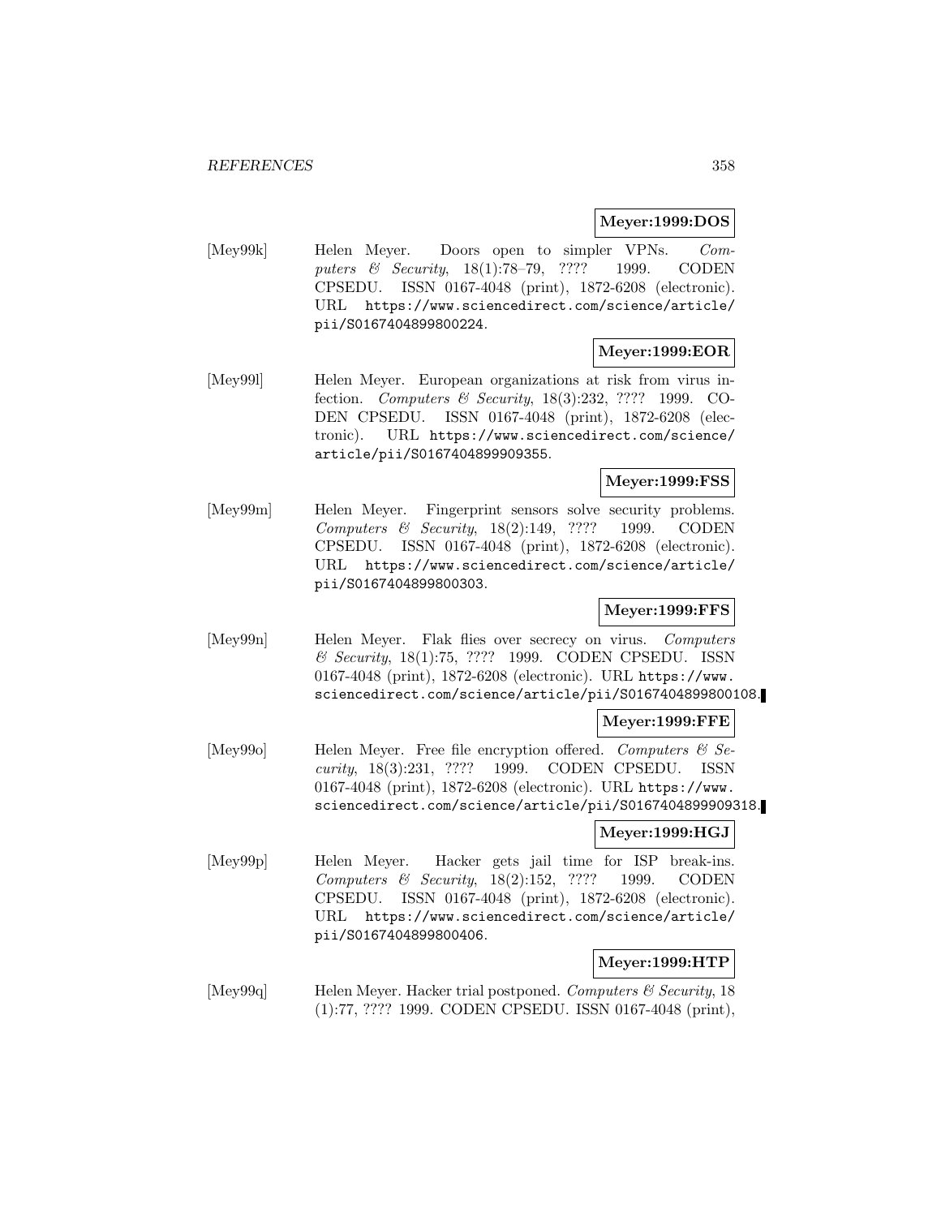**Meyer:1999:DOS**

[Mey99k] Helen Meyer. Doors open to simpler VPNs. *Computers & Security*, 18(1):78–79, ???? 1999. CODEN CPSEDU. ISSN 0167-4048 (print), 1872-6208 (electronic). URL https://www.sciencedirect.com/science/article/pii/S0167404899800224.

**Meyer:1999:EOR**

[Mey99l] Helen Meyer. European organizations at risk from virus infection. *Computers & Security*, 18(3):232, ???? 1999. CODEN CPSEDU. ISSN 0167-4048 (print), 1872-6208 (electronic). URL https://www.sciencedirect.com/science/article/pii/S0167404899909355.

**Meyer:1999:FSS**

[Mey99m] Helen Meyer. Fingerprint sensors solve security problems. *Computers & Security*, 18(2):149, ???? 1999. CODEN CPSEDU. ISSN 0167-4048 (print), 1872-6208 (electronic). URL https://www.sciencedirect.com/science/article/pii/S0167404899800303.

**Meyer:1999:FFS**

[Mey99n] Helen Meyer. Flak flies over secrecy on virus. *Computers & Security*, 18(1):75, ???? 1999. CODEN CPSEDU. ISSN 0167-4048 (print), 1872-6208 (electronic). URL https://www.sciencedirect.com/science/article/pii/S0167404899800108.

**Meyer:1999:FFE**

[Mey99o] Helen Meyer. Free file encryption offered. *Computers & Security*, 18(3):231, ???? 1999. CODEN CPSEDU. ISSN 0167-4048 (print), 1872-6208 (electronic). URL https://www.sciencedirect.com/science/article/pii/S0167404899909318.

**Meyer:1999:HGJ**

[Mey99p] Helen Meyer. Hacker gets jail time for ISP break-ins. *Computers & Security*, 18(2):152, ???? 1999. CODEN CPSEDU. ISSN 0167-4048 (print), 1872-6208 (electronic). URL https://www.sciencedirect.com/science/article/pii/S0167404899800406.

**Meyer:1999:HTP**

[Mey99q] Helen Meyer. Hacker trial postponed. *Computers & Security*, 18 (1):77, ???? 1999. CODEN CPSEDU. ISSN 0167-4048 (print),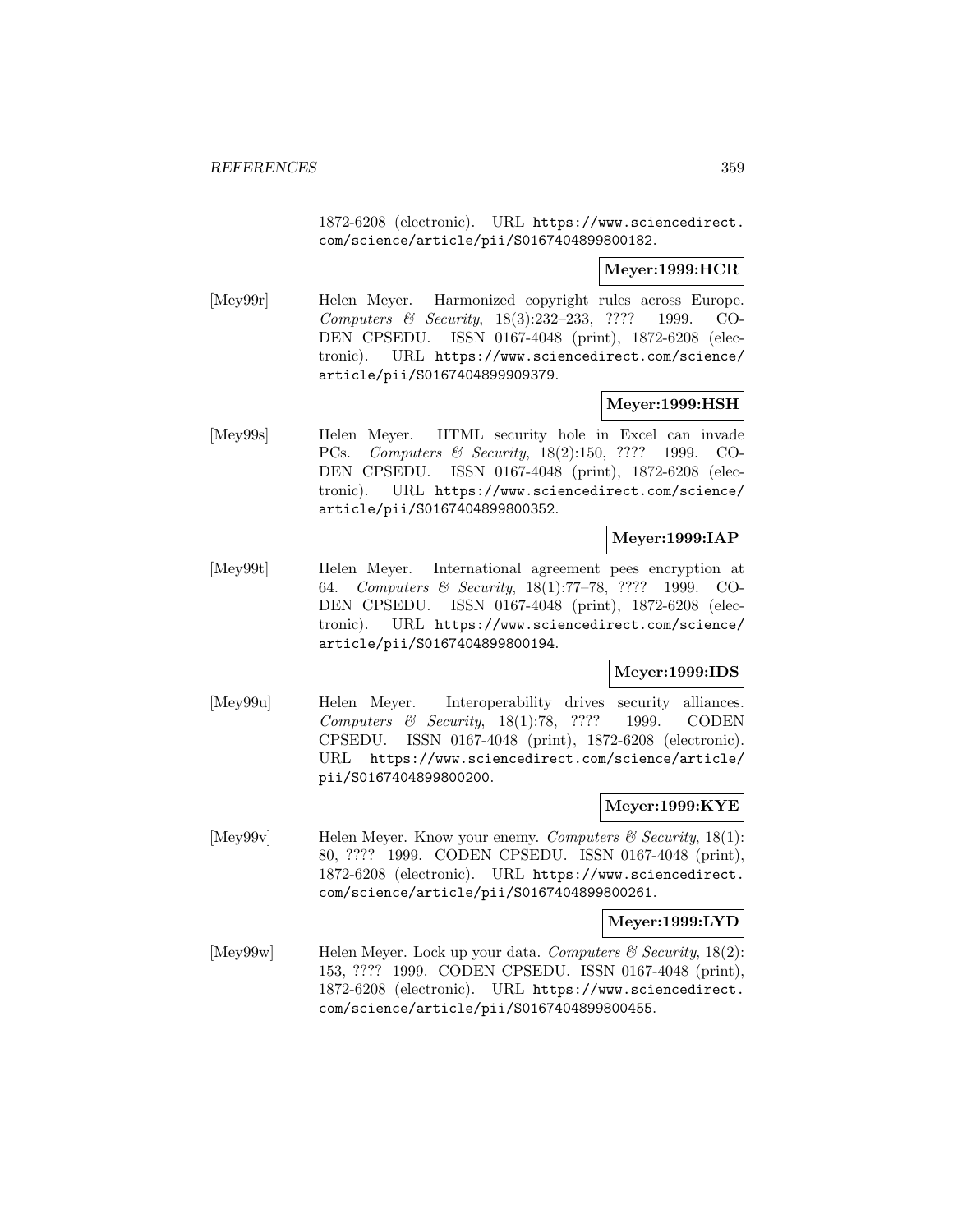1872-6208 (electronic). URL https://www.sciencedirect.com/science/article/pii/S0167404899800182.

**Meyer:1999:HCR**

[Mey99r] Helen Meyer. Harmonized copyright rules across Europe. *Computers & Security*, 18(3):232–233, ???? 1999. CODEN CPSEDU. ISSN 0167-4048 (print), 1872-6208 (electronic). URL https://www.sciencedirect.com/science/article/pii/S0167404899909379.

**Meyer:1999:HSH**

[Mey99s] Helen Meyer. HTML security hole in Excel can invade PCs. *Computers & Security*, 18(2):150, ???? 1999. CODEN CPSEDU. ISSN 0167-4048 (print), 1872-6208 (electronic). URL https://www.sciencedirect.com/science/article/pii/S0167404899800352.

**Meyer:1999:IAP**

[Mey99t] Helen Meyer. International agreement pees encryption at 64. *Computers & Security*, 18(1):77–78, ???? 1999. CODEN CPSEDU. ISSN 0167-4048 (print), 1872-6208 (electronic). URL https://www.sciencedirect.com/science/article/pii/S0167404899800194.

**Meyer:1999:IDS**

[Mey99u] Helen Meyer. Interoperability drives security alliances. *Computers & Security*, 18(1):78, ???? 1999. CODEN CPSEDU. ISSN 0167-4048 (print), 1872-6208 (electronic). URL https://www.sciencedirect.com/science/article/pii/S0167404899800200.

**Meyer:1999:KYE**

[Mey99v] Helen Meyer. Know your enemy. *Computers & Security*, 18(1): 80, ???? 1999. CODEN CPSEDU. ISSN 0167-4048 (print), 1872-6208 (electronic). URL https://www.sciencedirect.com/science/article/pii/S0167404899800261.

**Meyer:1999:LYD**

[Mey99w] Helen Meyer. Lock up your data. *Computers & Security*, 18(2): 153, ???? 1999. CODEN CPSEDU. ISSN 0167-4048 (print), 1872-6208 (electronic). URL https://www.sciencedirect.com/science/article/pii/S0167404899800455.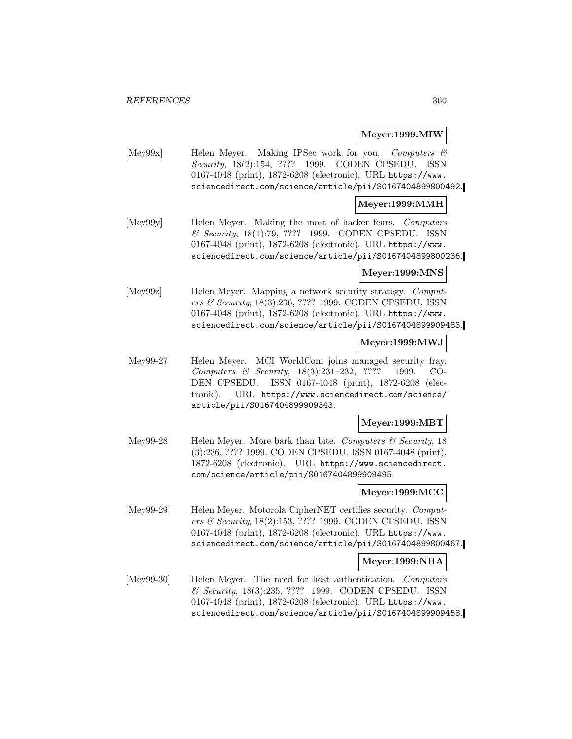**Meyer:1999:MIW**

[Mey99x] Helen Meyer. Making IPSec work for you. *Computers & Security*, 18(2):154, ???? 1999. CODEN CPSEDU. ISSN 0167-4048 (print), 1872-6208 (electronic). URL https://www.sciencedirect.com/science/article/pii/S0167404899800492.

**Meyer:1999:MMH**

[Mey99y] Helen Meyer. Making the most of hacker fears. *Computers & Security*, 18(1):79, ???? 1999. CODEN CPSEDU. ISSN 0167-4048 (print), 1872-6208 (electronic). URL https://www.sciencedirect.com/science/article/pii/S0167404899800236.

**Meyer:1999:MNS**

[Mey99z] Helen Meyer. Mapping a network security strategy. *Computers & Security*, 18(3):236, ???? 1999. CODEN CPSEDU. ISSN 0167-4048 (print), 1872-6208 (electronic). URL https://www.sciencedirect.com/science/article/pii/S0167404899909483.

**Meyer:1999:MWJ**

[Mey99-27] Helen Meyer. MCI WorldCom joins managed security fray. *Computers & Security*, 18(3):231–232, ???? 1999. CODEN CPSEDU. ISSN 0167-4048 (print), 1872-6208 (electronic). URL https://www.sciencedirect.com/science/article/pii/S0167404899909343.

**Meyer:1999:MBT**

[Mey99-28] Helen Meyer. More bark than bite. *Computers & Security*, 18 (3):236, ???? 1999. CODEN CPSEDU. ISSN 0167-4048 (print), 1872-6208 (electronic). URL https://www.sciencedirect.com/science/article/pii/S0167404899909495.

**Meyer:1999:MCC**

[Mey99-29] Helen Meyer. Motorola CipherNET certifies security. *Computers & Security*, 18(2):153, ???? 1999. CODEN CPSEDU. ISSN 0167-4048 (print), 1872-6208 (electronic). URL https://www.sciencedirect.com/science/article/pii/S0167404899800467.

**Meyer:1999:NHA**

[Mey99-30] Helen Meyer. The need for host authentication. *Computers & Security*, 18(3):235, ???? 1999. CODEN CPSEDU. ISSN 0167-4048 (print), 1872-6208 (electronic). URL https://www.sciencedirect.com/science/article/pii/S0167404899909458.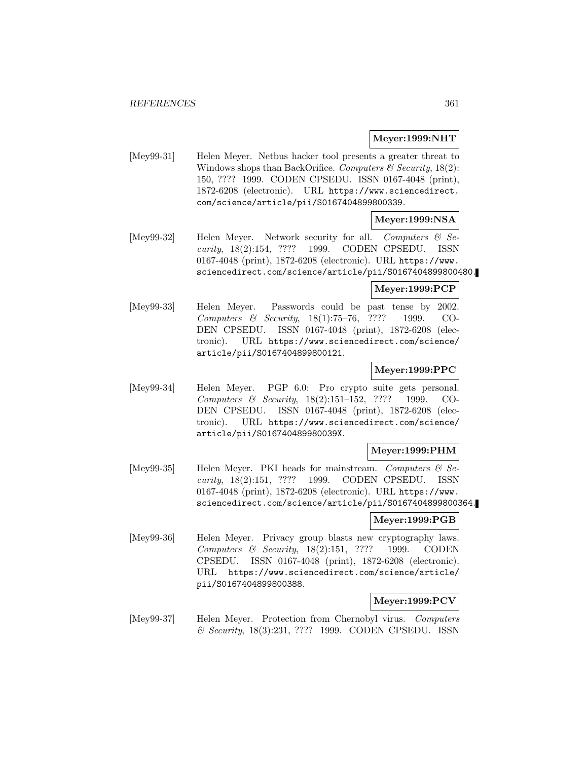**Meyer:1999:NHT**

[Mey99-31] Helen Meyer. Netbus hacker tool presents a greater threat to Windows shops than BackOrifice. *Computers & Security*, 18(2): 150, ???? 1999. CODEN CPSEDU. ISSN 0167-4048 (print), 1872-6208 (electronic). URL https://www.sciencedirect.com/science/article/pii/S0167404899800339.

**Meyer:1999:NSA**

[Mey99-32] Helen Meyer. Network security for all. *Computers & Security*, 18(2):154, ???? 1999. CODEN CPSEDU. ISSN 0167-4048 (print), 1872-6208 (electronic). URL https://www.sciencedirect.com/science/article/pii/S0167404899800480.

**Meyer:1999:PCP**

[Mey99-33] Helen Meyer. Passwords could be past tense by 2002. *Computers & Security*, 18(1):75–76, ???? 1999. CODEN CPSEDU. ISSN 0167-4048 (print), 1872-6208 (electronic). URL https://www.sciencedirect.com/science/article/pii/S0167404899800121.

**Meyer:1999:PPC**

[Mey99-34] Helen Meyer. PGP 6.0: Pro crypto suite gets personal. *Computers & Security*, 18(2):151–152, ???? 1999. CODEN CPSEDU. ISSN 0167-4048 (print), 1872-6208 (electronic). URL https://www.sciencedirect.com/science/article/pii/S016740489980039X.

**Meyer:1999:PHM**

[Mey99-35] Helen Meyer. PKI heads for mainstream. *Computers & Security*, 18(2):151, ???? 1999. CODEN CPSEDU. ISSN 0167-4048 (print), 1872-6208 (electronic). URL https://www.sciencedirect.com/science/article/pii/S0167404899800364.

**Meyer:1999:PGB**

[Mey99-36] Helen Meyer. Privacy group blasts new cryptography laws. *Computers & Security*, 18(2):151, ???? 1999. CODEN CPSEDU. ISSN 0167-4048 (print), 1872-6208 (electronic). URL https://www.sciencedirect.com/science/article/pii/S0167404899800388.

**Meyer:1999:PCV**

[Mey99-37] Helen Meyer. Protection from Chernobyl virus. *Computers & Security*, 18(3):231, ???? 1999. CODEN CPSEDU. ISSN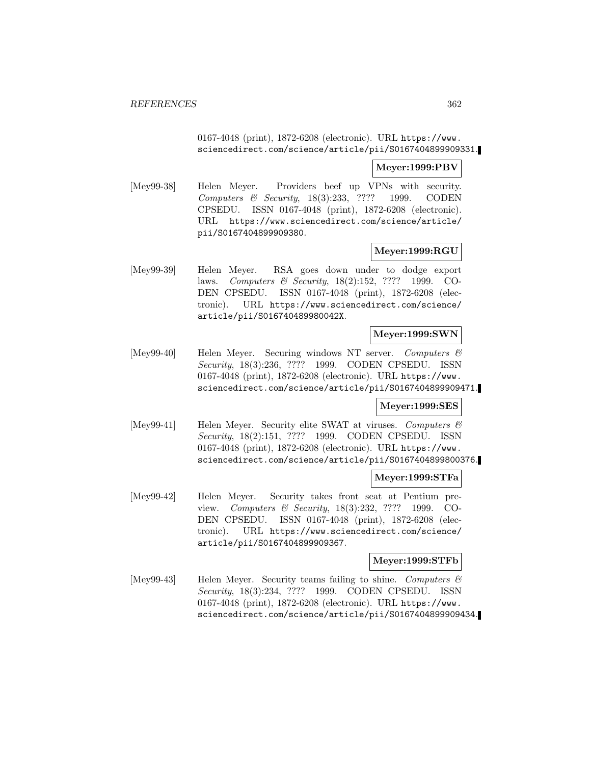0167-4048 (print), 1872-6208 (electronic). URL https://www.sciencedirect.com/science/article/pii/S0167404899909331.

**Meyer:1999:PBV**

[Mey99-38] Helen Meyer. Providers beef up VPNs with security. *Computers & Security*, 18(3):233, ???? 1999. CODEN CPSEDU. ISSN 0167-4048 (print), 1872-6208 (electronic). URL https://www.sciencedirect.com/science/article/pii/S0167404899909380.

**Meyer:1999:RGU**

[Mey99-39] Helen Meyer. RSA goes down under to dodge export laws. *Computers & Security*, 18(2):152, ???? 1999. CODEN CPSEDU. ISSN 0167-4048 (print), 1872-6208 (electronic). URL https://www.sciencedirect.com/science/article/pii/S016740489980042X.

**Meyer:1999:SWN**

[Mey99-40] Helen Meyer. Securing windows NT server. *Computers & Security*, 18(3):236, ???? 1999. CODEN CPSEDU. ISSN 0167-4048 (print), 1872-6208 (electronic). URL https://www.sciencedirect.com/science/article/pii/S0167404899909471.

**Meyer:1999:SES**

[Mey99-41] Helen Meyer. Security elite SWAT at viruses. *Computers & Security*, 18(2):151, ???? 1999. CODEN CPSEDU. ISSN 0167-4048 (print), 1872-6208 (electronic). URL https://www.sciencedirect.com/science/article/pii/S0167404899800376.

**Meyer:1999:STFa**

[Mey99-42] Helen Meyer. Security takes front seat at Pentium preview. *Computers & Security*, 18(3):232, ???? 1999. CODEN CPSEDU. ISSN 0167-4048 (print), 1872-6208 (electronic). URL https://www.sciencedirect.com/science/article/pii/S0167404899909367.

**Meyer:1999:STFb**

[Mey99-43] Helen Meyer. Security teams failing to shine. *Computers & Security*, 18(3):234, ???? 1999. CODEN CPSEDU. ISSN 0167-4048 (print), 1872-6208 (electronic). URL https://www.sciencedirect.com/science/article/pii/S0167404899909434.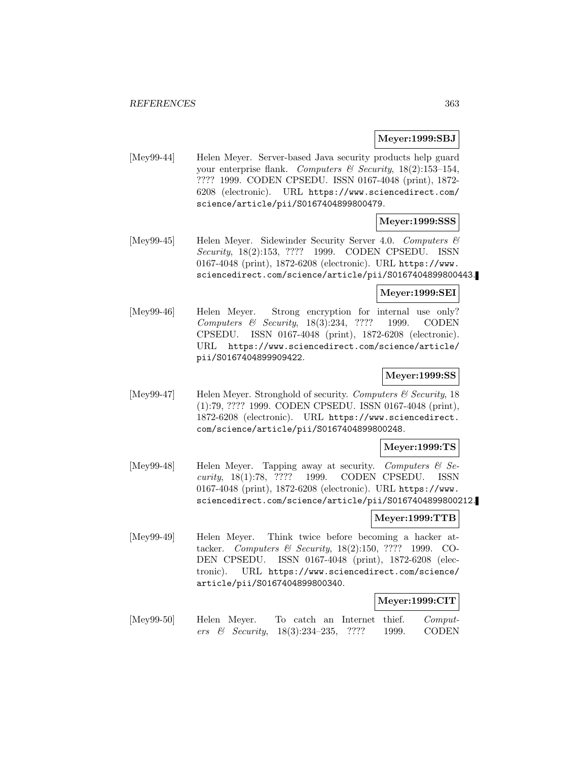**Meyer:1999:SBJ**

[Mey99-44] Helen Meyer. Server-based Java security products help guard your enterprise flank. *Computers & Security*, 18(2):153–154, ???? 1999. CODEN CPSEDU. ISSN 0167-4048 (print), 1872-6208 (electronic). URL https://www.sciencedirect.com/science/article/pii/S0167404899800479.

**Meyer:1999:SSS**

[Mey99-45] Helen Meyer. Sidewinder Security Server 4.0. *Computers & Security*, 18(2):153, ???? 1999. CODEN CPSEDU. ISSN 0167-4048 (print), 1872-6208 (electronic). URL https://www.sciencedirect.com/science/article/pii/S0167404899800443.

**Meyer:1999:SEI**

[Mey99-46] Helen Meyer. Strong encryption for internal use only? *Computers & Security*, 18(3):234, ???? 1999. CODEN CPSEDU. ISSN 0167-4048 (print), 1872-6208 (electronic). URL https://www.sciencedirect.com/science/article/pii/S0167404899909422.

**Meyer:1999:SS**

[Mey99-47] Helen Meyer. Stronghold of security. *Computers & Security*, 18 (1):79, ???? 1999. CODEN CPSEDU. ISSN 0167-4048 (print), 1872-6208 (electronic). URL https://www.sciencedirect.com/science/article/pii/S0167404899800248.

**Meyer:1999:TS**

[Mey99-48] Helen Meyer. Tapping away at security. *Computers & Security*, 18(1):78, ???? 1999. CODEN CPSEDU. ISSN 0167-4048 (print), 1872-6208 (electronic). URL https://www.sciencedirect.com/science/article/pii/S0167404899800212.

**Meyer:1999:TTB**

[Mey99-49] Helen Meyer. Think twice before becoming a hacker attacker. *Computers & Security*, 18(2):150, ???? 1999. CODEN CPSEDU. ISSN 0167-4048 (print), 1872-6208 (electronic). URL https://www.sciencedirect.com/science/article/pii/S0167404899800340.

**Meyer:1999:CIT**

[Mey99-50] Helen Meyer. To catch an Internet thief. *Computers & Security*, 18(3):234–235, ???? 1999. CODEN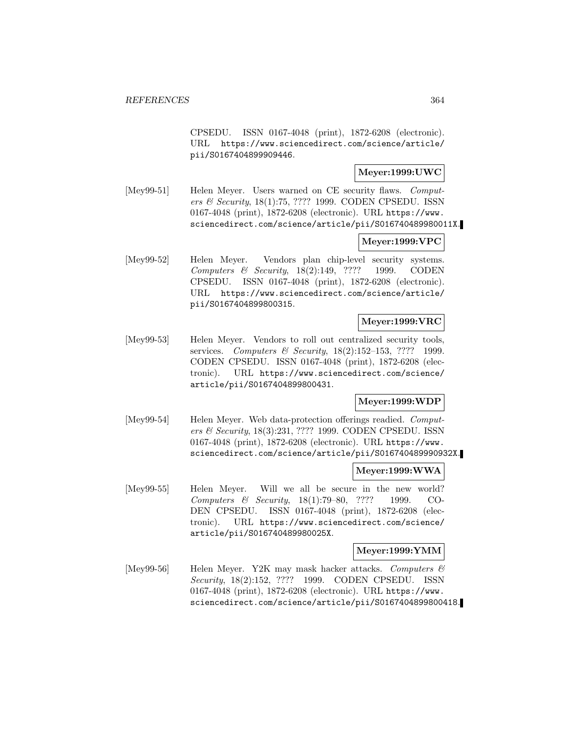CPSEDU. ISSN 0167-4048 (print), 1872-6208 (electronic). URL https://www.sciencedirect.com/science/article/pii/S0167404899909446.

**Meyer:1999:UWC**

[Mey99-51] Helen Meyer. Users warned on CE security flaws. *Computers & Security*, 18(1):75, ???? 1999. CODEN CPSEDU. ISSN 0167-4048 (print), 1872-6208 (electronic). URL https://www.sciencedirect.com/science/article/pii/S016740489980011X.

**Meyer:1999:VPC**

[Mey99-52] Helen Meyer. Vendors plan chip-level security systems. *Computers & Security*, 18(2):149, ???? 1999. CODEN CPSEDU. ISSN 0167-4048 (print), 1872-6208 (electronic). URL https://www.sciencedirect.com/science/article/pii/S0167404899800315.

**Meyer:1999:VRC**

[Mey99-53] Helen Meyer. Vendors to roll out centralized security tools, services. *Computers & Security*, 18(2):152–153, ???? 1999. CODEN CPSEDU. ISSN 0167-4048 (print), 1872-6208 (electronic). URL https://www.sciencedirect.com/science/article/pii/S0167404899800431.

**Meyer:1999:WDP**

[Mey99-54] Helen Meyer. Web data-protection offerings readied. *Computers & Security*, 18(3):231, ???? 1999. CODEN CPSEDU. ISSN 0167-4048 (print), 1872-6208 (electronic). URL https://www.sciencedirect.com/science/article/pii/S016740489990932X.

**Meyer:1999:WWA**

[Mey99-55] Helen Meyer. Will we all be secure in the new world? *Computers & Security*, 18(1):79–80, ???? 1999. CODEN CPSEDU. ISSN 0167-4048 (print), 1872-6208 (electronic). URL https://www.sciencedirect.com/science/article/pii/S016740489980025X.

**Meyer:1999:YMM**

[Mey99-56] Helen Meyer. Y2K may mask hacker attacks. *Computers & Security*, 18(2):152, ???? 1999. CODEN CPSEDU. ISSN 0167-4048 (print), 1872-6208 (electronic). URL https://www.sciencedirect.com/science/article/pii/S0167404899800418.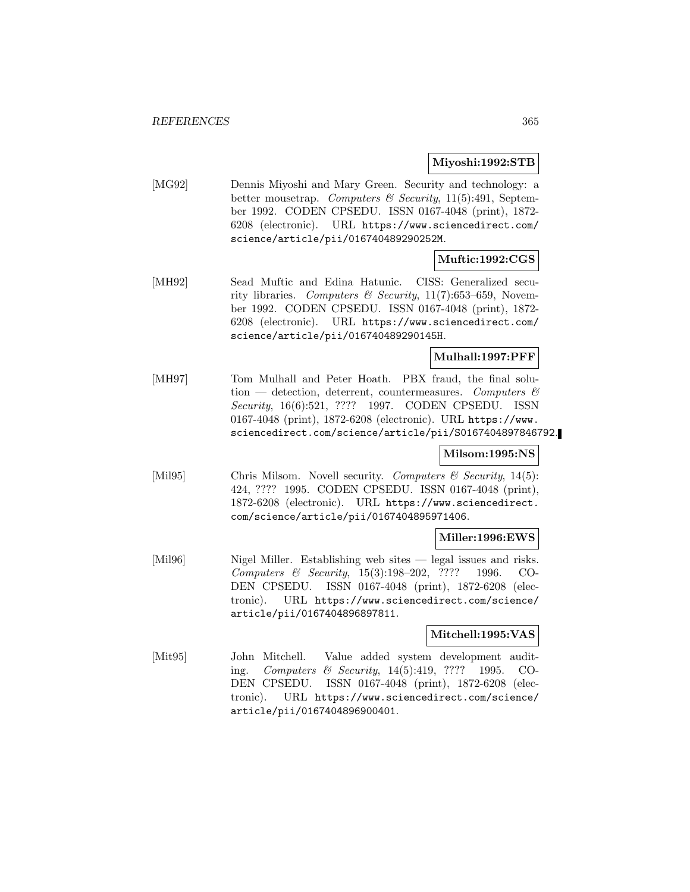**Miyoshi:1992:STB**

[MG92] Dennis Miyoshi and Mary Green. Security and technology: a better mousetrap. *Computers & Security*, 11(5):491, September 1992. CODEN CPSEDU. ISSN 0167-4048 (print), 1872-6208 (electronic). URL https://www.sciencedirect.com/science/article/pii/016740489290252M.

**Muftic:1992:CGS**

[MH92] Sead Muftic and Edina Hatunic. CISS: Generalized security libraries. *Computers & Security*, 11(7):653–659, November 1992. CODEN CPSEDU. ISSN 0167-4048 (print), 1872-6208 (electronic). URL https://www.sciencedirect.com/science/article/pii/016740489290145H.

**Mulhall:1997:PFF**

[MH97] Tom Mulhall and Peter Hoath. PBX fraud, the final solution — detection, deterrent, countermeasures. *Computers & Security*, 16(6):521, ???? 1997. CODEN CPSEDU. ISSN 0167-4048 (print), 1872-6208 (electronic). URL https://www.sciencedirect.com/science/article/pii/S0167404897846792.

**Milsom:1995:NS**

[Mil95] Chris Milsom. Novell security. *Computers & Security*, 14(5):424, ???? 1995. CODEN CPSEDU. ISSN 0167-4048 (print), 1872-6208 (electronic). URL https://www.sciencedirect.com/science/article/pii/0167404895971406.

**Miller:1996:EWS**

[Mil96] Nigel Miller. Establishing web sites — legal issues and risks. *Computers & Security*, 15(3):198–202, ???? 1996. CODEN CPSEDU. ISSN 0167-4048 (print), 1872-6208 (electronic). URL https://www.sciencedirect.com/science/article/pii/0167404896897811.

**Mitchell:1995:VAS**

[Mit95] John Mitchell. Value added system development auditing. *Computers & Security*, 14(5):419, ???? 1995. CODEN CPSEDU. ISSN 0167-4048 (print), 1872-6208 (electronic). URL https://www.sciencedirect.com/science/article/pii/0167404896900401.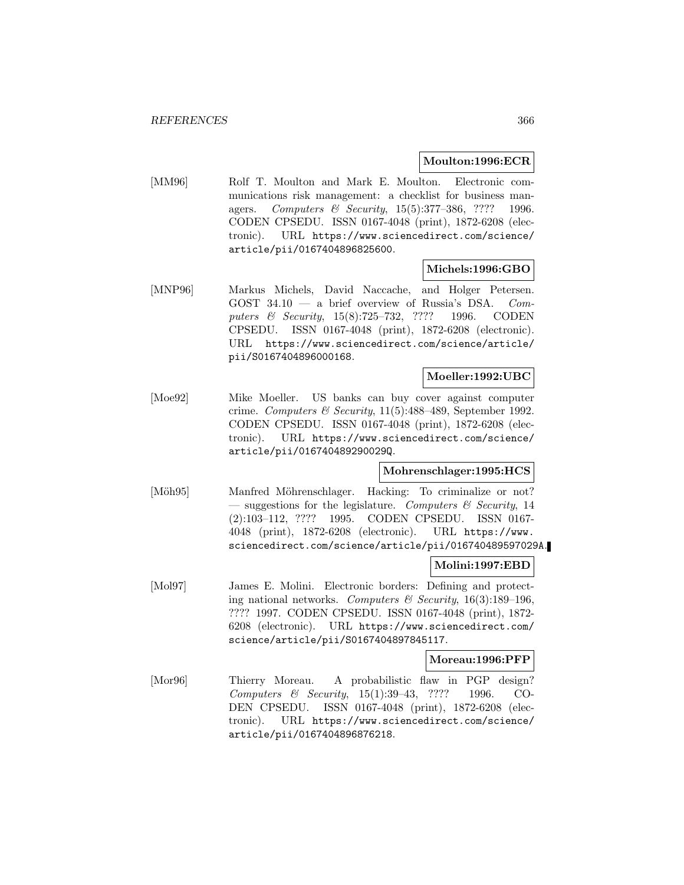**Moulton:1996:ECR**

[MM96] Rolf T. Moulton and Mark E. Moulton. Electronic communications risk management: a checklist for business managers. *Computers & Security*, 15(5):377–386, ???? 1996. CODEN CPSEDU. ISSN 0167-4048 (print), 1872-6208 (electronic). URL https://www.sciencedirect.com/science/article/pii/0167404896825600.

**Michels:1996:GBO**

[MNP96] Markus Michels, David Naccache, and Holger Petersen. GOST 34.10 — a brief overview of Russia's DSA. *Computers & Security*, 15(8):725–732, ???? 1996. CODEN CPSEDU. ISSN 0167-4048 (print), 1872-6208 (electronic). URL https://www.sciencedirect.com/science/article/pii/S0167404896000168.

**Moeller:1992:UBC**

[Moe92] Mike Moeller. US banks can buy cover against computer crime. *Computers & Security*, 11(5):488–489, September 1992. CODEN CPSEDU. ISSN 0167-4048 (print), 1872-6208 (electronic). URL https://www.sciencedirect.com/science/article/pii/016740489290029Q.

**Mohrenschlager:1995:HCS**

[Möh95] Manfred Möhrenschlager. Hacking: To criminalize or not? — suggestions for the legislature. *Computers & Security*, 14 (2):103–112, ???? 1995. CODEN CPSEDU. ISSN 0167-4048 (print), 1872-6208 (electronic). URL https://www.sciencedirect.com/science/article/pii/016740489597029A.

**Molini:1997:EBD**

[Mol97] James E. Molini. Electronic borders: Defining and protecting national networks. *Computers & Security*, 16(3):189–196, ???? 1997. CODEN CPSEDU. ISSN 0167-4048 (print), 1872-6208 (electronic). URL https://www.sciencedirect.com/science/article/pii/S0167404897845117.

**Moreau:1996:PFP**

[Mor96] Thierry Moreau. A probabilistic flaw in PGP design? *Computers & Security*, 15(1):39–43, ???? 1996. CODEN CPSEDU. ISSN 0167-4048 (print), 1872-6208 (electronic). URL https://www.sciencedirect.com/science/article/pii/0167404896876218.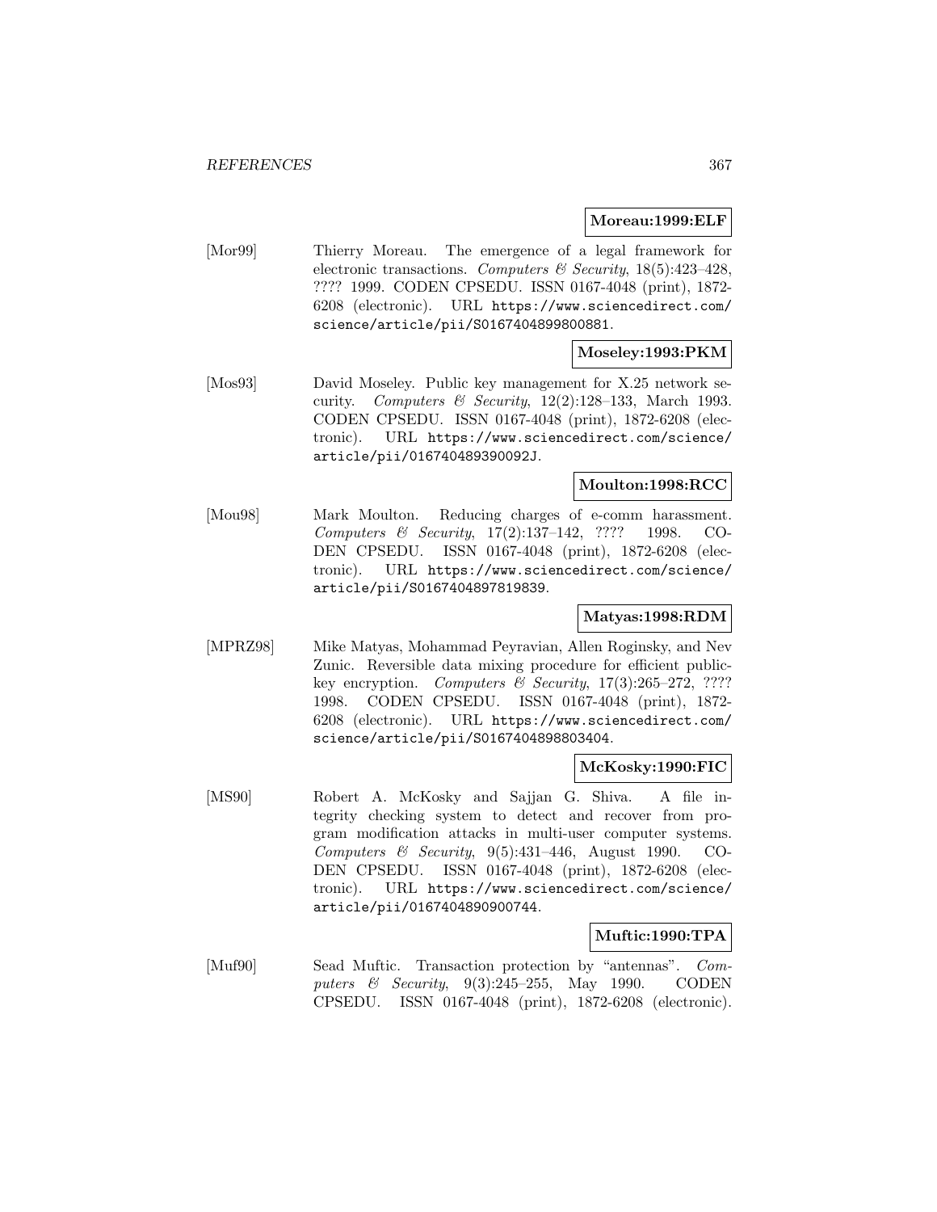**Moreau:1999:ELF**

[Mor99] Thierry Moreau. The emergence of a legal framework for electronic transactions. *Computers & Security*, 18(5):423–428, ???? 1999. CODEN CPSEDU. ISSN 0167-4048 (print), 1872-6208 (electronic). URL `https://www.sciencedirect.com/science/article/pii/S0167404899800881`.

**Moseley:1993:PKM**

[Mos93] David Moseley. Public key management for X.25 network security. *Computers & Security*, 12(2):128–133, March 1993. CODEN CPSEDU. ISSN 0167-4048 (print), 1872-6208 (electronic). URL `https://www.sciencedirect.com/science/article/pii/016740489390092J`.

**Moulton:1998:RCC**

[Mou98] Mark Moulton. Reducing charges of e-comm harassment. *Computers & Security*, 17(2):137–142, ???? 1998. CODEN CPSEDU. ISSN 0167-4048 (print), 1872-6208 (electronic). URL `https://www.sciencedirect.com/science/article/pii/S0167404897819839`.

**Matyas:1998:RDM**

[MPRZ98] Mike Matyas, Mohammad Peyravian, Allen Roginsky, and Nev Zunic. Reversible data mixing procedure for efficient public-key encryption. *Computers & Security*, 17(3):265–272, ???? 1998. CODEN CPSEDU. ISSN 0167-4048 (print), 1872-6208 (electronic). URL `https://www.sciencedirect.com/science/article/pii/S0167404898803404`.

**McKosky:1990:FIC**

[MS90] Robert A. McKosky and Sajjan G. Shiva. A file integrity checking system to detect and recover from program modification attacks in multi-user computer systems. *Computers & Security*, 9(5):431–446, August 1990. CODEN CPSEDU. ISSN 0167-4048 (print), 1872-6208 (electronic). URL `https://www.sciencedirect.com/science/article/pii/0167404890900744`.

**Muftic:1990:TPA**

[Muf90] Sead Muftic. Transaction protection by "antennas". *Computers & Security*, 9(3):245–255, May 1990. CODEN CPSEDU. ISSN 0167-4048 (print), 1872-6208 (electronic).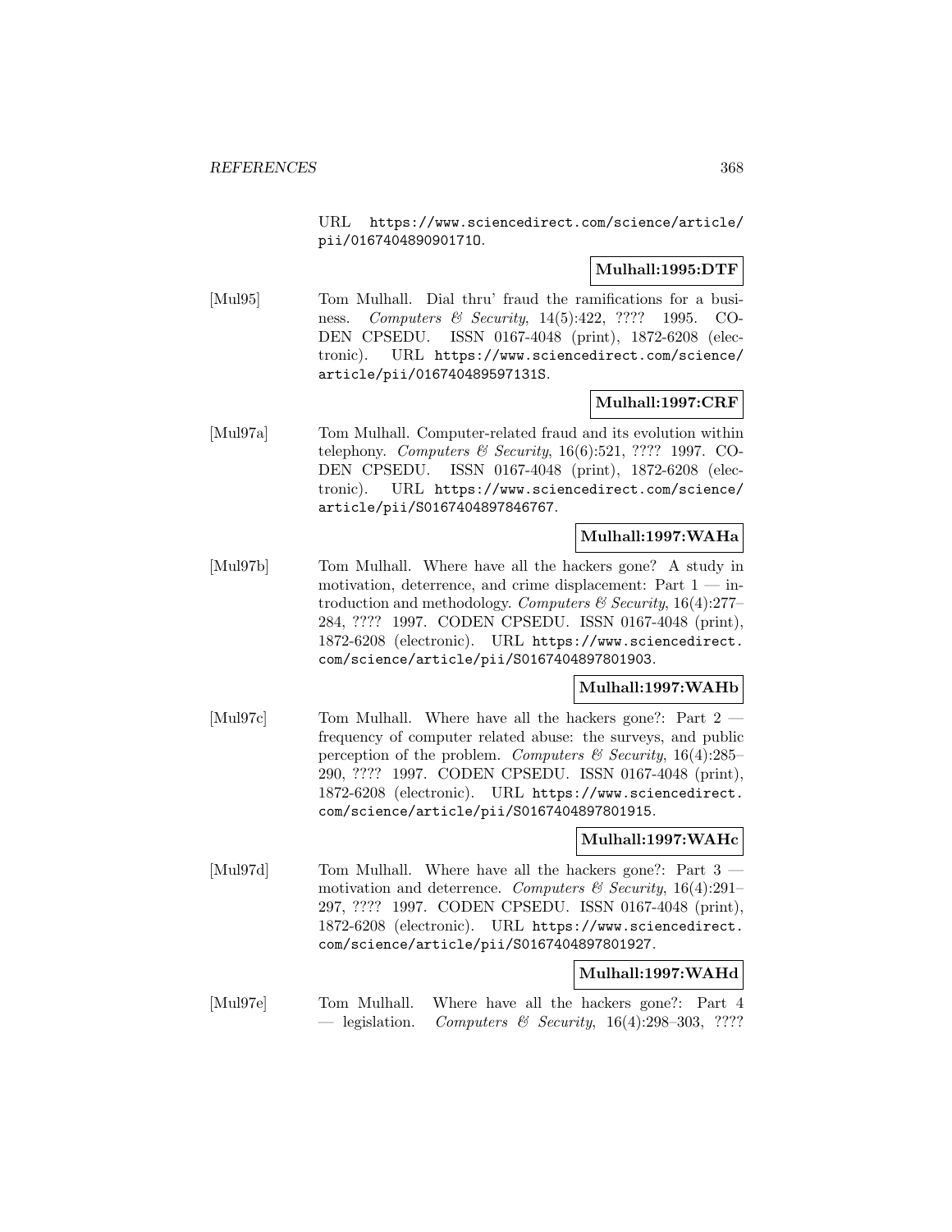URL https://www.sciencedirect.com/science/article/pii/016740489090171O.

**Mulhall:1995:DTF**

[Mul95] Tom Mulhall. Dial thru' fraud the ramifications for a business. *Computers & Security*, 14(5):422, ???? 1995. CODEN CPSEDU. ISSN 0167-4048 (print), 1872-6208 (electronic). URL https://www.sciencedirect.com/science/article/pii/016740489597131S.

**Mulhall:1997:CRF**

[Mul97a] Tom Mulhall. Computer-related fraud and its evolution within telephony. *Computers & Security*, 16(6):521, ???? 1997. CODEN CPSEDU. ISSN 0167-4048 (print), 1872-6208 (electronic). URL https://www.sciencedirect.com/science/article/pii/S0167404897846767.

**Mulhall:1997:WAHa**

[Mul97b] Tom Mulhall. Where have all the hackers gone? A study in motivation, deterrence, and crime displacement: Part 1 — introduction and methodology. *Computers & Security*, 16(4):277–284, ???? 1997. CODEN CPSEDU. ISSN 0167-4048 (print), 1872-6208 (electronic). URL https://www.sciencedirect.com/science/article/pii/S0167404897801903.

**Mulhall:1997:WAHb**

[Mul97c] Tom Mulhall. Where have all the hackers gone?: Part 2 — frequency of computer related abuse: the surveys, and public perception of the problem. *Computers & Security*, 16(4):285–290, ???? 1997. CODEN CPSEDU. ISSN 0167-4048 (print), 1872-6208 (electronic). URL https://www.sciencedirect.com/science/article/pii/S0167404897801915.

**Mulhall:1997:WAHc**

[Mul97d] Tom Mulhall. Where have all the hackers gone?: Part 3 — motivation and deterrence. *Computers & Security*, 16(4):291–297, ???? 1997. CODEN CPSEDU. ISSN 0167-4048 (print), 1872-6208 (electronic). URL https://www.sciencedirect.com/science/article/pii/S0167404897801927.

**Mulhall:1997:WAHd**

[Mul97e] Tom Mulhall. Where have all the hackers gone?: Part 4 — legislation. *Computers & Security*, 16(4):298–303, ????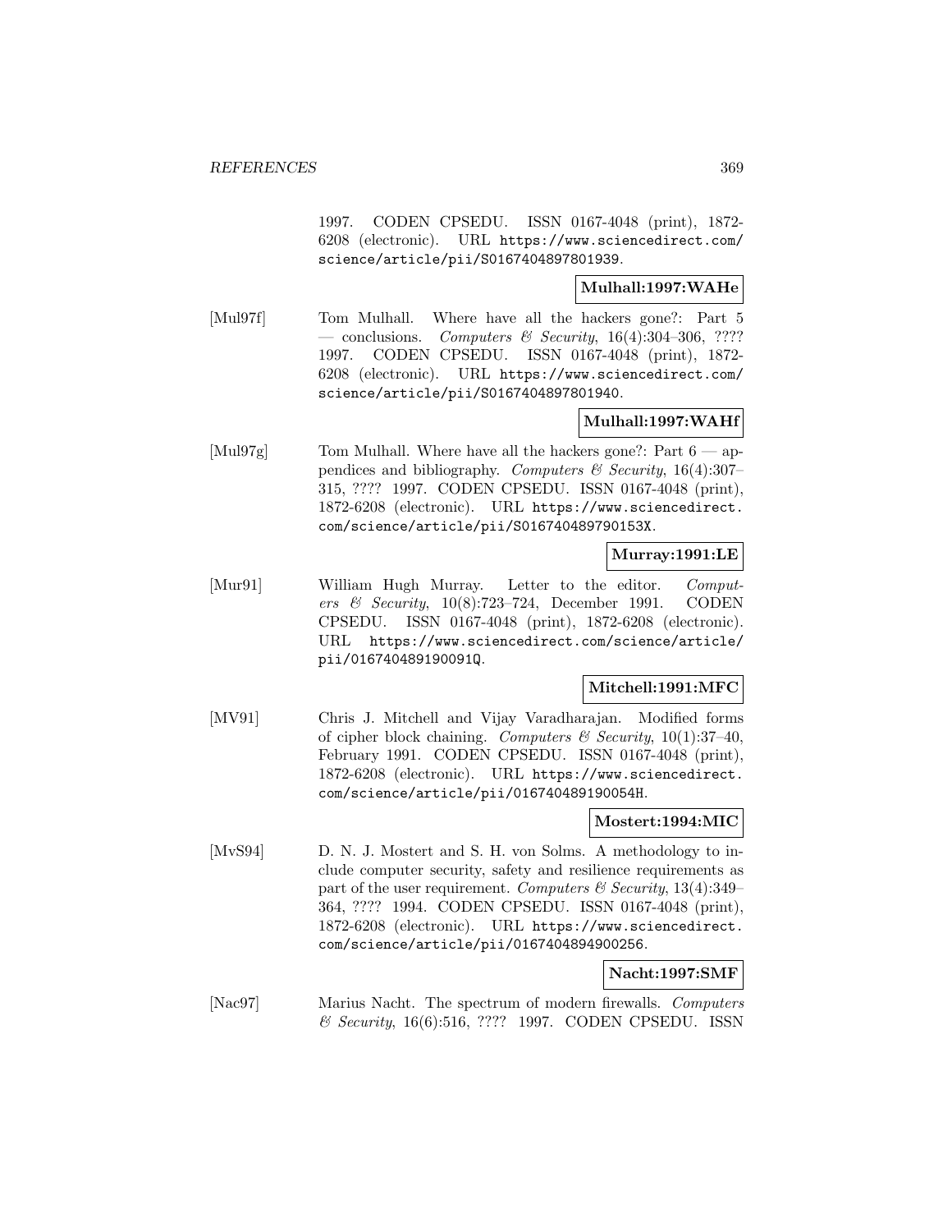1997. CODEN CPSEDU. ISSN 0167-4048 (print), 1872-6208 (electronic). URL https://www.sciencedirect.com/science/article/pii/S0167404897801939.

**Mulhall:1997:WAHe**

[Mul97f] Tom Mulhall. Where have all the hackers gone?: Part 5 — conclusions. *Computers & Security*, 16(4):304–306, ???? 1997. CODEN CPSEDU. ISSN 0167-4048 (print), 1872-6208 (electronic). URL https://www.sciencedirect.com/science/article/pii/S0167404897801940.

**Mulhall:1997:WAHf**

[Mul97g] Tom Mulhall. Where have all the hackers gone?: Part 6 — appendices and bibliography. *Computers & Security*, 16(4):307–315, ???? 1997. CODEN CPSEDU. ISSN 0167-4048 (print), 1872-6208 (electronic). URL https://www.sciencedirect.com/science/article/pii/S016740489790153X.

**Murray:1991:LE**

[Mur91] William Hugh Murray. Letter to the editor. *Computers & Security*, 10(8):723–724, December 1991. CODEN CPSEDU. ISSN 0167-4048 (print), 1872-6208 (electronic). URL https://www.sciencedirect.com/science/article/pii/016740489190091Q.

**Mitchell:1991:MFC**

[MV91] Chris J. Mitchell and Vijay Varadharajan. Modified forms of cipher block chaining. *Computers & Security*, 10(1):37–40, February 1991. CODEN CPSEDU. ISSN 0167-4048 (print), 1872-6208 (electronic). URL https://www.sciencedirect.com/science/article/pii/016740489190054H.

**Mostert:1994:MIC**

[MvS94] D. N. J. Mostert and S. H. von Solms. A methodology to include computer security, safety and resilience requirements as part of the user requirement. *Computers & Security*, 13(4):349–364, ???? 1994. CODEN CPSEDU. ISSN 0167-4048 (print), 1872-6208 (electronic). URL https://www.sciencedirect.com/science/article/pii/0167404894900256.

**Nacht:1997:SMF**

[Nac97] Marius Nacht. The spectrum of modern firewalls. *Computers & Security*, 16(6):516, ???? 1997. CODEN CPSEDU. ISSN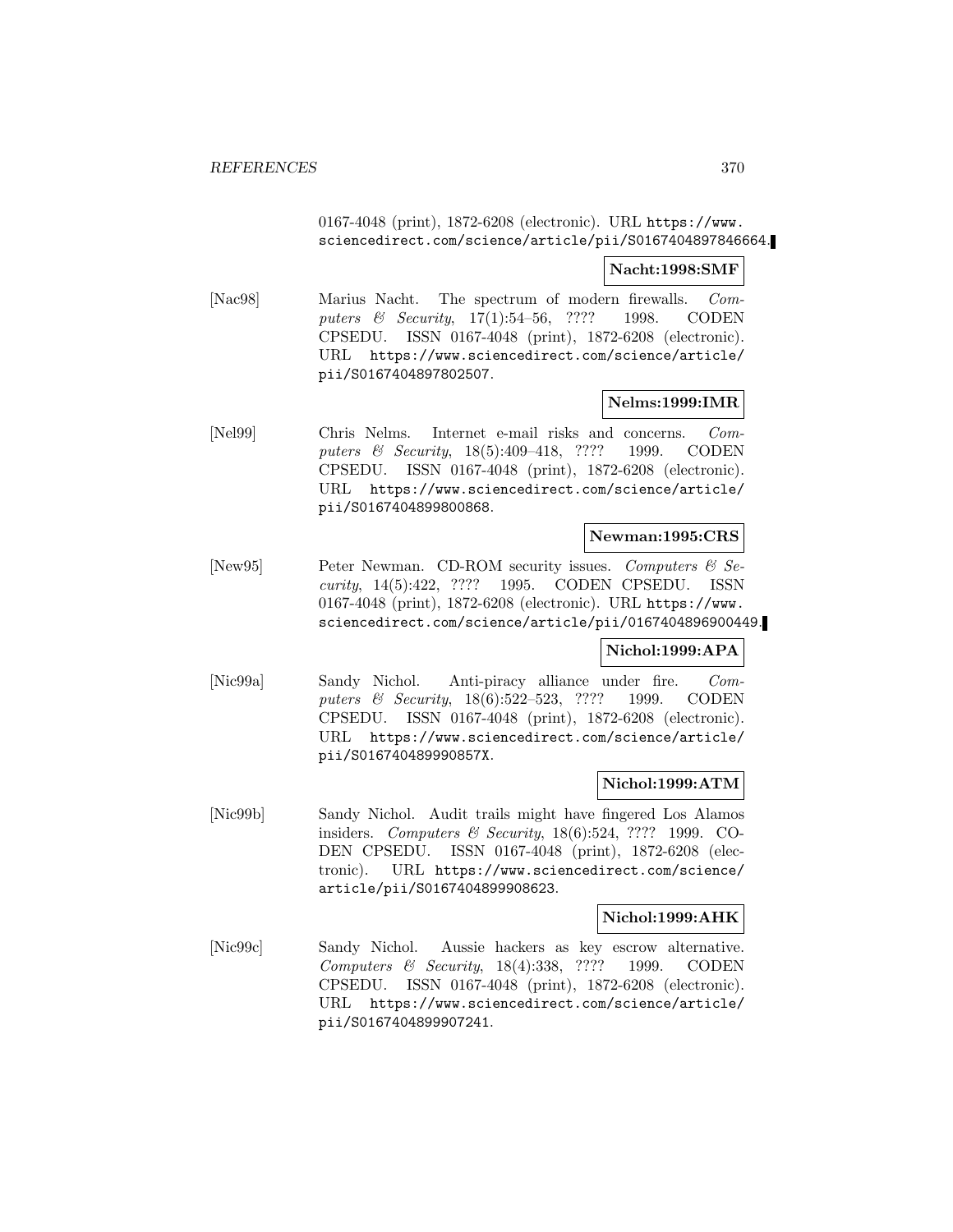0167-4048 (print), 1872-6208 (electronic). URL https://www.sciencedirect.com/science/article/pii/S0167404897846664.

**Nacht:1998:SMF**

[Nac98] Marius Nacht. The spectrum of modern firewalls. *Computers & Security*, 17(1):54–56, ???? 1998. CODEN CPSEDU. ISSN 0167-4048 (print), 1872-6208 (electronic). URL https://www.sciencedirect.com/science/article/pii/S0167404897802507.

**Nelms:1999:IMR**

[Nel99] Chris Nelms. Internet e-mail risks and concerns. *Computers & Security*, 18(5):409–418, ???? 1999. CODEN CPSEDU. ISSN 0167-4048 (print), 1872-6208 (electronic). URL https://www.sciencedirect.com/science/article/pii/S0167404899800868.

**Newman:1995:CRS**

[New95] Peter Newman. CD-ROM security issues. *Computers & Security*, 14(5):422, ???? 1995. CODEN CPSEDU. ISSN 0167-4048 (print), 1872-6208 (electronic). URL https://www.sciencedirect.com/science/article/pii/0167404896900449.

**Nichol:1999:APA**

[Nic99a] Sandy Nichol. Anti-piracy alliance under fire. *Computers & Security*, 18(6):522–523, ???? 1999. CODEN CPSEDU. ISSN 0167-4048 (print), 1872-6208 (electronic). URL https://www.sciencedirect.com/science/article/pii/S016740489990857X.

**Nichol:1999:ATM**

[Nic99b] Sandy Nichol. Audit trails might have fingered Los Alamos insiders. *Computers & Security*, 18(6):524, ???? 1999. CODEN CPSEDU. ISSN 0167-4048 (print), 1872-6208 (electronic). URL https://www.sciencedirect.com/science/article/pii/S0167404899908623.

**Nichol:1999:AHK**

[Nic99c] Sandy Nichol. Aussie hackers as key escrow alternative. *Computers & Security*, 18(4):338, ???? 1999. CODEN CPSEDU. ISSN 0167-4048 (print), 1872-6208 (electronic). URL https://www.sciencedirect.com/science/article/pii/S0167404899907241.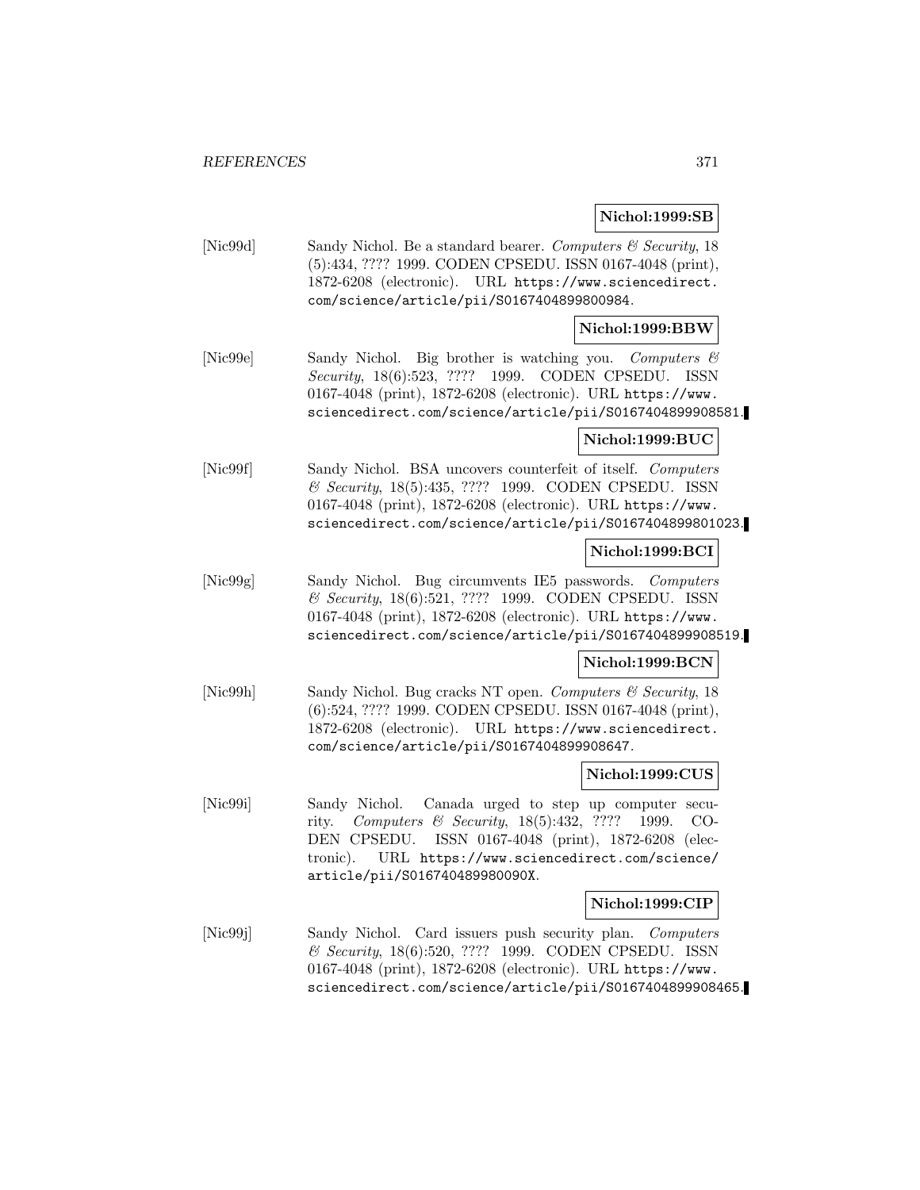**Nichol:1999:SB**

[Nic99d] Sandy Nichol. Be a standard bearer. *Computers & Security*, 18 (5):434, ???? 1999. CODEN CPSEDU. ISSN 0167-4048 (print), 1872-6208 (electronic). URL https://www.sciencedirect.com/science/article/pii/S0167404899800984.

**Nichol:1999:BBW**

[Nic99e] Sandy Nichol. Big brother is watching you. *Computers & Security*, 18(6):523, ???? 1999. CODEN CPSEDU. ISSN 0167-4048 (print), 1872-6208 (electronic). URL https://www.sciencedirect.com/science/article/pii/S0167404899908581.

**Nichol:1999:BUC**

[Nic99f] Sandy Nichol. BSA uncovers counterfeit of itself. *Computers & Security*, 18(5):435, ???? 1999. CODEN CPSEDU. ISSN 0167-4048 (print), 1872-6208 (electronic). URL https://www.sciencedirect.com/science/article/pii/S0167404899801023.

**Nichol:1999:BCI**

[Nic99g] Sandy Nichol. Bug circumvents IE5 passwords. *Computers & Security*, 18(6):521, ???? 1999. CODEN CPSEDU. ISSN 0167-4048 (print), 1872-6208 (electronic). URL https://www.sciencedirect.com/science/article/pii/S0167404899908519.

**Nichol:1999:BCN**

[Nic99h] Sandy Nichol. Bug cracks NT open. *Computers & Security*, 18 (6):524, ???? 1999. CODEN CPSEDU. ISSN 0167-4048 (print), 1872-6208 (electronic). URL https://www.sciencedirect.com/science/article/pii/S0167404899908647.

**Nichol:1999:CUS**

[Nic99i] Sandy Nichol. Canada urged to step up computer security. *Computers & Security*, 18(5):432, ???? 1999. CODEN CPSEDU. ISSN 0167-4048 (print), 1872-6208 (electronic). URL https://www.sciencedirect.com/science/article/pii/S016740489980090X.

**Nichol:1999:CIP**

[Nic99j] Sandy Nichol. Card issuers push security plan. *Computers & Security*, 18(6):520, ???? 1999. CODEN CPSEDU. ISSN 0167-4048 (print), 1872-6208 (electronic). URL https://www.sciencedirect.com/science/article/pii/S0167404899908465.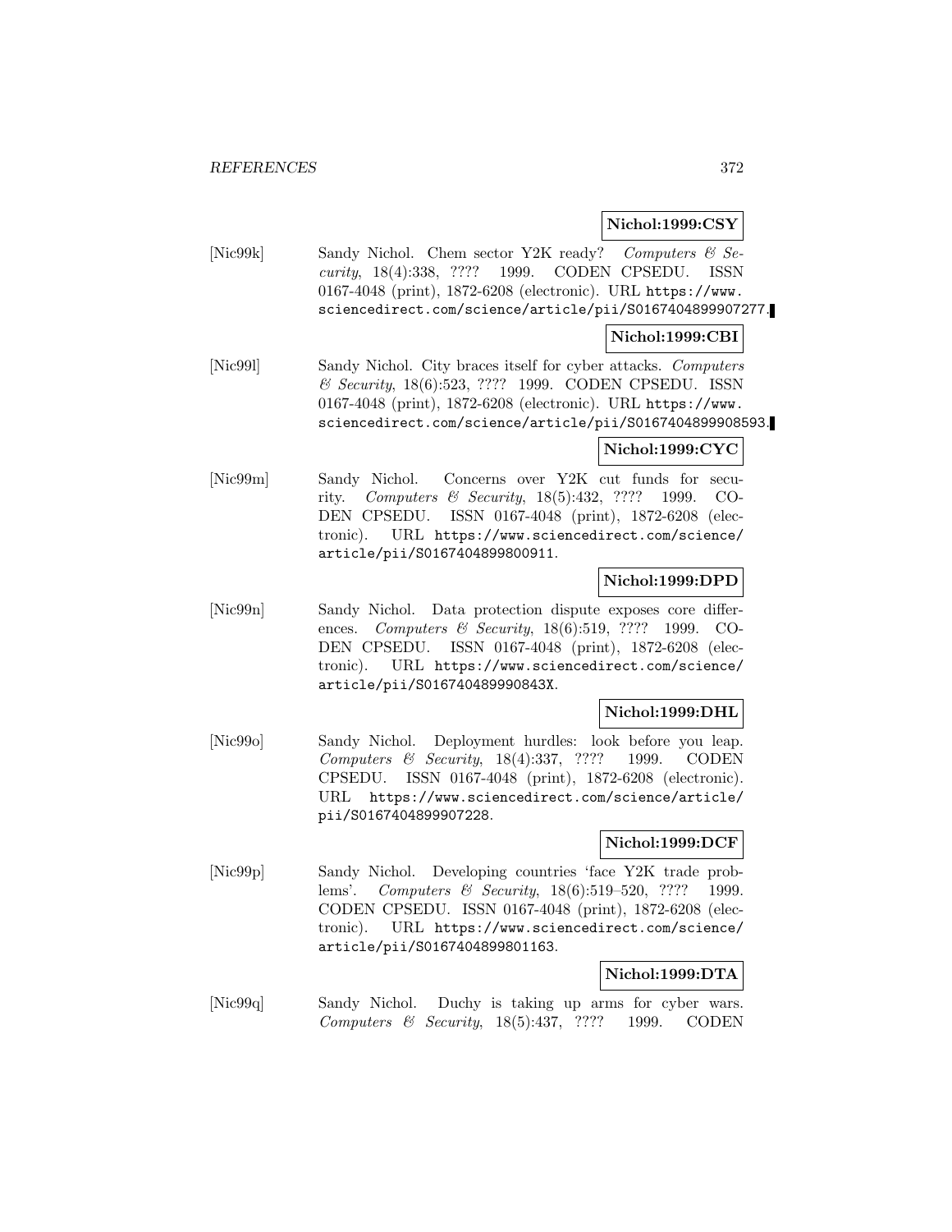**Nichol:1999:CSY**

[Nic99k] Sandy Nichol. Chem sector Y2K ready? *Computers & Security*, 18(4):338, ???? 1999. CODEN CPSEDU. ISSN 0167-4048 (print), 1872-6208 (electronic). URL https://www.sciencedirect.com/science/article/pii/S0167404899907277.

**Nichol:1999:CBI**

[Nic99l] Sandy Nichol. City braces itself for cyber attacks. *Computers & Security*, 18(6):523, ???? 1999. CODEN CPSEDU. ISSN 0167-4048 (print), 1872-6208 (electronic). URL https://www.sciencedirect.com/science/article/pii/S0167404899908593.

**Nichol:1999:CYC**

[Nic99m] Sandy Nichol. Concerns over Y2K cut funds for security. *Computers & Security*, 18(5):432, ???? 1999. CODEN CPSEDU. ISSN 0167-4048 (print), 1872-6208 (electronic). URL https://www.sciencedirect.com/science/article/pii/S0167404899800911.

**Nichol:1999:DPD**

[Nic99n] Sandy Nichol. Data protection dispute exposes core differences. *Computers & Security*, 18(6):519, ???? 1999. CODEN CPSEDU. ISSN 0167-4048 (print), 1872-6208 (electronic). URL https://www.sciencedirect.com/science/article/pii/S016740489990843X.

**Nichol:1999:DHL**

[Nic99o] Sandy Nichol. Deployment hurdles: look before you leap. *Computers & Security*, 18(4):337, ???? 1999. CODEN CPSEDU. ISSN 0167-4048 (print), 1872-6208 (electronic). URL https://www.sciencedirect.com/science/article/pii/S0167404899907228.

**Nichol:1999:DCF**

[Nic99p] Sandy Nichol. Developing countries 'face Y2K trade problems'. *Computers & Security*, 18(6):519–520, ???? 1999. CODEN CPSEDU. ISSN 0167-4048 (print), 1872-6208 (electronic). URL https://www.sciencedirect.com/science/article/pii/S0167404899801163.

**Nichol:1999:DTA**

[Nic99q] Sandy Nichol. Duchy is taking up arms for cyber wars. *Computers & Security*, 18(5):437, ???? 1999. CODEN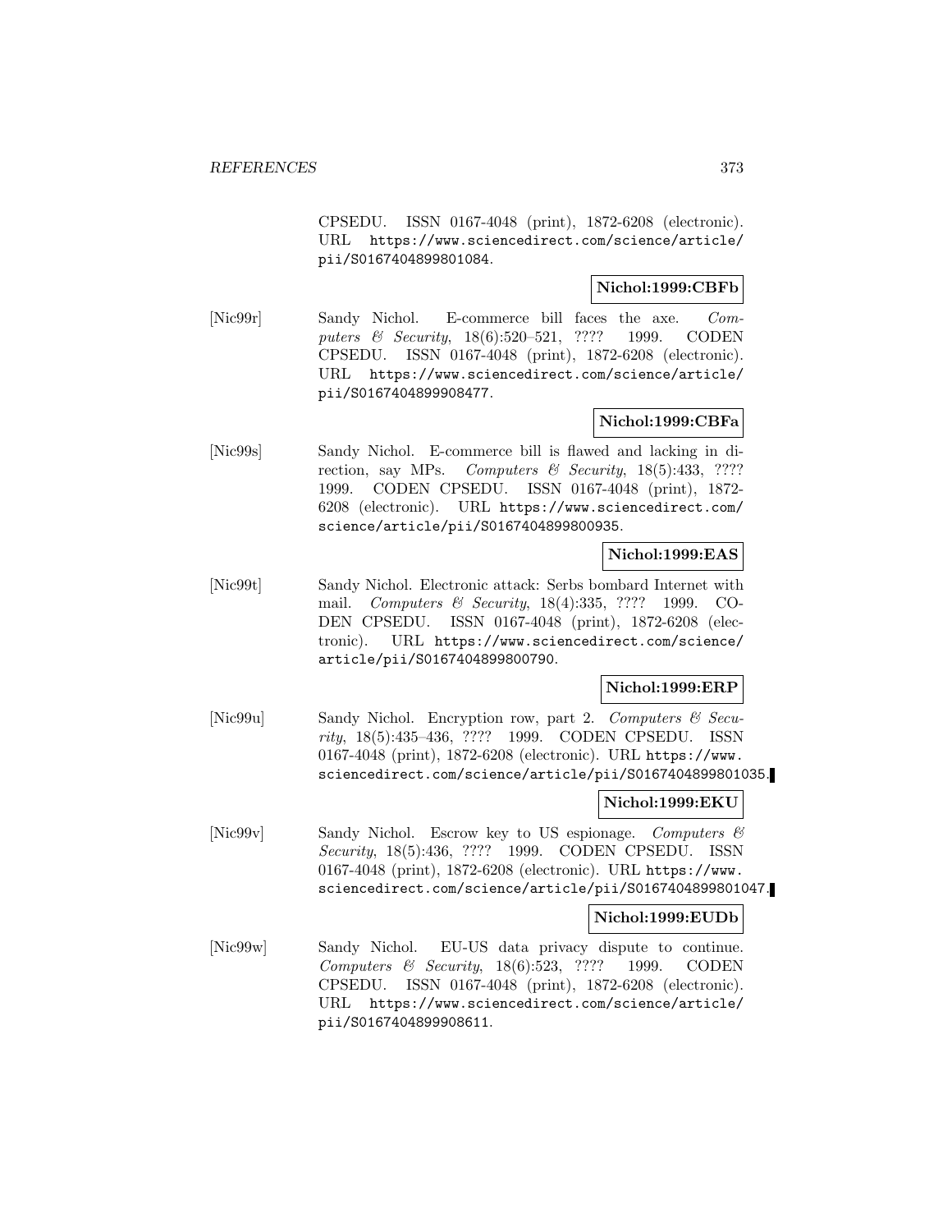CPSEDU. ISSN 0167-4048 (print), 1872-6208 (electronic). URL https://www.sciencedirect.com/science/article/pii/S0167404899801084.

**Nichol:1999:CBFb**

[Nic99r] Sandy Nichol. E-commerce bill faces the axe. *Computers & Security*, 18(6):520–521, ???? 1999. CODEN CPSEDU. ISSN 0167-4048 (print), 1872-6208 (electronic). URL https://www.sciencedirect.com/science/article/pii/S0167404899908477.

**Nichol:1999:CBFa**

[Nic99s] Sandy Nichol. E-commerce bill is flawed and lacking in direction, say MPs. *Computers & Security*, 18(5):433, ???? 1999. CODEN CPSEDU. ISSN 0167-4048 (print), 1872-6208 (electronic). URL https://www.sciencedirect.com/science/article/pii/S0167404899800935.

**Nichol:1999:EAS**

[Nic99t] Sandy Nichol. Electronic attack: Serbs bombard Internet with mail. *Computers & Security*, 18(4):335, ???? 1999. CODEN CPSEDU. ISSN 0167-4048 (print), 1872-6208 (electronic). URL https://www.sciencedirect.com/science/article/pii/S0167404899800790.

**Nichol:1999:ERP**

[Nic99u] Sandy Nichol. Encryption row, part 2. *Computers & Security*, 18(5):435–436, ???? 1999. CODEN CPSEDU. ISSN 0167-4048 (print), 1872-6208 (electronic). URL https://www.sciencedirect.com/science/article/pii/S0167404899801035.

**Nichol:1999:EKU**

[Nic99v] Sandy Nichol. Escrow key to US espionage. *Computers & Security*, 18(5):436, ???? 1999. CODEN CPSEDU. ISSN 0167-4048 (print), 1872-6208 (electronic). URL https://www.sciencedirect.com/science/article/pii/S0167404899801047.

**Nichol:1999:EUDb**

[Nic99w] Sandy Nichol. EU-US data privacy dispute to continue. *Computers & Security*, 18(6):523, ???? 1999. CODEN CPSEDU. ISSN 0167-4048 (print), 1872-6208 (electronic). URL https://www.sciencedirect.com/science/article/pii/S0167404899908611.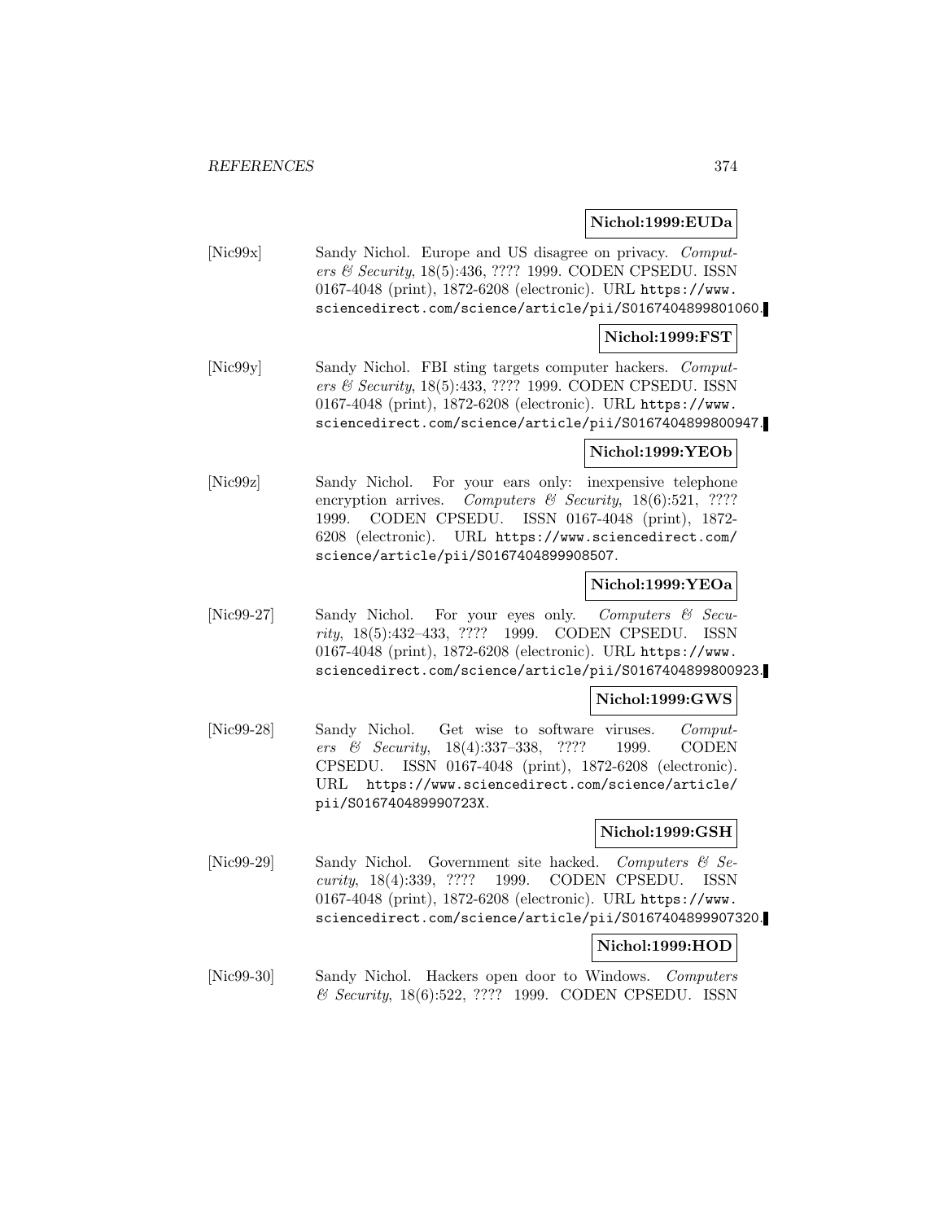**Nichol:1999:EUDa**

[Nic99x] Sandy Nichol. Europe and US disagree on privacy. *Computers & Security*, 18(5):436, ???? 1999. CODEN CPSEDU. ISSN 0167-4048 (print), 1872-6208 (electronic). URL https://www.sciencedirect.com/science/article/pii/S0167404899801060.

**Nichol:1999:FST**

[Nic99y] Sandy Nichol. FBI sting targets computer hackers. *Computers & Security*, 18(5):433, ???? 1999. CODEN CPSEDU. ISSN 0167-4048 (print), 1872-6208 (electronic). URL https://www.sciencedirect.com/science/article/pii/S0167404899800947.

**Nichol:1999:YEOb**

[Nic99z] Sandy Nichol. For your ears only: inexpensive telephone encryption arrives. *Computers & Security*, 18(6):521, ???? 1999. CODEN CPSEDU. ISSN 0167-4048 (print), 1872-6208 (electronic). URL https://www.sciencedirect.com/science/article/pii/S0167404899908507.

**Nichol:1999:YEOa**

[Nic99-27] Sandy Nichol. For your eyes only. *Computers & Security*, 18(5):432–433, ???? 1999. CODEN CPSEDU. ISSN 0167-4048 (print), 1872-6208 (electronic). URL https://www.sciencedirect.com/science/article/pii/S0167404899800923.

**Nichol:1999:GWS**

[Nic99-28] Sandy Nichol. Get wise to software viruses. *Computers & Security*, 18(4):337–338, ???? 1999. CODEN CPSEDU. ISSN 0167-4048 (print), 1872-6208 (electronic). URL https://www.sciencedirect.com/science/article/pii/S016740489990723X.

**Nichol:1999:GSH**

[Nic99-29] Sandy Nichol. Government site hacked. *Computers & Security*, 18(4):339, ???? 1999. CODEN CPSEDU. ISSN 0167-4048 (print), 1872-6208 (electronic). URL https://www.sciencedirect.com/science/article/pii/S0167404899907320.

**Nichol:1999:HOD**

[Nic99-30] Sandy Nichol. Hackers open door to Windows. *Computers & Security*, 18(6):522, ???? 1999. CODEN CPSEDU. ISSN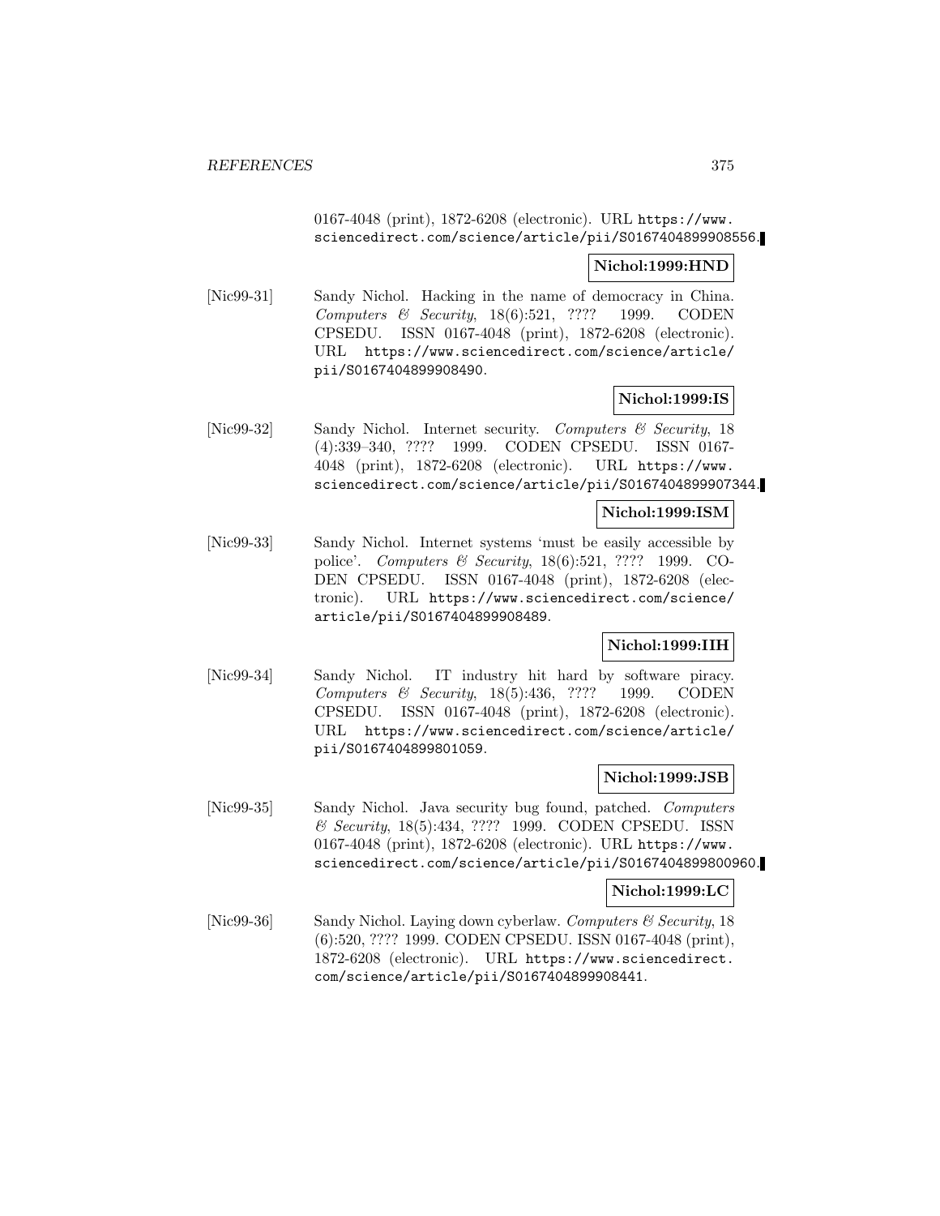0167-4048 (print), 1872-6208 (electronic). URL https://www.sciencedirect.com/science/article/pii/S0167404899908556.

**Nichol:1999:HND**

[Nic99-31] Sandy Nichol. Hacking in the name of democracy in China. *Computers & Security*, 18(6):521, ???? 1999. CODEN CPSEDU. ISSN 0167-4048 (print), 1872-6208 (electronic). URL https://www.sciencedirect.com/science/article/pii/S0167404899908490.

**Nichol:1999:IS**

[Nic99-32] Sandy Nichol. Internet security. *Computers & Security*, 18 (4):339–340, ???? 1999. CODEN CPSEDU. ISSN 0167-4048 (print), 1872-6208 (electronic). URL https://www.sciencedirect.com/science/article/pii/S0167404899907344.

**Nichol:1999:ISM**

[Nic99-33] Sandy Nichol. Internet systems 'must be easily accessible by police'. *Computers & Security*, 18(6):521, ???? 1999. CODEN CPSEDU. ISSN 0167-4048 (print), 1872-6208 (electronic). URL https://www.sciencedirect.com/science/article/pii/S0167404899908489.

**Nichol:1999:IIH**

[Nic99-34] Sandy Nichol. IT industry hit hard by software piracy. *Computers & Security*, 18(5):436, ???? 1999. CODEN CPSEDU. ISSN 0167-4048 (print), 1872-6208 (electronic). URL https://www.sciencedirect.com/science/article/pii/S0167404899801059.

**Nichol:1999:JSB**

[Nic99-35] Sandy Nichol. Java security bug found, patched. *Computers & Security*, 18(5):434, ???? 1999. CODEN CPSEDU. ISSN 0167-4048 (print), 1872-6208 (electronic). URL https://www.sciencedirect.com/science/article/pii/S0167404899800960.

**Nichol:1999:LC**

[Nic99-36] Sandy Nichol. Laying down cyberlaw. *Computers & Security*, 18 (6):520, ???? 1999. CODEN CPSEDU. ISSN 0167-4048 (print), 1872-6208 (electronic). URL https://www.sciencedirect.com/science/article/pii/S0167404899908441.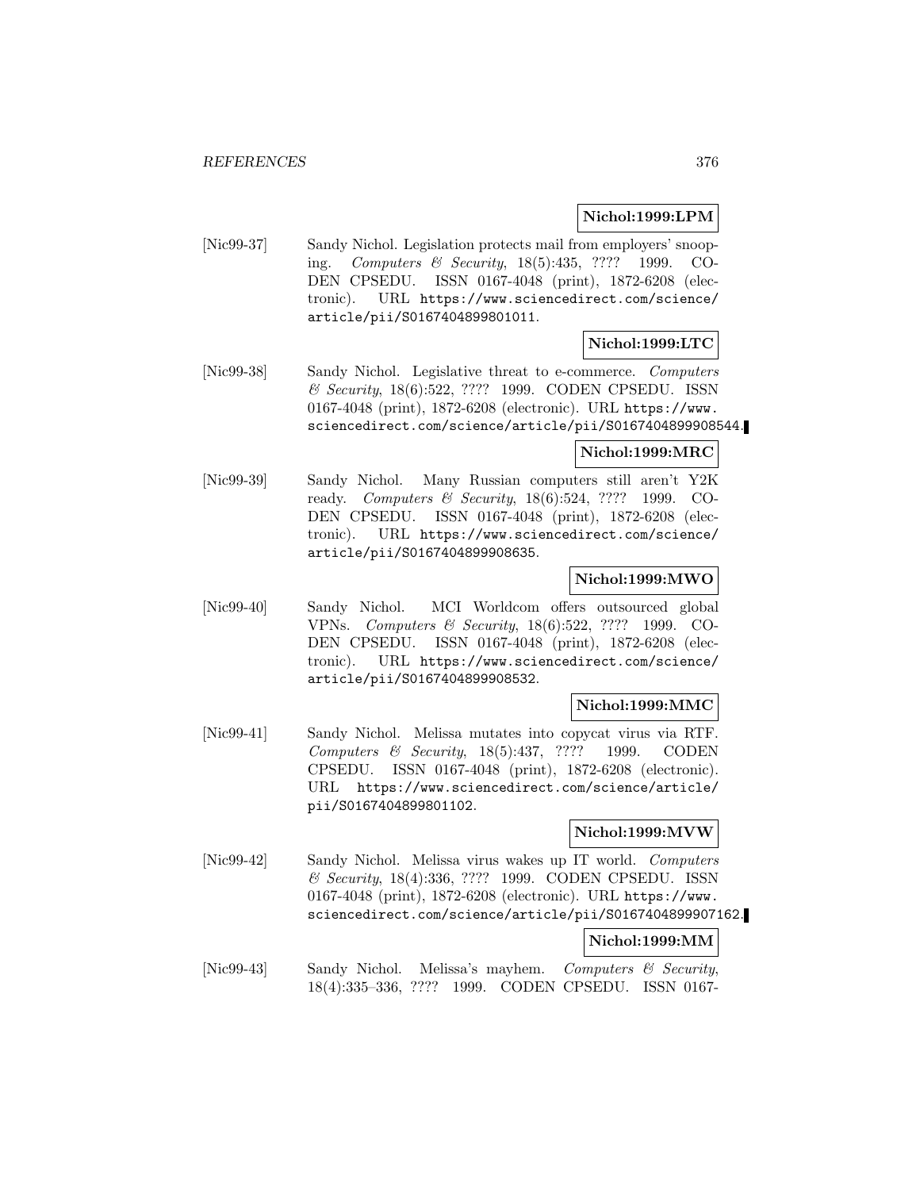**Nichol:1999:LPM**

[Nic99-37] Sandy Nichol. Legislation protects mail from employers' snooping. *Computers & Security*, 18(5):435, ???? 1999. CODEN CPSEDU. ISSN 0167-4048 (print), 1872-6208 (electronic). URL https://www.sciencedirect.com/science/article/pii/S0167404899801011.

**Nichol:1999:LTC**

[Nic99-38] Sandy Nichol. Legislative threat to e-commerce. *Computers & Security*, 18(6):522, ???? 1999. CODEN CPSEDU. ISSN 0167-4048 (print), 1872-6208 (electronic). URL https://www.sciencedirect.com/science/article/pii/S0167404899908544.

**Nichol:1999:MRC**

[Nic99-39] Sandy Nichol. Many Russian computers still aren't Y2K ready. *Computers & Security*, 18(6):524, ???? 1999. CODEN CPSEDU. ISSN 0167-4048 (print), 1872-6208 (electronic). URL https://www.sciencedirect.com/science/article/pii/S0167404899908635.

**Nichol:1999:MWO**

[Nic99-40] Sandy Nichol. MCI Worldcom offers outsourced global VPNs. *Computers & Security*, 18(6):522, ???? 1999. CODEN CPSEDU. ISSN 0167-4048 (print), 1872-6208 (electronic). URL https://www.sciencedirect.com/science/article/pii/S0167404899908532.

**Nichol:1999:MMC**

[Nic99-41] Sandy Nichol. Melissa mutates into copycat virus via RTF. *Computers & Security*, 18(5):437, ???? 1999. CODEN CPSEDU. ISSN 0167-4048 (print), 1872-6208 (electronic). URL https://www.sciencedirect.com/science/article/pii/S0167404899801102.

**Nichol:1999:MVW**

[Nic99-42] Sandy Nichol. Melissa virus wakes up IT world. *Computers & Security*, 18(4):336, ???? 1999. CODEN CPSEDU. ISSN 0167-4048 (print), 1872-6208 (electronic). URL https://www.sciencedirect.com/science/article/pii/S0167404899907162.

**Nichol:1999:MM**

[Nic99-43] Sandy Nichol. Melissa's mayhem. *Computers & Security*, 18(4):335–336, ???? 1999. CODEN CPSEDU. ISSN 0167-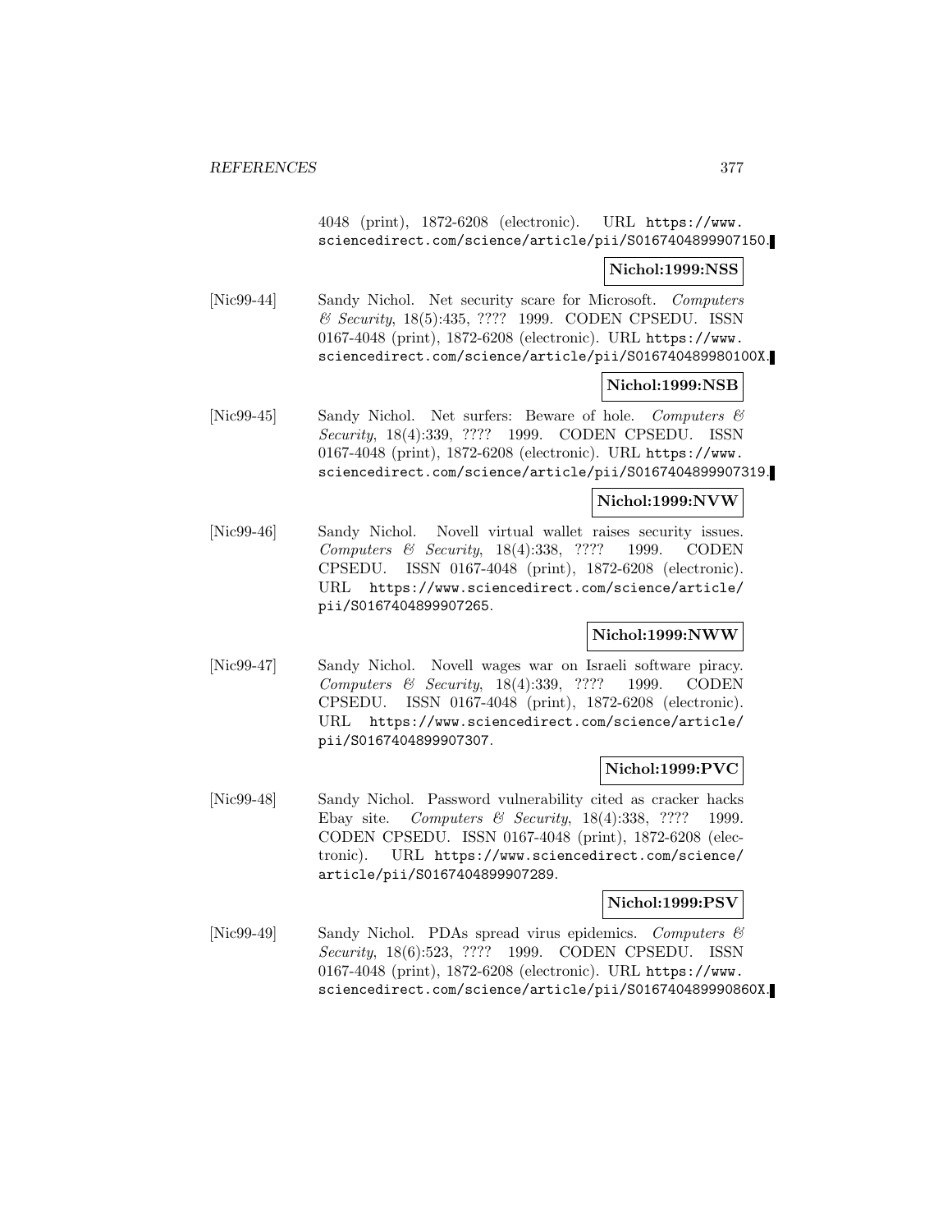4048 (print), 1872-6208 (electronic). URL https://www.sciencedirect.com/science/article/pii/S0167404899907150.

**Nichol:1999:NSS**

[Nic99-44] Sandy Nichol. Net security scare for Microsoft. *Computers & Security*, 18(5):435, ???? 1999. CODEN CPSEDU. ISSN 0167-4048 (print), 1872-6208 (electronic). URL https://www.sciencedirect.com/science/article/pii/S016740489980100X.

**Nichol:1999:NSB**

[Nic99-45] Sandy Nichol. Net surfers: Beware of hole. *Computers & Security*, 18(4):339, ???? 1999. CODEN CPSEDU. ISSN 0167-4048 (print), 1872-6208 (electronic). URL https://www.sciencedirect.com/science/article/pii/S0167404899907319.

**Nichol:1999:NVW**

[Nic99-46] Sandy Nichol. Novell virtual wallet raises security issues. *Computers & Security*, 18(4):338, ???? 1999. CODEN CPSEDU. ISSN 0167-4048 (print), 1872-6208 (electronic). URL https://www.sciencedirect.com/science/article/pii/S0167404899907265.

**Nichol:1999:NWW**

[Nic99-47] Sandy Nichol. Novell wages war on Israeli software piracy. *Computers & Security*, 18(4):339, ???? 1999. CODEN CPSEDU. ISSN 0167-4048 (print), 1872-6208 (electronic). URL https://www.sciencedirect.com/science/article/pii/S0167404899907307.

**Nichol:1999:PVC**

[Nic99-48] Sandy Nichol. Password vulnerability cited as cracker hacks Ebay site. *Computers & Security*, 18(4):338, ???? 1999. CODEN CPSEDU. ISSN 0167-4048 (print), 1872-6208 (electronic). URL https://www.sciencedirect.com/science/article/pii/S0167404899907289.

**Nichol:1999:PSV**

[Nic99-49] Sandy Nichol. PDAs spread virus epidemics. *Computers & Security*, 18(6):523, ???? 1999. CODEN CPSEDU. ISSN 0167-4048 (print), 1872-6208 (electronic). URL https://www.sciencedirect.com/science/article/pii/S016740489990860X.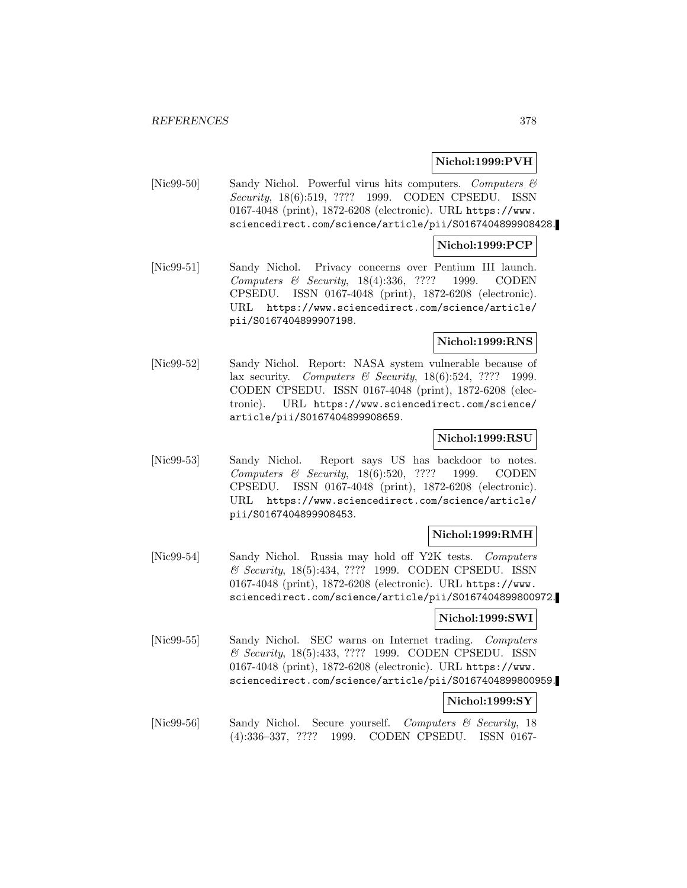**Nichol:1999:PVH**

[Nic99-50] Sandy Nichol. Powerful virus hits computers. *Computers & Security*, 18(6):519, ???? 1999. CODEN CPSEDU. ISSN 0167-4048 (print), 1872-6208 (electronic). URL https://www.sciencedirect.com/science/article/pii/S0167404899908428.

**Nichol:1999:PCP**

[Nic99-51] Sandy Nichol. Privacy concerns over Pentium III launch. *Computers & Security*, 18(4):336, ???? 1999. CODEN CPSEDU. ISSN 0167-4048 (print), 1872-6208 (electronic). URL https://www.sciencedirect.com/science/article/pii/S0167404899907198.

**Nichol:1999:RNS**

[Nic99-52] Sandy Nichol. Report: NASA system vulnerable because of lax security. *Computers & Security*, 18(6):524, ???? 1999. CODEN CPSEDU. ISSN 0167-4048 (print), 1872-6208 (electronic). URL https://www.sciencedirect.com/science/article/pii/S0167404899908659.

**Nichol:1999:RSU**

[Nic99-53] Sandy Nichol. Report says US has backdoor to notes. *Computers & Security*, 18(6):520, ???? 1999. CODEN CPSEDU. ISSN 0167-4048 (print), 1872-6208 (electronic). URL https://www.sciencedirect.com/science/article/pii/S0167404899908453.

**Nichol:1999:RMH**

[Nic99-54] Sandy Nichol. Russia may hold off Y2K tests. *Computers & Security*, 18(5):434, ???? 1999. CODEN CPSEDU. ISSN 0167-4048 (print), 1872-6208 (electronic). URL https://www.sciencedirect.com/science/article/pii/S0167404899800972.

**Nichol:1999:SWI**

[Nic99-55] Sandy Nichol. SEC warns on Internet trading. *Computers & Security*, 18(5):433, ???? 1999. CODEN CPSEDU. ISSN 0167-4048 (print), 1872-6208 (electronic). URL https://www.sciencedirect.com/science/article/pii/S0167404899800959.

**Nichol:1999:SY**

[Nic99-56] Sandy Nichol. Secure yourself. *Computers & Security*, 18 (4):336–337, ???? 1999. CODEN CPSEDU. ISSN 0167-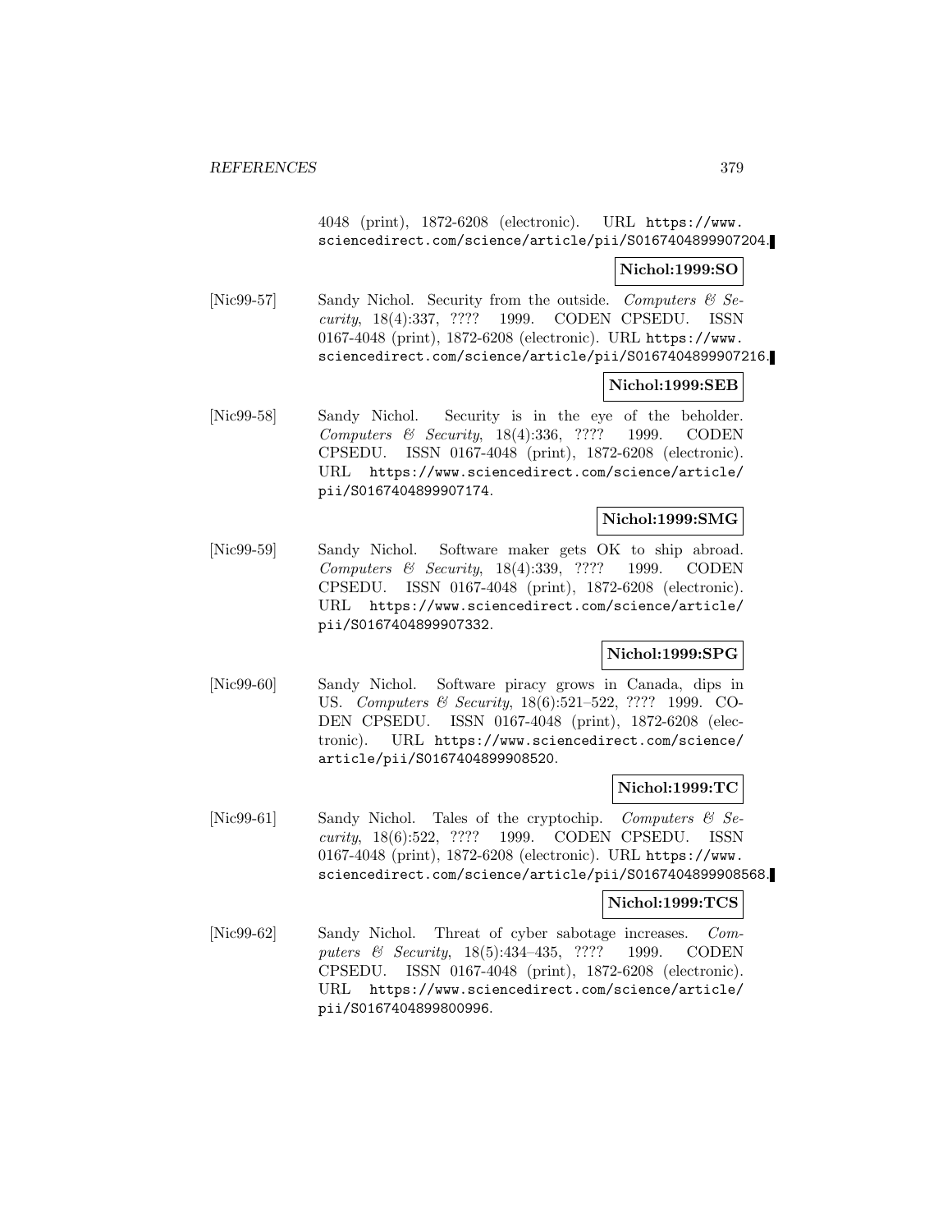4048 (print), 1872-6208 (electronic). URL https://www.sciencedirect.com/science/article/pii/S0167404899907204.

**Nichol:1999:SO**

[Nic99-57] Sandy Nichol. Security from the outside. *Computers & Security*, 18(4):337, ???? 1999. CODEN CPSEDU. ISSN 0167-4048 (print), 1872-6208 (electronic). URL https://www.sciencedirect.com/science/article/pii/S0167404899907216.

**Nichol:1999:SEB**

[Nic99-58] Sandy Nichol. Security is in the eye of the beholder. *Computers & Security*, 18(4):336, ???? 1999. CODEN CPSEDU. ISSN 0167-4048 (print), 1872-6208 (electronic). URL https://www.sciencedirect.com/science/article/pii/S0167404899907174.

**Nichol:1999:SMG**

[Nic99-59] Sandy Nichol. Software maker gets OK to ship abroad. *Computers & Security*, 18(4):339, ???? 1999. CODEN CPSEDU. ISSN 0167-4048 (print), 1872-6208 (electronic). URL https://www.sciencedirect.com/science/article/pii/S0167404899907332.

**Nichol:1999:SPG**

[Nic99-60] Sandy Nichol. Software piracy grows in Canada, dips in US. *Computers & Security*, 18(6):521–522, ???? 1999. CODEN CPSEDU. ISSN 0167-4048 (print), 1872-6208 (electronic). URL https://www.sciencedirect.com/science/article/pii/S0167404899908520.

**Nichol:1999:TC**

[Nic99-61] Sandy Nichol. Tales of the cryptochip. *Computers & Security*, 18(6):522, ???? 1999. CODEN CPSEDU. ISSN 0167-4048 (print), 1872-6208 (electronic). URL https://www.sciencedirect.com/science/article/pii/S0167404899908568.

**Nichol:1999:TCS**

[Nic99-62] Sandy Nichol. Threat of cyber sabotage increases. *Computers & Security*, 18(5):434–435, ???? 1999. CODEN CPSEDU. ISSN 0167-4048 (print), 1872-6208 (electronic). URL https://www.sciencedirect.com/science/article/pii/S0167404899800996.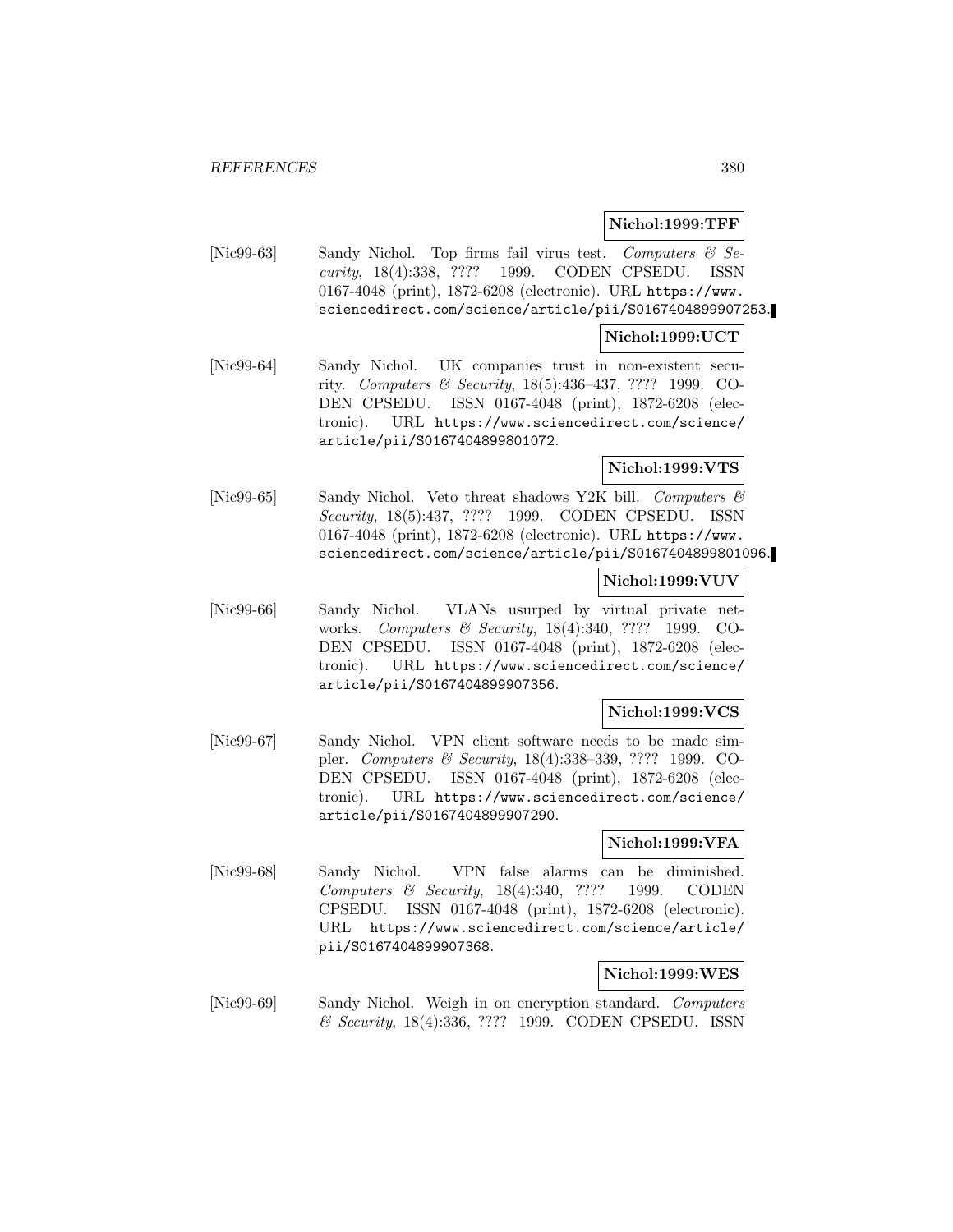**Nichol:1999:TFF**

[Nic99-63] Sandy Nichol. Top firms fail virus test. *Computers & Security*, 18(4):338, ???? 1999. CODEN CPSEDU. ISSN 0167-4048 (print), 1872-6208 (electronic). URL https://www.sciencedirect.com/science/article/pii/S0167404899907253.

**Nichol:1999:UCT**

[Nic99-64] Sandy Nichol. UK companies trust in non-existent security. *Computers & Security*, 18(5):436–437, ???? 1999. CODEN CPSEDU. ISSN 0167-4048 (print), 1872-6208 (electronic). URL https://www.sciencedirect.com/science/article/pii/S0167404899801072.

**Nichol:1999:VTS**

[Nic99-65] Sandy Nichol. Veto threat shadows Y2K bill. *Computers & Security*, 18(5):437, ???? 1999. CODEN CPSEDU. ISSN 0167-4048 (print), 1872-6208 (electronic). URL https://www.sciencedirect.com/science/article/pii/S0167404899801096.

**Nichol:1999:VUV**

[Nic99-66] Sandy Nichol. VLANs usurped by virtual private networks. *Computers & Security*, 18(4):340, ???? 1999. CODEN CPSEDU. ISSN 0167-4048 (print), 1872-6208 (electronic). URL https://www.sciencedirect.com/science/article/pii/S0167404899907356.

**Nichol:1999:VCS**

[Nic99-67] Sandy Nichol. VPN client software needs to be made simpler. *Computers & Security*, 18(4):338–339, ???? 1999. CODEN CPSEDU. ISSN 0167-4048 (print), 1872-6208 (electronic). URL https://www.sciencedirect.com/science/article/pii/S0167404899907290.

**Nichol:1999:VFA**

[Nic99-68] Sandy Nichol. VPN false alarms can be diminished. *Computers & Security*, 18(4):340, ???? 1999. CODEN CPSEDU. ISSN 0167-4048 (print), 1872-6208 (electronic). URL https://www.sciencedirect.com/science/article/pii/S0167404899907368.

**Nichol:1999:WES**

[Nic99-69] Sandy Nichol. Weigh in on encryption standard. *Computers & Security*, 18(4):336, ???? 1999. CODEN CPSEDU. ISSN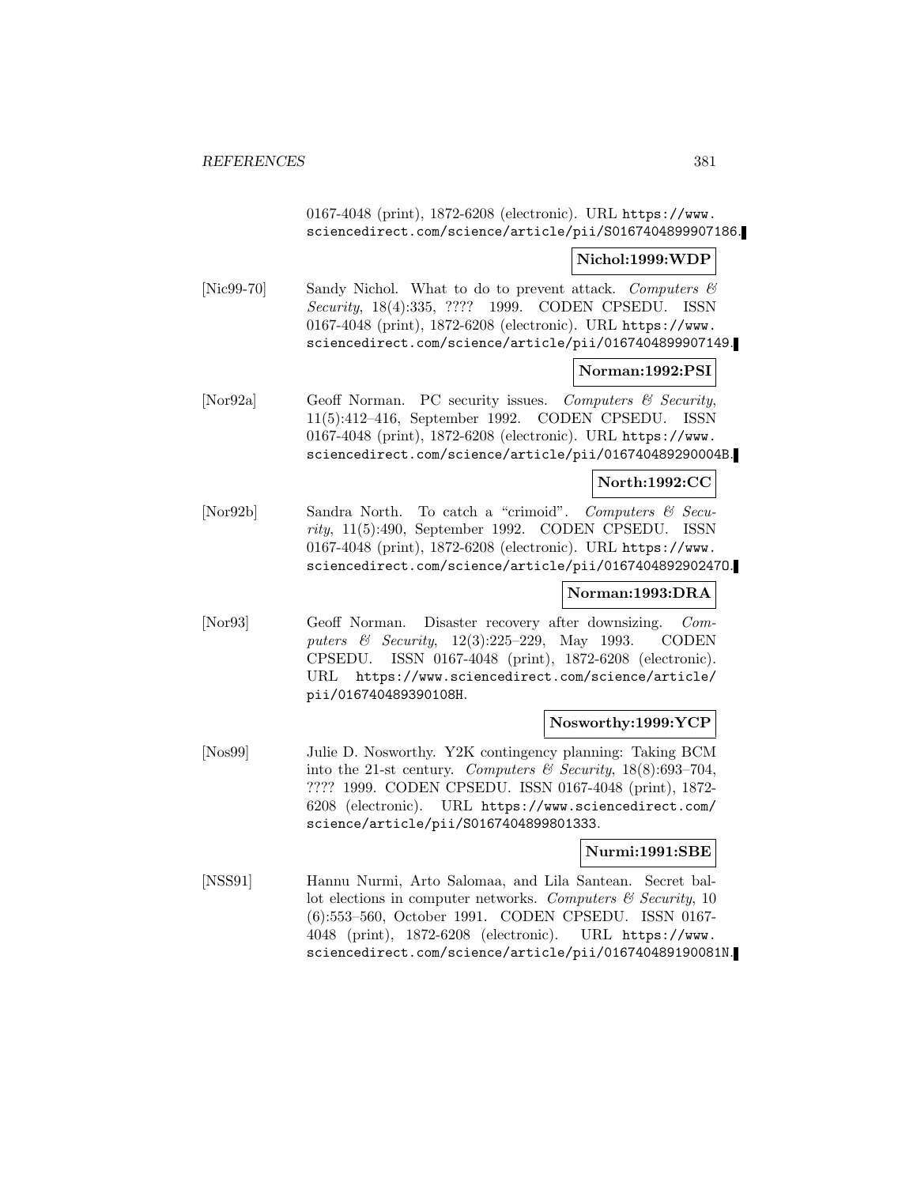0167-4048 (print), 1872-6208 (electronic). URL https://www.sciencedirect.com/science/article/pii/S0167404899907186.

**Nichol:1999:WDP**

[Nic99-70] Sandy Nichol. What to do to prevent attack. *Computers & Security*, 18(4):335, ???? 1999. CODEN CPSEDU. ISSN 0167-4048 (print), 1872-6208 (electronic). URL https://www.sciencedirect.com/science/article/pii/0167404899907149.

**Norman:1992:PSI**

[Nor92a] Geoff Norman. PC security issues. *Computers & Security*, 11(5):412–416, September 1992. CODEN CPSEDU. ISSN 0167-4048 (print), 1872-6208 (electronic). URL https://www.sciencedirect.com/science/article/pii/016740489290004B.

**North:1992:CC**

[Nor92b] Sandra North. To catch a "crimoid". *Computers & Security*, 11(5):490, September 1992. CODEN CPSEDU. ISSN 0167-4048 (print), 1872-6208 (electronic). URL https://www.sciencedirect.com/science/article/pii/016740489290247O.

**Norman:1993:DRA**

[Nor93] Geoff Norman. Disaster recovery after downsizing. *Computers & Security*, 12(3):225–229, May 1993. CODEN CPSEDU. ISSN 0167-4048 (print), 1872-6208 (electronic). URL https://www.sciencedirect.com/science/article/pii/016740489390108H.

**Nosworthy:1999:YCP**

[Nos99] Julie D. Nosworthy. Y2K contingency planning: Taking BCM into the 21-st century. *Computers & Security*, 18(8):693–704, ???? 1999. CODEN CPSEDU. ISSN 0167-4048 (print), 1872-6208 (electronic). URL https://www.sciencedirect.com/science/article/pii/S0167404899801333.

**Nurmi:1991:SBE**

[NSS91] Hannu Nurmi, Arto Salomaa, and Lila Santean. Secret ballot elections in computer networks. *Computers & Security*, 10(6):553–560, October 1991. CODEN CPSEDU. ISSN 0167-4048 (print), 1872-6208 (electronic). URL https://www.sciencedirect.com/science/article/pii/016740489190081N.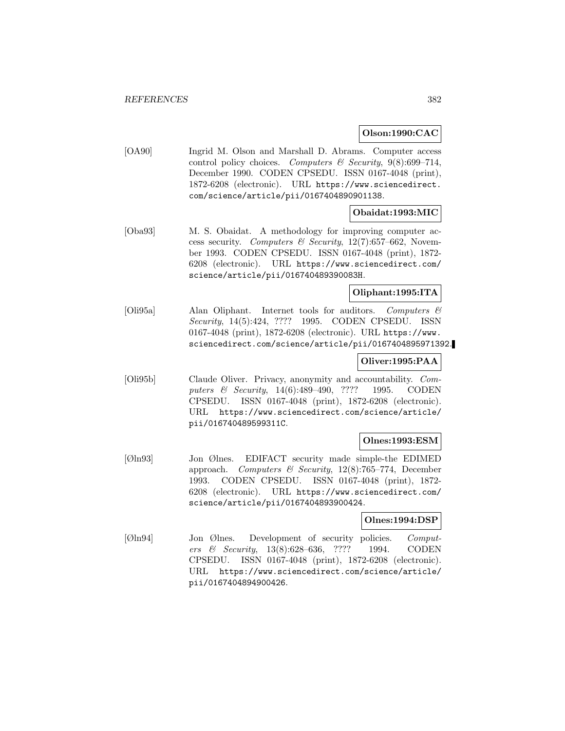**Olson:1990:CAC**

[OA90] Ingrid M. Olson and Marshall D. Abrams. Computer access control policy choices. *Computers & Security*, 9(8):699–714, December 1990. CODEN CPSEDU. ISSN 0167-4048 (print), 1872-6208 (electronic). URL https://www.sciencedirect.com/science/article/pii/0167404890901138.

**Obaidat:1993:MIC**

[Oba93] M. S. Obaidat. A methodology for improving computer access security. *Computers & Security*, 12(7):657–662, November 1993. CODEN CPSEDU. ISSN 0167-4048 (print), 1872-6208 (electronic). URL https://www.sciencedirect.com/science/article/pii/016740489390083H.

**Oliphant:1995:ITA**

[Oli95a] Alan Oliphant. Internet tools for auditors. *Computers & Security*, 14(5):424, ???? 1995. CODEN CPSEDU. ISSN 0167-4048 (print), 1872-6208 (electronic). URL https://www.sciencedirect.com/science/article/pii/0167404895971392.

**Oliver:1995:PAA**

[Oli95b] Claude Oliver. Privacy, anonymity and accountability. *Computers & Security*, 14(6):489–490, ???? 1995. CODEN CPSEDU. ISSN 0167-4048 (print), 1872-6208 (electronic). URL https://www.sciencedirect.com/science/article/pii/016740489599311C.

**Olnes:1993:ESM**

[Øln93] Jon Ølnes. EDIFACT security made simple-the EDIMED approach. *Computers & Security*, 12(8):765–774, December 1993. CODEN CPSEDU. ISSN 0167-4048 (print), 1872-6208 (electronic). URL https://www.sciencedirect.com/science/article/pii/0167404893900424.

**Olnes:1994:DSP**

[Øln94] Jon Ølnes. Development of security policies. *Computers & Security*, 13(8):628–636, ???? 1994. CODEN CPSEDU. ISSN 0167-4048 (print), 1872-6208 (electronic). URL https://www.sciencedirect.com/science/article/pii/0167404894900426.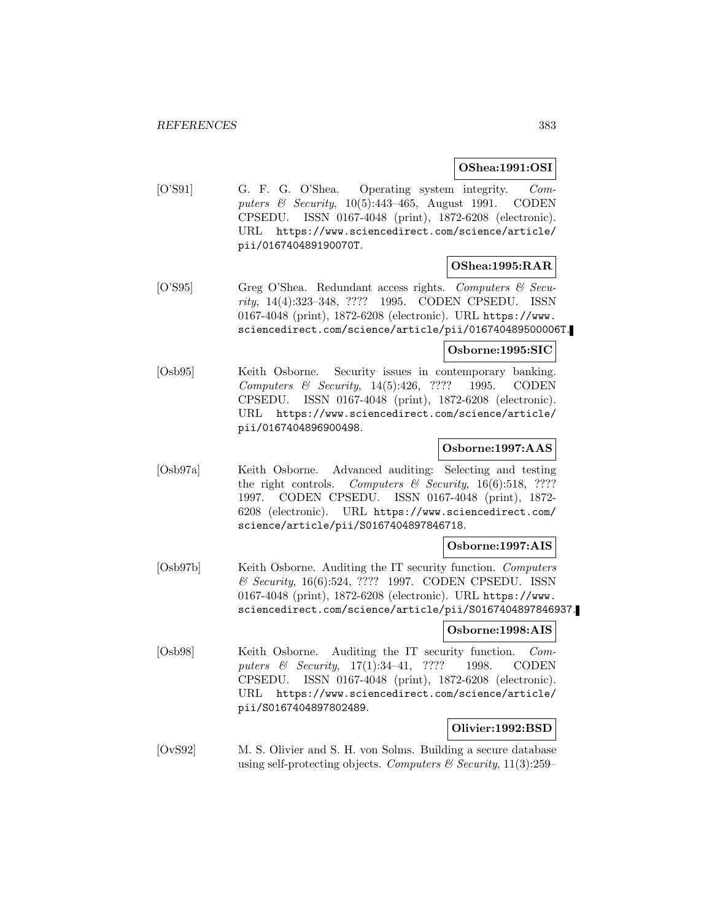**OShea:1991:OSI**

[O'S91] G. F. G. O'Shea. Operating system integrity. *Computers & Security*, 10(5):443–465, August 1991. CODEN CPSEDU. ISSN 0167-4048 (print), 1872-6208 (electronic). URL https://www.sciencedirect.com/science/article/pii/016740489190070T.

**OShea:1995:RAR**

[O'S95] Greg O'Shea. Redundant access rights. *Computers & Security*, 14(4):323–348, ???? 1995. CODEN CPSEDU. ISSN 0167-4048 (print), 1872-6208 (electronic). URL https://www.sciencedirect.com/science/article/pii/016740489500006T.

**Osborne:1995:SIC**

[Osb95] Keith Osborne. Security issues in contemporary banking. *Computers & Security*, 14(5):426, ???? 1995. CODEN CPSEDU. ISSN 0167-4048 (print), 1872-6208 (electronic). URL https://www.sciencedirect.com/science/article/pii/0167404896900498.

**Osborne:1997:AAS**

[Osb97a] Keith Osborne. Advanced auditing: Selecting and testing the right controls. *Computers & Security*, 16(6):518, ???? 1997. CODEN CPSEDU. ISSN 0167-4048 (print), 1872-6208 (electronic). URL https://www.sciencedirect.com/science/article/pii/S0167404897846718.

**Osborne:1997:AIS**

[Osb97b] Keith Osborne. Auditing the IT security function. *Computers & Security*, 16(6):524, ???? 1997. CODEN CPSEDU. ISSN 0167-4048 (print), 1872-6208 (electronic). URL https://www.sciencedirect.com/science/article/pii/S0167404897846937.

**Osborne:1998:AIS**

[Osb98] Keith Osborne. Auditing the IT security function. *Computers & Security*, 17(1):34–41, ???? 1998. CODEN CPSEDU. ISSN 0167-4048 (print), 1872-6208 (electronic). URL https://www.sciencedirect.com/science/article/pii/S0167404897802489.

**Olivier:1992:BSD**

[OvS92] M. S. Olivier and S. H. von Solms. Building a secure database using self-protecting objects. *Computers & Security*, 11(3):259–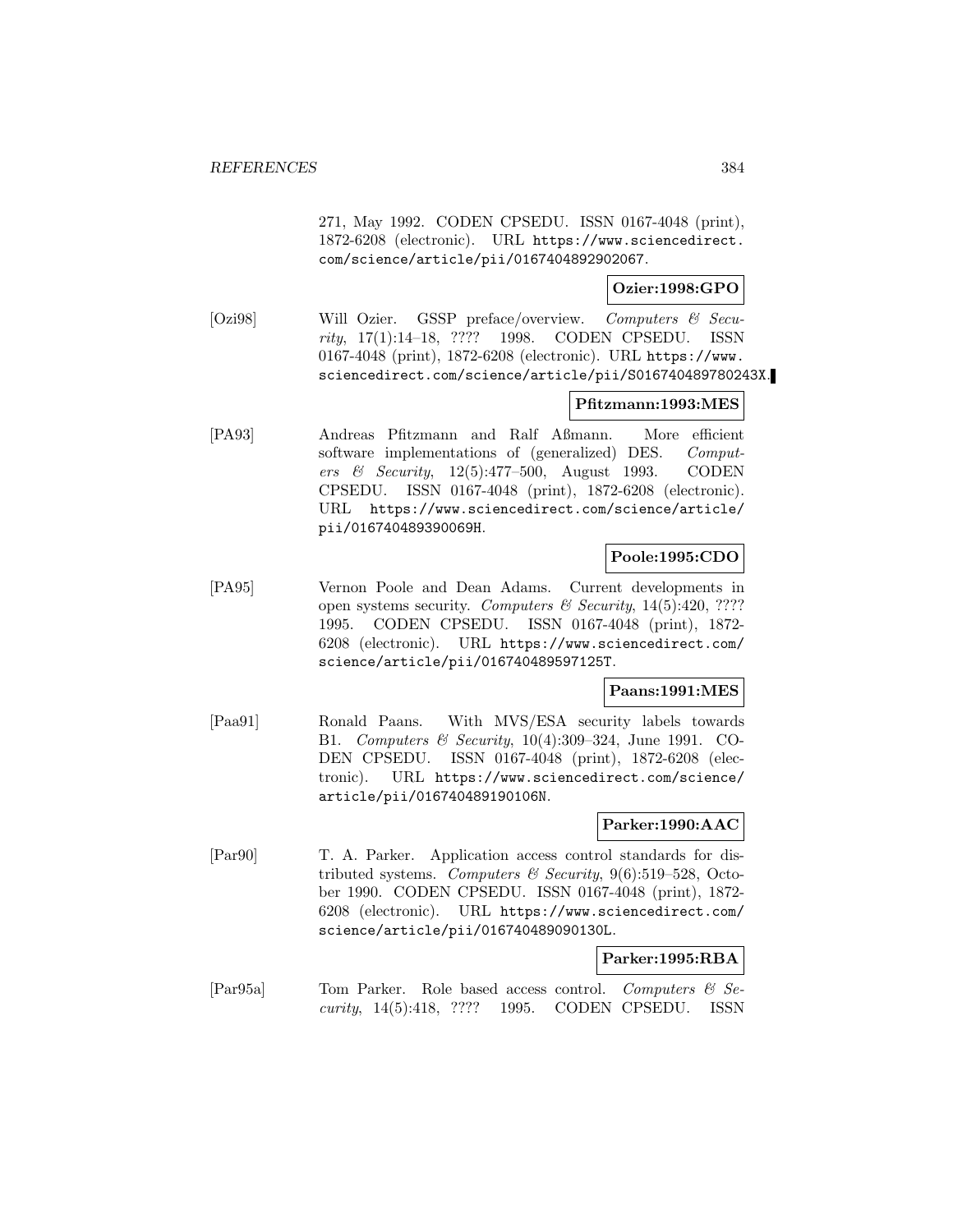271, May 1992. CODEN CPSEDU. ISSN 0167-4048 (print), 1872-6208 (electronic). URL https://www.sciencedirect.com/science/article/pii/0167404892902067.

**Ozier:1998:GPO**

[Ozi98] Will Ozier. GSSP preface/overview. *Computers & Security*, 17(1):14–18, ???? 1998. CODEN CPSEDU. ISSN 0167-4048 (print), 1872-6208 (electronic). URL https://www.sciencedirect.com/science/article/pii/S016740489780243X.

**Pfitzmann:1993:MES**

[PA93] Andreas Pfitzmann and Ralf Aßmann. More efficient software implementations of (generalized) DES. *Computers & Security*, 12(5):477–500, August 1993. CODEN CPSEDU. ISSN 0167-4048 (print), 1872-6208 (electronic). URL https://www.sciencedirect.com/science/article/pii/016740489390069H.

**Poole:1995:CDO**

[PA95] Vernon Poole and Dean Adams. Current developments in open systems security. *Computers & Security*, 14(5):420, ???? 1995. CODEN CPSEDU. ISSN 0167-4048 (print), 1872-6208 (electronic). URL https://www.sciencedirect.com/science/article/pii/016740489597125T.

**Paans:1991:MES**

[Paa91] Ronald Paans. With MVS/ESA security labels towards B1. *Computers & Security*, 10(4):309–324, June 1991. CODEN CPSEDU. ISSN 0167-4048 (print), 1872-6208 (electronic). URL https://www.sciencedirect.com/science/article/pii/016740489190106N.

**Parker:1990:AAC**

[Par90] T. A. Parker. Application access control standards for distributed systems. *Computers & Security*, 9(6):519–528, October 1990. CODEN CPSEDU. ISSN 0167-4048 (print), 1872-6208 (electronic). URL https://www.sciencedirect.com/science/article/pii/016740489090130L.

**Parker:1995:RBA**

[Par95a] Tom Parker. Role based access control. *Computers & Security*, 14(5):418, ???? 1995. CODEN CPSEDU. ISSN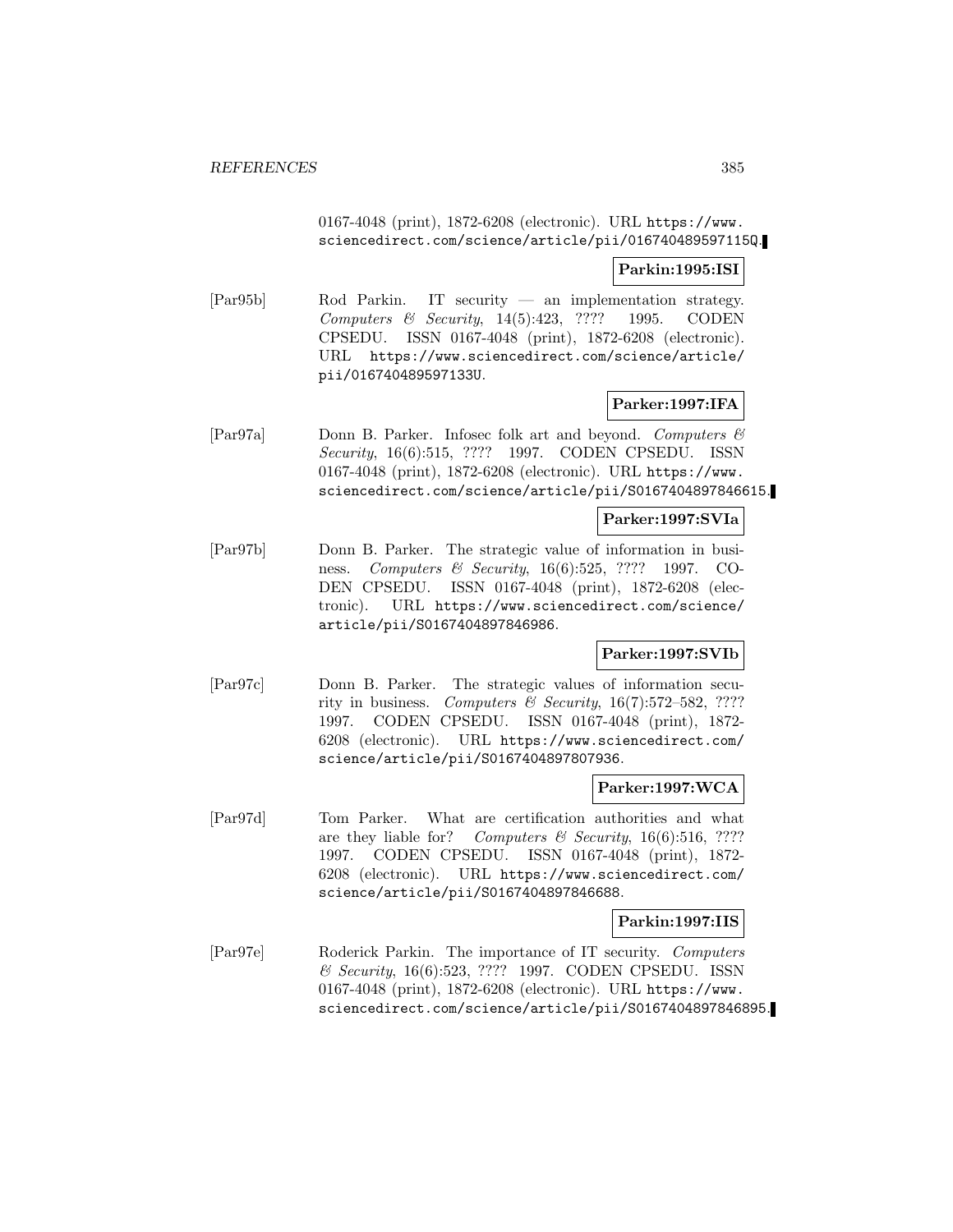0167-4048 (print), 1872-6208 (electronic). URL https://www.sciencedirect.com/science/article/pii/016740489597115Q.

**Parkin:1995:ISI**

[Par95b] Rod Parkin. IT security — an implementation strategy. *Computers & Security*, 14(5):423, ???? 1995. CODEN CPSEDU. ISSN 0167-4048 (print), 1872-6208 (electronic). URL https://www.sciencedirect.com/science/article/pii/016740489597133U.

**Parker:1997:IFA**

[Par97a] Donn B. Parker. Infosec folk art and beyond. *Computers & Security*, 16(6):515, ???? 1997. CODEN CPSEDU. ISSN 0167-4048 (print), 1872-6208 (electronic). URL https://www.sciencedirect.com/science/article/pii/S0167404897846615.

**Parker:1997:SVIa**

[Par97b] Donn B. Parker. The strategic value of information in business. *Computers & Security*, 16(6):525, ???? 1997. CODEN CPSEDU. ISSN 0167-4048 (print), 1872-6208 (electronic). URL https://www.sciencedirect.com/science/article/pii/S0167404897846986.

**Parker:1997:SVIb**

[Par97c] Donn B. Parker. The strategic values of information security in business. *Computers & Security*, 16(7):572–582, ???? 1997. CODEN CPSEDU. ISSN 0167-4048 (print), 1872-6208 (electronic). URL https://www.sciencedirect.com/science/article/pii/S0167404897807936.

**Parker:1997:WCA**

[Par97d] Tom Parker. What are certification authorities and what are they liable for? *Computers & Security*, 16(6):516, ???? 1997. CODEN CPSEDU. ISSN 0167-4048 (print), 1872-6208 (electronic). URL https://www.sciencedirect.com/science/article/pii/S0167404897846688.

**Parkin:1997:IIS**

[Par97e] Roderick Parkin. The importance of IT security. *Computers & Security*, 16(6):523, ???? 1997. CODEN CPSEDU. ISSN 0167-4048 (print), 1872-6208 (electronic). URL https://www.sciencedirect.com/science/article/pii/S0167404897846895.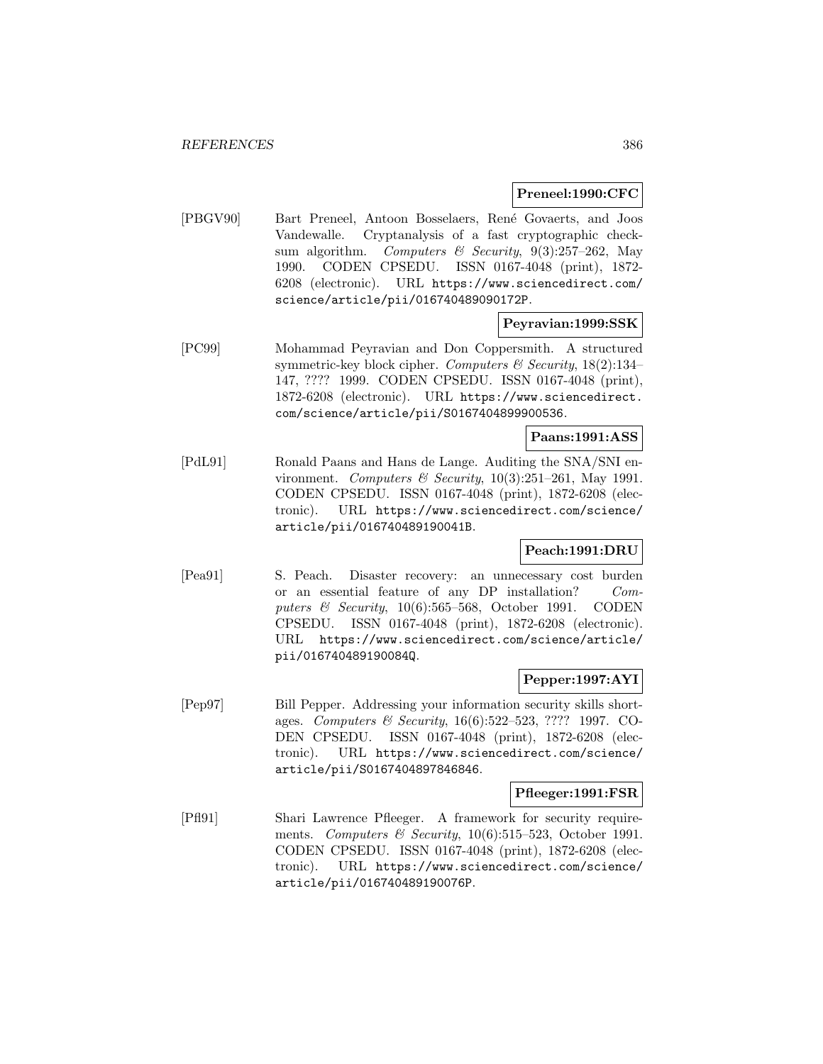**Preneel:1990:CFC**

[PBGV90] Bart Preneel, Antoon Bosselaers, René Govaerts, and Joos Vandewalle. Cryptanalysis of a fast cryptographic checksum algorithm. *Computers & Security*, 9(3):257–262, May 1990. CODEN CPSEDU. ISSN 0167-4048 (print), 1872-6208 (electronic). URL https://www.sciencedirect.com/science/article/pii/016740489090172P.

**Peyravian:1999:SSK**

[PC99] Mohammad Peyravian and Don Coppersmith. A structured symmetric-key block cipher. *Computers & Security*, 18(2):134–147, ???? 1999. CODEN CPSEDU. ISSN 0167-4048 (print), 1872-6208 (electronic). URL https://www.sciencedirect.com/science/article/pii/S0167404899900536.

**Paans:1991:ASS**

[PdL91] Ronald Paans and Hans de Lange. Auditing the SNA/SNI environment. *Computers & Security*, 10(3):251–261, May 1991. CODEN CPSEDU. ISSN 0167-4048 (print), 1872-6208 (electronic). URL https://www.sciencedirect.com/science/article/pii/016740489190041B.

**Peach:1991:DRU**

[Pea91] S. Peach. Disaster recovery: an unnecessary cost burden or an essential feature of any DP installation? *Computers & Security*, 10(6):565–568, October 1991. CODEN CPSEDU. ISSN 0167-4048 (print), 1872-6208 (electronic). URL https://www.sciencedirect.com/science/article/pii/016740489190084Q.

**Pepper:1997:AYI**

[Pep97] Bill Pepper. Addressing your information security skills shortages. *Computers & Security*, 16(6):522–523, ???? 1997. CODEN CPSEDU. ISSN 0167-4048 (print), 1872-6208 (electronic). URL https://www.sciencedirect.com/science/article/pii/S0167404897846846.

**Pfleeger:1991:FSR**

[Pfl91] Shari Lawrence Pfleeger. A framework for security requirements. *Computers & Security*, 10(6):515–523, October 1991. CODEN CPSEDU. ISSN 0167-4048 (print), 1872-6208 (electronic). URL https://www.sciencedirect.com/science/article/pii/016740489190076P.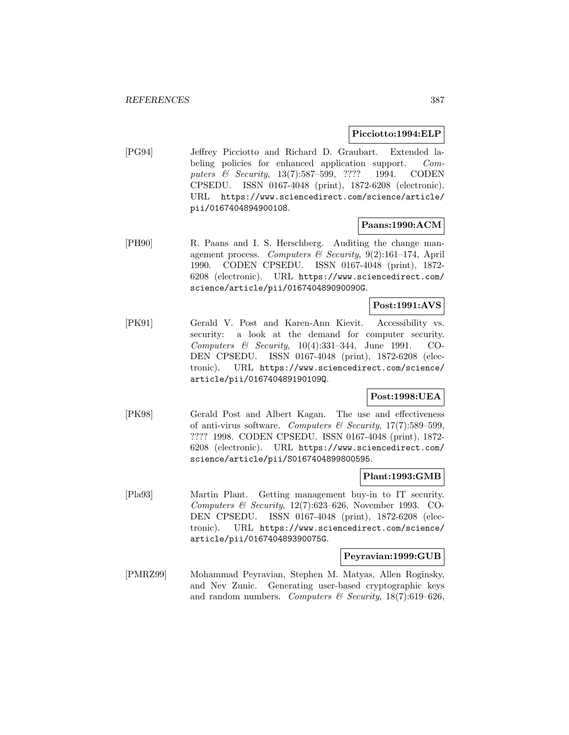**Picciotto:1994:ELP**

[PG94] Jeffrey Picciotto and Richard D. Graubart. Extended labeling policies for enhanced application support. *Computers & Security*, 13(7):587–599, ???? 1994. CODEN CPSEDU. ISSN 0167-4048 (print), 1872-6208 (electronic). URL https://www.sciencedirect.com/science/article/pii/0167404894900108.

**Paans:1990:ACM**

[PH90] R. Paans and I. S. Herschberg. Auditing the change management process. *Computers & Security*, 9(2):161–174, April 1990. CODEN CPSEDU. ISSN 0167-4048 (print), 1872-6208 (electronic). URL https://www.sciencedirect.com/science/article/pii/016740489090090G.

**Post:1991:AVS**

[PK91] Gerald V. Post and Karen-Ann Kievit. Accessibility vs. security: a look at the demand for computer security. *Computers & Security*, 10(4):331–344, June 1991. CODEN CPSEDU. ISSN 0167-4048 (print), 1872-6208 (electronic). URL https://www.sciencedirect.com/science/article/pii/016740489190109Q.

**Post:1998:UEA**

[PK98] Gerald Post and Albert Kagan. The use and effectiveness of anti-virus software. *Computers & Security*, 17(7):589–599, ???? 1998. CODEN CPSEDU. ISSN 0167-4048 (print), 1872-6208 (electronic). URL https://www.sciencedirect.com/science/article/pii/S0167404899800595.

**Plant:1993:GMB**

[Pla93] Martin Plant. Getting management buy-in to IT security. *Computers & Security*, 12(7):623–626, November 1993. CODEN CPSEDU. ISSN 0167-4048 (print), 1872-6208 (electronic). URL https://www.sciencedirect.com/science/article/pii/016740489390075G.

**Peyravian:1999:GUB**

[PMRZ99] Mohammad Peyravian, Stephen M. Matyas, Allen Roginsky, and Nev Zunic. Generating user-based cryptographic keys and random numbers. *Computers & Security*, 18(7):619–626,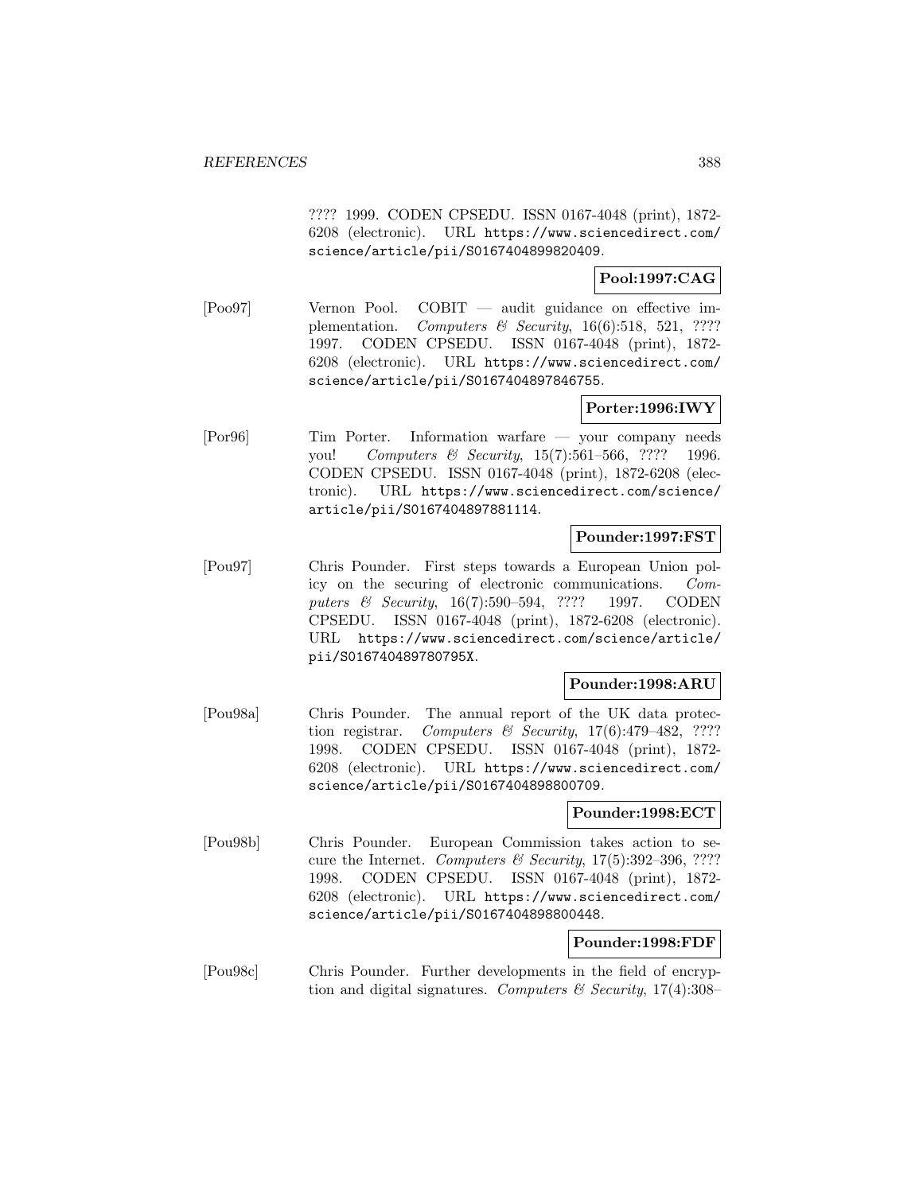???? 1999. CODEN CPSEDU. ISSN 0167-4048 (print), 1872-6208 (electronic). URL https://www.sciencedirect.com/science/article/pii/S0167404899820409.

**Pool:1997:CAG**

[Poo97] Vernon Pool. COBIT — audit guidance on effective implementation. *Computers & Security*, 16(6):518, 521, ???? 1997. CODEN CPSEDU. ISSN 0167-4048 (print), 1872-6208 (electronic). URL https://www.sciencedirect.com/science/article/pii/S0167404897846755.

**Porter:1996:IWY**

[Por96] Tim Porter. Information warfare — your company needs you! *Computers & Security*, 15(7):561–566, ???? 1996. CODEN CPSEDU. ISSN 0167-4048 (print), 1872-6208 (electronic). URL https://www.sciencedirect.com/science/article/pii/S0167404897881114.

**Pounder:1997:FST**

[Pou97] Chris Pounder. First steps towards a European Union policy on the securing of electronic communications. *Computers & Security*, 16(7):590–594, ???? 1997. CODEN CPSEDU. ISSN 0167-4048 (print), 1872-6208 (electronic). URL https://www.sciencedirect.com/science/article/pii/S016740489780795X.

**Pounder:1998:ARU**

[Pou98a] Chris Pounder. The annual report of the UK data protection registrar. *Computers & Security*, 17(6):479–482, ???? 1998. CODEN CPSEDU. ISSN 0167-4048 (print), 1872-6208 (electronic). URL https://www.sciencedirect.com/science/article/pii/S0167404898800709.

**Pounder:1998:ECT**

[Pou98b] Chris Pounder. European Commission takes action to secure the Internet. *Computers & Security*, 17(5):392–396, ???? 1998. CODEN CPSEDU. ISSN 0167-4048 (print), 1872-6208 (electronic). URL https://www.sciencedirect.com/science/article/pii/S0167404898800448.

**Pounder:1998:FDF**

[Pou98c] Chris Pounder. Further developments in the field of encryption and digital signatures. *Computers & Security*, 17(4):308–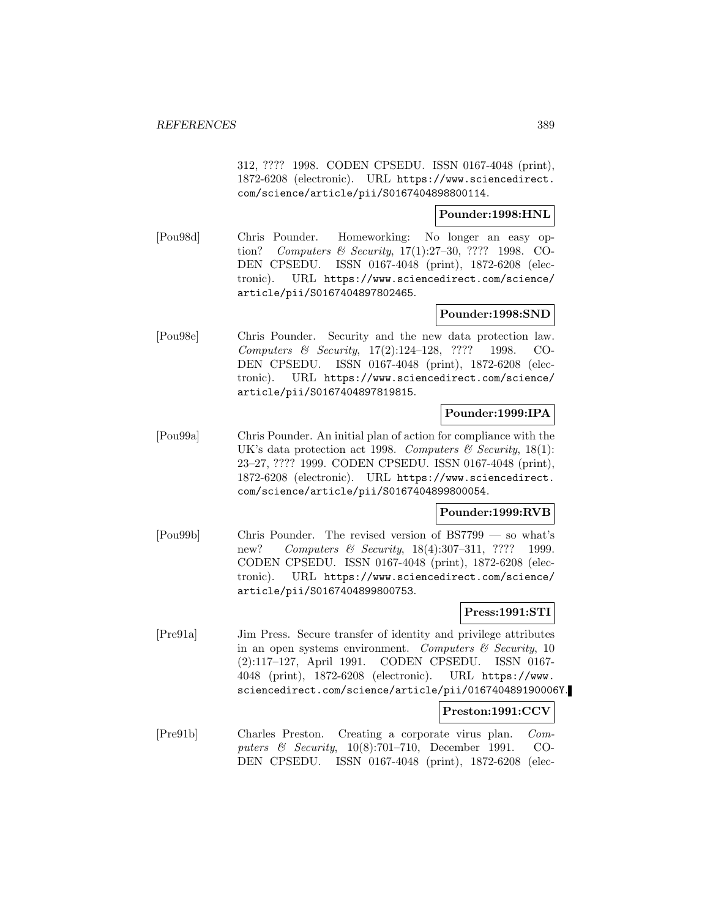312, ???? 1998. CODEN CPSEDU. ISSN 0167-4048 (print), 1872-6208 (electronic). URL https://www.sciencedirect.com/science/article/pii/S0167404898800114.

**Pounder:1998:HNL**

[Pou98d] Chris Pounder. Homeworking: No longer an easy option? *Computers & Security*, 17(1):27–30, ???? 1998. CODEN CPSEDU. ISSN 0167-4048 (print), 1872-6208 (electronic). URL https://www.sciencedirect.com/science/article/pii/S0167404897802465.

**Pounder:1998:SND**

[Pou98e] Chris Pounder. Security and the new data protection law. *Computers & Security*, 17(2):124–128, ???? 1998. CODEN CPSEDU. ISSN 0167-4048 (print), 1872-6208 (electronic). URL https://www.sciencedirect.com/science/article/pii/S0167404897819815.

**Pounder:1999:IPA**

[Pou99a] Chris Pounder. An initial plan of action for compliance with the UK's data protection act 1998. *Computers & Security*, 18(1):23–27, ???? 1999. CODEN CPSEDU. ISSN 0167-4048 (print), 1872-6208 (electronic). URL https://www.sciencedirect.com/science/article/pii/S0167404899800054.

**Pounder:1999:RVB**

[Pou99b] Chris Pounder. The revised version of BS7799 — so what's new? *Computers & Security*, 18(4):307–311, ???? 1999. CODEN CPSEDU. ISSN 0167-4048 (print), 1872-6208 (electronic). URL https://www.sciencedirect.com/science/article/pii/S0167404899800753.

**Press:1991:STI**

[Pre91a] Jim Press. Secure transfer of identity and privilege attributes in an open systems environment. *Computers & Security*, 10 (2):117–127, April 1991. CODEN CPSEDU. ISSN 0167-4048 (print), 1872-6208 (electronic). URL https://www.sciencedirect.com/science/article/pii/016740489190006Y.

**Preston:1991:CCV**

[Pre91b] Charles Preston. Creating a corporate virus plan. *Computers & Security*, 10(8):701–710, December 1991. CODEN CPSEDU. ISSN 0167-4048 (print), 1872-6208 (elec-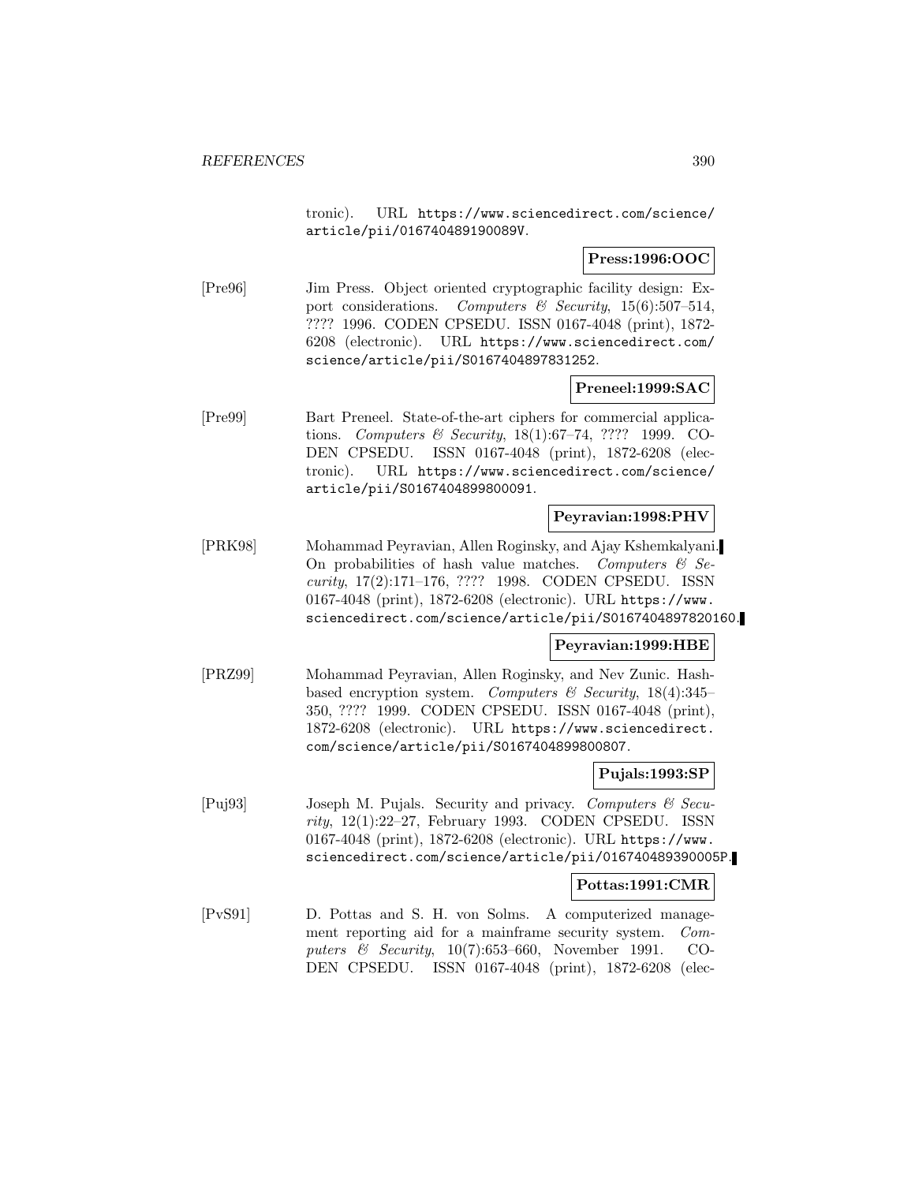tronic). URL https://www.sciencedirect.com/science/article/pii/016740489190089V.

**Press:1996:OOC**

[Pre96] Jim Press. Object oriented cryptographic facility design: Export considerations. *Computers & Security*, 15(6):507–514, ???? 1996. CODEN CPSEDU. ISSN 0167-4048 (print), 1872-6208 (electronic). URL https://www.sciencedirect.com/science/article/pii/S0167404897831252.

**Preneel:1999:SAC**

[Pre99] Bart Preneel. State-of-the-art ciphers for commercial applications. *Computers & Security*, 18(1):67–74, ???? 1999. CODEN CPSEDU. ISSN 0167-4048 (print), 1872-6208 (electronic). URL https://www.sciencedirect.com/science/article/pii/S0167404899800091.

**Peyravian:1998:PHV**

[PRK98] Mohammad Peyravian, Allen Roginsky, and Ajay Kshemkalyani. On probabilities of hash value matches. *Computers & Security*, 17(2):171–176, ???? 1998. CODEN CPSEDU. ISSN 0167-4048 (print), 1872-6208 (electronic). URL https://www.sciencedirect.com/science/article/pii/S0167404897820160.

**Peyravian:1999:HBE**

[PRZ99] Mohammad Peyravian, Allen Roginsky, and Nev Zunic. Hash-based encryption system. *Computers & Security*, 18(4):345–350, ???? 1999. CODEN CPSEDU. ISSN 0167-4048 (print), 1872-6208 (electronic). URL https://www.sciencedirect.com/science/article/pii/S0167404899800807.

**Pujals:1993:SP**

[Puj93] Joseph M. Pujals. Security and privacy. *Computers & Security*, 12(1):22–27, February 1993. CODEN CPSEDU. ISSN 0167-4048 (print), 1872-6208 (electronic). URL https://www.sciencedirect.com/science/article/pii/016740489390005P.

**Pottas:1991:CMR**

[PvS91] D. Pottas and S. H. von Solms. A computerized management reporting aid for a mainframe security system. *Computers & Security*, 10(7):653–660, November 1991. CODEN CPSEDU. ISSN 0167-4048 (print), 1872-6208 (elec-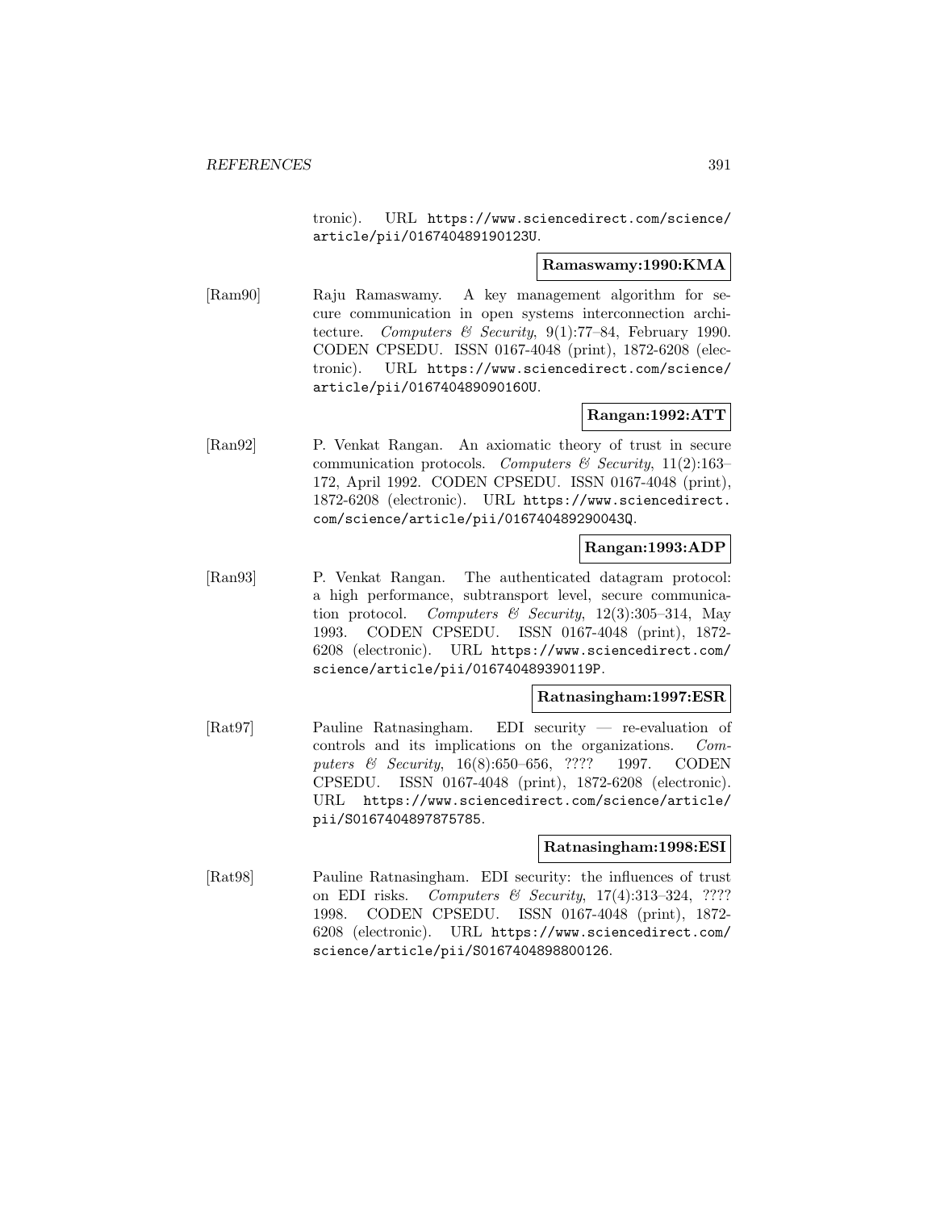tronic). URL https://www.sciencedirect.com/science/article/pii/016740489190123U.

**Ramaswamy:1990:KMA**

[Ram90] Raju Ramaswamy. A key management algorithm for secure communication in open systems interconnection architecture. *Computers & Security*, 9(1):77–84, February 1990. CODEN CPSEDU. ISSN 0167-4048 (print), 1872-6208 (electronic). URL https://www.sciencedirect.com/science/article/pii/016740489090160U.

**Rangan:1992:ATT**

[Ran92] P. Venkat Rangan. An axiomatic theory of trust in secure communication protocols. *Computers & Security*, 11(2):163–172, April 1992. CODEN CPSEDU. ISSN 0167-4048 (print), 1872-6208 (electronic). URL https://www.sciencedirect.com/science/article/pii/016740489290043Q.

**Rangan:1993:ADP**

[Ran93] P. Venkat Rangan. The authenticated datagram protocol: a high performance, subtransport level, secure communication protocol. *Computers & Security*, 12(3):305–314, May 1993. CODEN CPSEDU. ISSN 0167-4048 (print), 1872-6208 (electronic). URL https://www.sciencedirect.com/science/article/pii/016740489390119P.

**Ratnasingham:1997:ESR**

[Rat97] Pauline Ratnasingham. EDI security — re-evaluation of controls and its implications on the organizations. *Computers & Security*, 16(8):650–656, ???? 1997. CODEN CPSEDU. ISSN 0167-4048 (print), 1872-6208 (electronic). URL https://www.sciencedirect.com/science/article/pii/S0167404897875785.

**Ratnasingham:1998:ESI**

[Rat98] Pauline Ratnasingham. EDI security: the influences of trust on EDI risks. *Computers & Security*, 17(4):313–324, ???? 1998. CODEN CPSEDU. ISSN 0167-4048 (print), 1872-6208 (electronic). URL https://www.sciencedirect.com/science/article/pii/S0167404898800126.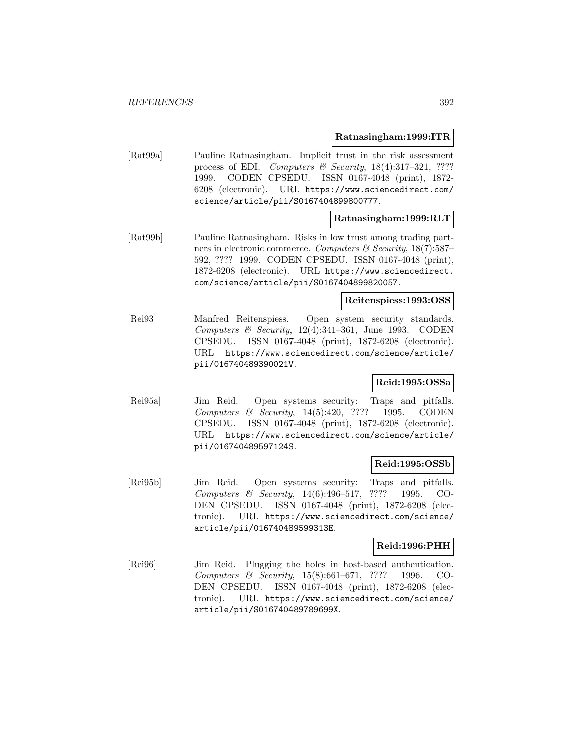**Ratnasingham:1999:ITR**

[Rat99a] Pauline Ratnasingham. Implicit trust in the risk assessment process of EDI. *Computers & Security*, 18(4):317–321, ???? 1999. CODEN CPSEDU. ISSN 0167-4048 (print), 1872-6208 (electronic). URL https://www.sciencedirect.com/science/article/pii/S0167404899800777.

**Ratnasingham:1999:RLT**

[Rat99b] Pauline Ratnasingham. Risks in low trust among trading partners in electronic commerce. *Computers & Security*, 18(7):587–592, ???? 1999. CODEN CPSEDU. ISSN 0167-4048 (print), 1872-6208 (electronic). URL https://www.sciencedirect.com/science/article/pii/S0167404899820057.

**Reitenspiess:1993:OSS**

[Rei93] Manfred Reitenspiess. Open system security standards. *Computers & Security*, 12(4):341–361, June 1993. CODEN CPSEDU. ISSN 0167-4048 (print), 1872-6208 (electronic). URL https://www.sciencedirect.com/science/article/pii/016740489390021V.

**Reid:1995:OSSa**

[Rei95a] Jim Reid. Open systems security: Traps and pitfalls. *Computers & Security*, 14(5):420, ???? 1995. CODEN CPSEDU. ISSN 0167-4048 (print), 1872-6208 (electronic). URL https://www.sciencedirect.com/science/article/pii/016740489597124S.

**Reid:1995:OSSb**

[Rei95b] Jim Reid. Open systems security: Traps and pitfalls. *Computers & Security*, 14(6):496–517, ???? 1995. CODEN CPSEDU. ISSN 0167-4048 (print), 1872-6208 (electronic). URL https://www.sciencedirect.com/science/article/pii/016740489599313E.

**Reid:1996:PHH**

[Rei96] Jim Reid. Plugging the holes in host-based authentication. *Computers & Security*, 15(8):661–671, ???? 1996. CODEN CPSEDU. ISSN 0167-4048 (print), 1872-6208 (electronic). URL https://www.sciencedirect.com/science/article/pii/S016740489789699X.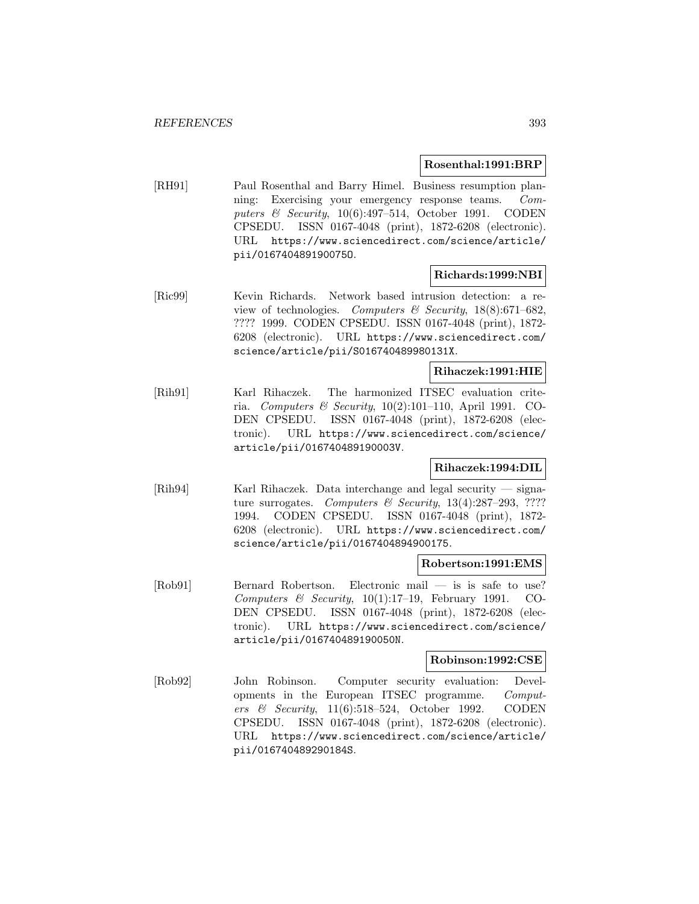**Rosenthal:1991:BRP**

[RH91] Paul Rosenthal and Barry Himel. Business resumption planning: Exercising your emergency response teams. *Computers & Security*, 10(6):497–514, October 1991. CODEN CPSEDU. ISSN 0167-4048 (print), 1872-6208 (electronic). URL https://www.sciencedirect.com/science/article/pii/016740489190075O.

**Richards:1999:NBI**

[Ric99] Kevin Richards. Network based intrusion detection: a review of technologies. *Computers & Security*, 18(8):671–682, ???? 1999. CODEN CPSEDU. ISSN 0167-4048 (print), 1872-6208 (electronic). URL https://www.sciencedirect.com/science/article/pii/S016740489980131X.

**Rihaczek:1991:HIE**

[Rih91] Karl Rihaczek. The harmonized ITSEC evaluation criteria. *Computers & Security*, 10(2):101–110, April 1991. CODEN CPSEDU. ISSN 0167-4048 (print), 1872-6208 (electronic). URL https://www.sciencedirect.com/science/article/pii/016740489190003V.

**Rihaczek:1994:DIL**

[Rih94] Karl Rihaczek. Data interchange and legal security — signature surrogates. *Computers & Security*, 13(4):287–293, ???? 1994. CODEN CPSEDU. ISSN 0167-4048 (print), 1872-6208 (electronic). URL https://www.sciencedirect.com/science/article/pii/0167404894900175.

**Robertson:1991:EMS**

[Rob91] Bernard Robertson. Electronic mail — is is safe to use? *Computers & Security*, 10(1):17–19, February 1991. CODEN CPSEDU. ISSN 0167-4048 (print), 1872-6208 (electronic). URL https://www.sciencedirect.com/science/article/pii/016740489190050N.

**Robinson:1992:CSE**

[Rob92] John Robinson. Computer security evaluation: Developments in the European ITSEC programme. *Computers & Security*, 11(6):518–524, October 1992. CODEN CPSEDU. ISSN 0167-4048 (print), 1872-6208 (electronic). URL https://www.sciencedirect.com/science/article/pii/016740489290184S.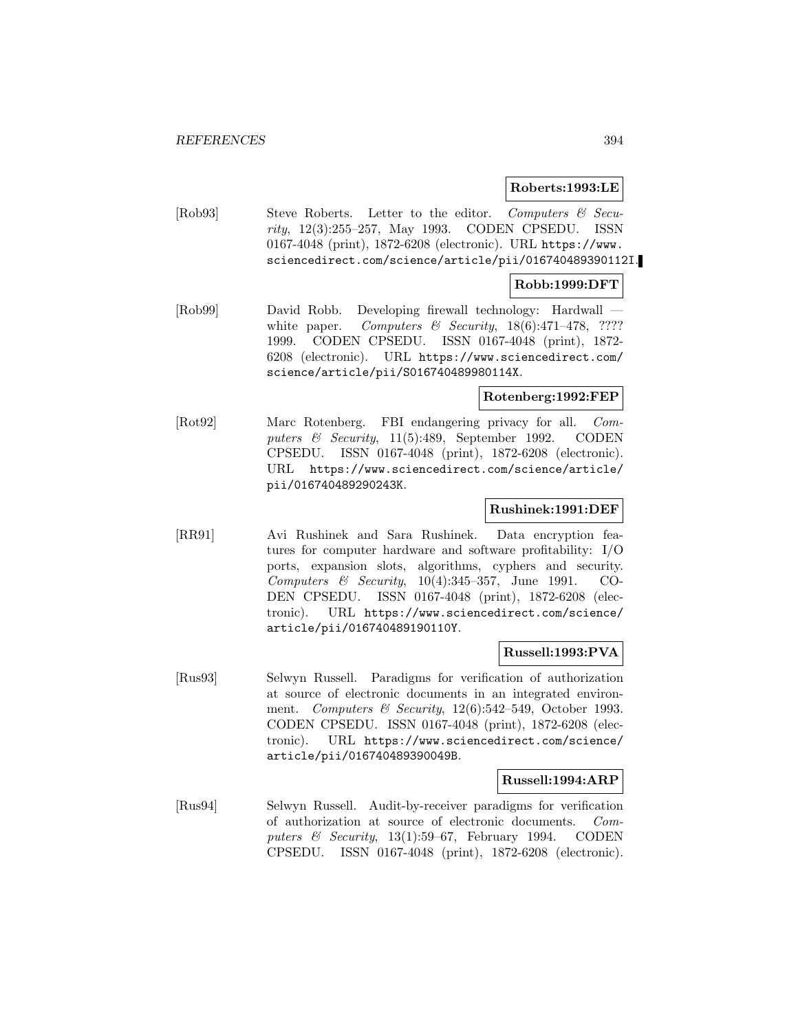**Roberts:1993:LE**

[Rob93] Steve Roberts. Letter to the editor. *Computers & Security*, 12(3):255–257, May 1993. CODEN CPSEDU. ISSN 0167-4048 (print), 1872-6208 (electronic). URL https://www.sciencedirect.com/science/article/pii/016740489390112I.

**Robb:1999:DFT**

[Rob99] David Robb. Developing firewall technology: Hardwall — white paper. *Computers & Security*, 18(6):471–478, ???? 1999. CODEN CPSEDU. ISSN 0167-4048 (print), 1872-6208 (electronic). URL https://www.sciencedirect.com/science/article/pii/S016740489980114X.

**Rotenberg:1992:FEP**

[Rot92] Marc Rotenberg. FBI endangering privacy for all. *Computers & Security*, 11(5):489, September 1992. CODEN CPSEDU. ISSN 0167-4048 (print), 1872-6208 (electronic). URL https://www.sciencedirect.com/science/article/pii/016740489290243K.

**Rushinek:1991:DEF**

[RR91] Avi Rushinek and Sara Rushinek. Data encryption features for computer hardware and software profitability: I/O ports, expansion slots, algorithms, cyphers and security. *Computers & Security*, 10(4):345–357, June 1991. CODEN CPSEDU. ISSN 0167-4048 (print), 1872-6208 (electronic). URL https://www.sciencedirect.com/science/article/pii/016740489190110Y.

**Russell:1993:PVA**

[Rus93] Selwyn Russell. Paradigms for verification of authorization at source of electronic documents in an integrated environment. *Computers & Security*, 12(6):542–549, October 1993. CODEN CPSEDU. ISSN 0167-4048 (print), 1872-6208 (electronic). URL https://www.sciencedirect.com/science/article/pii/016740489390049B.

**Russell:1994:ARP**

[Rus94] Selwyn Russell. Audit-by-receiver paradigms for verification of authorization at source of electronic documents. *Computers & Security*, 13(1):59–67, February 1994. CODEN CPSEDU. ISSN 0167-4048 (print), 1872-6208 (electronic).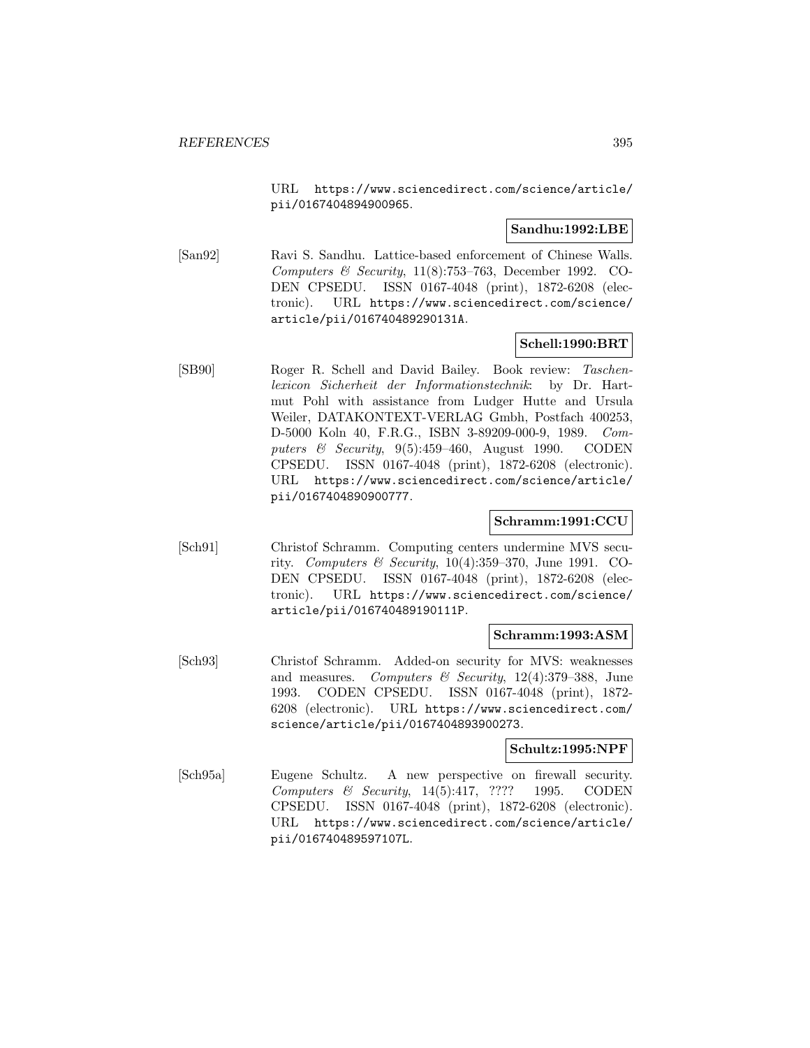URL https://www.sciencedirect.com/science/article/pii/0167404894900965.

**Sandhu:1992:LBE**

[San92] Ravi S. Sandhu. Lattice-based enforcement of Chinese Walls. *Computers & Security*, 11(8):753–763, December 1992. CODEN CPSEDU. ISSN 0167-4048 (print), 1872-6208 (electronic). URL https://www.sciencedirect.com/science/article/pii/016740489290131A.

**Schell:1990:BRT**

[SB90] Roger R. Schell and David Bailey. Book review: *Taschenlexicon Sicherheit der Informationstechnik*: by Dr. Hartmut Pohl with assistance from Ludger Hutte and Ursula Weiler, DATAKONTEXT-VERLAG Gmbh, Postfach 400253, D-5000 Koln 40, F.R.G., ISBN 3-89209-000-9, 1989. *Computers & Security*, 9(5):459–460, August 1990. CODEN CPSEDU. ISSN 0167-4048 (print), 1872-6208 (electronic). URL https://www.sciencedirect.com/science/article/pii/0167404890900777.

**Schramm:1991:CCU**

[Sch91] Christof Schramm. Computing centers undermine MVS security. *Computers & Security*, 10(4):359–370, June 1991. CODEN CPSEDU. ISSN 0167-4048 (print), 1872-6208 (electronic). URL https://www.sciencedirect.com/science/article/pii/016740489190111P.

**Schramm:1993:ASM**

[Sch93] Christof Schramm. Added-on security for MVS: weaknesses and measures. *Computers & Security*, 12(4):379–388, June 1993. CODEN CPSEDU. ISSN 0167-4048 (print), 1872-6208 (electronic). URL https://www.sciencedirect.com/science/article/pii/0167404893900273.

**Schultz:1995:NPF**

[Sch95a] Eugene Schultz. A new perspective on firewall security. *Computers & Security*, 14(5):417, ???? 1995. CODEN CPSEDU. ISSN 0167-4048 (print), 1872-6208 (electronic). URL https://www.sciencedirect.com/science/article/pii/016740489597107L.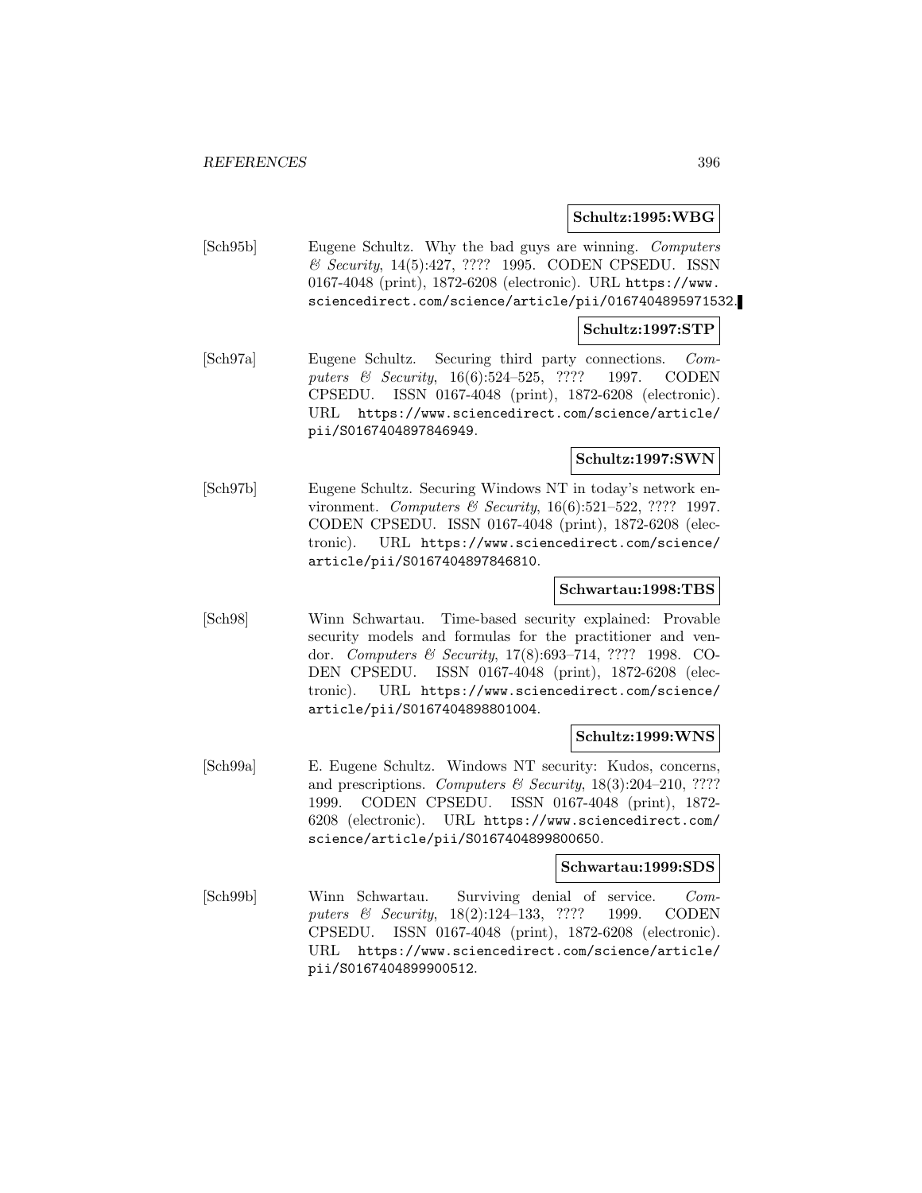**Schultz:1995:WBG**

[Sch95b] Eugene Schultz. Why the bad guys are winning. *Computers & Security*, 14(5):427, ???? 1995. CODEN CPSEDU. ISSN 0167-4048 (print), 1872-6208 (electronic). URL https://www.sciencedirect.com/science/article/pii/0167404895971532.

**Schultz:1997:STP**

[Sch97a] Eugene Schultz. Securing third party connections. *Computers & Security*, 16(6):524–525, ???? 1997. CODEN CPSEDU. ISSN 0167-4048 (print), 1872-6208 (electronic). URL https://www.sciencedirect.com/science/article/pii/S0167404897846949.

**Schultz:1997:SWN**

[Sch97b] Eugene Schultz. Securing Windows NT in today's network environment. *Computers & Security*, 16(6):521–522, ???? 1997. CODEN CPSEDU. ISSN 0167-4048 (print), 1872-6208 (electronic). URL https://www.sciencedirect.com/science/article/pii/S0167404897846810.

**Schwartau:1998:TBS**

[Sch98] Winn Schwartau. Time-based security explained: Provable security models and formulas for the practitioner and vendor. *Computers & Security*, 17(8):693–714, ???? 1998. CODEN CPSEDU. ISSN 0167-4048 (print), 1872-6208 (electronic). URL https://www.sciencedirect.com/science/article/pii/S0167404898801004.

**Schultz:1999:WNS**

[Sch99a] E. Eugene Schultz. Windows NT security: Kudos, concerns, and prescriptions. *Computers & Security*, 18(3):204–210, ???? 1999. CODEN CPSEDU. ISSN 0167-4048 (print), 1872-6208 (electronic). URL https://www.sciencedirect.com/science/article/pii/S0167404899800650.

**Schwartau:1999:SDS**

[Sch99b] Winn Schwartau. Surviving denial of service. *Computers & Security*, 18(2):124–133, ???? 1999. CODEN CPSEDU. ISSN 0167-4048 (print), 1872-6208 (electronic). URL https://www.sciencedirect.com/science/article/pii/S0167404899900512.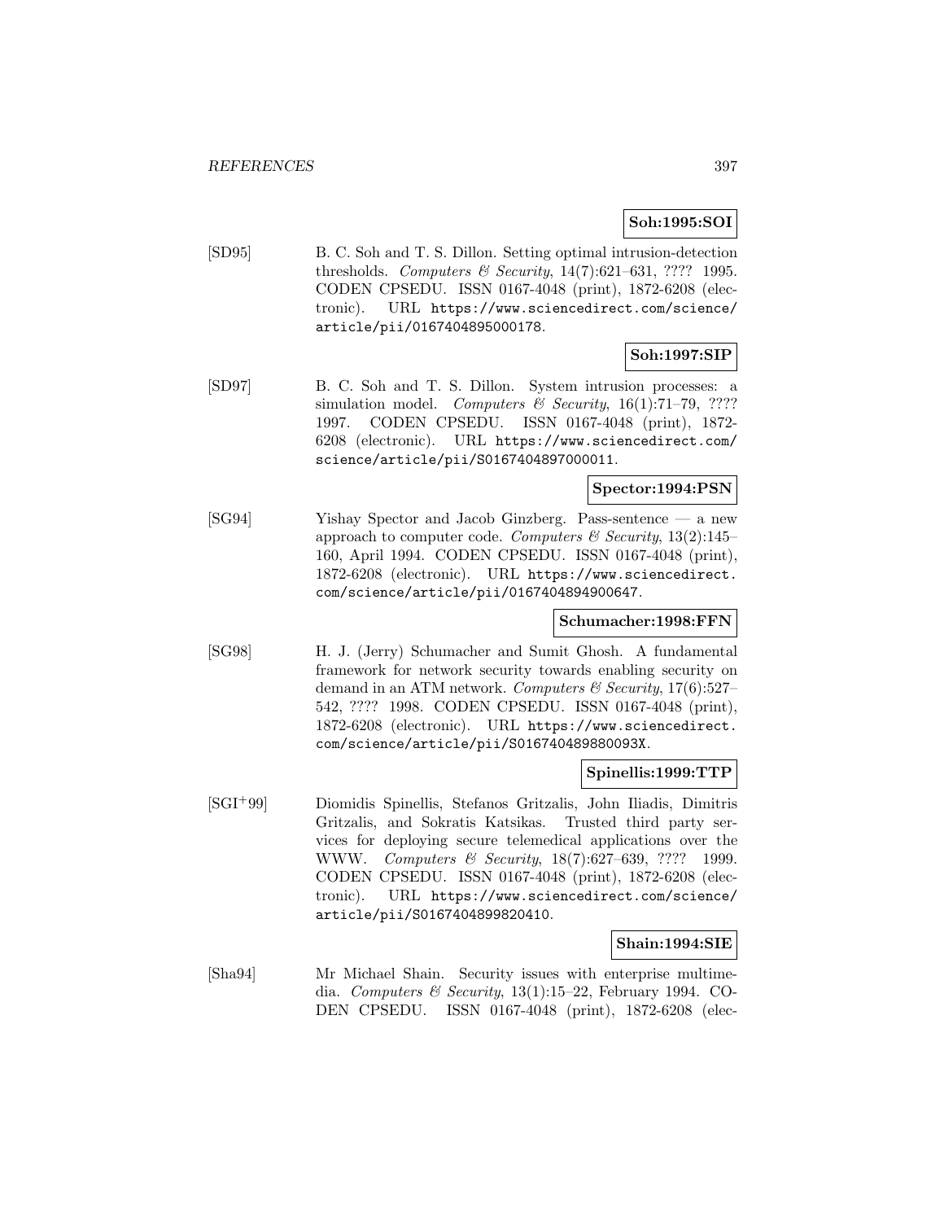**Soh:1995:SOI**

[SD95] B. C. Soh and T. S. Dillon. Setting optimal intrusion-detection thresholds. *Computers & Security*, 14(7):621–631, ???? 1995. CODEN CPSEDU. ISSN 0167-4048 (print), 1872-6208 (electronic). URL https://www.sciencedirect.com/science/article/pii/0167404895000178.

**Soh:1997:SIP**

[SD97] B. C. Soh and T. S. Dillon. System intrusion processes: a simulation model. *Computers & Security*, 16(1):71–79, ???? 1997. CODEN CPSEDU. ISSN 0167-4048 (print), 1872-6208 (electronic). URL https://www.sciencedirect.com/science/article/pii/S0167404897000011.

**Spector:1994:PSN**

[SG94] Yishay Spector and Jacob Ginzberg. Pass-sentence — a new approach to computer code. *Computers & Security*, 13(2):145–160, April 1994. CODEN CPSEDU. ISSN 0167-4048 (print), 1872-6208 (electronic). URL https://www.sciencedirect.com/science/article/pii/0167404894900647.

**Schumacher:1998:FFN**

[SG98] H. J. (Jerry) Schumacher and Sumit Ghosh. A fundamental framework for network security towards enabling security on demand in an ATM network. *Computers & Security*, 17(6):527–542, ???? 1998. CODEN CPSEDU. ISSN 0167-4048 (print), 1872-6208 (electronic). URL https://www.sciencedirect.com/science/article/pii/S016740489880093X.

**Spinellis:1999:TTP**

[SGI+99] Diomidis Spinellis, Stefanos Gritzalis, John Iliadis, Dimitris Gritzalis, and Sokratis Katsikas. Trusted third party services for deploying secure telemedical applications over the WWW. *Computers & Security*, 18(7):627–639, ???? 1999. CODEN CPSEDU. ISSN 0167-4048 (print), 1872-6208 (electronic). URL https://www.sciencedirect.com/science/article/pii/S0167404899820410.

**Shain:1994:SIE**

[Sha94] Mr Michael Shain. Security issues with enterprise multimedia. *Computers & Security*, 13(1):15–22, February 1994. CODEN CPSEDU. ISSN 0167-4048 (print), 1872-6208 (elec-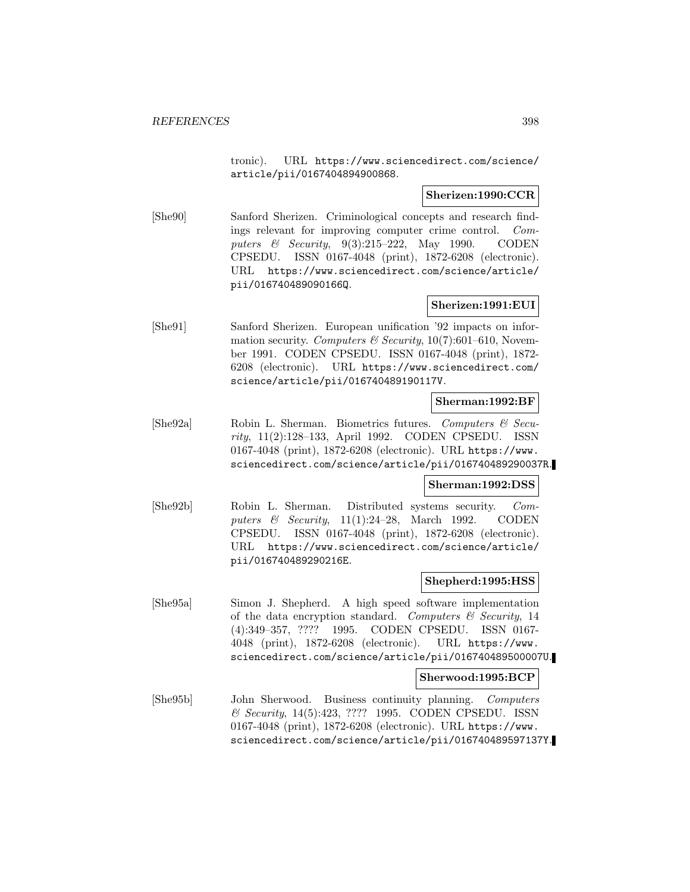tronic). URL https://www.sciencedirect.com/science/article/pii/0167404894900868.

**Sherizen:1990:CCR**

[She90] Sanford Sherizen. Criminological concepts and research findings relevant for improving computer crime control. *Computers & Security*, 9(3):215–222, May 1990. CODEN CPSEDU. ISSN 0167-4048 (print), 1872-6208 (electronic). URL https://www.sciencedirect.com/science/article/pii/016740489090166Q.

**Sherizen:1991:EUI**

[She91] Sanford Sherizen. European unification '92 impacts on information security. *Computers & Security*, 10(7):601–610, November 1991. CODEN CPSEDU. ISSN 0167-4048 (print), 1872-6208 (electronic). URL https://www.sciencedirect.com/science/article/pii/016740489190117V.

**Sherman:1992:BF**

[She92a] Robin L. Sherman. Biometrics futures. *Computers & Security*, 11(2):128–133, April 1992. CODEN CPSEDU. ISSN 0167-4048 (print), 1872-6208 (electronic). URL https://www.sciencedirect.com/science/article/pii/016740489290037R.

**Sherman:1992:DSS**

[She92b] Robin L. Sherman. Distributed systems security. *Computers & Security*, 11(1):24–28, March 1992. CODEN CPSEDU. ISSN 0167-4048 (print), 1872-6208 (electronic). URL https://www.sciencedirect.com/science/article/pii/016740489290216E.

**Shepherd:1995:HSS**

[She95a] Simon J. Shepherd. A high speed software implementation of the data encryption standard. *Computers & Security*, 14 (4):349–357, ???? 1995. CODEN CPSEDU. ISSN 0167-4048 (print), 1872-6208 (electronic). URL https://www.sciencedirect.com/science/article/pii/016740489500007U.

**Sherwood:1995:BCP**

[She95b] John Sherwood. Business continuity planning. *Computers & Security*, 14(5):423, ???? 1995. CODEN CPSEDU. ISSN 0167-4048 (print), 1872-6208 (electronic). URL https://www.sciencedirect.com/science/article/pii/016740489597137Y.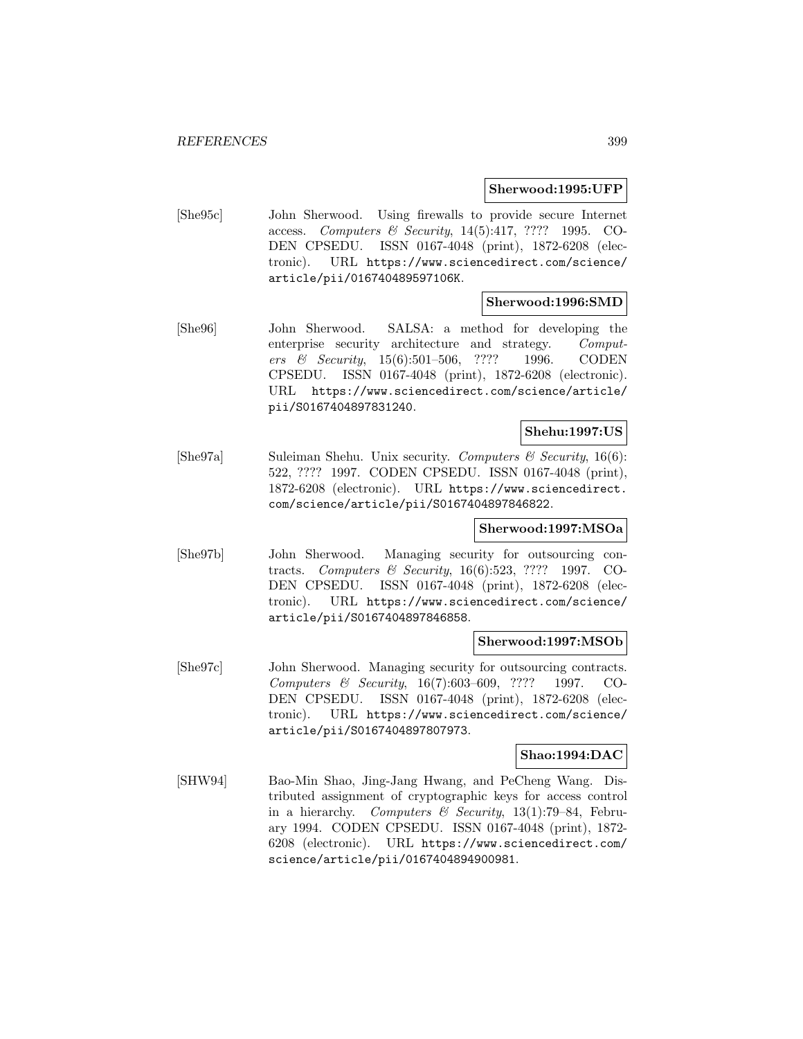**Sherwood:1995:UFP**

[She95c] John Sherwood. Using firewalls to provide secure Internet access. *Computers & Security*, 14(5):417, ???? 1995. CODEN CPSEDU. ISSN 0167-4048 (print), 1872-6208 (electronic). URL https://www.sciencedirect.com/science/article/pii/016740489597106K.

**Sherwood:1996:SMD**

[She96] John Sherwood. SALSA: a method for developing the enterprise security architecture and strategy. *Computers & Security*, 15(6):501–506, ???? 1996. CODEN CPSEDU. ISSN 0167-4048 (print), 1872-6208 (electronic). URL https://www.sciencedirect.com/science/article/pii/S0167404897831240.

**Shehu:1997:US**

[She97a] Suleiman Shehu. Unix security. *Computers & Security*, 16(6):522, ???? 1997. CODEN CPSEDU. ISSN 0167-4048 (print), 1872-6208 (electronic). URL https://www.sciencedirect.com/science/article/pii/S0167404897846822.

**Sherwood:1997:MSOa**

[She97b] John Sherwood. Managing security for outsourcing contracts. *Computers & Security*, 16(6):523, ???? 1997. CODEN CPSEDU. ISSN 0167-4048 (print), 1872-6208 (electronic). URL https://www.sciencedirect.com/science/article/pii/S0167404897846858.

**Sherwood:1997:MSOb**

[She97c] John Sherwood. Managing security for outsourcing contracts. *Computers & Security*, 16(7):603–609, ???? 1997. CODEN CPSEDU. ISSN 0167-4048 (print), 1872-6208 (electronic). URL https://www.sciencedirect.com/science/article/pii/S0167404897807973.

**Shao:1994:DAC**

[SHW94] Bao-Min Shao, Jing-Jang Hwang, and PeCheng Wang. Distributed assignment of cryptographic keys for access control in a hierarchy. *Computers & Security*, 13(1):79–84, February 1994. CODEN CPSEDU. ISSN 0167-4048 (print), 1872-6208 (electronic). URL https://www.sciencedirect.com/science/article/pii/0167404894900981.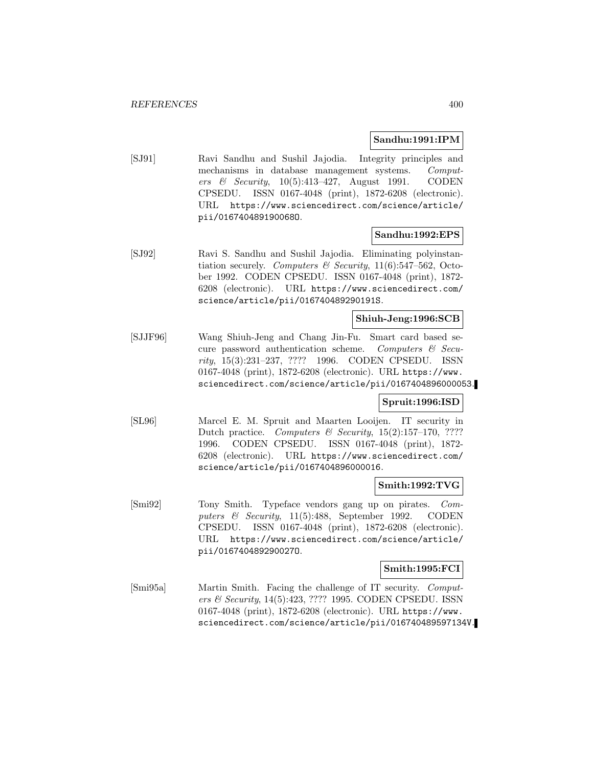**Sandhu:1991:IPM**

[SJ91] Ravi Sandhu and Sushil Jajodia. Integrity principles and mechanisms in database management systems. *Computers & Security*, 10(5):413–427, August 1991. CODEN CPSEDU. ISSN 0167-4048 (print), 1872-6208 (electronic). URL https://www.sciencedirect.com/science/article/pii/016740489190068O.

**Sandhu:1992:EPS**

[SJ92] Ravi S. Sandhu and Sushil Jajodia. Eliminating polyinstantiation securely. *Computers & Security*, 11(6):547–562, October 1992. CODEN CPSEDU. ISSN 0167-4048 (print), 1872-6208 (electronic). URL https://www.sciencedirect.com/science/article/pii/016740489290191S.

**Shiuh-Jeng:1996:SCB**

[SJJF96] Wang Shiuh-Jeng and Chang Jin-Fu. Smart card based secure password authentication scheme. *Computers & Security*, 15(3):231–237, ???? 1996. CODEN CPSEDU. ISSN 0167-4048 (print), 1872-6208 (electronic). URL https://www.sciencedirect.com/science/article/pii/0167404896000053.

**Spruit:1996:ISD**

[SL96] Marcel E. M. Spruit and Maarten Looijen. IT security in Dutch practice. *Computers & Security*, 15(2):157–170, ???? 1996. CODEN CPSEDU. ISSN 0167-4048 (print), 1872-6208 (electronic). URL https://www.sciencedirect.com/science/article/pii/0167404896000016.

**Smith:1992:TVG**

[Smi92] Tony Smith. Typeface vendors gang up on pirates. *Computers & Security*, 11(5):488, September 1992. CODEN CPSEDU. ISSN 0167-4048 (print), 1872-6208 (electronic). URL https://www.sciencedirect.com/science/article/pii/016740489290027O.

**Smith:1995:FCI**

[Smi95a] Martin Smith. Facing the challenge of IT security. *Computers & Security*, 14(5):423, ???? 1995. CODEN CPSEDU. ISSN 0167-4048 (print), 1872-6208 (electronic). URL https://www.sciencedirect.com/science/article/pii/016740489597134V.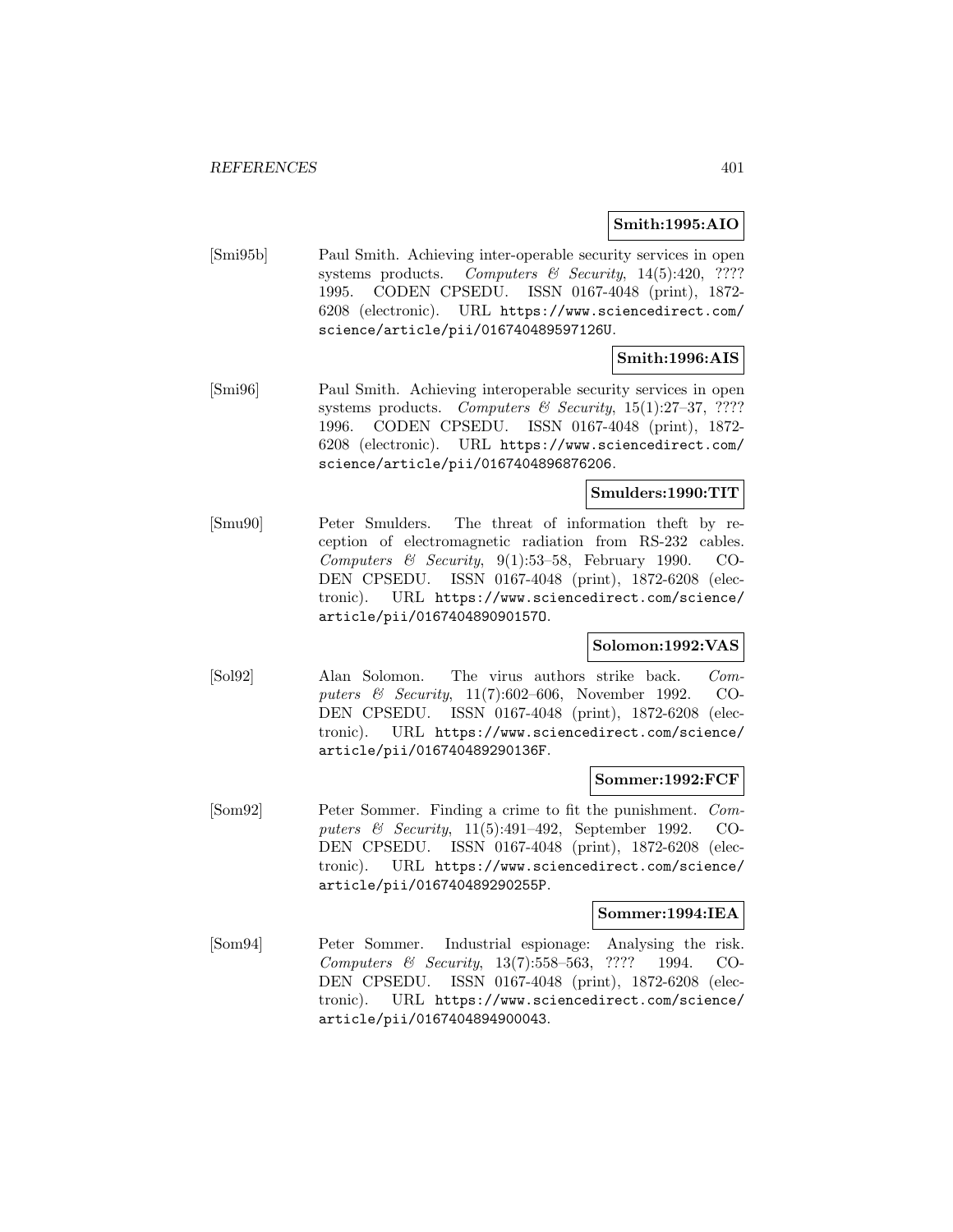**Smith:1995:AIO**

[Smi95b] Paul Smith. Achieving inter-operable security services in open systems products. *Computers & Security*, 14(5):420, ???? 1995. CODEN CPSEDU. ISSN 0167-4048 (print), 1872-6208 (electronic). URL https://www.sciencedirect.com/science/article/pii/016740489597126U.

**Smith:1996:AIS**

[Smi96] Paul Smith. Achieving interoperable security services in open systems products. *Computers & Security*, 15(1):27–37, ???? 1996. CODEN CPSEDU. ISSN 0167-4048 (print), 1872-6208 (electronic). URL https://www.sciencedirect.com/science/article/pii/0167404896876206.

**Smulders:1990:TIT**

[Smu90] Peter Smulders. The threat of information theft by reception of electromagnetic radiation from RS-232 cables. *Computers & Security*, 9(1):53–58, February 1990. CODEN CPSEDU. ISSN 0167-4048 (print), 1872-6208 (electronic). URL https://www.sciencedirect.com/science/article/pii/016740489090157O.

**Solomon:1992:VAS**

[Sol92] Alan Solomon. The virus authors strike back. *Computers & Security*, 11(7):602–606, November 1992. CODEN CPSEDU. ISSN 0167-4048 (print), 1872-6208 (electronic). URL https://www.sciencedirect.com/science/article/pii/016740489290136F.

**Sommer:1992:FCF**

[Som92] Peter Sommer. Finding a crime to fit the punishment. *Computers & Security*, 11(5):491–492, September 1992. CODEN CPSEDU. ISSN 0167-4048 (print), 1872-6208 (electronic). URL https://www.sciencedirect.com/science/article/pii/016740489290255P.

**Sommer:1994:IEA**

[Som94] Peter Sommer. Industrial espionage: Analysing the risk. *Computers & Security*, 13(7):558–563, ???? 1994. CODEN CPSEDU. ISSN 0167-4048 (print), 1872-6208 (electronic). URL https://www.sciencedirect.com/science/article/pii/0167404894900043.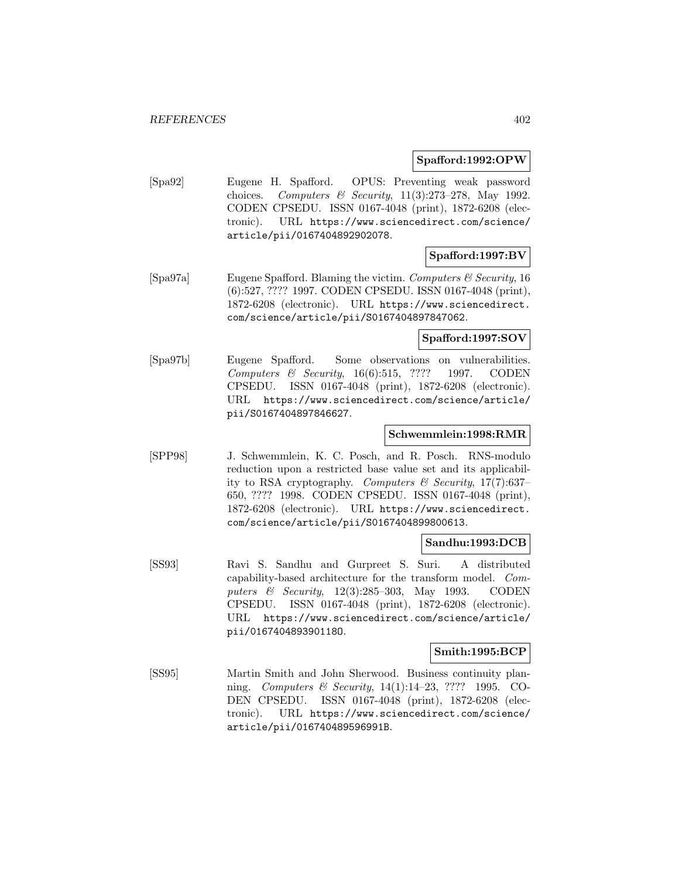**Spafford:1992:OPW**

[Spa92] Eugene H. Spafford. OPUS: Preventing weak password choices. *Computers & Security*, 11(3):273–278, May 1992. CODEN CPSEDU. ISSN 0167-4048 (print), 1872-6208 (electronic). URL `https://www.sciencedirect.com/science/article/pii/0167404892902078`.

**Spafford:1997:BV**

[Spa97a] Eugene Spafford. Blaming the victim. *Computers & Security*, 16 (6):527, ???? 1997. CODEN CPSEDU. ISSN 0167-4048 (print), 1872-6208 (electronic). URL `https://www.sciencedirect.com/science/article/pii/S0167404897847062`.

**Spafford:1997:SOV**

[Spa97b] Eugene Spafford. Some observations on vulnerabilities. *Computers & Security*, 16(6):515, ???? 1997. CODEN CPSEDU. ISSN 0167-4048 (print), 1872-6208 (electronic). URL `https://www.sciencedirect.com/science/article/pii/S0167404897846627`.

**Schwemmlein:1998:RMR**

[SPP98] J. Schwemmlein, K. C. Posch, and R. Posch. RNS-modulo reduction upon a restricted base value set and its applicability to RSA cryptography. *Computers & Security*, 17(7):637–650, ???? 1998. CODEN CPSEDU. ISSN 0167-4048 (print), 1872-6208 (electronic). URL `https://www.sciencedirect.com/science/article/pii/S0167404899800613`.

**Sandhu:1993:DCB**

[SS93] Ravi S. Sandhu and Gurpreet S. Suri. A distributed capability-based architecture for the transform model. *Computers & Security*, 12(3):285–303, May 1993. CODEN CPSEDU. ISSN 0167-4048 (print), 1872-6208 (electronic). URL `https://www.sciencedirect.com/science/article/pii/016740489390118O`.

**Smith:1995:BCP**

[SS95] Martin Smith and John Sherwood. Business continuity planning. *Computers & Security*, 14(1):14–23, ???? 1995. CODEN CPSEDU. ISSN 0167-4048 (print), 1872-6208 (electronic). URL `https://www.sciencedirect.com/science/article/pii/016740489596991B`.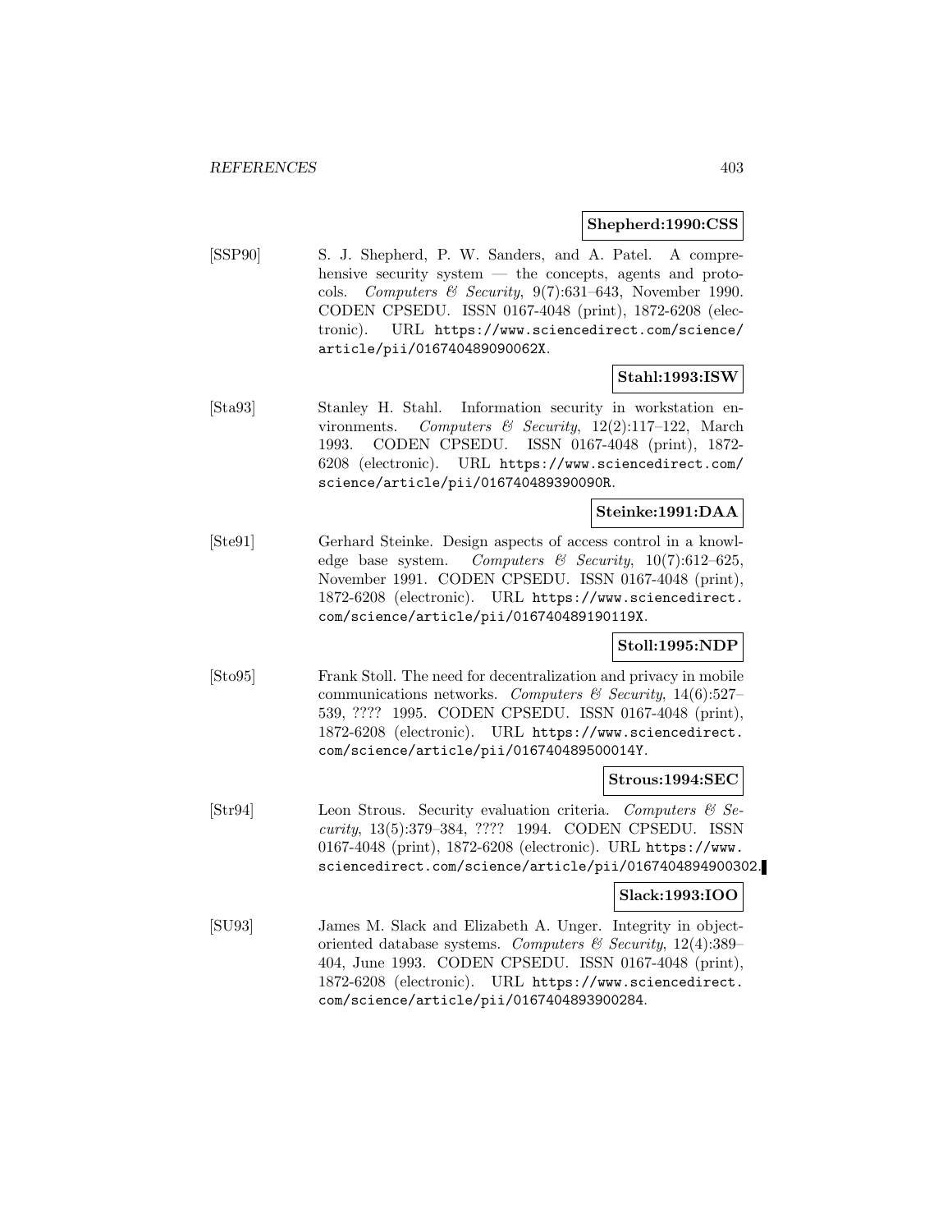**Shepherd:1990:CSS**

[SSP90] S. J. Shepherd, P. W. Sanders, and A. Patel. A comprehensive security system — the concepts, agents and protocols. *Computers & Security*, 9(7):631–643, November 1990. CODEN CPSEDU. ISSN 0167-4048 (print), 1872-6208 (electronic). URL `https://www.sciencedirect.com/science/article/pii/016740489090062X`.

**Stahl:1993:ISW**

[Sta93] Stanley H. Stahl. Information security in workstation environments. *Computers & Security*, 12(2):117–122, March 1993. CODEN CPSEDU. ISSN 0167-4048 (print), 1872-6208 (electronic). URL `https://www.sciencedirect.com/science/article/pii/016740489390090R`.

**Steinke:1991:DAA**

[Ste91] Gerhard Steinke. Design aspects of access control in a knowledge base system. *Computers & Security*, 10(7):612–625, November 1991. CODEN CPSEDU. ISSN 0167-4048 (print), 1872-6208 (electronic). URL `https://www.sciencedirect.com/science/article/pii/016740489190119X`.

**Stoll:1995:NDP**

[Sto95] Frank Stoll. The need for decentralization and privacy in mobile communications networks. *Computers & Security*, 14(6):527–539, ???? 1995. CODEN CPSEDU. ISSN 0167-4048 (print), 1872-6208 (electronic). URL `https://www.sciencedirect.com/science/article/pii/016740489500014Y`.

**Strous:1994:SEC**

[Str94] Leon Strous. Security evaluation criteria. *Computers & Security*, 13(5):379–384, ???? 1994. CODEN CPSEDU. ISSN 0167-4048 (print), 1872-6208 (electronic). URL `https://www.sciencedirect.com/science/article/pii/0167404894900302`.

**Slack:1993:IOO**

[SU93] James M. Slack and Elizabeth A. Unger. Integrity in object-oriented database systems. *Computers & Security*, 12(4):389–404, June 1993. CODEN CPSEDU. ISSN 0167-4048 (print), 1872-6208 (electronic). URL `https://www.sciencedirect.com/science/article/pii/0167404893900284`.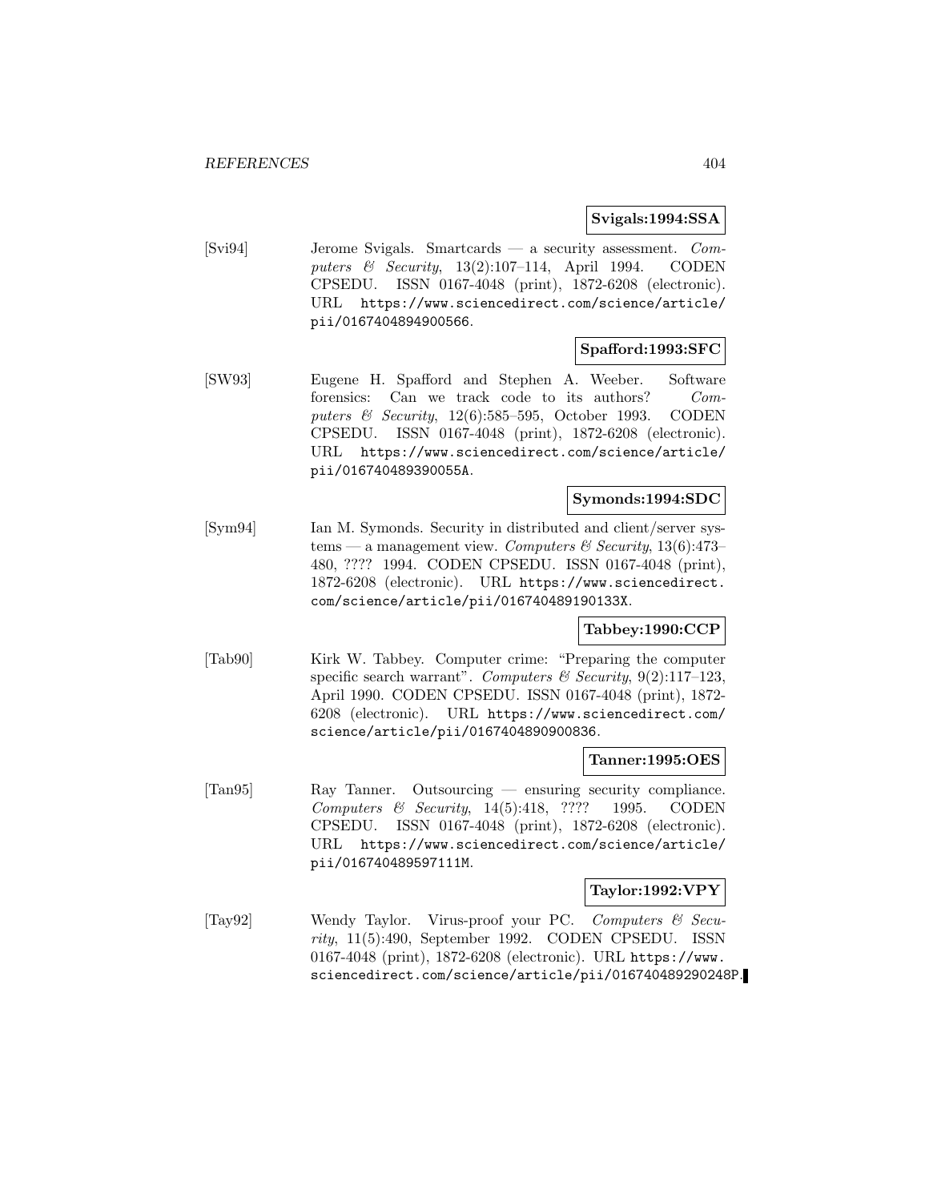**Svigals:1994:SSA**

[Svi94] Jerome Svigals. Smartcards — a security assessment. *Computers & Security*, 13(2):107–114, April 1994. CODEN CPSEDU. ISSN 0167-4048 (print), 1872-6208 (electronic). URL https://www.sciencedirect.com/science/article/pii/0167404894900566.

**Spafford:1993:SFC**

[SW93] Eugene H. Spafford and Stephen A. Weeber. Software forensics: Can we track code to its authors? *Computers & Security*, 12(6):585–595, October 1993. CODEN CPSEDU. ISSN 0167-4048 (print), 1872-6208 (electronic). URL https://www.sciencedirect.com/science/article/pii/016740489390055A.

**Symonds:1994:SDC**

[Sym94] Ian M. Symonds. Security in distributed and client/server systems — a management view. *Computers & Security*, 13(6):473–480, ???? 1994. CODEN CPSEDU. ISSN 0167-4048 (print), 1872-6208 (electronic). URL https://www.sciencedirect.com/science/article/pii/016740489190133X.

**Tabbey:1990:CCP**

[Tab90] Kirk W. Tabbey. Computer crime: "Preparing the computer specific search warrant". *Computers & Security*, 9(2):117–123, April 1990. CODEN CPSEDU. ISSN 0167-4048 (print), 1872-6208 (electronic). URL https://www.sciencedirect.com/science/article/pii/0167404890900836.

**Tanner:1995:OES**

[Tan95] Ray Tanner. Outsourcing — ensuring security compliance. *Computers & Security*, 14(5):418, ???? 1995. CODEN CPSEDU. ISSN 0167-4048 (print), 1872-6208 (electronic). URL https://www.sciencedirect.com/science/article/pii/016740489597111M.

**Taylor:1992:VPY**

[Tay92] Wendy Taylor. Virus-proof your PC. *Computers & Security*, 11(5):490, September 1992. CODEN CPSEDU. ISSN 0167-4048 (print), 1872-6208 (electronic). URL https://www.sciencedirect.com/science/article/pii/016740489290248P.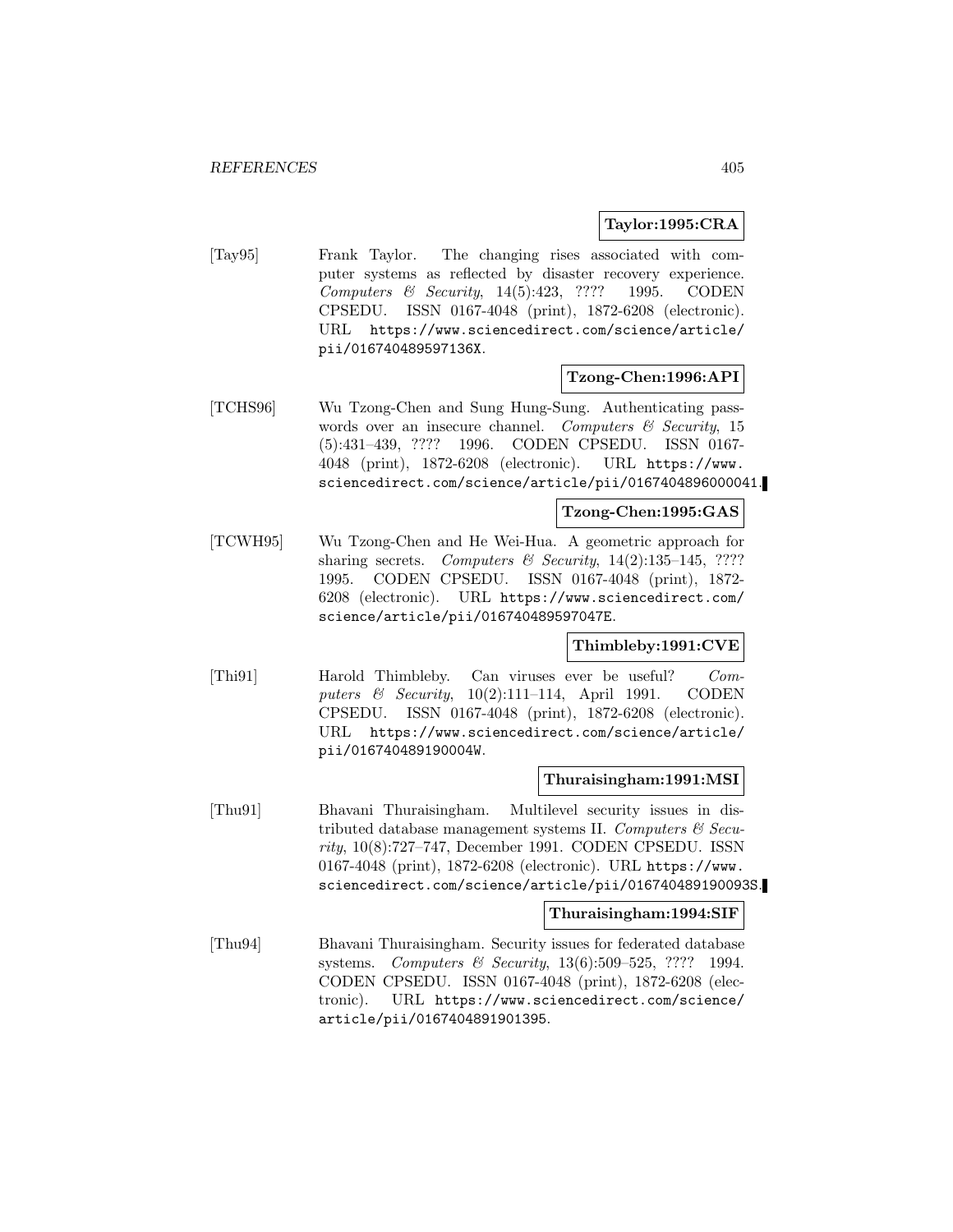**Taylor:1995:CRA**

[Tay95] Frank Taylor. The changing rises associated with computer systems as reflected by disaster recovery experience. *Computers & Security*, 14(5):423, ???? 1995. CODEN CPSEDU. ISSN 0167-4048 (print), 1872-6208 (electronic). URL https://www.sciencedirect.com/science/article/pii/016740489597136X.

**Tzong-Chen:1996:API**

[TCHS96] Wu Tzong-Chen and Sung Hung-Sung. Authenticating passwords over an insecure channel. *Computers & Security*, 15 (5):431–439, ???? 1996. CODEN CPSEDU. ISSN 0167-4048 (print), 1872-6208 (electronic). URL https://www.sciencedirect.com/science/article/pii/0167404896000041.

**Tzong-Chen:1995:GAS**

[TCWH95] Wu Tzong-Chen and He Wei-Hua. A geometric approach for sharing secrets. *Computers & Security*, 14(2):135–145, ???? 1995. CODEN CPSEDU. ISSN 0167-4048 (print), 1872-6208 (electronic). URL https://www.sciencedirect.com/science/article/pii/016740489597047E.

**Thimbleby:1991:CVE**

[Thi91] Harold Thimbleby. Can viruses ever be useful? *Computers & Security*, 10(2):111–114, April 1991. CODEN CPSEDU. ISSN 0167-4048 (print), 1872-6208 (electronic). URL https://www.sciencedirect.com/science/article/pii/016740489190004W.

**Thuraisingham:1991:MSI**

[Thu91] Bhavani Thuraisingham. Multilevel security issues in distributed database management systems II. *Computers & Security*, 10(8):727–747, December 1991. CODEN CPSEDU. ISSN 0167-4048 (print), 1872-6208 (electronic). URL https://www.sciencedirect.com/science/article/pii/016740489190093S.

**Thuraisingham:1994:SIF**

[Thu94] Bhavani Thuraisingham. Security issues for federated database systems. *Computers & Security*, 13(6):509–525, ???? 1994. CODEN CPSEDU. ISSN 0167-4048 (print), 1872-6208 (electronic). URL https://www.sciencedirect.com/science/article/pii/0167404891901395.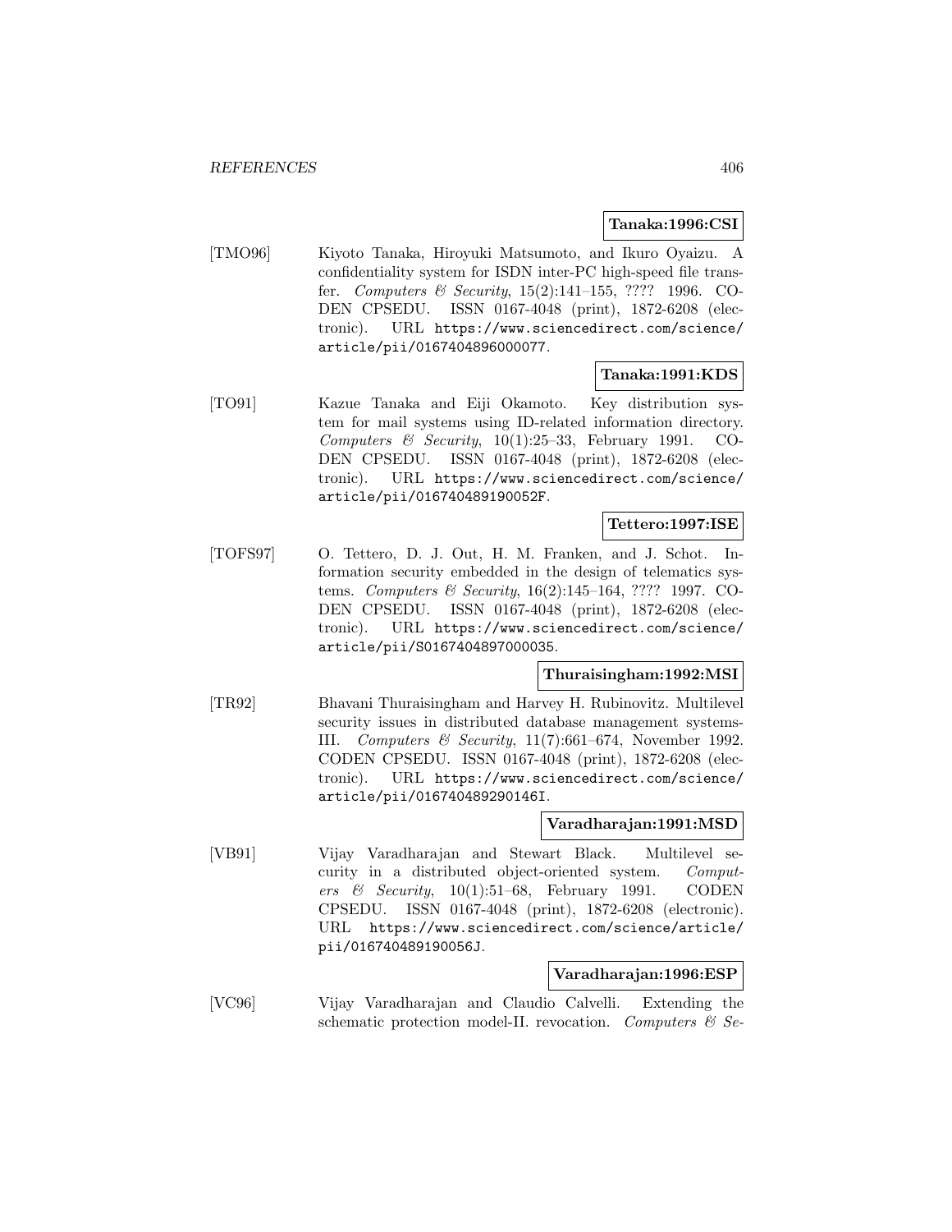**Tanaka:1996:CSI**

[TMO96] Kiyoto Tanaka, Hiroyuki Matsumoto, and Ikuro Oyaizu. A confidentiality system for ISDN inter-PC high-speed file transfer. *Computers & Security*, 15(2):141–155, ???? 1996. CODEN CPSEDU. ISSN 0167-4048 (print), 1872-6208 (electronic). URL https://www.sciencedirect.com/science/article/pii/0167404896000077.

**Tanaka:1991:KDS**

[TO91] Kazue Tanaka and Eiji Okamoto. Key distribution system for mail systems using ID-related information directory. *Computers & Security*, 10(1):25–33, February 1991. CODEN CPSEDU. ISSN 0167-4048 (print), 1872-6208 (electronic). URL https://www.sciencedirect.com/science/article/pii/016740489190052F.

**Tettero:1997:ISE**

[TOFS97] O. Tettero, D. J. Out, H. M. Franken, and J. Schot. Information security embedded in the design of telematics systems. *Computers & Security*, 16(2):145–164, ???? 1997. CODEN CPSEDU. ISSN 0167-4048 (print), 1872-6208 (electronic). URL https://www.sciencedirect.com/science/article/pii/S0167404897000035.

**Thuraisingham:1992:MSI**

[TR92] Bhavani Thuraisingham and Harvey H. Rubinovitz. Multilevel security issues in distributed database management systems-III. *Computers & Security*, 11(7):661–674, November 1992. CODEN CPSEDU. ISSN 0167-4048 (print), 1872-6208 (electronic). URL https://www.sciencedirect.com/science/article/pii/016740489290146I.

**Varadharajan:1991:MSD**

[VB91] Vijay Varadharajan and Stewart Black. Multilevel security in a distributed object-oriented system. *Computers & Security*, 10(1):51–68, February 1991. CODEN CPSEDU. ISSN 0167-4048 (print), 1872-6208 (electronic). URL https://www.sciencedirect.com/science/article/pii/016740489190056J.

**Varadharajan:1996:ESP**

[VC96] Vijay Varadharajan and Claudio Calvelli. Extending the schematic protection model-II. revocation. *Computers & Se-*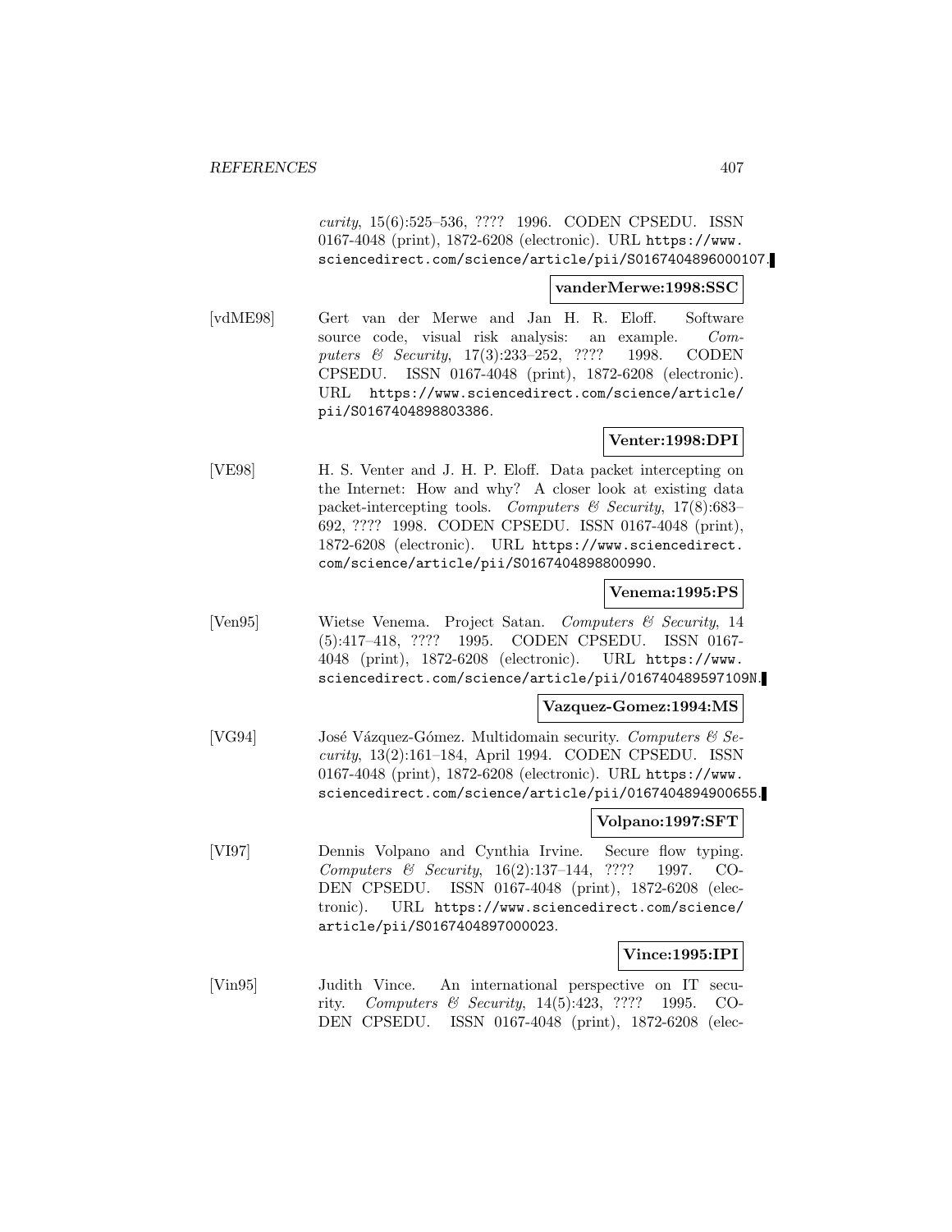*curity*, 15(6):525–536, ???? 1996. CODEN CPSEDU. ISSN 0167-4048 (print), 1872-6208 (electronic). URL https://www.sciencedirect.com/science/article/pii/S0167404896000107.

**vanderMerwe:1998:SSC**

[vdME98] Gert van der Merwe and Jan H. R. Eloff. Software source code, visual risk analysis: an example. *Computers & Security*, 17(3):233–252, ???? 1998. CODEN CPSEDU. ISSN 0167-4048 (print), 1872-6208 (electronic). URL https://www.sciencedirect.com/science/article/pii/S0167404898803386.

**Venter:1998:DPI**

[VE98] H. S. Venter and J. H. P. Eloff. Data packet intercepting on the Internet: How and why? A closer look at existing data packet-intercepting tools. *Computers & Security*, 17(8):683–692, ???? 1998. CODEN CPSEDU. ISSN 0167-4048 (print), 1872-6208 (electronic). URL https://www.sciencedirect.com/science/article/pii/S0167404898800990.

**Venema:1995:PS**

[Ven95] Wietse Venema. Project Satan. *Computers & Security*, 14 (5):417–418, ???? 1995. CODEN CPSEDU. ISSN 0167-4048 (print), 1872-6208 (electronic). URL https://www.sciencedirect.com/science/article/pii/016740489597109N.

**Vazquez-Gomez:1994:MS**

[VG94] José Vázquez-Gómez. Multidomain security. *Computers & Security*, 13(2):161–184, April 1994. CODEN CPSEDU. ISSN 0167-4048 (print), 1872-6208 (electronic). URL https://www.sciencedirect.com/science/article/pii/0167404894900655.

**Volpano:1997:SFT**

[VI97] Dennis Volpano and Cynthia Irvine. Secure flow typing. *Computers & Security*, 16(2):137–144, ???? 1997. CODEN CPSEDU. ISSN 0167-4048 (print), 1872-6208 (electronic). URL https://www.sciencedirect.com/science/article/pii/S0167404897000023.

**Vince:1995:IPI**

[Vin95] Judith Vince. An international perspective on IT security. *Computers & Security*, 14(5):423, ???? 1995. CODEN CPSEDU. ISSN 0167-4048 (print), 1872-6208 (elec-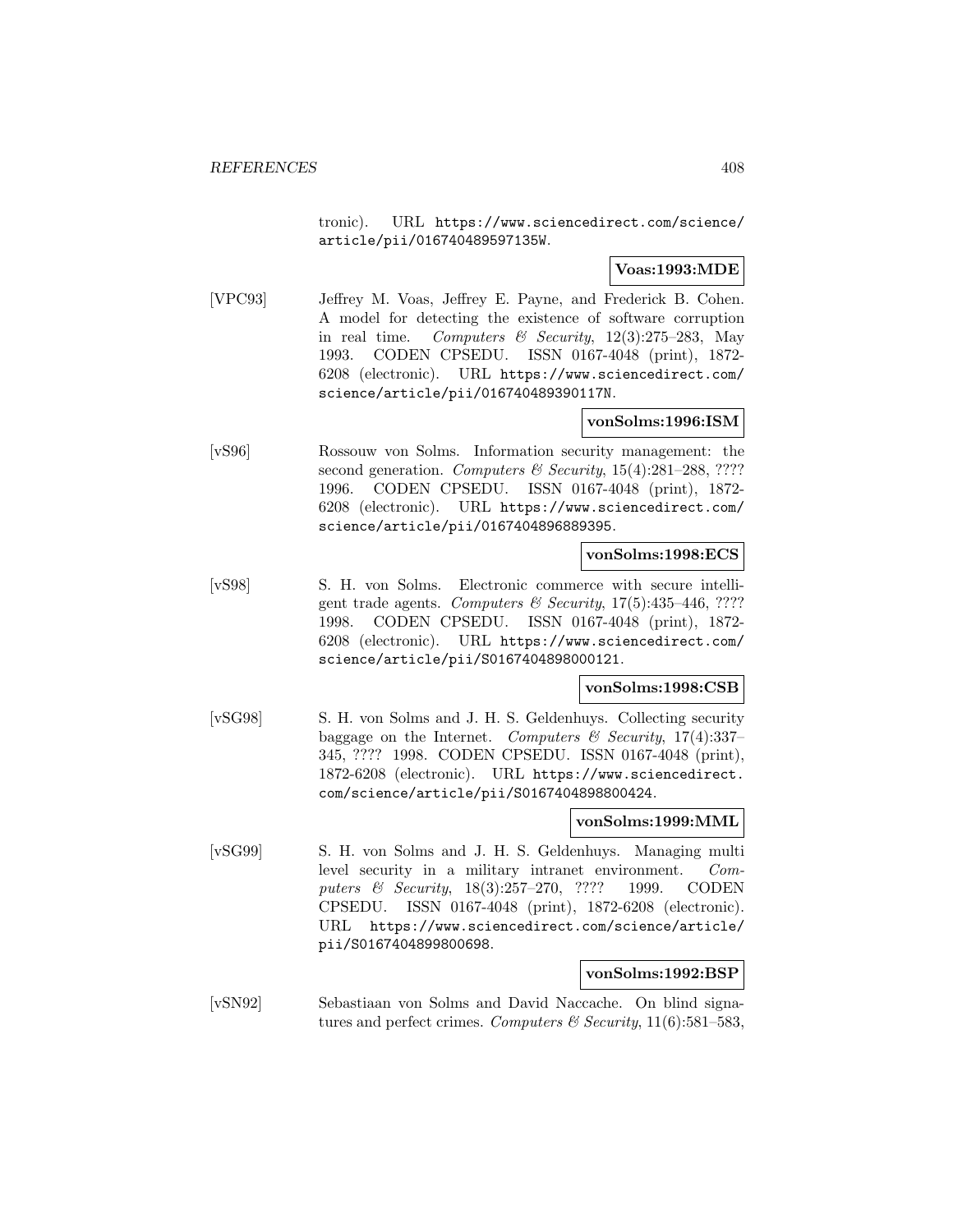tronic). URL https://www.sciencedirect.com/science/article/pii/016740489597135W.

**Voas:1993:MDE**

[VPC93] Jeffrey M. Voas, Jeffrey E. Payne, and Frederick B. Cohen. A model for detecting the existence of software corruption in real time. *Computers & Security*, 12(3):275–283, May 1993. CODEN CPSEDU. ISSN 0167-4048 (print), 1872-6208 (electronic). URL https://www.sciencedirect.com/science/article/pii/016740489390117N.

**vonSolms:1996:ISM**

[vS96] Rossouw von Solms. Information security management: the second generation. *Computers & Security*, 15(4):281–288, ???? 1996. CODEN CPSEDU. ISSN 0167-4048 (print), 1872-6208 (electronic). URL https://www.sciencedirect.com/science/article/pii/0167404896889395.

**vonSolms:1998:ECS**

[vS98] S. H. von Solms. Electronic commerce with secure intelligent trade agents. *Computers & Security*, 17(5):435–446, ???? 1998. CODEN CPSEDU. ISSN 0167-4048 (print), 1872-6208 (electronic). URL https://www.sciencedirect.com/science/article/pii/S0167404898000121.

**vonSolms:1998:CSB**

[vSG98] S. H. von Solms and J. H. S. Geldenhuys. Collecting security baggage on the Internet. *Computers & Security*, 17(4):337–345, ???? 1998. CODEN CPSEDU. ISSN 0167-4048 (print), 1872-6208 (electronic). URL https://www.sciencedirect.com/science/article/pii/S0167404898800424.

**vonSolms:1999:MML**

[vSG99] S. H. von Solms and J. H. S. Geldenhuys. Managing multi level security in a military intranet environment. *Computers & Security*, 18(3):257–270, ???? 1999. CODEN CPSEDU. ISSN 0167-4048 (print), 1872-6208 (electronic). URL https://www.sciencedirect.com/science/article/pii/S0167404899800698.

**vonSolms:1992:BSP**

[vSN92] Sebastiaan von Solms and David Naccache. On blind signatures and perfect crimes. *Computers & Security*, 11(6):581–583,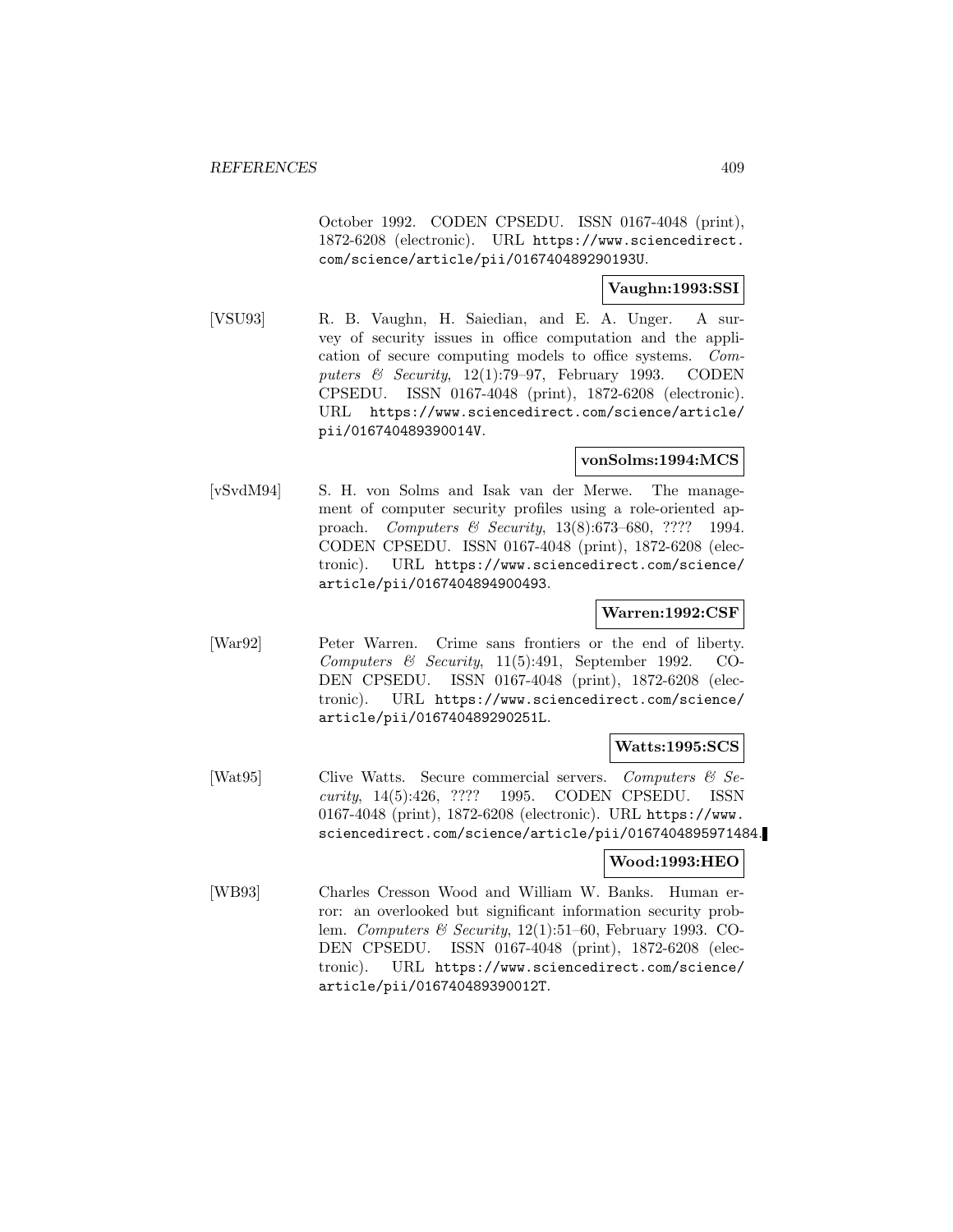October 1992. CODEN CPSEDU. ISSN 0167-4048 (print), 1872-6208 (electronic). URL https://www.sciencedirect.com/science/article/pii/016740489290193U.

**Vaughn:1993:SSI**

[VSU93] R. B. Vaughn, H. Saiedian, and E. A. Unger. A survey of security issues in office computation and the application of secure computing models to office systems. *Computers & Security*, 12(1):79–97, February 1993. CODEN CPSEDU. ISSN 0167-4048 (print), 1872-6208 (electronic). URL https://www.sciencedirect.com/science/article/pii/016740489390014V.

**vonSolms:1994:MCS**

[vSvdM94] S. H. von Solms and Isak van der Merwe. The management of computer security profiles using a role-oriented approach. *Computers & Security*, 13(8):673–680, ???? 1994. CODEN CPSEDU. ISSN 0167-4048 (print), 1872-6208 (electronic). URL https://www.sciencedirect.com/science/article/pii/0167404894900493.

**Warren:1992:CSF**

[War92] Peter Warren. Crime sans frontiers or the end of liberty. *Computers & Security*, 11(5):491, September 1992. CODEN CPSEDU. ISSN 0167-4048 (print), 1872-6208 (electronic). URL https://www.sciencedirect.com/science/article/pii/016740489290251L.

**Watts:1995:SCS**

[Wat95] Clive Watts. Secure commercial servers. *Computers & Security*, 14(5):426, ???? 1995. CODEN CPSEDU. ISSN 0167-4048 (print), 1872-6208 (electronic). URL https://www.sciencedirect.com/science/article/pii/0167404895971484.

**Wood:1993:HEO**

[WB93] Charles Cresson Wood and William W. Banks. Human error: an overlooked but significant information security problem. *Computers & Security*, 12(1):51–60, February 1993. CODEN CPSEDU. ISSN 0167-4048 (print), 1872-6208 (electronic). URL https://www.sciencedirect.com/science/article/pii/016740489390012T.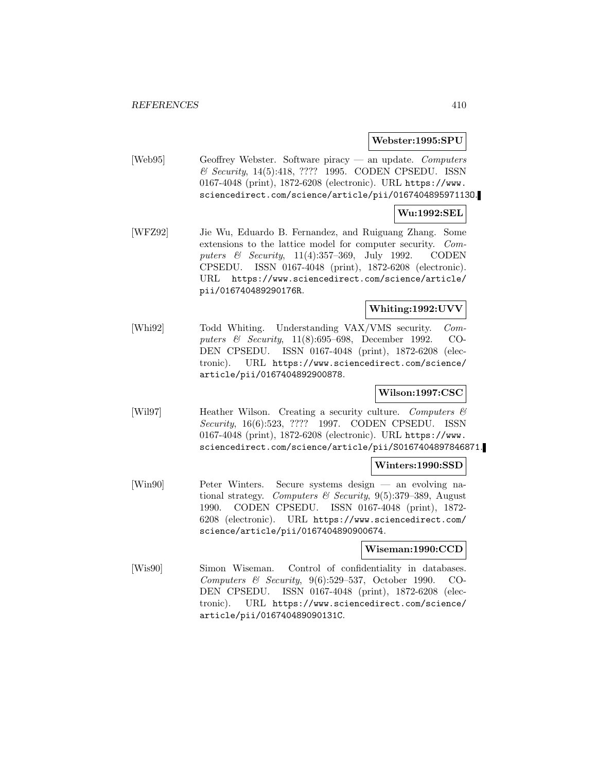**Webster:1995:SPU**

[Web95] Geoffrey Webster. Software piracy — an update. *Computers & Security*, 14(5):418, ???? 1995. CODEN CPSEDU. ISSN 0167-4048 (print), 1872-6208 (electronic). URL https://www.sciencedirect.com/science/article/pii/0167404895971130.

**Wu:1992:SEL**

[WFZ92] Jie Wu, Eduardo B. Fernandez, and Ruiguang Zhang. Some extensions to the lattice model for computer security. *Computers & Security*, 11(4):357–369, July 1992. CODEN CPSEDU. ISSN 0167-4048 (print), 1872-6208 (electronic). URL https://www.sciencedirect.com/science/article/pii/016740489290176R.

**Whiting:1992:UVV**

[Whi92] Todd Whiting. Understanding VAX/VMS security. *Computers & Security*, 11(8):695–698, December 1992. CODEN CPSEDU. ISSN 0167-4048 (print), 1872-6208 (electronic). URL https://www.sciencedirect.com/science/article/pii/0167404892900878.

**Wilson:1997:CSC**

[Wil97] Heather Wilson. Creating a security culture. *Computers & Security*, 16(6):523, ???? 1997. CODEN CPSEDU. ISSN 0167-4048 (print), 1872-6208 (electronic). URL https://www.sciencedirect.com/science/article/pii/S0167404897846871.

**Winters:1990:SSD**

[Win90] Peter Winters. Secure systems design — an evolving national strategy. *Computers & Security*, 9(5):379–389, August 1990. CODEN CPSEDU. ISSN 0167-4048 (print), 1872-6208 (electronic). URL https://www.sciencedirect.com/science/article/pii/0167404890900674.

**Wiseman:1990:CCD**

[Wis90] Simon Wiseman. Control of confidentiality in databases. *Computers & Security*, 9(6):529–537, October 1990. CODEN CPSEDU. ISSN 0167-4048 (print), 1872-6208 (electronic). URL https://www.sciencedirect.com/science/article/pii/016740489090131C.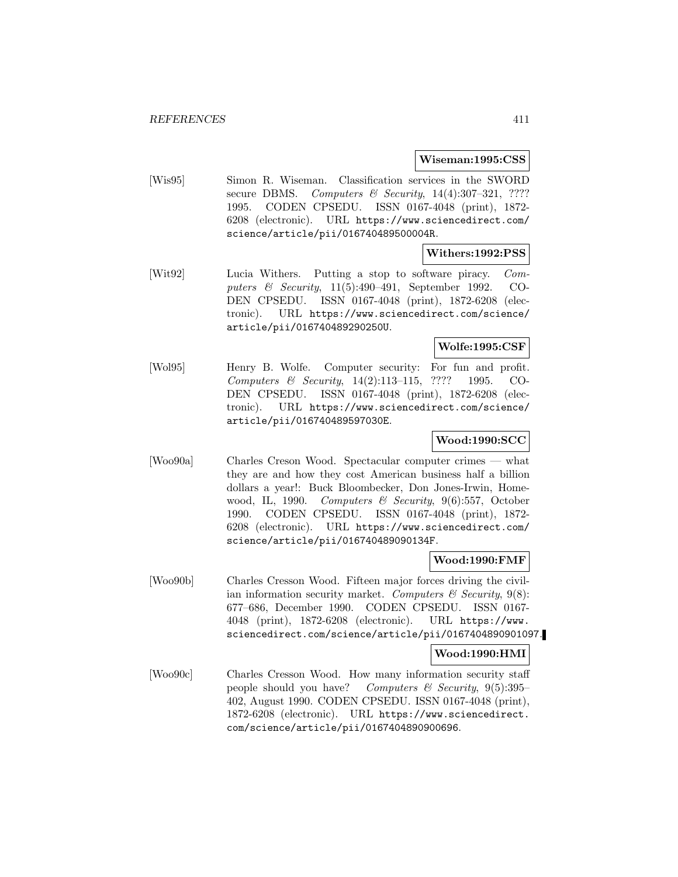**Wiseman:1995:CSS**

[Wis95] Simon R. Wiseman. Classification services in the SWORD secure DBMS. *Computers & Security*, 14(4):307–321, ???? 1995. CODEN CPSEDU. ISSN 0167-4048 (print), 1872-6208 (electronic). URL https://www.sciencedirect.com/science/article/pii/016740489500004R.

**Withers:1992:PSS**

[Wit92] Lucia Withers. Putting a stop to software piracy. *Computers & Security*, 11(5):490–491, September 1992. CODEN CPSEDU. ISSN 0167-4048 (print), 1872-6208 (electronic). URL https://www.sciencedirect.com/science/article/pii/016740489290250U.

**Wolfe:1995:CSF**

[Wol95] Henry B. Wolfe. Computer security: For fun and profit. *Computers & Security*, 14(2):113–115, ???? 1995. CODEN CPSEDU. ISSN 0167-4048 (print), 1872-6208 (electronic). URL https://www.sciencedirect.com/science/article/pii/016740489597030E.

**Wood:1990:SCC**

[Woo90a] Charles Creson Wood. Spectacular computer crimes — what they are and how they cost American business half a billion dollars a year!: Buck Bloombecker, Don Jones-Irwin, Homewood, IL, 1990. *Computers & Security*, 9(6):557, October 1990. CODEN CPSEDU. ISSN 0167-4048 (print), 1872-6208 (electronic). URL https://www.sciencedirect.com/science/article/pii/016740489090134F.

**Wood:1990:FMF**

[Woo90b] Charles Cresson Wood. Fifteen major forces driving the civilian information security market. *Computers & Security*, 9(8):677–686, December 1990. CODEN CPSEDU. ISSN 0167-4048 (print), 1872-6208 (electronic). URL https://www.sciencedirect.com/science/article/pii/0167404890901097.

**Wood:1990:HMI**

[Woo90c] Charles Cresson Wood. How many information security staff people should you have? *Computers & Security*, 9(5):395–402, August 1990. CODEN CPSEDU. ISSN 0167-4048 (print), 1872-6208 (electronic). URL https://www.sciencedirect.com/science/article/pii/0167404890900696.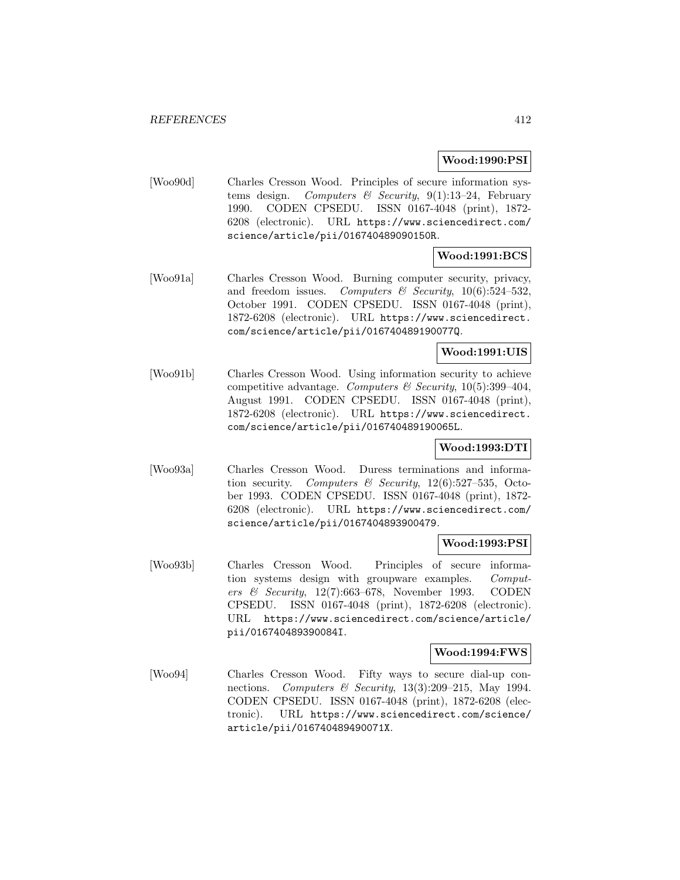**Wood:1990:PSI**

[Woo90d] Charles Cresson Wood. Principles of secure information systems design. *Computers & Security*, 9(1):13–24, February 1990. CODEN CPSEDU. ISSN 0167-4048 (print), 1872-6208 (electronic). URL `https://www.sciencedirect.com/science/article/pii/016740489090150R`.

**Wood:1991:BCS**

[Woo91a] Charles Cresson Wood. Burning computer security, privacy, and freedom issues. *Computers & Security*, 10(6):524–532, October 1991. CODEN CPSEDU. ISSN 0167-4048 (print), 1872-6208 (electronic). URL `https://www.sciencedirect.com/science/article/pii/016740489190077Q`.

**Wood:1991:UIS**

[Woo91b] Charles Cresson Wood. Using information security to achieve competitive advantage. *Computers & Security*, 10(5):399–404, August 1991. CODEN CPSEDU. ISSN 0167-4048 (print), 1872-6208 (electronic). URL `https://www.sciencedirect.com/science/article/pii/016740489190065L`.

**Wood:1993:DTI**

[Woo93a] Charles Cresson Wood. Duress terminations and information security. *Computers & Security*, 12(6):527–535, October 1993. CODEN CPSEDU. ISSN 0167-4048 (print), 1872-6208 (electronic). URL `https://www.sciencedirect.com/science/article/pii/0167404893900479`.

**Wood:1993:PSI**

[Woo93b] Charles Cresson Wood. Principles of secure information systems design with groupware examples. *Computers & Security*, 12(7):663–678, November 1993. CODEN CPSEDU. ISSN 0167-4048 (print), 1872-6208 (electronic). URL `https://www.sciencedirect.com/science/article/pii/016740489390084I`.

**Wood:1994:FWS**

[Woo94] Charles Cresson Wood. Fifty ways to secure dial-up connections. *Computers & Security*, 13(3):209–215, May 1994. CODEN CPSEDU. ISSN 0167-4048 (print), 1872-6208 (electronic). URL `https://www.sciencedirect.com/science/article/pii/016740489490071X`.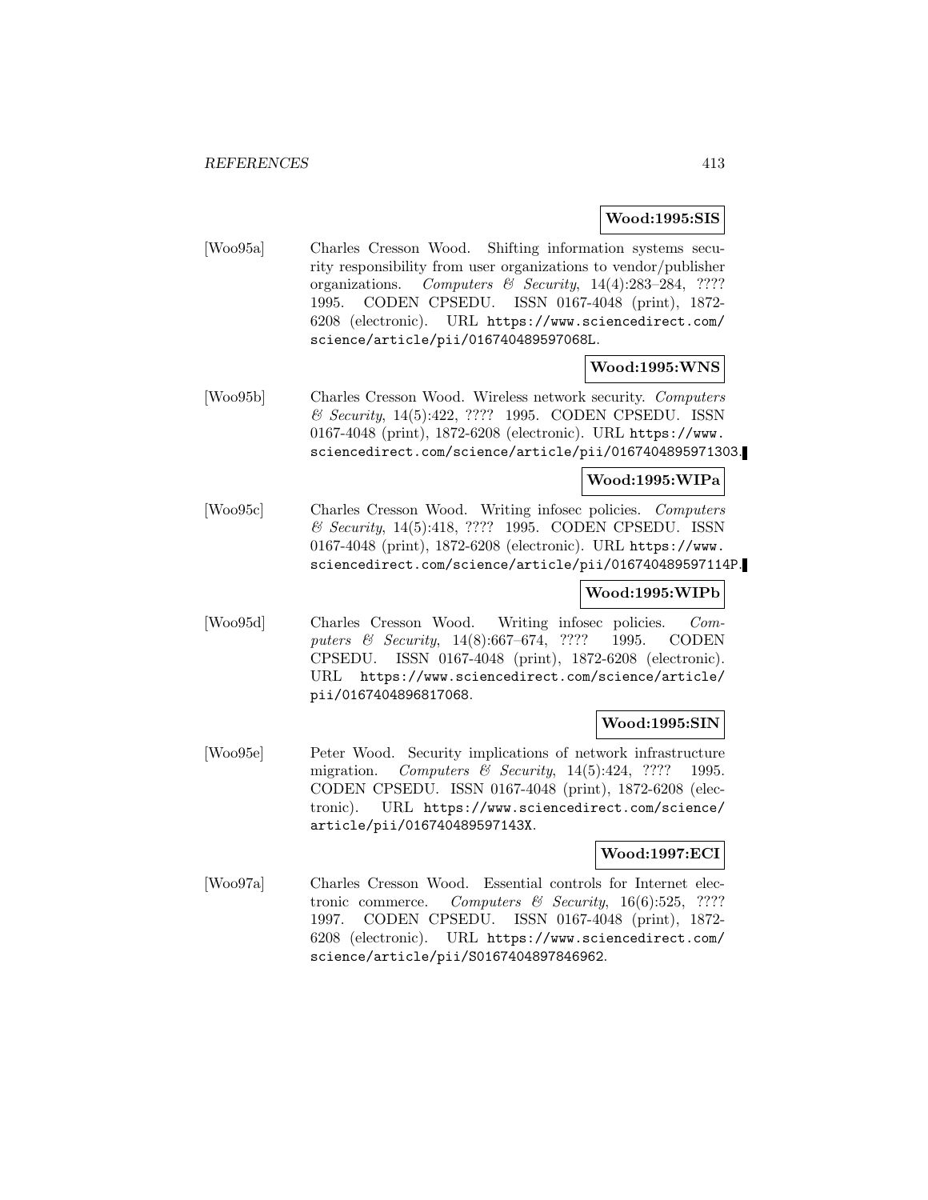**Wood:1995:SIS**

[Woo95a] Charles Cresson Wood. Shifting information systems security responsibility from user organizations to vendor/publisher organizations. *Computers & Security*, 14(4):283–284, ???? 1995. CODEN CPSEDU. ISSN 0167-4048 (print), 1872-6208 (electronic). URL https://www.sciencedirect.com/science/article/pii/016740489597068L.

**Wood:1995:WNS**

[Woo95b] Charles Cresson Wood. Wireless network security. *Computers & Security*, 14(5):422, ???? 1995. CODEN CPSEDU. ISSN 0167-4048 (print), 1872-6208 (electronic). URL https://www.sciencedirect.com/science/article/pii/0167404895971303.

**Wood:1995:WIPa**

[Woo95c] Charles Cresson Wood. Writing infosec policies. *Computers & Security*, 14(5):418, ???? 1995. CODEN CPSEDU. ISSN 0167-4048 (print), 1872-6208 (electronic). URL https://www.sciencedirect.com/science/article/pii/016740489597114P.

**Wood:1995:WIPb**

[Woo95d] Charles Cresson Wood. Writing infosec policies. *Computers & Security*, 14(8):667–674, ???? 1995. CODEN CPSEDU. ISSN 0167-4048 (print), 1872-6208 (electronic). URL https://www.sciencedirect.com/science/article/pii/0167404896817068.

**Wood:1995:SIN**

[Woo95e] Peter Wood. Security implications of network infrastructure migration. *Computers & Security*, 14(5):424, ???? 1995. CODEN CPSEDU. ISSN 0167-4048 (print), 1872-6208 (electronic). URL https://www.sciencedirect.com/science/article/pii/016740489597143X.

**Wood:1997:ECI**

[Woo97a] Charles Cresson Wood. Essential controls for Internet electronic commerce. *Computers & Security*, 16(6):525, ???? 1997. CODEN CPSEDU. ISSN 0167-4048 (print), 1872-6208 (electronic). URL https://www.sciencedirect.com/science/article/pii/S0167404897846962.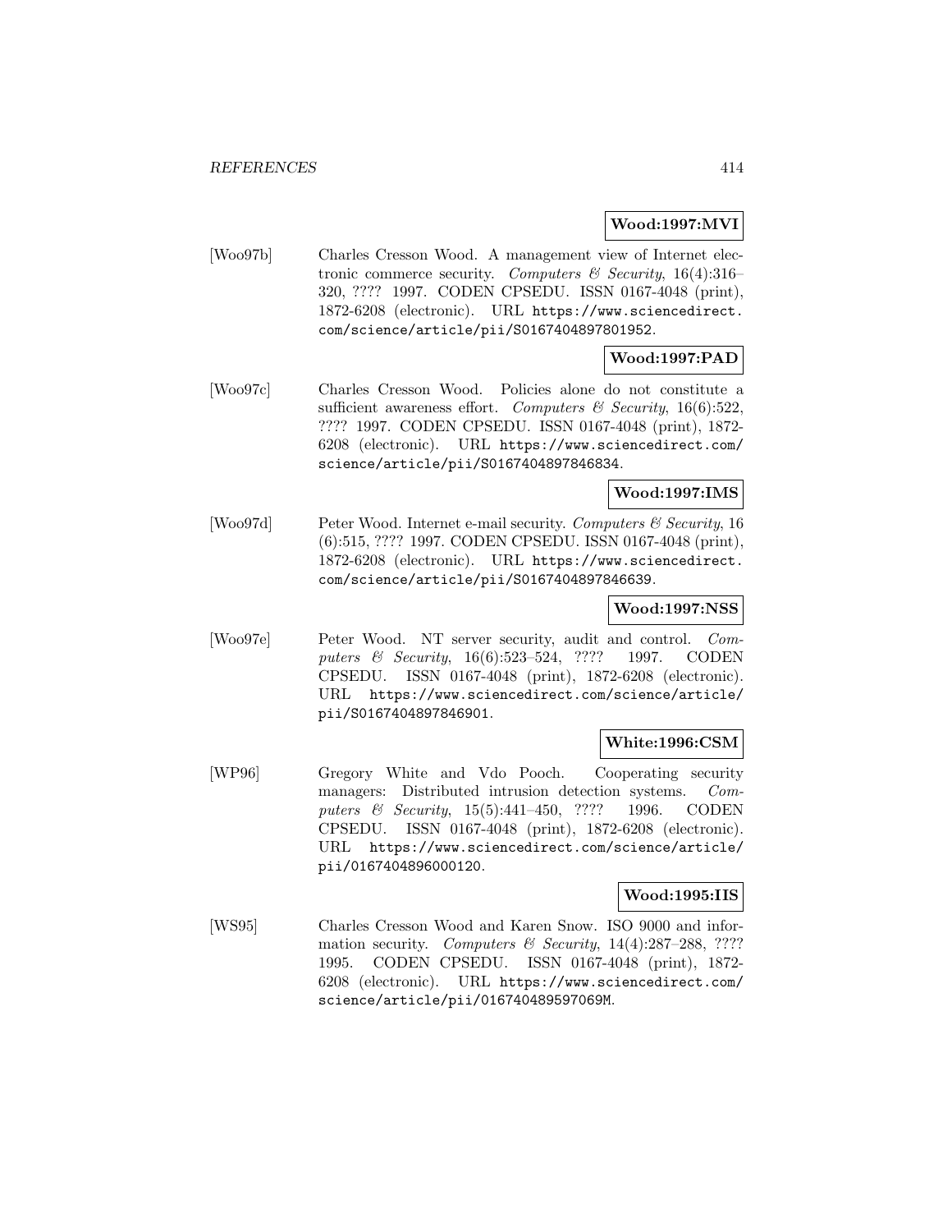**Wood:1997:MVI**

[Woo97b] Charles Cresson Wood. A management view of Internet electronic commerce security. *Computers & Security*, 16(4):316–320, ???? 1997. CODEN CPSEDU. ISSN 0167-4048 (print), 1872-6208 (electronic). URL https://www.sciencedirect.com/science/article/pii/S0167404897801952.

**Wood:1997:PAD**

[Woo97c] Charles Cresson Wood. Policies alone do not constitute a sufficient awareness effort. *Computers & Security*, 16(6):522, ???? 1997. CODEN CPSEDU. ISSN 0167-4048 (print), 1872-6208 (electronic). URL https://www.sciencedirect.com/science/article/pii/S0167404897846834.

**Wood:1997:IMS**

[Woo97d] Peter Wood. Internet e-mail security. *Computers & Security*, 16 (6):515, ???? 1997. CODEN CPSEDU. ISSN 0167-4048 (print), 1872-6208 (electronic). URL https://www.sciencedirect.com/science/article/pii/S0167404897846639.

**Wood:1997:NSS**

[Woo97e] Peter Wood. NT server security, audit and control. *Computers & Security*, 16(6):523–524, ???? 1997. CODEN CPSEDU. ISSN 0167-4048 (print), 1872-6208 (electronic). URL https://www.sciencedirect.com/science/article/pii/S0167404897846901.

**White:1996:CSM**

[WP96] Gregory White and Vdo Pooch. Cooperating security managers: Distributed intrusion detection systems. *Computers & Security*, 15(5):441–450, ???? 1996. CODEN CPSEDU. ISSN 0167-4048 (print), 1872-6208 (electronic). URL https://www.sciencedirect.com/science/article/pii/0167404896000120.

**Wood:1995:IIS**

[WS95] Charles Cresson Wood and Karen Snow. ISO 9000 and information security. *Computers & Security*, 14(4):287–288, ???? 1995. CODEN CPSEDU. ISSN 0167-4048 (print), 1872-6208 (electronic). URL https://www.sciencedirect.com/science/article/pii/016740489597069M.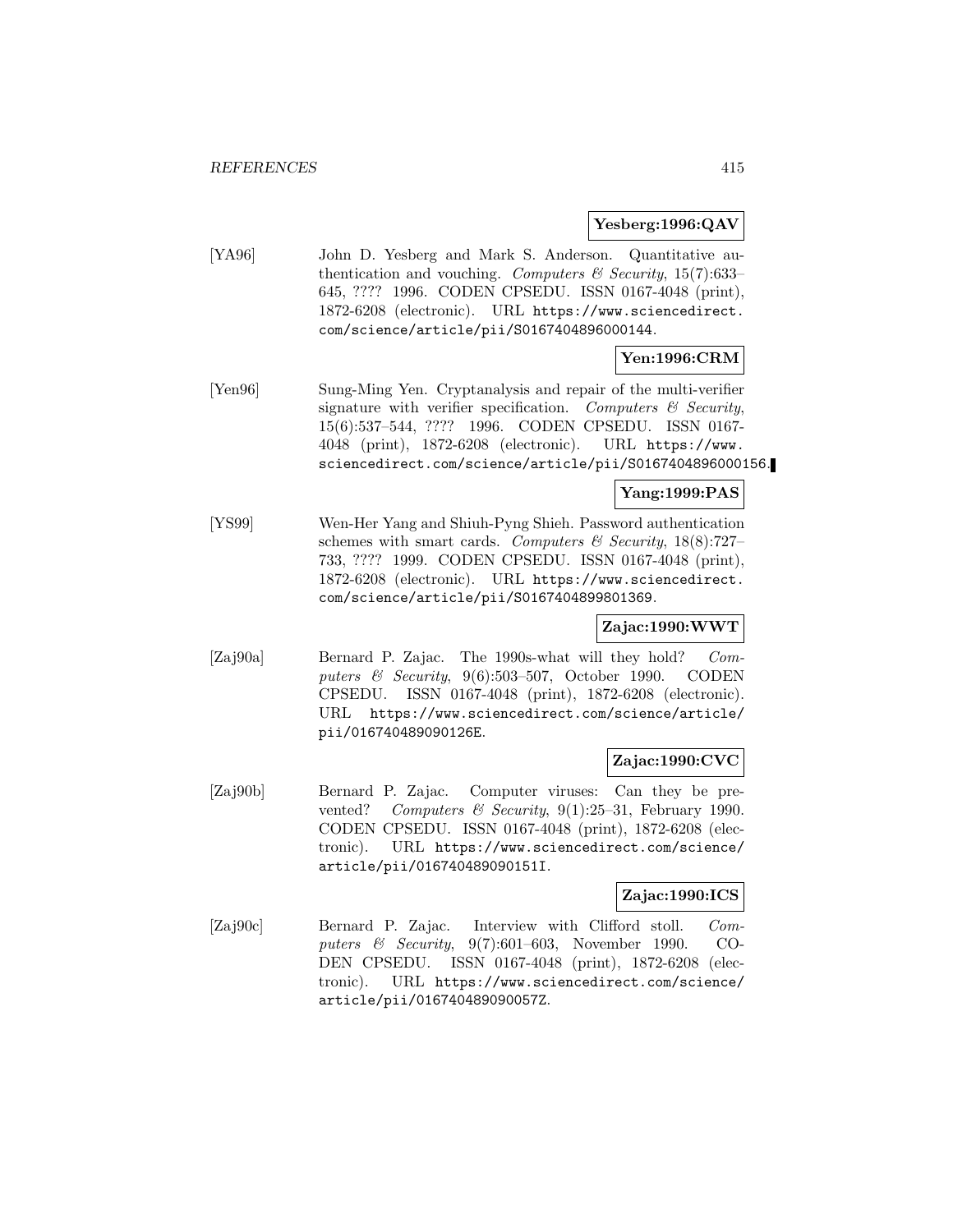**Yesberg:1996:QAV**

[YA96] John D. Yesberg and Mark S. Anderson. Quantitative authentication and vouching. *Computers & Security*, 15(7):633–645, ???? 1996. CODEN CPSEDU. ISSN 0167-4048 (print), 1872-6208 (electronic). URL https://www.sciencedirect.com/science/article/pii/S0167404896000144.

**Yen:1996:CRM**

[Yen96] Sung-Ming Yen. Cryptanalysis and repair of the multi-verifier signature with verifier specification. *Computers & Security*, 15(6):537–544, ???? 1996. CODEN CPSEDU. ISSN 0167-4048 (print), 1872-6208 (electronic). URL https://www.sciencedirect.com/science/article/pii/S0167404896000156.

**Yang:1999:PAS**

[YS99] Wen-Her Yang and Shiuh-Pyng Shieh. Password authentication schemes with smart cards. *Computers & Security*, 18(8):727–733, ???? 1999. CODEN CPSEDU. ISSN 0167-4048 (print), 1872-6208 (electronic). URL https://www.sciencedirect.com/science/article/pii/S0167404899801369.

**Zajac:1990:WWT**

[Zaj90a] Bernard P. Zajac. The 1990s-what will they hold? *Computers & Security*, 9(6):503–507, October 1990. CODEN CPSEDU. ISSN 0167-4048 (print), 1872-6208 (electronic). URL https://www.sciencedirect.com/science/article/pii/016740489090126E.

**Zajac:1990:CVC**

[Zaj90b] Bernard P. Zajac. Computer viruses: Can they be prevented? *Computers & Security*, 9(1):25–31, February 1990. CODEN CPSEDU. ISSN 0167-4048 (print), 1872-6208 (electronic). URL https://www.sciencedirect.com/science/article/pii/016740489090151I.

**Zajac:1990:ICS**

[Zaj90c] Bernard P. Zajac. Interview with Clifford stoll. *Computers & Security*, 9(7):601–603, November 1990. CODEN CPSEDU. ISSN 0167-4048 (print), 1872-6208 (electronic). URL https://www.sciencedirect.com/science/article/pii/016740489090057Z.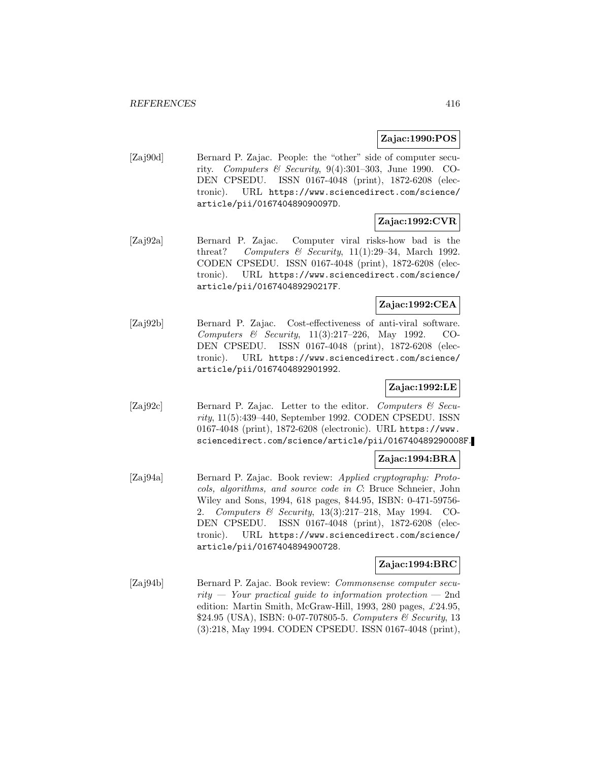**Zajac:1990:POS**

[Zaj90d] Bernard P. Zajac. People: the "other" side of computer security. *Computers & Security*, 9(4):301–303, June 1990. CODEN CPSEDU. ISSN 0167-4048 (print), 1872-6208 (electronic). URL https://www.sciencedirect.com/science/article/pii/016740489090097D.

**Zajac:1992:CVR**

[Zaj92a] Bernard P. Zajac. Computer viral risks-how bad is the threat? *Computers & Security*, 11(1):29–34, March 1992. CODEN CPSEDU. ISSN 0167-4048 (print), 1872-6208 (electronic). URL https://www.sciencedirect.com/science/article/pii/016740489290217F.

**Zajac:1992:CEA**

[Zaj92b] Bernard P. Zajac. Cost-effectiveness of anti-viral software. *Computers & Security*, 11(3):217–226, May 1992. CODEN CPSEDU. ISSN 0167-4048 (print), 1872-6208 (electronic). URL https://www.sciencedirect.com/science/article/pii/0167404892901992.

**Zajac:1992:LE**

[Zaj92c] Bernard P. Zajac. Letter to the editor. *Computers & Security*, 11(5):439–440, September 1992. CODEN CPSEDU. ISSN 0167-4048 (print), 1872-6208 (electronic). URL https://www.sciencedirect.com/science/article/pii/016740489290008F.

**Zajac:1994:BRA**

[Zaj94a] Bernard P. Zajac. Book review: *Applied cryptography: Protocols, algorithms, and source code in C*: Bruce Schneier, John Wiley and Sons, 1994, 618 pages, $44.95, ISBN: 0-471-59756-2. *Computers & Security*, 13(3):217–218, May 1994. CODEN CPSEDU. ISSN 0167-4048 (print), 1872-6208 (electronic). URL https://www.sciencedirect.com/science/article/pii/0167404894900728.

**Zajac:1994:BRC**

[Zaj94b] Bernard P. Zajac. Book review: *Commonsense computer security — Your practical guide to information protection* — 2nd edition: Martin Smith, McGraw-Hill, 1993, 280 pages, £24.95, $24.95 (USA), ISBN: 0-07-707805-5. *Computers & Security*, 13 (3):218, May 1994. CODEN CPSEDU. ISSN 0167-4048 (print),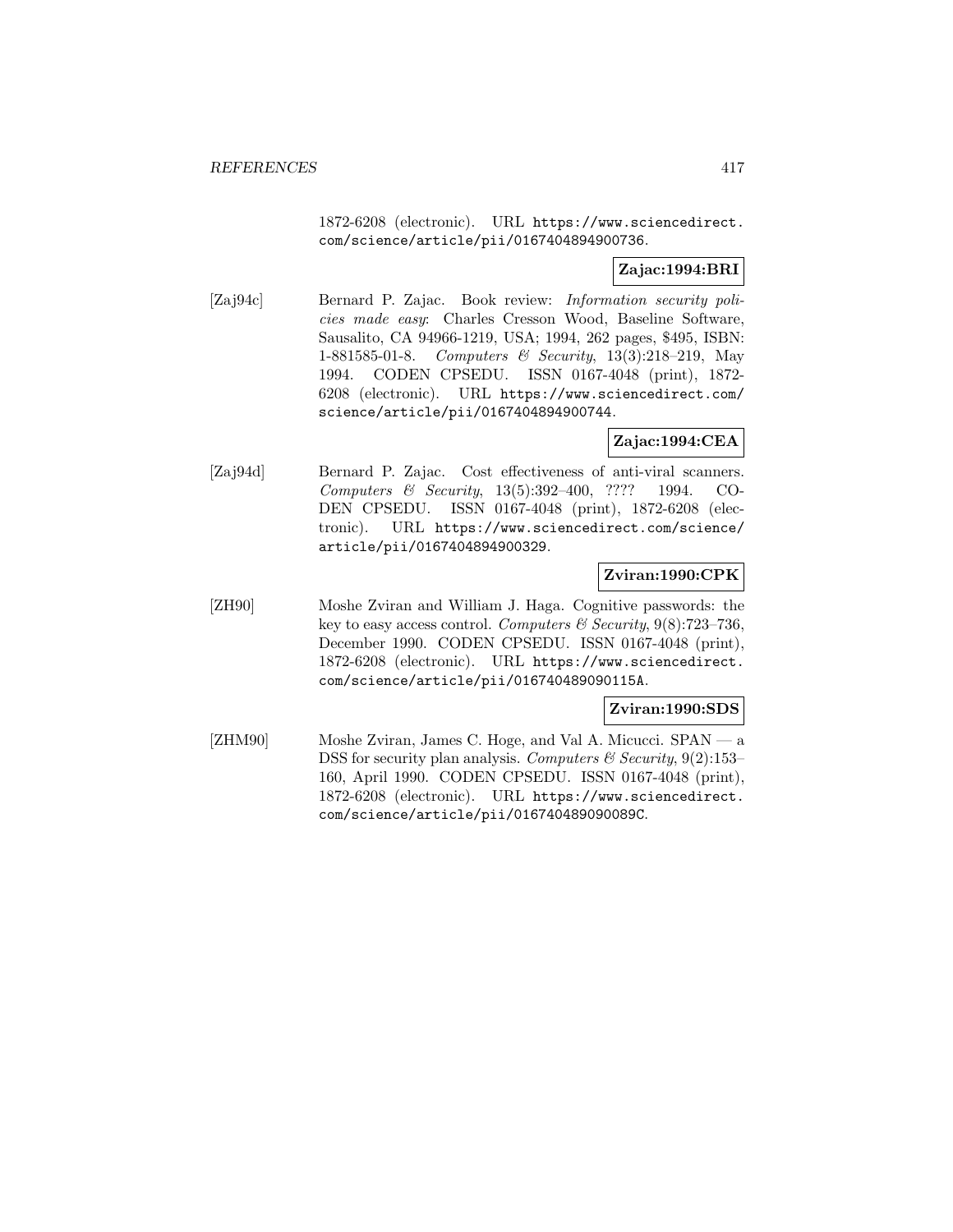1872-6208 (electronic). URL `https://www.sciencedirect.com/science/article/pii/0167404894900736`.

**Zajac:1994:BRI**

[Zaj94c] Bernard P. Zajac. Book review: *Information security policies made easy*: Charles Cresson Wood, Baseline Software, Sausalito, CA 94966-1219, USA; 1994, 262 pages, $495, ISBN: 1-881585-01-8. *Computers & Security*, 13(3):218–219, May 1994. CODEN CPSEDU. ISSN 0167-4048 (print), 1872-6208 (electronic). URL `https://www.sciencedirect.com/science/article/pii/0167404894900744`.

**Zajac:1994:CEA**

[Zaj94d] Bernard P. Zajac. Cost effectiveness of anti-viral scanners. *Computers & Security*, 13(5):392–400, ???? 1994. CODEN CPSEDU. ISSN 0167-4048 (print), 1872-6208 (electronic). URL `https://www.sciencedirect.com/science/article/pii/0167404894900329`.

**Zviran:1990:CPK**

[ZH90] Moshe Zviran and William J. Haga. Cognitive passwords: the key to easy access control. *Computers & Security*, 9(8):723–736, December 1990. CODEN CPSEDU. ISSN 0167-4048 (print), 1872-6208 (electronic). URL `https://www.sciencedirect.com/science/article/pii/016740489090115A`.

**Zviran:1990:SDS**

[ZHM90] Moshe Zviran, James C. Hoge, and Val A. Micucci. SPAN — a DSS for security plan analysis. *Computers & Security*, 9(2):153–160, April 1990. CODEN CPSEDU. ISSN 0167-4048 (print), 1872-6208 (electronic). URL `https://www.sciencedirect.com/science/article/pii/016740489090089C`.